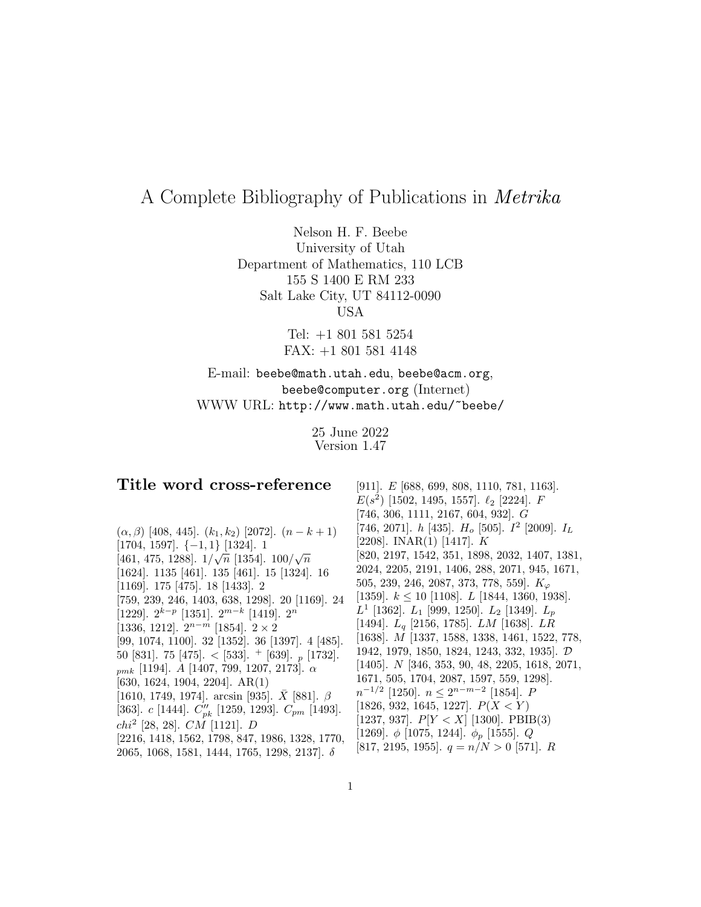# A Complete Bibliography of Publications in *Metrika*

Nelson H. F. Beebe
University of Utah
Department of Mathematics, 110 LCB
155 S 1400 E RM 233
Salt Lake City, UT 84112-0090
USA

Tel: +1 801 581 5254
FAX: +1 801 581 4148

E-mail: beebe@math.utah.edu, beebe@acm.org, beebe@computer.org (Internet)
WWW URL: http://www.math.utah.edu/~beebe/

25 June 2022
Version 1.47

## Title word cross-reference

$(\alpha, \beta)$ [408, 445]. $(k_1, k_2)$ [2072]. $(n-k+1)$ [1704, 1597]. $\{-1, 1\}$ [1324]. 1 [461, 475, 1288]. $1/\sqrt{n}$ [1354]. $100/\sqrt{n}$ [1624]. 1135 [461]. 135 [461]. 15 [1324]. 16 [1169]. 175 [475]. 18 [1433]. 2 [759, 239, 246, 1403, 638, 1298]. 20 [1169]. 24 [1229]. $2^{k-p}$ [1351]. $2^{m-k}$ [1419]. $2^n$ [1336, 1212]. $2^{n-m}$ [1854]. $2 \times 2$ [99, 1074, 1100]. 32 [1352]. 36 [1397]. 4 [485]. 50 [831]. 75 [475]. $<$ [533]. $^+$ [639]. $_p$ [1732]. $_{pmk}$ [1194]. $A$ [1407, 799, 1207, 2173]. $\alpha$ [630, 1624, 1904, 2204]. AR(1) [1610, 1749, 1974]. arcsin [935]. $\bar{X}$ [881]. $\beta$ [363]. $c$ [1444]. $C''_{pk}$ [1259, 1293]. $C_{pm}$ [1493]. $chi^2$ [28, 28]. $CM$ [1121]. $D$ [2216, 1418, 1562, 1798, 847, 1986, 1328, 1770, 2065, 1068, 1581, 1444, 1765, 1298, 2137]. $\delta$ [911]. $E$ [688, 699, 808, 1110, 781, 1163]. $E(s^2)$ [1502, 1495, 1557]. $\ell_2$ [2224]. $F$ [746, 306, 1111, 2167, 604, 932]. $G$ [746, 2071]. $h$ [435]. $H_o$ [505]. $I^2$ [2009]. $I_L$ [2208]. INAR(1) [1417]. $K$ [820, 2197, 1542, 351, 1898, 2032, 1407, 1381, 2024, 2205, 2191, 1406, 288, 2071, 945, 1671, 505, 239, 246, 2087, 373, 778, 559]. $K_\varphi$ [1359]. $k \leq 10$ [1108]. $L$ [1844, 1360, 1938]. $L^1$ [1362]. $L_1$ [999, 1250]. $L_2$ [1349]. $L_p$ [1494]. $L_q$ [2156, 1785]. $LM$ [1638]. $LR$ [1638]. $M$ [1337, 1588, 1338, 1461, 1522, 778, 1942, 1979, 1850, 1824, 1243, 332, 1935]. $\mathcal{D}$ [1405]. $N$ [346, 353, 90, 48, 2205, 1618, 2071, 1671, 505, 1704, 2087, 1597, 559, 1298]. $n^{-1/2}$ [1250]. $n \leq 2^{n-m-2}$ [1854]. $P$ [1826, 932, 1645, 1227]. $P(X<Y)$ [1237, 937]. $P[Y<X]$ [1300]. PBIB(3) [1269]. $\phi$ [1075, 1244]. $\phi_p$ [1555]. $Q$ [817, 2195, 1955]. $q = n/N > 0$ [571]. $R$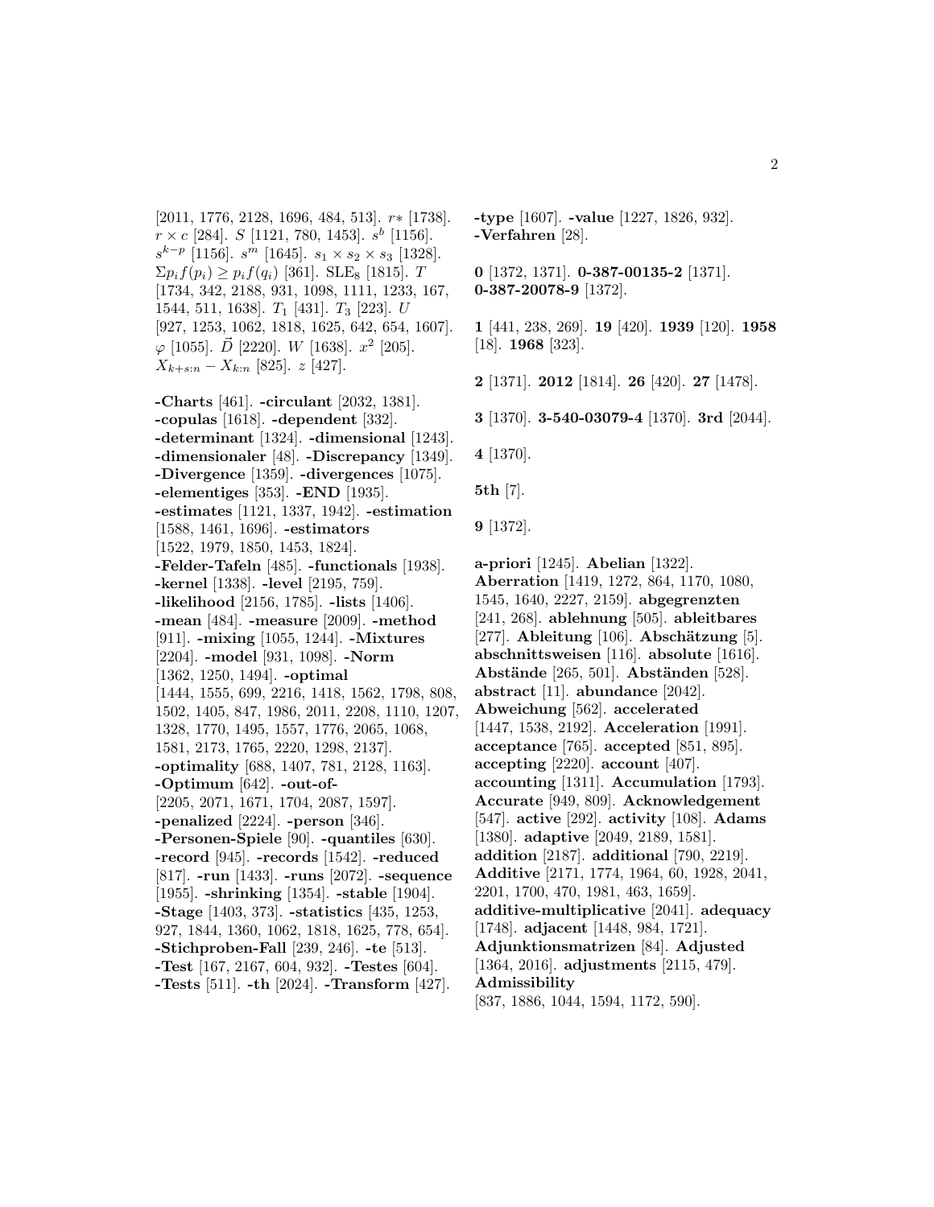[2011, 1776, 2128, 1696, 484, 513]. $r*$ [1738]. $r \times c$ [284]. $S$ [1121, 780, 1453]. $s^b$ [1156]. $s^{k-p}$ [1156]. $s^m$ [1645]. $s_1 \times s_2 \times s_3$ [1328]. $\Sigma p_i f(p_i) \geq p_i f(q_i)$ [361]. $\mathrm{SLE}_8$ [1815]. $T$ [1734, 342, 2188, 931, 1098, 1111, 1233, 167, 1544, 511, 1638]. $T_1$ [431]. $T_3$ [223]. $U$ [927, 1253, 1062, 1818, 1625, 642, 654, 1607]. $\varphi$ [1055]. $\tilde{\vec{D}}$ [2220]. $W$ [1638]. $x^2$ [205]. $X_{k+s:n} - X_{k:n}$ [825]. $z$ [427].

**-Charts** [461]. **-circulant** [2032, 1381]. **-copulas** [1618]. **-dependent** [332]. **-determinant** [1324]. **-dimensional** [1243]. **-dimensionaler** [48]. **-Discrepancy** [1349]. **-Divergence** [1359]. **-divergences** [1075]. **-elementiges** [353]. **-END** [1935]. **-estimates** [1121, 1337, 1942]. **-estimation** [1588, 1461, 1696]. **-estimators** [1522, 1979, 1850, 1453, 1824]. **-Felder-Tafeln** [485]. **-functionals** [1938]. **-kernel** [1338]. **-level** [2195, 759]. **-likelihood** [2156, 1785]. **-lists** [1406]. **-mean** [484]. **-measure** [2009]. **-method** [911]. **-mixing** [1055, 1244]. **-Mixtures** [2204]. **-model** [931, 1098]. **-Norm** [1362, 1250, 1494]. **-optimal** [1444, 1555, 699, 2216, 1418, 1562, 1798, 808, 1502, 1405, 847, 1986, 2011, 2208, 1110, 1207, 1328, 1770, 1495, 1557, 1776, 2065, 1068, 1581, 2173, 1765, 2220, 1298, 2137]. **-optimality** [688, 1407, 781, 2128, 1163]. **-Optimum** [642]. **-out-of-** [2205, 2071, 1671, 1704, 2087, 1597]. **-penalized** [2224]. **-person** [346]. **-Personen-Spiele** [90]. **-quantiles** [630]. **-record** [945]. **-records** [1542]. **-reduced** [817]. **-run** [1433]. **-runs** [2072]. **-sequence** [1955]. **-shrinking** [1354]. **-stable** [1904]. **-Stage** [1403, 373]. **-statistics** [435, 1253, 927, 1844, 1360, 1062, 1818, 1625, 778, 654]. **-Stichproben-Fall** [239, 246]. **-te** [513]. **-Test** [167, 2167, 604, 932]. **-Testes** [604]. **-Tests** [511]. **-th** [2024]. **-Transform** [427].

**-type** [1607]. **-value** [1227, 1826, 932]. **-Verfahren** [28].

**0** [1372, 1371]. **0-387-00135-2** [1371]. **0-387-20078-9** [1372].

**1** [441, 238, 269]. **19** [420]. **1939** [120]. **1958** [18]. **1968** [323].

**2** [1371]. **2012** [1814]. **26** [420]. **27** [1478].

**3** [1370]. **3-540-03079-4** [1370]. **3rd** [2044].

**4** [1370].

**5th** [7].

**9** [1372].

**a-priori** [1245]. **Abelian** [1322]. **Aberration** [1419, 1272, 864, 1170, 1080, 1545, 1640, 2227, 2159]. **abgegrenzten** [241, 268]. **ablehnung** [505]. **ableitbares** [277]. **Ableitung** [106]. **Abschätzung** [5]. **abschnittsweisen** [116]. **absolute** [1616]. **Abstände** [265, 501]. **Abständen** [528]. **abstract** [11]. **abundance** [2042]. **Abweichung** [562]. **accelerated** [1447, 1538, 2192]. **Acceleration** [1991]. **acceptance** [765]. **accepted** [851, 895]. **accepting** [2220]. **account** [407]. **accounting** [1311]. **Accumulation** [1793]. **Accurate** [949, 809]. **Acknowledgement** [547]. **active** [292]. **activity** [108]. **Adams** [1380]. **adaptive** [2049, 2189, 1581]. **addition** [2187]. **additional** [790, 2219]. **Additive** [2171, 1774, 1964, 60, 1928, 2041, 2201, 1700, 470, 1981, 463, 1659]. **additive-multiplicative** [2041]. **adequacy** [1748]. **adjacent** [1448, 984, 1721]. **Adjunktionsmatrizen** [84]. **Adjusted** [1364, 2016]. **adjustments** [2115, 479]. **Admissibility** [837, 1886, 1044, 1594, 1172, 590].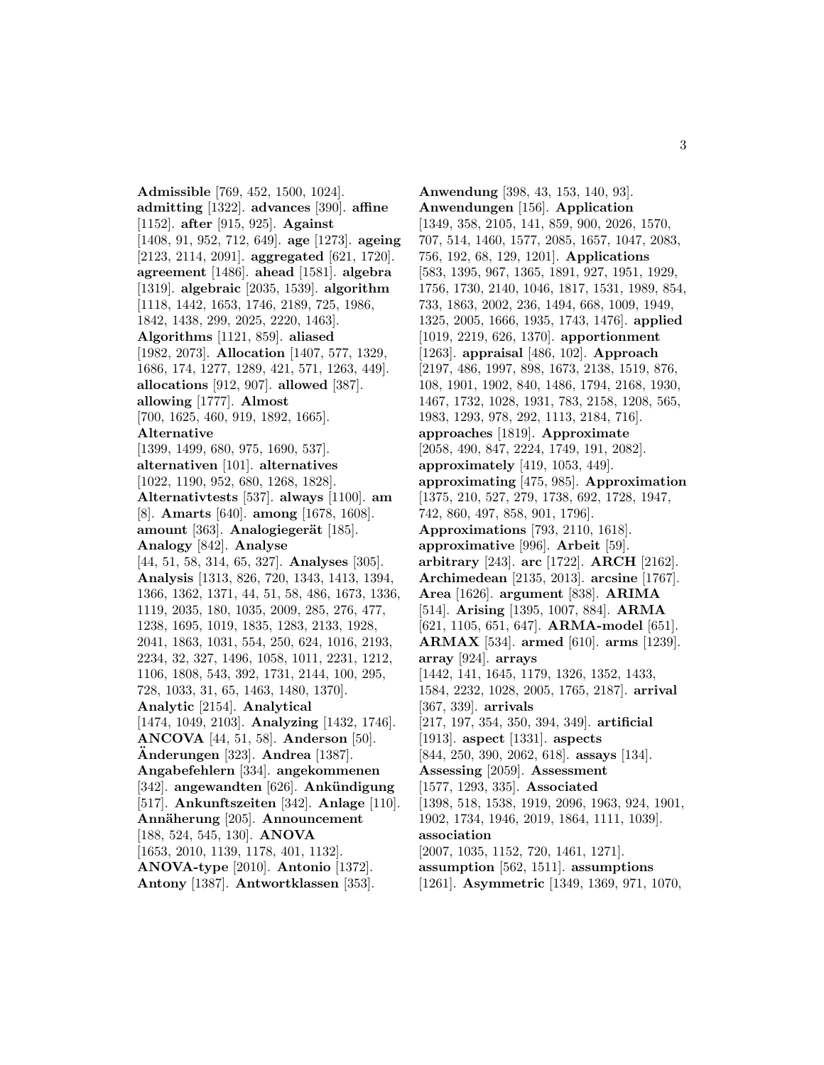**Admissible** [769, 452, 1500, 1024]. **admitting** [1322]. **advances** [390]. **affine** [1152]. **after** [915, 925]. **Against** [1408, 91, 952, 712, 649]. **age** [1273]. **ageing** [2123, 2114, 2091]. **aggregated** [621, 1720]. **agreement** [1486]. **ahead** [1581]. **algebra** [1319]. **algebraic** [2035, 1539]. **algorithm** [1118, 1442, 1653, 1746, 2189, 725, 1986, 1842, 1438, 299, 2025, 2220, 1463]. **Algorithms** [1121, 859]. **aliased** [1982, 2073]. **Allocation** [1407, 577, 1329, 1686, 174, 1277, 1289, 421, 571, 1263, 449]. **allocations** [912, 907]. **allowed** [387]. **allowing** [1777]. **Almost** [700, 1625, 460, 919, 1892, 1665]. **Alternative** [1399, 1499, 680, 975, 1690, 537]. **alternativen** [101]. **alternatives** [1022, 1190, 952, 680, 1268, 1828]. **Alternativtests** [537]. **always** [1100]. **am** [8]. **Amarts** [640]. **among** [1678, 1608]. **amount** [363]. **Analogiegerät** [185]. **Analogy** [842]. **Analyse** [44, 51, 58, 314, 65, 327]. **Analyses** [305]. **Analysis** [1313, 826, 720, 1343, 1413, 1394, 1366, 1362, 1371, 44, 51, 58, 486, 1673, 1336, 1119, 2035, 180, 1035, 2009, 285, 276, 477, 1238, 1695, 1019, 1835, 1283, 2133, 1928, 2041, 1863, 1031, 554, 250, 624, 1016, 2193, 2234, 32, 327, 1496, 1058, 1011, 2231, 1212, 1106, 1808, 543, 392, 1731, 2144, 100, 295, 728, 1033, 31, 65, 1463, 1480, 1370]. **Analytic** [2154]. **Analytical** [1474, 1049, 2103]. **Analyzing** [1432, 1746]. **ANCOVA** [44, 51, 58]. **Anderson** [50]. **Änderungen** [323]. **Andrea** [1387]. **Angabefehlern** [334]. **angekommenen** [342]. **angewandten** [626]. **Ankündigung** [517]. **Ankunftszeiten** [342]. **Anlage** [110]. **Annäherung** [205]. **Announcement** [188, 524, 545, 130]. **ANOVA** [1653, 2010, 1139, 1178, 401, 1132]. **ANOVA-type** [2010]. **Antonio** [1372]. **Antony** [1387]. **Antwortklassen** [353].

**Anwendung** [398, 43, 153, 140, 93]. **Anwendungen** [156]. **Application** [1349, 358, 2105, 141, 859, 900, 2026, 1570, 707, 514, 1460, 1577, 2085, 1657, 1047, 2083, 756, 192, 68, 129, 1201]. **Applications** [583, 1395, 967, 1365, 1891, 927, 1951, 1929, 1756, 1730, 2140, 1046, 1817, 1531, 1989, 854, 733, 1863, 2002, 236, 1494, 668, 1009, 1949, 1325, 2005, 1666, 1935, 1743, 1476]. **applied** [1019, 2219, 626, 1370]. **apportionment** [1263]. **appraisal** [486, 102]. **Approach** [2197, 486, 1997, 898, 1673, 2138, 1519, 876, 108, 1901, 1902, 840, 1486, 1794, 2168, 1930, 1467, 1732, 1028, 1931, 783, 2158, 1208, 565, 1983, 1293, 978, 292, 1113, 2184, 716]. **approaches** [1819]. **Approximate** [2058, 490, 847, 2224, 1749, 191, 2082]. **approximately** [419, 1053, 449]. **approximating** [475, 985]. **Approximation** [1375, 210, 527, 279, 1738, 692, 1728, 1947, 742, 860, 497, 858, 901, 1796]. **Approximations** [793, 2110, 1618]. **approximative** [996]. **Arbeit** [59]. **arbitrary** [243]. **arc** [1722]. **ARCH** [2162]. **Archimedean** [2135, 2013]. **arcsine** [1767]. **Area** [1626]. **argument** [838]. **ARIMA** [514]. **Arising** [1395, 1007, 884]. **ARMA** [621, 1105, 651, 647]. **ARMA-model** [651]. **ARMAX** [534]. **armed** [610]. **arms** [1239]. **array** [924]. **arrays** [1442, 141, 1645, 1179, 1326, 1352, 1433, 1584, 2232, 1028, 2005, 1765, 2187]. **arrival** [367, 339]. **arrivals** [217, 197, 354, 350, 394, 349]. **artificial** [1913]. **aspect** [1331]. **aspects** [844, 250, 390, 2062, 618]. **assays** [134]. **Assessing** [2059]. **Assessment** [1577, 1293, 335]. **Associated** [1398, 518, 1538, 1919, 2096, 1963, 924, 1901, 1902, 1734, 1946, 2019, 1864, 1111, 1039]. **association** [2007, 1035, 1152, 720, 1461, 1271]. **assumption** [562, 1511]. **assumptions** [1261]. **Asymmetric** [1349, 1369, 971, 1070,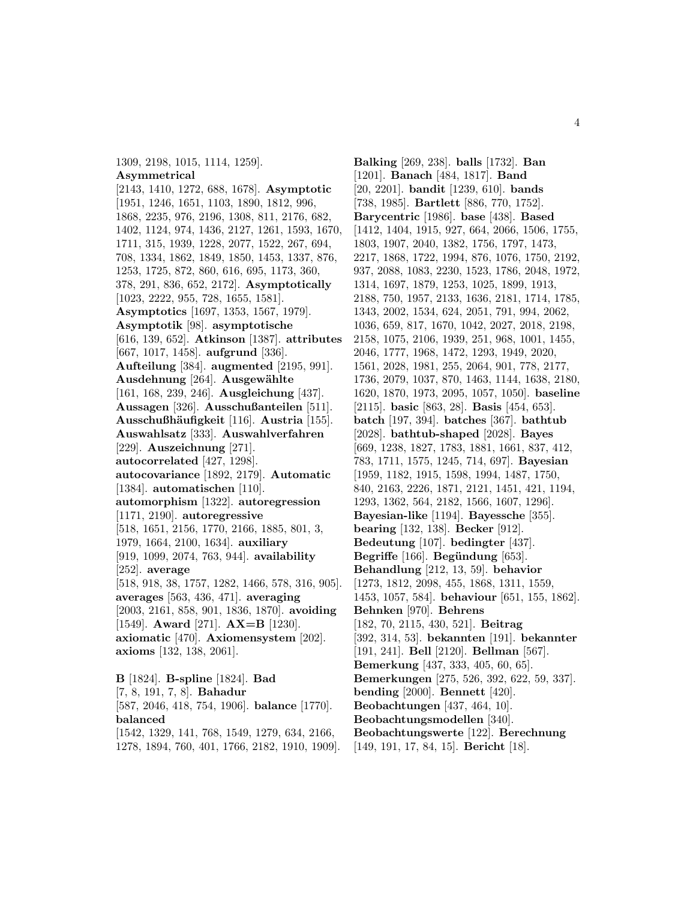1309, 2198, 1015, 1114, 1259]. **Asymmetrical** [2143, 1410, 1272, 688, 1678]. **Asymptotic** [1951, 1246, 1651, 1103, 1890, 1812, 996, 1868, 2235, 976, 2196, 1308, 811, 2176, 682, 1402, 1124, 974, 1436, 2127, 1261, 1593, 1670, 1711, 315, 1939, 1228, 2077, 1522, 267, 694, 708, 1334, 1862, 1849, 1850, 1453, 1337, 876, 1253, 1725, 872, 860, 616, 695, 1173, 360, 378, 291, 836, 652, 2172]. **Asymptotically** [1023, 2222, 955, 728, 1655, 1581]. **Asymptotics** [1697, 1353, 1567, 1979]. **Asymptotik** [98]. **asymptotische** [616, 139, 652]. **Atkinson** [1387]. **attributes** [667, 1017, 1458]. **aufgrund** [336]. **Aufteilung** [384]. **augmented** [2195, 991]. **Ausdehnung** [264]. **Ausgewählte** [161, 168, 239, 246]. **Ausgleichung** [437]. **Aussagen** [326]. **Ausschußanteilen** [511]. **Ausschußhäufigkeit** [116]. **Austria** [155]. **Auswahlsatz** [333]. **Auswahlverfahren** [229]. **Auszeichnung** [271]. **autocorrelated** [427, 1298]. **autocovariance** [1892, 2179]. **Automatic** [1384]. **automatischen** [110]. **automorphism** [1322]. **autoregression** [1171, 2190]. **autoregressive** [518, 1651, 2156, 1770, 2166, 1885, 801, 3, 1979, 1664, 2100, 1634]. **auxiliary** [919, 1099, 2074, 763, 944]. **availability** [252]. **average** [518, 918, 38, 1757, 1282, 1466, 578, 316, 905]. **averages** [563, 436, 471]. **averaging** [2003, 2161, 858, 901, 1836, 1870]. **avoiding** [1549]. **Award** [271]. **AX=B** [1230]. **axiomatic** [470]. **Axiomensystem** [202]. **axioms** [132, 138, 2061].

**B** [1824]. **B-spline** [1824]. **Bad** [7, 8, 191, 7, 8]. **Bahadur** [587, 2046, 418, 754, 1906]. **balance** [1770]. **balanced** [1542, 1329, 141, 768, 1549, 1279, 634, 2166, 1278, 1894, 760, 401, 1766, 2182, 1910, 1909]. **Balking** [269, 238]. **balls** [1732]. **Ban** [1201]. **Banach** [484, 1817]. **Band** [20, 2201]. **bandit** [1239, 610]. **bands** [738, 1985]. **Bartlett** [886, 770, 1752]. **Barycentric** [1986]. **base** [438]. **Based** [1412, 1404, 1915, 927, 664, 2066, 1506, 1755, 1803, 1907, 2040, 1382, 1756, 1797, 1473, 2217, 1868, 1722, 1994, 876, 1076, 1750, 2192, 937, 2088, 1083, 2230, 1523, 1786, 2048, 1972, 1314, 1697, 1879, 1253, 1025, 1899, 1913, 2188, 750, 1957, 2133, 1636, 2181, 1714, 1785, 1343, 2002, 1534, 624, 2051, 791, 994, 2062, 1036, 659, 817, 1670, 1042, 2027, 2018, 2198, 2158, 1075, 2106, 1939, 251, 968, 1001, 1455, 2046, 1777, 1968, 1472, 1293, 1949, 2020, 1561, 2028, 1981, 255, 2064, 901, 778, 2177, 1736, 2079, 1037, 870, 1463, 1144, 1638, 2180, 1620, 1870, 1973, 2095, 1057, 1050]. **baseline** [2115]. **basic** [863, 28]. **Basis** [454, 653]. **batch** [197, 394]. **batches** [367]. **bathtub** [2028]. **bathtub-shaped** [2028]. **Bayes** [669, 1238, 1827, 1783, 1881, 1661, 837, 412, 783, 1711, 1575, 1245, 714, 697]. **Bayesian** [1959, 1182, 1915, 1598, 1994, 1487, 1750, 840, 2163, 2226, 1871, 2121, 1451, 421, 1194, 1293, 1362, 564, 2182, 1566, 1607, 1296]. **Bayesian-like** [1194]. **Bayessche** [355]. **bearing** [132, 138]. **Becker** [912]. **Bedeutung** [107]. **bedingter** [437]. **Begriffe** [166]. **Begündung** [653]. **Behandlung** [212, 13, 59]. **behavior** [1273, 1812, 2098, 455, 1868, 1311, 1559, 1453, 1057, 584]. **behaviour** [651, 155, 1862]. **Behnken** [970]. **Behrens** [182, 70, 2115, 430, 521]. **Beitrag** [392, 314, 53]. **bekannten** [191]. **bekannter** [191, 241]. **Bell** [2120]. **Bellman** [567]. **Bemerkung** [437, 333, 405, 60, 65]. **Bemerkungen** [275, 526, 392, 622, 59, 337]. **bending** [2000]. **Bennett** [420]. **Beobachtungen** [437, 464, 10]. **Beobachtungsmodellen** [340]. **Beobachtungswerte** [122]. **Berechnung** [149, 191, 17, 84, 15]. **Bericht** [18].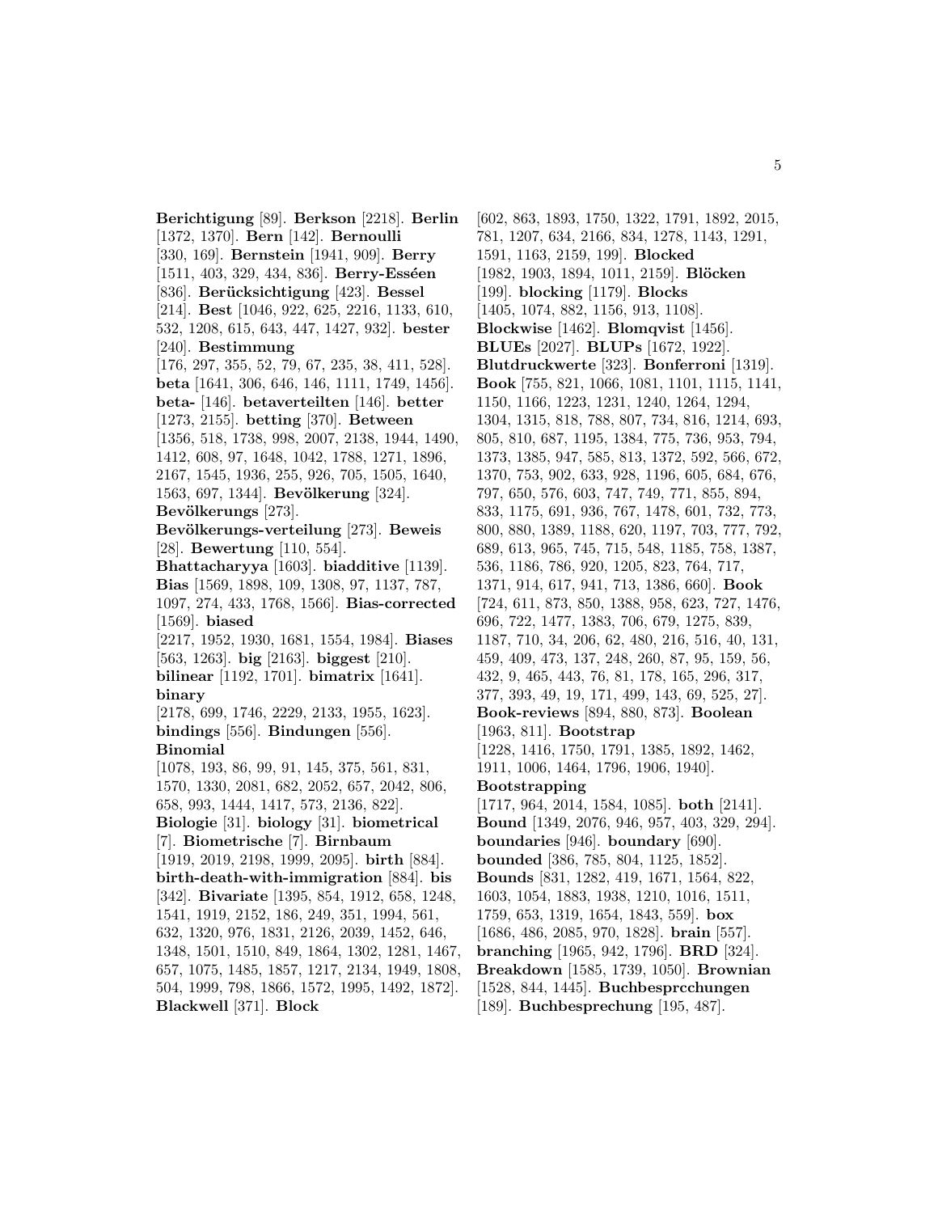**Berichtigung** [89]. **Berkson** [2218]. **Berlin** [1372, 1370]. **Bern** [142]. **Bernoulli** [330, 169]. **Bernstein** [1941, 909]. **Berry** [1511, 403, 329, 434, 836]. **Berry-Esséen** [836]. **Berücksichtigung** [423]. **Bessel** [214]. **Best** [1046, 922, 625, 2216, 1133, 610, 532, 1208, 615, 643, 447, 1427, 932]. **bester** [240]. **Bestimmung** [176, 297, 355, 52, 79, 67, 235, 38, 411, 528]. **beta** [1641, 306, 646, 146, 1111, 1749, 1456]. **beta-** [146]. **betaverteilten** [146]. **better** [1273, 2155]. **betting** [370]. **Between** [1356, 518, 1738, 998, 2007, 2138, 1944, 1490, 1412, 608, 97, 1648, 1042, 1788, 1271, 1896, 2167, 1545, 1936, 255, 926, 705, 1505, 1640, 1563, 697, 1344]. **Bevölkerung** [324]. **Bevölkerungs** [273]. **Bevölkerungs-verteilung** [273]. **Beweis** [28]. **Bewertung** [110, 554]. **Bhattacharyya** [1603]. **biadditive** [1139]. **Bias** [1569, 1898, 109, 1308, 97, 1137, 787, 1097, 274, 433, 1768, 1566]. **Bias-corrected** [1569]. **biased** [2217, 1952, 1930, 1681, 1554, 1984]. **Biases** [563, 1263]. **big** [2163]. **biggest** [210]. **bilinear** [1192, 1701]. **bimatrix** [1641]. **binary** [2178, 699, 1746, 2229, 2133, 1955, 1623]. **bindings** [556]. **Bindungen** [556]. **Binomial** [1078, 193, 86, 99, 91, 145, 375, 561, 831, 1570, 1330, 2081, 682, 2052, 657, 2042, 806, 658, 993, 1444, 1417, 573, 2136, 822]. **Biologie** [31]. **biology** [31]. **biometrical** [7]. **Biometrische** [7]. **Birnbaum** [1919, 2019, 2198, 1999, 2095]. **birth** [884]. **birth-death-with-immigration** [884]. **bis** [342]. **Bivariate** [1395, 854, 1912, 658, 1248, 1541, 1919, 2152, 186, 249, 351, 1994, 561, 632, 1320, 976, 1831, 2126, 2039, 1452, 646, 1348, 1501, 1510, 849, 1864, 1302, 1281, 1467, 657, 1075, 1485, 1857, 1217, 2134, 1949, 1808, 504, 1999, 798, 1866, 1572, 1995, 1492, 1872]. **Blackwell** [371]. **Block** [602, 863, 1893, 1750, 1322, 1791, 1892, 2015, 781, 1207, 634, 2166, 834, 1278, 1143, 1291, 1591, 1163, 2159, 199]. **Blocked** [1982, 1903, 1894, 1011, 2159]. **Blöcken** [199]. **blocking** [1179]. **Blocks** [1405, 1074, 882, 1156, 913, 1108]. **Blockwise** [1462]. **Blomqvist** [1456]. **BLUEs** [2027]. **BLUPs** [1672, 1922]. **Blutdruckwerte** [323]. **Bonferroni** [1319]. **Book** [755, 821, 1066, 1081, 1101, 1115, 1141, 1150, 1166, 1223, 1231, 1240, 1264, 1294, 1304, 1315, 818, 788, 807, 734, 816, 1214, 693, 805, 810, 687, 1195, 1384, 775, 736, 953, 794, 1373, 1385, 947, 585, 813, 1372, 592, 566, 672, 1370, 753, 902, 633, 928, 1196, 605, 684, 676, 797, 650, 576, 603, 747, 749, 771, 855, 894, 833, 1175, 691, 936, 767, 1478, 601, 732, 773, 800, 880, 1389, 1188, 620, 1197, 703, 777, 792, 689, 613, 965, 745, 715, 548, 1185, 758, 1387, 536, 1186, 786, 920, 1205, 823, 764, 717, 1371, 914, 617, 941, 713, 1386, 660]. **Book** [724, 611, 873, 850, 1388, 958, 623, 727, 1476, 696, 722, 1477, 1383, 706, 679, 1275, 839, 1187, 710, 34, 206, 62, 480, 216, 516, 40, 131, 459, 409, 473, 137, 248, 260, 87, 95, 159, 56, 432, 9, 465, 443, 76, 81, 178, 165, 296, 317, 377, 393, 49, 19, 171, 499, 143, 69, 525, 27]. **Book-reviews** [894, 880, 873]. **Boolean** [1963, 811]. **Bootstrap** [1228, 1416, 1750, 1791, 1385, 1892, 1462, 1911, 1006, 1464, 1796, 1906, 1940]. **Bootstrapping** [1717, 964, 2014, 1584, 1085]. **both** [2141]. **Bound** [1349, 2076, 946, 957, 403, 329, 294]. **boundaries** [946]. **boundary** [690]. **bounded** [386, 785, 804, 1125, 1852]. **Bounds** [831, 1282, 419, 1671, 1564, 822, 1603, 1054, 1883, 1938, 1210, 1016, 1511, 1759, 653, 1319, 1654, 1843, 559]. **box** [1686, 486, 2085, 970, 1828]. **brain** [557]. **branching** [1965, 942, 1796]. **BRD** [324]. **Breakdown** [1585, 1739, 1050]. **Brownian** [1528, 844, 1445]. **Buchbesprcchungen** [189]. **Buchbesprechung** [195, 487].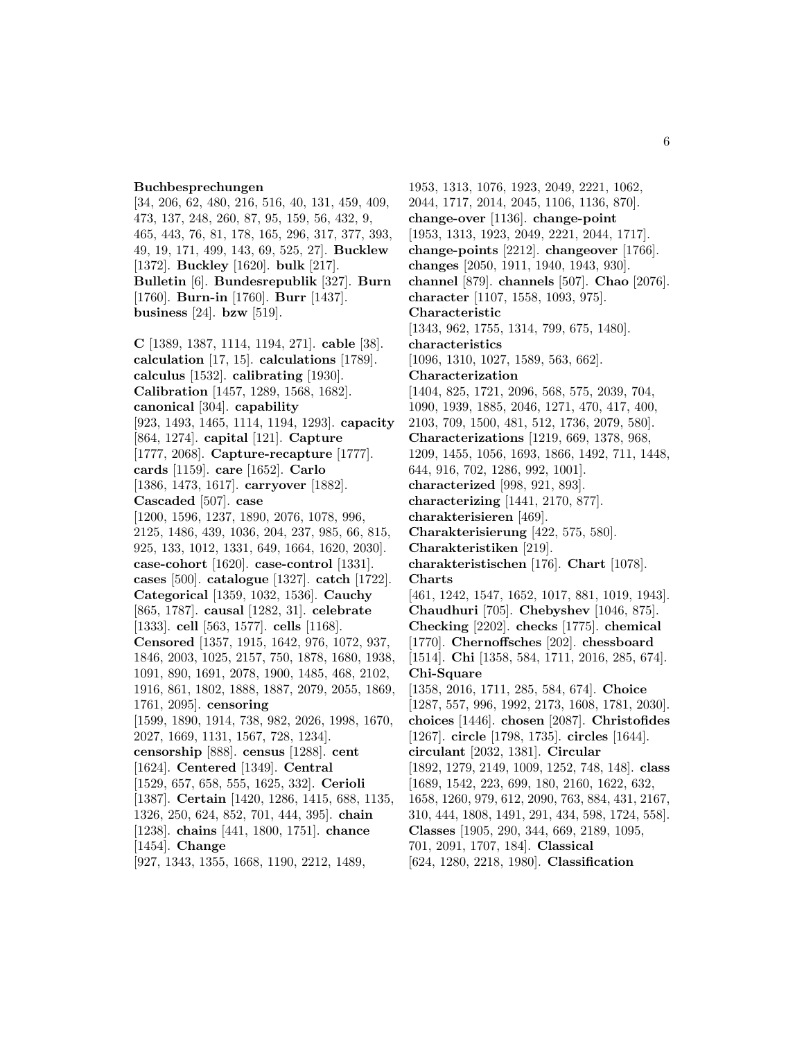**Buchbesprechungen** [34, 206, 62, 480, 216, 516, 40, 131, 459, 409, 473, 137, 248, 260, 87, 95, 159, 56, 432, 9, 465, 443, 76, 81, 178, 165, 296, 317, 377, 393, 49, 19, 171, 499, 143, 69, 525, 27]. **Bucklew** [1372]. **Buckley** [1620]. **bulk** [217]. **Bulletin** [6]. **Bundesrepublik** [327]. **Burn** [1760]. **Burn-in** [1760]. **Burr** [1437]. **business** [24]. **bzw** [519].

**C** [1389, 1387, 1114, 1194, 271]. **cable** [38]. **calculation** [17, 15]. **calculations** [1789]. **calculus** [1532]. **calibrating** [1930]. **Calibration** [1457, 1289, 1568, 1682]. **canonical** [304]. **capability** [923, 1493, 1465, 1114, 1194, 1293]. **capacity** [864, 1274]. **capital** [121]. **Capture** [1777, 2068]. **Capture-recapture** [1777]. **cards** [1159]. **care** [1652]. **Carlo** [1386, 1473, 1617]. **carryover** [1882]. **Cascaded** [507]. **case** [1200, 1596, 1237, 1890, 2076, 1078, 996, 2125, 1486, 439, 1036, 204, 237, 985, 66, 815, 925, 133, 1012, 1331, 649, 1664, 1620, 2030]. **case-cohort** [1620]. **case-control** [1331]. **cases** [500]. **catalogue** [1327]. **catch** [1722]. **Categorical** [1359, 1032, 1536]. **Cauchy** [865, 1787]. **causal** [1282, 31]. **celebrate** [1333]. **cell** [563, 1577]. **cells** [1168]. **Censored** [1357, 1915, 1642, 976, 1072, 937, 1846, 2003, 1025, 2157, 750, 1878, 1680, 1938, 1091, 890, 1691, 2078, 1900, 1485, 468, 2102, 1916, 861, 1802, 1888, 1887, 2079, 2055, 1869, 1761, 2095]. **censoring** [1599, 1890, 1914, 738, 982, 2026, 1998, 1670, 2027, 1669, 1131, 1567, 728, 1234]. **censorship** [888]. **census** [1288]. **cent** [1624]. **Centered** [1349]. **Central** [1529, 657, 658, 555, 1625, 332]. **Cerioli** [1387]. **Certain** [1420, 1286, 1415, 688, 1135, 1326, 250, 624, 852, 701, 444, 395]. **chain** [1238]. **chains** [441, 1800, 1751]. **chance** [1454]. **Change** [927, 1343, 1355, 1668, 1190, 2212, 1489, 1953, 1313, 1076, 1923, 2049, 2221, 1062, 2044, 1717, 2014, 2045, 1106, 1136, 870]. **change-over** [1136]. **change-point** [1953, 1313, 1923, 2049, 2221, 2044, 1717]. **change-points** [2212]. **changeover** [1766]. **changes** [2050, 1911, 1940, 1943, 930]. **channel** [879]. **channels** [507]. **Chao** [2076]. **character** [1107, 1558, 1093, 975]. **Characteristic** [1343, 962, 1755, 1314, 799, 675, 1480]. **characteristics** [1096, 1310, 1027, 1589, 563, 662]. **Characterization** [1404, 825, 1721, 2096, 568, 575, 2039, 704, 1090, 1939, 1885, 2046, 1271, 470, 417, 400, 2103, 709, 1500, 481, 512, 1736, 2079, 580]. **Characterizations** [1219, 669, 1378, 968, 1209, 1455, 1056, 1693, 1866, 1492, 711, 1448, 644, 916, 702, 1286, 992, 1001]. **characterized** [998, 921, 893]. **characterizing** [1441, 2170, 877]. **charakterisieren** [469]. **Charakterisierung** [422, 575, 580]. **Charakteristiken** [219]. **charakteristischen** [176]. **Chart** [1078]. **Charts** [461, 1242, 1547, 1652, 1017, 881, 1019, 1943]. **Chaudhuri** [705]. **Chebyshev** [1046, 875]. **Checking** [2202]. **checks** [1775]. **chemical** [1770]. **Chernoffsches** [202]. **chessboard** [1514]. **Chi** [1358, 584, 1711, 2016, 285, 674]. **Chi-Square** [1358, 2016, 1711, 285, 584, 674]. **Choice** [1287, 557, 996, 1992, 2173, 1608, 1781, 2030]. **choices** [1446]. **chosen** [2087]. **Christofides** [1267]. **circle** [1798, 1735]. **circles** [1644]. **circulant** [2032, 1381]. **Circular** [1892, 1279, 2149, 1009, 1252, 748, 148]. **class** [1689, 1542, 223, 699, 180, 2160, 1622, 632, 1658, 1260, 979, 612, 2090, 763, 884, 431, 2167, 310, 444, 1808, 1491, 291, 434, 598, 1724, 558]. **Classes** [1905, 290, 344, 669, 2189, 1095, 701, 2091, 1707, 184]. **Classical** [624, 1280, 2218, 1980]. **Classification**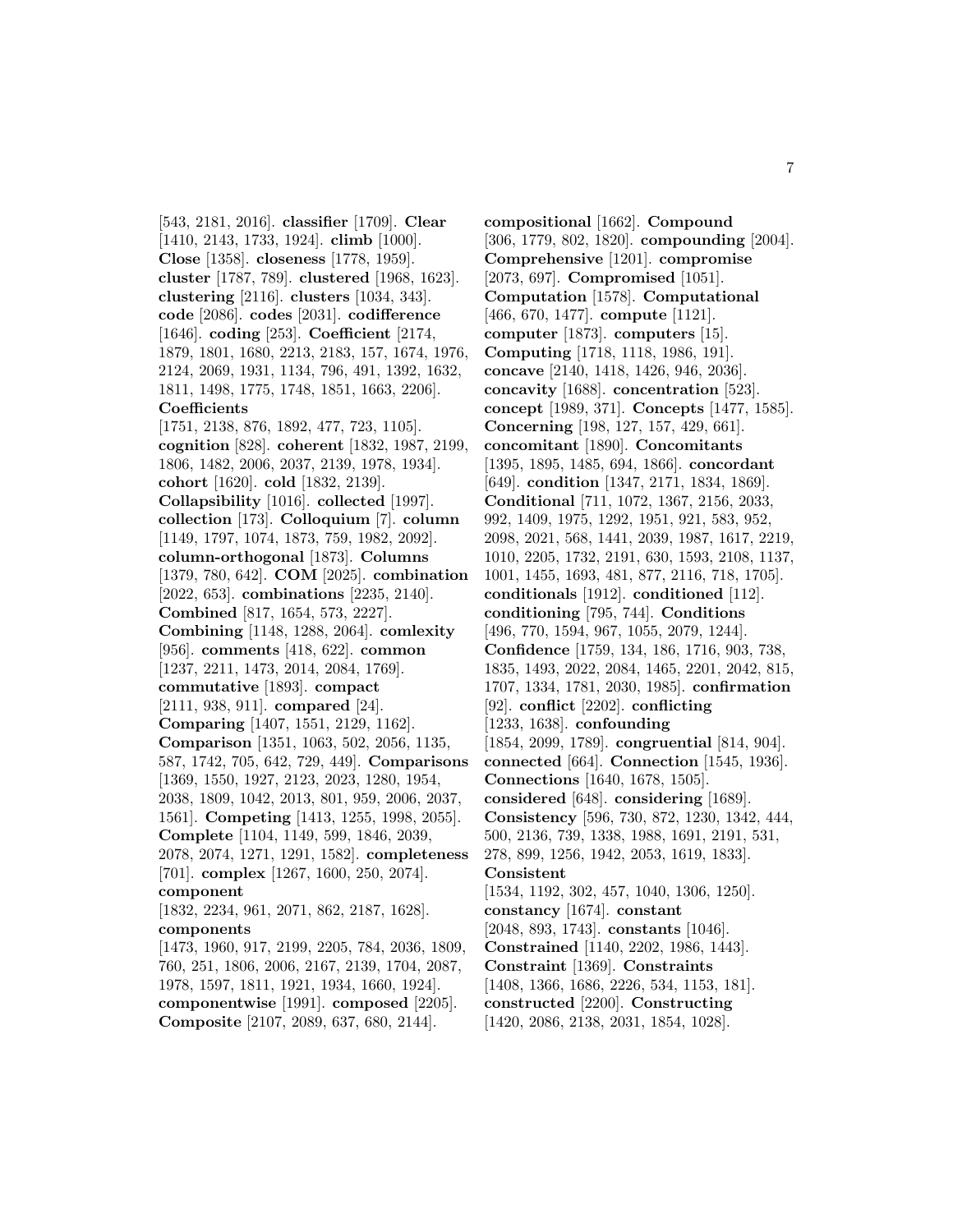[543, 2181, 2016]. **classifier** [1709]. **Clear** [1410, 2143, 1733, 1924]. **climb** [1000]. **Close** [1358]. **closeness** [1778, 1959]. **cluster** [1787, 789]. **clustered** [1968, 1623]. **clustering** [2116]. **clusters** [1034, 343]. **code** [2086]. **codes** [2031]. **codifference** [1646]. **coding** [253]. **Coefficient** [2174, 1879, 1801, 1680, 2213, 2183, 157, 1674, 1976, 2124, 2069, 1931, 1134, 796, 491, 1392, 1632, 1811, 1498, 1775, 1748, 1851, 1663, 2206]. **Coefficients** [1751, 2138, 876, 1892, 477, 723, 1105]. **cognition** [828]. **coherent** [1832, 1987, 2199, 1806, 1482, 2006, 2037, 2139, 1978, 1934]. **cohort** [1620]. **cold** [1832, 2139]. **Collapsibility** [1016]. **collected** [1997]. **collection** [173]. **Colloquium** [7]. **column** [1149, 1797, 1074, 1873, 759, 1982, 2092]. **column-orthogonal** [1873]. **Columns** [1379, 780, 642]. **COM** [2025]. **combination** [2022, 653]. **combinations** [2235, 2140]. **Combined** [817, 1654, 573, 2227]. **Combining** [1148, 1288, 2064]. **comlexity** [956]. **comments** [418, 622]. **common** [1237, 2211, 1473, 2014, 2084, 1769]. **commutative** [1893]. **compact** [2111, 938, 911]. **compared** [24]. **Comparing** [1407, 1551, 2129, 1162]. **Comparison** [1351, 1063, 502, 2056, 1135, 587, 1742, 705, 642, 729, 449]. **Comparisons** [1369, 1550, 1927, 2123, 2023, 1280, 1954, 2038, 1809, 1042, 2013, 801, 959, 2006, 2037, 1561]. **Competing** [1413, 1255, 1998, 2055]. **Complete** [1104, 1149, 599, 1846, 2039, 2078, 2074, 1271, 1291, 1582]. **completeness** [701]. **complex** [1267, 1600, 250, 2074]. **component** [1832, 2234, 961, 2071, 862, 2187, 1628]. **components** [1473, 1960, 917, 2199, 2205, 784, 2036, 1809, 760, 251, 1806, 2006, 2167, 2139, 1704, 2087, 1978, 1597, 1811, 1921, 1934, 1660, 1924]. **componentwise** [1991]. **composed** [2205]. **Composite** [2107, 2089, 637, 680, 2144]. **compositional** [1662]. **Compound** [306, 1779, 802, 1820]. **compounding** [2004]. **Comprehensive** [1201]. **compromise** [2073, 697]. **Compromised** [1051]. **Computation** [1578]. **Computational** [466, 670, 1477]. **compute** [1121]. **computer** [1873]. **computers** [15]. **Computing** [1718, 1118, 1986, 191]. **concave** [2140, 1418, 1426, 946, 2036]. **concavity** [1688]. **concentration** [523]. **concept** [1989, 371]. **Concepts** [1477, 1585]. **Concerning** [198, 127, 157, 429, 661]. **concomitant** [1890]. **Concomitants** [1395, 1895, 1485, 694, 1866]. **concordant** [649]. **condition** [1347, 2171, 1834, 1869]. **Conditional** [711, 1072, 1367, 2156, 2033, 992, 1409, 1975, 1292, 1951, 921, 583, 952, 2098, 2021, 568, 1441, 2039, 1987, 1617, 2219, 1010, 2205, 1732, 2191, 630, 1593, 2108, 1137, 1001, 1455, 1693, 481, 877, 2116, 718, 1705]. **conditionals** [1912]. **conditioned** [112]. **conditioning** [795, 744]. **Conditions** [496, 770, 1594, 967, 1055, 2079, 1244]. **Confidence** [1759, 134, 186, 1716, 903, 738, 1835, 1493, 2022, 2084, 1465, 2201, 2042, 815, 1707, 1334, 1781, 2030, 1985]. **confirmation** [92]. **conflict** [2202]. **conflicting** [1233, 1638]. **confounding** [1854, 2099, 1789]. **congruential** [814, 904]. **connected** [664]. **Connection** [1545, 1936]. **Connections** [1640, 1678, 1505]. **considered** [648]. **considering** [1689]. **Consistency** [596, 730, 872, 1230, 1342, 444, 500, 2136, 739, 1338, 1988, 1691, 2191, 531, 278, 899, 1256, 1942, 2053, 1619, 1833]. **Consistent** [1534, 1192, 302, 457, 1040, 1306, 1250]. **constancy** [1674]. **constant** [2048, 893, 1743]. **constants** [1046]. **Constrained** [1140, 2202, 1986, 1443]. **Constraint** [1369]. **Constraints** [1408, 1366, 1686, 2226, 534, 1153, 181]. **constructed** [2200]. **Constructing** [1420, 2086, 2138, 2031, 1854, 1028].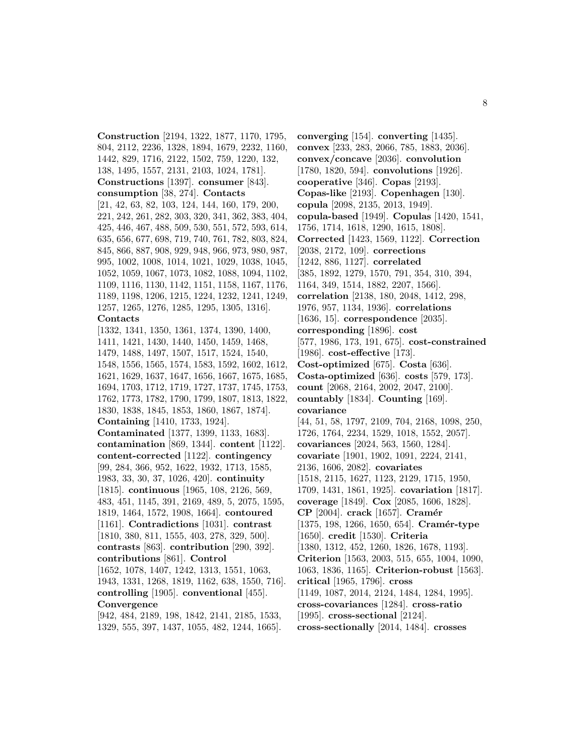**Construction** [2194, 1322, 1877, 1170, 1795, 804, 2112, 2236, 1328, 1894, 1679, 2232, 1160, 1442, 829, 1716, 2122, 1502, 759, 1220, 132, 138, 1495, 1557, 2131, 2103, 1024, 1781]. **Constructions** [1397]. **consumer** [843]. **consumption** [38, 274]. **Contacts** [21, 42, 63, 82, 103, 124, 144, 160, 179, 200, 221, 242, 261, 282, 303, 320, 341, 362, 383, 404, 425, 446, 467, 488, 509, 530, 551, 572, 593, 614, 635, 656, 677, 698, 719, 740, 761, 782, 803, 824, 845, 866, 887, 908, 929, 948, 966, 973, 980, 987, 995, 1002, 1008, 1014, 1021, 1029, 1038, 1045, 1052, 1059, 1067, 1073, 1082, 1088, 1094, 1102, 1109, 1116, 1130, 1142, 1151, 1158, 1167, 1176, 1189, 1198, 1206, 1215, 1224, 1232, 1241, 1249, 1257, 1265, 1276, 1285, 1295, 1305, 1316]. **Contacts** [1332, 1341, 1350, 1361, 1374, 1390, 1400, 1411, 1421, 1430, 1440, 1450, 1459, 1468, 1479, 1488, 1497, 1507, 1517, 1524, 1540, 1548, 1556, 1565, 1574, 1583, 1592, 1602, 1612, 1621, 1629, 1637, 1647, 1656, 1667, 1675, 1685, 1694, 1703, 1712, 1719, 1727, 1737, 1745, 1753, 1762, 1773, 1782, 1790, 1799, 1807, 1813, 1822, 1830, 1838, 1845, 1853, 1860, 1867, 1874]. **Containing** [1410, 1733, 1924]. **Contaminated** [1377, 1399, 1133, 1683]. **contamination** [869, 1344]. **content** [1122]. **content-corrected** [1122]. **contingency** [99, 284, 366, 952, 1622, 1932, 1713, 1585, 1983, 33, 30, 37, 1026, 420]. **continuity** [1815]. **continuous** [1965, 108, 2126, 569, 483, 451, 1145, 391, 2169, 489, 5, 2075, 1595, 1819, 1464, 1572, 1908, 1664]. **contoured** [1161]. **Contradictions** [1031]. **contrast** [1810, 380, 811, 1555, 403, 278, 329, 500]. **contrasts** [863]. **contribution** [290, 392]. **contributions** [861]. **Control** [1652, 1078, 1407, 1242, 1313, 1551, 1063, 1943, 1331, 1268, 1819, 1162, 638, 1550, 716]. **controlling** [1905]. **conventional** [455]. **Convergence** [942, 484, 2189, 198, 1842, 2141, 2185, 1533, 1329, 555, 397, 1437, 1055, 482, 1244, 1665].

**converging** [154]. **converting** [1435]. **convex** [233, 283, 2066, 785, 1883, 2036]. **convex/concave** [2036]. **convolution** [1780, 1820, 594]. **convolutions** [1926]. **cooperative** [346]. **Copas** [2193]. **Copas-like** [2193]. **Copenhagen** [130]. **copula** [2098, 2135, 2013, 1949]. **copula-based** [1949]. **Copulas** [1420, 1541, 1756, 1714, 1618, 1290, 1615, 1808]. **Corrected** [1423, 1569, 1122]. **Correction** [2038, 2172, 109]. **corrections** [1242, 886, 1127]. **correlated** [385, 1892, 1279, 1570, 791, 354, 310, 394, 1164, 349, 1514, 1882, 2207, 1566]. **correlation** [2138, 180, 2048, 1412, 298, 1976, 957, 1134, 1936]. **correlations** [1636, 15]. **correspondence** [2035]. **corresponding** [1896]. **cost** [577, 1986, 173, 191, 675]. **cost-constrained** [1986]. **cost-effective** [173]. **Cost-optimized** [675]. **Costa** [636]. **Costa-optimized** [636]. **costs** [579, 173]. **count** [2068, 2164, 2002, 2047, 2100]. **countably** [1834]. **Counting** [169]. **covariance** [44, 51, 58, 1797, 2109, 704, 2168, 1098, 250, 1726, 1764, 2234, 1529, 1018, 1552, 2057]. **covariances** [2024, 563, 1560, 1284]. **covariate** [1901, 1902, 1091, 2224, 2141, 2136, 1606, 2082]. **covariates** [1518, 2115, 1627, 1123, 2129, 1715, 1950, 1709, 1431, 1861, 1925]. **covariation** [1817]. **coverage** [1849]. **Cox** [2085, 1606, 1828]. **CP** [2004]. **crack** [1657]. **Cramér** [1375, 198, 1266, 1650, 654]. **Cramér-type** [1650]. **credit** [1530]. **Criteria** [1380, 1312, 452, 1260, 1826, 1678, 1193]. **Criterion** [1563, 2003, 515, 655, 1004, 1090, 1063, 1836, 1165]. **Criterion-robust** [1563]. **critical** [1965, 1796]. **cross** [1149, 1087, 2014, 2124, 1484, 1284, 1995]. **cross-covariances** [1284]. **cross-ratio** [1995]. **cross-sectional** [2124]. **cross-sectionally** [2014, 1484]. **crosses**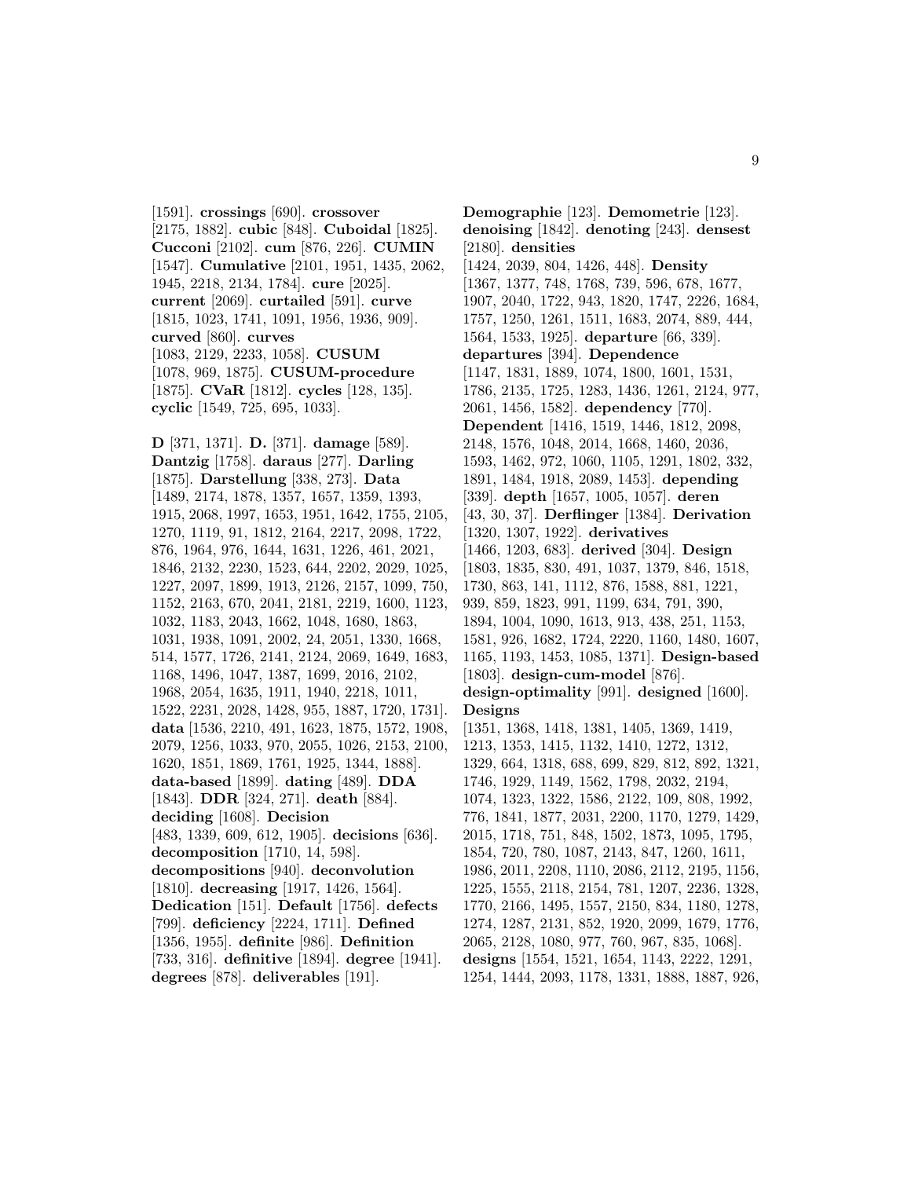[1591]. **crossings** [690]. **crossover** [2175, 1882]. **cubic** [848]. **Cuboidal** [1825]. **Cucconi** [2102]. **cum** [876, 226]. **CUMIN** [1547]. **Cumulative** [2101, 1951, 1435, 2062, 1945, 2218, 2134, 1784]. **cure** [2025]. **current** [2069]. **curtailed** [591]. **curve** [1815, 1023, 1741, 1091, 1956, 1936, 909]. **curved** [860]. **curves** [1083, 2129, 2233, 1058]. **CUSUM** [1078, 969, 1875]. **CUSUM-procedure** [1875]. **CVaR** [1812]. **cycles** [128, 135]. **cyclic** [1549, 725, 695, 1033].

**D** [371, 1371]. **D.** [371]. **damage** [589]. **Dantzig** [1758]. **daraus** [277]. **Darling** [1875]. **Darstellung** [338, 273]. **Data** [1489, 2174, 1878, 1357, 1657, 1359, 1393, 1915, 2068, 1997, 1653, 1951, 1642, 1755, 2105, 1270, 1119, 91, 1812, 2164, 2217, 2098, 1722, 876, 1964, 976, 1644, 1631, 1226, 461, 2021, 1846, 2132, 2230, 1523, 644, 2202, 2029, 1025, 1227, 2097, 1899, 1913, 2126, 2157, 1099, 750, 1152, 2163, 670, 2041, 2181, 2219, 1600, 1123, 1032, 1183, 2043, 1662, 1048, 1680, 1863, 1031, 1938, 1091, 2002, 24, 2051, 1330, 1668, 514, 1577, 1726, 2141, 2124, 2069, 1649, 1683, 1168, 1496, 1047, 1387, 1699, 2016, 2102, 1968, 2054, 1635, 1911, 1940, 2218, 1011, 1522, 2231, 2028, 1428, 955, 1887, 1720, 1731]. **data** [1536, 2210, 491, 1623, 1875, 1572, 1908, 2079, 1256, 1033, 970, 2055, 1026, 2153, 2100, 1620, 1851, 1869, 1761, 1925, 1344, 1888]. **data-based** [1899]. **dating** [489]. **DDA** [1843]. **DDR** [324, 271]. **death** [884]. **deciding** [1608]. **Decision** [483, 1339, 609, 612, 1905]. **decisions** [636]. **decomposition** [1710, 14, 598]. **decompositions** [940]. **deconvolution** [1810]. **decreasing** [1917, 1426, 1564]. **Dedication** [151]. **Default** [1756]. **defects** [799]. **deficiency** [2224, 1711]. **Defined** [1356, 1955]. **definite** [986]. **Definition** [733, 316]. **definitive** [1894]. **degree** [1941]. **degrees** [878]. **deliverables** [191].

**Demographie** [123]. **Demometrie** [123]. **denoising** [1842]. **denoting** [243]. **densest** [2180]. **densities** [1424, 2039, 804, 1426, 448]. **Density** [1367, 1377, 748, 1768, 739, 596, 678, 1677, 1907, 2040, 1722, 943, 1820, 1747, 2226, 1684, 1757, 1250, 1261, 1511, 1683, 2074, 889, 444, 1564, 1533, 1925]. **departure** [66, 339]. **departures** [394]. **Dependence** [1147, 1831, 1889, 1074, 1800, 1601, 1531, 1786, 2135, 1725, 1283, 1436, 1261, 2124, 977, 2061, 1456, 1582]. **dependency** [770]. **Dependent** [1416, 1519, 1446, 1812, 2098, 2148, 1576, 1048, 2014, 1668, 1460, 2036, 1593, 1462, 972, 1060, 1105, 1291, 1802, 332, 1891, 1484, 1918, 2089, 1453]. **depending** [339]. **depth** [1657, 1005, 1057]. **deren** [43, 30, 37]. **Derflinger** [1384]. **Derivation** [1320, 1307, 1922]. **derivatives** [1466, 1203, 683]. **derived** [304]. **Design** [1803, 1835, 830, 491, 1037, 1379, 846, 1518, 1730, 863, 141, 1112, 876, 1588, 881, 1221, 939, 859, 1823, 991, 1199, 634, 791, 390, 1894, 1004, 1090, 1613, 913, 438, 251, 1153, 1581, 926, 1682, 1724, 2220, 1160, 1480, 1607, 1165, 1193, 1453, 1085, 1371]. **Design-based** [1803]. **design-cum-model** [876]. **design-optimality** [991]. **designed** [1600]. **Designs** [1351, 1368, 1418, 1381, 1405, 1369, 1419, 1213, 1353, 1415, 1132, 1410, 1272, 1312, 1329, 664, 1318, 688, 699, 829, 812, 892, 1321, 1746, 1929, 1149, 1562, 1798, 2032, 2194, 1074, 1323, 1322, 1586, 2122, 109, 808, 1992, 776, 1841, 1877, 2031, 2200, 1170, 1279, 1429, 2015, 1718, 751, 848, 1502, 1873, 1095, 1795, 1854, 720, 780, 1087, 2143, 847, 1260, 1611, 1986, 2011, 2208, 1110, 2086, 2112, 2195, 1156, 1225, 1555, 2118, 2154, 781, 1207, 2236, 1328, 1770, 2166, 1495, 1557, 2150, 834, 1180, 1278, 1274, 1287, 2131, 852, 1920, 2099, 1679, 1776, 2065, 2128, 1080, 977, 760, 967, 835, 1068]. **designs** [1554, 1521, 1654, 1143, 2222, 1291, 1254, 1444, 2093, 1178, 1331, 1888, 1887, 926,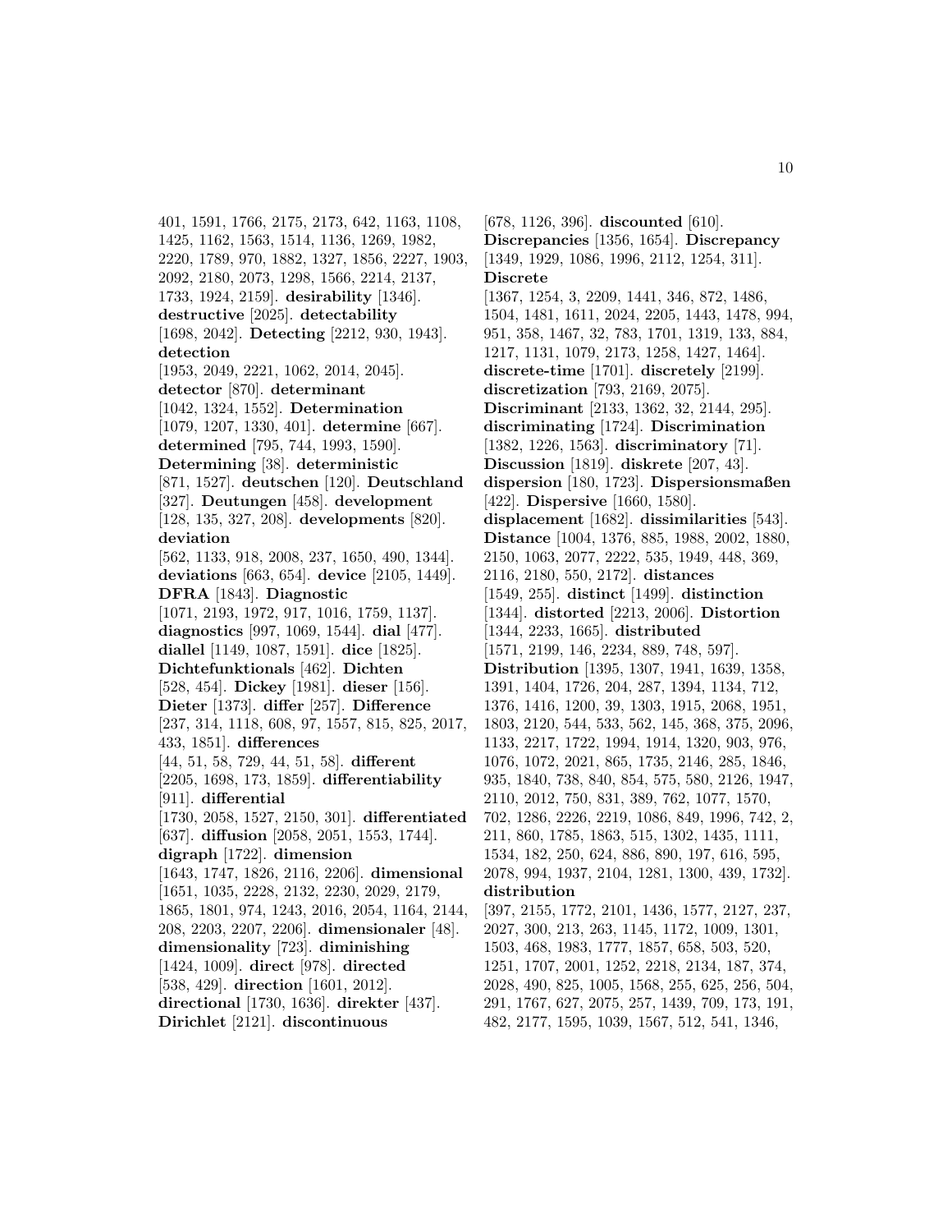401, 1591, 1766, 2175, 2173, 642, 1163, 1108, 1425, 1162, 1563, 1514, 1136, 1269, 1982, 2220, 1789, 970, 1882, 1327, 1856, 2227, 1903, 2092, 2180, 2073, 1298, 1566, 2214, 2137, 1733, 1924, 2159]. **desirability** [1346]. **destructive** [2025]. **detectability** [1698, 2042]. **Detecting** [2212, 930, 1943]. **detection** [1953, 2049, 2221, 1062, 2014, 2045]. **detector** [870]. **determinant** [1042, 1324, 1552]. **Determination** [1079, 1207, 1330, 401]. **determine** [667]. **determined** [795, 744, 1993, 1590]. **Determining** [38]. **deterministic** [871, 1527]. **deutschen** [120]. **Deutschland** [327]. **Deutungen** [458]. **development** [128, 135, 327, 208]. **developments** [820]. **deviation** [562, 1133, 918, 2008, 237, 1650, 490, 1344]. **deviations** [663, 654]. **device** [2105, 1449]. **DFRA** [1843]. **Diagnostic** [1071, 2193, 1972, 917, 1016, 1759, 1137]. **diagnostics** [997, 1069, 1544]. **dial** [477]. **diallel** [1149, 1087, 1591]. **dice** [1825]. **Dichtefunktionals** [462]. **Dichten** [528, 454]. **Dickey** [1981]. **dieser** [156]. **Dieter** [1373]. **differ** [257]. **Difference** [237, 314, 1118, 608, 97, 1557, 815, 825, 2017, 433, 1851]. **differences** [44, 51, 58, 729, 44, 51, 58]. **different** [2205, 1698, 173, 1859]. **differentiability** [911]. **differential** [1730, 2058, 1527, 2150, 301]. **differentiated** [637]. **diffusion** [2058, 2051, 1553, 1744]. **digraph** [1722]. **dimension** [1643, 1747, 1826, 2116, 2206]. **dimensional** [1651, 1035, 2228, 2132, 2230, 2029, 2179, 1865, 1801, 974, 1243, 2016, 2054, 1164, 2144, 208, 2203, 2207, 2206]. **dimensionaler** [48]. **dimensionality** [723]. **diminishing** [1424, 1009]. **direct** [978]. **directed** [538, 429]. **direction** [1601, 2012]. **directional** [1730, 1636]. **direkter** [437]. **Dirichlet** [2121]. **discontinuous** [678, 1126, 396]. **discounted** [610]. **Discrepancies** [1356, 1654]. **Discrepancy** [1349, 1929, 1086, 1996, 2112, 1254, 311]. **Discrete** [1367, 1254, 3, 2209, 1441, 346, 872, 1486, 1504, 1481, 1611, 2024, 2205, 1443, 1478, 994, 951, 358, 1467, 32, 783, 1701, 1319, 133, 884, 1217, 1131, 1079, 2173, 1258, 1427, 1464]. **discrete-time** [1701]. **discretely** [2199]. **discretization** [793, 2169, 2075]. **Discriminant** [2133, 1362, 32, 2144, 295]. **discriminating** [1724]. **Discrimination** [1382, 1226, 1563]. **discriminatory** [71]. **Discussion** [1819]. **diskrete** [207, 43]. **dispersion** [180, 1723]. **Dispersionsmaßen** [422]. **Dispersive** [1660, 1580]. **displacement** [1682]. **dissimilarities** [543]. **Distance** [1004, 1376, 885, 1988, 2002, 1880, 2150, 1063, 2077, 2222, 535, 1949, 448, 369, 2116, 2180, 550, 2172]. **distances** [1549, 255]. **distinct** [1499]. **distinction** [1344]. **distorted** [2213, 2006]. **Distortion** [1344, 2233, 1665]. **distributed** [1571, 2199, 146, 2234, 889, 748, 597]. **Distribution** [1395, 1307, 1941, 1639, 1358, 1391, 1404, 1726, 204, 287, 1394, 1134, 712, 1376, 1416, 1200, 39, 1303, 1915, 2068, 1951, 1803, 2120, 544, 533, 562, 145, 368, 375, 2096, 1133, 2217, 1722, 1994, 1914, 1320, 903, 976, 1076, 1072, 2021, 865, 1735, 2146, 285, 1846, 935, 1840, 738, 840, 854, 575, 580, 2126, 1947, 2110, 2012, 750, 831, 389, 762, 1077, 1570, 702, 1286, 2226, 2219, 1086, 849, 1996, 742, 2, 211, 860, 1785, 1863, 515, 1302, 1435, 1111, 1534, 182, 250, 624, 886, 890, 197, 616, 595, 2078, 994, 1937, 2104, 1281, 1300, 439, 1732]. **distribution** [397, 2155, 1772, 2101, 1436, 1577, 2127, 237, 2027, 300, 213, 263, 1145, 1172, 1009, 1301, 1503, 468, 1983, 1777, 1857, 658, 503, 520, 1251, 1707, 2001, 1252, 2218, 2134, 187, 374, 2028, 490, 825, 1005, 1568, 255, 625, 256, 504, 291, 1767, 627, 2075, 257, 1439, 709, 173, 191, 482, 2177, 1595, 1039, 1567, 512, 541, 1346,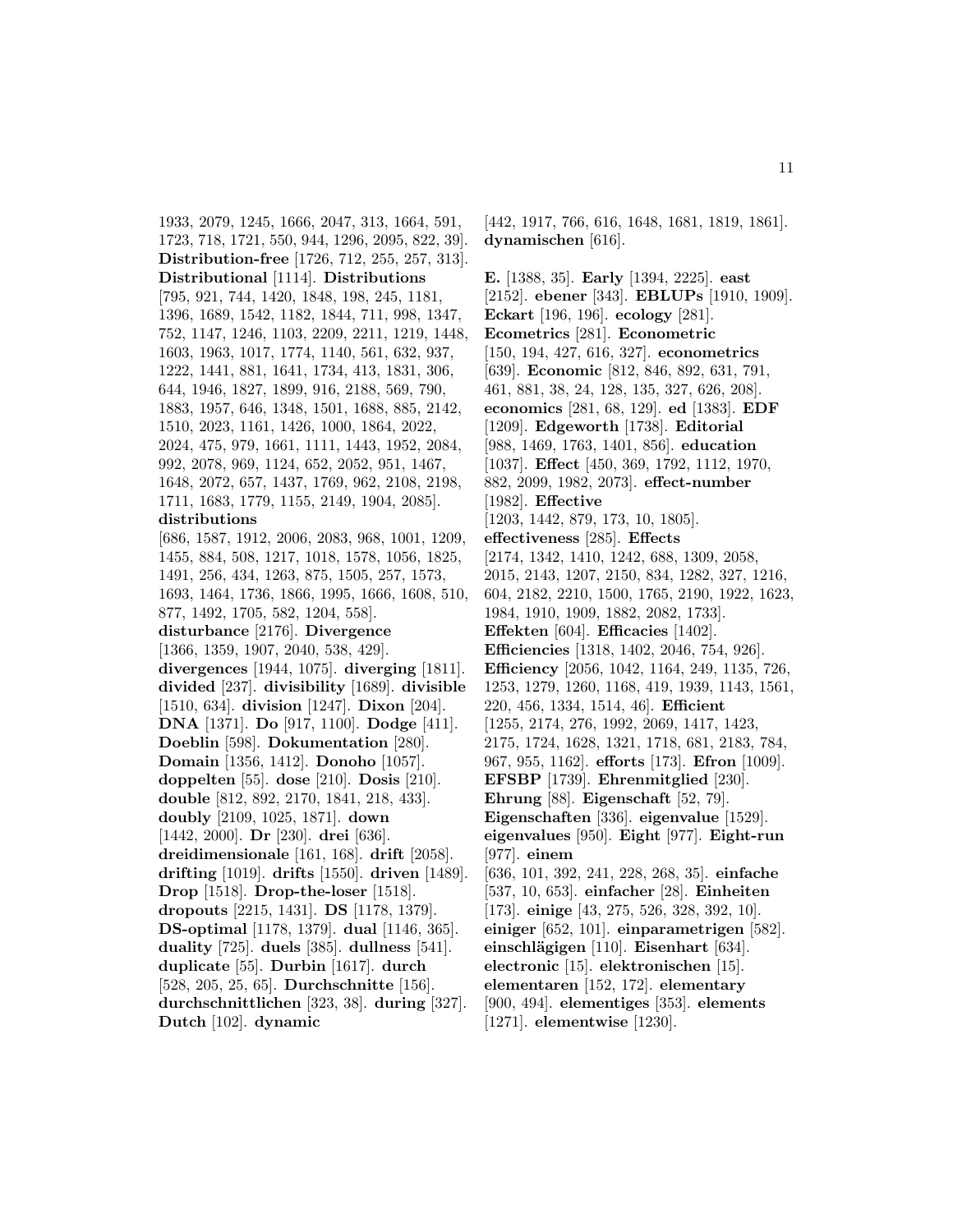1933, 2079, 1245, 1666, 2047, 313, 1664, 591, 1723, 718, 1721, 550, 944, 1296, 2095, 822, 39]. **Distribution-free** [1726, 712, 255, 257, 313]. **Distributional** [1114]. **Distributions** [795, 921, 744, 1420, 1848, 198, 245, 1181, 1396, 1689, 1542, 1182, 1844, 711, 998, 1347, 752, 1147, 1246, 1103, 2209, 2211, 1219, 1448, 1603, 1963, 1017, 1774, 1140, 561, 632, 937, 1222, 1441, 881, 1641, 1734, 413, 1831, 306, 644, 1946, 1827, 1899, 916, 2188, 569, 790, 1883, 1957, 646, 1348, 1501, 1688, 885, 2142, 1510, 2023, 1161, 1426, 1000, 1864, 2022, 2024, 475, 979, 1661, 1111, 1443, 1952, 2084, 992, 2078, 969, 1124, 652, 2052, 951, 1467, 1648, 2072, 657, 1437, 1769, 962, 2108, 2198, 1711, 1683, 1779, 1155, 2149, 1904, 2085]. **distributions** [686, 1587, 1912, 2006, 2083, 968, 1001, 1209, 1455, 884, 508, 1217, 1018, 1578, 1056, 1825, 1491, 256, 434, 1263, 875, 1505, 257, 1573, 1693, 1464, 1736, 1866, 1995, 1666, 1608, 510, 877, 1492, 1705, 582, 1204, 558]. **disturbance** [2176]. **Divergence** [1366, 1359, 1907, 2040, 538, 429]. **divergences** [1944, 1075]. **diverging** [1811]. **divided** [237]. **divisibility** [1689]. **divisible** [1510, 634]. **division** [1247]. **Dixon** [204]. **DNA** [1371]. **Do** [917, 1100]. **Dodge** [411]. **Doeblin** [598]. **Dokumentation** [280]. **Domain** [1356, 1412]. **Donoho** [1057]. **doppelten** [55]. **dose** [210]. **Dosis** [210]. **double** [812, 892, 2170, 1841, 218, 433]. **doubly** [2109, 1025, 1871]. **down** [1442, 2000]. **Dr** [230]. **drei** [636]. **dreidimensionale** [161, 168]. **drift** [2058]. **drifting** [1019]. **drifts** [1550]. **driven** [1489]. **Drop** [1518]. **Drop-the-loser** [1518]. **dropouts** [2215, 1431]. **DS** [1178, 1379]. **DS-optimal** [1178, 1379]. **dual** [1146, 365]. **duality** [725]. **duels** [385]. **dullness** [541]. **duplicate** [55]. **Durbin** [1617]. **durch** [528, 205, 25, 65]. **Durchschnitte** [156]. **durchschnittlichen** [323, 38]. **during** [327]. **Dutch** [102]. **dynamic** [442, 1917, 766, 616, 1648, 1681, 1819, 1861]. **dynamischen** [616].

**E.** [1388, 35]. **Early** [1394, 2225]. **east** [2152]. **ebener** [343]. **EBLUPs** [1910, 1909]. **Eckart** [196, 196]. **ecology** [281]. **Ecometrics** [281]. **Econometric** [150, 194, 427, 616, 327]. **econometrics** [639]. **Economic** [812, 846, 892, 631, 791, 461, 881, 38, 24, 128, 135, 327, 626, 208]. **economics** [281, 68, 129]. **ed** [1383]. **EDF** [1209]. **Edgeworth** [1738]. **Editorial** [988, 1469, 1763, 1401, 856]. **education** [1037]. **Effect** [450, 369, 1792, 1112, 1970, 882, 2099, 1982, 2073]. **effect-number** [1982]. **Effective** [1203, 1442, 879, 173, 10, 1805]. **effectiveness** [285]. **Effects** [2174, 1342, 1410, 1242, 688, 1309, 2058, 2015, 2143, 1207, 2150, 834, 1282, 327, 1216, 604, 2182, 2210, 1500, 1765, 2190, 1922, 1623, 1984, 1910, 1909, 1882, 2082, 1733]. **Effekten** [604]. **Efficacies** [1402]. **Efficiencies** [1318, 1402, 2046, 754, 926]. **Efficiency** [2056, 1042, 1164, 249, 1135, 726, 1253, 1279, 1260, 1168, 419, 1939, 1143, 1561, 220, 456, 1334, 1514, 46]. **Efficient** [1255, 2174, 276, 1992, 2069, 1417, 1423, 2175, 1724, 1628, 1321, 1718, 681, 2183, 784, 967, 955, 1162]. **efforts** [173]. **Efron** [1009]. **EFSBP** [1739]. **Ehrenmitglied** [230]. **Ehrung** [88]. **Eigenschaft** [52, 79]. **Eigenschaften** [336]. **eigenvalue** [1529]. **eigenvalues** [950]. **Eight** [977]. **Eight-run** [977]. **einem** [636, 101, 392, 241, 228, 268, 35]. **einfache** [537, 10, 653]. **einfacher** [28]. **Einheiten** [173]. **einige** [43, 275, 526, 328, 392, 10]. **einiger** [652, 101]. **einparametrigen** [582]. **einschlägigen** [110]. **Eisenhart** [634]. **electronic** [15]. **elektronischen** [15]. **elementaren** [152, 172]. **elementary** [900, 494]. **elementiges** [353]. **elements** [1271]. **elementwise** [1230].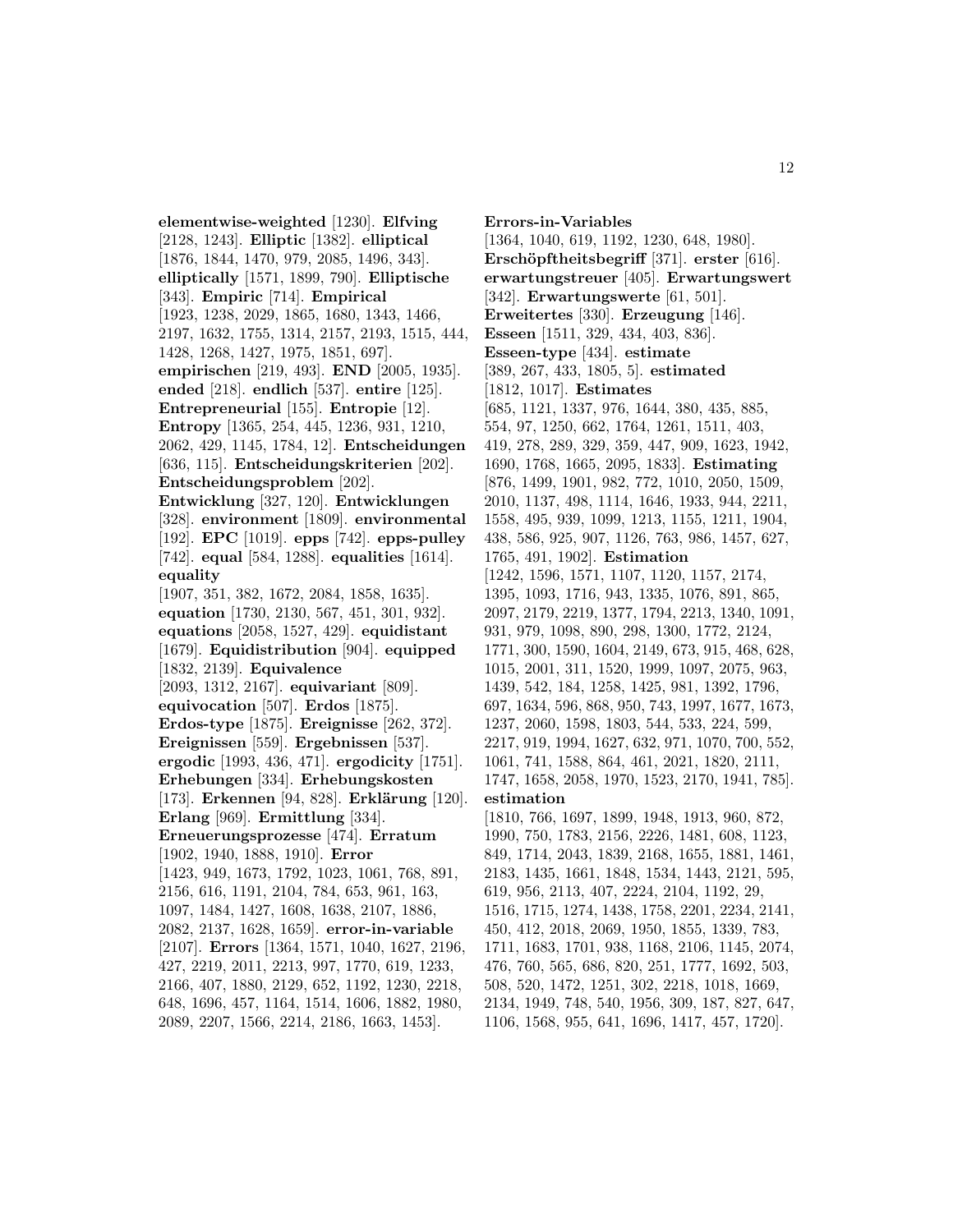**elementwise-weighted** [1230]. **Elfving** [2128, 1243]. **Elliptic** [1382]. **elliptical** [1876, 1844, 1470, 979, 2085, 1496, 343]. **elliptically** [1571, 1899, 790]. **Elliptische** [343]. **Empiric** [714]. **Empirical** [1923, 1238, 2029, 1865, 1680, 1343, 1466, 2197, 1632, 1755, 1314, 2157, 2193, 1515, 444, 1428, 1268, 1427, 1975, 1851, 697]. **empirischen** [219, 493]. **END** [2005, 1935]. **ended** [218]. **endlich** [537]. **entire** [125]. **Entrepreneurial** [155]. **Entropie** [12]. **Entropy** [1365, 254, 445, 1236, 931, 1210, 2062, 429, 1145, 1784, 12]. **Entscheidungen** [636, 115]. **Entscheidungskriterien** [202]. **Entscheidungsproblem** [202]. **Entwicklung** [327, 120]. **Entwicklungen** [328]. **environment** [1809]. **environmental** [192]. **EPC** [1019]. **epps** [742]. **epps-pulley** [742]. **equal** [584, 1288]. **equalities** [1614]. **equality** [1907, 351, 382, 1672, 2084, 1858, 1635]. **equation** [1730, 2130, 567, 451, 301, 932]. **equations** [2058, 1527, 429]. **equidistant** [1679]. **Equidistribution** [904]. **equipped** [1832, 2139]. **Equivalence** [2093, 1312, 2167]. **equivariant** [809]. **equivocation** [507]. **Erdos** [1875]. **Erdos-type** [1875]. **Ereignisse** [262, 372]. **Ereignissen** [559]. **Ergebnissen** [537]. **ergodic** [1993, 436, 471]. **ergodicity** [1751]. **Erhebungen** [334]. **Erhebungskosten** [173]. **Erkennen** [94, 828]. **Erklärung** [120]. **Erlang** [969]. **Ermittlung** [334]. **Erneuerungsprozesse** [474]. **Erratum** [1902, 1940, 1888, 1910]. **Error** [1423, 949, 1673, 1792, 1023, 1061, 768, 891, 2156, 616, 1191, 2104, 784, 653, 961, 163, 1097, 1484, 1427, 1608, 1638, 2107, 1886, 2082, 2137, 1628, 1659]. **error-in-variable** [2107]. **Errors** [1364, 1571, 1040, 1627, 2196, 427, 2219, 2011, 2213, 997, 1770, 619, 1233, 2166, 407, 1880, 2129, 652, 1192, 1230, 2218, 648, 1696, 457, 1164, 1514, 1606, 1882, 1980, 2089, 2207, 1566, 2214, 2186, 1663, 1453].

**Errors-in-Variables** [1364, 1040, 619, 1192, 1230, 648, 1980]. **Erschöpftheitsbegriff** [371]. **erster** [616]. **erwartungstreuer** [405]. **Erwartungswert** [342]. **Erwartungswerte** [61, 501]. **Erweitertes** [330]. **Erzeugung** [146]. **Esseen** [1511, 329, 434, 403, 836]. **Esseen-type** [434]. **estimate** [389, 267, 433, 1805, 5]. **estimated** [1812, 1017]. **Estimates** [685, 1121, 1337, 976, 1644, 380, 435, 885, 554, 97, 1250, 662, 1764, 1261, 1511, 403, 419, 278, 289, 329, 359, 447, 909, 1623, 1942, 1690, 1768, 1665, 2095, 1833]. **Estimating** [876, 1499, 1901, 982, 772, 1010, 2050, 1509, 2010, 1137, 498, 1114, 1646, 1933, 944, 2211, 1558, 495, 939, 1099, 1213, 1155, 1211, 1904, 438, 586, 925, 907, 1126, 763, 986, 1457, 627, 1765, 491, 1902]. **Estimation** [1242, 1596, 1571, 1107, 1120, 1157, 2174, 1395, 1093, 1716, 943, 1335, 1076, 891, 865, 2097, 2179, 2219, 1377, 1794, 2213, 1340, 1091, 931, 979, 1098, 890, 298, 1300, 1772, 2124, 1771, 300, 1590, 1604, 2149, 673, 915, 468, 628, 1015, 2001, 311, 1520, 1999, 1097, 2075, 963, 1439, 542, 184, 1258, 1425, 981, 1392, 1796, 697, 1634, 596, 868, 950, 743, 1997, 1677, 1673, 1237, 2060, 1598, 1803, 544, 533, 224, 599, 2217, 919, 1994, 1627, 632, 971, 1070, 700, 552, 1061, 741, 1588, 864, 461, 2021, 1820, 2111, 1747, 1658, 2058, 1970, 1523, 2170, 1941, 785]. **estimation** [1810, 766, 1697, 1899, 1948, 1913, 960, 872, 1990, 750, 1783, 2156, 2226, 1481, 608, 1123, 849, 1714, 2043, 1839, 2168, 1655, 1881, 1461, 2183, 1435, 1661, 1848, 1534, 1443, 2121, 595, 619, 956, 2113, 407, 2224, 2104, 1192, 29, 1516, 1715, 1274, 1438, 1758, 2201, 2234, 2141, 450, 412, 2018, 2069, 1950, 1855, 1339, 783, 1711, 1683, 1701, 938, 1168, 2106, 1145, 2074, 476, 760, 565, 686, 820, 251, 1777, 1692, 503, 508, 520, 1472, 1251, 302, 2218, 1018, 1669, 2134, 1949, 748, 540, 1956, 309, 187, 827, 647, 1106, 1568, 955, 641, 1696, 1417, 457, 1720].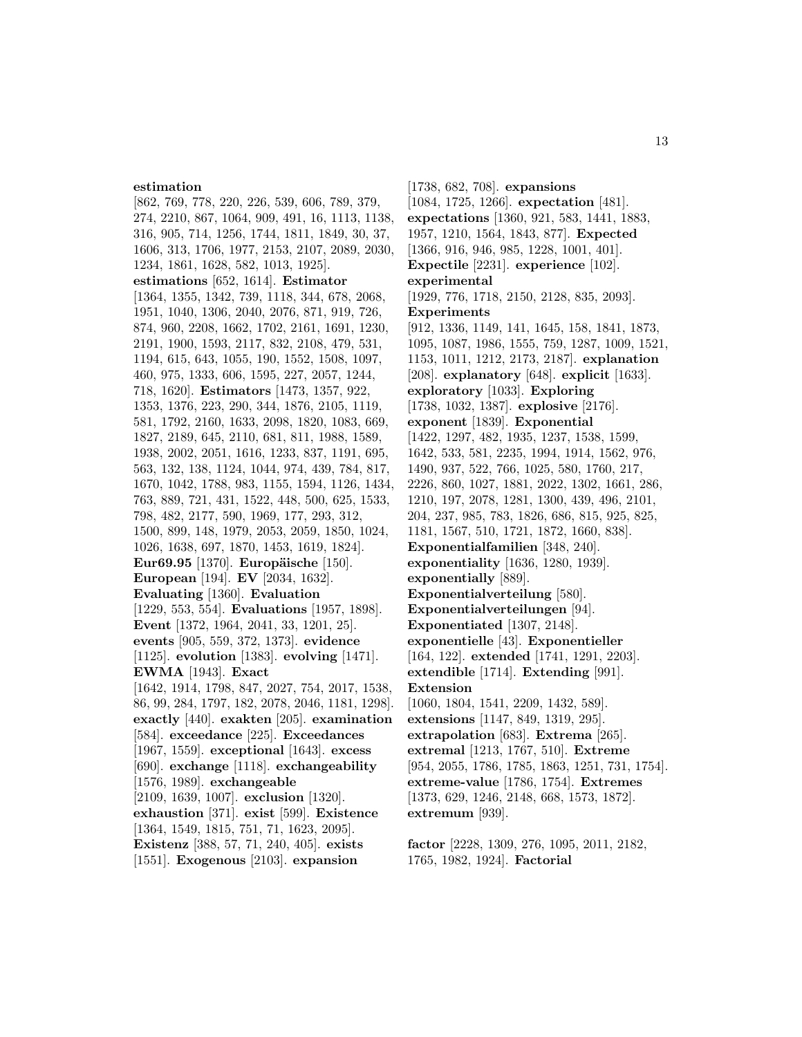**estimation** [862, 769, 778, 220, 226, 539, 606, 789, 379, 274, 2210, 867, 1064, 909, 491, 16, 1113, 1138, 316, 905, 714, 1256, 1744, 1811, 1849, 30, 37, 1606, 313, 1706, 1977, 2153, 2107, 2089, 2030, 1234, 1861, 1628, 582, 1013, 1925]. **estimations** [652, 1614]. **Estimator** [1364, 1355, 1342, 739, 1118, 344, 678, 2068, 1951, 1040, 1306, 2040, 2076, 871, 919, 726, 874, 960, 2208, 1662, 1702, 2161, 1691, 1230, 2191, 1900, 1593, 2117, 832, 2108, 479, 531, 1194, 615, 643, 1055, 190, 1552, 1508, 1097, 460, 975, 1333, 606, 1595, 227, 2057, 1244, 718, 1620]. **Estimators** [1473, 1357, 922, 1353, 1376, 223, 290, 344, 1876, 2105, 1119, 581, 1792, 2160, 1633, 2098, 1820, 1083, 669, 1827, 2189, 645, 2110, 681, 811, 1988, 1589, 1938, 2002, 2051, 1616, 1233, 837, 1191, 695, 563, 132, 138, 1124, 1044, 974, 439, 784, 817, 1670, 1042, 1788, 983, 1155, 1594, 1126, 1434, 763, 889, 721, 431, 1522, 448, 500, 625, 1533, 798, 482, 2177, 590, 1969, 177, 293, 312, 1500, 899, 148, 1979, 2053, 2059, 1850, 1024, 1026, 1638, 697, 1870, 1453, 1619, 1824]. **Eur69.95** [1370]. **Europäische** [150]. **European** [194]. **EV** [2034, 1632]. **Evaluating** [1360]. **Evaluation** [1229, 553, 554]. **Evaluations** [1957, 1898]. **Event** [1372, 1964, 2041, 33, 1201, 25]. **events** [905, 559, 372, 1373]. **evidence** [1125]. **evolution** [1383]. **evolving** [1471]. **EWMA** [1943]. **Exact** [1642, 1914, 1798, 847, 2027, 754, 2017, 1538, 86, 99, 284, 1797, 182, 2078, 2046, 1181, 1298]. **exactly** [440]. **exakten** [205]. **examination** [584]. **exceedance** [225]. **Exceedances** [1967, 1559]. **exceptional** [1643]. **excess** [690]. **exchange** [1118]. **exchangeability** [1576, 1989]. **exchangeable** [2109, 1639, 1007]. **exclusion** [1320]. **exhaustion** [371]. **exist** [599]. **Existence** [1364, 1549, 1815, 751, 71, 1623, 2095]. **Existenz** [388, 57, 71, 240, 405]. **exists** [1551]. **Exogenous** [2103]. **expansion** [1738, 682, 708]. **expansions** [1084, 1725, 1266]. **expectation** [481]. **expectations** [1360, 921, 583, 1441, 1883, 1957, 1210, 1564, 1843, 877]. **Expected** [1366, 916, 946, 985, 1228, 1001, 401]. **Expectile** [2231]. **experience** [102]. **experimental** [1929, 776, 1718, 2150, 2128, 835, 2093]. **Experiments** [912, 1336, 1149, 141, 1645, 158, 1841, 1873, 1095, 1087, 1986, 1555, 759, 1287, 1009, 1521, 1153, 1011, 1212, 2173, 2187]. **explanation** [208]. **explanatory** [648]. **explicit** [1633]. **exploratory** [1033]. **Exploring** [1738, 1032, 1387]. **explosive** [2176]. **exponent** [1839]. **Exponential** [1422, 1297, 482, 1935, 1237, 1538, 1599, 1642, 533, 581, 2235, 1994, 1914, 1562, 976, 1490, 937, 522, 766, 1025, 580, 1760, 217, 2226, 860, 1027, 1881, 2022, 1302, 1661, 286, 1210, 197, 2078, 1281, 1300, 439, 496, 2101, 204, 237, 985, 783, 1826, 686, 815, 925, 825, 1181, 1567, 510, 1721, 1872, 1660, 838]. **Exponentialfamilien** [348, 240]. **exponentiality** [1636, 1280, 1939]. **exponentially** [889]. **Exponentialverteilung** [580]. **Exponentialverteilungen** [94]. **Exponentiated** [1307, 2148]. **exponentielle** [43]. **Exponentieller** [164, 122]. **extended** [1741, 1291, 2203]. **extendible** [1714]. **Extending** [991]. **Extension** [1060, 1804, 1541, 2209, 1432, 589]. **extensions** [1147, 849, 1319, 295]. **extrapolation** [683]. **Extrema** [265]. **extremal** [1213, 1767, 510]. **Extreme** [954, 2055, 1786, 1785, 1863, 1251, 731, 1754]. **extreme-value** [1786, 1754]. **Extremes** [1373, 629, 1246, 2148, 668, 1573, 1872]. **extremum** [939].

**factor** [2228, 1309, 276, 1095, 2011, 2182, 1765, 1982, 1924]. **Factorial**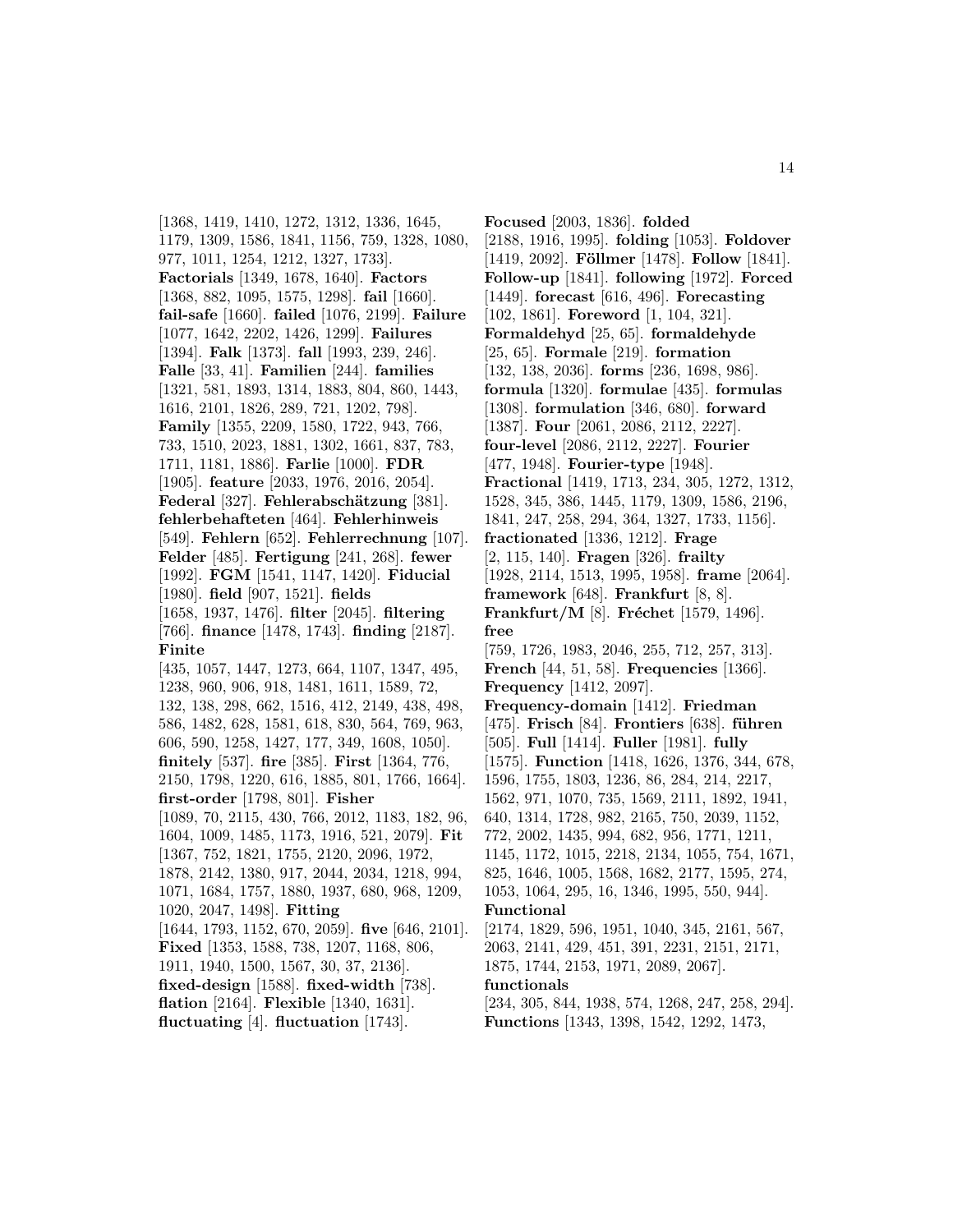[1368, 1419, 1410, 1272, 1312, 1336, 1645, 1179, 1309, 1586, 1841, 1156, 759, 1328, 1080, 977, 1011, 1254, 1212, 1327, 1733]. **Factorials** [1349, 1678, 1640]. **Factors** [1368, 882, 1095, 1575, 1298]. **fail** [1660]. **fail-safe** [1660]. **failed** [1076, 2199]. **Failure** [1077, 1642, 2202, 1426, 1299]. **Failures** [1394]. **Falk** [1373]. **fall** [1993, 239, 246]. **Falle** [33, 41]. **Familien** [244]. **families** [1321, 581, 1893, 1314, 1883, 804, 860, 1443, 1616, 2101, 1826, 289, 721, 1202, 798]. **Family** [1355, 2209, 1580, 1722, 943, 766, 733, 1510, 2023, 1881, 1302, 1661, 837, 783, 1711, 1181, 1886]. **Farlie** [1000]. **FDR** [1905]. **feature** [2033, 1976, 2016, 2054]. **Federal** [327]. **Fehlerabschätzung** [381]. **fehlerbehafteten** [464]. **Fehlerhinweis** [549]. **Fehlern** [652]. **Fehlerrechnung** [107]. **Felder** [485]. **Fertigung** [241, 268]. **fewer** [1992]. **FGM** [1541, 1147, 1420]. **Fiducial** [1980]. **field** [907, 1521]. **fields** [1658, 1937, 1476]. **filter** [2045]. **filtering** [766]. **finance** [1478, 1743]. **finding** [2187]. **Finite** [435, 1057, 1447, 1273, 664, 1107, 1347, 495, 1238, 960, 906, 918, 1481, 1611, 1589, 72, 132, 138, 298, 662, 1516, 412, 2149, 438, 498, 586, 1482, 628, 1581, 618, 830, 564, 769, 963, 606, 590, 1258, 1427, 177, 349, 1608, 1050]. **finitely** [537]. **fire** [385]. **First** [1364, 776, 2150, 1798, 1220, 616, 1885, 801, 1766, 1664]. **first-order** [1798, 801]. **Fisher** [1089, 70, 2115, 430, 766, 2012, 1183, 182, 96, 1604, 1009, 1485, 1173, 1916, 521, 2079]. **Fit** [1367, 752, 1821, 1755, 2120, 2096, 1972, 1878, 2142, 1380, 917, 2044, 2034, 1218, 994, 1071, 1684, 1757, 1880, 1937, 680, 968, 1209, 1020, 2047, 1498]. **Fitting** [1644, 1793, 1152, 670, 2059]. **five** [646, 2101]. **Fixed** [1353, 1588, 738, 1207, 1168, 806, 1911, 1940, 1500, 1567, 30, 37, 2136]. **fixed-design** [1588]. **fixed-width** [738]. **flation** [2164]. **Flexible** [1340, 1631]. **fluctuating** [4]. **fluctuation** [1743].

**Focused** [2003, 1836]. **folded** [2188, 1916, 1995]. **folding** [1053]. **Foldover** [1419, 2092]. **Föllmer** [1478]. **Follow** [1841]. **Follow-up** [1841]. **following** [1972]. **Forced** [1449]. **forecast** [616, 496]. **Forecasting** [102, 1861]. **Foreword** [1, 104, 321]. **Formaldehyd** [25, 65]. **formaldehyde** [25, 65]. **Formale** [219]. **formation** [132, 138, 2036]. **forms** [236, 1698, 986]. **formula** [1320]. **formulae** [435]. **formulas** [1308]. **formulation** [346, 680]. **forward** [1387]. **Four** [2061, 2086, 2112, 2227]. **four-level** [2086, 2112, 2227]. **Fourier** [477, 1948]. **Fourier-type** [1948]. **Fractional** [1419, 1713, 234, 305, 1272, 1312, 1528, 345, 386, 1445, 1179, 1309, 1586, 2196, 1841, 247, 258, 294, 364, 1327, 1733, 1156]. **fractionated** [1336, 1212]. **Frage** [2, 115, 140]. **Fragen** [326]. **frailty** [1928, 2114, 1513, 1995, 1958]. **frame** [2064]. **framework** [648]. **Frankfurt** [8, 8]. **Frankfurt/M** [8]. **Fréchet** [1579, 1496]. **free** [759, 1726, 1983, 2046, 255, 712, 257, 313]. **French** [44, 51, 58]. **Frequencies** [1366]. **Frequency** [1412, 2097]. **Frequency-domain** [1412]. **Friedman** [475]. **Frisch** [84]. **Frontiers** [638]. **führen** [505]. **Full** [1414]. **Fuller** [1981]. **fully** [1575]. **Function** [1418, 1626, 1376, 344, 678, 1596, 1755, 1803, 1236, 86, 284, 214, 2217, 1562, 971, 1070, 735, 1569, 2111, 1892, 1941, 640, 1314, 1728, 982, 2165, 750, 2039, 1152, 772, 2002, 1435, 994, 682, 956, 1771, 1211, 1145, 1172, 1015, 2218, 2134, 1055, 754, 1671, 825, 1646, 1005, 1568, 1682, 2177, 1595, 274, 1053, 1064, 295, 16, 1346, 1995, 550, 944]. **Functional** [2174, 1829, 596, 1951, 1040, 345, 2161, 567, 2063, 2141, 429, 451, 391, 2231, 2151, 2171, 1875, 1744, 2153, 1971, 2089, 2067]. **functionals** [234, 305, 844, 1938, 574, 1268, 247, 258, 294]. **Functions** [1343, 1398, 1542, 1292, 1473,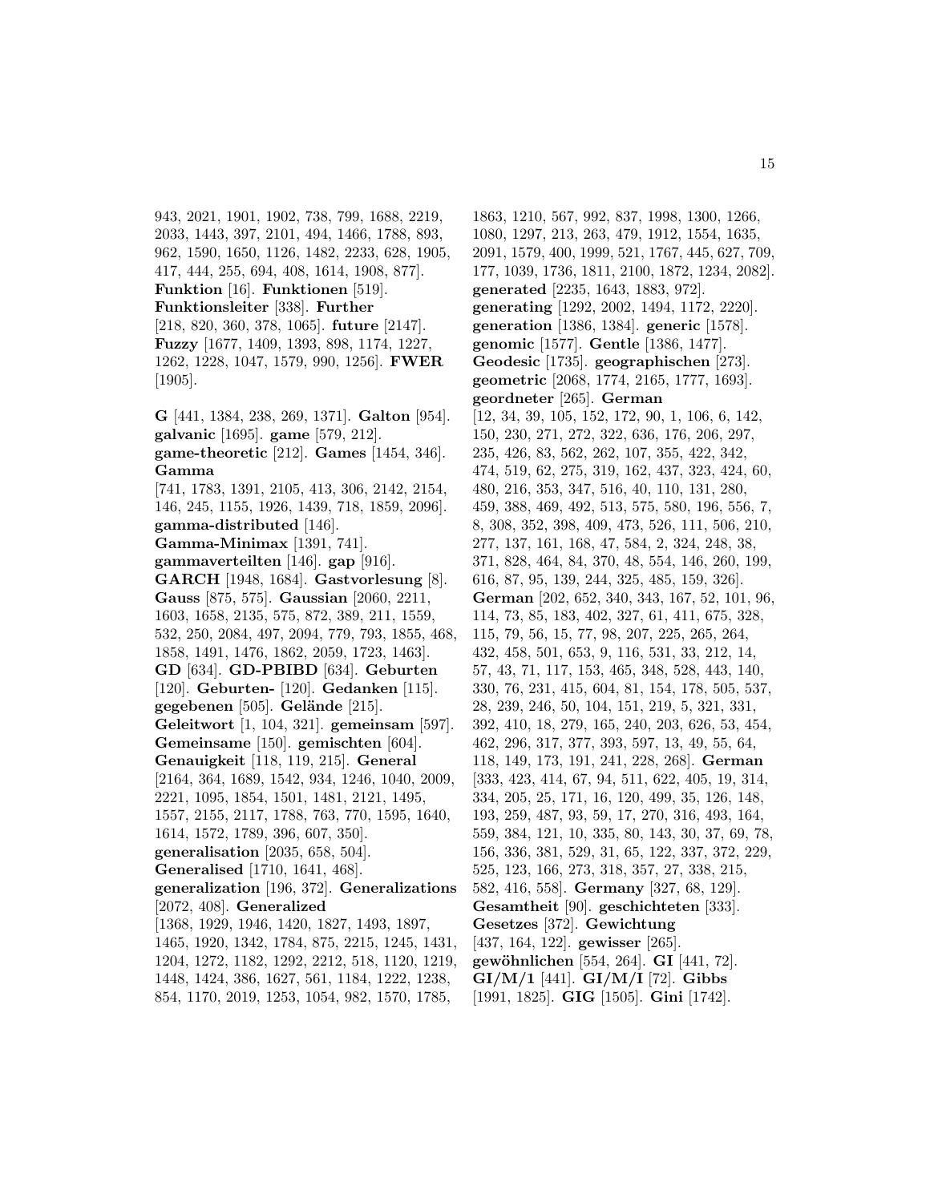943, 2021, 1901, 1902, 738, 799, 1688, 2219, 2033, 1443, 397, 2101, 494, 1466, 1788, 893, 962, 1590, 1650, 1126, 1482, 2233, 628, 1905, 417, 444, 255, 694, 408, 1614, 1908, 877]. **Funktion** [16]. **Funktionen** [519]. **Funktionsleiter** [338]. **Further** [218, 820, 360, 378, 1065]. **future** [2147]. **Fuzzy** [1677, 1409, 1393, 898, 1174, 1227, 1262, 1228, 1047, 1579, 990, 1256]. **FWER** [1905].

**G** [441, 1384, 238, 269, 1371]. **Galton** [954]. **galvanic** [1695]. **game** [579, 212]. **game-theoretic** [212]. **Games** [1454, 346]. **Gamma** [741, 1783, 1391, 2105, 413, 306, 2142, 2154, 146, 245, 1155, 1926, 1439, 718, 1859, 2096]. **gamma-distributed** [146]. **Gamma-Minimax** [1391, 741]. **gammaverteilten** [146]. **gap** [916]. **GARCH** [1948, 1684]. **Gastvorlesung** [8]. **Gauss** [875, 575]. **Gaussian** [2060, 2211, 1603, 1658, 2135, 575, 872, 389, 211, 1559, 532, 250, 2084, 497, 2094, 779, 793, 1855, 468, 1858, 1491, 1476, 1862, 2059, 1723, 1463]. **GD** [634]. **GD-PBIBD** [634]. **Geburten** [120]. **Geburten-** [120]. **Gedanken** [115]. **gegebenen** [505]. **Gelände** [215]. **Geleitwort** [1, 104, 321]. **gemeinsam** [597]. **Gemeinsame** [150]. **gemischten** [604]. **Genauigkeit** [118, 119, 215]. **General** [2164, 364, 1689, 1542, 934, 1246, 1040, 2009, 2221, 1095, 1854, 1501, 1481, 2121, 1495, 1557, 2155, 2117, 1788, 763, 770, 1595, 1640, 1614, 1572, 1789, 396, 607, 350]. **generalisation** [2035, 658, 504]. **Generalised** [1710, 1641, 468]. **generalization** [196, 372]. **Generalizations** [2072, 408]. **Generalized** [1368, 1929, 1946, 1420, 1827, 1493, 1897, 1465, 1920, 1342, 1784, 875, 2215, 1245, 1431, 1204, 1272, 1182, 1292, 2212, 518, 1120, 1219, 1448, 1424, 386, 1627, 561, 1184, 1222, 1238, 854, 1170, 2019, 1253, 1054, 982, 1570, 1785, 1863, 1210, 567, 992, 837, 1998, 1300, 1266, 1080, 1297, 213, 263, 479, 1912, 1554, 1635, 2091, 1579, 400, 1999, 521, 1767, 445, 627, 709, 177, 1039, 1736, 1811, 2100, 1872, 1234, 2082]. **generated** [2235, 1643, 1883, 972]. **generating** [1292, 2002, 1494, 1172, 2220]. **generation** [1386, 1384]. **generic** [1578]. **genomic** [1577]. **Gentle** [1386, 1477]. **Geodesic** [1735]. **geographischen** [273]. **geometric** [2068, 1774, 2165, 1777, 1693]. **geordneter** [265]. **German** [12, 34, 39, 105, 152, 172, 90, 1, 106, 6, 142, 150, 230, 271, 272, 322, 636, 176, 206, 297, 235, 426, 83, 562, 262, 107, 355, 422, 342, 474, 519, 62, 275, 319, 162, 437, 323, 424, 60, 480, 216, 353, 347, 516, 40, 110, 131, 280, 459, 388, 469, 492, 513, 575, 580, 196, 556, 7, 8, 308, 352, 398, 409, 473, 526, 111, 506, 210, 277, 137, 161, 168, 47, 584, 2, 324, 248, 38, 371, 828, 464, 84, 370, 48, 554, 146, 260, 199, 616, 87, 95, 139, 244, 325, 485, 159, 326]. **German** [202, 652, 340, 343, 167, 52, 101, 96, 114, 73, 85, 183, 402, 327, 61, 411, 675, 328, 115, 79, 56, 15, 77, 98, 207, 225, 265, 264, 432, 458, 501, 653, 9, 116, 531, 33, 212, 14, 57, 43, 71, 117, 153, 465, 348, 528, 443, 140, 330, 76, 231, 415, 604, 81, 154, 178, 505, 537, 28, 239, 246, 50, 104, 151, 219, 5, 321, 331, 392, 410, 18, 279, 165, 240, 203, 626, 53, 454, 462, 296, 317, 377, 393, 597, 13, 49, 55, 64, 118, 149, 173, 191, 241, 228, 268]. **German** [333, 423, 414, 67, 94, 511, 622, 405, 19, 314, 334, 205, 25, 171, 16, 120, 499, 35, 126, 148, 193, 259, 487, 93, 59, 17, 270, 316, 493, 164, 559, 384, 121, 10, 335, 80, 143, 30, 37, 69, 78, 156, 336, 381, 529, 31, 65, 122, 337, 372, 229, 525, 123, 166, 273, 318, 357, 27, 338, 215, 582, 416, 558]. **Germany** [327, 68, 129]. **Gesamtheit** [90]. **geschichteten** [333]. **Gesetzes** [372]. **Gewichtung** [437, 164, 122]. **gewisser** [265]. **gewöhnlichen** [554, 264]. **GI** [441, 72]. **GI/M/1** [441]. **GI/M/I** [72]. **Gibbs** [1991, 1825]. **GIG** [1505]. **Gini** [1742].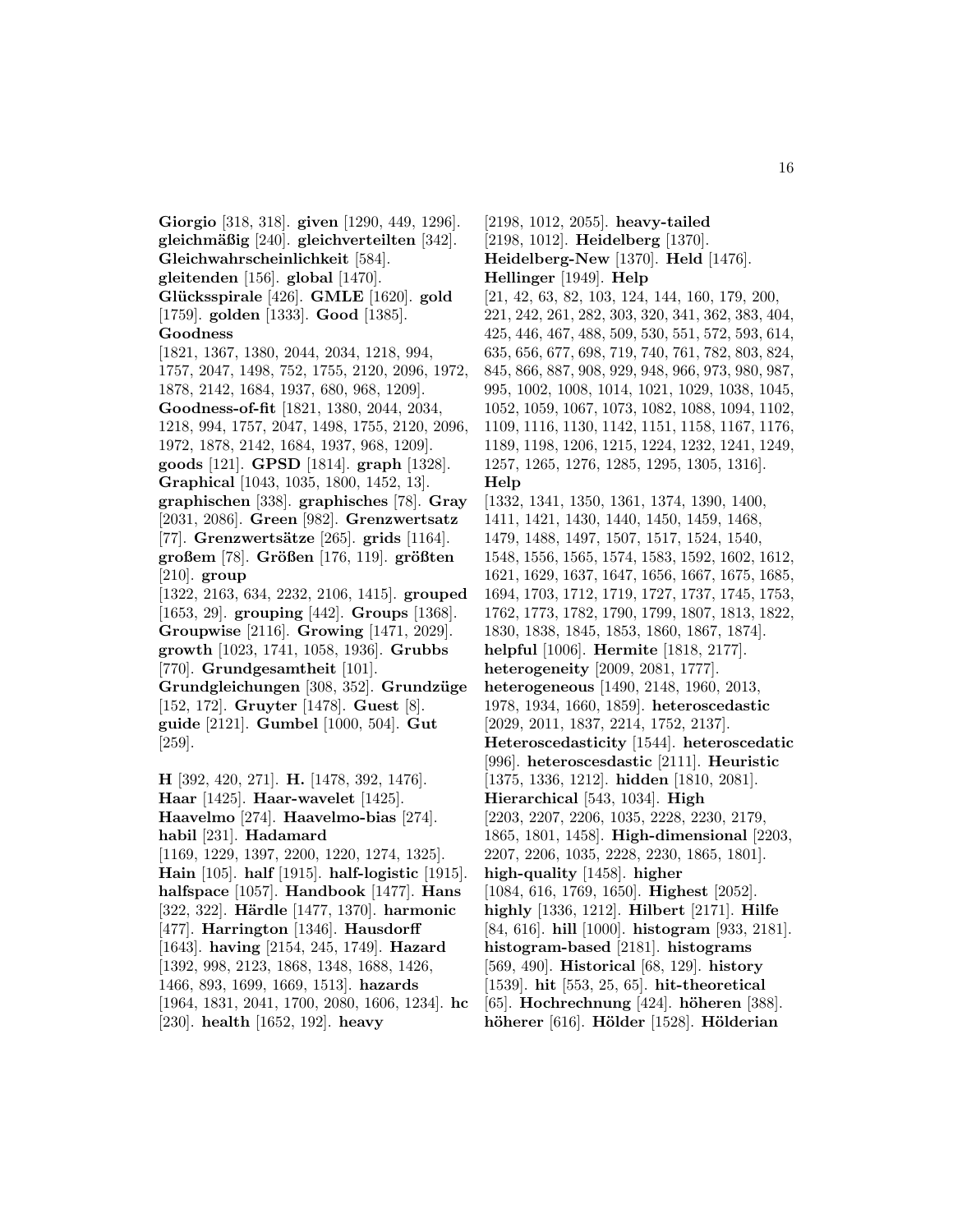**Giorgio** [318, 318]. **given** [1290, 449, 1296]. **gleichmäßig** [240]. **gleichverteilten** [342]. **Gleichwahrscheinlichkeit** [584]. **gleitenden** [156]. **global** [1470]. **Glücksspirale** [426]. **GMLE** [1620]. **gold** [1759]. **golden** [1333]. **Good** [1385]. **Goodness** [1821, 1367, 1380, 2044, 2034, 1218, 994, 1757, 2047, 1498, 752, 1755, 2120, 2096, 1972, 1878, 2142, 1684, 1937, 680, 968, 1209]. **Goodness-of-fit** [1821, 1380, 2044, 2034, 1218, 994, 1757, 2047, 1498, 1755, 2120, 2096, 1972, 1878, 2142, 1684, 1937, 968, 1209]. **goods** [121]. **GPSD** [1814]. **graph** [1328]. **Graphical** [1043, 1035, 1800, 1452, 13]. **graphischen** [338]. **graphisches** [78]. **Gray** [2031, 2086]. **Green** [982]. **Grenzwertsatz** [77]. **Grenzwertsätze** [265]. **grids** [1164]. **großem** [78]. **Größen** [176, 119]. **größten** [210]. **group** [1322, 2163, 634, 2232, 2106, 1415]. **grouped** [1653, 29]. **grouping** [442]. **Groups** [1368]. **Groupwise** [2116]. **Growing** [1471, 2029]. **growth** [1023, 1741, 1058, 1936]. **Grubbs** [770]. **Grundgesamtheit** [101]. **Grundgleichungen** [308, 352]. **Grundzüge** [152, 172]. **Gruyter** [1478]. **Guest** [8]. **guide** [2121]. **Gumbel** [1000, 504]. **Gut** [259].

**H** [392, 420, 271]. **H.** [1478, 392, 1476]. **Haar** [1425]. **Haar-wavelet** [1425]. **Haavelmo** [274]. **Haavelmo-bias** [274]. **habil** [231]. **Hadamard** [1169, 1229, 1397, 2200, 1220, 1274, 1325]. **Hain** [105]. **half** [1915]. **half-logistic** [1915]. **halfspace** [1057]. **Handbook** [1477]. **Hans** [322, 322]. **Härdle** [1477, 1370]. **harmonic** [477]. **Harrington** [1346]. **Hausdorff** [1643]. **having** [2154, 245, 1749]. **Hazard** [1392, 998, 2123, 1868, 1348, 1688, 1426, 1466, 893, 1699, 1669, 1513]. **hazards** [1964, 1831, 2041, 1700, 2080, 1606, 1234]. **hc** [230]. **health** [1652, 192]. **heavy** [2198, 1012, 2055]. **heavy-tailed** [2198, 1012]. **Heidelberg** [1370]. **Heidelberg-New** [1370]. **Held** [1476]. **Hellinger** [1949]. **Help** [21, 42, 63, 82, 103, 124, 144, 160, 179, 200, 221, 242, 261, 282, 303, 320, 341, 362, 383, 404, 425, 446, 467, 488, 509, 530, 551, 572, 593, 614, 635, 656, 677, 698, 719, 740, 761, 782, 803, 824, 845, 866, 887, 908, 929, 948, 966, 973, 980, 987, 995, 1002, 1008, 1014, 1021, 1029, 1038, 1045, 1052, 1059, 1067, 1073, 1082, 1088, 1094, 1102, 1109, 1116, 1130, 1142, 1151, 1158, 1167, 1176, 1189, 1198, 1206, 1215, 1224, 1232, 1241, 1249, 1257, 1265, 1276, 1285, 1295, 1305, 1316]. **Help** [1332, 1341, 1350, 1361, 1374, 1390, 1400, 1411, 1421, 1430, 1440, 1450, 1459, 1468, 1479, 1488, 1497, 1507, 1517, 1524, 1540, 1548, 1556, 1565, 1574, 1583, 1592, 1602, 1612, 1621, 1629, 1637, 1647, 1656, 1667, 1675, 1685, 1694, 1703, 1712, 1719, 1727, 1737, 1745, 1753, 1762, 1773, 1782, 1790, 1799, 1807, 1813, 1822, 1830, 1838, 1845, 1853, 1860, 1867, 1874]. **helpful** [1006]. **Hermite** [1818, 2177]. **heterogeneity** [2009, 2081, 1777]. **heterogeneous** [1490, 2148, 1960, 2013, 1978, 1934, 1660, 1859]. **heteroscedastic** [2029, 2011, 1837, 2214, 1752, 2137]. **Heteroscedasticity** [1544]. **heteroscedatic** [996]. **heteroscesdastic** [2111]. **Heuristic** [1375, 1336, 1212]. **hidden** [1810, 2081]. **Hierarchical** [543, 1034]. **High** [2203, 2207, 2206, 1035, 2228, 2230, 2179, 1865, 1801, 1458]. **High-dimensional** [2203, 2207, 2206, 1035, 2228, 2230, 1865, 1801]. **high-quality** [1458]. **higher** [1084, 616, 1769, 1650]. **Highest** [2052]. **highly** [1336, 1212]. **Hilbert** [2171]. **Hilfe** [84, 616]. **hill** [1000]. **histogram** [933, 2181]. **histogram-based** [2181]. **histograms** [569, 490]. **Historical** [68, 129]. **history** [1539]. **hit** [553, 25, 65]. **hit-theoretical** [65]. **Hochrechnung** [424]. **höheren** [388]. **höherer** [616]. **Hölder** [1528]. **Hölderian**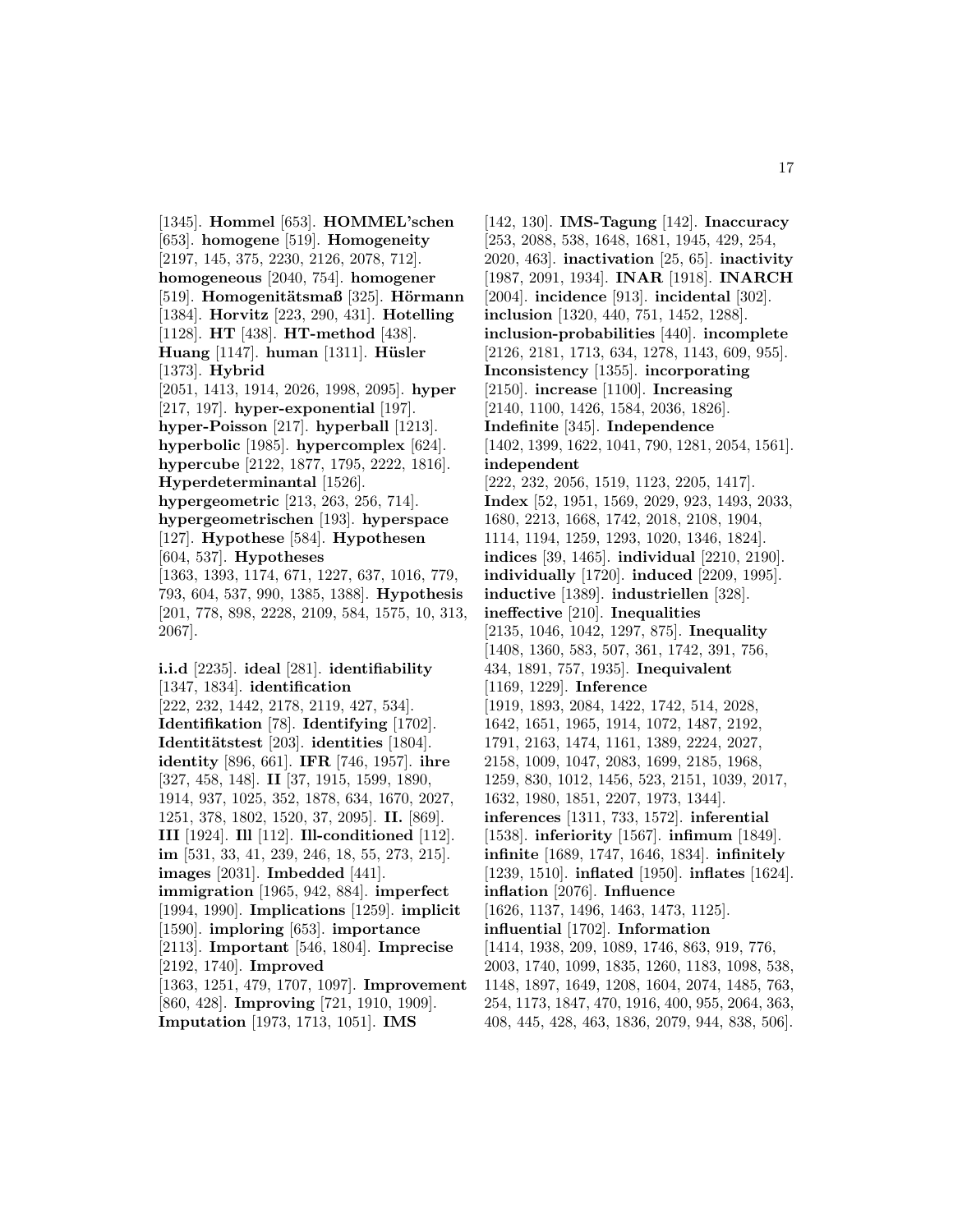[1345]. **Hommel** [653]. **HOMMEL'schen** [653]. **homogene** [519]. **Homogeneity** [2197, 145, 375, 2230, 2126, 2078, 712]. **homogeneous** [2040, 754]. **homogener** [519]. **Homogenitätsmaß** [325]. **Hörmann** [1384]. **Horvitz** [223, 290, 431]. **Hotelling** [1128]. **HT** [438]. **HT-method** [438]. **Huang** [1147]. **human** [1311]. **Hüsler** [1373]. **Hybrid** [2051, 1413, 1914, 2026, 1998, 2095]. **hyper** [217, 197]. **hyper-exponential** [197]. **hyper-Poisson** [217]. **hyperball** [1213]. **hyperbolic** [1985]. **hypercomplex** [624]. **hypercube** [2122, 1877, 1795, 2222, 1816]. **Hyperdeterminantal** [1526]. **hypergeometric** [213, 263, 256, 714]. **hypergeometrischen** [193]. **hyperspace** [127]. **Hypothese** [584]. **Hypothesen** [604, 537]. **Hypotheses** [1363, 1393, 1174, 671, 1227, 637, 1016, 779, 793, 604, 537, 990, 1385, 1388]. **Hypothesis** [201, 778, 898, 2228, 2109, 584, 1575, 10, 313, 2067].

**i.i.d** [2235]. **ideal** [281]. **identifiability** [1347, 1834]. **identification** [222, 232, 1442, 2178, 2119, 427, 534]. **Identifikation** [78]. **Identifying** [1702]. **Identitätstest** [203]. **identities** [1804]. **identity** [896, 661]. **IFR** [746, 1957]. **ihre** [327, 458, 148]. **II** [37, 1915, 1599, 1890, 1914, 937, 1025, 352, 1878, 634, 1670, 2027, 1251, 378, 1802, 1520, 37, 2095]. **II.** [869]. **III** [1924]. **Ill** [112]. **Ill-conditioned** [112]. **im** [531, 33, 41, 239, 246, 18, 55, 273, 215]. **images** [2031]. **Imbedded** [441]. **immigration** [1965, 942, 884]. **imperfect** [1994, 1990]. **Implications** [1259]. **implicit** [1590]. **imploring** [653]. **importance** [2113]. **Important** [546, 1804]. **Imprecise** [2192, 1740]. **Improved** [1363, 1251, 479, 1707, 1097]. **Improvement** [860, 428]. **Improving** [721, 1910, 1909]. **Imputation** [1973, 1713, 1051]. **IMS** [142, 130]. **IMS-Tagung** [142]. **Inaccuracy** [253, 2088, 538, 1648, 1681, 1945, 429, 254, 2020, 463]. **inactivation** [25, 65]. **inactivity** [1987, 2091, 1934]. **INAR** [1918]. **INARCH** [2004]. **incidence** [913]. **incidental** [302]. **inclusion** [1320, 440, 751, 1452, 1288]. **inclusion-probabilities** [440]. **incomplete** [2126, 2181, 1713, 634, 1278, 1143, 609, 955]. **Inconsistency** [1355]. **incorporating** [2150]. **increase** [1100]. **Increasing** [2140, 1100, 1426, 1584, 2036, 1826]. **Indefinite** [345]. **Independence** [1402, 1399, 1622, 1041, 790, 1281, 2054, 1561]. **independent** [222, 232, 2056, 1519, 1123, 2205, 1417]. **Index** [52, 1951, 1569, 2029, 923, 1493, 2033, 1680, 2213, 1668, 1742, 2018, 2108, 1904, 1114, 1194, 1259, 1293, 1020, 1346, 1824]. **indices** [39, 1465]. **individual** [2210, 2190]. **individually** [1720]. **induced** [2209, 1995]. **inductive** [1389]. **industriellen** [328]. **ineffective** [210]. **Inequalities** [2135, 1046, 1042, 1297, 875]. **Inequality** [1408, 1360, 583, 507, 361, 1742, 391, 756, 434, 1891, 757, 1935]. **Inequivalent** [1169, 1229]. **Inference** [1919, 1893, 2084, 1422, 1742, 514, 2028, 1642, 1651, 1965, 1914, 1072, 1487, 2192, 1791, 2163, 1474, 1161, 1389, 2224, 2027, 2158, 1009, 1047, 2083, 1699, 2185, 1968, 1259, 830, 1012, 1456, 523, 2151, 1039, 2017, 1632, 1980, 1851, 2207, 1973, 1344]. **inferences** [1311, 733, 1572]. **inferential** [1538]. **inferiority** [1567]. **infimum** [1849]. **infinite** [1689, 1747, 1646, 1834]. **infinitely** [1239, 1510]. **inflated** [1950]. **inflates** [1624]. **inflation** [2076]. **Influence** [1626, 1137, 1496, 1463, 1473, 1125]. **influential** [1702]. **Information** [1414, 1938, 209, 1089, 1746, 863, 919, 776, 2003, 1740, 1099, 1835, 1260, 1183, 1098, 538, 1148, 1897, 1649, 1208, 1604, 2074, 1485, 763, 254, 1173, 1847, 470, 1916, 400, 955, 2064, 363, 408, 445, 428, 463, 1836, 2079, 944, 838, 506].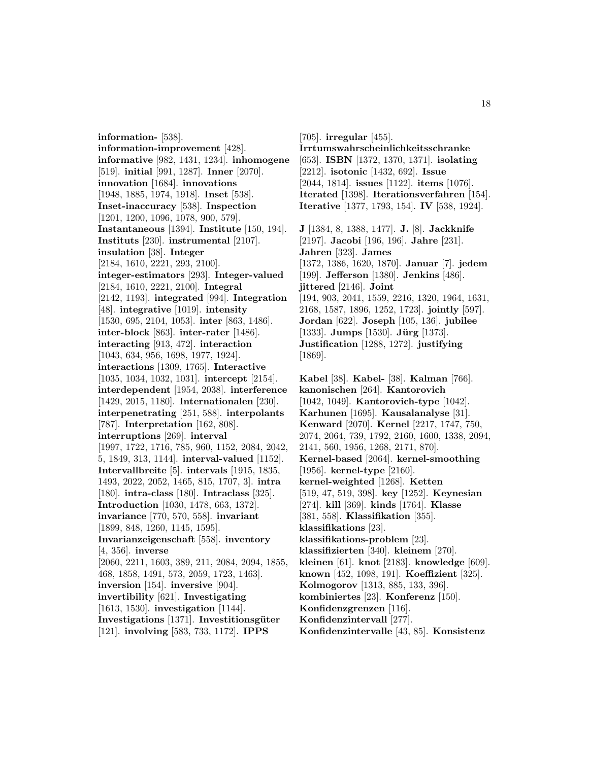**information-** [538]. **information-improvement** [428]. **informative** [982, 1431, 1234]. **inhomogene** [519]. **initial** [991, 1287]. **Inner** [2070]. **innovation** [1684]. **innovations** [1948, 1885, 1974, 1918]. **Inset** [538]. **Inset-inaccuracy** [538]. **Inspection** [1201, 1200, 1096, 1078, 900, 579]. **Instantaneous** [1394]. **Institute** [150, 194]. **Instituts** [230]. **instrumental** [2107]. **insulation** [38]. **Integer** [2184, 1610, 2221, 293, 2100]. **integer-estimators** [293]. **Integer-valued** [2184, 1610, 2221, 2100]. **Integral** [2142, 1193]. **integrated** [994]. **Integration** [48]. **integrative** [1019]. **intensity** [1530, 695, 2104, 1053]. **inter** [863, 1486]. **inter-block** [863]. **inter-rater** [1486]. **interacting** [913, 472]. **interaction** [1043, 634, 956, 1698, 1977, 1924]. **interactions** [1309, 1765]. **Interactive** [1035, 1034, 1032, 1031]. **intercept** [2154]. **interdependent** [1954, 2038]. **interference** [1429, 2015, 1180]. **Internationalen** [230]. **interpenetrating** [251, 588]. **interpolants** [787]. **Interpretation** [162, 808]. **interruptions** [269]. **interval** [1997, 1722, 1716, 785, 960, 1152, 2084, 2042, 5, 1849, 313, 1144]. **interval-valued** [1152]. **Intervallbreite** [5]. **intervals** [1915, 1835, 1493, 2022, 2052, 1465, 815, 1707, 3]. **intra** [180]. **intra-class** [180]. **Intraclass** [325]. **Introduction** [1030, 1478, 663, 1372]. **invariance** [770, 570, 558]. **invariant** [1899, 848, 1260, 1145, 1595]. **Invarianzeigenschaft** [558]. **inventory** [4, 356]. **inverse** [2060, 2211, 1603, 389, 211, 2084, 2094, 1855, 468, 1858, 1491, 573, 2059, 1723, 1463]. **inversion** [154]. **inversive** [904]. **invertibility** [621]. **Investigating** [1613, 1530]. **investigation** [1144]. **Investigations** [1371]. **Investitionsgüter** [121]. **involving** [583, 733, 1172]. **IPPS** [705]. **irregular** [455]. **Irrtumswahrscheinlichkeitsschranke** [653]. **ISBN** [1372, 1370, 1371]. **isolating** [2212]. **isotonic** [1432, 692]. **Issue** [2044, 1814]. **issues** [1122]. **items** [1076]. **Iterated** [1398]. **Iterationsverfahren** [154]. **Iterative** [1377, 1793, 154]. **IV** [538, 1924].

**J** [1384, 8, 1388, 1477]. **J.** [8]. **Jackknife** [2197]. **Jacobi** [196, 196]. **Jahre** [231]. **Jahren** [323]. **James** [1372, 1386, 1620, 1870]. **Januar** [7]. **jedem** [199]. **Jefferson** [1380]. **Jenkins** [486]. **jittered** [2146]. **Joint** [194, 903, 2041, 1559, 2216, 1320, 1964, 1631, 2168, 1587, 1896, 1252, 1723]. **jointly** [597]. **Jordan** [622]. **Joseph** [105, 136]. **jubilee** [1333]. **Jumps** [1530]. **Jürg** [1373]. **Justification** [1288, 1272]. **justifying** [1869].

**Kabel** [38]. **Kabel-** [38]. **Kalman** [766]. **kanonischen** [264]. **Kantorovich** [1042, 1049]. **Kantorovich-type** [1042]. **Karhunen** [1695]. **Kausalanalyse** [31]. **Kenward** [2070]. **Kernel** [2217, 1747, 750, 2074, 2064, 739, 1792, 2160, 1600, 1338, 2094, 2141, 560, 1956, 1268, 2171, 870]. **Kernel-based** [2064]. **kernel-smoothing** [1956]. **kernel-type** [2160]. **kernel-weighted** [1268]. **Ketten** [519, 47, 519, 398]. **key** [1252]. **Keynesian** [274]. **kill** [369]. **kinds** [1764]. **Klasse** [381, 558]. **Klassifikation** [355]. **klassifikations** [23]. **klassifikations-problem** [23]. **klassifizierten** [340]. **kleinem** [270]. **kleinen** [61]. **knot** [2183]. **knowledge** [609]. **known** [452, 1098, 191]. **Koeffizient** [325]. **Kolmogorov** [1313, 885, 133, 396]. **kombiniertes** [23]. **Konferenz** [150]. **Konfidenzgrenzen** [116]. **Konfidenzintervall** [277]. **Konfidenzintervalle** [43, 85]. **Konsistenz**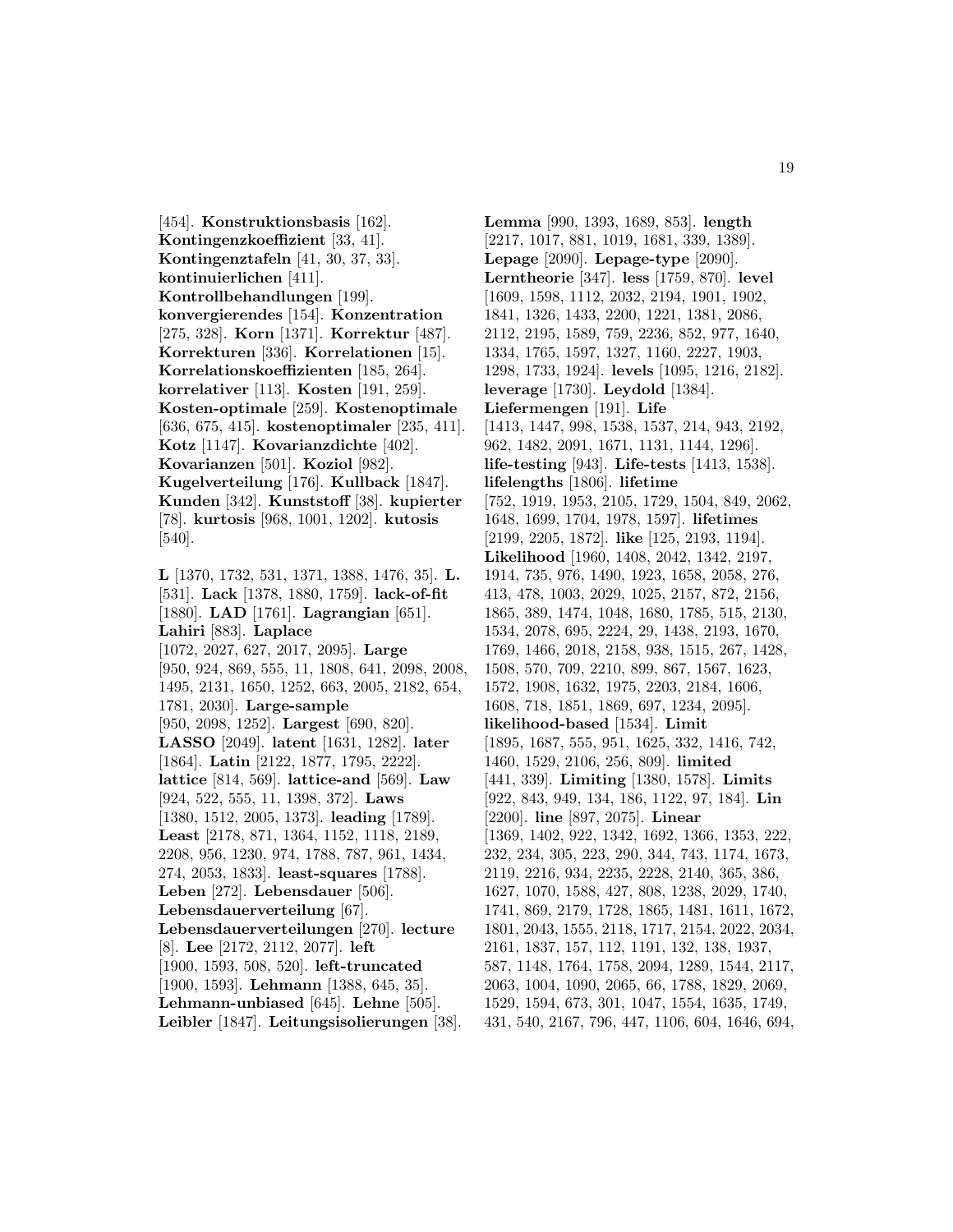[454]. **Konstruktionsbasis** [162]. **Kontingenzkoeffizient** [33, 41]. **Kontingenztafeln** [41, 30, 37, 33]. **kontinuierlichen** [411]. **Kontrollbehandlungen** [199]. **konvergierendes** [154]. **Konzentration** [275, 328]. **Korn** [1371]. **Korrektur** [487]. **Korrekturen** [336]. **Korrelationen** [15]. **Korrelationskoeffizienten** [185, 264]. **korrelativer** [113]. **Kosten** [191, 259]. **Kosten-optimale** [259]. **Kostenoptimale** [636, 675, 415]. **kostenoptimaler** [235, 411]. **Kotz** [1147]. **Kovarianzdichte** [402]. **Kovarianzen** [501]. **Koziol** [982]. **Kugelverteilung** [176]. **Kullback** [1847]. **Kunden** [342]. **Kunststoff** [38]. **kupierter** [78]. **kurtosis** [968, 1001, 1202]. **kutosis** [540].

**L** [1370, 1732, 531, 1371, 1388, 1476, 35]. **L.** [531]. **Lack** [1378, 1880, 1759]. **lack-of-fit** [1880]. **LAD** [1761]. **Lagrangian** [651]. **Lahiri** [883]. **Laplace** [1072, 2027, 627, 2017, 2095]. **Large** [950, 924, 869, 555, 11, 1808, 641, 2098, 2008, 1495, 2131, 1650, 1252, 663, 2005, 2182, 654, 1781, 2030]. **Large-sample** [950, 2098, 1252]. **Largest** [690, 820]. **LASSO** [2049]. **latent** [1631, 1282]. **later** [1864]. **Latin** [2122, 1877, 1795, 2222]. **lattice** [814, 569]. **lattice-and** [569]. **Law** [924, 522, 555, 11, 1398, 372]. **Laws** [1380, 1512, 2005, 1373]. **leading** [1789]. **Least** [2178, 871, 1364, 1152, 1118, 2189, 2208, 956, 1230, 974, 1788, 787, 961, 1434, 274, 2053, 1833]. **least-squares** [1788]. **Leben** [272]. **Lebensdauer** [506]. **Lebensdauerverteilung** [67]. **Lebensdauerverteilungen** [270]. **lecture** [8]. **Lee** [2172, 2112, 2077]. **left** [1900, 1593, 508, 520]. **left-truncated** [1900, 1593]. **Lehmann** [1388, 645, 35]. **Lehmann-unbiased** [645]. **Lehne** [505]. **Leibler** [1847]. **Leitungsisolierungen** [38]. **Lemma** [990, 1393, 1689, 853]. **length** [2217, 1017, 881, 1019, 1681, 339, 1389]. **Lepage** [2090]. **Lepage-type** [2090]. **Lerntheorie** [347]. **less** [1759, 870]. **level** [1609, 1598, 1112, 2032, 2194, 1901, 1902, 1841, 1326, 1433, 2200, 1221, 1381, 2086, 2112, 2195, 1589, 759, 2236, 852, 977, 1640, 1334, 1765, 1597, 1327, 1160, 2227, 1903, 1298, 1733, 1924]. **levels** [1095, 1216, 2182]. **leverage** [1730]. **Leydold** [1384]. **Liefermengen** [191]. **Life** [1413, 1447, 998, 1538, 1537, 214, 943, 2192, 962, 1482, 2091, 1671, 1131, 1144, 1296]. **life-testing** [943]. **Life-tests** [1413, 1538]. **lifelengths** [1806]. **lifetime** [752, 1919, 1953, 2105, 1729, 1504, 849, 2062, 1648, 1699, 1704, 1978, 1597]. **lifetimes** [2199, 2205, 1872]. **like** [125, 2193, 1194]. **Likelihood** [1960, 1408, 2042, 1342, 2197, 1914, 735, 976, 1490, 1923, 1658, 2058, 276, 413, 478, 1003, 2029, 1025, 2157, 872, 2156, 1865, 389, 1474, 1048, 1680, 1785, 515, 2130, 1534, 2078, 695, 2224, 29, 1438, 2193, 1670, 1769, 1466, 2018, 2158, 938, 1515, 267, 1428, 1508, 570, 709, 2210, 899, 867, 1567, 1623, 1572, 1908, 1632, 1975, 2203, 2184, 1606, 1608, 718, 1851, 1869, 697, 1234, 2095]. **likelihood-based** [1534]. **Limit** [1895, 1687, 555, 951, 1625, 332, 1416, 742, 1460, 1529, 2106, 256, 809]. **limited** [441, 339]. **Limiting** [1380, 1578]. **Limits** [922, 843, 949, 134, 186, 1122, 97, 184]. **Lin** [2200]. **line** [897, 2075]. **Linear** [1369, 1402, 922, 1342, 1692, 1366, 1353, 222, 232, 234, 305, 223, 290, 344, 743, 1174, 1673, 2119, 2216, 934, 2235, 2228, 2140, 365, 386, 1627, 1070, 1588, 427, 808, 1238, 2029, 1740, 1741, 869, 2179, 1728, 1865, 1481, 1611, 1672, 1801, 2043, 1555, 2118, 1717, 2154, 2022, 2034, 2161, 1837, 157, 112, 1191, 132, 138, 1937, 587, 1148, 1764, 1758, 2094, 1289, 1544, 2117, 2063, 1004, 1090, 2065, 66, 1788, 1829, 2069, 1529, 1594, 673, 301, 1047, 1554, 1635, 1749, 431, 540, 2167, 796, 447, 1106, 604, 1646, 694,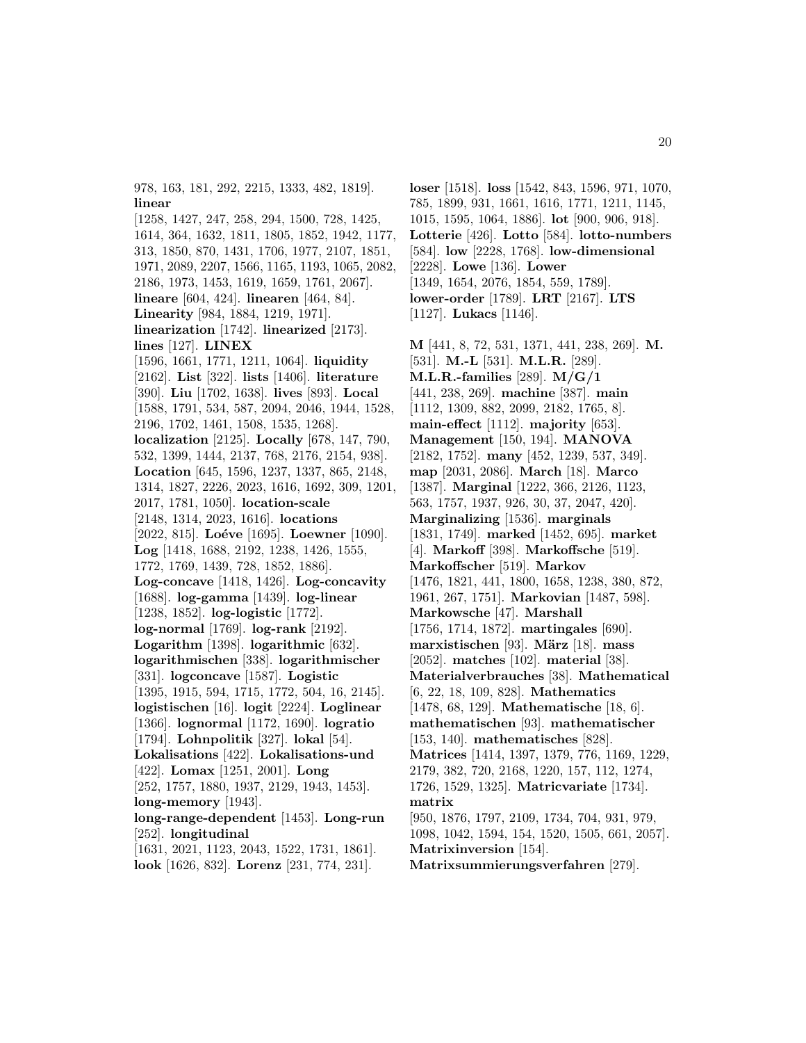978, 163, 181, 292, 2215, 1333, 482, 1819]. **linear** [1258, 1427, 247, 258, 294, 1500, 728, 1425, 1614, 364, 1632, 1811, 1805, 1852, 1942, 1177, 313, 1850, 870, 1431, 1706, 1977, 2107, 1851, 1971, 2089, 2207, 1566, 1165, 1193, 1065, 2082, 2186, 1973, 1453, 1619, 1659, 1761, 2067]. **lineare** [604, 424]. **linearen** [464, 84]. **Linearity** [984, 1884, 1219, 1971]. **linearization** [1742]. **linearized** [2173]. **lines** [127]. **LINEX** [1596, 1661, 1771, 1211, 1064]. **liquidity** [2162]. **List** [322]. **lists** [1406]. **literature** [390]. **Liu** [1702, 1638]. **lives** [893]. **Local** [1588, 1791, 534, 587, 2094, 2046, 1944, 1528, 2196, 1702, 1461, 1508, 1535, 1268]. **localization** [2125]. **Locally** [678, 147, 790, 532, 1399, 1444, 2137, 768, 2176, 2154, 938]. **Location** [645, 1596, 1237, 1337, 865, 2148, 1314, 1827, 2226, 2023, 1616, 1692, 309, 1201, 2017, 1781, 1050]. **location-scale** [2148, 1314, 2023, 1616]. **locations** [2022, 815]. **Loéve** [1695]. **Loewner** [1090]. **Log** [1418, 1688, 2192, 1238, 1426, 1555, 1772, 1769, 1439, 728, 1852, 1886]. **Log-concave** [1418, 1426]. **Log-concavity** [1688]. **log-gamma** [1439]. **log-linear** [1238, 1852]. **log-logistic** [1772]. **log-normal** [1769]. **log-rank** [2192]. **Logarithm** [1398]. **logarithmic** [632]. **logarithmischen** [338]. **logarithmischer** [331]. **logconcave** [1587]. **Logistic** [1395, 1915, 594, 1715, 1772, 504, 16, 2145]. **logistischen** [16]. **logit** [2224]. **Loglinear** [1366]. **lognormal** [1172, 1690]. **logratio** [1794]. **Lohnpolitik** [327]. **lokal** [54]. **Lokalisations** [422]. **Lokalisations-und** [422]. **Lomax** [1251, 2001]. **Long** [252, 1757, 1880, 1937, 2129, 1943, 1453]. **long-memory** [1943]. **long-range-dependent** [1453]. **Long-run** [252]. **longitudinal** [1631, 2021, 1123, 2043, 1522, 1731, 1861]. **look** [1626, 832]. **Lorenz** [231, 774, 231].

**loser** [1518]. **loss** [1542, 843, 1596, 971, 1070, 785, 1899, 931, 1661, 1616, 1771, 1211, 1145, 1015, 1595, 1064, 1886]. **lot** [900, 906, 918]. **Lotterie** [426]. **Lotto** [584]. **lotto-numbers** [584]. **low** [2228, 1768]. **low-dimensional** [2228]. **Lowe** [136]. **Lower** [1349, 1654, 2076, 1854, 559, 1789]. **lower-order** [1789]. **LRT** [2167]. **LTS** [1127]. **Lukacs** [1146].

**M** [441, 8, 72, 531, 1371, 441, 238, 269]. **M.** [531]. **M.-L** [531]. **M.L.R.** [289]. **M.L.R.-families** [289]. **M/G/1** [441, 238, 269]. **machine** [387]. **main** [1112, 1309, 882, 2099, 2182, 1765, 8]. **main-effect** [1112]. **majority** [653]. **Management** [150, 194]. **MANOVA** [2182, 1752]. **many** [452, 1239, 537, 349]. **map** [2031, 2086]. **March** [18]. **Marco** [1387]. **Marginal** [1222, 366, 2126, 1123, 563, 1757, 1937, 926, 30, 37, 2047, 420]. **Marginalizing** [1536]. **marginals** [1831, 1749]. **marked** [1452, 695]. **market** [4]. **Markoff** [398]. **Markoffsche** [519]. **Markoffscher** [519]. **Markov** [1476, 1821, 441, 1800, 1658, 1238, 380, 872, 1961, 267, 1751]. **Markovian** [1487, 598]. **Markowsche** [47]. **Marshall** [1756, 1714, 1872]. **martingales** [690]. **marxistischen** [93]. **März** [18]. **mass** [2052]. **matches** [102]. **material** [38]. **Materialverbrauches** [38]. **Mathematical** [6, 22, 18, 109, 828]. **Mathematics** [1478, 68, 129]. **Mathematische** [18, 6]. **mathematischen** [93]. **mathematischer** [153, 140]. **mathematisches** [828]. **Matrices** [1414, 1397, 1379, 776, 1169, 1229, 2179, 382, 720, 2168, 1220, 157, 112, 1274, 1726, 1529, 1325]. **Matricvariate** [1734]. **matrix** [950, 1876, 1797, 2109, 1734, 704, 931, 979, 1098, 1042, 1594, 154, 1520, 1505, 661, 2057]. **Matrixinversion** [154]. **Matrixsummierungsverfahren** [279].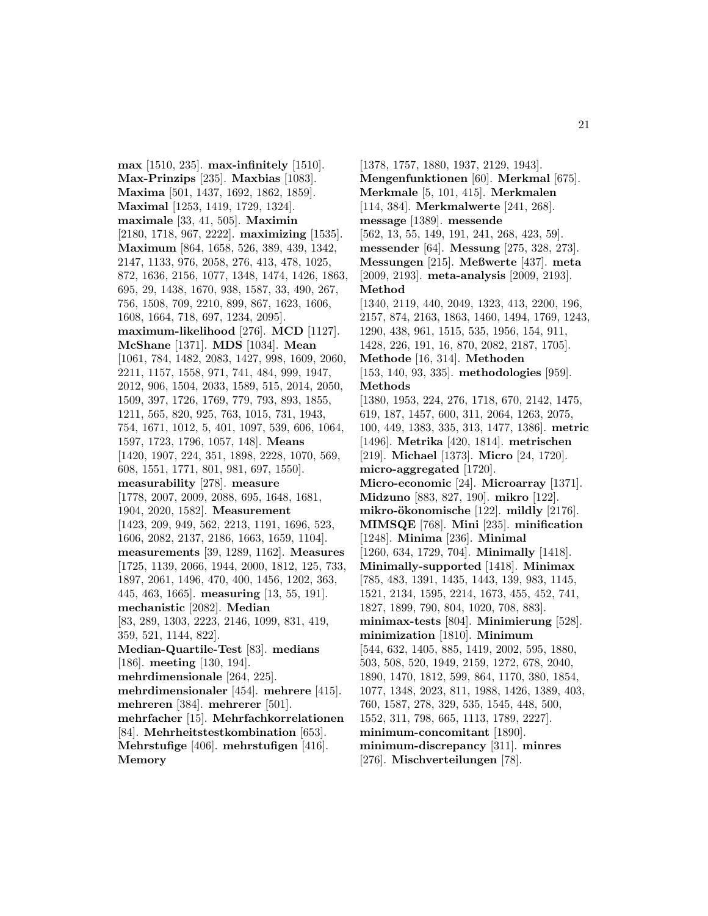**max** [1510, 235]. **max-infinitely** [1510]. **Max-Prinzips** [235]. **Maxbias** [1083]. **Maxima** [501, 1437, 1692, 1862, 1859]. **Maximal** [1253, 1419, 1729, 1324]. **maximale** [33, 41, 505]. **Maximin** [2180, 1718, 967, 2222]. **maximizing** [1535]. **Maximum** [864, 1658, 526, 389, 439, 1342, 2147, 1133, 976, 2058, 276, 413, 478, 1025, 872, 1636, 2156, 1077, 1348, 1474, 1426, 1863, 695, 29, 1438, 1670, 938, 1587, 33, 490, 267, 756, 1508, 709, 2210, 899, 867, 1623, 1606, 1608, 1664, 718, 697, 1234, 2095]. **maximum-likelihood** [276]. **MCD** [1127]. **McShane** [1371]. **MDS** [1034]. **Mean** [1061, 784, 1482, 2083, 1427, 998, 1609, 2060, 2211, 1157, 1558, 971, 741, 484, 999, 1947, 2012, 906, 1504, 2033, 1589, 515, 2014, 2050, 1509, 397, 1726, 1769, 779, 793, 893, 1855, 1211, 565, 820, 925, 763, 1015, 731, 1943, 754, 1671, 1012, 5, 401, 1097, 539, 606, 1064, 1597, 1723, 1796, 1057, 148]. **Means** [1420, 1907, 224, 351, 1898, 2228, 1070, 569, 608, 1551, 1771, 801, 981, 697, 1550]. **measurability** [278]. **measure** [1778, 2007, 2009, 2088, 695, 1648, 1681, 1904, 2020, 1582]. **Measurement** [1423, 209, 949, 562, 2213, 1191, 1696, 523, 1606, 2082, 2137, 2186, 1663, 1659, 1104]. **measurements** [39, 1289, 1162]. **Measures** [1725, 1139, 2066, 1944, 2000, 1812, 125, 733, 1897, 2061, 1496, 470, 400, 1456, 1202, 363, 445, 463, 1665]. **measuring** [13, 55, 191]. **mechanistic** [2082]. **Median** [83, 289, 1303, 2223, 2146, 1099, 831, 419, 359, 521, 1144, 822]. **Median-Quartile-Test** [83]. **medians** [186]. **meeting** [130, 194]. **mehrdimensionale** [264, 225]. **mehrdimensionaler** [454]. **mehrere** [415]. **mehreren** [384]. **mehrerer** [501]. **mehrfacher** [15]. **Mehrfachkorrelationen** [84]. **Mehrheitstestkombination** [653]. **Mehrstufige** [406]. **mehrstufigen** [416]. **Memory** [1378, 1757, 1880, 1937, 2129, 1943]. **Mengenfunktionen** [60]. **Merkmal** [675]. **Merkmale** [5, 101, 415]. **Merkmalen** [114, 384]. **Merkmalwerte** [241, 268]. **message** [1389]. **messende** [562, 13, 55, 149, 191, 241, 268, 423, 59]. **messender** [64]. **Messung** [275, 328, 273]. **Messungen** [215]. **Meßwerte** [437]. **meta** [2009, 2193]. **meta-analysis** [2009, 2193]. **Method** [1340, 2119, 440, 2049, 1323, 413, 2200, 196, 2157, 874, 2163, 1863, 1460, 1494, 1769, 1243, 1290, 438, 961, 1515, 535, 1956, 154, 911, 1428, 226, 191, 16, 870, 2082, 2187, 1705]. **Methode** [16, 314]. **Methoden** [153, 140, 93, 335]. **methodologies** [959]. **Methods** [1380, 1953, 224, 276, 1718, 670, 2142, 1475, 619, 187, 1457, 600, 311, 2064, 1263, 2075, 100, 449, 1383, 335, 313, 1477, 1386]. **metric** [1496]. **Metrika** [420, 1814]. **metrischen** [219]. **Michael** [1373]. **Micro** [24, 1720]. **micro-aggregated** [1720]. **Micro-economic** [24]. **Microarray** [1371]. **Midzuno** [883, 827, 190]. **mikro** [122]. **mikro-ökonomische** [122]. **mildly** [2176]. **MIMSQE** [768]. **Mini** [235]. **minification** [1248]. **Minima** [236]. **Minimal** [1260, 634, 1729, 704]. **Minimally** [1418]. **Minimally-supported** [1418]. **Minimax** [785, 483, 1391, 1435, 1443, 139, 983, 1145, 1521, 2134, 1595, 2214, 1673, 455, 452, 741, 1827, 1899, 790, 804, 1020, 708, 883]. **minimax-tests** [804]. **Minimierung** [528]. **minimization** [1810]. **Minimum** [544, 632, 1405, 885, 1419, 2002, 595, 1880, 503, 508, 520, 1949, 2159, 1272, 678, 2040, 1890, 1470, 1812, 599, 864, 1170, 380, 1854, 1077, 1348, 2023, 811, 1988, 1426, 1389, 403, 760, 1587, 278, 329, 535, 1545, 448, 500, 1552, 311, 798, 665, 1113, 1789, 2227]. **minimum-concomitant** [1890]. **minimum-discrepancy** [311]. **minres** [276]. **Mischverteilungen** [78].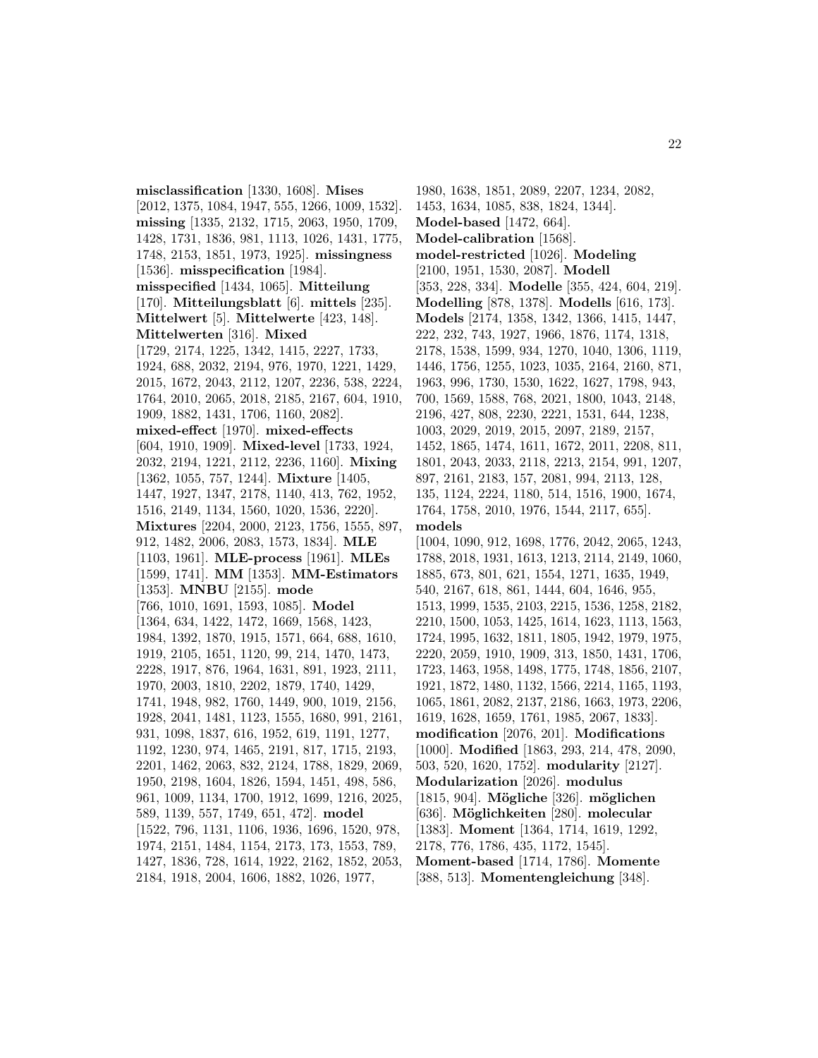**misclassification** [1330, 1608]. **Mises** [2012, 1375, 1084, 1947, 555, 1266, 1009, 1532]. **missing** [1335, 2132, 1715, 2063, 1950, 1709, 1428, 1731, 1836, 981, 1113, 1026, 1431, 1775, 1748, 2153, 1851, 1973, 1925]. **missingness** [1536]. **misspecification** [1984]. **misspecified** [1434, 1065]. **Mitteilung** [170]. **Mitteilungsblatt** [6]. **mittels** [235]. **Mittelwert** [5]. **Mittelwerte** [423, 148]. **Mittelwerten** [316]. **Mixed** [1729, 2174, 1225, 1342, 1415, 2227, 1733, 1924, 688, 2032, 2194, 976, 1970, 1221, 1429, 2015, 1672, 2043, 2112, 1207, 2236, 538, 2224, 1764, 2010, 2065, 2018, 2185, 2167, 604, 1910, 1909, 1882, 1431, 1706, 1160, 2082]. **mixed-effect** [1970]. **mixed-effects** [604, 1910, 1909]. **Mixed-level** [1733, 1924, 2032, 2194, 1221, 2112, 2236, 1160]. **Mixing** [1362, 1055, 757, 1244]. **Mixture** [1405, 1447, 1927, 1347, 2178, 1140, 413, 762, 1952, 1516, 2149, 1134, 1560, 1020, 1536, 2220]. **Mixtures** [2204, 2000, 2123, 1756, 1555, 897, 912, 1482, 2006, 2083, 1573, 1834]. **MLE** [1103, 1961]. **MLE-process** [1961]. **MLEs** [1599, 1741]. **MM** [1353]. **MM-Estimators** [1353]. **MNBU** [2155]. **mode** [766, 1010, 1691, 1593, 1085]. **Model** [1364, 634, 1422, 1472, 1669, 1568, 1423, 1984, 1392, 1870, 1915, 1571, 664, 688, 1610, 1919, 2105, 1651, 1120, 99, 214, 1470, 1473, 2228, 1917, 876, 1964, 1631, 891, 1923, 2111, 1970, 2003, 1810, 2202, 1879, 1740, 1429, 1741, 1948, 982, 1760, 1449, 900, 1019, 2156, 1928, 2041, 1481, 1123, 1555, 1680, 991, 2161, 931, 1098, 1837, 616, 1952, 619, 1191, 1277, 1192, 1230, 974, 1465, 2191, 817, 1715, 2193, 2201, 1462, 2063, 832, 2124, 1788, 1829, 2069, 1950, 2198, 1604, 1826, 1594, 1451, 498, 586, 961, 1009, 1134, 1700, 1912, 1699, 1216, 2025, 589, 1139, 557, 1749, 651, 472]. **model** [1522, 796, 1131, 1106, 1936, 1696, 1520, 978, 1974, 2151, 1484, 1154, 2173, 173, 1553, 789, 1427, 1836, 728, 1614, 1922, 2162, 1852, 2053, 2184, 1918, 2004, 1606, 1882, 1026, 1977, 1980, 1638, 1851, 2089, 2207, 1234, 2082, 1453, 1634, 1085, 838, 1824, 1344]. **Model-based** [1472, 664]. **Model-calibration** [1568]. **model-restricted** [1026]. **Modeling** [2100, 1951, 1530, 2087]. **Modell** [353, 228, 334]. **Modelle** [355, 424, 604, 219]. **Modelling** [878, 1378]. **Modells** [616, 173]. **Models** [2174, 1358, 1342, 1366, 1415, 1447, 222, 232, 743, 1927, 1966, 1876, 1174, 1318, 2178, 1538, 1599, 934, 1270, 1040, 1306, 1119, 1446, 1756, 1255, 1023, 1035, 2164, 2160, 871, 1963, 996, 1730, 1530, 1622, 1627, 1798, 943, 700, 1569, 1588, 768, 2021, 1800, 1043, 2148, 2196, 427, 808, 2230, 2221, 1531, 644, 1238, 1003, 2029, 2019, 2015, 2097, 2189, 2157, 1452, 1865, 1474, 1611, 1672, 2011, 2208, 811, 1801, 2043, 2033, 2118, 2213, 2154, 991, 1207, 897, 2161, 2183, 157, 2081, 994, 2113, 128, 135, 1124, 2224, 1180, 514, 1516, 1900, 1674, 1764, 1758, 2010, 1976, 1544, 2117, 655]. **models** [1004, 1090, 912, 1698, 1776, 2042, 2065, 1243, 1788, 2018, 1931, 1613, 1213, 2114, 2149, 1060, 1885, 673, 801, 621, 1554, 1271, 1635, 1949, 540, 2167, 618, 861, 1444, 604, 1646, 955, 1513, 1999, 1535, 2103, 2215, 1536, 1258, 2182, 2210, 1500, 1053, 1425, 1614, 1623, 1113, 1563, 1724, 1995, 1632, 1811, 1805, 1942, 1979, 1975, 2220, 2059, 1910, 1909, 313, 1850, 1431, 1706, 1723, 1463, 1958, 1498, 1775, 1748, 1856, 2107, 1921, 1872, 1480, 1132, 1566, 2214, 1165, 1193, 1065, 1861, 2082, 2137, 2186, 1663, 1973, 2206, 1619, 1628, 1659, 1761, 1985, 2067, 1833]. **modification** [2076, 201]. **Modifications** [1000]. **Modified** [1863, 293, 214, 478, 2090, 503, 520, 1620, 1752]. **modularity** [2127]. **Modularization** [2026]. **modulus** [1815, 904]. **Mögliche** [326]. **möglichen** [636]. **Möglichkeiten** [280]. **molecular** [1383]. **Moment** [1364, 1714, 1619, 1292, 2178, 776, 1786, 435, 1172, 1545]. **Moment-based** [1714, 1786]. **Momente** [388, 513]. **Momentengleichung** [348].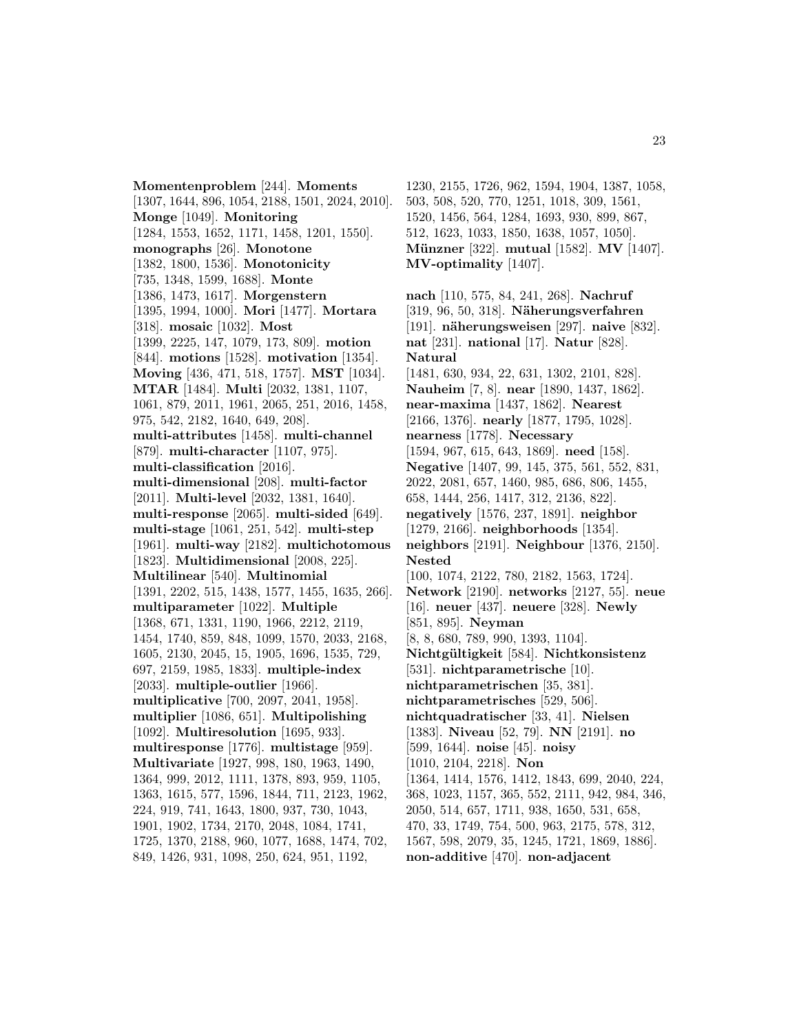**Momentenproblem** [244]. **Moments** [1307, 1644, 896, 1054, 2188, 1501, 2024, 2010]. **Monge** [1049]. **Monitoring** [1284, 1553, 1652, 1171, 1458, 1201, 1550]. **monographs** [26]. **Monotone** [1382, 1800, 1536]. **Monotonicity** [735, 1348, 1599, 1688]. **Monte** [1386, 1473, 1617]. **Morgenstern** [1395, 1994, 1000]. **Mori** [1477]. **Mortara** [318]. **mosaic** [1032]. **Most** [1399, 2225, 147, 1079, 173, 809]. **motion** [844]. **motions** [1528]. **motivation** [1354]. **Moving** [436, 471, 518, 1757]. **MST** [1034]. **MTAR** [1484]. **Multi** [2032, 1381, 1107, 1061, 879, 2011, 1961, 2065, 251, 2016, 1458, 975, 542, 2182, 1640, 649, 208]. **multi-attributes** [1458]. **multi-channel** [879]. **multi-character** [1107, 975]. **multi-classification** [2016]. **multi-dimensional** [208]. **multi-factor** [2011]. **Multi-level** [2032, 1381, 1640]. **multi-response** [2065]. **multi-sided** [649]. **multi-stage** [1061, 251, 542]. **multi-step** [1961]. **multi-way** [2182]. **multichotomous** [1823]. **Multidimensional** [2008, 225]. **Multilinear** [540]. **Multinomial** [1391, 2202, 515, 1438, 1577, 1455, 1635, 266]. **multiparameter** [1022]. **Multiple** [1368, 671, 1331, 1190, 1966, 2212, 2119, 1454, 1740, 859, 848, 1099, 1570, 2033, 2168, 1605, 2130, 2045, 15, 1905, 1696, 1535, 729, 697, 2159, 1985, 1833]. **multiple-index** [2033]. **multiple-outlier** [1966]. **multiplicative** [700, 2097, 2041, 1958]. **multiplier** [1086, 651]. **Multipolishing** [1092]. **Multiresolution** [1695, 933]. **multiresponse** [1776]. **multistage** [959]. **Multivariate** [1927, 998, 180, 1963, 1490, 1364, 999, 2012, 1111, 1378, 893, 959, 1105, 1363, 1615, 577, 1596, 1844, 711, 2123, 1962, 224, 919, 741, 1643, 1800, 937, 730, 1043, 1901, 1902, 1734, 2170, 2048, 1084, 1741, 1725, 1370, 2188, 960, 1077, 1688, 1474, 702, 849, 1426, 931, 1098, 250, 624, 951, 1192, 1230, 2155, 1726, 962, 1594, 1904, 1387, 1058, 503, 508, 520, 770, 1251, 1018, 309, 1561, 1520, 1456, 564, 1284, 1693, 930, 899, 867, 512, 1623, 1033, 1850, 1638, 1057, 1050]. **Münzner** [322]. **mutual** [1582]. **MV** [1407]. **MV-optimality** [1407].

**nach** [110, 575, 84, 241, 268]. **Nachruf** [319, 96, 50, 318]. **Näherungsverfahren** [191]. **näherungsweisen** [297]. **naive** [832]. **nat** [231]. **national** [17]. **Natur** [828]. **Natural** [1481, 630, 934, 22, 631, 1302, 2101, 828]. **Nauheim** [7, 8]. **near** [1890, 1437, 1862]. **near-maxima** [1437, 1862]. **Nearest** [2166, 1376]. **nearly** [1877, 1795, 1028]. **nearness** [1778]. **Necessary** [1594, 967, 615, 643, 1869]. **need** [158]. **Negative** [1407, 99, 145, 375, 561, 552, 831, 2022, 2081, 657, 1460, 985, 686, 806, 1455, 658, 1444, 256, 1417, 312, 2136, 822]. **negatively** [1576, 237, 1891]. **neighbor** [1279, 2166]. **neighborhoods** [1354]. **neighbors** [2191]. **Neighbour** [1376, 2150]. **Nested** [100, 1074, 2122, 780, 2182, 1563, 1724]. **Network** [2190]. **networks** [2127, 55]. **neue** [16]. **neuer** [437]. **neuere** [328]. **Newly** [851, 895]. **Neyman** [8, 8, 680, 789, 990, 1393, 1104]. **Nichtgültigkeit** [584]. **Nichtkonsistenz** [531]. **nichtparametrische** [10]. **nichtparametrischen** [35, 381]. **nichtparametrisches** [529, 506]. **nichtquadratischer** [33, 41]. **Nielsen** [1383]. **Niveau** [52, 79]. **NN** [2191]. **no** [599, 1644]. **noise** [45]. **noisy** [1010, 2104, 2218]. **Non** [1364, 1414, 1576, 1412, 1843, 699, 2040, 224, 368, 1023, 1157, 365, 552, 2111, 942, 984, 346, 2050, 514, 657, 1711, 938, 1650, 531, 658, 470, 33, 1749, 754, 500, 963, 2175, 578, 312, 1567, 598, 2079, 35, 1245, 1721, 1869, 1886]. **non-additive** [470]. **non-adjacent**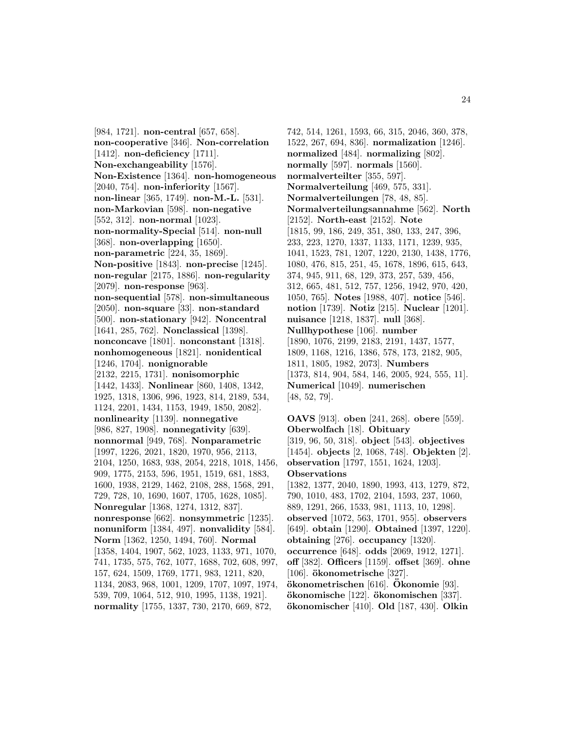[984, 1721]. **non-central** [657, 658]. **non-cooperative** [346]. **Non-correlation** [1412]. **non-deficiency** [1711]. **Non-exchangeability** [1576]. **Non-Existence** [1364]. **non-homogeneous** [2040, 754]. **non-inferiority** [1567]. **non-linear** [365, 1749]. **non-M.-L.** [531]. **non-Markovian** [598]. **non-negative** [552, 312]. **non-normal** [1023]. **non-normality-Special** [514]. **non-null** [368]. **non-overlapping** [1650]. **non-parametric** [224, 35, 1869]. **Non-positive** [1843]. **non-precise** [1245]. **non-regular** [2175, 1886]. **non-regularity** [2079]. **non-response** [963]. **non-sequential** [578]. **non-simultaneous** [2050]. **non-square** [33]. **non-standard** [500]. **non-stationary** [942]. **Noncentral** [1641, 285, 762]. **Nonclassical** [1398]. **nonconcave** [1801]. **nonconstant** [1318]. **nonhomogeneous** [1821]. **nonidentical** [1246, 1704]. **nonignorable** [2132, 2215, 1731]. **nonisomorphic** [1442, 1433]. **Nonlinear** [860, 1408, 1342, 1925, 1318, 1306, 996, 1923, 814, 2189, 534, 1124, 2201, 1434, 1153, 1949, 1850, 2082]. **nonlinearity** [1139]. **nonnegative** [986, 827, 1908]. **nonnegativity** [639]. **nonnormal** [949, 768]. **Nonparametric** [1997, 1226, 2021, 1820, 1970, 956, 2113, 2104, 1250, 1683, 938, 2054, 2218, 1018, 1456, 909, 1775, 2153, 596, 1951, 1519, 681, 1883, 1600, 1938, 2129, 1462, 2108, 288, 1568, 291, 729, 728, 10, 1690, 1607, 1705, 1628, 1085]. **Nonregular** [1368, 1274, 1312, 837]. **nonresponse** [662]. **nonsymmetric** [1235]. **nonuniform** [1384, 497]. **nonvalidity** [584]. **Norm** [1362, 1250, 1494, 760]. **Normal** [1358, 1404, 1907, 562, 1023, 1133, 971, 1070, 741, 1735, 575, 762, 1077, 1688, 702, 608, 997, 157, 624, 1509, 1769, 1771, 983, 1211, 820, 1134, 2083, 968, 1001, 1209, 1707, 1097, 1974, 539, 709, 1064, 512, 910, 1995, 1138, 1921]. **normality** [1755, 1337, 730, 2170, 669, 872, 742, 514, 1261, 1593, 66, 315, 2046, 360, 378, 1522, 267, 694, 836]. **normalization** [1246]. **normalized** [484]. **normalizing** [802]. **normally** [597]. **normals** [1560]. **normalverteilter** [355, 597]. **Normalverteilung** [469, 575, 331]. **Normalverteilungen** [78, 48, 85]. **Normalverteilungsannahme** [562]. **North** [2152]. **North-east** [2152]. **Note** [1815, 99, 186, 249, 351, 380, 133, 247, 396, 233, 223, 1270, 1337, 1133, 1171, 1239, 935, 1041, 1523, 781, 1207, 1220, 2130, 1438, 1776, 1080, 476, 815, 251, 45, 1678, 1896, 615, 643, 374, 945, 911, 68, 129, 373, 257, 539, 456, 312, 665, 481, 512, 757, 1256, 1942, 970, 420, 1050, 765]. **Notes** [1988, 407]. **notice** [546]. **notion** [1739]. **Notiz** [215]. **Nuclear** [1201]. **nuisance** [1218, 1837]. **null** [368]. **Nullhypothese** [106]. **number** [1890, 1076, 2199, 2183, 2191, 1437, 1577, 1809, 1168, 1216, 1386, 578, 173, 2182, 905, 1811, 1805, 1982, 2073]. **Numbers** [1373, 814, 904, 584, 146, 2005, 924, 555, 11]. **Numerical** [1049]. **numerischen** [48, 52, 79].

**OAVS** [913]. **oben** [241, 268]. **obere** [559]. **Oberwolfach** [18]. **Obituary** [319, 96, 50, 318]. **object** [543]. **objectives** [1454]. **objects** [2, 1068, 748]. **Objekten** [2]. **observation** [1797, 1551, 1624, 1203]. **Observations** [1382, 1377, 2040, 1890, 1993, 413, 1279, 872, 790, 1010, 483, 1702, 2104, 1593, 237, 1060, 889, 1291, 266, 1533, 981, 1113, 10, 1298]. **observed** [1072, 563, 1701, 955]. **observers** [649]. **obtain** [1290]. **Obtained** [1397, 1220]. **obtaining** [276]. **occupancy** [1320]. **occurrence** [648]. **odds** [2069, 1912, 1271]. **off** [382]. **Officers** [1159]. **offset** [369]. **ohne** [106]. **ökonometrische** [327]. **ökonometrischen** [616]. **Ökonomie** [93]. **ökonomische** [122]. **ökonomischen** [337]. **ökonomischer** [410]. **Old** [187, 430]. **Olkin**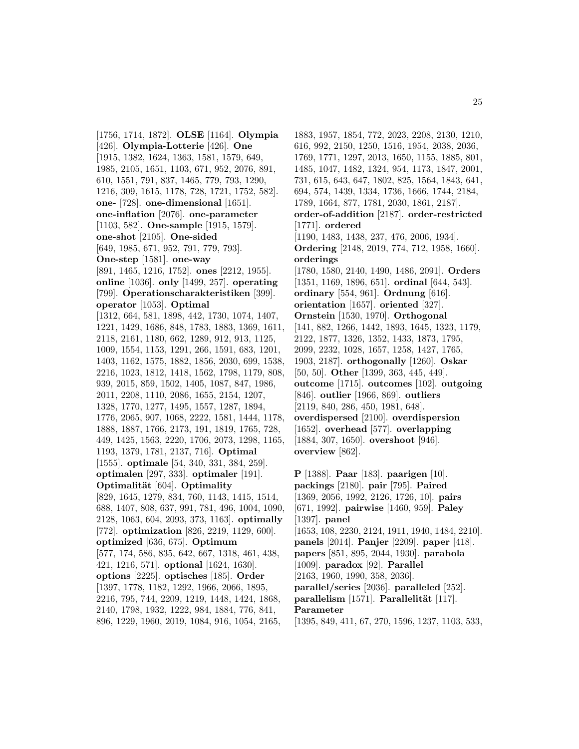[1756, 1714, 1872]. **OLSE** [1164]. **Olympia** [426]. **Olympia-Lotterie** [426]. **One** [1915, 1382, 1624, 1363, 1581, 1579, 649, 1985, 2105, 1651, 1103, 671, 952, 2076, 891, 610, 1551, 791, 837, 1465, 779, 793, 1290, 1216, 309, 1615, 1178, 728, 1721, 1752, 582]. **one-** [728]. **one-dimensional** [1651]. **one-inflation** [2076]. **one-parameter** [1103, 582]. **One-sample** [1915, 1579]. **one-shot** [2105]. **One-sided** [649, 1985, 671, 952, 791, 779, 793]. **One-step** [1581]. **one-way** [891, 1465, 1216, 1752]. **ones** [2212, 1955]. **online** [1036]. **only** [1499, 257]. **operating** [799]. **Operationscharakteristiken** [399]. **operator** [1053]. **Optimal** [1312, 664, 581, 1898, 442, 1730, 1074, 1407, 1221, 1429, 1686, 848, 1783, 1883, 1369, 1611, 2118, 2161, 1180, 662, 1289, 912, 913, 1125, 1009, 1554, 1153, 1291, 266, 1591, 683, 1201, 1403, 1162, 1575, 1882, 1856, 2030, 699, 1538, 2216, 1023, 1812, 1418, 1562, 1798, 1179, 808, 939, 2015, 859, 1502, 1405, 1087, 847, 1986, 2011, 2208, 1110, 2086, 1655, 2154, 1207, 1328, 1770, 1277, 1495, 1557, 1287, 1894, 1776, 2065, 907, 1068, 2222, 1581, 1444, 1178, 1888, 1887, 1766, 2173, 191, 1819, 1765, 728, 449, 1425, 1563, 2220, 1706, 2073, 1298, 1165, 1193, 1379, 1781, 2137, 716]. **Optimal** [1555]. **optimale** [54, 340, 331, 384, 259]. **optimalen** [297, 333]. **optimaler** [191]. **Optimalität** [604]. **Optimality** [829, 1645, 1279, 834, 760, 1143, 1415, 1514, 688, 1407, 808, 637, 991, 781, 496, 1004, 1090, 2128, 1063, 604, 2093, 373, 1163]. **optimally** [772]. **optimization** [826, 2219, 1129, 600]. **optimized** [636, 675]. **Optimum** [577, 174, 586, 835, 642, 667, 1318, 461, 438, 421, 1216, 571]. **optional** [1624, 1630]. **options** [2225]. **optisches** [185]. **Order** [1397, 1778, 1182, 1292, 1966, 2066, 1895, 2216, 795, 744, 2209, 1219, 1448, 1424, 1868, 2140, 1798, 1932, 1222, 984, 1884, 776, 841, 896, 1229, 1960, 2019, 1084, 916, 1054, 2165, 1883, 1957, 1854, 772, 2023, 2208, 2130, 1210, 616, 992, 2150, 1250, 1516, 1954, 2038, 2036, 1769, 1771, 1297, 2013, 1650, 1155, 1885, 801, 1485, 1047, 1482, 1324, 954, 1173, 1847, 2001, 731, 615, 643, 647, 1802, 825, 1564, 1843, 641, 694, 574, 1439, 1334, 1736, 1666, 1744, 2184, 1789, 1664, 877, 1781, 2030, 1861, 2187]. **order-of-addition** [2187]. **order-restricted** [1771]. **ordered** [1190, 1483, 1438, 237, 476, 2006, 1934]. **Ordering** [2148, 2019, 774, 712, 1958, 1660]. **orderings** [1780, 1580, 2140, 1490, 1486, 2091]. **Orders** [1351, 1169, 1896, 651]. **ordinal** [644, 543]. **ordinary** [554, 961]. **Ordnung** [616]. **orientation** [1657]. **oriented** [327]. **Ornstein** [1530, 1970]. **Orthogonal** [141, 882, 1266, 1442, 1893, 1645, 1323, 1179, 2122, 1877, 1326, 1352, 1433, 1873, 1795, 2099, 2232, 1028, 1657, 1258, 1427, 1765, 1903, 2187]. **orthogonally** [1260]. **Oskar** [50, 50]. **Other** [1399, 363, 445, 449]. **outcome** [1715]. **outcomes** [102]. **outgoing** [846]. **outlier** [1966, 869]. **outliers** [2119, 840, 286, 450, 1981, 648]. **overdispersed** [2100]. **overdispersion** [1652]. **overhead** [577]. **overlapping** [1884, 307, 1650]. **overshoot** [946]. **overview** [862].

**P** [1388]. **Paar** [183]. **paarigen** [10]. **packings** [2180]. **pair** [795]. **Paired** [1369, 2056, 1992, 2126, 1726, 10]. **pairs** [671, 1992]. **pairwise** [1460, 959]. **Paley** [1397]. **panel** [1653, 108, 2230, 2124, 1911, 1940, 1484, 2210]. **panels** [2014]. **Panjer** [2209]. **paper** [418]. **papers** [851, 895, 2044, 1930]. **parabola** [1009]. **paradox** [92]. **Parallel** [2163, 1960, 1990, 358, 2036]. **parallel/series** [2036]. **paralleled** [252]. **parallelism** [1571]. **Parallelität** [117]. **Parameter** [1395, 849, 411, 67, 270, 1596, 1237, 1103, 533,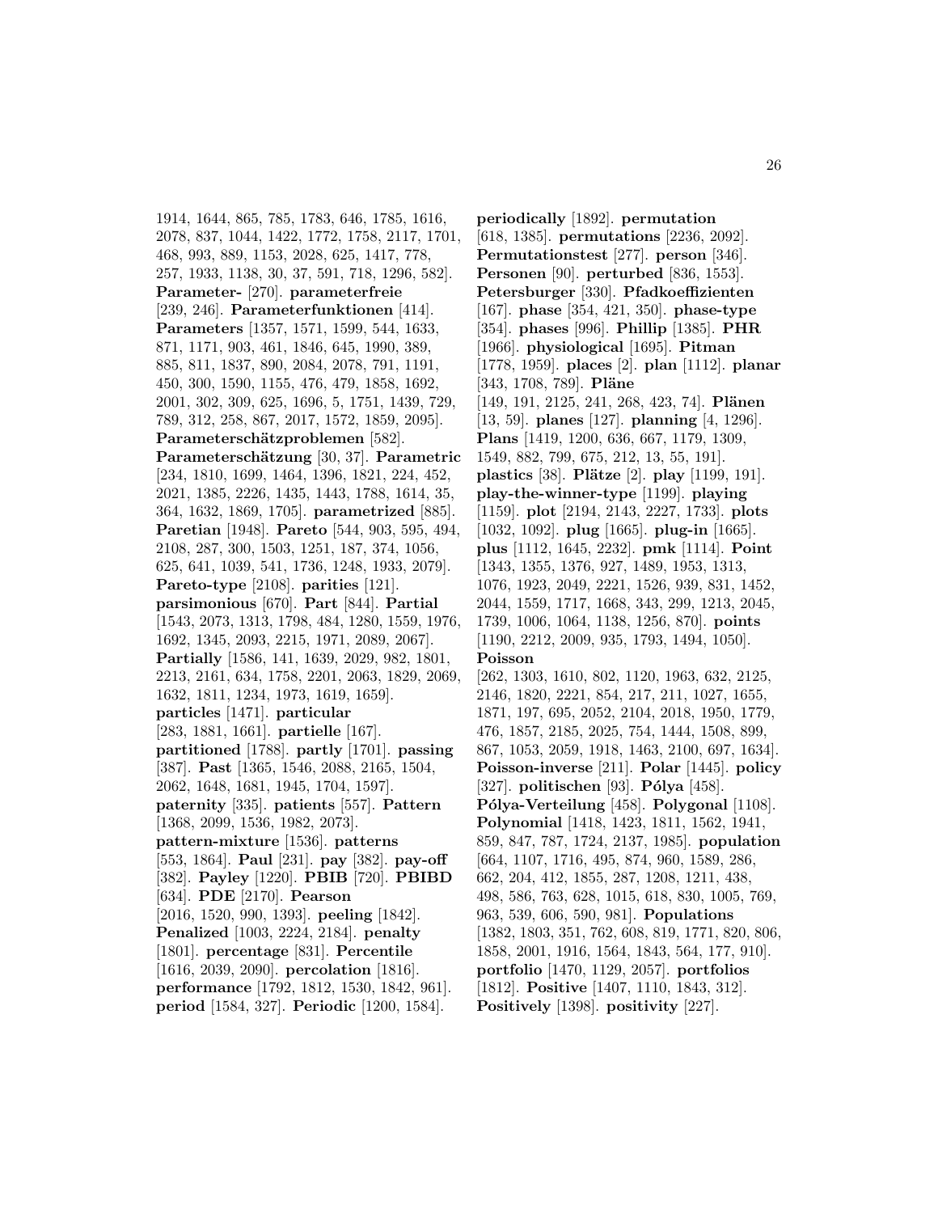1914, 1644, 865, 785, 1783, 646, 1785, 1616, 2078, 837, 1044, 1422, 1772, 1758, 2117, 1701, 468, 993, 889, 1153, 2028, 625, 1417, 778, 257, 1933, 1138, 30, 37, 591, 718, 1296, 582]. **Parameter-** [270]. **parameterfreie** [239, 246]. **Parameterfunktionen** [414]. **Parameters** [1357, 1571, 1599, 544, 1633, 871, 1171, 903, 461, 1846, 645, 1990, 389, 885, 811, 1837, 890, 2084, 2078, 791, 1191, 450, 300, 1590, 1155, 476, 479, 1858, 1692, 2001, 302, 309, 625, 1696, 5, 1751, 1439, 729, 789, 312, 258, 867, 2017, 1572, 1859, 2095]. **Parameterschätzproblemen** [582]. **Parameterschätzung** [30, 37]. **Parametric** [234, 1810, 1699, 1464, 1396, 1821, 224, 452, 2021, 1385, 2226, 1435, 1443, 1788, 1614, 35, 364, 1632, 1869, 1705]. **parametrized** [885]. **Paretian** [1948]. **Pareto** [544, 903, 595, 494, 2108, 287, 300, 1503, 1251, 187, 374, 1056, 625, 641, 1039, 541, 1736, 1248, 1933, 2079]. **Pareto-type** [2108]. **parities** [121]. **parsimonious** [670]. **Part** [844]. **Partial** [1543, 2073, 1313, 1798, 484, 1280, 1559, 1976, 1692, 1345, 2093, 2215, 1971, 2089, 2067]. **Partially** [1586, 141, 1639, 2029, 982, 1801, 2213, 2161, 634, 1758, 2201, 2063, 1829, 2069, 1632, 1811, 1234, 1973, 1619, 1659]. **particles** [1471]. **particular** [283, 1881, 1661]. **partielle** [167]. **partitioned** [1788]. **partly** [1701]. **passing** [387]. **Past** [1365, 1546, 2088, 2165, 1504, 2062, 1648, 1681, 1945, 1704, 1597]. **paternity** [335]. **patients** [557]. **Pattern** [1368, 2099, 1536, 1982, 2073]. **pattern-mixture** [1536]. **patterns** [553, 1864]. **Paul** [231]. **pay** [382]. **pay-off** [382]. **Payley** [1220]. **PBIB** [720]. **PBIBD** [634]. **PDE** [2170]. **Pearson** [2016, 1520, 990, 1393]. **peeling** [1842]. **Penalized** [1003, 2224, 2184]. **penalty** [1801]. **percentage** [831]. **Percentile** [1616, 2039, 2090]. **percolation** [1816]. **performance** [1792, 1812, 1530, 1842, 961]. **period** [1584, 327]. **Periodic** [1200, 1584]. **periodically** [1892]. **permutation** [618, 1385]. **permutations** [2236, 2092]. **Permutationstest** [277]. **person** [346]. **Personen** [90]. **perturbed** [836, 1553]. **Petersburger** [330]. **Pfadkoeffizienten** [167]. **phase** [354, 421, 350]. **phase-type** [354]. **phases** [996]. **Phillip** [1385]. **PHR** [1966]. **physiological** [1695]. **Pitman** [1778, 1959]. **places** [2]. **plan** [1112]. **planar** [343, 1708, 789]. **Pläne** [149, 191, 2125, 241, 268, 423, 74]. **Plänen** [13, 59]. **planes** [127]. **planning** [4, 1296]. **Plans** [1419, 1200, 636, 667, 1179, 1309, 1549, 882, 799, 675, 212, 13, 55, 191]. **plastics** [38]. **Plätze** [2]. **play** [1199, 191]. **play-the-winner-type** [1199]. **playing** [1159]. **plot** [2194, 2143, 2227, 1733]. **plots** [1032, 1092]. **plug** [1665]. **plug-in** [1665]. **plus** [1112, 1645, 2232]. **pmk** [1114]. **Point** [1343, 1355, 1376, 927, 1489, 1953, 1313, 1076, 1923, 2049, 2221, 1526, 939, 831, 1452, 2044, 1559, 1717, 1668, 343, 299, 1213, 2045, 1739, 1006, 1064, 1138, 1256, 870]. **points** [1190, 2212, 2009, 935, 1793, 1494, 1050]. **Poisson** [262, 1303, 1610, 802, 1120, 1963, 632, 2125, 2146, 1820, 2221, 854, 217, 211, 1027, 1655, 1871, 197, 695, 2052, 2104, 2018, 1950, 1779, 476, 1857, 2185, 2025, 754, 1444, 1508, 899, 867, 1053, 2059, 1918, 1463, 2100, 697, 1634]. **Poisson-inverse** [211]. **Polar** [1445]. **policy** [327]. **politischen** [93]. **Pólya** [458]. **Pólya-Verteilung** [458]. **Polygonal** [1108]. **Polynomial** [1418, 1423, 1811, 1562, 1941, 859, 847, 787, 1724, 2137, 1985]. **population** [664, 1107, 1716, 495, 874, 960, 1589, 286, 662, 204, 412, 1855, 287, 1208, 1211, 438, 498, 586, 763, 628, 1015, 618, 830, 1005, 769, 963, 539, 606, 590, 981]. **Populations** [1382, 1803, 351, 762, 608, 819, 1771, 820, 806, 1858, 2001, 1916, 1564, 1843, 564, 177, 910]. **portfolio** [1470, 1129, 2057]. **portfolios** [1812]. **Positive** [1407, 1110, 1843, 312]. **Positively** [1398]. **positivity** [227].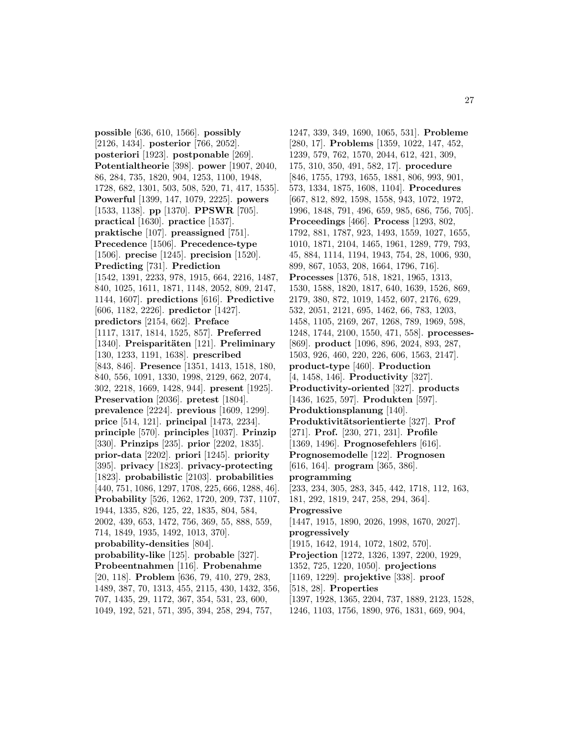**possible** [636, 610, 1566]. **possibly** [2126, 1434]. **posterior** [766, 2052]. **posteriori** [1923]. **postponable** [269]. **Potentialtheorie** [398]. **power** [1907, 2040, 86, 284, 735, 1820, 904, 1253, 1100, 1948, 1728, 682, 1301, 503, 508, 520, 71, 417, 1535]. **Powerful** [1399, 147, 1079, 2225]. **powers** [1533, 1138]. **pp** [1370]. **PPSWR** [705]. **practical** [1630]. **practice** [1537]. **praktische** [107]. **preassigned** [751]. **Precedence** [1506]. **Precedence-type** [1506]. **precise** [1245]. **precision** [1520]. **Predicting** [731]. **Prediction** [1542, 1391, 2233, 978, 1915, 664, 2216, 1487, 840, 1025, 1611, 1871, 1148, 2052, 809, 2147, 1144, 1607]. **predictions** [616]. **Predictive** [606, 1182, 2226]. **predictor** [1427]. **predictors** [2154, 662]. **Preface** [1117, 1317, 1814, 1525, 857]. **Preferred** [1340]. **Preisparitäten** [121]. **Preliminary** [130, 1233, 1191, 1638]. **prescribed** [843, 846]. **Presence** [1351, 1413, 1518, 180, 840, 556, 1091, 1330, 1998, 2129, 662, 2074, 302, 2218, 1669, 1428, 944]. **present** [1925]. **Preservation** [2036]. **pretest** [1804]. **prevalence** [2224]. **previous** [1609, 1299]. **price** [514, 121]. **principal** [1473, 2234]. **principle** [570]. **principles** [1037]. **Prinzip** [330]. **Prinzips** [235]. **prior** [2202, 1835]. **prior-data** [2202]. **priori** [1245]. **priority** [395]. **privacy** [1823]. **privacy-protecting** [1823]. **probabilistic** [2103]. **probabilities** [440, 751, 1086, 1297, 1708, 225, 666, 1288, 46]. **Probability** [526, 1262, 1720, 209, 737, 1107, 1944, 1335, 826, 125, 22, 1835, 804, 584, 2002, 439, 653, 1472, 756, 369, 55, 888, 559, 714, 1849, 1935, 1492, 1013, 370]. **probability-densities** [804]. **probability-like** [125]. **probable** [327]. **Probeentnahmen** [116]. **Probenahme** [20, 118]. **Problem** [636, 79, 410, 279, 283, 1489, 387, 70, 1313, 455, 2115, 430, 1432, 356, 707, 1435, 29, 1172, 367, 354, 531, 23, 600, 1049, 192, 521, 571, 395, 394, 258, 294, 757, 1247, 339, 349, 1690, 1065, 531]. **Probleme** [280, 17]. **Problems** [1359, 1022, 147, 452, 1239, 579, 762, 1570, 2044, 612, 421, 309, 175, 310, 350, 491, 582, 17]. **procedure** [846, 1755, 1793, 1655, 1881, 806, 993, 901, 573, 1334, 1875, 1608, 1104]. **Procedures** [667, 812, 892, 1598, 1558, 943, 1072, 1972, 1996, 1848, 791, 496, 659, 985, 686, 756, 705]. **Proceedings** [466]. **Process** [1293, 802, 1792, 881, 1787, 923, 1493, 1559, 1027, 1655, 1010, 1871, 2104, 1465, 1961, 1289, 779, 793, 45, 884, 1114, 1194, 1943, 754, 28, 1006, 930, 899, 867, 1053, 208, 1664, 1796, 716]. **Processes** [1376, 518, 1821, 1965, 1313, 1530, 1588, 1820, 1817, 640, 1639, 1526, 869, 2179, 380, 872, 1019, 1452, 607, 2176, 629, 532, 2051, 2121, 695, 1462, 66, 783, 1203, 1458, 1105, 2169, 267, 1268, 789, 1969, 598, 1248, 1744, 2100, 1550, 471, 558]. **processes-** [869]. **product** [1096, 896, 2024, 893, 287, 1503, 926, 460, 220, 226, 606, 1563, 2147]. **product-type** [460]. **Production** [4, 1458, 146]. **Productivity** [327]. **Productivity-oriented** [327]. **products** [1436, 1625, 597]. **Produkten** [597]. **Produktionsplanung** [140]. **Produktivitätsorientierte** [327]. **Prof** [271]. **Prof.** [230, 271, 231]. **Profile** [1369, 1496]. **Prognosefehlers** [616]. **Prognosemodelle** [122]. **Prognosen** [616, 164]. **program** [365, 386]. **programming** [233, 234, 305, 283, 345, 442, 1718, 112, 163, 181, 292, 1819, 247, 258, 294, 364]. **Progressive** [1447, 1915, 1890, 2026, 1998, 1670, 2027]. **progressively** [1915, 1642, 1914, 1072, 1802, 570]. **Projection** [1272, 1326, 1397, 2200, 1929, 1352, 725, 1220, 1050]. **projections** [1169, 1229]. **projektive** [338]. **proof** [518, 28]. **Properties** [1397, 1928, 1365, 2204, 737, 1889, 2123, 1528, 1246, 1103, 1756, 1890, 976, 1831, 669, 904,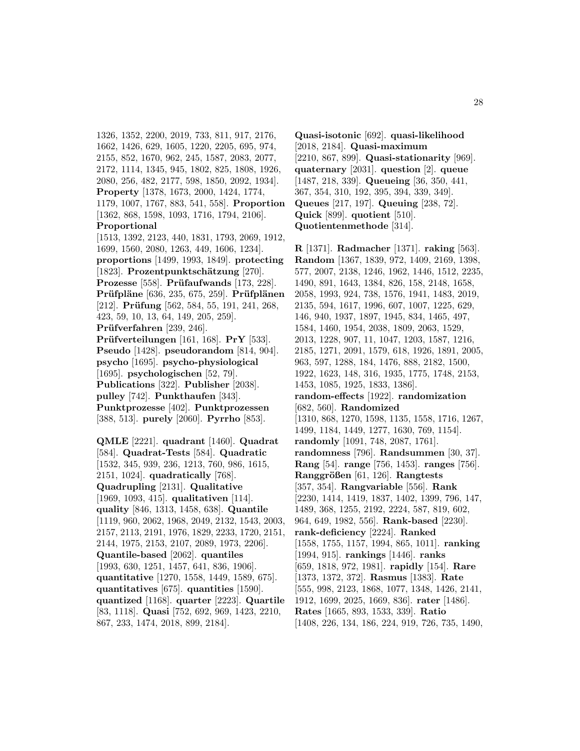1326, 1352, 2200, 2019, 733, 811, 917, 2176, 1662, 1426, 629, 1605, 1220, 2205, 695, 974, 2155, 852, 1670, 962, 245, 1587, 2083, 2077, 2172, 1114, 1345, 945, 1802, 825, 1808, 1926, 2080, 256, 482, 2177, 598, 1850, 2092, 1934]. **Property** [1378, 1673, 2000, 1424, 1774, 1179, 1007, 1767, 883, 541, 558]. **Proportion** [1362, 868, 1598, 1093, 1716, 1794, 2106]. **Proportional** [1513, 1392, 2123, 440, 1831, 1793, 2069, 1912, 1699, 1560, 2080, 1263, 449, 1606, 1234]. **proportions** [1499, 1993, 1849]. **protecting** [1823]. **Prozentpunktschätzung** [270]. **Prozesse** [558]. **Prüfaufwands** [173, 228]. **Prüfpläne** [636, 235, 675, 259]. **Prüfplänen** [212]. **Prüfung** [562, 584, 55, 191, 241, 268, 423, 59, 10, 13, 64, 149, 205, 259]. **Prüfverfahren** [239, 246]. **Prüfverteilungen** [161, 168]. **PrY** [533]. **Pseudo** [1428]. **pseudorandom** [814, 904]. **psycho** [1695]. **psycho-physiological** [1695]. **psychologischen** [52, 79]. **Publications** [322]. **Publisher** [2038]. **pulley** [742]. **Punkthaufen** [343]. **Punktprozesse** [402]. **Punktprozessen** [388, 513]. **purely** [2060]. **Pyrrho** [853].

**QMLE** [2221]. **quadrant** [1460]. **Quadrat** [584]. **Quadrat-Tests** [584]. **Quadratic** [1532, 345, 939, 236, 1213, 760, 986, 1615, 2151, 1024]. **quadratically** [768]. **Quadrupling** [2131]. **Qualitative** [1969, 1093, 415]. **qualitativen** [114]. **quality** [846, 1313, 1458, 638]. **Quantile** [1119, 960, 2062, 1968, 2049, 2132, 1543, 2003, 2157, 2113, 2191, 1976, 1829, 2233, 1720, 2151, 2144, 1975, 2153, 2107, 2089, 1973, 2206]. **Quantile-based** [2062]. **quantiles** [1993, 630, 1251, 1457, 641, 836, 1906]. **quantitative** [1270, 1558, 1449, 1589, 675]. **quantitatives** [675]. **quantities** [1590]. **quantized** [1168]. **quarter** [2223]. **Quartile** [83, 1118]. **Quasi** [752, 692, 969, 1423, 2210, 867, 233, 1474, 2018, 899, 2184].

**Quasi-isotonic** [692]. **quasi-likelihood** [2018, 2184]. **Quasi-maximum** [2210, 867, 899]. **Quasi-stationarity** [969]. **quaternary** [2031]. **question** [2]. **queue** [1487, 218, 339]. **Queueing** [36, 350, 441, 367, 354, 310, 192, 395, 394, 339, 349]. **Queues** [217, 197]. **Queuing** [238, 72]. **Quick** [899]. **quotient** [510]. **Quotientenmethode** [314].

**R** [1371]. **Radmacher** [1371]. **raking** [563]. **Random** [1367, 1839, 972, 1409, 2169, 1398, 577, 2007, 2138, 1246, 1962, 1446, 1512, 2235, 1490, 891, 1643, 1384, 826, 158, 2148, 1658, 2058, 1993, 924, 738, 1576, 1941, 1483, 2019, 2135, 594, 1617, 1996, 607, 1007, 1225, 629, 146, 940, 1937, 1897, 1945, 834, 1465, 497, 1584, 1460, 1954, 2038, 1809, 2063, 1529, 2013, 1228, 907, 11, 1047, 1203, 1587, 1216, 2185, 1271, 2091, 1579, 618, 1926, 1891, 2005, 963, 597, 1288, 184, 1476, 888, 2182, 1500, 1922, 1623, 148, 316, 1935, 1775, 1748, 2153, 1453, 1085, 1925, 1833, 1386]. **random-effects** [1922]. **randomization** [682, 560]. **Randomized** [1310, 868, 1270, 1598, 1135, 1558, 1716, 1267, 1499, 1184, 1449, 1277, 1630, 769, 1154]. **randomly** [1091, 748, 2087, 1761]. **randomness** [796]. **Randsummen** [30, 37]. **Rang** [54]. **range** [756, 1453]. **ranges** [756]. **Ranggrößen** [61, 126]. **Rangtests** [357, 354]. **Rangvariable** [556]. **Rank** [2230, 1414, 1419, 1837, 1402, 1399, 796, 147, 1489, 368, 1255, 2192, 2224, 587, 819, 602, 964, 649, 1982, 556]. **Rank-based** [2230]. **rank-deficiency** [2224]. **Ranked** [1558, 1755, 1157, 1994, 865, 1011]. **ranking** [1994, 915]. **rankings** [1446]. **ranks** [659, 1818, 972, 1981]. **rapidly** [154]. **Rare** [1373, 1372, 372]. **Rasmus** [1383]. **Rate** [555, 998, 2123, 1868, 1077, 1348, 1426, 2141, 1912, 1699, 2025, 1669, 836]. **rater** [1486]. **Rates** [1665, 893, 1533, 339]. **Ratio** [1408, 226, 134, 186, 224, 919, 726, 735, 1490,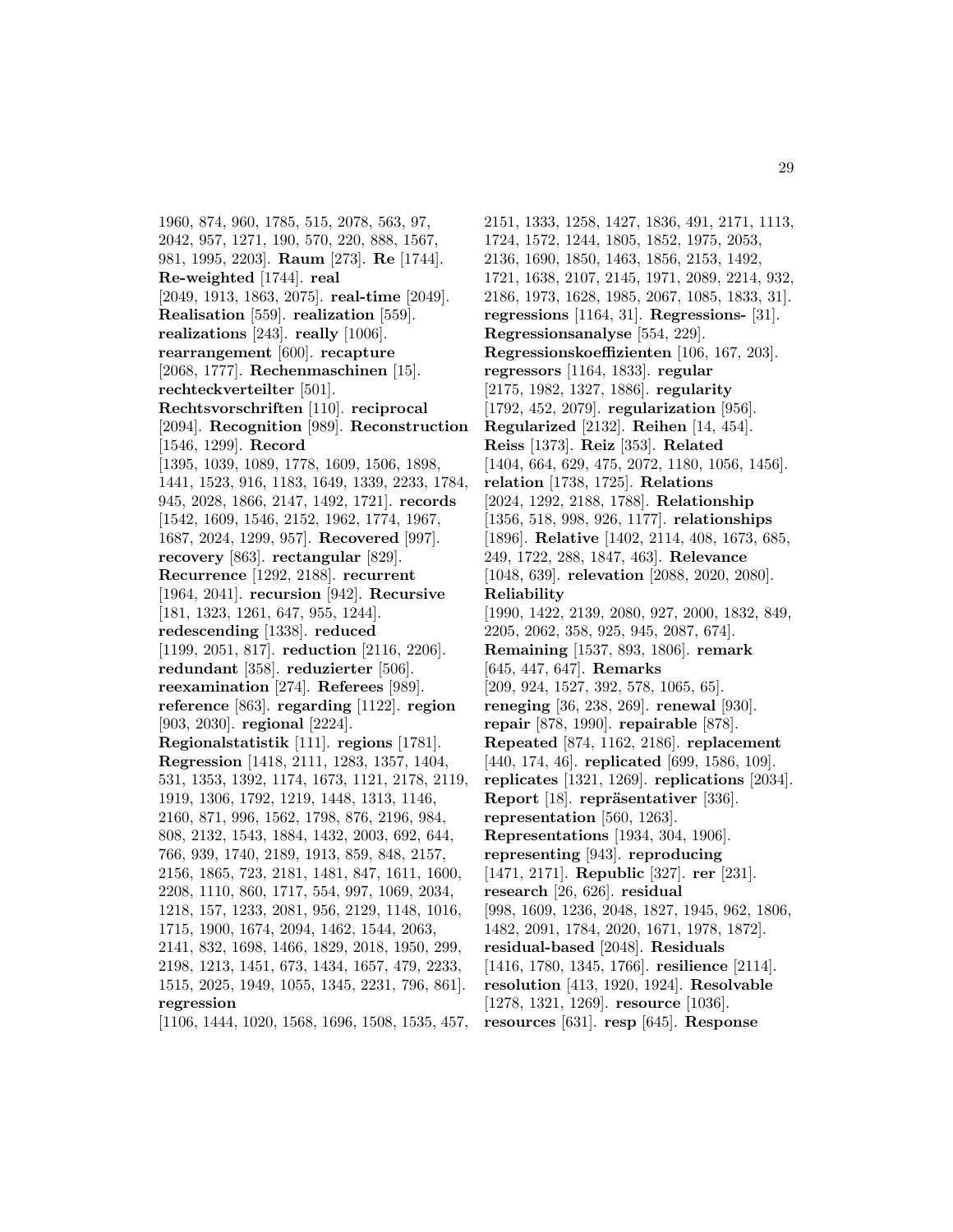1960, 874, 960, 1785, 515, 2078, 563, 97, 2042, 957, 1271, 190, 570, 220, 888, 1567, 981, 1995, 2203]. **Raum** [273]. **Re** [1744]. **Re-weighted** [1744]. **real** [2049, 1913, 1863, 2075]. **real-time** [2049]. **Realisation** [559]. **realization** [559]. **realizations** [243]. **really** [1006]. **rearrangement** [600]. **recapture** [2068, 1777]. **Rechenmaschinen** [15]. **rechteckverteilter** [501]. **Rechtsvorschriften** [110]. **reciprocal** [2094]. **Recognition** [989]. **Reconstruction** [1546, 1299]. **Record** [1395, 1039, 1089, 1778, 1609, 1506, 1898, 1441, 1523, 916, 1183, 1649, 1339, 2233, 1784, 945, 2028, 1866, 2147, 1492, 1721]. **records** [1542, 1609, 1546, 2152, 1962, 1774, 1967, 1687, 2024, 1299, 957]. **Recovered** [997]. **recovery** [863]. **rectangular** [829]. **Recurrence** [1292, 2188]. **recurrent** [1964, 2041]. **recursion** [942]. **Recursive** [181, 1323, 1261, 647, 955, 1244]. **redescending** [1338]. **reduced** [1199, 2051, 817]. **reduction** [2116, 2206]. **redundant** [358]. **reduzierter** [506]. **reexamination** [274]. **Referees** [989]. **reference** [863]. **regarding** [1122]. **region** [903, 2030]. **regional** [2224]. **Regionalstatistik** [111]. **regions** [1781]. **Regression** [1418, 2111, 1283, 1357, 1404, 531, 1353, 1392, 1174, 1673, 1121, 2178, 2119, 1919, 1306, 1792, 1219, 1448, 1313, 1146, 2160, 871, 996, 1562, 1798, 876, 2196, 984, 808, 2132, 1543, 1884, 1432, 2003, 692, 644, 766, 939, 1740, 2189, 1913, 859, 848, 2157, 2156, 1865, 723, 2181, 1481, 847, 1611, 1600, 2208, 1110, 860, 1717, 554, 997, 1069, 2034, 1218, 157, 1233, 2081, 956, 2129, 1148, 1016, 1715, 1900, 1674, 2094, 1462, 1544, 2063, 2141, 832, 1698, 1466, 1829, 2018, 1950, 299, 2198, 1213, 1451, 673, 1434, 1657, 479, 2233, 1515, 2025, 1949, 1055, 1345, 2231, 796, 861]. **regression** [1106, 1444, 1020, 1568, 1696, 1508, 1535, 457, 2151, 1333, 1258, 1427, 1836, 491, 2171, 1113, 1724, 1572, 1244, 1805, 1852, 1975, 2053, 2136, 1690, 1850, 1463, 1856, 2153, 1492, 1721, 1638, 2107, 2145, 1971, 2089, 2214, 932, 2186, 1973, 1628, 1985, 2067, 1085, 1833, 31]. **regressions** [1164, 31]. **Regressions-** [31]. **Regressionsanalyse** [554, 229]. **Regressionskoeffizienten** [106, 167, 203]. **regressors** [1164, 1833]. **regular** [2175, 1982, 1327, 1886]. **regularity** [1792, 452, 2079]. **regularization** [956]. **Regularized** [2132]. **Reihen** [14, 454]. **Reiss** [1373]. **Reiz** [353]. **Related** [1404, 664, 629, 475, 2072, 1180, 1056, 1456]. **relation** [1738, 1725]. **Relations** [2024, 1292, 2188, 1788]. **Relationship** [1356, 518, 998, 926, 1177]. **relationships** [1896]. **Relative** [1402, 2114, 408, 1673, 685, 249, 1722, 288, 1847, 463]. **Relevance** [1048, 639]. **relevation** [2088, 2020, 2080]. **Reliability** [1990, 1422, 2139, 2080, 927, 2000, 1832, 849, 2205, 2062, 358, 925, 945, 2087, 674]. **Remaining** [1537, 893, 1806]. **remark** [645, 447, 647]. **Remarks** [209, 924, 1527, 392, 578, 1065, 65]. **reneging** [36, 238, 269]. **renewal** [930]. **repair** [878, 1990]. **repairable** [878]. **Repeated** [874, 1162, 2186]. **replacement** [440, 174, 46]. **replicated** [699, 1586, 109]. **replicates** [1321, 1269]. **replications** [2034]. **Report** [18]. **repräsentativer** [336]. **representation** [560, 1263]. **Representations** [1934, 304, 1906]. **representing** [943]. **reproducing** [1471, 2171]. **Republic** [327]. **rer** [231]. **research** [26, 626]. **residual** [998, 1609, 1236, 2048, 1827, 1945, 962, 1806, 1482, 2091, 1784, 2020, 1671, 1978, 1872]. **residual-based** [2048]. **Residuals** [1416, 1780, 1345, 1766]. **resilience** [2114]. **resolution** [413, 1920, 1924]. **Resolvable** [1278, 1321, 1269]. **resource** [1036]. **resources** [631]. **resp** [645]. **Response**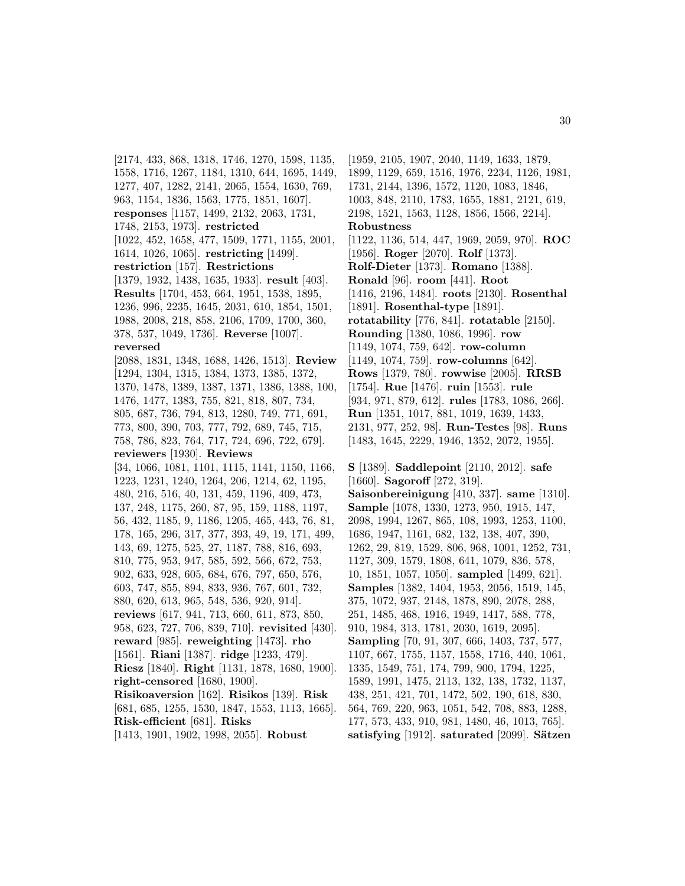[2174, 433, 868, 1318, 1746, 1270, 1598, 1135, 1558, 1716, 1267, 1184, 1310, 644, 1695, 1449, 1277, 407, 1282, 2141, 2065, 1554, 1630, 769, 963, 1154, 1836, 1563, 1775, 1851, 1607]. **responses** [1157, 1499, 2132, 2063, 1731, 1748, 2153, 1973]. **restricted** [1022, 452, 1658, 477, 1509, 1771, 1155, 2001, 1614, 1026, 1065]. **restricting** [1499]. **restriction** [157]. **Restrictions** [1379, 1932, 1438, 1635, 1933]. **result** [403]. **Results** [1704, 453, 664, 1951, 1538, 1895, 1236, 996, 2235, 1645, 2031, 610, 1854, 1501, 1988, 2008, 218, 858, 2106, 1709, 1700, 360, 378, 537, 1049, 1736]. **Reverse** [1007]. **reversed** [2088, 1831, 1348, 1688, 1426, 1513]. **Review** [1294, 1304, 1315, 1384, 1373, 1385, 1372, 1370, 1478, 1389, 1387, 1371, 1386, 1388, 100, 1476, 1477, 1383, 755, 821, 818, 807, 734, 805, 687, 736, 794, 813, 1280, 749, 771, 691, 773, 800, 390, 703, 777, 792, 689, 745, 715, 758, 786, 823, 764, 717, 724, 696, 722, 679]. **reviewers** [1930]. **Reviews** [34, 1066, 1081, 1101, 1115, 1141, 1150, 1166, 1223, 1231, 1240, 1264, 206, 1214, 62, 1195, 480, 216, 516, 40, 131, 459, 1196, 409, 473, 137, 248, 1175, 260, 87, 95, 159, 1188, 1197, 56, 432, 1185, 9, 1186, 1205, 465, 443, 76, 81, 178, 165, 296, 317, 377, 393, 49, 19, 171, 499, 143, 69, 1275, 525, 27, 1187, 788, 816, 693, 810, 775, 953, 947, 585, 592, 566, 672, 753, 902, 633, 928, 605, 684, 676, 797, 650, 576, 603, 747, 855, 894, 833, 936, 767, 601, 732, 880, 620, 613, 965, 548, 536, 920, 914]. **reviews** [617, 941, 713, 660, 611, 873, 850, 958, 623, 727, 706, 839, 710]. **revisited** [430]. **reward** [985]. **reweighting** [1473]. **rho** [1561]. **Riani** [1387]. **ridge** [1233, 479]. **Riesz** [1840]. **Right** [1131, 1878, 1680, 1900]. **right-censored** [1680, 1900]. **Risikoaversion** [162]. **Risikos** [139]. **Risk** [681, 685, 1255, 1530, 1847, 1553, 1113, 1665]. **Risk-efficient** [681]. **Risks** [1413, 1901, 1902, 1998, 2055]. **Robust** [1959, 2105, 1907, 2040, 1149, 1633, 1879, 1899, 1129, 659, 1516, 1976, 2234, 1126, 1981, 1731, 2144, 1396, 1572, 1120, 1083, 1846, 1003, 848, 2110, 1783, 1655, 1881, 2121, 619, 2198, 1521, 1563, 1128, 1856, 1566, 2214]. **Robustness** [1122, 1136, 514, 447, 1969, 2059, 970]. **ROC** [1956]. **Roger** [2070]. **Rolf** [1373]. **Rolf-Dieter** [1373]. **Romano** [1388]. **Ronald** [96]. **room** [441]. **Root** [1416, 2196, 1484]. **roots** [2130]. **Rosenthal** [1891]. **Rosenthal-type** [1891]. **rotatability** [776, 841]. **rotatable** [2150]. **Rounding** [1380, 1086, 1996]. **row** [1149, 1074, 759, 642]. **row-column** [1149, 1074, 759]. **row-columns** [642]. **Rows** [1379, 780]. **rowwise** [2005]. **RRSB** [1754]. **Rue** [1476]. **ruin** [1553]. **rule** [934, 971, 879, 612]. **rules** [1783, 1086, 266]. **Run** [1351, 1017, 881, 1019, 1639, 1433, 2131, 977, 252, 98]. **Run-Testes** [98]. **Runs** [1483, 1645, 2229, 1946, 1352, 2072, 1955].

**S** [1389]. **Saddlepoint** [2110, 2012]. **safe** [1660]. **Sagoroff** [272, 319]. **Saisonbereinigung** [410, 337]. **same** [1310]. **Sample** [1078, 1330, 1273, 950, 1915, 147, 2098, 1994, 1267, 865, 108, 1993, 1253, 1100, 1686, 1947, 1161, 682, 132, 138, 407, 390, 1262, 29, 819, 1529, 806, 968, 1001, 1252, 731, 1127, 309, 1579, 1808, 641, 1079, 836, 578, 10, 1851, 1057, 1050]. **sampled** [1499, 621]. **Samples** [1382, 1404, 1953, 2056, 1519, 145, 375, 1072, 937, 2148, 1878, 890, 2078, 288, 251, 1485, 468, 1916, 1949, 1417, 588, 778, 910, 1984, 313, 1781, 2030, 1619, 2095]. **Sampling** [70, 91, 307, 666, 1403, 737, 577, 1107, 667, 1755, 1157, 1558, 1716, 440, 1061, 1335, 1549, 751, 174, 799, 900, 1794, 1225, 1589, 1991, 1475, 2113, 132, 138, 1732, 1137, 438, 251, 421, 701, 1472, 502, 190, 618, 830, 564, 769, 220, 963, 1051, 542, 708, 883, 1288, 177, 573, 433, 910, 981, 1480, 46, 1013, 765]. **satisfying** [1912]. **saturated** [2099]. **Sätzen**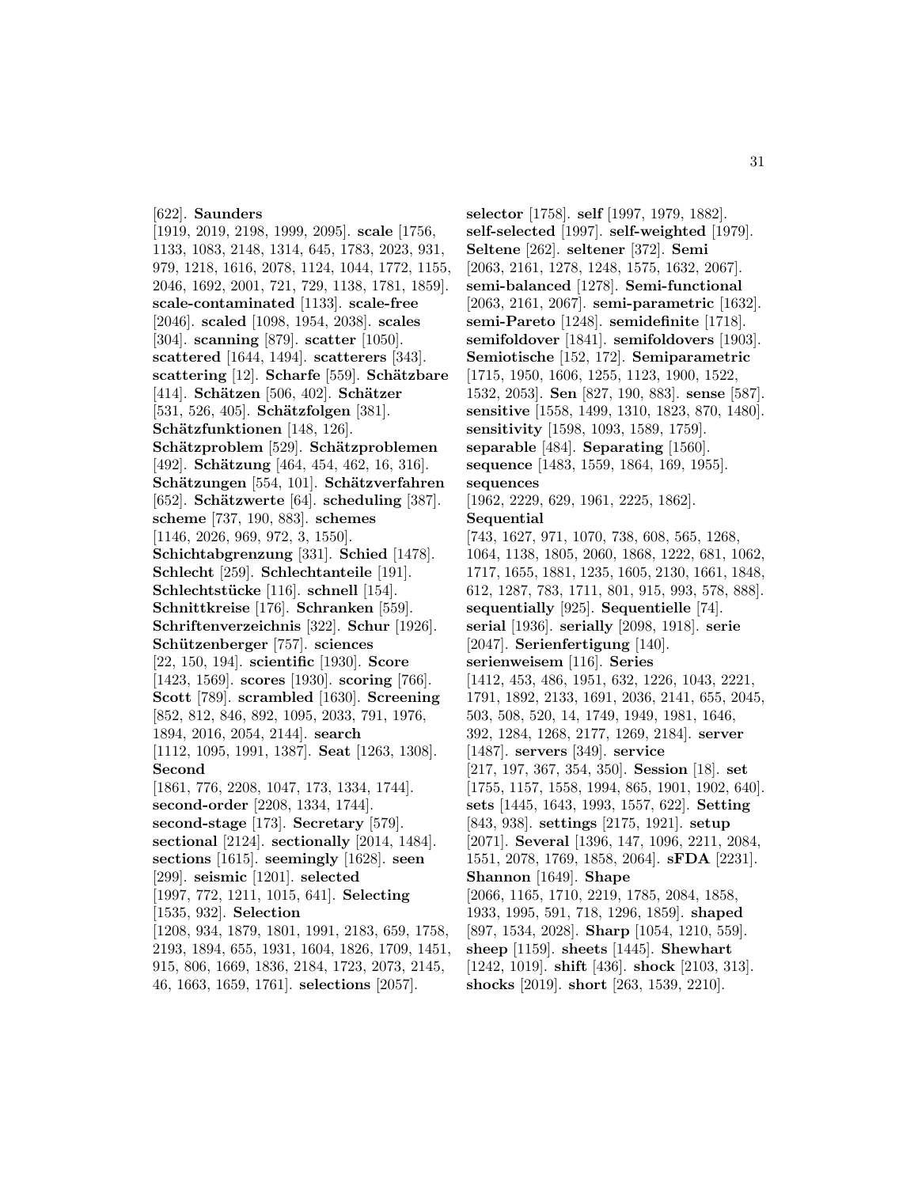[622]. **Saunders** [1919, 2019, 2198, 1999, 2095]. **scale** [1756, 1133, 1083, 2148, 1314, 645, 1783, 2023, 931, 979, 1218, 1616, 2078, 1124, 1044, 1772, 1155, 2046, 1692, 2001, 721, 729, 1138, 1781, 1859]. **scale-contaminated** [1133]. **scale-free** [2046]. **scaled** [1098, 1954, 2038]. **scales** [304]. **scanning** [879]. **scatter** [1050]. **scattered** [1644, 1494]. **scatterers** [343]. **scattering** [12]. **Scharfe** [559]. **Schätzbare** [414]. **Schätzen** [506, 402]. **Schätzer** [531, 526, 405]. **Schätzfolgen** [381]. **Schätzfunktionen** [148, 126]. **Schätzproblem** [529]. **Schätzproblemen** [492]. **Schätzung** [464, 454, 462, 16, 316]. **Schätzungen** [554, 101]. **Schätzverfahren** [652]. **Schätzwerte** [64]. **scheduling** [387]. **scheme** [737, 190, 883]. **schemes** [1146, 2026, 969, 972, 3, 1550]. **Schichtabgrenzung** [331]. **Schied** [1478]. **Schlecht** [259]. **Schlechtanteile** [191]. **Schlechtstücke** [116]. **schnell** [154]. **Schnittkreise** [176]. **Schranken** [559]. **Schriftenverzeichnis** [322]. **Schur** [1926]. **Schützenberger** [757]. **sciences** [22, 150, 194]. **scientific** [1930]. **Score** [1423, 1569]. **scores** [1930]. **scoring** [766]. **Scott** [789]. **scrambled** [1630]. **Screening** [852, 812, 846, 892, 1095, 2033, 791, 1976, 1894, 2016, 2054, 2144]. **search** [1112, 1095, 1991, 1387]. **Seat** [1263, 1308]. **Second** [1861, 776, 2208, 1047, 173, 1334, 1744]. **second-order** [2208, 1334, 1744]. **second-stage** [173]. **Secretary** [579]. **sectional** [2124]. **sectionally** [2014, 1484]. **sections** [1615]. **seemingly** [1628]. **seen** [299]. **seismic** [1201]. **selected** [1997, 772, 1211, 1015, 641]. **Selecting** [1535, 932]. **Selection** [1208, 934, 1879, 1801, 1991, 2183, 659, 1758, 2193, 1894, 655, 1931, 1604, 1826, 1709, 1451, 915, 806, 1669, 1836, 2184, 1723, 2073, 2145, 46, 1663, 1659, 1761]. **selections** [2057].

**selector** [1758]. **self** [1997, 1979, 1882]. **self-selected** [1997]. **self-weighted** [1979]. **Seltene** [262]. **seltener** [372]. **Semi** [2063, 2161, 1278, 1248, 1575, 1632, 2067]. **semi-balanced** [1278]. **Semi-functional** [2063, 2161, 2067]. **semi-parametric** [1632]. **semi-Pareto** [1248]. **semidefinite** [1718]. **semifoldover** [1841]. **semifoldovers** [1903]. **Semiotische** [152, 172]. **Semiparametric** [1715, 1950, 1606, 1255, 1123, 1900, 1522, 1532, 2053]. **Sen** [827, 190, 883]. **sense** [587]. **sensitive** [1558, 1499, 1310, 1823, 870, 1480]. **sensitivity** [1598, 1093, 1589, 1759]. **separable** [484]. **Separating** [1560]. **sequence** [1483, 1559, 1864, 169, 1955]. **sequences** [1962, 2229, 629, 1961, 2225, 1862]. **Sequential** [743, 1627, 971, 1070, 738, 608, 565, 1268, 1064, 1138, 1805, 2060, 1868, 1222, 681, 1062, 1717, 1655, 1881, 1235, 1605, 2130, 1661, 1848, 612, 1287, 783, 1711, 801, 915, 993, 578, 888]. **sequentially** [925]. **Sequentielle** [74]. **serial** [1936]. **serially** [2098, 1918]. **serie** [2047]. **Serienfertigung** [140]. **serienweisem** [116]. **Series** [1412, 453, 486, 1951, 632, 1226, 1043, 2221, 1791, 1892, 2133, 1691, 2036, 2141, 655, 2045, 503, 508, 520, 14, 1749, 1949, 1981, 1646, 392, 1284, 1268, 2177, 1269, 2184]. **server** [1487]. **servers** [349]. **service** [217, 197, 367, 354, 350]. **Session** [18]. **set** [1755, 1157, 1558, 1994, 865, 1901, 1902, 640]. **sets** [1445, 1643, 1993, 1557, 622]. **Setting** [843, 938]. **settings** [2175, 1921]. **setup** [2071]. **Several** [1396, 147, 1096, 2211, 2084, 1551, 2078, 1769, 1858, 2064]. **sFDA** [2231]. **Shannon** [1649]. **Shape** [2066, 1165, 1710, 2219, 1785, 2084, 1858, 1933, 1995, 520, 591, 718, 1296, 1859]. **shaped** [897, 1534, 2028]. **Sharp** [1054, 1210, 559]. **sheep** [1159]. **sheets** [1445]. **Shewhart** [1242, 1019]. **shift** [436]. **shock** [2103, 313]. **shocks** [2019]. **short** [263, 1539, 2210].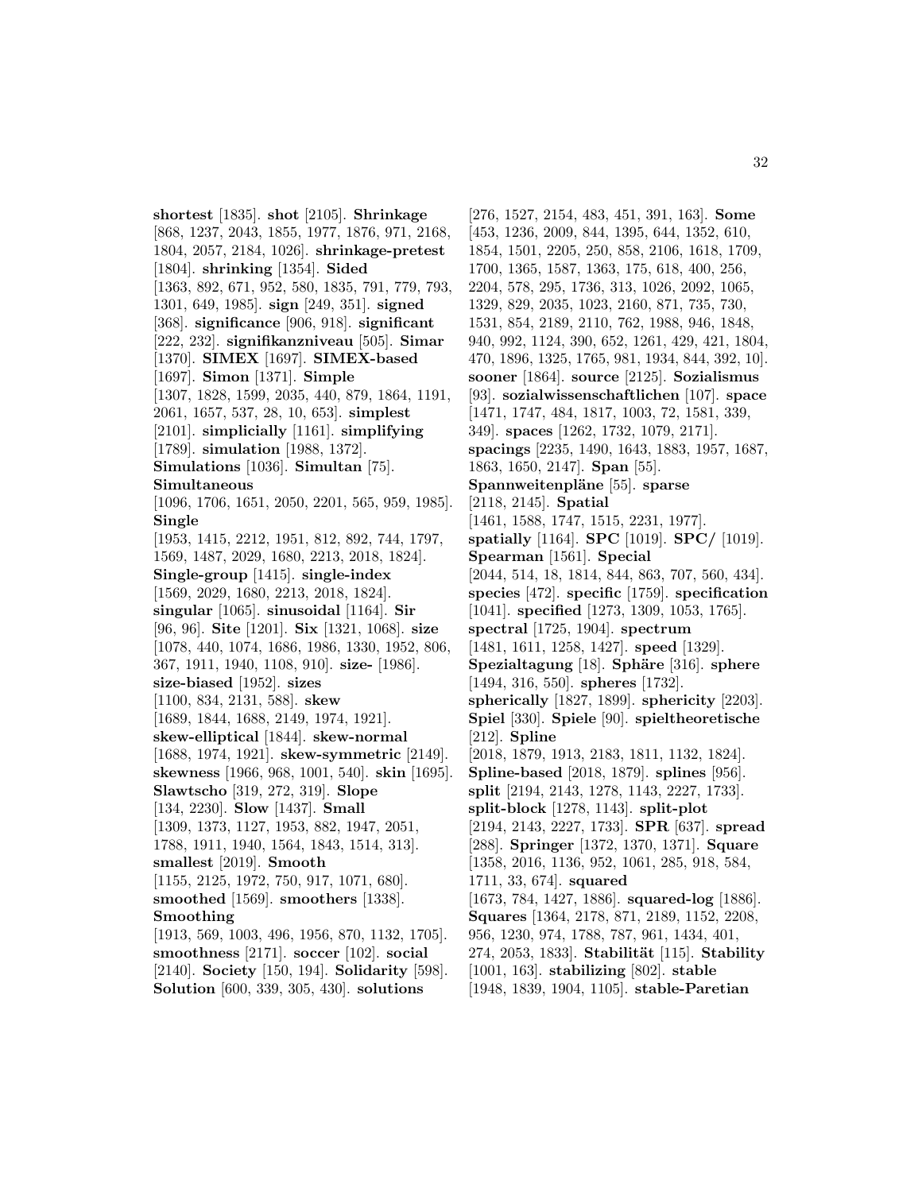**shortest** [1835]. **shot** [2105]. **Shrinkage** [868, 1237, 2043, 1855, 1977, 1876, 971, 2168, 1804, 2057, 2184, 1026]. **shrinkage-pretest** [1804]. **shrinking** [1354]. **Sided** [1363, 892, 671, 952, 580, 1835, 791, 779, 793, 1301, 649, 1985]. **sign** [249, 351]. **signed** [368]. **significance** [906, 918]. **significant** [222, 232]. **signifikanzniveau** [505]. **Simar** [1370]. **SIMEX** [1697]. **SIMEX-based** [1697]. **Simon** [1371]. **Simple** [1307, 1828, 1599, 2035, 440, 879, 1864, 1191, 2061, 1657, 537, 28, 10, 653]. **simplest** [2101]. **simplicially** [1161]. **simplifying** [1789]. **simulation** [1988, 1372]. **Simulations** [1036]. **Simultan** [75]. **Simultaneous** [1096, 1706, 1651, 2050, 2201, 565, 959, 1985]. **Single** [1953, 1415, 2212, 1951, 812, 892, 744, 1797, 1569, 1487, 2029, 1680, 2213, 2018, 1824]. **Single-group** [1415]. **single-index** [1569, 2029, 1680, 2213, 2018, 1824]. **singular** [1065]. **sinusoidal** [1164]. **Sir** [96, 96]. **Site** [1201]. **Six** [1321, 1068]. **size** [1078, 440, 1074, 1686, 1986, 1330, 1952, 806, 367, 1911, 1940, 1108, 910]. **size-** [1986]. **size-biased** [1952]. **sizes** [1100, 834, 2131, 588]. **skew** [1689, 1844, 1688, 2149, 1974, 1921]. **skew-elliptical** [1844]. **skew-normal** [1688, 1974, 1921]. **skew-symmetric** [2149]. **skewness** [1966, 968, 1001, 540]. **skin** [1695]. **Slawtscho** [319, 272, 319]. **Slope** [134, 2230]. **Slow** [1437]. **Small** [1309, 1373, 1127, 1953, 882, 1947, 2051, 1788, 1911, 1940, 1564, 1843, 1514, 313]. **smallest** [2019]. **Smooth** [1155, 2125, 1972, 750, 917, 1071, 680]. **smoothed** [1569]. **smoothers** [1338]. **Smoothing** [1913, 569, 1003, 496, 1956, 870, 1132, 1705]. **smoothness** [2171]. **soccer** [102]. **social** [2140]. **Society** [150, 194]. **Solidarity** [598]. **Solution** [600, 339, 305, 430]. **solutions** [276, 1527, 2154, 483, 451, 391, 163]. **Some** [453, 1236, 2009, 844, 1395, 644, 1352, 610, 1854, 1501, 2205, 250, 858, 2106, 1618, 1709, 1700, 1365, 1587, 1363, 175, 618, 400, 256, 2204, 578, 295, 1736, 313, 1026, 2092, 1065, 1329, 829, 2035, 1023, 2160, 871, 735, 730, 1531, 854, 2189, 2110, 762, 1988, 946, 1848, 940, 992, 1124, 390, 652, 1261, 429, 421, 1804, 470, 1896, 1325, 1765, 981, 1934, 844, 392, 10]. **sooner** [1864]. **source** [2125]. **Sozialismus** [93]. **sozialwissenschaftlichen** [107]. **space** [1471, 1747, 484, 1817, 1003, 72, 1581, 339, 349]. **spaces** [1262, 1732, 1079, 2171]. **spacings** [2235, 1490, 1643, 1883, 1957, 1687, 1863, 1650, 2147]. **Span** [55]. **Spannweitenpläne** [55]. **sparse** [2118, 2145]. **Spatial** [1461, 1588, 1747, 1515, 2231, 1977]. **spatially** [1164]. **SPC** [1019]. **SPC/** [1019]. **Spearman** [1561]. **Special** [2044, 514, 18, 1814, 844, 863, 707, 560, 434]. **species** [472]. **specific** [1759]. **specification** [1041]. **specified** [1273, 1309, 1053, 1765]. **spectral** [1725, 1904]. **spectrum** [1481, 1611, 1258, 1427]. **speed** [1329]. **Spezialtagung** [18]. **Sphäre** [316]. **sphere** [1494, 316, 550]. **spheres** [1732]. **spherically** [1827, 1899]. **sphericity** [2203]. **Spiel** [330]. **Spiele** [90]. **spieltheoretische** [212]. **Spline** [2018, 1879, 1913, 2183, 1811, 1132, 1824]. **Spline-based** [2018, 1879]. **splines** [956]. **split** [2194, 2143, 1278, 1143, 2227, 1733]. **split-block** [1278, 1143]. **split-plot** [2194, 2143, 2227, 1733]. **SPR** [637]. **spread** [288]. **Springer** [1372, 1370, 1371]. **Square** [1358, 2016, 1136, 952, 1061, 285, 918, 584, 1711, 33, 674]. **squared** [1673, 784, 1427, 1886]. **squared-log** [1886]. **Squares** [1364, 2178, 871, 2189, 1152, 2208, 956, 1230, 974, 1788, 787, 961, 1434, 401, 274, 2053, 1833]. **Stabilität** [115]. **Stability** [1001, 163]. **stabilizing** [802]. **stable** [1948, 1839, 1904, 1105]. **stable-Paretian**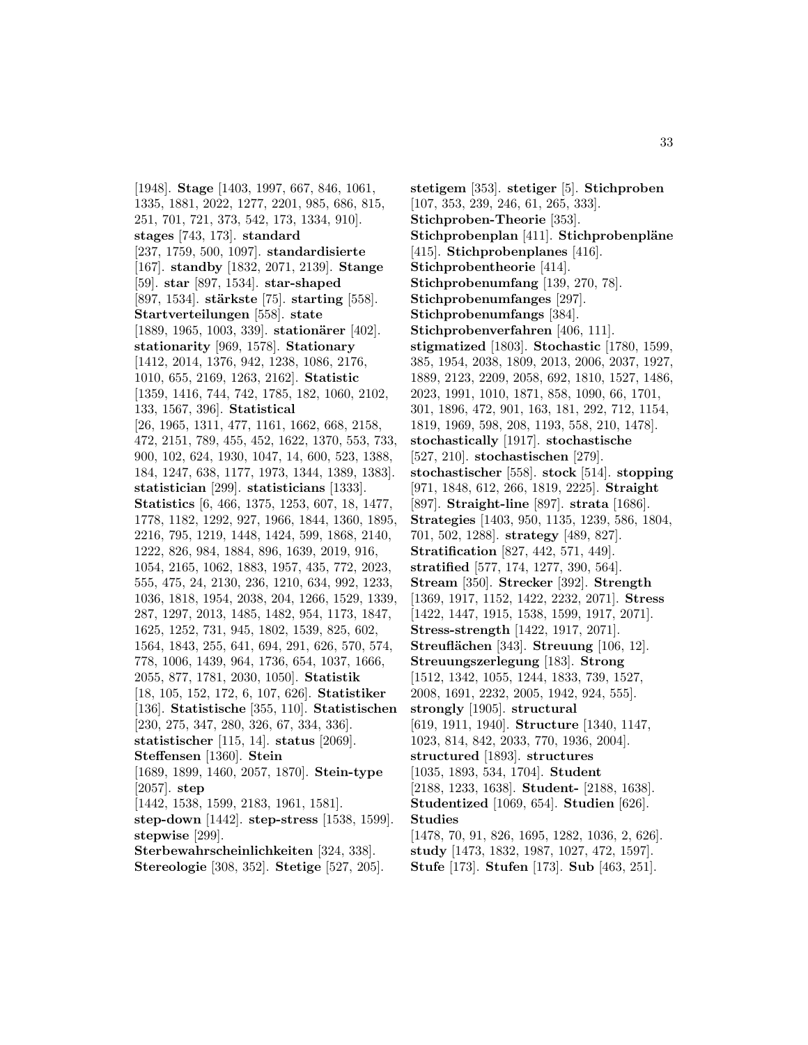[1948]. **Stage** [1403, 1997, 667, 846, 1061, 1335, 1881, 2022, 1277, 2201, 985, 686, 815, 251, 701, 721, 373, 542, 173, 1334, 910]. **stages** [743, 173]. **standard** [237, 1759, 500, 1097]. **standardisierte** [167]. **standby** [1832, 2071, 2139]. **Stange** [59]. **star** [897, 1534]. **star-shaped** [897, 1534]. **stärkste** [75]. **starting** [558]. **Startverteilungen** [558]. **state** [1889, 1965, 1003, 339]. **stationärer** [402]. **stationarity** [969, 1578]. **Stationary** [1412, 2014, 1376, 942, 1238, 1086, 2176, 1010, 655, 2169, 1263, 2162]. **Statistic** [1359, 1416, 744, 742, 1785, 182, 1060, 2102, 133, 1567, 396]. **Statistical** [26, 1965, 1311, 477, 1161, 1662, 668, 2158, 472, 2151, 789, 455, 452, 1622, 1370, 553, 733, 900, 102, 624, 1930, 1047, 14, 600, 523, 1388, 184, 1247, 638, 1177, 1973, 1344, 1389, 1383]. **statistician** [299]. **statisticians** [1333]. **Statistics** [6, 466, 1375, 1253, 607, 18, 1477, 1778, 1182, 1292, 927, 1966, 1844, 1360, 1895, 2216, 795, 1219, 1448, 1424, 599, 1868, 2140, 1222, 826, 984, 1884, 896, 1639, 2019, 916, 1054, 2165, 1062, 1883, 1957, 435, 772, 2023, 555, 475, 24, 2130, 236, 1210, 634, 992, 1233, 1036, 1818, 1954, 2038, 204, 1266, 1529, 1339, 287, 1297, 2013, 1485, 1482, 954, 1173, 1847, 1625, 1252, 731, 945, 1802, 1539, 825, 602, 1564, 1843, 255, 641, 694, 291, 626, 570, 574, 778, 1006, 1439, 964, 1736, 654, 1037, 1666, 2055, 877, 1781, 2030, 1050]. **Statistik** [18, 105, 152, 172, 6, 107, 626]. **Statistiker** [136]. **Statistische** [355, 110]. **Statistischen** [230, 275, 347, 280, 326, 67, 334, 336]. **statistischer** [115, 14]. **status** [2069]. **Steffensen** [1360]. **Stein** [1689, 1899, 1460, 2057, 1870]. **Stein-type** [2057]. **step** [1442, 1538, 1599, 2183, 1961, 1581]. **step-down** [1442]. **step-stress** [1538, 1599]. **stepwise** [299]. **Sterbewahrscheinlichkeiten** [324, 338]. **Stereologie** [308, 352]. **Stetige** [527, 205]. **stetigem** [353]. **stetiger** [5]. **Stichproben** [107, 353, 239, 246, 61, 265, 333]. **Stichproben-Theorie** [353]. **Stichprobenplan** [411]. **Stichprobenpläne** [415]. **Stichprobenplanes** [416]. **Stichprobentheorie** [414]. **Stichprobenumfang** [139, 270, 78]. **Stichprobenumfanges** [297]. **Stichprobenumfangs** [384]. **Stichprobenverfahren** [406, 111]. **stigmatized** [1803]. **Stochastic** [1780, 1599, 385, 1954, 2038, 1809, 2013, 2006, 2037, 1927, 1889, 2123, 2209, 2058, 692, 1810, 1527, 1486, 2023, 1991, 1010, 1871, 858, 1090, 66, 1701, 301, 1896, 472, 901, 163, 181, 292, 712, 1154, 1819, 1969, 598, 208, 1193, 558, 210, 1478]. **stochastically** [1917]. **stochastische** [527, 210]. **stochastischen** [279]. **stochastischer** [558]. **stock** [514]. **stopping** [971, 1848, 612, 266, 1819, 2225]. **Straight** [897]. **Straight-line** [897]. **strata** [1686]. **Strategies** [1403, 950, 1135, 1239, 586, 1804, 701, 502, 1288]. **strategy** [489, 827]. **Stratification** [827, 442, 571, 449]. **stratified** [577, 174, 1277, 390, 564]. **Stream** [350]. **Strecker** [392]. **Strength** [1369, 1917, 1152, 1422, 2232, 2071]. **Stress** [1422, 1447, 1915, 1538, 1599, 1917, 2071]. **Stress-strength** [1422, 1917, 2071]. **Streuflächen** [343]. **Streuung** [106, 12]. **Streuungszerlegung** [183]. **Strong** [1512, 1342, 1055, 1244, 1833, 739, 1527, 2008, 1691, 2232, 2005, 1942, 924, 555]. **strongly** [1905]. **structural** [619, 1911, 1940]. **Structure** [1340, 1147, 1023, 814, 842, 2033, 770, 1936, 2004]. **structured** [1893]. **structures** [1035, 1893, 534, 1704]. **Student** [2188, 1233, 1638]. **Student-** [2188, 1638]. **Studentized** [1069, 654]. **Studien** [626]. **Studies** [1478, 70, 91, 826, 1695, 1282, 1036, 2, 626]. **study** [1473, 1832, 1987, 1027, 472, 1597]. **Stufe** [173]. **Stufen** [173]. **Sub** [463, 251].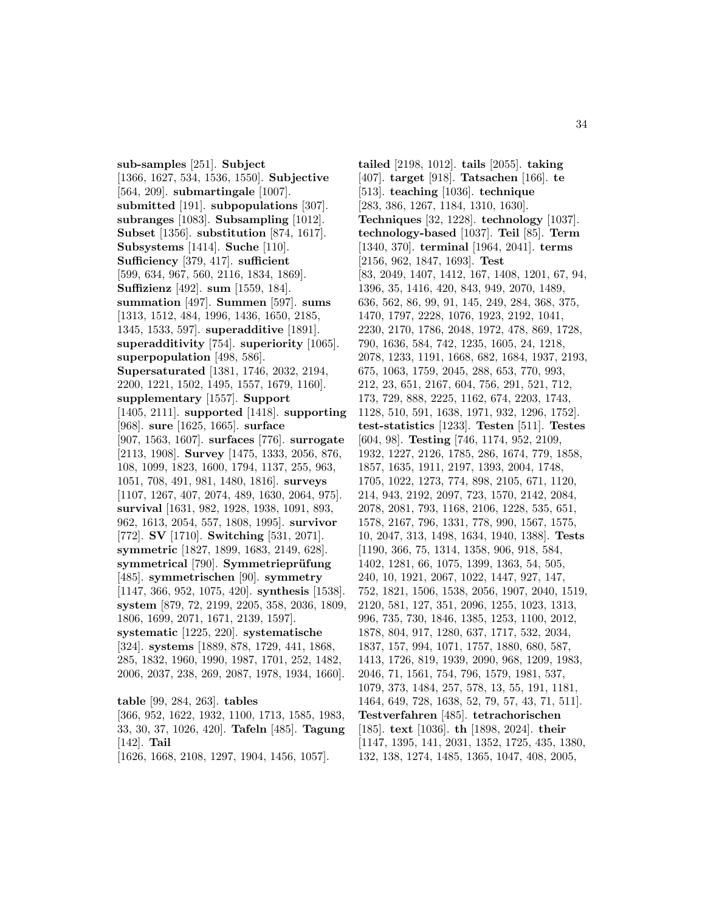**sub-samples** [251]. **Subject** [1366, 1627, 534, 1536, 1550]. **Subjective** [564, 209]. **submartingale** [1007]. **submitted** [191]. **subpopulations** [307]. **subranges** [1083]. **Subsampling** [1012]. **Subset** [1356]. **substitution** [874, 1617]. **Subsystems** [1414]. **Suche** [110]. **Sufficiency** [379, 417]. **sufficient** [599, 634, 967, 560, 2116, 1834, 1869]. **Suffizienz** [492]. **sum** [1559, 184]. **summation** [497]. **Summen** [597]. **sums** [1313, 1512, 484, 1996, 1436, 1650, 2185, 1345, 1533, 597]. **superadditive** [1891]. **superadditivity** [754]. **superiority** [1065]. **superpopulation** [498, 586]. **Supersaturated** [1381, 1746, 2032, 2194, 2200, 1221, 1502, 1495, 1557, 1679, 1160]. **supplementary** [1557]. **Support** [1405, 2111]. **supported** [1418]. **supporting** [968]. **sure** [1625, 1665]. **surface** [907, 1563, 1607]. **surfaces** [776]. **surrogate** [2113, 1908]. **Survey** [1475, 1333, 2056, 876, 108, 1099, 1823, 1600, 1794, 1137, 255, 963, 1051, 708, 491, 981, 1480, 1816]. **surveys** [1107, 1267, 407, 2074, 489, 1630, 2064, 975]. **survival** [1631, 982, 1928, 1938, 1091, 893, 962, 1613, 2054, 557, 1808, 1995]. **survivor** [772]. **SV** [1710]. **Switching** [531, 2071]. **symmetric** [1827, 1899, 1683, 2149, 628]. **symmetrical** [790]. **Symmetrieprüfung** [485]. **symmetrischen** [90]. **symmetry** [1147, 366, 952, 1075, 420]. **synthesis** [1538]. **system** [879, 72, 2199, 2205, 358, 2036, 1809, 1806, 1699, 2071, 1671, 2139, 1597]. **systematic** [1225, 220]. **systematische** [324]. **systems** [1889, 878, 1729, 441, 1868, 285, 1832, 1960, 1990, 1987, 1701, 252, 1482, 2006, 2037, 238, 269, 2087, 1978, 1934, 1660].

**table** [99, 284, 263]. **tables** [366, 952, 1622, 1932, 1100, 1713, 1585, 1983, 33, 30, 37, 1026, 420]. **Tafeln** [485]. **Tagung** [142]. **Tail** [1626, 1668, 2108, 1297, 1904, 1456, 1057]. **tailed** [2198, 1012]. **tails** [2055]. **taking** [407]. **target** [918]. **Tatsachen** [166]. **te** [513]. **teaching** [1036]. **technique** [283, 386, 1267, 1184, 1310, 1630]. **Techniques** [32, 1228]. **technology** [1037]. **technology-based** [1037]. **Teil** [85]. **Term** [1340, 370]. **terminal** [1964, 2041]. **terms** [2156, 962, 1847, 1693]. **Test** [83, 2049, 1407, 1412, 167, 1408, 1201, 67, 94, 1396, 35, 1416, 420, 843, 949, 2070, 1489, 636, 562, 86, 99, 91, 145, 249, 284, 368, 375, 1470, 1797, 2228, 1076, 1923, 2192, 1041, 2230, 2170, 1786, 2048, 1972, 478, 869, 1728, 790, 1636, 584, 742, 1235, 1605, 24, 1218, 2078, 1233, 1191, 1668, 682, 1684, 1937, 2193, 675, 1063, 1759, 2045, 288, 653, 770, 993, 212, 23, 651, 2167, 604, 756, 291, 521, 712, 173, 729, 888, 2225, 1162, 674, 2203, 1743, 1128, 510, 591, 1638, 1971, 932, 1296, 1752]. **test-statistics** [1233]. **Testen** [511]. **Testes** [604, 98]. **Testing** [746, 1174, 952, 2109, 1932, 1227, 2126, 1785, 286, 1674, 779, 1858, 1857, 1635, 1911, 2197, 1393, 2004, 1748, 1705, 1022, 1273, 774, 898, 2105, 671, 1120, 214, 943, 2192, 2097, 723, 1570, 2142, 2084, 2078, 2081, 793, 1168, 2106, 1228, 535, 651, 1578, 2167, 796, 1331, 778, 990, 1567, 1575, 10, 2047, 313, 1498, 1634, 1940, 1388]. **Tests** [1190, 366, 75, 1314, 1358, 906, 918, 584, 1402, 1281, 66, 1075, 1399, 1363, 54, 505, 240, 10, 1921, 2067, 1022, 1447, 927, 147, 752, 1821, 1506, 1538, 2056, 1907, 2040, 1519, 2120, 581, 127, 351, 2096, 1255, 1023, 1313, 996, 735, 730, 1846, 1385, 1253, 1100, 2012, 1878, 804, 917, 1280, 637, 1717, 532, 2034, 1837, 157, 994, 1071, 1757, 1880, 680, 587, 1413, 1726, 819, 1939, 2090, 968, 1209, 1983, 2046, 71, 1561, 754, 796, 1579, 1981, 537, 1079, 373, 1484, 257, 578, 13, 55, 191, 1181, 1464, 649, 728, 1638, 52, 79, 57, 43, 71, 511]. **Testverfahren** [485]. **tetrachorischen** [185]. **text** [1036]. **th** [1898, 2024]. **their** [1147, 1395, 141, 2031, 1352, 1725, 435, 1380, 132, 138, 1274, 1485, 1365, 1047, 408, 2005,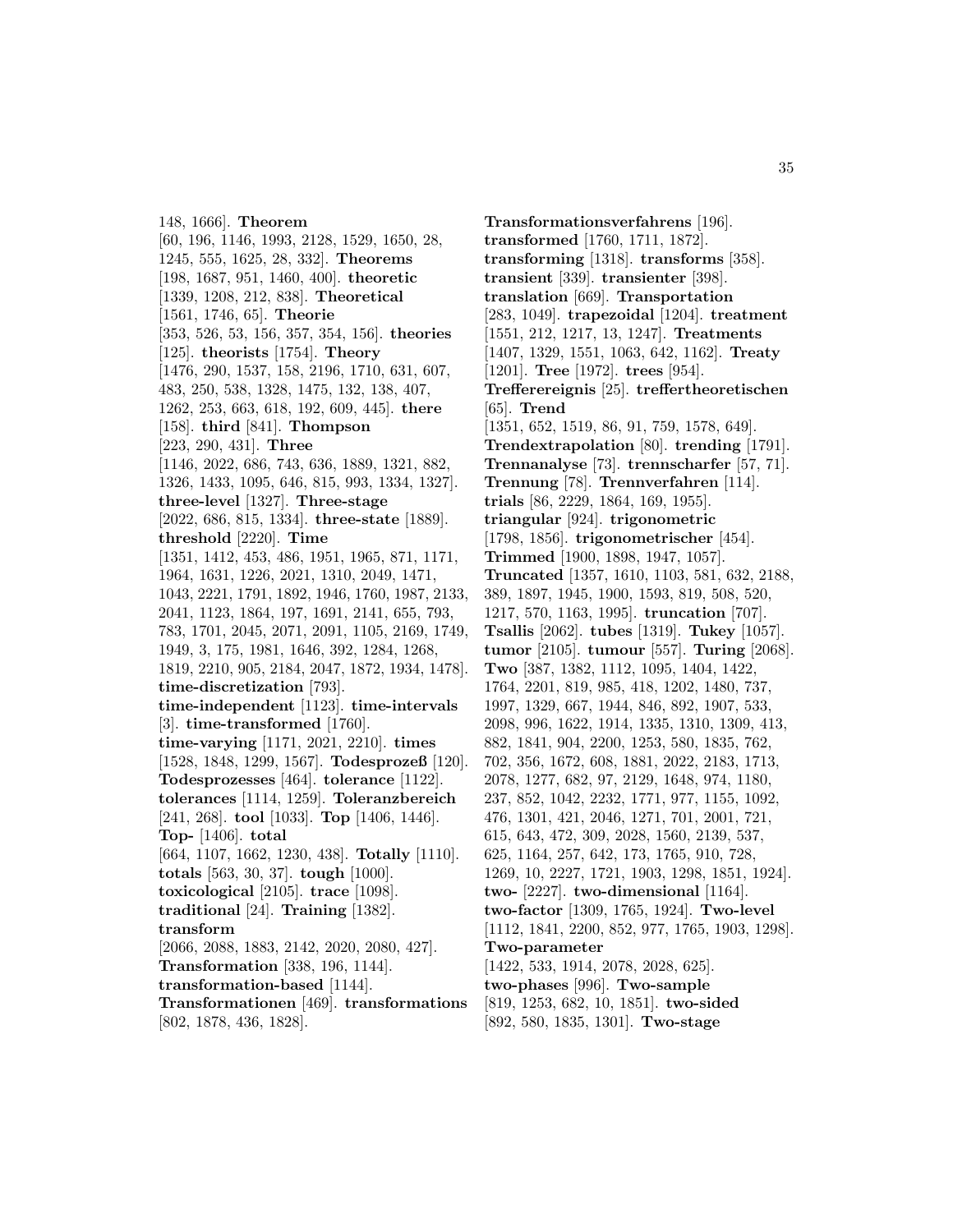148, 1666]. **Theorem** [60, 196, 1146, 1993, 2128, 1529, 1650, 28, 1245, 555, 1625, 28, 332]. **Theorems** [198, 1687, 951, 1460, 400]. **theoretic** [1339, 1208, 212, 838]. **Theoretical** [1561, 1746, 65]. **Theorie** [353, 526, 53, 156, 357, 354, 156]. **theories** [125]. **theorists** [1754]. **Theory** [1476, 290, 1537, 158, 2196, 1710, 631, 607, 483, 250, 538, 1328, 1475, 132, 138, 407, 1262, 253, 663, 618, 192, 609, 445]. **there** [158]. **third** [841]. **Thompson** [223, 290, 431]. **Three** [1146, 2022, 686, 743, 636, 1889, 1321, 882, 1326, 1433, 1095, 646, 815, 993, 1334, 1327]. **three-level** [1327]. **Three-stage** [2022, 686, 815, 1334]. **three-state** [1889]. **threshold** [2220]. **Time** [1351, 1412, 453, 486, 1951, 1965, 871, 1171, 1964, 1631, 1226, 2021, 1310, 2049, 1471, 1043, 2221, 1791, 1892, 1946, 1760, 1987, 2133, 2041, 1123, 1864, 197, 1691, 2141, 655, 793, 783, 1701, 2045, 2071, 2091, 1105, 2169, 1749, 1949, 3, 175, 1981, 1646, 392, 1284, 1268, 1819, 2210, 905, 2184, 2047, 1872, 1934, 1478]. **time-discretization** [793]. **time-independent** [1123]. **time-intervals** [3]. **time-transformed** [1760]. **time-varying** [1171, 2021, 2210]. **times** [1528, 1848, 1299, 1567]. **Todesprozeß** [120]. **Todesprozesses** [464]. **tolerance** [1122]. **tolerances** [1114, 1259]. **Toleranzbereich** [241, 268]. **tool** [1033]. **Top** [1406, 1446]. **Top-** [1406]. **total** [664, 1107, 1662, 1230, 438]. **Totally** [1110]. **totals** [563, 30, 37]. **tough** [1000]. **toxicological** [2105]. **trace** [1098]. **traditional** [24]. **Training** [1382]. **transform** [2066, 2088, 1883, 2142, 2020, 2080, 427]. **Transformation** [338, 196, 1144]. **transformation-based** [1144]. **Transformationen** [469]. **transformations** [802, 1878, 436, 1828]. **Transformationsverfahrens** [196]. **transformed** [1760, 1711, 1872]. **transforming** [1318]. **transforms** [358]. **transient** [339]. **transienter** [398]. **translation** [669]. **Transportation** [283, 1049]. **trapezoidal** [1204]. **treatment** [1551, 212, 1217, 13, 1247]. **Treatments** [1407, 1329, 1551, 1063, 642, 1162]. **Treaty** [1201]. **Tree** [1972]. **trees** [954]. **Treffereignis** [25]. **treffertheoretischen** [65]. **Trend** [1351, 652, 1519, 86, 91, 759, 1578, 649]. **Trendextrapolation** [80]. **trending** [1791]. **Trennanalyse** [73]. **trennscharfer** [57, 71]. **Trennung** [78]. **Trennverfahren** [114]. **trials** [86, 2229, 1864, 169, 1955]. **triangular** [924]. **trigonometric** [1798, 1856]. **trigonometrischer** [454]. **Trimmed** [1900, 1898, 1947, 1057]. **Truncated** [1357, 1610, 1103, 581, 632, 2188, 389, 1897, 1945, 1900, 1593, 819, 508, 520, 1217, 570, 1163, 1995]. **truncation** [707]. **Tsallis** [2062]. **tubes** [1319]. **Tukey** [1057]. **tumor** [2105]. **tumour** [557]. **Turing** [2068]. **Two** [387, 1382, 1112, 1095, 1404, 1422, 1764, 2201, 819, 985, 418, 1202, 1480, 737, 1997, 1329, 667, 1944, 846, 892, 1907, 533, 2098, 996, 1622, 1914, 1335, 1310, 1309, 413, 882, 1841, 904, 2200, 1253, 580, 1835, 762, 702, 356, 1672, 608, 1881, 2022, 2183, 1713, 2078, 1277, 682, 97, 2129, 1648, 974, 1180, 237, 852, 1042, 2232, 1771, 977, 1155, 1092, 476, 1301, 421, 2046, 1271, 701, 2001, 721, 615, 643, 472, 309, 2028, 1560, 2139, 537, 625, 1164, 257, 642, 173, 1765, 910, 728, 1269, 10, 2227, 1721, 1903, 1298, 1851, 1924]. **two-** [2227]. **two-dimensional** [1164]. **two-factor** [1309, 1765, 1924]. **Two-level** [1112, 1841, 2200, 852, 977, 1765, 1903, 1298]. **Two-parameter** [1422, 533, 1914, 2078, 2028, 625]. **two-phases** [996]. **Two-sample** [819, 1253, 682, 10, 1851]. **two-sided** [892, 580, 1835, 1301]. **Two-stage**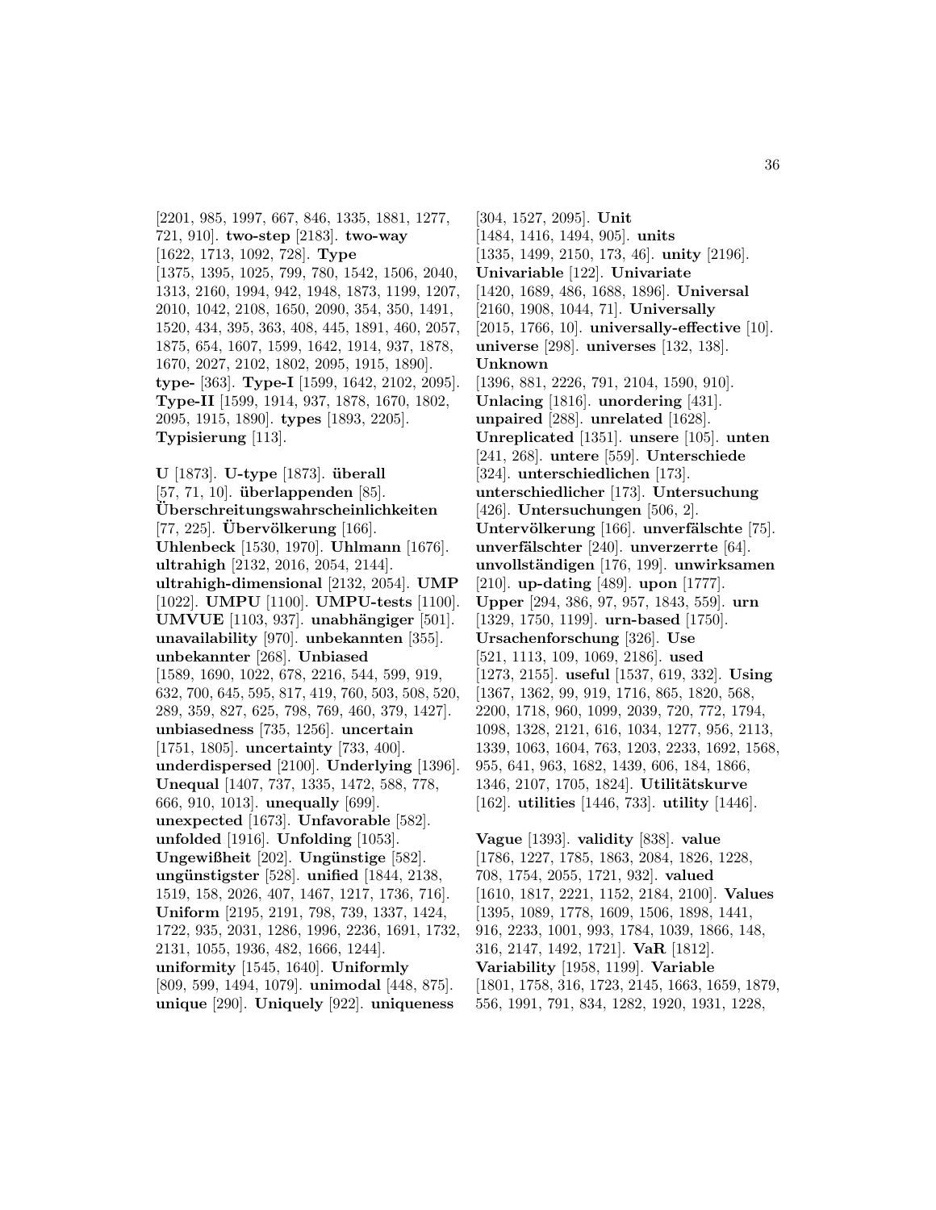[2201, 985, 1997, 667, 846, 1335, 1881, 1277, 721, 910]. **two-step** [2183]. **two-way** [1622, 1713, 1092, 728]. **Type** [1375, 1395, 1025, 799, 780, 1542, 1506, 2040, 1313, 2160, 1994, 942, 1948, 1873, 1199, 1207, 2010, 1042, 2108, 1650, 2090, 354, 350, 1491, 1520, 434, 395, 363, 408, 445, 1891, 460, 2057, 1875, 654, 1607, 1599, 1642, 1914, 937, 1878, 1670, 2027, 2102, 1802, 2095, 1915, 1890]. **type-** [363]. **Type-I** [1599, 1642, 2102, 2095]. **Type-II** [1599, 1914, 937, 1878, 1670, 1802, 2095, 1915, 1890]. **types** [1893, 2205]. **Typisierung** [113].

**U** [1873]. **U-type** [1873]. **überall** [57, 71, 10]. **überlappenden** [85]. **Überschreitungswahrscheinlichkeiten** [77, 225]. **Übervölkerung** [166]. **Uhlenbeck** [1530, 1970]. **Uhlmann** [1676]. **ultrahigh** [2132, 2016, 2054, 2144]. **ultrahigh-dimensional** [2132, 2054]. **UMP** [1022]. **UMPU** [1100]. **UMPU-tests** [1100]. **UMVUE** [1103, 937]. **unabhängiger** [501]. **unavailability** [970]. **unbekannten** [355]. **unbekannter** [268]. **Unbiased** [1589, 1690, 1022, 678, 2216, 544, 599, 919, 632, 700, 645, 595, 817, 419, 760, 503, 508, 520, 289, 359, 827, 625, 798, 769, 460, 379, 1427]. **unbiasedness** [735, 1256]. **uncertain** [1751, 1805]. **uncertainty** [733, 400]. **underdispersed** [2100]. **Underlying** [1396]. **Unequal** [1407, 737, 1335, 1472, 588, 778, 666, 910, 1013]. **unequally** [699]. **unexpected** [1673]. **Unfavorable** [582]. **unfolded** [1916]. **Unfolding** [1053]. **Ungewißheit** [202]. **Ungünstige** [582]. **ungünstigster** [528]. **unified** [1844, 2138, 1519, 158, 2026, 407, 1467, 1217, 1736, 716]. **Uniform** [2195, 2191, 798, 739, 1337, 1424, 1722, 935, 2031, 1286, 1996, 2236, 1691, 1732, 2131, 1055, 1936, 482, 1666, 1244]. **uniformity** [1545, 1640]. **Uniformly** [809, 599, 1494, 1079]. **unimodal** [448, 875]. **unique** [290]. **Uniquely** [922]. **uniqueness** [304, 1527, 2095]. **Unit** [1484, 1416, 1494, 905]. **units** [1335, 1499, 2150, 173, 46]. **unity** [2196]. **Univariable** [122]. **Univariate** [1420, 1689, 486, 1688, 1896]. **Universal** [2160, 1908, 1044, 71]. **Universally** [2015, 1766, 10]. **universally-effective** [10]. **universe** [298]. **universes** [132, 138]. **Unknown** [1396, 881, 2226, 791, 2104, 1590, 910]. **Unlacing** [1816]. **unordering** [431]. **unpaired** [288]. **unrelated** [1628]. **Unreplicated** [1351]. **unsere** [105]. **unten** [241, 268]. **untere** [559]. **Unterschiede** [324]. **unterschiedlichen** [173]. **unterschiedlicher** [173]. **Untersuchung** [426]. **Untersuchungen** [506, 2]. **Untervölkerung** [166]. **unverfälschte** [75]. **unverfälschter** [240]. **unverzerrte** [64]. **unvollständigen** [176, 199]. **unwirksamen** [210]. **up-dating** [489]. **upon** [1777]. **Upper** [294, 386, 97, 957, 1843, 559]. **urn** [1329, 1750, 1199]. **urn-based** [1750]. **Ursachenforschung** [326]. **Use** [521, 1113, 109, 1069, 2186]. **used** [1273, 2155]. **useful** [1537, 619, 332]. **Using** [1367, 1362, 99, 919, 1716, 865, 1820, 568, 2200, 1718, 960, 1099, 2039, 720, 772, 1794, 1098, 1328, 2121, 616, 1034, 1277, 956, 2113, 1339, 1063, 1604, 763, 1203, 2233, 1692, 1568, 955, 641, 963, 1682, 1439, 606, 184, 1866, 1346, 2107, 1705, 1824]. **Utilitätskurve** [162]. **utilities** [1446, 733]. **utility** [1446].

**Vague** [1393]. **validity** [838]. **value** [1786, 1227, 1785, 1863, 2084, 1826, 1228, 708, 1754, 2055, 1721, 932]. **valued** [1610, 1817, 2221, 1152, 2184, 2100]. **Values** [1395, 1089, 1778, 1609, 1506, 1898, 1441, 916, 2233, 1001, 993, 1784, 1039, 1866, 148, 316, 2147, 1492, 1721]. **VaR** [1812]. **Variability** [1958, 1199]. **Variable** [1801, 1758, 316, 1723, 2145, 1663, 1659, 1879, 556, 1991, 791, 834, 1282, 1920, 1931, 1228,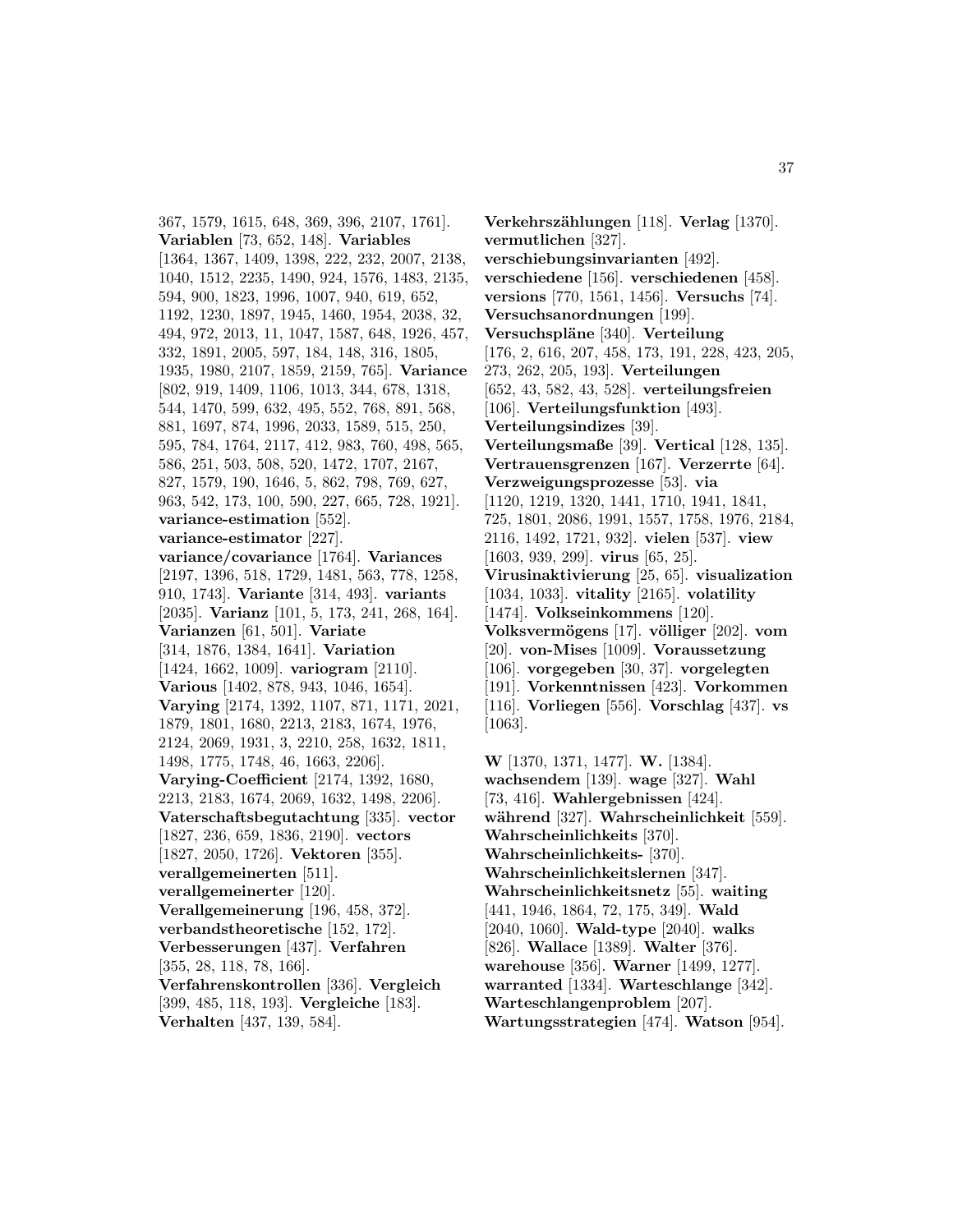367, 1579, 1615, 648, 369, 396, 2107, 1761]. **Variablen** [73, 652, 148]. **Variables** [1364, 1367, 1409, 1398, 222, 232, 2007, 2138, 1040, 1512, 2235, 1490, 924, 1576, 1483, 2135, 594, 900, 1823, 1996, 1007, 940, 619, 652, 1192, 1230, 1897, 1945, 1460, 1954, 2038, 32, 494, 972, 2013, 11, 1047, 1587, 648, 1926, 457, 332, 1891, 2005, 597, 184, 148, 316, 1805, 1935, 1980, 2107, 1859, 2159, 765]. **Variance** [802, 919, 1409, 1106, 1013, 344, 678, 1318, 544, 1470, 599, 632, 495, 552, 768, 891, 568, 881, 1697, 874, 1996, 2033, 1589, 515, 250, 595, 784, 1764, 2117, 412, 983, 760, 498, 565, 586, 251, 503, 508, 520, 1472, 1707, 2167, 827, 1579, 190, 1646, 5, 862, 798, 769, 627, 963, 542, 173, 100, 590, 227, 665, 728, 1921]. **variance-estimation** [552]. **variance-estimator** [227]. **variance/covariance** [1764]. **Variances** [2197, 1396, 518, 1729, 1481, 563, 778, 1258, 910, 1743]. **Variante** [314, 493]. **variants** [2035]. **Varianz** [101, 5, 173, 241, 268, 164]. **Varianzen** [61, 501]. **Variate** [314, 1876, 1384, 1641]. **Variation** [1424, 1662, 1009]. **variogram** [2110]. **Various** [1402, 878, 943, 1046, 1654]. **Varying** [2174, 1392, 1107, 871, 1171, 2021, 1879, 1801, 1680, 2213, 2183, 1674, 1976, 2124, 2069, 1931, 3, 2210, 258, 1632, 1811, 1498, 1775, 1748, 46, 1663, 2206]. **Varying-Coefficient** [2174, 1392, 1680, 2213, 2183, 1674, 2069, 1632, 1498, 2206]. **Vaterschaftsbegutachtung** [335]. **vector** [1827, 236, 659, 1836, 2190]. **vectors** [1827, 2050, 1726]. **Vektoren** [355]. **verallgemeinerten** [511]. **verallgemeinerter** [120]. **Verallgemeinerung** [196, 458, 372]. **verbandstheoretische** [152, 172]. **Verbesserungen** [437]. **Verfahren** [355, 28, 118, 78, 166]. **Verfahrenskontrollen** [336]. **Vergleich** [399, 485, 118, 193]. **Vergleiche** [183]. **Verhalten** [437, 139, 584].

**Verkehrszählungen** [118]. **Verlag** [1370]. **vermutlichen** [327]. **verschiebungsinvarianten** [492]. **verschiedene** [156]. **verschiedenen** [458]. **versions** [770, 1561, 1456]. **Versuchs** [74]. **Versuchsanordnungen** [199]. **Versuchspläne** [340]. **Verteilung** [176, 2, 616, 207, 458, 173, 191, 228, 423, 205, 273, 262, 205, 193]. **Verteilungen** [652, 43, 582, 43, 528]. **verteilungsfreien** [106]. **Verteilungsfunktion** [493]. **Verteilungsindizes** [39]. **Verteilungsmaße** [39]. **Vertical** [128, 135]. **Vertrauensgrenzen** [167]. **Verzerrte** [64]. **Verzweigungsprozesse** [53]. **via** [1120, 1219, 1320, 1441, 1710, 1941, 1841, 725, 1801, 2086, 1991, 1557, 1758, 1976, 2184, 2116, 1492, 1721, 932]. **vielen** [537]. **view** [1603, 939, 299]. **virus** [65, 25]. **Virusinaktivierung** [25, 65]. **visualization** [1034, 1033]. **vitality** [2165]. **volatility** [1474]. **Volkseinkommens** [120]. **Volksvermögens** [17]. **völliger** [202]. **vom** [20]. **von-Mises** [1009]. **Voraussetzung** [106]. **vorgegeben** [30, 37]. **vorgelegten** [191]. **Vorkenntnissen** [423]. **Vorkommen** [116]. **Vorliegen** [556]. **Vorschlag** [437]. **vs** [1063].

**W** [1370, 1371, 1477]. **W.** [1384]. **wachsendem** [139]. **wage** [327]. **Wahl** [73, 416]. **Wahlergebnissen** [424]. **während** [327]. **Wahrscheinlichkeit** [559]. **Wahrscheinlichkeits** [370]. **Wahrscheinlichkeits-** [370]. **Wahrscheinlichkeitslernen** [347]. **Wahrscheinlichkeitsnetz** [55]. **waiting** [441, 1946, 1864, 72, 175, 349]. **Wald** [2040, 1060]. **Wald-type** [2040]. **walks** [826]. **Wallace** [1389]. **Walter** [376]. **warehouse** [356]. **Warner** [1499, 1277]. **warranted** [1334]. **Warteschlange** [342]. **Warteschlangenproblem** [207]. **Wartungsstrategien** [474]. **Watson** [954].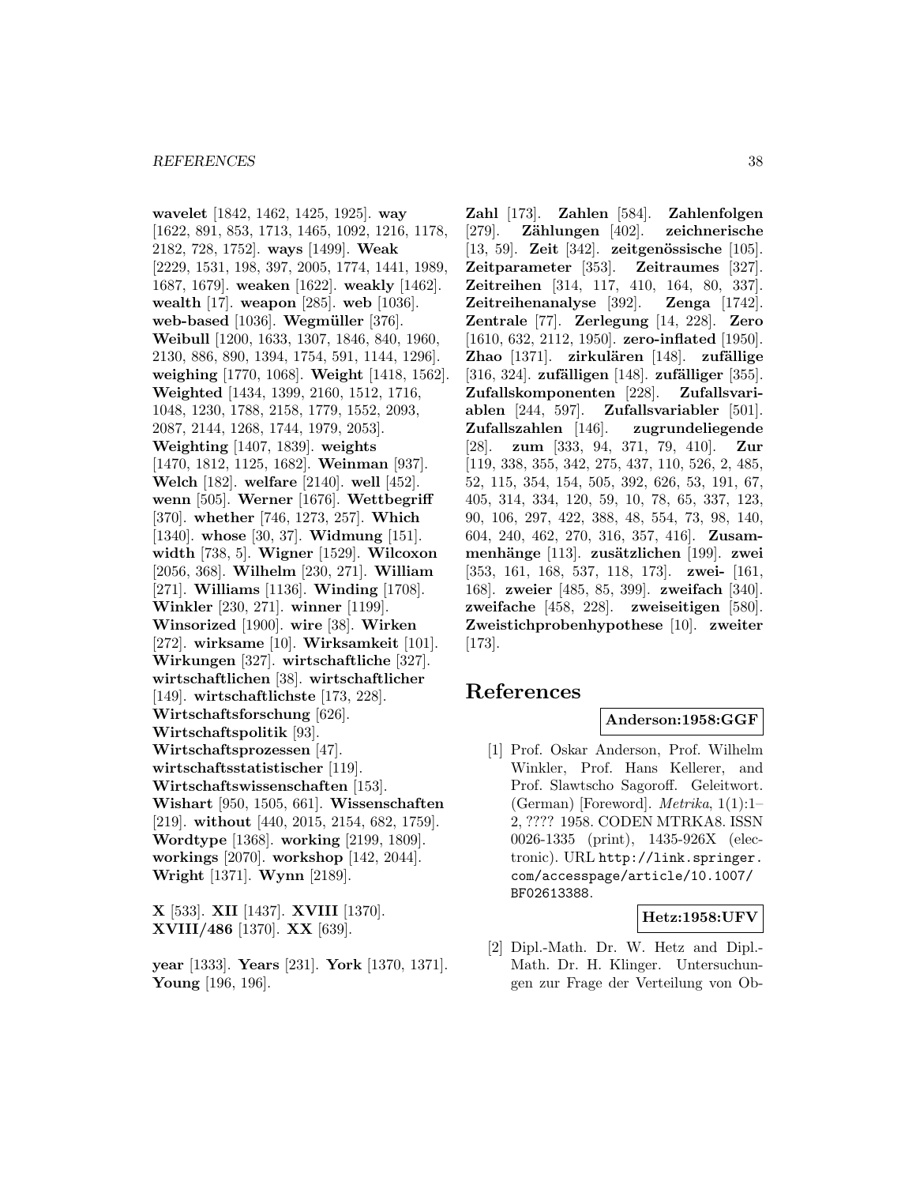**wavelet** [1842, 1462, 1425, 1925]. **way** [1622, 891, 853, 1713, 1465, 1092, 1216, 1178, 2182, 728, 1752]. **ways** [1499]. **Weak** [2229, 1531, 198, 397, 2005, 1774, 1441, 1989, 1687, 1679]. **weaken** [1622]. **weakly** [1462]. **wealth** [17]. **weapon** [285]. **web** [1036]. **web-based** [1036]. **Wegmüller** [376]. **Weibull** [1200, 1633, 1307, 1846, 840, 1960, 2130, 886, 890, 1394, 1754, 591, 1144, 1296]. **weighing** [1770, 1068]. **Weight** [1418, 1562]. **Weighted** [1434, 1399, 2160, 1512, 1716, 1048, 1230, 1788, 2158, 1779, 1552, 2093, 2087, 2144, 1268, 1744, 1979, 2053]. **Weighting** [1407, 1839]. **weights** [1470, 1812, 1125, 1682]. **Weinman** [937]. **Welch** [182]. **welfare** [2140]. **well** [452]. **wenn** [505]. **Werner** [1676]. **Wettbegriff** [370]. **whether** [746, 1273, 257]. **Which** [1340]. **whose** [30, 37]. **Widmung** [151]. **width** [738, 5]. **Wigner** [1529]. **Wilcoxon** [2056, 368]. **Wilhelm** [230, 271]. **William** [271]. **Williams** [1136]. **Winding** [1708]. **Winkler** [230, 271]. **winner** [1199]. **Winsorized** [1900]. **wire** [38]. **Wirken** [272]. **wirksame** [10]. **Wirksamkeit** [101]. **Wirkungen** [327]. **wirtschaftliche** [327]. **wirtschaftlichen** [38]. **wirtschaftlicher** [149]. **wirtschaftlichste** [173, 228]. **Wirtschaftsforschung** [626]. **Wirtschaftspolitik** [93]. **Wirtschaftsprozessen** [47]. **wirtschaftsstatistischer** [119]. **Wirtschaftswissenschaften** [153]. **Wishart** [950, 1505, 661]. **Wissenschaften** [219]. **without** [440, 2015, 2154, 682, 1759]. **Wordtype** [1368]. **working** [2199, 1809]. **workings** [2070]. **workshop** [142, 2044]. **Wright** [1371]. **Wynn** [2189].

**X** [533]. **XII** [1437]. **XVIII** [1370]. **XVIII/486** [1370]. **XX** [639].

**year** [1333]. **Years** [231]. **York** [1370, 1371]. **Young** [196, 196].

**Zahl** [173]. **Zahlen** [584]. **Zahlenfolgen** [279]. **Zählungen** [402]. **zeichnerische** [13, 59]. **Zeit** [342]. **zeitgenössische** [105]. **Zeitparameter** [353]. **Zeitraumes** [327]. **Zeitreihen** [314, 117, 410, 164, 80, 337]. **Zeitreihenanalyse** [392]. **Zenga** [1742]. **Zentrale** [77]. **Zerlegung** [14, 228]. **Zero** [1610, 632, 2112, 1950]. **zero-inflated** [1950]. **Zhao** [1371]. **zirkulären** [148]. **zufällige** [316, 324]. **zufälligen** [148]. **zufälliger** [355]. **Zufallskomponenten** [228]. **Zufallsvariablen** [244, 597]. **Zufallsvariabler** [501]. **Zufallszahlen** [146]. **zugrundeliegende** [28]. **zum** [333, 94, 371, 79, 410]. **Zur** [119, 338, 355, 342, 275, 437, 110, 526, 2, 485, 52, 115, 354, 154, 505, 392, 626, 53, 191, 67, 405, 314, 334, 120, 59, 10, 78, 65, 337, 123, 90, 106, 297, 422, 388, 48, 554, 73, 98, 140, 604, 240, 462, 270, 316, 357, 416]. **Zusammenhänge** [113]. **zusätzlichen** [199]. **zwei** [353, 161, 168, 537, 118, 173]. **zwei-** [161, 168]. **zweier** [485, 85, 399]. **zweifach** [340]. **zweifache** [458, 228]. **zweiseitigen** [580]. **Zweistichprobenhypothese** [10]. **zweiter** [173].

# References

**Anderson:1958:GGF**

[1] Prof. Oskar Anderson, Prof. Wilhelm Winkler, Prof. Hans Kellerer, and Prof. Slawtscho Sagoroff. Geleitwort. (German) [Foreword]. *Metrika*, 1(1):1–2, ???? 1958. CODEN MTRKA8. ISSN 0026-1335 (print), 1435-926X (electronic). URL http://link.springer.com/accesspage/article/10.1007/BF02613388.

**Hetz:1958:UFV**

[2] Dipl.-Math. Dr. W. Hetz and Dipl.-Math. Dr. H. Klinger. Untersuchungen zur Frage der Verteilung von Ob-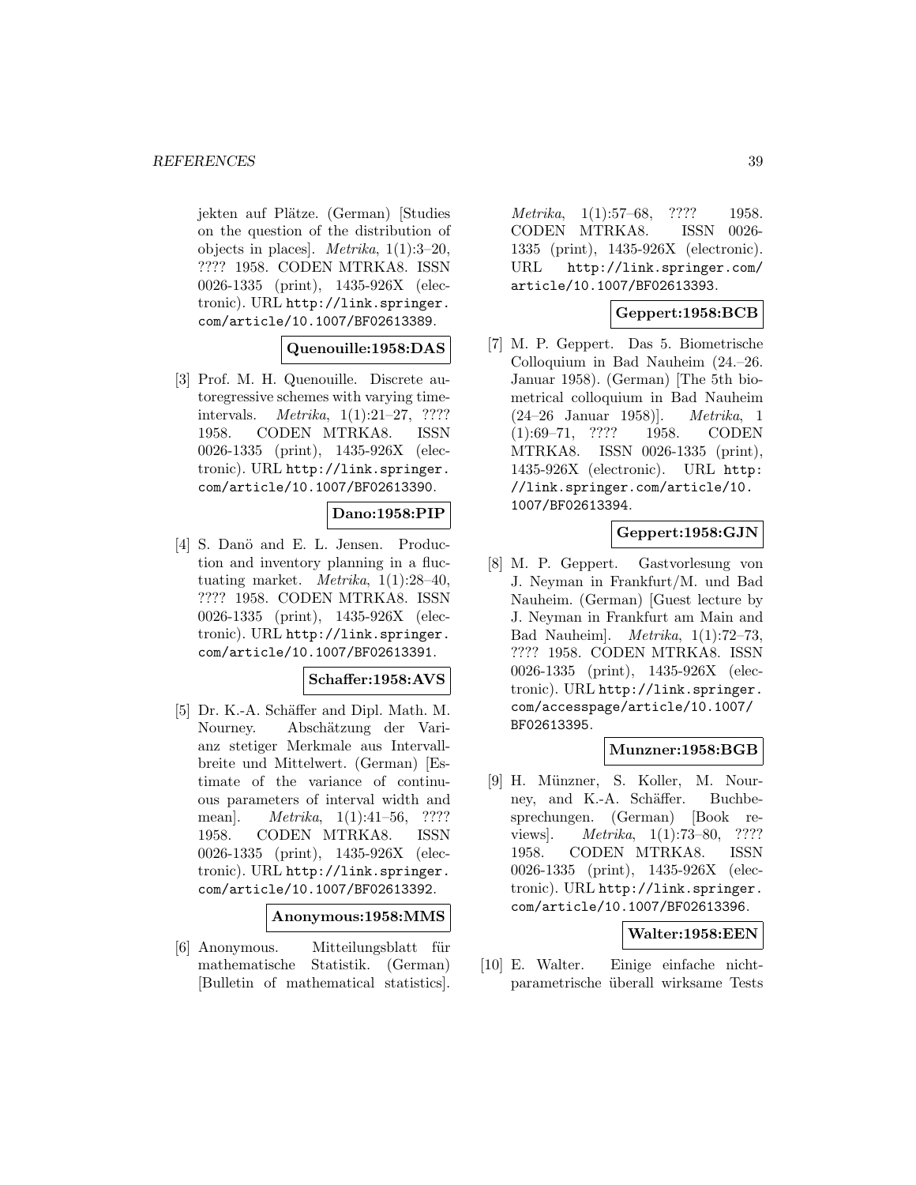jekten auf Plätze. (German) [Studies on the question of the distribution of objects in places]. *Metrika*, 1(1):3–20, ???? 1958. CODEN MTRKA8. ISSN 0026-1335 (print), 1435-926X (electronic). URL http://link.springer.com/article/10.1007/BF02613389.

**Quenouille:1958:DAS**

[3] Prof. M. H. Quenouille. Discrete autoregressive schemes with varying time-intervals. *Metrika*, 1(1):21–27, ???? 1958. CODEN MTRKA8. ISSN 0026-1335 (print), 1435-926X (electronic). URL http://link.springer.com/article/10.1007/BF02613390.

**Dano:1958:PIP**

[4] S. Danö and E. L. Jensen. Production and inventory planning in a fluctuating market. *Metrika*, 1(1):28–40, ???? 1958. CODEN MTRKA8. ISSN 0026-1335 (print), 1435-926X (electronic). URL http://link.springer.com/article/10.1007/BF02613391.

**Schaffer:1958:AVS**

[5] Dr. K.-A. Schäffer and Dipl. Math. M. Nourney. Abschätzung der Varianz stetiger Merkmale aus Intervallbreite und Mittelwert. (German) [Estimate of the variance of continuous parameters of interval width and mean]. *Metrika*, 1(1):41–56, ???? 1958. CODEN MTRKA8. ISSN 0026-1335 (print), 1435-926X (electronic). URL http://link.springer.com/article/10.1007/BF02613392.

**Anonymous:1958:MMS**

[6] Anonymous. Mitteilungsblatt für mathematische Statistik. (German) [Bulletin of mathematical statistics]. *Metrika*, 1(1):57–68, ???? 1958. CODEN MTRKA8. ISSN 0026-1335 (print), 1435-926X (electronic). URL http://link.springer.com/article/10.1007/BF02613393.

**Geppert:1958:BCB**

[7] M. P. Geppert. Das 5. Biometrische Colloquium in Bad Nauheim (24.–26. Januar 1958). (German) [The 5th biometrical colloquium in Bad Nauheim (24–26 Januar 1958)]. *Metrika*, 1 (1):69–71, ???? 1958. CODEN MTRKA8. ISSN 0026-1335 (print), 1435-926X (electronic). URL http://link.springer.com/article/10.1007/BF02613394.

**Geppert:1958:GJN**

[8] M. P. Geppert. Gastvorlesung von J. Neyman in Frankfurt/M. und Bad Nauheim. (German) [Guest lecture by J. Neyman in Frankfurt am Main and Bad Nauheim]. *Metrika*, 1(1):72–73, ???? 1958. CODEN MTRKA8. ISSN 0026-1335 (print), 1435-926X (electronic). URL http://link.springer.com/accesspage/article/10.1007/BF02613395.

**Munzner:1958:BGB**

[9] H. Münzner, S. Koller, M. Nourney, and K.-A. Schäffer. Buchbesprechungen. (German) [Book reviews]. *Metrika*, 1(1):73–80, ???? 1958. CODEN MTRKA8. ISSN 0026-1335 (print), 1435-926X (electronic). URL http://link.springer.com/article/10.1007/BF02613396.

**Walter:1958:EEN**

[10] E. Walter. Einige einfache nichtparametrische überall wirksame Tests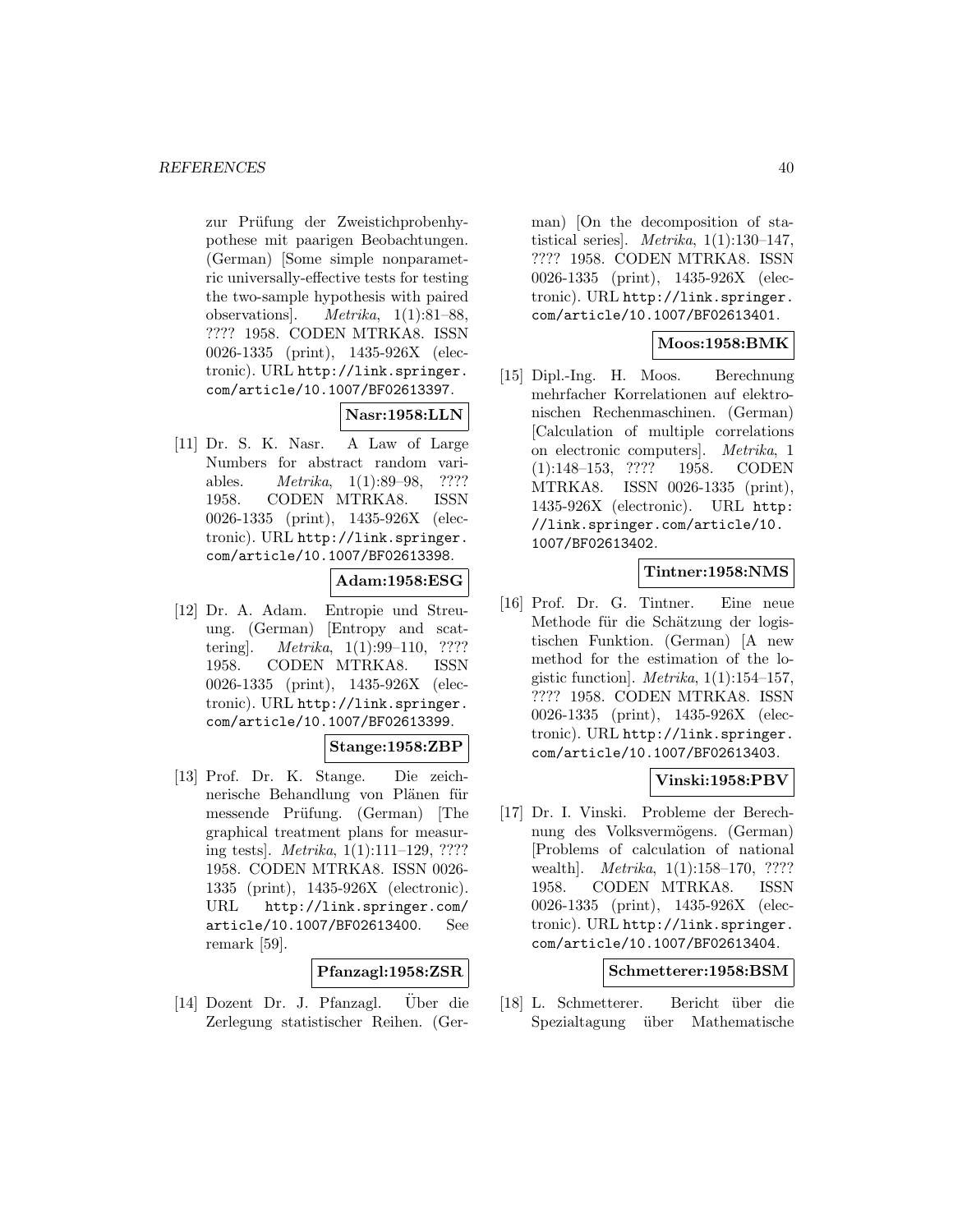zur Prüfung der Zweistichprobenhypothese mit paarigen Beobachtungen. (German) [Some simple nonparametric universally-effective tests for testing the two-sample hypothesis with paired observations]. *Metrika*, 1(1):81–88, ???? 1958. CODEN MTRKA8. ISSN 0026-1335 (print), 1435-926X (electronic). URL http://link.springer.com/article/10.1007/BF02613397.

**Nasr:1958:LLN**

[11] Dr. S. K. Nasr. A Law of Large Numbers for abstract random variables. *Metrika*, 1(1):89–98, ???? 1958. CODEN MTRKA8. ISSN 0026-1335 (print), 1435-926X (electronic). URL http://link.springer.com/article/10.1007/BF02613398.

**Adam:1958:ESG**

[12] Dr. A. Adam. Entropie und Streuung. (German) [Entropy and scattering]. *Metrika*, 1(1):99–110, ???? 1958. CODEN MTRKA8. ISSN 0026-1335 (print), 1435-926X (electronic). URL http://link.springer.com/article/10.1007/BF02613399.

**Stange:1958:ZBP**

[13] Prof. Dr. K. Stange. Die zeichnerische Behandlung von Plänen für messende Prüfung. (German) [The graphical treatment plans for measuring tests]. *Metrika*, 1(1):111–129, ???? 1958. CODEN MTRKA8. ISSN 0026-1335 (print), 1435-926X (electronic). URL http://link.springer.com/article/10.1007/BF02613400. See remark [59].

**Pfanzagl:1958:ZSR**

[14] Dozent Dr. J. Pfanzagl. Über die Zerlegung statistischer Reihen. (German) [On the decomposition of statistical series]. *Metrika*, 1(1):130–147, ???? 1958. CODEN MTRKA8. ISSN 0026-1335 (print), 1435-926X (electronic). URL http://link.springer.com/article/10.1007/BF02613401.

**Moos:1958:BMK**

[15] Dipl.-Ing. H. Moos. Berechnung mehrfacher Korrelationen auf elektronischen Rechenmaschinen. (German) [Calculation of multiple correlations on electronic computers]. *Metrika*, 1 (1):148–153, ???? 1958. CODEN MTRKA8. ISSN 0026-1335 (print), 1435-926X (electronic). URL http://link.springer.com/article/10.1007/BF02613402.

**Tintner:1958:NMS**

[16] Prof. Dr. G. Tintner. Eine neue Methode für die Schätzung der logistischen Funktion. (German) [A new method for the estimation of the logistic function]. *Metrika*, 1(1):154–157, ???? 1958. CODEN MTRKA8. ISSN 0026-1335 (print), 1435-926X (electronic). URL http://link.springer.com/article/10.1007/BF02613403.

**Vinski:1958:PBV**

[17] Dr. I. Vinski. Probleme der Berechnung des Volksvermögens. (German) [Problems of calculation of national wealth]. *Metrika*, 1(1):158–170, ???? 1958. CODEN MTRKA8. ISSN 0026-1335 (print), 1435-926X (electronic). URL http://link.springer.com/article/10.1007/BF02613404.

**Schmetterer:1958:BSM**

[18] L. Schmetterer. Bericht über die Spezialtagung über Mathematische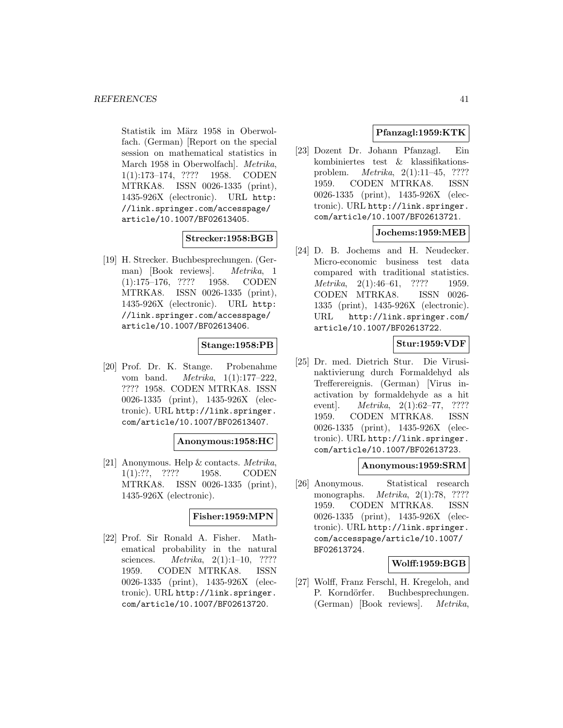Statistik im März 1958 in Oberwolfach. (German) [Report on the special session on mathematical statistics in March 1958 in Oberwolfach]. *Metrika*, 1(1):173–174, ???? 1958. CODEN MTRKA8. ISSN 0026-1335 (print), 1435-926X (electronic). URL http://link.springer.com/accesspage/article/10.1007/BF02613405.

**Strecker:1958:BGB**

[19] H. Strecker. Buchbesprechungen. (German) [Book reviews]. *Metrika*, 1 (1):175–176, ???? 1958. CODEN MTRKA8. ISSN 0026-1335 (print), 1435-926X (electronic). URL http://link.springer.com/accesspage/article/10.1007/BF02613406.

**Stange:1958:PB**

[20] Prof. Dr. K. Stange. Probenahme vom band. *Metrika*, 1(1):177–222, ???? 1958. CODEN MTRKA8. ISSN 0026-1335 (print), 1435-926X (electronic). URL http://link.springer.com/article/10.1007/BF02613407.

**Anonymous:1958:HC**

[21] Anonymous. Help & contacts. *Metrika*, 1(1):??, ???? 1958. CODEN MTRKA8. ISSN 0026-1335 (print), 1435-926X (electronic).

**Fisher:1959:MPN**

[22] Prof. Sir Ronald A. Fisher. Mathematical probability in the natural sciences. *Metrika*, 2(1):1–10, ???? 1959. CODEN MTRKA8. ISSN 0026-1335 (print), 1435-926X (electronic). URL http://link.springer.com/article/10.1007/BF02613720.

**Pfanzagl:1959:KTK**

[23] Dozent Dr. Johann Pfanzagl. Ein kombiniertes test & klassifikationsproblem. *Metrika*, 2(1):11–45, ???? 1959. CODEN MTRKA8. ISSN 0026-1335 (print), 1435-926X (electronic). URL http://link.springer.com/article/10.1007/BF02613721.

**Jochems:1959:MEB**

[24] D. B. Jochems and H. Neudecker. Micro-economic business test data compared with traditional statistics. *Metrika*, 2(1):46–61, ???? 1959. CODEN MTRKA8. ISSN 0026-1335 (print), 1435-926X (electronic). URL http://link.springer.com/article/10.1007/BF02613722.

**Stur:1959:VDF**

[25] Dr. med. Dietrich Stur. Die Virusinaktivierung durch Formaldehyd als Treffereignis. (German) [Virus inactivation by formaldehyde as a hit event]. *Metrika*, 2(1):62–77, ???? 1959. CODEN MTRKA8. ISSN 0026-1335 (print), 1435-926X (electronic). URL http://link.springer.com/article/10.1007/BF02613723.

**Anonymous:1959:SRM**

[26] Anonymous. Statistical research monographs. *Metrika*, 2(1):78, ???? 1959. CODEN MTRKA8. ISSN 0026-1335 (print), 1435-926X (electronic). URL http://link.springer.com/accesspage/article/10.1007/BF02613724.

**Wolff:1959:BGB**

[27] Wolff, Franz Ferschl, H. Kregeloh, and P. Korndörfer. Buchbesprechungen. (German) [Book reviews]. *Metrika*,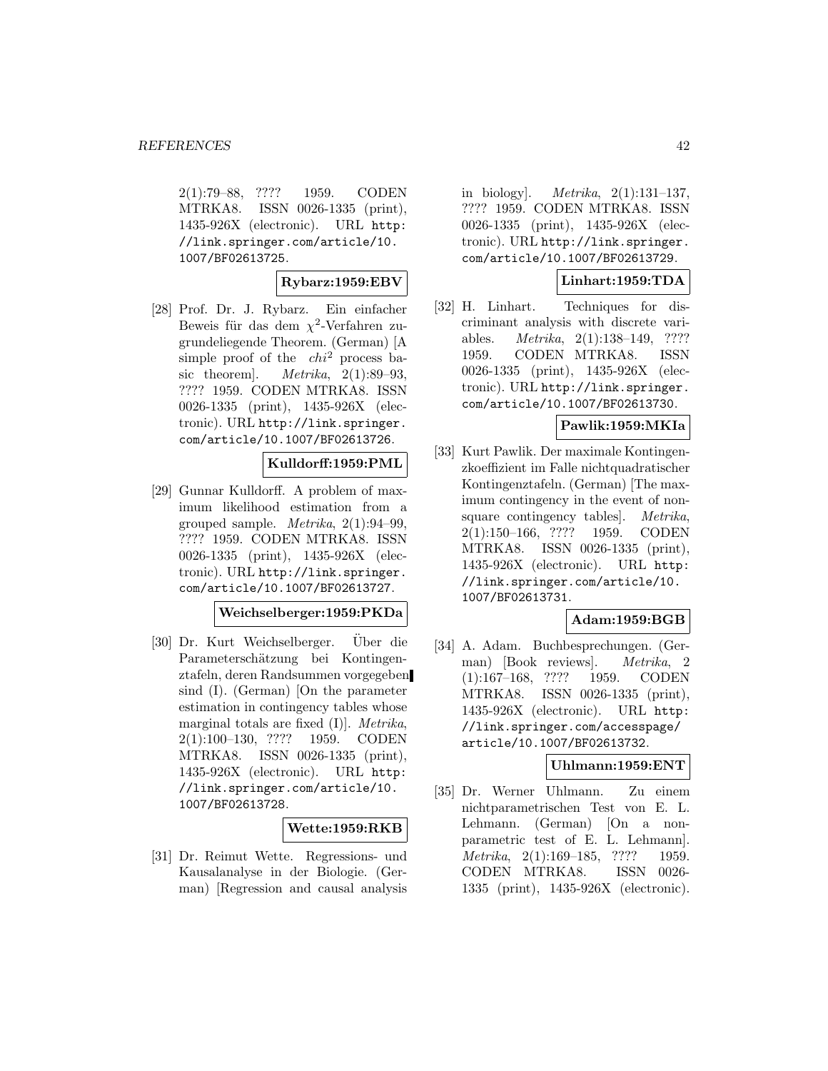2(1):79–88, ???? 1959. CODEN MTRKA8. ISSN 0026-1335 (print), 1435-926X (electronic). URL http://link.springer.com/article/10.1007/BF02613725.

**Rybarz:1959:EBV**

[28] Prof. Dr. J. Rybarz. Ein einfacher Beweis für das dem $\chi^2$-Verfahren zugrundeliegende Theorem. (German) [A simple proof of the $chi^2$ process basic theorem]. *Metrika*, 2(1):89–93, ???? 1959. CODEN MTRKA8. ISSN 0026-1335 (print), 1435-926X (electronic). URL http://link.springer.com/article/10.1007/BF02613726.

**Kulldorff:1959:PML**

[29] Gunnar Kulldorff. A problem of maximum likelihood estimation from a grouped sample. *Metrika*, 2(1):94–99, ???? 1959. CODEN MTRKA8. ISSN 0026-1335 (print), 1435-926X (electronic). URL http://link.springer.com/article/10.1007/BF02613727.

**Weichselberger:1959:PKDa**

[30] Dr. Kurt Weichselberger. Über die Parameterschätzung bei Kontingenztafeln, deren Randsummen vorgegeben sind (I). (German) [On the parameter estimation in contingency tables whose marginal totals are fixed (I)]. *Metrika*, 2(1):100–130, ???? 1959. CODEN MTRKA8. ISSN 0026-1335 (print), 1435-926X (electronic). URL http://link.springer.com/article/10.1007/BF02613728.

**Wette:1959:RKB**

[31] Dr. Reimut Wette. Regressions- und Kausalanalyse in der Biologie. (German) [Regression and causal analysis in biology]. *Metrika*, 2(1):131–137, ???? 1959. CODEN MTRKA8. ISSN 0026-1335 (print), 1435-926X (electronic). URL http://link.springer.com/article/10.1007/BF02613729.

**Linhart:1959:TDA**

[32] H. Linhart. Techniques for discriminant analysis with discrete variables. *Metrika*, 2(1):138–149, ???? 1959. CODEN MTRKA8. ISSN 0026-1335 (print), 1435-926X (electronic). URL http://link.springer.com/article/10.1007/BF02613730.

**Pawlik:1959:MKIa**

[33] Kurt Pawlik. Der maximale Kontingenzkoeffizient im Falle nichtquadratischer Kontingenztafeln. (German) [The maximum contingency in the event of nonsquare contingency tables]. *Metrika*, 2(1):150–166, ???? 1959. CODEN MTRKA8. ISSN 0026-1335 (print), 1435-926X (electronic). URL http://link.springer.com/article/10.1007/BF02613731.

**Adam:1959:BGB**

[34] A. Adam. Buchbesprechungen. (German) [Book reviews]. *Metrika*, 2(1):167–168, ???? 1959. CODEN MTRKA8. ISSN 0026-1335 (print), 1435-926X (electronic). URL http://link.springer.com/accesspage/article/10.1007/BF02613732.

**Uhlmann:1959:ENT**

[35] Dr. Werner Uhlmann. Zu einem nichtparametrischen Test von E. L. Lehmann. (German) [On a nonparametric test of E. L. Lehmann]. *Metrika*, 2(1):169–185, ???? 1959. CODEN MTRKA8. ISSN 0026-1335 (print), 1435-926X (electronic).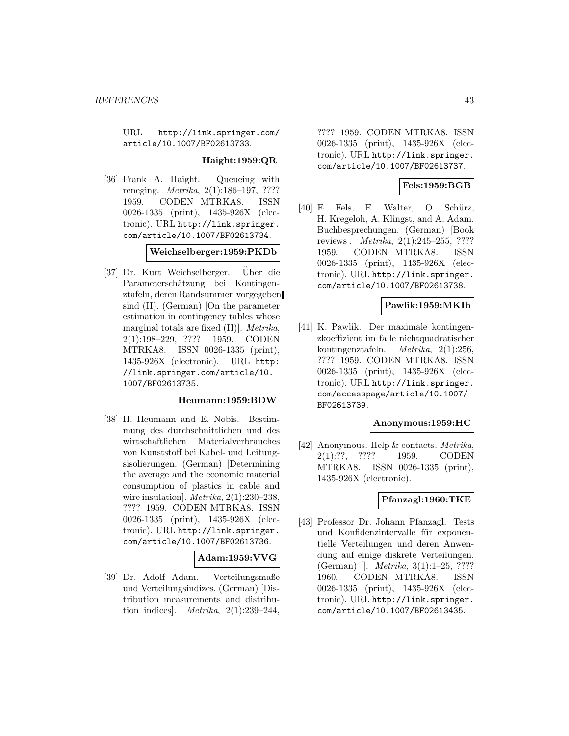URL http://link.springer.com/article/10.1007/BF02613733.

**Haight:1959:QR**

[36] Frank A. Haight. Queueing with reneging. *Metrika*, 2(1):186–197, ???? 1959. CODEN MTRKA8. ISSN 0026-1335 (print), 1435-926X (electronic). URL http://link.springer.com/article/10.1007/BF02613734.

**Weichselberger:1959:PKDb**

[37] Dr. Kurt Weichselberger. Über die Parameterschätzung bei Kontingenztafeln, deren Randsummen vorgegeben sind (II). (German) [On the parameter estimation in contingency tables whose marginal totals are fixed (II)]. *Metrika*, 2(1):198–229, ???? 1959. CODEN MTRKA8. ISSN 0026-1335 (print), 1435-926X (electronic). URL http://link.springer.com/article/10.1007/BF02613735.

**Heumann:1959:BDW**

[38] H. Heumann and E. Nobis. Bestimmung des durchschnittlichen und des wirtschaftlichen Materialverbrauches von Kunststoff bei Kabel- und Leitungsisolierungen. (German) [Determining the average and the economic material consumption of plastics in cable and wire insulation]. *Metrika*, 2(1):230–238, ???? 1959. CODEN MTRKA8. ISSN 0026-1335 (print), 1435-926X (electronic). URL http://link.springer.com/article/10.1007/BF02613736.

**Adam:1959:VVG**

[39] Dr. Adolf Adam. Verteilungsmaße und Verteilungsindizes. (German) [Distribution measurements and distribution indices]. *Metrika*, 2(1):239–244, ???? 1959. CODEN MTRKA8. ISSN 0026-1335 (print), 1435-926X (electronic). URL http://link.springer.com/article/10.1007/BF02613737.

**Fels:1959:BGB**

[40] E. Fels, E. Walter, O. Schürz, H. Kregeloh, A. Klingst, and A. Adam. Buchbesprechungen. (German) [Book reviews]. *Metrika*, 2(1):245–255, ???? 1959. CODEN MTRKA8. ISSN 0026-1335 (print), 1435-926X (electronic). URL http://link.springer.com/article/10.1007/BF02613738.

**Pawlik:1959:MKIb**

[41] K. Pawlik. Der maximale kontingenzkoeffizient im falle nichtquadratischer kontingenztafeln. *Metrika*, 2(1):256, ???? 1959. CODEN MTRKA8. ISSN 0026-1335 (print), 1435-926X (electronic). URL http://link.springer.com/accesspage/article/10.1007/BF02613739.

**Anonymous:1959:HC**

[42] Anonymous. Help & contacts. *Metrika*, 2(1):??, ???? 1959. CODEN MTRKA8. ISSN 0026-1335 (print), 1435-926X (electronic).

**Pfanzagl:1960:TKE**

[43] Professor Dr. Johann Pfanzagl. Tests und Konfidenzintervalle für exponentielle Verteilungen und deren Anwendung auf einige diskrete Verteilungen. (German) []. *Metrika*, 3(1):1–25, ???? 1960. CODEN MTRKA8. ISSN 0026-1335 (print), 1435-926X (electronic). URL http://link.springer.com/article/10.1007/BF02613435.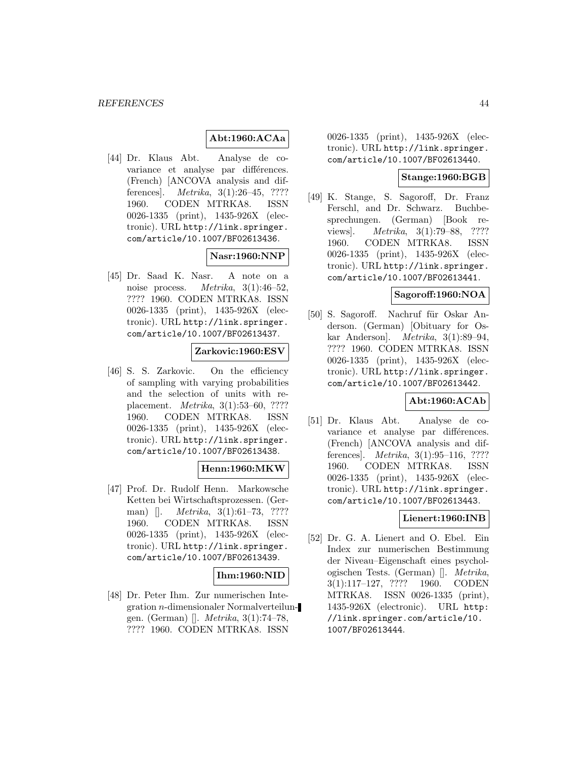**Abt:1960:ACAa**

[44] Dr. Klaus Abt. Analyse de covariance et analyse par différences. (French) [ANCOVA analysis and differences]. *Metrika*, 3(1):26–45, ???? 1960. CODEN MTRKA8. ISSN 0026-1335 (print), 1435-926X (electronic). URL http://link.springer.com/article/10.1007/BF02613436.

**Nasr:1960:NNP**

[45] Dr. Saad K. Nasr. A note on a noise process. *Metrika*, 3(1):46–52, ???? 1960. CODEN MTRKA8. ISSN 0026-1335 (print), 1435-926X (electronic). URL http://link.springer.com/article/10.1007/BF02613437.

**Zarkovic:1960:ESV**

[46] S. S. Zarkovic. On the efficiency of sampling with varying probabilities and the selection of units with replacement. *Metrika*, 3(1):53–60, ???? 1960. CODEN MTRKA8. ISSN 0026-1335 (print), 1435-926X (electronic). URL http://link.springer.com/article/10.1007/BF02613438.

**Henn:1960:MKW**

[47] Prof. Dr. Rudolf Henn. Markowsche Ketten bei Wirtschaftsprozessen. (German) []. *Metrika*, 3(1):61–73, ???? 1960. CODEN MTRKA8. ISSN 0026-1335 (print), 1435-926X (electronic). URL http://link.springer.com/article/10.1007/BF02613439.

**Ihm:1960:NID**

[48] Dr. Peter Ihm. Zur numerischen Integration $n$-dimensionaler Normalverteilungen. (German) []. *Metrika*, 3(1):74–78, ???? 1960. CODEN MTRKA8. ISSN 0026-1335 (print), 1435-926X (electronic). URL http://link.springer.com/article/10.1007/BF02613440.

**Stange:1960:BGB**

[49] K. Stange, S. Sagoroff, Dr. Franz Ferschl, and Dr. Schwarz. Buchbesprechungen. (German) [Book reviews]. *Metrika*, 3(1):79–88, ???? 1960. CODEN MTRKA8. ISSN 0026-1335 (print), 1435-926X (electronic). URL http://link.springer.com/article/10.1007/BF02613441.

**Sagoroff:1960:NOA**

[50] S. Sagoroff. Nachruf für Oskar Anderson. (German) [Obituary for Oskar Anderson]. *Metrika*, 3(1):89–94, ???? 1960. CODEN MTRKA8. ISSN 0026-1335 (print), 1435-926X (electronic). URL http://link.springer.com/article/10.1007/BF02613442.

**Abt:1960:ACAb**

[51] Dr. Klaus Abt. Analyse de covariance et analyse par différences. (French) [ANCOVA analysis and differences]. *Metrika*, 3(1):95–116, ???? 1960. CODEN MTRKA8. ISSN 0026-1335 (print), 1435-926X (electronic). URL http://link.springer.com/article/10.1007/BF02613443.

**Lienert:1960:INB**

[52] Dr. G. A. Lienert and O. Ebel. Ein Index zur numerischen Bestimmung der Niveau–Eigenschaft eines psychologischen Tests. (German) []. *Metrika*, 3(1):117–127, ???? 1960. CODEN MTRKA8. ISSN 0026-1335 (print), 1435-926X (electronic). URL http://link.springer.com/article/10.1007/BF02613444.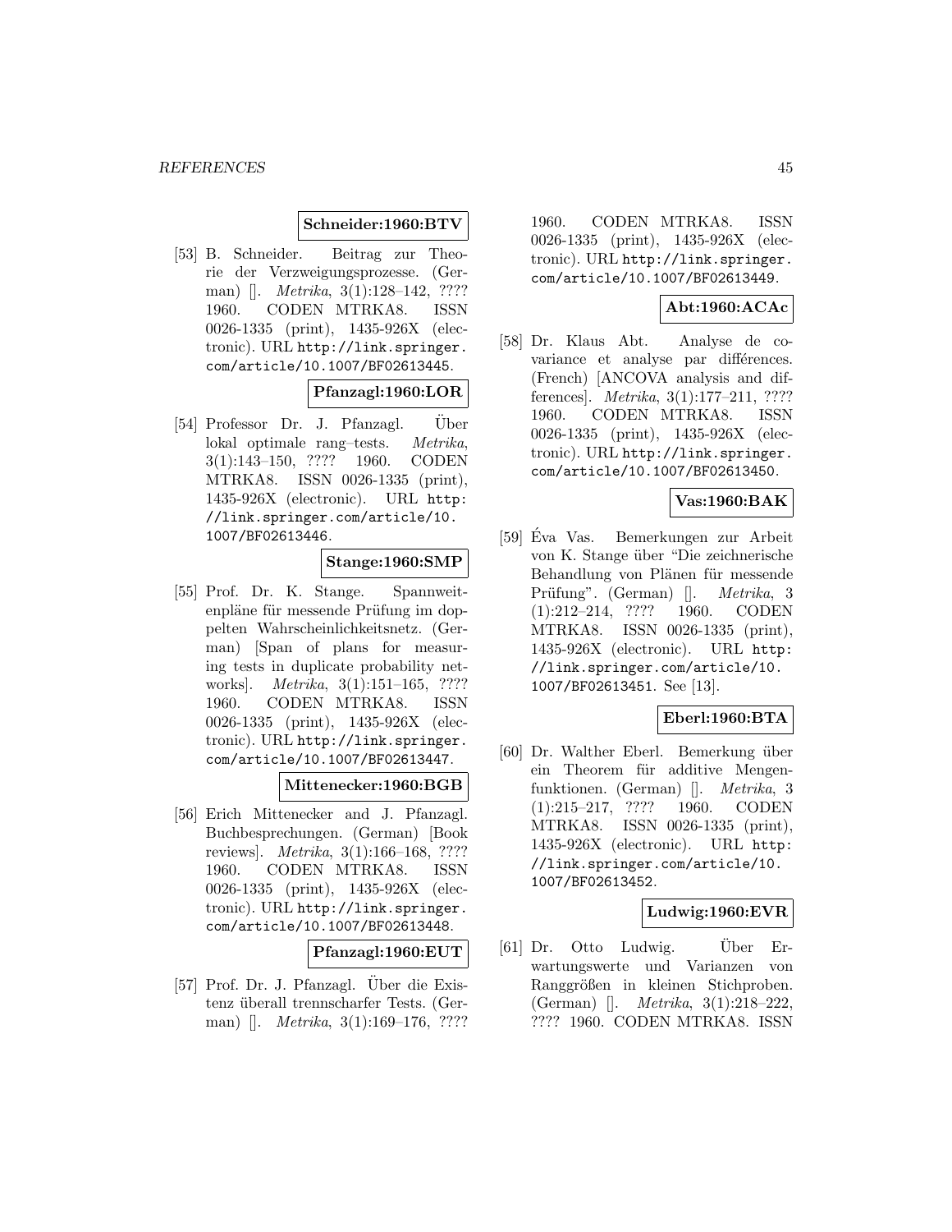**Schneider:1960:BTV**

[53] B. Schneider. Beitrag zur Theorie der Verzweigungsprozesse. (German) []. *Metrika*, 3(1):128–142, ???? 1960. CODEN MTRKA8. ISSN 0026-1335 (print), 1435-926X (electronic). URL http://link.springer.com/article/10.1007/BF02613445.

**Pfanzagl:1960:LOR**

[54] Professor Dr. J. Pfanzagl. Über lokal optimale rang–tests. *Metrika*, 3(1):143–150, ???? 1960. CODEN MTRKA8. ISSN 0026-1335 (print), 1435-926X (electronic). URL http://link.springer.com/article/10.1007/BF02613446.

**Stange:1960:SMP**

[55] Prof. Dr. K. Stange. Spannweitenpläne für messende Prüfung im doppelten Wahrscheinlichkeitsnetz. (German) [Span of plans for measuring tests in duplicate probability networks]. *Metrika*, 3(1):151–165, ???? 1960. CODEN MTRKA8. ISSN 0026-1335 (print), 1435-926X (electronic). URL http://link.springer.com/article/10.1007/BF02613447.

**Mittenecker:1960:BGB**

[56] Erich Mittenecker and J. Pfanzagl. Buchbesprechungen. (German) [Book reviews]. *Metrika*, 3(1):166–168, ???? 1960. CODEN MTRKA8. ISSN 0026-1335 (print), 1435-926X (electronic). URL http://link.springer.com/article/10.1007/BF02613448.

**Pfanzagl:1960:EUT**

[57] Prof. Dr. J. Pfanzagl. Über die Existenz überall trennscharfer Tests. (German) []. *Metrika*, 3(1):169–176, ???? 1960. CODEN MTRKA8. ISSN 0026-1335 (print), 1435-926X (electronic). URL http://link.springer.com/article/10.1007/BF02613449.

**Abt:1960:ACAc**

[58] Dr. Klaus Abt. Analyse de covariance et analyse par différences. (French) [ANCOVA analysis and differences]. *Metrika*, 3(1):177–211, ???? 1960. CODEN MTRKA8. ISSN 0026-1335 (print), 1435-926X (electronic). URL http://link.springer.com/article/10.1007/BF02613450.

**Vas:1960:BAK**

[59] Éva Vas. Bemerkungen zur Arbeit von K. Stange über "Die zeichnerische Behandlung von Plänen für messende Prüfung". (German) []. *Metrika*, 3(1):212–214, ???? 1960. CODEN MTRKA8. ISSN 0026-1335 (print), 1435-926X (electronic). URL http://link.springer.com/article/10.1007/BF02613451. See [13].

**Eberl:1960:BTA**

[60] Dr. Walther Eberl. Bemerkung über ein Theorem für additive Mengenfunktionen. (German) []. *Metrika*, 3(1):215–217, ???? 1960. CODEN MTRKA8. ISSN 0026-1335 (print), 1435-926X (electronic). URL http://link.springer.com/article/10.1007/BF02613452.

**Ludwig:1960:EVR**

[61] Dr. Otto Ludwig. Über Erwartungswerte und Varianzen von Ranggrößen in kleinen Stichproben. (German) []. *Metrika*, 3(1):218–222, ???? 1960. CODEN MTRKA8. ISSN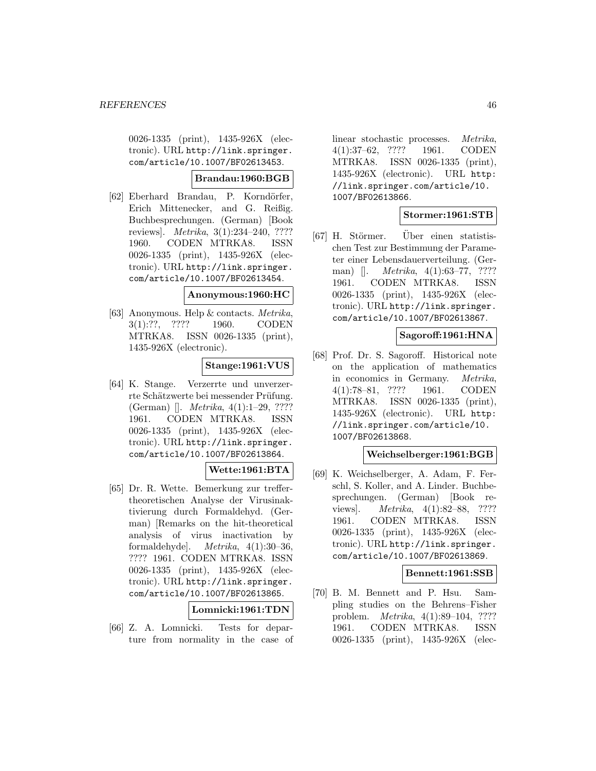0026-1335 (print), 1435-926X (electronic). URL http://link.springer.com/article/10.1007/BF02613453.

**Brandau:1960:BGB**

[62] Eberhard Brandau, P. Korndörfer, Erich Mittenecker, and G. Reißig. Buchbesprechungen. (German) [Book reviews]. *Metrika*, 3(1):234–240, ???? 1960. CODEN MTRKA8. ISSN 0026-1335 (print), 1435-926X (electronic). URL http://link.springer.com/article/10.1007/BF02613454.

**Anonymous:1960:HC**

[63] Anonymous. Help & contacts. *Metrika*, 3(1):??, ???? 1960. CODEN MTRKA8. ISSN 0026-1335 (print), 1435-926X (electronic).

**Stange:1961:VUS**

[64] K. Stange. Verzerrte und unverzerrte Schätzwerte bei messender Prüfung. (German) []. *Metrika*, 4(1):1–29, ???? 1961. CODEN MTRKA8. ISSN 0026-1335 (print), 1435-926X (electronic). URL http://link.springer.com/article/10.1007/BF02613864.

**Wette:1961:BTA**

[65] Dr. R. Wette. Bemerkung zur treffertheoretischen Analyse der Virusinaktivierung durch Formaldehyd. (German) [Remarks on the hit-theoretical analysis of virus inactivation by formaldehyde]. *Metrika*, 4(1):30–36, ???? 1961. CODEN MTRKA8. ISSN 0026-1335 (print), 1435-926X (electronic). URL http://link.springer.com/article/10.1007/BF02613865.

**Lomnicki:1961:TDN**

[66] Z. A. Lomnicki. Tests for departure from normality in the case of linear stochastic processes. *Metrika*, 4(1):37–62, ???? 1961. CODEN MTRKA8. ISSN 0026-1335 (print), 1435-926X (electronic). URL http://link.springer.com/article/10.1007/BF02613866.

**Stormer:1961:STB**

[67] H. Störmer. Über einen statistischen Test zur Bestimmung der Parameter einer Lebensdauerverteilung. (German) []. *Metrika*, 4(1):63–77, ???? 1961. CODEN MTRKA8. ISSN 0026-1335 (print), 1435-926X (electronic). URL http://link.springer.com/article/10.1007/BF02613867.

**Sagoroff:1961:HNA**

[68] Prof. Dr. S. Sagoroff. Historical note on the application of mathematics in economics in Germany. *Metrika*, 4(1):78–81, ???? 1961. CODEN MTRKA8. ISSN 0026-1335 (print), 1435-926X (electronic). URL http://link.springer.com/article/10.1007/BF02613868.

**Weichselberger:1961:BGB**

[69] K. Weichselberger, A. Adam, F. Ferschl, S. Koller, and A. Linder. Buchbesprechungen. (German) [Book reviews]. *Metrika*, 4(1):82–88, ???? 1961. CODEN MTRKA8. ISSN 0026-1335 (print), 1435-926X (electronic). URL http://link.springer.com/article/10.1007/BF02613869.

**Bennett:1961:SSB**

[70] B. M. Bennett and P. Hsu. Sampling studies on the Behrens–Fisher problem. *Metrika*, 4(1):89–104, ???? 1961. CODEN MTRKA8. ISSN 0026-1335 (print), 1435-926X (elec-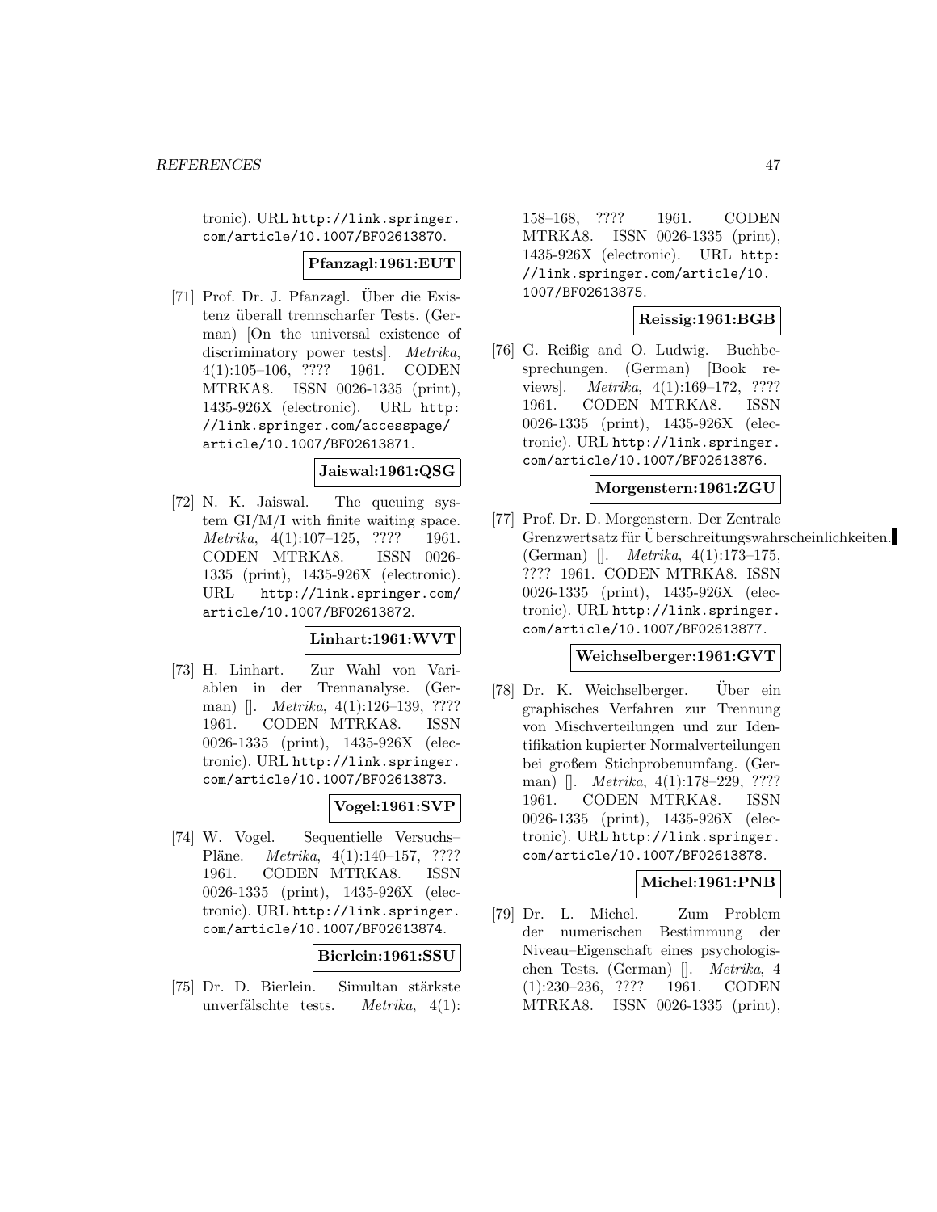tronic). URL http://link.springer.com/article/10.1007/BF02613870.

**Pfanzagl:1961:EUT**

[71] Prof. Dr. J. Pfanzagl. Über die Existenz überall trennscharfer Tests. (German) [On the universal existence of discriminatory power tests]. *Metrika*, 4(1):105–106, ???? 1961. CODEN MTRKA8. ISSN 0026-1335 (print), 1435-926X (electronic). URL http://link.springer.com/accesspage/article/10.1007/BF02613871.

**Jaiswal:1961:QSG**

[72] N. K. Jaiswal. The queuing system GI/M/I with finite waiting space. *Metrika*, 4(1):107–125, ???? 1961. CODEN MTRKA8. ISSN 0026-1335 (print), 1435-926X (electronic). URL http://link.springer.com/article/10.1007/BF02613872.

**Linhart:1961:WVT**

[73] H. Linhart. Zur Wahl von Variablen in der Trennanalyse. (German) []. *Metrika*, 4(1):126–139, ???? 1961. CODEN MTRKA8. ISSN 0026-1335 (print), 1435-926X (electronic). URL http://link.springer.com/article/10.1007/BF02613873.

**Vogel:1961:SVP**

[74] W. Vogel. Sequentielle Versuchs–Pläne. *Metrika*, 4(1):140–157, ???? 1961. CODEN MTRKA8. ISSN 0026-1335 (print), 1435-926X (electronic). URL http://link.springer.com/article/10.1007/BF02613874.

**Bierlein:1961:SSU**

[75] Dr. D. Bierlein. Simultan stärkste unverfälschte tests. *Metrika*, 4(1):158–168, ???? 1961. CODEN MTRKA8. ISSN 0026-1335 (print), 1435-926X (electronic). URL http://link.springer.com/article/10.1007/BF02613875.

**Reissig:1961:BGB**

[76] G. Reißig and O. Ludwig. Buchbesprechungen. (German) [Book reviews]. *Metrika*, 4(1):169–172, ???? 1961. CODEN MTRKA8. ISSN 0026-1335 (print), 1435-926X (electronic). URL http://link.springer.com/article/10.1007/BF02613876.

**Morgenstern:1961:ZGU**

[77] Prof. Dr. D. Morgenstern. Der Zentrale Grenzwertsatz für Überschreitungswahrscheinlichkeiten. (German) []. *Metrika*, 4(1):173–175, ???? 1961. CODEN MTRKA8. ISSN 0026-1335 (print), 1435-926X (electronic). URL http://link.springer.com/article/10.1007/BF02613877.

**Weichselberger:1961:GVT**

[78] Dr. K. Weichselberger. Über ein graphisches Verfahren zur Trennung von Mischverteilungen und zur Identifikation kupierter Normalverteilungen bei großem Stichprobenumfang. (German) []. *Metrika*, 4(1):178–229, ???? 1961. CODEN MTRKA8. ISSN 0026-1335 (print), 1435-926X (electronic). URL http://link.springer.com/article/10.1007/BF02613878.

**Michel:1961:PNB**

[79] Dr. L. Michel. Zum Problem der numerischen Bestimmung der Niveau–Eigenschaft eines psychologischen Tests. (German) []. *Metrika*, 4 (1):230–236, ???? 1961. CODEN MTRKA8. ISSN 0026-1335 (print),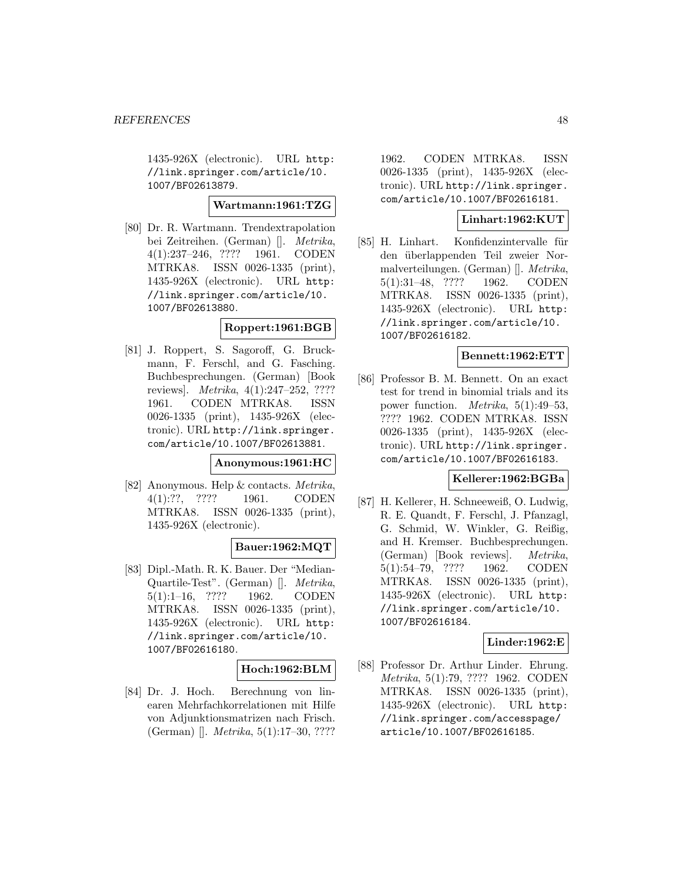1435-926X (electronic). URL http://link.springer.com/article/10.1007/BF02613879.

**Wartmann:1961:TZG**

[80] Dr. R. Wartmann. Trendextrapolation bei Zeitreihen. (German) []. *Metrika*, 4(1):237–246, ???? 1961. CODEN MTRKA8. ISSN 0026-1335 (print), 1435-926X (electronic). URL http://link.springer.com/article/10.1007/BF02613880.

**Roppert:1961:BGB**

[81] J. Roppert, S. Sagoroff, G. Bruckmann, F. Ferschl, and G. Fasching. Buchbesprechungen. (German) [Book reviews]. *Metrika*, 4(1):247–252, ???? 1961. CODEN MTRKA8. ISSN 0026-1335 (print), 1435-926X (electronic). URL http://link.springer.com/article/10.1007/BF02613881.

**Anonymous:1961:HC**

[82] Anonymous. Help & contacts. *Metrika*, 4(1):??, ???? 1961. CODEN MTRKA8. ISSN 0026-1335 (print), 1435-926X (electronic).

**Bauer:1962:MQT**

[83] Dipl.-Math. R. K. Bauer. Der "Median-Quartile-Test". (German) []. *Metrika*, 5(1):1–16, ???? 1962. CODEN MTRKA8. ISSN 0026-1335 (print), 1435-926X (electronic). URL http://link.springer.com/article/10.1007/BF02616180.

**Hoch:1962:BLM**

[84] Dr. J. Hoch. Berechnung von linearen Mehrfachkorrelationen mit Hilfe von Adjunktionsmatrizen nach Frisch. (German) []. *Metrika*, 5(1):17–30, ???? 1962. CODEN MTRKA8. ISSN 0026-1335 (print), 1435-926X (electronic). URL http://link.springer.com/article/10.1007/BF02616181.

**Linhart:1962:KUT**

[85] H. Linhart. Konfidenzintervalle für den überlappenden Teil zweier Normalverteilungen. (German) []. *Metrika*, 5(1):31–48, ???? 1962. CODEN MTRKA8. ISSN 0026-1335 (print), 1435-926X (electronic). URL http://link.springer.com/article/10.1007/BF02616182.

**Bennett:1962:ETT**

[86] Professor B. M. Bennett. On an exact test for trend in binomial trials and its power function. *Metrika*, 5(1):49–53, ???? 1962. CODEN MTRKA8. ISSN 0026-1335 (print), 1435-926X (electronic). URL http://link.springer.com/article/10.1007/BF02616183.

**Kellerer:1962:BGBa**

[87] H. Kellerer, H. Schneeweiß, O. Ludwig, R. E. Quandt, F. Ferschl, J. Pfanzagl, G. Schmid, W. Winkler, G. Reißig, and H. Kremser. Buchbesprechungen. (German) [Book reviews]. *Metrika*, 5(1):54–79, ???? 1962. CODEN MTRKA8. ISSN 0026-1335 (print), 1435-926X (electronic). URL http://link.springer.com/article/10.1007/BF02616184.

**Linder:1962:E**

[88] Professor Dr. Arthur Linder. Ehrung. *Metrika*, 5(1):79, ???? 1962. CODEN MTRKA8. ISSN 0026-1335 (print), 1435-926X (electronic). URL http://link.springer.com/accesspage/article/10.1007/BF02616185.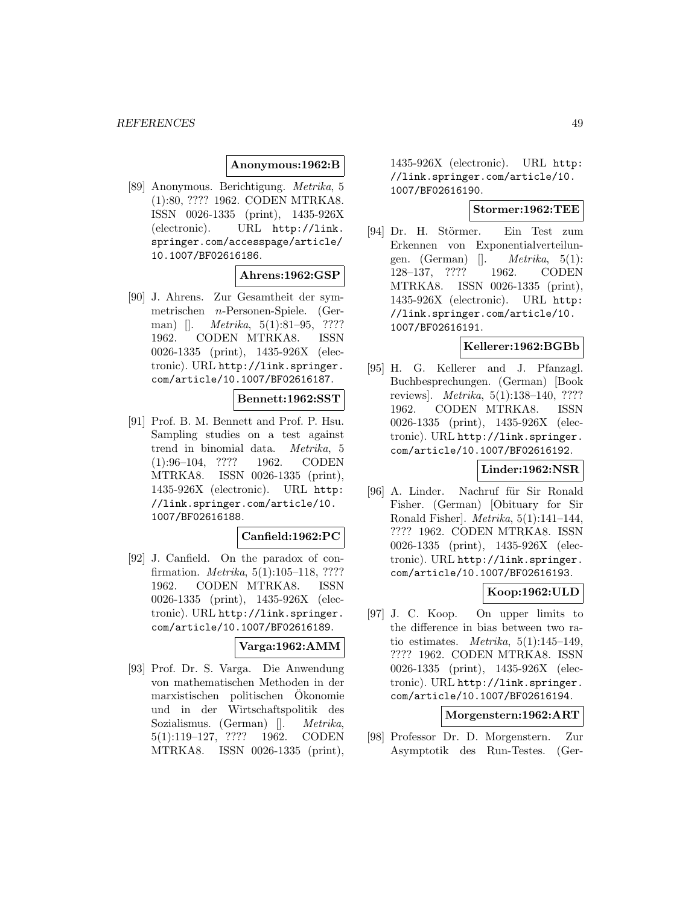**Anonymous:1962:B**

[89] Anonymous. Berichtigung. *Metrika*, 5 (1):80, ???? 1962. CODEN MTRKA8. ISSN 0026-1335 (print), 1435-926X (electronic). URL `http://link.springer.com/accesspage/article/10.1007/BF02616186`.

**Ahrens:1962:GSP**

[90] J. Ahrens. Zur Gesamtheit der symmetrischen $n$-Personen-Spiele. (German) []. *Metrika*, 5(1):81–95, ???? 1962. CODEN MTRKA8. ISSN 0026-1335 (print), 1435-926X (electronic). URL `http://link.springer.com/article/10.1007/BF02616187`.

**Bennett:1962:SST**

[91] Prof. B. M. Bennett and Prof. P. Hsu. Sampling studies on a test against trend in binomial data. *Metrika*, 5 (1):96–104, ???? 1962. CODEN MTRKA8. ISSN 0026-1335 (print), 1435-926X (electronic). URL `http://link.springer.com/article/10.1007/BF02616188`.

**Canfield:1962:PC**

[92] J. Canfield. On the paradox of confirmation. *Metrika*, 5(1):105–118, ???? 1962. CODEN MTRKA8. ISSN 0026-1335 (print), 1435-926X (electronic). URL `http://link.springer.com/article/10.1007/BF02616189`.

**Varga:1962:AMM**

[93] Prof. Dr. S. Varga. Die Anwendung von mathematischen Methoden in der marxistischen politischen Ökonomie und in der Wirtschaftspolitik des Sozialismus. (German) []. *Metrika*, 5(1):119–127, ???? 1962. CODEN MTRKA8. ISSN 0026-1335 (print), 1435-926X (electronic). URL `http://link.springer.com/article/10.1007/BF02616190`.

**Stormer:1962:TEE**

[94] Dr. H. Störmer. Ein Test zum Erkennen von Exponentialverteilungen. (German) []. *Metrika*, 5(1): 128–137, ???? 1962. CODEN MTRKA8. ISSN 0026-1335 (print), 1435-926X (electronic). URL `http://link.springer.com/article/10.1007/BF02616191`.

**Kellerer:1962:BGBb**

[95] H. G. Kellerer and J. Pfanzagl. Buchbesprechungen. (German) [Book reviews]. *Metrika*, 5(1):138–140, ???? 1962. CODEN MTRKA8. ISSN 0026-1335 (print), 1435-926X (electronic). URL `http://link.springer.com/article/10.1007/BF02616192`.

**Linder:1962:NSR**

[96] A. Linder. Nachruf für Sir Ronald Fisher. (German) [Obituary for Sir Ronald Fisher]. *Metrika*, 5(1):141–144, ???? 1962. CODEN MTRKA8. ISSN 0026-1335 (print), 1435-926X (electronic). URL `http://link.springer.com/article/10.1007/BF02616193`.

**Koop:1962:ULD**

[97] J. C. Koop. On upper limits to the difference in bias between two ratio estimates. *Metrika*, 5(1):145–149, ???? 1962. CODEN MTRKA8. ISSN 0026-1335 (print), 1435-926X (electronic). URL `http://link.springer.com/article/10.1007/BF02616194`.

**Morgenstern:1962:ART**

[98] Professor Dr. D. Morgenstern. Zur Asymptotik des Run-Testes. (Ger-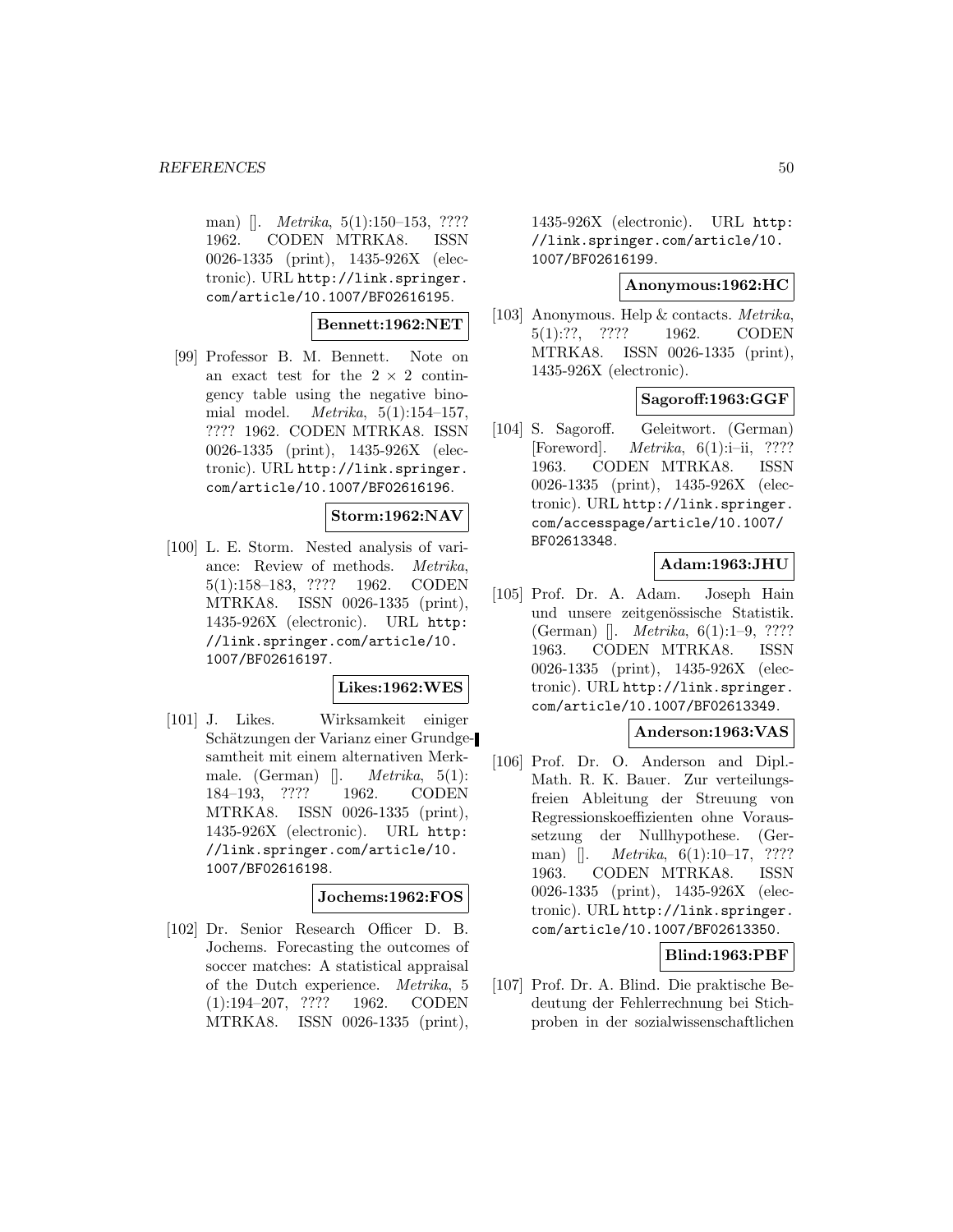man) []. *Metrika*, 5(1):150–153, ???? 1962. CODEN MTRKA8. ISSN 0026-1335 (print), 1435-926X (electronic). URL http://link.springer.com/article/10.1007/BF02616195.

**Bennett:1962:NET**

[99] Professor B. M. Bennett. Note on an exact test for the $2 \times 2$ contingency table using the negative binomial model. *Metrika*, 5(1):154–157, ???? 1962. CODEN MTRKA8. ISSN 0026-1335 (print), 1435-926X (electronic). URL http://link.springer.com/article/10.1007/BF02616196.

**Storm:1962:NAV**

[100] L. E. Storm. Nested analysis of variance: Review of methods. *Metrika*, 5(1):158–183, ???? 1962. CODEN MTRKA8. ISSN 0026-1335 (print), 1435-926X (electronic). URL http://link.springer.com/article/10.1007/BF02616197.

**Likes:1962:WES**

[101] J. Likes. Wirksamkeit einiger Schätzungen der Varianz einer Grundgesamtheit mit einem alternativen Merkmale. (German) []. *Metrika*, 5(1): 184–193, ???? 1962. CODEN MTRKA8. ISSN 0026-1335 (print), 1435-926X (electronic). URL http://link.springer.com/article/10.1007/BF02616198.

**Jochems:1962:FOS**

[102] Dr. Senior Research Officer D. B. Jochems. Forecasting the outcomes of soccer matches: A statistical appraisal of the Dutch experience. *Metrika*, 5 (1):194–207, ???? 1962. CODEN MTRKA8. ISSN 0026-1335 (print), 1435-926X (electronic). URL http://link.springer.com/article/10.1007/BF02616199.

**Anonymous:1962:HC**

[103] Anonymous. Help & contacts. *Metrika*, 5(1):??, ???? 1962. CODEN MTRKA8. ISSN 0026-1335 (print), 1435-926X (electronic).

**Sagoroff:1963:GGF**

[104] S. Sagoroff. Geleitwort. (German) [Foreword]. *Metrika*, 6(1):i–ii, ???? 1963. CODEN MTRKA8. ISSN 0026-1335 (print), 1435-926X (electronic). URL http://link.springer.com/accesspage/article/10.1007/BF02613348.

**Adam:1963:JHU**

[105] Prof. Dr. A. Adam. Joseph Hain und unsere zeitgenössische Statistik. (German) []. *Metrika*, 6(1):1–9, ???? 1963. CODEN MTRKA8. ISSN 0026-1335 (print), 1435-926X (electronic). URL http://link.springer.com/article/10.1007/BF02613349.

**Anderson:1963:VAS**

[106] Prof. Dr. O. Anderson and Dipl.-Math. R. K. Bauer. Zur verteilungsfreien Ableitung der Streuung von Regressionskoeffizienten ohne Voraussetzung der Nullhypothese. (German) []. *Metrika*, 6(1):10–17, ???? 1963. CODEN MTRKA8. ISSN 0026-1335 (print), 1435-926X (electronic). URL http://link.springer.com/article/10.1007/BF02613350.

**Blind:1963:PBF**

[107] Prof. Dr. A. Blind. Die praktische Bedeutung der Fehlerrechnung bei Stichproben in der sozialwissenschaftlichen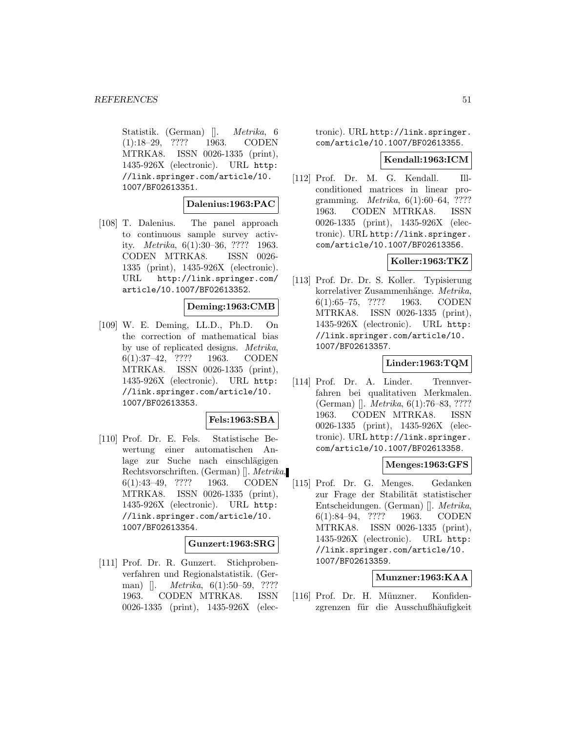Statistik. (German) []. *Metrika*, 6 (1):18–29, ???? 1963. CODEN MTRKA8. ISSN 0026-1335 (print), 1435-926X (electronic). URL http://link.springer.com/article/10.1007/BF02613351.

**Dalenius:1963:PAC**

[108] T. Dalenius. The panel approach to continuous sample survey activity. *Metrika*, 6(1):30–36, ???? 1963. CODEN MTRKA8. ISSN 0026-1335 (print), 1435-926X (electronic). URL http://link.springer.com/article/10.1007/BF02613352.

**Deming:1963:CMB**

[109] W. E. Deming, LL.D., Ph.D. On the correction of mathematical bias by use of replicated designs. *Metrika*, 6(1):37–42, ???? 1963. CODEN MTRKA8. ISSN 0026-1335 (print), 1435-926X (electronic). URL http://link.springer.com/article/10.1007/BF02613353.

**Fels:1963:SBA**

[110] Prof. Dr. E. Fels. Statistische Bewertung einer automatischen Anlage zur Suche nach einschlägigen Rechtsvorschriften. (German) []. *Metrika*, 6(1):43–49, ???? 1963. CODEN MTRKA8. ISSN 0026-1335 (print), 1435-926X (electronic). URL http://link.springer.com/article/10.1007/BF02613354.

**Gunzert:1963:SRG**

[111] Prof. Dr. R. Gunzert. Stichprobenverfahren und Regionalstatistik. (German) []. *Metrika*, 6(1):50–59, ???? 1963. CODEN MTRKA8. ISSN 0026-1335 (print), 1435-926X (electronic). URL http://link.springer.com/article/10.1007/BF02613355.

**Kendall:1963:ICM**

[112] Prof. Dr. M. G. Kendall. Ill-conditioned matrices in linear programming. *Metrika*, 6(1):60–64, ???? 1963. CODEN MTRKA8. ISSN 0026-1335 (print), 1435-926X (electronic). URL http://link.springer.com/article/10.1007/BF02613356.

**Koller:1963:TKZ**

[113] Prof. Dr. Dr. S. Koller. Typisierung korrelativer Zusammenhänge. *Metrika*, 6(1):65–75, ???? 1963. CODEN MTRKA8. ISSN 0026-1335 (print), 1435-926X (electronic). URL http://link.springer.com/article/10.1007/BF02613357.

**Linder:1963:TQM**

[114] Prof. Dr. A. Linder. Trennverfahren bei qualitativen Merkmalen. (German) []. *Metrika*, 6(1):76–83, ???? 1963. CODEN MTRKA8. ISSN 0026-1335 (print), 1435-926X (electronic). URL http://link.springer.com/article/10.1007/BF02613358.

**Menges:1963:GFS**

[115] Prof. Dr. G. Menges. Gedanken zur Frage der Stabilität statistischer Entscheidungen. (German) []. *Metrika*, 6(1):84–94, ???? 1963. CODEN MTRKA8. ISSN 0026-1335 (print), 1435-926X (electronic). URL http://link.springer.com/article/10.1007/BF02613359.

**Munzner:1963:KAA**

[116] Prof. Dr. H. Münzner. Konfidenzgrenzen für die Ausschußhäufigkeit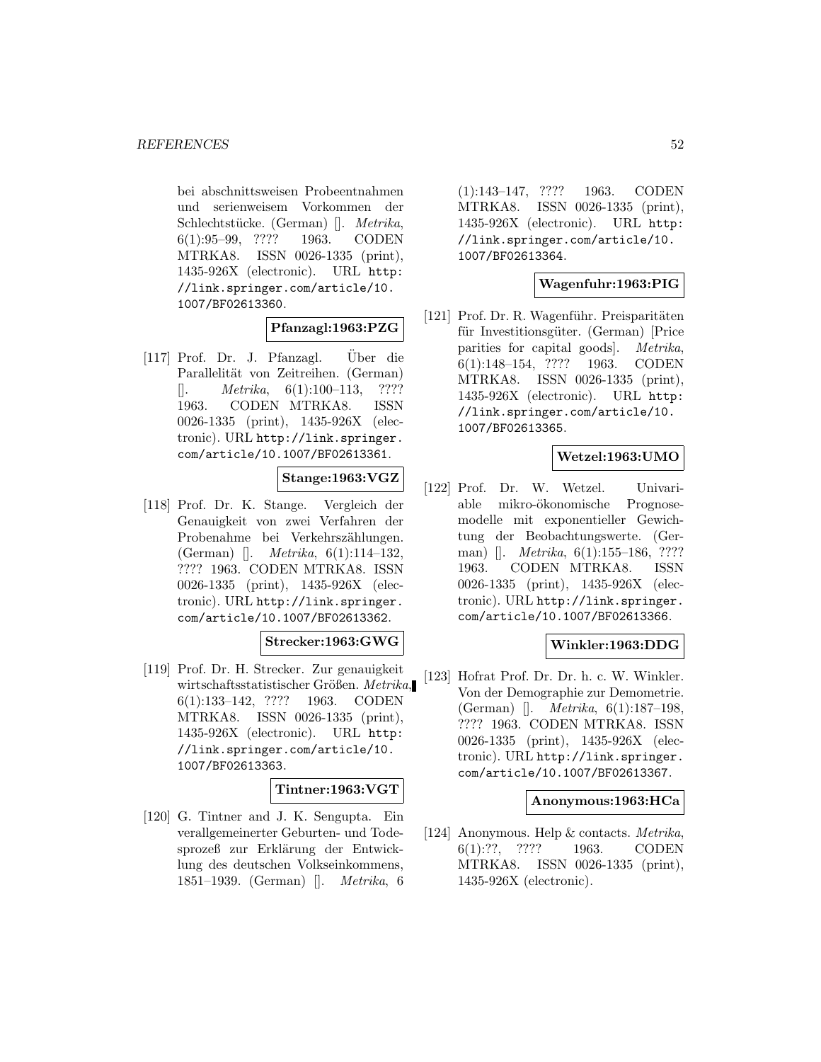bei abschnittsweisen Probeentnahmen und serienweisem Vorkommen der Schlechtstücke. (German) []. *Metrika*, 6(1):95–99, ???? 1963. CODEN MTRKA8. ISSN 0026-1335 (print), 1435-926X (electronic). URL http://link.springer.com/article/10.1007/BF02613360.

**Pfanzagl:1963:PZG**

[117] Prof. Dr. J. Pfanzagl. Über die Parallelität von Zeitreihen. (German) []. *Metrika*, 6(1):100–113, ???? 1963. CODEN MTRKA8. ISSN 0026-1335 (print), 1435-926X (electronic). URL http://link.springer.com/article/10.1007/BF02613361.

**Stange:1963:VGZ**

[118] Prof. Dr. K. Stange. Vergleich der Genauigkeit von zwei Verfahren der Probenahme bei Verkehrszählungen. (German) []. *Metrika*, 6(1):114–132, ???? 1963. CODEN MTRKA8. ISSN 0026-1335 (print), 1435-926X (electronic). URL http://link.springer.com/article/10.1007/BF02613362.

**Strecker:1963:GWG**

[119] Prof. Dr. H. Strecker. Zur genauigkeit wirtschaftsstatistischer Größen. *Metrika*, 6(1):133–142, ???? 1963. CODEN MTRKA8. ISSN 0026-1335 (print), 1435-926X (electronic). URL http://link.springer.com/article/10.1007/BF02613363.

**Tintner:1963:VGT**

[120] G. Tintner and J. K. Sengupta. Ein verallgemeinerter Geburten- und Todesprozeß zur Erklärung der Entwicklung des deutschen Volkseinkommens, 1851–1939. (German) []. *Metrika*, 6(1):143–147, ???? 1963. CODEN MTRKA8. ISSN 0026-1335 (print), 1435-926X (electronic). URL http://link.springer.com/article/10.1007/BF02613364.

**Wagenfuhr:1963:PIG**

[121] Prof. Dr. R. Wagenführ. Preisparitäten für Investitionsgüter. (German) [Price parities for capital goods]. *Metrika*, 6(1):148–154, ???? 1963. CODEN MTRKA8. ISSN 0026-1335 (print), 1435-926X (electronic). URL http://link.springer.com/article/10.1007/BF02613365.

**Wetzel:1963:UMO**

[122] Prof. Dr. W. Wetzel. Univariable mikro-ökonomische Prognosemodelle mit exponentieller Gewichtung der Beobachtungswerte. (German) []. *Metrika*, 6(1):155–186, ???? 1963. CODEN MTRKA8. ISSN 0026-1335 (print), 1435-926X (electronic). URL http://link.springer.com/article/10.1007/BF02613366.

**Winkler:1963:DDG**

[123] Hofrat Prof. Dr. Dr. h. c. W. Winkler. Von der Demographie zur Demometrie. (German) []. *Metrika*, 6(1):187–198, ???? 1963. CODEN MTRKA8. ISSN 0026-1335 (print), 1435-926X (electronic). URL http://link.springer.com/article/10.1007/BF02613367.

**Anonymous:1963:HCa**

[124] Anonymous. Help & contacts. *Metrika*, 6(1):??, ???? 1963. CODEN MTRKA8. ISSN 0026-1335 (print), 1435-926X (electronic).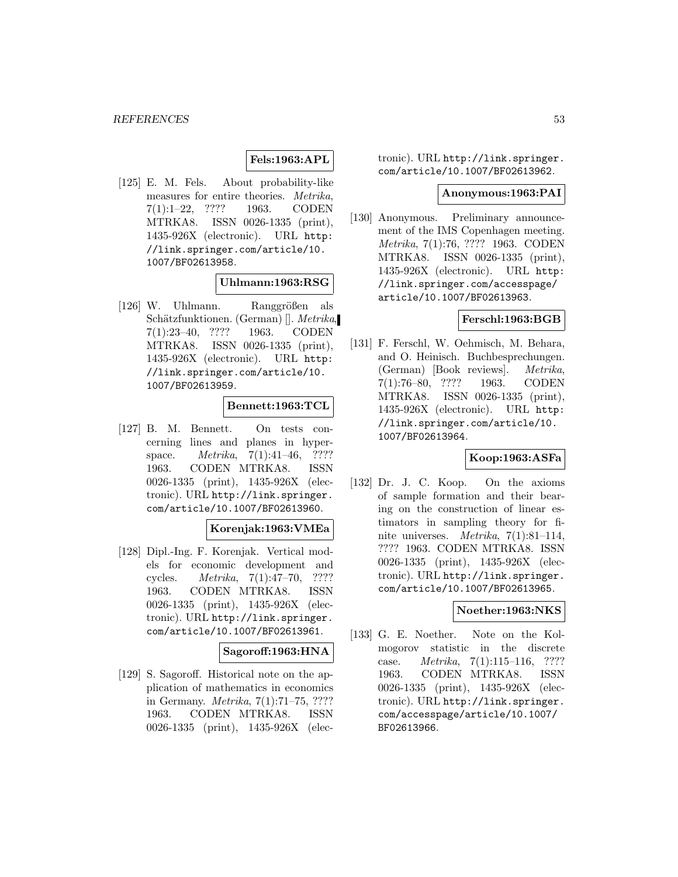**Fels:1963:APL**

[125] E. M. Fels. About probability-like measures for entire theories. *Metrika*, 7(1):1–22, ???? 1963. CODEN MTRKA8. ISSN 0026-1335 (print), 1435-926X (electronic). URL http://link.springer.com/article/10.1007/BF02613958.

**Uhlmann:1963:RSG**

[126] W. Uhlmann. Ranggrößen als Schätzfunktionen. (German) []. *Metrika*, 7(1):23–40, ???? 1963. CODEN MTRKA8. ISSN 0026-1335 (print), 1435-926X (electronic). URL http://link.springer.com/article/10.1007/BF02613959.

**Bennett:1963:TCL**

[127] B. M. Bennett. On tests concerning lines and planes in hyperspace. *Metrika*, 7(1):41–46, ???? 1963. CODEN MTRKA8. ISSN 0026-1335 (print), 1435-926X (electronic). URL http://link.springer.com/article/10.1007/BF02613960.

**Korenjak:1963:VMEa**

[128] Dipl.-Ing. F. Korenjak. Vertical models for economic development and cycles. *Metrika*, 7(1):47–70, ???? 1963. CODEN MTRKA8. ISSN 0026-1335 (print), 1435-926X (electronic). URL http://link.springer.com/article/10.1007/BF02613961.

**Sagoroff:1963:HNA**

[129] S. Sagoroff. Historical note on the application of mathematics in economics in Germany. *Metrika*, 7(1):71–75, ???? 1963. CODEN MTRKA8. ISSN 0026-1335 (print), 1435-926X (electronic). URL http://link.springer.com/article/10.1007/BF02613962.

**Anonymous:1963:PAI**

[130] Anonymous. Preliminary announcement of the IMS Copenhagen meeting. *Metrika*, 7(1):76, ???? 1963. CODEN MTRKA8. ISSN 0026-1335 (print), 1435-926X (electronic). URL http://link.springer.com/accesspage/article/10.1007/BF02613963.

**Ferschl:1963:BGB**

[131] F. Ferschl, W. Oehmisch, M. Behara, and O. Heinisch. Buchbesprechungen. (German) [Book reviews]. *Metrika*, 7(1):76–80, ???? 1963. CODEN MTRKA8. ISSN 0026-1335 (print), 1435-926X (electronic). URL http://link.springer.com/article/10.1007/BF02613964.

**Koop:1963:ASFa**

[132] Dr. J. C. Koop. On the axioms of sample formation and their bearing on the construction of linear estimators in sampling theory for finite universes. *Metrika*, 7(1):81–114, ???? 1963. CODEN MTRKA8. ISSN 0026-1335 (print), 1435-926X (electronic). URL http://link.springer.com/article/10.1007/BF02613965.

**Noether:1963:NKS**

[133] G. E. Noether. Note on the Kolmogorov statistic in the discrete case. *Metrika*, 7(1):115–116, ???? 1963. CODEN MTRKA8. ISSN 0026-1335 (print), 1435-926X (electronic). URL http://link.springer.com/accesspage/article/10.1007/BF02613966.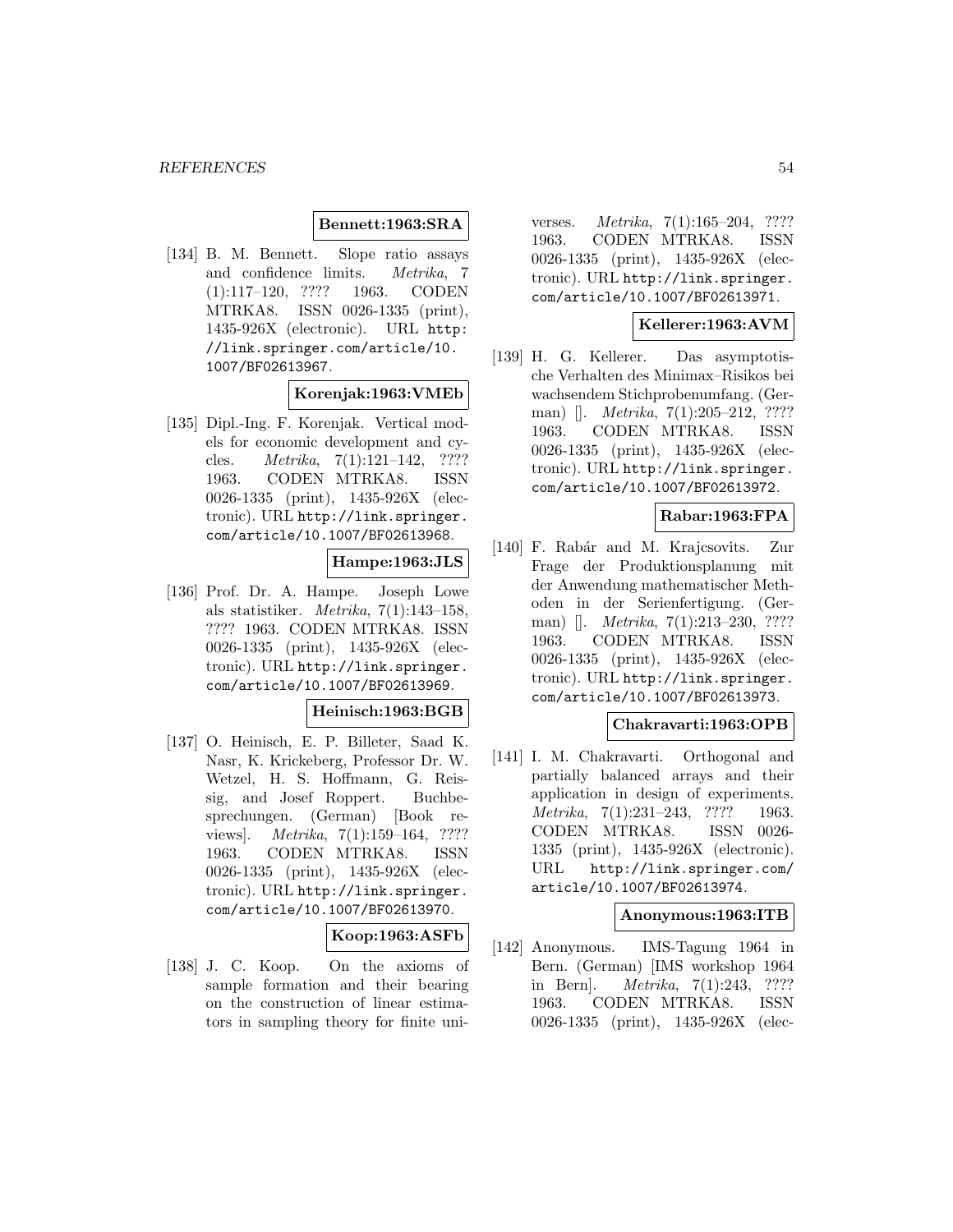**Bennett:1963:SRA**

[134] B. M. Bennett. Slope ratio assays and confidence limits. *Metrika*, 7 (1):117–120, ???? 1963. CODEN MTRKA8. ISSN 0026-1335 (print), 1435-926X (electronic). URL http://link.springer.com/article/10.1007/BF02613967.

**Korenjak:1963:VMEb**

[135] Dipl.-Ing. F. Korenjak. Vertical models for economic development and cycles. *Metrika*, 7(1):121–142, ???? 1963. CODEN MTRKA8. ISSN 0026-1335 (print), 1435-926X (electronic). URL http://link.springer.com/article/10.1007/BF02613968.

**Hampe:1963:JLS**

[136] Prof. Dr. A. Hampe. Joseph Lowe als statistiker. *Metrika*, 7(1):143–158, ???? 1963. CODEN MTRKA8. ISSN 0026-1335 (print), 1435-926X (electronic). URL http://link.springer.com/article/10.1007/BF02613969.

**Heinisch:1963:BGB**

[137] O. Heinisch, E. P. Billeter, Saad K. Nasr, K. Krickeberg, Professor Dr. W. Wetzel, H. S. Hoffmann, G. Reissig, and Josef Roppert. Buchbesprechungen. (German) [Book reviews]. *Metrika*, 7(1):159–164, ???? 1963. CODEN MTRKA8. ISSN 0026-1335 (print), 1435-926X (electronic). URL http://link.springer.com/article/10.1007/BF02613970.

**Koop:1963:ASFb**

[138] J. C. Koop. On the axioms of sample formation and their bearing on the construction of linear estimators in sampling theory for finite universes. *Metrika*, 7(1):165–204, ???? 1963. CODEN MTRKA8. ISSN 0026-1335 (print), 1435-926X (electronic). URL http://link.springer.com/article/10.1007/BF02613971.

**Kellerer:1963:AVM**

[139] H. G. Kellerer. Das asymptotische Verhalten des Minimax–Risikos bei wachsendem Stichprobenumfang. (German) []. *Metrika*, 7(1):205–212, ???? 1963. CODEN MTRKA8. ISSN 0026-1335 (print), 1435-926X (electronic). URL http://link.springer.com/article/10.1007/BF02613972.

**Rabar:1963:FPA**

[140] F. Rabár and M. Krajcsovits. Zur Frage der Produktionsplanung mit der Anwendung mathematischer Methoden in der Serienfertigung. (German) []. *Metrika*, 7(1):213–230, ???? 1963. CODEN MTRKA8. ISSN 0026-1335 (print), 1435-926X (electronic). URL http://link.springer.com/article/10.1007/BF02613973.

**Chakravarti:1963:OPB**

[141] I. M. Chakravarti. Orthogonal and partially balanced arrays and their application in design of experiments. *Metrika*, 7(1):231–243, ???? 1963. CODEN MTRKA8. ISSN 0026-1335 (print), 1435-926X (electronic). URL http://link.springer.com/article/10.1007/BF02613974.

**Anonymous:1963:ITB**

[142] Anonymous. IMS-Tagung 1964 in Bern. (German) [IMS workshop 1964 in Bern]. *Metrika*, 7(1):243, ???? 1963. CODEN MTRKA8. ISSN 0026-1335 (print), 1435-926X (elec-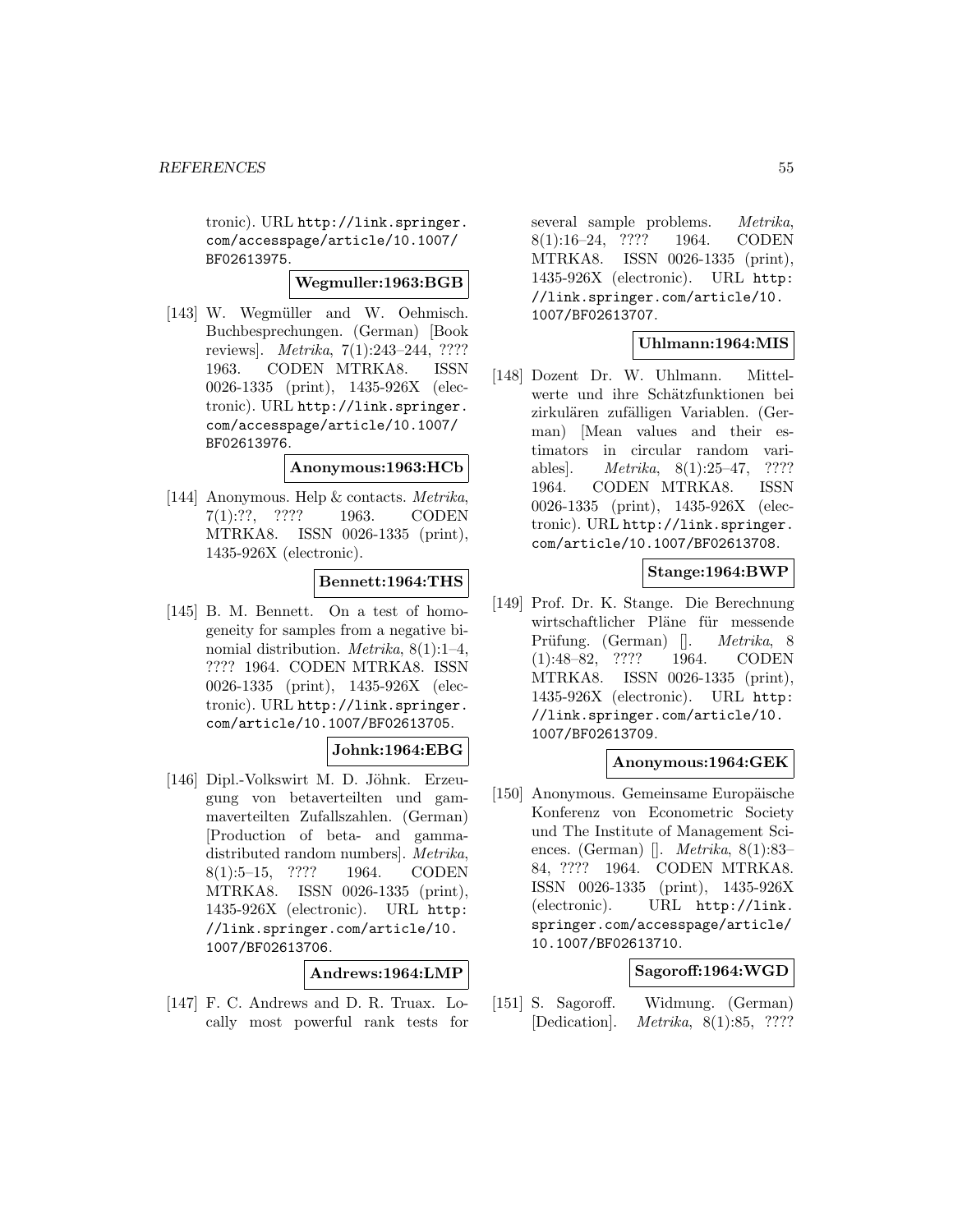tronic). URL http://link.springer.com/accesspage/article/10.1007/BF02613975.

**Wegmuller:1963:BGB**

[143] W. Wegmüller and W. Oehmisch. Buchbesprechungen. (German) [Book reviews]. *Metrika*, 7(1):243–244, ???? 1963. CODEN MTRKA8. ISSN 0026-1335 (print), 1435-926X (electronic). URL http://link.springer.com/accesspage/article/10.1007/BF02613976.

**Anonymous:1963:HCb**

[144] Anonymous. Help & contacts. *Metrika*, 7(1):??, ???? 1963. CODEN MTRKA8. ISSN 0026-1335 (print), 1435-926X (electronic).

**Bennett:1964:THS**

[145] B. M. Bennett. On a test of homogeneity for samples from a negative binomial distribution. *Metrika*, 8(1):1–4, ???? 1964. CODEN MTRKA8. ISSN 0026-1335 (print), 1435-926X (electronic). URL http://link.springer.com/article/10.1007/BF02613705.

**Johnk:1964:EBG**

[146] Dipl.-Volkswirt M. D. Jöhnk. Erzeugung von betaverteilten und gammaverteilten Zufallszahlen. (German) [Production of beta- and gamma-distributed random numbers]. *Metrika*, 8(1):5–15, ???? 1964. CODEN MTRKA8. ISSN 0026-1335 (print), 1435-926X (electronic). URL http://link.springer.com/article/10.1007/BF02613706.

**Andrews:1964:LMP**

[147] F. C. Andrews and D. R. Truax. Locally most powerful rank tests for several sample problems. *Metrika*, 8(1):16–24, ???? 1964. CODEN MTRKA8. ISSN 0026-1335 (print), 1435-926X (electronic). URL http://link.springer.com/article/10.1007/BF02613707.

**Uhlmann:1964:MIS**

[148] Dozent Dr. W. Uhlmann. Mittelwerte und ihre Schätzfunktionen bei zirkulären zufälligen Variablen. (German) [Mean values and their estimators in circular random variables]. *Metrika*, 8(1):25–47, ???? 1964. CODEN MTRKA8. ISSN 0026-1335 (print), 1435-926X (electronic). URL http://link.springer.com/article/10.1007/BF02613708.

**Stange:1964:BWP**

[149] Prof. Dr. K. Stange. Die Berechnung wirtschaftlicher Pläne für messende Prüfung. (German) []. *Metrika*, 8(1):48–82, ???? 1964. CODEN MTRKA8. ISSN 0026-1335 (print), 1435-926X (electronic). URL http://link.springer.com/article/10.1007/BF02613709.

**Anonymous:1964:GEK**

[150] Anonymous. Gemeinsame Europäische Konferenz von Econometric Society und The Institute of Management Sciences. (German) []. *Metrika*, 8(1):83–84, ???? 1964. CODEN MTRKA8. ISSN 0026-1335 (print), 1435-926X (electronic). URL http://link.springer.com/accesspage/article/10.1007/BF02613710.

**Sagoroff:1964:WGD**

[151] S. Sagoroff. Widmung. (German) [Dedication]. *Metrika*, 8(1):85, ????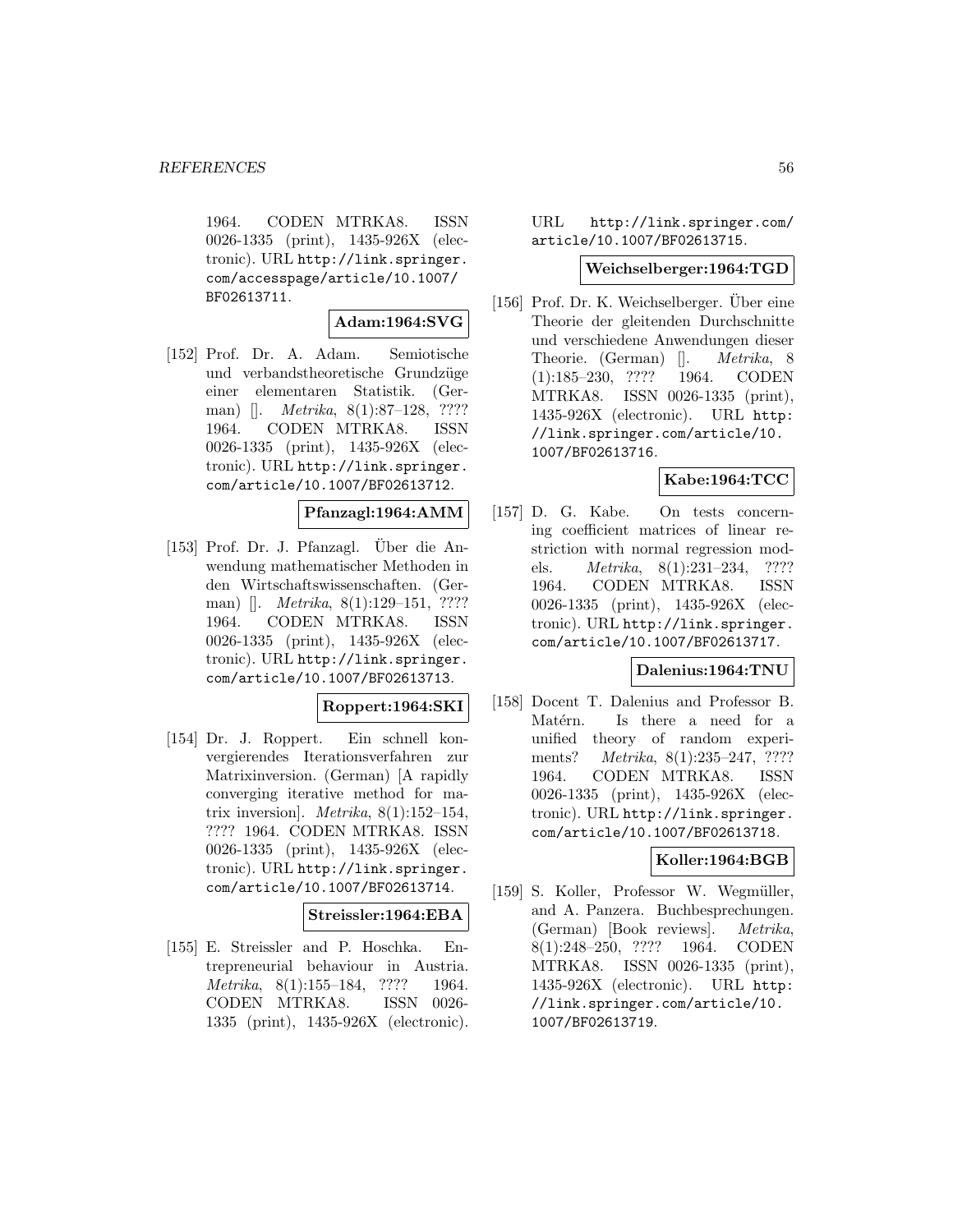1964. CODEN MTRKA8. ISSN 0026-1335 (print), 1435-926X (electronic). URL http://link.springer.com/accesspage/article/10.1007/BF02613711.

**Adam:1964:SVG**

[152] Prof. Dr. A. Adam. Semiotische und verbandstheoretische Grundzüge einer elementaren Statistik. (German) []. *Metrika*, 8(1):87–128, ???? 1964. CODEN MTRKA8. ISSN 0026-1335 (print), 1435-926X (electronic). URL http://link.springer.com/article/10.1007/BF02613712.

**Pfanzagl:1964:AMM**

[153] Prof. Dr. J. Pfanzagl. Über die Anwendung mathematischer Methoden in den Wirtschaftswissenschaften. (German) []. *Metrika*, 8(1):129–151, ???? 1964. CODEN MTRKA8. ISSN 0026-1335 (print), 1435-926X (electronic). URL http://link.springer.com/article/10.1007/BF02613713.

**Roppert:1964:SKI**

[154] Dr. J. Roppert. Ein schnell konvergierendes Iterationsverfahren zur Matrixinversion. (German) [A rapidly converging iterative method for matrix inversion]. *Metrika*, 8(1):152–154, ???? 1964. CODEN MTRKA8. ISSN 0026-1335 (print), 1435-926X (electronic). URL http://link.springer.com/article/10.1007/BF02613714.

**Streissler:1964:EBA**

[155] E. Streissler and P. Hoschka. Entrepreneurial behaviour in Austria. *Metrika*, 8(1):155–184, ???? 1964. CODEN MTRKA8. ISSN 0026-1335 (print), 1435-926X (electronic). URL http://link.springer.com/article/10.1007/BF02613715.

**Weichselberger:1964:TGD**

[156] Prof. Dr. K. Weichselberger. Über eine Theorie der gleitenden Durchschnitte und verschiedene Anwendungen dieser Theorie. (German) []. *Metrika*, 8(1):185–230, ???? 1964. CODEN MTRKA8. ISSN 0026-1335 (print), 1435-926X (electronic). URL http://link.springer.com/article/10.1007/BF02613716.

**Kabe:1964:TCC**

[157] D. G. Kabe. On tests concerning coefficient matrices of linear restriction with normal regression models. *Metrika*, 8(1):231–234, ???? 1964. CODEN MTRKA8. ISSN 0026-1335 (print), 1435-926X (electronic). URL http://link.springer.com/article/10.1007/BF02613717.

**Dalenius:1964:TNU**

[158] Docent T. Dalenius and Professor B. Matérn. Is there a need for a unified theory of random experiments? *Metrika*, 8(1):235–247, ???? 1964. CODEN MTRKA8. ISSN 0026-1335 (print), 1435-926X (electronic). URL http://link.springer.com/article/10.1007/BF02613718.

**Koller:1964:BGB**

[159] S. Koller, Professor W. Wegmüller, and A. Panzera. Buchbesprechungen. (German) [Book reviews]. *Metrika*, 8(1):248–250, ???? 1964. CODEN MTRKA8. ISSN 0026-1335 (print), 1435-926X (electronic). URL http://link.springer.com/article/10.1007/BF02613719.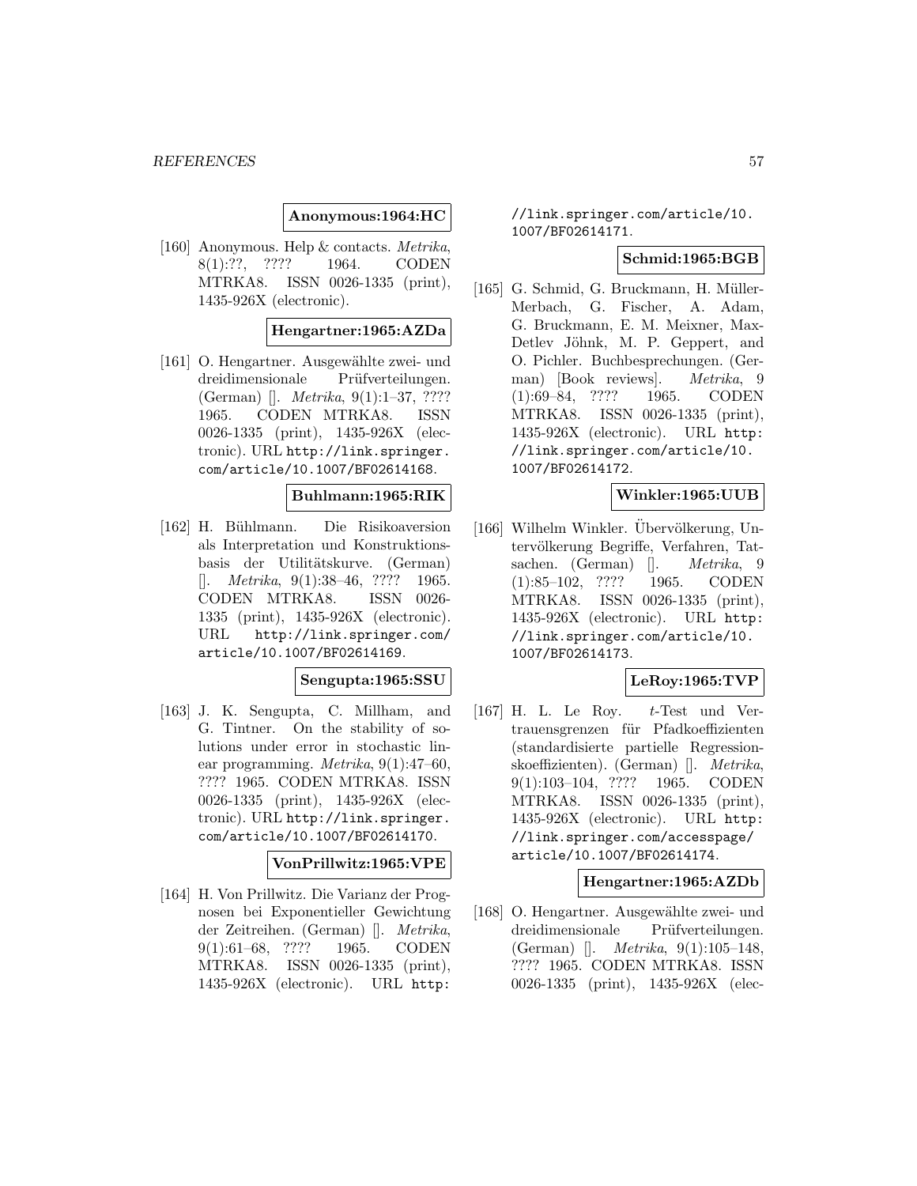**Anonymous:1964:HC**

[160] Anonymous. Help & contacts. *Metrika*, 8(1):??, ???? 1964. CODEN MTRKA8. ISSN 0026-1335 (print), 1435-926X (electronic).

**Hengartner:1965:AZDa**

[161] O. Hengartner. Ausgewählte zwei- und dreidimensionale Prüfverteilungen. (German) []. *Metrika*, 9(1):1–37, ???? 1965. CODEN MTRKA8. ISSN 0026-1335 (print), 1435-926X (electronic). URL http://link.springer.com/article/10.1007/BF02614168.

**Buhlmann:1965:RIK**

[162] H. Bühlmann. Die Risikoaversion als Interpretation und Konstruktionsbasis der Utilitätskurve. (German) []. *Metrika*, 9(1):38–46, ???? 1965. CODEN MTRKA8. ISSN 0026-1335 (print), 1435-926X (electronic). URL http://link.springer.com/article/10.1007/BF02614169.

**Sengupta:1965:SSU**

[163] J. K. Sengupta, C. Millham, and G. Tintner. On the stability of solutions under error in stochastic linear programming. *Metrika*, 9(1):47–60, ???? 1965. CODEN MTRKA8. ISSN 0026-1335 (print), 1435-926X (electronic). URL http://link.springer.com/article/10.1007/BF02614170.

**VonPrillwitz:1965:VPE**

[164] H. Von Prillwitz. Die Varianz der Prognosen bei Exponentieller Gewichtung der Zeitreihen. (German) []. *Metrika*, 9(1):61–68, ???? 1965. CODEN MTRKA8. ISSN 0026-1335 (print), 1435-926X (electronic). URL http://link.springer.com/article/10.1007/BF02614171.

**Schmid:1965:BGB**

[165] G. Schmid, G. Bruckmann, H. Müller-Merbach, G. Fischer, A. Adam, G. Bruckmann, E. M. Meixner, Max-Detlev Jöhnk, M. P. Geppert, and O. Pichler. Buchbesprechungen. (German) [Book reviews]. *Metrika*, 9(1):69–84, ???? 1965. CODEN MTRKA8. ISSN 0026-1335 (print), 1435-926X (electronic). URL http://link.springer.com/article/10.1007/BF02614172.

**Winkler:1965:UUB**

[166] Wilhelm Winkler. Übervölkerung, Untervölkerung Begriffe, Verfahren, Tatsachen. (German) []. *Metrika*, 9(1):85–102, ???? 1965. CODEN MTRKA8. ISSN 0026-1335 (print), 1435-926X (electronic). URL http://link.springer.com/article/10.1007/BF02614173.

**LeRoy:1965:TVP**

[167] H. L. Le Roy. $t$-Test und Vertrauensgrenzen für Pfadkoeffizienten (standardisierte partielle Regressionskoeffizienten). (German) []. *Metrika*, 9(1):103–104, ???? 1965. CODEN MTRKA8. ISSN 0026-1335 (print), 1435-926X (electronic). URL http://link.springer.com/accesspage/article/10.1007/BF02614174.

**Hengartner:1965:AZDb**

[168] O. Hengartner. Ausgewählte zwei- und dreidimensionale Prüfverteilungen. (German) []. *Metrika*, 9(1):105–148, ???? 1965. CODEN MTRKA8. ISSN 0026-1335 (print), 1435-926X (elec-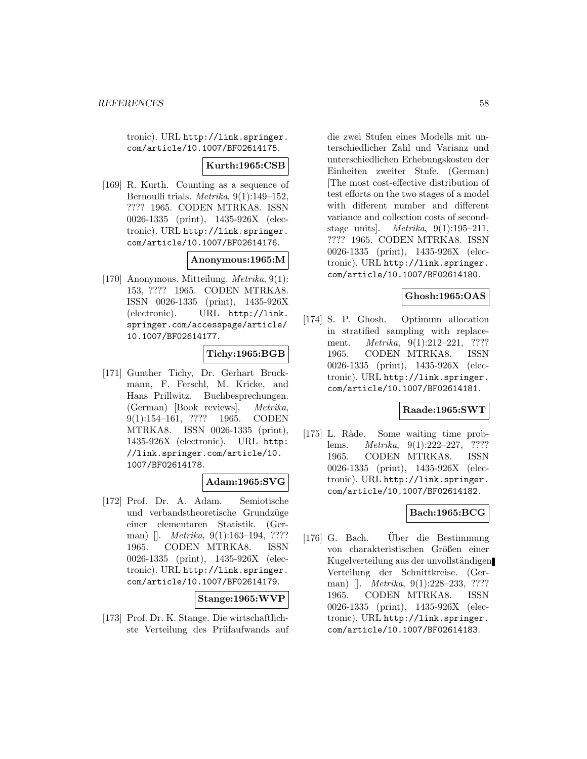tronic). URL http://link.springer.com/article/10.1007/BF02614175.

**Kurth:1965:CSB**

[169] R. Kurth. Counting as a sequence of Bernoulli trials. *Metrika*, 9(1):149–152, ???? 1965. CODEN MTRKA8. ISSN 0026-1335 (print), 1435-926X (electronic). URL http://link.springer.com/article/10.1007/BF02614176.

**Anonymous:1965:M**

[170] Anonymous. Mitteilung. *Metrika*, 9(1): 153, ???? 1965. CODEN MTRKA8. ISSN 0026-1335 (print), 1435-926X (electronic). URL http://link.springer.com/accesspage/article/10.1007/BF02614177.

**Tichy:1965:BGB**

[171] Gunther Tichy, Dr. Gerhart Bruckmann, F. Ferschl, M. Kricke, and Hans Prillwitz. Buchbesprechungen. (German) [Book reviews]. *Metrika*, 9(1):154–161, ???? 1965. CODEN MTRKA8. ISSN 0026-1335 (print), 1435-926X (electronic). URL http://link.springer.com/article/10.1007/BF02614178.

**Adam:1965:SVG**

[172] Prof. Dr. A. Adam. Semiotische und verbandstheoretische Grundzüge einer elementaren Statistik. (German) []. *Metrika*, 9(1):163–194, ???? 1965. CODEN MTRKA8. ISSN 0026-1335 (print), 1435-926X (electronic). URL http://link.springer.com/article/10.1007/BF02614179.

**Stange:1965:WVP**

[173] Prof. Dr. K. Stange. Die wirtschaftlichste Verteilung des Prüfaufwands auf die zwei Stufen eines Modells mit unterschiedlicher Zahl und Varianz und unterschiedlichen Erhebungskosten der Einheiten zweiter Stufe. (German) [The most cost-effective distribution of test efforts on the two stages of a model with different number and different variance and collection costs of second-stage units]. *Metrika*, 9(1):195–211, ???? 1965. CODEN MTRKA8. ISSN 0026-1335 (print), 1435-926X (electronic). URL http://link.springer.com/article/10.1007/BF02614180.

**Ghosh:1965:OAS**

[174] S. P. Ghosh. Optimum allocation in stratified sampling with replacement. *Metrika*, 9(1):212–221, ???? 1965. CODEN MTRKA8. ISSN 0026-1335 (print), 1435-926X (electronic). URL http://link.springer.com/article/10.1007/BF02614181.

**Raade:1965:SWT**

[175] L. Råde. Some waiting time problems. *Metrika*, 9(1):222–227, ???? 1965. CODEN MTRKA8. ISSN 0026-1335 (print), 1435-926X (electronic). URL http://link.springer.com/article/10.1007/BF02614182.

**Bach:1965:BCG**

[176] G. Bach. Über die Bestimmung von charakteristischen Größen einer Kugelverteilung aus der unvollständigen Verteilung der Schnittkreise. (German) []. *Metrika*, 9(1):228–233, ???? 1965. CODEN MTRKA8. ISSN 0026-1335 (print), 1435-926X (electronic). URL http://link.springer.com/article/10.1007/BF02614183.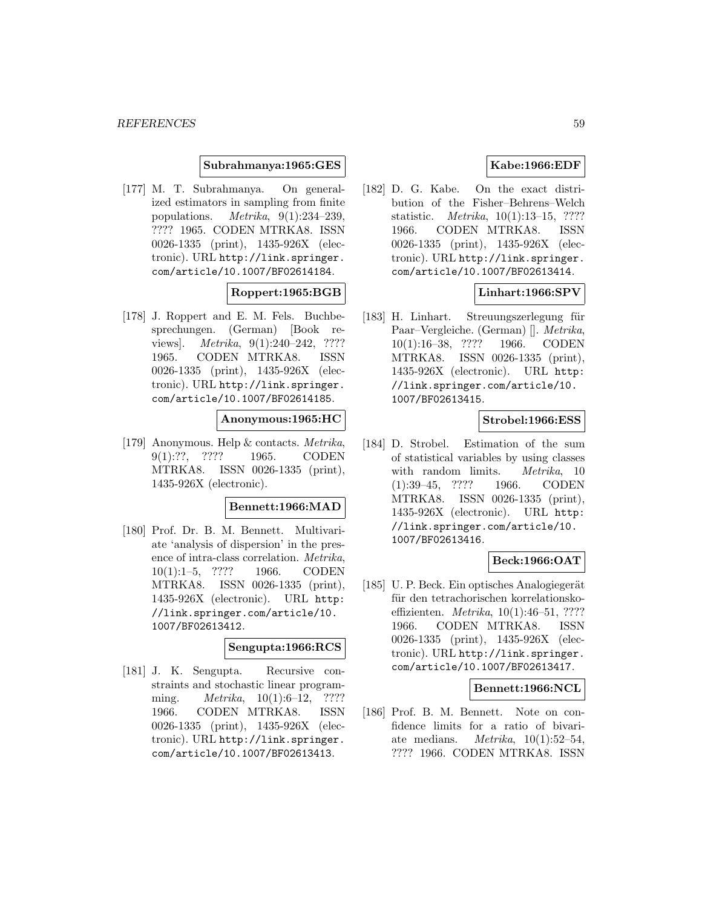**Subrahmanya:1965:GES**

[177] M. T. Subrahmanya. On generalized estimators in sampling from finite populations. *Metrika*, 9(1):234–239, ???? 1965. CODEN MTRKA8. ISSN 0026-1335 (print), 1435-926X (electronic). URL http://link.springer.com/article/10.1007/BF02614184.

**Roppert:1965:BGB**

[178] J. Roppert and E. M. Fels. Buchbesprechungen. (German) [Book reviews]. *Metrika*, 9(1):240–242, ???? 1965. CODEN MTRKA8. ISSN 0026-1335 (print), 1435-926X (electronic). URL http://link.springer.com/article/10.1007/BF02614185.

**Anonymous:1965:HC**

[179] Anonymous. Help & contacts. *Metrika*, 9(1):??, ???? 1965. CODEN MTRKA8. ISSN 0026-1335 (print), 1435-926X (electronic).

**Bennett:1966:MAD**

[180] Prof. Dr. B. M. Bennett. Multivariate 'analysis of dispersion' in the presence of intra-class correlation. *Metrika*, 10(1):1–5, ???? 1966. CODEN MTRKA8. ISSN 0026-1335 (print), 1435-926X (electronic). URL http://link.springer.com/article/10.1007/BF02613412.

**Sengupta:1966:RCS**

[181] J. K. Sengupta. Recursive constraints and stochastic linear programming. *Metrika*, 10(1):6–12, ???? 1966. CODEN MTRKA8. ISSN 0026-1335 (print), 1435-926X (electronic). URL http://link.springer.com/article/10.1007/BF02613413.

**Kabe:1966:EDF**

[182] D. G. Kabe. On the exact distribution of the Fisher–Behrens–Welch statistic. *Metrika*, 10(1):13–15, ???? 1966. CODEN MTRKA8. ISSN 0026-1335 (print), 1435-926X (electronic). URL http://link.springer.com/article/10.1007/BF02613414.

**Linhart:1966:SPV**

[183] H. Linhart. Streuungszerlegung für Paar–Vergleiche. (German) []. *Metrika*, 10(1):16–38, ???? 1966. CODEN MTRKA8. ISSN 0026-1335 (print), 1435-926X (electronic). URL http://link.springer.com/article/10.1007/BF02613415.

**Strobel:1966:ESS**

[184] D. Strobel. Estimation of the sum of statistical variables by using classes with random limits. *Metrika*, 10(1):39–45, ???? 1966. CODEN MTRKA8. ISSN 0026-1335 (print), 1435-926X (electronic). URL http://link.springer.com/article/10.1007/BF02613416.

**Beck:1966:OAT**

[185] U. P. Beck. Ein optisches Analogiegerät für den tetrachorischen korrelationskoeffizienten. *Metrika*, 10(1):46–51, ???? 1966. CODEN MTRKA8. ISSN 0026-1335 (print), 1435-926X (electronic). URL http://link.springer.com/article/10.1007/BF02613417.

**Bennett:1966:NCL**

[186] Prof. B. M. Bennett. Note on confidence limits for a ratio of bivariate medians. *Metrika*, 10(1):52–54, ???? 1966. CODEN MTRKA8. ISSN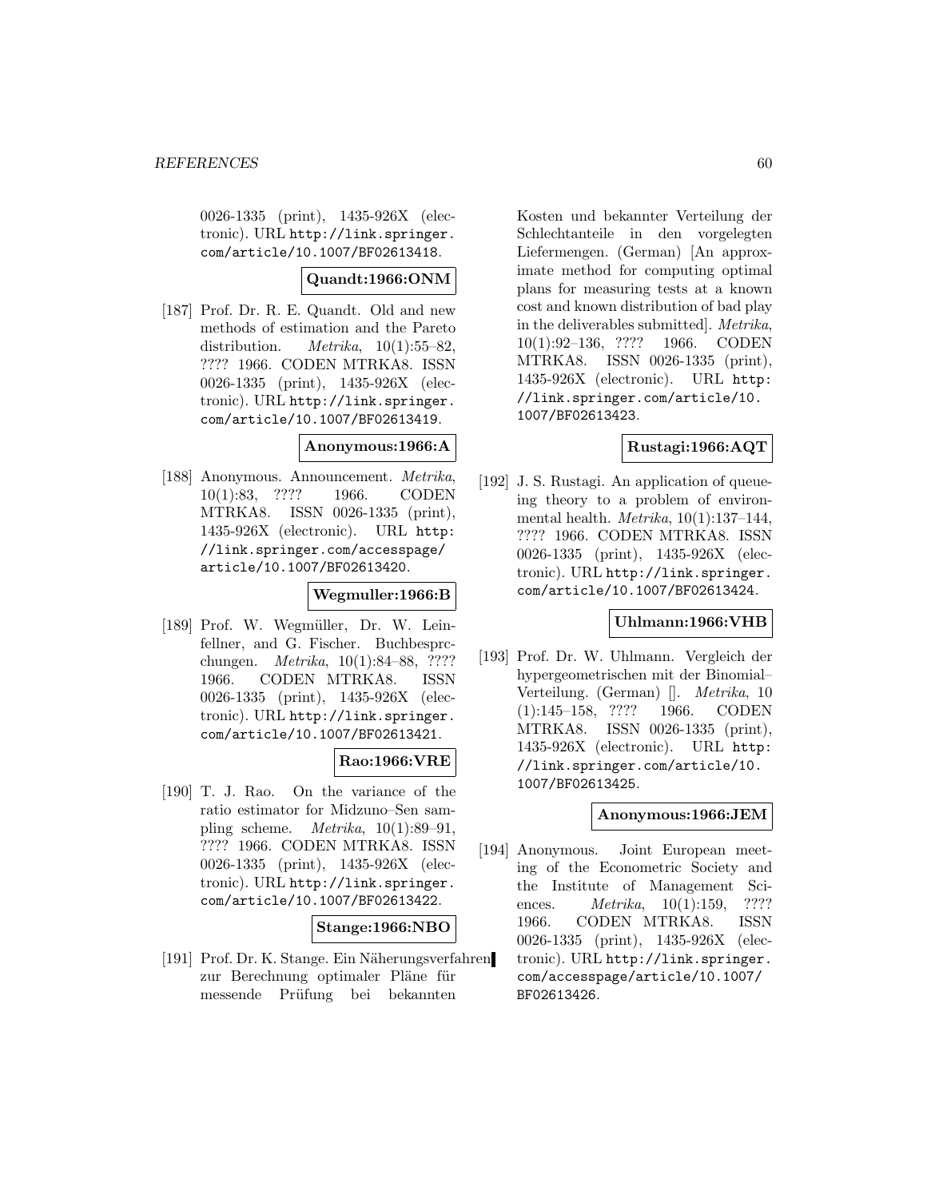0026-1335 (print), 1435-926X (electronic). URL http://link.springer.com/article/10.1007/BF02613418.

**Quandt:1966:ONM**

[187] Prof. Dr. R. E. Quandt. Old and new methods of estimation and the Pareto distribution. *Metrika*, 10(1):55–82, ???? 1966. CODEN MTRKA8. ISSN 0026-1335 (print), 1435-926X (electronic). URL http://link.springer.com/article/10.1007/BF02613419.

**Anonymous:1966:A**

[188] Anonymous. Announcement. *Metrika*, 10(1):83, ???? 1966. CODEN MTRKA8. ISSN 0026-1335 (print), 1435-926X (electronic). URL http://link.springer.com/accesspage/article/10.1007/BF02613420.

**Wegmuller:1966:B**

[189] Prof. W. Wegmüller, Dr. W. Leinfellner, and G. Fischer. Buchbesprechungen. *Metrika*, 10(1):84–88, ???? 1966. CODEN MTRKA8. ISSN 0026-1335 (print), 1435-926X (electronic). URL http://link.springer.com/article/10.1007/BF02613421.

**Rao:1966:VRE**

[190] T. J. Rao. On the variance of the ratio estimator for Midzuno–Sen sampling scheme. *Metrika*, 10(1):89–91, ???? 1966. CODEN MTRKA8. ISSN 0026-1335 (print), 1435-926X (electronic). URL http://link.springer.com/article/10.1007/BF02613422.

**Stange:1966:NBO**

[191] Prof. Dr. K. Stange. Ein Näherungsverfahren zur Berechnung optimaler Pläne für messende Prüfung bei bekannten Kosten und bekannter Verteilung der Schlechtanteile in den vorgelegten Liefermengen. (German) [An approximate method for computing optimal plans for measuring tests at a known cost and known distribution of bad play in the deliverables submitted]. *Metrika*, 10(1):92–136, ???? 1966. CODEN MTRKA8. ISSN 0026-1335 (print), 1435-926X (electronic). URL http://link.springer.com/article/10.1007/BF02613423.

**Rustagi:1966:AQT**

[192] J. S. Rustagi. An application of queueing theory to a problem of environmental health. *Metrika*, 10(1):137–144, ???? 1966. CODEN MTRKA8. ISSN 0026-1335 (print), 1435-926X (electronic). URL http://link.springer.com/article/10.1007/BF02613424.

**Uhlmann:1966:VHB**

[193] Prof. Dr. W. Uhlmann. Vergleich der hypergeometrischen mit der Binomial–Verteilung. (German) []. *Metrika*, 10(1):145–158, ???? 1966. CODEN MTRKA8. ISSN 0026-1335 (print), 1435-926X (electronic). URL http://link.springer.com/article/10.1007/BF02613425.

**Anonymous:1966:JEM**

[194] Anonymous. Joint European meeting of the Econometric Society and the Institute of Management Sciences. *Metrika*, 10(1):159, ???? 1966. CODEN MTRKA8. ISSN 0026-1335 (print), 1435-926X (electronic). URL http://link.springer.com/accesspage/article/10.1007/BF02613426.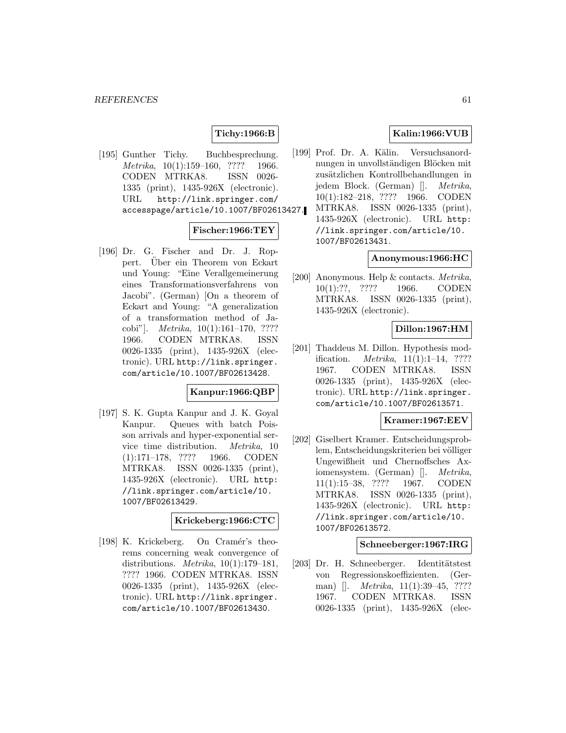**Tichy:1966:B**

[195] Gunther Tichy. Buchbesprechung. *Metrika*, 10(1):159–160, ???? 1966. CODEN MTRKA8. ISSN 0026-1335 (print), 1435-926X (electronic). URL http://link.springer.com/accesspage/article/10.1007/BF02613427.

**Fischer:1966:TEY**

[196] Dr. G. Fischer and Dr. J. Roppert. Über ein Theorem von Eckart und Young: "Eine Verallgemeinerung eines Transformationsverfahrens von Jacobi". (German) [On a theorem of Eckart and Young: "A generalization of a transformation method of Jacobi"]. *Metrika*, 10(1):161–170, ???? 1966. CODEN MTRKA8. ISSN 0026-1335 (print), 1435-926X (electronic). URL http://link.springer.com/article/10.1007/BF02613428.

**Kanpur:1966:QBP**

[197] S. K. Gupta Kanpur and J. K. Goyal Kanpur. Queues with batch Poisson arrivals and hyper-exponential service time distribution. *Metrika*, 10(1):171–178, ???? 1966. CODEN MTRKA8. ISSN 0026-1335 (print), 1435-926X (electronic). URL http://link.springer.com/article/10.1007/BF02613429.

**Krickeberg:1966:CTC**

[198] K. Krickeberg. On Cramér's theorems concerning weak convergence of distributions. *Metrika*, 10(1):179–181, ???? 1966. CODEN MTRKA8. ISSN 0026-1335 (print), 1435-926X (electronic). URL http://link.springer.com/article/10.1007/BF02613430.

**Kalin:1966:VUB**

[199] Prof. Dr. A. Kälin. Versuchsanordnungen in unvollständigen Blöcken mit zusätzlichen Kontrollbehandlungen in jedem Block. (German) []. *Metrika*, 10(1):182–218, ???? 1966. CODEN MTRKA8. ISSN 0026-1335 (print), 1435-926X (electronic). URL http://link.springer.com/article/10.1007/BF02613431.

**Anonymous:1966:HC**

[200] Anonymous. Help & contacts. *Metrika*, 10(1):??, ???? 1966. CODEN MTRKA8. ISSN 0026-1335 (print), 1435-926X (electronic).

**Dillon:1967:HM**

[201] Thaddeus M. Dillon. Hypothesis modification. *Metrika*, 11(1):1–14, ???? 1967. CODEN MTRKA8. ISSN 0026-1335 (print), 1435-926X (electronic). URL http://link.springer.com/article/10.1007/BF02613571.

**Kramer:1967:EEV**

[202] Giselbert Kramer. Entscheidungsproblem, Entscheidungskriterien bei völliger Ungewißheit und Chernoffsches Axiomensystem. (German) []. *Metrika*, 11(1):15–38, ???? 1967. CODEN MTRKA8. ISSN 0026-1335 (print), 1435-926X (electronic). URL http://link.springer.com/article/10.1007/BF02613572.

**Schneeberger:1967:IRG**

[203] Dr. H. Schneeberger. Identitätstest von Regressionskoeffizienten. (German) []. *Metrika*, 11(1):39–45, ???? 1967. CODEN MTRKA8. ISSN 0026-1335 (print), 1435-926X (elec-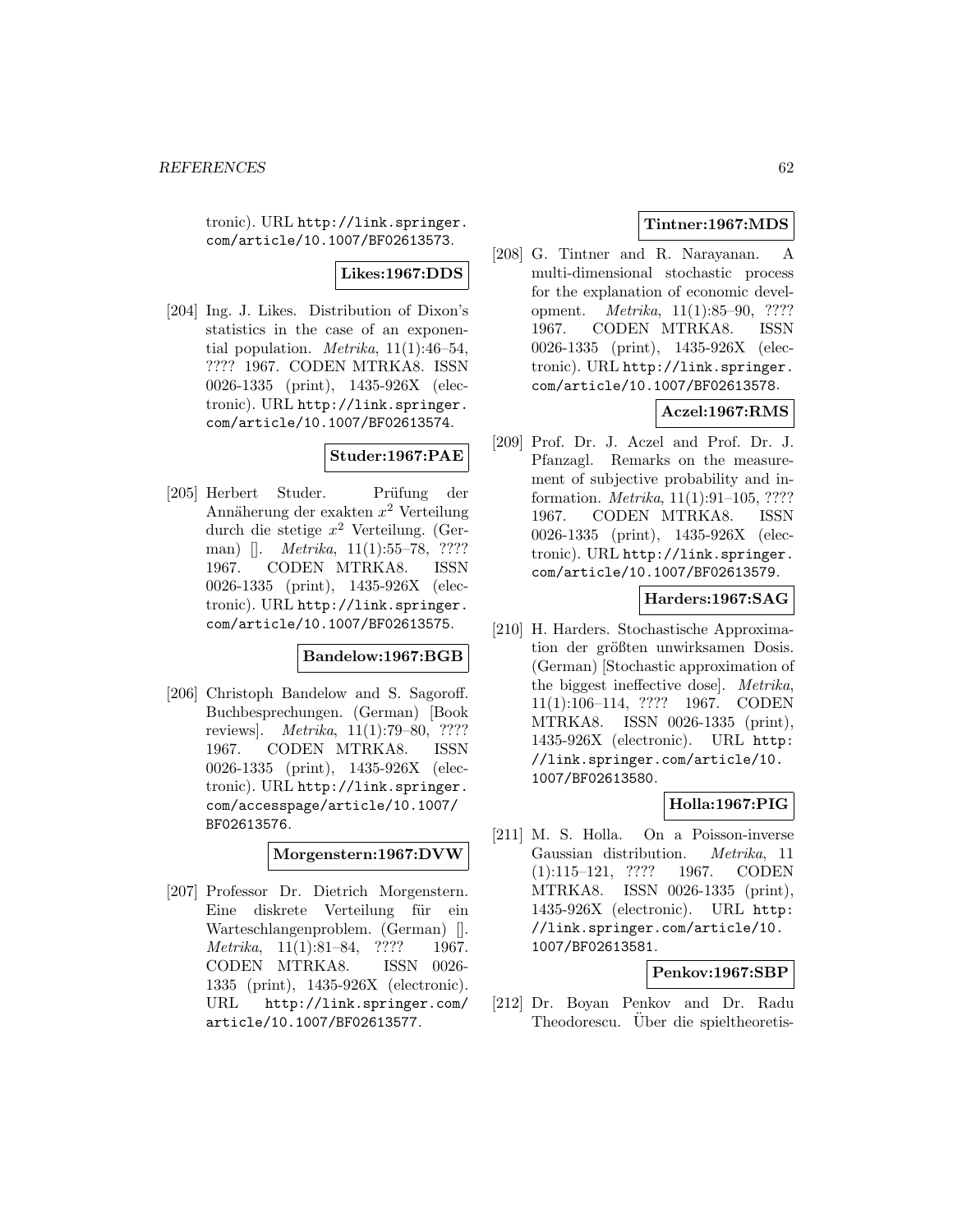tronic). URL http://link.springer.com/article/10.1007/BF02613573.

**Likes:1967:DDS**

[204] Ing. J. Likes. Distribution of Dixon's statistics in the case of an exponential population. *Metrika*, 11(1):46–54, ???? 1967. CODEN MTRKA8. ISSN 0026-1335 (print), 1435-926X (electronic). URL http://link.springer.com/article/10.1007/BF02613574.

**Studer:1967:PAE**

[205] Herbert Studer. Prüfung der Annäherung der exakten $x^2$ Verteilung durch die stetige $x^2$ Verteilung. (German) []. *Metrika*, 11(1):55–78, ???? 1967. CODEN MTRKA8. ISSN 0026-1335 (print), 1435-926X (electronic). URL http://link.springer.com/article/10.1007/BF02613575.

**Bandelow:1967:BGB**

[206] Christoph Bandelow and S. Sagoroff. Buchbesprechungen. (German) [Book reviews]. *Metrika*, 11(1):79–80, ???? 1967. CODEN MTRKA8. ISSN 0026-1335 (print), 1435-926X (electronic). URL http://link.springer.com/accesspage/article/10.1007/BF02613576.

**Morgenstern:1967:DVW**

[207] Professor Dr. Dietrich Morgenstern. Eine diskrete Verteilung für ein Warteschlangenproblem. (German) []. *Metrika*, 11(1):81–84, ???? 1967. CODEN MTRKA8. ISSN 0026-1335 (print), 1435-926X (electronic). URL http://link.springer.com/article/10.1007/BF02613577.

**Tintner:1967:MDS**

[208] G. Tintner and R. Narayanan. A multi-dimensional stochastic process for the explanation of economic development. *Metrika*, 11(1):85–90, ???? 1967. CODEN MTRKA8. ISSN 0026-1335 (print), 1435-926X (electronic). URL http://link.springer.com/article/10.1007/BF02613578.

**Aczel:1967:RMS**

[209] Prof. Dr. J. Aczel and Prof. Dr. J. Pfanzagl. Remarks on the measurement of subjective probability and information. *Metrika*, 11(1):91–105, ???? 1967. CODEN MTRKA8. ISSN 0026-1335 (print), 1435-926X (electronic). URL http://link.springer.com/article/10.1007/BF02613579.

**Harders:1967:SAG**

[210] H. Harders. Stochastische Approximation der größten unwirksamen Dosis. (German) [Stochastic approximation of the biggest ineffective dose]. *Metrika*, 11(1):106–114, ???? 1967. CODEN MTRKA8. ISSN 0026-1335 (print), 1435-926X (electronic). URL http://link.springer.com/article/10.1007/BF02613580.

**Holla:1967:PIG**

[211] M. S. Holla. On a Poisson-inverse Gaussian distribution. *Metrika*, 11(1):115–121, ???? 1967. CODEN MTRKA8. ISSN 0026-1335 (print), 1435-926X (electronic). URL http://link.springer.com/article/10.1007/BF02613581.

**Penkov:1967:SBP**

[212] Dr. Boyan Penkov and Dr. Radu Theodorescu. Über die spieltheoretis-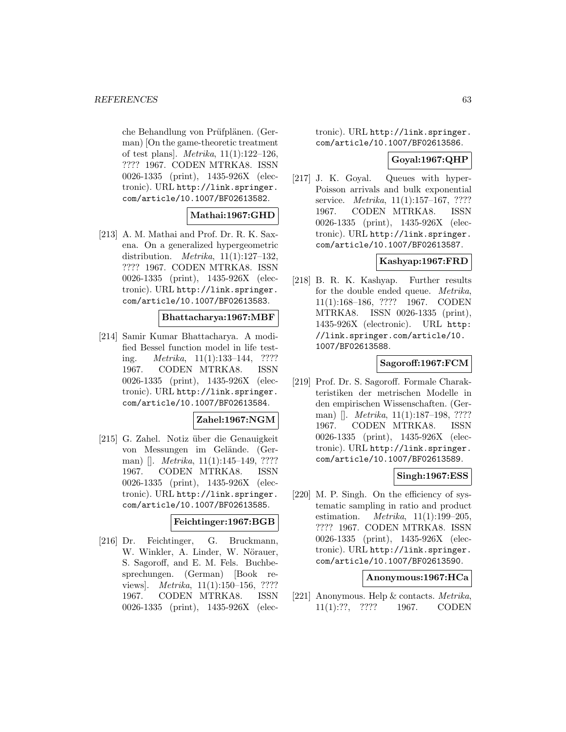che Behandlung von Prüfplänen. (German) [On the game-theoretic treatment of test plans]. *Metrika*, 11(1):122–126, ???? 1967. CODEN MTRKA8. ISSN 0026-1335 (print), 1435-926X (electronic). URL http://link.springer.com/article/10.1007/BF02613582.

**Mathai:1967:GHD**

[213] A. M. Mathai and Prof. Dr. R. K. Saxena. On a generalized hypergeometric distribution. *Metrika*, 11(1):127–132, ???? 1967. CODEN MTRKA8. ISSN 0026-1335 (print), 1435-926X (electronic). URL http://link.springer.com/article/10.1007/BF02613583.

**Bhattacharya:1967:MBF**

[214] Samir Kumar Bhattacharya. A modified Bessel function model in life testing. *Metrika*, 11(1):133–144, ???? 1967. CODEN MTRKA8. ISSN 0026-1335 (print), 1435-926X (electronic). URL http://link.springer.com/article/10.1007/BF02613584.

**Zahel:1967:NGM**

[215] G. Zahel. Notiz über die Genauigkeit von Messungen im Gelände. (German) []. *Metrika*, 11(1):145–149, ???? 1967. CODEN MTRKA8. ISSN 0026-1335 (print), 1435-926X (electronic). URL http://link.springer.com/article/10.1007/BF02613585.

**Feichtinger:1967:BGB**

[216] Dr. Feichtinger, G. Bruckmann, W. Winkler, A. Linder, W. Nörauer, S. Sagoroff, and E. M. Fels. Buchbesprechungen. (German) [Book reviews]. *Metrika*, 11(1):150–156, ???? 1967. CODEN MTRKA8. ISSN 0026-1335 (print), 1435-926X (electronic). URL http://link.springer.com/article/10.1007/BF02613586.

**Goyal:1967:QHP**

[217] J. K. Goyal. Queues with hyper-Poisson arrivals and bulk exponential service. *Metrika*, 11(1):157–167, ???? 1967. CODEN MTRKA8. ISSN 0026-1335 (print), 1435-926X (electronic). URL http://link.springer.com/article/10.1007/BF02613587.

**Kashyap:1967:FRD**

[218] B. R. K. Kashyap. Further results for the double ended queue. *Metrika*, 11(1):168–186, ???? 1967. CODEN MTRKA8. ISSN 0026-1335 (print), 1435-926X (electronic). URL http://link.springer.com/article/10.1007/BF02613588.

**Sagoroff:1967:FCM**

[219] Prof. Dr. S. Sagoroff. Formale Charakteristiken der metrischen Modelle in den empirischen Wissenschaften. (German) []. *Metrika*, 11(1):187–198, ???? 1967. CODEN MTRKA8. ISSN 0026-1335 (print), 1435-926X (electronic). URL http://link.springer.com/article/10.1007/BF02613589.

**Singh:1967:ESS**

[220] M. P. Singh. On the efficiency of systematic sampling in ratio and product estimation. *Metrika*, 11(1):199–205, ???? 1967. CODEN MTRKA8. ISSN 0026-1335 (print), 1435-926X (electronic). URL http://link.springer.com/article/10.1007/BF02613590.

**Anonymous:1967:HCa**

[221] Anonymous. Help & contacts. *Metrika*, 11(1):??, ???? 1967. CODEN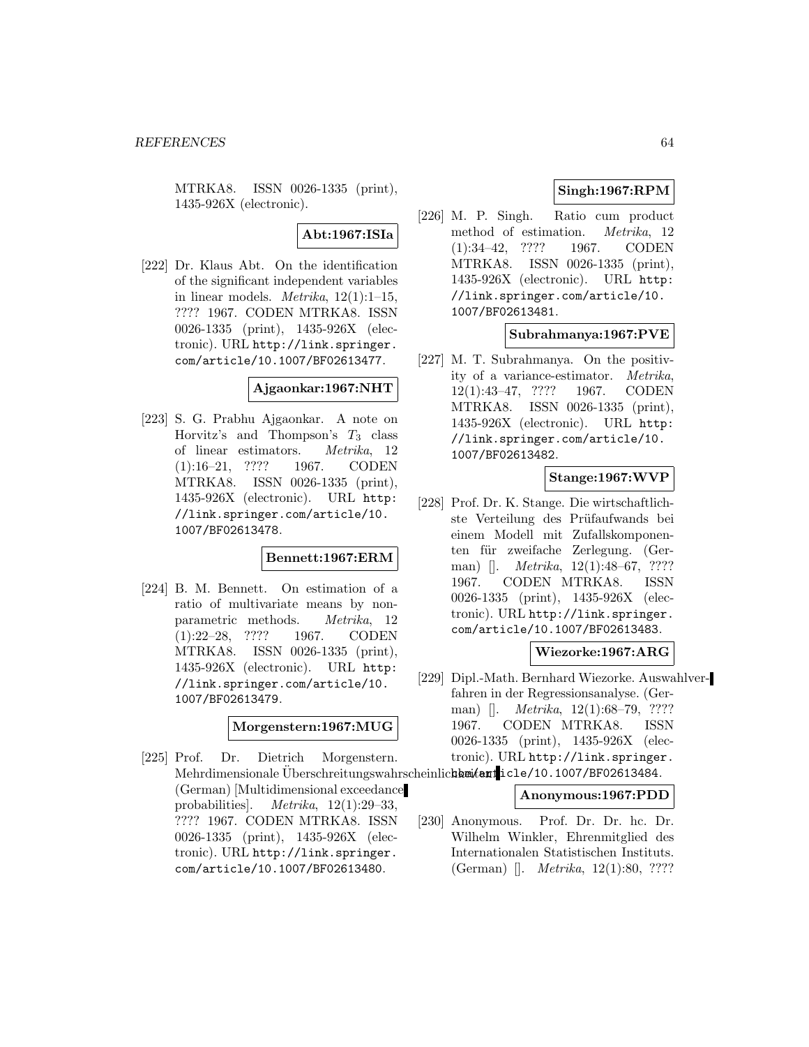MTRKA8. ISSN 0026-1335 (print), 1435-926X (electronic).

**Abt:1967:ISIa**

[222] Dr. Klaus Abt. On the identification of the significant independent variables in linear models. *Metrika*, 12(1):1–15, ???? 1967. CODEN MTRKA8. ISSN 0026-1335 (print), 1435-926X (electronic). URL http://link.springer.com/article/10.1007/BF02613477.

**Ajgaonkar:1967:NHT**

[223] S. G. Prabhu Ajgaonkar. A note on Horvitz's and Thompson's $T_3$ class of linear estimators. *Metrika*, 12 (1):16–21, ???? 1967. CODEN MTRKA8. ISSN 0026-1335 (print), 1435-926X (electronic). URL http://link.springer.com/article/10.1007/BF02613478.

**Bennett:1967:ERM**

[224] B. M. Bennett. On estimation of a ratio of multivariate means by non-parametric methods. *Metrika*, 12 (1):22–28, ???? 1967. CODEN MTRKA8. ISSN 0026-1335 (print), 1435-926X (electronic). URL http://link.springer.com/article/10.1007/BF02613479.

**Morgenstern:1967:MUG**

[225] Prof. Dr. Dietrich Morgenstern. Mehrdimensionale Überschreitungswahrscheinlichkeiten. (German) [Multidimensional exceedance probabilities]. *Metrika*, 12(1):29–33, ???? 1967. CODEN MTRKA8. ISSN 0026-1335 (print), 1435-926X (electronic). URL http://link.springer.com/article/10.1007/BF02613480.

**Singh:1967:RPM**

[226] M. P. Singh. Ratio cum product method of estimation. *Metrika*, 12 (1):34–42, ???? 1967. CODEN MTRKA8. ISSN 0026-1335 (print), 1435-926X (electronic). URL http://link.springer.com/article/10.1007/BF02613481.

**Subrahmanya:1967:PVE**

[227] M. T. Subrahmanya. On the positivity of a variance-estimator. *Metrika*, 12(1):43–47, ???? 1967. CODEN MTRKA8. ISSN 0026-1335 (print), 1435-926X (electronic). URL http://link.springer.com/article/10.1007/BF02613482.

**Stange:1967:WVP**

[228] Prof. Dr. K. Stange. Die wirtschaftlichste Verteilung des Prüfaufwands bei einem Modell mit Zufallskomponenten für zweifache Zerlegung. (German) []. *Metrika*, 12(1):48–67, ???? 1967. CODEN MTRKA8. ISSN 0026-1335 (print), 1435-926X (electronic). URL http://link.springer.com/article/10.1007/BF02613483.

**Wiezorke:1967:ARG**

[229] Dipl.-Math. Bernhard Wiezorke. Auswahlverfahren in der Regressionsanalyse. (German) []. *Metrika*, 12(1):68–79, ???? 1967. CODEN MTRKA8. ISSN 0026-1335 (print), 1435-926X (electronic). URL http://link.springer.com/article/10.1007/BF02613484.

**Anonymous:1967:PDD**

[230] Anonymous. Prof. Dr. Dr. hc. Dr. Wilhelm Winkler, Ehrenmitglied des Internationalen Statistischen Instituts. (German) []. *Metrika*, 12(1):80, ????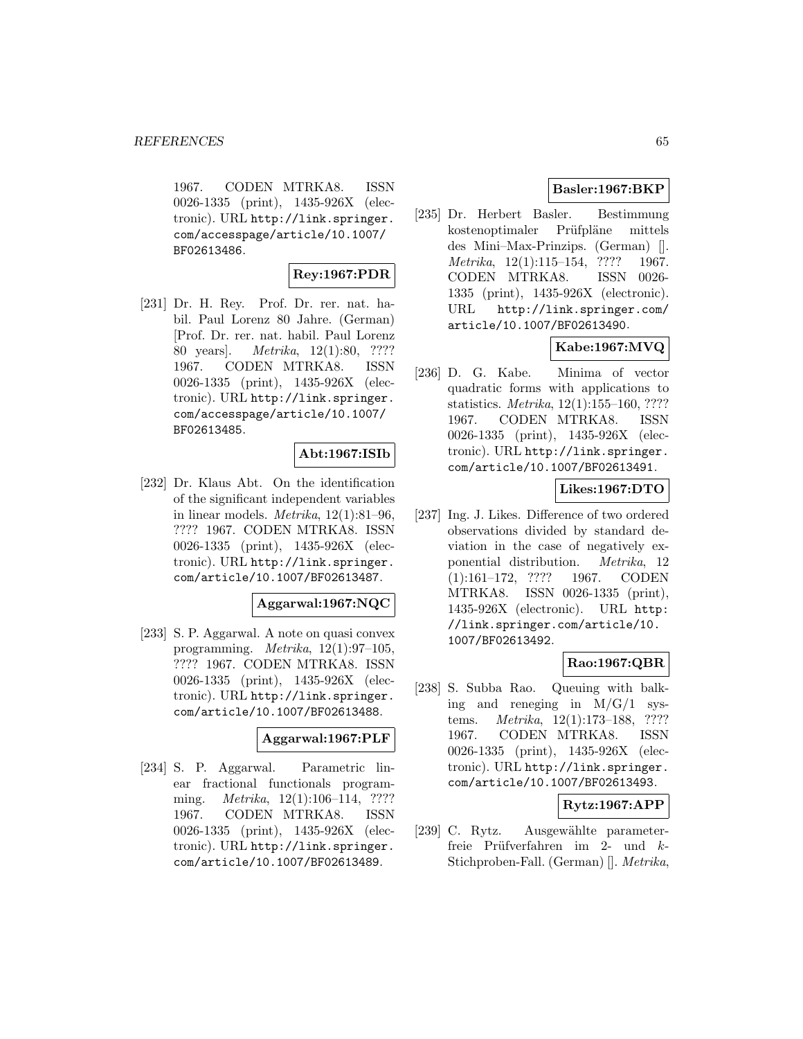1967. CODEN MTRKA8. ISSN 0026-1335 (print), 1435-926X (electronic). URL http://link.springer.com/accesspage/article/10.1007/BF02613486.

**Rey:1967:PDR**

[231] Dr. H. Rey. Prof. Dr. rer. nat. habil. Paul Lorenz 80 Jahre. (German) [Prof. Dr. rer. nat. habil. Paul Lorenz 80 years]. *Metrika*, 12(1):80, ???? 1967. CODEN MTRKA8. ISSN 0026-1335 (print), 1435-926X (electronic). URL http://link.springer.com/accesspage/article/10.1007/BF02613485.

**Abt:1967:ISIb**

[232] Dr. Klaus Abt. On the identification of the significant independent variables in linear models. *Metrika*, 12(1):81–96, ???? 1967. CODEN MTRKA8. ISSN 0026-1335 (print), 1435-926X (electronic). URL http://link.springer.com/article/10.1007/BF02613487.

**Aggarwal:1967:NQC**

[233] S. P. Aggarwal. A note on quasi convex programming. *Metrika*, 12(1):97–105, ???? 1967. CODEN MTRKA8. ISSN 0026-1335 (print), 1435-926X (electronic). URL http://link.springer.com/article/10.1007/BF02613488.

**Aggarwal:1967:PLF**

[234] S. P. Aggarwal. Parametric linear fractional functionals programming. *Metrika*, 12(1):106–114, ???? 1967. CODEN MTRKA8. ISSN 0026-1335 (print), 1435-926X (electronic). URL http://link.springer.com/article/10.1007/BF02613489.

**Basler:1967:BKP**

[235] Dr. Herbert Basler. Bestimmung kostenoptimaler Prüfpläne mittels des Mini–Max-Prinzips. (German) []. *Metrika*, 12(1):115–154, ???? 1967. CODEN MTRKA8. ISSN 0026-1335 (print), 1435-926X (electronic). URL http://link.springer.com/article/10.1007/BF02613490.

**Kabe:1967:MVQ**

[236] D. G. Kabe. Minima of vector quadratic forms with applications to statistics. *Metrika*, 12(1):155–160, ???? 1967. CODEN MTRKA8. ISSN 0026-1335 (print), 1435-926X (electronic). URL http://link.springer.com/article/10.1007/BF02613491.

**Likes:1967:DTO**

[237] Ing. J. Likes. Difference of two ordered observations divided by standard deviation in the case of negatively exponential distribution. *Metrika*, 12(1):161–172, ???? 1967. CODEN MTRKA8. ISSN 0026-1335 (print), 1435-926X (electronic). URL http://link.springer.com/article/10.1007/BF02613492.

**Rao:1967:QBR**

[238] S. Subba Rao. Queuing with balking and reneging in M/G/1 systems. *Metrika*, 12(1):173–188, ???? 1967. CODEN MTRKA8. ISSN 0026-1335 (print), 1435-926X (electronic). URL http://link.springer.com/article/10.1007/BF02613493.

**Rytz:1967:APP**

[239] C. Rytz. Ausgewählte parameterfreie Prüfverfahren im 2- und $k$-Stichproben-Fall. (German) []. *Metrika*,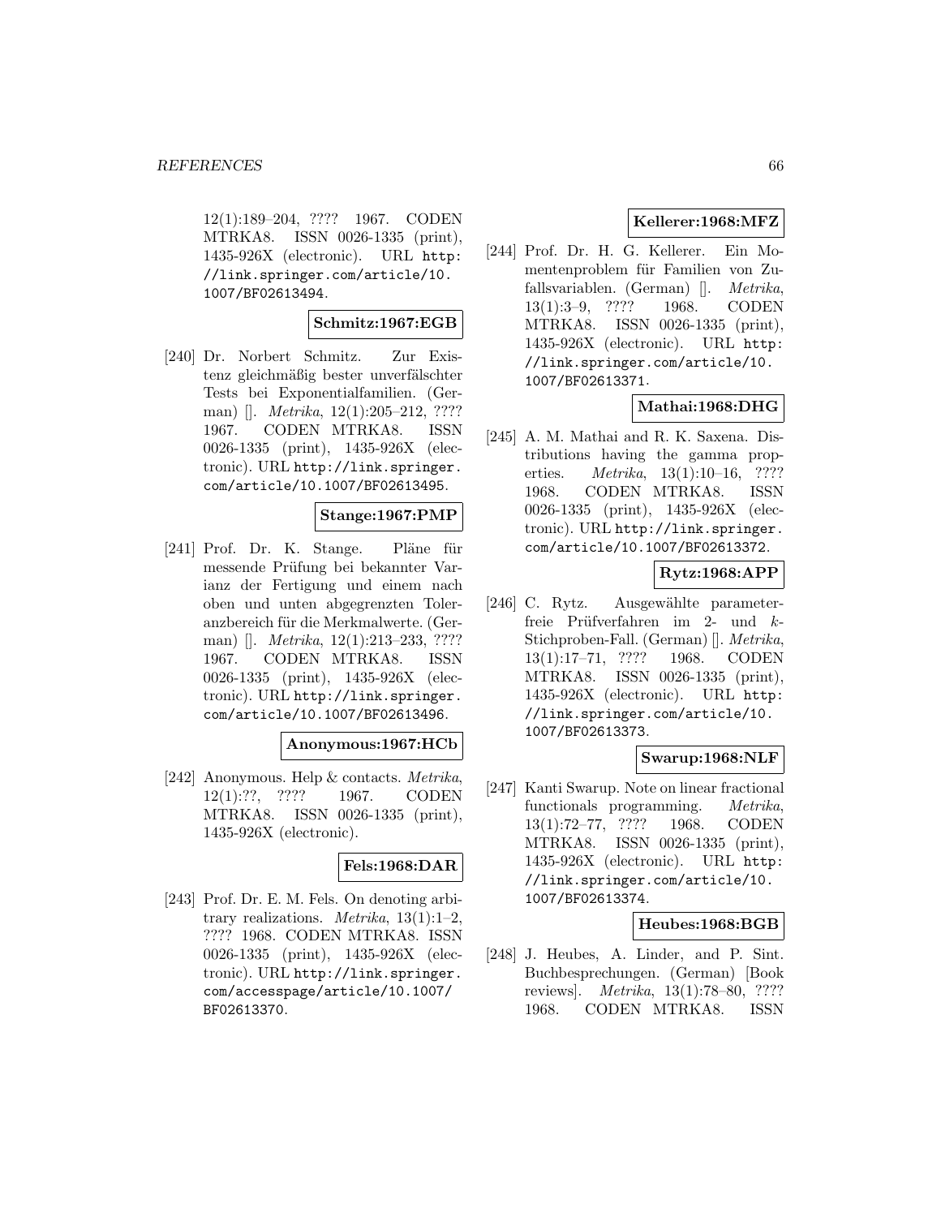12(1):189–204, ???? 1967. CODEN MTRKA8. ISSN 0026-1335 (print), 1435-926X (electronic). URL http://link.springer.com/article/10.1007/BF02613494.

**Schmitz:1967:EGB**

[240] Dr. Norbert Schmitz. Zur Existenz gleichmäßig bester unverfälschter Tests bei Exponentialfamilien. (German) []. *Metrika*, 12(1):205–212, ???? 1967. CODEN MTRKA8. ISSN 0026-1335 (print), 1435-926X (electronic). URL http://link.springer.com/article/10.1007/BF02613495.

**Stange:1967:PMP**

[241] Prof. Dr. K. Stange. Pläne für messende Prüfung bei bekannter Varianz der Fertigung und einem nach oben und unten abgegrenzten Toleranzbereich für die Merkmalwerte. (German) []. *Metrika*, 12(1):213–233, ???? 1967. CODEN MTRKA8. ISSN 0026-1335 (print), 1435-926X (electronic). URL http://link.springer.com/article/10.1007/BF02613496.

**Anonymous:1967:HCb**

[242] Anonymous. Help & contacts. *Metrika*, 12(1):??, ???? 1967. CODEN MTRKA8. ISSN 0026-1335 (print), 1435-926X (electronic).

**Fels:1968:DAR**

[243] Prof. Dr. E. M. Fels. On denoting arbitrary realizations. *Metrika*, 13(1):1–2, ???? 1968. CODEN MTRKA8. ISSN 0026-1335 (print), 1435-926X (electronic). URL http://link.springer.com/accesspage/article/10.1007/BF02613370.

**Kellerer:1968:MFZ**

[244] Prof. Dr. H. G. Kellerer. Ein Momentenproblem für Familien von Zufallsvariablen. (German) []. *Metrika*, 13(1):3–9, ???? 1968. CODEN MTRKA8. ISSN 0026-1335 (print), 1435-926X (electronic). URL http://link.springer.com/article/10.1007/BF02613371.

**Mathai:1968:DHG**

[245] A. M. Mathai and R. K. Saxena. Distributions having the gamma properties. *Metrika*, 13(1):10–16, ???? 1968. CODEN MTRKA8. ISSN 0026-1335 (print), 1435-926X (electronic). URL http://link.springer.com/article/10.1007/BF02613372.

**Rytz:1968:APP**

[246] C. Rytz. Ausgewählte parameterfreie Prüfverfahren im 2- und $k$-Stichproben-Fall. (German) []. *Metrika*, 13(1):17–71, ???? 1968. CODEN MTRKA8. ISSN 0026-1335 (print), 1435-926X (electronic). URL http://link.springer.com/article/10.1007/BF02613373.

**Swarup:1968:NLF**

[247] Kanti Swarup. Note on linear fractional functionals programming. *Metrika*, 13(1):72–77, ???? 1968. CODEN MTRKA8. ISSN 0026-1335 (print), 1435-926X (electronic). URL http://link.springer.com/article/10.1007/BF02613374.

**Heubes:1968:BGB**

[248] J. Heubes, A. Linder, and P. Sint. Buchbesprechungen. (German) [Book reviews]. *Metrika*, 13(1):78–80, ???? 1968. CODEN MTRKA8. ISSN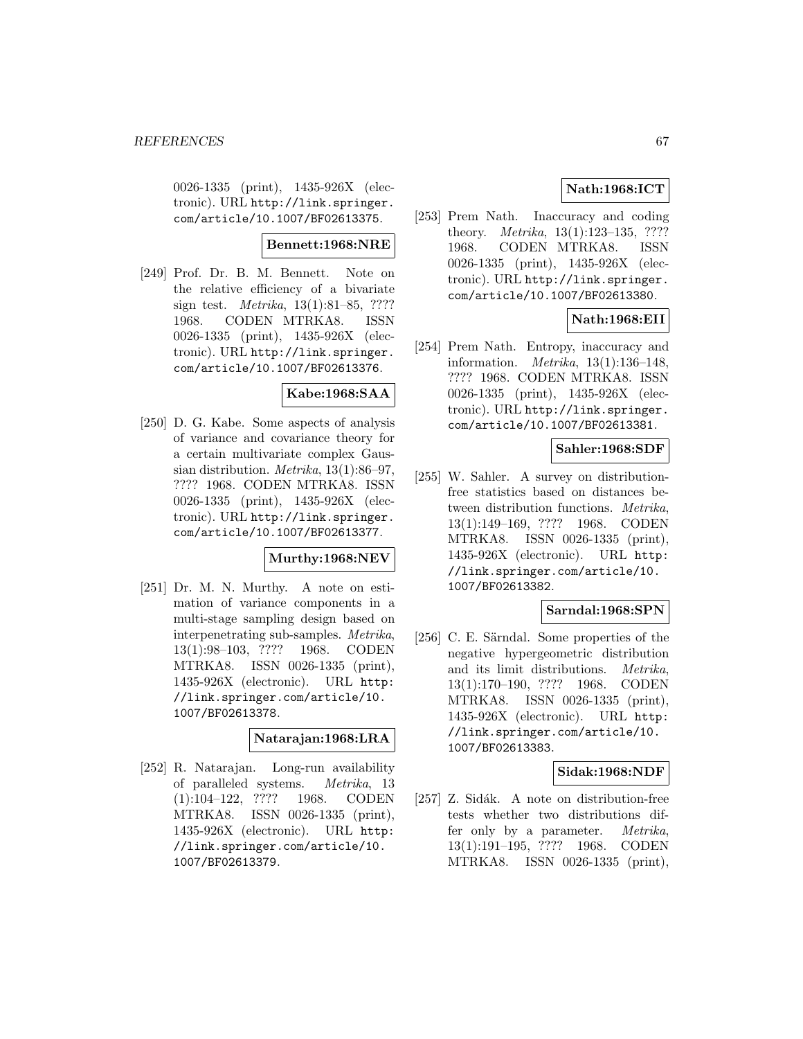0026-1335 (print), 1435-926X (electronic). URL http://link.springer.com/article/10.1007/BF02613375.

**Bennett:1968:NRE**

[249] Prof. Dr. B. M. Bennett. Note on the relative efficiency of a bivariate sign test. *Metrika*, 13(1):81–85, ???? 1968. CODEN MTRKA8. ISSN 0026-1335 (print), 1435-926X (electronic). URL http://link.springer.com/article/10.1007/BF02613376.

**Kabe:1968:SAA**

[250] D. G. Kabe. Some aspects of analysis of variance and covariance theory for a certain multivariate complex Gaussian distribution. *Metrika*, 13(1):86–97, ???? 1968. CODEN MTRKA8. ISSN 0026-1335 (print), 1435-926X (electronic). URL http://link.springer.com/article/10.1007/BF02613377.

**Murthy:1968:NEV**

[251] Dr. M. N. Murthy. A note on estimation of variance components in a multi-stage sampling design based on interpenetrating sub-samples. *Metrika*, 13(1):98–103, ???? 1968. CODEN MTRKA8. ISSN 0026-1335 (print), 1435-926X (electronic). URL http://link.springer.com/article/10.1007/BF02613378.

**Natarajan:1968:LRA**

[252] R. Natarajan. Long-run availability of paralleled systems. *Metrika*, 13 (1):104–122, ???? 1968. CODEN MTRKA8. ISSN 0026-1335 (print), 1435-926X (electronic). URL http://link.springer.com/article/10.1007/BF02613379.

**Nath:1968:ICT**

[253] Prem Nath. Inaccuracy and coding theory. *Metrika*, 13(1):123–135, ???? 1968. CODEN MTRKA8. ISSN 0026-1335 (print), 1435-926X (electronic). URL http://link.springer.com/article/10.1007/BF02613380.

**Nath:1968:EII**

[254] Prem Nath. Entropy, inaccuracy and information. *Metrika*, 13(1):136–148, ???? 1968. CODEN MTRKA8. ISSN 0026-1335 (print), 1435-926X (electronic). URL http://link.springer.com/article/10.1007/BF02613381.

**Sahler:1968:SDF**

[255] W. Sahler. A survey on distribution-free statistics based on distances between distribution functions. *Metrika*, 13(1):149–169, ???? 1968. CODEN MTRKA8. ISSN 0026-1335 (print), 1435-926X (electronic). URL http://link.springer.com/article/10.1007/BF02613382.

**Sarndal:1968:SPN**

[256] C. E. Särndal. Some properties of the negative hypergeometric distribution and its limit distributions. *Metrika*, 13(1):170–190, ???? 1968. CODEN MTRKA8. ISSN 0026-1335 (print), 1435-926X (electronic). URL http://link.springer.com/article/10.1007/BF02613383.

**Sidak:1968:NDF**

[257] Z. Sidák. A note on distribution-free tests whether two distributions differ only by a parameter. *Metrika*, 13(1):191–195, ???? 1968. CODEN MTRKA8. ISSN 0026-1335 (print),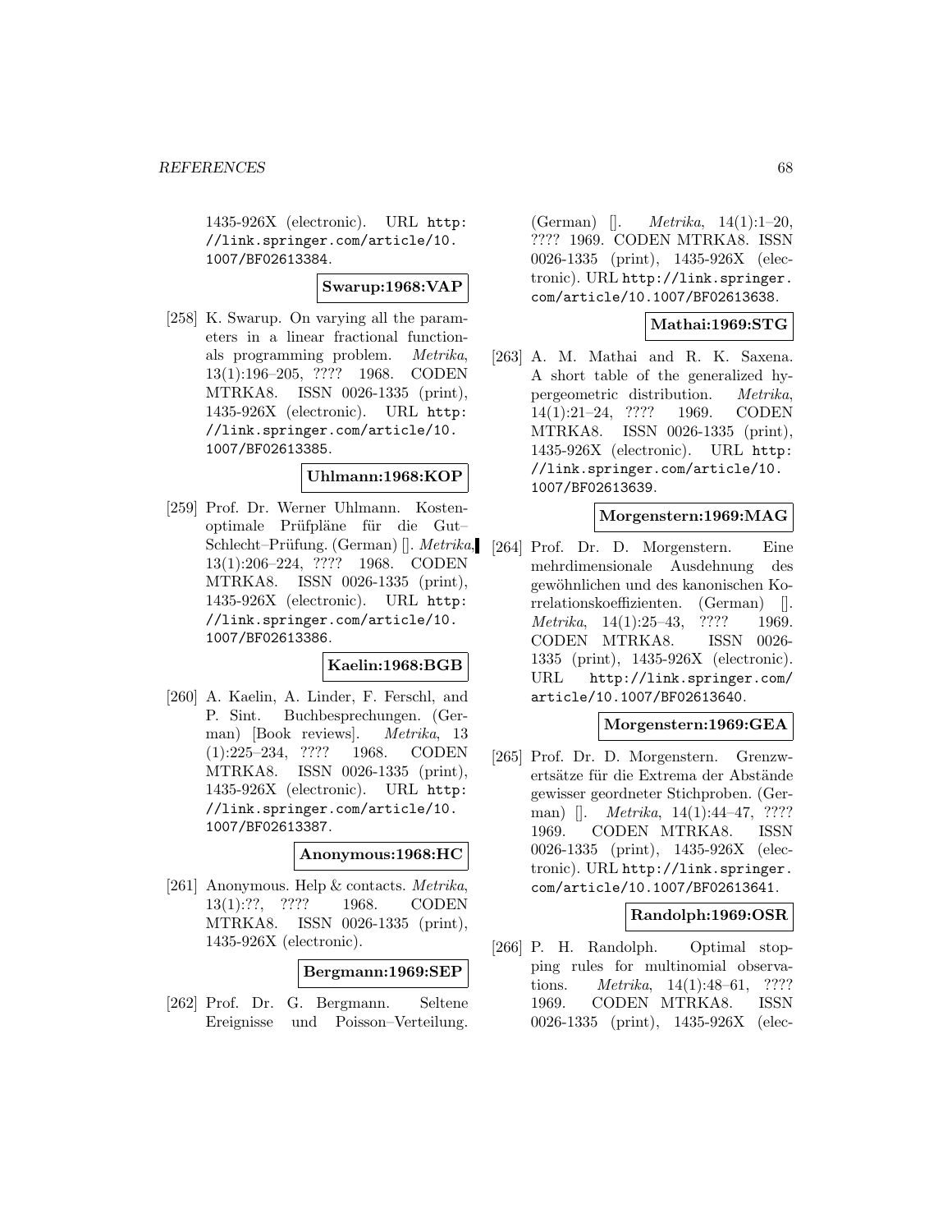1435-926X (electronic). URL http://link.springer.com/article/10.1007/BF02613384.

**Swarup:1968:VAP**

[258] K. Swarup. On varying all the parameters in a linear fractional functionals programming problem. *Metrika*, 13(1):196–205, ???? 1968. CODEN MTRKA8. ISSN 0026-1335 (print), 1435-926X (electronic). URL http://link.springer.com/article/10.1007/BF02613385.

**Uhlmann:1968:KOP**

[259] Prof. Dr. Werner Uhlmann. Kostenoptimale Prüfpläne für die Gut–Schlecht–Prüfung. (German) []. *Metrika*, 13(1):206–224, ???? 1968. CODEN MTRKA8. ISSN 0026-1335 (print), 1435-926X (electronic). URL http://link.springer.com/article/10.1007/BF02613386.

**Kaelin:1968:BGB**

[260] A. Kaelin, A. Linder, F. Ferschl, and P. Sint. Buchbesprechungen. (German) [Book reviews]. *Metrika*, 13(1):225–234, ???? 1968. CODEN MTRKA8. ISSN 0026-1335 (print), 1435-926X (electronic). URL http://link.springer.com/article/10.1007/BF02613387.

**Anonymous:1968:HC**

[261] Anonymous. Help & contacts. *Metrika*, 13(1):??, ???? 1968. CODEN MTRKA8. ISSN 0026-1335 (print), 1435-926X (electronic).

**Bergmann:1969:SEP**

[262] Prof. Dr. G. Bergmann. Seltene Ereignisse und Poisson–Verteilung. (German) []. *Metrika*, 14(1):1–20, ???? 1969. CODEN MTRKA8. ISSN 0026-1335 (print), 1435-926X (electronic). URL http://link.springer.com/article/10.1007/BF02613638.

**Mathai:1969:STG**

[263] A. M. Mathai and R. K. Saxena. A short table of the generalized hypergeometric distribution. *Metrika*, 14(1):21–24, ???? 1969. CODEN MTRKA8. ISSN 0026-1335 (print), 1435-926X (electronic). URL http://link.springer.com/article/10.1007/BF02613639.

**Morgenstern:1969:MAG**

[264] Prof. Dr. D. Morgenstern. Eine mehrdimensionale Ausdehnung des gewöhnlichen und des kanonischen Korrelationskoeffizienten. (German) []. *Metrika*, 14(1):25–43, ???? 1969. CODEN MTRKA8. ISSN 0026-1335 (print), 1435-926X (electronic). URL http://link.springer.com/article/10.1007/BF02613640.

**Morgenstern:1969:GEA**

[265] Prof. Dr. D. Morgenstern. Grenzwertsätze für die Extrema der Abstände gewisser geordneter Stichproben. (German) []. *Metrika*, 14(1):44–47, ???? 1969. CODEN MTRKA8. ISSN 0026-1335 (print), 1435-926X (electronic). URL http://link.springer.com/article/10.1007/BF02613641.

**Randolph:1969:OSR**

[266] P. H. Randolph. Optimal stopping rules for multinomial observations. *Metrika*, 14(1):48–61, ???? 1969. CODEN MTRKA8. ISSN 0026-1335 (print), 1435-926X (elec-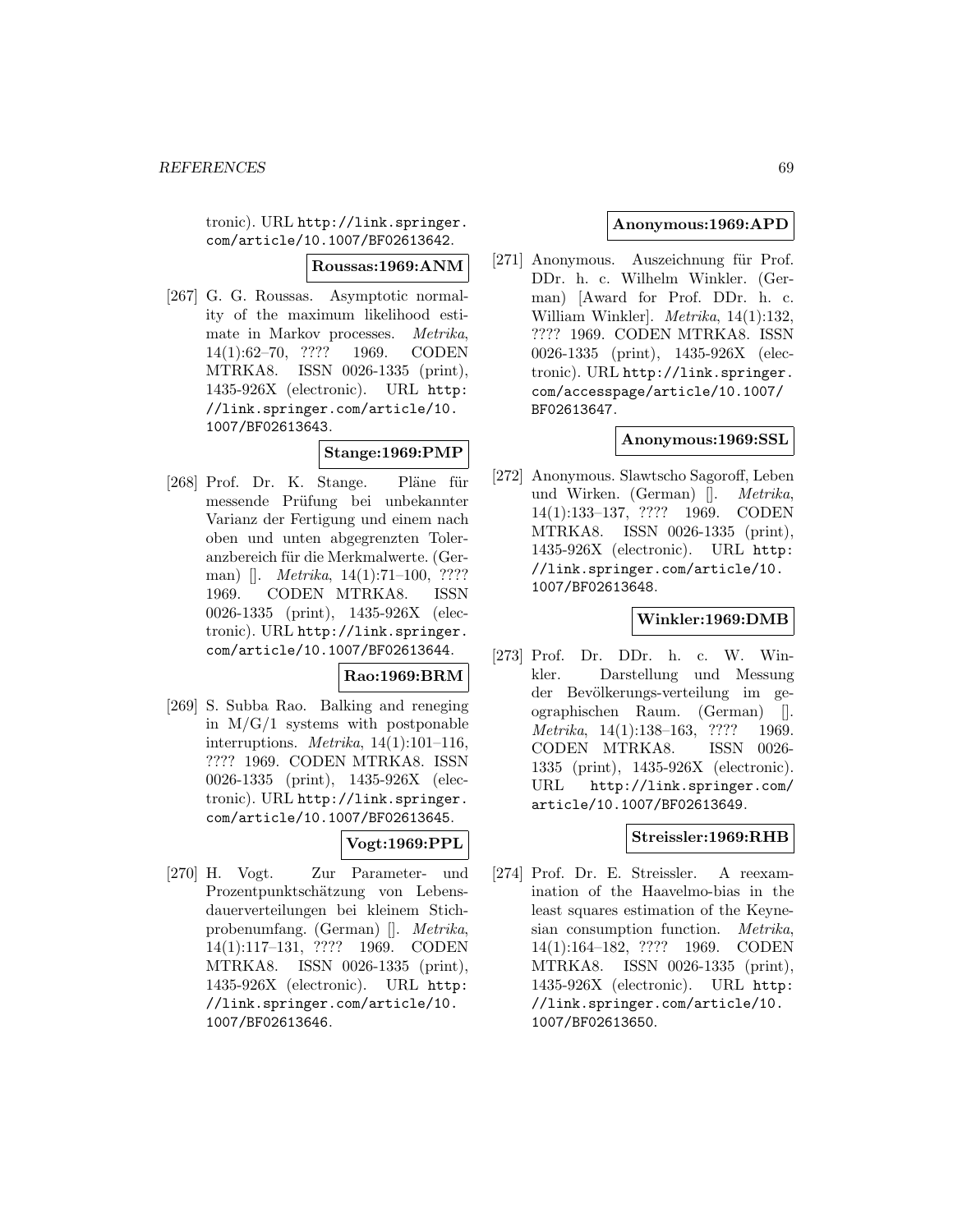tronic). URL http://link.springer.com/article/10.1007/BF02613642.

**Roussas:1969:ANM**

[267] G. G. Roussas. Asymptotic normality of the maximum likelihood estimate in Markov processes. *Metrika*, 14(1):62–70, ???? 1969. CODEN MTRKA8. ISSN 0026-1335 (print), 1435-926X (electronic). URL http://link.springer.com/article/10.1007/BF02613643.

**Stange:1969:PMP**

[268] Prof. Dr. K. Stange. Pläne für messende Prüfung bei unbekannter Varianz der Fertigung und einem nach oben und unten abgegrenzten Toleranzbereich für die Merkmalwerte. (German) []. *Metrika*, 14(1):71–100, ???? 1969. CODEN MTRKA8. ISSN 0026-1335 (print), 1435-926X (electronic). URL http://link.springer.com/article/10.1007/BF02613644.

**Rao:1969:BRM**

[269] S. Subba Rao. Balking and reneging in M/G/1 systems with postponable interruptions. *Metrika*, 14(1):101–116, ???? 1969. CODEN MTRKA8. ISSN 0026-1335 (print), 1435-926X (electronic). URL http://link.springer.com/article/10.1007/BF02613645.

**Vogt:1969:PPL**

[270] H. Vogt. Zur Parameter- und Prozentpunktschätzung von Lebensdauerverteilungen bei kleinem Stichprobenumfang. (German) []. *Metrika*, 14(1):117–131, ???? 1969. CODEN MTRKA8. ISSN 0026-1335 (print), 1435-926X (electronic). URL http://link.springer.com/article/10.1007/BF02613646.

**Anonymous:1969:APD**

[271] Anonymous. Auszeichnung für Prof. DDr. h. c. Wilhelm Winkler. (German) [Award for Prof. DDr. h. c. William Winkler]. *Metrika*, 14(1):132, ???? 1969. CODEN MTRKA8. ISSN 0026-1335 (print), 1435-926X (electronic). URL http://link.springer.com/accesspage/article/10.1007/BF02613647.

**Anonymous:1969:SSL**

[272] Anonymous. Slawtscho Sagoroff, Leben und Wirken. (German) []. *Metrika*, 14(1):133–137, ???? 1969. CODEN MTRKA8. ISSN 0026-1335 (print), 1435-926X (electronic). URL http://link.springer.com/article/10.1007/BF02613648.

**Winkler:1969:DMB**

[273] Prof. Dr. DDr. h. c. W. Winkler. Darstellung und Messung der Bevölkerungs-verteilung im geographischen Raum. (German) []. *Metrika*, 14(1):138–163, ???? 1969. CODEN MTRKA8. ISSN 0026-1335 (print), 1435-926X (electronic). URL http://link.springer.com/article/10.1007/BF02613649.

**Streissler:1969:RHB**

[274] Prof. Dr. E. Streissler. A reexamination of the Haavelmo-bias in the least squares estimation of the Keynesian consumption function. *Metrika*, 14(1):164–182, ???? 1969. CODEN MTRKA8. ISSN 0026-1335 (print), 1435-926X (electronic). URL http://link.springer.com/article/10.1007/BF02613650.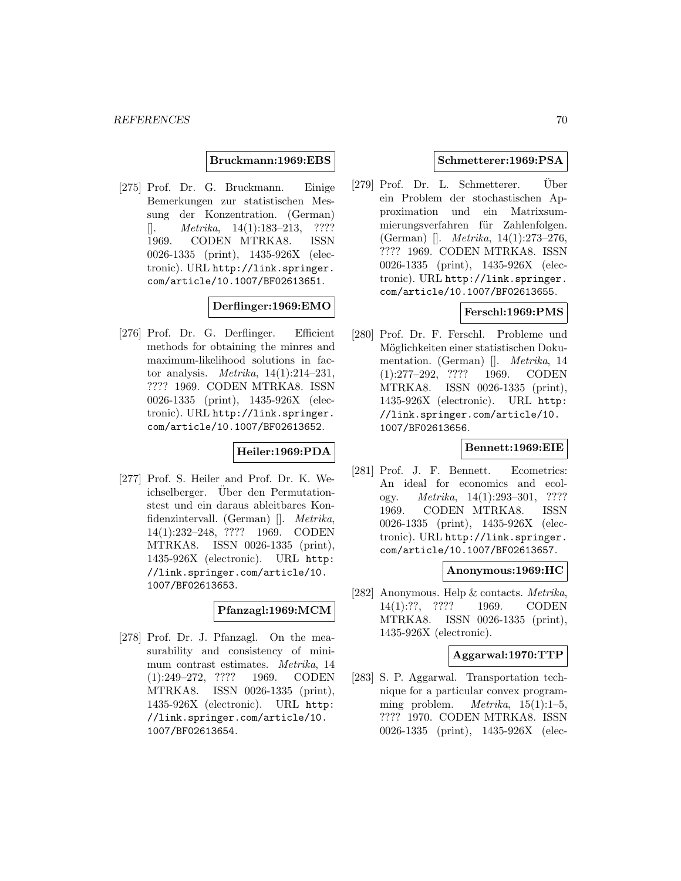**Bruckmann:1969:EBS**

[275] Prof. Dr. G. Bruckmann. Einige Bemerkungen zur statistischen Messung der Konzentration. (German) []. *Metrika*, 14(1):183–213, ???? 1969. CODEN MTRKA8. ISSN 0026-1335 (print), 1435-926X (electronic). URL http://link.springer.com/article/10.1007/BF02613651.

**Derflinger:1969:EMO**

[276] Prof. Dr. G. Derflinger. Efficient methods for obtaining the minres and maximum-likelihood solutions in factor analysis. *Metrika*, 14(1):214–231, ???? 1969. CODEN MTRKA8. ISSN 0026-1335 (print), 1435-926X (electronic). URL http://link.springer.com/article/10.1007/BF02613652.

**Heiler:1969:PDA**

[277] Prof. S. Heiler and Prof. Dr. K. Weichselberger. Über den Permutationstest und ein daraus ableitbares Konfidenzintervall. (German) []. *Metrika*, 14(1):232–248, ???? 1969. CODEN MTRKA8. ISSN 0026-1335 (print), 1435-926X (electronic). URL http://link.springer.com/article/10.1007/BF02613653.

**Pfanzagl:1969:MCM**

[278] Prof. Dr. J. Pfanzagl. On the measurability and consistency of minimum contrast estimates. *Metrika*, 14(1):249–272, ???? 1969. CODEN MTRKA8. ISSN 0026-1335 (print), 1435-926X (electronic). URL http://link.springer.com/article/10.1007/BF02613654.

**Schmetterer:1969:PSA**

[279] Prof. Dr. L. Schmetterer. Über ein Problem der stochastischen Approximation und ein Matrixsummierungsverfahren für Zahlenfolgen. (German) []. *Metrika*, 14(1):273–276, ???? 1969. CODEN MTRKA8. ISSN 0026-1335 (print), 1435-926X (electronic). URL http://link.springer.com/article/10.1007/BF02613655.

**Ferschl:1969:PMS**

[280] Prof. Dr. F. Ferschl. Probleme und Möglichkeiten einer statistischen Dokumentation. (German) []. *Metrika*, 14(1):277–292, ???? 1969. CODEN MTRKA8. ISSN 0026-1335 (print), 1435-926X (electronic). URL http://link.springer.com/article/10.1007/BF02613656.

**Bennett:1969:EIE**

[281] Prof. J. F. Bennett. Ecometrics: An ideal for economics and ecology. *Metrika*, 14(1):293–301, ???? 1969. CODEN MTRKA8. ISSN 0026-1335 (print), 1435-926X (electronic). URL http://link.springer.com/article/10.1007/BF02613657.

**Anonymous:1969:HC**

[282] Anonymous. Help & contacts. *Metrika*, 14(1):??, ???? 1969. CODEN MTRKA8. ISSN 0026-1335 (print), 1435-926X (electronic).

**Aggarwal:1970:TTP**

[283] S. P. Aggarwal. Transportation technique for a particular convex programming problem. *Metrika*, 15(1):1–5, ???? 1970. CODEN MTRKA8. ISSN 0026-1335 (print), 1435-926X (elec-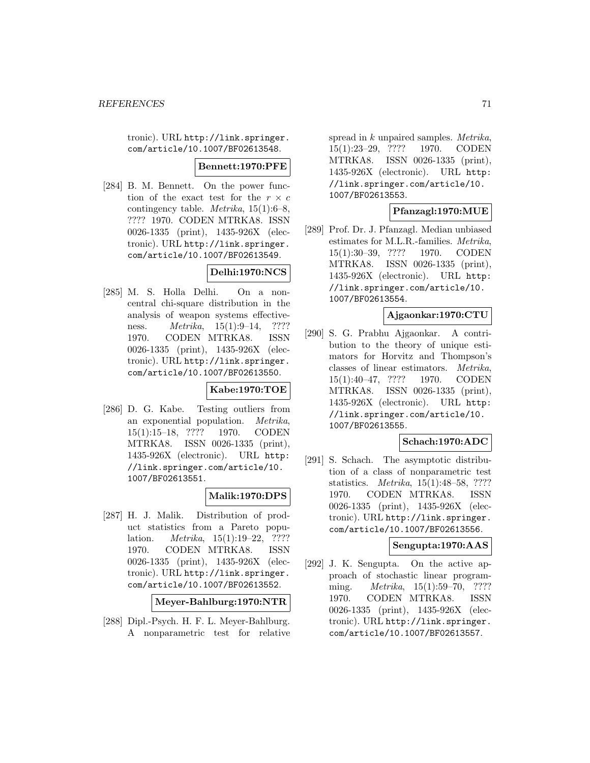tronic). URL http://link.springer.com/article/10.1007/BF02613548.

**Bennett:1970:PFE**

[284] B. M. Bennett. On the power function of the exact test for the $r \times c$ contingency table. *Metrika*, 15(1):6–8, ???? 1970. CODEN MTRKA8. ISSN 0026-1335 (print), 1435-926X (electronic). URL http://link.springer.com/article/10.1007/BF02613549.

**Delhi:1970:NCS**

[285] M. S. Holla Delhi. On a noncentral chi-square distribution in the analysis of weapon systems effectiveness. *Metrika*, 15(1):9–14, ???? 1970. CODEN MTRKA8. ISSN 0026-1335 (print), 1435-926X (electronic). URL http://link.springer.com/article/10.1007/BF02613550.

**Kabe:1970:TOE**

[286] D. G. Kabe. Testing outliers from an exponential population. *Metrika*, 15(1):15–18, ???? 1970. CODEN MTRKA8. ISSN 0026-1335 (print), 1435-926X (electronic). URL http://link.springer.com/article/10.1007/BF02613551.

**Malik:1970:DPS**

[287] H. J. Malik. Distribution of product statistics from a Pareto population. *Metrika*, 15(1):19–22, ???? 1970. CODEN MTRKA8. ISSN 0026-1335 (print), 1435-926X (electronic). URL http://link.springer.com/article/10.1007/BF02613552.

**Meyer-Bahlburg:1970:NTR**

[288] Dipl.-Psych. H. F. L. Meyer-Bahlburg. A nonparametric test for relative spread in $k$ unpaired samples. *Metrika*, 15(1):23–29, ???? 1970. CODEN MTRKA8. ISSN 0026-1335 (print), 1435-926X (electronic). URL http://link.springer.com/article/10.1007/BF02613553.

**Pfanzagl:1970:MUE**

[289] Prof. Dr. J. Pfanzagl. Median unbiased estimates for M.L.R.-families. *Metrika*, 15(1):30–39, ???? 1970. CODEN MTRKA8. ISSN 0026-1335 (print), 1435-926X (electronic). URL http://link.springer.com/article/10.1007/BF02613554.

**Ajgaonkar:1970:CTU**

[290] S. G. Prabhu Ajgaonkar. A contribution to the theory of unique estimators for Horvitz and Thompson's classes of linear estimators. *Metrika*, 15(1):40–47, ???? 1970. CODEN MTRKA8. ISSN 0026-1335 (print), 1435-926X (electronic). URL http://link.springer.com/article/10.1007/BF02613555.

**Schach:1970:ADC**

[291] S. Schach. The asymptotic distribution of a class of nonparametric test statistics. *Metrika*, 15(1):48–58, ???? 1970. CODEN MTRKA8. ISSN 0026-1335 (print), 1435-926X (electronic). URL http://link.springer.com/article/10.1007/BF02613556.

**Sengupta:1970:AAS**

[292] J. K. Sengupta. On the active approach of stochastic linear programming. *Metrika*, 15(1):59–70, ???? 1970. CODEN MTRKA8. ISSN 0026-1335 (print), 1435-926X (electronic). URL http://link.springer.com/article/10.1007/BF02613557.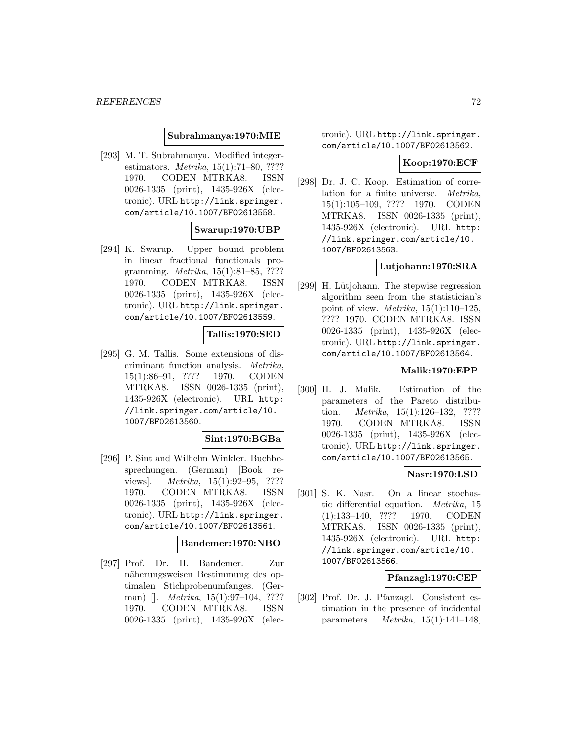**Subrahmanya:1970:MIE**

[293] M. T. Subrahmanya. Modified integer-estimators. *Metrika*, 15(1):71–80, ???? 1970. CODEN MTRKA8. ISSN 0026-1335 (print), 1435-926X (electronic). URL http://link.springer.com/article/10.1007/BF02613558.

**Swarup:1970:UBP**

[294] K. Swarup. Upper bound problem in linear fractional functionals programming. *Metrika*, 15(1):81–85, ???? 1970. CODEN MTRKA8. ISSN 0026-1335 (print), 1435-926X (electronic). URL http://link.springer.com/article/10.1007/BF02613559.

**Tallis:1970:SED**

[295] G. M. Tallis. Some extensions of discriminant function analysis. *Metrika*, 15(1):86–91, ???? 1970. CODEN MTRKA8. ISSN 0026-1335 (print), 1435-926X (electronic). URL http://link.springer.com/article/10.1007/BF02613560.

**Sint:1970:BGBa**

[296] P. Sint and Wilhelm Winkler. Buchbesprechungen. (German) [Book reviews]. *Metrika*, 15(1):92–95, ???? 1970. CODEN MTRKA8. ISSN 0026-1335 (print), 1435-926X (electronic). URL http://link.springer.com/article/10.1007/BF02613561.

**Bandemer:1970:NBO**

[297] Prof. Dr. H. Bandemer. Zur näherungsweisen Bestimmung des optimalen Stichprobenumfanges. (German) []. *Metrika*, 15(1):97–104, ???? 1970. CODEN MTRKA8. ISSN 0026-1335 (print), 1435-926X (electronic). URL http://link.springer.com/article/10.1007/BF02613562.

**Koop:1970:ECF**

[298] Dr. J. C. Koop. Estimation of correlation for a finite universe. *Metrika*, 15(1):105–109, ???? 1970. CODEN MTRKA8. ISSN 0026-1335 (print), 1435-926X (electronic). URL http://link.springer.com/article/10.1007/BF02613563.

**Lutjohann:1970:SRA**

[299] H. Lütjohann. The stepwise regression algorithm seen from the statistician's point of view. *Metrika*, 15(1):110–125, ???? 1970. CODEN MTRKA8. ISSN 0026-1335 (print), 1435-926X (electronic). URL http://link.springer.com/article/10.1007/BF02613564.

**Malik:1970:EPP**

[300] H. J. Malik. Estimation of the parameters of the Pareto distribution. *Metrika*, 15(1):126–132, ???? 1970. CODEN MTRKA8. ISSN 0026-1335 (print), 1435-926X (electronic). URL http://link.springer.com/article/10.1007/BF02613565.

**Nasr:1970:LSD**

[301] S. K. Nasr. On a linear stochastic differential equation. *Metrika*, 15(1):133–140, ???? 1970. CODEN MTRKA8. ISSN 0026-1335 (print), 1435-926X (electronic). URL http://link.springer.com/article/10.1007/BF02613566.

**Pfanzagl:1970:CEP**

[302] Prof. Dr. J. Pfanzagl. Consistent estimation in the presence of incidental parameters. *Metrika*, 15(1):141–148,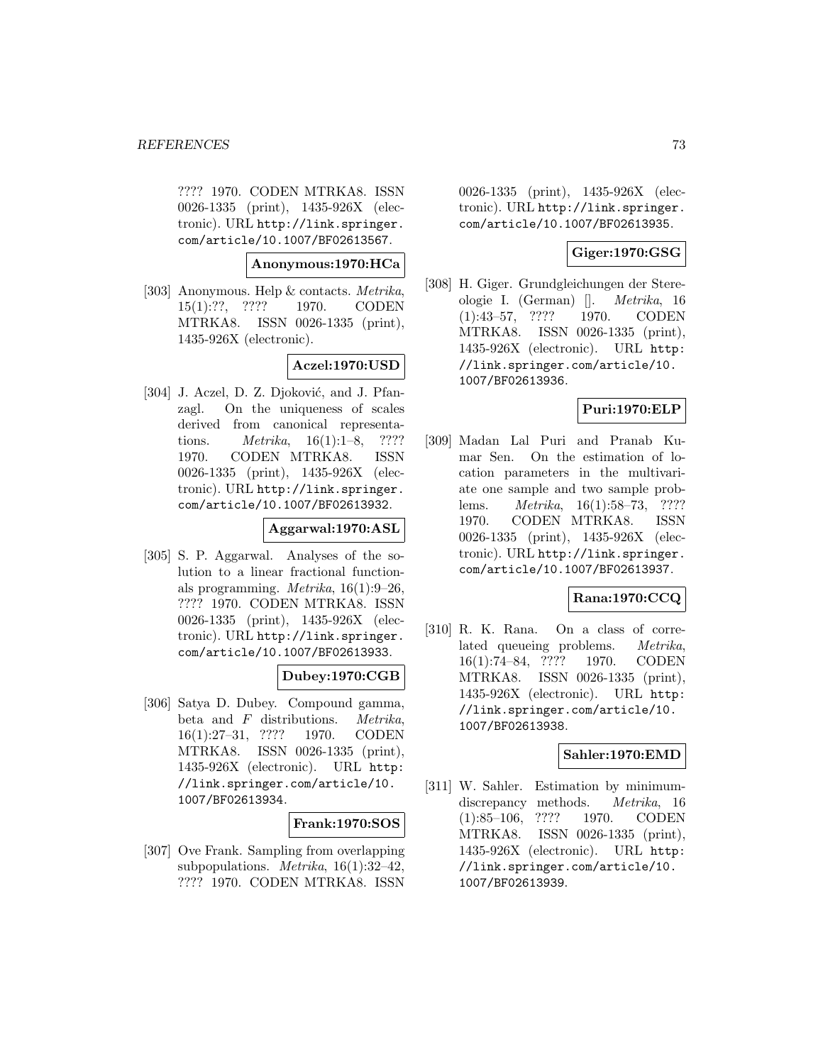???? 1970. CODEN MTRKA8. ISSN 0026-1335 (print), 1435-926X (electronic). URL http://link.springer.com/article/10.1007/BF02613567.

**Anonymous:1970:HCa**

[303] Anonymous. Help & contacts. *Metrika*, 15(1):??, ???? 1970. CODEN MTRKA8. ISSN 0026-1335 (print), 1435-926X (electronic).

**Aczel:1970:USD**

[304] J. Aczel, D. Z. Djoković, and J. Pfanzagl. On the uniqueness of scales derived from canonical representations. *Metrika*, 16(1):1–8, ???? 1970. CODEN MTRKA8. ISSN 0026-1335 (print), 1435-926X (electronic). URL http://link.springer.com/article/10.1007/BF02613932.

**Aggarwal:1970:ASL**

[305] S. P. Aggarwal. Analyses of the solution to a linear fractional functionals programming. *Metrika*, 16(1):9–26, ???? 1970. CODEN MTRKA8. ISSN 0026-1335 (print), 1435-926X (electronic). URL http://link.springer.com/article/10.1007/BF02613933.

**Dubey:1970:CGB**

[306] Satya D. Dubey. Compound gamma, beta and $F$ distributions. *Metrika*, 16(1):27–31, ???? 1970. CODEN MTRKA8. ISSN 0026-1335 (print), 1435-926X (electronic). URL http://link.springer.com/article/10.1007/BF02613934.

**Frank:1970:SOS**

[307] Ove Frank. Sampling from overlapping subpopulations. *Metrika*, 16(1):32–42, ???? 1970. CODEN MTRKA8. ISSN 0026-1335 (print), 1435-926X (electronic). URL http://link.springer.com/article/10.1007/BF02613935.

**Giger:1970:GSG**

[308] H. Giger. Grundgleichungen der Stereologie I. (German) []. *Metrika*, 16 (1):43–57, ???? 1970. CODEN MTRKA8. ISSN 0026-1335 (print), 1435-926X (electronic). URL http://link.springer.com/article/10.1007/BF02613936.

**Puri:1970:ELP**

[309] Madan Lal Puri and Pranab Kumar Sen. On the estimation of location parameters in the multivariate one sample and two sample problems. *Metrika*, 16(1):58–73, ???? 1970. CODEN MTRKA8. ISSN 0026-1335 (print), 1435-926X (electronic). URL http://link.springer.com/article/10.1007/BF02613937.

**Rana:1970:CCQ**

[310] R. K. Rana. On a class of correlated queueing problems. *Metrika*, 16(1):74–84, ???? 1970. CODEN MTRKA8. ISSN 0026-1335 (print), 1435-926X (electronic). URL http://link.springer.com/article/10.1007/BF02613938.

**Sahler:1970:EMD**

[311] W. Sahler. Estimation by minimum-discrepancy methods. *Metrika*, 16 (1):85–106, ???? 1970. CODEN MTRKA8. ISSN 0026-1335 (print), 1435-926X (electronic). URL http://link.springer.com/article/10.1007/BF02613939.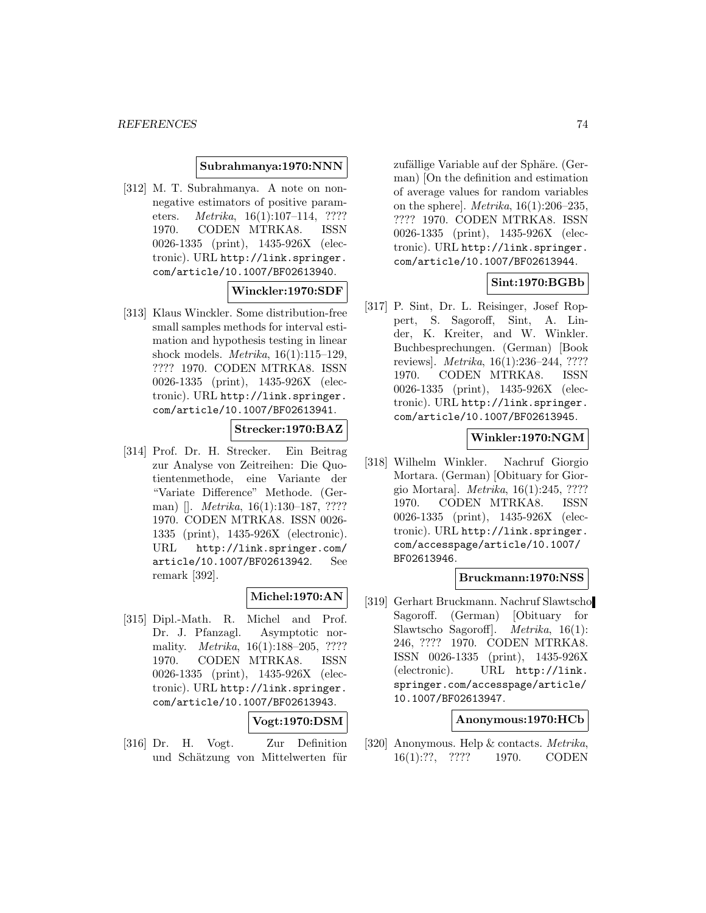**Subrahmanya:1970:NNN**

[312] M. T. Subrahmanya. A note on non-negative estimators of positive parameters. *Metrika*, 16(1):107–114, ???? 1970. CODEN MTRKA8. ISSN 0026-1335 (print), 1435-926X (electronic). URL http://link.springer.com/article/10.1007/BF02613940.

**Winckler:1970:SDF**

[313] Klaus Winckler. Some distribution-free small samples methods for interval estimation and hypothesis testing in linear shock models. *Metrika*, 16(1):115–129, ???? 1970. CODEN MTRKA8. ISSN 0026-1335 (print), 1435-926X (electronic). URL http://link.springer.com/article/10.1007/BF02613941.

**Strecker:1970:BAZ**

[314] Prof. Dr. H. Strecker. Ein Beitrag zur Analyse von Zeitreihen: Die Quotientenmethode, eine Variante der "Variate Difference" Methode. (German) []. *Metrika*, 16(1):130–187, ???? 1970. CODEN MTRKA8. ISSN 0026-1335 (print), 1435-926X (electronic). URL http://link.springer.com/article/10.1007/BF02613942. See remark [392].

**Michel:1970:AN**

[315] Dipl.-Math. R. Michel and Prof. Dr. J. Pfanzagl. Asymptotic normality. *Metrika*, 16(1):188–205, ???? 1970. CODEN MTRKA8. ISSN 0026-1335 (print), 1435-926X (electronic). URL http://link.springer.com/article/10.1007/BF02613943.

**Vogt:1970:DSM**

[316] Dr. H. Vogt. Zur Definition und Schätzung von Mittelwerten für zufällige Variable auf der Sphäre. (German) [On the definition and estimation of average values for random variables on the sphere]. *Metrika*, 16(1):206–235, ???? 1970. CODEN MTRKA8. ISSN 0026-1335 (print), 1435-926X (electronic). URL http://link.springer.com/article/10.1007/BF02613944.

**Sint:1970:BGBb**

[317] P. Sint, Dr. L. Reisinger, Josef Roppert, S. Sagoroff, Sint, A. Linder, K. Kreiter, and W. Winkler. Buchbesprechungen. (German) [Book reviews]. *Metrika*, 16(1):236–244, ???? 1970. CODEN MTRKA8. ISSN 0026-1335 (print), 1435-926X (electronic). URL http://link.springer.com/article/10.1007/BF02613945.

**Winkler:1970:NGM**

[318] Wilhelm Winkler. Nachruf Giorgio Mortara. (German) [Obituary for Giorgio Mortara]. *Metrika*, 16(1):245, ???? 1970. CODEN MTRKA8. ISSN 0026-1335 (print), 1435-926X (electronic). URL http://link.springer.com/accesspage/article/10.1007/BF02613946.

**Bruckmann:1970:NSS**

[319] Gerhart Bruckmann. Nachruf Slawtscho Sagoroff. (German) [Obituary for Slawtscho Sagoroff]. *Metrika*, 16(1): 246, ???? 1970. CODEN MTRKA8. ISSN 0026-1335 (print), 1435-926X (electronic). URL http://link.springer.com/accesspage/article/10.1007/BF02613947.

**Anonymous:1970:HCb**

[320] Anonymous. Help & contacts. *Metrika*, 16(1):??, ???? 1970. CODEN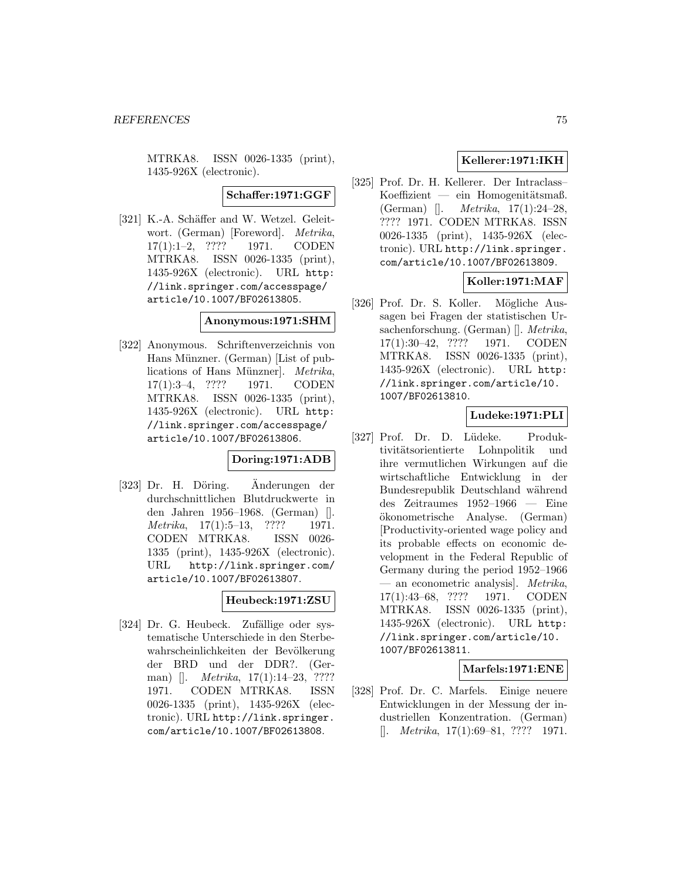MTRKA8. ISSN 0026-1335 (print), 1435-926X (electronic).

**Schaffer:1971:GGF**

[321] K.-A. Schäffer and W. Wetzel. Geleitwort. (German) [Foreword]. *Metrika*, 17(1):1–2, ???? 1971. CODEN MTRKA8. ISSN 0026-1335 (print), 1435-926X (electronic). URL http://link.springer.com/accesspage/article/10.1007/BF02613805.

**Anonymous:1971:SHM**

[322] Anonymous. Schriftenverzeichnis von Hans Münzner. (German) [List of publications of Hans Münzner]. *Metrika*, 17(1):3–4, ???? 1971. CODEN MTRKA8. ISSN 0026-1335 (print), 1435-926X (electronic). URL http://link.springer.com/accesspage/article/10.1007/BF02613806.

**Doring:1971:ADB**

[323] Dr. H. Döring. Änderungen der durchschnittlichen Blutdruckwerte in den Jahren 1956–1968. (German) []. *Metrika*, 17(1):5–13, ???? 1971. CODEN MTRKA8. ISSN 0026-1335 (print), 1435-926X (electronic). URL http://link.springer.com/article/10.1007/BF02613807.

**Heubeck:1971:ZSU**

[324] Dr. G. Heubeck. Zufällige oder systematische Unterschiede in den Sterbewahrscheinlichkeiten der Bevölkerung der BRD und der DDR?. (German) []. *Metrika*, 17(1):14–23, ???? 1971. CODEN MTRKA8. ISSN 0026-1335 (print), 1435-926X (electronic). URL http://link.springer.com/article/10.1007/BF02613808.

**Kellerer:1971:IKH**

[325] Prof. Dr. H. Kellerer. Der Intraclass–Koeffizient — ein Homogenitätsmaß. (German) []. *Metrika*, 17(1):24–28, ???? 1971. CODEN MTRKA8. ISSN 0026-1335 (print), 1435-926X (electronic). URL http://link.springer.com/article/10.1007/BF02613809.

**Koller:1971:MAF**

[326] Prof. Dr. S. Koller. Mögliche Aussagen bei Fragen der statistischen Ursachenforschung. (German) []. *Metrika*, 17(1):30–42, ???? 1971. CODEN MTRKA8. ISSN 0026-1335 (print), 1435-926X (electronic). URL http://link.springer.com/article/10.1007/BF02613810.

**Ludeke:1971:PLI**

[327] Prof. Dr. D. Lüdeke. Produktivitätsorientierte Lohnpolitik und ihre vermutlichen Wirkungen auf die wirtschaftliche Entwicklung in der Bundesrepublik Deutschland während des Zeitraumes 1952–1966 — Eine ökonometrische Analyse. (German) [Productivity-oriented wage policy and its probable effects on economic development in the Federal Republic of Germany during the period 1952–1966 — an econometric analysis]. *Metrika*, 17(1):43–68, ???? 1971. CODEN MTRKA8. ISSN 0026-1335 (print), 1435-926X (electronic). URL http://link.springer.com/article/10.1007/BF02613811.

**Marfels:1971:ENE**

[328] Prof. Dr. C. Marfels. Einige neuere Entwicklungen in der Messung der industriellen Konzentration. (German) []. *Metrika*, 17(1):69–81, ???? 1971.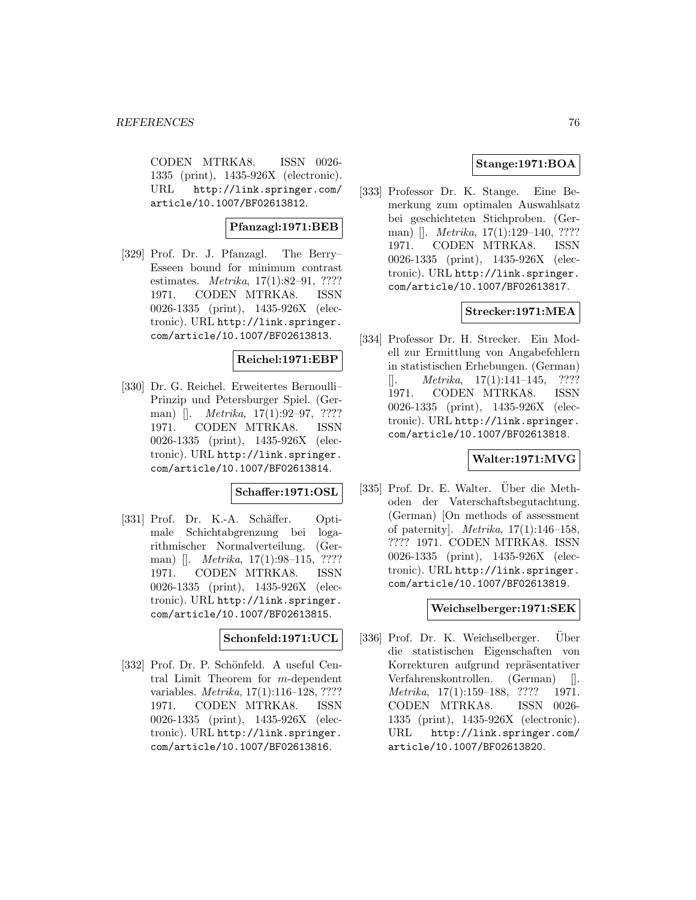CODEN MTRKA8. ISSN 0026-1335 (print), 1435-926X (electronic). URL http://link.springer.com/article/10.1007/BF02613812.

**Pfanzagl:1971:BEB**

[329] Prof. Dr. J. Pfanzagl. The Berry–Esseen bound for minimum contrast estimates. *Metrika*, 17(1):82–91, ???? 1971. CODEN MTRKA8. ISSN 0026-1335 (print), 1435-926X (electronic). URL http://link.springer.com/article/10.1007/BF02613813.

**Reichel:1971:EBP**

[330] Dr. G. Reichel. Erweitertes Bernoulli–Prinzip und Petersburger Spiel. (German) []. *Metrika*, 17(1):92–97, ???? 1971. CODEN MTRKA8. ISSN 0026-1335 (print), 1435-926X (electronic). URL http://link.springer.com/article/10.1007/BF02613814.

**Schaffer:1971:OSL**

[331] Prof. Dr. K.-A. Schäffer. Optimale Schichtabgrenzung bei logarithmischer Normalverteilung. (German) []. *Metrika*, 17(1):98–115, ???? 1971. CODEN MTRKA8. ISSN 0026-1335 (print), 1435-926X (electronic). URL http://link.springer.com/article/10.1007/BF02613815.

**Schonfeld:1971:UCL**

[332] Prof. Dr. P. Schönfeld. A useful Central Limit Theorem for $m$-dependent variables. *Metrika*, 17(1):116–128, ???? 1971. CODEN MTRKA8. ISSN 0026-1335 (print), 1435-926X (electronic). URL http://link.springer.com/article/10.1007/BF02613816.

**Stange:1971:BOA**

[333] Professor Dr. K. Stange. Eine Bemerkung zum optimalen Auswahlsatz bei geschichteten Stichproben. (German) []. *Metrika*, 17(1):129–140, ???? 1971. CODEN MTRKA8. ISSN 0026-1335 (print), 1435-926X (electronic). URL http://link.springer.com/article/10.1007/BF02613817.

**Strecker:1971:MEA**

[334] Professor Dr. H. Strecker. Ein Modell zur Ermittlung von Angabefehlern in statistischen Erhebungen. (German) []. *Metrika*, 17(1):141–145, ???? 1971. CODEN MTRKA8. ISSN 0026-1335 (print), 1435-926X (electronic). URL http://link.springer.com/article/10.1007/BF02613818.

**Walter:1971:MVG**

[335] Prof. Dr. E. Walter. Über die Methoden der Vaterschaftsbegutachtung. (German) [On methods of assessment of paternity]. *Metrika*, 17(1):146–158, ???? 1971. CODEN MTRKA8. ISSN 0026-1335 (print), 1435-926X (electronic). URL http://link.springer.com/article/10.1007/BF02613819.

**Weichselberger:1971:SEK**

[336] Prof. Dr. K. Weichselberger. Über die statistischen Eigenschaften von Korrekturen aufgrund repräsentativer Verfahrenskontrollen. (German) []. *Metrika*, 17(1):159–188, ???? 1971. CODEN MTRKA8. ISSN 0026-1335 (print), 1435-926X (electronic). URL http://link.springer.com/article/10.1007/BF02613820.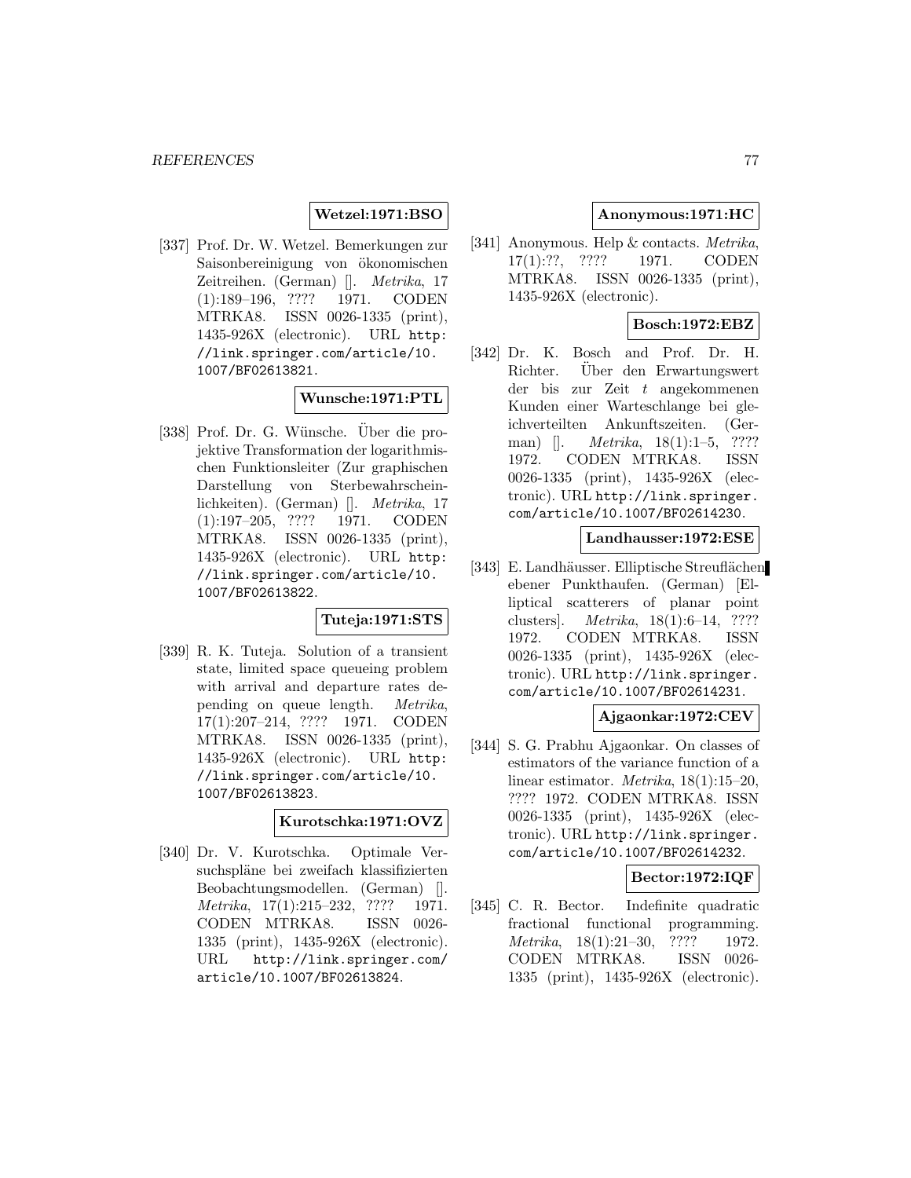**Wetzel:1971:BSO**

[337] Prof. Dr. W. Wetzel. Bemerkungen zur Saisonbereinigung von ökonomischen Zeitreihen. (German) []. *Metrika*, 17 (1):189–196, ???? 1971. CODEN MTRKA8. ISSN 0026-1335 (print), 1435-926X (electronic). URL http://link.springer.com/article/10.1007/BF02613821.

**Wunsche:1971:PTL**

[338] Prof. Dr. G. Wünsche. Über die projektive Transformation der logarithmischen Funktionsleiter (Zur graphischen Darstellung von Sterbewahrscheinlichkeiten). (German) []. *Metrika*, 17 (1):197–205, ???? 1971. CODEN MTRKA8. ISSN 0026-1335 (print), 1435-926X (electronic). URL http://link.springer.com/article/10.1007/BF02613822.

**Tuteja:1971:STS**

[339] R. K. Tuteja. Solution of a transient state, limited space queueing problem with arrival and departure rates depending on queue length. *Metrika*, 17(1):207–214, ???? 1971. CODEN MTRKA8. ISSN 0026-1335 (print), 1435-926X (electronic). URL http://link.springer.com/article/10.1007/BF02613823.

**Kurotschka:1971:OVZ**

[340] Dr. V. Kurotschka. Optimale Versuchspläne bei zweifach klassifizierten Beobachtungsmodellen. (German) []. *Metrika*, 17(1):215–232, ???? 1971. CODEN MTRKA8. ISSN 0026-1335 (print), 1435-926X (electronic). URL http://link.springer.com/article/10.1007/BF02613824.

**Anonymous:1971:HC**

[341] Anonymous. Help & contacts. *Metrika*, 17(1):??, ???? 1971. CODEN MTRKA8. ISSN 0026-1335 (print), 1435-926X (electronic).

**Bosch:1972:EBZ**

[342] Dr. K. Bosch and Prof. Dr. H. Richter. Über den Erwartungswert der bis zur Zeit $t$ angekommenen Kunden einer Warteschlange bei gleichverteilten Ankunftszeiten. (German) []. *Metrika*, 18(1):1–5, ???? 1972. CODEN MTRKA8. ISSN 0026-1335 (print), 1435-926X (electronic). URL http://link.springer.com/article/10.1007/BF02614230.

**Landhausser:1972:ESE**

[343] E. Landhäusser. Elliptische Streuflächen ebener Punkthaufen. (German) [Elliptical scatterers of planar point clusters]. *Metrika*, 18(1):6–14, ???? 1972. CODEN MTRKA8. ISSN 0026-1335 (print), 1435-926X (electronic). URL http://link.springer.com/article/10.1007/BF02614231.

**Ajgaonkar:1972:CEV**

[344] S. G. Prabhu Ajgaonkar. On classes of estimators of the variance function of a linear estimator. *Metrika*, 18(1):15–20, ???? 1972. CODEN MTRKA8. ISSN 0026-1335 (print), 1435-926X (electronic). URL http://link.springer.com/article/10.1007/BF02614232.

**Bector:1972:IQF**

[345] C. R. Bector. Indefinite quadratic fractional functional programming. *Metrika*, 18(1):21–30, ???? 1972. CODEN MTRKA8. ISSN 0026-1335 (print), 1435-926X (electronic).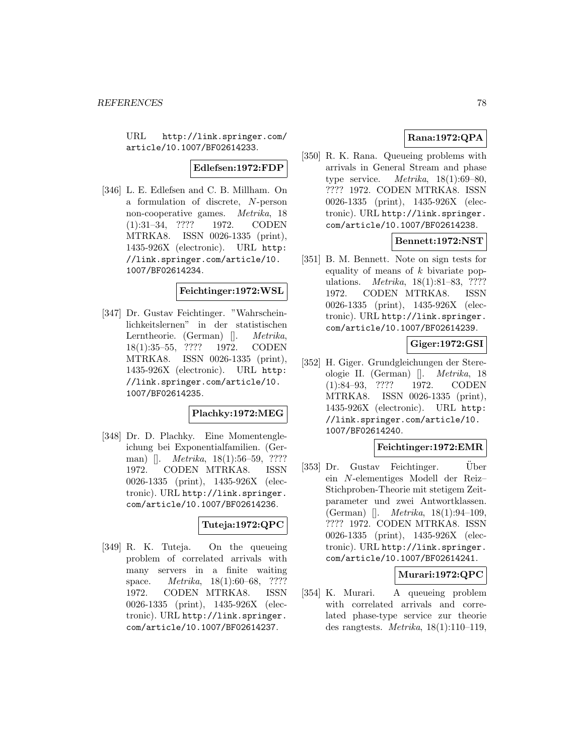URL http://link.springer.com/article/10.1007/BF02614233.

**Edlefsen:1972:FDP**

[346] L. E. Edlefsen and C. B. Millham. On a formulation of discrete, $N$-person non-cooperative games. *Metrika*, 18 (1):31–34, ???? 1972. CODEN MTRKA8. ISSN 0026-1335 (print), 1435-926X (electronic). URL http://link.springer.com/article/10.1007/BF02614234.

**Feichtinger:1972:WSL**

[347] Dr. Gustav Feichtinger. "Wahrscheinlichkeitslernen" in der statistischen Lerntheorie. (German) []. *Metrika*, 18(1):35–55, ???? 1972. CODEN MTRKA8. ISSN 0026-1335 (print), 1435-926X (electronic). URL http://link.springer.com/article/10.1007/BF02614235.

**Plachky:1972:MEG**

[348] Dr. D. Plachky. Eine Momentengleichung bei Exponentialfamilien. (German) []. *Metrika*, 18(1):56–59, ???? 1972. CODEN MTRKA8. ISSN 0026-1335 (print), 1435-926X (electronic). URL http://link.springer.com/article/10.1007/BF02614236.

**Tuteja:1972:QPC**

[349] R. K. Tuteja. On the queueing problem of correlated arrivals with many servers in a finite waiting space. *Metrika*, 18(1):60–68, ???? 1972. CODEN MTRKA8. ISSN 0026-1335 (print), 1435-926X (electronic). URL http://link.springer.com/article/10.1007/BF02614237.

**Rana:1972:QPA**

[350] R. K. Rana. Queueing problems with arrivals in General Stream and phase type service. *Metrika*, 18(1):69–80, ???? 1972. CODEN MTRKA8. ISSN 0026-1335 (print), 1435-926X (electronic). URL http://link.springer.com/article/10.1007/BF02614238.

**Bennett:1972:NST**

[351] B. M. Bennett. Note on sign tests for equality of means of $k$ bivariate populations. *Metrika*, 18(1):81–83, ???? 1972. CODEN MTRKA8. ISSN 0026-1335 (print), 1435-926X (electronic). URL http://link.springer.com/article/10.1007/BF02614239.

**Giger:1972:GSI**

[352] H. Giger. Grundgleichungen der Stereologie II. (German) []. *Metrika*, 18 (1):84–93, ???? 1972. CODEN MTRKA8. ISSN 0026-1335 (print), 1435-926X (electronic). URL http://link.springer.com/article/10.1007/BF02614240.

**Feichtinger:1972:EMR**

[353] Dr. Gustav Feichtinger. Über ein $N$-elementiges Modell der Reiz–Stichproben-Theorie mit stetigem Zeitparameter und zwei Antwortklassen. (German) []. *Metrika*, 18(1):94–109, ???? 1972. CODEN MTRKA8. ISSN 0026-1335 (print), 1435-926X (electronic). URL http://link.springer.com/article/10.1007/BF02614241.

**Murari:1972:QPC**

[354] K. Murari. A queueing problem with correlated arrivals and correlated phase-type service zur theorie des rangtests. *Metrika*, 18(1):110–119,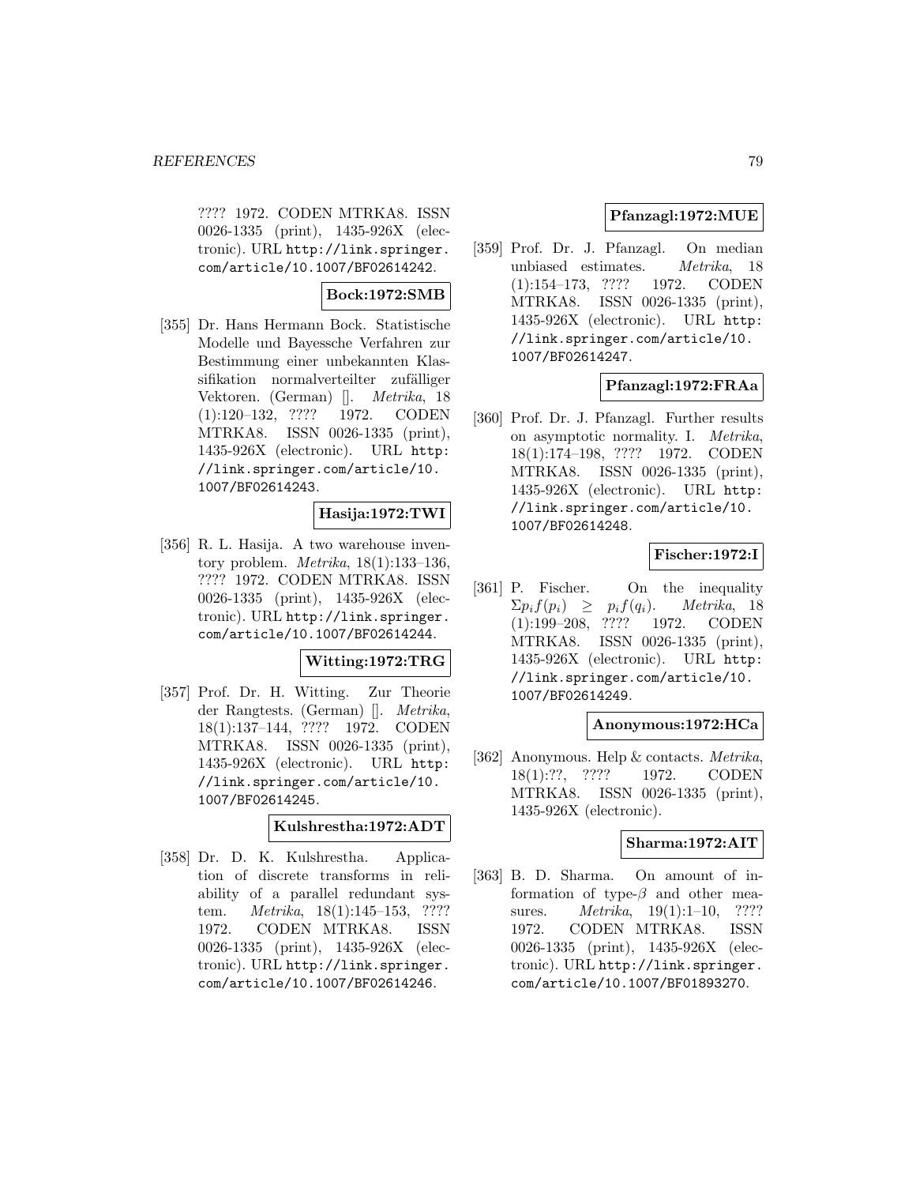???? 1972. CODEN MTRKA8. ISSN 0026-1335 (print), 1435-926X (electronic). URL http://link.springer.com/article/10.1007/BF02614242.

**Bock:1972:SMB**

[355] Dr. Hans Hermann Bock. Statistische Modelle und Bayessche Verfahren zur Bestimmung einer unbekannten Klassifikation normalverteilter zufälliger Vektoren. (German) []. *Metrika*, 18 (1):120–132, ???? 1972. CODEN MTRKA8. ISSN 0026-1335 (print), 1435-926X (electronic). URL http://link.springer.com/article/10.1007/BF02614243.

**Hasija:1972:TWI**

[356] R. L. Hasija. A two warehouse inventory problem. *Metrika*, 18(1):133–136, ???? 1972. CODEN MTRKA8. ISSN 0026-1335 (print), 1435-926X (electronic). URL http://link.springer.com/article/10.1007/BF02614244.

**Witting:1972:TRG**

[357] Prof. Dr. H. Witting. Zur Theorie der Rangtests. (German) []. *Metrika*, 18(1):137–144, ???? 1972. CODEN MTRKA8. ISSN 0026-1335 (print), 1435-926X (electronic). URL http://link.springer.com/article/10.1007/BF02614245.

**Kulshrestha:1972:ADT**

[358] Dr. D. K. Kulshrestha. Application of discrete transforms in reliability of a parallel redundant system. *Metrika*, 18(1):145–153, ???? 1972. CODEN MTRKA8. ISSN 0026-1335 (print), 1435-926X (electronic). URL http://link.springer.com/article/10.1007/BF02614246.

**Pfanzagl:1972:MUE**

[359] Prof. Dr. J. Pfanzagl. On median unbiased estimates. *Metrika*, 18 (1):154–173, ???? 1972. CODEN MTRKA8. ISSN 0026-1335 (print), 1435-926X (electronic). URL http://link.springer.com/article/10.1007/BF02614247.

**Pfanzagl:1972:FRAa**

[360] Prof. Dr. J. Pfanzagl. Further results on asymptotic normality. I. *Metrika*, 18(1):174–198, ???? 1972. CODEN MTRKA8. ISSN 0026-1335 (print), 1435-926X (electronic). URL http://link.springer.com/article/10.1007/BF02614248.

**Fischer:1972:I**

[361] P. Fischer. On the inequality $\Sigma p_i f(p_i) \geq p_i f(q_i)$. *Metrika*, 18 (1):199–208, ???? 1972. CODEN MTRKA8. ISSN 0026-1335 (print), 1435-926X (electronic). URL http://link.springer.com/article/10.1007/BF02614249.

**Anonymous:1972:HCa**

[362] Anonymous. Help & contacts. *Metrika*, 18(1):??, ???? 1972. CODEN MTRKA8. ISSN 0026-1335 (print), 1435-926X (electronic).

**Sharma:1972:AIT**

[363] B. D. Sharma. On amount of information of type-$\beta$ and other measures. *Metrika*, 19(1):1–10, ???? 1972. CODEN MTRKA8. ISSN 0026-1335 (print), 1435-926X (electronic). URL http://link.springer.com/article/10.1007/BF01893270.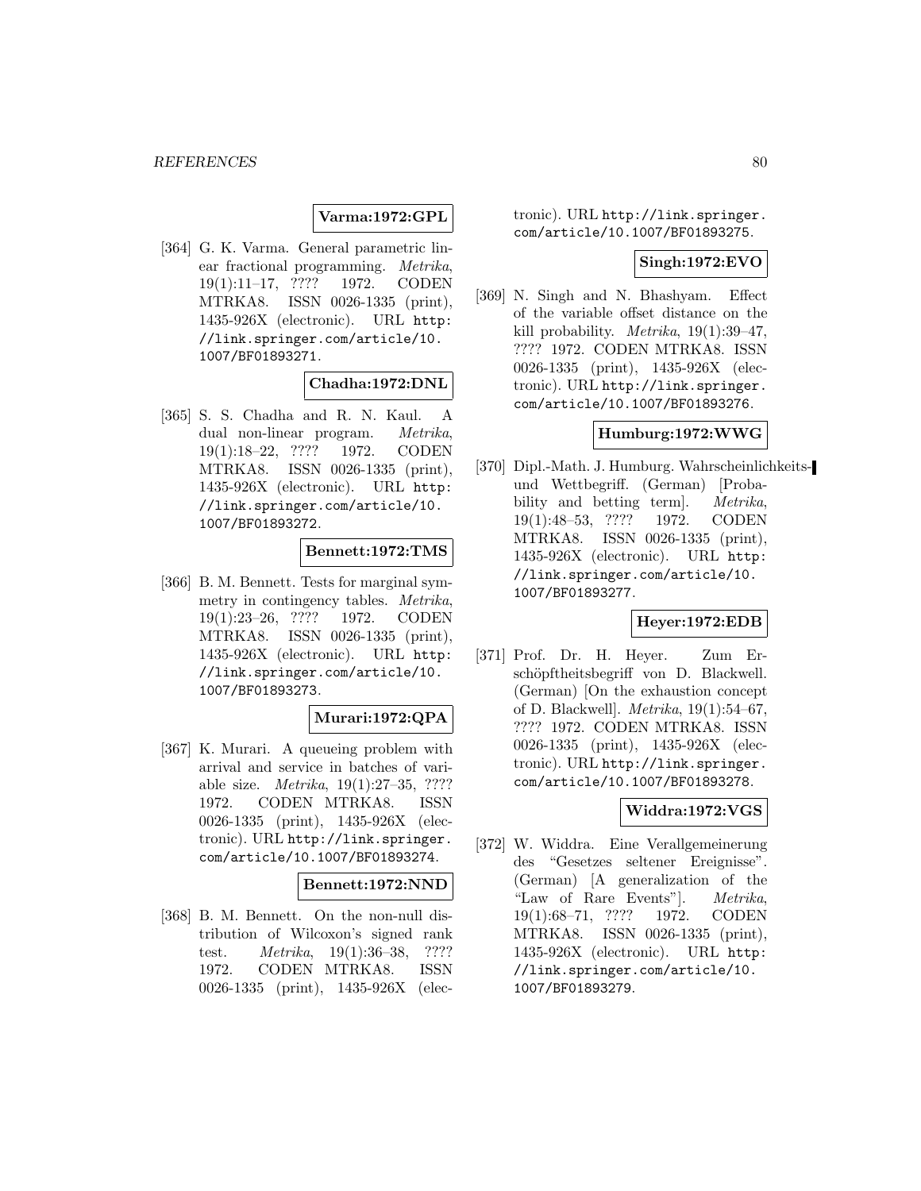**Varma:1972:GPL**

[364] G. K. Varma. General parametric linear fractional programming. *Metrika*, 19(1):11–17, ???? 1972. CODEN MTRKA8. ISSN 0026-1335 (print), 1435-926X (electronic). URL http://link.springer.com/article/10.1007/BF01893271.

**Chadha:1972:DNL**

[365] S. S. Chadha and R. N. Kaul. A dual non-linear program. *Metrika*, 19(1):18–22, ???? 1972. CODEN MTRKA8. ISSN 0026-1335 (print), 1435-926X (electronic). URL http://link.springer.com/article/10.1007/BF01893272.

**Bennett:1972:TMS**

[366] B. M. Bennett. Tests for marginal symmetry in contingency tables. *Metrika*, 19(1):23–26, ???? 1972. CODEN MTRKA8. ISSN 0026-1335 (print), 1435-926X (electronic). URL http://link.springer.com/article/10.1007/BF01893273.

**Murari:1972:QPA**

[367] K. Murari. A queueing problem with arrival and service in batches of variable size. *Metrika*, 19(1):27–35, ???? 1972. CODEN MTRKA8. ISSN 0026-1335 (print), 1435-926X (electronic). URL http://link.springer.com/article/10.1007/BF01893274.

**Bennett:1972:NND**

[368] B. M. Bennett. On the non-null distribution of Wilcoxon's signed rank test. *Metrika*, 19(1):36–38, ???? 1972. CODEN MTRKA8. ISSN 0026-1335 (print), 1435-926X (electronic). URL http://link.springer.com/article/10.1007/BF01893275.

**Singh:1972:EVO**

[369] N. Singh and N. Bhashyam. Effect of the variable offset distance on the kill probability. *Metrika*, 19(1):39–47, ???? 1972. CODEN MTRKA8. ISSN 0026-1335 (print), 1435-926X (electronic). URL http://link.springer.com/article/10.1007/BF01893276.

**Humburg:1972:WWG**

[370] Dipl.-Math. J. Humburg. Wahrscheinlichkeits- und Wettbegriff. (German) [Probability and betting term]. *Metrika*, 19(1):48–53, ???? 1972. CODEN MTRKA8. ISSN 0026-1335 (print), 1435-926X (electronic). URL http://link.springer.com/article/10.1007/BF01893277.

**Heyer:1972:EDB**

[371] Prof. Dr. H. Heyer. Zum Erschöpftheitsbegriff von D. Blackwell. (German) [On the exhaustion concept of D. Blackwell]. *Metrika*, 19(1):54–67, ???? 1972. CODEN MTRKA8. ISSN 0026-1335 (print), 1435-926X (electronic). URL http://link.springer.com/article/10.1007/BF01893278.

**Widdra:1972:VGS**

[372] W. Widdra. Eine Verallgemeinerung des "Gesetzes seltener Ereignisse". (German) [A generalization of the "Law of Rare Events"]. *Metrika*, 19(1):68–71, ???? 1972. CODEN MTRKA8. ISSN 0026-1335 (print), 1435-926X (electronic). URL http://link.springer.com/article/10.1007/BF01893279.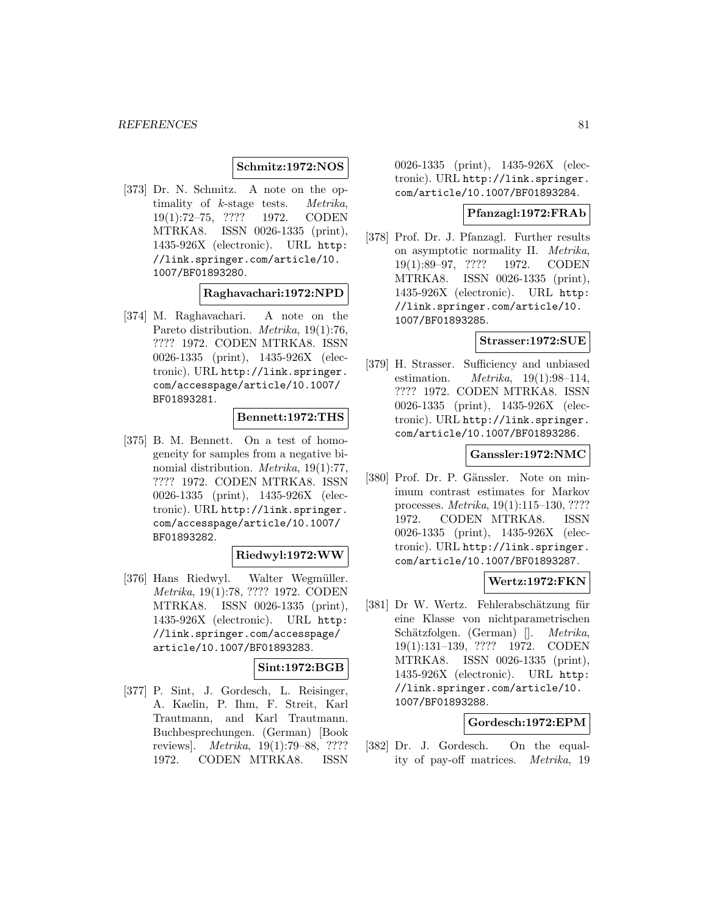**Schmitz:1972:NOS**

[373] Dr. N. Schmitz. A note on the optimality of $k$-stage tests. *Metrika*, 19(1):72–75, ???? 1972. CODEN MTRKA8. ISSN 0026-1335 (print), 1435-926X (electronic). URL http://link.springer.com/article/10.1007/BF01893280.

**Raghavachari:1972:NPD**

[374] M. Raghavachari. A note on the Pareto distribution. *Metrika*, 19(1):76, ???? 1972. CODEN MTRKA8. ISSN 0026-1335 (print), 1435-926X (electronic). URL http://link.springer.com/accesspage/article/10.1007/BF01893281.

**Bennett:1972:THS**

[375] B. M. Bennett. On a test of homogeneity for samples from a negative binomial distribution. *Metrika*, 19(1):77, ???? 1972. CODEN MTRKA8. ISSN 0026-1335 (print), 1435-926X (electronic). URL http://link.springer.com/accesspage/article/10.1007/BF01893282.

**Riedwyl:1972:WW**

[376] Hans Riedwyl. Walter Wegmüller. *Metrika*, 19(1):78, ???? 1972. CODEN MTRKA8. ISSN 0026-1335 (print), 1435-926X (electronic). URL http://link.springer.com/accesspage/article/10.1007/BF01893283.

**Sint:1972:BGB**

[377] P. Sint, J. Gordesch, L. Reisinger, A. Kaelin, P. Ihm, F. Streit, Karl Trautmann, and Karl Trautmann. Buchbesprechungen. (German) [Book reviews]. *Metrika*, 19(1):79–88, ???? 1972. CODEN MTRKA8. ISSN 0026-1335 (print), 1435-926X (electronic). URL http://link.springer.com/article/10.1007/BF01893284.

**Pfanzagl:1972:FRAb**

[378] Prof. Dr. J. Pfanzagl. Further results on asymptotic normality II. *Metrika*, 19(1):89–97, ???? 1972. CODEN MTRKA8. ISSN 0026-1335 (print), 1435-926X (electronic). URL http://link.springer.com/article/10.1007/BF01893285.

**Strasser:1972:SUE**

[379] H. Strasser. Sufficiency and unbiased estimation. *Metrika*, 19(1):98–114, ???? 1972. CODEN MTRKA8. ISSN 0026-1335 (print), 1435-926X (electronic). URL http://link.springer.com/article/10.1007/BF01893286.

**Ganssler:1972:NMC**

[380] Prof. Dr. P. Gänssler. Note on minimum contrast estimates for Markov processes. *Metrika*, 19(1):115–130, ???? 1972. CODEN MTRKA8. ISSN 0026-1335 (print), 1435-926X (electronic). URL http://link.springer.com/article/10.1007/BF01893287.

**Wertz:1972:FKN**

[381] Dr W. Wertz. Fehlerabschätzung für eine Klasse von nichtparametrischen Schätzfolgen. (German) []. *Metrika*, 19(1):131–139, ???? 1972. CODEN MTRKA8. ISSN 0026-1335 (print), 1435-926X (electronic). URL http://link.springer.com/article/10.1007/BF01893288.

**Gordesch:1972:EPM**

[382] Dr. J. Gordesch. On the equality of pay-off matrices. *Metrika*, 19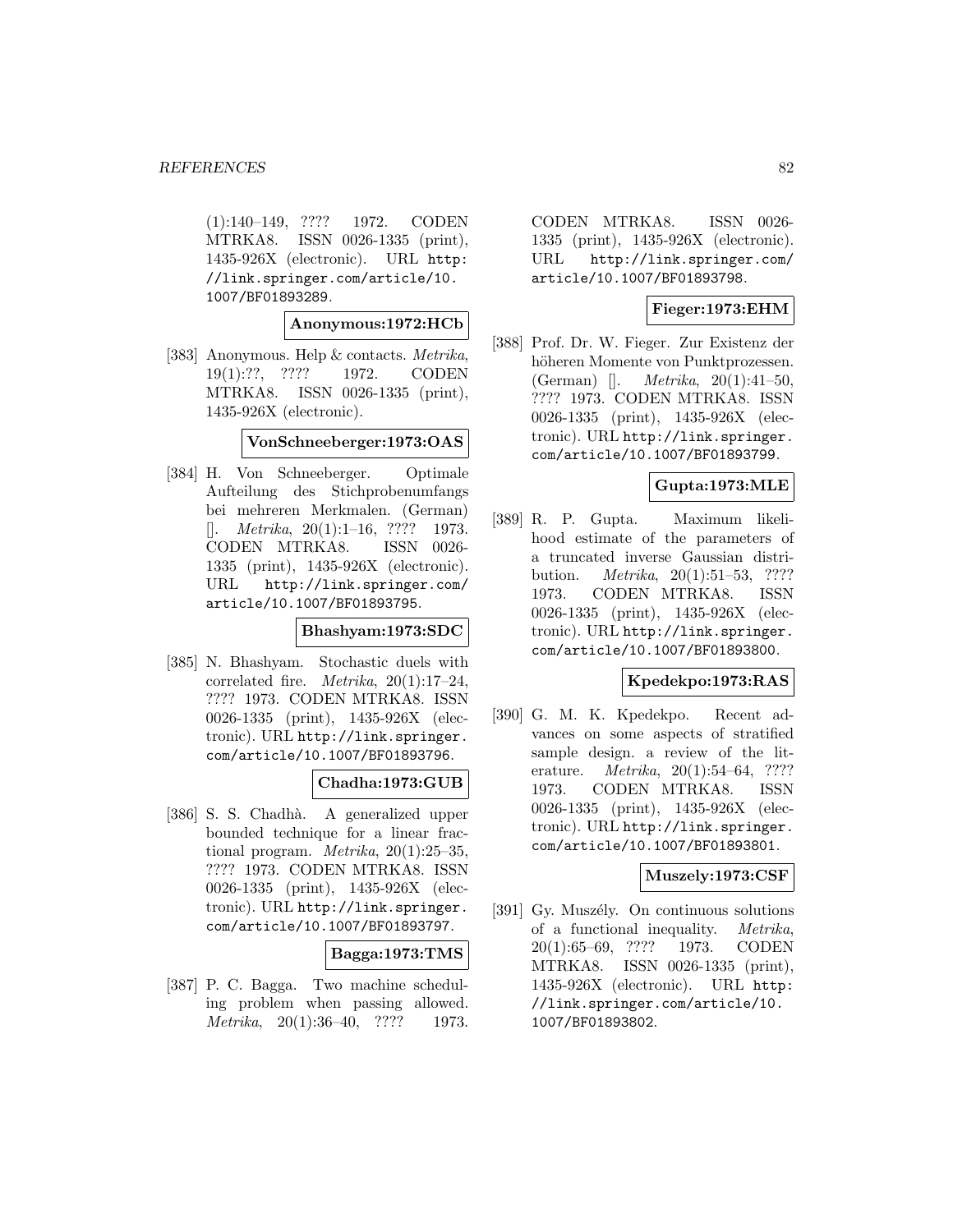(1):140–149, ???? 1972. CODEN MTRKA8. ISSN 0026-1335 (print), 1435-926X (electronic). URL http://link.springer.com/article/10.1007/BF01893289.

**Anonymous:1972:HCb**

[383] Anonymous. Help & contacts. *Metrika*, 19(1):??, ???? 1972. CODEN MTRKA8. ISSN 0026-1335 (print), 1435-926X (electronic).

**VonSchneeberger:1973:OAS**

[384] H. Von Schneeberger. Optimale Aufteilung des Stichprobenumfangs bei mehreren Merkmalen. (German) []. *Metrika*, 20(1):1–16, ???? 1973. CODEN MTRKA8. ISSN 0026-1335 (print), 1435-926X (electronic). URL http://link.springer.com/article/10.1007/BF01893795.

**Bhashyam:1973:SDC**

[385] N. Bhashyam. Stochastic duels with correlated fire. *Metrika*, 20(1):17–24, ???? 1973. CODEN MTRKA8. ISSN 0026-1335 (print), 1435-926X (electronic). URL http://link.springer.com/article/10.1007/BF01893796.

**Chadha:1973:GUB**

[386] S. S. Chadhà. A generalized upper bounded technique for a linear fractional program. *Metrika*, 20(1):25–35, ???? 1973. CODEN MTRKA8. ISSN 0026-1335 (print), 1435-926X (electronic). URL http://link.springer.com/article/10.1007/BF01893797.

**Bagga:1973:TMS**

[387] P. C. Bagga. Two machine scheduling problem when passing allowed. *Metrika*, 20(1):36–40, ???? 1973. CODEN MTRKA8. ISSN 0026-1335 (print), 1435-926X (electronic). URL http://link.springer.com/article/10.1007/BF01893798.

**Fieger:1973:EHM**

[388] Prof. Dr. W. Fieger. Zur Existenz der höheren Momente von Punktprozessen. (German) []. *Metrika*, 20(1):41–50, ???? 1973. CODEN MTRKA8. ISSN 0026-1335 (print), 1435-926X (electronic). URL http://link.springer.com/article/10.1007/BF01893799.

**Gupta:1973:MLE**

[389] R. P. Gupta. Maximum likelihood estimate of the parameters of a truncated inverse Gaussian distribution. *Metrika*, 20(1):51–53, ???? 1973. CODEN MTRKA8. ISSN 0026-1335 (print), 1435-926X (electronic). URL http://link.springer.com/article/10.1007/BF01893800.

**Kpedekpo:1973:RAS**

[390] G. M. K. Kpedekpo. Recent advances on some aspects of stratified sample design. a review of the literature. *Metrika*, 20(1):54–64, ???? 1973. CODEN MTRKA8. ISSN 0026-1335 (print), 1435-926X (electronic). URL http://link.springer.com/article/10.1007/BF01893801.

**Muszely:1973:CSF**

[391] Gy. Muszély. On continuous solutions of a functional inequality. *Metrika*, 20(1):65–69, ???? 1973. CODEN MTRKA8. ISSN 0026-1335 (print), 1435-926X (electronic). URL http://link.springer.com/article/10.1007/BF01893802.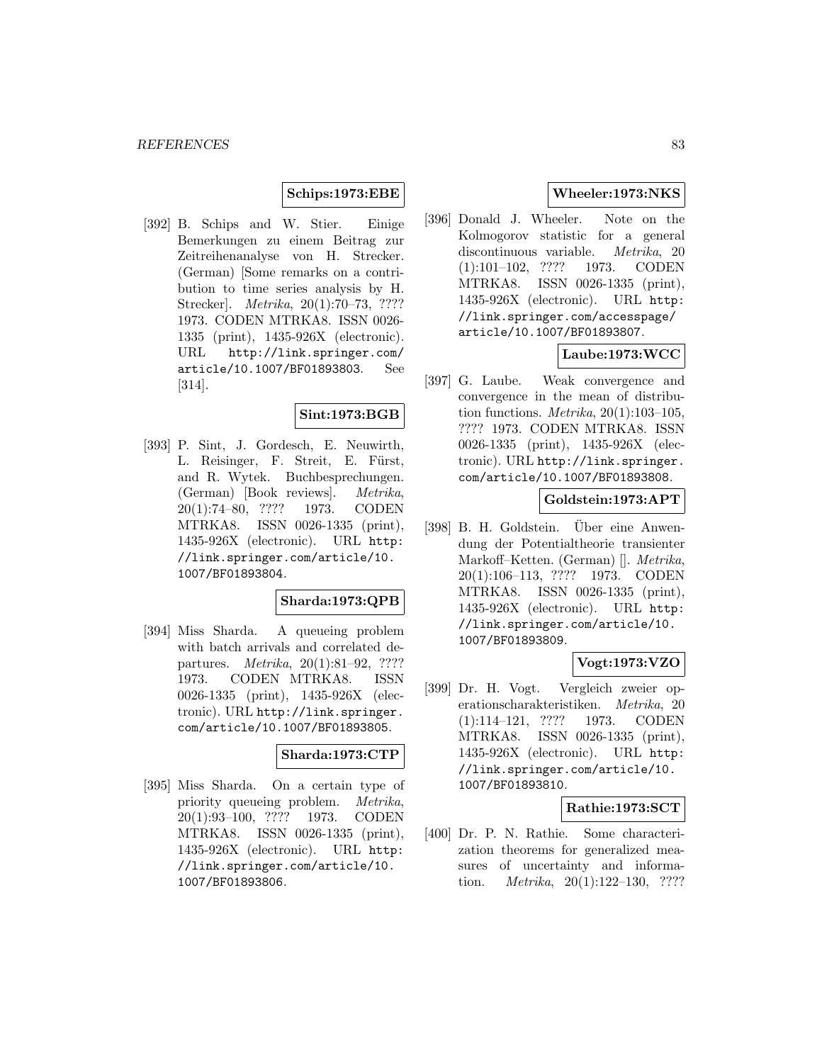**Schips:1973:EBE**

[392] B. Schips and W. Stier. Einige Bemerkungen zu einem Beitrag zur Zeitreihenanalyse von H. Strecker. (German) [Some remarks on a contribution to time series analysis by H. Strecker]. *Metrika*, 20(1):70–73, ???? 1973. CODEN MTRKA8. ISSN 0026-1335 (print), 1435-926X (electronic). URL http://link.springer.com/article/10.1007/BF01893803. See [314].

**Sint:1973:BGB**

[393] P. Sint, J. Gordesch, E. Neuwirth, L. Reisinger, F. Streit, E. Fürst, and R. Wytek. Buchbesprechungen. (German) [Book reviews]. *Metrika*, 20(1):74–80, ???? 1973. CODEN MTRKA8. ISSN 0026-1335 (print), 1435-926X (electronic). URL http://link.springer.com/article/10.1007/BF01893804.

**Sharda:1973:QPB**

[394] Miss Sharda. A queueing problem with batch arrivals and correlated departures. *Metrika*, 20(1):81–92, ???? 1973. CODEN MTRKA8. ISSN 0026-1335 (print), 1435-926X (electronic). URL http://link.springer.com/article/10.1007/BF01893805.

**Sharda:1973:CTP**

[395] Miss Sharda. On a certain type of priority queueing problem. *Metrika*, 20(1):93–100, ???? 1973. CODEN MTRKA8. ISSN 0026-1335 (print), 1435-926X (electronic). URL http://link.springer.com/article/10.1007/BF01893806.

**Wheeler:1973:NKS**

[396] Donald J. Wheeler. Note on the Kolmogorov statistic for a general discontinuous variable. *Metrika*, 20 (1):101–102, ???? 1973. CODEN MTRKA8. ISSN 0026-1335 (print), 1435-926X (electronic). URL http://link.springer.com/accesspage/article/10.1007/BF01893807.

**Laube:1973:WCC**

[397] G. Laube. Weak convergence and convergence in the mean of distribution functions. *Metrika*, 20(1):103–105, ???? 1973. CODEN MTRKA8. ISSN 0026-1335 (print), 1435-926X (electronic). URL http://link.springer.com/article/10.1007/BF01893808.

**Goldstein:1973:APT**

[398] B. H. Goldstein. Über eine Anwendung der Potentialtheorie transienter Markoff–Ketten. (German) []. *Metrika*, 20(1):106–113, ???? 1973. CODEN MTRKA8. ISSN 0026-1335 (print), 1435-926X (electronic). URL http://link.springer.com/article/10.1007/BF01893809.

**Vogt:1973:VZO**

[399] Dr. H. Vogt. Vergleich zweier operationscharakteristiken. *Metrika*, 20 (1):114–121, ???? 1973. CODEN MTRKA8. ISSN 0026-1335 (print), 1435-926X (electronic). URL http://link.springer.com/article/10.1007/BF01893810.

**Rathie:1973:SCT**

[400] Dr. P. N. Rathie. Some characterization theorems for generalized measures of uncertainty and information. *Metrika*, 20(1):122–130, ????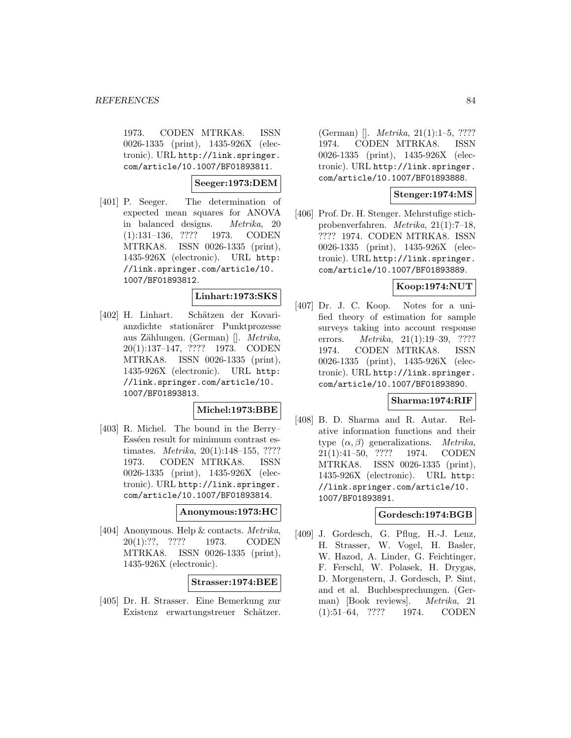1973. CODEN MTRKA8. ISSN 0026-1335 (print), 1435-926X (electronic). URL http://link.springer.com/article/10.1007/BF01893811.

**Seeger:1973:DEM**

[401] P. Seeger. The determination of expected mean squares for ANOVA in balanced designs. *Metrika*, 20 (1):131–136, ???? 1973. CODEN MTRKA8. ISSN 0026-1335 (print), 1435-926X (electronic). URL http://link.springer.com/article/10.1007/BF01893812.

**Linhart:1973:SKS**

[402] H. Linhart. Schätzen der Kovarianzdichte stationärer Punktprozesse aus Zählungen. (German) []. *Metrika*, 20(1):137–147, ???? 1973. CODEN MTRKA8. ISSN 0026-1335 (print), 1435-926X (electronic). URL http://link.springer.com/article/10.1007/BF01893813.

**Michel:1973:BBE**

[403] R. Michel. The bound in the Berry–Esséen result for minimum contrast estimates. *Metrika*, 20(1):148–155, ???? 1973. CODEN MTRKA8. ISSN 0026-1335 (print), 1435-926X (electronic). URL http://link.springer.com/article/10.1007/BF01893814.

**Anonymous:1973:HC**

[404] Anonymous. Help & contacts. *Metrika*, 20(1):??, ???? 1973. CODEN MTRKA8. ISSN 0026-1335 (print), 1435-926X (electronic).

**Strasser:1974:BEE**

[405] Dr. H. Strasser. Eine Bemerkung zur Existenz erwartungstreuer Schätzer. (German) []. *Metrika*, 21(1):1–5, ???? 1974. CODEN MTRKA8. ISSN 0026-1335 (print), 1435-926X (electronic). URL http://link.springer.com/article/10.1007/BF01893888.

**Stenger:1974:MS**

[406] Prof. Dr. H. Stenger. Mehrstufige stichprobenverfahren. *Metrika*, 21(1):7–18, ???? 1974. CODEN MTRKA8. ISSN 0026-1335 (print), 1435-926X (electronic). URL http://link.springer.com/article/10.1007/BF01893889.

**Koop:1974:NUT**

[407] Dr. J. C. Koop. Notes for a unified theory of estimation for sample surveys taking into account response errors. *Metrika*, 21(1):19–39, ???? 1974. CODEN MTRKA8. ISSN 0026-1335 (print), 1435-926X (electronic). URL http://link.springer.com/article/10.1007/BF01893890.

**Sharma:1974:RIF**

[408] B. D. Sharma and R. Autar. Relative information functions and their type $(\alpha, \beta)$ generalizations. *Metrika*, 21(1):41–50, ???? 1974. CODEN MTRKA8. ISSN 0026-1335 (print), 1435-926X (electronic). URL http://link.springer.com/article/10.1007/BF01893891.

**Gordesch:1974:BGB**

[409] J. Gordesch, G. Pflug, H.-J. Lenz, H. Strasser, W. Vogel, H. Basler, W. Hazod, A. Linder, G. Feichtinger, F. Ferschl, W. Polasek, H. Drygas, D. Morgenstern, J. Gordesch, P. Sint, and et al. Buchbesprechungen. (German) [Book reviews]. *Metrika*, 21 (1):51–64, ???? 1974. CODEN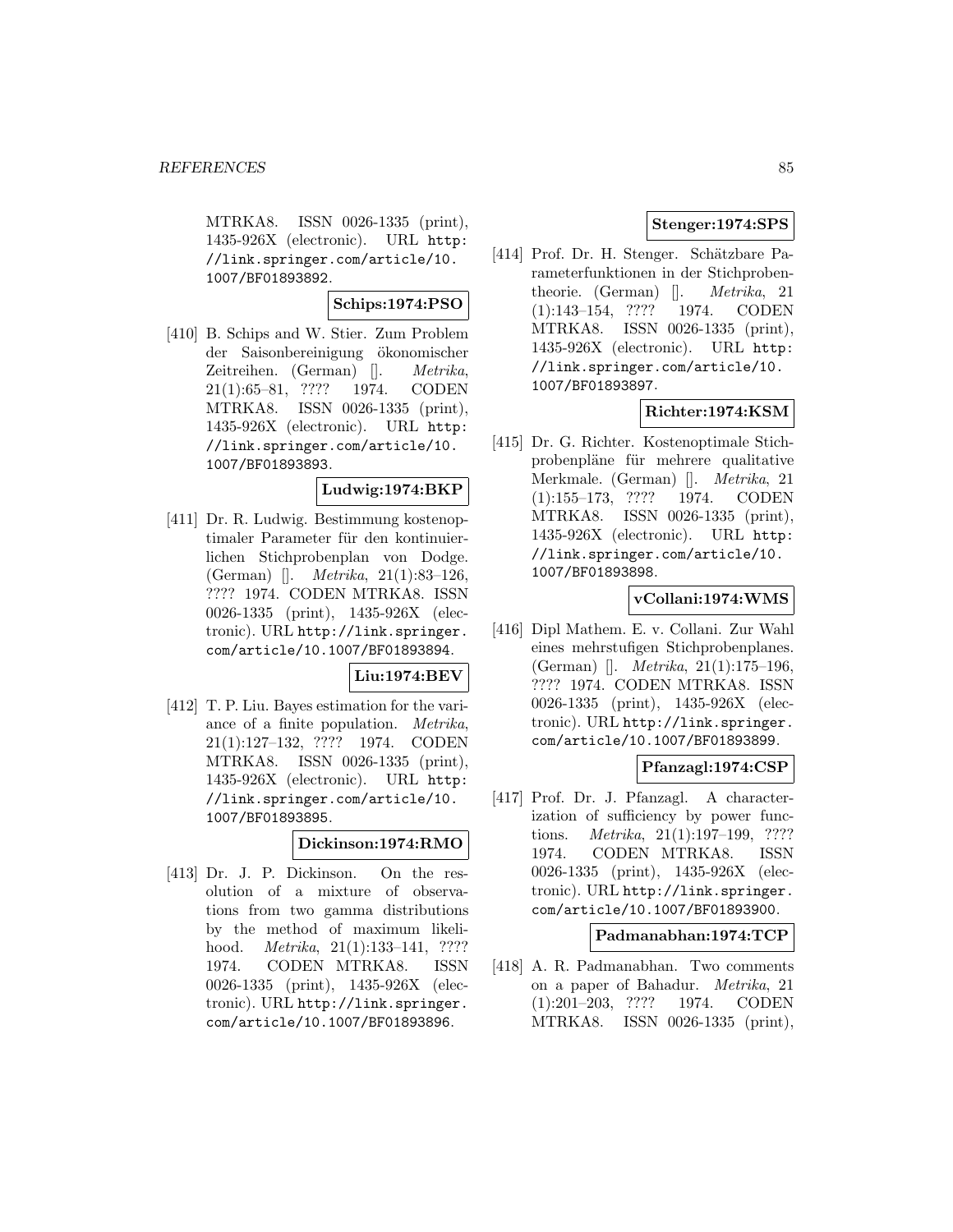MTRKA8. ISSN 0026-1335 (print), 1435-926X (electronic). URL http://link.springer.com/article/10.1007/BF01893892.

**Schips:1974:PSO**

[410] B. Schips and W. Stier. Zum Problem der Saisonbereinigung ökonomischer Zeitreihen. (German) []. *Metrika*, 21(1):65–81, ???? 1974. CODEN MTRKA8. ISSN 0026-1335 (print), 1435-926X (electronic). URL http://link.springer.com/article/10.1007/BF01893893.

**Ludwig:1974:BKP**

[411] Dr. R. Ludwig. Bestimmung kostenoptimaler Parameter für den kontinuierlichen Stichprobenplan von Dodge. (German) []. *Metrika*, 21(1):83–126, ???? 1974. CODEN MTRKA8. ISSN 0026-1335 (print), 1435-926X (electronic). URL http://link.springer.com/article/10.1007/BF01893894.

**Liu:1974:BEV**

[412] T. P. Liu. Bayes estimation for the variance of a finite population. *Metrika*, 21(1):127–132, ???? 1974. CODEN MTRKA8. ISSN 0026-1335 (print), 1435-926X (electronic). URL http://link.springer.com/article/10.1007/BF01893895.

**Dickinson:1974:RMO**

[413] Dr. J. P. Dickinson. On the resolution of a mixture of observations from two gamma distributions by the method of maximum likelihood. *Metrika*, 21(1):133–141, ???? 1974. CODEN MTRKA8. ISSN 0026-1335 (print), 1435-926X (electronic). URL http://link.springer.com/article/10.1007/BF01893896.

**Stenger:1974:SPS**

[414] Prof. Dr. H. Stenger. Schätzbare Parameterfunktionen in der Stichprobentheorie. (German) []. *Metrika*, 21(1):143–154, ???? 1974. CODEN MTRKA8. ISSN 0026-1335 (print), 1435-926X (electronic). URL http://link.springer.com/article/10.1007/BF01893897.

**Richter:1974:KSM**

[415] Dr. G. Richter. Kostenoptimale Stichprobenpläne für mehrere qualitative Merkmale. (German) []. *Metrika*, 21(1):155–173, ???? 1974. CODEN MTRKA8. ISSN 0026-1335 (print), 1435-926X (electronic). URL http://link.springer.com/article/10.1007/BF01893898.

**vCollani:1974:WMS**

[416] Dipl Mathem. E. v. Collani. Zur Wahl eines mehrstufigen Stichprobenplanes. (German) []. *Metrika*, 21(1):175–196, ???? 1974. CODEN MTRKA8. ISSN 0026-1335 (print), 1435-926X (electronic). URL http://link.springer.com/article/10.1007/BF01893899.

**Pfanzagl:1974:CSP**

[417] Prof. Dr. J. Pfanzagl. A characterization of sufficiency by power functions. *Metrika*, 21(1):197–199, ???? 1974. CODEN MTRKA8. ISSN 0026-1335 (print), 1435-926X (electronic). URL http://link.springer.com/article/10.1007/BF01893900.

**Padmanabhan:1974:TCP**

[418] A. R. Padmanabhan. Two comments on a paper of Bahadur. *Metrika*, 21(1):201–203, ???? 1974. CODEN MTRKA8. ISSN 0026-1335 (print),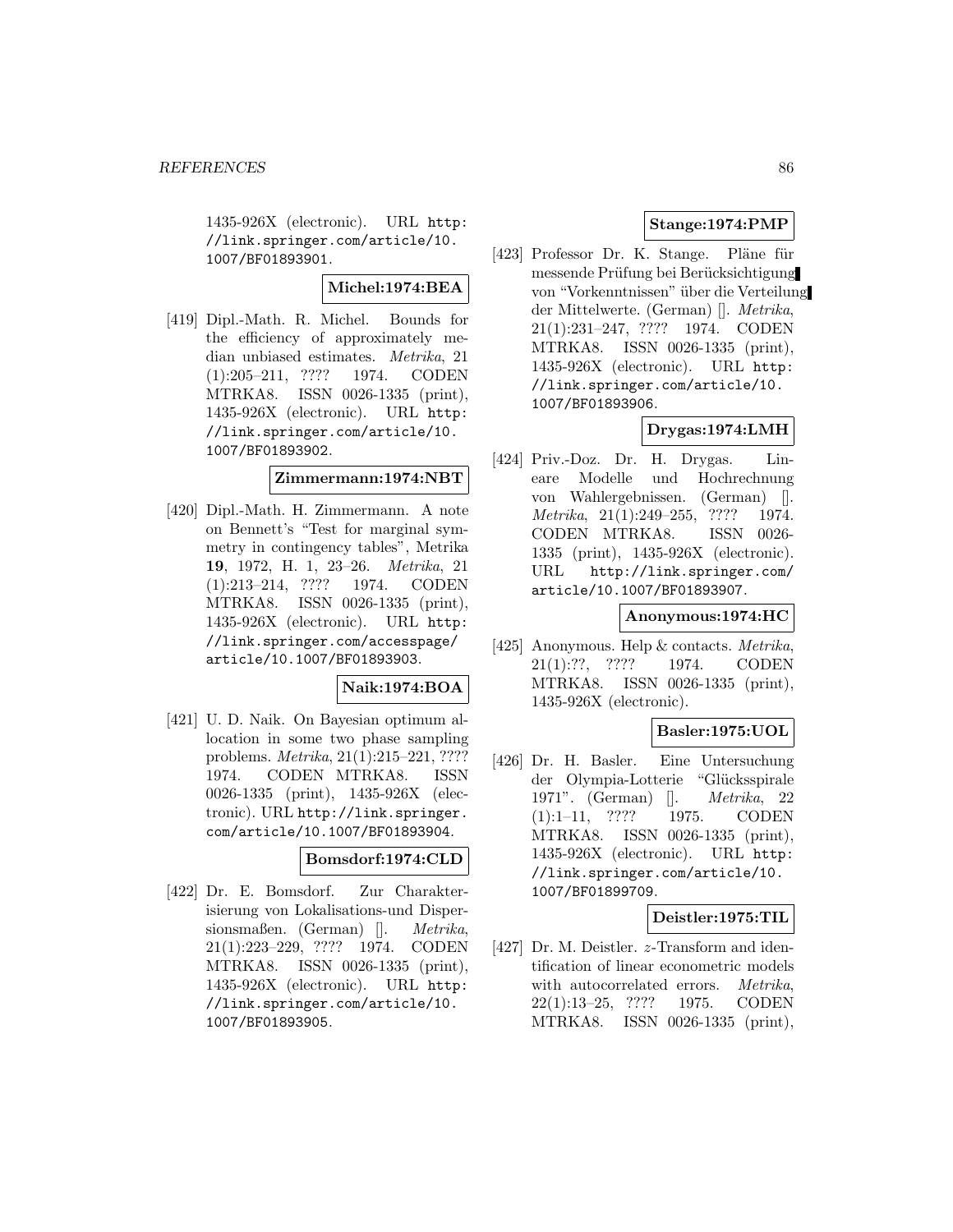1435-926X (electronic). URL http://link.springer.com/article/10.1007/BF01893901.

**Michel:1974:BEA**

[419] Dipl.-Math. R. Michel. Bounds for the efficiency of approximately median unbiased estimates. *Metrika*, 21 (1):205–211, ???? 1974. CODEN MTRKA8. ISSN 0026-1335 (print), 1435-926X (electronic). URL http://link.springer.com/article/10.1007/BF01893902.

**Zimmermann:1974:NBT**

[420] Dipl.-Math. H. Zimmermann. A note on Bennett's "Test for marginal symmetry in contingency tables", Metrika **19**, 1972, H. 1, 23–26. *Metrika*, 21 (1):213–214, ???? 1974. CODEN MTRKA8. ISSN 0026-1335 (print), 1435-926X (electronic). URL http://link.springer.com/accesspage/article/10.1007/BF01893903.

**Naik:1974:BOA**

[421] U. D. Naik. On Bayesian optimum allocation in some two phase sampling problems. *Metrika*, 21(1):215–221, ???? 1974. CODEN MTRKA8. ISSN 0026-1335 (print), 1435-926X (electronic). URL http://link.springer.com/article/10.1007/BF01893904.

**Bomsdorf:1974:CLD**

[422] Dr. E. Bomsdorf. Zur Charakterisierung von Lokalisations-und Dispersionsmaßen. (German) []. *Metrika*, 21(1):223–229, ???? 1974. CODEN MTRKA8. ISSN 0026-1335 (print), 1435-926X (electronic). URL http://link.springer.com/article/10.1007/BF01893905.

**Stange:1974:PMP**

[423] Professor Dr. K. Stange. Pläne für messende Prüfung bei Berücksichtigung von "Vorkenntnissen" über die Verteilung der Mittelwerte. (German) []. *Metrika*, 21(1):231–247, ???? 1974. CODEN MTRKA8. ISSN 0026-1335 (print), 1435-926X (electronic). URL http://link.springer.com/article/10.1007/BF01893906.

**Drygas:1974:LMH**

[424] Priv.-Doz. Dr. H. Drygas. Lineare Modelle und Hochrechnung von Wahlergebnissen. (German) []. *Metrika*, 21(1):249–255, ???? 1974. CODEN MTRKA8. ISSN 0026-1335 (print), 1435-926X (electronic). URL http://link.springer.com/article/10.1007/BF01893907.

**Anonymous:1974:HC**

[425] Anonymous. Help & contacts. *Metrika*, 21(1):??, ???? 1974. CODEN MTRKA8. ISSN 0026-1335 (print), 1435-926X (electronic).

**Basler:1975:UOL**

[426] Dr. H. Basler. Eine Untersuchung der Olympia-Lotterie "Glücksspirale 1971". (German) []. *Metrika*, 22 (1):1–11, ???? 1975. CODEN MTRKA8. ISSN 0026-1335 (print), 1435-926X (electronic). URL http://link.springer.com/article/10.1007/BF01899709.

**Deistler:1975:TIL**

[427] Dr. M. Deistler. $z$-Transform and identification of linear econometric models with autocorrelated errors. *Metrika*, 22(1):13–25, ???? 1975. CODEN MTRKA8. ISSN 0026-1335 (print),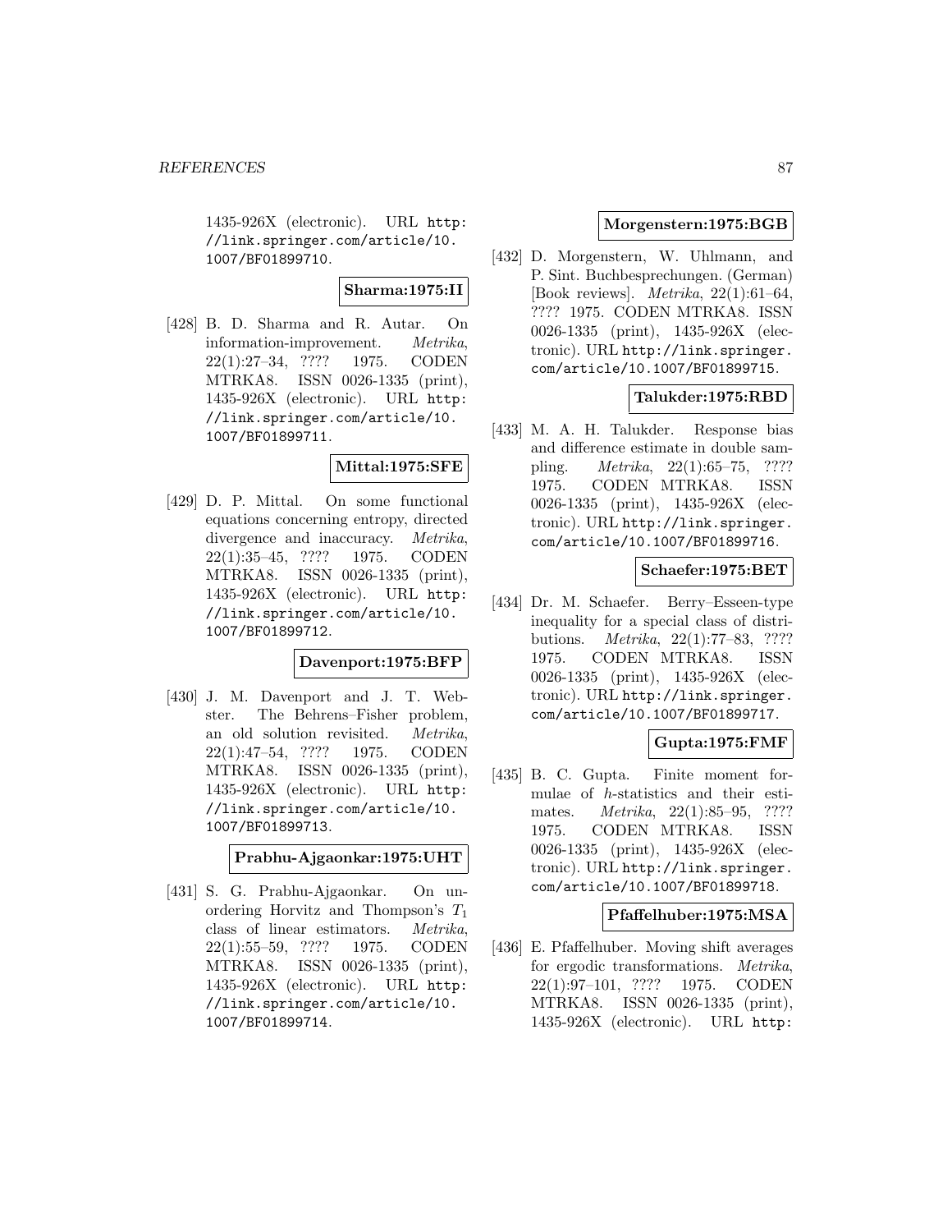1435-926X (electronic). URL http://link.springer.com/article/10.1007/BF01899710.

**Sharma:1975:II**

[428] B. D. Sharma and R. Autar. On information-improvement. *Metrika*, 22(1):27–34, ???? 1975. CODEN MTRKA8. ISSN 0026-1335 (print), 1435-926X (electronic). URL http://link.springer.com/article/10.1007/BF01899711.

**Mittal:1975:SFE**

[429] D. P. Mittal. On some functional equations concerning entropy, directed divergence and inaccuracy. *Metrika*, 22(1):35–45, ???? 1975. CODEN MTRKA8. ISSN 0026-1335 (print), 1435-926X (electronic). URL http://link.springer.com/article/10.1007/BF01899712.

**Davenport:1975:BFP**

[430] J. M. Davenport and J. T. Webster. The Behrens–Fisher problem, an old solution revisited. *Metrika*, 22(1):47–54, ???? 1975. CODEN MTRKA8. ISSN 0026-1335 (print), 1435-926X (electronic). URL http://link.springer.com/article/10.1007/BF01899713.

**Prabhu-Ajgaonkar:1975:UHT**

[431] S. G. Prabhu-Ajgaonkar. On unordering Horvitz and Thompson's $T_1$ class of linear estimators. *Metrika*, 22(1):55–59, ???? 1975. CODEN MTRKA8. ISSN 0026-1335 (print), 1435-926X (electronic). URL http://link.springer.com/article/10.1007/BF01899714.

**Morgenstern:1975:BGB**

[432] D. Morgenstern, W. Uhlmann, and P. Sint. Buchbesprechungen. (German) [Book reviews]. *Metrika*, 22(1):61–64, ???? 1975. CODEN MTRKA8. ISSN 0026-1335 (print), 1435-926X (electronic). URL http://link.springer.com/article/10.1007/BF01899715.

**Talukder:1975:RBD**

[433] M. A. H. Talukder. Response bias and difference estimate in double sampling. *Metrika*, 22(1):65–75, ???? 1975. CODEN MTRKA8. ISSN 0026-1335 (print), 1435-926X (electronic). URL http://link.springer.com/article/10.1007/BF01899716.

**Schaefer:1975:BET**

[434] Dr. M. Schaefer. Berry–Esseen-type inequality for a special class of distributions. *Metrika*, 22(1):77–83, ???? 1975. CODEN MTRKA8. ISSN 0026-1335 (print), 1435-926X (electronic). URL http://link.springer.com/article/10.1007/BF01899717.

**Gupta:1975:FMF**

[435] B. C. Gupta. Finite moment formulae of $h$-statistics and their estimates. *Metrika*, 22(1):85–95, ???? 1975. CODEN MTRKA8. ISSN 0026-1335 (print), 1435-926X (electronic). URL http://link.springer.com/article/10.1007/BF01899718.

**Pfaffelhuber:1975:MSA**

[436] E. Pfaffelhuber. Moving shift averages for ergodic transformations. *Metrika*, 22(1):97–101, ???? 1975. CODEN MTRKA8. ISSN 0026-1335 (print), 1435-926X (electronic). URL http: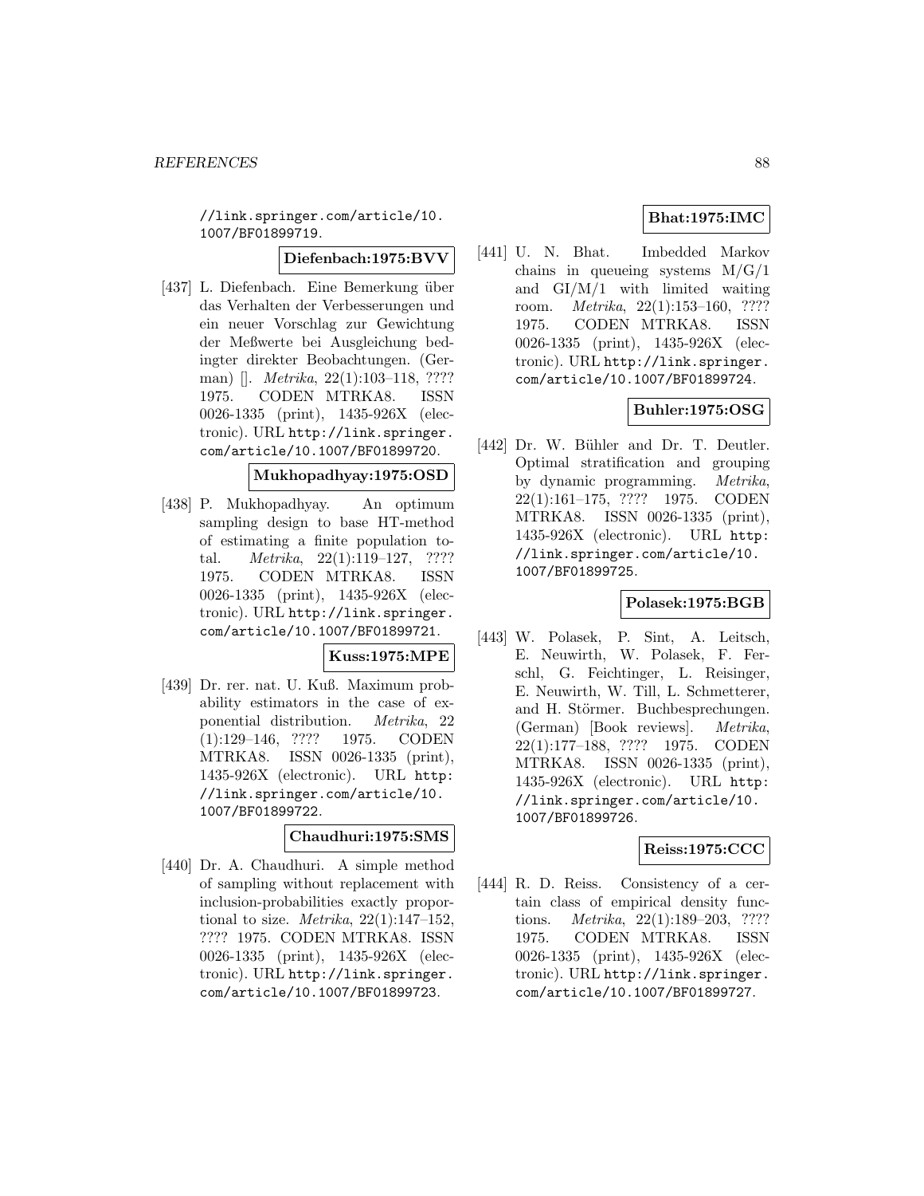//link.springer.com/article/10.1007/BF01899719.

**Diefenbach:1975:BVV**

[437] L. Diefenbach. Eine Bemerkung über das Verhalten der Verbesserungen und ein neuer Vorschlag zur Gewichtung der Meßwerte bei Ausgleichung bedingter direkter Beobachtungen. (German) []. *Metrika*, 22(1):103–118, ???? 1975. CODEN MTRKA8. ISSN 0026-1335 (print), 1435-926X (electronic). URL http://link.springer.com/article/10.1007/BF01899720.

**Mukhopadhyay:1975:OSD**

[438] P. Mukhopadhyay. An optimum sampling design to base HT-method of estimating a finite population total. *Metrika*, 22(1):119–127, ???? 1975. CODEN MTRKA8. ISSN 0026-1335 (print), 1435-926X (electronic). URL http://link.springer.com/article/10.1007/BF01899721.

**Kuss:1975:MPE**

[439] Dr. rer. nat. U. Kuß. Maximum probability estimators in the case of exponential distribution. *Metrika*, 22 (1):129–146, ???? 1975. CODEN MTRKA8. ISSN 0026-1335 (print), 1435-926X (electronic). URL http://link.springer.com/article/10.1007/BF01899722.

**Chaudhuri:1975:SMS**

[440] Dr. A. Chaudhuri. A simple method of sampling without replacement with inclusion-probabilities exactly proportional to size. *Metrika*, 22(1):147–152, ???? 1975. CODEN MTRKA8. ISSN 0026-1335 (print), 1435-926X (electronic). URL http://link.springer.com/article/10.1007/BF01899723.

**Bhat:1975:IMC**

[441] U. N. Bhat. Imbedded Markov chains in queueing systems M/G/1 and GI/M/1 with limited waiting room. *Metrika*, 22(1):153–160, ???? 1975. CODEN MTRKA8. ISSN 0026-1335 (print), 1435-926X (electronic). URL http://link.springer.com/article/10.1007/BF01899724.

**Buhler:1975:OSG**

[442] Dr. W. Bühler and Dr. T. Deutler. Optimal stratification and grouping by dynamic programming. *Metrika*, 22(1):161–175, ???? 1975. CODEN MTRKA8. ISSN 0026-1335 (print), 1435-926X (electronic). URL http://link.springer.com/article/10.1007/BF01899725.

**Polasek:1975:BGB**

[443] W. Polasek, P. Sint, A. Leitsch, E. Neuwirth, W. Polasek, F. Ferschl, G. Feichtinger, L. Reisinger, E. Neuwirth, W. Till, L. Schmetterer, and H. Störmer. Buchbesprechungen. (German) [Book reviews]. *Metrika*, 22(1):177–188, ???? 1975. CODEN MTRKA8. ISSN 0026-1335 (print), 1435-926X (electronic). URL http://link.springer.com/article/10.1007/BF01899726.

**Reiss:1975:CCC**

[444] R. D. Reiss. Consistency of a certain class of empirical density functions. *Metrika*, 22(1):189–203, ???? 1975. CODEN MTRKA8. ISSN 0026-1335 (print), 1435-926X (electronic). URL http://link.springer.com/article/10.1007/BF01899727.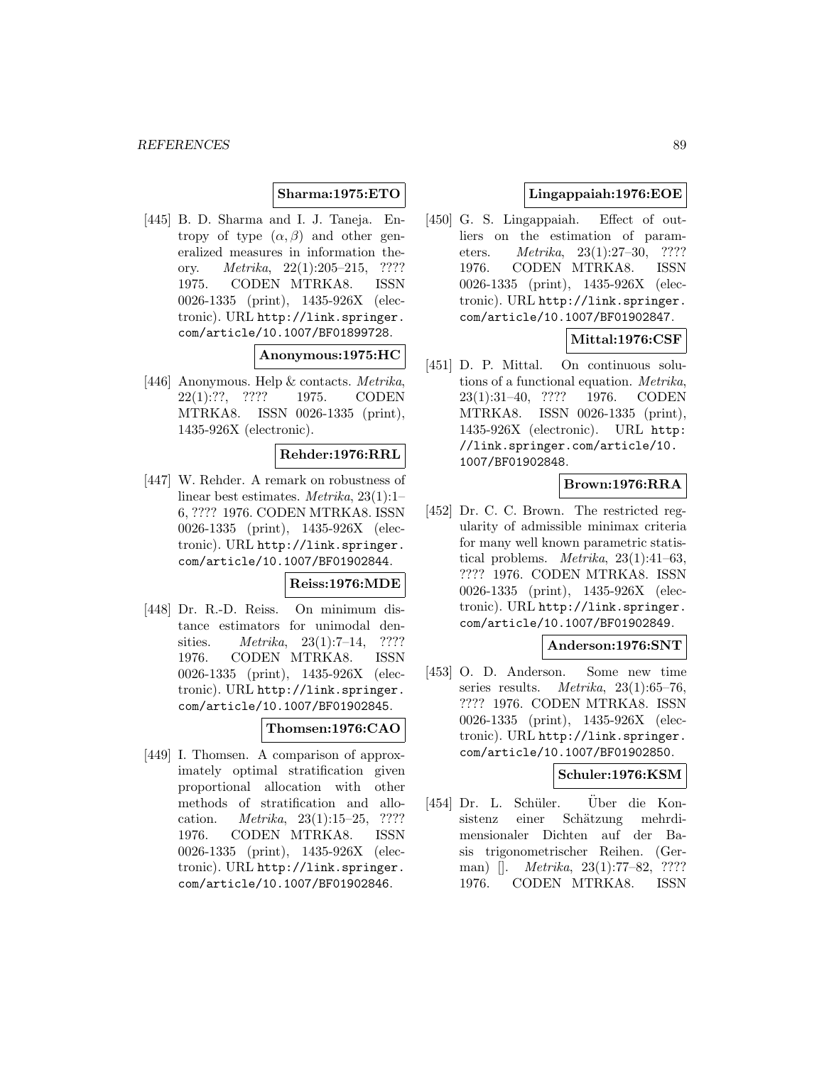**Sharma:1975:ETO**

[445] B. D. Sharma and I. J. Taneja. Entropy of type $(\alpha, \beta)$ and other generalized measures in information theory. *Metrika*, 22(1):205–215, ???? 1975. CODEN MTRKA8. ISSN 0026-1335 (print), 1435-926X (electronic). URL http://link.springer.com/article/10.1007/BF01899728.

**Anonymous:1975:HC**

[446] Anonymous. Help & contacts. *Metrika*, 22(1):??, ???? 1975. CODEN MTRKA8. ISSN 0026-1335 (print), 1435-926X (electronic).

**Rehder:1976:RRL**

[447] W. Rehder. A remark on robustness of linear best estimates. *Metrika*, 23(1):1–6, ???? 1976. CODEN MTRKA8. ISSN 0026-1335 (print), 1435-926X (electronic). URL http://link.springer.com/article/10.1007/BF01902844.

**Reiss:1976:MDE**

[448] Dr. R.-D. Reiss. On minimum distance estimators for unimodal densities. *Metrika*, 23(1):7–14, ???? 1976. CODEN MTRKA8. ISSN 0026-1335 (print), 1435-926X (electronic). URL http://link.springer.com/article/10.1007/BF01902845.

**Thomsen:1976:CAO**

[449] I. Thomsen. A comparison of approximately optimal stratification given proportional allocation with other methods of stratification and allocation. *Metrika*, 23(1):15–25, ???? 1976. CODEN MTRKA8. ISSN 0026-1335 (print), 1435-926X (electronic). URL http://link.springer.com/article/10.1007/BF01902846.

**Lingappaiah:1976:EOE**

[450] G. S. Lingappaiah. Effect of outliers on the estimation of parameters. *Metrika*, 23(1):27–30, ???? 1976. CODEN MTRKA8. ISSN 0026-1335 (print), 1435-926X (electronic). URL http://link.springer.com/article/10.1007/BF01902847.

**Mittal:1976:CSF**

[451] D. P. Mittal. On continuous solutions of a functional equation. *Metrika*, 23(1):31–40, ???? 1976. CODEN MTRKA8. ISSN 0026-1335 (print), 1435-926X (electronic). URL http://link.springer.com/article/10.1007/BF01902848.

**Brown:1976:RRA**

[452] Dr. C. C. Brown. The restricted regularity of admissible minimax criteria for many well known parametric statistical problems. *Metrika*, 23(1):41–63, ???? 1976. CODEN MTRKA8. ISSN 0026-1335 (print), 1435-926X (electronic). URL http://link.springer.com/article/10.1007/BF01902849.

**Anderson:1976:SNT**

[453] O. D. Anderson. Some new time series results. *Metrika*, 23(1):65–76, ???? 1976. CODEN MTRKA8. ISSN 0026-1335 (print), 1435-926X (electronic). URL http://link.springer.com/article/10.1007/BF01902850.

**Schuler:1976:KSM**

[454] Dr. L. Schüler. Über die Konsistenz einer Schätzung mehrdimensionaler Dichten auf der Basis trigonometrischer Reihen. (German) []. *Metrika*, 23(1):77–82, ???? 1976. CODEN MTRKA8. ISSN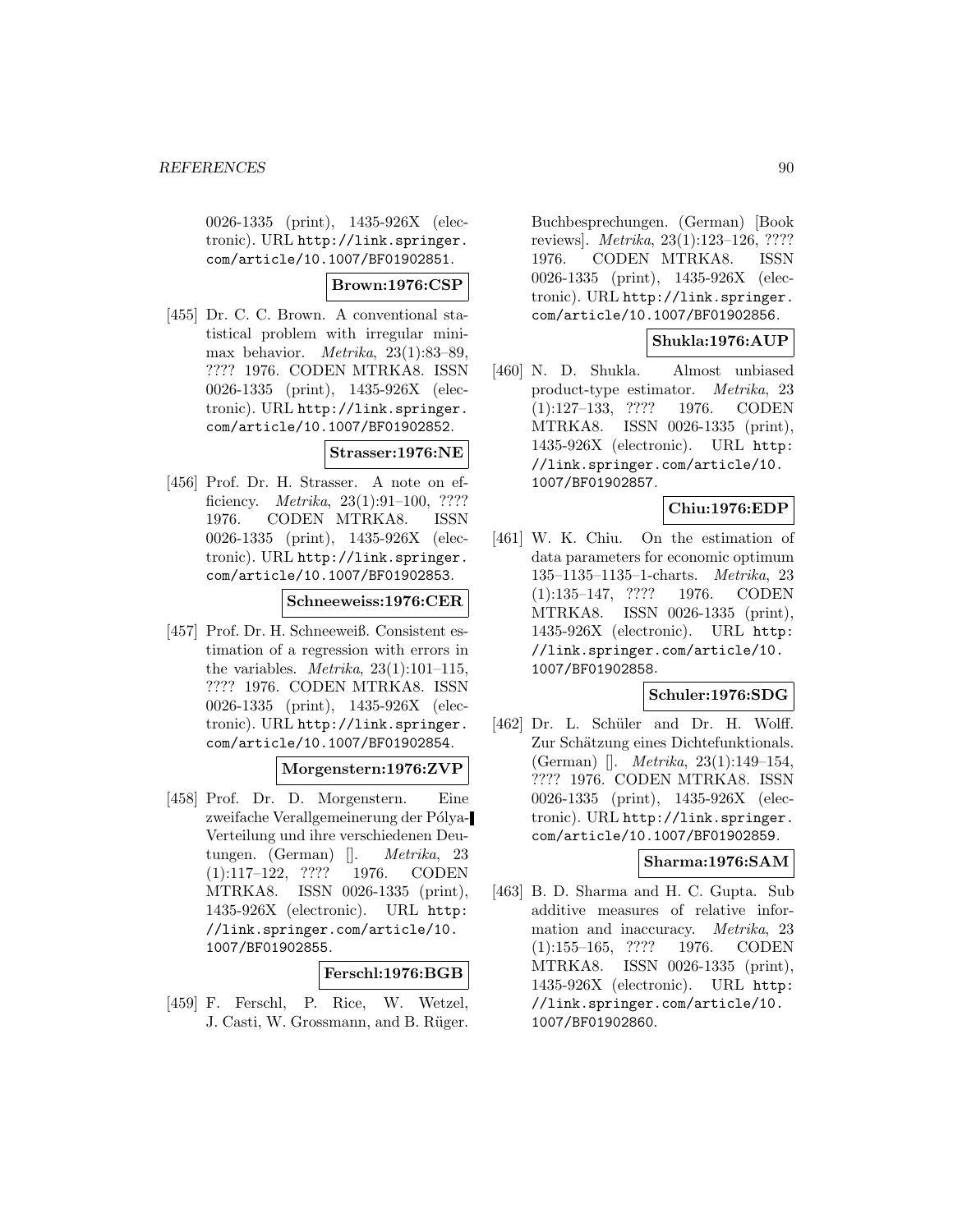0026-1335 (print), 1435-926X (electronic). URL http://link.springer.com/article/10.1007/BF01902851.

**Brown:1976:CSP**

[455] Dr. C. C. Brown. A conventional statistical problem with irregular minimax behavior. *Metrika*, 23(1):83–89, ???? 1976. CODEN MTRKA8. ISSN 0026-1335 (print), 1435-926X (electronic). URL http://link.springer.com/article/10.1007/BF01902852.

**Strasser:1976:NE**

[456] Prof. Dr. H. Strasser. A note on efficiency. *Metrika*, 23(1):91–100, ???? 1976. CODEN MTRKA8. ISSN 0026-1335 (print), 1435-926X (electronic). URL http://link.springer.com/article/10.1007/BF01902853.

**Schneeweiss:1976:CER**

[457] Prof. Dr. H. Schneeweiß. Consistent estimation of a regression with errors in the variables. *Metrika*, 23(1):101–115, ???? 1976. CODEN MTRKA8. ISSN 0026-1335 (print), 1435-926X (electronic). URL http://link.springer.com/article/10.1007/BF01902854.

**Morgenstern:1976:ZVP**

[458] Prof. Dr. D. Morgenstern. Eine zweifache Verallgemeinerung der Pólya-Verteilung und ihre verschiedenen Deutungen. (German) []. *Metrika*, 23(1):117–122, ???? 1976. CODEN MTRKA8. ISSN 0026-1335 (print), 1435-926X (electronic). URL http://link.springer.com/article/10.1007/BF01902855.

**Ferschl:1976:BGB**

[459] F. Ferschl, P. Rice, W. Wetzel, J. Casti, W. Grossmann, and B. Rüger. Buchbesprechungen. (German) [Book reviews]. *Metrika*, 23(1):123–126, ???? 1976. CODEN MTRKA8. ISSN 0026-1335 (print), 1435-926X (electronic). URL http://link.springer.com/article/10.1007/BF01902856.

**Shukla:1976:AUP**

[460] N. D. Shukla. Almost unbiased product-type estimator. *Metrika*, 23(1):127–133, ???? 1976. CODEN MTRKA8. ISSN 0026-1335 (print), 1435-926X (electronic). URL http://link.springer.com/article/10.1007/BF01902857.

**Chiu:1976:EDP**

[461] W. K. Chiu. On the estimation of data parameters for economic optimum 135–1135–1135–1-charts. *Metrika*, 23(1):135–147, ???? 1976. CODEN MTRKA8. ISSN 0026-1335 (print), 1435-926X (electronic). URL http://link.springer.com/article/10.1007/BF01902858.

**Schuler:1976:SDG**

[462] Dr. L. Schüler and Dr. H. Wolff. Zur Schätzung eines Dichtefunktionals. (German) []. *Metrika*, 23(1):149–154, ???? 1976. CODEN MTRKA8. ISSN 0026-1335 (print), 1435-926X (electronic). URL http://link.springer.com/article/10.1007/BF01902859.

**Sharma:1976:SAM**

[463] B. D. Sharma and H. C. Gupta. Sub additive measures of relative information and inaccuracy. *Metrika*, 23(1):155–165, ???? 1976. CODEN MTRKA8. ISSN 0026-1335 (print), 1435-926X (electronic). URL http://link.springer.com/article/10.1007/BF01902860.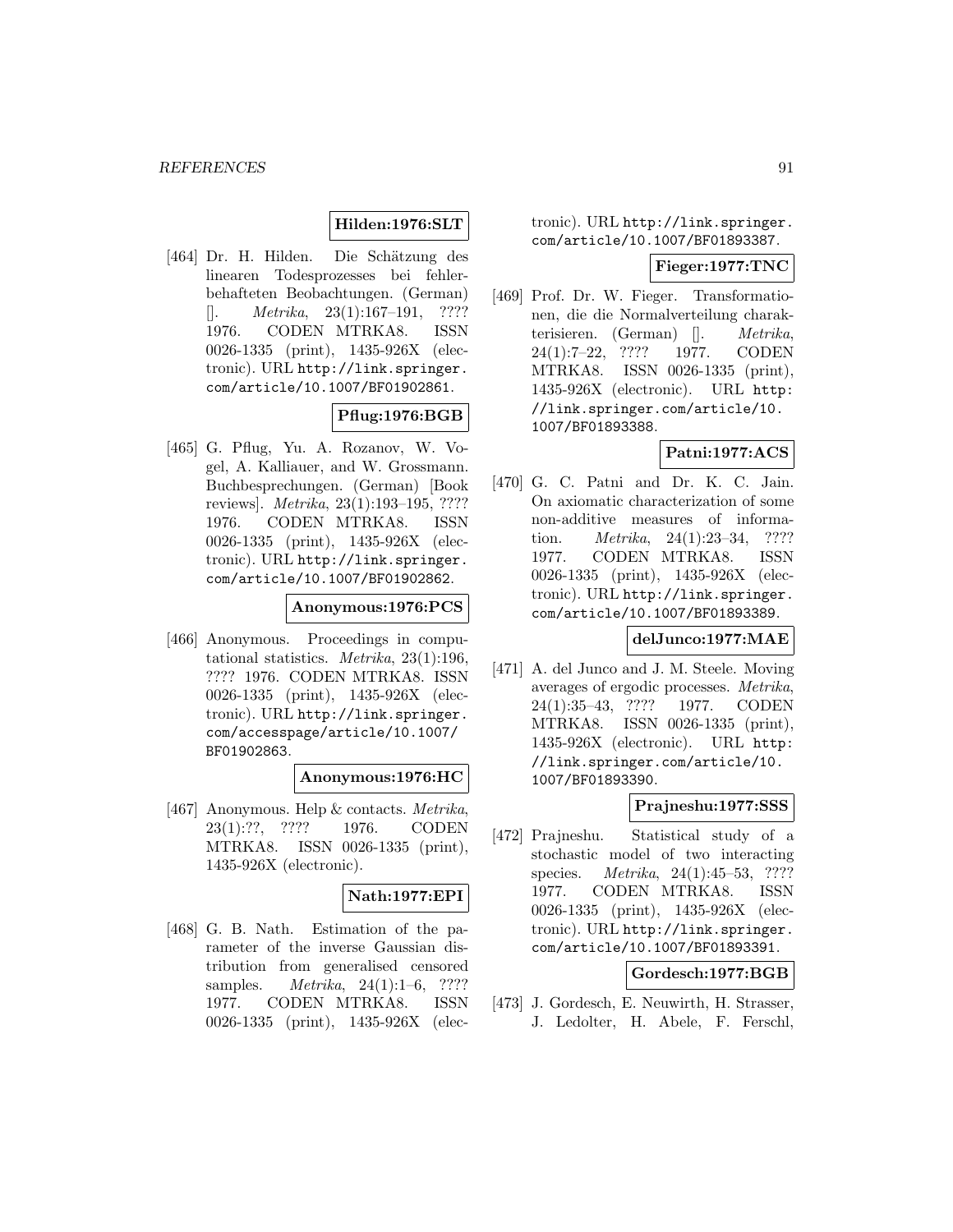**Hilden:1976:SLT**

[464] Dr. H. Hilden. Die Schätzung des linearen Todesprozesses bei fehlerbehafteten Beobachtungen. (German) []. *Metrika*, 23(1):167–191, ???? 1976. CODEN MTRKA8. ISSN 0026-1335 (print), 1435-926X (electronic). URL http://link.springer.com/article/10.1007/BF01902861.

**Pflug:1976:BGB**

[465] G. Pflug, Yu. A. Rozanov, W. Vogel, A. Kalliauer, and W. Grossmann. Buchbesprechungen. (German) [Book reviews]. *Metrika*, 23(1):193–195, ???? 1976. CODEN MTRKA8. ISSN 0026-1335 (print), 1435-926X (electronic). URL http://link.springer.com/article/10.1007/BF01902862.

**Anonymous:1976:PCS**

[466] Anonymous. Proceedings in computational statistics. *Metrika*, 23(1):196, ???? 1976. CODEN MTRKA8. ISSN 0026-1335 (print), 1435-926X (electronic). URL http://link.springer.com/accesspage/article/10.1007/BF01902863.

**Anonymous:1976:HC**

[467] Anonymous. Help & contacts. *Metrika*, 23(1):??, ???? 1976. CODEN MTRKA8. ISSN 0026-1335 (print), 1435-926X (electronic).

**Nath:1977:EPI**

[468] G. B. Nath. Estimation of the parameter of the inverse Gaussian distribution from generalised censored samples. *Metrika*, 24(1):1–6, ???? 1977. CODEN MTRKA8. ISSN 0026-1335 (print), 1435-926X (electronic). URL http://link.springer.com/article/10.1007/BF01893387.

**Fieger:1977:TNC**

[469] Prof. Dr. W. Fieger. Transformationen, die die Normalverteilung charakterisieren. (German) []. *Metrika*, 24(1):7–22, ???? 1977. CODEN MTRKA8. ISSN 0026-1335 (print), 1435-926X (electronic). URL http://link.springer.com/article/10.1007/BF01893388.

**Patni:1977:ACS**

[470] G. C. Patni and Dr. K. C. Jain. On axiomatic characterization of some non-additive measures of information. *Metrika*, 24(1):23–34, ???? 1977. CODEN MTRKA8. ISSN 0026-1335 (print), 1435-926X (electronic). URL http://link.springer.com/article/10.1007/BF01893389.

**delJunco:1977:MAE**

[471] A. del Junco and J. M. Steele. Moving averages of ergodic processes. *Metrika*, 24(1):35–43, ???? 1977. CODEN MTRKA8. ISSN 0026-1335 (print), 1435-926X (electronic). URL http://link.springer.com/article/10.1007/BF01893390.

**Prajneshu:1977:SSS**

[472] Prajneshu. Statistical study of a stochastic model of two interacting species. *Metrika*, 24(1):45–53, ???? 1977. CODEN MTRKA8. ISSN 0026-1335 (print), 1435-926X (electronic). URL http://link.springer.com/article/10.1007/BF01893391.

**Gordesch:1977:BGB**

[473] J. Gordesch, E. Neuwirth, H. Strasser, J. Ledolter, H. Abele, F. Ferschl,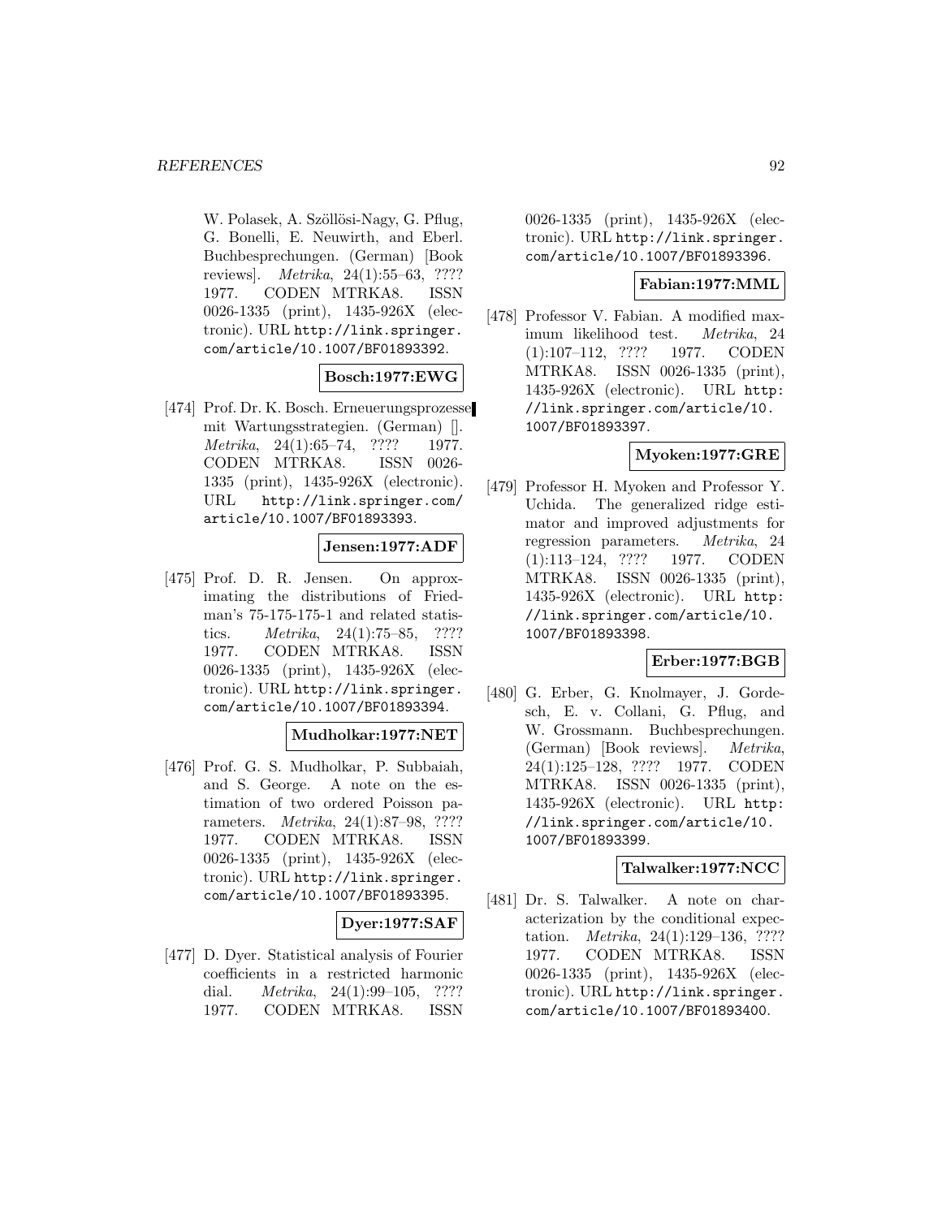W. Polasek, A. Szöllösi-Nagy, G. Pflug, G. Bonelli, E. Neuwirth, and Eberl. Buchbesprechungen. (German) [Book reviews]. *Metrika*, 24(1):55–63, ???? 1977. CODEN MTRKA8. ISSN 0026-1335 (print), 1435-926X (electronic). URL http://link.springer.com/article/10.1007/BF01893392.

**Bosch:1977:EWG**

[474] Prof. Dr. K. Bosch. Erneuerungsprozesse mit Wartungsstrategien. (German) []. *Metrika*, 24(1):65–74, ???? 1977. CODEN MTRKA8. ISSN 0026-1335 (print), 1435-926X (electronic). URL http://link.springer.com/article/10.1007/BF01893393.

**Jensen:1977:ADF**

[475] Prof. D. R. Jensen. On approximating the distributions of Friedman's 75-175-175-1 and related statistics. *Metrika*, 24(1):75–85, ???? 1977. CODEN MTRKA8. ISSN 0026-1335 (print), 1435-926X (electronic). URL http://link.springer.com/article/10.1007/BF01893394.

**Mudholkar:1977:NET**

[476] Prof. G. S. Mudholkar, P. Subbaiah, and S. George. A note on the estimation of two ordered Poisson parameters. *Metrika*, 24(1):87–98, ???? 1977. CODEN MTRKA8. ISSN 0026-1335 (print), 1435-926X (electronic). URL http://link.springer.com/article/10.1007/BF01893395.

**Dyer:1977:SAF**

[477] D. Dyer. Statistical analysis of Fourier coefficients in a restricted harmonic dial. *Metrika*, 24(1):99–105, ???? 1977. CODEN MTRKA8. ISSN 0026-1335 (print), 1435-926X (electronic). URL http://link.springer.com/article/10.1007/BF01893396.

**Fabian:1977:MML**

[478] Professor V. Fabian. A modified maximum likelihood test. *Metrika*, 24(1):107–112, ???? 1977. CODEN MTRKA8. ISSN 0026-1335 (print), 1435-926X (electronic). URL http://link.springer.com/article/10.1007/BF01893397.

**Myoken:1977:GRE**

[479] Professor H. Myoken and Professor Y. Uchida. The generalized ridge estimator and improved adjustments for regression parameters. *Metrika*, 24(1):113–124, ???? 1977. CODEN MTRKA8. ISSN 0026-1335 (print), 1435-926X (electronic). URL http://link.springer.com/article/10.1007/BF01893398.

**Erber:1977:BGB**

[480] G. Erber, G. Knolmayer, J. Gordesch, E. v. Collani, G. Pflug, and W. Grossmann. Buchbesprechungen. (German) [Book reviews]. *Metrika*, 24(1):125–128, ???? 1977. CODEN MTRKA8. ISSN 0026-1335 (print), 1435-926X (electronic). URL http://link.springer.com/article/10.1007/BF01893399.

**Talwalker:1977:NCC**

[481] Dr. S. Talwalker. A note on characterization by the conditional expectation. *Metrika*, 24(1):129–136, ???? 1977. CODEN MTRKA8. ISSN 0026-1335 (print), 1435-926X (electronic). URL http://link.springer.com/article/10.1007/BF01893400.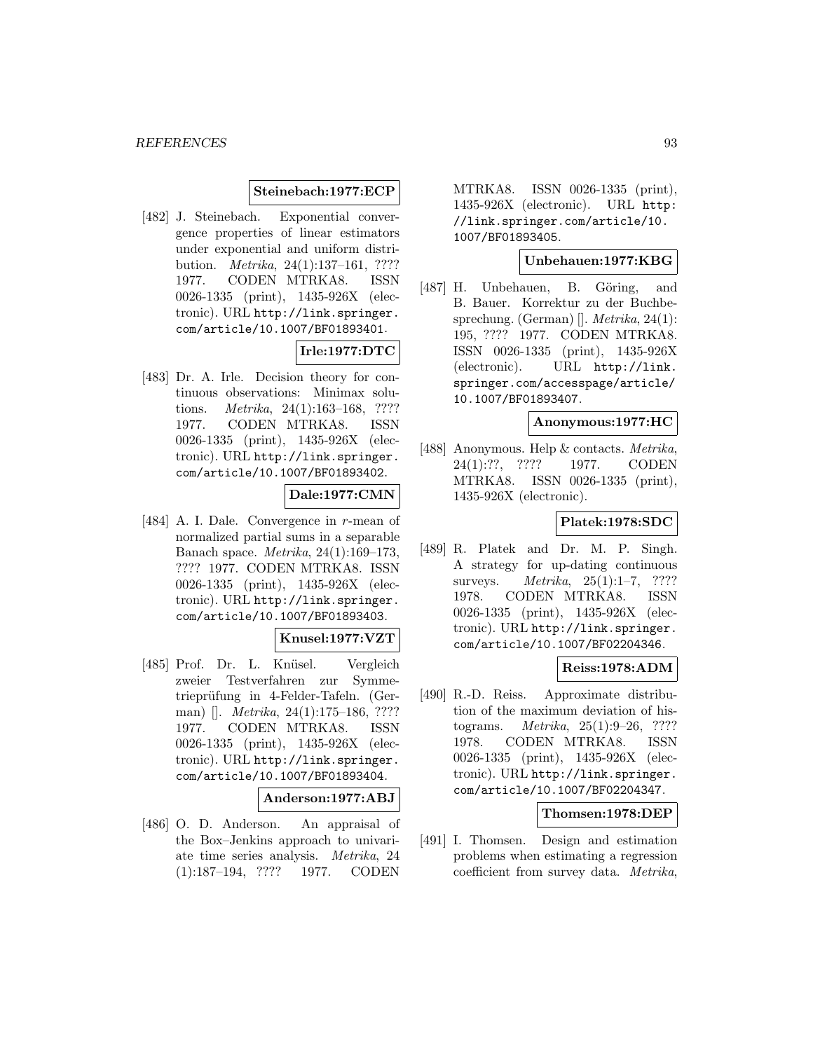**Steinebach:1977:ECP**

[482] J. Steinebach. Exponential convergence properties of linear estimators under exponential and uniform distribution. *Metrika*, 24(1):137–161, ???? 1977. CODEN MTRKA8. ISSN 0026-1335 (print), 1435-926X (electronic). URL http://link.springer.com/article/10.1007/BF01893401.

**Irle:1977:DTC**

[483] Dr. A. Irle. Decision theory for continuous observations: Minimax solutions. *Metrika*, 24(1):163–168, ???? 1977. CODEN MTRKA8. ISSN 0026-1335 (print), 1435-926X (electronic). URL http://link.springer.com/article/10.1007/BF01893402.

**Dale:1977:CMN**

[484] A. I. Dale. Convergence in $r$-mean of normalized partial sums in a separable Banach space. *Metrika*, 24(1):169–173, ???? 1977. CODEN MTRKA8. ISSN 0026-1335 (print), 1435-926X (electronic). URL http://link.springer.com/article/10.1007/BF01893403.

**Knusel:1977:VZT**

[485] Prof. Dr. L. Knüsel. Vergleich zweier Testverfahren zur Symmetrieprüfung in 4-Felder-Tafeln. (German) []. *Metrika*, 24(1):175–186, ???? 1977. CODEN MTRKA8. ISSN 0026-1335 (print), 1435-926X (electronic). URL http://link.springer.com/article/10.1007/BF01893404.

**Anderson:1977:ABJ**

[486] O. D. Anderson. An appraisal of the Box–Jenkins approach to univariate time series analysis. *Metrika*, 24 (1):187–194, ???? 1977. CODEN MTRKA8. ISSN 0026-1335 (print), 1435-926X (electronic). URL http://link.springer.com/article/10.1007/BF01893405.

**Unbehauen:1977:KBG**

[487] H. Unbehauen, B. Göring, and B. Bauer. Korrektur zu der Buchbesprechung. (German) []. *Metrika*, 24(1): 195, ???? 1977. CODEN MTRKA8. ISSN 0026-1335 (print), 1435-926X (electronic). URL http://link.springer.com/accesspage/article/10.1007/BF01893407.

**Anonymous:1977:HC**

[488] Anonymous. Help & contacts. *Metrika*, 24(1):??, ???? 1977. CODEN MTRKA8. ISSN 0026-1335 (print), 1435-926X (electronic).

**Platek:1978:SDC**

[489] R. Platek and Dr. M. P. Singh. A strategy for up-dating continuous surveys. *Metrika*, 25(1):1–7, ???? 1978. CODEN MTRKA8. ISSN 0026-1335 (print), 1435-926X (electronic). URL http://link.springer.com/article/10.1007/BF02204346.

**Reiss:1978:ADM**

[490] R.-D. Reiss. Approximate distribution of the maximum deviation of histograms. *Metrika*, 25(1):9–26, ???? 1978. CODEN MTRKA8. ISSN 0026-1335 (print), 1435-926X (electronic). URL http://link.springer.com/article/10.1007/BF02204347.

**Thomsen:1978:DEP**

[491] I. Thomsen. Design and estimation problems when estimating a regression coefficient from survey data. *Metrika*,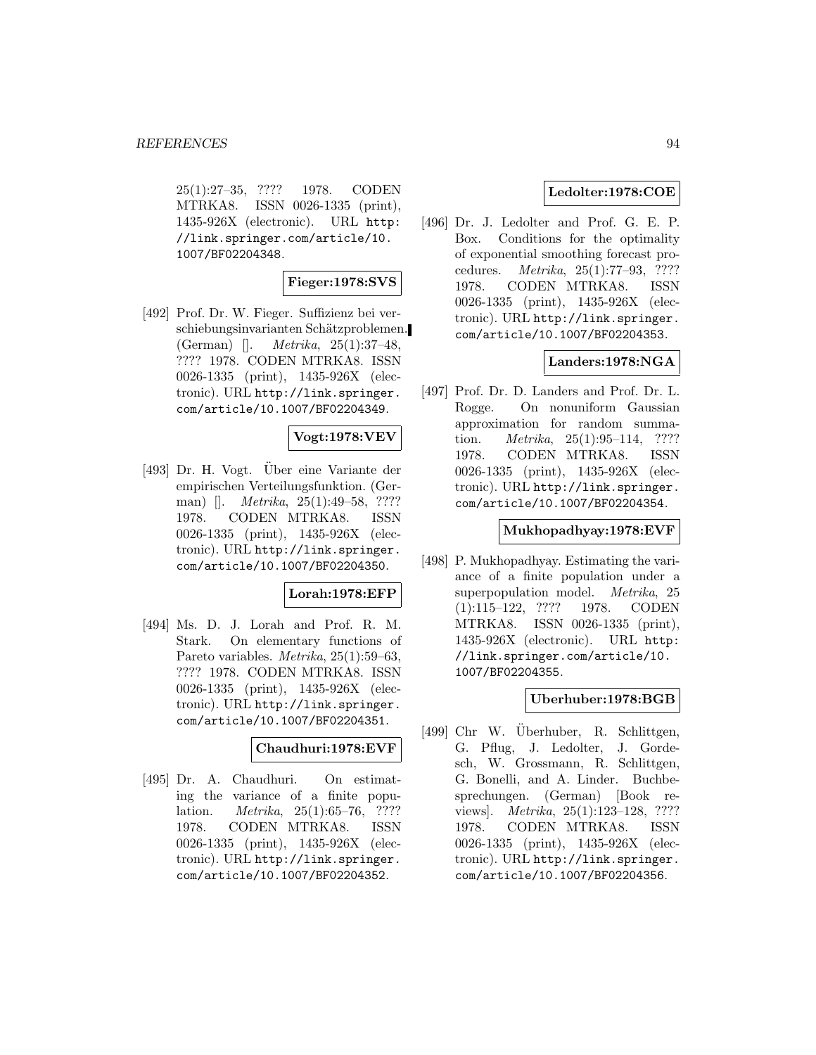25(1):27–35, ???? 1978. CODEN MTRKA8. ISSN 0026-1335 (print), 1435-926X (electronic). URL http://link.springer.com/article/10.1007/BF02204348.

**Fieger:1978:SVS**

[492] Prof. Dr. W. Fieger. Suffizienz bei verschiebungsinvarianten Schätzproblemen. (German) []. *Metrika*, 25(1):37–48, ???? 1978. CODEN MTRKA8. ISSN 0026-1335 (print), 1435-926X (electronic). URL http://link.springer.com/article/10.1007/BF02204349.

**Vogt:1978:VEV**

[493] Dr. H. Vogt. Über eine Variante der empirischen Verteilungsfunktion. (German) []. *Metrika*, 25(1):49–58, ???? 1978. CODEN MTRKA8. ISSN 0026-1335 (print), 1435-926X (electronic). URL http://link.springer.com/article/10.1007/BF02204350.

**Lorah:1978:EFP**

[494] Ms. D. J. Lorah and Prof. R. M. Stark. On elementary functions of Pareto variables. *Metrika*, 25(1):59–63, ???? 1978. CODEN MTRKA8. ISSN 0026-1335 (print), 1435-926X (electronic). URL http://link.springer.com/article/10.1007/BF02204351.

**Chaudhuri:1978:EVF**

[495] Dr. A. Chaudhuri. On estimating the variance of a finite population. *Metrika*, 25(1):65–76, ???? 1978. CODEN MTRKA8. ISSN 0026-1335 (print), 1435-926X (electronic). URL http://link.springer.com/article/10.1007/BF02204352.

**Ledolter:1978:COE**

[496] Dr. J. Ledolter and Prof. G. E. P. Box. Conditions for the optimality of exponential smoothing forecast procedures. *Metrika*, 25(1):77–93, ???? 1978. CODEN MTRKA8. ISSN 0026-1335 (print), 1435-926X (electronic). URL http://link.springer.com/article/10.1007/BF02204353.

**Landers:1978:NGA**

[497] Prof. Dr. D. Landers and Prof. Dr. L. Rogge. On nonuniform Gaussian approximation for random summation. *Metrika*, 25(1):95–114, ???? 1978. CODEN MTRKA8. ISSN 0026-1335 (print), 1435-926X (electronic). URL http://link.springer.com/article/10.1007/BF02204354.

**Mukhopadhyay:1978:EVF**

[498] P. Mukhopadhyay. Estimating the variance of a finite population under a superpopulation model. *Metrika*, 25(1):115–122, ???? 1978. CODEN MTRKA8. ISSN 0026-1335 (print), 1435-926X (electronic). URL http://link.springer.com/article/10.1007/BF02204355.

**Uberhuber:1978:BGB**

[499] Chr W. Überhuber, R. Schlittgen, G. Pflug, J. Ledolter, J. Gordesch, W. Grossmann, R. Schlittgen, G. Bonelli, and A. Linder. Buchbesprechungen. (German) [Book reviews]. *Metrika*, 25(1):123–128, ???? 1978. CODEN MTRKA8. ISSN 0026-1335 (print), 1435-926X (electronic). URL http://link.springer.com/article/10.1007/BF02204356.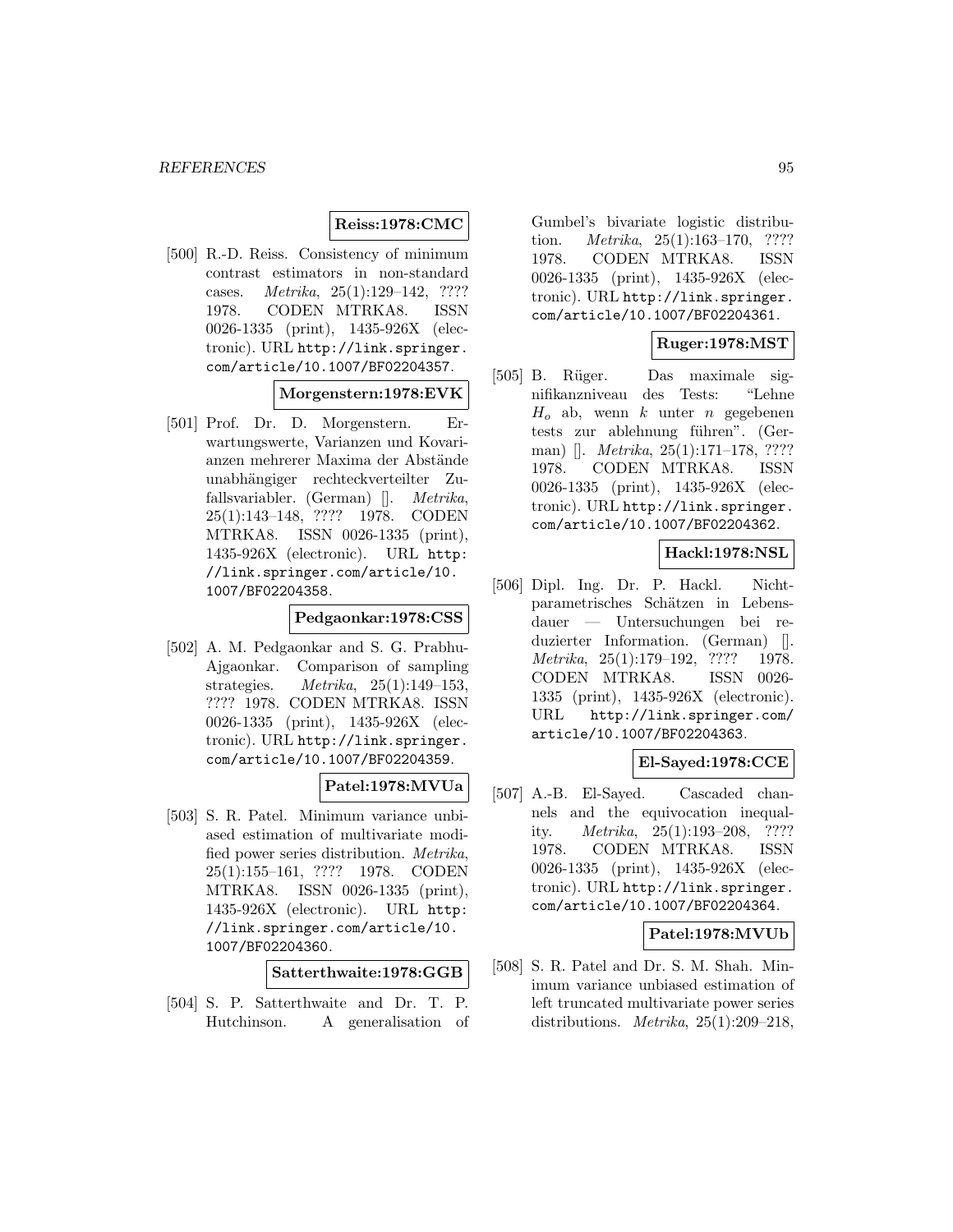**Reiss:1978:CMC**

[500] R.-D. Reiss. Consistency of minimum contrast estimators in non-standard cases. *Metrika*, 25(1):129–142, ???? 1978. CODEN MTRKA8. ISSN 0026-1335 (print), 1435-926X (electronic). URL http://link.springer.com/article/10.1007/BF02204357.

**Morgenstern:1978:EVK**

[501] Prof. Dr. D. Morgenstern. Erwartungswerte, Varianzen und Kovarianzen mehrerer Maxima der Abstände unabhängiger rechteckverteilter Zufallsvariabler. (German) []. *Metrika*, 25(1):143–148, ???? 1978. CODEN MTRKA8. ISSN 0026-1335 (print), 1435-926X (electronic). URL http://link.springer.com/article/10.1007/BF02204358.

**Pedgaonkar:1978:CSS**

[502] A. M. Pedgaonkar and S. G. Prabhu-Ajgaonkar. Comparison of sampling strategies. *Metrika*, 25(1):149–153, ???? 1978. CODEN MTRKA8. ISSN 0026-1335 (print), 1435-926X (electronic). URL http://link.springer.com/article/10.1007/BF02204359.

**Patel:1978:MVUa**

[503] S. R. Patel. Minimum variance unbiased estimation of multivariate modified power series distribution. *Metrika*, 25(1):155–161, ???? 1978. CODEN MTRKA8. ISSN 0026-1335 (print), 1435-926X (electronic). URL http://link.springer.com/article/10.1007/BF02204360.

**Satterthwaite:1978:GGB**

[504] S. P. Satterthwaite and Dr. T. P. Hutchinson. A generalisation of Gumbel's bivariate logistic distribution. *Metrika*, 25(1):163–170, ???? 1978. CODEN MTRKA8. ISSN 0026-1335 (print), 1435-926X (electronic). URL http://link.springer.com/article/10.1007/BF02204361.

**Ruger:1978:MST**

[505] B. Rüger. Das maximale signifikanzniveau des Tests: "Lehne $H_o$ ab, wenn $k$ unter $n$ gegebenen tests zur ablehnung führen". (German) []. *Metrika*, 25(1):171–178, ???? 1978. CODEN MTRKA8. ISSN 0026-1335 (print), 1435-926X (electronic). URL http://link.springer.com/article/10.1007/BF02204362.

**Hackl:1978:NSL**

[506] Dipl. Ing. Dr. P. Hackl. Nichtparametrisches Schätzen in Lebensdauer — Untersuchungen bei reduzierter Information. (German) []. *Metrika*, 25(1):179–192, ???? 1978. CODEN MTRKA8. ISSN 0026-1335 (print), 1435-926X (electronic). URL http://link.springer.com/article/10.1007/BF02204363.

**El-Sayed:1978:CCE**

[507] A.-B. El-Sayed. Cascaded channels and the equivocation inequality. *Metrika*, 25(1):193–208, ???? 1978. CODEN MTRKA8. ISSN 0026-1335 (print), 1435-926X (electronic). URL http://link.springer.com/article/10.1007/BF02204364.

**Patel:1978:MVUb**

[508] S. R. Patel and Dr. S. M. Shah. Minimum variance unbiased estimation of left truncated multivariate power series distributions. *Metrika*, 25(1):209–218,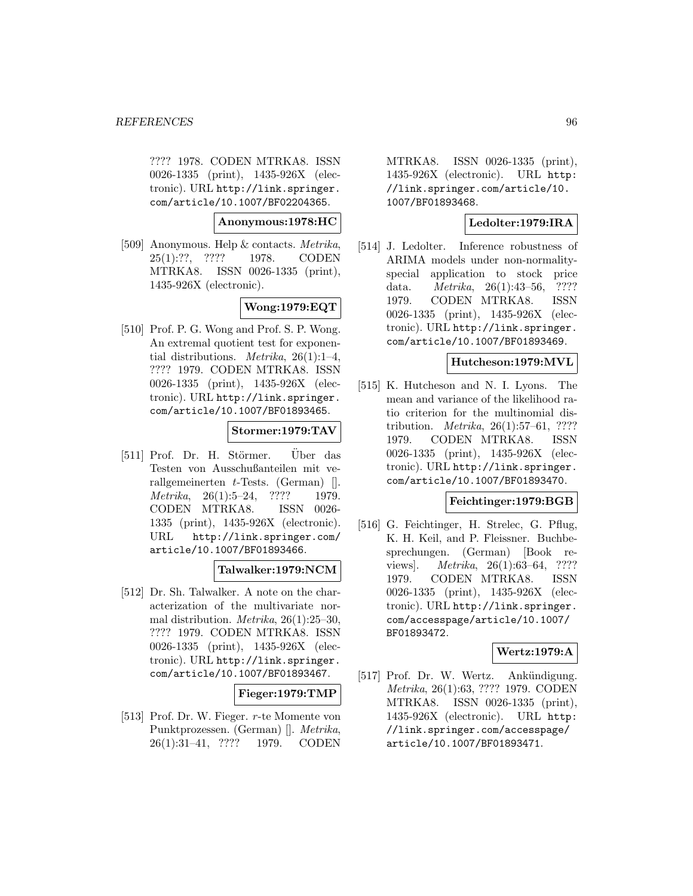???? 1978. CODEN MTRKA8. ISSN 0026-1335 (print), 1435-926X (electronic). URL http://link.springer.com/article/10.1007/BF02204365.

**Anonymous:1978:HC**

[509] Anonymous. Help & contacts. *Metrika*, 25(1):??, ???? 1978. CODEN MTRKA8. ISSN 0026-1335 (print), 1435-926X (electronic).

**Wong:1979:EQT**

[510] Prof. P. G. Wong and Prof. S. P. Wong. An extremal quotient test for exponential distributions. *Metrika*, 26(1):1–4, ???? 1979. CODEN MTRKA8. ISSN 0026-1335 (print), 1435-926X (electronic). URL http://link.springer.com/article/10.1007/BF01893465.

**Stormer:1979:TAV**

[511] Prof. Dr. H. Störmer. Über das Testen von Ausschußanteilen mit verallgemeinerten $t$-Tests. (German) []. *Metrika*, 26(1):5–24, ???? 1979. CODEN MTRKA8. ISSN 0026-1335 (print), 1435-926X (electronic). URL http://link.springer.com/article/10.1007/BF01893466.

**Talwalker:1979:NCM**

[512] Dr. Sh. Talwalker. A note on the characterization of the multivariate normal distribution. *Metrika*, 26(1):25–30, ???? 1979. CODEN MTRKA8. ISSN 0026-1335 (print), 1435-926X (electronic). URL http://link.springer.com/article/10.1007/BF01893467.

**Fieger:1979:TMP**

[513] Prof. Dr. W. Fieger. $r$-te Momente von Punktprozessen. (German) []. *Metrika*, 26(1):31–41, ???? 1979. CODEN MTRKA8. ISSN 0026-1335 (print), 1435-926X (electronic). URL http://link.springer.com/article/10.1007/BF01893468.

**Ledolter:1979:IRA**

[514] J. Ledolter. Inference robustness of ARIMA models under non-normality-special application to stock price data. *Metrika*, 26(1):43–56, ???? 1979. CODEN MTRKA8. ISSN 0026-1335 (print), 1435-926X (electronic). URL http://link.springer.com/article/10.1007/BF01893469.

**Hutcheson:1979:MVL**

[515] K. Hutcheson and N. I. Lyons. The mean and variance of the likelihood ratio criterion for the multinomial distribution. *Metrika*, 26(1):57–61, ???? 1979. CODEN MTRKA8. ISSN 0026-1335 (print), 1435-926X (electronic). URL http://link.springer.com/article/10.1007/BF01893470.

**Feichtinger:1979:BGB**

[516] G. Feichtinger, H. Strelec, G. Pflug, K. H. Keil, and P. Fleissner. Buchbesprechungen. (German) [Book reviews]. *Metrika*, 26(1):63–64, ???? 1979. CODEN MTRKA8. ISSN 0026-1335 (print), 1435-926X (electronic). URL http://link.springer.com/accesspage/article/10.1007/BF01893472.

**Wertz:1979:A**

[517] Prof. Dr. W. Wertz. Ankündigung. *Metrika*, 26(1):63, ???? 1979. CODEN MTRKA8. ISSN 0026-1335 (print), 1435-926X (electronic). URL http://link.springer.com/accesspage/article/10.1007/BF01893471.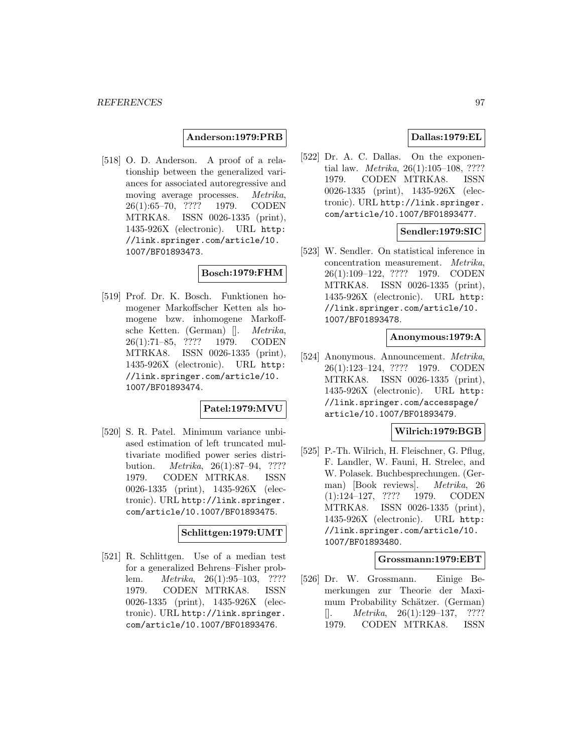**Anderson:1979:PRB**

[518] O. D. Anderson. A proof of a relationship between the generalized variances for associated autoregressive and moving average processes. *Metrika*, 26(1):65–70, ???? 1979. CODEN MTRKA8. ISSN 0026-1335 (print), 1435-926X (electronic). URL http://link.springer.com/article/10.1007/BF01893473.

**Bosch:1979:FHM**

[519] Prof. Dr. K. Bosch. Funktionen homogener Markoffscher Ketten als homogene bzw. inhomogene Markoffsche Ketten. (German) []. *Metrika*, 26(1):71–85, ???? 1979. CODEN MTRKA8. ISSN 0026-1335 (print), 1435-926X (electronic). URL http://link.springer.com/article/10.1007/BF01893474.

**Patel:1979:MVU**

[520] S. R. Patel. Minimum variance unbiased estimation of left truncated multivariate modified power series distribution. *Metrika*, 26(1):87–94, ???? 1979. CODEN MTRKA8. ISSN 0026-1335 (print), 1435-926X (electronic). URL http://link.springer.com/article/10.1007/BF01893475.

**Schlittgen:1979:UMT**

[521] R. Schlittgen. Use of a median test for a generalized Behrens–Fisher problem. *Metrika*, 26(1):95–103, ???? 1979. CODEN MTRKA8. ISSN 0026-1335 (print), 1435-926X (electronic). URL http://link.springer.com/article/10.1007/BF01893476.

**Dallas:1979:EL**

[522] Dr. A. C. Dallas. On the exponential law. *Metrika*, 26(1):105–108, ???? 1979. CODEN MTRKA8. ISSN 0026-1335 (print), 1435-926X (electronic). URL http://link.springer.com/article/10.1007/BF01893477.

**Sendler:1979:SIC**

[523] W. Sendler. On statistical inference in concentration measurement. *Metrika*, 26(1):109–122, ???? 1979. CODEN MTRKA8. ISSN 0026-1335 (print), 1435-926X (electronic). URL http://link.springer.com/article/10.1007/BF01893478.

**Anonymous:1979:A**

[524] Anonymous. Announcement. *Metrika*, 26(1):123–124, ???? 1979. CODEN MTRKA8. ISSN 0026-1335 (print), 1435-926X (electronic). URL http://link.springer.com/accesspage/article/10.1007/BF01893479.

**Wilrich:1979:BGB**

[525] P.-Th. Wilrich, H. Fleischner, G. Pflug, F. Landler, W. Fauni, H. Strelec, and W. Polasek. Buchbesprechungen. (German) [Book reviews]. *Metrika*, 26(1):124–127, ???? 1979. CODEN MTRKA8. ISSN 0026-1335 (print), 1435-926X (electronic). URL http://link.springer.com/article/10.1007/BF01893480.

**Grossmann:1979:EBT**

[526] Dr. W. Grossmann. Einige Bemerkungen zur Theorie der Maximum Probability Schätzer. (German) []. *Metrika*, 26(1):129–137, ???? 1979. CODEN MTRKA8. ISSN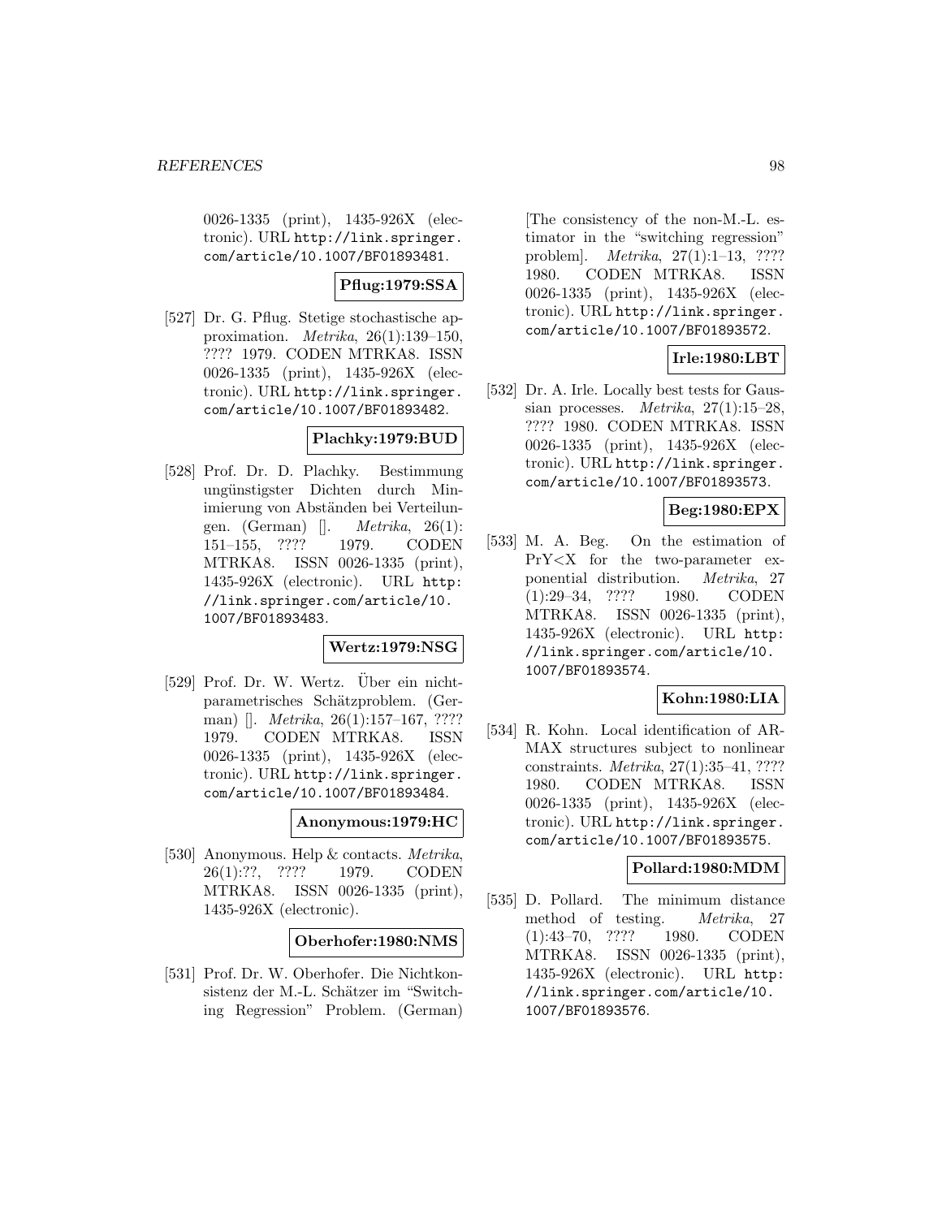0026-1335 (print), 1435-926X (electronic). URL http://link.springer.com/article/10.1007/BF01893481.

**Pflug:1979:SSA**

[527] Dr. G. Pflug. Stetige stochastische approximation. *Metrika*, 26(1):139–150, ???? 1979. CODEN MTRKA8. ISSN 0026-1335 (print), 1435-926X (electronic). URL http://link.springer.com/article/10.1007/BF01893482.

**Plachky:1979:BUD**

[528] Prof. Dr. D. Plachky. Bestimmung ungünstigster Dichten durch Minimierung von Abständen bei Verteilungen. (German) []. *Metrika*, 26(1): 151–155, ???? 1979. CODEN MTRKA8. ISSN 0026-1335 (print), 1435-926X (electronic). URL http://link.springer.com/article/10.1007/BF01893483.

**Wertz:1979:NSG**

[529] Prof. Dr. W. Wertz. Über ein nichtparametrisches Schätzproblem. (German) []. *Metrika*, 26(1):157–167, ???? 1979. CODEN MTRKA8. ISSN 0026-1335 (print), 1435-926X (electronic). URL http://link.springer.com/article/10.1007/BF01893484.

**Anonymous:1979:HC**

[530] Anonymous. Help & contacts. *Metrika*, 26(1):??, ???? 1979. CODEN MTRKA8. ISSN 0026-1335 (print), 1435-926X (electronic).

**Oberhofer:1980:NMS**

[531] Prof. Dr. W. Oberhofer. Die Nichtkonsistenz der M.-L. Schätzer im "Switching Regression" Problem. (German) [The consistency of the non-M.-L. estimator in the "switching regression" problem]. *Metrika*, 27(1):1–13, ???? 1980. CODEN MTRKA8. ISSN 0026-1335 (print), 1435-926X (electronic). URL http://link.springer.com/article/10.1007/BF01893572.

**Irle:1980:LBT**

[532] Dr. A. Irle. Locally best tests for Gaussian processes. *Metrika*, 27(1):15–28, ???? 1980. CODEN MTRKA8. ISSN 0026-1335 (print), 1435-926X (electronic). URL http://link.springer.com/article/10.1007/BF01893573.

**Beg:1980:EPX**

[533] M. A. Beg. On the estimation of PrY<X for the two-parameter exponential distribution. *Metrika*, 27 (1):29–34, ???? 1980. CODEN MTRKA8. ISSN 0026-1335 (print), 1435-926X (electronic). URL http://link.springer.com/article/10.1007/BF01893574.

**Kohn:1980:LIA**

[534] R. Kohn. Local identification of ARMAX structures subject to nonlinear constraints. *Metrika*, 27(1):35–41, ???? 1980. CODEN MTRKA8. ISSN 0026-1335 (print), 1435-926X (electronic). URL http://link.springer.com/article/10.1007/BF01893575.

**Pollard:1980:MDM**

[535] D. Pollard. The minimum distance method of testing. *Metrika*, 27 (1):43–70, ???? 1980. CODEN MTRKA8. ISSN 0026-1335 (print), 1435-926X (electronic). URL http://link.springer.com/article/10.1007/BF01893576.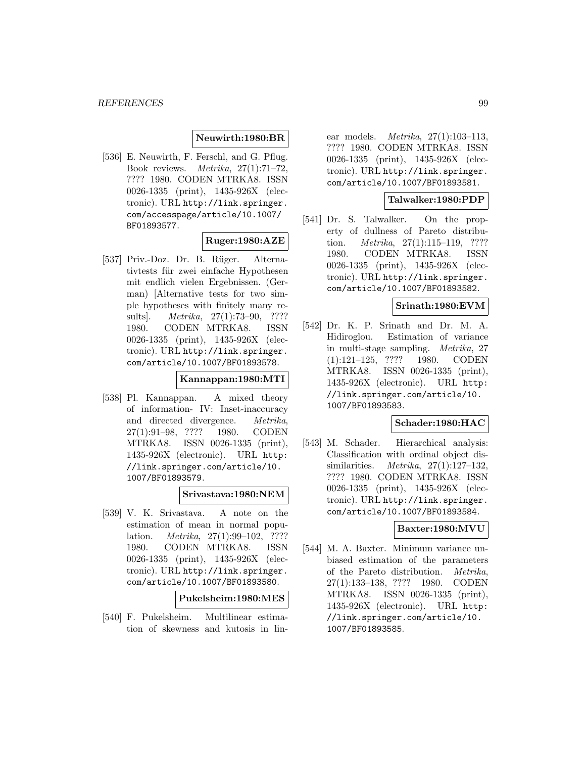**Neuwirth:1980:BR**

[536] E. Neuwirth, F. Ferschl, and G. Pflug. Book reviews. *Metrika*, 27(1):71–72, ???? 1980. CODEN MTRKA8. ISSN 0026-1335 (print), 1435-926X (electronic). URL http://link.springer.com/accesspage/article/10.1007/BF01893577.

**Ruger:1980:AZE**

[537] Priv.-Doz. Dr. B. Rüger. Alternativtests für zwei einfache Hypothesen mit endlich vielen Ergebnissen. (German) [Alternative tests for two simple hypotheses with finitely many results]. *Metrika*, 27(1):73–90, ???? 1980. CODEN MTRKA8. ISSN 0026-1335 (print), 1435-926X (electronic). URL http://link.springer.com/article/10.1007/BF01893578.

**Kannappan:1980:MTI**

[538] Pl. Kannappan. A mixed theory of information- IV: Inset-inaccuracy and directed divergence. *Metrika*, 27(1):91–98, ???? 1980. CODEN MTRKA8. ISSN 0026-1335 (print), 1435-926X (electronic). URL http://link.springer.com/article/10.1007/BF01893579.

**Srivastava:1980:NEM**

[539] V. K. Srivastava. A note on the estimation of mean in normal population. *Metrika*, 27(1):99–102, ???? 1980. CODEN MTRKA8. ISSN 0026-1335 (print), 1435-926X (electronic). URL http://link.springer.com/article/10.1007/BF01893580.

**Pukelsheim:1980:MES**

[540] F. Pukelsheim. Multilinear estimation of skewness and kutosis in linear models. *Metrika*, 27(1):103–113, ???? 1980. CODEN MTRKA8. ISSN 0026-1335 (print), 1435-926X (electronic). URL http://link.springer.com/article/10.1007/BF01893581.

**Talwalker:1980:PDP**

[541] Dr. S. Talwalker. On the property of dullness of Pareto distribution. *Metrika*, 27(1):115–119, ???? 1980. CODEN MTRKA8. ISSN 0026-1335 (print), 1435-926X (electronic). URL http://link.springer.com/article/10.1007/BF01893582.

**Srinath:1980:EVM**

[542] Dr. K. P. Srinath and Dr. M. A. Hidiroglou. Estimation of variance in multi-stage sampling. *Metrika*, 27(1):121–125, ???? 1980. CODEN MTRKA8. ISSN 0026-1335 (print), 1435-926X (electronic). URL http://link.springer.com/article/10.1007/BF01893583.

**Schader:1980:HAC**

[543] M. Schader. Hierarchical analysis: Classification with ordinal object dissimilarities. *Metrika*, 27(1):127–132, ???? 1980. CODEN MTRKA8. ISSN 0026-1335 (print), 1435-926X (electronic). URL http://link.springer.com/article/10.1007/BF01893584.

**Baxter:1980:MVU**

[544] M. A. Baxter. Minimum variance unbiased estimation of the parameters of the Pareto distribution. *Metrika*, 27(1):133–138, ???? 1980. CODEN MTRKA8. ISSN 0026-1335 (print), 1435-926X (electronic). URL http://link.springer.com/article/10.1007/BF01893585.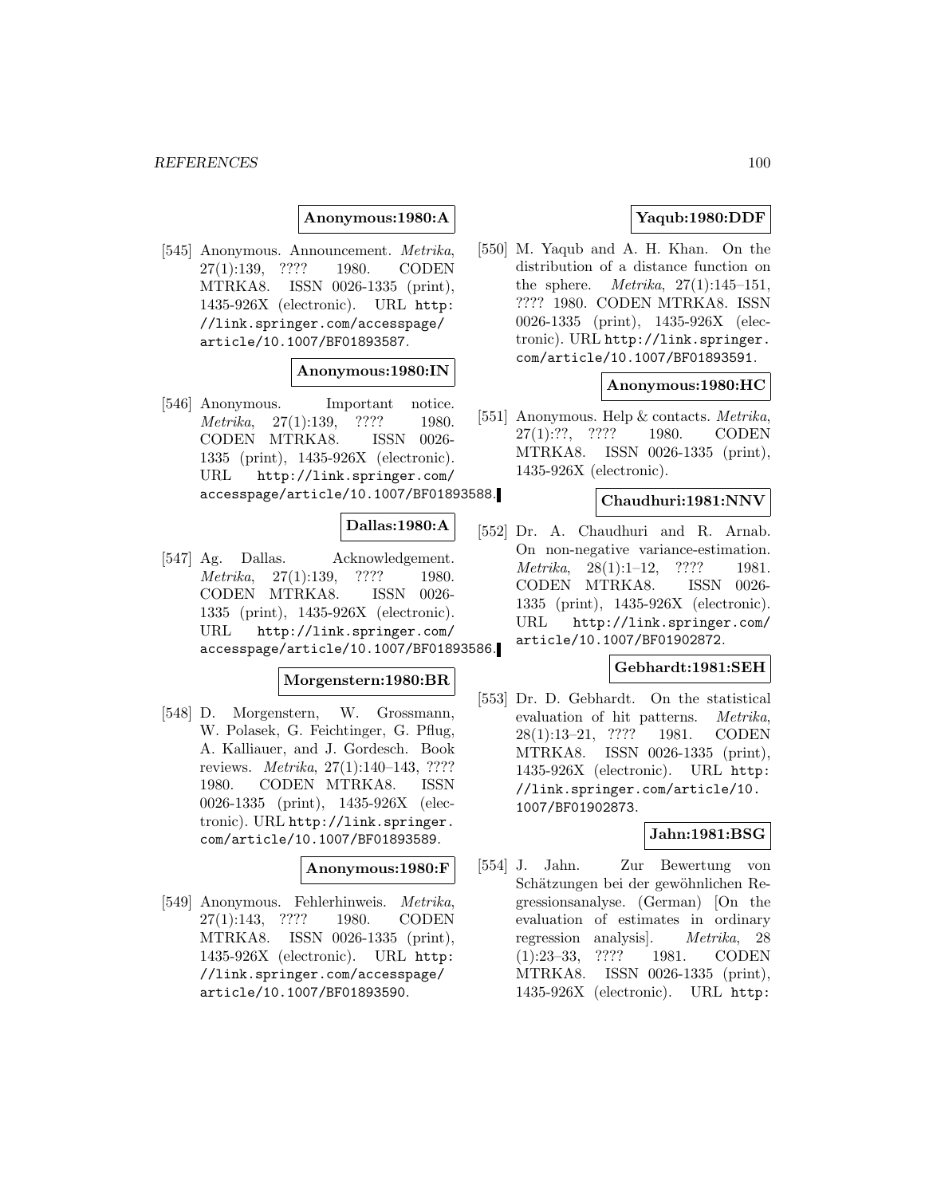**Anonymous:1980:A**

[545] Anonymous. Announcement. *Metrika*, 27(1):139, ???? 1980. CODEN MTRKA8. ISSN 0026-1335 (print), 1435-926X (electronic). URL http://link.springer.com/accesspage/article/10.1007/BF01893587.

**Anonymous:1980:IN**

[546] Anonymous. Important notice. *Metrika*, 27(1):139, ???? 1980. CODEN MTRKA8. ISSN 0026-1335 (print), 1435-926X (electronic). URL http://link.springer.com/accesspage/article/10.1007/BF01893588.

**Dallas:1980:A**

[547] Ag. Dallas. Acknowledgement. *Metrika*, 27(1):139, ???? 1980. CODEN MTRKA8. ISSN 0026-1335 (print), 1435-926X (electronic). URL http://link.springer.com/accesspage/article/10.1007/BF01893586.

**Morgenstern:1980:BR**

[548] D. Morgenstern, W. Grossmann, W. Polasek, G. Feichtinger, G. Pflug, A. Kalliauer, and J. Gordesch. Book reviews. *Metrika*, 27(1):140–143, ???? 1980. CODEN MTRKA8. ISSN 0026-1335 (print), 1435-926X (electronic). URL http://link.springer.com/article/10.1007/BF01893589.

**Anonymous:1980:F**

[549] Anonymous. Fehlerhinweis. *Metrika*, 27(1):143, ???? 1980. CODEN MTRKA8. ISSN 0026-1335 (print), 1435-926X (electronic). URL http://link.springer.com/accesspage/article/10.1007/BF01893590.

**Yaqub:1980:DDF**

[550] M. Yaqub and A. H. Khan. On the distribution of a distance function on the sphere. *Metrika*, 27(1):145–151, ???? 1980. CODEN MTRKA8. ISSN 0026-1335 (print), 1435-926X (electronic). URL http://link.springer.com/article/10.1007/BF01893591.

**Anonymous:1980:HC**

[551] Anonymous. Help & contacts. *Metrika*, 27(1):??, ???? 1980. CODEN MTRKA8. ISSN 0026-1335 (print), 1435-926X (electronic).

**Chaudhuri:1981:NNV**

[552] Dr. A. Chaudhuri and R. Arnab. On non-negative variance-estimation. *Metrika*, 28(1):1–12, ???? 1981. CODEN MTRKA8. ISSN 0026-1335 (print), 1435-926X (electronic). URL http://link.springer.com/article/10.1007/BF01902872.

**Gebhardt:1981:SEH**

[553] Dr. D. Gebhardt. On the statistical evaluation of hit patterns. *Metrika*, 28(1):13–21, ???? 1981. CODEN MTRKA8. ISSN 0026-1335 (print), 1435-926X (electronic). URL http://link.springer.com/article/10.1007/BF01902873.

**Jahn:1981:BSG**

[554] J. Jahn. Zur Bewertung von Schätzungen bei der gewöhnlichen Regressionsanalyse. (German) [On the evaluation of estimates in ordinary regression analysis]. *Metrika*, 28(1):23–33, ???? 1981. CODEN MTRKA8. ISSN 0026-1335 (print), 1435-926X (electronic). URL http: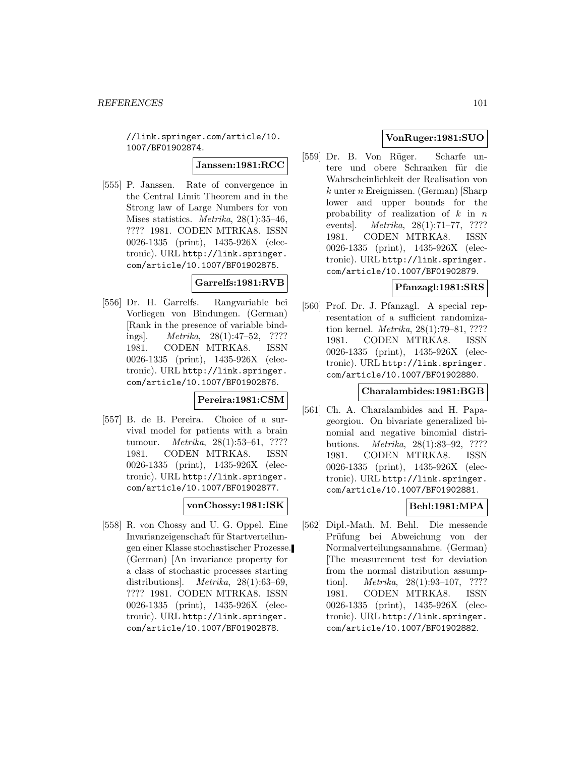//link.springer.com/article/10.1007/BF01902874.

**Janssen:1981:RCC**

[555] P. Janssen. Rate of convergence in the Central Limit Theorem and in the Strong law of Large Numbers for von Mises statistics. *Metrika*, 28(1):35–46, ???? 1981. CODEN MTRKA8. ISSN 0026-1335 (print), 1435-926X (electronic). URL http://link.springer.com/article/10.1007/BF01902875.

**Garrelfs:1981:RVB**

[556] Dr. H. Garrelfs. Rangvariable bei Vorliegen von Bindungen. (German) [Rank in the presence of variable bindings]. *Metrika*, 28(1):47–52, ???? 1981. CODEN MTRKA8. ISSN 0026-1335 (print), 1435-926X (electronic). URL http://link.springer.com/article/10.1007/BF01902876.

**Pereira:1981:CSM**

[557] B. de B. Pereira. Choice of a survival model for patients with a brain tumour. *Metrika*, 28(1):53–61, ???? 1981. CODEN MTRKA8. ISSN 0026-1335 (print), 1435-926X (electronic). URL http://link.springer.com/article/10.1007/BF01902877.

**vonChossy:1981:ISK**

[558] R. von Chossy and U. G. Oppel. Eine Invarianzeigenschaft für Startverteilungen einer Klasse stochastischer Prozesse. (German) [An invariance property for a class of stochastic processes starting distributions]. *Metrika*, 28(1):63–69, ???? 1981. CODEN MTRKA8. ISSN 0026-1335 (print), 1435-926X (electronic). URL http://link.springer.com/article/10.1007/BF01902878.

**VonRuger:1981:SUO**

[559] Dr. B. Von Rüger. Scharfe untere und obere Schranken für die Wahrscheinlichkeit der Realisation von $k$ unter $n$ Ereignissen. (German) [Sharp lower and upper bounds for the probability of realization of $k$ in $n$ events]. *Metrika*, 28(1):71–77, ???? 1981. CODEN MTRKA8. ISSN 0026-1335 (print), 1435-926X (electronic). URL http://link.springer.com/article/10.1007/BF01902879.

**Pfanzagl:1981:SRS**

[560] Prof. Dr. J. Pfanzagl. A special representation of a sufficient randomization kernel. *Metrika*, 28(1):79–81, ???? 1981. CODEN MTRKA8. ISSN 0026-1335 (print), 1435-926X (electronic). URL http://link.springer.com/article/10.1007/BF01902880.

**Charalambides:1981:BGB**

[561] Ch. A. Charalambides and H. Papageorgiou. On bivariate generalized binomial and negative binomial distributions. *Metrika*, 28(1):83–92, ???? 1981. CODEN MTRKA8. ISSN 0026-1335 (print), 1435-926X (electronic). URL http://link.springer.com/article/10.1007/BF01902881.

**Behl:1981:MPA**

[562] Dipl.-Math. M. Behl. Die messende Prüfung bei Abweichung von der Normalverteilungsannahme. (German) [The measurement test for deviation from the normal distribution assumption]. *Metrika*, 28(1):93–107, ???? 1981. CODEN MTRKA8. ISSN 0026-1335 (print), 1435-926X (electronic). URL http://link.springer.com/article/10.1007/BF01902882.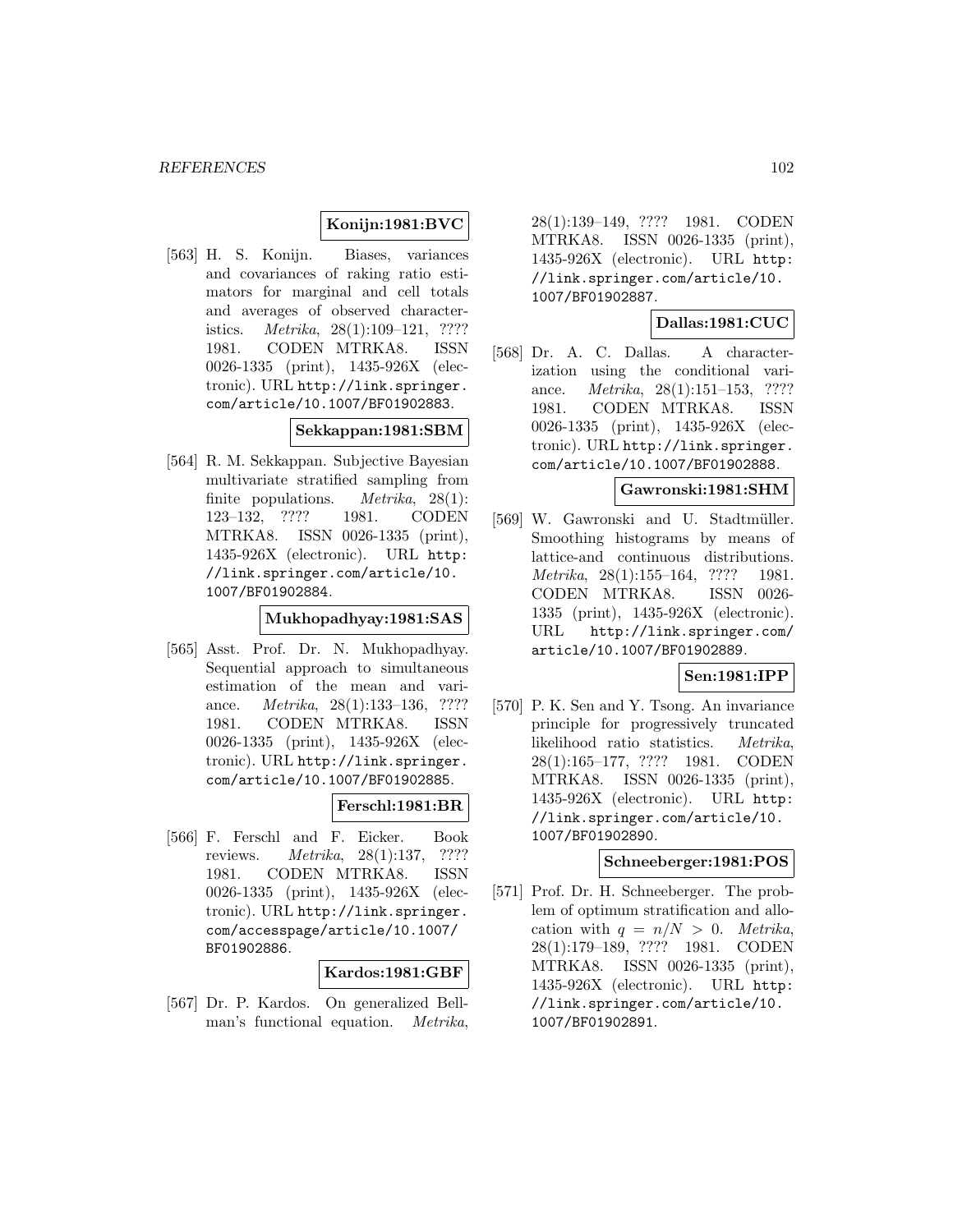**Konijn:1981:BVC**

[563] H. S. Konijn. Biases, variances and covariances of raking ratio estimators for marginal and cell totals and averages of observed characteristics. *Metrika*, 28(1):109–121, ???? 1981. CODEN MTRKA8. ISSN 0026-1335 (print), 1435-926X (electronic). URL http://link.springer.com/article/10.1007/BF01902883.

**Sekkappan:1981:SBM**

[564] R. M. Sekkappan. Subjective Bayesian multivariate stratified sampling from finite populations. *Metrika*, 28(1): 123–132, ???? 1981. CODEN MTRKA8. ISSN 0026-1335 (print), 1435-926X (electronic). URL http://link.springer.com/article/10.1007/BF01902884.

**Mukhopadhyay:1981:SAS**

[565] Asst. Prof. Dr. N. Mukhopadhyay. Sequential approach to simultaneous estimation of the mean and variance. *Metrika*, 28(1):133–136, ???? 1981. CODEN MTRKA8. ISSN 0026-1335 (print), 1435-926X (electronic). URL http://link.springer.com/article/10.1007/BF01902885.

**Ferschl:1981:BR**

[566] F. Ferschl and F. Eicker. Book reviews. *Metrika*, 28(1):137, ???? 1981. CODEN MTRKA8. ISSN 0026-1335 (print), 1435-926X (electronic). URL http://link.springer.com/accesspage/article/10.1007/BF01902886.

**Kardos:1981:GBF**

[567] Dr. P. Kardos. On generalized Bellman's functional equation. *Metrika*, 28(1):139–149, ???? 1981. CODEN MTRKA8. ISSN 0026-1335 (print), 1435-926X (electronic). URL http://link.springer.com/article/10.1007/BF01902887.

**Dallas:1981:CUC**

[568] Dr. A. C. Dallas. A characterization using the conditional variance. *Metrika*, 28(1):151–153, ???? 1981. CODEN MTRKA8. ISSN 0026-1335 (print), 1435-926X (electronic). URL http://link.springer.com/article/10.1007/BF01902888.

**Gawronski:1981:SHM**

[569] W. Gawronski and U. Stadtmüller. Smoothing histograms by means of lattice-and continuous distributions. *Metrika*, 28(1):155–164, ???? 1981. CODEN MTRKA8. ISSN 0026-1335 (print), 1435-926X (electronic). URL http://link.springer.com/article/10.1007/BF01902889.

**Sen:1981:IPP**

[570] P. K. Sen and Y. Tsong. An invariance principle for progressively truncated likelihood ratio statistics. *Metrika*, 28(1):165–177, ???? 1981. CODEN MTRKA8. ISSN 0026-1335 (print), 1435-926X (electronic). URL http://link.springer.com/article/10.1007/BF01902890.

**Schneeberger:1981:POS**

[571] Prof. Dr. H. Schneeberger. The problem of optimum stratification and allocation with $q = n/N > 0$. *Metrika*, 28(1):179–189, ???? 1981. CODEN MTRKA8. ISSN 0026-1335 (print), 1435-926X (electronic). URL http://link.springer.com/article/10.1007/BF01902891.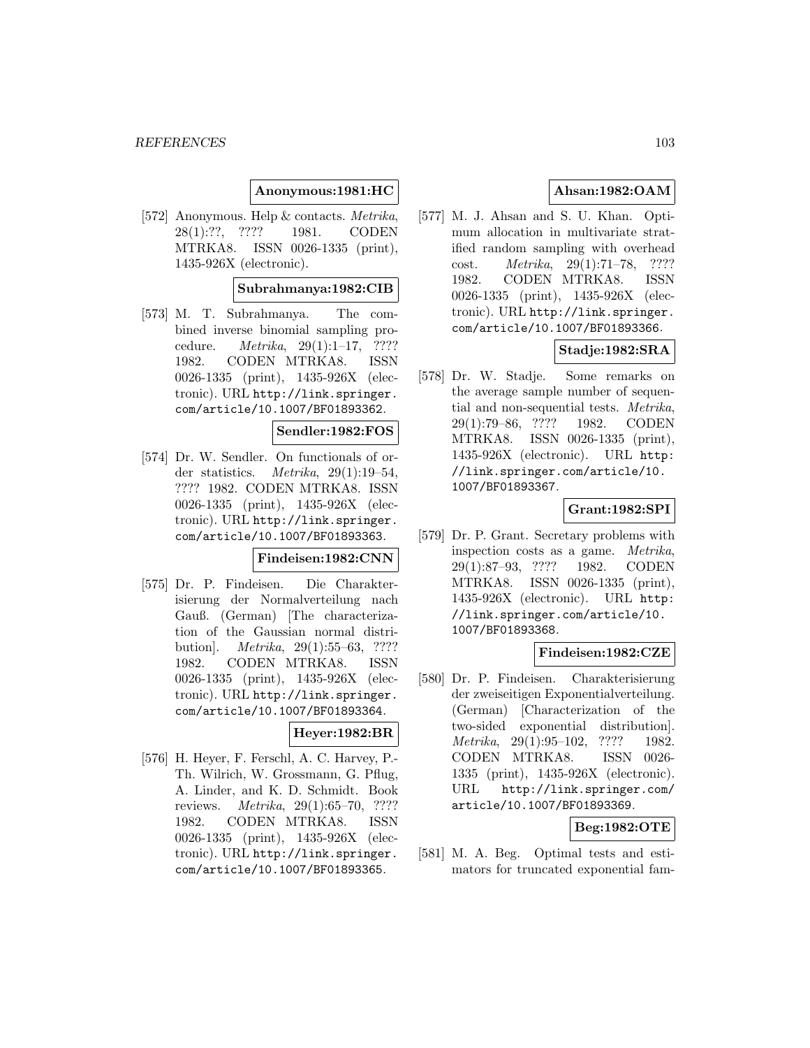**Anonymous:1981:HC**

[572] Anonymous. Help & contacts. *Metrika*, 28(1):??, ???? 1981. CODEN MTRKA8. ISSN 0026-1335 (print), 1435-926X (electronic).

**Subrahmanya:1982:CIB**

[573] M. T. Subrahmanya. The combined inverse binomial sampling procedure. *Metrika*, 29(1):1–17, ???? 1982. CODEN MTRKA8. ISSN 0026-1335 (print), 1435-926X (electronic). URL http://link.springer.com/article/10.1007/BF01893362.

**Sendler:1982:FOS**

[574] Dr. W. Sendler. On functionals of order statistics. *Metrika*, 29(1):19–54, ???? 1982. CODEN MTRKA8. ISSN 0026-1335 (print), 1435-926X (electronic). URL http://link.springer.com/article/10.1007/BF01893363.

**Findeisen:1982:CNN**

[575] Dr. P. Findeisen. Die Charakterisierung der Normalverteilung nach Gauß. (German) [The characterization of the Gaussian normal distribution]. *Metrika*, 29(1):55–63, ???? 1982. CODEN MTRKA8. ISSN 0026-1335 (print), 1435-926X (electronic). URL http://link.springer.com/article/10.1007/BF01893364.

**Heyer:1982:BR**

[576] H. Heyer, F. Ferschl, A. C. Harvey, P.-Th. Wilrich, W. Grossmann, G. Pflug, A. Linder, and K. D. Schmidt. Book reviews. *Metrika*, 29(1):65–70, ???? 1982. CODEN MTRKA8. ISSN 0026-1335 (print), 1435-926X (electronic). URL http://link.springer.com/article/10.1007/BF01893365.

**Ahsan:1982:OAM**

[577] M. J. Ahsan and S. U. Khan. Optimum allocation in multivariate stratified random sampling with overhead cost. *Metrika*, 29(1):71–78, ???? 1982. CODEN MTRKA8. ISSN 0026-1335 (print), 1435-926X (electronic). URL http://link.springer.com/article/10.1007/BF01893366.

**Stadje:1982:SRA**

[578] Dr. W. Stadje. Some remarks on the average sample number of sequential and non-sequential tests. *Metrika*, 29(1):79–86, ???? 1982. CODEN MTRKA8. ISSN 0026-1335 (print), 1435-926X (electronic). URL http://link.springer.com/article/10.1007/BF01893367.

**Grant:1982:SPI**

[579] Dr. P. Grant. Secretary problems with inspection costs as a game. *Metrika*, 29(1):87–93, ???? 1982. CODEN MTRKA8. ISSN 0026-1335 (print), 1435-926X (electronic). URL http://link.springer.com/article/10.1007/BF01893368.

**Findeisen:1982:CZE**

[580] Dr. P. Findeisen. Charakterisierung der zweiseitigen Exponentialverteilung. (German) [Characterization of the two-sided exponential distribution]. *Metrika*, 29(1):95–102, ???? 1982. CODEN MTRKA8. ISSN 0026-1335 (print), 1435-926X (electronic). URL http://link.springer.com/article/10.1007/BF01893369.

**Beg:1982:OTE**

[581] M. A. Beg. Optimal tests and estimators for truncated exponential fam-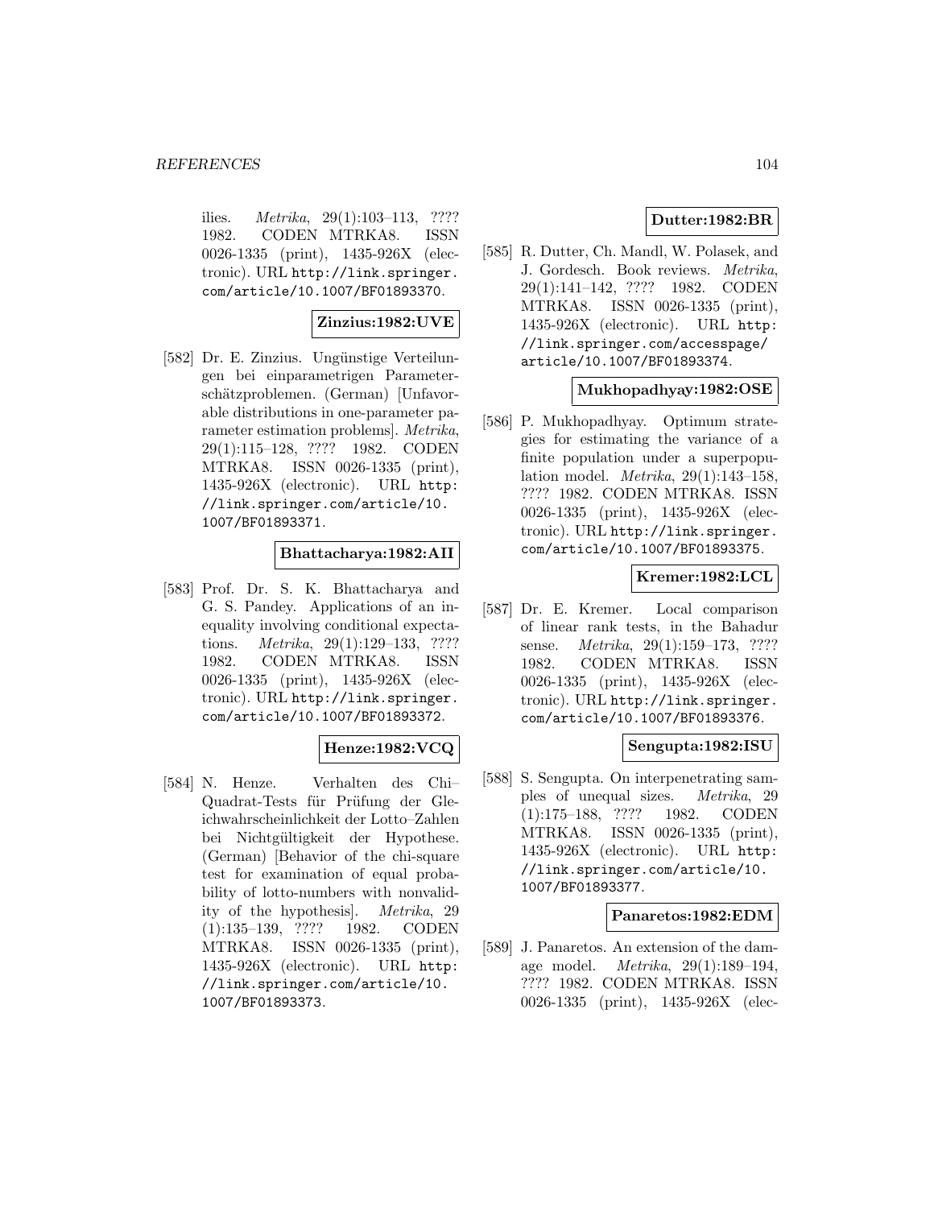ilies. *Metrika*, 29(1):103–113, ???? 1982. CODEN MTRKA8. ISSN 0026-1335 (print), 1435-926X (electronic). URL http://link.springer.com/article/10.1007/BF01893370.

**Zinzius:1982:UVE**

[582] Dr. E. Zinzius. Ungünstige Verteilungen bei einparametrigen Parameterschätzproblemen. (German) [Unfavorable distributions in one-parameter parameter estimation problems]. *Metrika*, 29(1):115–128, ???? 1982. CODEN MTRKA8. ISSN 0026-1335 (print), 1435-926X (electronic). URL http://link.springer.com/article/10.1007/BF01893371.

**Bhattacharya:1982:AII**

[583] Prof. Dr. S. K. Bhattacharya and G. S. Pandey. Applications of an inequality involving conditional expectations. *Metrika*, 29(1):129–133, ???? 1982. CODEN MTRKA8. ISSN 0026-1335 (print), 1435-926X (electronic). URL http://link.springer.com/article/10.1007/BF01893372.

**Henze:1982:VCQ**

[584] N. Henze. Verhalten des Chi–Quadrat-Tests für Prüfung der Gleichwahrscheinlichkeit der Lotto–Zahlen bei Nichtgültigkeit der Hypothese. (German) [Behavior of the chi-square test for examination of equal probability of lotto-numbers with nonvalidity of the hypothesis]. *Metrika*, 29(1):135–139, ???? 1982. CODEN MTRKA8. ISSN 0026-1335 (print), 1435-926X (electronic). URL http://link.springer.com/article/10.1007/BF01893373.

**Dutter:1982:BR**

[585] R. Dutter, Ch. Mandl, W. Polasek, and J. Gordesch. Book reviews. *Metrika*, 29(1):141–142, ???? 1982. CODEN MTRKA8. ISSN 0026-1335 (print), 1435-926X (electronic). URL http://link.springer.com/accesspage/article/10.1007/BF01893374.

**Mukhopadhyay:1982:OSE**

[586] P. Mukhopadhyay. Optimum strategies for estimating the variance of a finite population under a superpopulation model. *Metrika*, 29(1):143–158, ???? 1982. CODEN MTRKA8. ISSN 0026-1335 (print), 1435-926X (electronic). URL http://link.springer.com/article/10.1007/BF01893375.

**Kremer:1982:LCL**

[587] Dr. E. Kremer. Local comparison of linear rank tests, in the Bahadur sense. *Metrika*, 29(1):159–173, ???? 1982. CODEN MTRKA8. ISSN 0026-1335 (print), 1435-926X (electronic). URL http://link.springer.com/article/10.1007/BF01893376.

**Sengupta:1982:ISU**

[588] S. Sengupta. On interpenetrating samples of unequal sizes. *Metrika*, 29(1):175–188, ???? 1982. CODEN MTRKA8. ISSN 0026-1335 (print), 1435-926X (electronic). URL http://link.springer.com/article/10.1007/BF01893377.

**Panaretos:1982:EDM**

[589] J. Panaretos. An extension of the damage model. *Metrika*, 29(1):189–194, ???? 1982. CODEN MTRKA8. ISSN 0026-1335 (print), 1435-926X (elec-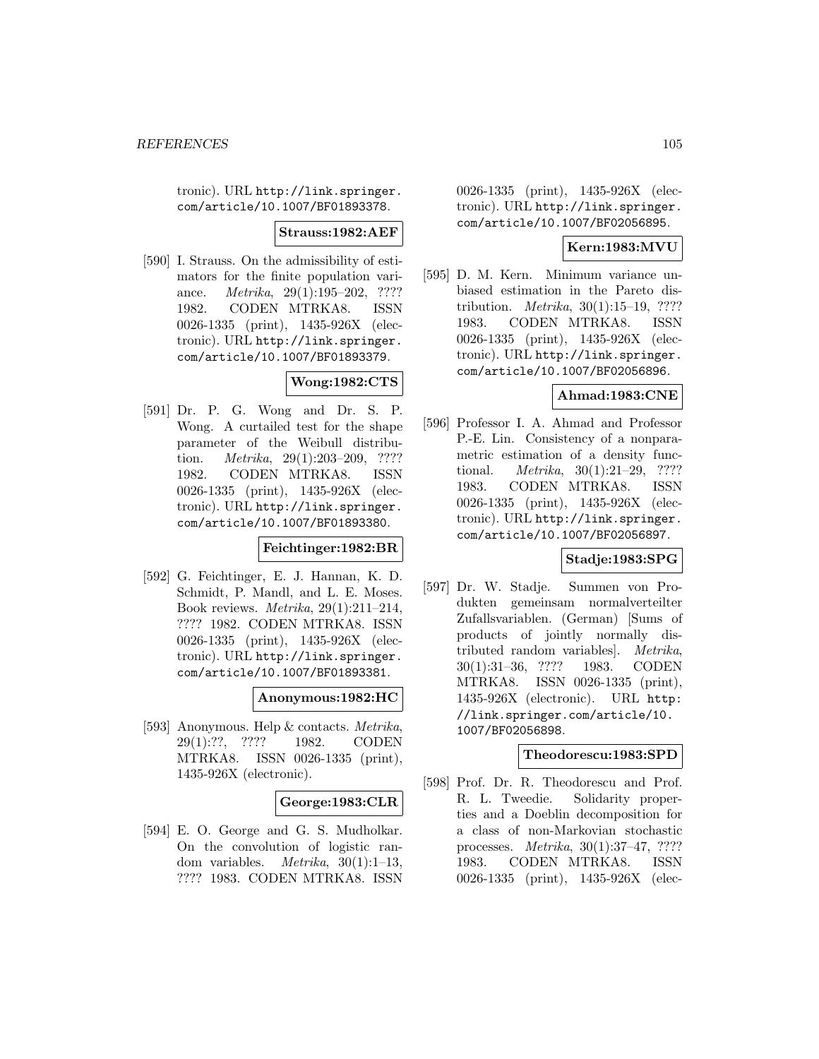tronic). URL http://link.springer.com/article/10.1007/BF01893378.

**Strauss:1982:AEF**

[590] I. Strauss. On the admissibility of estimators for the finite population variance. *Metrika*, 29(1):195–202, ???? 1982. CODEN MTRKA8. ISSN 0026-1335 (print), 1435-926X (electronic). URL http://link.springer.com/article/10.1007/BF01893379.

**Wong:1982:CTS**

[591] Dr. P. G. Wong and Dr. S. P. Wong. A curtailed test for the shape parameter of the Weibull distribution. *Metrika*, 29(1):203–209, ???? 1982. CODEN MTRKA8. ISSN 0026-1335 (print), 1435-926X (electronic). URL http://link.springer.com/article/10.1007/BF01893380.

**Feichtinger:1982:BR**

[592] G. Feichtinger, E. J. Hannan, K. D. Schmidt, P. Mandl, and L. E. Moses. Book reviews. *Metrika*, 29(1):211–214, ???? 1982. CODEN MTRKA8. ISSN 0026-1335 (print), 1435-926X (electronic). URL http://link.springer.com/article/10.1007/BF01893381.

**Anonymous:1982:HC**

[593] Anonymous. Help & contacts. *Metrika*, 29(1):??, ???? 1982. CODEN MTRKA8. ISSN 0026-1335 (print), 1435-926X (electronic).

**George:1983:CLR**

[594] E. O. George and G. S. Mudholkar. On the convolution of logistic random variables. *Metrika*, 30(1):1–13, ???? 1983. CODEN MTRKA8. ISSN 0026-1335 (print), 1435-926X (electronic). URL http://link.springer.com/article/10.1007/BF02056895.

**Kern:1983:MVU**

[595] D. M. Kern. Minimum variance unbiased estimation in the Pareto distribution. *Metrika*, 30(1):15–19, ???? 1983. CODEN MTRKA8. ISSN 0026-1335 (print), 1435-926X (electronic). URL http://link.springer.com/article/10.1007/BF02056896.

**Ahmad:1983:CNE**

[596] Professor I. A. Ahmad and Professor P.-E. Lin. Consistency of a nonparametric estimation of a density functional. *Metrika*, 30(1):21–29, ???? 1983. CODEN MTRKA8. ISSN 0026-1335 (print), 1435-926X (electronic). URL http://link.springer.com/article/10.1007/BF02056897.

**Stadje:1983:SPG**

[597] Dr. W. Stadje. Summen von Produkten gemeinsam normalverteilter Zufallsvariablen. (German) [Sums of products of jointly normally distributed random variables]. *Metrika*, 30(1):31–36, ???? 1983. CODEN MTRKA8. ISSN 0026-1335 (print), 1435-926X (electronic). URL http://link.springer.com/article/10.1007/BF02056898.

**Theodorescu:1983:SPD**

[598] Prof. Dr. R. Theodorescu and Prof. R. L. Tweedie. Solidarity properties and a Doeblin decomposition for a class of non-Markovian stochastic processes. *Metrika*, 30(1):37–47, ???? 1983. CODEN MTRKA8. ISSN 0026-1335 (print), 1435-926X (elec-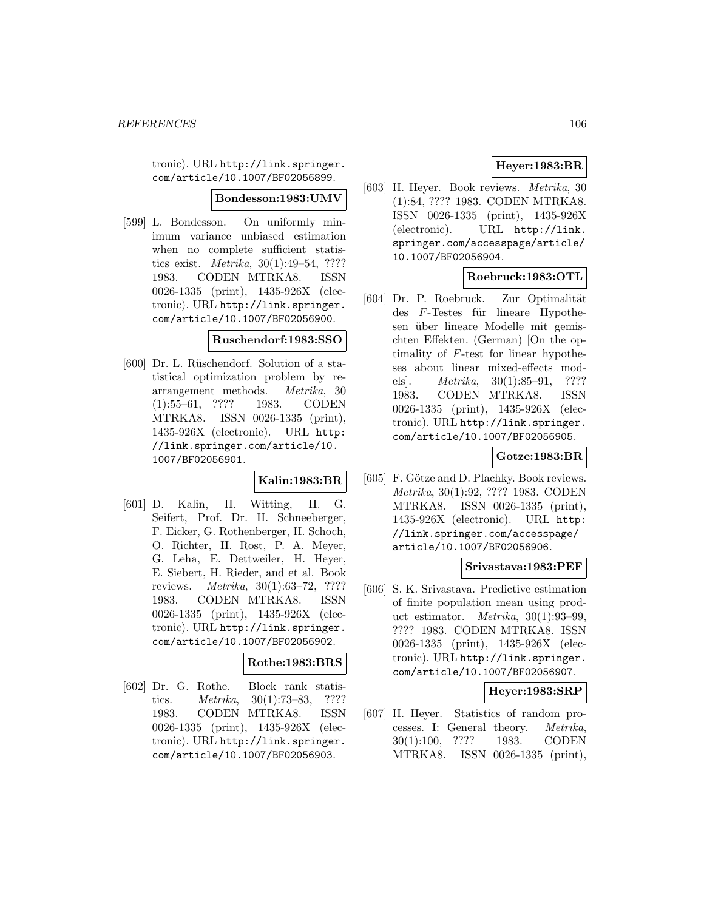tronic). URL http://link.springer.com/article/10.1007/BF02056899.

**Bondesson:1983:UMV**

[599] L. Bondesson. On uniformly minimum variance unbiased estimation when no complete sufficient statistics exist. *Metrika*, 30(1):49–54, ???? 1983. CODEN MTRKA8. ISSN 0026-1335 (print), 1435-926X (electronic). URL http://link.springer.com/article/10.1007/BF02056900.

**Ruschendorf:1983:SSO**

[600] Dr. L. Rüschendorf. Solution of a statistical optimization problem by rearrangement methods. *Metrika*, 30 (1):55–61, ???? 1983. CODEN MTRKA8. ISSN 0026-1335 (print), 1435-926X (electronic). URL http://link.springer.com/article/10.1007/BF02056901.

**Kalin:1983:BR**

[601] D. Kalin, H. Witting, H. G. Seifert, Prof. Dr. H. Schneeberger, F. Eicker, G. Rothenberger, H. Schoch, O. Richter, H. Rost, P. A. Meyer, G. Leha, E. Dettweiler, H. Heyer, E. Siebert, H. Rieder, and et al. Book reviews. *Metrika*, 30(1):63–72, ???? 1983. CODEN MTRKA8. ISSN 0026-1335 (print), 1435-926X (electronic). URL http://link.springer.com/article/10.1007/BF02056902.

**Rothe:1983:BRS**

[602] Dr. G. Rothe. Block rank statistics. *Metrika*, 30(1):73–83, ???? 1983. CODEN MTRKA8. ISSN 0026-1335 (print), 1435-926X (electronic). URL http://link.springer.com/article/10.1007/BF02056903.

**Heyer:1983:BR**

[603] H. Heyer. Book reviews. *Metrika*, 30 (1):84, ???? 1983. CODEN MTRKA8. ISSN 0026-1335 (print), 1435-926X (electronic). URL http://link.springer.com/accesspage/article/10.1007/BF02056904.

**Roebruck:1983:OTL**

[604] Dr. P. Roebruck. Zur Optimalität des $F$-Testes für lineare Hypothesen über lineare Modelle mit gemischten Effekten. (German) [On the optimality of $F$-test for linear hypotheses about linear mixed-effects models]. *Metrika*, 30(1):85–91, ???? 1983. CODEN MTRKA8. ISSN 0026-1335 (print), 1435-926X (electronic). URL http://link.springer.com/article/10.1007/BF02056905.

**Gotze:1983:BR**

[605] F. Götze and D. Plachky. Book reviews. *Metrika*, 30(1):92, ???? 1983. CODEN MTRKA8. ISSN 0026-1335 (print), 1435-926X (electronic). URL http://link.springer.com/accesspage/article/10.1007/BF02056906.

**Srivastava:1983:PEF**

[606] S. K. Srivastava. Predictive estimation of finite population mean using product estimator. *Metrika*, 30(1):93–99, ???? 1983. CODEN MTRKA8. ISSN 0026-1335 (print), 1435-926X (electronic). URL http://link.springer.com/article/10.1007/BF02056907.

**Heyer:1983:SRP**

[607] H. Heyer. Statistics of random processes. I: General theory. *Metrika*, 30(1):100, ???? 1983. CODEN MTRKA8. ISSN 0026-1335 (print),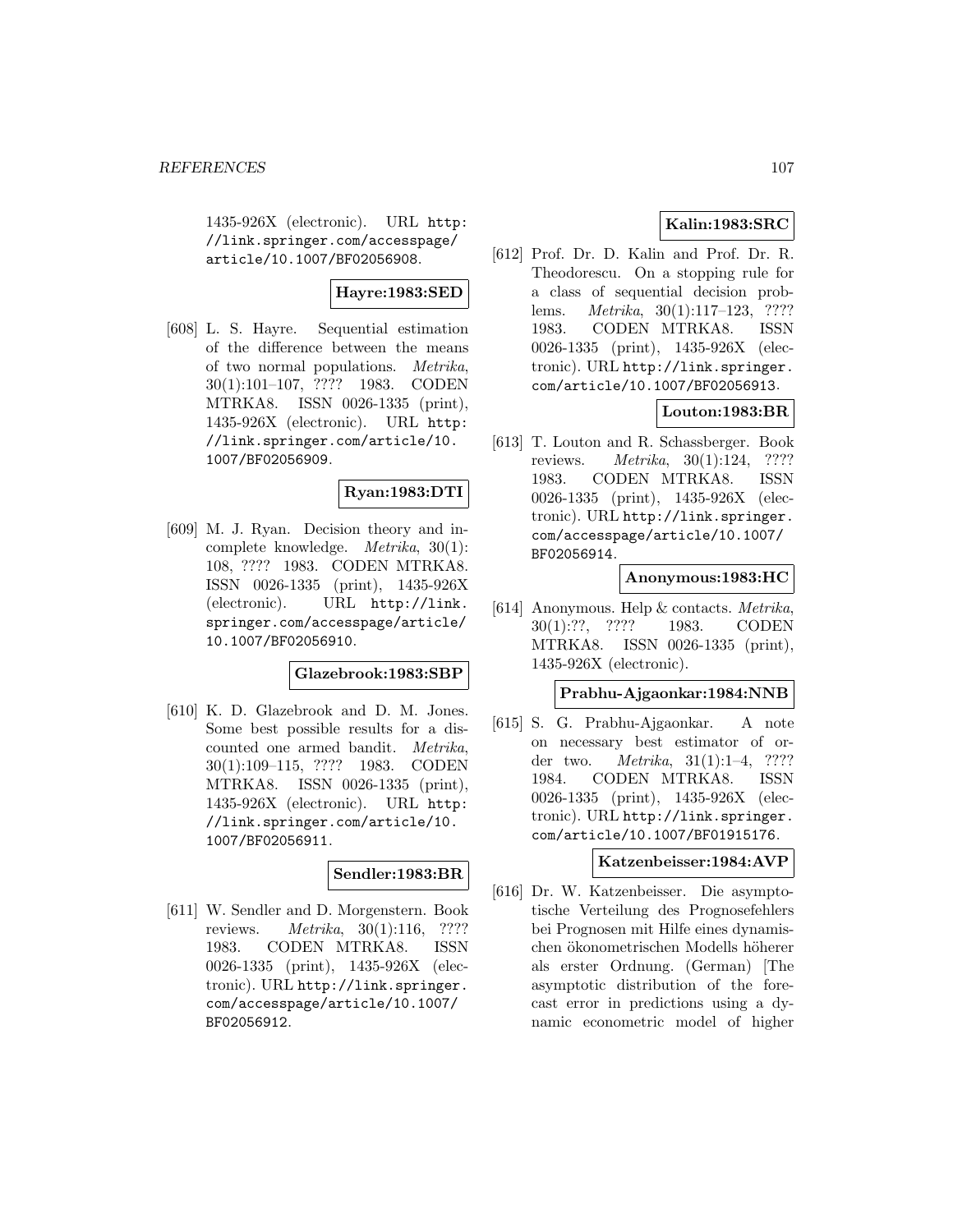1435-926X (electronic). URL http://link.springer.com/accesspage/article/10.1007/BF02056908.

**Hayre:1983:SED**

[608] L. S. Hayre. Sequential estimation of the difference between the means of two normal populations. *Metrika*, 30(1):101–107, ???? 1983. CODEN MTRKA8. ISSN 0026-1335 (print), 1435-926X (electronic). URL http://link.springer.com/article/10.1007/BF02056909.

**Ryan:1983:DTI**

[609] M. J. Ryan. Decision theory and incomplete knowledge. *Metrika*, 30(1):108, ???? 1983. CODEN MTRKA8. ISSN 0026-1335 (print), 1435-926X (electronic). URL http://link.springer.com/accesspage/article/10.1007/BF02056910.

**Glazebrook:1983:SBP**

[610] K. D. Glazebrook and D. M. Jones. Some best possible results for a discounted one armed bandit. *Metrika*, 30(1):109–115, ???? 1983. CODEN MTRKA8. ISSN 0026-1335 (print), 1435-926X (electronic). URL http://link.springer.com/article/10.1007/BF02056911.

**Sendler:1983:BR**

[611] W. Sendler and D. Morgenstern. Book reviews. *Metrika*, 30(1):116, ???? 1983. CODEN MTRKA8. ISSN 0026-1335 (print), 1435-926X (electronic). URL http://link.springer.com/accesspage/article/10.1007/BF02056912.

**Kalin:1983:SRC**

[612] Prof. Dr. D. Kalin and Prof. Dr. R. Theodorescu. On a stopping rule for a class of sequential decision problems. *Metrika*, 30(1):117–123, ???? 1983. CODEN MTRKA8. ISSN 0026-1335 (print), 1435-926X (electronic). URL http://link.springer.com/article/10.1007/BF02056913.

**Louton:1983:BR**

[613] T. Louton and R. Schassberger. Book reviews. *Metrika*, 30(1):124, ???? 1983. CODEN MTRKA8. ISSN 0026-1335 (print), 1435-926X (electronic). URL http://link.springer.com/accesspage/article/10.1007/BF02056914.

**Anonymous:1983:HC**

[614] Anonymous. Help & contacts. *Metrika*, 30(1):??, ???? 1983. CODEN MTRKA8. ISSN 0026-1335 (print), 1435-926X (electronic).

**Prabhu-Ajgaonkar:1984:NNB**

[615] S. G. Prabhu-Ajgaonkar. A note on necessary best estimator of order two. *Metrika*, 31(1):1–4, ???? 1984. CODEN MTRKA8. ISSN 0026-1335 (print), 1435-926X (electronic). URL http://link.springer.com/article/10.1007/BF01915176.

**Katzenbeisser:1984:AVP**

[616] Dr. W. Katzenbeisser. Die asymptotische Verteilung des Prognosefehlers bei Prognosen mit Hilfe eines dynamischen ökonometrischen Modells höherer als erster Ordnung. (German) [The asymptotic distribution of the forecast error in predictions using a dynamic econometric model of higher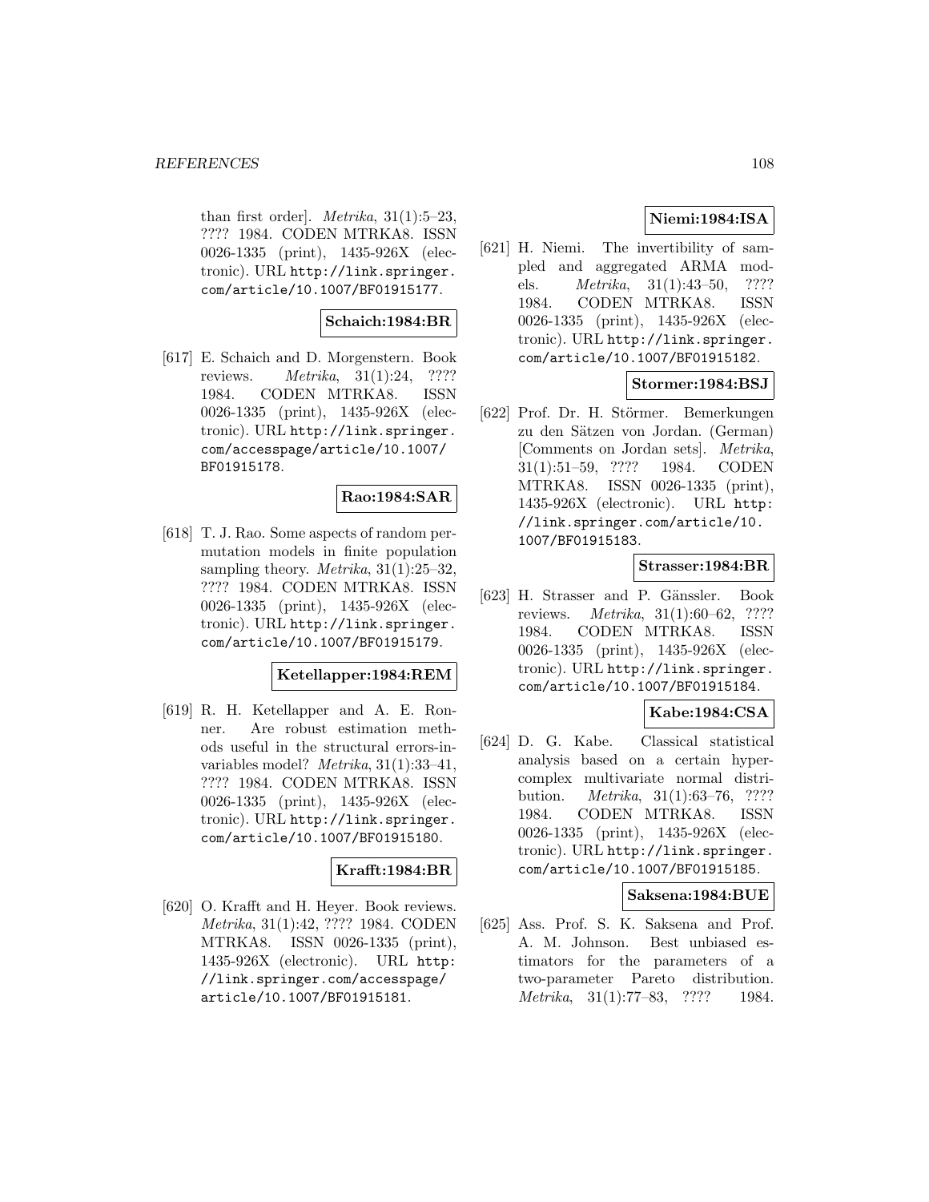than first order]. *Metrika*, 31(1):5–23, ???? 1984. CODEN MTRKA8. ISSN 0026-1335 (print), 1435-926X (electronic). URL http://link.springer.com/article/10.1007/BF01915177.

**Schaich:1984:BR**

[617] E. Schaich and D. Morgenstern. Book reviews. *Metrika*, 31(1):24, ???? 1984. CODEN MTRKA8. ISSN 0026-1335 (print), 1435-926X (electronic). URL http://link.springer.com/accesspage/article/10.1007/BF01915178.

**Rao:1984:SAR**

[618] T. J. Rao. Some aspects of random permutation models in finite population sampling theory. *Metrika*, 31(1):25–32, ???? 1984. CODEN MTRKA8. ISSN 0026-1335 (print), 1435-926X (electronic). URL http://link.springer.com/article/10.1007/BF01915179.

**Ketellapper:1984:REM**

[619] R. H. Ketellapper and A. E. Ronner. Are robust estimation methods useful in the structural errors-in-variables model? *Metrika*, 31(1):33–41, ???? 1984. CODEN MTRKA8. ISSN 0026-1335 (print), 1435-926X (electronic). URL http://link.springer.com/article/10.1007/BF01915180.

**Krafft:1984:BR**

[620] O. Krafft and H. Heyer. Book reviews. *Metrika*, 31(1):42, ???? 1984. CODEN MTRKA8. ISSN 0026-1335 (print), 1435-926X (electronic). URL http://link.springer.com/accesspage/article/10.1007/BF01915181.

**Niemi:1984:ISA**

[621] H. Niemi. The invertibility of sampled and aggregated ARMA models. *Metrika*, 31(1):43–50, ???? 1984. CODEN MTRKA8. ISSN 0026-1335 (print), 1435-926X (electronic). URL http://link.springer.com/article/10.1007/BF01915182.

**Stormer:1984:BSJ**

[622] Prof. Dr. H. Störmer. Bemerkungen zu den Sätzen von Jordan. (German) [Comments on Jordan sets]. *Metrika*, 31(1):51–59, ???? 1984. CODEN MTRKA8. ISSN 0026-1335 (print), 1435-926X (electronic). URL http://link.springer.com/article/10.1007/BF01915183.

**Strasser:1984:BR**

[623] H. Strasser and P. Gänssler. Book reviews. *Metrika*, 31(1):60–62, ???? 1984. CODEN MTRKA8. ISSN 0026-1335 (print), 1435-926X (electronic). URL http://link.springer.com/article/10.1007/BF01915184.

**Kabe:1984:CSA**

[624] D. G. Kabe. Classical statistical analysis based on a certain hypercomplex multivariate normal distribution. *Metrika*, 31(1):63–76, ???? 1984. CODEN MTRKA8. ISSN 0026-1335 (print), 1435-926X (electronic). URL http://link.springer.com/article/10.1007/BF01915185.

**Saksena:1984:BUE**

[625] Ass. Prof. S. K. Saksena and Prof. A. M. Johnson. Best unbiased estimators for the parameters of a two-parameter Pareto distribution. *Metrika*, 31(1):77–83, ???? 1984.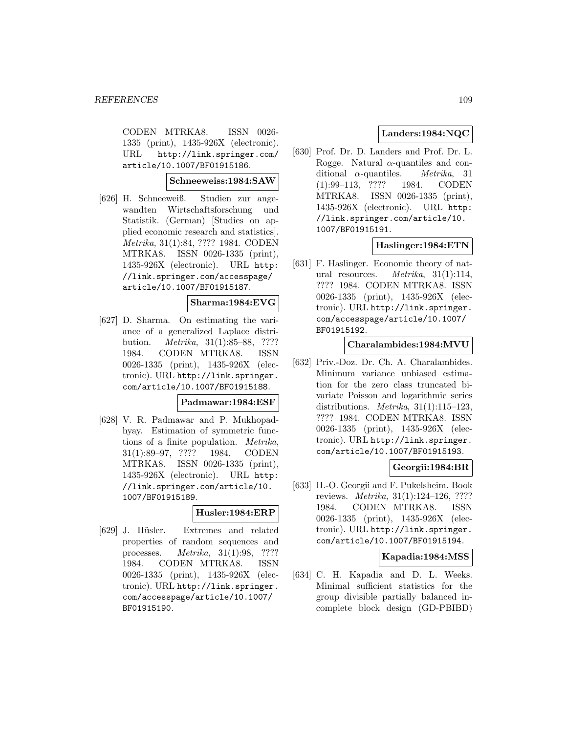CODEN MTRKA8. ISSN 0026-1335 (print), 1435-926X (electronic). URL http://link.springer.com/article/10.1007/BF01915186.

**Schneeweiss:1984:SAW**

[626] H. Schneeweiß. Studien zur angewandten Wirtschaftsforschung und Statistik. (German) [Studies on applied economic research and statistics]. *Metrika*, 31(1):84, ???? 1984. CODEN MTRKA8. ISSN 0026-1335 (print), 1435-926X (electronic). URL http://link.springer.com/accesspage/article/10.1007/BF01915187.

**Sharma:1984:EVG**

[627] D. Sharma. On estimating the variance of a generalized Laplace distribution. *Metrika*, 31(1):85–88, ???? 1984. CODEN MTRKA8. ISSN 0026-1335 (print), 1435-926X (electronic). URL http://link.springer.com/article/10.1007/BF01915188.

**Padmawar:1984:ESF**

[628] V. R. Padmawar and P. Mukhopadhyay. Estimation of symmetric functions of a finite population. *Metrika*, 31(1):89–97, ???? 1984. CODEN MTRKA8. ISSN 0026-1335 (print), 1435-926X (electronic). URL http://link.springer.com/article/10.1007/BF01915189.

**Husler:1984:ERP**

[629] J. Hüsler. Extremes and related properties of random sequences and processes. *Metrika*, 31(1):98, ???? 1984. CODEN MTRKA8. ISSN 0026-1335 (print), 1435-926X (electronic). URL http://link.springer.com/accesspage/article/10.1007/BF01915190.

**Landers:1984:NQC**

[630] Prof. Dr. D. Landers and Prof. Dr. L. Rogge. Natural $\alpha$-quantiles and conditional $\alpha$-quantiles. *Metrika*, 31(1):99–113, ???? 1984. CODEN MTRKA8. ISSN 0026-1335 (print), 1435-926X (electronic). URL http://link.springer.com/article/10.1007/BF01915191.

**Haslinger:1984:ETN**

[631] F. Haslinger. Economic theory of natural resources. *Metrika*, 31(1):114, ???? 1984. CODEN MTRKA8. ISSN 0026-1335 (print), 1435-926X (electronic). URL http://link.springer.com/accesspage/article/10.1007/BF01915192.

**Charalambides:1984:MVU**

[632] Priv.-Doz. Dr. Ch. A. Charalambides. Minimum variance unbiased estimation for the zero class truncated bivariate Poisson and logarithmic series distributions. *Metrika*, 31(1):115–123, ???? 1984. CODEN MTRKA8. ISSN 0026-1335 (print), 1435-926X (electronic). URL http://link.springer.com/article/10.1007/BF01915193.

**Georgii:1984:BR**

[633] H.-O. Georgii and F. Pukelsheim. Book reviews. *Metrika*, 31(1):124–126, ???? 1984. CODEN MTRKA8. ISSN 0026-1335 (print), 1435-926X (electronic). URL http://link.springer.com/article/10.1007/BF01915194.

**Kapadia:1984:MSS**

[634] C. H. Kapadia and D. L. Weeks. Minimal sufficient statistics for the group divisible partially balanced incomplete block design (GD-PBIBD)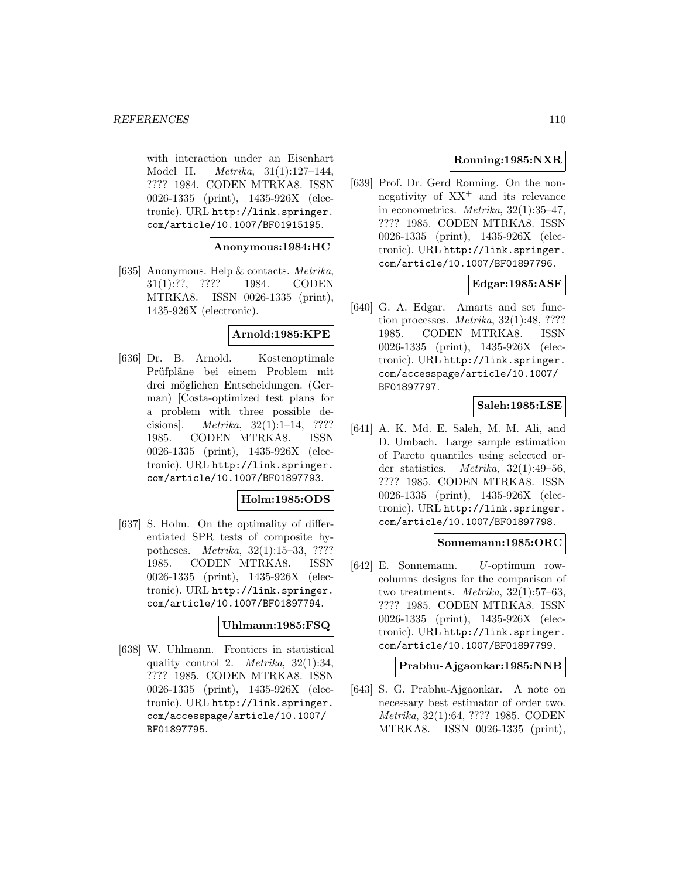with interaction under an Eisenhart Model II. *Metrika*, 31(1):127–144, ???? 1984. CODEN MTRKA8. ISSN 0026-1335 (print), 1435-926X (electronic). URL http://link.springer.com/article/10.1007/BF01915195.

**Anonymous:1984:HC**

[635] Anonymous. Help & contacts. *Metrika*, 31(1):??, ???? 1984. CODEN MTRKA8. ISSN 0026-1335 (print), 1435-926X (electronic).

**Arnold:1985:KPE**

[636] Dr. B. Arnold. Kostenoptimale Prüfpläne bei einem Problem mit drei möglichen Entscheidungen. (German) [Costa-optimized test plans for a problem with three possible decisions]. *Metrika*, 32(1):1–14, ???? 1985. CODEN MTRKA8. ISSN 0026-1335 (print), 1435-926X (electronic). URL http://link.springer.com/article/10.1007/BF01897793.

**Holm:1985:ODS**

[637] S. Holm. On the optimality of differentiated SPR tests of composite hypotheses. *Metrika*, 32(1):15–33, ???? 1985. CODEN MTRKA8. ISSN 0026-1335 (print), 1435-926X (electronic). URL http://link.springer.com/article/10.1007/BF01897794.

**Uhlmann:1985:FSQ**

[638] W. Uhlmann. Frontiers in statistical quality control 2. *Metrika*, 32(1):34, ???? 1985. CODEN MTRKA8. ISSN 0026-1335 (print), 1435-926X (electronic). URL http://link.springer.com/accesspage/article/10.1007/BF01897795.

**Ronning:1985:NXR**

[639] Prof. Dr. Gerd Ronning. On the nonnegativity of $XX^+$ and its relevance in econometrics. *Metrika*, 32(1):35–47, ???? 1985. CODEN MTRKA8. ISSN 0026-1335 (print), 1435-926X (electronic). URL http://link.springer.com/article/10.1007/BF01897796.

**Edgar:1985:ASF**

[640] G. A. Edgar. Amarts and set function processes. *Metrika*, 32(1):48, ???? 1985. CODEN MTRKA8. ISSN 0026-1335 (print), 1435-926X (electronic). URL http://link.springer.com/accesspage/article/10.1007/BF01897797.

**Saleh:1985:LSE**

[641] A. K. Md. E. Saleh, M. M. Ali, and D. Umbach. Large sample estimation of Pareto quantiles using selected order statistics. *Metrika*, 32(1):49–56, ???? 1985. CODEN MTRKA8. ISSN 0026-1335 (print), 1435-926X (electronic). URL http://link.springer.com/article/10.1007/BF01897798.

**Sonnemann:1985:ORC**

[642] E. Sonnemann. $U$-optimum rowcolumns designs for the comparison of two treatments. *Metrika*, 32(1):57–63, ???? 1985. CODEN MTRKA8. ISSN 0026-1335 (print), 1435-926X (electronic). URL http://link.springer.com/article/10.1007/BF01897799.

**Prabhu-Ajgaonkar:1985:NNB**

[643] S. G. Prabhu-Ajgaonkar. A note on necessary best estimator of order two. *Metrika*, 32(1):64, ???? 1985. CODEN MTRKA8. ISSN 0026-1335 (print),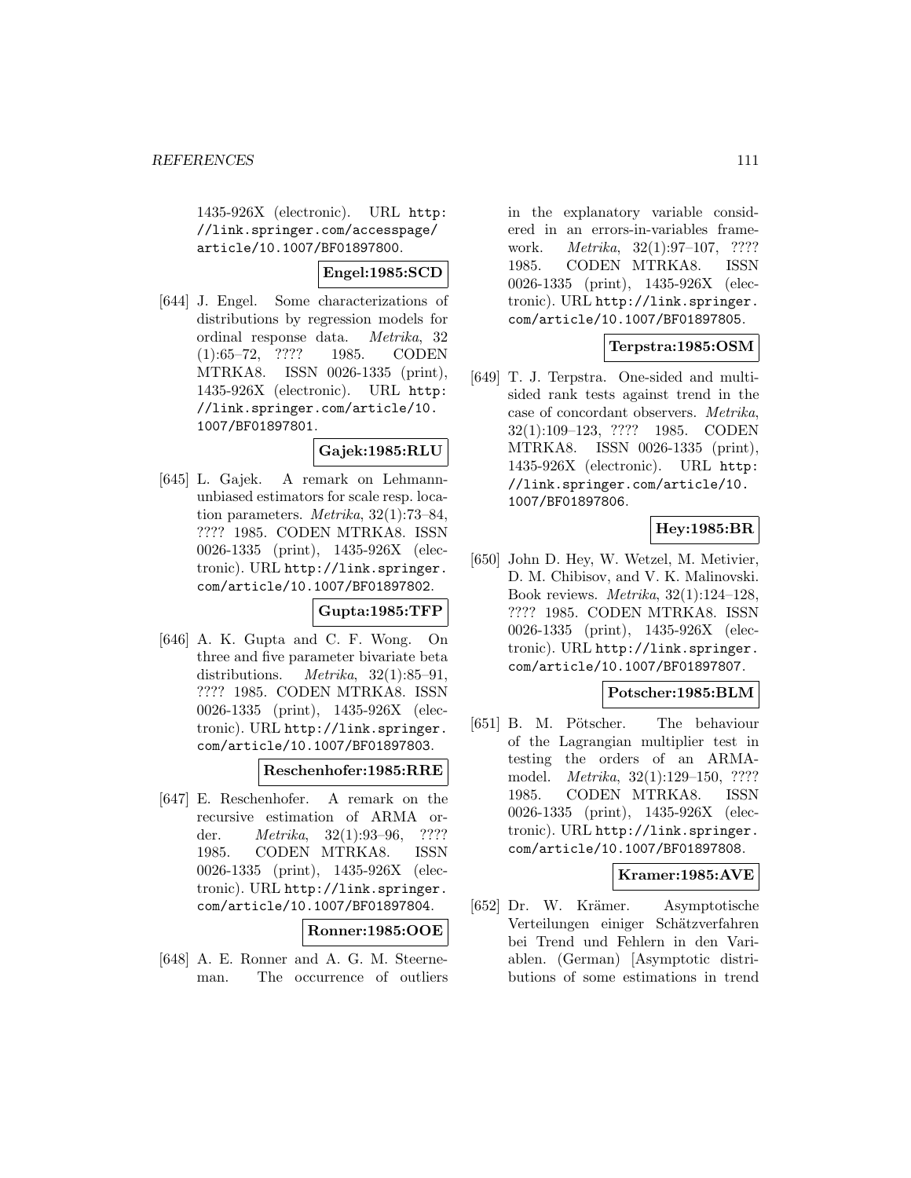1435-926X (electronic). URL http://link.springer.com/accesspage/article/10.1007/BF01897800.

**Engel:1985:SCD**

[644] J. Engel. Some characterizations of distributions by regression models for ordinal response data. *Metrika*, 32 (1):65–72, ???? 1985. CODEN MTRKA8. ISSN 0026-1335 (print), 1435-926X (electronic). URL http://link.springer.com/article/10.1007/BF01897801.

**Gajek:1985:RLU**

[645] L. Gajek. A remark on Lehmann-unbiased estimators for scale resp. location parameters. *Metrika*, 32(1):73–84, ???? 1985. CODEN MTRKA8. ISSN 0026-1335 (print), 1435-926X (electronic). URL http://link.springer.com/article/10.1007/BF01897802.

**Gupta:1985:TFP**

[646] A. K. Gupta and C. F. Wong. On three and five parameter bivariate beta distributions. *Metrika*, 32(1):85–91, ???? 1985. CODEN MTRKA8. ISSN 0026-1335 (print), 1435-926X (electronic). URL http://link.springer.com/article/10.1007/BF01897803.

**Reschenhofer:1985:RRE**

[647] E. Reschenhofer. A remark on the recursive estimation of ARMA order. *Metrika*, 32(1):93–96, ???? 1985. CODEN MTRKA8. ISSN 0026-1335 (print), 1435-926X (electronic). URL http://link.springer.com/article/10.1007/BF01897804.

**Ronner:1985:OOE**

[648] A. E. Ronner and A. G. M. Steerneman. The occurrence of outliers in the explanatory variable considered in an errors-in-variables framework. *Metrika*, 32(1):97–107, ???? 1985. CODEN MTRKA8. ISSN 0026-1335 (print), 1435-926X (electronic). URL http://link.springer.com/article/10.1007/BF01897805.

**Terpstra:1985:OSM**

[649] T. J. Terpstra. One-sided and multi-sided rank tests against trend in the case of concordant observers. *Metrika*, 32(1):109–123, ???? 1985. CODEN MTRKA8. ISSN 0026-1335 (print), 1435-926X (electronic). URL http://link.springer.com/article/10.1007/BF01897806.

**Hey:1985:BR**

[650] John D. Hey, W. Wetzel, M. Metivier, D. M. Chibisov, and V. K. Malinovski. Book reviews. *Metrika*, 32(1):124–128, ???? 1985. CODEN MTRKA8. ISSN 0026-1335 (print), 1435-926X (electronic). URL http://link.springer.com/article/10.1007/BF01897807.

**Potscher:1985:BLM**

[651] B. M. Pötscher. The behaviour of the Lagrangian multiplier test in testing the orders of an ARMA-model. *Metrika*, 32(1):129–150, ???? 1985. CODEN MTRKA8. ISSN 0026-1335 (print), 1435-926X (electronic). URL http://link.springer.com/article/10.1007/BF01897808.

**Kramer:1985:AVE**

[652] Dr. W. Krämer. Asymptotische Verteilungen einiger Schätzverfahren bei Trend und Fehlern in den Variablen. (German) [Asymptotic distributions of some estimations in trend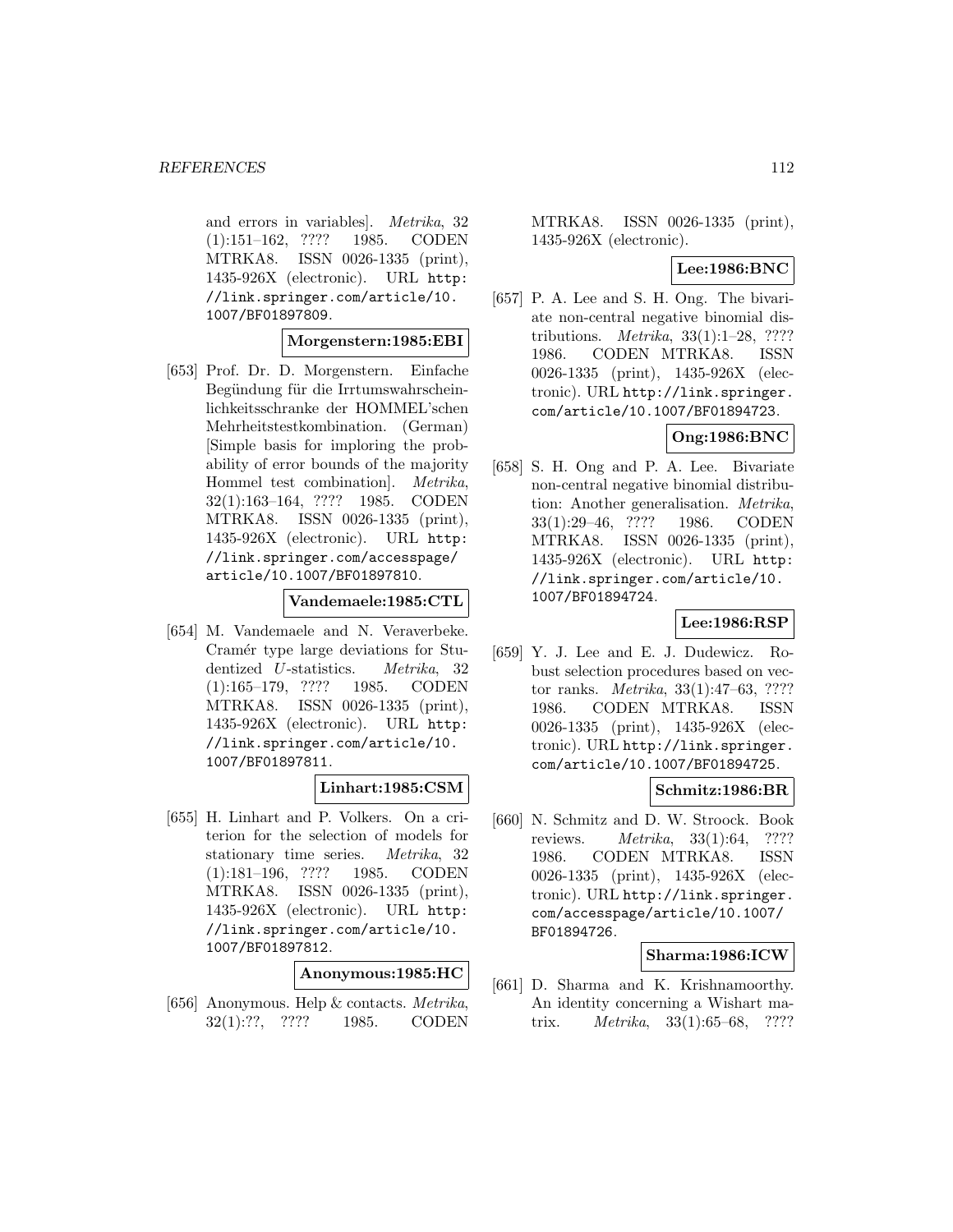and errors in variables]. *Metrika*, 32 (1):151–162, ???? 1985. CODEN MTRKA8. ISSN 0026-1335 (print), 1435-926X (electronic). URL http://link.springer.com/article/10.1007/BF01897809.

**Morgenstern:1985:EBI**

[653] Prof. Dr. D. Morgenstern. Einfache Begündung für die Irrtumswahrscheinlichkeitsschranke der HOMMEL'schen Mehrheitstestkombination. (German) [Simple basis for imploring the probability of error bounds of the majority Hommel test combination]. *Metrika*, 32(1):163–164, ???? 1985. CODEN MTRKA8. ISSN 0026-1335 (print), 1435-926X (electronic). URL http://link.springer.com/accesspage/article/10.1007/BF01897810.

**Vandemaele:1985:CTL**

[654] M. Vandemaele and N. Veraverbeke. Cramér type large deviations for Studentized $U$-statistics. *Metrika*, 32 (1):165–179, ???? 1985. CODEN MTRKA8. ISSN 0026-1335 (print), 1435-926X (electronic). URL http://link.springer.com/article/10.1007/BF01897811.

**Linhart:1985:CSM**

[655] H. Linhart and P. Volkers. On a criterion for the selection of models for stationary time series. *Metrika*, 32 (1):181–196, ???? 1985. CODEN MTRKA8. ISSN 0026-1335 (print), 1435-926X (electronic). URL http://link.springer.com/article/10.1007/BF01897812.

**Anonymous:1985:HC**

[656] Anonymous. Help & contacts. *Metrika*, 32(1):??, ???? 1985. CODEN MTRKA8. ISSN 0026-1335 (print), 1435-926X (electronic).

**Lee:1986:BNC**

[657] P. A. Lee and S. H. Ong. The bivariate non-central negative binomial distributions. *Metrika*, 33(1):1–28, ???? 1986. CODEN MTRKA8. ISSN 0026-1335 (print), 1435-926X (electronic). URL http://link.springer.com/article/10.1007/BF01894723.

**Ong:1986:BNC**

[658] S. H. Ong and P. A. Lee. Bivariate non-central negative binomial distribution: Another generalisation. *Metrika*, 33(1):29–46, ???? 1986. CODEN MTRKA8. ISSN 0026-1335 (print), 1435-926X (electronic). URL http://link.springer.com/article/10.1007/BF01894724.

**Lee:1986:RSP**

[659] Y. J. Lee and E. J. Dudewicz. Robust selection procedures based on vector ranks. *Metrika*, 33(1):47–63, ???? 1986. CODEN MTRKA8. ISSN 0026-1335 (print), 1435-926X (electronic). URL http://link.springer.com/article/10.1007/BF01894725.

**Schmitz:1986:BR**

[660] N. Schmitz and D. W. Stroock. Book reviews. *Metrika*, 33(1):64, ???? 1986. CODEN MTRKA8. ISSN 0026-1335 (print), 1435-926X (electronic). URL http://link.springer.com/accesspage/article/10.1007/BF01894726.

**Sharma:1986:ICW**

[661] D. Sharma and K. Krishnamoorthy. An identity concerning a Wishart matrix. *Metrika*, 33(1):65–68, ????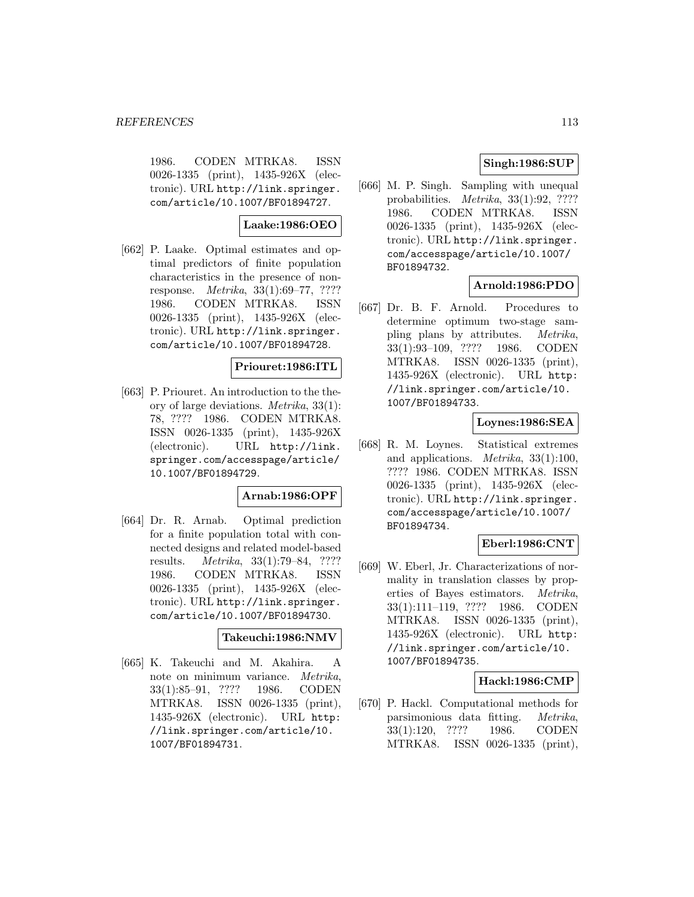1986. CODEN MTRKA8. ISSN 0026-1335 (print), 1435-926X (electronic). URL http://link.springer.com/article/10.1007/BF01894727.

**Laake:1986:OEO**

[662] P. Laake. Optimal estimates and optimal predictors of finite population characteristics in the presence of nonresponse. *Metrika*, 33(1):69–77, ???? 1986. CODEN MTRKA8. ISSN 0026-1335 (print), 1435-926X (electronic). URL http://link.springer.com/article/10.1007/BF01894728.

**Priouret:1986:ITL**

[663] P. Priouret. An introduction to the theory of large deviations. *Metrika*, 33(1):78, ???? 1986. CODEN MTRKA8. ISSN 0026-1335 (print), 1435-926X (electronic). URL http://link.springer.com/accesspage/article/10.1007/BF01894729.

**Arnab:1986:OPF**

[664] Dr. R. Arnab. Optimal prediction for a finite population total with connected designs and related model-based results. *Metrika*, 33(1):79–84, ???? 1986. CODEN MTRKA8. ISSN 0026-1335 (print), 1435-926X (electronic). URL http://link.springer.com/article/10.1007/BF01894730.

**Takeuchi:1986:NMV**

[665] K. Takeuchi and M. Akahira. A note on minimum variance. *Metrika*, 33(1):85–91, ???? 1986. CODEN MTRKA8. ISSN 0026-1335 (print), 1435-926X (electronic). URL http://link.springer.com/article/10.1007/BF01894731.

**Singh:1986:SUP**

[666] M. P. Singh. Sampling with unequal probabilities. *Metrika*, 33(1):92, ???? 1986. CODEN MTRKA8. ISSN 0026-1335 (print), 1435-926X (electronic). URL http://link.springer.com/accesspage/article/10.1007/BF01894732.

**Arnold:1986:PDO**

[667] Dr. B. F. Arnold. Procedures to determine optimum two-stage sampling plans by attributes. *Metrika*, 33(1):93–109, ???? 1986. CODEN MTRKA8. ISSN 0026-1335 (print), 1435-926X (electronic). URL http://link.springer.com/article/10.1007/BF01894733.

**Loynes:1986:SEA**

[668] R. M. Loynes. Statistical extremes and applications. *Metrika*, 33(1):100, ???? 1986. CODEN MTRKA8. ISSN 0026-1335 (print), 1435-926X (electronic). URL http://link.springer.com/accesspage/article/10.1007/BF01894734.

**Eberl:1986:CNT**

[669] W. Eberl, Jr. Characterizations of normality in translation classes by properties of Bayes estimators. *Metrika*, 33(1):111–119, ???? 1986. CODEN MTRKA8. ISSN 0026-1335 (print), 1435-926X (electronic). URL http://link.springer.com/article/10.1007/BF01894735.

**Hackl:1986:CMP**

[670] P. Hackl. Computational methods for parsimonious data fitting. *Metrika*, 33(1):120, ???? 1986. CODEN MTRKA8. ISSN 0026-1335 (print),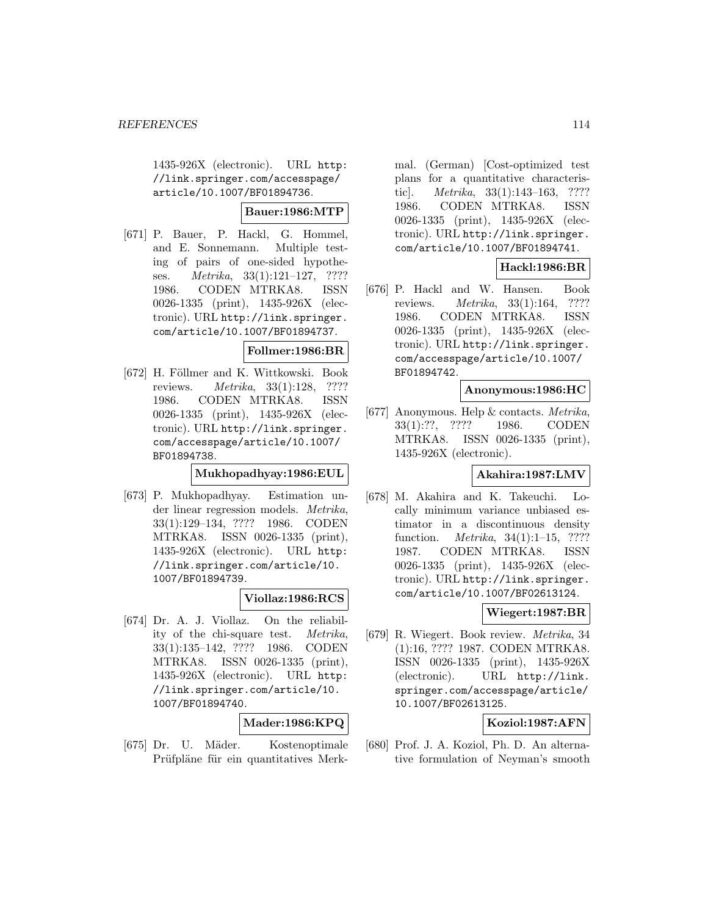1435-926X (electronic). URL http://link.springer.com/accesspage/article/10.1007/BF01894736.

**Bauer:1986:MTP**

[671] P. Bauer, P. Hackl, G. Hommel, and E. Sonnemann. Multiple testing of pairs of one-sided hypotheses. *Metrika*, 33(1):121–127, ???? 1986. CODEN MTRKA8. ISSN 0026-1335 (print), 1435-926X (electronic). URL http://link.springer.com/article/10.1007/BF01894737.

**Follmer:1986:BR**

[672] H. Föllmer and K. Wittkowski. Book reviews. *Metrika*, 33(1):128, ???? 1986. CODEN MTRKA8. ISSN 0026-1335 (print), 1435-926X (electronic). URL http://link.springer.com/accesspage/article/10.1007/BF01894738.

**Mukhopadhyay:1986:EUL**

[673] P. Mukhopadhyay. Estimation under linear regression models. *Metrika*, 33(1):129–134, ???? 1986. CODEN MTRKA8. ISSN 0026-1335 (print), 1435-926X (electronic). URL http://link.springer.com/article/10.1007/BF01894739.

**Viollaz:1986:RCS**

[674] Dr. A. J. Viollaz. On the reliability of the chi-square test. *Metrika*, 33(1):135–142, ???? 1986. CODEN MTRKA8. ISSN 0026-1335 (print), 1435-926X (electronic). URL http://link.springer.com/article/10.1007/BF01894740.

**Mader:1986:KPQ**

[675] Dr. U. Mäder. Kostenoptimale Prüfpläne für ein quantitatives Merkmal. (German) [Cost-optimized test plans for a quantitative characteristic]. *Metrika*, 33(1):143–163, ???? 1986. CODEN MTRKA8. ISSN 0026-1335 (print), 1435-926X (electronic). URL http://link.springer.com/article/10.1007/BF01894741.

**Hackl:1986:BR**

[676] P. Hackl and W. Hansen. Book reviews. *Metrika*, 33(1):164, ???? 1986. CODEN MTRKA8. ISSN 0026-1335 (print), 1435-926X (electronic). URL http://link.springer.com/accesspage/article/10.1007/BF01894742.

**Anonymous:1986:HC**

[677] Anonymous. Help & contacts. *Metrika*, 33(1):??, ???? 1986. CODEN MTRKA8. ISSN 0026-1335 (print), 1435-926X (electronic).

**Akahira:1987:LMV**

[678] M. Akahira and K. Takeuchi. Locally minimum variance unbiased estimator in a discontinuous density function. *Metrika*, 34(1):1–15, ???? 1987. CODEN MTRKA8. ISSN 0026-1335 (print), 1435-926X (electronic). URL http://link.springer.com/article/10.1007/BF02613124.

**Wiegert:1987:BR**

[679] R. Wiegert. Book review. *Metrika*, 34 (1):16, ???? 1987. CODEN MTRKA8. ISSN 0026-1335 (print), 1435-926X (electronic). URL http://link.springer.com/accesspage/article/10.1007/BF02613125.

**Koziol:1987:AFN**

[680] Prof. J. A. Koziol, Ph. D. An alternative formulation of Neyman's smooth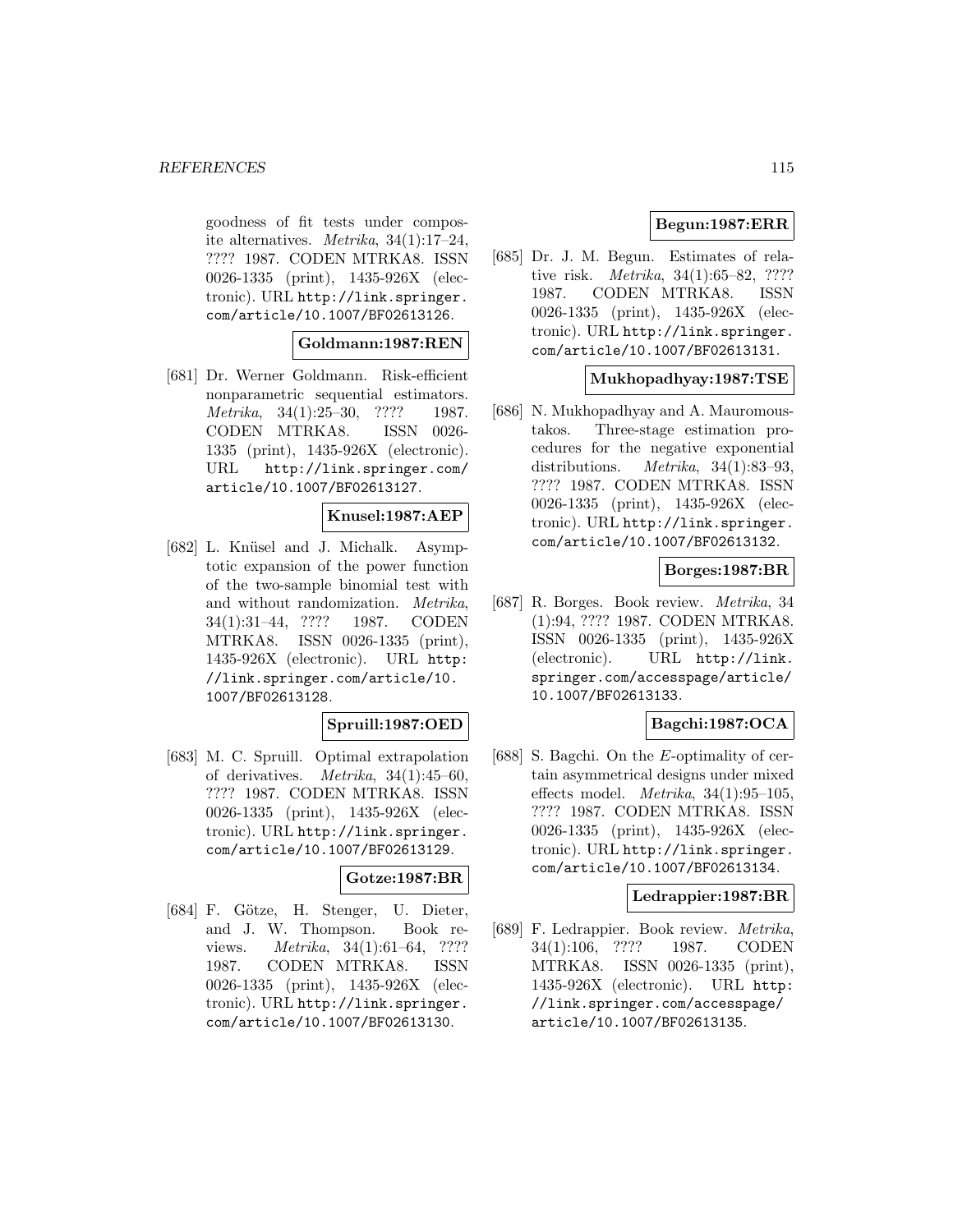goodness of fit tests under composite alternatives. *Metrika*, 34(1):17–24, ???? 1987. CODEN MTRKA8. ISSN 0026-1335 (print), 1435-926X (electronic). URL http://link.springer.com/article/10.1007/BF02613126.

**Goldmann:1987:REN**

[681] Dr. Werner Goldmann. Risk-efficient nonparametric sequential estimators. *Metrika*, 34(1):25–30, ???? 1987. CODEN MTRKA8. ISSN 0026-1335 (print), 1435-926X (electronic). URL http://link.springer.com/article/10.1007/BF02613127.

**Knusel:1987:AEP**

[682] L. Knüsel and J. Michalk. Asymptotic expansion of the power function of the two-sample binomial test with and without randomization. *Metrika*, 34(1):31–44, ???? 1987. CODEN MTRKA8. ISSN 0026-1335 (print), 1435-926X (electronic). URL http://link.springer.com/article/10.1007/BF02613128.

**Spruill:1987:OED**

[683] M. C. Spruill. Optimal extrapolation of derivatives. *Metrika*, 34(1):45–60, ???? 1987. CODEN MTRKA8. ISSN 0026-1335 (print), 1435-926X (electronic). URL http://link.springer.com/article/10.1007/BF02613129.

**Gotze:1987:BR**

[684] F. Götze, H. Stenger, U. Dieter, and J. W. Thompson. Book reviews. *Metrika*, 34(1):61–64, ???? 1987. CODEN MTRKA8. ISSN 0026-1335 (print), 1435-926X (electronic). URL http://link.springer.com/article/10.1007/BF02613130.

**Begun:1987:ERR**

[685] Dr. J. M. Begun. Estimates of relative risk. *Metrika*, 34(1):65–82, ???? 1987. CODEN MTRKA8. ISSN 0026-1335 (print), 1435-926X (electronic). URL http://link.springer.com/article/10.1007/BF02613131.

**Mukhopadhyay:1987:TSE**

[686] N. Mukhopadhyay and A. Mauromoustakos. Three-stage estimation procedures for the negative exponential distributions. *Metrika*, 34(1):83–93, ???? 1987. CODEN MTRKA8. ISSN 0026-1335 (print), 1435-926X (electronic). URL http://link.springer.com/article/10.1007/BF02613132.

**Borges:1987:BR**

[687] R. Borges. Book review. *Metrika*, 34 (1):94, ???? 1987. CODEN MTRKA8. ISSN 0026-1335 (print), 1435-926X (electronic). URL http://link.springer.com/accesspage/article/10.1007/BF02613133.

**Bagchi:1987:OCA**

[688] S. Bagchi. On the $E$-optimality of certain asymmetrical designs under mixed effects model. *Metrika*, 34(1):95–105, ???? 1987. CODEN MTRKA8. ISSN 0026-1335 (print), 1435-926X (electronic). URL http://link.springer.com/article/10.1007/BF02613134.

**Ledrappier:1987:BR**

[689] F. Ledrappier. Book review. *Metrika*, 34(1):106, ???? 1987. CODEN MTRKA8. ISSN 0026-1335 (print), 1435-926X (electronic). URL http://link.springer.com/accesspage/article/10.1007/BF02613135.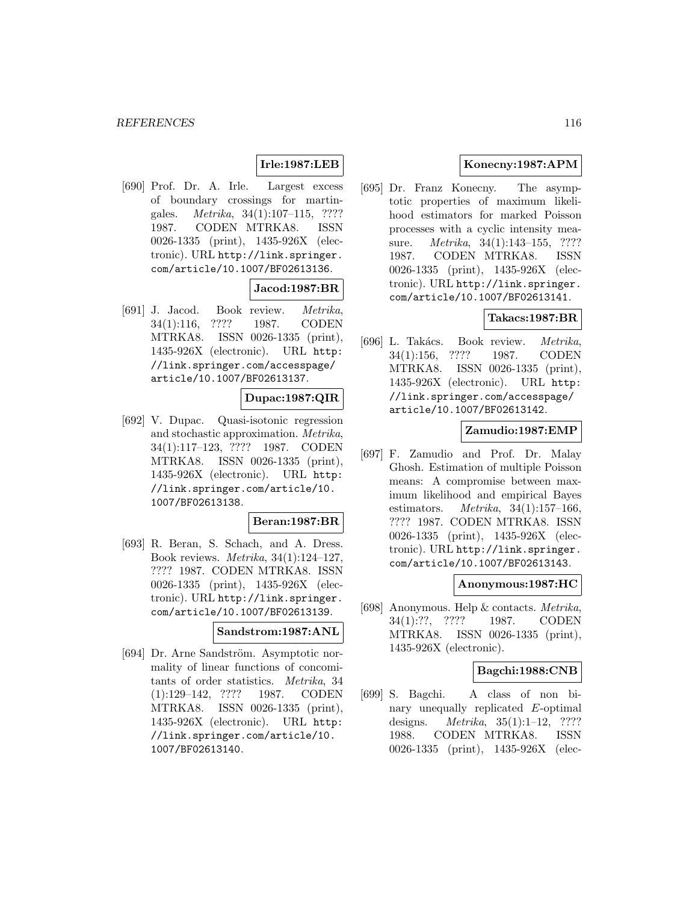**Irle:1987:LEB**

[690] Prof. Dr. A. Irle. Largest excess of boundary crossings for martingales. *Metrika*, 34(1):107–115, ???? 1987. CODEN MTRKA8. ISSN 0026-1335 (print), 1435-926X (electronic). URL http://link.springer.com/article/10.1007/BF02613136.

**Jacod:1987:BR**

[691] J. Jacod. Book review. *Metrika*, 34(1):116, ???? 1987. CODEN MTRKA8. ISSN 0026-1335 (print), 1435-926X (electronic). URL http://link.springer.com/accesspage/article/10.1007/BF02613137.

**Dupac:1987:QIR**

[692] V. Dupac. Quasi-isotonic regression and stochastic approximation. *Metrika*, 34(1):117–123, ???? 1987. CODEN MTRKA8. ISSN 0026-1335 (print), 1435-926X (electronic). URL http://link.springer.com/article/10.1007/BF02613138.

**Beran:1987:BR**

[693] R. Beran, S. Schach, and A. Dress. Book reviews. *Metrika*, 34(1):124–127, ???? 1987. CODEN MTRKA8. ISSN 0026-1335 (print), 1435-926X (electronic). URL http://link.springer.com/article/10.1007/BF02613139.

**Sandstrom:1987:ANL**

[694] Dr. Arne Sandström. Asymptotic normality of linear functions of concomitants of order statistics. *Metrika*, 34 (1):129–142, ???? 1987. CODEN MTRKA8. ISSN 0026-1335 (print), 1435-926X (electronic). URL http://link.springer.com/article/10.1007/BF02613140.

**Konecny:1987:APM**

[695] Dr. Franz Konecny. The asymptotic properties of maximum likelihood estimators for marked Poisson processes with a cyclic intensity measure. *Metrika*, 34(1):143–155, ???? 1987. CODEN MTRKA8. ISSN 0026-1335 (print), 1435-926X (electronic). URL http://link.springer.com/article/10.1007/BF02613141.

**Takacs:1987:BR**

[696] L. Takács. Book review. *Metrika*, 34(1):156, ???? 1987. CODEN MTRKA8. ISSN 0026-1335 (print), 1435-926X (electronic). URL http://link.springer.com/accesspage/article/10.1007/BF02613142.

**Zamudio:1987:EMP**

[697] F. Zamudio and Prof. Dr. Malay Ghosh. Estimation of multiple Poisson means: A compromise between maximum likelihood and empirical Bayes estimators. *Metrika*, 34(1):157–166, ???? 1987. CODEN MTRKA8. ISSN 0026-1335 (print), 1435-926X (electronic). URL http://link.springer.com/article/10.1007/BF02613143.

**Anonymous:1987:HC**

[698] Anonymous. Help & contacts. *Metrika*, 34(1):??, ???? 1987. CODEN MTRKA8. ISSN 0026-1335 (print), 1435-926X (electronic).

**Bagchi:1988:CNB**

[699] S. Bagchi. A class of non binary unequally replicated $E$-optimal designs. *Metrika*, 35(1):1–12, ???? 1988. CODEN MTRKA8. ISSN 0026-1335 (print), 1435-926X (elec-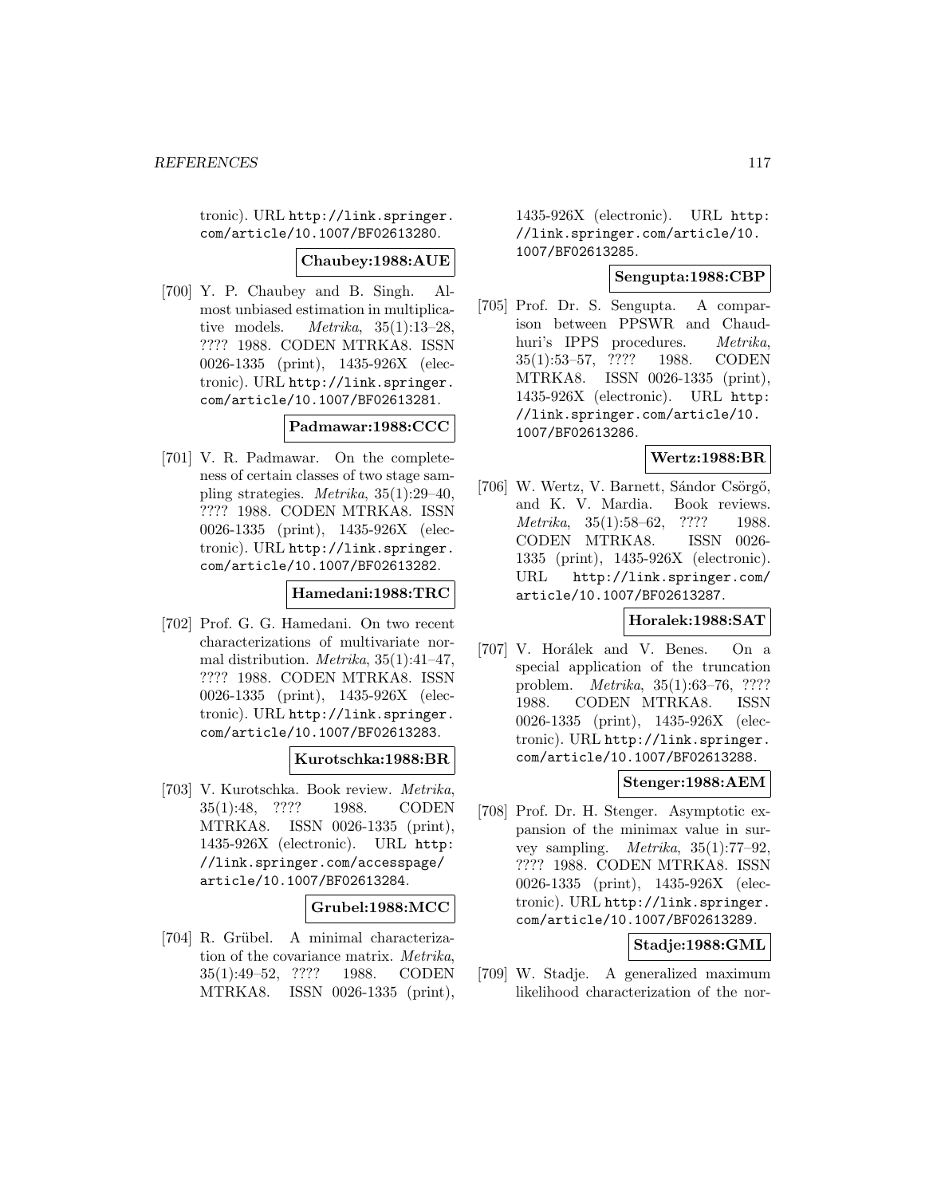tronic). URL http://link.springer.com/article/10.1007/BF02613280.

**Chaubey:1988:AUE**

[700] Y. P. Chaubey and B. Singh. Almost unbiased estimation in multiplicative models. *Metrika*, 35(1):13–28, ???? 1988. CODEN MTRKA8. ISSN 0026-1335 (print), 1435-926X (electronic). URL http://link.springer.com/article/10.1007/BF02613281.

**Padmawar:1988:CCC**

[701] V. R. Padmawar. On the completeness of certain classes of two stage sampling strategies. *Metrika*, 35(1):29–40, ???? 1988. CODEN MTRKA8. ISSN 0026-1335 (print), 1435-926X (electronic). URL http://link.springer.com/article/10.1007/BF02613282.

**Hamedani:1988:TRC**

[702] Prof. G. G. Hamedani. On two recent characterizations of multivariate normal distribution. *Metrika*, 35(1):41–47, ???? 1988. CODEN MTRKA8. ISSN 0026-1335 (print), 1435-926X (electronic). URL http://link.springer.com/article/10.1007/BF02613283.

**Kurotschka:1988:BR**

[703] V. Kurotschka. Book review. *Metrika*, 35(1):48, ???? 1988. CODEN MTRKA8. ISSN 0026-1335 (print), 1435-926X (electronic). URL http://link.springer.com/accesspage/article/10.1007/BF02613284.

**Grubel:1988:MCC**

[704] R. Grübel. A minimal characterization of the covariance matrix. *Metrika*, 35(1):49–52, ???? 1988. CODEN MTRKA8. ISSN 0026-1335 (print), 1435-926X (electronic). URL http://link.springer.com/article/10.1007/BF02613285.

**Sengupta:1988:CBP**

[705] Prof. Dr. S. Sengupta. A comparison between PPSWR and Chaudhuri's IPPS procedures. *Metrika*, 35(1):53–57, ???? 1988. CODEN MTRKA8. ISSN 0026-1335 (print), 1435-926X (electronic). URL http://link.springer.com/article/10.1007/BF02613286.

**Wertz:1988:BR**

[706] W. Wertz, V. Barnett, Sándor Csörgő, and K. V. Mardia. Book reviews. *Metrika*, 35(1):58–62, ???? 1988. CODEN MTRKA8. ISSN 0026-1335 (print), 1435-926X (electronic). URL http://link.springer.com/article/10.1007/BF02613287.

**Horalek:1988:SAT**

[707] V. Horálek and V. Benes. On a special application of the truncation problem. *Metrika*, 35(1):63–76, ???? 1988. CODEN MTRKA8. ISSN 0026-1335 (print), 1435-926X (electronic). URL http://link.springer.com/article/10.1007/BF02613288.

**Stenger:1988:AEM**

[708] Prof. Dr. H. Stenger. Asymptotic expansion of the minimax value in survey sampling. *Metrika*, 35(1):77–92, ???? 1988. CODEN MTRKA8. ISSN 0026-1335 (print), 1435-926X (electronic). URL http://link.springer.com/article/10.1007/BF02613289.

**Stadje:1988:GML**

[709] W. Stadje. A generalized maximum likelihood characterization of the nor-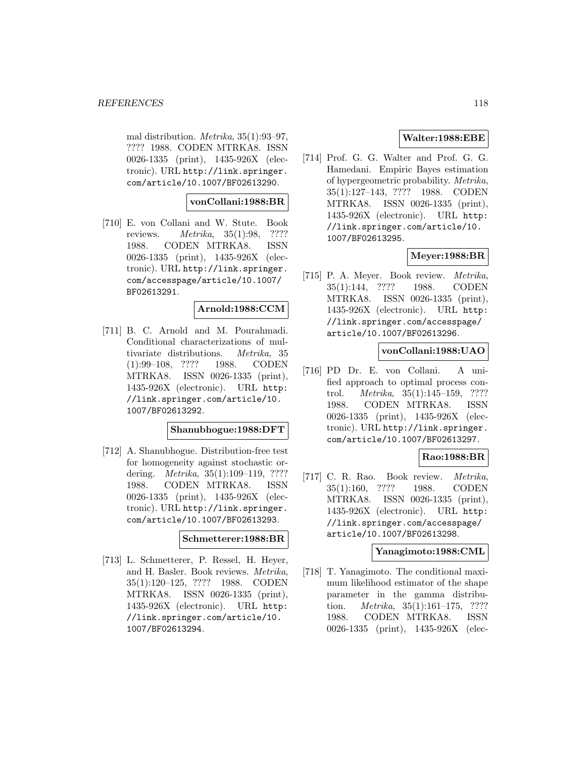mal distribution. *Metrika*, 35(1):93–97, ???? 1988. CODEN MTRKA8. ISSN 0026-1335 (print), 1435-926X (electronic). URL http://link.springer.com/article/10.1007/BF02613290.

**vonCollani:1988:BR**

[710] E. von Collani and W. Stute. Book reviews. *Metrika*, 35(1):98, ???? 1988. CODEN MTRKA8. ISSN 0026-1335 (print), 1435-926X (electronic). URL http://link.springer.com/accesspage/article/10.1007/BF02613291.

**Arnold:1988:CCM**

[711] B. C. Arnold and M. Pourahmadi. Conditional characterizations of multivariate distributions. *Metrika*, 35 (1):99–108, ???? 1988. CODEN MTRKA8. ISSN 0026-1335 (print), 1435-926X (electronic). URL http://link.springer.com/article/10.1007/BF02613292.

**Shanubhogue:1988:DFT**

[712] A. Shanubhogue. Distribution-free test for homogeneity against stochastic ordering. *Metrika*, 35(1):109–119, ???? 1988. CODEN MTRKA8. ISSN 0026-1335 (print), 1435-926X (electronic). URL http://link.springer.com/article/10.1007/BF02613293.

**Schmetterer:1988:BR**

[713] L. Schmetterer, P. Ressel, H. Heyer, and H. Basler. Book reviews. *Metrika*, 35(1):120–125, ???? 1988. CODEN MTRKA8. ISSN 0026-1335 (print), 1435-926X (electronic). URL http://link.springer.com/article/10.1007/BF02613294.

**Walter:1988:EBE**

[714] Prof. G. G. Walter and Prof. G. G. Hamedani. Empiric Bayes estimation of hypergeometric probability. *Metrika*, 35(1):127–143, ???? 1988. CODEN MTRKA8. ISSN 0026-1335 (print), 1435-926X (electronic). URL http://link.springer.com/article/10.1007/BF02613295.

**Meyer:1988:BR**

[715] P. A. Meyer. Book review. *Metrika*, 35(1):144, ???? 1988. CODEN MTRKA8. ISSN 0026-1335 (print), 1435-926X (electronic). URL http://link.springer.com/accesspage/article/10.1007/BF02613296.

**vonCollani:1988:UAO**

[716] PD Dr. E. von Collani. A unified approach to optimal process control. *Metrika*, 35(1):145–159, ???? 1988. CODEN MTRKA8. ISSN 0026-1335 (print), 1435-926X (electronic). URL http://link.springer.com/article/10.1007/BF02613297.

**Rao:1988:BR**

[717] C. R. Rao. Book review. *Metrika*, 35(1):160, ???? 1988. CODEN MTRKA8. ISSN 0026-1335 (print), 1435-926X (electronic). URL http://link.springer.com/accesspage/article/10.1007/BF02613298.

**Yanagimoto:1988:CML**

[718] T. Yanagimoto. The conditional maximum likelihood estimator of the shape parameter in the gamma distribution. *Metrika*, 35(1):161–175, ???? 1988. CODEN MTRKA8. ISSN 0026-1335 (print), 1435-926X (elec-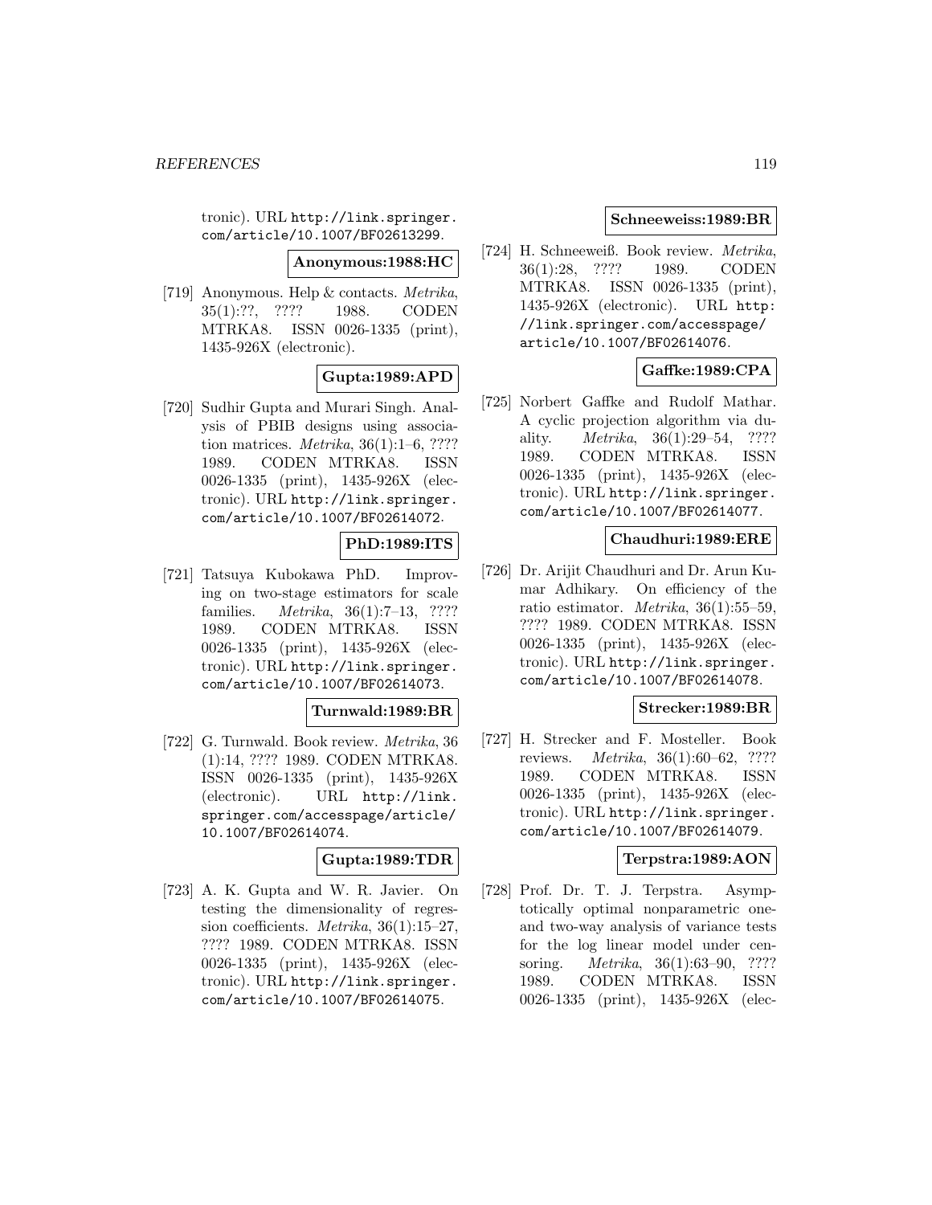tronic). URL http://link.springer.com/article/10.1007/BF02613299.

**Anonymous:1988:HC**

[719] Anonymous. Help & contacts. *Metrika*, 35(1):??, ???? 1988. CODEN MTRKA8. ISSN 0026-1335 (print), 1435-926X (electronic).

**Gupta:1989:APD**

[720] Sudhir Gupta and Murari Singh. Analysis of PBIB designs using association matrices. *Metrika*, 36(1):1–6, ???? 1989. CODEN MTRKA8. ISSN 0026-1335 (print), 1435-926X (electronic). URL http://link.springer.com/article/10.1007/BF02614072.

**PhD:1989:ITS**

[721] Tatsuya Kubokawa PhD. Improving on two-stage estimators for scale families. *Metrika*, 36(1):7–13, ???? 1989. CODEN MTRKA8. ISSN 0026-1335 (print), 1435-926X (electronic). URL http://link.springer.com/article/10.1007/BF02614073.

**Turnwald:1989:BR**

[722] G. Turnwald. Book review. *Metrika*, 36 (1):14, ???? 1989. CODEN MTRKA8. ISSN 0026-1335 (print), 1435-926X (electronic). URL http://link.springer.com/accesspage/article/10.1007/BF02614074.

**Gupta:1989:TDR**

[723] A. K. Gupta and W. R. Javier. On testing the dimensionality of regression coefficients. *Metrika*, 36(1):15–27, ???? 1989. CODEN MTRKA8. ISSN 0026-1335 (print), 1435-926X (electronic). URL http://link.springer.com/article/10.1007/BF02614075.

**Schneeweiss:1989:BR**

[724] H. Schneeweiß. Book review. *Metrika*, 36(1):28, ???? 1989. CODEN MTRKA8. ISSN 0026-1335 (print), 1435-926X (electronic). URL http://link.springer.com/accesspage/article/10.1007/BF02614076.

**Gaffke:1989:CPA**

[725] Norbert Gaffke and Rudolf Mathar. A cyclic projection algorithm via duality. *Metrika*, 36(1):29–54, ???? 1989. CODEN MTRKA8. ISSN 0026-1335 (print), 1435-926X (electronic). URL http://link.springer.com/article/10.1007/BF02614077.

**Chaudhuri:1989:ERE**

[726] Dr. Arijit Chaudhuri and Dr. Arun Kumar Adhikary. On efficiency of the ratio estimator. *Metrika*, 36(1):55–59, ???? 1989. CODEN MTRKA8. ISSN 0026-1335 (print), 1435-926X (electronic). URL http://link.springer.com/article/10.1007/BF02614078.

**Strecker:1989:BR**

[727] H. Strecker and F. Mosteller. Book reviews. *Metrika*, 36(1):60–62, ???? 1989. CODEN MTRKA8. ISSN 0026-1335 (print), 1435-926X (electronic). URL http://link.springer.com/article/10.1007/BF02614079.

**Terpstra:1989:AON**

[728] Prof. Dr. T. J. Terpstra. Asymptotically optimal nonparametric one- and two-way analysis of variance tests for the log linear model under censoring. *Metrika*, 36(1):63–90, ???? 1989. CODEN MTRKA8. ISSN 0026-1335 (print), 1435-926X (elec-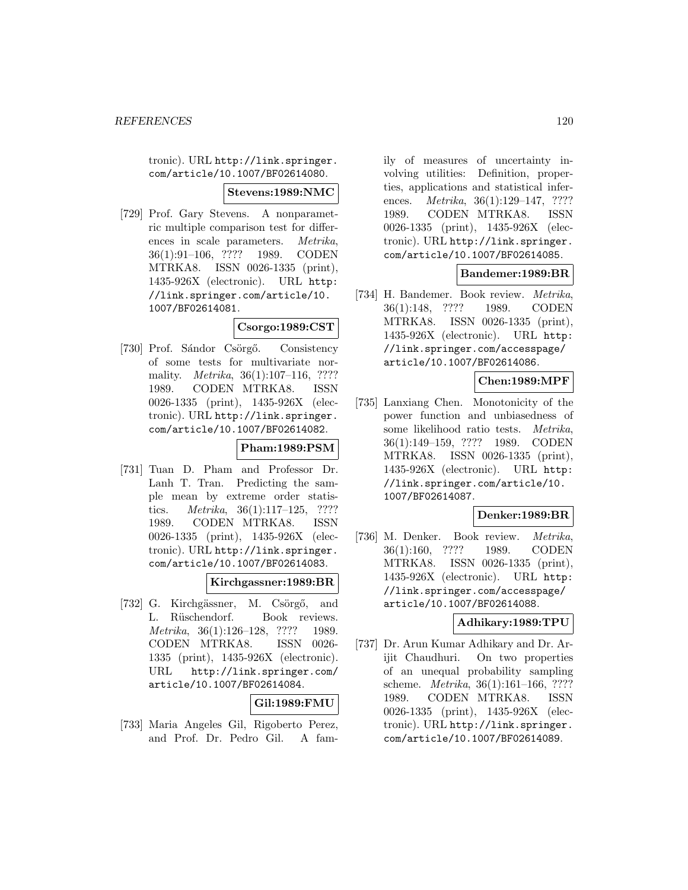tronic). URL http://link.springer.com/article/10.1007/BF02614080.

**Stevens:1989:NMC**

[729] Prof. Gary Stevens. A nonparametric multiple comparison test for differences in scale parameters. *Metrika*, 36(1):91–106, ???? 1989. CODEN MTRKA8. ISSN 0026-1335 (print), 1435-926X (electronic). URL http://link.springer.com/article/10.1007/BF02614081.

**Csorgo:1989:CST**

[730] Prof. Sándor Csörgő. Consistency of some tests for multivariate normality. *Metrika*, 36(1):107–116, ???? 1989. CODEN MTRKA8. ISSN 0026-1335 (print), 1435-926X (electronic). URL http://link.springer.com/article/10.1007/BF02614082.

**Pham:1989:PSM**

[731] Tuan D. Pham and Professor Dr. Lanh T. Tran. Predicting the sample mean by extreme order statistics. *Metrika*, 36(1):117–125, ???? 1989. CODEN MTRKA8. ISSN 0026-1335 (print), 1435-926X (electronic). URL http://link.springer.com/article/10.1007/BF02614083.

**Kirchgassner:1989:BR**

[732] G. Kirchgässner, M. Csörgő, and L. Rüschendorf. Book reviews. *Metrika*, 36(1):126–128, ???? 1989. CODEN MTRKA8. ISSN 0026-1335 (print), 1435-926X (electronic). URL http://link.springer.com/article/10.1007/BF02614084.

**Gil:1989:FMU**

[733] Maria Angeles Gil, Rigoberto Perez, and Prof. Dr. Pedro Gil. A family of measures of uncertainty involving utilities: Definition, properties, applications and statistical inferences. *Metrika*, 36(1):129–147, ???? 1989. CODEN MTRKA8. ISSN 0026-1335 (print), 1435-926X (electronic). URL http://link.springer.com/article/10.1007/BF02614085.

**Bandemer:1989:BR**

[734] H. Bandemer. Book review. *Metrika*, 36(1):148, ???? 1989. CODEN MTRKA8. ISSN 0026-1335 (print), 1435-926X (electronic). URL http://link.springer.com/accesspage/article/10.1007/BF02614086.

**Chen:1989:MPF**

[735] Lanxiang Chen. Monotonicity of the power function and unbiasedness of some likelihood ratio tests. *Metrika*, 36(1):149–159, ???? 1989. CODEN MTRKA8. ISSN 0026-1335 (print), 1435-926X (electronic). URL http://link.springer.com/article/10.1007/BF02614087.

**Denker:1989:BR**

[736] M. Denker. Book review. *Metrika*, 36(1):160, ???? 1989. CODEN MTRKA8. ISSN 0026-1335 (print), 1435-926X (electronic). URL http://link.springer.com/accesspage/article/10.1007/BF02614088.

**Adhikary:1989:TPU**

[737] Dr. Arun Kumar Adhikary and Dr. Arijit Chaudhuri. On two properties of an unequal probability sampling scheme. *Metrika*, 36(1):161–166, ???? 1989. CODEN MTRKA8. ISSN 0026-1335 (print), 1435-926X (electronic). URL http://link.springer.com/article/10.1007/BF02614089.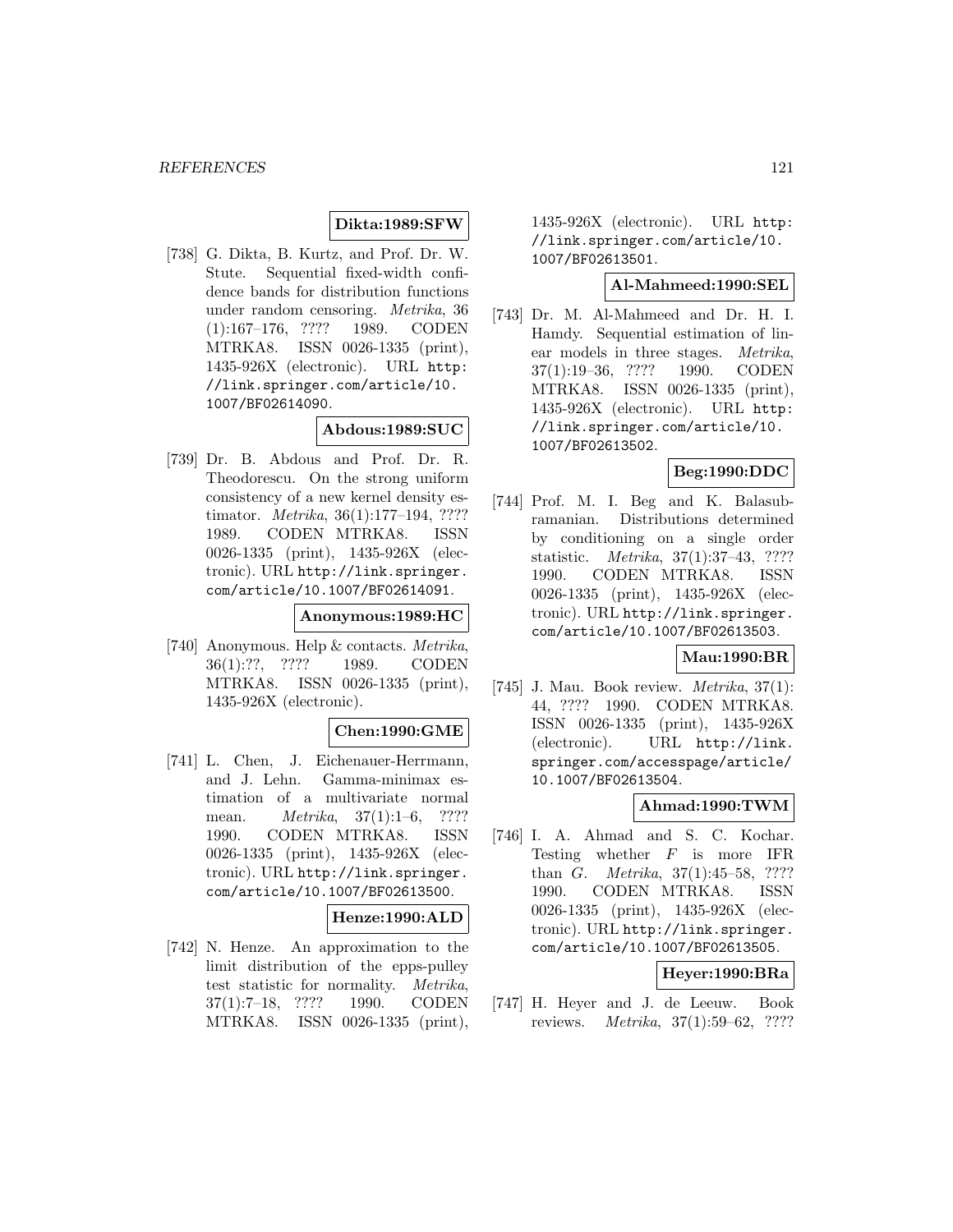**Dikta:1989:SFW**

[738] G. Dikta, B. Kurtz, and Prof. Dr. W. Stute. Sequential fixed-width confidence bands for distribution functions under random censoring. *Metrika*, 36 (1):167–176, ???? 1989. CODEN MTRKA8. ISSN 0026-1335 (print), 1435-926X (electronic). URL http://link.springer.com/article/10.1007/BF02614090.

**Abdous:1989:SUC**

[739] Dr. B. Abdous and Prof. Dr. R. Theodorescu. On the strong uniform consistency of a new kernel density estimator. *Metrika*, 36(1):177–194, ???? 1989. CODEN MTRKA8. ISSN 0026-1335 (print), 1435-926X (electronic). URL http://link.springer.com/article/10.1007/BF02614091.

**Anonymous:1989:HC**

[740] Anonymous. Help & contacts. *Metrika*, 36(1):??, ???? 1989. CODEN MTRKA8. ISSN 0026-1335 (print), 1435-926X (electronic).

**Chen:1990:GME**

[741] L. Chen, J. Eichenauer-Herrmann, and J. Lehn. Gamma-minimax estimation of a multivariate normal mean. *Metrika*, 37(1):1–6, ???? 1990. CODEN MTRKA8. ISSN 0026-1335 (print), 1435-926X (electronic). URL http://link.springer.com/article/10.1007/BF02613500.

**Henze:1990:ALD**

[742] N. Henze. An approximation to the limit distribution of the epps-pulley test statistic for normality. *Metrika*, 37(1):7–18, ???? 1990. CODEN MTRKA8. ISSN 0026-1335 (print), 1435-926X (electronic). URL http://link.springer.com/article/10.1007/BF02613501.

**Al-Mahmeed:1990:SEL**

[743] Dr. M. Al-Mahmeed and Dr. H. I. Hamdy. Sequential estimation of linear models in three stages. *Metrika*, 37(1):19–36, ???? 1990. CODEN MTRKA8. ISSN 0026-1335 (print), 1435-926X (electronic). URL http://link.springer.com/article/10.1007/BF02613502.

**Beg:1990:DDC**

[744] Prof. M. I. Beg and K. Balasubramanian. Distributions determined by conditioning on a single order statistic. *Metrika*, 37(1):37–43, ???? 1990. CODEN MTRKA8. ISSN 0026-1335 (print), 1435-926X (electronic). URL http://link.springer.com/article/10.1007/BF02613503.

**Mau:1990:BR**

[745] J. Mau. Book review. *Metrika*, 37(1): 44, ???? 1990. CODEN MTRKA8. ISSN 0026-1335 (print), 1435-926X (electronic). URL http://link.springer.com/accesspage/article/10.1007/BF02613504.

**Ahmad:1990:TWM**

[746] I. A. Ahmad and S. C. Kochar. Testing whether $F$ is more IFR than $G$. *Metrika*, 37(1):45–58, ???? 1990. CODEN MTRKA8. ISSN 0026-1335 (print), 1435-926X (electronic). URL http://link.springer.com/article/10.1007/BF02613505.

**Heyer:1990:BRa**

[747] H. Heyer and J. de Leeuw. Book reviews. *Metrika*, 37(1):59–62, ????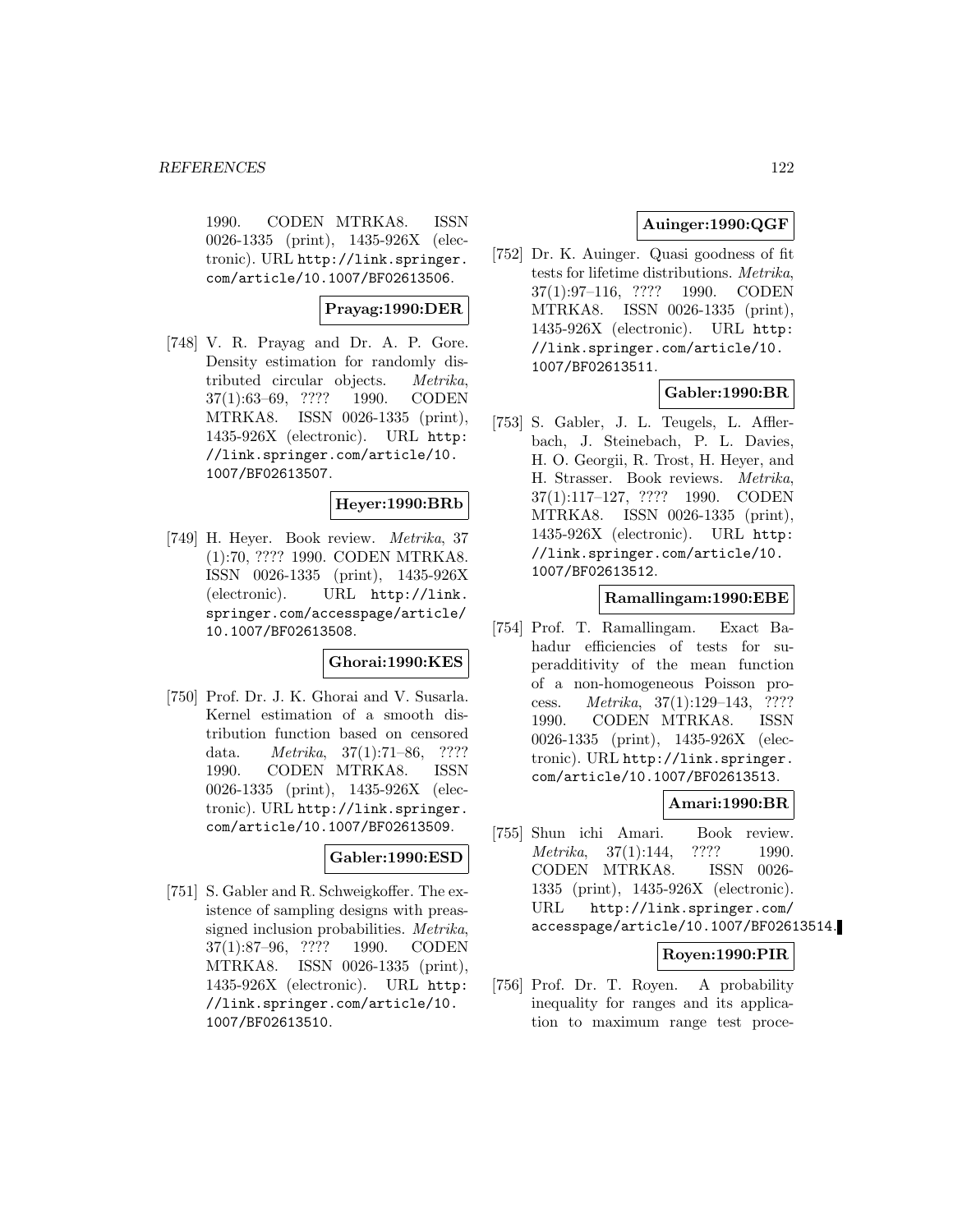1990. CODEN MTRKA8. ISSN 0026-1335 (print), 1435-926X (electronic). URL http://link.springer.com/article/10.1007/BF02613506.

**Prayag:1990:DER**

[748] V. R. Prayag and Dr. A. P. Gore. Density estimation for randomly distributed circular objects. *Metrika*, 37(1):63–69, ???? 1990. CODEN MTRKA8. ISSN 0026-1335 (print), 1435-926X (electronic). URL http://link.springer.com/article/10.1007/BF02613507.

**Heyer:1990:BRb**

[749] H. Heyer. Book review. *Metrika*, 37 (1):70, ???? 1990. CODEN MTRKA8. ISSN 0026-1335 (print), 1435-926X (electronic). URL http://link.springer.com/accesspage/article/10.1007/BF02613508.

**Ghorai:1990:KES**

[750] Prof. Dr. J. K. Ghorai and V. Susarla. Kernel estimation of a smooth distribution function based on censored data. *Metrika*, 37(1):71–86, ???? 1990. CODEN MTRKA8. ISSN 0026-1335 (print), 1435-926X (electronic). URL http://link.springer.com/article/10.1007/BF02613509.

**Gabler:1990:ESD**

[751] S. Gabler and R. Schweigkoffer. The existence of sampling designs with preassigned inclusion probabilities. *Metrika*, 37(1):87–96, ???? 1990. CODEN MTRKA8. ISSN 0026-1335 (print), 1435-926X (electronic). URL http://link.springer.com/article/10.1007/BF02613510.

**Auinger:1990:QGF**

[752] Dr. K. Auinger. Quasi goodness of fit tests for lifetime distributions. *Metrika*, 37(1):97–116, ???? 1990. CODEN MTRKA8. ISSN 0026-1335 (print), 1435-926X (electronic). URL http://link.springer.com/article/10.1007/BF02613511.

**Gabler:1990:BR**

[753] S. Gabler, J. L. Teugels, L. Afflerbach, J. Steinebach, P. L. Davies, H. O. Georgii, R. Trost, H. Heyer, and H. Strasser. Book reviews. *Metrika*, 37(1):117–127, ???? 1990. CODEN MTRKA8. ISSN 0026-1335 (print), 1435-926X (electronic). URL http://link.springer.com/article/10.1007/BF02613512.

**Ramallingam:1990:EBE**

[754] Prof. T. Ramallingam. Exact Bahadur efficiencies of tests for superadditivity of the mean function of a non-homogeneous Poisson process. *Metrika*, 37(1):129–143, ???? 1990. CODEN MTRKA8. ISSN 0026-1335 (print), 1435-926X (electronic). URL http://link.springer.com/article/10.1007/BF02613513.

**Amari:1990:BR**

[755] Shun ichi Amari. Book review. *Metrika*, 37(1):144, ???? 1990. CODEN MTRKA8. ISSN 0026-1335 (print), 1435-926X (electronic). URL http://link.springer.com/accesspage/article/10.1007/BF02613514.

**Royen:1990:PIR**

[756] Prof. Dr. T. Royen. A probability inequality for ranges and its application to maximum range test proce-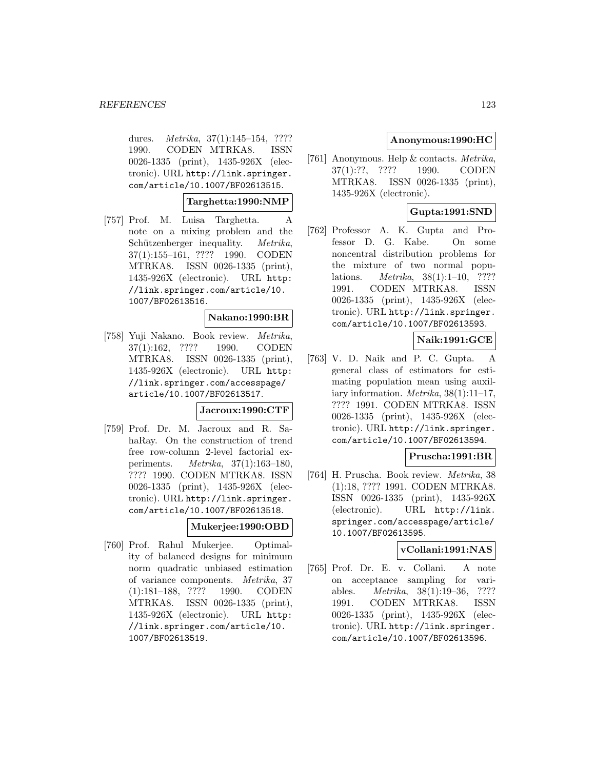dures. *Metrika*, 37(1):145–154, ???? 1990. CODEN MTRKA8. ISSN 0026-1335 (print), 1435-926X (electronic). URL http://link.springer.com/article/10.1007/BF02613515.

**Targhetta:1990:NMP**

[757] Prof. M. Luisa Targhetta. A note on a mixing problem and the Schützenberger inequality. *Metrika*, 37(1):155–161, ???? 1990. CODEN MTRKA8. ISSN 0026-1335 (print), 1435-926X (electronic). URL http://link.springer.com/article/10.1007/BF02613516.

**Nakano:1990:BR**

[758] Yuji Nakano. Book review. *Metrika*, 37(1):162, ???? 1990. CODEN MTRKA8. ISSN 0026-1335 (print), 1435-926X (electronic). URL http://link.springer.com/accesspage/article/10.1007/BF02613517.

**Jacroux:1990:CTF**

[759] Prof. Dr. M. Jacroux and R. SahaRay. On the construction of trend free row-column 2-level factorial experiments. *Metrika*, 37(1):163–180, ???? 1990. CODEN MTRKA8. ISSN 0026-1335 (print), 1435-926X (electronic). URL http://link.springer.com/article/10.1007/BF02613518.

**Mukerjee:1990:OBD**

[760] Prof. Rahul Mukerjee. Optimality of balanced designs for minimum norm quadratic unbiased estimation of variance components. *Metrika*, 37 (1):181–188, ???? 1990. CODEN MTRKA8. ISSN 0026-1335 (print), 1435-926X (electronic). URL http://link.springer.com/article/10.1007/BF02613519.

**Anonymous:1990:HC**

[761] Anonymous. Help & contacts. *Metrika*, 37(1):??, ???? 1990. CODEN MTRKA8. ISSN 0026-1335 (print), 1435-926X (electronic).

**Gupta:1991:SND**

[762] Professor A. K. Gupta and Professor D. G. Kabe. On some noncentral distribution problems for the mixture of two normal populations. *Metrika*, 38(1):1–10, ???? 1991. CODEN MTRKA8. ISSN 0026-1335 (print), 1435-926X (electronic). URL http://link.springer.com/article/10.1007/BF02613593.

**Naik:1991:GCE**

[763] V. D. Naik and P. C. Gupta. A general class of estimators for estimating population mean using auxiliary information. *Metrika*, 38(1):11–17, ???? 1991. CODEN MTRKA8. ISSN 0026-1335 (print), 1435-926X (electronic). URL http://link.springer.com/article/10.1007/BF02613594.

**Pruscha:1991:BR**

[764] H. Pruscha. Book review. *Metrika*, 38 (1):18, ???? 1991. CODEN MTRKA8. ISSN 0026-1335 (print), 1435-926X (electronic). URL http://link.springer.com/accesspage/article/10.1007/BF02613595.

**vCollani:1991:NAS**

[765] Prof. Dr. E. v. Collani. A note on acceptance sampling for variables. *Metrika*, 38(1):19–36, ???? 1991. CODEN MTRKA8. ISSN 0026-1335 (print), 1435-926X (electronic). URL http://link.springer.com/article/10.1007/BF02613596.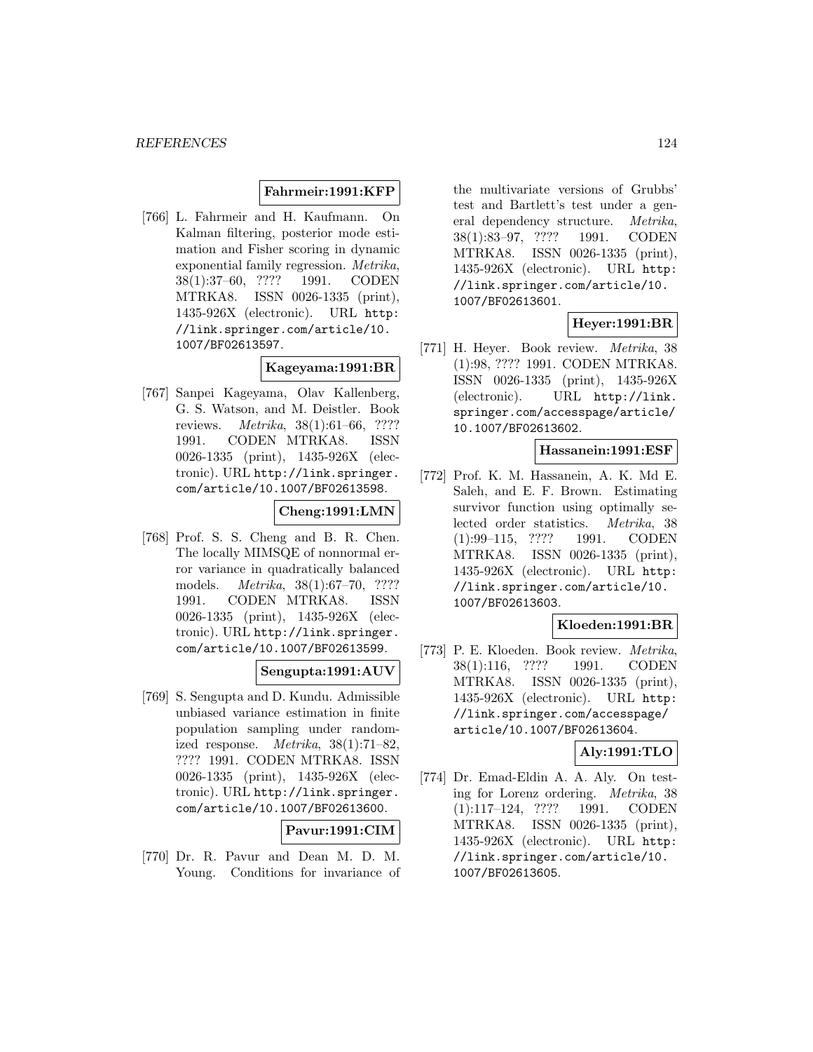**Fahrmeir:1991:KFP**

[766] L. Fahrmeir and H. Kaufmann. On Kalman filtering, posterior mode estimation and Fisher scoring in dynamic exponential family regression. *Metrika*, 38(1):37–60, ???? 1991. CODEN MTRKA8. ISSN 0026-1335 (print), 1435-926X (electronic). URL http://link.springer.com/article/10.1007/BF02613597.

**Kageyama:1991:BR**

[767] Sanpei Kageyama, Olav Kallenberg, G. S. Watson, and M. Deistler. Book reviews. *Metrika*, 38(1):61–66, ???? 1991. CODEN MTRKA8. ISSN 0026-1335 (print), 1435-926X (electronic). URL http://link.springer.com/article/10.1007/BF02613598.

**Cheng:1991:LMN**

[768] Prof. S. S. Cheng and B. R. Chen. The locally MIMSQE of nonnormal error variance in quadratically balanced models. *Metrika*, 38(1):67–70, ???? 1991. CODEN MTRKA8. ISSN 0026-1335 (print), 1435-926X (electronic). URL http://link.springer.com/article/10.1007/BF02613599.

**Sengupta:1991:AUV**

[769] S. Sengupta and D. Kundu. Admissible unbiased variance estimation in finite population sampling under randomized response. *Metrika*, 38(1):71–82, ???? 1991. CODEN MTRKA8. ISSN 0026-1335 (print), 1435-926X (electronic). URL http://link.springer.com/article/10.1007/BF02613600.

**Pavur:1991:CIM**

[770] Dr. R. Pavur and Dean M. D. M. Young. Conditions for invariance of the multivariate versions of Grubbs' test and Bartlett's test under a general dependency structure. *Metrika*, 38(1):83–97, ???? 1991. CODEN MTRKA8. ISSN 0026-1335 (print), 1435-926X (electronic). URL http://link.springer.com/article/10.1007/BF02613601.

**Heyer:1991:BR**

[771] H. Heyer. Book review. *Metrika*, 38 (1):98, ???? 1991. CODEN MTRKA8. ISSN 0026-1335 (print), 1435-926X (electronic). URL http://link.springer.com/accesspage/article/10.1007/BF02613602.

**Hassanein:1991:ESF**

[772] Prof. K. M. Hassanein, A. K. Md E. Saleh, and E. F. Brown. Estimating survivor function using optimally selected order statistics. *Metrika*, 38 (1):99–115, ???? 1991. CODEN MTRKA8. ISSN 0026-1335 (print), 1435-926X (electronic). URL http://link.springer.com/article/10.1007/BF02613603.

**Kloeden:1991:BR**

[773] P. E. Kloeden. Book review. *Metrika*, 38(1):116, ???? 1991. CODEN MTRKA8. ISSN 0026-1335 (print), 1435-926X (electronic). URL http://link.springer.com/accesspage/article/10.1007/BF02613604.

**Aly:1991:TLO**

[774] Dr. Emad-Eldin A. A. Aly. On testing for Lorenz ordering. *Metrika*, 38 (1):117–124, ???? 1991. CODEN MTRKA8. ISSN 0026-1335 (print), 1435-926X (electronic). URL http://link.springer.com/article/10.1007/BF02613605.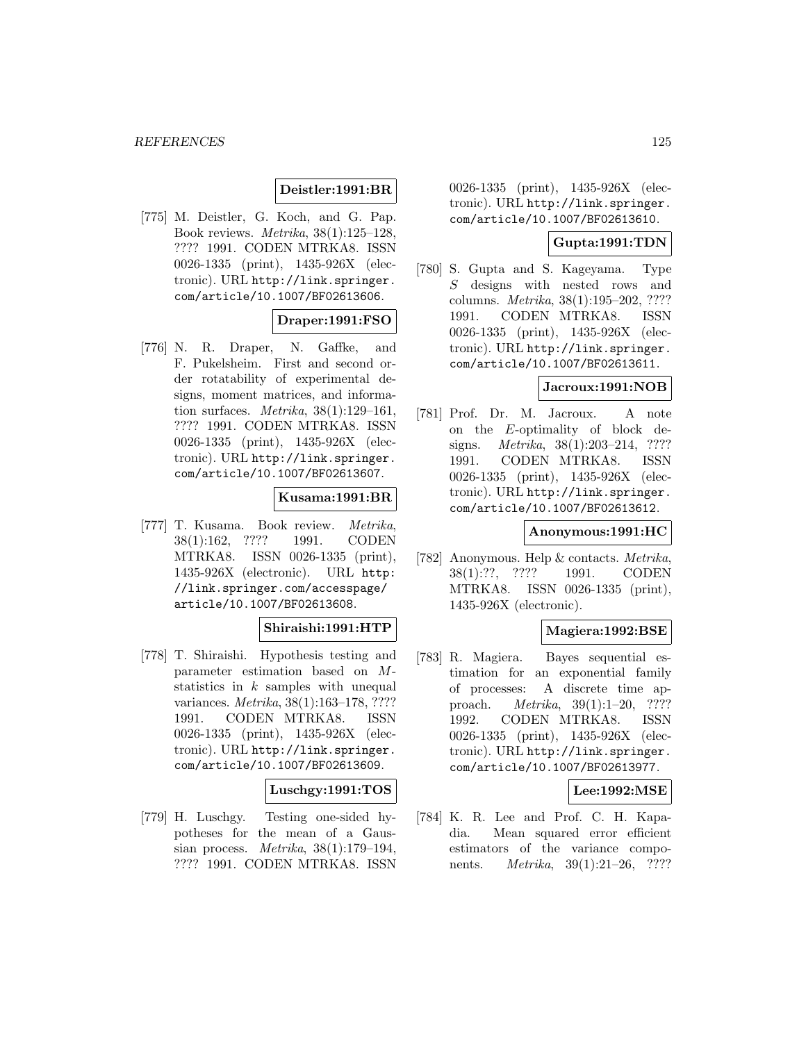**Deistler:1991:BR**

[775] M. Deistler, G. Koch, and G. Pap. Book reviews. *Metrika*, 38(1):125–128, ???? 1991. CODEN MTRKA8. ISSN 0026-1335 (print), 1435-926X (electronic). URL http://link.springer.com/article/10.1007/BF02613606.

**Draper:1991:FSO**

[776] N. R. Draper, N. Gaffke, and F. Pukelsheim. First and second order rotatability of experimental designs, moment matrices, and information surfaces. *Metrika*, 38(1):129–161, ???? 1991. CODEN MTRKA8. ISSN 0026-1335 (print), 1435-926X (electronic). URL http://link.springer.com/article/10.1007/BF02613607.

**Kusama:1991:BR**

[777] T. Kusama. Book review. *Metrika*, 38(1):162, ???? 1991. CODEN MTRKA8. ISSN 0026-1335 (print), 1435-926X (electronic). URL http://link.springer.com/accesspage/article/10.1007/BF02613608.

**Shiraishi:1991:HTP**

[778] T. Shiraishi. Hypothesis testing and parameter estimation based on $M$-statistics in $k$ samples with unequal variances. *Metrika*, 38(1):163–178, ???? 1991. CODEN MTRKA8. ISSN 0026-1335 (print), 1435-926X (electronic). URL http://link.springer.com/article/10.1007/BF02613609.

**Luschgy:1991:TOS**

[779] H. Luschgy. Testing one-sided hypotheses for the mean of a Gaussian process. *Metrika*, 38(1):179–194, ???? 1991. CODEN MTRKA8. ISSN 0026-1335 (print), 1435-926X (electronic). URL http://link.springer.com/article/10.1007/BF02613610.

**Gupta:1991:TDN**

[780] S. Gupta and S. Kageyama. Type $S$ designs with nested rows and columns. *Metrika*, 38(1):195–202, ???? 1991. CODEN MTRKA8. ISSN 0026-1335 (print), 1435-926X (electronic). URL http://link.springer.com/article/10.1007/BF02613611.

**Jacroux:1991:NOB**

[781] Prof. Dr. M. Jacroux. A note on the $E$-optimality of block designs. *Metrika*, 38(1):203–214, ???? 1991. CODEN MTRKA8. ISSN 0026-1335 (print), 1435-926X (electronic). URL http://link.springer.com/article/10.1007/BF02613612.

**Anonymous:1991:HC**

[782] Anonymous. Help & contacts. *Metrika*, 38(1):??, ???? 1991. CODEN MTRKA8. ISSN 0026-1335 (print), 1435-926X (electronic).

**Magiera:1992:BSE**

[783] R. Magiera. Bayes sequential estimation for an exponential family of processes: A discrete time approach. *Metrika*, 39(1):1–20, ???? 1992. CODEN MTRKA8. ISSN 0026-1335 (print), 1435-926X (electronic). URL http://link.springer.com/article/10.1007/BF02613977.

**Lee:1992:MSE**

[784] K. R. Lee and Prof. C. H. Kapadia. Mean squared error efficient estimators of the variance components. *Metrika*, 39(1):21–26, ????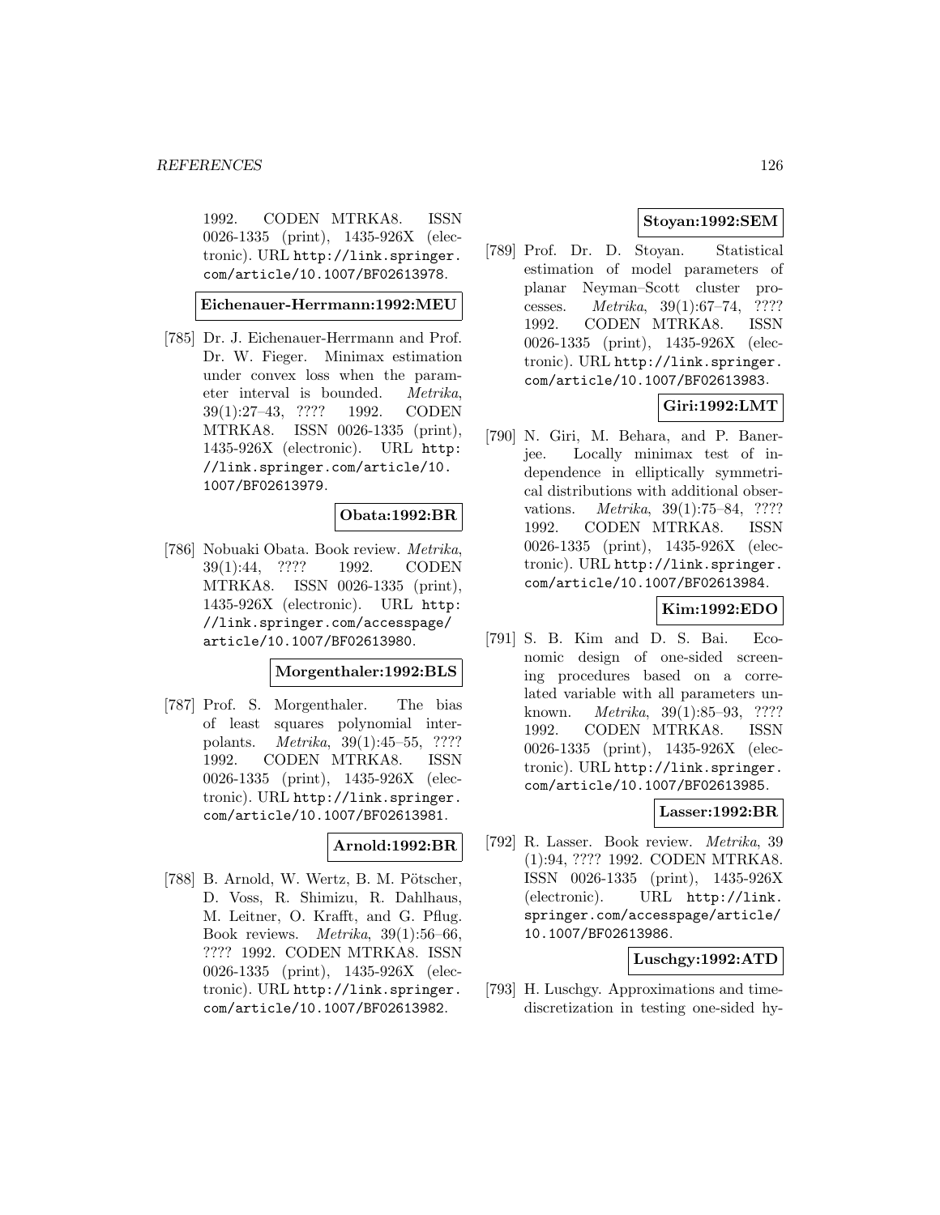1992. CODEN MTRKA8. ISSN 0026-1335 (print), 1435-926X (electronic). URL http://link.springer.com/article/10.1007/BF02613978.

**Eichenauer-Herrmann:1992:MEU**

[785] Dr. J. Eichenauer-Herrmann and Prof. Dr. W. Fieger. Minimax estimation under convex loss when the parameter interval is bounded. *Metrika*, 39(1):27–43, ???? 1992. CODEN MTRKA8. ISSN 0026-1335 (print), 1435-926X (electronic). URL http://link.springer.com/article/10.1007/BF02613979.

**Obata:1992:BR**

[786] Nobuaki Obata. Book review. *Metrika*, 39(1):44, ???? 1992. CODEN MTRKA8. ISSN 0026-1335 (print), 1435-926X (electronic). URL http://link.springer.com/accesspage/article/10.1007/BF02613980.

**Morgenthaler:1992:BLS**

[787] Prof. S. Morgenthaler. The bias of least squares polynomial interpolants. *Metrika*, 39(1):45–55, ???? 1992. CODEN MTRKA8. ISSN 0026-1335 (print), 1435-926X (electronic). URL http://link.springer.com/article/10.1007/BF02613981.

**Arnold:1992:BR**

[788] B. Arnold, W. Wertz, B. M. Pötscher, D. Voss, R. Shimizu, R. Dahlhaus, M. Leitner, O. Krafft, and G. Pflug. Book reviews. *Metrika*, 39(1):56–66, ???? 1992. CODEN MTRKA8. ISSN 0026-1335 (print), 1435-926X (electronic). URL http://link.springer.com/article/10.1007/BF02613982.

**Stoyan:1992:SEM**

[789] Prof. Dr. D. Stoyan. Statistical estimation of model parameters of planar Neyman–Scott cluster processes. *Metrika*, 39(1):67–74, ???? 1992. CODEN MTRKA8. ISSN 0026-1335 (print), 1435-926X (electronic). URL http://link.springer.com/article/10.1007/BF02613983.

**Giri:1992:LMT**

[790] N. Giri, M. Behara, and P. Banerjee. Locally minimax test of independence in elliptically symmetrical distributions with additional observations. *Metrika*, 39(1):75–84, ???? 1992. CODEN MTRKA8. ISSN 0026-1335 (print), 1435-926X (electronic). URL http://link.springer.com/article/10.1007/BF02613984.

**Kim:1992:EDO**

[791] S. B. Kim and D. S. Bai. Economic design of one-sided screening procedures based on a correlated variable with all parameters unknown. *Metrika*, 39(1):85–93, ???? 1992. CODEN MTRKA8. ISSN 0026-1335 (print), 1435-926X (electronic). URL http://link.springer.com/article/10.1007/BF02613985.

**Lasser:1992:BR**

[792] R. Lasser. Book review. *Metrika*, 39 (1):94, ???? 1992. CODEN MTRKA8. ISSN 0026-1335 (print), 1435-926X (electronic). URL http://link.springer.com/accesspage/article/10.1007/BF02613986.

**Luschgy:1992:ATD**

[793] H. Luschgy. Approximations and time-discretization in testing one-sided hy-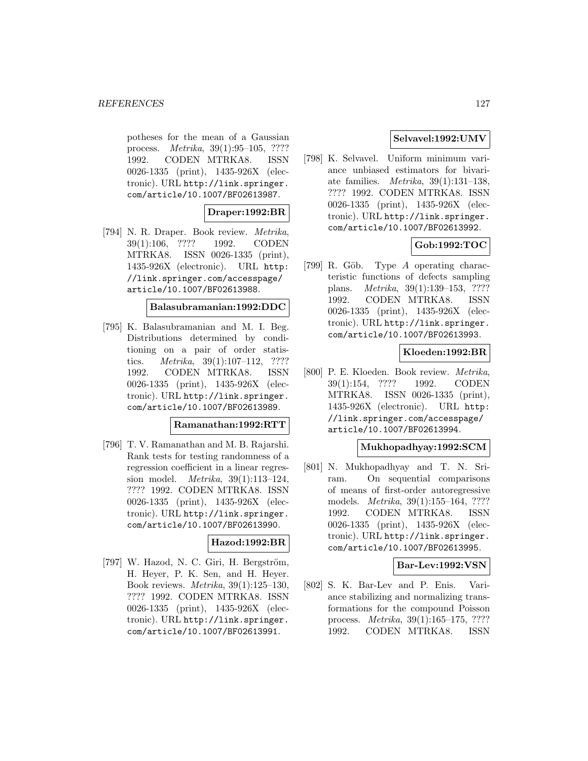potheses for the mean of a Gaussian process. *Metrika*, 39(1):95–105, ???? 1992. CODEN MTRKA8. ISSN 0026-1335 (print), 1435-926X (electronic). URL http://link.springer.com/article/10.1007/BF02613987.

**Draper:1992:BR**

[794] N. R. Draper. Book review. *Metrika*, 39(1):106, ???? 1992. CODEN MTRKA8. ISSN 0026-1335 (print), 1435-926X (electronic). URL http://link.springer.com/accesspage/article/10.1007/BF02613988.

**Balasubramanian:1992:DDC**

[795] K. Balasubramanian and M. I. Beg. Distributions determined by conditioning on a pair of order statistics. *Metrika*, 39(1):107–112, ???? 1992. CODEN MTRKA8. ISSN 0026-1335 (print), 1435-926X (electronic). URL http://link.springer.com/article/10.1007/BF02613989.

**Ramanathan:1992:RTT**

[796] T. V. Ramanathan and M. B. Rajarshi. Rank tests for testing randomness of a regression coefficient in a linear regression model. *Metrika*, 39(1):113–124, ???? 1992. CODEN MTRKA8. ISSN 0026-1335 (print), 1435-926X (electronic). URL http://link.springer.com/article/10.1007/BF02613990.

**Hazod:1992:BR**

[797] W. Hazod, N. C. Giri, H. Bergström, H. Heyer, P. K. Sen, and H. Heyer. Book reviews. *Metrika*, 39(1):125–130, ???? 1992. CODEN MTRKA8. ISSN 0026-1335 (print), 1435-926X (electronic). URL http://link.springer.com/article/10.1007/BF02613991.

**Selvavel:1992:UMV**

[798] K. Selvavel. Uniform minimum variance unbiased estimators for bivariate families. *Metrika*, 39(1):131–138, ???? 1992. CODEN MTRKA8. ISSN 0026-1335 (print), 1435-926X (electronic). URL http://link.springer.com/article/10.1007/BF02613992.

**Gob:1992:TOC**

[799] R. Göb. Type $A$ operating characteristic functions of defects sampling plans. *Metrika*, 39(1):139–153, ???? 1992. CODEN MTRKA8. ISSN 0026-1335 (print), 1435-926X (electronic). URL http://link.springer.com/article/10.1007/BF02613993.

**Kloeden:1992:BR**

[800] P. E. Kloeden. Book review. *Metrika*, 39(1):154, ???? 1992. CODEN MTRKA8. ISSN 0026-1335 (print), 1435-926X (electronic). URL http://link.springer.com/accesspage/article/10.1007/BF02613994.

**Mukhopadhyay:1992:SCM**

[801] N. Mukhopadhyay and T. N. Sriram. On sequential comparisons of means of first-order autoregressive models. *Metrika*, 39(1):155–164, ???? 1992. CODEN MTRKA8. ISSN 0026-1335 (print), 1435-926X (electronic). URL http://link.springer.com/article/10.1007/BF02613995.

**Bar-Lev:1992:VSN**

[802] S. K. Bar-Lev and P. Enis. Variance stabilizing and normalizing transformations for the compound Poisson process. *Metrika*, 39(1):165–175, ???? 1992. CODEN MTRKA8. ISSN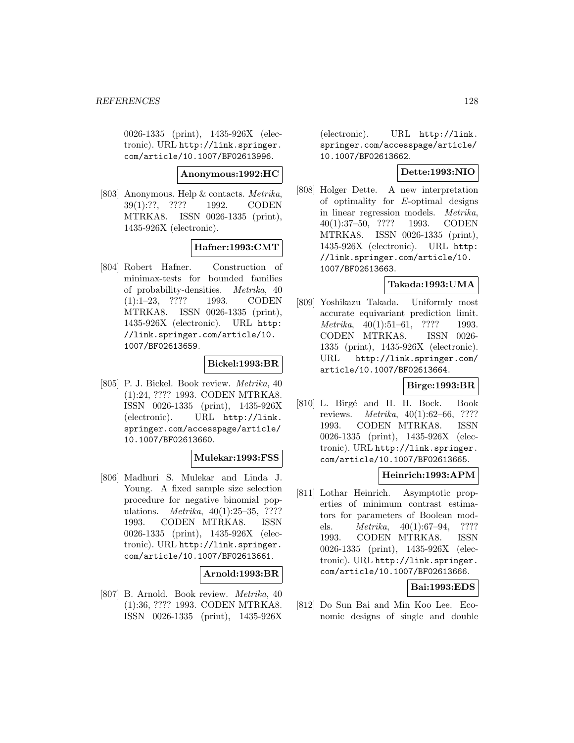0026-1335 (print), 1435-926X (electronic). URL http://link.springer.com/article/10.1007/BF02613996.

**Anonymous:1992:HC**

[803] Anonymous. Help & contacts. *Metrika*, 39(1):??, ???? 1992. CODEN MTRKA8. ISSN 0026-1335 (print), 1435-926X (electronic).

**Hafner:1993:CMT**

[804] Robert Hafner. Construction of minimax-tests for bounded families of probability-densities. *Metrika*, 40 (1):1–23, ???? 1993. CODEN MTRKA8. ISSN 0026-1335 (print), 1435-926X (electronic). URL http://link.springer.com/article/10.1007/BF02613659.

**Bickel:1993:BR**

[805] P. J. Bickel. Book review. *Metrika*, 40 (1):24, ???? 1993. CODEN MTRKA8. ISSN 0026-1335 (print), 1435-926X (electronic). URL http://link.springer.com/accesspage/article/10.1007/BF02613660.

**Mulekar:1993:FSS**

[806] Madhuri S. Mulekar and Linda J. Young. A fixed sample size selection procedure for negative binomial populations. *Metrika*, 40(1):25–35, ???? 1993. CODEN MTRKA8. ISSN 0026-1335 (print), 1435-926X (electronic). URL http://link.springer.com/article/10.1007/BF02613661.

**Arnold:1993:BR**

[807] B. Arnold. Book review. *Metrika*, 40 (1):36, ???? 1993. CODEN MTRKA8. ISSN 0026-1335 (print), 1435-926X (electronic). URL http://link.springer.com/accesspage/article/10.1007/BF02613662.

**Dette:1993:NIO**

[808] Holger Dette. A new interpretation of optimality for $E$-optimal designs in linear regression models. *Metrika*, 40(1):37–50, ???? 1993. CODEN MTRKA8. ISSN 0026-1335 (print), 1435-926X (electronic). URL http://link.springer.com/article/10.1007/BF02613663.

**Takada:1993:UMA**

[809] Yoshikazu Takada. Uniformly most accurate equivariant prediction limit. *Metrika*, 40(1):51–61, ???? 1993. CODEN MTRKA8. ISSN 0026-1335 (print), 1435-926X (electronic). URL http://link.springer.com/article/10.1007/BF02613664.

**Birge:1993:BR**

[810] L. Birgé and H. H. Bock. Book reviews. *Metrika*, 40(1):62–66, ???? 1993. CODEN MTRKA8. ISSN 0026-1335 (print), 1435-926X (electronic). URL http://link.springer.com/article/10.1007/BF02613665.

**Heinrich:1993:APM**

[811] Lothar Heinrich. Asymptotic properties of minimum contrast estimators for parameters of Boolean models. *Metrika*, 40(1):67–94, ???? 1993. CODEN MTRKA8. ISSN 0026-1335 (print), 1435-926X (electronic). URL http://link.springer.com/article/10.1007/BF02613666.

**Bai:1993:EDS**

[812] Do Sun Bai and Min Koo Lee. Economic designs of single and double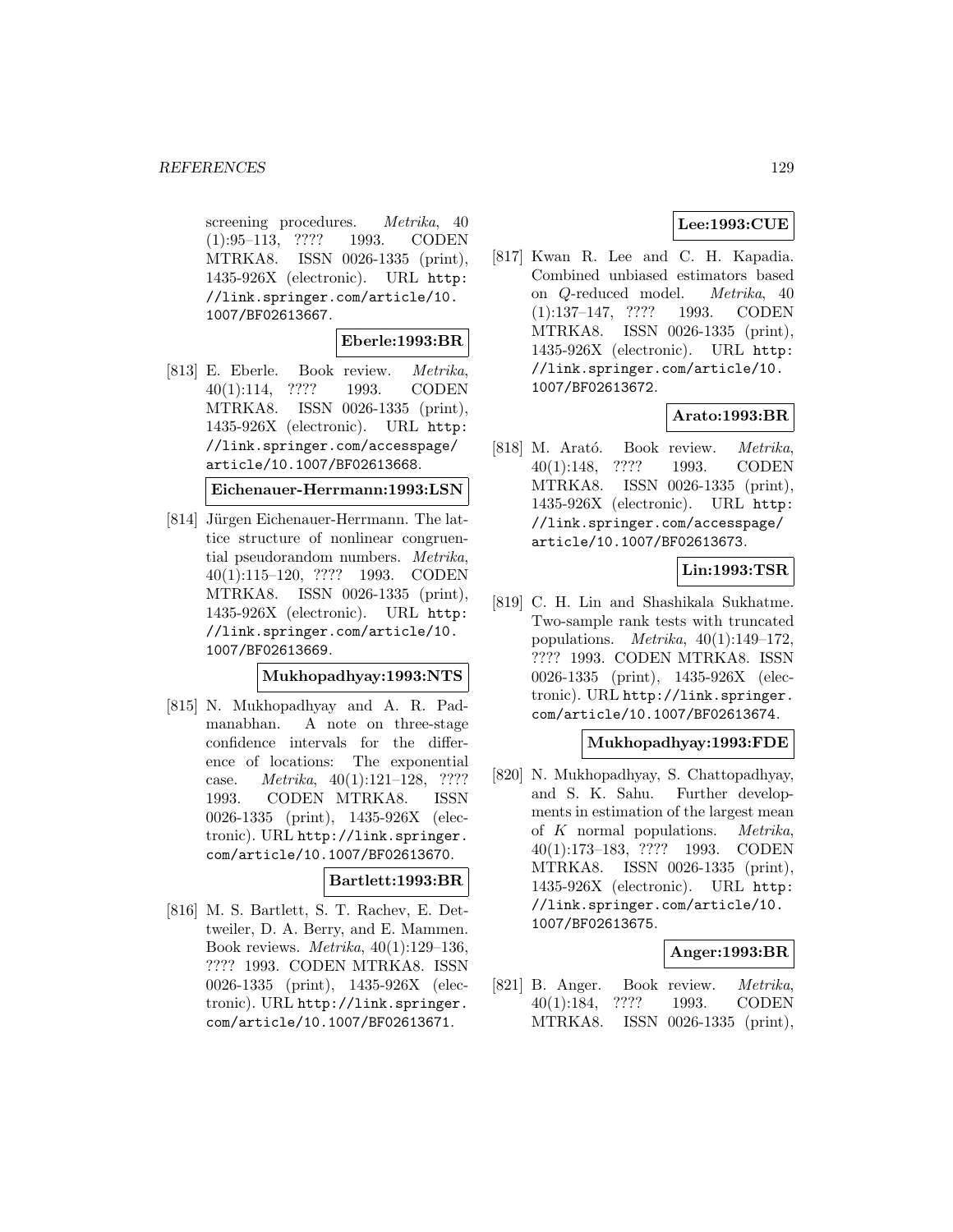screening procedures. *Metrika*, 40 (1):95–113, ???? 1993. CODEN MTRKA8. ISSN 0026-1335 (print), 1435-926X (electronic). URL http://link.springer.com/article/10.1007/BF02613667.

**Eberle:1993:BR**

[813] E. Eberle. Book review. *Metrika*, 40(1):114, ???? 1993. CODEN MTRKA8. ISSN 0026-1335 (print), 1435-926X (electronic). URL http://link.springer.com/accesspage/article/10.1007/BF02613668.

**Eichenauer-Herrmann:1993:LSN**

[814] Jürgen Eichenauer-Herrmann. The lattice structure of nonlinear congruential pseudorandom numbers. *Metrika*, 40(1):115–120, ???? 1993. CODEN MTRKA8. ISSN 0026-1335 (print), 1435-926X (electronic). URL http://link.springer.com/article/10.1007/BF02613669.

**Mukhopadhyay:1993:NTS**

[815] N. Mukhopadhyay and A. R. Padmanabhan. A note on three-stage confidence intervals for the difference of locations: The exponential case. *Metrika*, 40(1):121–128, ???? 1993. CODEN MTRKA8. ISSN 0026-1335 (print), 1435-926X (electronic). URL http://link.springer.com/article/10.1007/BF02613670.

**Bartlett:1993:BR**

[816] M. S. Bartlett, S. T. Rachev, E. Dettweiler, D. A. Berry, and E. Mammen. Book reviews. *Metrika*, 40(1):129–136, ???? 1993. CODEN MTRKA8. ISSN 0026-1335 (print), 1435-926X (electronic). URL http://link.springer.com/article/10.1007/BF02613671.

**Lee:1993:CUE**

[817] Kwan R. Lee and C. H. Kapadia. Combined unbiased estimators based on $Q$-reduced model. *Metrika*, 40 (1):137–147, ???? 1993. CODEN MTRKA8. ISSN 0026-1335 (print), 1435-926X (electronic). URL http://link.springer.com/article/10.1007/BF02613672.

**Arato:1993:BR**

[818] M. Arató. Book review. *Metrika*, 40(1):148, ???? 1993. CODEN MTRKA8. ISSN 0026-1335 (print), 1435-926X (electronic). URL http://link.springer.com/accesspage/article/10.1007/BF02613673.

**Lin:1993:TSR**

[819] C. H. Lin and Shashikala Sukhatme. Two-sample rank tests with truncated populations. *Metrika*, 40(1):149–172, ???? 1993. CODEN MTRKA8. ISSN 0026-1335 (print), 1435-926X (electronic). URL http://link.springer.com/article/10.1007/BF02613674.

**Mukhopadhyay:1993:FDE**

[820] N. Mukhopadhyay, S. Chattopadhyay, and S. K. Sahu. Further developments in estimation of the largest mean of $K$ normal populations. *Metrika*, 40(1):173–183, ???? 1993. CODEN MTRKA8. ISSN 0026-1335 (print), 1435-926X (electronic). URL http://link.springer.com/article/10.1007/BF02613675.

**Anger:1993:BR**

[821] B. Anger. Book review. *Metrika*, 40(1):184, ???? 1993. CODEN MTRKA8. ISSN 0026-1335 (print),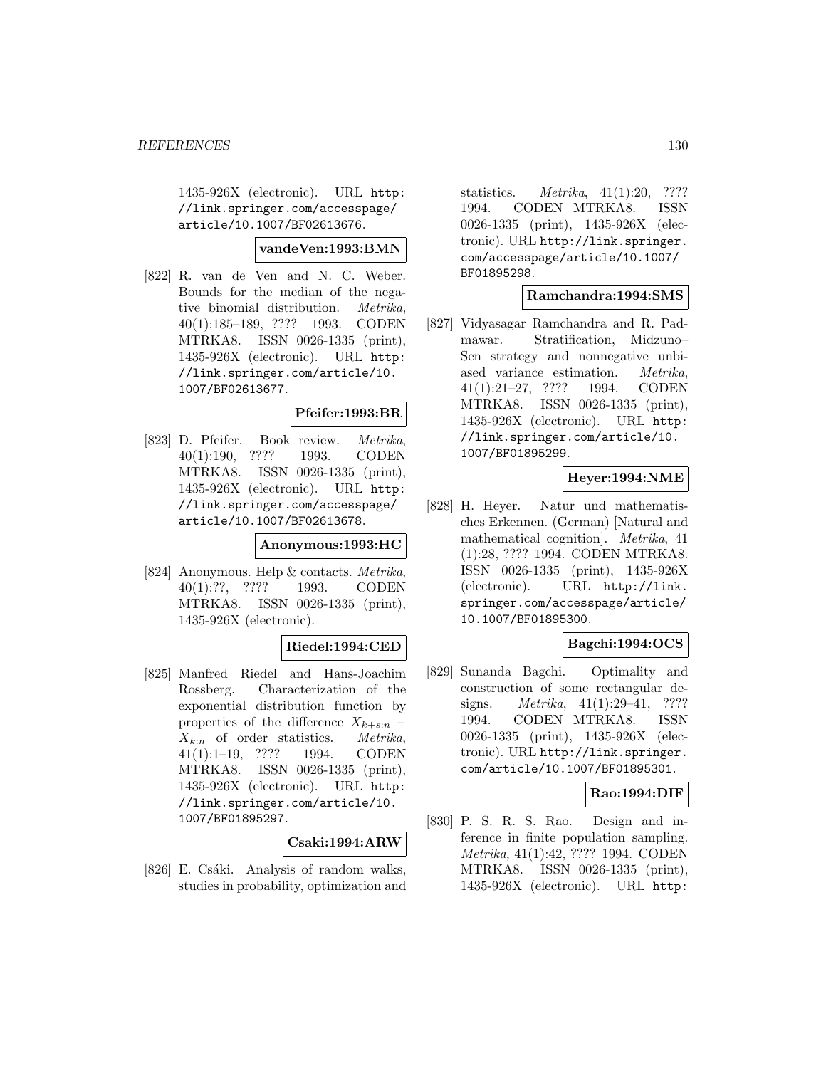1435-926X (electronic). URL http://link.springer.com/accesspage/article/10.1007/BF02613676.

**vandeVen:1993:BMN**

[822] R. van de Ven and N. C. Weber. Bounds for the median of the negative binomial distribution. *Metrika*, 40(1):185–189, ???? 1993. CODEN MTRKA8. ISSN 0026-1335 (print), 1435-926X (electronic). URL http://link.springer.com/article/10.1007/BF02613677.

**Pfeifer:1993:BR**

[823] D. Pfeifer. Book review. *Metrika*, 40(1):190, ???? 1993. CODEN MTRKA8. ISSN 0026-1335 (print), 1435-926X (electronic). URL http://link.springer.com/accesspage/article/10.1007/BF02613678.

**Anonymous:1993:HC**

[824] Anonymous. Help & contacts. *Metrika*, 40(1):??, ???? 1993. CODEN MTRKA8. ISSN 0026-1335 (print), 1435-926X (electronic).

**Riedel:1994:CED**

[825] Manfred Riedel and Hans-Joachim Rossberg. Characterization of the exponential distribution function by properties of the difference $X_{k+s:n} - X_{k:n}$ of order statistics. *Metrika*, 41(1):1–19, ???? 1994. CODEN MTRKA8. ISSN 0026-1335 (print), 1435-926X (electronic). URL http://link.springer.com/article/10.1007/BF01895297.

**Csaki:1994:ARW**

[826] E. Csáki. Analysis of random walks, studies in probability, optimization and statistics. *Metrika*, 41(1):20, ???? 1994. CODEN MTRKA8. ISSN 0026-1335 (print), 1435-926X (electronic). URL http://link.springer.com/accesspage/article/10.1007/BF01895298.

**Ramchandra:1994:SMS**

[827] Vidyasagar Ramchandra and R. Padmawar. Stratification, Midzuno–Sen strategy and nonnegative unbiased variance estimation. *Metrika*, 41(1):21–27, ???? 1994. CODEN MTRKA8. ISSN 0026-1335 (print), 1435-926X (electronic). URL http://link.springer.com/article/10.1007/BF01895299.

**Heyer:1994:NME**

[828] H. Heyer. Natur und mathematisches Erkennen. (German) [Natural and mathematical cognition]. *Metrika*, 41(1):28, ???? 1994. CODEN MTRKA8. ISSN 0026-1335 (print), 1435-926X (electronic). URL http://link.springer.com/accesspage/article/10.1007/BF01895300.

**Bagchi:1994:OCS**

[829] Sunanda Bagchi. Optimality and construction of some rectangular designs. *Metrika*, 41(1):29–41, ???? 1994. CODEN MTRKA8. ISSN 0026-1335 (print), 1435-926X (electronic). URL http://link.springer.com/article/10.1007/BF01895301.

**Rao:1994:DIF**

[830] P. S. R. S. Rao. Design and inference in finite population sampling. *Metrika*, 41(1):42, ???? 1994. CODEN MTRKA8. ISSN 0026-1335 (print), 1435-926X (electronic). URL http: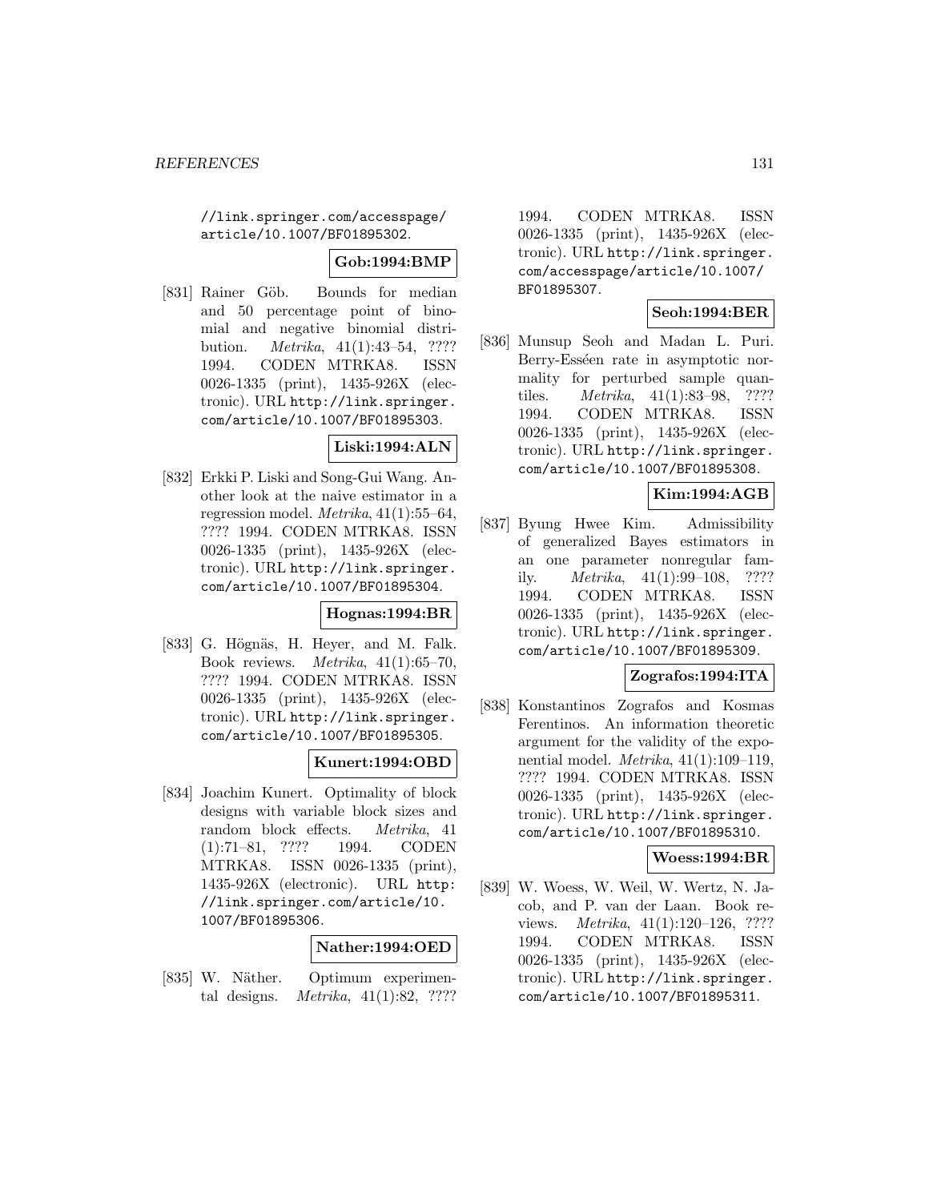//link.springer.com/accesspage/article/10.1007/BF01895302.

**Gob:1994:BMP**

[831] Rainer Göb. Bounds for median and 50 percentage point of binomial and negative binomial distribution. *Metrika*, 41(1):43–54, ???? 1994. CODEN MTRKA8. ISSN 0026-1335 (print), 1435-926X (electronic). URL http://link.springer.com/article/10.1007/BF01895303.

**Liski:1994:ALN**

[832] Erkki P. Liski and Song-Gui Wang. Another look at the naive estimator in a regression model. *Metrika*, 41(1):55–64, ???? 1994. CODEN MTRKA8. ISSN 0026-1335 (print), 1435-926X (electronic). URL http://link.springer.com/article/10.1007/BF01895304.

**Hognas:1994:BR**

[833] G. Högnäs, H. Heyer, and M. Falk. Book reviews. *Metrika*, 41(1):65–70, ???? 1994. CODEN MTRKA8. ISSN 0026-1335 (print), 1435-926X (electronic). URL http://link.springer.com/article/10.1007/BF01895305.

**Kunert:1994:OBD**

[834] Joachim Kunert. Optimality of block designs with variable block sizes and random block effects. *Metrika*, 41 (1):71–81, ???? 1994. CODEN MTRKA8. ISSN 0026-1335 (print), 1435-926X (electronic). URL http://link.springer.com/article/10.1007/BF01895306.

**Nather:1994:OED**

[835] W. Näther. Optimum experimental designs. *Metrika*, 41(1):82, ???? 1994. CODEN MTRKA8. ISSN 0026-1335 (print), 1435-926X (electronic). URL http://link.springer.com/accesspage/article/10.1007/BF01895307.

**Seoh:1994:BER**

[836] Munsup Seoh and Madan L. Puri. Berry-Esséen rate in asymptotic normality for perturbed sample quantiles. *Metrika*, 41(1):83–98, ???? 1994. CODEN MTRKA8. ISSN 0026-1335 (print), 1435-926X (electronic). URL http://link.springer.com/article/10.1007/BF01895308.

**Kim:1994:AGB**

[837] Byung Hwee Kim. Admissibility of generalized Bayes estimators in an one parameter nonregular family. *Metrika*, 41(1):99–108, ???? 1994. CODEN MTRKA8. ISSN 0026-1335 (print), 1435-926X (electronic). URL http://link.springer.com/article/10.1007/BF01895309.

**Zografos:1994:ITA**

[838] Konstantinos Zografos and Kosmas Ferentinos. An information theoretic argument for the validity of the exponential model. *Metrika*, 41(1):109–119, ???? 1994. CODEN MTRKA8. ISSN 0026-1335 (print), 1435-926X (electronic). URL http://link.springer.com/article/10.1007/BF01895310.

**Woess:1994:BR**

[839] W. Woess, W. Weil, W. Wertz, N. Jacob, and P. van der Laan. Book reviews. *Metrika*, 41(1):120–126, ???? 1994. CODEN MTRKA8. ISSN 0026-1335 (print), 1435-926X (electronic). URL http://link.springer.com/article/10.1007/BF01895311.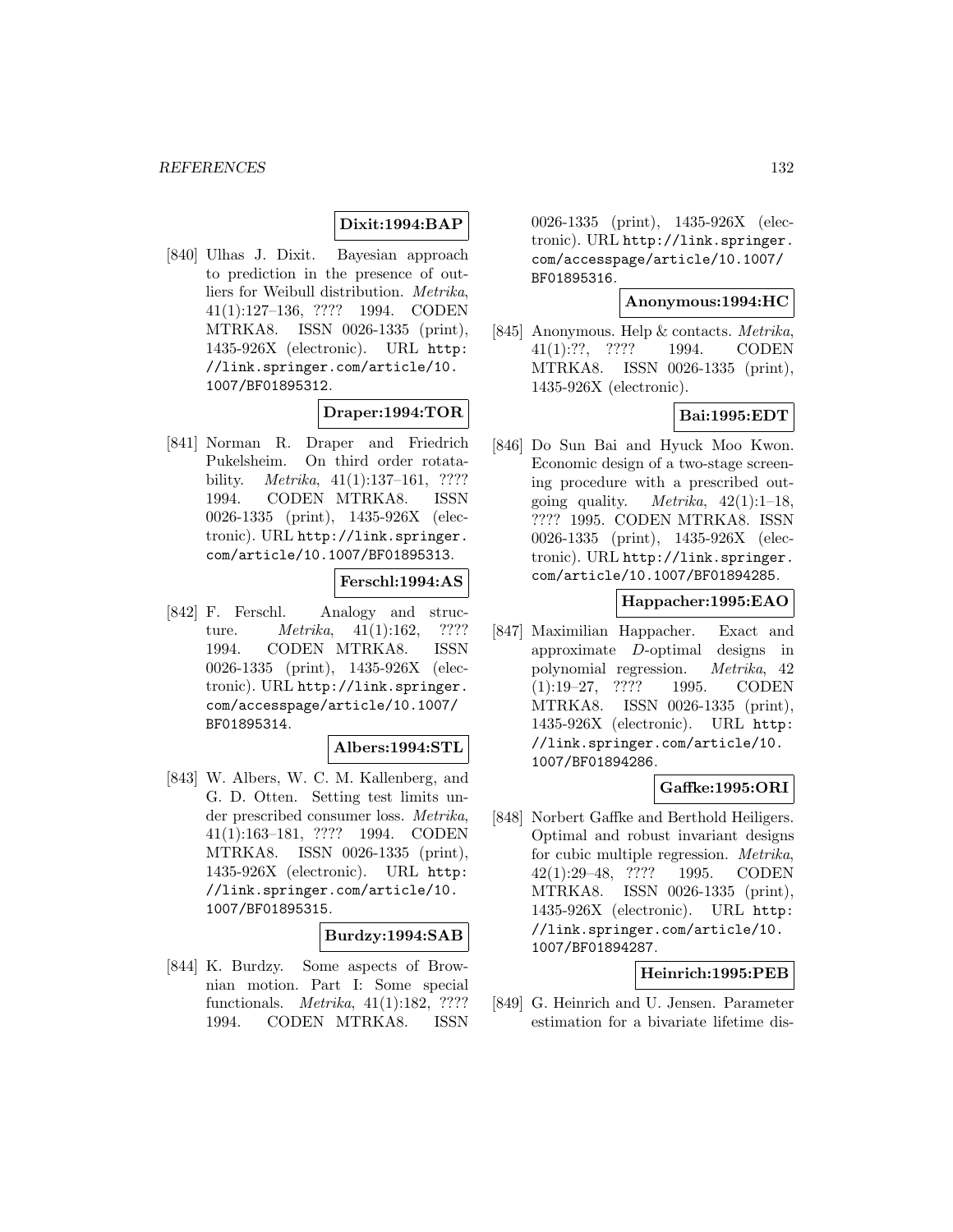**Dixit:1994:BAP**

[840] Ulhas J. Dixit. Bayesian approach to prediction in the presence of outliers for Weibull distribution. *Metrika*, 41(1):127–136, ???? 1994. CODEN MTRKA8. ISSN 0026-1335 (print), 1435-926X (electronic). URL http://link.springer.com/article/10.1007/BF01895312.

**Draper:1994:TOR**

[841] Norman R. Draper and Friedrich Pukelsheim. On third order rotatability. *Metrika*, 41(1):137–161, ???? 1994. CODEN MTRKA8. ISSN 0026-1335 (print), 1435-926X (electronic). URL http://link.springer.com/article/10.1007/BF01895313.

**Ferschl:1994:AS**

[842] F. Ferschl. Analogy and structure. *Metrika*, 41(1):162, ???? 1994. CODEN MTRKA8. ISSN 0026-1335 (print), 1435-926X (electronic). URL http://link.springer.com/accesspage/article/10.1007/BF01895314.

**Albers:1994:STL**

[843] W. Albers, W. C. M. Kallenberg, and G. D. Otten. Setting test limits under prescribed consumer loss. *Metrika*, 41(1):163–181, ???? 1994. CODEN MTRKA8. ISSN 0026-1335 (print), 1435-926X (electronic). URL http://link.springer.com/article/10.1007/BF01895315.

**Burdzy:1994:SAB**

[844] K. Burdzy. Some aspects of Brownian motion. Part I: Some special functionals. *Metrika*, 41(1):182, ???? 1994. CODEN MTRKA8. ISSN 0026-1335 (print), 1435-926X (electronic). URL http://link.springer.com/accesspage/article/10.1007/BF01895316.

**Anonymous:1994:HC**

[845] Anonymous. Help & contacts. *Metrika*, 41(1):??, ???? 1994. CODEN MTRKA8. ISSN 0026-1335 (print), 1435-926X (electronic).

**Bai:1995:EDT**

[846] Do Sun Bai and Hyuck Moo Kwon. Economic design of a two-stage screening procedure with a prescribed outgoing quality. *Metrika*, 42(1):1–18, ???? 1995. CODEN MTRKA8. ISSN 0026-1335 (print), 1435-926X (electronic). URL http://link.springer.com/article/10.1007/BF01894285.

**Happacher:1995:EAO**

[847] Maximilian Happacher. Exact and approximate $D$-optimal designs in polynomial regression. *Metrika*, 42(1):19–27, ???? 1995. CODEN MTRKA8. ISSN 0026-1335 (print), 1435-926X (electronic). URL http://link.springer.com/article/10.1007/BF01894286.

**Gaffke:1995:ORI**

[848] Norbert Gaffke and Berthold Heiligers. Optimal and robust invariant designs for cubic multiple regression. *Metrika*, 42(1):29–48, ???? 1995. CODEN MTRKA8. ISSN 0026-1335 (print), 1435-926X (electronic). URL http://link.springer.com/article/10.1007/BF01894287.

**Heinrich:1995:PEB**

[849] G. Heinrich and U. Jensen. Parameter estimation for a bivariate lifetime dis-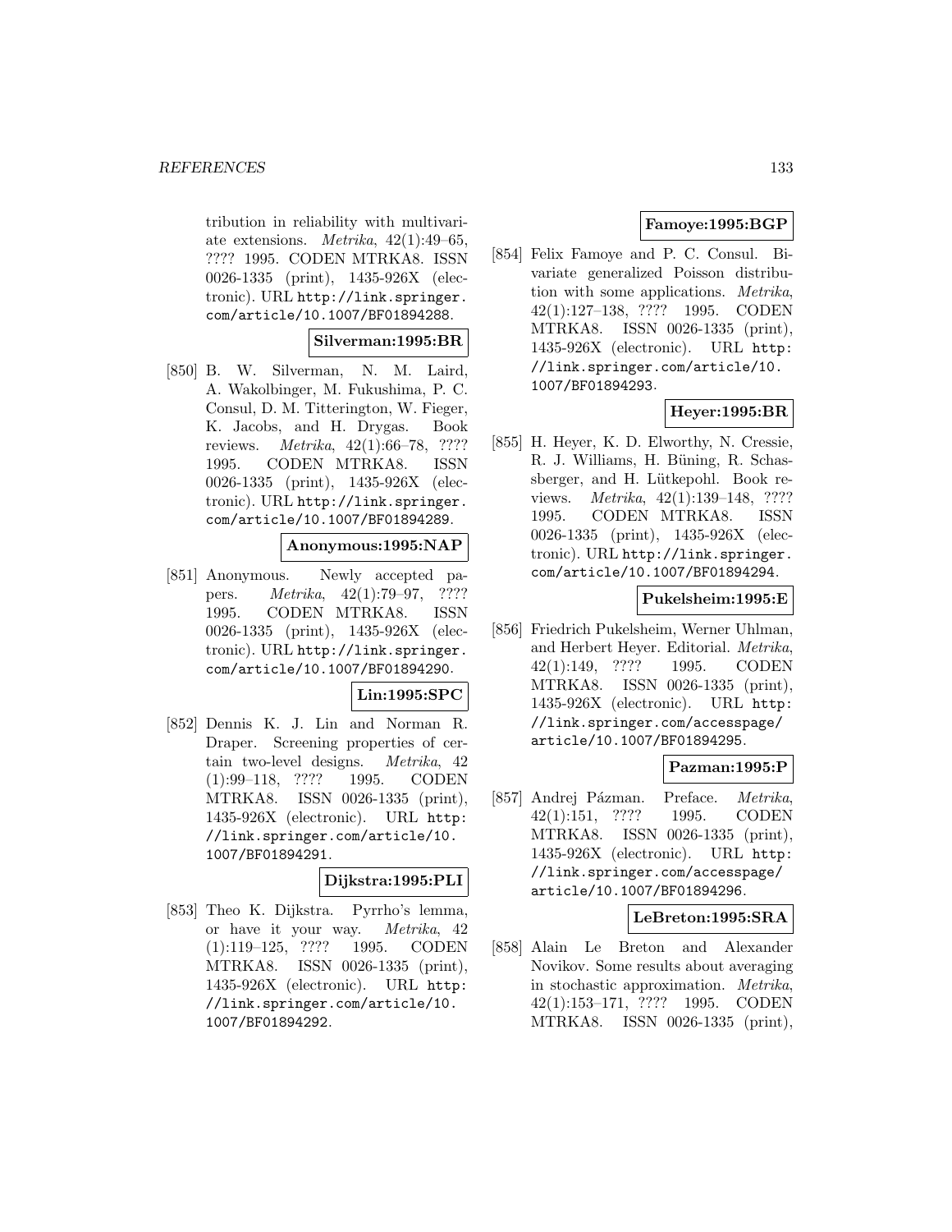tribution in reliability with multivariate extensions. *Metrika*, 42(1):49–65, ???? 1995. CODEN MTRKA8. ISSN 0026-1335 (print), 1435-926X (electronic). URL http://link.springer.com/article/10.1007/BF01894288.

**Silverman:1995:BR**

[850] B. W. Silverman, N. M. Laird, A. Wakolbinger, M. Fukushima, P. C. Consul, D. M. Titterington, W. Fieger, K. Jacobs, and H. Drygas. Book reviews. *Metrika*, 42(1):66–78, ???? 1995. CODEN MTRKA8. ISSN 0026-1335 (print), 1435-926X (electronic). URL http://link.springer.com/article/10.1007/BF01894289.

**Anonymous:1995:NAP**

[851] Anonymous. Newly accepted papers. *Metrika*, 42(1):79–97, ???? 1995. CODEN MTRKA8. ISSN 0026-1335 (print), 1435-926X (electronic). URL http://link.springer.com/article/10.1007/BF01894290.

**Lin:1995:SPC**

[852] Dennis K. J. Lin and Norman R. Draper. Screening properties of certain two-level designs. *Metrika*, 42 (1):99–118, ???? 1995. CODEN MTRKA8. ISSN 0026-1335 (print), 1435-926X (electronic). URL http://link.springer.com/article/10.1007/BF01894291.

**Dijkstra:1995:PLI**

[853] Theo K. Dijkstra. Pyrrho's lemma, or have it your way. *Metrika*, 42 (1):119–125, ???? 1995. CODEN MTRKA8. ISSN 0026-1335 (print), 1435-926X (electronic). URL http://link.springer.com/article/10.1007/BF01894292.

**Famoye:1995:BGP**

[854] Felix Famoye and P. C. Consul. Bivariate generalized Poisson distribution with some applications. *Metrika*, 42(1):127–138, ???? 1995. CODEN MTRKA8. ISSN 0026-1335 (print), 1435-926X (electronic). URL http://link.springer.com/article/10.1007/BF01894293.

**Heyer:1995:BR**

[855] H. Heyer, K. D. Elworthy, N. Cressie, R. J. Williams, H. Büning, R. Schassberger, and H. Lütkepohl. Book reviews. *Metrika*, 42(1):139–148, ???? 1995. CODEN MTRKA8. ISSN 0026-1335 (print), 1435-926X (electronic). URL http://link.springer.com/article/10.1007/BF01894294.

**Pukelsheim:1995:E**

[856] Friedrich Pukelsheim, Werner Uhlman, and Herbert Heyer. Editorial. *Metrika*, 42(1):149, ???? 1995. CODEN MTRKA8. ISSN 0026-1335 (print), 1435-926X (electronic). URL http://link.springer.com/accesspage/article/10.1007/BF01894295.

**Pazman:1995:P**

[857] Andrej Pázman. Preface. *Metrika*, 42(1):151, ???? 1995. CODEN MTRKA8. ISSN 0026-1335 (print), 1435-926X (electronic). URL http://link.springer.com/accesspage/article/10.1007/BF01894296.

**LeBreton:1995:SRA**

[858] Alain Le Breton and Alexander Novikov. Some results about averaging in stochastic approximation. *Metrika*, 42(1):153–171, ???? 1995. CODEN MTRKA8. ISSN 0026-1335 (print),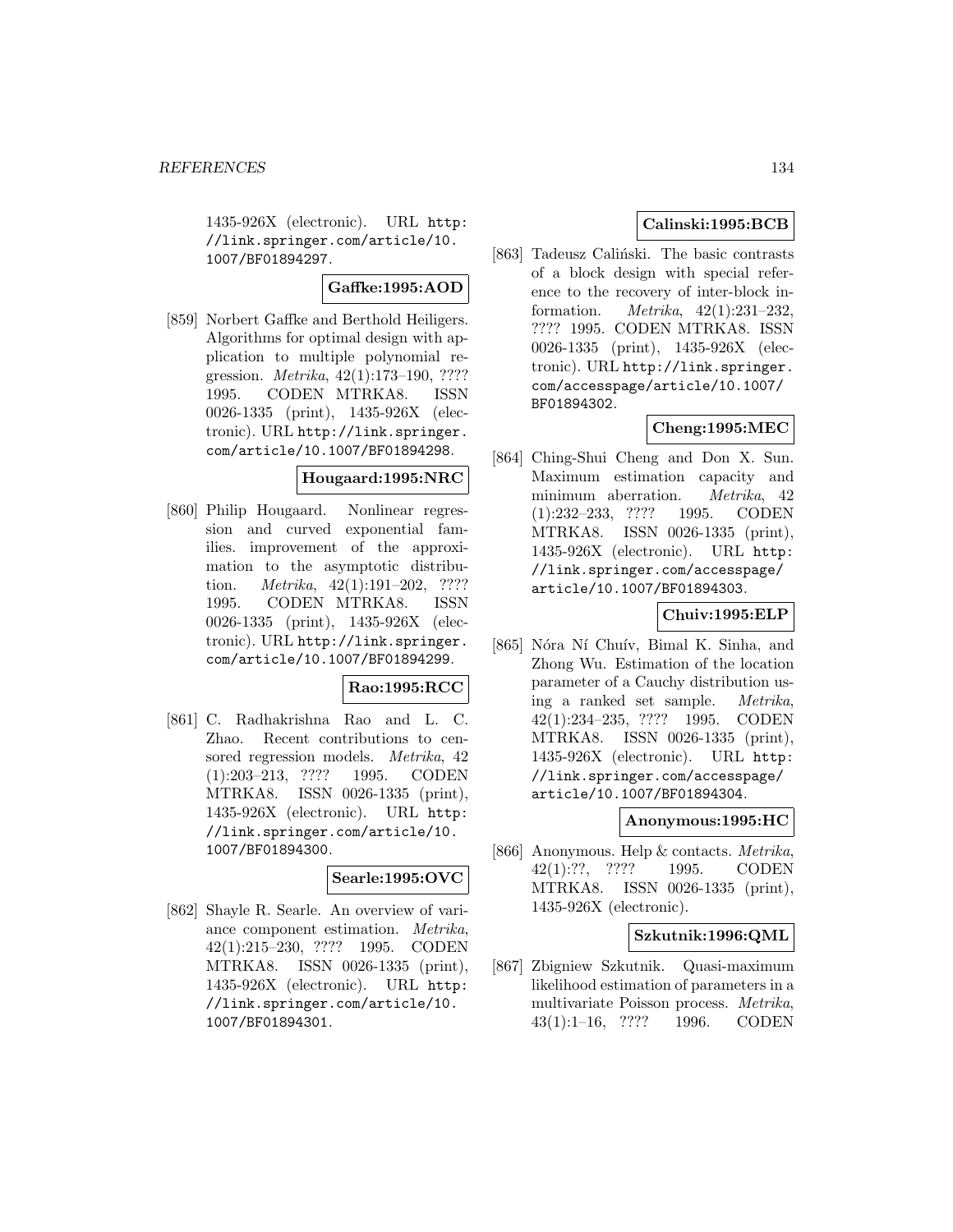1435-926X (electronic). URL http://link.springer.com/article/10.1007/BF01894297.

**Gaffke:1995:AOD**

[859] Norbert Gaffke and Berthold Heiligers. Algorithms for optimal design with application to multiple polynomial regression. *Metrika*, 42(1):173–190, ???? 1995. CODEN MTRKA8. ISSN 0026-1335 (print), 1435-926X (electronic). URL http://link.springer.com/article/10.1007/BF01894298.

**Hougaard:1995:NRC**

[860] Philip Hougaard. Nonlinear regression and curved exponential families. improvement of the approximation to the asymptotic distribution. *Metrika*, 42(1):191–202, ???? 1995. CODEN MTRKA8. ISSN 0026-1335 (print), 1435-926X (electronic). URL http://link.springer.com/article/10.1007/BF01894299.

**Rao:1995:RCC**

[861] C. Radhakrishna Rao and L. C. Zhao. Recent contributions to censored regression models. *Metrika*, 42 (1):203–213, ???? 1995. CODEN MTRKA8. ISSN 0026-1335 (print), 1435-926X (electronic). URL http://link.springer.com/article/10.1007/BF01894300.

**Searle:1995:OVC**

[862] Shayle R. Searle. An overview of variance component estimation. *Metrika*, 42(1):215–230, ???? 1995. CODEN MTRKA8. ISSN 0026-1335 (print), 1435-926X (electronic). URL http://link.springer.com/article/10.1007/BF01894301.

**Calinski:1995:BCB**

[863] Tadeusz Caliński. The basic contrasts of a block design with special reference to the recovery of inter-block information. *Metrika*, 42(1):231–232, ???? 1995. CODEN MTRKA8. ISSN 0026-1335 (print), 1435-926X (electronic). URL http://link.springer.com/accesspage/article/10.1007/BF01894302.

**Cheng:1995:MEC**

[864] Ching-Shui Cheng and Don X. Sun. Maximum estimation capacity and minimum aberration. *Metrika*, 42 (1):232–233, ???? 1995. CODEN MTRKA8. ISSN 0026-1335 (print), 1435-926X (electronic). URL http://link.springer.com/accesspage/article/10.1007/BF01894303.

**Chuiv:1995:ELP**

[865] Nóra Ní Chuív, Bimal K. Sinha, and Zhong Wu. Estimation of the location parameter of a Cauchy distribution using a ranked set sample. *Metrika*, 42(1):234–235, ???? 1995. CODEN MTRKA8. ISSN 0026-1335 (print), 1435-926X (electronic). URL http://link.springer.com/accesspage/article/10.1007/BF01894304.

**Anonymous:1995:HC**

[866] Anonymous. Help & contacts. *Metrika*, 42(1):??, ???? 1995. CODEN MTRKA8. ISSN 0026-1335 (print), 1435-926X (electronic).

**Szkutnik:1996:QML**

[867] Zbigniew Szkutnik. Quasi-maximum likelihood estimation of parameters in a multivariate Poisson process. *Metrika*, 43(1):1–16, ???? 1996. CODEN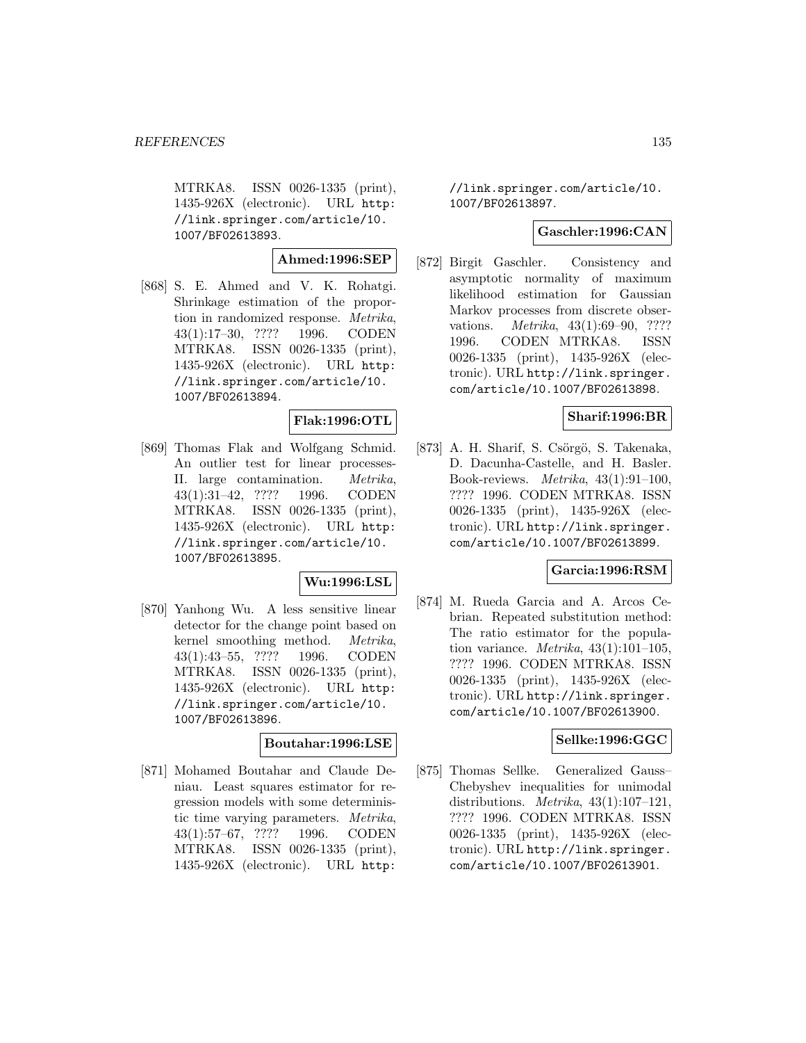MTRKA8. ISSN 0026-1335 (print), 1435-926X (electronic). URL http://link.springer.com/article/10.1007/BF02613893.

**Ahmed:1996:SEP**

[868] S. E. Ahmed and V. K. Rohatgi. Shrinkage estimation of the proportion in randomized response. *Metrika*, 43(1):17–30, ???? 1996. CODEN MTRKA8. ISSN 0026-1335 (print), 1435-926X (electronic). URL http://link.springer.com/article/10.1007/BF02613894.

**Flak:1996:OTL**

[869] Thomas Flak and Wolfgang Schmid. An outlier test for linear processes-II. large contamination. *Metrika*, 43(1):31–42, ???? 1996. CODEN MTRKA8. ISSN 0026-1335 (print), 1435-926X (electronic). URL http://link.springer.com/article/10.1007/BF02613895.

**Wu:1996:LSL**

[870] Yanhong Wu. A less sensitive linear detector for the change point based on kernel smoothing method. *Metrika*, 43(1):43–55, ???? 1996. CODEN MTRKA8. ISSN 0026-1335 (print), 1435-926X (electronic). URL http://link.springer.com/article/10.1007/BF02613896.

**Boutahar:1996:LSE**

[871] Mohamed Boutahar and Claude Deniau. Least squares estimator for regression models with some deterministic time varying parameters. *Metrika*, 43(1):57–67, ???? 1996. CODEN MTRKA8. ISSN 0026-1335 (print), 1435-926X (electronic). URL http://link.springer.com/article/10.1007/BF02613897.

**Gaschler:1996:CAN**

[872] Birgit Gaschler. Consistency and asymptotic normality of maximum likelihood estimation for Gaussian Markov processes from discrete observations. *Metrika*, 43(1):69–90, ???? 1996. CODEN MTRKA8. ISSN 0026-1335 (print), 1435-926X (electronic). URL http://link.springer.com/article/10.1007/BF02613898.

**Sharif:1996:BR**

[873] A. H. Sharif, S. Csörgö, S. Takenaka, D. Dacunha-Castelle, and H. Basler. Book-reviews. *Metrika*, 43(1):91–100, ???? 1996. CODEN MTRKA8. ISSN 0026-1335 (print), 1435-926X (electronic). URL http://link.springer.com/article/10.1007/BF02613899.

**Garcia:1996:RSM**

[874] M. Rueda Garcia and A. Arcos Cebrian. Repeated substitution method: The ratio estimator for the population variance. *Metrika*, 43(1):101–105, ???? 1996. CODEN MTRKA8. ISSN 0026-1335 (print), 1435-926X (electronic). URL http://link.springer.com/article/10.1007/BF02613900.

**Sellke:1996:GGC**

[875] Thomas Sellke. Generalized Gauss–Chebyshev inequalities for unimodal distributions. *Metrika*, 43(1):107–121, ???? 1996. CODEN MTRKA8. ISSN 0026-1335 (print), 1435-926X (electronic). URL http://link.springer.com/article/10.1007/BF02613901.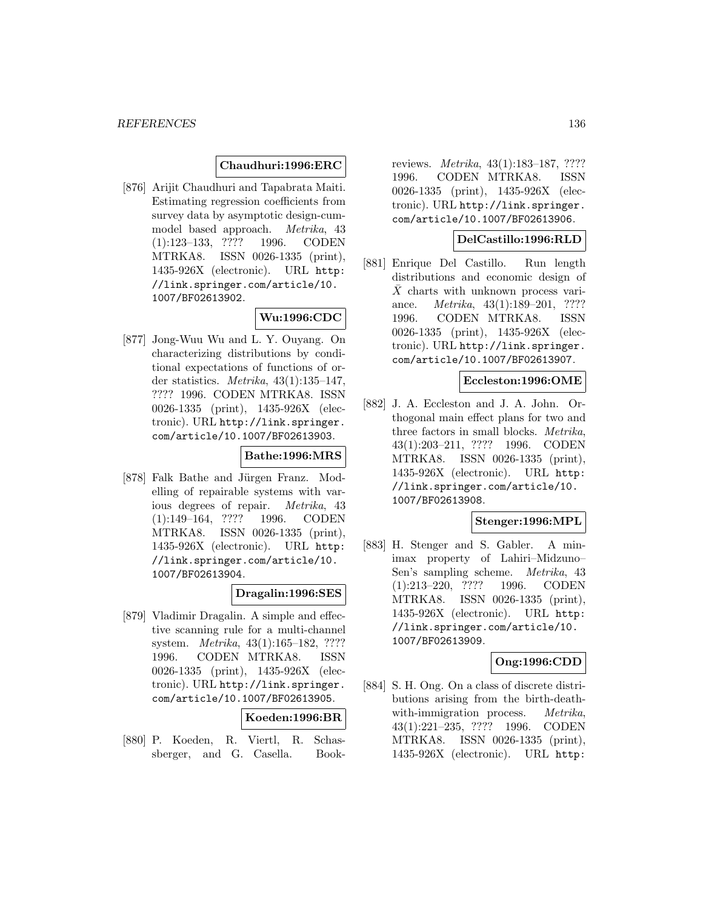**Chaudhuri:1996:ERC**

[876] Arijit Chaudhuri and Tapabrata Maiti. Estimating regression coefficients from survey data by asymptotic design-cum-model based approach. *Metrika*, 43 (1):123–133, ???? 1996. CODEN MTRKA8. ISSN 0026-1335 (print), 1435-926X (electronic). URL http://link.springer.com/article/10.1007/BF02613902.

**Wu:1996:CDC**

[877] Jong-Wuu Wu and L. Y. Ouyang. On characterizing distributions by conditional expectations of functions of order statistics. *Metrika*, 43(1):135–147, ???? 1996. CODEN MTRKA8. ISSN 0026-1335 (print), 1435-926X (electronic). URL http://link.springer.com/article/10.1007/BF02613903.

**Bathe:1996:MRS**

[878] Falk Bathe and Jürgen Franz. Modelling of repairable systems with various degrees of repair. *Metrika*, 43 (1):149–164, ???? 1996. CODEN MTRKA8. ISSN 0026-1335 (print), 1435-926X (electronic). URL http://link.springer.com/article/10.1007/BF02613904.

**Dragalin:1996:SES**

[879] Vladimir Dragalin. A simple and effective scanning rule for a multi-channel system. *Metrika*, 43(1):165–182, ???? 1996. CODEN MTRKA8. ISSN 0026-1335 (print), 1435-926X (electronic). URL http://link.springer.com/article/10.1007/BF02613905.

**Koeden:1996:BR**

[880] P. Koeden, R. Viertl, R. Schassberger, and G. Casella. Book-reviews. *Metrika*, 43(1):183–187, ???? 1996. CODEN MTRKA8. ISSN 0026-1335 (print), 1435-926X (electronic). URL http://link.springer.com/article/10.1007/BF02613906.

**DelCastillo:1996:RLD**

[881] Enrique Del Castillo. Run length distributions and economic design of $\bar{X}$ charts with unknown process variance. *Metrika*, 43(1):189–201, ???? 1996. CODEN MTRKA8. ISSN 0026-1335 (print), 1435-926X (electronic). URL http://link.springer.com/article/10.1007/BF02613907.

**Eccleston:1996:OME**

[882] J. A. Eccleston and J. A. John. Orthogonal main effect plans for two and three factors in small blocks. *Metrika*, 43(1):203–211, ???? 1996. CODEN MTRKA8. ISSN 0026-1335 (print), 1435-926X (electronic). URL http://link.springer.com/article/10.1007/BF02613908.

**Stenger:1996:MPL**

[883] H. Stenger and S. Gabler. A minimax property of Lahiri–Midzuno–Sen's sampling scheme. *Metrika*, 43 (1):213–220, ???? 1996. CODEN MTRKA8. ISSN 0026-1335 (print), 1435-926X (electronic). URL http://link.springer.com/article/10.1007/BF02613909.

**Ong:1996:CDD**

[884] S. H. Ong. On a class of discrete distributions arising from the birth-death-with-immigration process. *Metrika*, 43(1):221–235, ???? 1996. CODEN MTRKA8. ISSN 0026-1335 (print), 1435-926X (electronic). URL http: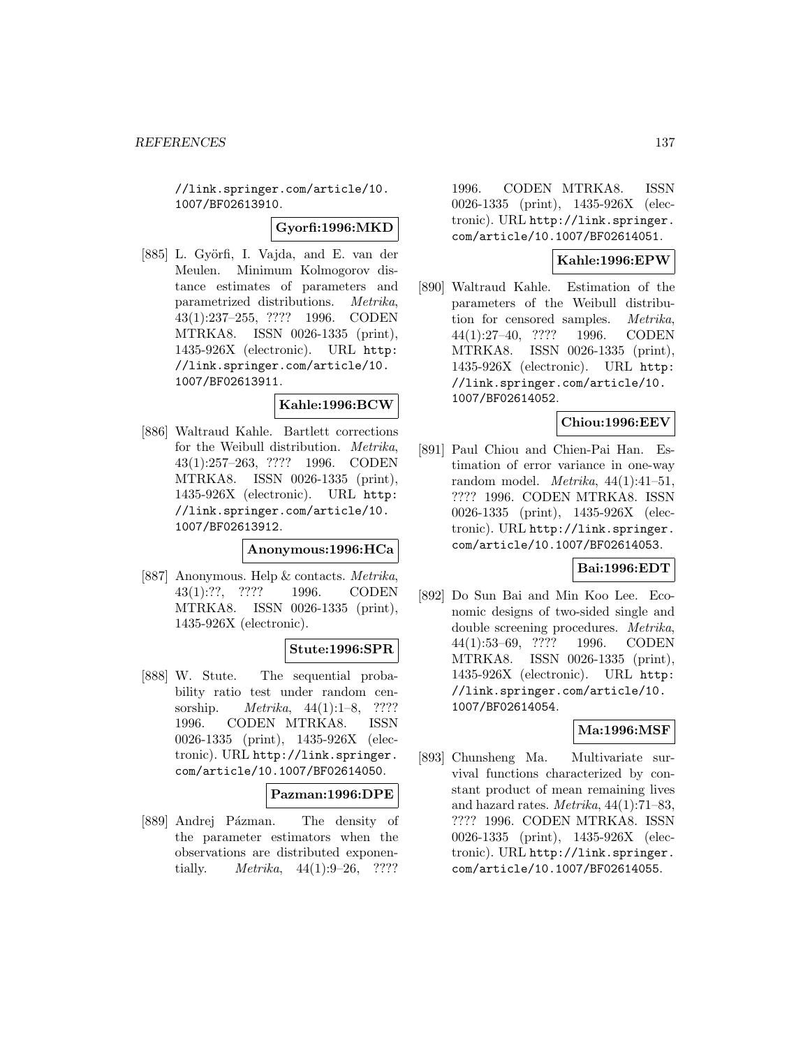//link.springer.com/article/10.1007/BF02613910.

**Gyorfi:1996:MKD**

[885] L. Györfi, I. Vajda, and E. van der Meulen. Minimum Kolmogorov distance estimates of parameters and parametrized distributions. *Metrika*, 43(1):237–255, ???? 1996. CODEN MTRKA8. ISSN 0026-1335 (print), 1435-926X (electronic). URL http://link.springer.com/article/10.1007/BF02613911.

**Kahle:1996:BCW**

[886] Waltraud Kahle. Bartlett corrections for the Weibull distribution. *Metrika*, 43(1):257–263, ???? 1996. CODEN MTRKA8. ISSN 0026-1335 (print), 1435-926X (electronic). URL http://link.springer.com/article/10.1007/BF02613912.

**Anonymous:1996:HCa**

[887] Anonymous. Help & contacts. *Metrika*, 43(1):??, ???? 1996. CODEN MTRKA8. ISSN 0026-1335 (print), 1435-926X (electronic).

**Stute:1996:SPR**

[888] W. Stute. The sequential probability ratio test under random censorship. *Metrika*, 44(1):1–8, ???? 1996. CODEN MTRKA8. ISSN 0026-1335 (print), 1435-926X (electronic). URL http://link.springer.com/article/10.1007/BF02614050.

**Pazman:1996:DPE**

[889] Andrej Pázman. The density of the parameter estimators when the observations are distributed exponentially. *Metrika*, 44(1):9–26, ???? 1996. CODEN MTRKA8. ISSN 0026-1335 (print), 1435-926X (electronic). URL http://link.springer.com/article/10.1007/BF02614051.

**Kahle:1996:EPW**

[890] Waltraud Kahle. Estimation of the parameters of the Weibull distribution for censored samples. *Metrika*, 44(1):27–40, ???? 1996. CODEN MTRKA8. ISSN 0026-1335 (print), 1435-926X (electronic). URL http://link.springer.com/article/10.1007/BF02614052.

**Chiou:1996:EEV**

[891] Paul Chiou and Chien-Pai Han. Estimation of error variance in one-way random model. *Metrika*, 44(1):41–51, ???? 1996. CODEN MTRKA8. ISSN 0026-1335 (print), 1435-926X (electronic). URL http://link.springer.com/article/10.1007/BF02614053.

**Bai:1996:EDT**

[892] Do Sun Bai and Min Koo Lee. Economic designs of two-sided single and double screening procedures. *Metrika*, 44(1):53–69, ???? 1996. CODEN MTRKA8. ISSN 0026-1335 (print), 1435-926X (electronic). URL http://link.springer.com/article/10.1007/BF02614054.

**Ma:1996:MSF**

[893] Chunsheng Ma. Multivariate survival functions characterized by constant product of mean remaining lives and hazard rates. *Metrika*, 44(1):71–83, ???? 1996. CODEN MTRKA8. ISSN 0026-1335 (print), 1435-926X (electronic). URL http://link.springer.com/article/10.1007/BF02614055.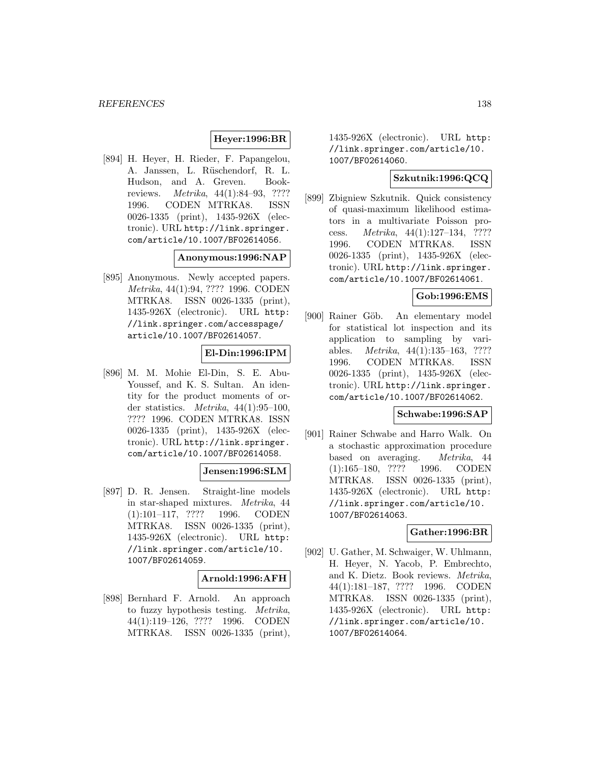**Heyer:1996:BR**

[894] H. Heyer, H. Rieder, F. Papangelou, A. Janssen, L. Rüschendorf, R. L. Hudson, and A. Greven. Bookreviews. *Metrika*, 44(1):84–93, ???? 1996. CODEN MTRKA8. ISSN 0026-1335 (print), 1435-926X (electronic). URL http://link.springer.com/article/10.1007/BF02614056.

**Anonymous:1996:NAP**

[895] Anonymous. Newly accepted papers. *Metrika*, 44(1):94, ???? 1996. CODEN MTRKA8. ISSN 0026-1335 (print), 1435-926X (electronic). URL http://link.springer.com/accesspage/article/10.1007/BF02614057.

**El-Din:1996:IPM**

[896] M. M. Mohie El-Din, S. E. Abu-Youssef, and K. S. Sultan. An identity for the product moments of order statistics. *Metrika*, 44(1):95–100, ???? 1996. CODEN MTRKA8. ISSN 0026-1335 (print), 1435-926X (electronic). URL http://link.springer.com/article/10.1007/BF02614058.

**Jensen:1996:SLM**

[897] D. R. Jensen. Straight-line models in star-shaped mixtures. *Metrika*, 44 (1):101–117, ???? 1996. CODEN MTRKA8. ISSN 0026-1335 (print), 1435-926X (electronic). URL http://link.springer.com/article/10.1007/BF02614059.

**Arnold:1996:AFH**

[898] Bernhard F. Arnold. An approach to fuzzy hypothesis testing. *Metrika*, 44(1):119–126, ???? 1996. CODEN MTRKA8. ISSN 0026-1335 (print), 1435-926X (electronic). URL http://link.springer.com/article/10.1007/BF02614060.

**Szkutnik:1996:QCQ**

[899] Zbigniew Szkutnik. Quick consistency of quasi-maximum likelihood estimators in a multivariate Poisson process. *Metrika*, 44(1):127–134, ???? 1996. CODEN MTRKA8. ISSN 0026-1335 (print), 1435-926X (electronic). URL http://link.springer.com/article/10.1007/BF02614061.

**Gob:1996:EMS**

[900] Rainer Göb. An elementary model for statistical lot inspection and its application to sampling by variables. *Metrika*, 44(1):135–163, ???? 1996. CODEN MTRKA8. ISSN 0026-1335 (print), 1435-926X (electronic). URL http://link.springer.com/article/10.1007/BF02614062.

**Schwabe:1996:SAP**

[901] Rainer Schwabe and Harro Walk. On a stochastic approximation procedure based on averaging. *Metrika*, 44 (1):165–180, ???? 1996. CODEN MTRKA8. ISSN 0026-1335 (print), 1435-926X (electronic). URL http://link.springer.com/article/10.1007/BF02614063.

**Gather:1996:BR**

[902] U. Gather, M. Schwaiger, W. Uhlmann, H. Heyer, N. Yacob, P. Embrechto, and K. Dietz. Book reviews. *Metrika*, 44(1):181–187, ???? 1996. CODEN MTRKA8. ISSN 0026-1335 (print), 1435-926X (electronic). URL http://link.springer.com/article/10.1007/BF02614064.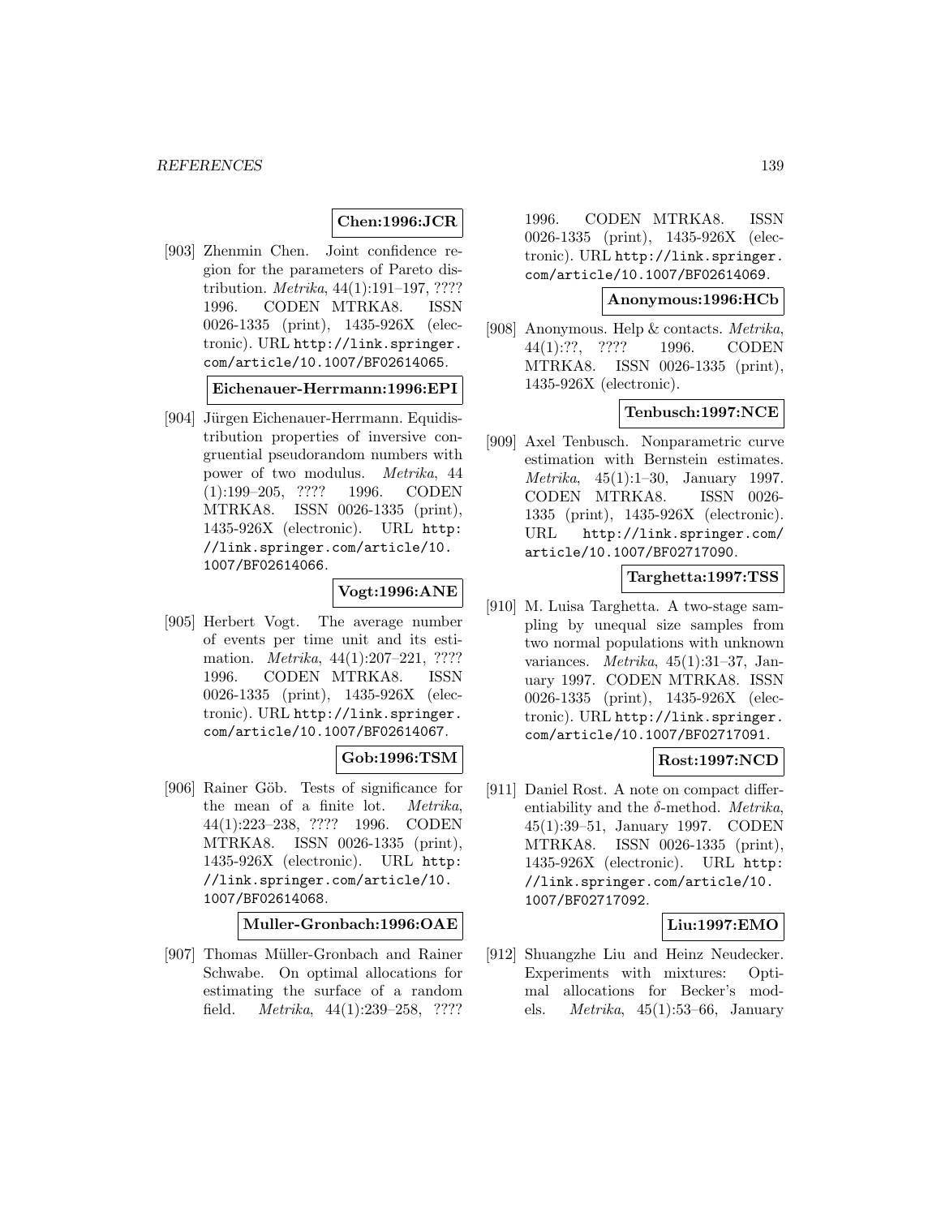**Chen:1996:JCR**

[903] Zhenmin Chen. Joint confidence region for the parameters of Pareto distribution. *Metrika*, 44(1):191–197, ???? 1996. CODEN MTRKA8. ISSN 0026-1335 (print), 1435-926X (electronic). URL http://link.springer.com/article/10.1007/BF02614065.

**Eichenauer-Herrmann:1996:EPI**

[904] Jürgen Eichenauer-Herrmann. Equidistribution properties of inversive congruential pseudorandom numbers with power of two modulus. *Metrika*, 44 (1):199–205, ???? 1996. CODEN MTRKA8. ISSN 0026-1335 (print), 1435-926X (electronic). URL http://link.springer.com/article/10.1007/BF02614066.

**Vogt:1996:ANE**

[905] Herbert Vogt. The average number of events per time unit and its estimation. *Metrika*, 44(1):207–221, ???? 1996. CODEN MTRKA8. ISSN 0026-1335 (print), 1435-926X (electronic). URL http://link.springer.com/article/10.1007/BF02614067.

**Gob:1996:TSM**

[906] Rainer Göb. Tests of significance for the mean of a finite lot. *Metrika*, 44(1):223–238, ???? 1996. CODEN MTRKA8. ISSN 0026-1335 (print), 1435-926X (electronic). URL http://link.springer.com/article/10.1007/BF02614068.

**Muller-Gronbach:1996:OAE**

[907] Thomas Müller-Gronbach and Rainer Schwabe. On optimal allocations for estimating the surface of a random field. *Metrika*, 44(1):239–258, ???? 1996. CODEN MTRKA8. ISSN 0026-1335 (print), 1435-926X (electronic). URL http://link.springer.com/article/10.1007/BF02614069.

**Anonymous:1996:HCb**

[908] Anonymous. Help & contacts. *Metrika*, 44(1):??, ???? 1996. CODEN MTRKA8. ISSN 0026-1335 (print), 1435-926X (electronic).

**Tenbusch:1997:NCE**

[909] Axel Tenbusch. Nonparametric curve estimation with Bernstein estimates. *Metrika*, 45(1):1–30, January 1997. CODEN MTRKA8. ISSN 0026-1335 (print), 1435-926X (electronic). URL http://link.springer.com/article/10.1007/BF02717090.

**Targhetta:1997:TSS**

[910] M. Luisa Targhetta. A two-stage sampling by unequal size samples from two normal populations with unknown variances. *Metrika*, 45(1):31–37, January 1997. CODEN MTRKA8. ISSN 0026-1335 (print), 1435-926X (electronic). URL http://link.springer.com/article/10.1007/BF02717091.

**Rost:1997:NCD**

[911] Daniel Rost. A note on compact differentiability and the $\delta$-method. *Metrika*, 45(1):39–51, January 1997. CODEN MTRKA8. ISSN 0026-1335 (print), 1435-926X (electronic). URL http://link.springer.com/article/10.1007/BF02717092.

**Liu:1997:EMO**

[912] Shuangzhe Liu and Heinz Neudecker. Experiments with mixtures: Optimal allocations for Becker's models. *Metrika*, 45(1):53–66, January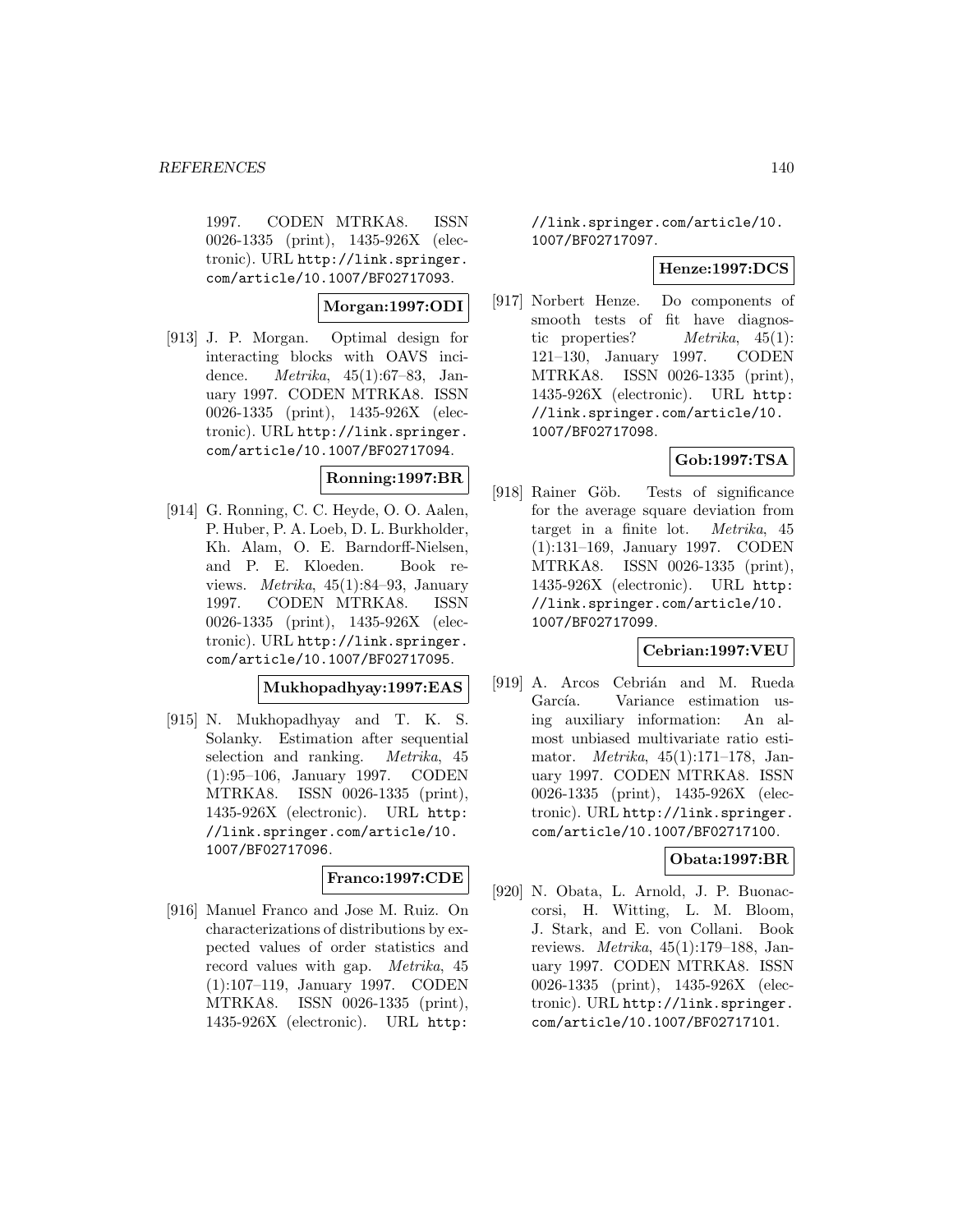1997. CODEN MTRKA8. ISSN 0026-1335 (print), 1435-926X (electronic). URL http://link.springer.com/article/10.1007/BF02717093.

**Morgan:1997:ODI**

[913] J. P. Morgan. Optimal design for interacting blocks with OAVS incidence. *Metrika*, 45(1):67–83, January 1997. CODEN MTRKA8. ISSN 0026-1335 (print), 1435-926X (electronic). URL http://link.springer.com/article/10.1007/BF02717094.

**Ronning:1997:BR**

[914] G. Ronning, C. C. Heyde, O. O. Aalen, P. Huber, P. A. Loeb, D. L. Burkholder, Kh. Alam, O. E. Barndorff-Nielsen, and P. E. Kloeden. Book reviews. *Metrika*, 45(1):84–93, January 1997. CODEN MTRKA8. ISSN 0026-1335 (print), 1435-926X (electronic). URL http://link.springer.com/article/10.1007/BF02717095.

**Mukhopadhyay:1997:EAS**

[915] N. Mukhopadhyay and T. K. S. Solanky. Estimation after sequential selection and ranking. *Metrika*, 45(1):95–106, January 1997. CODEN MTRKA8. ISSN 0026-1335 (print), 1435-926X (electronic). URL http://link.springer.com/article/10.1007/BF02717096.

**Franco:1997:CDE**

[916] Manuel Franco and Jose M. Ruiz. On characterizations of distributions by expected values of order statistics and record values with gap. *Metrika*, 45(1):107–119, January 1997. CODEN MTRKA8. ISSN 0026-1335 (print), 1435-926X (electronic). URL http://link.springer.com/article/10.1007/BF02717097.

**Henze:1997:DCS**

[917] Norbert Henze. Do components of smooth tests of fit have diagnostic properties? *Metrika*, 45(1):121–130, January 1997. CODEN MTRKA8. ISSN 0026-1335 (print), 1435-926X (electronic). URL http://link.springer.com/article/10.1007/BF02717098.

**Gob:1997:TSA**

[918] Rainer Göb. Tests of significance for the average square deviation from target in a finite lot. *Metrika*, 45(1):131–169, January 1997. CODEN MTRKA8. ISSN 0026-1335 (print), 1435-926X (electronic). URL http://link.springer.com/article/10.1007/BF02717099.

**Cebrian:1997:VEU**

[919] A. Arcos Cebrián and M. Rueda García. Variance estimation using auxiliary information: An almost unbiased multivariate ratio estimator. *Metrika*, 45(1):171–178, January 1997. CODEN MTRKA8. ISSN 0026-1335 (print), 1435-926X (electronic). URL http://link.springer.com/article/10.1007/BF02717100.

**Obata:1997:BR**

[920] N. Obata, L. Arnold, J. P. Buonaccorsi, H. Witting, L. M. Bloom, J. Stark, and E. von Collani. Book reviews. *Metrika*, 45(1):179–188, January 1997. CODEN MTRKA8. ISSN 0026-1335 (print), 1435-926X (electronic). URL http://link.springer.com/article/10.1007/BF02717101.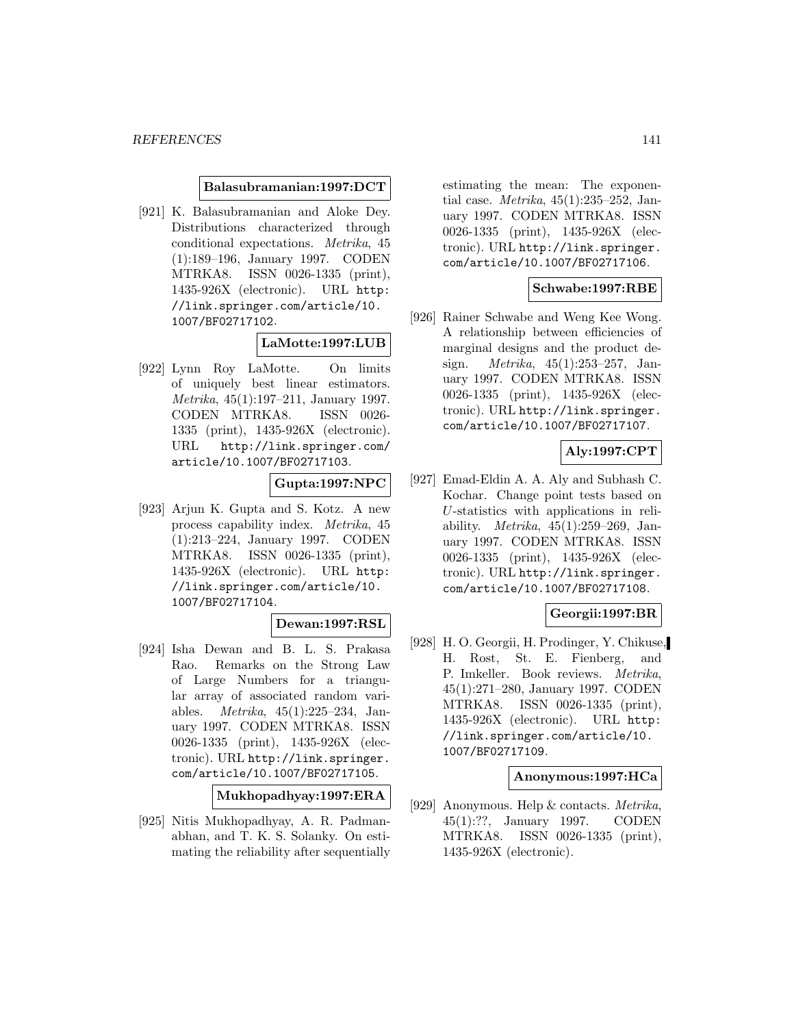**Balasubramanian:1997:DCT**

[921] K. Balasubramanian and Aloke Dey. Distributions characterized through conditional expectations. *Metrika*, 45 (1):189–196, January 1997. CODEN MTRKA8. ISSN 0026-1335 (print), 1435-926X (electronic). URL http://link.springer.com/article/10.1007/BF02717102.

**LaMotte:1997:LUB**

[922] Lynn Roy LaMotte. On limits of uniquely best linear estimators. *Metrika*, 45(1):197–211, January 1997. CODEN MTRKA8. ISSN 0026-1335 (print), 1435-926X (electronic). URL http://link.springer.com/article/10.1007/BF02717103.

**Gupta:1997:NPC**

[923] Arjun K. Gupta and S. Kotz. A new process capability index. *Metrika*, 45 (1):213–224, January 1997. CODEN MTRKA8. ISSN 0026-1335 (print), 1435-926X (electronic). URL http://link.springer.com/article/10.1007/BF02717104.

**Dewan:1997:RSL**

[924] Isha Dewan and B. L. S. Prakasa Rao. Remarks on the Strong Law of Large Numbers for a triangular array of associated random variables. *Metrika*, 45(1):225–234, January 1997. CODEN MTRKA8. ISSN 0026-1335 (print), 1435-926X (electronic). URL http://link.springer.com/article/10.1007/BF02717105.

**Mukhopadhyay:1997:ERA**

[925] Nitis Mukhopadhyay, A. R. Padmanabhan, and T. K. S. Solanky. On estimating the reliability after sequentially estimating the mean: The exponential case. *Metrika*, 45(1):235–252, January 1997. CODEN MTRKA8. ISSN 0026-1335 (print), 1435-926X (electronic). URL http://link.springer.com/article/10.1007/BF02717106.

**Schwabe:1997:RBE**

[926] Rainer Schwabe and Weng Kee Wong. A relationship between efficiencies of marginal designs and the product design. *Metrika*, 45(1):253–257, January 1997. CODEN MTRKA8. ISSN 0026-1335 (print), 1435-926X (electronic). URL http://link.springer.com/article/10.1007/BF02717107.

**Aly:1997:CPT**

[927] Emad-Eldin A. A. Aly and Subhash C. Kochar. Change point tests based on $U$-statistics with applications in reliability. *Metrika*, 45(1):259–269, January 1997. CODEN MTRKA8. ISSN 0026-1335 (print), 1435-926X (electronic). URL http://link.springer.com/article/10.1007/BF02717108.

**Georgii:1997:BR**

[928] H. O. Georgii, H. Prodinger, Y. Chikuse, H. Rost, St. E. Fienberg, and P. Imkeller. Book reviews. *Metrika*, 45(1):271–280, January 1997. CODEN MTRKA8. ISSN 0026-1335 (print), 1435-926X (electronic). URL http://link.springer.com/article/10.1007/BF02717109.

**Anonymous:1997:HCa**

[929] Anonymous. Help & contacts. *Metrika*, 45(1):??, January 1997. CODEN MTRKA8. ISSN 0026-1335 (print), 1435-926X (electronic).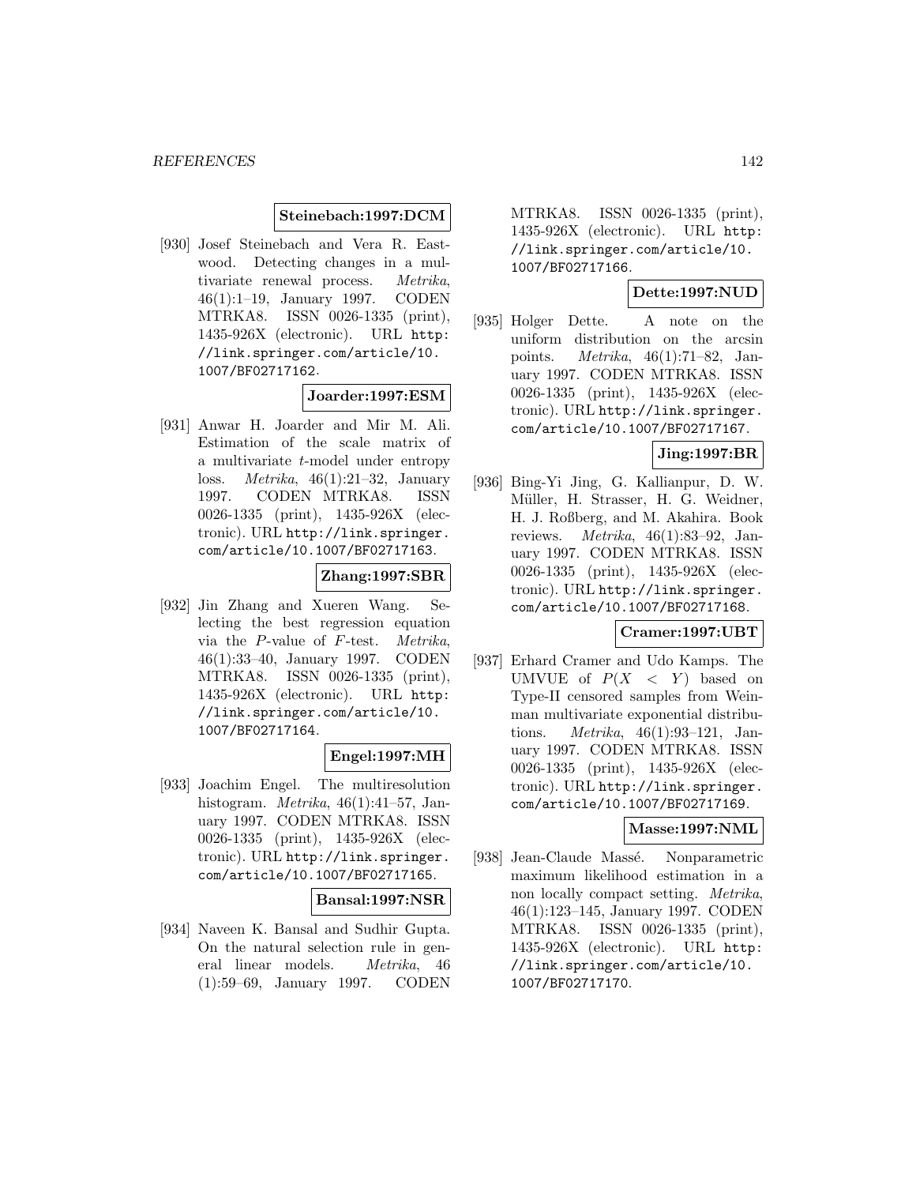**Steinebach:1997:DCM**

[930] Josef Steinebach and Vera R. Eastwood. Detecting changes in a multivariate renewal process. *Metrika*, 46(1):1–19, January 1997. CODEN MTRKA8. ISSN 0026-1335 (print), 1435-926X (electronic). URL http://link.springer.com/article/10.1007/BF02717162.

**Joarder:1997:ESM**

[931] Anwar H. Joarder and Mir M. Ali. Estimation of the scale matrix of a multivariate $t$-model under entropy loss. *Metrika*, 46(1):21–32, January 1997. CODEN MTRKA8. ISSN 0026-1335 (print), 1435-926X (electronic). URL http://link.springer.com/article/10.1007/BF02717163.

**Zhang:1997:SBR**

[932] Jin Zhang and Xueren Wang. Selecting the best regression equation via the $P$-value of $F$-test. *Metrika*, 46(1):33–40, January 1997. CODEN MTRKA8. ISSN 0026-1335 (print), 1435-926X (electronic). URL http://link.springer.com/article/10.1007/BF02717164.

**Engel:1997:MH**

[933] Joachim Engel. The multiresolution histogram. *Metrika*, 46(1):41–57, January 1997. CODEN MTRKA8. ISSN 0026-1335 (print), 1435-926X (electronic). URL http://link.springer.com/article/10.1007/BF02717165.

**Bansal:1997:NSR**

[934] Naveen K. Bansal and Sudhir Gupta. On the natural selection rule in general linear models. *Metrika*, 46(1):59–69, January 1997. CODEN MTRKA8. ISSN 0026-1335 (print), 1435-926X (electronic). URL http://link.springer.com/article/10.1007/BF02717166.

**Dette:1997:NUD**

[935] Holger Dette. A note on the uniform distribution on the arcsin points. *Metrika*, 46(1):71–82, January 1997. CODEN MTRKA8. ISSN 0026-1335 (print), 1435-926X (electronic). URL http://link.springer.com/article/10.1007/BF02717167.

**Jing:1997:BR**

[936] Bing-Yi Jing, G. Kallianpur, D. W. Müller, H. Strasser, H. G. Weidner, H. J. Roßberg, and M. Akahira. Book reviews. *Metrika*, 46(1):83–92, January 1997. CODEN MTRKA8. ISSN 0026-1335 (print), 1435-926X (electronic). URL http://link.springer.com/article/10.1007/BF02717168.

**Cramer:1997:UBT**

[937] Erhard Cramer and Udo Kamps. The UMVUE of $P(X < Y)$ based on Type-II censored samples from Weinman multivariate exponential distributions. *Metrika*, 46(1):93–121, January 1997. CODEN MTRKA8. ISSN 0026-1335 (print), 1435-926X (electronic). URL http://link.springer.com/article/10.1007/BF02717169.

**Masse:1997:NML**

[938] Jean-Claude Massé. Nonparametric maximum likelihood estimation in a non locally compact setting. *Metrika*, 46(1):123–145, January 1997. CODEN MTRKA8. ISSN 0026-1335 (print), 1435-926X (electronic). URL http://link.springer.com/article/10.1007/BF02717170.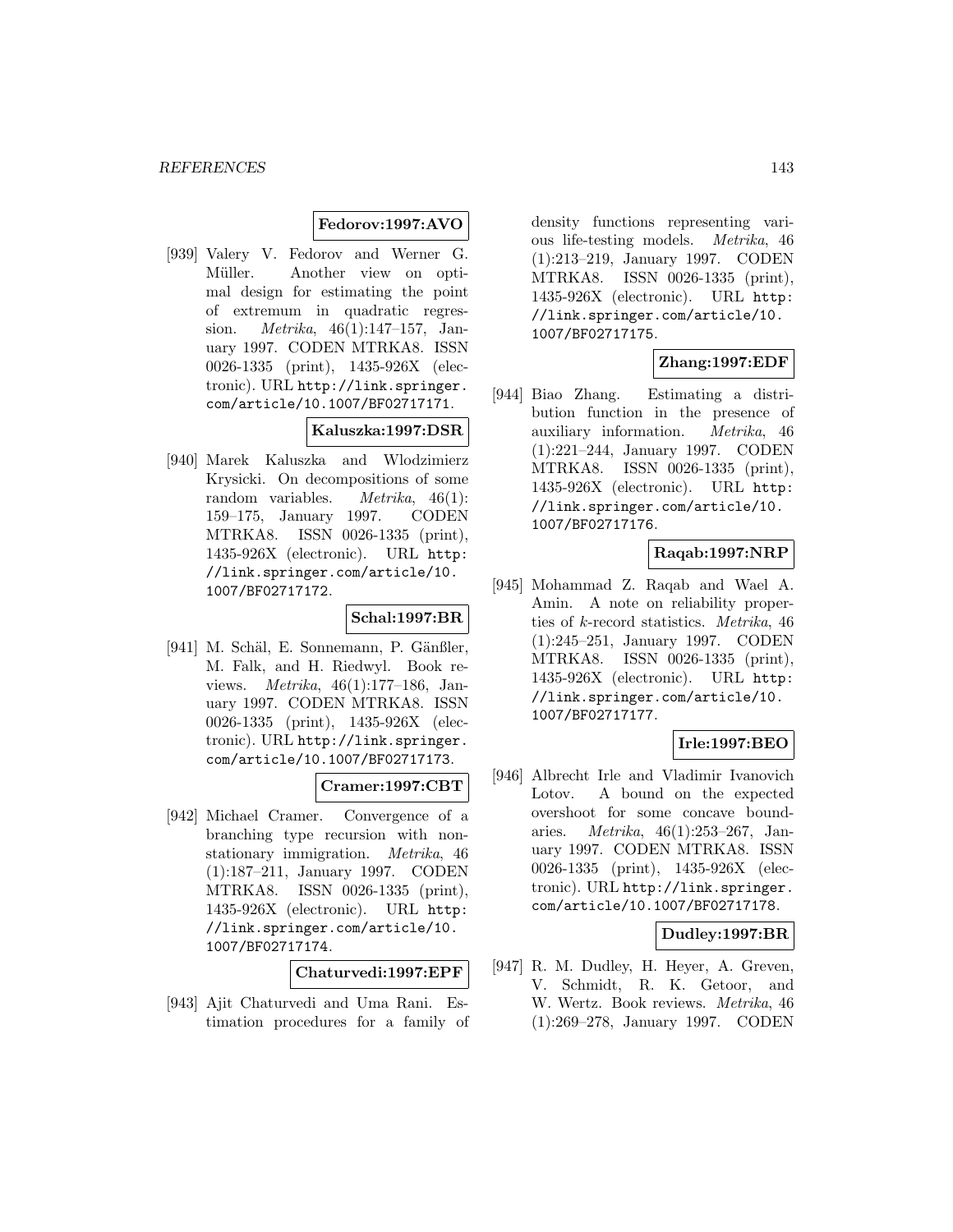**Fedorov:1997:AVO**

[939] Valery V. Fedorov and Werner G. Müller. Another view on optimal design for estimating the point of extremum in quadratic regression. *Metrika*, 46(1):147–157, January 1997. CODEN MTRKA8. ISSN 0026-1335 (print), 1435-926X (electronic). URL http://link.springer.com/article/10.1007/BF02717171.

**Kaluszka:1997:DSR**

[940] Marek Kaluszka and Wlodzimierz Krysicki. On decompositions of some random variables. *Metrika*, 46(1): 159–175, January 1997. CODEN MTRKA8. ISSN 0026-1335 (print), 1435-926X (electronic). URL http://link.springer.com/article/10.1007/BF02717172.

**Schal:1997:BR**

[941] M. Schäl, E. Sonnemann, P. Gänßler, M. Falk, and H. Riedwyl. Book reviews. *Metrika*, 46(1):177–186, January 1997. CODEN MTRKA8. ISSN 0026-1335 (print), 1435-926X (electronic). URL http://link.springer.com/article/10.1007/BF02717173.

**Cramer:1997:CBT**

[942] Michael Cramer. Convergence of a branching type recursion with nonstationary immigration. *Metrika*, 46 (1):187–211, January 1997. CODEN MTRKA8. ISSN 0026-1335 (print), 1435-926X (electronic). URL http://link.springer.com/article/10.1007/BF02717174.

**Chaturvedi:1997:EPF**

[943] Ajit Chaturvedi and Uma Rani. Estimation procedures for a family of density functions representing various life-testing models. *Metrika*, 46 (1):213–219, January 1997. CODEN MTRKA8. ISSN 0026-1335 (print), 1435-926X (electronic). URL http://link.springer.com/article/10.1007/BF02717175.

**Zhang:1997:EDF**

[944] Biao Zhang. Estimating a distribution function in the presence of auxiliary information. *Metrika*, 46 (1):221–244, January 1997. CODEN MTRKA8. ISSN 0026-1335 (print), 1435-926X (electronic). URL http://link.springer.com/article/10.1007/BF02717176.

**Raqab:1997:NRP**

[945] Mohammad Z. Raqab and Wael A. Amin. A note on reliability properties of $k$-record statistics. *Metrika*, 46 (1):245–251, January 1997. CODEN MTRKA8. ISSN 0026-1335 (print), 1435-926X (electronic). URL http://link.springer.com/article/10.1007/BF02717177.

**Irle:1997:BEO**

[946] Albrecht Irle and Vladimir Ivanovich Lotov. A bound on the expected overshoot for some concave boundaries. *Metrika*, 46(1):253–267, January 1997. CODEN MTRKA8. ISSN 0026-1335 (print), 1435-926X (electronic). URL http://link.springer.com/article/10.1007/BF02717178.

**Dudley:1997:BR**

[947] R. M. Dudley, H. Heyer, A. Greven, V. Schmidt, R. K. Getoor, and W. Wertz. Book reviews. *Metrika*, 46 (1):269–278, January 1997. CODEN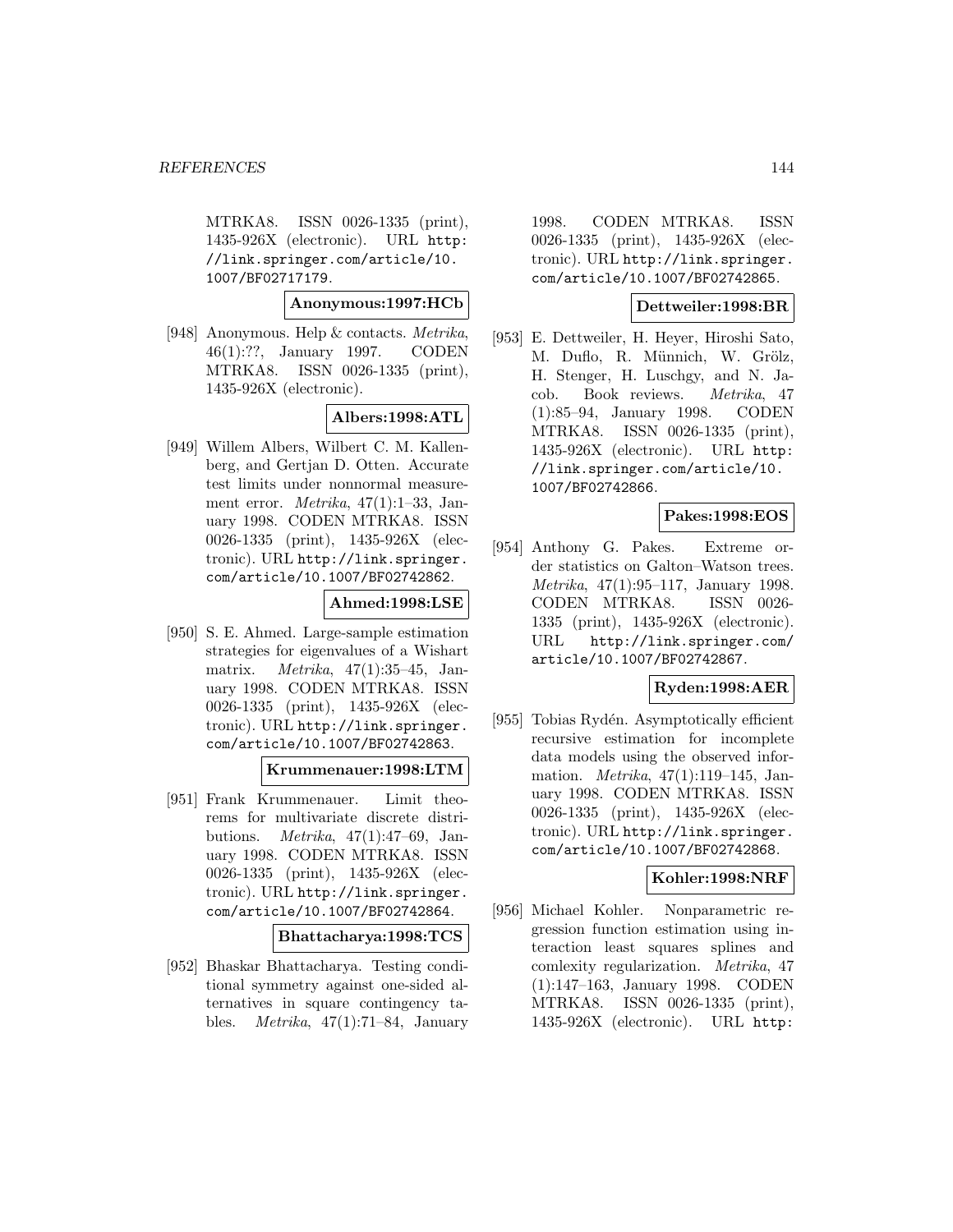MTRKA8. ISSN 0026-1335 (print), 1435-926X (electronic). URL http://link.springer.com/article/10.1007/BF02717179.

**Anonymous:1997:HCb**

[948] Anonymous. Help & contacts. *Metrika*, 46(1):??, January 1997. CODEN MTRKA8. ISSN 0026-1335 (print), 1435-926X (electronic).

**Albers:1998:ATL**

[949] Willem Albers, Wilbert C. M. Kallenberg, and Gertjan D. Otten. Accurate test limits under nonnormal measurement error. *Metrika*, 47(1):1–33, January 1998. CODEN MTRKA8. ISSN 0026-1335 (print), 1435-926X (electronic). URL http://link.springer.com/article/10.1007/BF02742862.

**Ahmed:1998:LSE**

[950] S. E. Ahmed. Large-sample estimation strategies for eigenvalues of a Wishart matrix. *Metrika*, 47(1):35–45, January 1998. CODEN MTRKA8. ISSN 0026-1335 (print), 1435-926X (electronic). URL http://link.springer.com/article/10.1007/BF02742863.

**Krummenauer:1998:LTM**

[951] Frank Krummenauer. Limit theorems for multivariate discrete distributions. *Metrika*, 47(1):47–69, January 1998. CODEN MTRKA8. ISSN 0026-1335 (print), 1435-926X (electronic). URL http://link.springer.com/article/10.1007/BF02742864.

**Bhattacharya:1998:TCS**

[952] Bhaskar Bhattacharya. Testing conditional symmetry against one-sided alternatives in square contingency tables. *Metrika*, 47(1):71–84, January 1998. CODEN MTRKA8. ISSN 0026-1335 (print), 1435-926X (electronic). URL http://link.springer.com/article/10.1007/BF02742865.

**Dettweiler:1998:BR**

[953] E. Dettweiler, H. Heyer, Hiroshi Sato, M. Duflo, R. Münnich, W. Grölz, H. Stenger, H. Luschgy, and N. Jacob. Book reviews. *Metrika*, 47(1):85–94, January 1998. CODEN MTRKA8. ISSN 0026-1335 (print), 1435-926X (electronic). URL http://link.springer.com/article/10.1007/BF02742866.

**Pakes:1998:EOS**

[954] Anthony G. Pakes. Extreme order statistics on Galton–Watson trees. *Metrika*, 47(1):95–117, January 1998. CODEN MTRKA8. ISSN 0026-1335 (print), 1435-926X (electronic). URL http://link.springer.com/article/10.1007/BF02742867.

**Ryden:1998:AER**

[955] Tobias Rydén. Asymptotically efficient recursive estimation for incomplete data models using the observed information. *Metrika*, 47(1):119–145, January 1998. CODEN MTRKA8. ISSN 0026-1335 (print), 1435-926X (electronic). URL http://link.springer.com/article/10.1007/BF02742868.

**Kohler:1998:NRF**

[956] Michael Kohler. Nonparametric regression function estimation using interaction least squares splines and comlexity regularization. *Metrika*, 47(1):147–163, January 1998. CODEN MTRKA8. ISSN 0026-1335 (print), 1435-926X (electronic). URL http: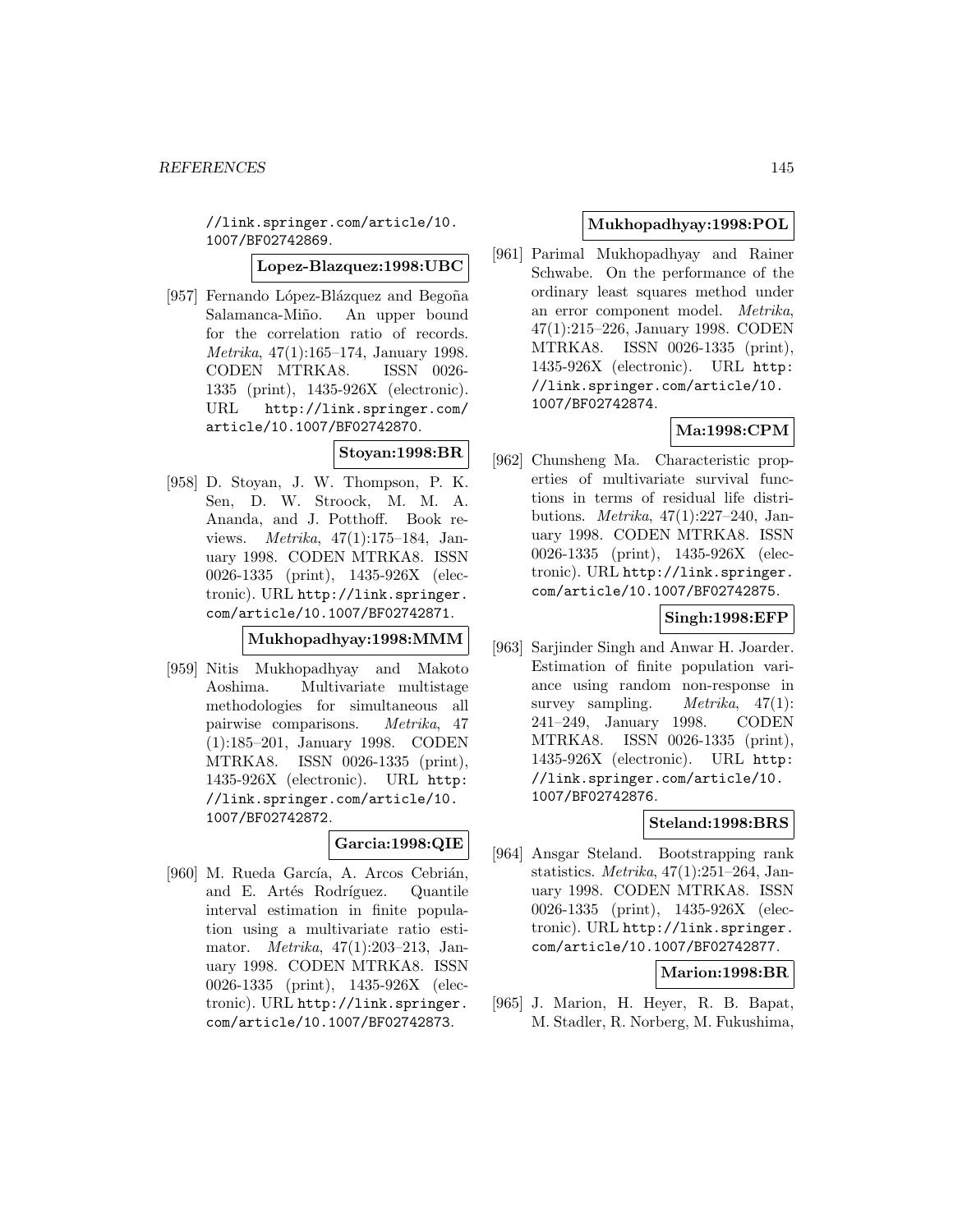//link.springer.com/article/10.1007/BF02742869.

**Lopez-Blazquez:1998:UBC**

[957] Fernando López-Blázquez and Begoña Salamanca-Miño. An upper bound for the correlation ratio of records. *Metrika*, 47(1):165–174, January 1998. CODEN MTRKA8. ISSN 0026-1335 (print), 1435-926X (electronic). URL http://link.springer.com/article/10.1007/BF02742870.

**Stoyan:1998:BR**

[958] D. Stoyan, J. W. Thompson, P. K. Sen, D. W. Stroock, M. M. A. Ananda, and J. Potthoff. Book reviews. *Metrika*, 47(1):175–184, January 1998. CODEN MTRKA8. ISSN 0026-1335 (print), 1435-926X (electronic). URL http://link.springer.com/article/10.1007/BF02742871.

**Mukhopadhyay:1998:MMM**

[959] Nitis Mukhopadhyay and Makoto Aoshima. Multivariate multistage methodologies for simultaneous all pairwise comparisons. *Metrika*, 47(1):185–201, January 1998. CODEN MTRKA8. ISSN 0026-1335 (print), 1435-926X (electronic). URL http://link.springer.com/article/10.1007/BF02742872.

**Garcia:1998:QIE**

[960] M. Rueda García, A. Arcos Cebrián, and E. Artés Rodríguez. Quantile interval estimation in finite population using a multivariate ratio estimator. *Metrika*, 47(1):203–213, January 1998. CODEN MTRKA8. ISSN 0026-1335 (print), 1435-926X (electronic). URL http://link.springer.com/article/10.1007/BF02742873.

**Mukhopadhyay:1998:POL**

[961] Parimal Mukhopadhyay and Rainer Schwabe. On the performance of the ordinary least squares method under an error component model. *Metrika*, 47(1):215–226, January 1998. CODEN MTRKA8. ISSN 0026-1335 (print), 1435-926X (electronic). URL http://link.springer.com/article/10.1007/BF02742874.

**Ma:1998:CPM**

[962] Chunsheng Ma. Characteristic properties of multivariate survival functions in terms of residual life distributions. *Metrika*, 47(1):227–240, January 1998. CODEN MTRKA8. ISSN 0026-1335 (print), 1435-926X (electronic). URL http://link.springer.com/article/10.1007/BF02742875.

**Singh:1998:EFP**

[963] Sarjinder Singh and Anwar H. Joarder. Estimation of finite population variance using random non-response in survey sampling. *Metrika*, 47(1):241–249, January 1998. CODEN MTRKA8. ISSN 0026-1335 (print), 1435-926X (electronic). URL http://link.springer.com/article/10.1007/BF02742876.

**Steland:1998:BRS**

[964] Ansgar Steland. Bootstrapping rank statistics. *Metrika*, 47(1):251–264, January 1998. CODEN MTRKA8. ISSN 0026-1335 (print), 1435-926X (electronic). URL http://link.springer.com/article/10.1007/BF02742877.

**Marion:1998:BR**

[965] J. Marion, H. Heyer, R. B. Bapat, M. Stadler, R. Norberg, M. Fukushima,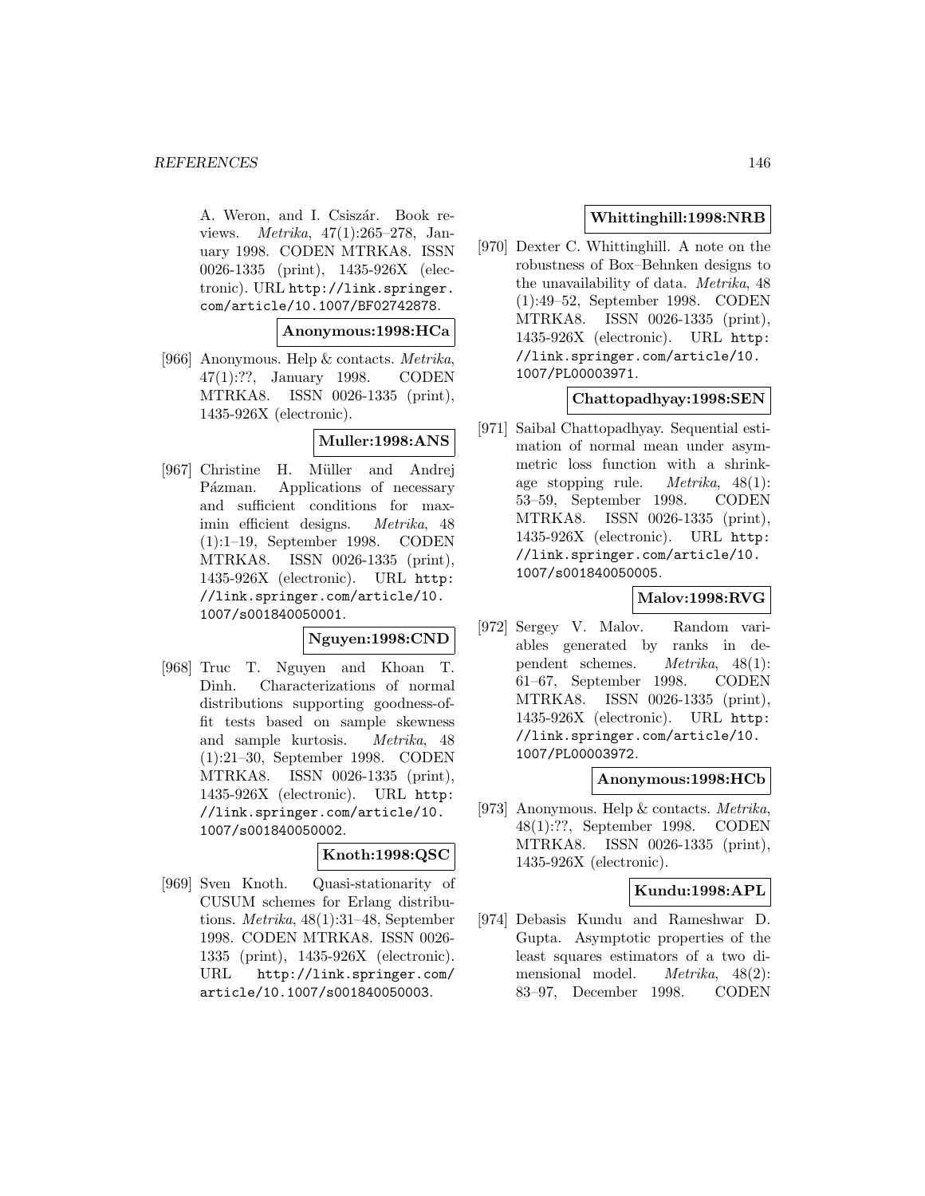A. Weron, and I. Csiszár. Book reviews. *Metrika*, 47(1):265–278, January 1998. CODEN MTRKA8. ISSN 0026-1335 (print), 1435-926X (electronic). URL http://link.springer.com/article/10.1007/BF02742878.

**Anonymous:1998:HCa**

[966] Anonymous. Help & contacts. *Metrika*, 47(1):??, January 1998. CODEN MTRKA8. ISSN 0026-1335 (print), 1435-926X (electronic).

**Muller:1998:ANS**

[967] Christine H. Müller and Andrej Pázman. Applications of necessary and sufficient conditions for maximin efficient designs. *Metrika*, 48 (1):1–19, September 1998. CODEN MTRKA8. ISSN 0026-1335 (print), 1435-926X (electronic). URL http://link.springer.com/article/10.1007/s001840050001.

**Nguyen:1998:CND**

[968] Truc T. Nguyen and Khoan T. Dinh. Characterizations of normal distributions supporting goodness-of-fit tests based on sample skewness and sample kurtosis. *Metrika*, 48 (1):21–30, September 1998. CODEN MTRKA8. ISSN 0026-1335 (print), 1435-926X (electronic). URL http://link.springer.com/article/10.1007/s001840050002.

**Knoth:1998:QSC**

[969] Sven Knoth. Quasi-stationarity of CUSUM schemes for Erlang distributions. *Metrika*, 48(1):31–48, September 1998. CODEN MTRKA8. ISSN 0026-1335 (print), 1435-926X (electronic). URL http://link.springer.com/article/10.1007/s001840050003.

**Whittinghill:1998:NRB**

[970] Dexter C. Whittinghill. A note on the robustness of Box–Behnken designs to the unavailability of data. *Metrika*, 48 (1):49–52, September 1998. CODEN MTRKA8. ISSN 0026-1335 (print), 1435-926X (electronic). URL http://link.springer.com/article/10.1007/PL00003971.

**Chattopadhyay:1998:SEN**

[971] Saibal Chattopadhyay. Sequential estimation of normal mean under asymmetric loss function with a shrinkage stopping rule. *Metrika*, 48(1): 53–59, September 1998. CODEN MTRKA8. ISSN 0026-1335 (print), 1435-926X (electronic). URL http://link.springer.com/article/10.1007/s001840050005.

**Malov:1998:RVG**

[972] Sergey V. Malov. Random variables generated by ranks in dependent schemes. *Metrika*, 48(1): 61–67, September 1998. CODEN MTRKA8. ISSN 0026-1335 (print), 1435-926X (electronic). URL http://link.springer.com/article/10.1007/PL00003972.

**Anonymous:1998:HCb**

[973] Anonymous. Help & contacts. *Metrika*, 48(1):??, September 1998. CODEN MTRKA8. ISSN 0026-1335 (print), 1435-926X (electronic).

**Kundu:1998:APL**

[974] Debasis Kundu and Rameshwar D. Gupta. Asymptotic properties of the least squares estimators of a two dimensional model. *Metrika*, 48(2): 83–97, December 1998. CODEN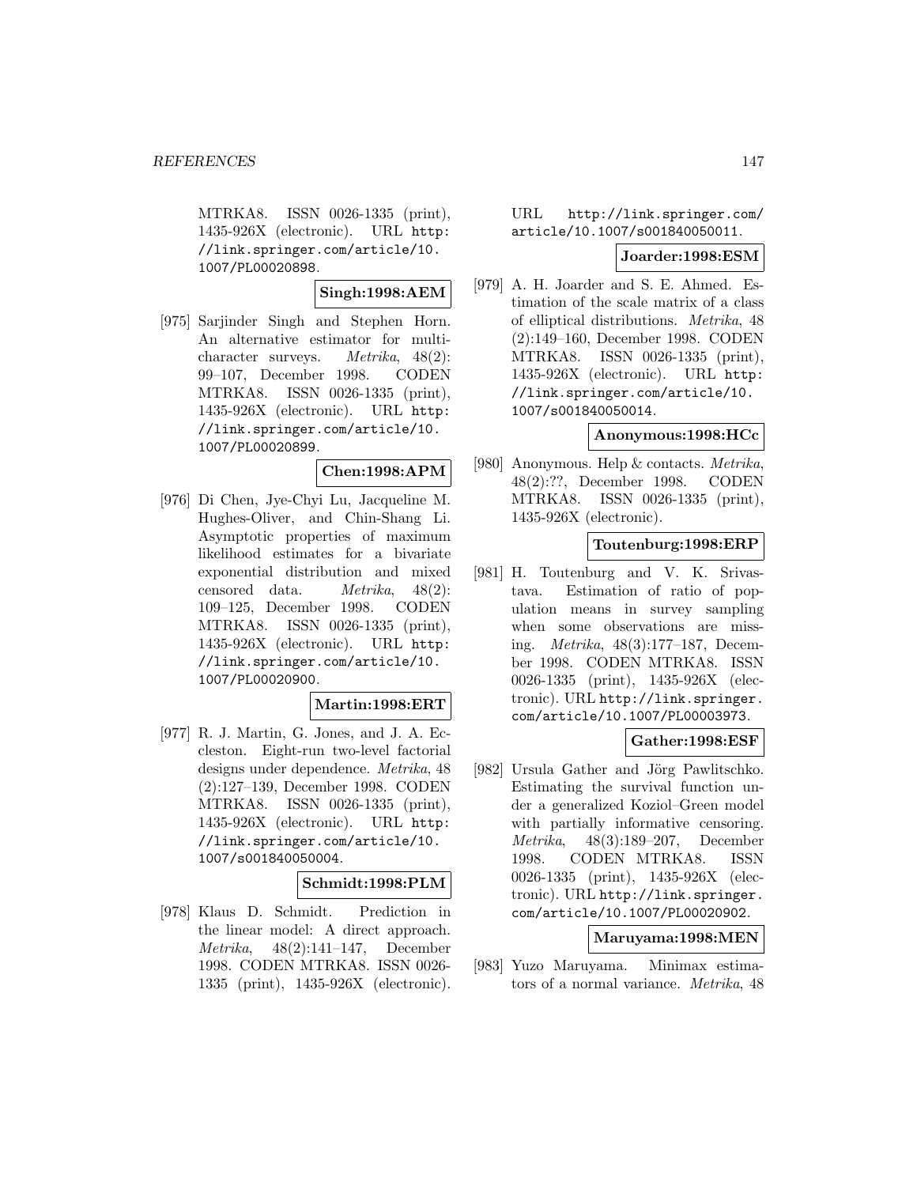MTRKA8. ISSN 0026-1335 (print), 1435-926X (electronic). URL http://link.springer.com/article/10.1007/PL00020898.

**Singh:1998:AEM**

[975] Sarjinder Singh and Stephen Horn. An alternative estimator for multi-character surveys. *Metrika*, 48(2): 99–107, December 1998. CODEN MTRKA8. ISSN 0026-1335 (print), 1435-926X (electronic). URL http://link.springer.com/article/10.1007/PL00020899.

**Chen:1998:APM**

[976] Di Chen, Jye-Chyi Lu, Jacqueline M. Hughes-Oliver, and Chin-Shang Li. Asymptotic properties of maximum likelihood estimates for a bivariate exponential distribution and mixed censored data. *Metrika*, 48(2): 109–125, December 1998. CODEN MTRKA8. ISSN 0026-1335 (print), 1435-926X (electronic). URL http://link.springer.com/article/10.1007/PL00020900.

**Martin:1998:ERT**

[977] R. J. Martin, G. Jones, and J. A. Eccleston. Eight-run two-level factorial designs under dependence. *Metrika*, 48 (2):127–139, December 1998. CODEN MTRKA8. ISSN 0026-1335 (print), 1435-926X (electronic). URL http://link.springer.com/article/10.1007/s001840050004.

**Schmidt:1998:PLM**

[978] Klaus D. Schmidt. Prediction in the linear model: A direct approach. *Metrika*, 48(2):141–147, December 1998. CODEN MTRKA8. ISSN 0026-1335 (print), 1435-926X (electronic). URL http://link.springer.com/article/10.1007/s001840050011.

**Joarder:1998:ESM**

[979] A. H. Joarder and S. E. Ahmed. Estimation of the scale matrix of a class of elliptical distributions. *Metrika*, 48 (2):149–160, December 1998. CODEN MTRKA8. ISSN 0026-1335 (print), 1435-926X (electronic). URL http://link.springer.com/article/10.1007/s001840050014.

**Anonymous:1998:HCc**

[980] Anonymous. Help & contacts. *Metrika*, 48(2):??, December 1998. CODEN MTRKA8. ISSN 0026-1335 (print), 1435-926X (electronic).

**Toutenburg:1998:ERP**

[981] H. Toutenburg and V. K. Srivastava. Estimation of ratio of population means in survey sampling when some observations are missing. *Metrika*, 48(3):177–187, December 1998. CODEN MTRKA8. ISSN 0026-1335 (print), 1435-926X (electronic). URL http://link.springer.com/article/10.1007/PL00003973.

**Gather:1998:ESF**

[982] Ursula Gather and Jörg Pawlitschko. Estimating the survival function under a generalized Koziol–Green model with partially informative censoring. *Metrika*, 48(3):189–207, December 1998. CODEN MTRKA8. ISSN 0026-1335 (print), 1435-926X (electronic). URL http://link.springer.com/article/10.1007/PL00020902.

**Maruyama:1998:MEN**

[983] Yuzo Maruyama. Minimax estimators of a normal variance. *Metrika*, 48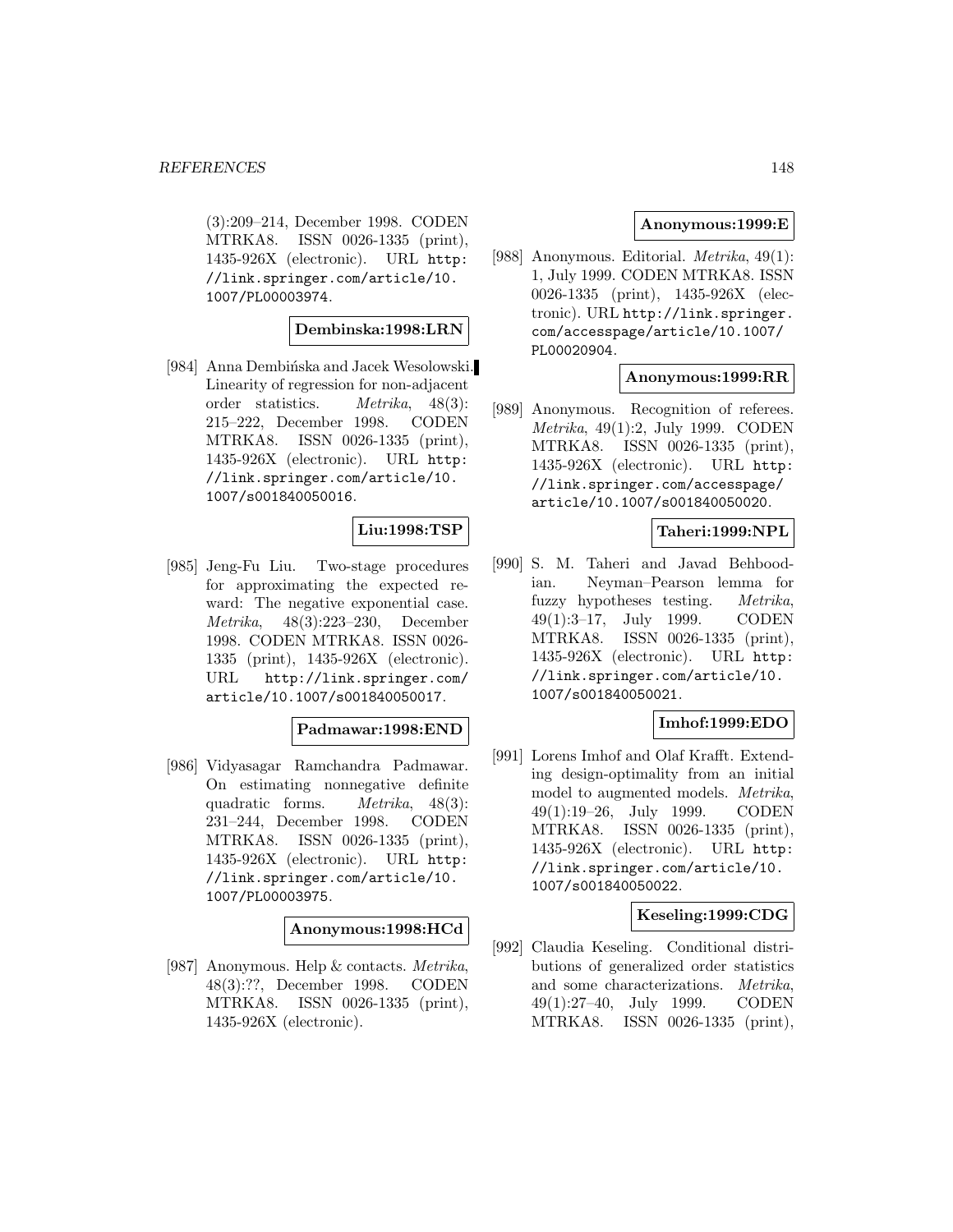(3):209–214, December 1998. CODEN MTRKA8. ISSN 0026-1335 (print), 1435-926X (electronic). URL http://link.springer.com/article/10.1007/PL00003974.

**Dembinska:1998:LRN**

[984] Anna Dembińska and Jacek Wesolowski. Linearity of regression for non-adjacent order statistics. *Metrika*, 48(3): 215–222, December 1998. CODEN MTRKA8. ISSN 0026-1335 (print), 1435-926X (electronic). URL http://link.springer.com/article/10.1007/s001840050016.

**Liu:1998:TSP**

[985] Jeng-Fu Liu. Two-stage procedures for approximating the expected reward: The negative exponential case. *Metrika*, 48(3):223–230, December 1998. CODEN MTRKA8. ISSN 0026-1335 (print), 1435-926X (electronic). URL http://link.springer.com/article/10.1007/s001840050017.

**Padmawar:1998:END**

[986] Vidyasagar Ramchandra Padmawar. On estimating nonnegative definite quadratic forms. *Metrika*, 48(3): 231–244, December 1998. CODEN MTRKA8. ISSN 0026-1335 (print), 1435-926X (electronic). URL http://link.springer.com/article/10.1007/PL00003975.

**Anonymous:1998:HCd**

[987] Anonymous. Help & contacts. *Metrika*, 48(3):??, December 1998. CODEN MTRKA8. ISSN 0026-1335 (print), 1435-926X (electronic).

**Anonymous:1999:E**

[988] Anonymous. Editorial. *Metrika*, 49(1): 1, July 1999. CODEN MTRKA8. ISSN 0026-1335 (print), 1435-926X (electronic). URL http://link.springer.com/accesspage/article/10.1007/PL00020904.

**Anonymous:1999:RR**

[989] Anonymous. Recognition of referees. *Metrika*, 49(1):2, July 1999. CODEN MTRKA8. ISSN 0026-1335 (print), 1435-926X (electronic). URL http://link.springer.com/accesspage/article/10.1007/s001840050020.

**Taheri:1999:NPL**

[990] S. M. Taheri and Javad Behboodian. Neyman–Pearson lemma for fuzzy hypotheses testing. *Metrika*, 49(1):3–17, July 1999. CODEN MTRKA8. ISSN 0026-1335 (print), 1435-926X (electronic). URL http://link.springer.com/article/10.1007/s001840050021.

**Imhof:1999:EDO**

[991] Lorens Imhof and Olaf Krafft. Extending design-optimality from an initial model to augmented models. *Metrika*, 49(1):19–26, July 1999. CODEN MTRKA8. ISSN 0026-1335 (print), 1435-926X (electronic). URL http://link.springer.com/article/10.1007/s001840050022.

**Keseling:1999:CDG**

[992] Claudia Keseling. Conditional distributions of generalized order statistics and some characterizations. *Metrika*, 49(1):27–40, July 1999. CODEN MTRKA8. ISSN 0026-1335 (print),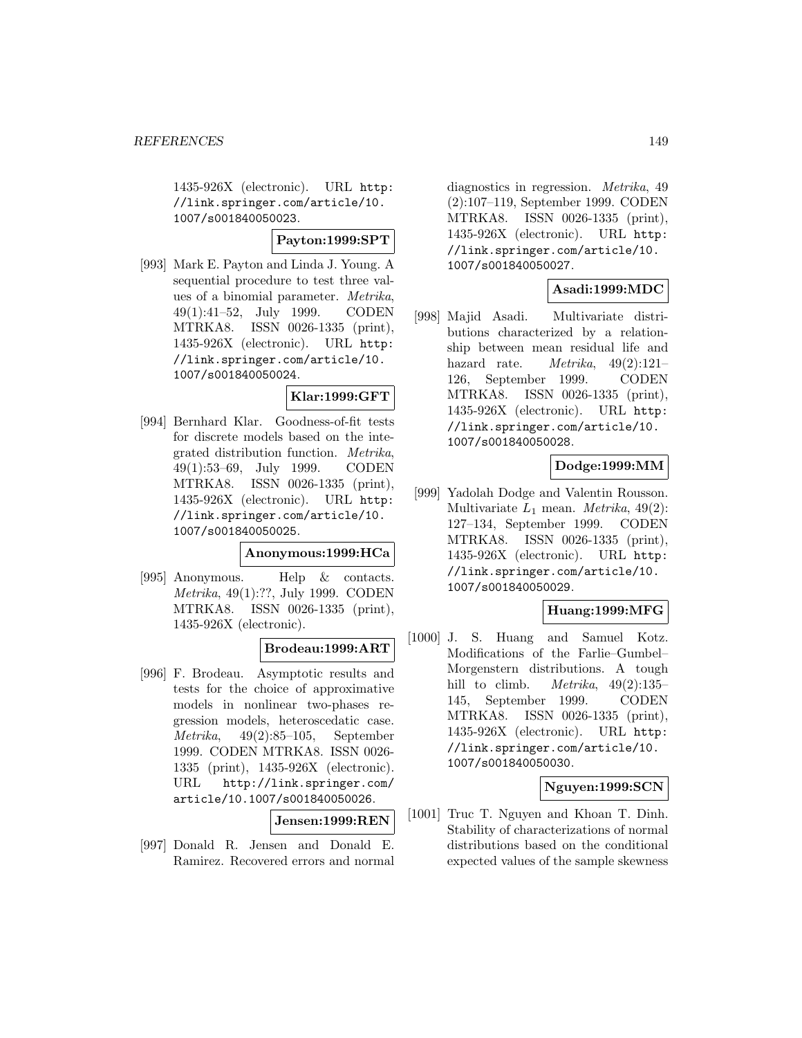1435-926X (electronic). URL http://link.springer.com/article/10.1007/s001840050023.

**Payton:1999:SPT**

[993] Mark E. Payton and Linda J. Young. A sequential procedure to test three values of a binomial parameter. *Metrika*, 49(1):41–52, July 1999. CODEN MTRKA8. ISSN 0026-1335 (print), 1435-926X (electronic). URL http://link.springer.com/article/10.1007/s001840050024.

**Klar:1999:GFT**

[994] Bernhard Klar. Goodness-of-fit tests for discrete models based on the integrated distribution function. *Metrika*, 49(1):53–69, July 1999. CODEN MTRKA8. ISSN 0026-1335 (print), 1435-926X (electronic). URL http://link.springer.com/article/10.1007/s001840050025.

**Anonymous:1999:HCa**

[995] Anonymous. Help & contacts. *Metrika*, 49(1):??, July 1999. CODEN MTRKA8. ISSN 0026-1335 (print), 1435-926X (electronic).

**Brodeau:1999:ART**

[996] F. Brodeau. Asymptotic results and tests for the choice of approximative models in nonlinear two-phases regression models, heteroscedatic case. *Metrika*, 49(2):85–105, September 1999. CODEN MTRKA8. ISSN 0026-1335 (print), 1435-926X (electronic). URL http://link.springer.com/article/10.1007/s001840050026.

**Jensen:1999:REN**

[997] Donald R. Jensen and Donald E. Ramirez. Recovered errors and normal diagnostics in regression. *Metrika*, 49(2):107–119, September 1999. CODEN MTRKA8. ISSN 0026-1335 (print), 1435-926X (electronic). URL http://link.springer.com/article/10.1007/s001840050027.

**Asadi:1999:MDC**

[998] Majid Asadi. Multivariate distributions characterized by a relationship between mean residual life and hazard rate. *Metrika*, 49(2):121–126, September 1999. CODEN MTRKA8. ISSN 0026-1335 (print), 1435-926X (electronic). URL http://link.springer.com/article/10.1007/s001840050028.

**Dodge:1999:MM**

[999] Yadolah Dodge and Valentin Rousson. Multivariate $L_1$ mean. *Metrika*, 49(2):127–134, September 1999. CODEN MTRKA8. ISSN 0026-1335 (print), 1435-926X (electronic). URL http://link.springer.com/article/10.1007/s001840050029.

**Huang:1999:MFG**

[1000] J. S. Huang and Samuel Kotz. Modifications of the Farlie–Gumbel–Morgenstern distributions. A tough hill to climb. *Metrika*, 49(2):135–145, September 1999. CODEN MTRKA8. ISSN 0026-1335 (print), 1435-926X (electronic). URL http://link.springer.com/article/10.1007/s001840050030.

**Nguyen:1999:SCN**

[1001] Truc T. Nguyen and Khoan T. Dinh. Stability of characterizations of normal distributions based on the conditional expected values of the sample skewness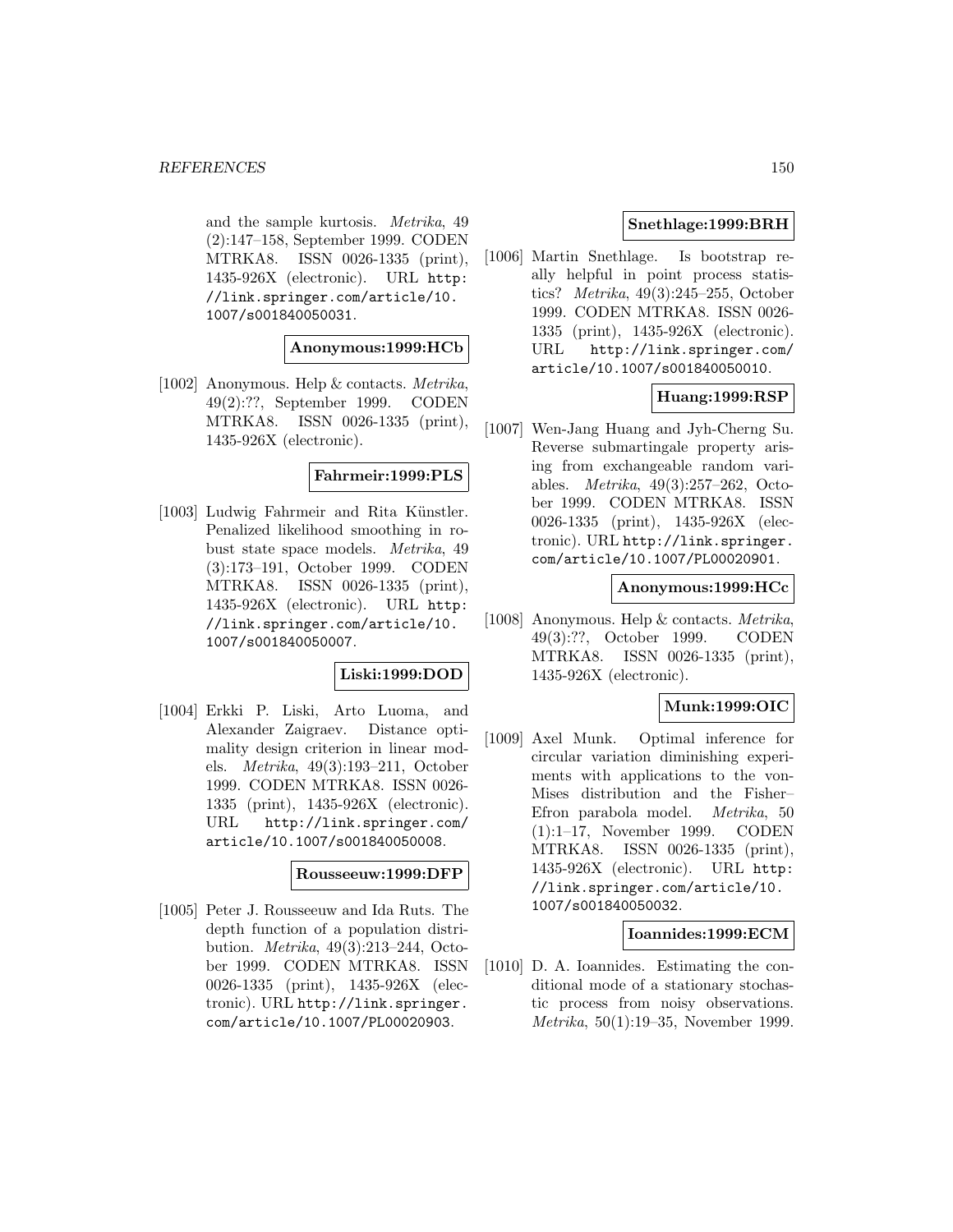and the sample kurtosis. *Metrika*, 49 (2):147–158, September 1999. CODEN MTRKA8. ISSN 0026-1335 (print), 1435-926X (electronic). URL http://link.springer.com/article/10.1007/s001840050031.

**Anonymous:1999:HCb**

[1002] Anonymous. Help & contacts. *Metrika*, 49(2):??, September 1999. CODEN MTRKA8. ISSN 0026-1335 (print), 1435-926X (electronic).

**Fahrmeir:1999:PLS**

[1003] Ludwig Fahrmeir and Rita Künstler. Penalized likelihood smoothing in robust state space models. *Metrika*, 49 (3):173–191, October 1999. CODEN MTRKA8. ISSN 0026-1335 (print), 1435-926X (electronic). URL http://link.springer.com/article/10.1007/s001840050007.

**Liski:1999:DOD**

[1004] Erkki P. Liski, Arto Luoma, and Alexander Zaigraev. Distance optimality design criterion in linear models. *Metrika*, 49(3):193–211, October 1999. CODEN MTRKA8. ISSN 0026-1335 (print), 1435-926X (electronic). URL http://link.springer.com/article/10.1007/s001840050008.

**Rousseeuw:1999:DFP**

[1005] Peter J. Rousseeuw and Ida Ruts. The depth function of a population distribution. *Metrika*, 49(3):213–244, October 1999. CODEN MTRKA8. ISSN 0026-1335 (print), 1435-926X (electronic). URL http://link.springer.com/article/10.1007/PL00020903.

**Snethlage:1999:BRH**

[1006] Martin Snethlage. Is bootstrap really helpful in point process statistics? *Metrika*, 49(3):245–255, October 1999. CODEN MTRKA8. ISSN 0026-1335 (print), 1435-926X (electronic). URL http://link.springer.com/article/10.1007/s001840050010.

**Huang:1999:RSP**

[1007] Wen-Jang Huang and Jyh-Cherng Su. Reverse submartingale property arising from exchangeable random variables. *Metrika*, 49(3):257–262, October 1999. CODEN MTRKA8. ISSN 0026-1335 (print), 1435-926X (electronic). URL http://link.springer.com/article/10.1007/PL00020901.

**Anonymous:1999:HCc**

[1008] Anonymous. Help & contacts. *Metrika*, 49(3):??, October 1999. CODEN MTRKA8. ISSN 0026-1335 (print), 1435-926X (electronic).

**Munk:1999:OIC**

[1009] Axel Munk. Optimal inference for circular variation diminishing experiments with applications to the von-Mises distribution and the Fisher–Efron parabola model. *Metrika*, 50 (1):1–17, November 1999. CODEN MTRKA8. ISSN 0026-1335 (print), 1435-926X (electronic). URL http://link.springer.com/article/10.1007/s001840050032.

**Ioannides:1999:ECM**

[1010] D. A. Ioannides. Estimating the conditional mode of a stationary stochastic process from noisy observations. *Metrika*, 50(1):19–35, November 1999.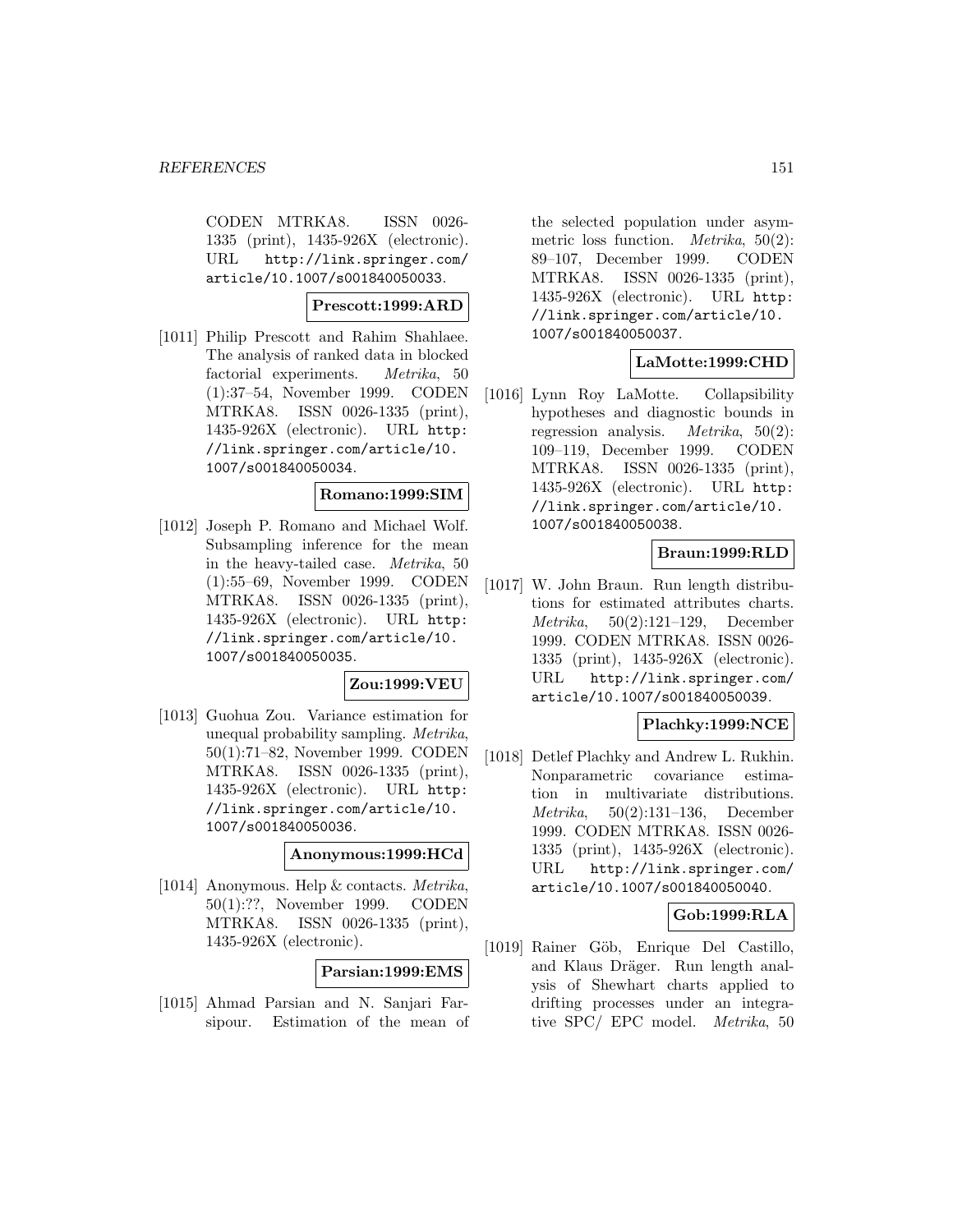CODEN MTRKA8. ISSN 0026-1335 (print), 1435-926X (electronic). URL http://link.springer.com/article/10.1007/s001840050033.

**Prescott:1999:ARD**

[1011] Philip Prescott and Rahim Shahlaee. The analysis of ranked data in blocked factorial experiments. *Metrika*, 50 (1):37–54, November 1999. CODEN MTRKA8. ISSN 0026-1335 (print), 1435-926X (electronic). URL http://link.springer.com/article/10.1007/s001840050034.

**Romano:1999:SIM**

[1012] Joseph P. Romano and Michael Wolf. Subsampling inference for the mean in the heavy-tailed case. *Metrika*, 50 (1):55–69, November 1999. CODEN MTRKA8. ISSN 0026-1335 (print), 1435-926X (electronic). URL http://link.springer.com/article/10.1007/s001840050035.

**Zou:1999:VEU**

[1013] Guohua Zou. Variance estimation for unequal probability sampling. *Metrika*, 50(1):71–82, November 1999. CODEN MTRKA8. ISSN 0026-1335 (print), 1435-926X (electronic). URL http://link.springer.com/article/10.1007/s001840050036.

**Anonymous:1999:HCd**

[1014] Anonymous. Help & contacts. *Metrika*, 50(1):??, November 1999. CODEN MTRKA8. ISSN 0026-1335 (print), 1435-926X (electronic).

**Parsian:1999:EMS**

[1015] Ahmad Parsian and N. Sanjari Farsipour. Estimation of the mean of the selected population under asymmetric loss function. *Metrika*, 50(2): 89–107, December 1999. CODEN MTRKA8. ISSN 0026-1335 (print), 1435-926X (electronic). URL http://link.springer.com/article/10.1007/s001840050037.

**LaMotte:1999:CHD**

[1016] Lynn Roy LaMotte. Collapsibility hypotheses and diagnostic bounds in regression analysis. *Metrika*, 50(2): 109–119, December 1999. CODEN MTRKA8. ISSN 0026-1335 (print), 1435-926X (electronic). URL http://link.springer.com/article/10.1007/s001840050038.

**Braun:1999:RLD**

[1017] W. John Braun. Run length distributions for estimated attributes charts. *Metrika*, 50(2):121–129, December 1999. CODEN MTRKA8. ISSN 0026-1335 (print), 1435-926X (electronic). URL http://link.springer.com/article/10.1007/s001840050039.

**Plachky:1999:NCE**

[1018] Detlef Plachky and Andrew L. Rukhin. Nonparametric covariance estimation in multivariate distributions. *Metrika*, 50(2):131–136, December 1999. CODEN MTRKA8. ISSN 0026-1335 (print), 1435-926X (electronic). URL http://link.springer.com/article/10.1007/s001840050040.

**Gob:1999:RLA**

[1019] Rainer Göb, Enrique Del Castillo, and Klaus Dräger. Run length analysis of Shewhart charts applied to drifting processes under an integrative SPC/ EPC model. *Metrika*, 50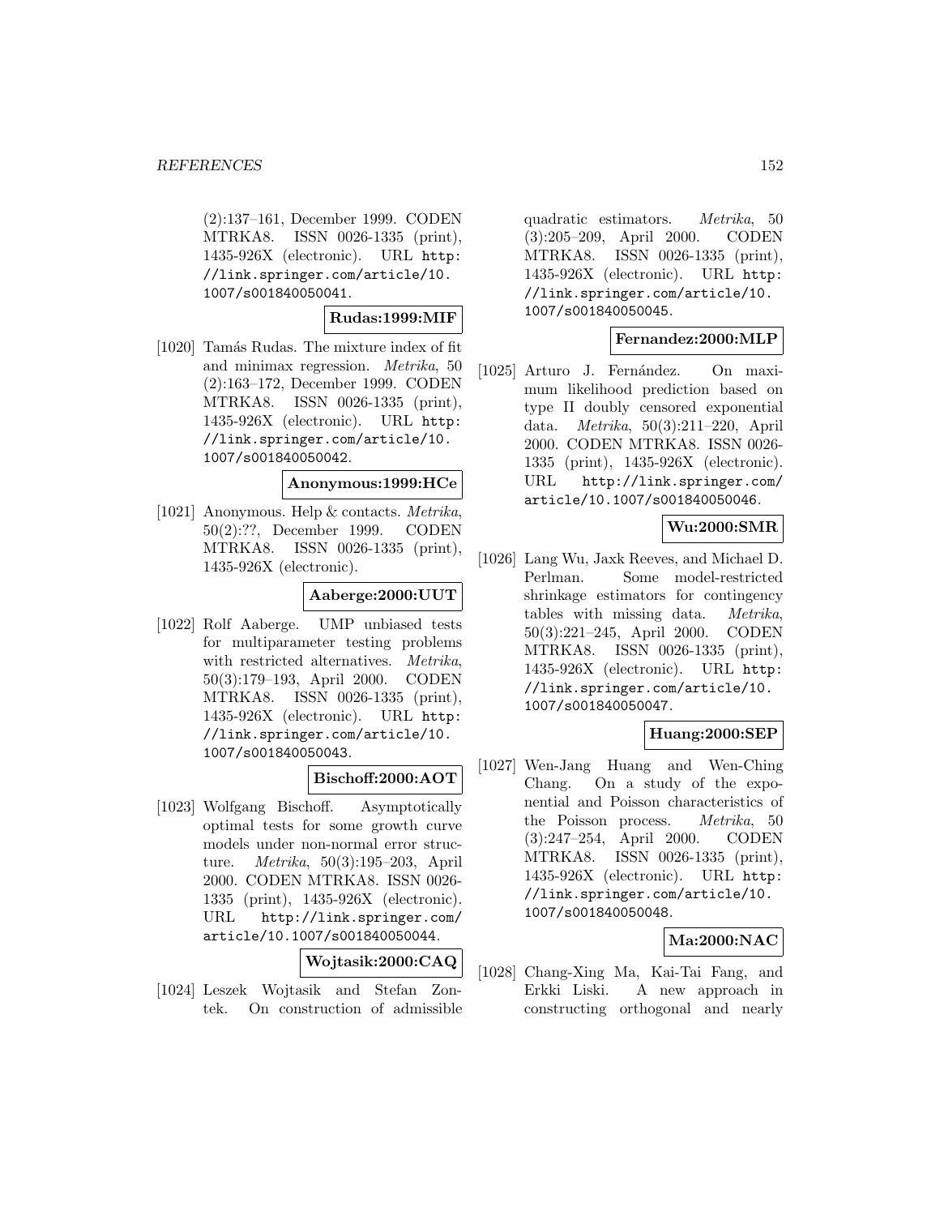(2):137–161, December 1999. CODEN MTRKA8. ISSN 0026-1335 (print), 1435-926X (electronic). URL http://link.springer.com/article/10.1007/s001840050041.

**Rudas:1999:MIF**

[1020] Tamás Rudas. The mixture index of fit and minimax regression. *Metrika*, 50 (2):163–172, December 1999. CODEN MTRKA8. ISSN 0026-1335 (print), 1435-926X (electronic). URL http://link.springer.com/article/10.1007/s001840050042.

**Anonymous:1999:HCe**

[1021] Anonymous. Help & contacts. *Metrika*, 50(2):??, December 1999. CODEN MTRKA8. ISSN 0026-1335 (print), 1435-926X (electronic).

**Aaberge:2000:UUT**

[1022] Rolf Aaberge. UMP unbiased tests for multiparameter testing problems with restricted alternatives. *Metrika*, 50(3):179–193, April 2000. CODEN MTRKA8. ISSN 0026-1335 (print), 1435-926X (electronic). URL http://link.springer.com/article/10.1007/s001840050043.

**Bischoff:2000:AOT**

[1023] Wolfgang Bischoff. Asymptotically optimal tests for some growth curve models under non-normal error structure. *Metrika*, 50(3):195–203, April 2000. CODEN MTRKA8. ISSN 0026-1335 (print), 1435-926X (electronic). URL http://link.springer.com/article/10.1007/s001840050044.

**Wojtasik:2000:CAQ**

[1024] Leszek Wojtasik and Stefan Zontek. On construction of admissible quadratic estimators. *Metrika*, 50 (3):205–209, April 2000. CODEN MTRKA8. ISSN 0026-1335 (print), 1435-926X (electronic). URL http://link.springer.com/article/10.1007/s001840050045.

**Fernandez:2000:MLP**

[1025] Arturo J. Fernández. On maximum likelihood prediction based on type II doubly censored exponential data. *Metrika*, 50(3):211–220, April 2000. CODEN MTRKA8. ISSN 0026-1335 (print), 1435-926X (electronic). URL http://link.springer.com/article/10.1007/s001840050046.

**Wu:2000:SMR**

[1026] Lang Wu, Jaxk Reeves, and Michael D. Perlman. Some model-restricted shrinkage estimators for contingency tables with missing data. *Metrika*, 50(3):221–245, April 2000. CODEN MTRKA8. ISSN 0026-1335 (print), 1435-926X (electronic). URL http://link.springer.com/article/10.1007/s001840050047.

**Huang:2000:SEP**

[1027] Wen-Jang Huang and Wen-Ching Chang. On a study of the exponential and Poisson characteristics of the Poisson process. *Metrika*, 50 (3):247–254, April 2000. CODEN MTRKA8. ISSN 0026-1335 (print), 1435-926X (electronic). URL http://link.springer.com/article/10.1007/s001840050048.

**Ma:2000:NAC**

[1028] Chang-Xing Ma, Kai-Tai Fang, and Erkki Liski. A new approach in constructing orthogonal and nearly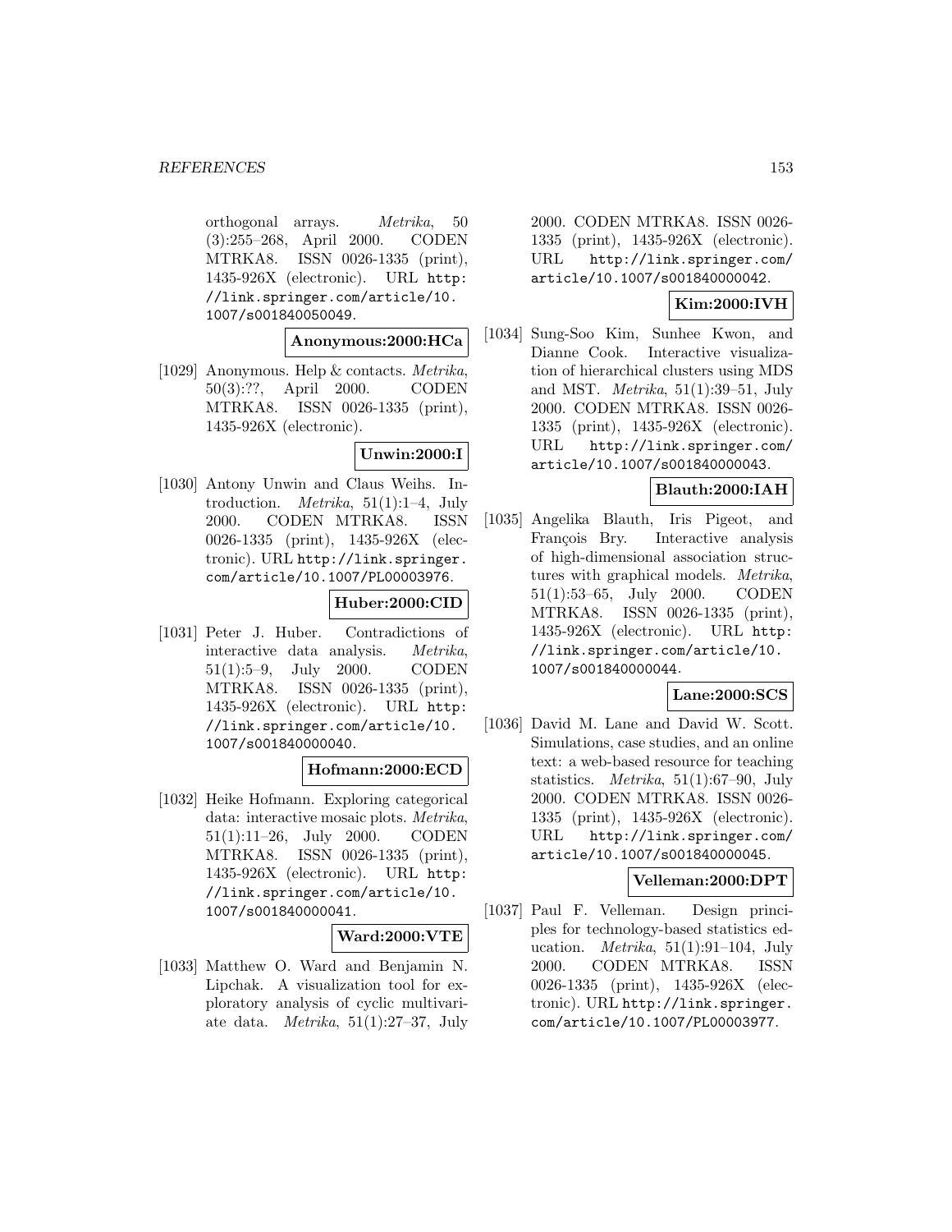orthogonal arrays. *Metrika*, 50 (3):255–268, April 2000. CODEN MTRKA8. ISSN 0026-1335 (print), 1435-926X (electronic). URL http://link.springer.com/article/10.1007/s001840050049.

**Anonymous:2000:HCa**

[1029] Anonymous. Help & contacts. *Metrika*, 50(3):??, April 2000. CODEN MTRKA8. ISSN 0026-1335 (print), 1435-926X (electronic).

**Unwin:2000:I**

[1030] Antony Unwin and Claus Weihs. Introduction. *Metrika*, 51(1):1–4, July 2000. CODEN MTRKA8. ISSN 0026-1335 (print), 1435-926X (electronic). URL http://link.springer.com/article/10.1007/PL00003976.

**Huber:2000:CID**

[1031] Peter J. Huber. Contradictions of interactive data analysis. *Metrika*, 51(1):5–9, July 2000. CODEN MTRKA8. ISSN 0026-1335 (print), 1435-926X (electronic). URL http://link.springer.com/article/10.1007/s001840000040.

**Hofmann:2000:ECD**

[1032] Heike Hofmann. Exploring categorical data: interactive mosaic plots. *Metrika*, 51(1):11–26, July 2000. CODEN MTRKA8. ISSN 0026-1335 (print), 1435-926X (electronic). URL http://link.springer.com/article/10.1007/s001840000041.

**Ward:2000:VTE**

[1033] Matthew O. Ward and Benjamin N. Lipchak. A visualization tool for exploratory analysis of cyclic multivariate data. *Metrika*, 51(1):27–37, July 2000. CODEN MTRKA8. ISSN 0026-1335 (print), 1435-926X (electronic). URL http://link.springer.com/article/10.1007/s001840000042.

**Kim:2000:IVH**

[1034] Sung-Soo Kim, Sunhee Kwon, and Dianne Cook. Interactive visualization of hierarchical clusters using MDS and MST. *Metrika*, 51(1):39–51, July 2000. CODEN MTRKA8. ISSN 0026-1335 (print), 1435-926X (electronic). URL http://link.springer.com/article/10.1007/s001840000043.

**Blauth:2000:IAH**

[1035] Angelika Blauth, Iris Pigeot, and François Bry. Interactive analysis of high-dimensional association structures with graphical models. *Metrika*, 51(1):53–65, July 2000. CODEN MTRKA8. ISSN 0026-1335 (print), 1435-926X (electronic). URL http://link.springer.com/article/10.1007/s001840000044.

**Lane:2000:SCS**

[1036] David M. Lane and David W. Scott. Simulations, case studies, and an online text: a web-based resource for teaching statistics. *Metrika*, 51(1):67–90, July 2000. CODEN MTRKA8. ISSN 0026-1335 (print), 1435-926X (electronic). URL http://link.springer.com/article/10.1007/s001840000045.

**Velleman:2000:DPT**

[1037] Paul F. Velleman. Design principles for technology-based statistics education. *Metrika*, 51(1):91–104, July 2000. CODEN MTRKA8. ISSN 0026-1335 (print), 1435-926X (electronic). URL http://link.springer.com/article/10.1007/PL00003977.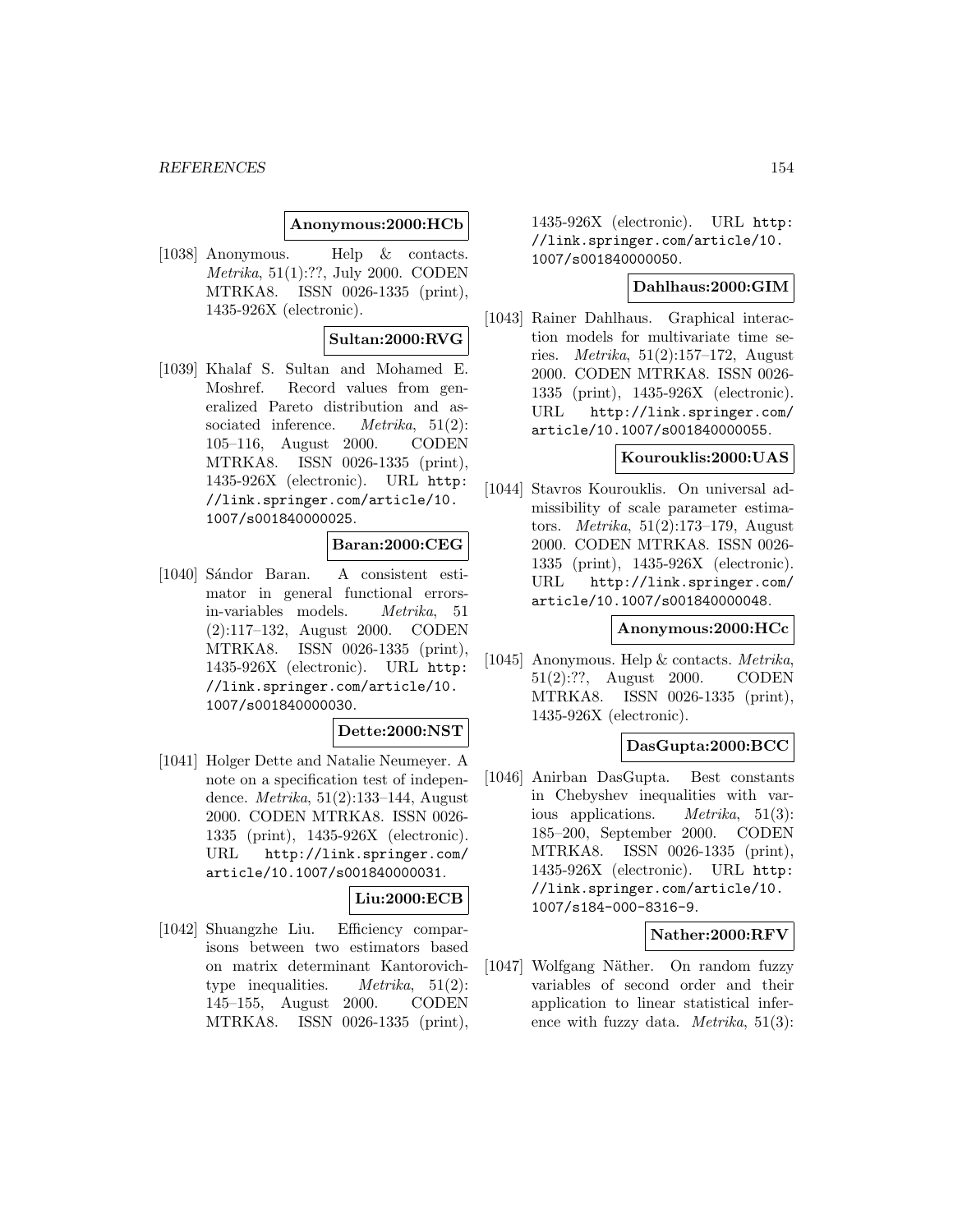**Anonymous:2000:HCb**

[1038] Anonymous. Help & contacts. *Metrika*, 51(1):??, July 2000. CODEN MTRKA8. ISSN 0026-1335 (print), 1435-926X (electronic).

**Sultan:2000:RVG**

[1039] Khalaf S. Sultan and Mohamed E. Moshref. Record values from generalized Pareto distribution and associated inference. *Metrika*, 51(2): 105–116, August 2000. CODEN MTRKA8. ISSN 0026-1335 (print), 1435-926X (electronic). URL http://link.springer.com/article/10.1007/s001840000025.

**Baran:2000:CEG**

[1040] Sándor Baran. A consistent estimator in general functional errors-in-variables models. *Metrika*, 51 (2):117–132, August 2000. CODEN MTRKA8. ISSN 0026-1335 (print), 1435-926X (electronic). URL http://link.springer.com/article/10.1007/s001840000030.

**Dette:2000:NST**

[1041] Holger Dette and Natalie Neumeyer. A note on a specification test of independence. *Metrika*, 51(2):133–144, August 2000. CODEN MTRKA8. ISSN 0026-1335 (print), 1435-926X (electronic). URL http://link.springer.com/article/10.1007/s001840000031.

**Liu:2000:ECB**

[1042] Shuangzhe Liu. Efficiency comparisons between two estimators based on matrix determinant Kantorovich-type inequalities. *Metrika*, 51(2): 145–155, August 2000. CODEN MTRKA8. ISSN 0026-1335 (print), 1435-926X (electronic). URL http://link.springer.com/article/10.1007/s001840000050.

**Dahlhaus:2000:GIM**

[1043] Rainer Dahlhaus. Graphical interaction models for multivariate time series. *Metrika*, 51(2):157–172, August 2000. CODEN MTRKA8. ISSN 0026-1335 (print), 1435-926X (electronic). URL http://link.springer.com/article/10.1007/s001840000055.

**Kourouklis:2000:UAS**

[1044] Stavros Kourouklis. On universal admissibility of scale parameter estimators. *Metrika*, 51(2):173–179, August 2000. CODEN MTRKA8. ISSN 0026-1335 (print), 1435-926X (electronic). URL http://link.springer.com/article/10.1007/s001840000048.

**Anonymous:2000:HCc**

[1045] Anonymous. Help & contacts. *Metrika*, 51(2):??, August 2000. CODEN MTRKA8. ISSN 0026-1335 (print), 1435-926X (electronic).

**DasGupta:2000:BCC**

[1046] Anirban DasGupta. Best constants in Chebyshev inequalities with various applications. *Metrika*, 51(3): 185–200, September 2000. CODEN MTRKA8. ISSN 0026-1335 (print), 1435-926X (electronic). URL http://link.springer.com/article/10.1007/s184-000-8316-9.

**Nather:2000:RFV**

[1047] Wolfgang Näther. On random fuzzy variables of second order and their application to linear statistical inference with fuzzy data. *Metrika*, 51(3):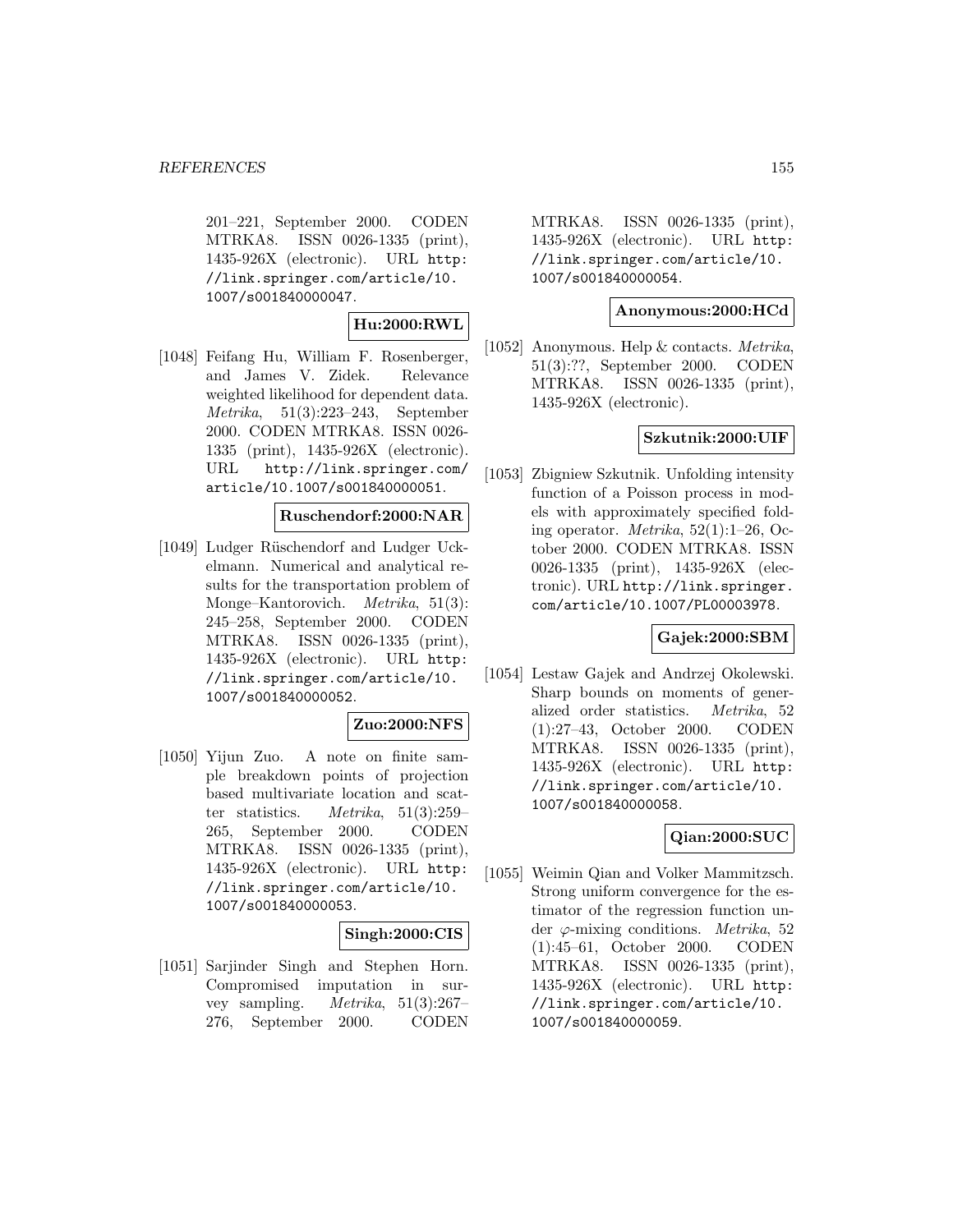201–221, September 2000. CODEN MTRKA8. ISSN 0026-1335 (print), 1435-926X (electronic). URL http://link.springer.com/article/10.1007/s001840000047.

**Hu:2000:RWL**

[1048] Feifang Hu, William F. Rosenberger, and James V. Zidek. Relevance weighted likelihood for dependent data. *Metrika*, 51(3):223–243, September 2000. CODEN MTRKA8. ISSN 0026-1335 (print), 1435-926X (electronic). URL http://link.springer.com/article/10.1007/s001840000051.

**Ruschendorf:2000:NAR**

[1049] Ludger Rüschendorf and Ludger Uckelmann. Numerical and analytical results for the transportation problem of Monge–Kantorovich. *Metrika*, 51(3): 245–258, September 2000. CODEN MTRKA8. ISSN 0026-1335 (print), 1435-926X (electronic). URL http://link.springer.com/article/10.1007/s001840000052.

**Zuo:2000:NFS**

[1050] Yijun Zuo. A note on finite sample breakdown points of projection based multivariate location and scatter statistics. *Metrika*, 51(3):259–265, September 2000. CODEN MTRKA8. ISSN 0026-1335 (print), 1435-926X (electronic). URL http://link.springer.com/article/10.1007/s001840000053.

**Singh:2000:CIS**

[1051] Sarjinder Singh and Stephen Horn. Compromised imputation in survey sampling. *Metrika*, 51(3):267–276, September 2000. CODEN MTRKA8. ISSN 0026-1335 (print), 1435-926X (electronic). URL http://link.springer.com/article/10.1007/s001840000054.

**Anonymous:2000:HCd**

[1052] Anonymous. Help & contacts. *Metrika*, 51(3):??, September 2000. CODEN MTRKA8. ISSN 0026-1335 (print), 1435-926X (electronic).

**Szkutnik:2000:UIF**

[1053] Zbigniew Szkutnik. Unfolding intensity function of a Poisson process in models with approximately specified folding operator. *Metrika*, 52(1):1–26, October 2000. CODEN MTRKA8. ISSN 0026-1335 (print), 1435-926X (electronic). URL http://link.springer.com/article/10.1007/PL00003978.

**Gajek:2000:SBM**

[1054] Lestaw Gajek and Andrzej Okolewski. Sharp bounds on moments of generalized order statistics. *Metrika*, 52 (1):27–43, October 2000. CODEN MTRKA8. ISSN 0026-1335 (print), 1435-926X (electronic). URL http://link.springer.com/article/10.1007/s001840000058.

**Qian:2000:SUC**

[1055] Weimin Qian and Volker Mammitzsch. Strong uniform convergence for the estimator of the regression function under $\varphi$-mixing conditions. *Metrika*, 52 (1):45–61, October 2000. CODEN MTRKA8. ISSN 0026-1335 (print), 1435-926X (electronic). URL http://link.springer.com/article/10.1007/s001840000059.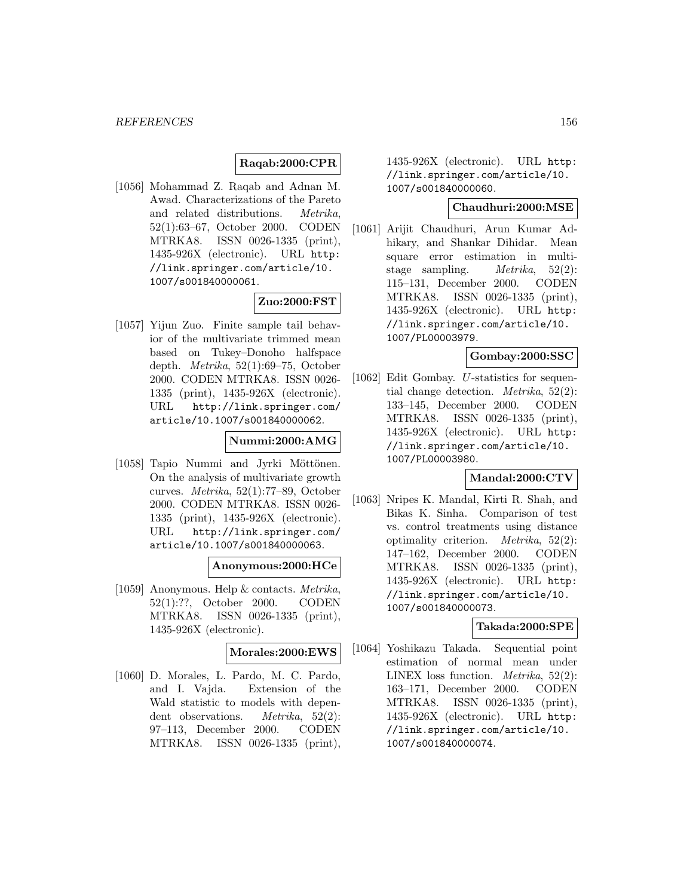**Raqab:2000:CPR**

[1056] Mohammad Z. Raqab and Adnan M. Awad. Characterizations of the Pareto and related distributions. *Metrika*, 52(1):63–67, October 2000. CODEN MTRKA8. ISSN 0026-1335 (print), 1435-926X (electronic). URL http://link.springer.com/article/10.1007/s001840000061.

**Zuo:2000:FST**

[1057] Yijun Zuo. Finite sample tail behavior of the multivariate trimmed mean based on Tukey–Donoho halfspace depth. *Metrika*, 52(1):69–75, October 2000. CODEN MTRKA8. ISSN 0026-1335 (print), 1435-926X (electronic). URL http://link.springer.com/article/10.1007/s001840000062.

**Nummi:2000:AMG**

[1058] Tapio Nummi and Jyrki Möttönen. On the analysis of multivariate growth curves. *Metrika*, 52(1):77–89, October 2000. CODEN MTRKA8. ISSN 0026-1335 (print), 1435-926X (electronic). URL http://link.springer.com/article/10.1007/s001840000063.

**Anonymous:2000:HCe**

[1059] Anonymous. Help & contacts. *Metrika*, 52(1):??, October 2000. CODEN MTRKA8. ISSN 0026-1335 (print), 1435-926X (electronic).

**Morales:2000:EWS**

[1060] D. Morales, L. Pardo, M. C. Pardo, and I. Vajda. Extension of the Wald statistic to models with dependent observations. *Metrika*, 52(2): 97–113, December 2000. CODEN MTRKA8. ISSN 0026-1335 (print), 1435-926X (electronic). URL http://link.springer.com/article/10.1007/s001840000060.

**Chaudhuri:2000:MSE**

[1061] Arijit Chaudhuri, Arun Kumar Adhikary, and Shankar Dihidar. Mean square error estimation in multi-stage sampling. *Metrika*, 52(2): 115–131, December 2000. CODEN MTRKA8. ISSN 0026-1335 (print), 1435-926X (electronic). URL http://link.springer.com/article/10.1007/PL00003979.

**Gombay:2000:SSC**

[1062] Edit Gombay. $U$-statistics for sequential change detection. *Metrika*, 52(2): 133–145, December 2000. CODEN MTRKA8. ISSN 0026-1335 (print), 1435-926X (electronic). URL http://link.springer.com/article/10.1007/PL00003980.

**Mandal:2000:CTV**

[1063] Nripes K. Mandal, Kirti R. Shah, and Bikas K. Sinha. Comparison of test vs. control treatments using distance optimality criterion. *Metrika*, 52(2): 147–162, December 2000. CODEN MTRKA8. ISSN 0026-1335 (print), 1435-926X (electronic). URL http://link.springer.com/article/10.1007/s001840000073.

**Takada:2000:SPE**

[1064] Yoshikazu Takada. Sequential point estimation of normal mean under LINEX loss function. *Metrika*, 52(2): 163–171, December 2000. CODEN MTRKA8. ISSN 0026-1335 (print), 1435-926X (electronic). URL http://link.springer.com/article/10.1007/s001840000074.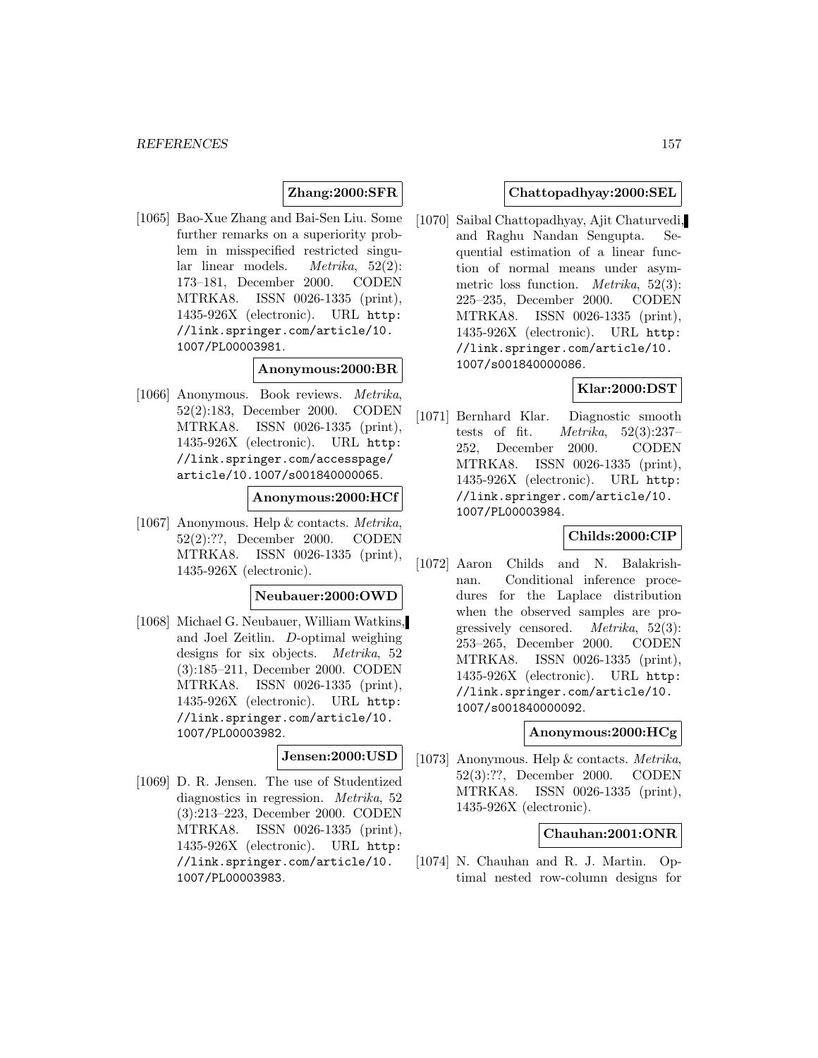**Zhang:2000:SFR**

[1065] Bao-Xue Zhang and Bai-Sen Liu. Some further remarks on a superiority problem in misspecified restricted singular linear models. *Metrika*, 52(2): 173–181, December 2000. CODEN MTRKA8. ISSN 0026-1335 (print), 1435-926X (electronic). URL http://link.springer.com/article/10.1007/PL00003981.

**Anonymous:2000:BR**

[1066] Anonymous. Book reviews. *Metrika*, 52(2):183, December 2000. CODEN MTRKA8. ISSN 0026-1335 (print), 1435-926X (electronic). URL http://link.springer.com/accesspage/article/10.1007/s001840000065.

**Anonymous:2000:HCf**

[1067] Anonymous. Help & contacts. *Metrika*, 52(2):??, December 2000. CODEN MTRKA8. ISSN 0026-1335 (print), 1435-926X (electronic).

**Neubauer:2000:OWD**

[1068] Michael G. Neubauer, William Watkins, and Joel Zeitlin. *D*-optimal weighing designs for six objects. *Metrika*, 52 (3):185–211, December 2000. CODEN MTRKA8. ISSN 0026-1335 (print), 1435-926X (electronic). URL http://link.springer.com/article/10.1007/PL00003982.

**Jensen:2000:USD**

[1069] D. R. Jensen. The use of Studentized diagnostics in regression. *Metrika*, 52 (3):213–223, December 2000. CODEN MTRKA8. ISSN 0026-1335 (print), 1435-926X (electronic). URL http://link.springer.com/article/10.1007/PL00003983.

**Chattopadhyay:2000:SEL**

[1070] Saibal Chattopadhyay, Ajit Chaturvedi, and Raghu Nandan Sengupta. Sequential estimation of a linear function of normal means under asymmetric loss function. *Metrika*, 52(3): 225–235, December 2000. CODEN MTRKA8. ISSN 0026-1335 (print), 1435-926X (electronic). URL http://link.springer.com/article/10.1007/s001840000086.

**Klar:2000:DST**

[1071] Bernhard Klar. Diagnostic smooth tests of fit. *Metrika*, 52(3):237–252, December 2000. CODEN MTRKA8. ISSN 0026-1335 (print), 1435-926X (electronic). URL http://link.springer.com/article/10.1007/PL00003984.

**Childs:2000:CIP**

[1072] Aaron Childs and N. Balakrishnan. Conditional inference procedures for the Laplace distribution when the observed samples are progressively censored. *Metrika*, 52(3): 253–265, December 2000. CODEN MTRKA8. ISSN 0026-1335 (print), 1435-926X (electronic). URL http://link.springer.com/article/10.1007/s001840000092.

**Anonymous:2000:HCg**

[1073] Anonymous. Help & contacts. *Metrika*, 52(3):??, December 2000. CODEN MTRKA8. ISSN 0026-1335 (print), 1435-926X (electronic).

**Chauhan:2001:ONR**

[1074] N. Chauhan and R. J. Martin. Optimal nested row-column designs for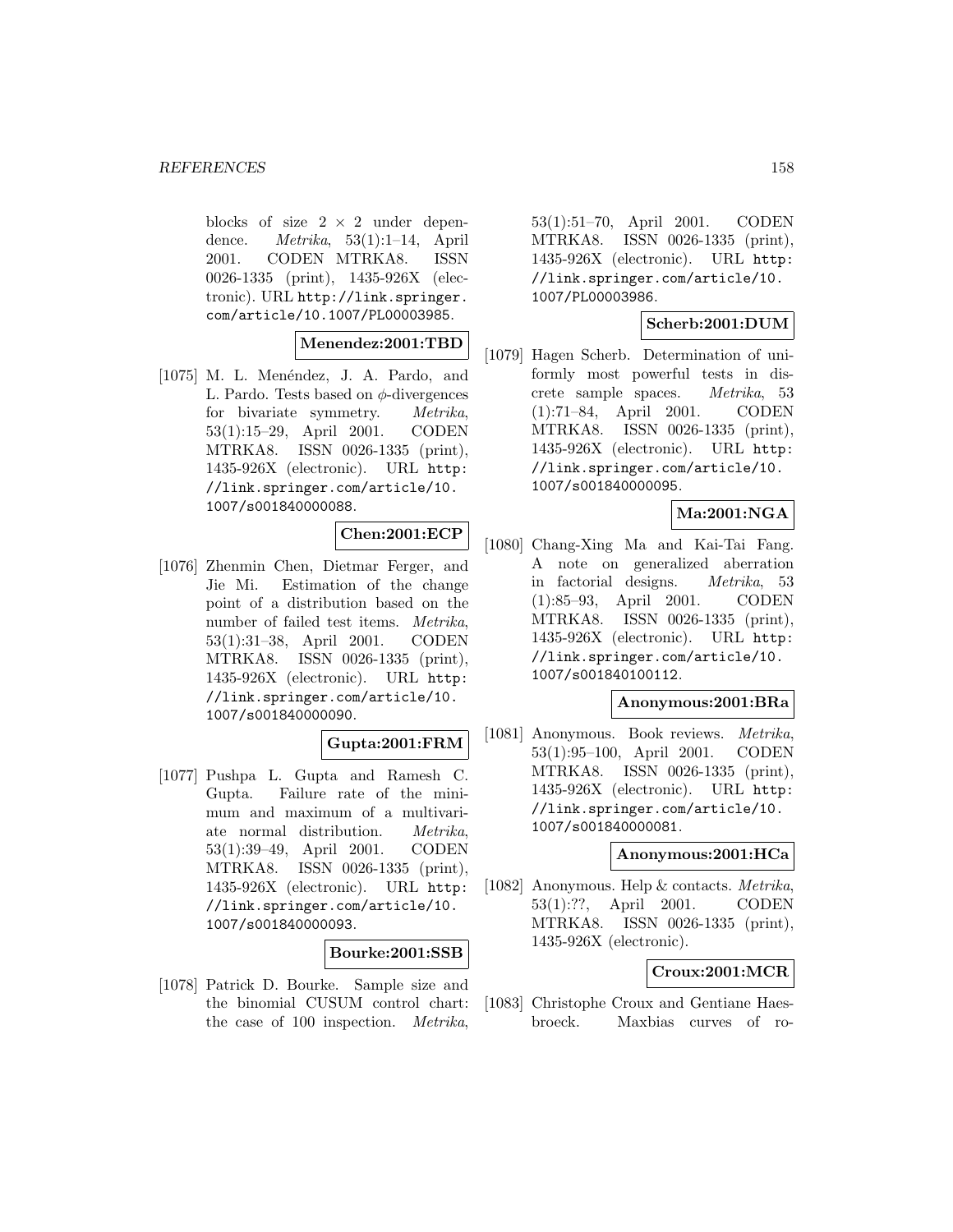blocks of size $2 \times 2$ under dependence. *Metrika*, 53(1):1–14, April 2001. CODEN MTRKA8. ISSN 0026-1335 (print), 1435-926X (electronic). URL http://link.springer.com/article/10.1007/PL00003985.

**Menendez:2001:TBD**

[1075] M. L. Menéndez, J. A. Pardo, and L. Pardo. Tests based on $\phi$-divergences for bivariate symmetry. *Metrika*, 53(1):15–29, April 2001. CODEN MTRKA8. ISSN 0026-1335 (print), 1435-926X (electronic). URL http://link.springer.com/article/10.1007/s001840000088.

**Chen:2001:ECP**

[1076] Zhenmin Chen, Dietmar Ferger, and Jie Mi. Estimation of the change point of a distribution based on the number of failed test items. *Metrika*, 53(1):31–38, April 2001. CODEN MTRKA8. ISSN 0026-1335 (print), 1435-926X (electronic). URL http://link.springer.com/article/10.1007/s001840000090.

**Gupta:2001:FRM**

[1077] Pushpa L. Gupta and Ramesh C. Gupta. Failure rate of the minimum and maximum of a multivariate normal distribution. *Metrika*, 53(1):39–49, April 2001. CODEN MTRKA8. ISSN 0026-1335 (print), 1435-926X (electronic). URL http://link.springer.com/article/10.1007/s001840000093.

**Bourke:2001:SSB**

[1078] Patrick D. Bourke. Sample size and the binomial CUSUM control chart: the case of 100 inspection. *Metrika*, 53(1):51–70, April 2001. CODEN MTRKA8. ISSN 0026-1335 (print), 1435-926X (electronic). URL http://link.springer.com/article/10.1007/PL00003986.

**Scherb:2001:DUM**

[1079] Hagen Scherb. Determination of uniformly most powerful tests in discrete sample spaces. *Metrika*, 53(1):71–84, April 2001. CODEN MTRKA8. ISSN 0026-1335 (print), 1435-926X (electronic). URL http://link.springer.com/article/10.1007/s001840000095.

**Ma:2001:NGA**

[1080] Chang-Xing Ma and Kai-Tai Fang. A note on generalized aberration in factorial designs. *Metrika*, 53(1):85–93, April 2001. CODEN MTRKA8. ISSN 0026-1335 (print), 1435-926X (electronic). URL http://link.springer.com/article/10.1007/s001840100112.

**Anonymous:2001:BRa**

[1081] Anonymous. Book reviews. *Metrika*, 53(1):95–100, April 2001. CODEN MTRKA8. ISSN 0026-1335 (print), 1435-926X (electronic). URL http://link.springer.com/article/10.1007/s001840000081.

**Anonymous:2001:HCa**

[1082] Anonymous. Help & contacts. *Metrika*, 53(1):??, April 2001. CODEN MTRKA8. ISSN 0026-1335 (print), 1435-926X (electronic).

**Croux:2001:MCR**

[1083] Christophe Croux and Gentiane Haesbroeck. Maxbias curves of ro-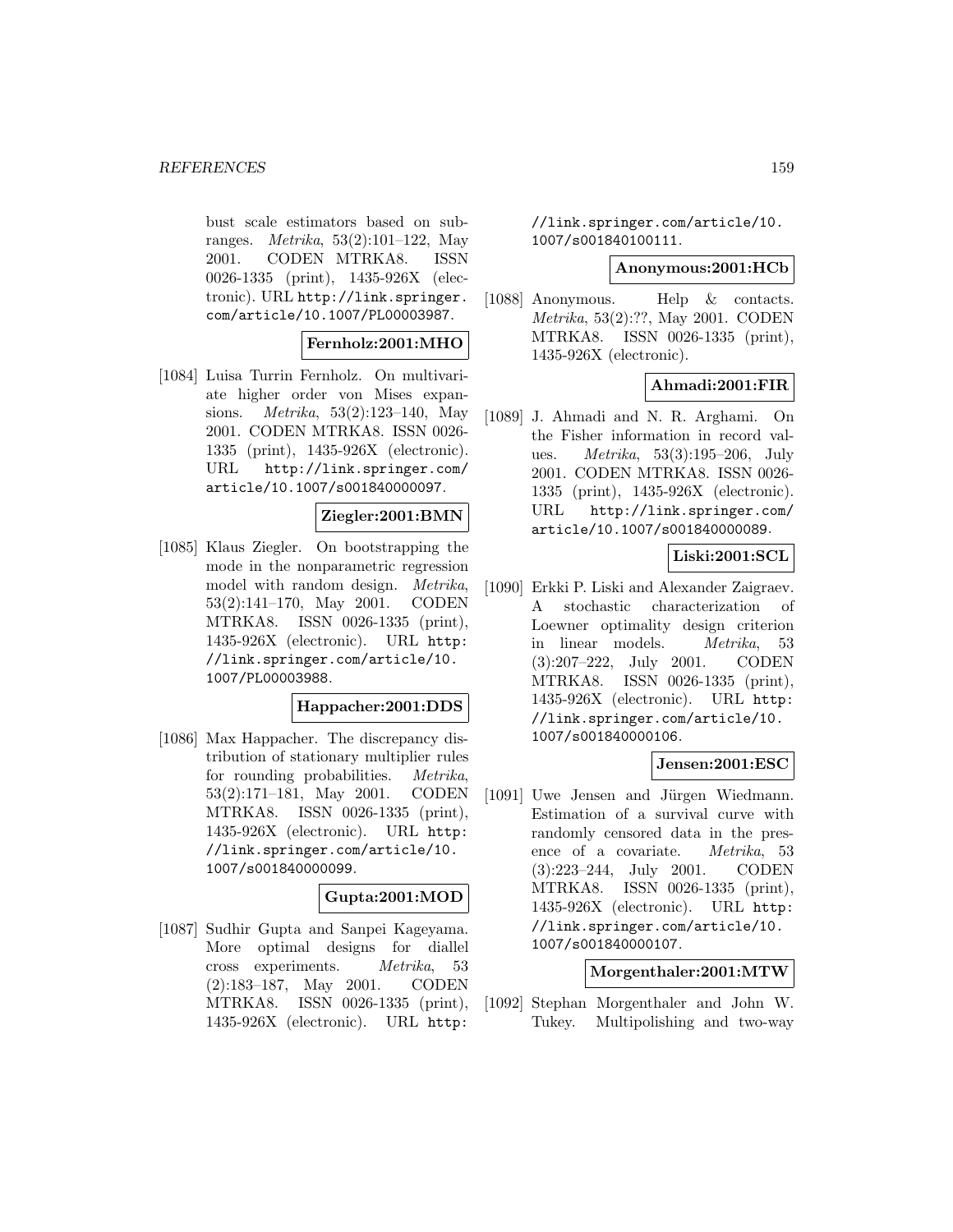bust scale estimators based on subranges. *Metrika*, 53(2):101–122, May 2001. CODEN MTRKA8. ISSN 0026-1335 (print), 1435-926X (electronic). URL http://link.springer.com/article/10.1007/PL00003987.

**Fernholz:2001:MHO**

[1084] Luisa Turrin Fernholz. On multivariate higher order von Mises expansions. *Metrika*, 53(2):123–140, May 2001. CODEN MTRKA8. ISSN 0026-1335 (print), 1435-926X (electronic). URL http://link.springer.com/article/10.1007/s001840000097.

**Ziegler:2001:BMN**

[1085] Klaus Ziegler. On bootstrapping the mode in the nonparametric regression model with random design. *Metrika*, 53(2):141–170, May 2001. CODEN MTRKA8. ISSN 0026-1335 (print), 1435-926X (electronic). URL http://link.springer.com/article/10.1007/PL00003988.

**Happacher:2001:DDS**

[1086] Max Happacher. The discrepancy distribution of stationary multiplier rules for rounding probabilities. *Metrika*, 53(2):171–181, May 2001. CODEN MTRKA8. ISSN 0026-1335 (print), 1435-926X (electronic). URL http://link.springer.com/article/10.1007/s001840000099.

**Gupta:2001:MOD**

[1087] Sudhir Gupta and Sanpei Kageyama. More optimal designs for diallel cross experiments. *Metrika*, 53(2):183–187, May 2001. CODEN MTRKA8. ISSN 0026-1335 (print), 1435-926X (electronic). URL http://link.springer.com/article/10.1007/s001840100111.

**Anonymous:2001:HCb**

[1088] Anonymous. Help & contacts. *Metrika*, 53(2):??, May 2001. CODEN MTRKA8. ISSN 0026-1335 (print), 1435-926X (electronic).

**Ahmadi:2001:FIR**

[1089] J. Ahmadi and N. R. Arghami. On the Fisher information in record values. *Metrika*, 53(3):195–206, July 2001. CODEN MTRKA8. ISSN 0026-1335 (print), 1435-926X (electronic). URL http://link.springer.com/article/10.1007/s001840000089.

**Liski:2001:SCL**

[1090] Erkki P. Liski and Alexander Zaigraev. A stochastic characterization of Loewner optimality design criterion in linear models. *Metrika*, 53(3):207–222, July 2001. CODEN MTRKA8. ISSN 0026-1335 (print), 1435-926X (electronic). URL http://link.springer.com/article/10.1007/s001840000106.

**Jensen:2001:ESC**

[1091] Uwe Jensen and Jürgen Wiedmann. Estimation of a survival curve with randomly censored data in the presence of a covariate. *Metrika*, 53(3):223–244, July 2001. CODEN MTRKA8. ISSN 0026-1335 (print), 1435-926X (electronic). URL http://link.springer.com/article/10.1007/s001840000107.

**Morgenthaler:2001:MTW**

[1092] Stephan Morgenthaler and John W. Tukey. Multipolishing and two-way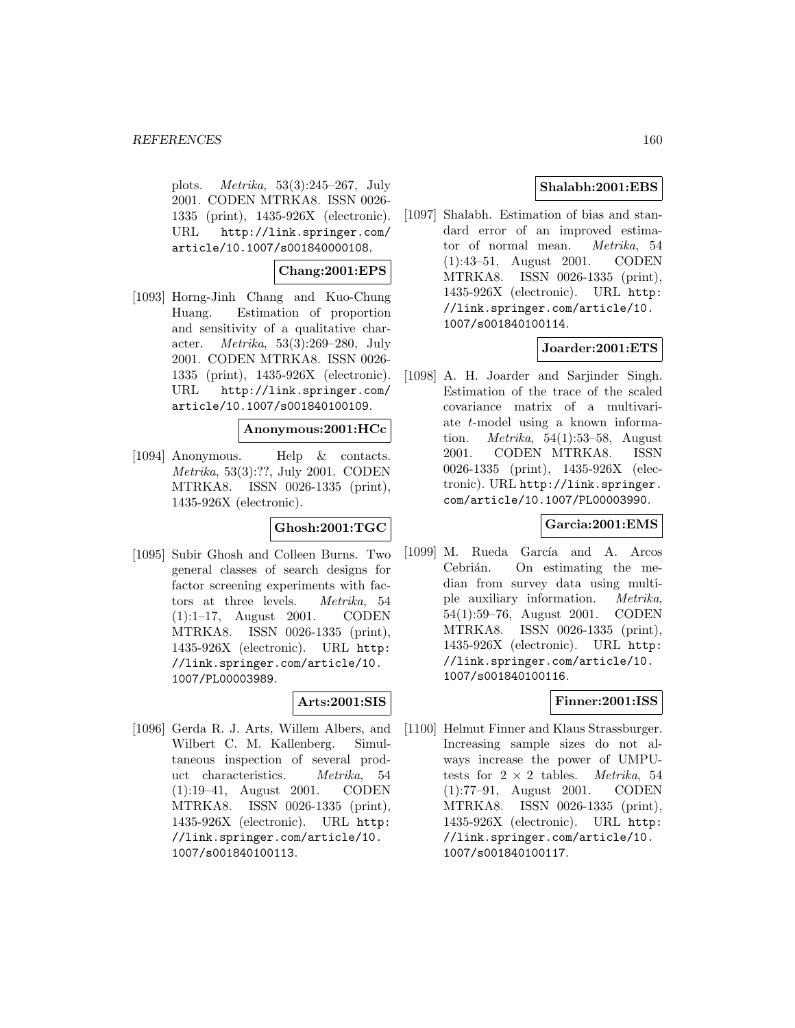plots. *Metrika*, 53(3):245–267, July 2001. CODEN MTRKA8. ISSN 0026-1335 (print), 1435-926X (electronic). URL http://link.springer.com/article/10.1007/s001840000108.

**Chang:2001:EPS**

[1093] Horng-Jinh Chang and Kuo-Chung Huang. Estimation of proportion and sensitivity of a qualitative character. *Metrika*, 53(3):269–280, July 2001. CODEN MTRKA8. ISSN 0026-1335 (print), 1435-926X (electronic). URL http://link.springer.com/article/10.1007/s001840100109.

**Anonymous:2001:HCc**

[1094] Anonymous. Help & contacts. *Metrika*, 53(3):??, July 2001. CODEN MTRKA8. ISSN 0026-1335 (print), 1435-926X (electronic).

**Ghosh:2001:TGC**

[1095] Subir Ghosh and Colleen Burns. Two general classes of search designs for factor screening experiments with factors at three levels. *Metrika*, 54 (1):1–17, August 2001. CODEN MTRKA8. ISSN 0026-1335 (print), 1435-926X (electronic). URL http://link.springer.com/article/10.1007/PL00003989.

**Arts:2001:SIS**

[1096] Gerda R. J. Arts, Willem Albers, and Wilbert C. M. Kallenberg. Simultaneous inspection of several product characteristics. *Metrika*, 54 (1):19–41, August 2001. CODEN MTRKA8. ISSN 0026-1335 (print), 1435-926X (electronic). URL http://link.springer.com/article/10.1007/s001840100113.

**Shalabh:2001:EBS**

[1097] Shalabh. Estimation of bias and standard error of an improved estimator of normal mean. *Metrika*, 54 (1):43–51, August 2001. CODEN MTRKA8. ISSN 0026-1335 (print), 1435-926X (electronic). URL http://link.springer.com/article/10.1007/s001840100114.

**Joarder:2001:ETS**

[1098] A. H. Joarder and Sarjinder Singh. Estimation of the trace of the scaled covariance matrix of a multivariate $t$-model using a known information. *Metrika*, 54(1):53–58, August 2001. CODEN MTRKA8. ISSN 0026-1335 (print), 1435-926X (electronic). URL http://link.springer.com/article/10.1007/PL00003990.

**Garcia:2001:EMS**

[1099] M. Rueda García and A. Arcos Cebrián. On estimating the median from survey data using multiple auxiliary information. *Metrika*, 54(1):59–76, August 2001. CODEN MTRKA8. ISSN 0026-1335 (print), 1435-926X (electronic). URL http://link.springer.com/article/10.1007/s001840100116.

**Finner:2001:ISS**

[1100] Helmut Finner and Klaus Strassburger. Increasing sample sizes do not always increase the power of UMPU-tests for $2 \times 2$ tables. *Metrika*, 54 (1):77–91, August 2001. CODEN MTRKA8. ISSN 0026-1335 (print), 1435-926X (electronic). URL http://link.springer.com/article/10.1007/s001840100117.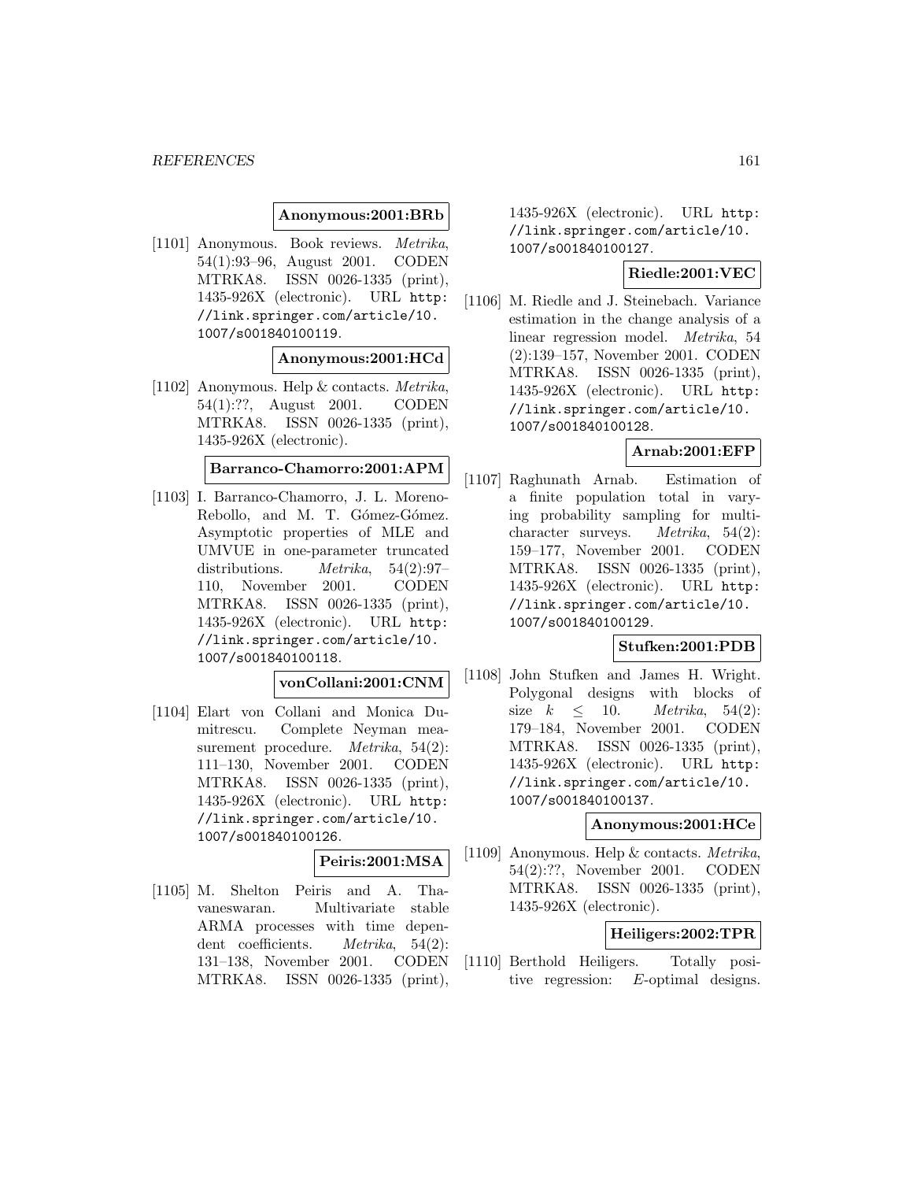**Anonymous:2001:BRb**

[1101] Anonymous. Book reviews. *Metrika*, 54(1):93–96, August 2001. CODEN MTRKA8. ISSN 0026-1335 (print), 1435-926X (electronic). URL `http://link.springer.com/article/10.1007/s001840100119`.

**Anonymous:2001:HCd**

[1102] Anonymous. Help & contacts. *Metrika*, 54(1):??, August 2001. CODEN MTRKA8. ISSN 0026-1335 (print), 1435-926X (electronic).

**Barranco-Chamorro:2001:APM**

[1103] I. Barranco-Chamorro, J. L. Moreno-Rebollo, and M. T. Gómez-Gómez. Asymptotic properties of MLE and UMVUE in one-parameter truncated distributions. *Metrika*, 54(2):97–110, November 2001. CODEN MTRKA8. ISSN 0026-1335 (print), 1435-926X (electronic). URL `http://link.springer.com/article/10.1007/s001840100118`.

**vonCollani:2001:CNM**

[1104] Elart von Collani and Monica Dumitrescu. Complete Neyman measurement procedure. *Metrika*, 54(2): 111–130, November 2001. CODEN MTRKA8. ISSN 0026-1335 (print), 1435-926X (electronic). URL `http://link.springer.com/article/10.1007/s001840100126`.

**Peiris:2001:MSA**

[1105] M. Shelton Peiris and A. Thavaneswaran. Multivariate stable ARMA processes with time dependent coefficients. *Metrika*, 54(2): 131–138, November 2001. CODEN MTRKA8. ISSN 0026-1335 (print), 1435-926X (electronic). URL `http://link.springer.com/article/10.1007/s001840100127`.

**Riedle:2001:VEC**

[1106] M. Riedle and J. Steinebach. Variance estimation in the change analysis of a linear regression model. *Metrika*, 54 (2):139–157, November 2001. CODEN MTRKA8. ISSN 0026-1335 (print), 1435-926X (electronic). URL `http://link.springer.com/article/10.1007/s001840100128`.

**Arnab:2001:EFP**

[1107] Raghunath Arnab. Estimation of a finite population total in varying probability sampling for multi-character surveys. *Metrika*, 54(2): 159–177, November 2001. CODEN MTRKA8. ISSN 0026-1335 (print), 1435-926X (electronic). URL `http://link.springer.com/article/10.1007/s001840100129`.

**Stufken:2001:PDB**

[1108] John Stufken and James H. Wright. Polygonal designs with blocks of size $k \leq 10$. *Metrika*, 54(2): 179–184, November 2001. CODEN MTRKA8. ISSN 0026-1335 (print), 1435-926X (electronic). URL `http://link.springer.com/article/10.1007/s001840100137`.

**Anonymous:2001:HCe**

[1109] Anonymous. Help & contacts. *Metrika*, 54(2):??, November 2001. CODEN MTRKA8. ISSN 0026-1335 (print), 1435-926X (electronic).

**Heiligers:2002:TPR**

[1110] Berthold Heiligers. Totally positive regression: $E$-optimal designs.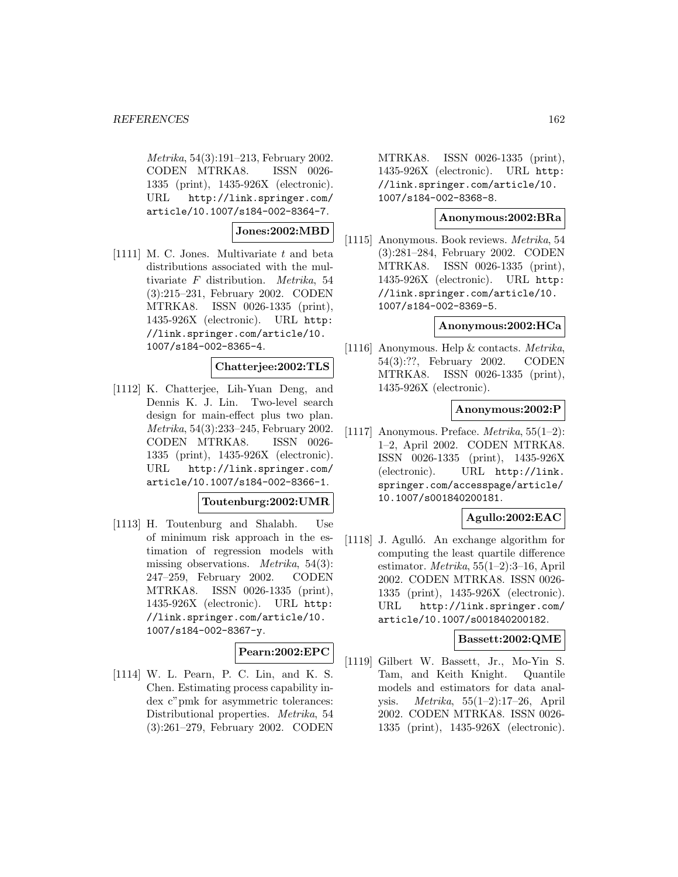Metrika, 54(3):191–213, February 2002. CODEN MTRKA8. ISSN 0026-1335 (print), 1435-926X (electronic). URL http://link.springer.com/article/10.1007/s184-002-8364-7.

**Jones:2002:MBD**

[1111] M. C. Jones. Multivariate $t$ and beta distributions associated with the multivariate $F$ distribution. *Metrika*, 54 (3):215–231, February 2002. CODEN MTRKA8. ISSN 0026-1335 (print), 1435-926X (electronic). URL http://link.springer.com/article/10.1007/s184-002-8365-4.

**Chatterjee:2002:TLS**

[1112] K. Chatterjee, Lih-Yuan Deng, and Dennis K. J. Lin. Two-level search design for main-effect plus two plan. *Metrika*, 54(3):233–245, February 2002. CODEN MTRKA8. ISSN 0026-1335 (print), 1435-926X (electronic). URL http://link.springer.com/article/10.1007/s184-002-8366-1.

**Toutenburg:2002:UMR**

[1113] H. Toutenburg and Shalabh. Use of minimum risk approach in the estimation of regression models with missing observations. *Metrika*, 54(3): 247–259, February 2002. CODEN MTRKA8. ISSN 0026-1335 (print), 1435-926X (electronic). URL http://link.springer.com/article/10.1007/s184-002-8367-y.

**Pearn:2002:EPC**

[1114] W. L. Pearn, P. C. Lin, and K. S. Chen. Estimating process capability index c"pmk for asymmetric tolerances: Distributional properties. *Metrika*, 54 (3):261–279, February 2002. CODEN MTRKA8. ISSN 0026-1335 (print), 1435-926X (electronic). URL http://link.springer.com/article/10.1007/s184-002-8368-8.

**Anonymous:2002:BRa**

[1115] Anonymous. Book reviews. *Metrika*, 54 (3):281–284, February 2002. CODEN MTRKA8. ISSN 0026-1335 (print), 1435-926X (electronic). URL http://link.springer.com/article/10.1007/s184-002-8369-5.

**Anonymous:2002:HCa**

[1116] Anonymous. Help & contacts. *Metrika*, 54(3):??, February 2002. CODEN MTRKA8. ISSN 0026-1335 (print), 1435-926X (electronic).

**Anonymous:2002:P**

[1117] Anonymous. Preface. *Metrika*, 55(1–2): 1–2, April 2002. CODEN MTRKA8. ISSN 0026-1335 (print), 1435-926X (electronic). URL http://link.springer.com/accesspage/article/10.1007/s001840200181.

**Agullo:2002:EAC**

[1118] J. Agulló. An exchange algorithm for computing the least quartile difference estimator. *Metrika*, 55(1–2):3–16, April 2002. CODEN MTRKA8. ISSN 0026-1335 (print), 1435-926X (electronic). URL http://link.springer.com/article/10.1007/s001840200182.

**Bassett:2002:QME**

[1119] Gilbert W. Bassett, Jr., Mo-Yin S. Tam, and Keith Knight. Quantile models and estimators for data analysis. *Metrika*, 55(1–2):17–26, April 2002. CODEN MTRKA8. ISSN 0026-1335 (print), 1435-926X (electronic).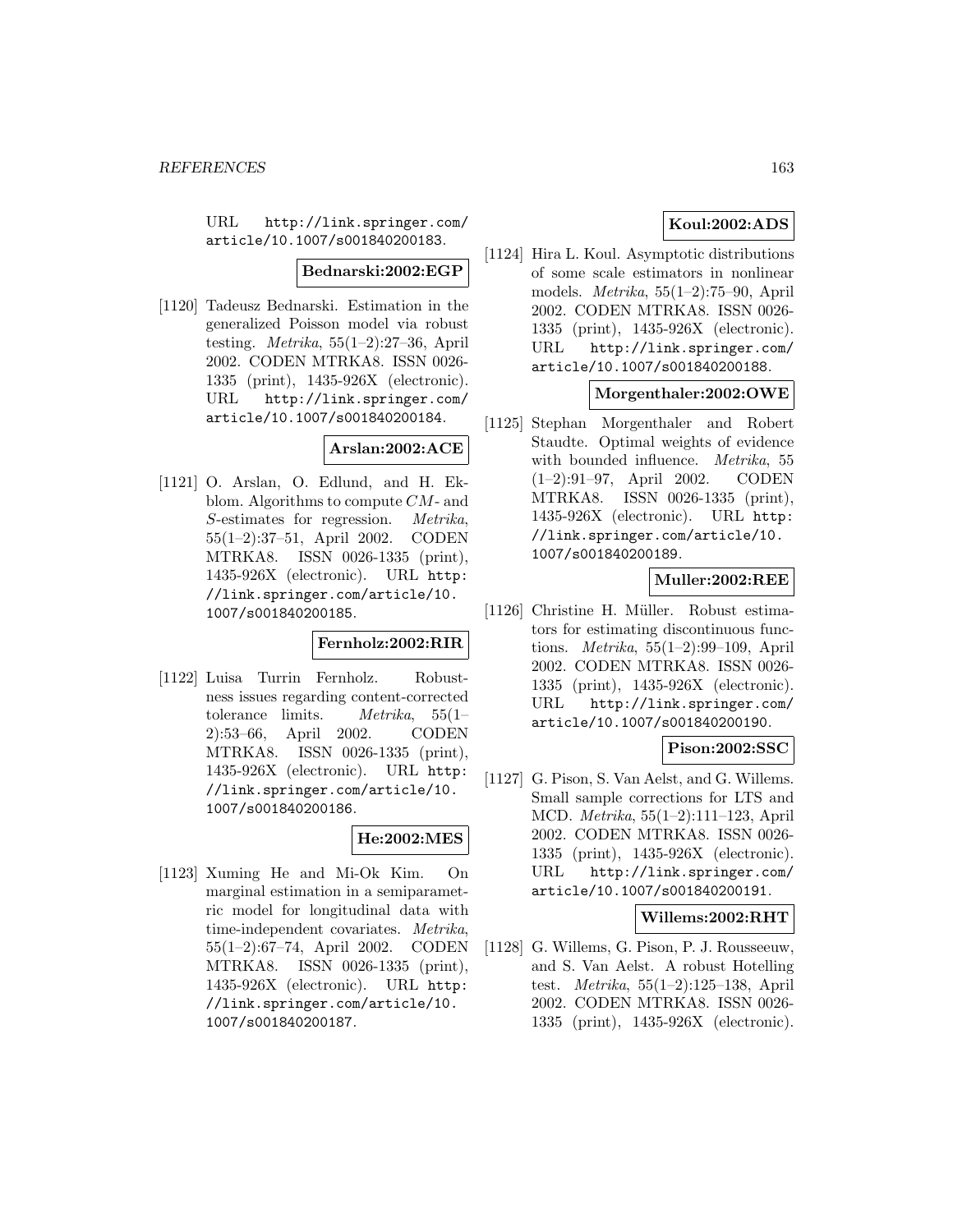URL http://link.springer.com/article/10.1007/s001840200183.

**Bednarski:2002:EGP**

[1120] Tadeusz Bednarski. Estimation in the generalized Poisson model via robust testing. *Metrika*, 55(1–2):27–36, April 2002. CODEN MTRKA8. ISSN 0026-1335 (print), 1435-926X (electronic). URL http://link.springer.com/article/10.1007/s001840200184.

**Arslan:2002:ACE**

[1121] O. Arslan, O. Edlund, and H. Ekblom. Algorithms to compute $CM$- and $S$-estimates for regression. *Metrika*, 55(1–2):37–51, April 2002. CODEN MTRKA8. ISSN 0026-1335 (print), 1435-926X (electronic). URL http://link.springer.com/article/10.1007/s001840200185.

**Fernholz:2002:RIR**

[1122] Luisa Turrin Fernholz. Robustness issues regarding content-corrected tolerance limits. *Metrika*, 55(1–2):53–66, April 2002. CODEN MTRKA8. ISSN 0026-1335 (print), 1435-926X (electronic). URL http://link.springer.com/article/10.1007/s001840200186.

**He:2002:MES**

[1123] Xuming He and Mi-Ok Kim. On marginal estimation in a semiparametric model for longitudinal data with time-independent covariates. *Metrika*, 55(1–2):67–74, April 2002. CODEN MTRKA8. ISSN 0026-1335 (print), 1435-926X (electronic). URL http://link.springer.com/article/10.1007/s001840200187.

**Koul:2002:ADS**

[1124] Hira L. Koul. Asymptotic distributions of some scale estimators in nonlinear models. *Metrika*, 55(1–2):75–90, April 2002. CODEN MTRKA8. ISSN 0026-1335 (print), 1435-926X (electronic). URL http://link.springer.com/article/10.1007/s001840200188.

**Morgenthaler:2002:OWE**

[1125] Stephan Morgenthaler and Robert Staudte. Optimal weights of evidence with bounded influence. *Metrika*, 55 (1–2):91–97, April 2002. CODEN MTRKA8. ISSN 0026-1335 (print), 1435-926X (electronic). URL http://link.springer.com/article/10.1007/s001840200189.

**Muller:2002:REE**

[1126] Christine H. Müller. Robust estimators for estimating discontinuous functions. *Metrika*, 55(1–2):99–109, April 2002. CODEN MTRKA8. ISSN 0026-1335 (print), 1435-926X (electronic). URL http://link.springer.com/article/10.1007/s001840200190.

**Pison:2002:SSC**

[1127] G. Pison, S. Van Aelst, and G. Willems. Small sample corrections for LTS and MCD. *Metrika*, 55(1–2):111–123, April 2002. CODEN MTRKA8. ISSN 0026-1335 (print), 1435-926X (electronic). URL http://link.springer.com/article/10.1007/s001840200191.

**Willems:2002:RHT**

[1128] G. Willems, G. Pison, P. J. Rousseeuw, and S. Van Aelst. A robust Hotelling test. *Metrika*, 55(1–2):125–138, April 2002. CODEN MTRKA8. ISSN 0026-1335 (print), 1435-926X (electronic).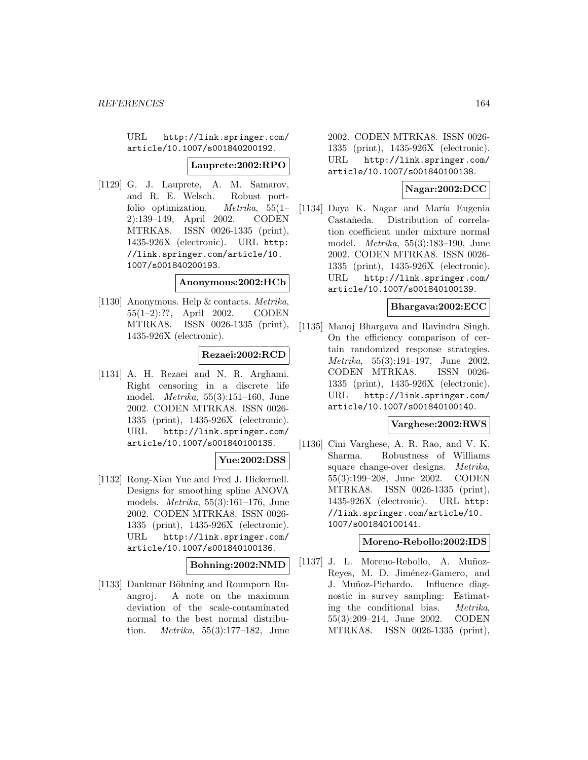URL http://link.springer.com/article/10.1007/s001840200192.

**Lauprete:2002:RPO**

[1129] G. J. Lauprete, A. M. Samarov, and R. E. Welsch. Robust portfolio optimization. *Metrika*, 55(1–2):139–149, April 2002. CODEN MTRKA8. ISSN 0026-1335 (print), 1435-926X (electronic). URL http://link.springer.com/article/10.1007/s001840200193.

**Anonymous:2002:HCb**

[1130] Anonymous. Help & contacts. *Metrika*, 55(1–2):??, April 2002. CODEN MTRKA8. ISSN 0026-1335 (print), 1435-926X (electronic).

**Rezaei:2002:RCD**

[1131] A. H. Rezaei and N. R. Arghami. Right censoring in a discrete life model. *Metrika*, 55(3):151–160, June 2002. CODEN MTRKA8. ISSN 0026-1335 (print), 1435-926X (electronic). URL http://link.springer.com/article/10.1007/s001840100135.

**Yue:2002:DSS**

[1132] Rong-Xian Yue and Fred J. Hickernell. Designs for smoothing spline ANOVA models. *Metrika*, 55(3):161–176, June 2002. CODEN MTRKA8. ISSN 0026-1335 (print), 1435-926X (electronic). URL http://link.springer.com/article/10.1007/s001840100136.

**Bohning:2002:NMD**

[1133] Dankmar Böhning and Roumporn Ruangroj. A note on the maximum deviation of the scale-contaminated normal to the best normal distribution. *Metrika*, 55(3):177–182, June 2002. CODEN MTRKA8. ISSN 0026-1335 (print), 1435-926X (electronic). URL http://link.springer.com/article/10.1007/s001840100138.

**Nagar:2002:DCC**

[1134] Daya K. Nagar and María Eugenia Castañeda. Distribution of correlation coefficient under mixture normal model. *Metrika*, 55(3):183–190, June 2002. CODEN MTRKA8. ISSN 0026-1335 (print), 1435-926X (electronic). URL http://link.springer.com/article/10.1007/s001840100139.

**Bhargava:2002:ECC**

[1135] Manoj Bhargava and Ravindra Singh. On the efficiency comparison of certain randomized response strategies. *Metrika*, 55(3):191–197, June 2002. CODEN MTRKA8. ISSN 0026-1335 (print), 1435-926X (electronic). URL http://link.springer.com/article/10.1007/s001840100140.

**Varghese:2002:RWS**

[1136] Cini Varghese, A. R. Rao, and V. K. Sharma. Robustness of Williams square change-over designs. *Metrika*, 55(3):199–208, June 2002. CODEN MTRKA8. ISSN 0026-1335 (print), 1435-926X (electronic). URL http://link.springer.com/article/10.1007/s001840100141.

**Moreno-Rebollo:2002:IDS**

[1137] J. L. Moreno-Rebollo, A. Muñoz-Reyes, M. D. Jiménez-Gamero, and J. Muñoz-Pichardo. Influence diagnostic in survey sampling: Estimating the conditional bias. *Metrika*, 55(3):209–214, June 2002. CODEN MTRKA8. ISSN 0026-1335 (print),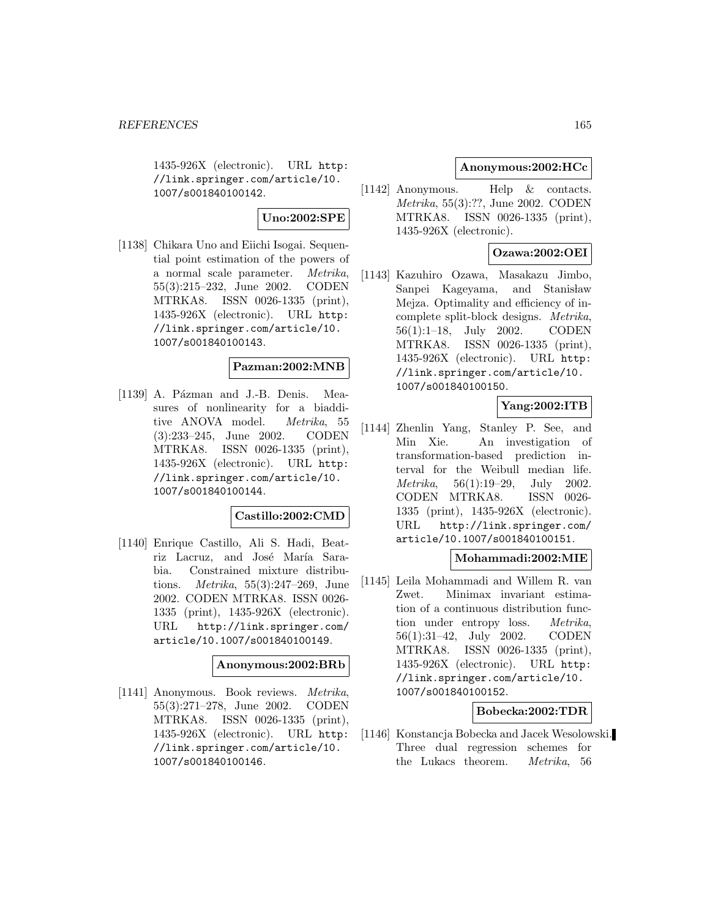1435-926X (electronic). URL http://link.springer.com/article/10.1007/s001840100142.

**Uno:2002:SPE**

[1138] Chikara Uno and Eiichi Isogai. Sequential point estimation of the powers of a normal scale parameter. *Metrika*, 55(3):215–232, June 2002. CODEN MTRKA8. ISSN 0026-1335 (print), 1435-926X (electronic). URL http://link.springer.com/article/10.1007/s001840100143.

**Pazman:2002:MNB**

[1139] A. Pázman and J.-B. Denis. Measures of nonlinearity for a biadditive ANOVA model. *Metrika*, 55(3):233–245, June 2002. CODEN MTRKA8. ISSN 0026-1335 (print), 1435-926X (electronic). URL http://link.springer.com/article/10.1007/s001840100144.

**Castillo:2002:CMD**

[1140] Enrique Castillo, Ali S. Hadi, Beatriz Lacruz, and José María Sarabia. Constrained mixture distributions. *Metrika*, 55(3):247–269, June 2002. CODEN MTRKA8. ISSN 0026-1335 (print), 1435-926X (electronic). URL http://link.springer.com/article/10.1007/s001840100149.

**Anonymous:2002:BRb**

[1141] Anonymous. Book reviews. *Metrika*, 55(3):271–278, June 2002. CODEN MTRKA8. ISSN 0026-1335 (print), 1435-926X (electronic). URL http://link.springer.com/article/10.1007/s001840100146.

**Anonymous:2002:HCc**

[1142] Anonymous. Help & contacts. *Metrika*, 55(3):??, June 2002. CODEN MTRKA8. ISSN 0026-1335 (print), 1435-926X (electronic).

**Ozawa:2002:OEI**

[1143] Kazuhiro Ozawa, Masakazu Jimbo, Sanpei Kageyama, and Stanisław Mejza. Optimality and efficiency of incomplete split-block designs. *Metrika*, 56(1):1–18, July 2002. CODEN MTRKA8. ISSN 0026-1335 (print), 1435-926X (electronic). URL http://link.springer.com/article/10.1007/s001840100150.

**Yang:2002:ITB**

[1144] Zhenlin Yang, Stanley P. See, and Min Xie. An investigation of transformation-based prediction interval for the Weibull median life. *Metrika*, 56(1):19–29, July 2002. CODEN MTRKA8. ISSN 0026-1335 (print), 1435-926X (electronic). URL http://link.springer.com/article/10.1007/s001840100151.

**Mohammadi:2002:MIE**

[1145] Leila Mohammadi and Willem R. van Zwet. Minimax invariant estimation of a continuous distribution function under entropy loss. *Metrika*, 56(1):31–42, July 2002. CODEN MTRKA8. ISSN 0026-1335 (print), 1435-926X (electronic). URL http://link.springer.com/article/10.1007/s001840100152.

**Bobecka:2002:TDR**

[1146] Konstancja Bobecka and Jacek Wesolowski. Three dual regression schemes for the Lukacs theorem. *Metrika*, 56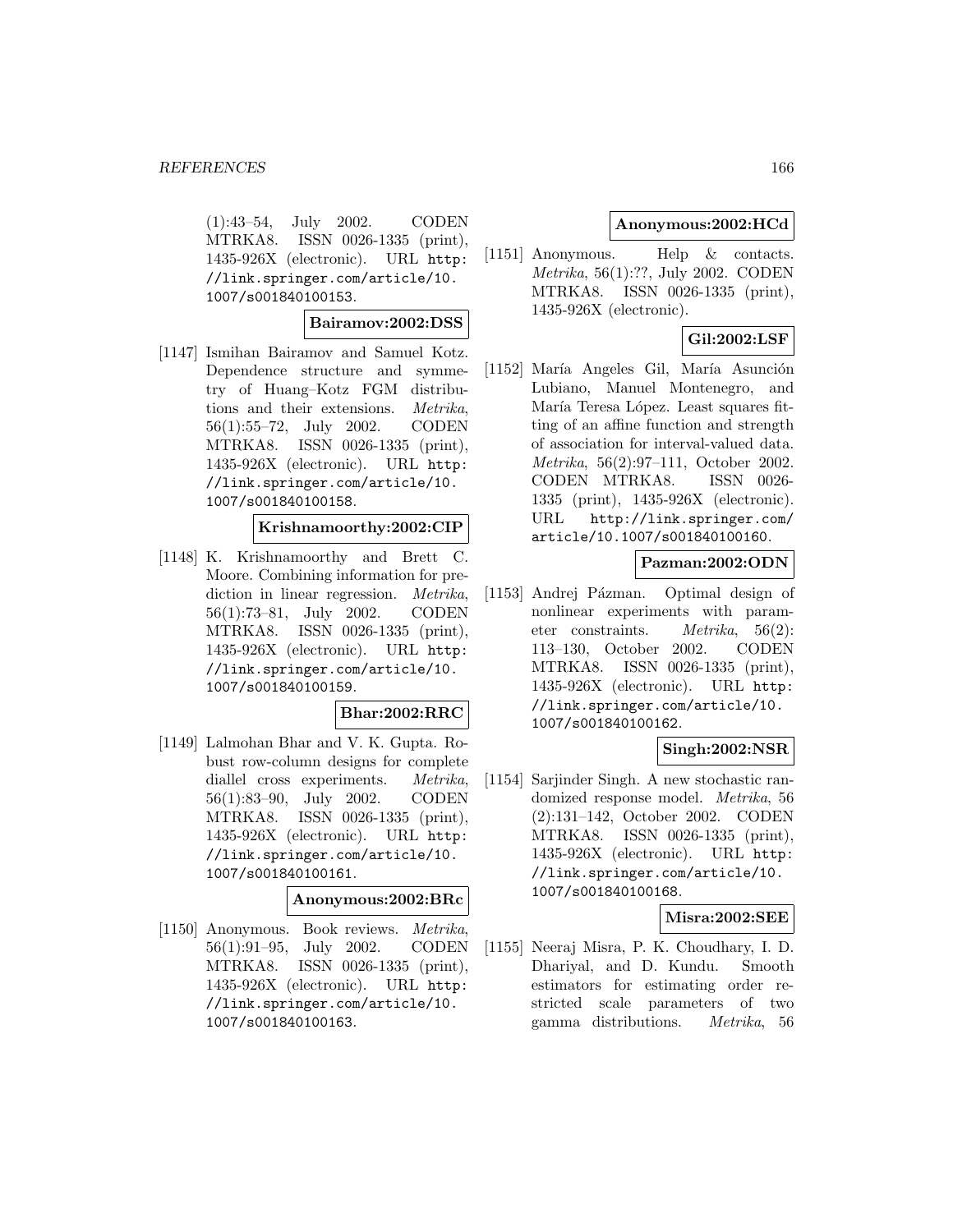(1):43–54, July 2002. CODEN MTRKA8. ISSN 0026-1335 (print), 1435-926X (electronic). URL http://link.springer.com/article/10.1007/s001840100153.

**Bairamov:2002:DSS**

[1147] Ismihan Bairamov and Samuel Kotz. Dependence structure and symmetry of Huang–Kotz FGM distributions and their extensions. *Metrika*, 56(1):55–72, July 2002. CODEN MTRKA8. ISSN 0026-1335 (print), 1435-926X (electronic). URL http://link.springer.com/article/10.1007/s001840100158.

**Krishnamoorthy:2002:CIP**

[1148] K. Krishnamoorthy and Brett C. Moore. Combining information for prediction in linear regression. *Metrika*, 56(1):73–81, July 2002. CODEN MTRKA8. ISSN 0026-1335 (print), 1435-926X (electronic). URL http://link.springer.com/article/10.1007/s001840100159.

**Bhar:2002:RRC**

[1149] Lalmohan Bhar and V. K. Gupta. Robust row-column designs for complete diallel cross experiments. *Metrika*, 56(1):83–90, July 2002. CODEN MTRKA8. ISSN 0026-1335 (print), 1435-926X (electronic). URL http://link.springer.com/article/10.1007/s001840100161.

**Anonymous:2002:BRc**

[1150] Anonymous. Book reviews. *Metrika*, 56(1):91–95, July 2002. CODEN MTRKA8. ISSN 0026-1335 (print), 1435-926X (electronic). URL http://link.springer.com/article/10.1007/s001840100163.

**Anonymous:2002:HCd**

[1151] Anonymous. Help & contacts. *Metrika*, 56(1):??, July 2002. CODEN MTRKA8. ISSN 0026-1335 (print), 1435-926X (electronic).

**Gil:2002:LSF**

[1152] María Angeles Gil, María Asunción Lubiano, Manuel Montenegro, and María Teresa López. Least squares fitting of an affine function and strength of association for interval-valued data. *Metrika*, 56(2):97–111, October 2002. CODEN MTRKA8. ISSN 0026-1335 (print), 1435-926X (electronic). URL http://link.springer.com/article/10.1007/s001840100160.

**Pazman:2002:ODN**

[1153] Andrej Pázman. Optimal design of nonlinear experiments with parameter constraints. *Metrika*, 56(2):113–130, October 2002. CODEN MTRKA8. ISSN 0026-1335 (print), 1435-926X (electronic). URL http://link.springer.com/article/10.1007/s001840100162.

**Singh:2002:NSR**

[1154] Sarjinder Singh. A new stochastic randomized response model. *Metrika*, 56(2):131–142, October 2002. CODEN MTRKA8. ISSN 0026-1335 (print), 1435-926X (electronic). URL http://link.springer.com/article/10.1007/s001840100168.

**Misra:2002:SEE**

[1155] Neeraj Misra, P. K. Choudhary, I. D. Dhariyal, and D. Kundu. Smooth estimators for estimating order restricted scale parameters of two gamma distributions. *Metrika*, 56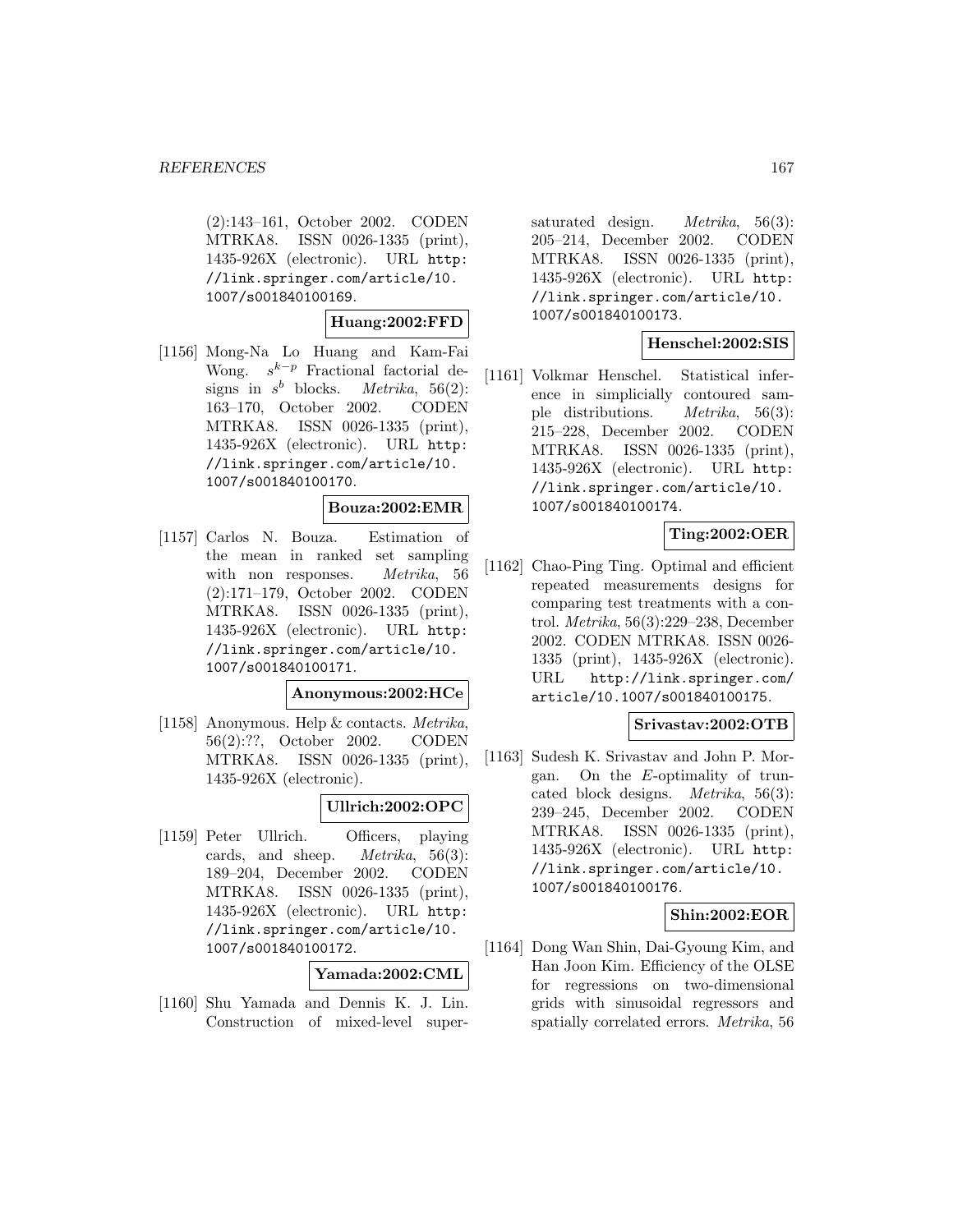(2):143–161, October 2002. CODEN MTRKA8. ISSN 0026-1335 (print), 1435-926X (electronic). URL http://link.springer.com/article/10.1007/s001840100169.

**Huang:2002:FFD**

[1156] Mong-Na Lo Huang and Kam-Fai Wong. $s^{k-p}$ Fractional factorial designs in $s^b$ blocks. *Metrika*, 56(2): 163–170, October 2002. CODEN MTRKA8. ISSN 0026-1335 (print), 1435-926X (electronic). URL http://link.springer.com/article/10.1007/s001840100170.

**Bouza:2002:EMR**

[1157] Carlos N. Bouza. Estimation of the mean in ranked set sampling with non responses. *Metrika*, 56 (2):171–179, October 2002. CODEN MTRKA8. ISSN 0026-1335 (print), 1435-926X (electronic). URL http://link.springer.com/article/10.1007/s001840100171.

**Anonymous:2002:HCe**

[1158] Anonymous. Help & contacts. *Metrika*, 56(2):??, October 2002. CODEN MTRKA8. ISSN 0026-1335 (print), 1435-926X (electronic).

**Ullrich:2002:OPC**

[1159] Peter Ullrich. Officers, playing cards, and sheep. *Metrika*, 56(3): 189–204, December 2002. CODEN MTRKA8. ISSN 0026-1335 (print), 1435-926X (electronic). URL http://link.springer.com/article/10.1007/s001840100172.

**Yamada:2002:CML**

[1160] Shu Yamada and Dennis K. J. Lin. Construction of mixed-level supersaturated design. *Metrika*, 56(3): 205–214, December 2002. CODEN MTRKA8. ISSN 0026-1335 (print), 1435-926X (electronic). URL http://link.springer.com/article/10.1007/s001840100173.

**Henschel:2002:SIS**

[1161] Volkmar Henschel. Statistical inference in simplicially contoured sample distributions. *Metrika*, 56(3): 215–228, December 2002. CODEN MTRKA8. ISSN 0026-1335 (print), 1435-926X (electronic). URL http://link.springer.com/article/10.1007/s001840100174.

**Ting:2002:OER**

[1162] Chao-Ping Ting. Optimal and efficient repeated measurements designs for comparing test treatments with a control. *Metrika*, 56(3):229–238, December 2002. CODEN MTRKA8. ISSN 0026-1335 (print), 1435-926X (electronic). URL http://link.springer.com/article/10.1007/s001840100175.

**Srivastav:2002:OTB**

[1163] Sudesh K. Srivastav and John P. Morgan. On the $E$-optimality of truncated block designs. *Metrika*, 56(3): 239–245, December 2002. CODEN MTRKA8. ISSN 0026-1335 (print), 1435-926X (electronic). URL http://link.springer.com/article/10.1007/s001840100176.

**Shin:2002:EOR**

[1164] Dong Wan Shin, Dai-Gyoung Kim, and Han Joon Kim. Efficiency of the OLSE for regressions on two-dimensional grids with sinusoidal regressors and spatially correlated errors. *Metrika*, 56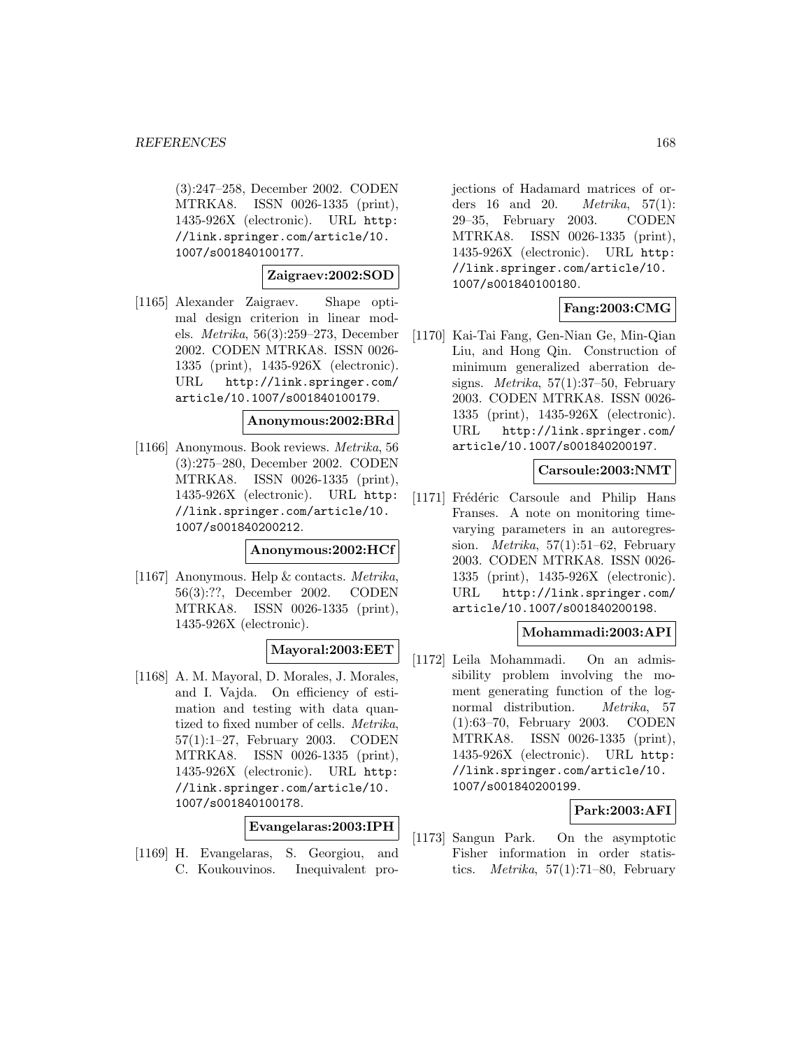(3):247–258, December 2002. CODEN MTRKA8. ISSN 0026-1335 (print), 1435-926X (electronic). URL http://link.springer.com/article/10.1007/s001840100177.

**Zaigraev:2002:SOD**

[1165] Alexander Zaigraev. Shape optimal design criterion in linear models. *Metrika*, 56(3):259–273, December 2002. CODEN MTRKA8. ISSN 0026-1335 (print), 1435-926X (electronic). URL http://link.springer.com/article/10.1007/s001840100179.

**Anonymous:2002:BRd**

[1166] Anonymous. Book reviews. *Metrika*, 56 (3):275–280, December 2002. CODEN MTRKA8. ISSN 0026-1335 (print), 1435-926X (electronic). URL http://link.springer.com/article/10.1007/s001840200212.

**Anonymous:2002:HCf**

[1167] Anonymous. Help & contacts. *Metrika*, 56(3):??, December 2002. CODEN MTRKA8. ISSN 0026-1335 (print), 1435-926X (electronic).

**Mayoral:2003:EET**

[1168] A. M. Mayoral, D. Morales, J. Morales, and I. Vajda. On efficiency of estimation and testing with data quantized to fixed number of cells. *Metrika*, 57(1):1–27, February 2003. CODEN MTRKA8. ISSN 0026-1335 (print), 1435-926X (electronic). URL http://link.springer.com/article/10.1007/s001840100178.

**Evangelaras:2003:IPH**

[1169] H. Evangelaras, S. Georgiou, and C. Koukouvinos. Inequivalent projections of Hadamard matrices of orders 16 and 20. *Metrika*, 57(1): 29–35, February 2003. CODEN MTRKA8. ISSN 0026-1335 (print), 1435-926X (electronic). URL http://link.springer.com/article/10.1007/s001840100180.

**Fang:2003:CMG**

[1170] Kai-Tai Fang, Gen-Nian Ge, Min-Qian Liu, and Hong Qin. Construction of minimum generalized aberration designs. *Metrika*, 57(1):37–50, February 2003. CODEN MTRKA8. ISSN 0026-1335 (print), 1435-926X (electronic). URL http://link.springer.com/article/10.1007/s001840200197.

**Carsoule:2003:NMT**

[1171] Frédéric Carsoule and Philip Hans Franses. A note on monitoring time-varying parameters in an autoregression. *Metrika*, 57(1):51–62, February 2003. CODEN MTRKA8. ISSN 0026-1335 (print), 1435-926X (electronic). URL http://link.springer.com/article/10.1007/s001840200198.

**Mohammadi:2003:API**

[1172] Leila Mohammadi. On an admissibility problem involving the moment generating function of the lognormal distribution. *Metrika*, 57 (1):63–70, February 2003. CODEN MTRKA8. ISSN 0026-1335 (print), 1435-926X (electronic). URL http://link.springer.com/article/10.1007/s001840200199.

**Park:2003:AFI**

[1173] Sangun Park. On the asymptotic Fisher information in order statistics. *Metrika*, 57(1):71–80, February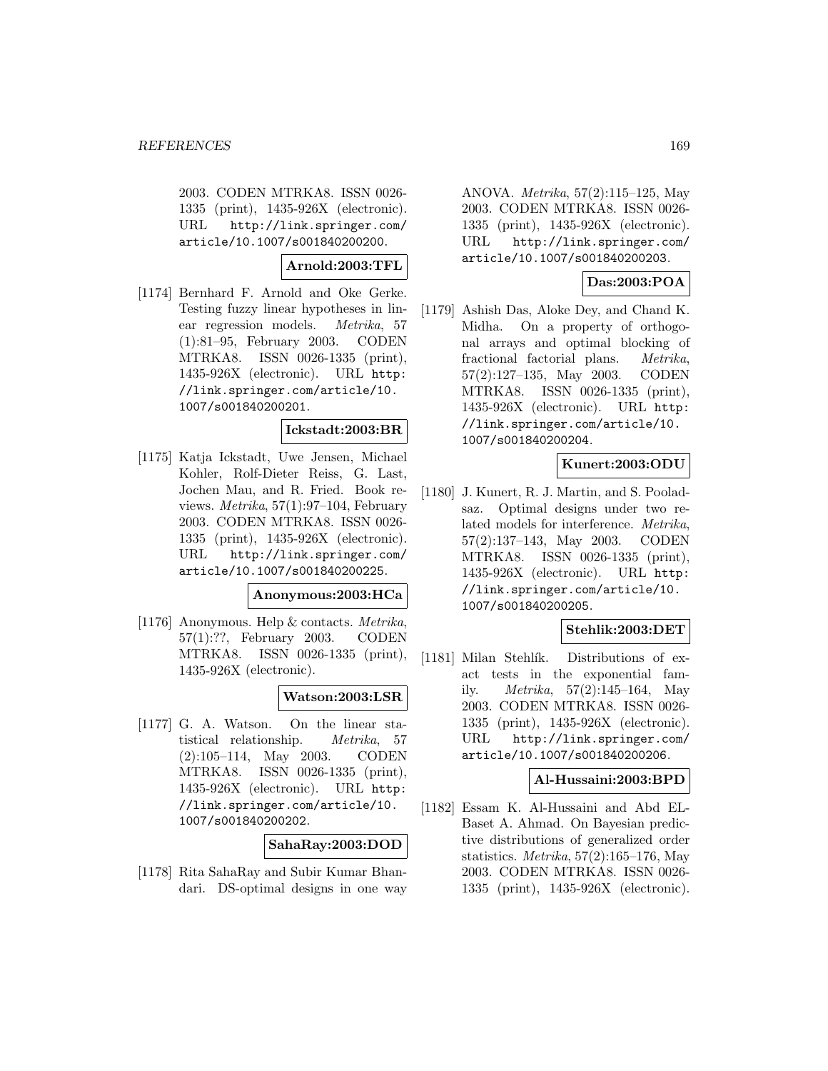2003. CODEN MTRKA8. ISSN 0026-1335 (print), 1435-926X (electronic). URL http://link.springer.com/article/10.1007/s001840200200.

**Arnold:2003:TFL**

[1174] Bernhard F. Arnold and Oke Gerke. Testing fuzzy linear hypotheses in linear regression models. *Metrika*, 57 (1):81–95, February 2003. CODEN MTRKA8. ISSN 0026-1335 (print), 1435-926X (electronic). URL http://link.springer.com/article/10.1007/s001840200201.

**Ickstadt:2003:BR**

[1175] Katja Ickstadt, Uwe Jensen, Michael Kohler, Rolf-Dieter Reiss, G. Last, Jochen Mau, and R. Fried. Book reviews. *Metrika*, 57(1):97–104, February 2003. CODEN MTRKA8. ISSN 0026-1335 (print), 1435-926X (electronic). URL http://link.springer.com/article/10.1007/s001840200225.

**Anonymous:2003:HCa**

[1176] Anonymous. Help & contacts. *Metrika*, 57(1):??, February 2003. CODEN MTRKA8. ISSN 0026-1335 (print), 1435-926X (electronic).

**Watson:2003:LSR**

[1177] G. A. Watson. On the linear statistical relationship. *Metrika*, 57 (2):105–114, May 2003. CODEN MTRKA8. ISSN 0026-1335 (print), 1435-926X (electronic). URL http://link.springer.com/article/10.1007/s001840200202.

**SahaRay:2003:DOD**

[1178] Rita SahaRay and Subir Kumar Bhandari. DS-optimal designs in one way ANOVA. *Metrika*, 57(2):115–125, May 2003. CODEN MTRKA8. ISSN 0026-1335 (print), 1435-926X (electronic). URL http://link.springer.com/article/10.1007/s001840200203.

**Das:2003:POA**

[1179] Ashish Das, Aloke Dey, and Chand K. Midha. On a property of orthogonal arrays and optimal blocking of fractional factorial plans. *Metrika*, 57(2):127–135, May 2003. CODEN MTRKA8. ISSN 0026-1335 (print), 1435-926X (electronic). URL http://link.springer.com/article/10.1007/s001840200204.

**Kunert:2003:ODU**

[1180] J. Kunert, R. J. Martin, and S. Pooladsaz. Optimal designs under two related models for interference. *Metrika*, 57(2):137–143, May 2003. CODEN MTRKA8. ISSN 0026-1335 (print), 1435-926X (electronic). URL http://link.springer.com/article/10.1007/s001840200205.

**Stehlik:2003:DET**

[1181] Milan Stehlík. Distributions of exact tests in the exponential family. *Metrika*, 57(2):145–164, May 2003. CODEN MTRKA8. ISSN 0026-1335 (print), 1435-926X (electronic). URL http://link.springer.com/article/10.1007/s001840200206.

**Al-Hussaini:2003:BPD**

[1182] Essam K. Al-Hussaini and Abd EL-Baset A. Ahmad. On Bayesian predictive distributions of generalized order statistics. *Metrika*, 57(2):165–176, May 2003. CODEN MTRKA8. ISSN 0026-1335 (print), 1435-926X (electronic).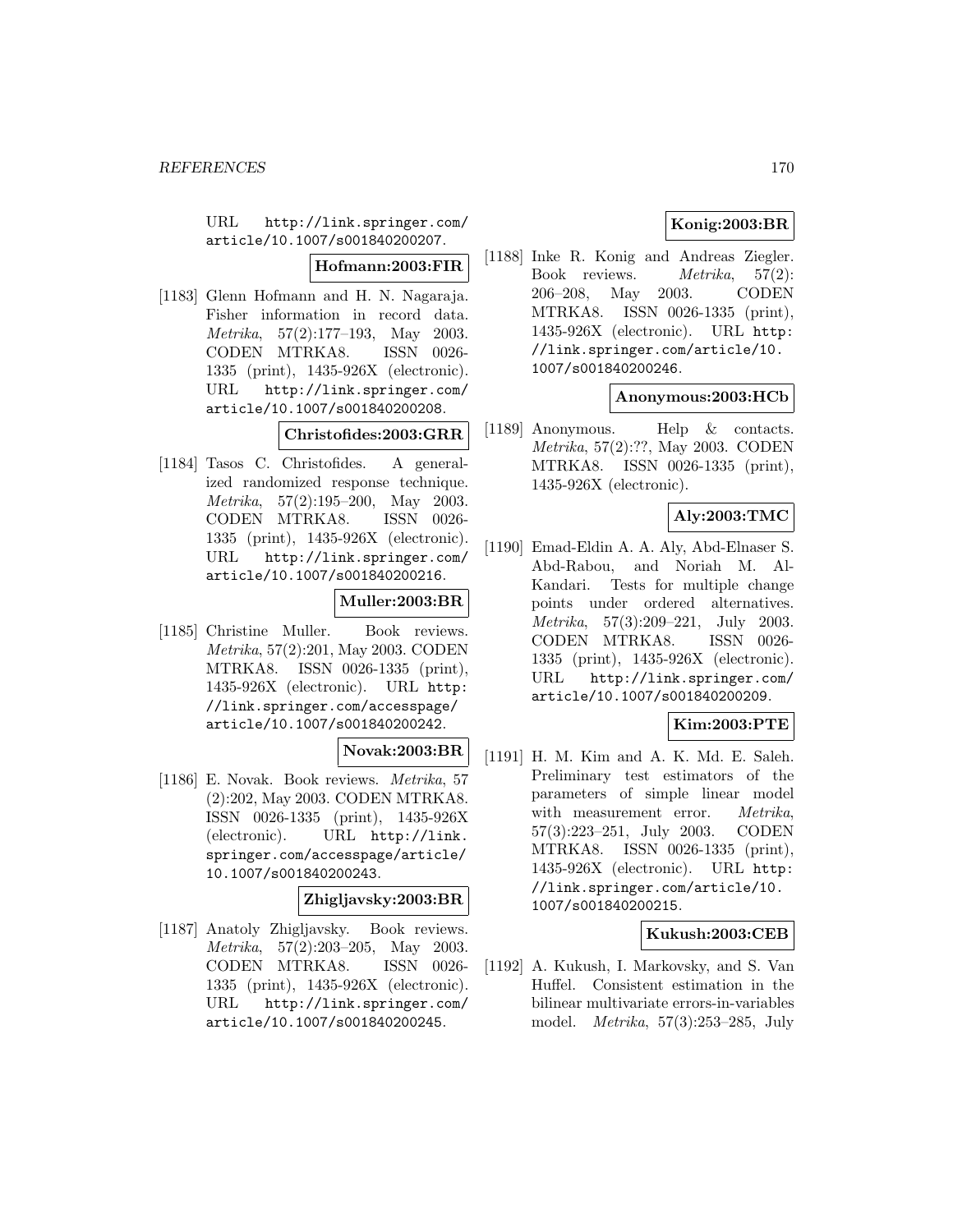URL http://link.springer.com/article/10.1007/s001840200207.

**Hofmann:2003:FIR**

[1183] Glenn Hofmann and H. N. Nagaraja. Fisher information in record data. *Metrika*, 57(2):177–193, May 2003. CODEN MTRKA8. ISSN 0026-1335 (print), 1435-926X (electronic). URL http://link.springer.com/article/10.1007/s001840200208.

**Christofides:2003:GRR**

[1184] Tasos C. Christofides. A generalized randomized response technique. *Metrika*, 57(2):195–200, May 2003. CODEN MTRKA8. ISSN 0026-1335 (print), 1435-926X (electronic). URL http://link.springer.com/article/10.1007/s001840200216.

**Muller:2003:BR**

[1185] Christine Muller. Book reviews. *Metrika*, 57(2):201, May 2003. CODEN MTRKA8. ISSN 0026-1335 (print), 1435-926X (electronic). URL http://link.springer.com/accesspage/article/10.1007/s001840200242.

**Novak:2003:BR**

[1186] E. Novak. Book reviews. *Metrika*, 57(2):202, May 2003. CODEN MTRKA8. ISSN 0026-1335 (print), 1435-926X (electronic). URL http://link.springer.com/accesspage/article/10.1007/s001840200243.

**Zhigljavsky:2003:BR**

[1187] Anatoly Zhigljavsky. Book reviews. *Metrika*, 57(2):203–205, May 2003. CODEN MTRKA8. ISSN 0026-1335 (print), 1435-926X (electronic). URL http://link.springer.com/article/10.1007/s001840200245.

**Konig:2003:BR**

[1188] Inke R. Konig and Andreas Ziegler. Book reviews. *Metrika*, 57(2):206–208, May 2003. CODEN MTRKA8. ISSN 0026-1335 (print), 1435-926X (electronic). URL http://link.springer.com/article/10.1007/s001840200246.

**Anonymous:2003:HCb**

[1189] Anonymous. Help & contacts. *Metrika*, 57(2):??, May 2003. CODEN MTRKA8. ISSN 0026-1335 (print), 1435-926X (electronic).

**Aly:2003:TMC**

[1190] Emad-Eldin A. A. Aly, Abd-Elnaser S. Abd-Rabou, and Noriah M. Al-Kandari. Tests for multiple change points under ordered alternatives. *Metrika*, 57(3):209–221, July 2003. CODEN MTRKA8. ISSN 0026-1335 (print), 1435-926X (electronic). URL http://link.springer.com/article/10.1007/s001840200209.

**Kim:2003:PTE**

[1191] H. M. Kim and A. K. Md. E. Saleh. Preliminary test estimators of the parameters of simple linear model with measurement error. *Metrika*, 57(3):223–251, July 2003. CODEN MTRKA8. ISSN 0026-1335 (print), 1435-926X (electronic). URL http://link.springer.com/article/10.1007/s001840200215.

**Kukush:2003:CEB**

[1192] A. Kukush, I. Markovsky, and S. Van Huffel. Consistent estimation in the bilinear multivariate errors-in-variables model. *Metrika*, 57(3):253–285, July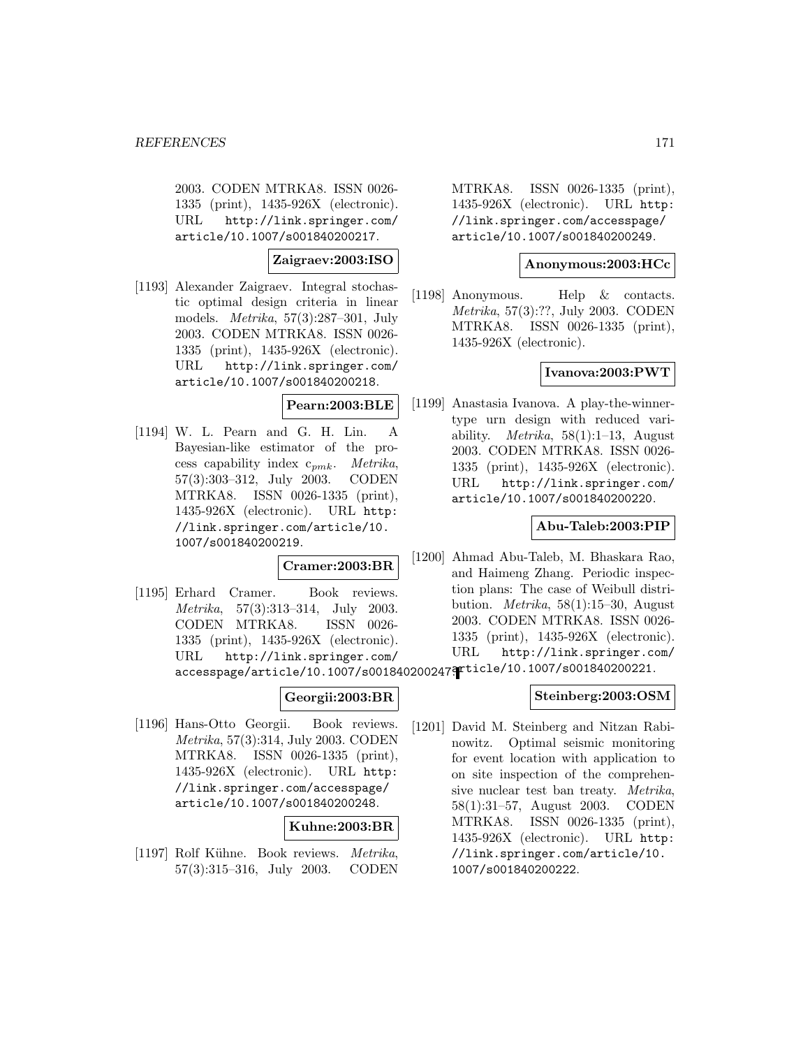2003. CODEN MTRKA8. ISSN 0026-1335 (print), 1435-926X (electronic). URL http://link.springer.com/article/10.1007/s001840200217.

**Zaigraev:2003:ISO**

[1193] Alexander Zaigraev. Integral stochastic optimal design criteria in linear models. *Metrika*, 57(3):287–301, July 2003. CODEN MTRKA8. ISSN 0026-1335 (print), 1435-926X (electronic). URL http://link.springer.com/article/10.1007/s001840200218.

**Pearn:2003:BLE**

[1194] W. L. Pearn and G. H. Lin. A Bayesian-like estimator of the process capability index $c_{pmk}$. *Metrika*, 57(3):303–312, July 2003. CODEN MTRKA8. ISSN 0026-1335 (print), 1435-926X (electronic). URL http://link.springer.com/article/10.1007/s001840200219.

**Cramer:2003:BR**

[1195] Erhard Cramer. Book reviews. *Metrika*, 57(3):313–314, July 2003. CODEN MTRKA8. ISSN 0026-1335 (print), 1435-926X (electronic). URL http://link.springer.com/accesspage/article/10.1007/s001840200247.

**Georgii:2003:BR**

[1196] Hans-Otto Georgii. Book reviews. *Metrika*, 57(3):314, July 2003. CODEN MTRKA8. ISSN 0026-1335 (print), 1435-926X (electronic). URL http://link.springer.com/accesspage/article/10.1007/s001840200248.

**Kuhne:2003:BR**

[1197] Rolf Kühne. Book reviews. *Metrika*, 57(3):315–316, July 2003. CODEN MTRKA8. ISSN 0026-1335 (print), 1435-926X (electronic). URL http://link.springer.com/accesspage/article/10.1007/s001840200249.

**Anonymous:2003:HCc**

[1198] Anonymous. Help & contacts. *Metrika*, 57(3):??, July 2003. CODEN MTRKA8. ISSN 0026-1335 (print), 1435-926X (electronic).

**Ivanova:2003:PWT**

[1199] Anastasia Ivanova. A play-the-winner-type urn design with reduced variability. *Metrika*, 58(1):1–13, August 2003. CODEN MTRKA8. ISSN 0026-1335 (print), 1435-926X (electronic). URL http://link.springer.com/article/10.1007/s001840200220.

**Abu-Taleb:2003:PIP**

[1200] Ahmad Abu-Taleb, M. Bhaskara Rao, and Haimeng Zhang. Periodic inspection plans: The case of Weibull distribution. *Metrika*, 58(1):15–30, August 2003. CODEN MTRKA8. ISSN 0026-1335 (print), 1435-926X (electronic). URL http://link.springer.com/article/10.1007/s001840200221.

**Steinberg:2003:OSM**

[1201] David M. Steinberg and Nitzan Rabinowitz. Optimal seismic monitoring for event location with application to on site inspection of the comprehensive nuclear test ban treaty. *Metrika*, 58(1):31–57, August 2003. CODEN MTRKA8. ISSN 0026-1335 (print), 1435-926X (electronic). URL http://link.springer.com/article/10.1007/s001840200222.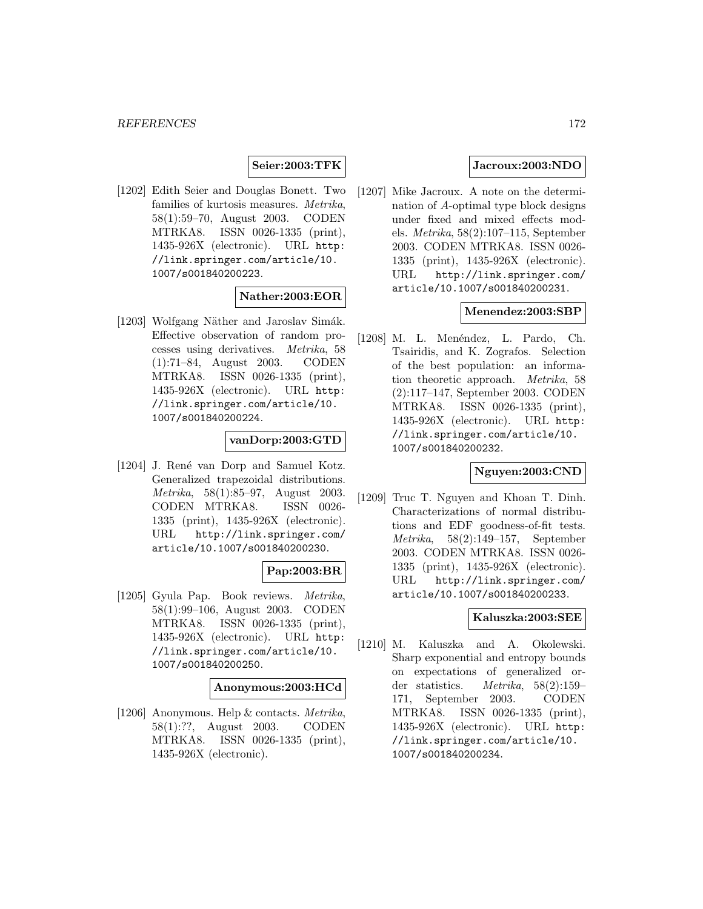**Seier:2003:TFK**

[1202] Edith Seier and Douglas Bonett. Two families of kurtosis measures. *Metrika*, 58(1):59–70, August 2003. CODEN MTRKA8. ISSN 0026-1335 (print), 1435-926X (electronic). URL http://link.springer.com/article/10.1007/s001840200223.

**Nather:2003:EOR**

[1203] Wolfgang Näther and Jaroslav Simák. Effective observation of random processes using derivatives. *Metrika*, 58 (1):71–84, August 2003. CODEN MTRKA8. ISSN 0026-1335 (print), 1435-926X (electronic). URL http://link.springer.com/article/10.1007/s001840200224.

**vanDorp:2003:GTD**

[1204] J. René van Dorp and Samuel Kotz. Generalized trapezoidal distributions. *Metrika*, 58(1):85–97, August 2003. CODEN MTRKA8. ISSN 0026-1335 (print), 1435-926X (electronic). URL http://link.springer.com/article/10.1007/s001840200230.

**Pap:2003:BR**

[1205] Gyula Pap. Book reviews. *Metrika*, 58(1):99–106, August 2003. CODEN MTRKA8. ISSN 0026-1335 (print), 1435-926X (electronic). URL http://link.springer.com/article/10.1007/s001840200250.

**Anonymous:2003:HCd**

[1206] Anonymous. Help & contacts. *Metrika*, 58(1):??, August 2003. CODEN MTRKA8. ISSN 0026-1335 (print), 1435-926X (electronic).

**Jacroux:2003:NDO**

[1207] Mike Jacroux. A note on the determination of *A*-optimal type block designs under fixed and mixed effects models. *Metrika*, 58(2):107–115, September 2003. CODEN MTRKA8. ISSN 0026-1335 (print), 1435-926X (electronic). URL http://link.springer.com/article/10.1007/s001840200231.

**Menendez:2003:SBP**

[1208] M. L. Menéndez, L. Pardo, Ch. Tsairidis, and K. Zografos. Selection of the best population: an information theoretic approach. *Metrika*, 58 (2):117–147, September 2003. CODEN MTRKA8. ISSN 0026-1335 (print), 1435-926X (electronic). URL http://link.springer.com/article/10.1007/s001840200232.

**Nguyen:2003:CND**

[1209] Truc T. Nguyen and Khoan T. Dinh. Characterizations of normal distributions and EDF goodness-of-fit tests. *Metrika*, 58(2):149–157, September 2003. CODEN MTRKA8. ISSN 0026-1335 (print), 1435-926X (electronic). URL http://link.springer.com/article/10.1007/s001840200233.

**Kaluszka:2003:SEE**

[1210] M. Kaluszka and A. Okolewski. Sharp exponential and entropy bounds on expectations of generalized order statistics. *Metrika*, 58(2):159–171, September 2003. CODEN MTRKA8. ISSN 0026-1335 (print), 1435-926X (electronic). URL http://link.springer.com/article/10.1007/s001840200234.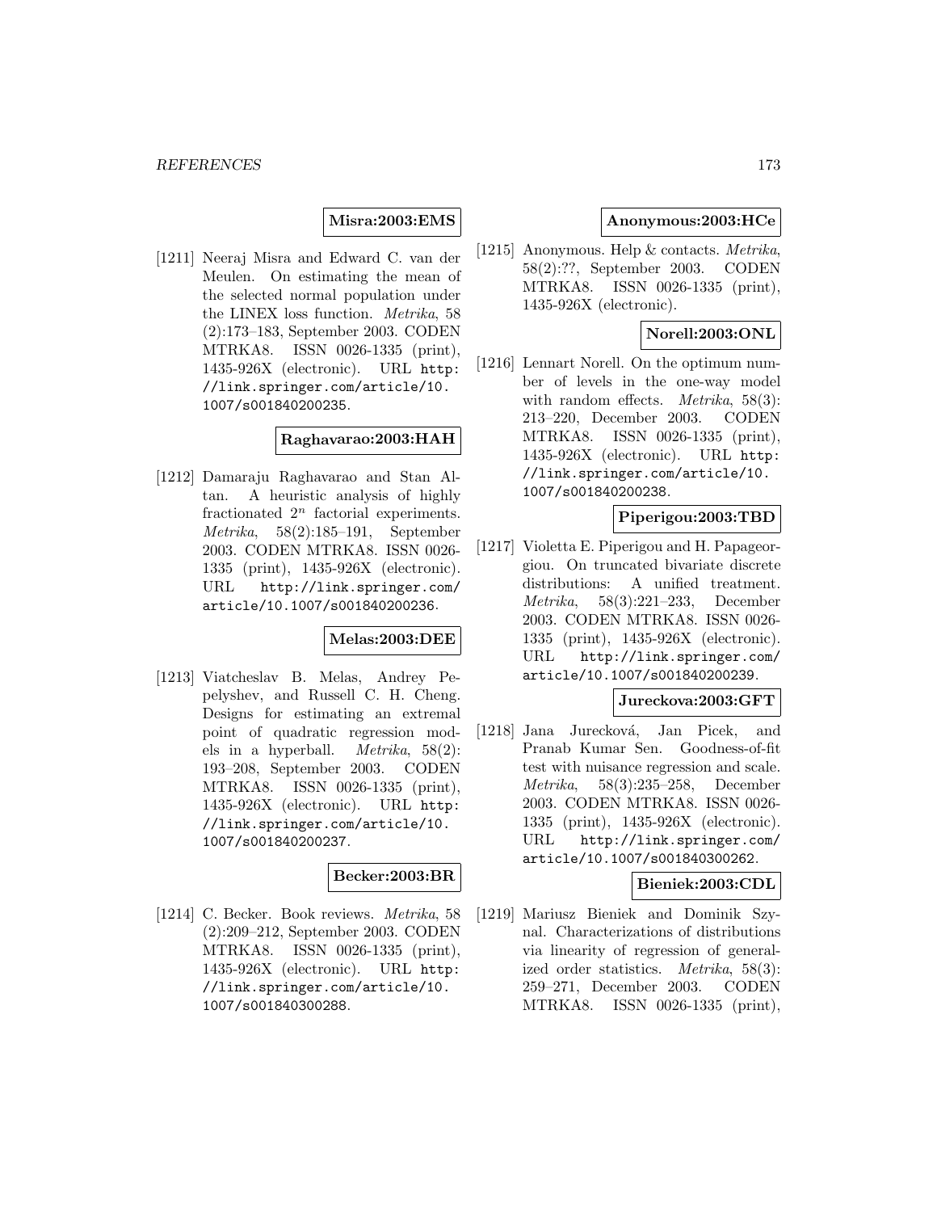**Misra:2003:EMS**

[1211] Neeraj Misra and Edward C. van der Meulen. On estimating the mean of the selected normal population under the LINEX loss function. *Metrika*, 58 (2):173–183, September 2003. CODEN MTRKA8. ISSN 0026-1335 (print), 1435-926X (electronic). URL http://link.springer.com/article/10.1007/s001840200235.

**Raghavarao:2003:HAH**

[1212] Damaraju Raghavarao and Stan Altan. A heuristic analysis of highly fractionated $2^n$ factorial experiments. *Metrika*, 58(2):185–191, September 2003. CODEN MTRKA8. ISSN 0026-1335 (print), 1435-926X (electronic). URL http://link.springer.com/article/10.1007/s001840200236.

**Melas:2003:DEE**

[1213] Viatcheslav B. Melas, Andrey Pepelyshev, and Russell C. H. Cheng. Designs for estimating an extremal point of quadratic regression models in a hyperball. *Metrika*, 58(2): 193–208, September 2003. CODEN MTRKA8. ISSN 0026-1335 (print), 1435-926X (electronic). URL http://link.springer.com/article/10.1007/s001840200237.

**Becker:2003:BR**

[1214] C. Becker. Book reviews. *Metrika*, 58 (2):209–212, September 2003. CODEN MTRKA8. ISSN 0026-1335 (print), 1435-926X (electronic). URL http://link.springer.com/article/10.1007/s001840300288.

**Anonymous:2003:HCe**

[1215] Anonymous. Help & contacts. *Metrika*, 58(2):??, September 2003. CODEN MTRKA8. ISSN 0026-1335 (print), 1435-926X (electronic).

**Norell:2003:ONL**

[1216] Lennart Norell. On the optimum number of levels in the one-way model with random effects. *Metrika*, 58(3): 213–220, December 2003. CODEN MTRKA8. ISSN 0026-1335 (print), 1435-926X (electronic). URL http://link.springer.com/article/10.1007/s001840200238.

**Piperigou:2003:TBD**

[1217] Violetta E. Piperigou and H. Papageorgiou. On truncated bivariate discrete distributions: A unified treatment. *Metrika*, 58(3):221–233, December 2003. CODEN MTRKA8. ISSN 0026-1335 (print), 1435-926X (electronic). URL http://link.springer.com/article/10.1007/s001840200239.

**Jureckova:2003:GFT**

[1218] Jana Jurecková, Jan Picek, and Pranab Kumar Sen. Goodness-of-fit test with nuisance regression and scale. *Metrika*, 58(3):235–258, December 2003. CODEN MTRKA8. ISSN 0026-1335 (print), 1435-926X (electronic). URL http://link.springer.com/article/10.1007/s001840300262.

**Bieniek:2003:CDL**

[1219] Mariusz Bieniek and Dominik Szynal. Characterizations of distributions via linearity of regression of generalized order statistics. *Metrika*, 58(3): 259–271, December 2003. CODEN MTRKA8. ISSN 0026-1335 (print),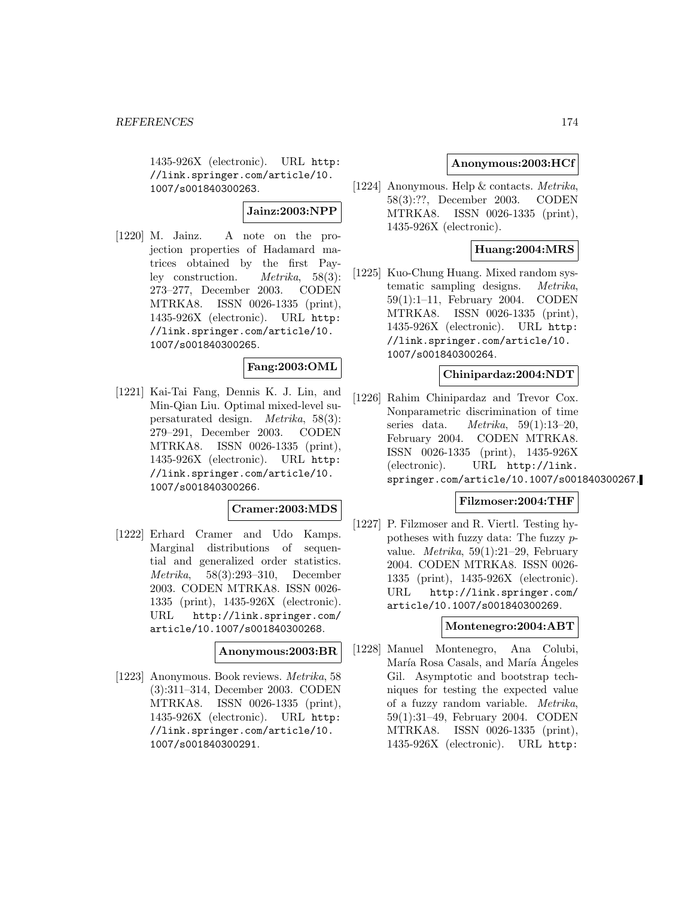1435-926X (electronic). URL http://link.springer.com/article/10.1007/s001840300263.

**Jainz:2003:NPP**

[1220] M. Jainz. A note on the projection properties of Hadamard matrices obtained by the first Payley construction. *Metrika*, 58(3): 273–277, December 2003. CODEN MTRKA8. ISSN 0026-1335 (print), 1435-926X (electronic). URL http://link.springer.com/article/10.1007/s001840300265.

**Fang:2003:OML**

[1221] Kai-Tai Fang, Dennis K. J. Lin, and Min-Qian Liu. Optimal mixed-level supersaturated design. *Metrika*, 58(3): 279–291, December 2003. CODEN MTRKA8. ISSN 0026-1335 (print), 1435-926X (electronic). URL http://link.springer.com/article/10.1007/s001840300266.

**Cramer:2003:MDS**

[1222] Erhard Cramer and Udo Kamps. Marginal distributions of sequential and generalized order statistics. *Metrika*, 58(3):293–310, December 2003. CODEN MTRKA8. ISSN 0026-1335 (print), 1435-926X (electronic). URL http://link.springer.com/article/10.1007/s001840300268.

**Anonymous:2003:BR**

[1223] Anonymous. Book reviews. *Metrika*, 58 (3):311–314, December 2003. CODEN MTRKA8. ISSN 0026-1335 (print), 1435-926X (electronic). URL http://link.springer.com/article/10.1007/s001840300291.

**Anonymous:2003:HCf**

[1224] Anonymous. Help & contacts. *Metrika*, 58(3):??, December 2003. CODEN MTRKA8. ISSN 0026-1335 (print), 1435-926X (electronic).

**Huang:2004:MRS**

[1225] Kuo-Chung Huang. Mixed random systematic sampling designs. *Metrika*, 59(1):1–11, February 2004. CODEN MTRKA8. ISSN 0026-1335 (print), 1435-926X (electronic). URL http://link.springer.com/article/10.1007/s001840300264.

**Chinipardaz:2004:NDT**

[1226] Rahim Chinipardaz and Trevor Cox. Nonparametric discrimination of time series data. *Metrika*, 59(1):13–20, February 2004. CODEN MTRKA8. ISSN 0026-1335 (print), 1435-926X (electronic). URL http://link.springer.com/article/10.1007/s001840300267.

**Filzmoser:2004:THF**

[1227] P. Filzmoser and R. Viertl. Testing hypotheses with fuzzy data: The fuzzy $p$-value. *Metrika*, 59(1):21–29, February 2004. CODEN MTRKA8. ISSN 0026-1335 (print), 1435-926X (electronic). URL http://link.springer.com/article/10.1007/s001840300269.

**Montenegro:2004:ABT**

[1228] Manuel Montenegro, Ana Colubi, María Rosa Casals, and María Ángeles Gil. Asymptotic and bootstrap techniques for testing the expected value of a fuzzy random variable. *Metrika*, 59(1):31–49, February 2004. CODEN MTRKA8. ISSN 0026-1335 (print), 1435-926X (electronic). URL http: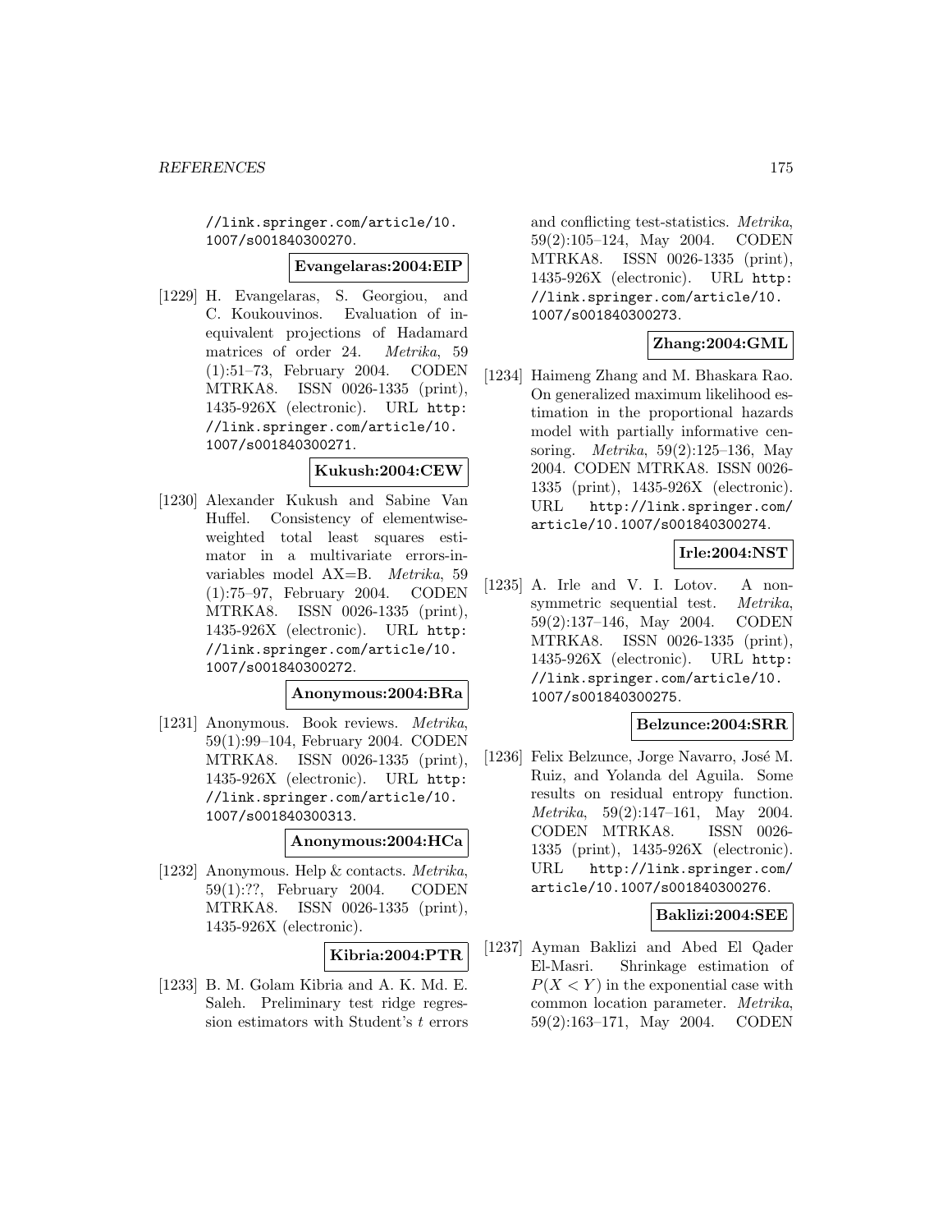//link.springer.com/article/10.1007/s001840300270.

**Evangelaras:2004:EIP**

[1229] H. Evangelaras, S. Georgiou, and C. Koukouvinos. Evaluation of inequivalent projections of Hadamard matrices of order 24. *Metrika*, 59 (1):51–73, February 2004. CODEN MTRKA8. ISSN 0026-1335 (print), 1435-926X (electronic). URL http://link.springer.com/article/10.1007/s001840300271.

**Kukush:2004:CEW**

[1230] Alexander Kukush and Sabine Van Huffel. Consistency of elementwise-weighted total least squares estimator in a multivariate errors-in-variables model AX=B. *Metrika*, 59 (1):75–97, February 2004. CODEN MTRKA8. ISSN 0026-1335 (print), 1435-926X (electronic). URL http://link.springer.com/article/10.1007/s001840300272.

**Anonymous:2004:BRa**

[1231] Anonymous. Book reviews. *Metrika*, 59(1):99–104, February 2004. CODEN MTRKA8. ISSN 0026-1335 (print), 1435-926X (electronic). URL http://link.springer.com/article/10.1007/s001840300313.

**Anonymous:2004:HCa**

[1232] Anonymous. Help & contacts. *Metrika*, 59(1):??, February 2004. CODEN MTRKA8. ISSN 0026-1335 (print), 1435-926X (electronic).

**Kibria:2004:PTR**

[1233] B. M. Golam Kibria and A. K. Md. E. Saleh. Preliminary test ridge regression estimators with Student's $t$ errors and conflicting test-statistics. *Metrika*, 59(2):105–124, May 2004. CODEN MTRKA8. ISSN 0026-1335 (print), 1435-926X (electronic). URL http://link.springer.com/article/10.1007/s001840300273.

**Zhang:2004:GML**

[1234] Haimeng Zhang and M. Bhaskara Rao. On generalized maximum likelihood estimation in the proportional hazards model with partially informative censoring. *Metrika*, 59(2):125–136, May 2004. CODEN MTRKA8. ISSN 0026-1335 (print), 1435-926X (electronic). URL http://link.springer.com/article/10.1007/s001840300274.

**Irle:2004:NST**

[1235] A. Irle and V. I. Lotov. A non-symmetric sequential test. *Metrika*, 59(2):137–146, May 2004. CODEN MTRKA8. ISSN 0026-1335 (print), 1435-926X (electronic). URL http://link.springer.com/article/10.1007/s001840300275.

**Belzunce:2004:SRR**

[1236] Felix Belzunce, Jorge Navarro, José M. Ruiz, and Yolanda del Aguila. Some results on residual entropy function. *Metrika*, 59(2):147–161, May 2004. CODEN MTRKA8. ISSN 0026-1335 (print), 1435-926X (electronic). URL http://link.springer.com/article/10.1007/s001840300276.

**Baklizi:2004:SEE**

[1237] Ayman Baklizi and Abed El Qader El-Masri. Shrinkage estimation of $P(X < Y)$ in the exponential case with common location parameter. *Metrika*, 59(2):163–171, May 2004. CODEN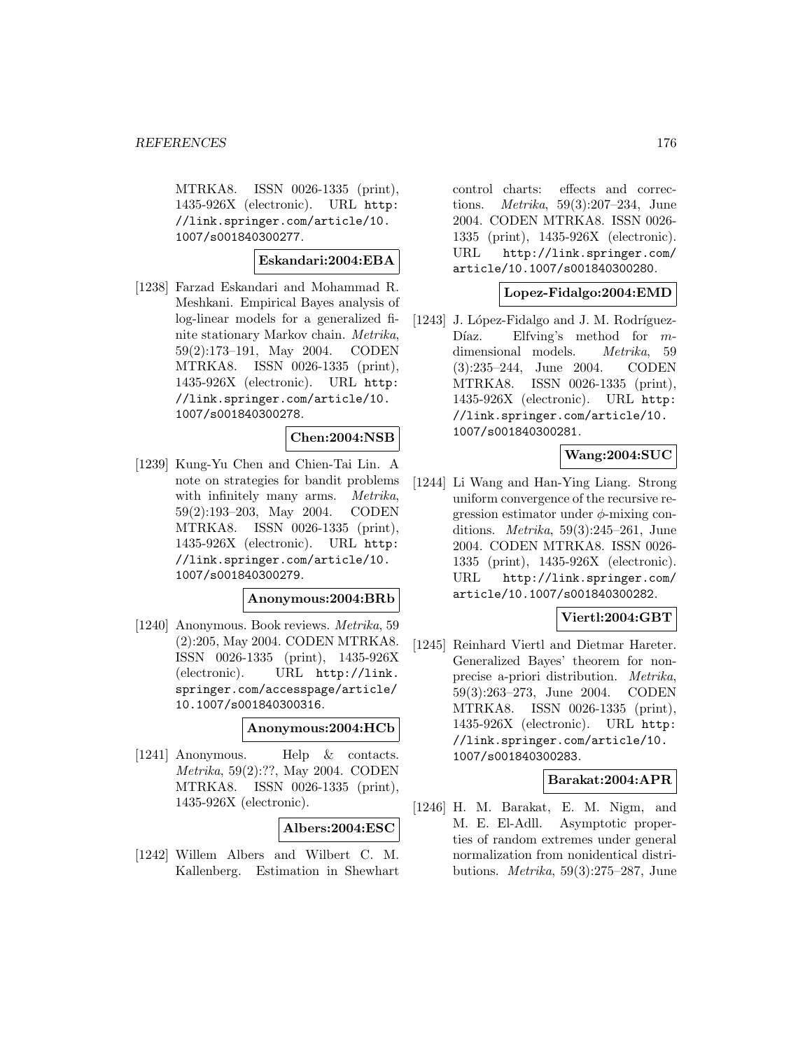MTRKA8. ISSN 0026-1335 (print), 1435-926X (electronic). URL http://link.springer.com/article/10.1007/s001840300277.

**Eskandari:2004:EBA**

[1238] Farzad Eskandari and Mohammad R. Meshkani. Empirical Bayes analysis of log-linear models for a generalized finite stationary Markov chain. *Metrika*, 59(2):173–191, May 2004. CODEN MTRKA8. ISSN 0026-1335 (print), 1435-926X (electronic). URL http://link.springer.com/article/10.1007/s001840300278.

**Chen:2004:NSB**

[1239] Kung-Yu Chen and Chien-Tai Lin. A note on strategies for bandit problems with infinitely many arms. *Metrika*, 59(2):193–203, May 2004. CODEN MTRKA8. ISSN 0026-1335 (print), 1435-926X (electronic). URL http://link.springer.com/article/10.1007/s001840300279.

**Anonymous:2004:BRb**

[1240] Anonymous. Book reviews. *Metrika*, 59(2):205, May 2004. CODEN MTRKA8. ISSN 0026-1335 (print), 1435-926X (electronic). URL http://link.springer.com/accesspage/article/10.1007/s001840300316.

**Anonymous:2004:HCb**

[1241] Anonymous. Help & contacts. *Metrika*, 59(2):??, May 2004. CODEN MTRKA8. ISSN 0026-1335 (print), 1435-926X (electronic).

**Albers:2004:ESC**

[1242] Willem Albers and Wilbert C. M. Kallenberg. Estimation in Shewhart control charts: effects and corrections. *Metrika*, 59(3):207–234, June 2004. CODEN MTRKA8. ISSN 0026-1335 (print), 1435-926X (electronic). URL http://link.springer.com/article/10.1007/s001840300280.

**Lopez-Fidalgo:2004:EMD**

[1243] J. López-Fidalgo and J. M. Rodríguez-Díaz. Elfving's method for $m$-dimensional models. *Metrika*, 59(3):235–244, June 2004. CODEN MTRKA8. ISSN 0026-1335 (print), 1435-926X (electronic). URL http://link.springer.com/article/10.1007/s001840300281.

**Wang:2004:SUC**

[1244] Li Wang and Han-Ying Liang. Strong uniform convergence of the recursive regression estimator under $\phi$-mixing conditions. *Metrika*, 59(3):245–261, June 2004. CODEN MTRKA8. ISSN 0026-1335 (print), 1435-926X (electronic). URL http://link.springer.com/article/10.1007/s001840300282.

**Viertl:2004:GBT**

[1245] Reinhard Viertl and Dietmar Hareter. Generalized Bayes' theorem for non-precise a-priori distribution. *Metrika*, 59(3):263–273, June 2004. CODEN MTRKA8. ISSN 0026-1335 (print), 1435-926X (electronic). URL http://link.springer.com/article/10.1007/s001840300283.

**Barakat:2004:APR**

[1246] H. M. Barakat, E. M. Nigm, and M. E. El-Adll. Asymptotic properties of random extremes under general normalization from nonidentical distributions. *Metrika*, 59(3):275–287, June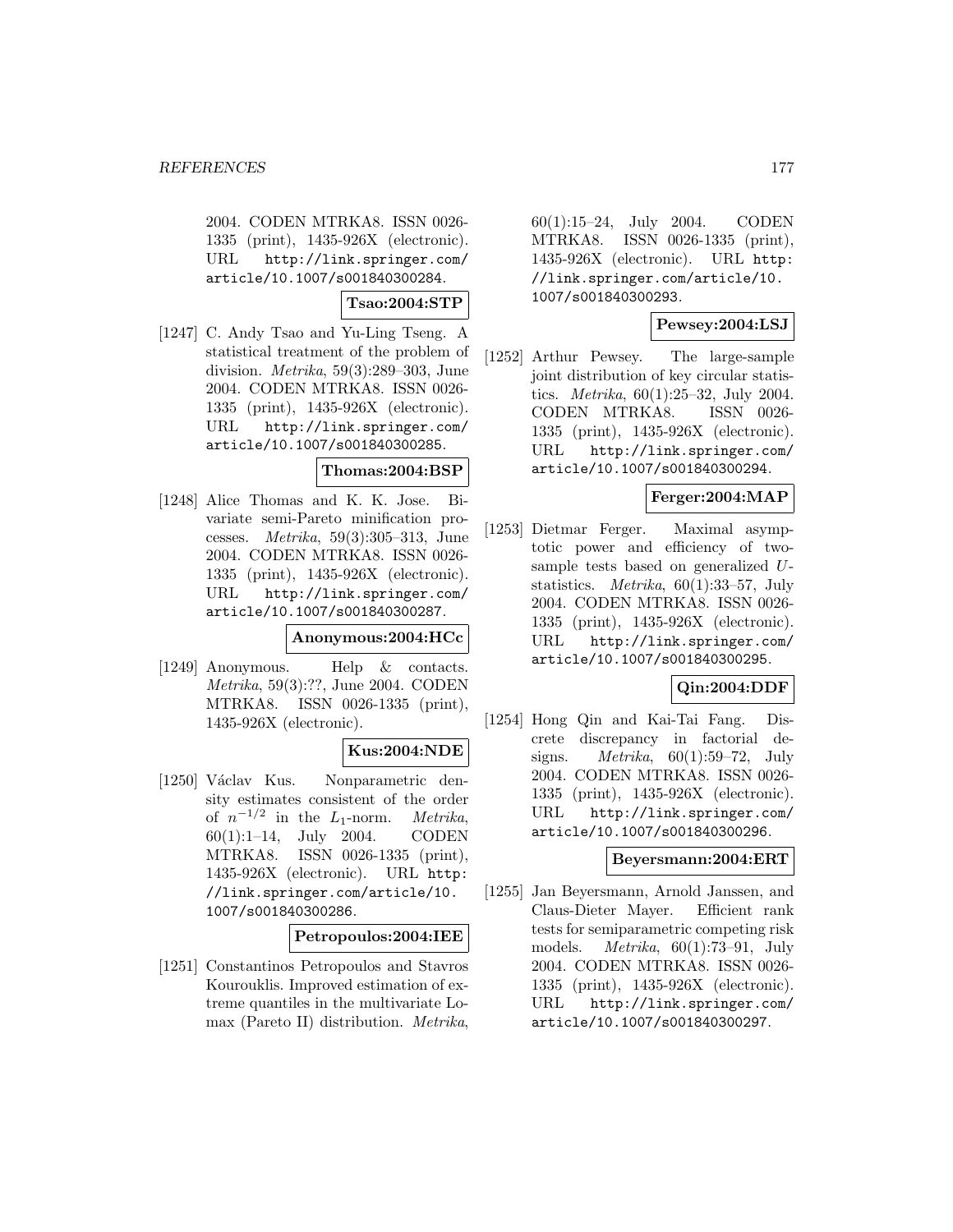2004. CODEN MTRKA8. ISSN 0026-1335 (print), 1435-926X (electronic). URL http://link.springer.com/article/10.1007/s001840300284.

**Tsao:2004:STP**

[1247] C. Andy Tsao and Yu-Ling Tseng. A statistical treatment of the problem of division. *Metrika*, 59(3):289–303, June 2004. CODEN MTRKA8. ISSN 0026-1335 (print), 1435-926X (electronic). URL http://link.springer.com/article/10.1007/s001840300285.

**Thomas:2004:BSP**

[1248] Alice Thomas and K. K. Jose. Bivariate semi-Pareto minification processes. *Metrika*, 59(3):305–313, June 2004. CODEN MTRKA8. ISSN 0026-1335 (print), 1435-926X (electronic). URL http://link.springer.com/article/10.1007/s001840300287.

**Anonymous:2004:HCc**

[1249] Anonymous. Help & contacts. *Metrika*, 59(3):??, June 2004. CODEN MTRKA8. ISSN 0026-1335 (print), 1435-926X (electronic).

**Kus:2004:NDE**

[1250] Václav Kus. Nonparametric density estimates consistent of the order of $n^{-1/2}$ in the $L_1$-norm. *Metrika*, 60(1):1–14, July 2004. CODEN MTRKA8. ISSN 0026-1335 (print), 1435-926X (electronic). URL http://link.springer.com/article/10.1007/s001840300286.

**Petropoulos:2004:IEE**

[1251] Constantinos Petropoulos and Stavros Kourouklis. Improved estimation of extreme quantiles in the multivariate Lomax (Pareto II) distribution. *Metrika*, 60(1):15–24, July 2004. CODEN MTRKA8. ISSN 0026-1335 (print), 1435-926X (electronic). URL http://link.springer.com/article/10.1007/s001840300293.

**Pewsey:2004:LSJ**

[1252] Arthur Pewsey. The large-sample joint distribution of key circular statistics. *Metrika*, 60(1):25–32, July 2004. CODEN MTRKA8. ISSN 0026-1335 (print), 1435-926X (electronic). URL http://link.springer.com/article/10.1007/s001840300294.

**Ferger:2004:MAP**

[1253] Dietmar Ferger. Maximal asymptotic power and efficiency of two-sample tests based on generalized $U$-statistics. *Metrika*, 60(1):33–57, July 2004. CODEN MTRKA8. ISSN 0026-1335 (print), 1435-926X (electronic). URL http://link.springer.com/article/10.1007/s001840300295.

**Qin:2004:DDF**

[1254] Hong Qin and Kai-Tai Fang. Discrete discrepancy in factorial designs. *Metrika*, 60(1):59–72, July 2004. CODEN MTRKA8. ISSN 0026-1335 (print), 1435-926X (electronic). URL http://link.springer.com/article/10.1007/s001840300296.

**Beyersmann:2004:ERT**

[1255] Jan Beyersmann, Arnold Janssen, and Claus-Dieter Mayer. Efficient rank tests for semiparametric competing risk models. *Metrika*, 60(1):73–91, July 2004. CODEN MTRKA8. ISSN 0026-1335 (print), 1435-926X (electronic). URL http://link.springer.com/article/10.1007/s001840300297.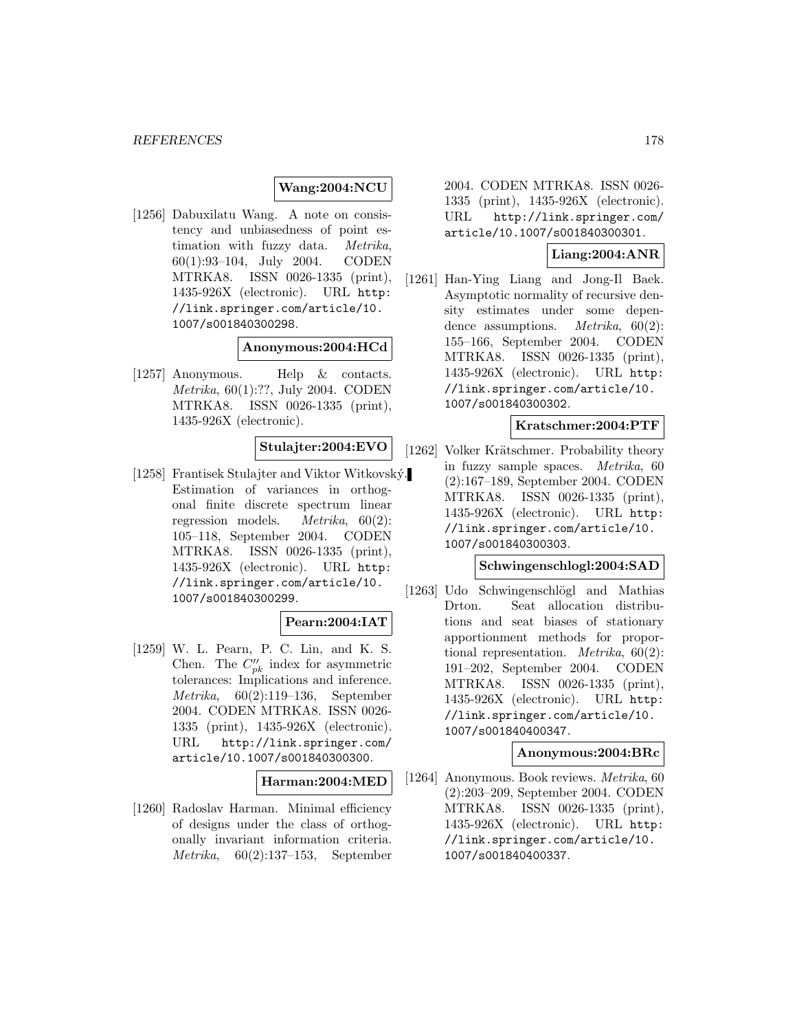**Wang:2004:NCU**

[1256] Dabuxilatu Wang. A note on consistency and unbiasedness of point estimation with fuzzy data. *Metrika*, 60(1):93–104, July 2004. CODEN MTRKA8. ISSN 0026-1335 (print), 1435-926X (electronic). URL http://link.springer.com/article/10.1007/s001840300298.

**Anonymous:2004:HCd**

[1257] Anonymous. Help & contacts. *Metrika*, 60(1):??, July 2004. CODEN MTRKA8. ISSN 0026-1335 (print), 1435-926X (electronic).

**Stulajter:2004:EVO**

[1258] Frantisek Stulajter and Viktor Witkovský. Estimation of variances in orthogonal finite discrete spectrum linear regression models. *Metrika*, 60(2):105–118, September 2004. CODEN MTRKA8. ISSN 0026-1335 (print), 1435-926X (electronic). URL http://link.springer.com/article/10.1007/s001840300299.

**Pearn:2004:IAT**

[1259] W. L. Pearn, P. C. Lin, and K. S. Chen. The $C''_{pk}$ index for asymmetric tolerances: Implications and inference. *Metrika*, 60(2):119–136, September 2004. CODEN MTRKA8. ISSN 0026-1335 (print), 1435-926X (electronic). URL http://link.springer.com/article/10.1007/s001840300300.

**Harman:2004:MED**

[1260] Radoslav Harman. Minimal efficiency of designs under the class of orthogonally invariant information criteria. *Metrika*, 60(2):137–153, September 2004. CODEN MTRKA8. ISSN 0026-1335 (print), 1435-926X (electronic). URL http://link.springer.com/article/10.1007/s001840300301.

**Liang:2004:ANR**

[1261] Han-Ying Liang and Jong-Il Baek. Asymptotic normality of recursive density estimates under some dependence assumptions. *Metrika*, 60(2):155–166, September 2004. CODEN MTRKA8. ISSN 0026-1335 (print), 1435-926X (electronic). URL http://link.springer.com/article/10.1007/s001840300302.

**Kratschmer:2004:PTF**

[1262] Volker Krätschmer. Probability theory in fuzzy sample spaces. *Metrika*, 60(2):167–189, September 2004. CODEN MTRKA8. ISSN 0026-1335 (print), 1435-926X (electronic). URL http://link.springer.com/article/10.1007/s001840300303.

**Schwingenschlogl:2004:SAD**

[1263] Udo Schwingenschlögl and Mathias Drton. Seat allocation distributions and seat biases of stationary apportionment methods for proportional representation. *Metrika*, 60(2):191–202, September 2004. CODEN MTRKA8. ISSN 0026-1335 (print), 1435-926X (electronic). URL http://link.springer.com/article/10.1007/s001840400347.

**Anonymous:2004:BRc**

[1264] Anonymous. Book reviews. *Metrika*, 60(2):203–209, September 2004. CODEN MTRKA8. ISSN 0026-1335 (print), 1435-926X (electronic). URL http://link.springer.com/article/10.1007/s001840400337.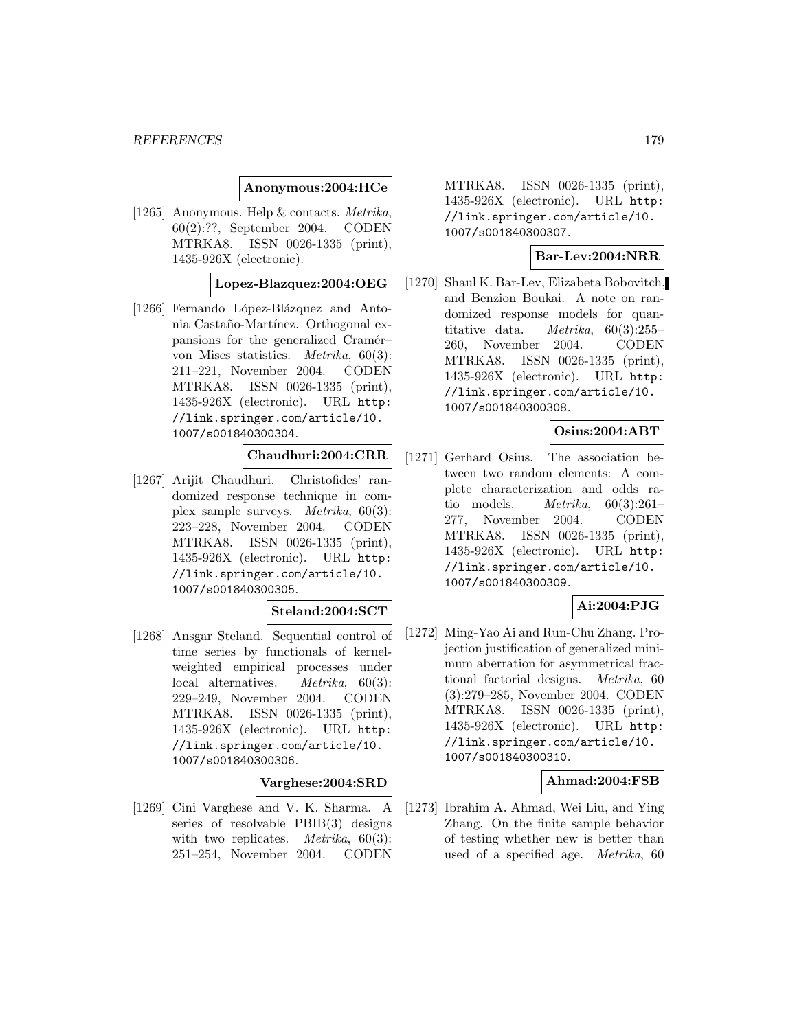**Anonymous:2004:HCe**

[1265] Anonymous. Help & contacts. *Metrika*, 60(2):??, September 2004. CODEN MTRKA8. ISSN 0026-1335 (print), 1435-926X (electronic).

**Lopez-Blazquez:2004:OEG**

[1266] Fernando López-Blázquez and Antonia Castaño-Martínez. Orthogonal expansions for the generalized Cramér–von Mises statistics. *Metrika*, 60(3): 211–221, November 2004. CODEN MTRKA8. ISSN 0026-1335 (print), 1435-926X (electronic). URL http://link.springer.com/article/10.1007/s001840300304.

**Chaudhuri:2004:CRR**

[1267] Arijit Chaudhuri. Christofides' randomized response technique in complex sample surveys. *Metrika*, 60(3): 223–228, November 2004. CODEN MTRKA8. ISSN 0026-1335 (print), 1435-926X (electronic). URL http://link.springer.com/article/10.1007/s001840300305.

**Steland:2004:SCT**

[1268] Ansgar Steland. Sequential control of time series by functionals of kernel-weighted empirical processes under local alternatives. *Metrika*, 60(3): 229–249, November 2004. CODEN MTRKA8. ISSN 0026-1335 (print), 1435-926X (electronic). URL http://link.springer.com/article/10.1007/s001840300306.

**Varghese:2004:SRD**

[1269] Cini Varghese and V. K. Sharma. A series of resolvable PBIB(3) designs with two replicates. *Metrika*, 60(3): 251–254, November 2004. CODEN MTRKA8. ISSN 0026-1335 (print), 1435-926X (electronic). URL http://link.springer.com/article/10.1007/s001840300307.

**Bar-Lev:2004:NRR**

[1270] Shaul K. Bar-Lev, Elizabeta Bobovitch, and Benzion Boukai. A note on randomized response models for quantitative data. *Metrika*, 60(3):255–260, November 2004. CODEN MTRKA8. ISSN 0026-1335 (print), 1435-926X (electronic). URL http://link.springer.com/article/10.1007/s001840300308.

**Osius:2004:ABT**

[1271] Gerhard Osius. The association between two random elements: A complete characterization and odds ratio models. *Metrika*, 60(3):261–277, November 2004. CODEN MTRKA8. ISSN 0026-1335 (print), 1435-926X (electronic). URL http://link.springer.com/article/10.1007/s001840300309.

**Ai:2004:PJG**

[1272] Ming-Yao Ai and Run-Chu Zhang. Projection justification of generalized minimum aberration for asymmetrical fractional factorial designs. *Metrika*, 60 (3):279–285, November 2004. CODEN MTRKA8. ISSN 0026-1335 (print), 1435-926X (electronic). URL http://link.springer.com/article/10.1007/s001840300310.

**Ahmad:2004:FSB**

[1273] Ibrahim A. Ahmad, Wei Liu, and Ying Zhang. On the finite sample behavior of testing whether new is better than used of a specified age. *Metrika*, 60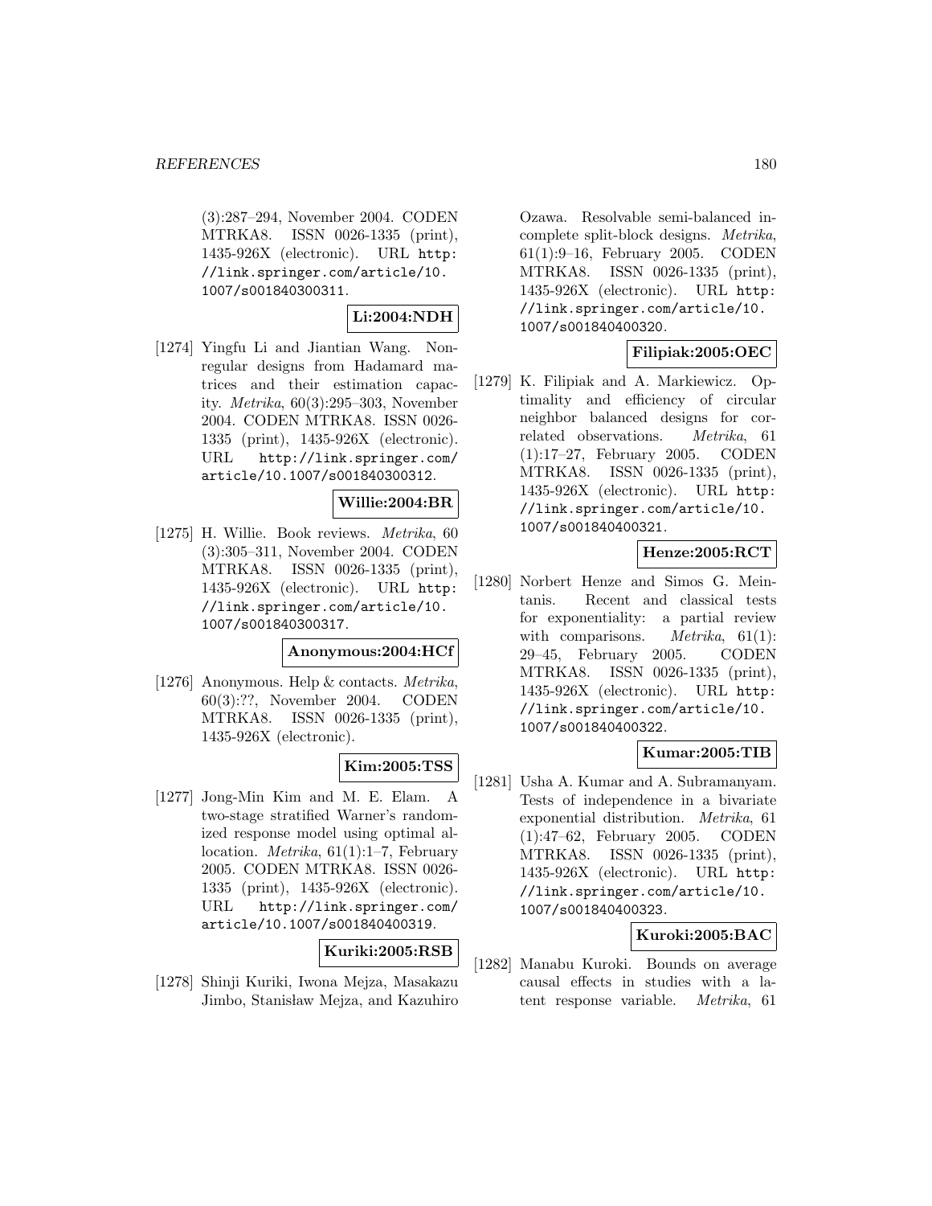(3):287–294, November 2004. CODEN MTRKA8. ISSN 0026-1335 (print), 1435-926X (electronic). URL http://link.springer.com/article/10.1007/s001840300311.

**Li:2004:NDH**

[1274] Yingfu Li and Jiantian Wang. Nonregular designs from Hadamard matrices and their estimation capacity. *Metrika*, 60(3):295–303, November 2004. CODEN MTRKA8. ISSN 0026-1335 (print), 1435-926X (electronic). URL http://link.springer.com/article/10.1007/s001840300312.

**Willie:2004:BR**

[1275] H. Willie. Book reviews. *Metrika*, 60 (3):305–311, November 2004. CODEN MTRKA8. ISSN 0026-1335 (print), 1435-926X (electronic). URL http://link.springer.com/article/10.1007/s001840300317.

**Anonymous:2004:HCf**

[1276] Anonymous. Help & contacts. *Metrika*, 60(3):??, November 2004. CODEN MTRKA8. ISSN 0026-1335 (print), 1435-926X (electronic).

**Kim:2005:TSS**

[1277] Jong-Min Kim and M. E. Elam. A two-stage stratified Warner's randomized response model using optimal allocation. *Metrika*, 61(1):1–7, February 2005. CODEN MTRKA8. ISSN 0026-1335 (print), 1435-926X (electronic). URL http://link.springer.com/article/10.1007/s001840400319.

**Kuriki:2005:RSB**

[1278] Shinji Kuriki, Iwona Mejza, Masakazu Jimbo, Stanisław Mejza, and Kazuhiro Ozawa. Resolvable semi-balanced incomplete split-block designs. *Metrika*, 61(1):9–16, February 2005. CODEN MTRKA8. ISSN 0026-1335 (print), 1435-926X (electronic). URL http://link.springer.com/article/10.1007/s001840400320.

**Filipiak:2005:OEC**

[1279] K. Filipiak and A. Markiewicz. Optimality and efficiency of circular neighbor balanced designs for correlated observations. *Metrika*, 61 (1):17–27, February 2005. CODEN MTRKA8. ISSN 0026-1335 (print), 1435-926X (electronic). URL http://link.springer.com/article/10.1007/s001840400321.

**Henze:2005:RCT**

[1280] Norbert Henze and Simos G. Meintanis. Recent and classical tests for exponentiality: a partial review with comparisons. *Metrika*, 61(1): 29–45, February 2005. CODEN MTRKA8. ISSN 0026-1335 (print), 1435-926X (electronic). URL http://link.springer.com/article/10.1007/s001840400322.

**Kumar:2005:TIB**

[1281] Usha A. Kumar and A. Subramanyam. Tests of independence in a bivariate exponential distribution. *Metrika*, 61 (1):47–62, February 2005. CODEN MTRKA8. ISSN 0026-1335 (print), 1435-926X (electronic). URL http://link.springer.com/article/10.1007/s001840400323.

**Kuroki:2005:BAC**

[1282] Manabu Kuroki. Bounds on average causal effects in studies with a latent response variable. *Metrika*, 61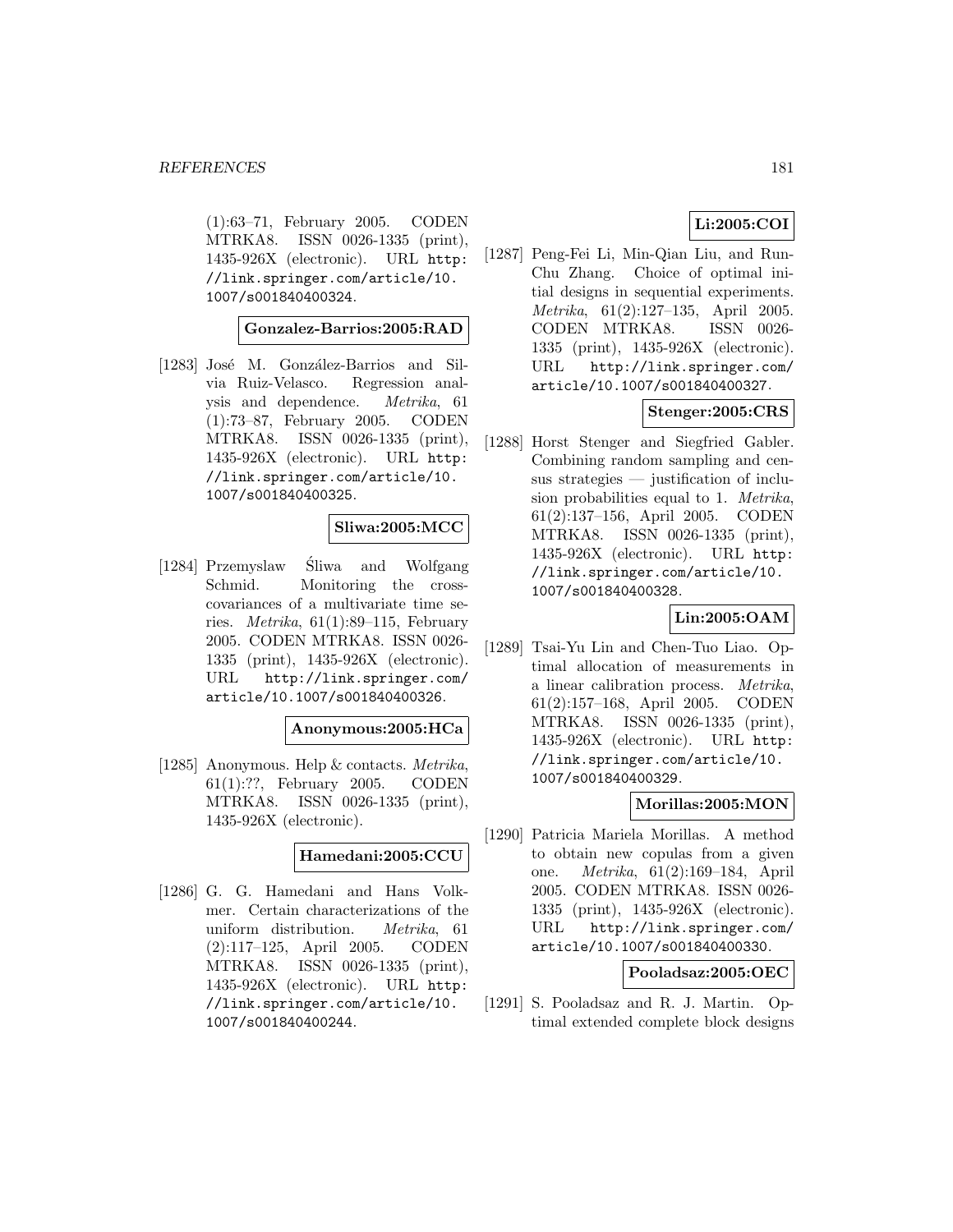(1):63–71, February 2005. CODEN MTRKA8. ISSN 0026-1335 (print), 1435-926X (electronic). URL http://link.springer.com/article/10.1007/s001840400324.

**Gonzalez-Barrios:2005:RAD**

[1283] José M. González-Barrios and Silvia Ruiz-Velasco. Regression analysis and dependence. *Metrika*, 61 (1):73–87, February 2005. CODEN MTRKA8. ISSN 0026-1335 (print), 1435-926X (electronic). URL http://link.springer.com/article/10.1007/s001840400325.

**Sliwa:2005:MCC**

[1284] Przemyslaw Śliwa and Wolfgang Schmid. Monitoring the cross-covariances of a multivariate time series. *Metrika*, 61(1):89–115, February 2005. CODEN MTRKA8. ISSN 0026-1335 (print), 1435-926X (electronic). URL http://link.springer.com/article/10.1007/s001840400326.

**Anonymous:2005:HCa**

[1285] Anonymous. Help & contacts. *Metrika*, 61(1):??, February 2005. CODEN MTRKA8. ISSN 0026-1335 (print), 1435-926X (electronic).

**Hamedani:2005:CCU**

[1286] G. G. Hamedani and Hans Volkmer. Certain characterizations of the uniform distribution. *Metrika*, 61 (2):117–125, April 2005. CODEN MTRKA8. ISSN 0026-1335 (print), 1435-926X (electronic). URL http://link.springer.com/article/10.1007/s001840400244.

**Li:2005:COI**

[1287] Peng-Fei Li, Min-Qian Liu, and Run-Chu Zhang. Choice of optimal initial designs in sequential experiments. *Metrika*, 61(2):127–135, April 2005. CODEN MTRKA8. ISSN 0026-1335 (print), 1435-926X (electronic). URL http://link.springer.com/article/10.1007/s001840400327.

**Stenger:2005:CRS**

[1288] Horst Stenger and Siegfried Gabler. Combining random sampling and census strategies — justification of inclusion probabilities equal to 1. *Metrika*, 61(2):137–156, April 2005. CODEN MTRKA8. ISSN 0026-1335 (print), 1435-926X (electronic). URL http://link.springer.com/article/10.1007/s001840400328.

**Lin:2005:OAM**

[1289] Tsai-Yu Lin and Chen-Tuo Liao. Optimal allocation of measurements in a linear calibration process. *Metrika*, 61(2):157–168, April 2005. CODEN MTRKA8. ISSN 0026-1335 (print), 1435-926X (electronic). URL http://link.springer.com/article/10.1007/s001840400329.

**Morillas:2005:MON**

[1290] Patricia Mariela Morillas. A method to obtain new copulas from a given one. *Metrika*, 61(2):169–184, April 2005. CODEN MTRKA8. ISSN 0026-1335 (print), 1435-926X (electronic). URL http://link.springer.com/article/10.1007/s001840400330.

**Pooladsaz:2005:OEC**

[1291] S. Pooladsaz and R. J. Martin. Optimal extended complete block designs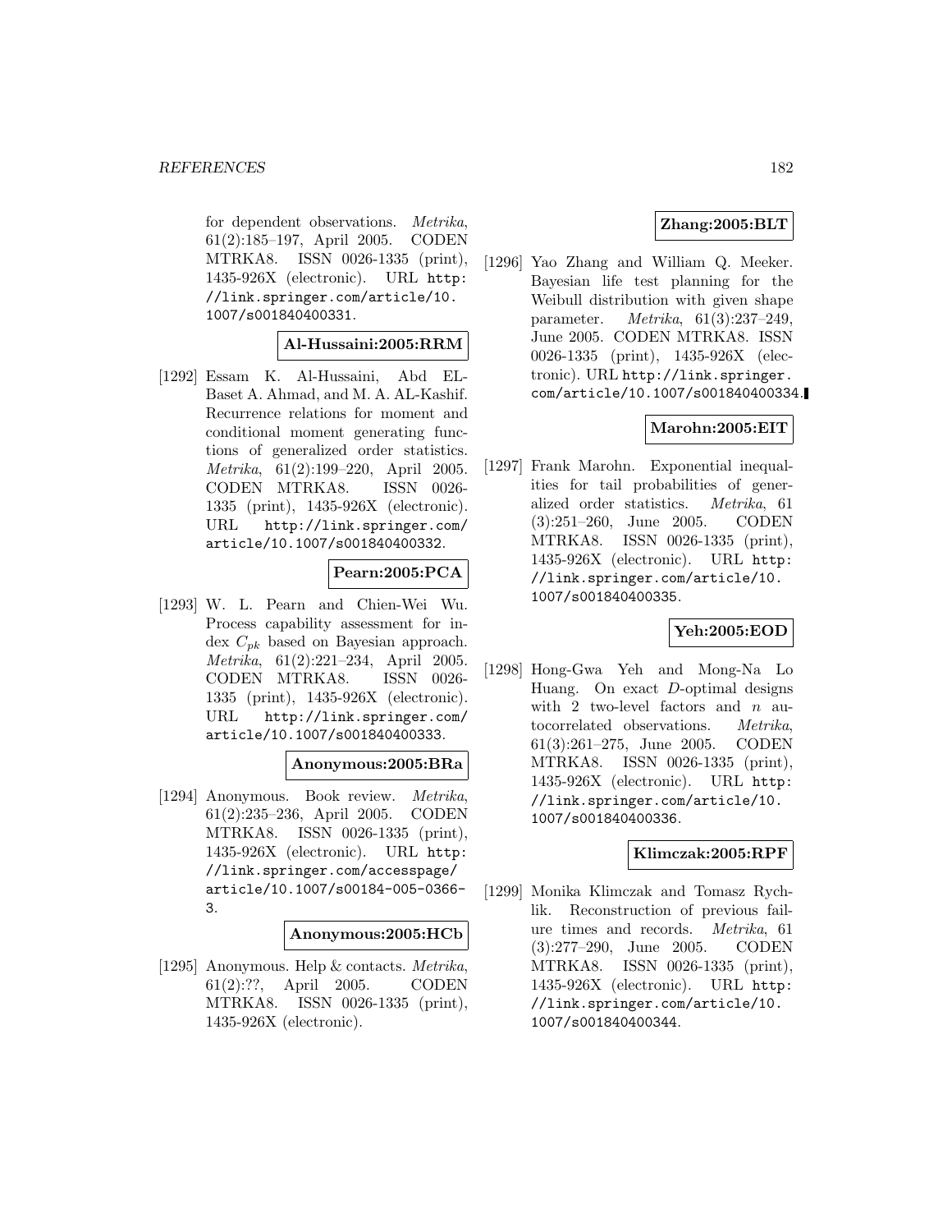for dependent observations. *Metrika*, 61(2):185–197, April 2005. CODEN MTRKA8. ISSN 0026-1335 (print), 1435-926X (electronic). URL http://link.springer.com/article/10.1007/s001840400331.

**Al-Hussaini:2005:RRM**

[1292] Essam K. Al-Hussaini, Abd EL-Baset A. Ahmad, and M. A. AL-Kashif. Recurrence relations for moment and conditional moment generating functions of generalized order statistics. *Metrika*, 61(2):199–220, April 2005. CODEN MTRKA8. ISSN 0026-1335 (print), 1435-926X (electronic). URL http://link.springer.com/article/10.1007/s001840400332.

**Pearn:2005:PCA**

[1293] W. L. Pearn and Chien-Wei Wu. Process capability assessment for index $C_{pk}$ based on Bayesian approach. *Metrika*, 61(2):221–234, April 2005. CODEN MTRKA8. ISSN 0026-1335 (print), 1435-926X (electronic). URL http://link.springer.com/article/10.1007/s001840400333.

**Anonymous:2005:BRa**

[1294] Anonymous. Book review. *Metrika*, 61(2):235–236, April 2005. CODEN MTRKA8. ISSN 0026-1335 (print), 1435-926X (electronic). URL http://link.springer.com/accesspage/article/10.1007/s00184-005-0366-3.

**Anonymous:2005:HCb**

[1295] Anonymous. Help & contacts. *Metrika*, 61(2):??, April 2005. CODEN MTRKA8. ISSN 0026-1335 (print), 1435-926X (electronic).

**Zhang:2005:BLT**

[1296] Yao Zhang and William Q. Meeker. Bayesian life test planning for the Weibull distribution with given shape parameter. *Metrika*, 61(3):237–249, June 2005. CODEN MTRKA8. ISSN 0026-1335 (print), 1435-926X (electronic). URL http://link.springer.com/article/10.1007/s001840400334.

**Marohn:2005:EIT**

[1297] Frank Marohn. Exponential inequalities for tail probabilities of generalized order statistics. *Metrika*, 61 (3):251–260, June 2005. CODEN MTRKA8. ISSN 0026-1335 (print), 1435-926X (electronic). URL http://link.springer.com/article/10.1007/s001840400335.

**Yeh:2005:EOD**

[1298] Hong-Gwa Yeh and Mong-Na Lo Huang. On exact $D$-optimal designs with 2 two-level factors and $n$ autocorrelated observations. *Metrika*, 61(3):261–275, June 2005. CODEN MTRKA8. ISSN 0026-1335 (print), 1435-926X (electronic). URL http://link.springer.com/article/10.1007/s001840400336.

**Klimczak:2005:RPF**

[1299] Monika Klimczak and Tomasz Rychlik. Reconstruction of previous failure times and records. *Metrika*, 61 (3):277–290, June 2005. CODEN MTRKA8. ISSN 0026-1335 (print), 1435-926X (electronic). URL http://link.springer.com/article/10.1007/s001840400344.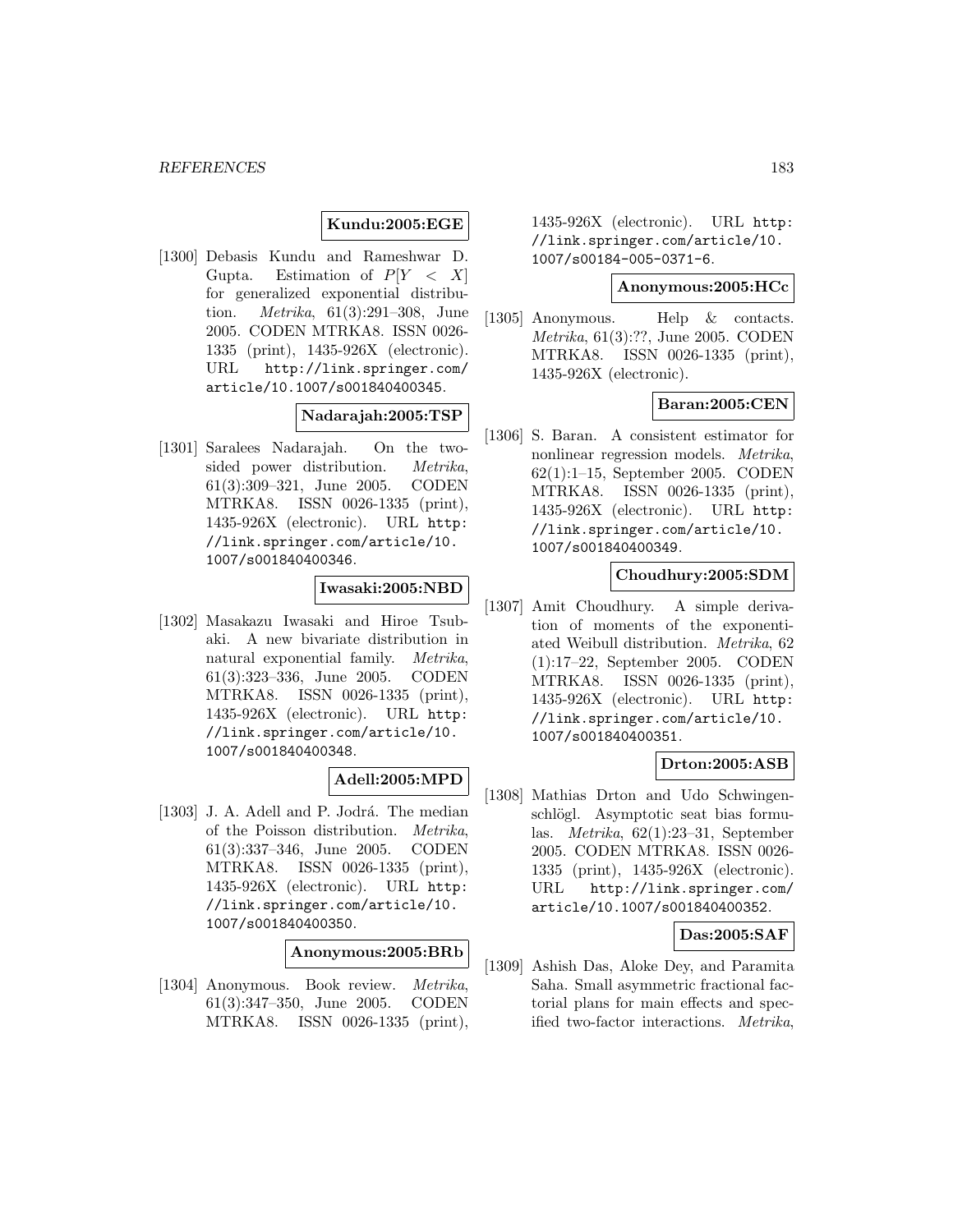**Kundu:2005:EGE**

[1300] Debasis Kundu and Rameshwar D. Gupta. Estimation of $P[Y < X]$ for generalized exponential distribution. *Metrika*, 61(3):291–308, June 2005. CODEN MTRKA8. ISSN 0026-1335 (print), 1435-926X (electronic). URL http://link.springer.com/article/10.1007/s001840400345.

**Nadarajah:2005:TSP**

[1301] Saralees Nadarajah. On the two-sided power distribution. *Metrika*, 61(3):309–321, June 2005. CODEN MTRKA8. ISSN 0026-1335 (print), 1435-926X (electronic). URL http://link.springer.com/article/10.1007/s001840400346.

**Iwasaki:2005:NBD**

[1302] Masakazu Iwasaki and Hiroe Tsubaki. A new bivariate distribution in natural exponential family. *Metrika*, 61(3):323–336, June 2005. CODEN MTRKA8. ISSN 0026-1335 (print), 1435-926X (electronic). URL http://link.springer.com/article/10.1007/s001840400348.

**Adell:2005:MPD**

[1303] J. A. Adell and P. Jodrá. The median of the Poisson distribution. *Metrika*, 61(3):337–346, June 2005. CODEN MTRKA8. ISSN 0026-1335 (print), 1435-926X (electronic). URL http://link.springer.com/article/10.1007/s001840400350.

**Anonymous:2005:BRb**

[1304] Anonymous. Book review. *Metrika*, 61(3):347–350, June 2005. CODEN MTRKA8. ISSN 0026-1335 (print), 1435-926X (electronic). URL http://link.springer.com/article/10.1007/s00184-005-0371-6.

**Anonymous:2005:HCc**

[1305] Anonymous. Help & contacts. *Metrika*, 61(3):??, June 2005. CODEN MTRKA8. ISSN 0026-1335 (print), 1435-926X (electronic).

**Baran:2005:CEN**

[1306] S. Baran. A consistent estimator for nonlinear regression models. *Metrika*, 62(1):1–15, September 2005. CODEN MTRKA8. ISSN 0026-1335 (print), 1435-926X (electronic). URL http://link.springer.com/article/10.1007/s001840400349.

**Choudhury:2005:SDM**

[1307] Amit Choudhury. A simple derivation of moments of the exponentiated Weibull distribution. *Metrika*, 62 (1):17–22, September 2005. CODEN MTRKA8. ISSN 0026-1335 (print), 1435-926X (electronic). URL http://link.springer.com/article/10.1007/s001840400351.

**Drton:2005:ASB**

[1308] Mathias Drton and Udo Schwingenschlögl. Asymptotic seat bias formulas. *Metrika*, 62(1):23–31, September 2005. CODEN MTRKA8. ISSN 0026-1335 (print), 1435-926X (electronic). URL http://link.springer.com/article/10.1007/s001840400352.

**Das:2005:SAF**

[1309] Ashish Das, Aloke Dey, and Paramita Saha. Small asymmetric fractional factorial plans for main effects and specified two-factor interactions. *Metrika*,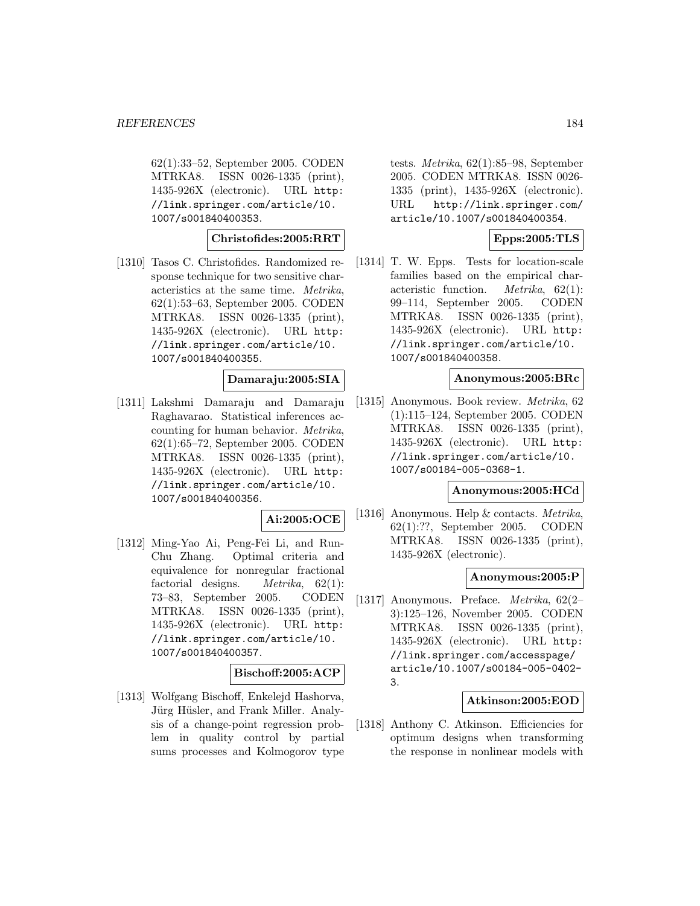62(1):33–52, September 2005. CODEN MTRKA8. ISSN 0026-1335 (print), 1435-926X (electronic). URL http://link.springer.com/article/10.1007/s001840400353.

**Christofides:2005:RRT**

[1310] Tasos C. Christofides. Randomized response technique for two sensitive characteristics at the same time. *Metrika*, 62(1):53–63, September 2005. CODEN MTRKA8. ISSN 0026-1335 (print), 1435-926X (electronic). URL http://link.springer.com/article/10.1007/s001840400355.

**Damaraju:2005:SIA**

[1311] Lakshmi Damaraju and Damaraju Raghavarao. Statistical inferences accounting for human behavior. *Metrika*, 62(1):65–72, September 2005. CODEN MTRKA8. ISSN 0026-1335 (print), 1435-926X (electronic). URL http://link.springer.com/article/10.1007/s001840400356.

**Ai:2005:OCE**

[1312] Ming-Yao Ai, Peng-Fei Li, and Run-Chu Zhang. Optimal criteria and equivalence for nonregular fractional factorial designs. *Metrika*, 62(1):73–83, September 2005. CODEN MTRKA8. ISSN 0026-1335 (print), 1435-926X (electronic). URL http://link.springer.com/article/10.1007/s001840400357.

**Bischoff:2005:ACP**

[1313] Wolfgang Bischoff, Enkelejd Hashorva, Jürg Hüsler, and Frank Miller. Analysis of a change-point regression problem in quality control by partial sums processes and Kolmogorov type tests. *Metrika*, 62(1):85–98, September 2005. CODEN MTRKA8. ISSN 0026-1335 (print), 1435-926X (electronic). URL http://link.springer.com/article/10.1007/s001840400354.

**Epps:2005:TLS**

[1314] T. W. Epps. Tests for location-scale families based on the empirical characteristic function. *Metrika*, 62(1):99–114, September 2005. CODEN MTRKA8. ISSN 0026-1335 (print), 1435-926X (electronic). URL http://link.springer.com/article/10.1007/s001840400358.

**Anonymous:2005:BRc**

[1315] Anonymous. Book review. *Metrika*, 62(1):115–124, September 2005. CODEN MTRKA8. ISSN 0026-1335 (print), 1435-926X (electronic). URL http://link.springer.com/article/10.1007/s00184-005-0368-1.

**Anonymous:2005:HCd**

[1316] Anonymous. Help & contacts. *Metrika*, 62(1):??, September 2005. CODEN MTRKA8. ISSN 0026-1335 (print), 1435-926X (electronic).

**Anonymous:2005:P**

[1317] Anonymous. Preface. *Metrika*, 62(2–3):125–126, November 2005. CODEN MTRKA8. ISSN 0026-1335 (print), 1435-926X (electronic). URL http://link.springer.com/accesspage/article/10.1007/s00184-005-0402-3.

**Atkinson:2005:EOD**

[1318] Anthony C. Atkinson. Efficiencies for optimum designs when transforming the response in nonlinear models with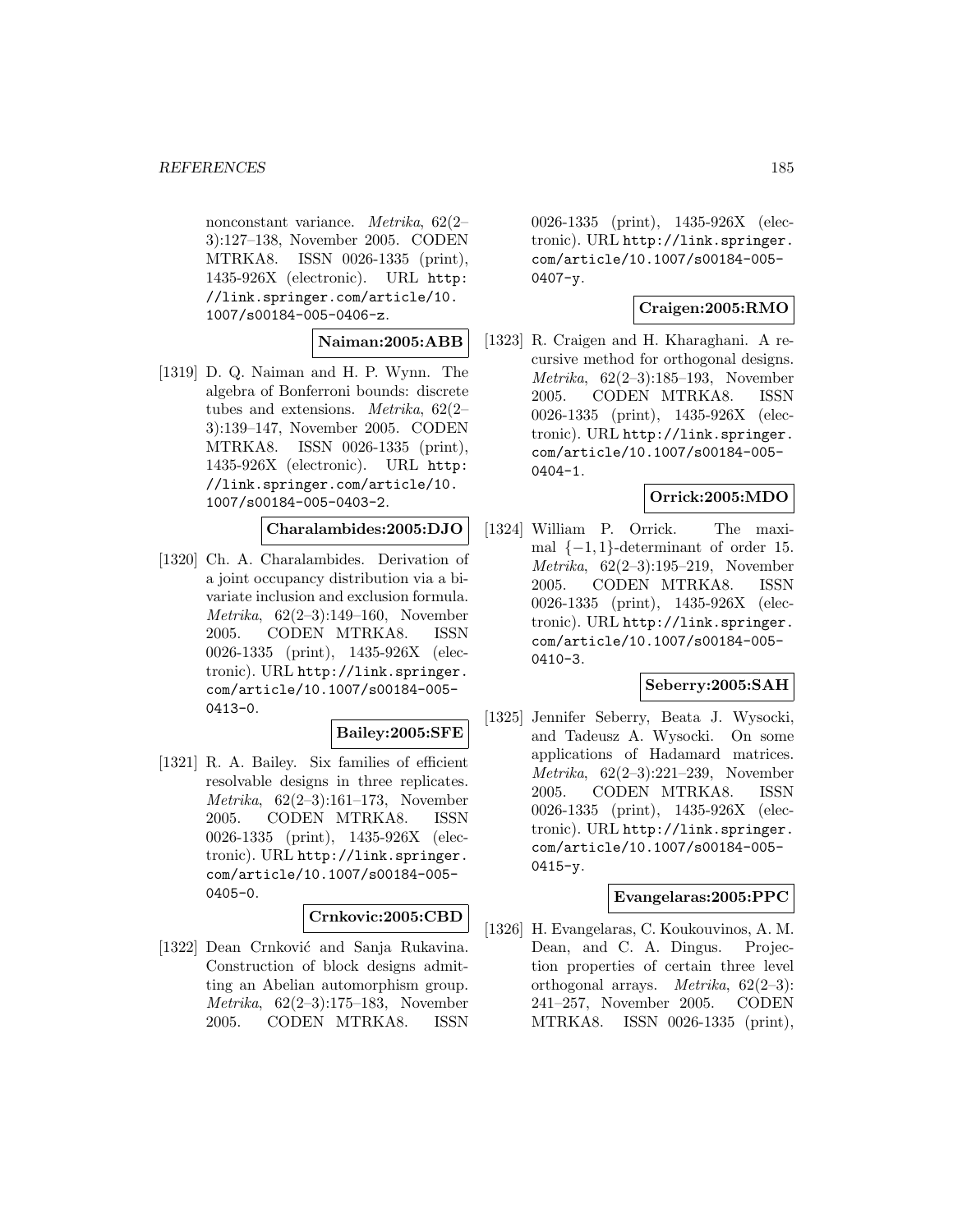nonconstant variance. *Metrika*, 62(2–3):127–138, November 2005. CODEN MTRKA8. ISSN 0026-1335 (print), 1435-926X (electronic). URL http://link.springer.com/article/10.1007/s00184-005-0406-z.

**Naiman:2005:ABB**

[1319] D. Q. Naiman and H. P. Wynn. The algebra of Bonferroni bounds: discrete tubes and extensions. *Metrika*, 62(2–3):139–147, November 2005. CODEN MTRKA8. ISSN 0026-1335 (print), 1435-926X (electronic). URL http://link.springer.com/article/10.1007/s00184-005-0403-2.

**Charalambides:2005:DJO**

[1320] Ch. A. Charalambides. Derivation of a joint occupancy distribution via a bivariate inclusion and exclusion formula. *Metrika*, 62(2–3):149–160, November 2005. CODEN MTRKA8. ISSN 0026-1335 (print), 1435-926X (electronic). URL http://link.springer.com/article/10.1007/s00184-005-0413-0.

**Bailey:2005:SFE**

[1321] R. A. Bailey. Six families of efficient resolvable designs in three replicates. *Metrika*, 62(2–3):161–173, November 2005. CODEN MTRKA8. ISSN 0026-1335 (print), 1435-926X (electronic). URL http://link.springer.com/article/10.1007/s00184-005-0405-0.

**Crnkovic:2005:CBD**

[1322] Dean Crnković and Sanja Rukavina. Construction of block designs admitting an Abelian automorphism group. *Metrika*, 62(2–3):175–183, November 2005. CODEN MTRKA8. ISSN 0026-1335 (print), 1435-926X (electronic). URL http://link.springer.com/article/10.1007/s00184-005-0407-y.

**Craigen:2005:RMO**

[1323] R. Craigen and H. Kharaghani. A recursive method for orthogonal designs. *Metrika*, 62(2–3):185–193, November 2005. CODEN MTRKA8. ISSN 0026-1335 (print), 1435-926X (electronic). URL http://link.springer.com/article/10.1007/s00184-005-0404-1.

**Orrick:2005:MDO**

[1324] William P. Orrick. The maximal $\{-1, 1\}$-determinant of order 15. *Metrika*, 62(2–3):195–219, November 2005. CODEN MTRKA8. ISSN 0026-1335 (print), 1435-926X (electronic). URL http://link.springer.com/article/10.1007/s00184-005-0410-3.

**Seberry:2005:SAH**

[1325] Jennifer Seberry, Beata J. Wysocki, and Tadeusz A. Wysocki. On some applications of Hadamard matrices. *Metrika*, 62(2–3):221–239, November 2005. CODEN MTRKA8. ISSN 0026-1335 (print), 1435-926X (electronic). URL http://link.springer.com/article/10.1007/s00184-005-0415-y.

**Evangelaras:2005:PPC**

[1326] H. Evangelaras, C. Koukouvinos, A. M. Dean, and C. A. Dingus. Projection properties of certain three level orthogonal arrays. *Metrika*, 62(2–3):241–257, November 2005. CODEN MTRKA8. ISSN 0026-1335 (print),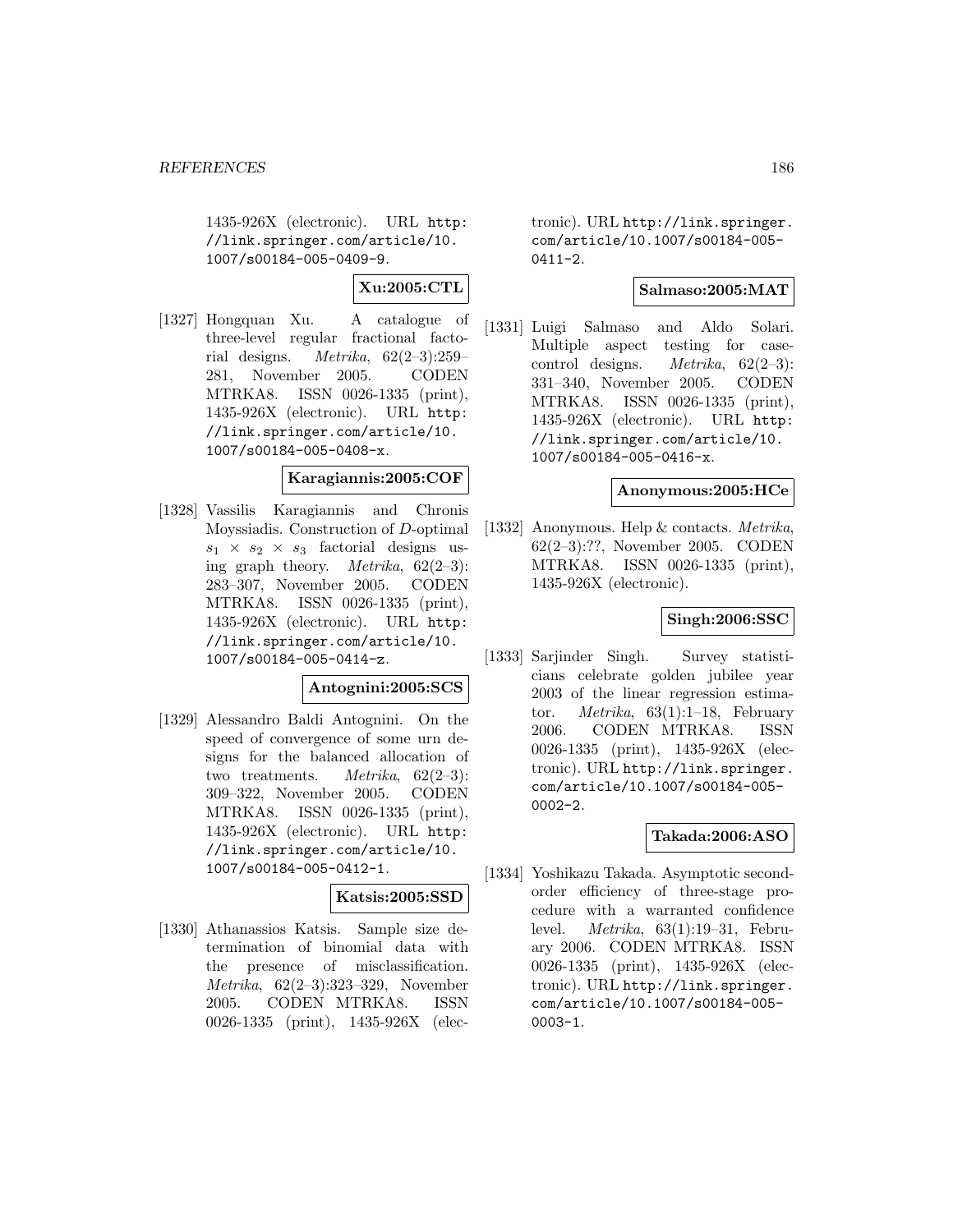1435-926X (electronic). URL http://link.springer.com/article/10.1007/s00184-005-0409-9.

**Xu:2005:CTL**

[1327] Hongquan Xu. A catalogue of three-level regular fractional factorial designs. *Metrika*, 62(2–3):259–281, November 2005. CODEN MTRKA8. ISSN 0026-1335 (print), 1435-926X (electronic). URL http://link.springer.com/article/10.1007/s00184-005-0408-x.

**Karagiannis:2005:COF**

[1328] Vassilis Karagiannis and Chronis Moyssiadis. Construction of $D$-optimal $s_1 \times s_2 \times s_3$ factorial designs using graph theory. *Metrika*, 62(2–3):283–307, November 2005. CODEN MTRKA8. ISSN 0026-1335 (print), 1435-926X (electronic). URL http://link.springer.com/article/10.1007/s00184-005-0414-z.

**Antognini:2005:SCS**

[1329] Alessandro Baldi Antognini. On the speed of convergence of some urn designs for the balanced allocation of two treatments. *Metrika*, 62(2–3):309–322, November 2005. CODEN MTRKA8. ISSN 0026-1335 (print), 1435-926X (electronic). URL http://link.springer.com/article/10.1007/s00184-005-0412-1.

**Katsis:2005:SSD**

[1330] Athanassios Katsis. Sample size determination of binomial data with the presence of misclassification. *Metrika*, 62(2–3):323–329, November 2005. CODEN MTRKA8. ISSN 0026-1335 (print), 1435-926X (electronic). URL http://link.springer.com/article/10.1007/s00184-005-0411-2.

**Salmaso:2005:MAT**

[1331] Luigi Salmaso and Aldo Solari. Multiple aspect testing for case-control designs. *Metrika*, 62(2–3):331–340, November 2005. CODEN MTRKA8. ISSN 0026-1335 (print), 1435-926X (electronic). URL http://link.springer.com/article/10.1007/s00184-005-0416-x.

**Anonymous:2005:HCe**

[1332] Anonymous. Help & contacts. *Metrika*, 62(2–3):??, November 2005. CODEN MTRKA8. ISSN 0026-1335 (print), 1435-926X (electronic).

**Singh:2006:SSC**

[1333] Sarjinder Singh. Survey statisticians celebrate golden jubilee year 2003 of the linear regression estimator. *Metrika*, 63(1):1–18, February 2006. CODEN MTRKA8. ISSN 0026-1335 (print), 1435-926X (electronic). URL http://link.springer.com/article/10.1007/s00184-005-0002-2.

**Takada:2006:ASO**

[1334] Yoshikazu Takada. Asymptotic second-order efficiency of three-stage procedure with a warranted confidence level. *Metrika*, 63(1):19–31, February 2006. CODEN MTRKA8. ISSN 0026-1335 (print), 1435-926X (electronic). URL http://link.springer.com/article/10.1007/s00184-005-0003-1.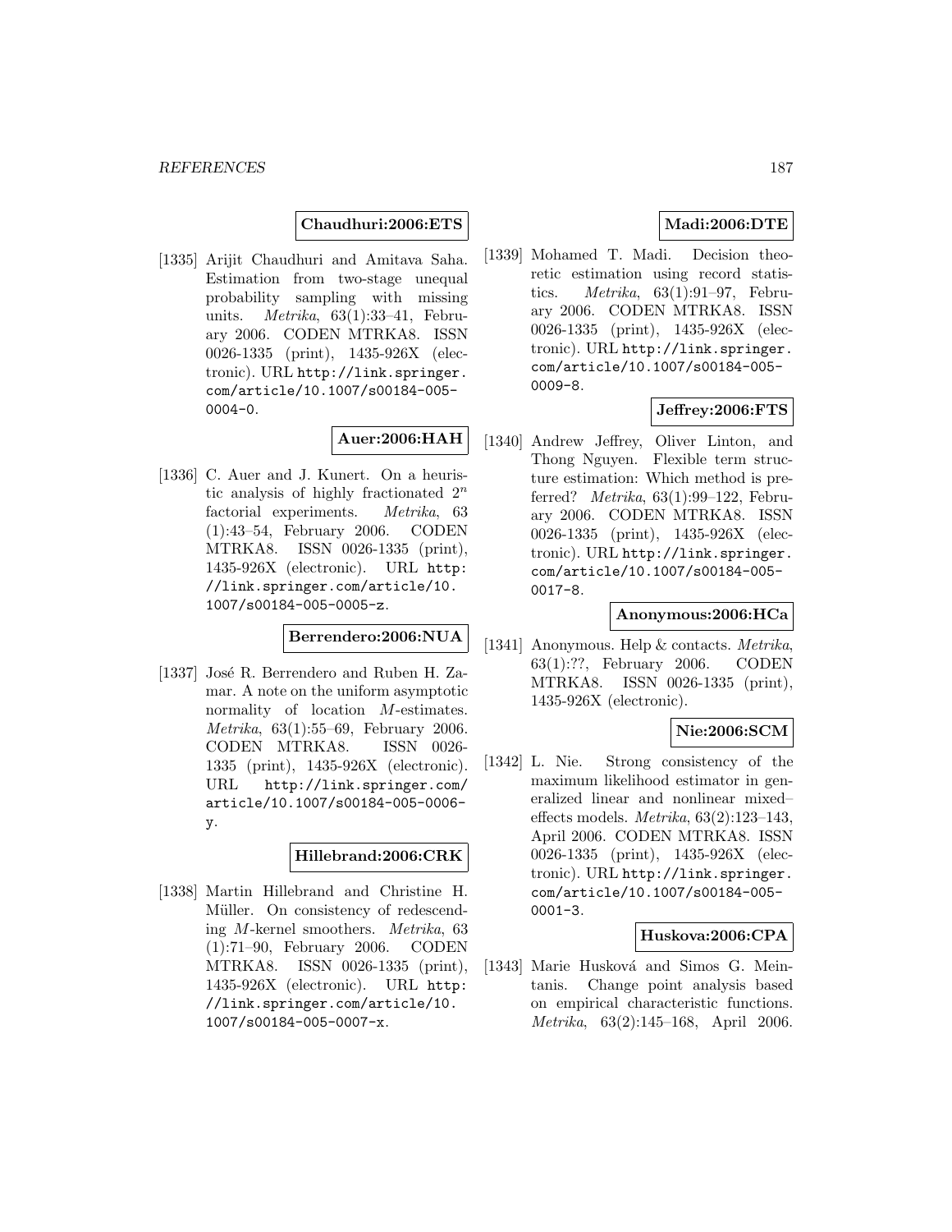**Chaudhuri:2006:ETS**

[1335] Arijit Chaudhuri and Amitava Saha. Estimation from two-stage unequal probability sampling with missing units. *Metrika*, 63(1):33–41, February 2006. CODEN MTRKA8. ISSN 0026-1335 (print), 1435-926X (electronic). URL http://link.springer.com/article/10.1007/s00184-005-0004-0.

**Auer:2006:HAH**

[1336] C. Auer and J. Kunert. On a heuristic analysis of highly fractionated $2^n$ factorial experiments. *Metrika*, 63 (1):43–54, February 2006. CODEN MTRKA8. ISSN 0026-1335 (print), 1435-926X (electronic). URL http://link.springer.com/article/10.1007/s00184-005-0005-z.

**Berrendero:2006:NUA**

[1337] José R. Berrendero and Ruben H. Zamar. A note on the uniform asymptotic normality of location $M$-estimates. *Metrika*, 63(1):55–69, February 2006. CODEN MTRKA8. ISSN 0026-1335 (print), 1435-926X (electronic). URL http://link.springer.com/article/10.1007/s00184-005-0006-y.

**Hillebrand:2006:CRK**

[1338] Martin Hillebrand and Christine H. Müller. On consistency of redescending $M$-kernel smoothers. *Metrika*, 63 (1):71–90, February 2006. CODEN MTRKA8. ISSN 0026-1335 (print), 1435-926X (electronic). URL http://link.springer.com/article/10.1007/s00184-005-0007-x.

**Madi:2006:DTE**

[1339] Mohamed T. Madi. Decision theoretic estimation using record statistics. *Metrika*, 63(1):91–97, February 2006. CODEN MTRKA8. ISSN 0026-1335 (print), 1435-926X (electronic). URL http://link.springer.com/article/10.1007/s00184-005-0009-8.

**Jeffrey:2006:FTS**

[1340] Andrew Jeffrey, Oliver Linton, and Thong Nguyen. Flexible term structure estimation: Which method is preferred? *Metrika*, 63(1):99–122, February 2006. CODEN MTRKA8. ISSN 0026-1335 (print), 1435-926X (electronic). URL http://link.springer.com/article/10.1007/s00184-005-0017-8.

**Anonymous:2006:HCa**

[1341] Anonymous. Help & contacts. *Metrika*, 63(1):??, February 2006. CODEN MTRKA8. ISSN 0026-1335 (print), 1435-926X (electronic).

**Nie:2006:SCM**

[1342] L. Nie. Strong consistency of the maximum likelihood estimator in generalized linear and nonlinear mixed–effects models. *Metrika*, 63(2):123–143, April 2006. CODEN MTRKA8. ISSN 0026-1335 (print), 1435-926X (electronic). URL http://link.springer.com/article/10.1007/s00184-005-0001-3.

**Huskova:2006:CPA**

[1343] Marie Husková and Simos G. Meintanis. Change point analysis based on empirical characteristic functions. *Metrika*, 63(2):145–168, April 2006.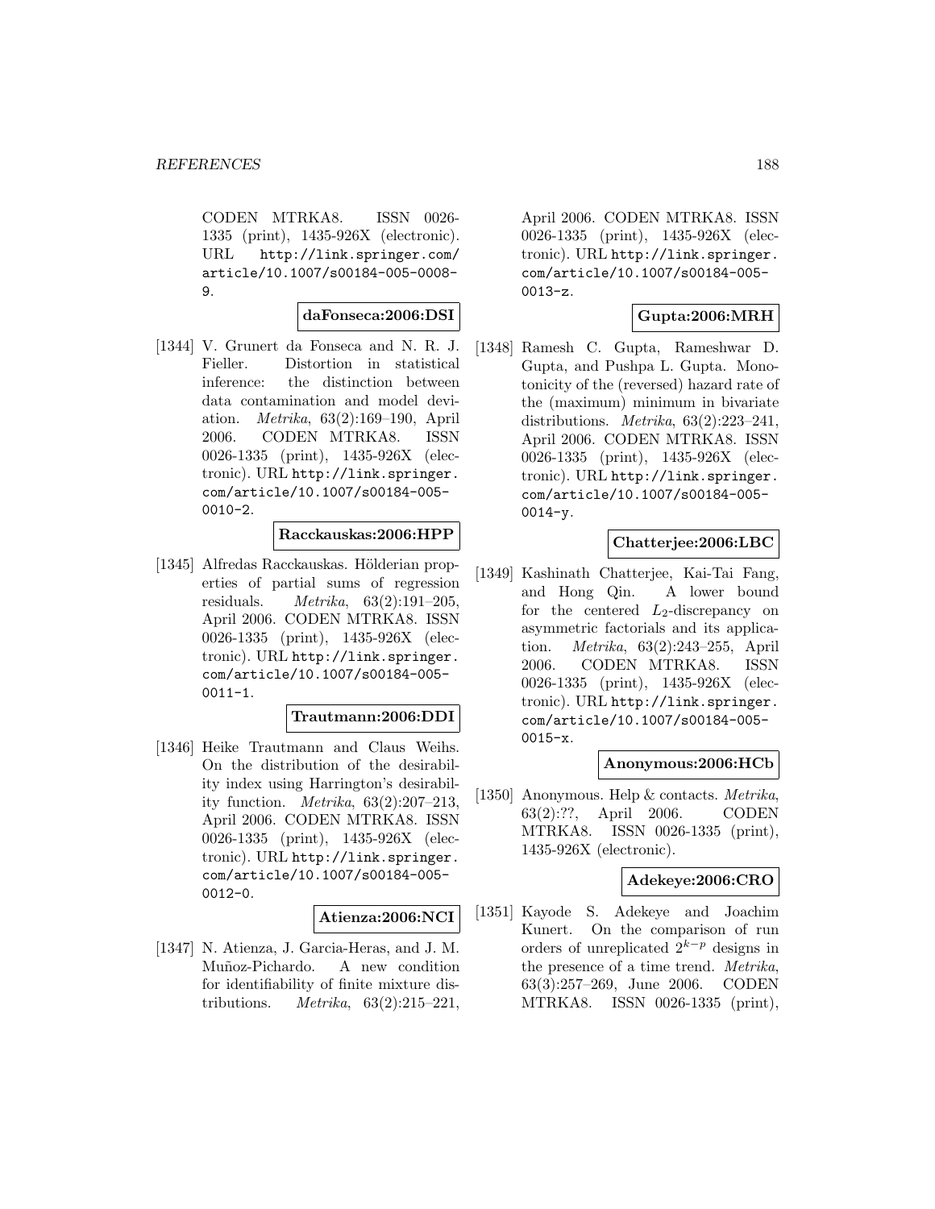CODEN MTRKA8. ISSN 0026-1335 (print), 1435-926X (electronic). URL http://link.springer.com/article/10.1007/s00184-005-0008-9.

**daFonseca:2006:DSI**

[1344] V. Grunert da Fonseca and N. R. J. Fieller. Distortion in statistical inference: the distinction between data contamination and model deviation. *Metrika*, 63(2):169–190, April 2006. CODEN MTRKA8. ISSN 0026-1335 (print), 1435-926X (electronic). URL http://link.springer.com/article/10.1007/s00184-005-0010-2.

**Racckauskas:2006:HPP**

[1345] Alfredas Racckauskas. Hölderian properties of partial sums of regression residuals. *Metrika*, 63(2):191–205, April 2006. CODEN MTRKA8. ISSN 0026-1335 (print), 1435-926X (electronic). URL http://link.springer.com/article/10.1007/s00184-005-0011-1.

**Trautmann:2006:DDI**

[1346] Heike Trautmann and Claus Weihs. On the distribution of the desirability index using Harrington's desirability function. *Metrika*, 63(2):207–213, April 2006. CODEN MTRKA8. ISSN 0026-1335 (print), 1435-926X (electronic). URL http://link.springer.com/article/10.1007/s00184-005-0012-0.

**Atienza:2006:NCI**

[1347] N. Atienza, J. Garcia-Heras, and J. M. Muñoz-Pichardo. A new condition for identifiability of finite mixture distributions. *Metrika*, 63(2):215–221, April 2006. CODEN MTRKA8. ISSN 0026-1335 (print), 1435-926X (electronic). URL http://link.springer.com/article/10.1007/s00184-005-0013-z.

**Gupta:2006:MRH**

[1348] Ramesh C. Gupta, Rameshwar D. Gupta, and Pushpa L. Gupta. Monotonicity of the (reversed) hazard rate of the (maximum) minimum in bivariate distributions. *Metrika*, 63(2):223–241, April 2006. CODEN MTRKA8. ISSN 0026-1335 (print), 1435-926X (electronic). URL http://link.springer.com/article/10.1007/s00184-005-0014-y.

**Chatterjee:2006:LBC**

[1349] Kashinath Chatterjee, Kai-Tai Fang, and Hong Qin. A lower bound for the centered $L_2$-discrepancy on asymmetric factorials and its application. *Metrika*, 63(2):243–255, April 2006. CODEN MTRKA8. ISSN 0026-1335 (print), 1435-926X (electronic). URL http://link.springer.com/article/10.1007/s00184-005-0015-x.

**Anonymous:2006:HCb**

[1350] Anonymous. Help & contacts. *Metrika*, 63(2):??, April 2006. CODEN MTRKA8. ISSN 0026-1335 (print), 1435-926X (electronic).

**Adekeye:2006:CRO**

[1351] Kayode S. Adekeye and Joachim Kunert. On the comparison of run orders of unreplicated $2^{k-p}$ designs in the presence of a time trend. *Metrika*, 63(3):257–269, June 2006. CODEN MTRKA8. ISSN 0026-1335 (print),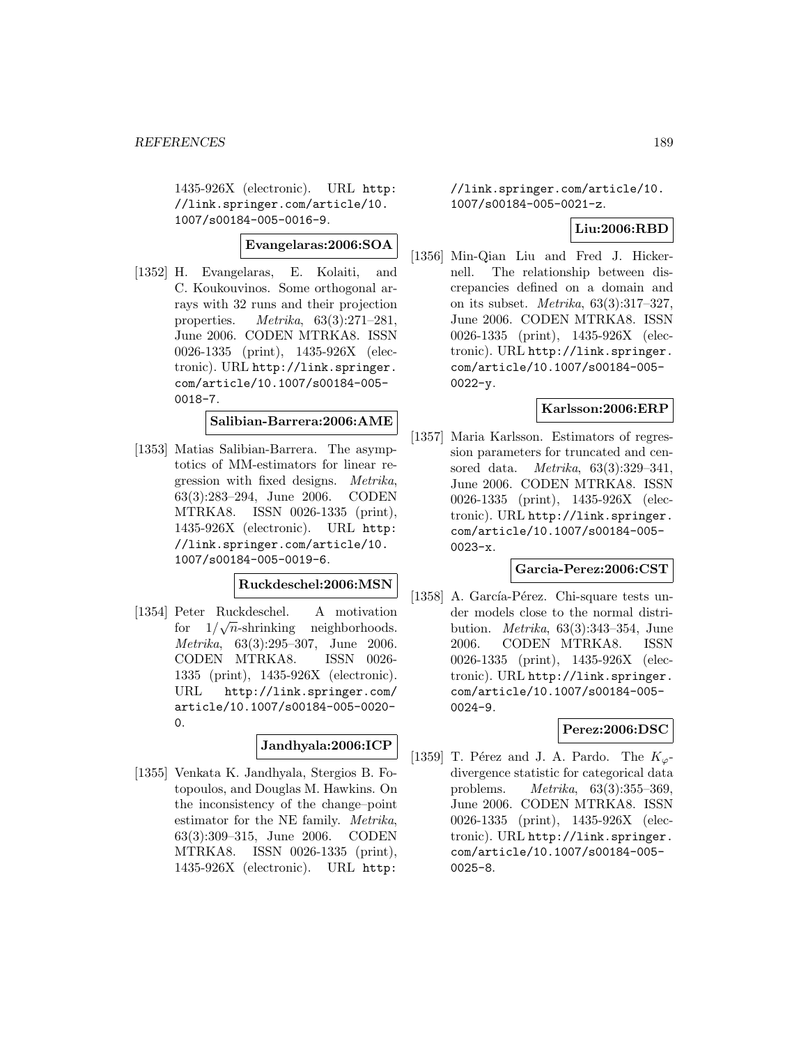1435-926X (electronic). URL http://link.springer.com/article/10.1007/s00184-005-0016-9.

**Evangelaras:2006:SOA**

[1352] H. Evangelaras, E. Kolaiti, and C. Koukouvinos. Some orthogonal arrays with 32 runs and their projection properties. *Metrika*, 63(3):271–281, June 2006. CODEN MTRKA8. ISSN 0026-1335 (print), 1435-926X (electronic). URL http://link.springer.com/article/10.1007/s00184-005-0018-7.

**Salibian-Barrera:2006:AME**

[1353] Matias Salibian-Barrera. The asymptotics of MM-estimators for linear regression with fixed designs. *Metrika*, 63(3):283–294, June 2006. CODEN MTRKA8. ISSN 0026-1335 (print), 1435-926X (electronic). URL http://link.springer.com/article/10.1007/s00184-005-0019-6.

**Ruckdeschel:2006:MSN**

[1354] Peter Ruckdeschel. A motivation for $1/\sqrt{n}$-shrinking neighborhoods. *Metrika*, 63(3):295–307, June 2006. CODEN MTRKA8. ISSN 0026-1335 (print), 1435-926X (electronic). URL http://link.springer.com/article/10.1007/s00184-005-0020-0.

**Jandhyala:2006:ICP**

[1355] Venkata K. Jandhyala, Stergios B. Fotopoulos, and Douglas M. Hawkins. On the inconsistency of the change–point estimator for the NE family. *Metrika*, 63(3):309–315, June 2006. CODEN MTRKA8. ISSN 0026-1335 (print), 1435-926X (electronic). URL http://link.springer.com/article/10.1007/s00184-005-0021-z.

**Liu:2006:RBD**

[1356] Min-Qian Liu and Fred J. Hickernell. The relationship between discrepancies defined on a domain and on its subset. *Metrika*, 63(3):317–327, June 2006. CODEN MTRKA8. ISSN 0026-1335 (print), 1435-926X (electronic). URL http://link.springer.com/article/10.1007/s00184-005-0022-y.

**Karlsson:2006:ERP**

[1357] Maria Karlsson. Estimators of regression parameters for truncated and censored data. *Metrika*, 63(3):329–341, June 2006. CODEN MTRKA8. ISSN 0026-1335 (print), 1435-926X (electronic). URL http://link.springer.com/article/10.1007/s00184-005-0023-x.

**Garcia-Perez:2006:CST**

[1358] A. García-Pérez. Chi-square tests under models close to the normal distribution. *Metrika*, 63(3):343–354, June 2006. CODEN MTRKA8. ISSN 0026-1335 (print), 1435-926X (electronic). URL http://link.springer.com/article/10.1007/s00184-005-0024-9.

**Perez:2006:DSC**

[1359] T. Pérez and J. A. Pardo. The $K_\varphi$-divergence statistic for categorical data problems. *Metrika*, 63(3):355–369, June 2006. CODEN MTRKA8. ISSN 0026-1335 (print), 1435-926X (electronic). URL http://link.springer.com/article/10.1007/s00184-005-0025-8.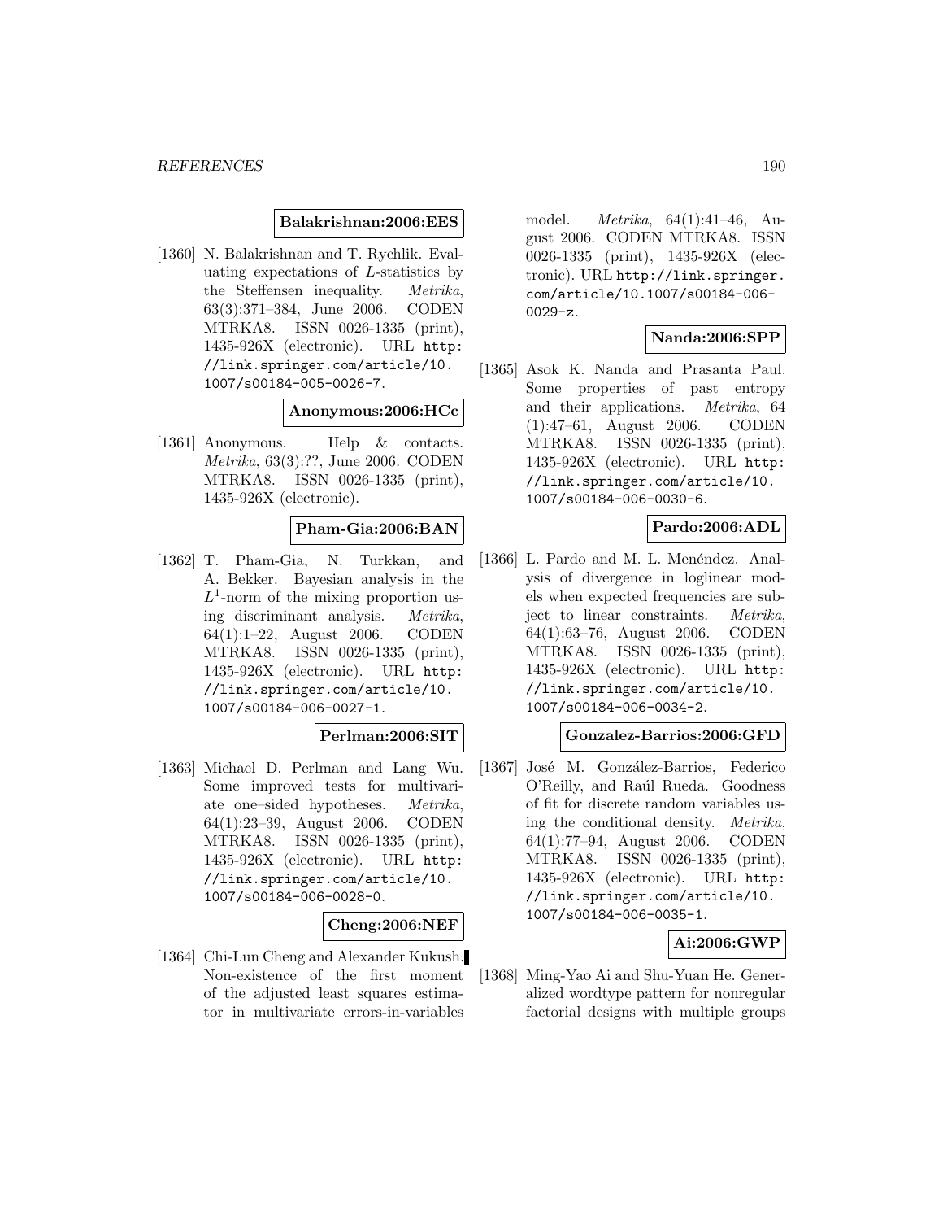**Balakrishnan:2006:EES**

[1360] N. Balakrishnan and T. Rychlik. Evaluating expectations of $L$-statistics by the Steffensen inequality. *Metrika*, 63(3):371–384, June 2006. CODEN MTRKA8. ISSN 0026-1335 (print), 1435-926X (electronic). URL http://link.springer.com/article/10.1007/s00184-005-0026-7.

**Anonymous:2006:HCc**

[1361] Anonymous. Help & contacts. *Metrika*, 63(3):??, June 2006. CODEN MTRKA8. ISSN 0026-1335 (print), 1435-926X (electronic).

**Pham-Gia:2006:BAN**

[1362] T. Pham-Gia, N. Turkkan, and A. Bekker. Bayesian analysis in the $L^1$-norm of the mixing proportion using discriminant analysis. *Metrika*, 64(1):1–22, August 2006. CODEN MTRKA8. ISSN 0026-1335 (print), 1435-926X (electronic). URL http://link.springer.com/article/10.1007/s00184-006-0027-1.

**Perlman:2006:SIT**

[1363] Michael D. Perlman and Lang Wu. Some improved tests for multivariate one–sided hypotheses. *Metrika*, 64(1):23–39, August 2006. CODEN MTRKA8. ISSN 0026-1335 (print), 1435-926X (electronic). URL http://link.springer.com/article/10.1007/s00184-006-0028-0.

**Cheng:2006:NEF**

[1364] Chi-Lun Cheng and Alexander Kukush. Non-existence of the first moment of the adjusted least squares estimator in multivariate errors-in-variables model. *Metrika*, 64(1):41–46, August 2006. CODEN MTRKA8. ISSN 0026-1335 (print), 1435-926X (electronic). URL http://link.springer.com/article/10.1007/s00184-006-0029-z.

**Nanda:2006:SPP**

[1365] Asok K. Nanda and Prasanta Paul. Some properties of past entropy and their applications. *Metrika*, 64 (1):47–61, August 2006. CODEN MTRKA8. ISSN 0026-1335 (print), 1435-926X (electronic). URL http://link.springer.com/article/10.1007/s00184-006-0030-6.

**Pardo:2006:ADL**

[1366] L. Pardo and M. L. Menéndez. Analysis of divergence in loglinear models when expected frequencies are subject to linear constraints. *Metrika*, 64(1):63–76, August 2006. CODEN MTRKA8. ISSN 0026-1335 (print), 1435-926X (electronic). URL http://link.springer.com/article/10.1007/s00184-006-0034-2.

**Gonzalez-Barrios:2006:GFD**

[1367] José M. González-Barrios, Federico O'Reilly, and Raúl Rueda. Goodness of fit for discrete random variables using the conditional density. *Metrika*, 64(1):77–94, August 2006. CODEN MTRKA8. ISSN 0026-1335 (print), 1435-926X (electronic). URL http://link.springer.com/article/10.1007/s00184-006-0035-1.

**Ai:2006:GWP**

[1368] Ming-Yao Ai and Shu-Yuan He. Generalized wordtype pattern for nonregular factorial designs with multiple groups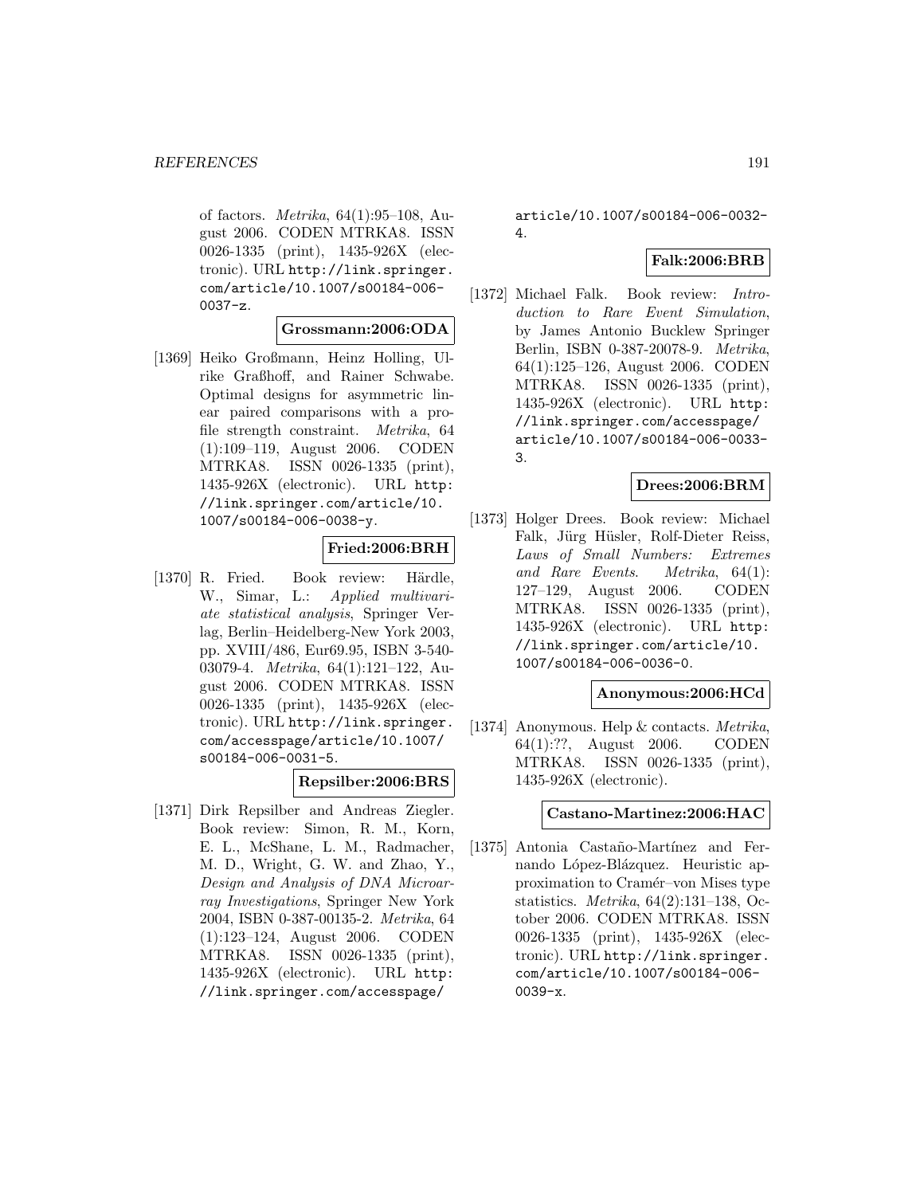of factors. *Metrika*, 64(1):95–108, August 2006. CODEN MTRKA8. ISSN 0026-1335 (print), 1435-926X (electronic). URL http://link.springer.com/article/10.1007/s00184-006-0037-z.

**Grossmann:2006:ODA**

[1369] Heiko Großmann, Heinz Holling, Ulrike Graßhoff, and Rainer Schwabe. Optimal designs for asymmetric linear paired comparisons with a profile strength constraint. *Metrika*, 64 (1):109–119, August 2006. CODEN MTRKA8. ISSN 0026-1335 (print), 1435-926X (electronic). URL http://link.springer.com/article/10.1007/s00184-006-0038-y.

**Fried:2006:BRH**

[1370] R. Fried. Book review: Härdle, W., Simar, L.: *Applied multivariate statistical analysis*, Springer Verlag, Berlin–Heidelberg-New York 2003, pp. XVIII/486, Eur69.95, ISBN 3-540-03079-4. *Metrika*, 64(1):121–122, August 2006. CODEN MTRKA8. ISSN 0026-1335 (print), 1435-926X (electronic). URL http://link.springer.com/accesspage/article/10.1007/s00184-006-0031-5.

**Repsilber:2006:BRS**

[1371] Dirk Repsilber and Andreas Ziegler. Book review: Simon, R. M., Korn, E. L., McShane, L. M., Radmacher, M. D., Wright, G. W. and Zhao, Y., *Design and Analysis of DNA Microarray Investigations*, Springer New York 2004, ISBN 0-387-00135-2. *Metrika*, 64 (1):123–124, August 2006. CODEN MTRKA8. ISSN 0026-1335 (print), 1435-926X (electronic). URL http://link.springer.com/accesspage/article/10.1007/s00184-006-0032-4.

**Falk:2006:BRB**

[1372] Michael Falk. Book review: *Introduction to Rare Event Simulation*, by James Antonio Bucklew Springer Berlin, ISBN 0-387-20078-9. *Metrika*, 64(1):125–126, August 2006. CODEN MTRKA8. ISSN 0026-1335 (print), 1435-926X (electronic). URL http://link.springer.com/accesspage/article/10.1007/s00184-006-0033-3.

**Drees:2006:BRM**

[1373] Holger Drees. Book review: Michael Falk, Jürg Hüsler, Rolf-Dieter Reiss, *Laws of Small Numbers: Extremes and Rare Events*. *Metrika*, 64(1): 127–129, August 2006. CODEN MTRKA8. ISSN 0026-1335 (print), 1435-926X (electronic). URL http://link.springer.com/article/10.1007/s00184-006-0036-0.

**Anonymous:2006:HCd**

[1374] Anonymous. Help & contacts. *Metrika*, 64(1):??, August 2006. CODEN MTRKA8. ISSN 0026-1335 (print), 1435-926X (electronic).

**Castano-Martinez:2006:HAC**

[1375] Antonia Castaño-Martínez and Fernando López-Blázquez. Heuristic approximation to Cramér–von Mises type statistics. *Metrika*, 64(2):131–138, October 2006. CODEN MTRKA8. ISSN 0026-1335 (print), 1435-926X (electronic). URL http://link.springer.com/article/10.1007/s00184-006-0039-x.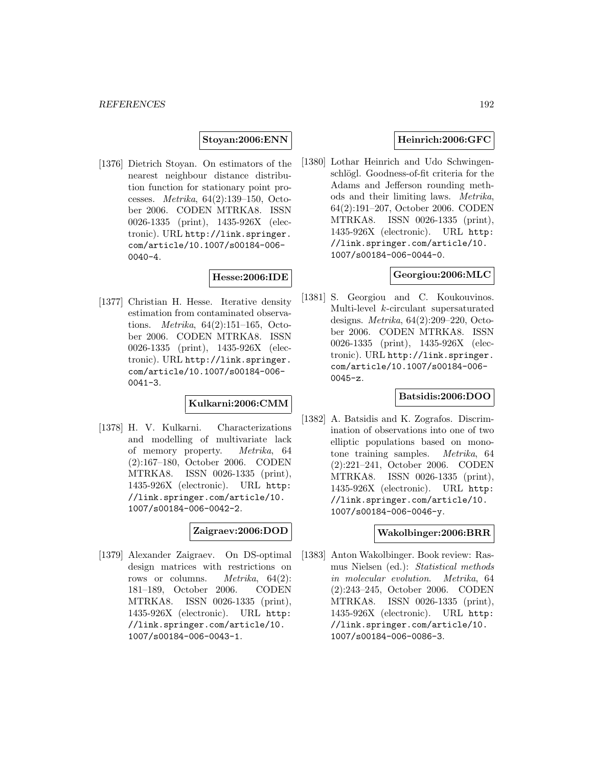**Stoyan:2006:ENN**

[1376] Dietrich Stoyan. On estimators of the nearest neighbour distance distribution function for stationary point processes. *Metrika*, 64(2):139–150, October 2006. CODEN MTRKA8. ISSN 0026-1335 (print), 1435-926X (electronic). URL http://link.springer.com/article/10.1007/s00184-006-0040-4.

**Hesse:2006:IDE**

[1377] Christian H. Hesse. Iterative density estimation from contaminated observations. *Metrika*, 64(2):151–165, October 2006. CODEN MTRKA8. ISSN 0026-1335 (print), 1435-926X (electronic). URL http://link.springer.com/article/10.1007/s00184-006-0041-3.

**Kulkarni:2006:CMM**

[1378] H. V. Kulkarni. Characterizations and modelling of multivariate lack of memory property. *Metrika*, 64 (2):167–180, October 2006. CODEN MTRKA8. ISSN 0026-1335 (print), 1435-926X (electronic). URL http://link.springer.com/article/10.1007/s00184-006-0042-2.

**Zaigraev:2006:DOD**

[1379] Alexander Zaigraev. On DS-optimal design matrices with restrictions on rows or columns. *Metrika*, 64(2): 181–189, October 2006. CODEN MTRKA8. ISSN 0026-1335 (print), 1435-926X (electronic). URL http://link.springer.com/article/10.1007/s00184-006-0043-1.

**Heinrich:2006:GFC**

[1380] Lothar Heinrich and Udo Schwingenschlögl. Goodness-of-fit criteria for the Adams and Jefferson rounding methods and their limiting laws. *Metrika*, 64(2):191–207, October 2006. CODEN MTRKA8. ISSN 0026-1335 (print), 1435-926X (electronic). URL http://link.springer.com/article/10.1007/s00184-006-0044-0.

**Georgiou:2006:MLC**

[1381] S. Georgiou and C. Koukouvinos. Multi-level $k$-circulant supersaturated designs. *Metrika*, 64(2):209–220, October 2006. CODEN MTRKA8. ISSN 0026-1335 (print), 1435-926X (electronic). URL http://link.springer.com/article/10.1007/s00184-006-0045-z.

**Batsidis:2006:DOO**

[1382] A. Batsidis and K. Zografos. Discrimination of observations into one of two elliptic populations based on monotone training samples. *Metrika*, 64 (2):221–241, October 2006. CODEN MTRKA8. ISSN 0026-1335 (print), 1435-926X (electronic). URL http://link.springer.com/article/10.1007/s00184-006-0046-y.

**Wakolbinger:2006:BRR**

[1383] Anton Wakolbinger. Book review: Rasmus Nielsen (ed.): *Statistical methods in molecular evolution*. *Metrika*, 64 (2):243–245, October 2006. CODEN MTRKA8. ISSN 0026-1335 (print), 1435-926X (electronic). URL http://link.springer.com/article/10.1007/s00184-006-0086-3.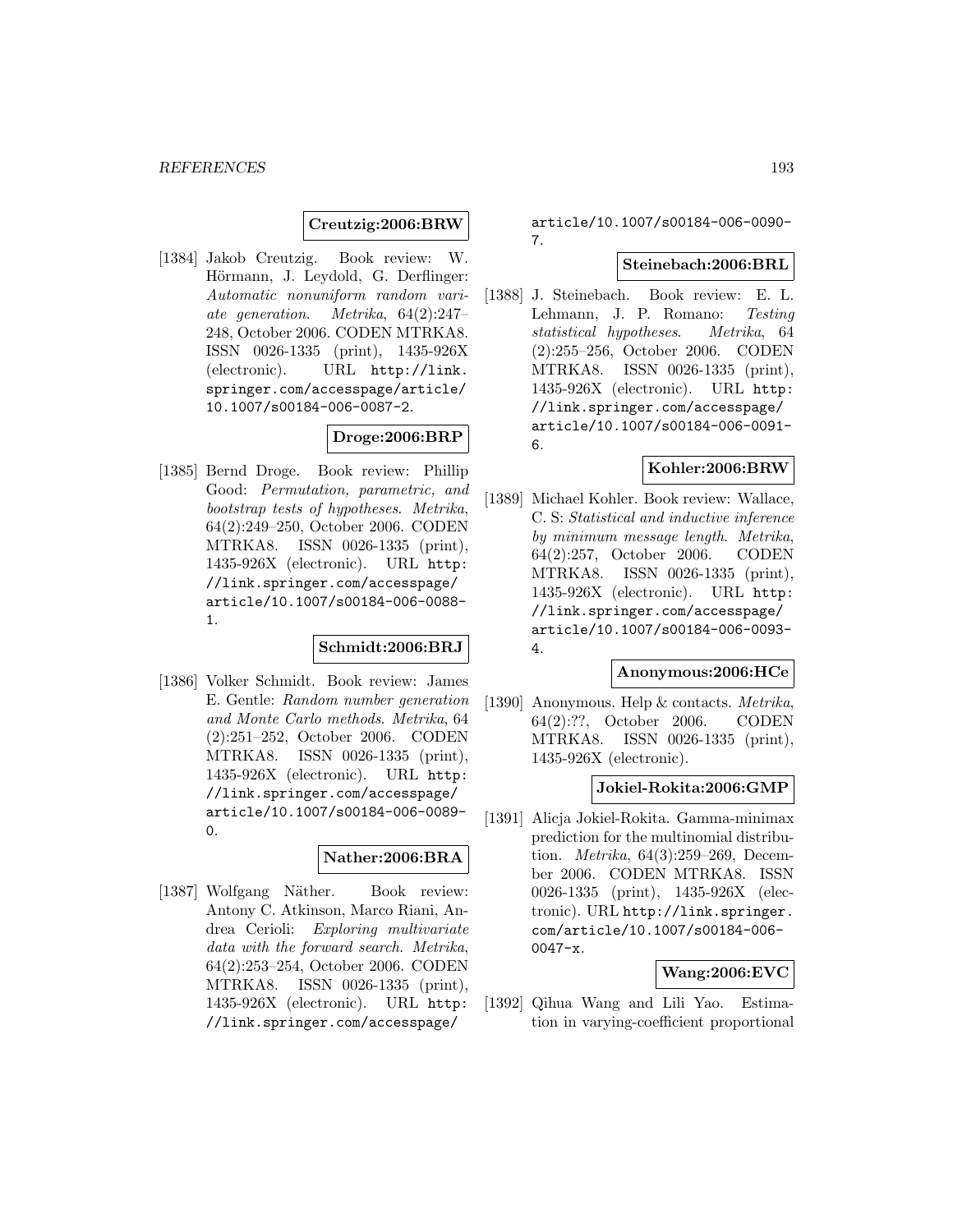**Creutzig:2006:BRW**

[1384] Jakob Creutzig. Book review: W. Hörmann, J. Leydold, G. Derflinger: *Automatic nonuniform random variate generation*. *Metrika*, 64(2):247–248, October 2006. CODEN MTRKA8. ISSN 0026-1335 (print), 1435-926X (electronic). URL http://link.springer.com/accesspage/article/10.1007/s00184-006-0087-2.

**Droge:2006:BRP**

[1385] Bernd Droge. Book review: Phillip Good: *Permutation, parametric, and bootstrap tests of hypotheses*. *Metrika*, 64(2):249–250, October 2006. CODEN MTRKA8. ISSN 0026-1335 (print), 1435-926X (electronic). URL http://link.springer.com/accesspage/article/10.1007/s00184-006-0088-1.

**Schmidt:2006:BRJ**

[1386] Volker Schmidt. Book review: James E. Gentle: *Random number generation and Monte Carlo methods*. *Metrika*, 64(2):251–252, October 2006. CODEN MTRKA8. ISSN 0026-1335 (print), 1435-926X (electronic). URL http://link.springer.com/accesspage/article/10.1007/s00184-006-0089-0.

**Nather:2006:BRA**

[1387] Wolfgang Näther. Book review: Antony C. Atkinson, Marco Riani, Andrea Cerioli: *Exploring multivariate data with the forward search*. *Metrika*, 64(2):253–254, October 2006. CODEN MTRKA8. ISSN 0026-1335 (print), 1435-926X (electronic). URL http://link.springer.com/accesspage/article/10.1007/s00184-006-0090-7.

**Steinebach:2006:BRL**

[1388] J. Steinebach. Book review: E. L. Lehmann, J. P. Romano: *Testing statistical hypotheses*. *Metrika*, 64(2):255–256, October 2006. CODEN MTRKA8. ISSN 0026-1335 (print), 1435-926X (electronic). URL http://link.springer.com/accesspage/article/10.1007/s00184-006-0091-6.

**Kohler:2006:BRW**

[1389] Michael Kohler. Book review: Wallace, C. S: *Statistical and inductive inference by minimum message length*. *Metrika*, 64(2):257, October 2006. CODEN MTRKA8. ISSN 0026-1335 (print), 1435-926X (electronic). URL http://link.springer.com/accesspage/article/10.1007/s00184-006-0093-4.

**Anonymous:2006:HCe**

[1390] Anonymous. Help & contacts. *Metrika*, 64(2):??, October 2006. CODEN MTRKA8. ISSN 0026-1335 (print), 1435-926X (electronic).

**Jokiel-Rokita:2006:GMP**

[1391] Alicja Jokiel-Rokita. Gamma-minimax prediction for the multinomial distribution. *Metrika*, 64(3):259–269, December 2006. CODEN MTRKA8. ISSN 0026-1335 (print), 1435-926X (electronic). URL http://link.springer.com/article/10.1007/s00184-006-0047-x.

**Wang:2006:EVC**

[1392] Qihua Wang and Lili Yao. Estimation in varying-coefficient proportional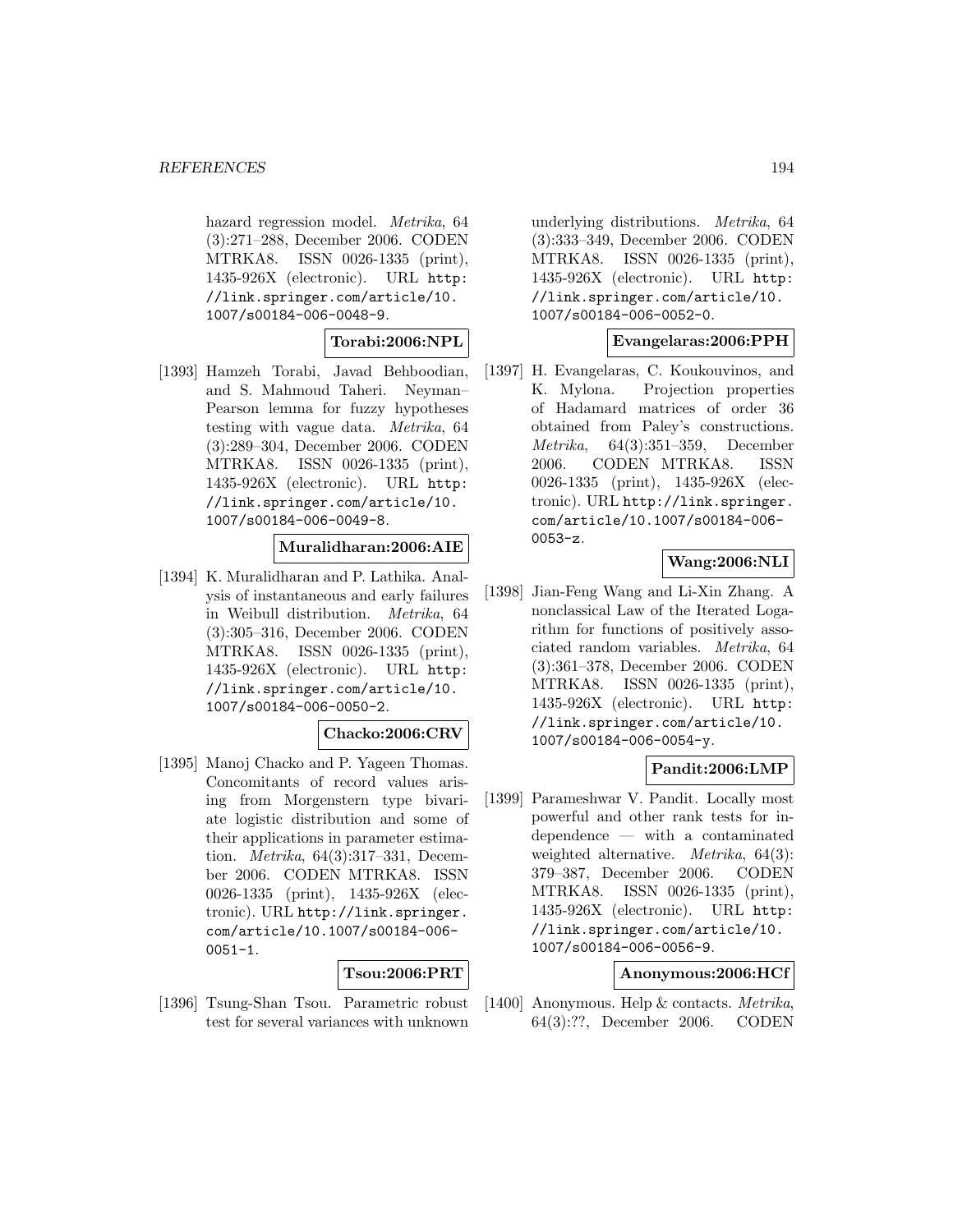hazard regression model. *Metrika*, 64 (3):271–288, December 2006. CODEN MTRKA8. ISSN 0026-1335 (print), 1435-926X (electronic). URL http://link.springer.com/article/10.1007/s00184-006-0048-9.

**Torabi:2006:NPL**

[1393] Hamzeh Torabi, Javad Behboodian, and S. Mahmoud Taheri. Neyman–Pearson lemma for fuzzy hypotheses testing with vague data. *Metrika*, 64 (3):289–304, December 2006. CODEN MTRKA8. ISSN 0026-1335 (print), 1435-926X (electronic). URL http://link.springer.com/article/10.1007/s00184-006-0049-8.

**Muralidharan:2006:AIE**

[1394] K. Muralidharan and P. Lathika. Analysis of instantaneous and early failures in Weibull distribution. *Metrika*, 64 (3):305–316, December 2006. CODEN MTRKA8. ISSN 0026-1335 (print), 1435-926X (electronic). URL http://link.springer.com/article/10.1007/s00184-006-0050-2.

**Chacko:2006:CRV**

[1395] Manoj Chacko and P. Yageen Thomas. Concomitants of record values arising from Morgenstern type bivariate logistic distribution and some of their applications in parameter estimation. *Metrika*, 64(3):317–331, December 2006. CODEN MTRKA8. ISSN 0026-1335 (print), 1435-926X (electronic). URL http://link.springer.com/article/10.1007/s00184-006-0051-1.

**Tsou:2006:PRT**

[1396] Tsung-Shan Tsou. Parametric robust test for several variances with unknown underlying distributions. *Metrika*, 64 (3):333–349, December 2006. CODEN MTRKA8. ISSN 0026-1335 (print), 1435-926X (electronic). URL http://link.springer.com/article/10.1007/s00184-006-0052-0.

**Evangelaras:2006:PPH**

[1397] H. Evangelaras, C. Koukouvinos, and K. Mylona. Projection properties of Hadamard matrices of order 36 obtained from Paley's constructions. *Metrika*, 64(3):351–359, December 2006. CODEN MTRKA8. ISSN 0026-1335 (print), 1435-926X (electronic). URL http://link.springer.com/article/10.1007/s00184-006-0053-z.

**Wang:2006:NLI**

[1398] Jian-Feng Wang and Li-Xin Zhang. A nonclassical Law of the Iterated Logarithm for functions of positively associated random variables. *Metrika*, 64 (3):361–378, December 2006. CODEN MTRKA8. ISSN 0026-1335 (print), 1435-926X (electronic). URL http://link.springer.com/article/10.1007/s00184-006-0054-y.

**Pandit:2006:LMP**

[1399] Parameshwar V. Pandit. Locally most powerful and other rank tests for independence — with a contaminated weighted alternative. *Metrika*, 64(3): 379–387, December 2006. CODEN MTRKA8. ISSN 0026-1335 (print), 1435-926X (electronic). URL http://link.springer.com/article/10.1007/s00184-006-0056-9.

**Anonymous:2006:HCf**

[1400] Anonymous. Help & contacts. *Metrika*, 64(3):??, December 2006. CODEN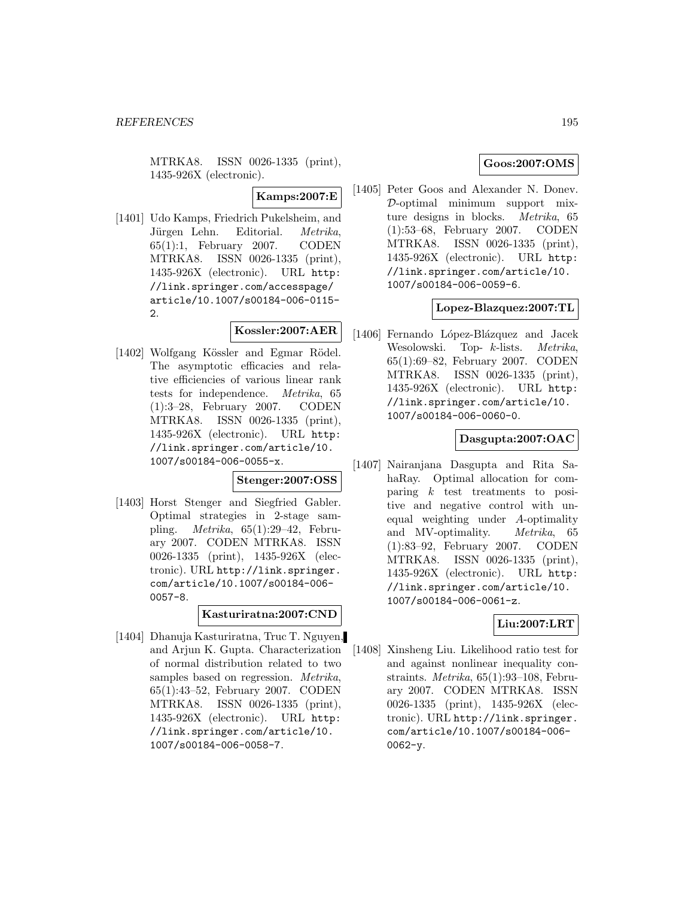MTRKA8. ISSN 0026-1335 (print), 1435-926X (electronic).

**Kamps:2007:E**

[1401] Udo Kamps, Friedrich Pukelsheim, and Jürgen Lehn. Editorial. *Metrika*, 65(1):1, February 2007. CODEN MTRKA8. ISSN 0026-1335 (print), 1435-926X (electronic). URL http://link.springer.com/accesspage/article/10.1007/s00184-006-0115-2.

**Kossler:2007:AER**

[1402] Wolfgang Kössler and Egmar Rödel. The asymptotic efficacies and relative efficiencies of various linear rank tests for independence. *Metrika*, 65 (1):3–28, February 2007. CODEN MTRKA8. ISSN 0026-1335 (print), 1435-926X (electronic). URL http://link.springer.com/article/10.1007/s00184-006-0055-x.

**Stenger:2007:OSS**

[1403] Horst Stenger and Siegfried Gabler. Optimal strategies in 2-stage sampling. *Metrika*, 65(1):29–42, February 2007. CODEN MTRKA8. ISSN 0026-1335 (print), 1435-926X (electronic). URL http://link.springer.com/article/10.1007/s00184-006-0057-8.

**Kasturiratna:2007:CND**

[1404] Dhanuja Kasturiratna, Truc T. Nguyen, and Arjun K. Gupta. Characterization of normal distribution related to two samples based on regression. *Metrika*, 65(1):43–52, February 2007. CODEN MTRKA8. ISSN 0026-1335 (print), 1435-926X (electronic). URL http://link.springer.com/article/10.1007/s00184-006-0058-7.

**Goos:2007:OMS**

[1405] Peter Goos and Alexander N. Donev. $\mathcal{D}$-optimal minimum support mixture designs in blocks. *Metrika*, 65 (1):53–68, February 2007. CODEN MTRKA8. ISSN 0026-1335 (print), 1435-926X (electronic). URL http://link.springer.com/article/10.1007/s00184-006-0059-6.

**Lopez-Blazquez:2007:TL**

[1406] Fernando López-Blázquez and Jacek Wesolowski. Top- $k$-lists. *Metrika*, 65(1):69–82, February 2007. CODEN MTRKA8. ISSN 0026-1335 (print), 1435-926X (electronic). URL http://link.springer.com/article/10.1007/s00184-006-0060-0.

**Dasgupta:2007:OAC**

[1407] Nairanjana Dasgupta and Rita SahaRay. Optimal allocation for comparing $k$ test treatments to positive and negative control with unequal weighting under $A$-optimality and MV-optimality. *Metrika*, 65 (1):83–92, February 2007. CODEN MTRKA8. ISSN 0026-1335 (print), 1435-926X (electronic). URL http://link.springer.com/article/10.1007/s00184-006-0061-z.

**Liu:2007:LRT**

[1408] Xinsheng Liu. Likelihood ratio test for and against nonlinear inequality constraints. *Metrika*, 65(1):93–108, February 2007. CODEN MTRKA8. ISSN 0026-1335 (print), 1435-926X (electronic). URL http://link.springer.com/article/10.1007/s00184-006-0062-y.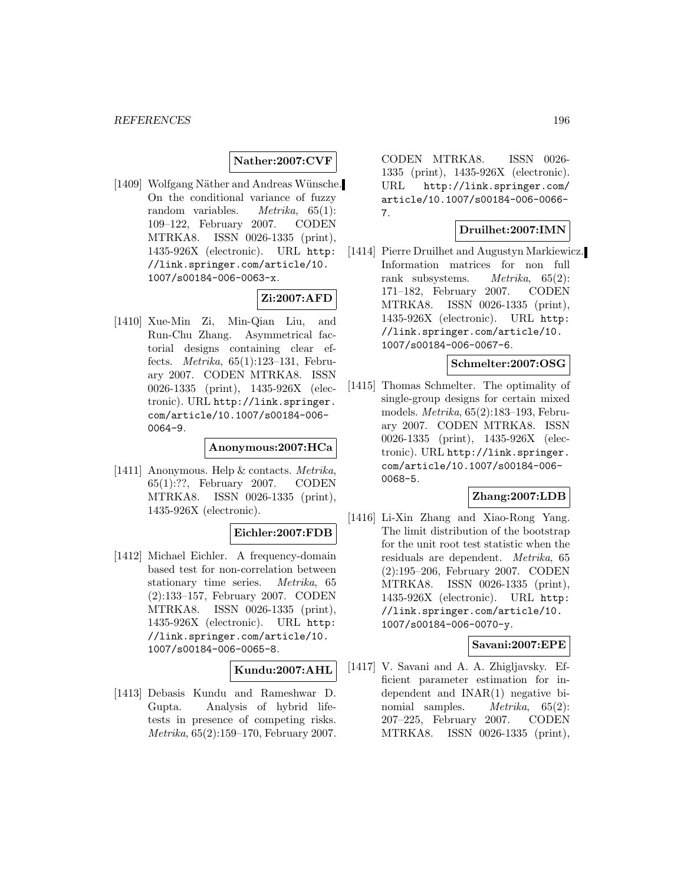**Nather:2007:CVF**

[1409] Wolfgang Näther and Andreas Wünsche. On the conditional variance of fuzzy random variables. *Metrika*, 65(1): 109–122, February 2007. CODEN MTRKA8. ISSN 0026-1335 (print), 1435-926X (electronic). URL http://link.springer.com/article/10.1007/s00184-006-0063-x.

**Zi:2007:AFD**

[1410] Xue-Min Zi, Min-Qian Liu, and Run-Chu Zhang. Asymmetrical factorial designs containing clear effects. *Metrika*, 65(1):123–131, February 2007. CODEN MTRKA8. ISSN 0026-1335 (print), 1435-926X (electronic). URL http://link.springer.com/article/10.1007/s00184-006-0064-9.

**Anonymous:2007:HCa**

[1411] Anonymous. Help & contacts. *Metrika*, 65(1):??, February 2007. CODEN MTRKA8. ISSN 0026-1335 (print), 1435-926X (electronic).

**Eichler:2007:FDB**

[1412] Michael Eichler. A frequency-domain based test for non-correlation between stationary time series. *Metrika*, 65 (2):133–157, February 2007. CODEN MTRKA8. ISSN 0026-1335 (print), 1435-926X (electronic). URL http://link.springer.com/article/10.1007/s00184-006-0065-8.

**Kundu:2007:AHL**

[1413] Debasis Kundu and Rameshwar D. Gupta. Analysis of hybrid life-tests in presence of competing risks. *Metrika*, 65(2):159–170, February 2007. CODEN MTRKA8. ISSN 0026-1335 (print), 1435-926X (electronic). URL http://link.springer.com/article/10.1007/s00184-006-0066-7.

**Druilhet:2007:IMN**

[1414] Pierre Druilhet and Augustyn Markiewicz. Information matrices for non full rank subsystems. *Metrika*, 65(2): 171–182, February 2007. CODEN MTRKA8. ISSN 0026-1335 (print), 1435-926X (electronic). URL http://link.springer.com/article/10.1007/s00184-006-0067-6.

**Schmelter:2007:OSG**

[1415] Thomas Schmelter. The optimality of single-group designs for certain mixed models. *Metrika*, 65(2):183–193, February 2007. CODEN MTRKA8. ISSN 0026-1335 (print), 1435-926X (electronic). URL http://link.springer.com/article/10.1007/s00184-006-0068-5.

**Zhang:2007:LDB**

[1416] Li-Xin Zhang and Xiao-Rong Yang. The limit distribution of the bootstrap for the unit root test statistic when the residuals are dependent. *Metrika*, 65 (2):195–206, February 2007. CODEN MTRKA8. ISSN 0026-1335 (print), 1435-926X (electronic). URL http://link.springer.com/article/10.1007/s00184-006-0070-y.

**Savani:2007:EPE**

[1417] V. Savani and A. A. Zhigljavsky. Efficient parameter estimation for independent and INAR(1) negative binomial samples. *Metrika*, 65(2): 207–225, February 2007. CODEN MTRKA8. ISSN 0026-1335 (print),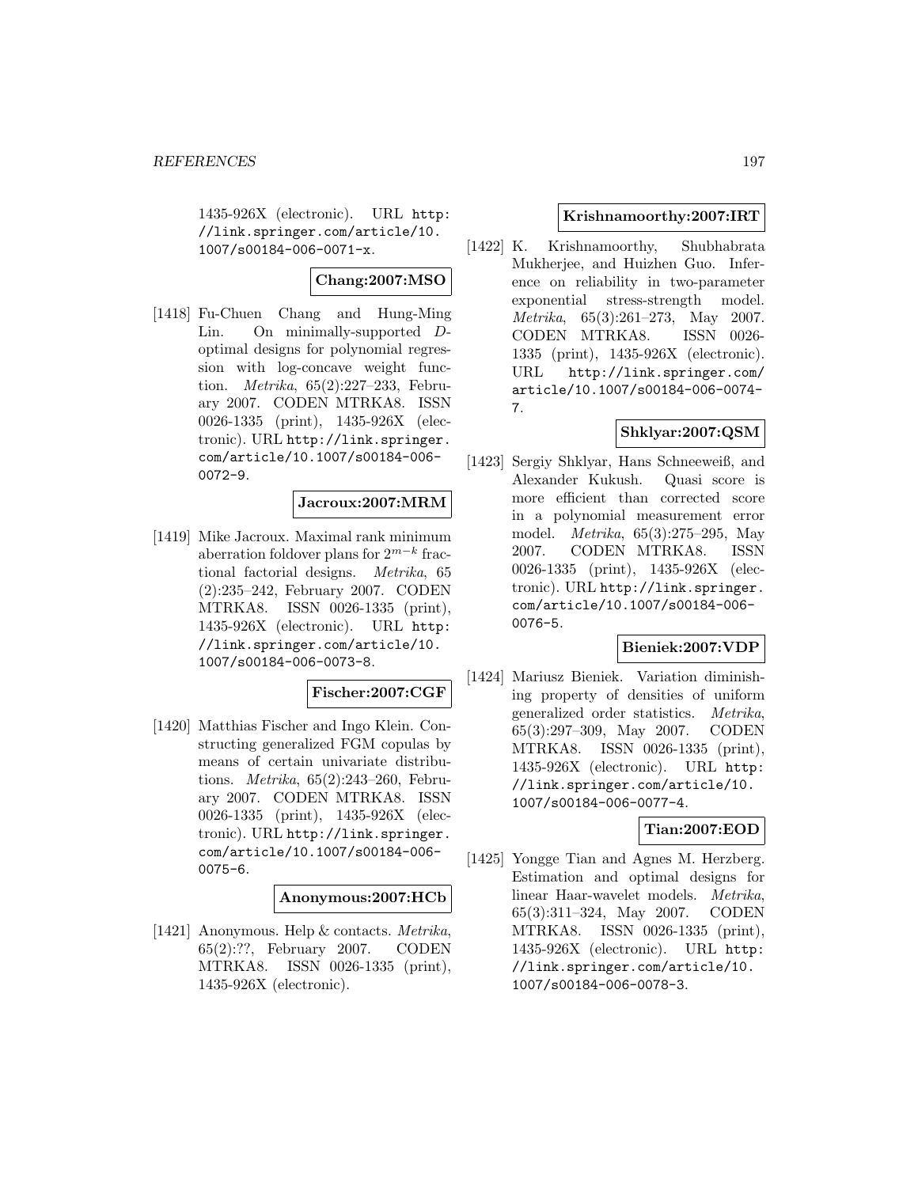1435-926X (electronic). URL http://link.springer.com/article/10.1007/s00184-006-0071-x.

**Chang:2007:MSO**

[1418] Fu-Chuen Chang and Hung-Ming Lin. On minimally-supported $D$-optimal designs for polynomial regression with log-concave weight function. *Metrika*, 65(2):227–233, February 2007. CODEN MTRKA8. ISSN 0026-1335 (print), 1435-926X (electronic). URL http://link.springer.com/article/10.1007/s00184-006-0072-9.

**Jacroux:2007:MRM**

[1419] Mike Jacroux. Maximal rank minimum aberration foldover plans for $2^{m-k}$ fractional factorial designs. *Metrika*, 65 (2):235–242, February 2007. CODEN MTRKA8. ISSN 0026-1335 (print), 1435-926X (electronic). URL http://link.springer.com/article/10.1007/s00184-006-0073-8.

**Fischer:2007:CGF**

[1420] Matthias Fischer and Ingo Klein. Constructing generalized FGM copulas by means of certain univariate distributions. *Metrika*, 65(2):243–260, February 2007. CODEN MTRKA8. ISSN 0026-1335 (print), 1435-926X (electronic). URL http://link.springer.com/article/10.1007/s00184-006-0075-6.

**Anonymous:2007:HCb**

[1421] Anonymous. Help & contacts. *Metrika*, 65(2):??, February 2007. CODEN MTRKA8. ISSN 0026-1335 (print), 1435-926X (electronic).

**Krishnamoorthy:2007:IRT**

[1422] K. Krishnamoorthy, Shubhabrata Mukherjee, and Huizhen Guo. Inference on reliability in two-parameter exponential stress-strength model. *Metrika*, 65(3):261–273, May 2007. CODEN MTRKA8. ISSN 0026-1335 (print), 1435-926X (electronic). URL http://link.springer.com/article/10.1007/s00184-006-0074-7.

**Shklyar:2007:QSM**

[1423] Sergiy Shklyar, Hans Schneeweiß, and Alexander Kukush. Quasi score is more efficient than corrected score in a polynomial measurement error model. *Metrika*, 65(3):275–295, May 2007. CODEN MTRKA8. ISSN 0026-1335 (print), 1435-926X (electronic). URL http://link.springer.com/article/10.1007/s00184-006-0076-5.

**Bieniek:2007:VDP**

[1424] Mariusz Bieniek. Variation diminishing property of densities of uniform generalized order statistics. *Metrika*, 65(3):297–309, May 2007. CODEN MTRKA8. ISSN 0026-1335 (print), 1435-926X (electronic). URL http://link.springer.com/article/10.1007/s00184-006-0077-4.

**Tian:2007:EOD**

[1425] Yongge Tian and Agnes M. Herzberg. Estimation and optimal designs for linear Haar-wavelet models. *Metrika*, 65(3):311–324, May 2007. CODEN MTRKA8. ISSN 0026-1335 (print), 1435-926X (electronic). URL http://link.springer.com/article/10.1007/s00184-006-0078-3.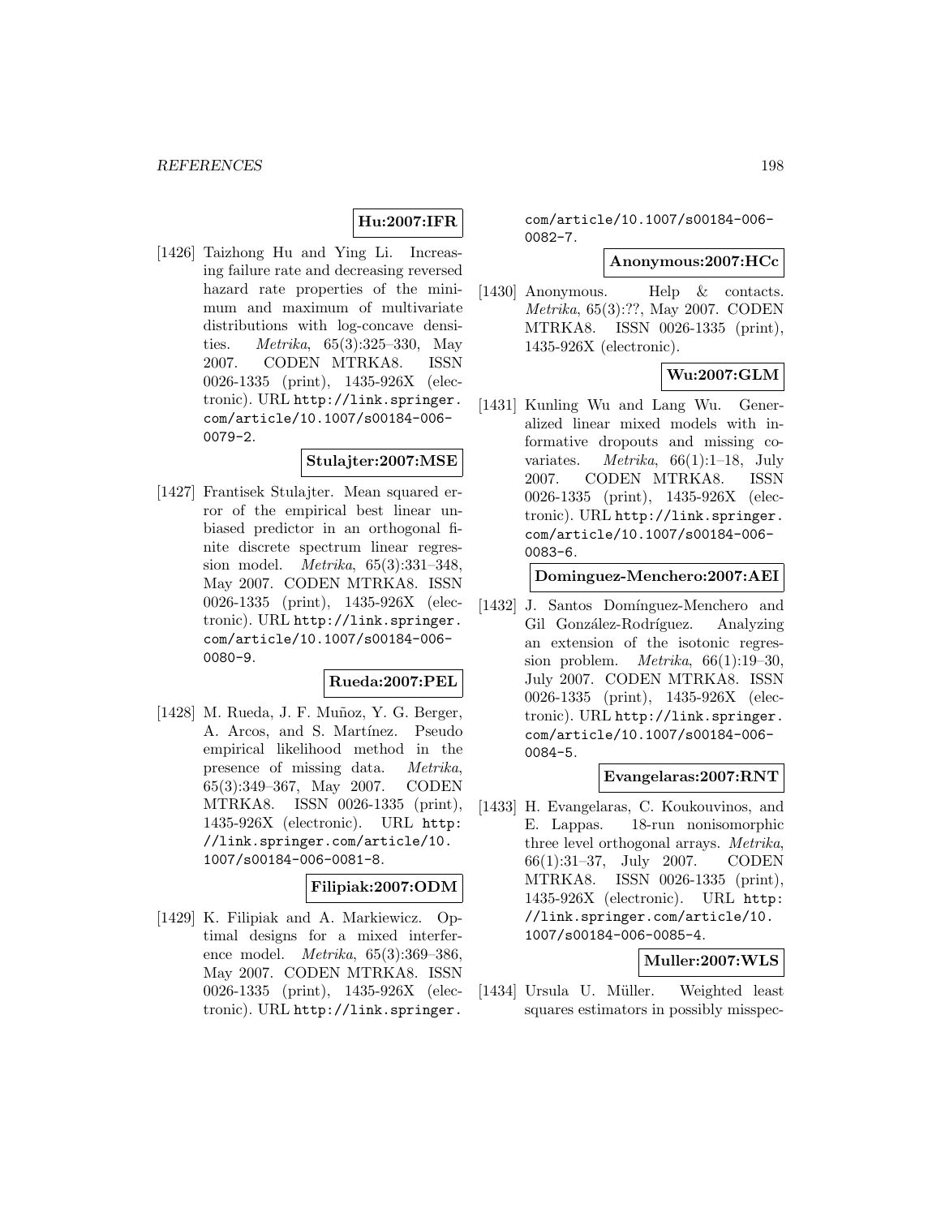**Hu:2007:IFR**

[1426] Taizhong Hu and Ying Li. Increasing failure rate and decreasing reversed hazard rate properties of the minimum and maximum of multivariate distributions with log-concave densities. *Metrika*, 65(3):325–330, May 2007. CODEN MTRKA8. ISSN 0026-1335 (print), 1435-926X (electronic). URL http://link.springer.com/article/10.1007/s00184-006-0079-2.

**Stulajter:2007:MSE**

[1427] Frantisek Stulajter. Mean squared error of the empirical best linear unbiased predictor in an orthogonal finite discrete spectrum linear regression model. *Metrika*, 65(3):331–348, May 2007. CODEN MTRKA8. ISSN 0026-1335 (print), 1435-926X (electronic). URL http://link.springer.com/article/10.1007/s00184-006-0080-9.

**Rueda:2007:PEL**

[1428] M. Rueda, J. F. Muñoz, Y. G. Berger, A. Arcos, and S. Martínez. Pseudo empirical likelihood method in the presence of missing data. *Metrika*, 65(3):349–367, May 2007. CODEN MTRKA8. ISSN 0026-1335 (print), 1435-926X (electronic). URL http://link.springer.com/article/10.1007/s00184-006-0081-8.

**Filipiak:2007:ODM**

[1429] K. Filipiak and A. Markiewicz. Optimal designs for a mixed interference model. *Metrika*, 65(3):369–386, May 2007. CODEN MTRKA8. ISSN 0026-1335 (print), 1435-926X (electronic). URL http://link.springer.com/article/10.1007/s00184-006-0082-7.

**Anonymous:2007:HCc**

[1430] Anonymous. Help & contacts. *Metrika*, 65(3):??, May 2007. CODEN MTRKA8. ISSN 0026-1335 (print), 1435-926X (electronic).

**Wu:2007:GLM**

[1431] Kunling Wu and Lang Wu. Generalized linear mixed models with informative dropouts and missing covariates. *Metrika*, 66(1):1–18, July 2007. CODEN MTRKA8. ISSN 0026-1335 (print), 1435-926X (electronic). URL http://link.springer.com/article/10.1007/s00184-006-0083-6.

**Dominguez-Menchero:2007:AEI**

[1432] J. Santos Domínguez-Menchero and Gil González-Rodríguez. Analyzing an extension of the isotonic regression problem. *Metrika*, 66(1):19–30, July 2007. CODEN MTRKA8. ISSN 0026-1335 (print), 1435-926X (electronic). URL http://link.springer.com/article/10.1007/s00184-006-0084-5.

**Evangelaras:2007:RNT**

[1433] H. Evangelaras, C. Koukouvinos, and E. Lappas. 18-run nonisomorphic three level orthogonal arrays. *Metrika*, 66(1):31–37, July 2007. CODEN MTRKA8. ISSN 0026-1335 (print), 1435-926X (electronic). URL http://link.springer.com/article/10.1007/s00184-006-0085-4.

**Muller:2007:WLS**

[1434] Ursula U. Müller. Weighted least squares estimators in possibly misspec-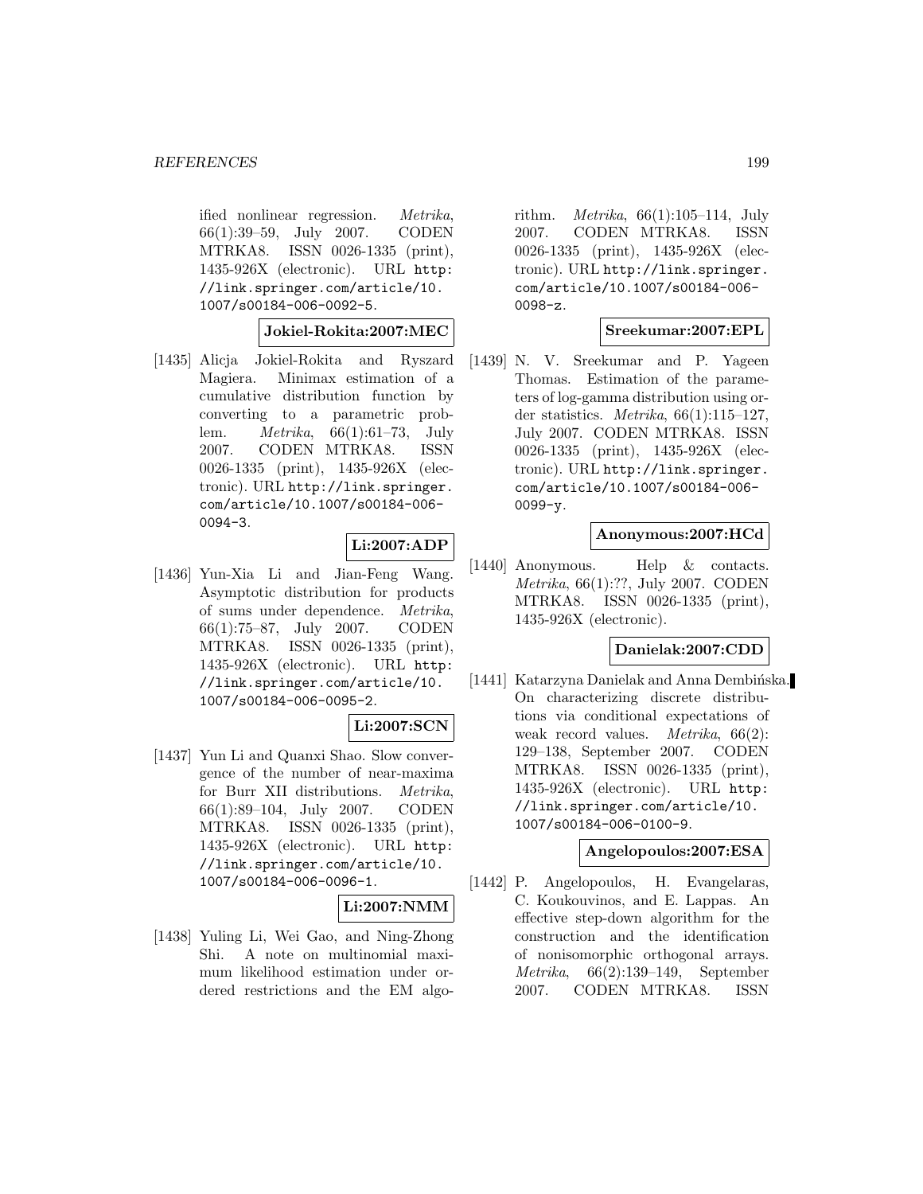ified nonlinear regression. *Metrika*, 66(1):39–59, July 2007. CODEN MTRKA8. ISSN 0026-1335 (print), 1435-926X (electronic). URL http://link.springer.com/article/10.1007/s00184-006-0092-5.

**Jokiel-Rokita:2007:MEC**

[1435] Alicja Jokiel-Rokita and Ryszard Magiera. Minimax estimation of a cumulative distribution function by converting to a parametric problem. *Metrika*, 66(1):61–73, July 2007. CODEN MTRKA8. ISSN 0026-1335 (print), 1435-926X (electronic). URL http://link.springer.com/article/10.1007/s00184-006-0094-3.

**Li:2007:ADP**

[1436] Yun-Xia Li and Jian-Feng Wang. Asymptotic distribution for products of sums under dependence. *Metrika*, 66(1):75–87, July 2007. CODEN MTRKA8. ISSN 0026-1335 (print), 1435-926X (electronic). URL http://link.springer.com/article/10.1007/s00184-006-0095-2.

**Li:2007:SCN**

[1437] Yun Li and Quanxi Shao. Slow convergence of the number of near-maxima for Burr XII distributions. *Metrika*, 66(1):89–104, July 2007. CODEN MTRKA8. ISSN 0026-1335 (print), 1435-926X (electronic). URL http://link.springer.com/article/10.1007/s00184-006-0096-1.

**Li:2007:NMM**

[1438] Yuling Li, Wei Gao, and Ning-Zhong Shi. A note on multinomial maximum likelihood estimation under ordered restrictions and the EM algorithm. *Metrika*, 66(1):105–114, July 2007. CODEN MTRKA8. ISSN 0026-1335 (print), 1435-926X (electronic). URL http://link.springer.com/article/10.1007/s00184-006-0098-z.

**Sreekumar:2007:EPL**

[1439] N. V. Sreekumar and P. Yageen Thomas. Estimation of the parameters of log-gamma distribution using order statistics. *Metrika*, 66(1):115–127, July 2007. CODEN MTRKA8. ISSN 0026-1335 (print), 1435-926X (electronic). URL http://link.springer.com/article/10.1007/s00184-006-0099-y.

**Anonymous:2007:HCd**

[1440] Anonymous. Help & contacts. *Metrika*, 66(1):??, July 2007. CODEN MTRKA8. ISSN 0026-1335 (print), 1435-926X (electronic).

**Danielak:2007:CDD**

[1441] Katarzyna Danielak and Anna Dembińska. On characterizing discrete distributions via conditional expectations of weak record values. *Metrika*, 66(2): 129–138, September 2007. CODEN MTRKA8. ISSN 0026-1335 (print), 1435-926X (electronic). URL http://link.springer.com/article/10.1007/s00184-006-0100-9.

**Angelopoulos:2007:ESA**

[1442] P. Angelopoulos, H. Evangelaras, C. Koukouvinos, and E. Lappas. An effective step-down algorithm for the construction and the identification of nonisomorphic orthogonal arrays. *Metrika*, 66(2):139–149, September 2007. CODEN MTRKA8. ISSN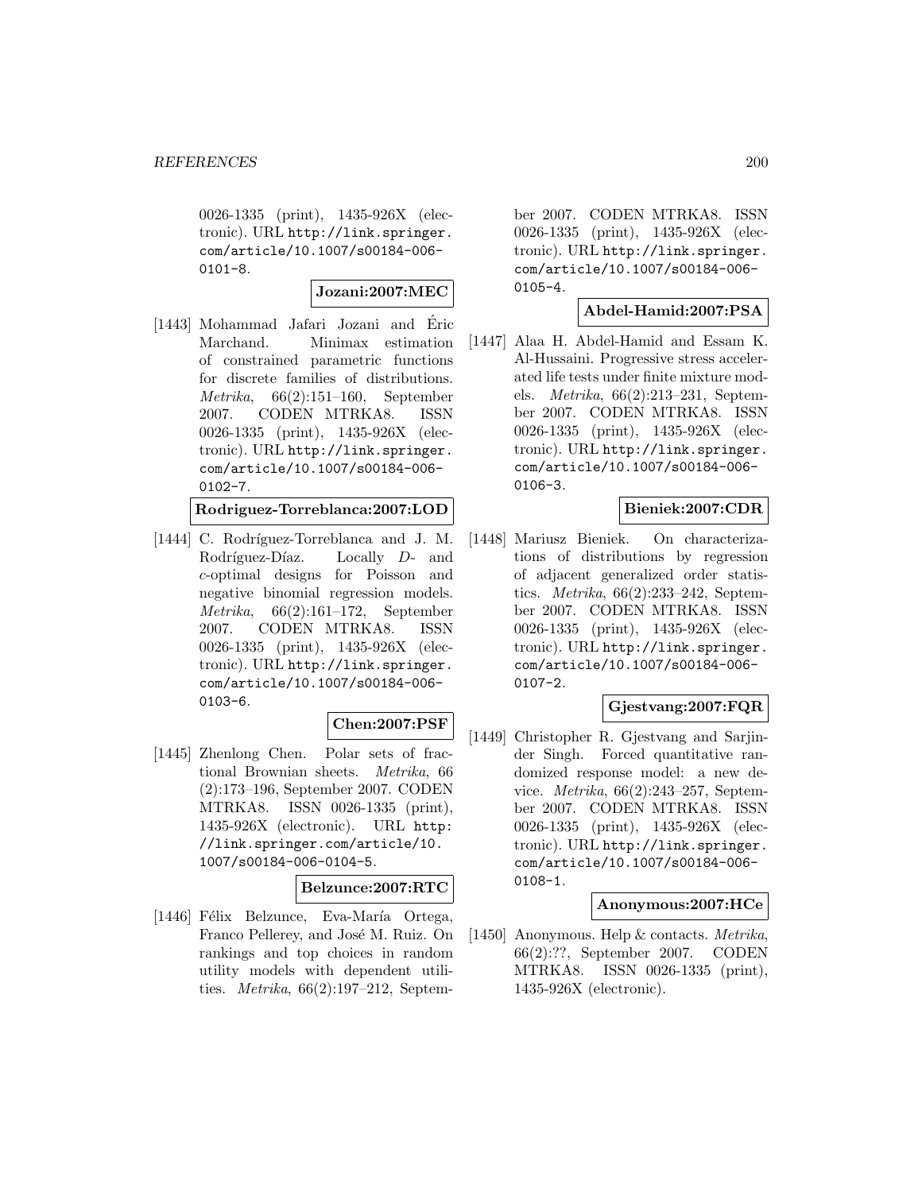0026-1335 (print), 1435-926X (electronic). URL http://link.springer.com/article/10.1007/s00184-006-0101-8.

**Jozani:2007:MEC**

[1443] Mohammad Jafari Jozani and Éric Marchand. Minimax estimation of constrained parametric functions for discrete families of distributions. *Metrika*, 66(2):151–160, September 2007. CODEN MTRKA8. ISSN 0026-1335 (print), 1435-926X (electronic). URL http://link.springer.com/article/10.1007/s00184-006-0102-7.

**Rodriguez-Torreblanca:2007:LOD**

[1444] C. Rodríguez-Torreblanca and J. M. Rodríguez-Díaz. Locally $D$- and $c$-optimal designs for Poisson and negative binomial regression models. *Metrika*, 66(2):161–172, September 2007. CODEN MTRKA8. ISSN 0026-1335 (print), 1435-926X (electronic). URL http://link.springer.com/article/10.1007/s00184-006-0103-6.

**Chen:2007:PSF**

[1445] Zhenlong Chen. Polar sets of fractional Brownian sheets. *Metrika*, 66(2):173–196, September 2007. CODEN MTRKA8. ISSN 0026-1335 (print), 1435-926X (electronic). URL http://link.springer.com/article/10.1007/s00184-006-0104-5.

**Belzunce:2007:RTC**

[1446] Félix Belzunce, Eva-María Ortega, Franco Pellerey, and José M. Ruiz. On rankings and top choices in random utility models with dependent utilities. *Metrika*, 66(2):197–212, September 2007. CODEN MTRKA8. ISSN 0026-1335 (print), 1435-926X (electronic). URL http://link.springer.com/article/10.1007/s00184-006-0105-4.

**Abdel-Hamid:2007:PSA**

[1447] Alaa H. Abdel-Hamid and Essam K. Al-Hussaini. Progressive stress accelerated life tests under finite mixture models. *Metrika*, 66(2):213–231, September 2007. CODEN MTRKA8. ISSN 0026-1335 (print), 1435-926X (electronic). URL http://link.springer.com/article/10.1007/s00184-006-0106-3.

**Bieniek:2007:CDR**

[1448] Mariusz Bieniek. On characterizations of distributions by regression of adjacent generalized order statistics. *Metrika*, 66(2):233–242, September 2007. CODEN MTRKA8. ISSN 0026-1335 (print), 1435-926X (electronic). URL http://link.springer.com/article/10.1007/s00184-006-0107-2.

**Gjestvang:2007:FQR**

[1449] Christopher R. Gjestvang and Sarjinder Singh. Forced quantitative randomized response model: a new device. *Metrika*, 66(2):243–257, September 2007. CODEN MTRKA8. ISSN 0026-1335 (print), 1435-926X (electronic). URL http://link.springer.com/article/10.1007/s00184-006-0108-1.

**Anonymous:2007:HCe**

[1450] Anonymous. Help & contacts. *Metrika*, 66(2):??, September 2007. CODEN MTRKA8. ISSN 0026-1335 (print), 1435-926X (electronic).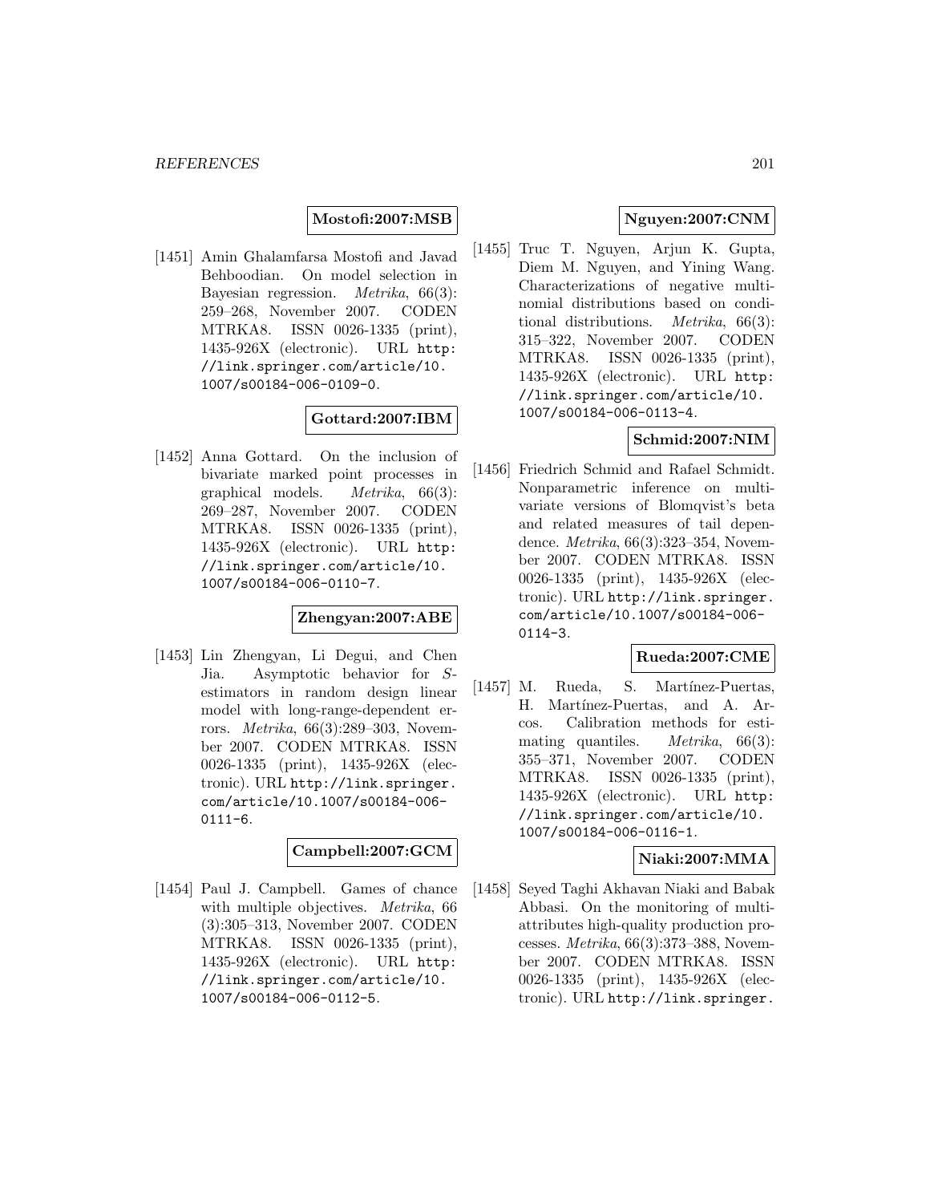**Mostofi:2007:MSB**

[1451] Amin Ghalamfarsa Mostofi and Javad Behboodian. On model selection in Bayesian regression. *Metrika*, 66(3): 259–268, November 2007. CODEN MTRKA8. ISSN 0026-1335 (print), 1435-926X (electronic). URL http://link.springer.com/article/10.1007/s00184-006-0109-0.

**Gottard:2007:IBM**

[1452] Anna Gottard. On the inclusion of bivariate marked point processes in graphical models. *Metrika*, 66(3): 269–287, November 2007. CODEN MTRKA8. ISSN 0026-1335 (print), 1435-926X (electronic). URL http://link.springer.com/article/10.1007/s00184-006-0110-7.

**Zhengyan:2007:ABE**

[1453] Lin Zhengyan, Li Degui, and Chen Jia. Asymptotic behavior for $S$-estimators in random design linear model with long-range-dependent errors. *Metrika*, 66(3):289–303, November 2007. CODEN MTRKA8. ISSN 0026-1335 (print), 1435-926X (electronic). URL http://link.springer.com/article/10.1007/s00184-006-0111-6.

**Campbell:2007:GCM**

[1454] Paul J. Campbell. Games of chance with multiple objectives. *Metrika*, 66 (3):305–313, November 2007. CODEN MTRKA8. ISSN 0026-1335 (print), 1435-926X (electronic). URL http://link.springer.com/article/10.1007/s00184-006-0112-5.

**Nguyen:2007:CNM**

[1455] Truc T. Nguyen, Arjun K. Gupta, Diem M. Nguyen, and Yining Wang. Characterizations of negative multinomial distributions based on conditional distributions. *Metrika*, 66(3): 315–322, November 2007. CODEN MTRKA8. ISSN 0026-1335 (print), 1435-926X (electronic). URL http://link.springer.com/article/10.1007/s00184-006-0113-4.

**Schmid:2007:NIM**

[1456] Friedrich Schmid and Rafael Schmidt. Nonparametric inference on multivariate versions of Blomqvist's beta and related measures of tail dependence. *Metrika*, 66(3):323–354, November 2007. CODEN MTRKA8. ISSN 0026-1335 (print), 1435-926X (electronic). URL http://link.springer.com/article/10.1007/s00184-006-0114-3.

**Rueda:2007:CME**

[1457] M. Rueda, S. Martínez-Puertas, H. Martínez-Puertas, and A. Arcos. Calibration methods for estimating quantiles. *Metrika*, 66(3): 355–371, November 2007. CODEN MTRKA8. ISSN 0026-1335 (print), 1435-926X (electronic). URL http://link.springer.com/article/10.1007/s00184-006-0116-1.

**Niaki:2007:MMA**

[1458] Seyed Taghi Akhavan Niaki and Babak Abbasi. On the monitoring of multi-attributes high-quality production processes. *Metrika*, 66(3):373–388, November 2007. CODEN MTRKA8. ISSN 0026-1335 (print), 1435-926X (electronic). URL http://link.springer.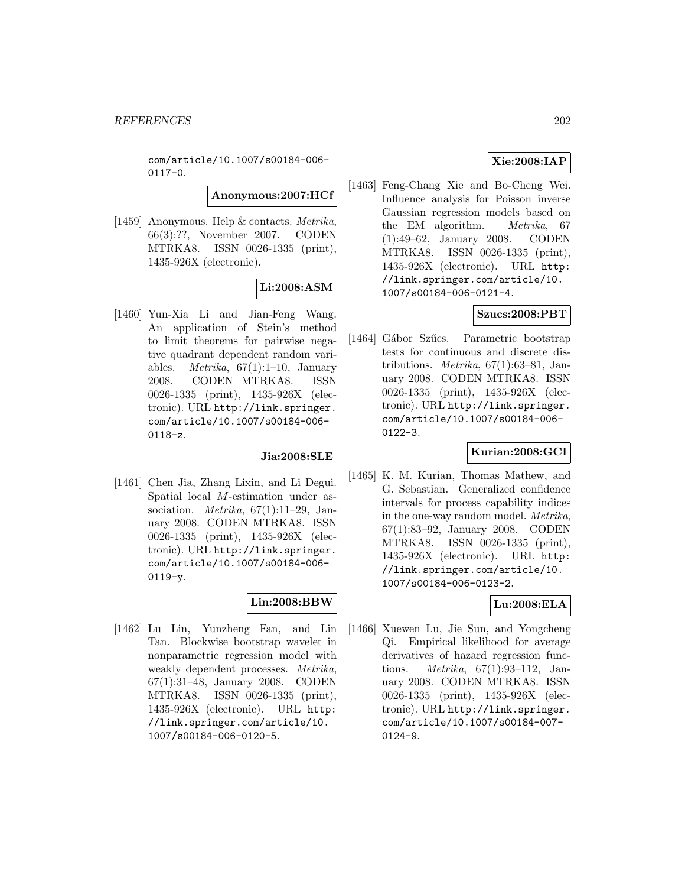com/article/10.1007/s00184-006-0117-0.

**Anonymous:2007:HCf**

[1459] Anonymous. Help & contacts. *Metrika*, 66(3):??, November 2007. CODEN MTRKA8. ISSN 0026-1335 (print), 1435-926X (electronic).

**Li:2008:ASM**

[1460] Yun-Xia Li and Jian-Feng Wang. An application of Stein's method to limit theorems for pairwise negative quadrant dependent random variables. *Metrika*, 67(1):1–10, January 2008. CODEN MTRKA8. ISSN 0026-1335 (print), 1435-926X (electronic). URL http://link.springer.com/article/10.1007/s00184-006-0118-z.

**Jia:2008:SLE**

[1461] Chen Jia, Zhang Lixin, and Li Degui. Spatial local $M$-estimation under association. *Metrika*, 67(1):11–29, January 2008. CODEN MTRKA8. ISSN 0026-1335 (print), 1435-926X (electronic). URL http://link.springer.com/article/10.1007/s00184-006-0119-y.

**Lin:2008:BBW**

[1462] Lu Lin, Yunzheng Fan, and Lin Tan. Blockwise bootstrap wavelet in nonparametric regression model with weakly dependent processes. *Metrika*, 67(1):31–48, January 2008. CODEN MTRKA8. ISSN 0026-1335 (print), 1435-926X (electronic). URL http://link.springer.com/article/10.1007/s00184-006-0120-5.

**Xie:2008:IAP**

[1463] Feng-Chang Xie and Bo-Cheng Wei. Influence analysis for Poisson inverse Gaussian regression models based on the EM algorithm. *Metrika*, 67(1):49–62, January 2008. CODEN MTRKA8. ISSN 0026-1335 (print), 1435-926X (electronic). URL http://link.springer.com/article/10.1007/s00184-006-0121-4.

**Szucs:2008:PBT**

[1464] Gábor Szűcs. Parametric bootstrap tests for continuous and discrete distributions. *Metrika*, 67(1):63–81, January 2008. CODEN MTRKA8. ISSN 0026-1335 (print), 1435-926X (electronic). URL http://link.springer.com/article/10.1007/s00184-006-0122-3.

**Kurian:2008:GCI**

[1465] K. M. Kurian, Thomas Mathew, and G. Sebastian. Generalized confidence intervals for process capability indices in the one-way random model. *Metrika*, 67(1):83–92, January 2008. CODEN MTRKA8. ISSN 0026-1335 (print), 1435-926X (electronic). URL http://link.springer.com/article/10.1007/s00184-006-0123-2.

**Lu:2008:ELA**

[1466] Xuewen Lu, Jie Sun, and Yongcheng Qi. Empirical likelihood for average derivatives of hazard regression functions. *Metrika*, 67(1):93–112, January 2008. CODEN MTRKA8. ISSN 0026-1335 (print), 1435-926X (electronic). URL http://link.springer.com/article/10.1007/s00184-007-0124-9.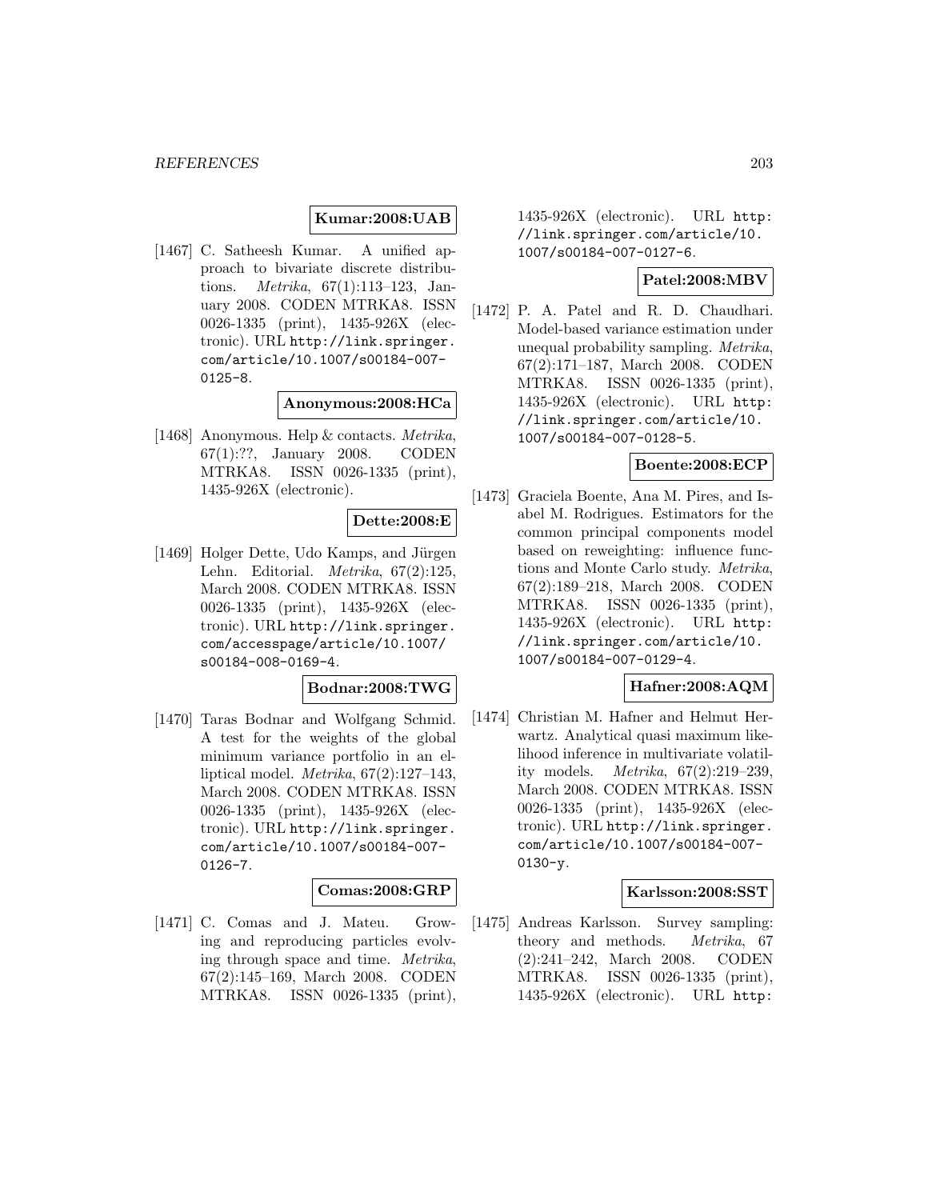**Kumar:2008:UAB**

[1467] C. Satheesh Kumar. A unified approach to bivariate discrete distributions. *Metrika*, 67(1):113–123, January 2008. CODEN MTRKA8. ISSN 0026-1335 (print), 1435-926X (electronic). URL http://link.springer.com/article/10.1007/s00184-007-0125-8.

**Anonymous:2008:HCa**

[1468] Anonymous. Help & contacts. *Metrika*, 67(1):??, January 2008. CODEN MTRKA8. ISSN 0026-1335 (print), 1435-926X (electronic).

**Dette:2008:E**

[1469] Holger Dette, Udo Kamps, and Jürgen Lehn. Editorial. *Metrika*, 67(2):125, March 2008. CODEN MTRKA8. ISSN 0026-1335 (print), 1435-926X (electronic). URL http://link.springer.com/accesspage/article/10.1007/s00184-008-0169-4.

**Bodnar:2008:TWG**

[1470] Taras Bodnar and Wolfgang Schmid. A test for the weights of the global minimum variance portfolio in an elliptical model. *Metrika*, 67(2):127–143, March 2008. CODEN MTRKA8. ISSN 0026-1335 (print), 1435-926X (electronic). URL http://link.springer.com/article/10.1007/s00184-007-0126-7.

**Comas:2008:GRP**

[1471] C. Comas and J. Mateu. Growing and reproducing particles evolving through space and time. *Metrika*, 67(2):145–169, March 2008. CODEN MTRKA8. ISSN 0026-1335 (print), 1435-926X (electronic). URL http://link.springer.com/article/10.1007/s00184-007-0127-6.

**Patel:2008:MBV**

[1472] P. A. Patel and R. D. Chaudhari. Model-based variance estimation under unequal probability sampling. *Metrika*, 67(2):171–187, March 2008. CODEN MTRKA8. ISSN 0026-1335 (print), 1435-926X (electronic). URL http://link.springer.com/article/10.1007/s00184-007-0128-5.

**Boente:2008:ECP**

[1473] Graciela Boente, Ana M. Pires, and Isabel M. Rodrigues. Estimators for the common principal components model based on reweighting: influence functions and Monte Carlo study. *Metrika*, 67(2):189–218, March 2008. CODEN MTRKA8. ISSN 0026-1335 (print), 1435-926X (electronic). URL http://link.springer.com/article/10.1007/s00184-007-0129-4.

**Hafner:2008:AQM**

[1474] Christian M. Hafner and Helmut Herwartz. Analytical quasi maximum likelihood inference in multivariate volatility models. *Metrika*, 67(2):219–239, March 2008. CODEN MTRKA8. ISSN 0026-1335 (print), 1435-926X (electronic). URL http://link.springer.com/article/10.1007/s00184-007-0130-y.

**Karlsson:2008:SST**

[1475] Andreas Karlsson. Survey sampling: theory and methods. *Metrika*, 67(2):241–242, March 2008. CODEN MTRKA8. ISSN 0026-1335 (print), 1435-926X (electronic). URL http: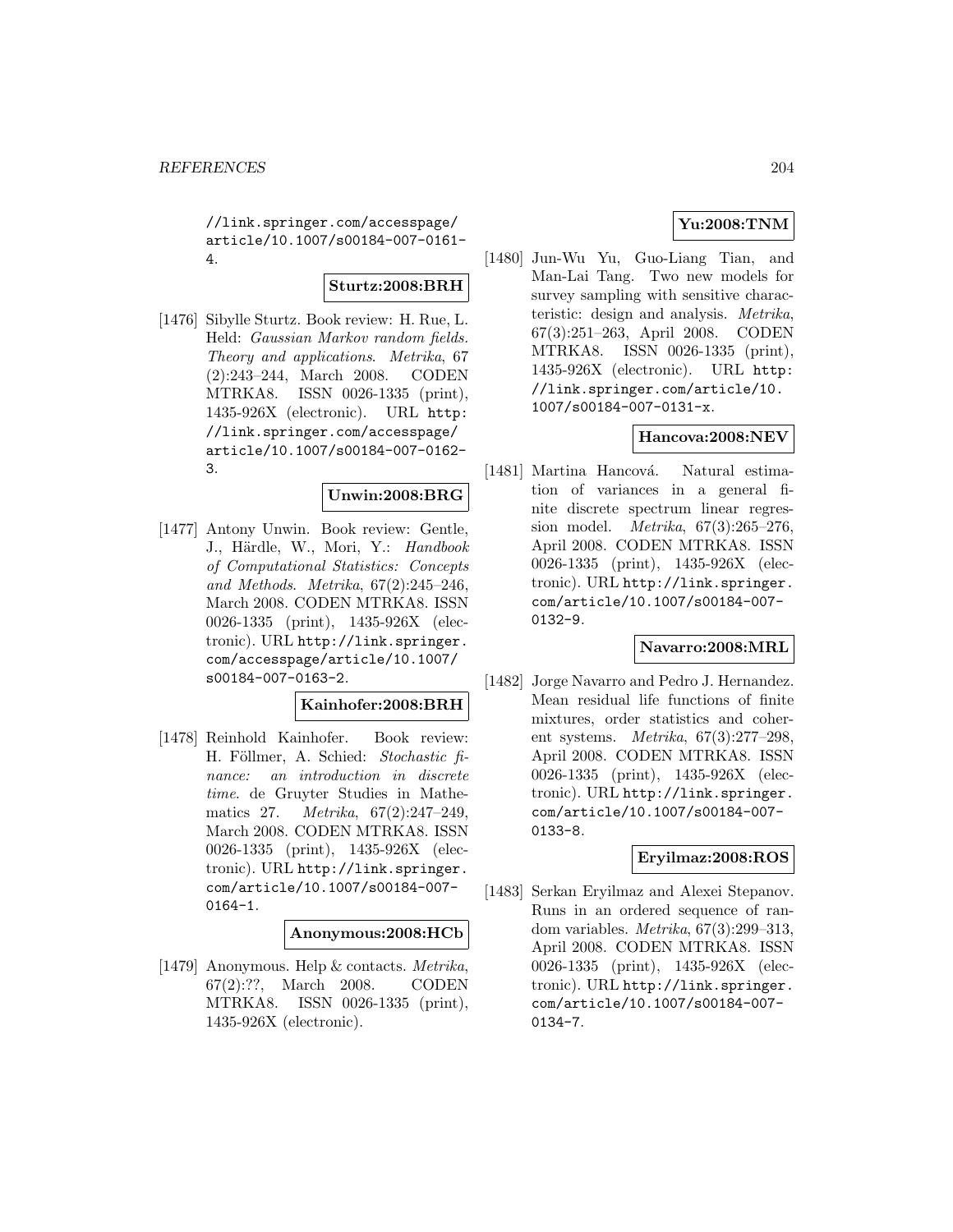//link.springer.com/accesspage/article/10.1007/s00184-007-0161-4.

**Sturtz:2008:BRH**

[1476] Sibylle Sturtz. Book review: H. Rue, L. Held: *Gaussian Markov random fields. Theory and applications*. *Metrika*, 67 (2):243–244, March 2008. CODEN MTRKA8. ISSN 0026-1335 (print), 1435-926X (electronic). URL http://link.springer.com/accesspage/article/10.1007/s00184-007-0162-3.

**Unwin:2008:BRG**

[1477] Antony Unwin. Book review: Gentle, J., Härdle, W., Mori, Y.: *Handbook of Computational Statistics: Concepts and Methods*. *Metrika*, 67(2):245–246, March 2008. CODEN MTRKA8. ISSN 0026-1335 (print), 1435-926X (electronic). URL http://link.springer.com/accesspage/article/10.1007/s00184-007-0163-2.

**Kainhofer:2008:BRH**

[1478] Reinhold Kainhofer. Book review: H. Föllmer, A. Schied: *Stochastic finance: an introduction in discrete time*. de Gruyter Studies in Mathematics 27. *Metrika*, 67(2):247–249, March 2008. CODEN MTRKA8. ISSN 0026-1335 (print), 1435-926X (electronic). URL http://link.springer.com/article/10.1007/s00184-007-0164-1.

**Anonymous:2008:HCb**

[1479] Anonymous. Help & contacts. *Metrika*, 67(2):??, March 2008. CODEN MTRKA8. ISSN 0026-1335 (print), 1435-926X (electronic).

**Yu:2008:TNM**

[1480] Jun-Wu Yu, Guo-Liang Tian, and Man-Lai Tang. Two new models for survey sampling with sensitive characteristic: design and analysis. *Metrika*, 67(3):251–263, April 2008. CODEN MTRKA8. ISSN 0026-1335 (print), 1435-926X (electronic). URL http://link.springer.com/article/10.1007/s00184-007-0131-x.

**Hancova:2008:NEV**

[1481] Martina Hancová. Natural estimation of variances in a general finite discrete spectrum linear regression model. *Metrika*, 67(3):265–276, April 2008. CODEN MTRKA8. ISSN 0026-1335 (print), 1435-926X (electronic). URL http://link.springer.com/article/10.1007/s00184-007-0132-9.

**Navarro:2008:MRL**

[1482] Jorge Navarro and Pedro J. Hernandez. Mean residual life functions of finite mixtures, order statistics and coherent systems. *Metrika*, 67(3):277–298, April 2008. CODEN MTRKA8. ISSN 0026-1335 (print), 1435-926X (electronic). URL http://link.springer.com/article/10.1007/s00184-007-0133-8.

**Eryilmaz:2008:ROS**

[1483] Serkan Eryilmaz and Alexei Stepanov. Runs in an ordered sequence of random variables. *Metrika*, 67(3):299–313, April 2008. CODEN MTRKA8. ISSN 0026-1335 (print), 1435-926X (electronic). URL http://link.springer.com/article/10.1007/s00184-007-0134-7.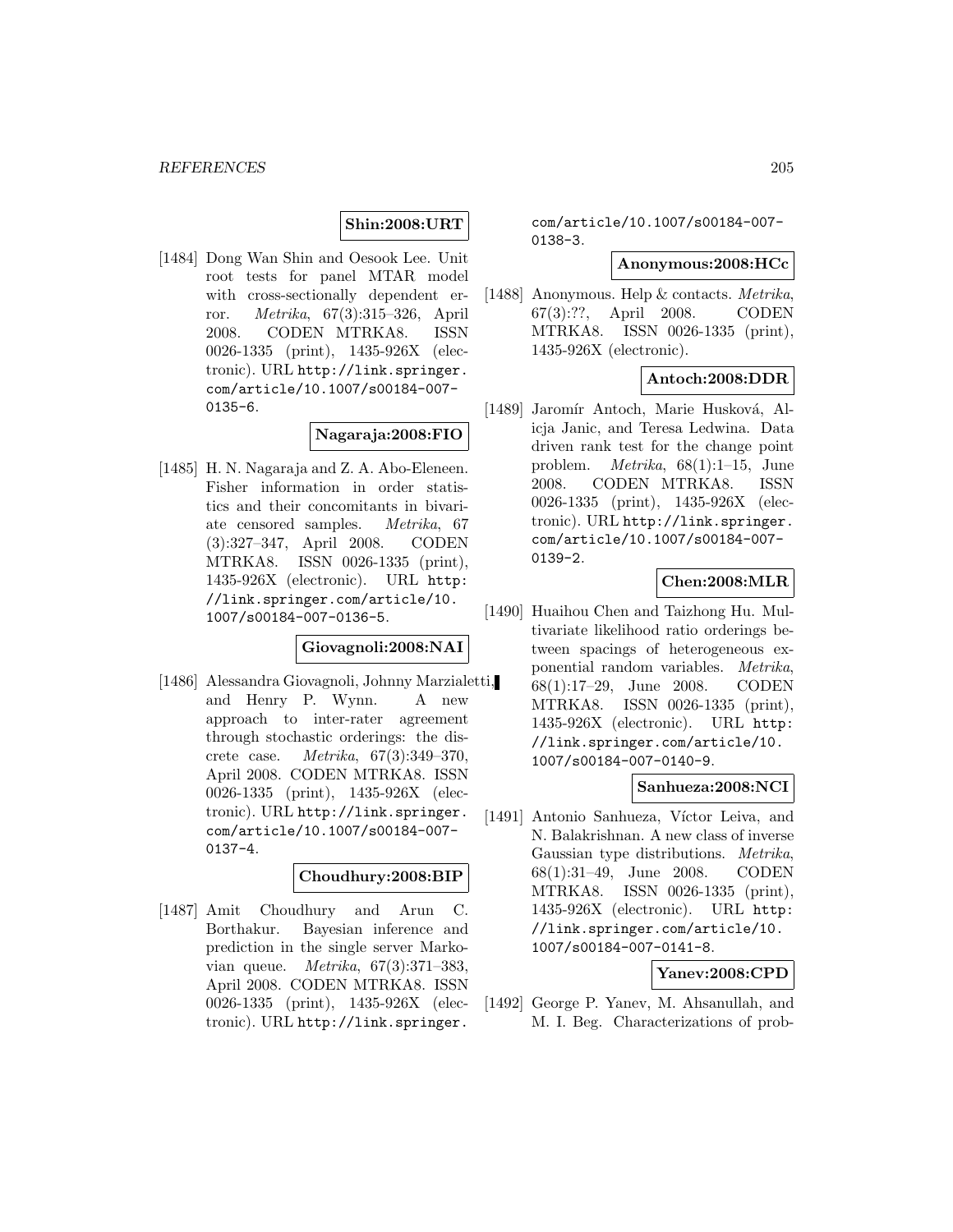**Shin:2008:URT**

[1484] Dong Wan Shin and Oesook Lee. Unit root tests for panel MTAR model with cross-sectionally dependent error. *Metrika*, 67(3):315–326, April 2008. CODEN MTRKA8. ISSN 0026-1335 (print), 1435-926X (electronic). URL http://link.springer.com/article/10.1007/s00184-007-0135-6.

**Nagaraja:2008:FIO**

[1485] H. N. Nagaraja and Z. A. Abo-Eleneen. Fisher information in order statistics and their concomitants in bivariate censored samples. *Metrika*, 67 (3):327–347, April 2008. CODEN MTRKA8. ISSN 0026-1335 (print), 1435-926X (electronic). URL http://link.springer.com/article/10.1007/s00184-007-0136-5.

**Giovagnoli:2008:NAI**

[1486] Alessandra Giovagnoli, Johnny Marzialetti, and Henry P. Wynn. A new approach to inter-rater agreement through stochastic orderings: the discrete case. *Metrika*, 67(3):349–370, April 2008. CODEN MTRKA8. ISSN 0026-1335 (print), 1435-926X (electronic). URL http://link.springer.com/article/10.1007/s00184-007-0137-4.

**Choudhury:2008:BIP**

[1487] Amit Choudhury and Arun C. Borthakur. Bayesian inference and prediction in the single server Markovian queue. *Metrika*, 67(3):371–383, April 2008. CODEN MTRKA8. ISSN 0026-1335 (print), 1435-926X (electronic). URL http://link.springer.com/article/10.1007/s00184-007-0138-3.

**Anonymous:2008:HCc**

[1488] Anonymous. Help & contacts. *Metrika*, 67(3):??, April 2008. CODEN MTRKA8. ISSN 0026-1335 (print), 1435-926X (electronic).

**Antoch:2008:DDR**

[1489] Jaromír Antoch, Marie Husková, Alicja Janic, and Teresa Ledwina. Data driven rank test for the change point problem. *Metrika*, 68(1):1–15, June 2008. CODEN MTRKA8. ISSN 0026-1335 (print), 1435-926X (electronic). URL http://link.springer.com/article/10.1007/s00184-007-0139-2.

**Chen:2008:MLR**

[1490] Huaihou Chen and Taizhong Hu. Multivariate likelihood ratio orderings between spacings of heterogeneous exponential random variables. *Metrika*, 68(1):17–29, June 2008. CODEN MTRKA8. ISSN 0026-1335 (print), 1435-926X (electronic). URL http://link.springer.com/article/10.1007/s00184-007-0140-9.

**Sanhueza:2008:NCI**

[1491] Antonio Sanhueza, Víctor Leiva, and N. Balakrishnan. A new class of inverse Gaussian type distributions. *Metrika*, 68(1):31–49, June 2008. CODEN MTRKA8. ISSN 0026-1335 (print), 1435-926X (electronic). URL http://link.springer.com/article/10.1007/s00184-007-0141-8.

**Yanev:2008:CPD**

[1492] George P. Yanev, M. Ahsanullah, and M. I. Beg. Characterizations of prob-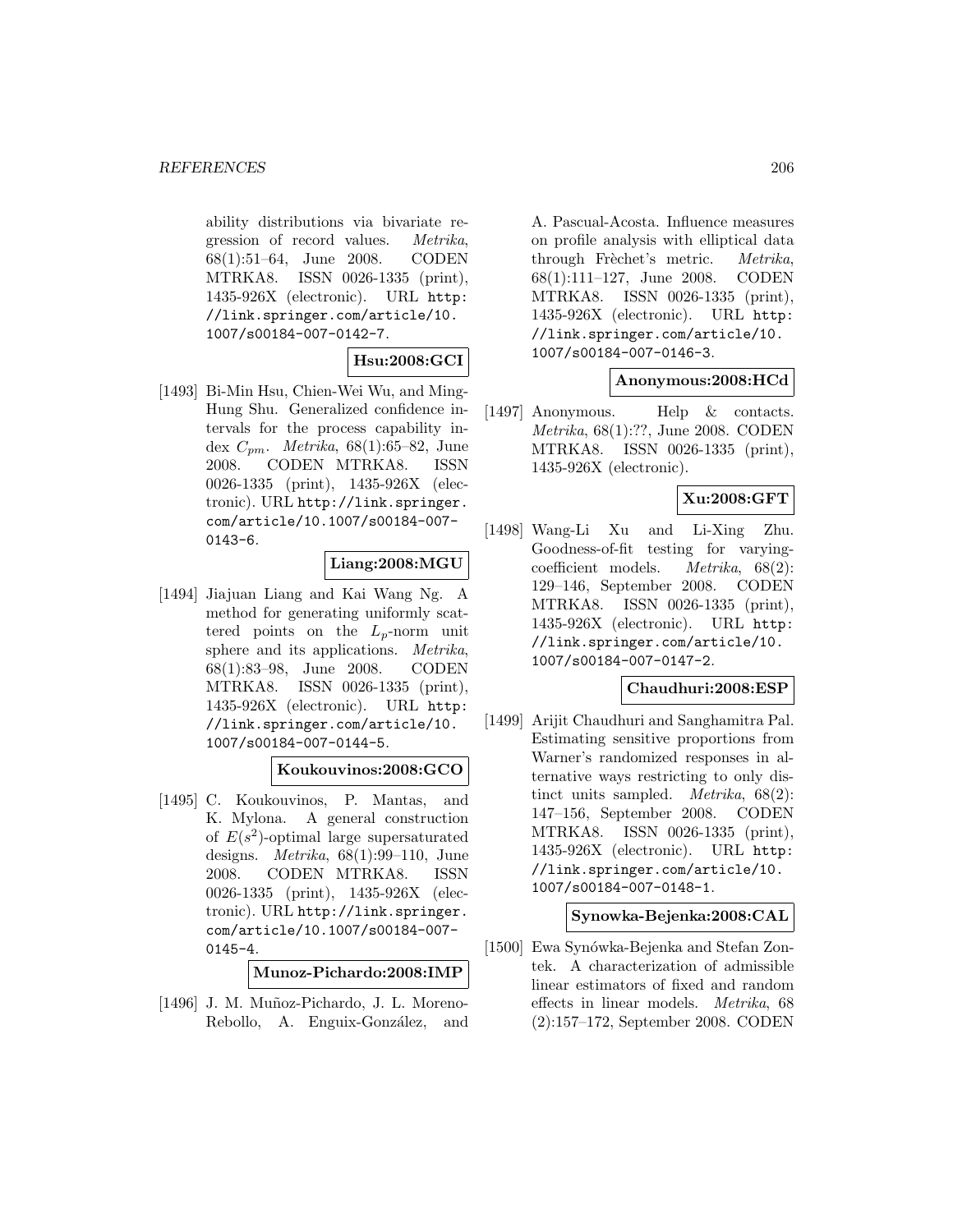ability distributions via bivariate regression of record values. *Metrika*, 68(1):51–64, June 2008. CODEN MTRKA8. ISSN 0026-1335 (print), 1435-926X (electronic). URL http://link.springer.com/article/10.1007/s00184-007-0142-7.

**Hsu:2008:GCI**

[1493] Bi-Min Hsu, Chien-Wei Wu, and Ming-Hung Shu. Generalized confidence intervals for the process capability index $C_{pm}$. *Metrika*, 68(1):65–82, June 2008. CODEN MTRKA8. ISSN 0026-1335 (print), 1435-926X (electronic). URL http://link.springer.com/article/10.1007/s00184-007-0143-6.

**Liang:2008:MGU**

[1494] Jiajuan Liang and Kai Wang Ng. A method for generating uniformly scattered points on the $L_p$-norm unit sphere and its applications. *Metrika*, 68(1):83–98, June 2008. CODEN MTRKA8. ISSN 0026-1335 (print), 1435-926X (electronic). URL http://link.springer.com/article/10.1007/s00184-007-0144-5.

**Koukouvinos:2008:GCO**

[1495] C. Koukouvinos, P. Mantas, and K. Mylona. A general construction of $E(s^2)$-optimal large supersaturated designs. *Metrika*, 68(1):99–110, June 2008. CODEN MTRKA8. ISSN 0026-1335 (print), 1435-926X (electronic). URL http://link.springer.com/article/10.1007/s00184-007-0145-4.

**Munoz-Pichardo:2008:IMP**

[1496] J. M. Muñoz-Pichardo, J. L. Moreno-Rebollo, A. Enguix-González, and A. Pascual-Acosta. Influence measures on profile analysis with elliptical data through Frèchet's metric. *Metrika*, 68(1):111–127, June 2008. CODEN MTRKA8. ISSN 0026-1335 (print), 1435-926X (electronic). URL http://link.springer.com/article/10.1007/s00184-007-0146-3.

**Anonymous:2008:HCd**

[1497] Anonymous. Help & contacts. *Metrika*, 68(1):??, June 2008. CODEN MTRKA8. ISSN 0026-1335 (print), 1435-926X (electronic).

**Xu:2008:GFT**

[1498] Wang-Li Xu and Li-Xing Zhu. Goodness-of-fit testing for varying-coefficient models. *Metrika*, 68(2): 129–146, September 2008. CODEN MTRKA8. ISSN 0026-1335 (print), 1435-926X (electronic). URL http://link.springer.com/article/10.1007/s00184-007-0147-2.

**Chaudhuri:2008:ESP**

[1499] Arijit Chaudhuri and Sanghamitra Pal. Estimating sensitive proportions from Warner's randomized responses in alternative ways restricting to only distinct units sampled. *Metrika*, 68(2): 147–156, September 2008. CODEN MTRKA8. ISSN 0026-1335 (print), 1435-926X (electronic). URL http://link.springer.com/article/10.1007/s00184-007-0148-1.

**Synowka-Bejenka:2008:CAL**

[1500] Ewa Synówka-Bejenka and Stefan Zontek. A characterization of admissible linear estimators of fixed and random effects in linear models. *Metrika*, 68 (2):157–172, September 2008. CODEN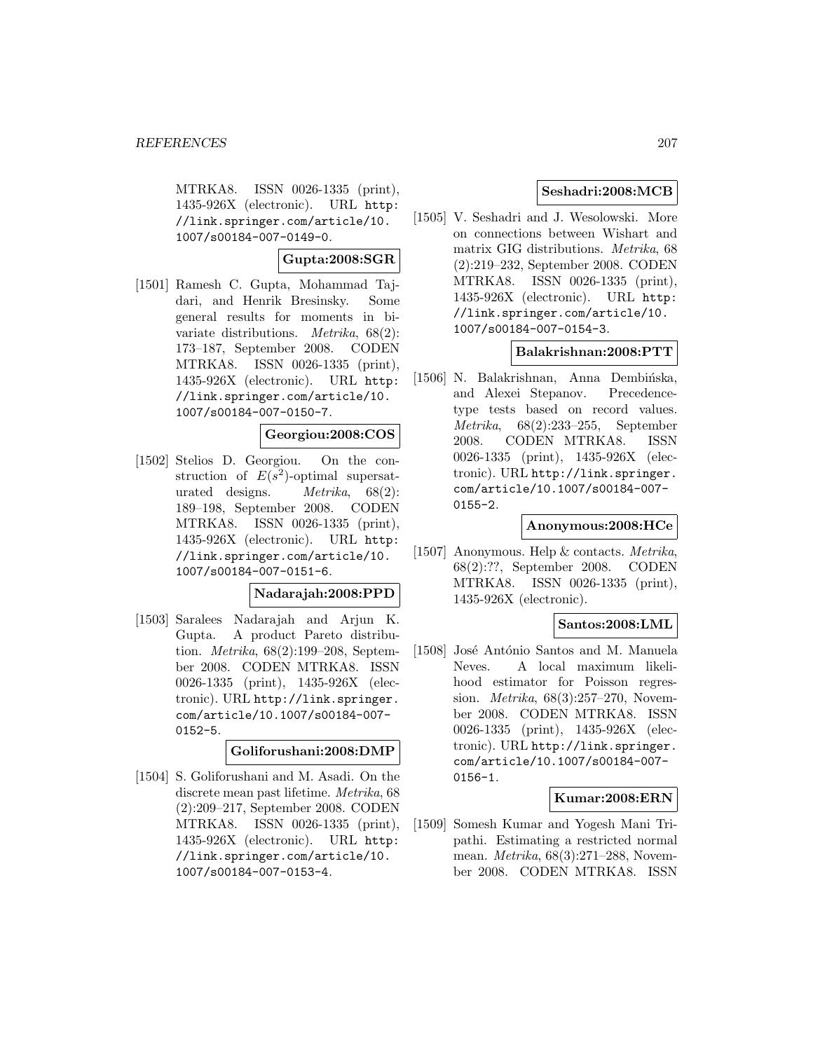MTRKA8. ISSN 0026-1335 (print), 1435-926X (electronic). URL http://link.springer.com/article/10.1007/s00184-007-0149-0.

**Gupta:2008:SGR**

[1501] Ramesh C. Gupta, Mohammad Tajdari, and Henrik Bresinsky. Some general results for moments in bivariate distributions. *Metrika*, 68(2): 173–187, September 2008. CODEN MTRKA8. ISSN 0026-1335 (print), 1435-926X (electronic). URL http://link.springer.com/article/10.1007/s00184-007-0150-7.

**Georgiou:2008:COS**

[1502] Stelios D. Georgiou. On the construction of $E(s^2)$-optimal supersaturated designs. *Metrika*, 68(2): 189–198, September 2008. CODEN MTRKA8. ISSN 0026-1335 (print), 1435-926X (electronic). URL http://link.springer.com/article/10.1007/s00184-007-0151-6.

**Nadarajah:2008:PPD**

[1503] Saralees Nadarajah and Arjun K. Gupta. A product Pareto distribution. *Metrika*, 68(2):199–208, September 2008. CODEN MTRKA8. ISSN 0026-1335 (print), 1435-926X (electronic). URL http://link.springer.com/article/10.1007/s00184-007-0152-5.

**Goliforushani:2008:DMP**

[1504] S. Goliforushani and M. Asadi. On the discrete mean past lifetime. *Metrika*, 68 (2):209–217, September 2008. CODEN MTRKA8. ISSN 0026-1335 (print), 1435-926X (electronic). URL http://link.springer.com/article/10.1007/s00184-007-0153-4.

**Seshadri:2008:MCB**

[1505] V. Seshadri and J. Wesolowski. More on connections between Wishart and matrix GIG distributions. *Metrika*, 68 (2):219–232, September 2008. CODEN MTRKA8. ISSN 0026-1335 (print), 1435-926X (electronic). URL http://link.springer.com/article/10.1007/s00184-007-0154-3.

**Balakrishnan:2008:PTT**

[1506] N. Balakrishnan, Anna Dembińska, and Alexei Stepanov. Precedence-type tests based on record values. *Metrika*, 68(2):233–255, September 2008. CODEN MTRKA8. ISSN 0026-1335 (print), 1435-926X (electronic). URL http://link.springer.com/article/10.1007/s00184-007-0155-2.

**Anonymous:2008:HCe**

[1507] Anonymous. Help & contacts. *Metrika*, 68(2):??, September 2008. CODEN MTRKA8. ISSN 0026-1335 (print), 1435-926X (electronic).

**Santos:2008:LML**

[1508] José António Santos and M. Manuela Neves. A local maximum likelihood estimator for Poisson regression. *Metrika*, 68(3):257–270, November 2008. CODEN MTRKA8. ISSN 0026-1335 (print), 1435-926X (electronic). URL http://link.springer.com/article/10.1007/s00184-007-0156-1.

**Kumar:2008:ERN**

[1509] Somesh Kumar and Yogesh Mani Tripathi. Estimating a restricted normal mean. *Metrika*, 68(3):271–288, November 2008. CODEN MTRKA8. ISSN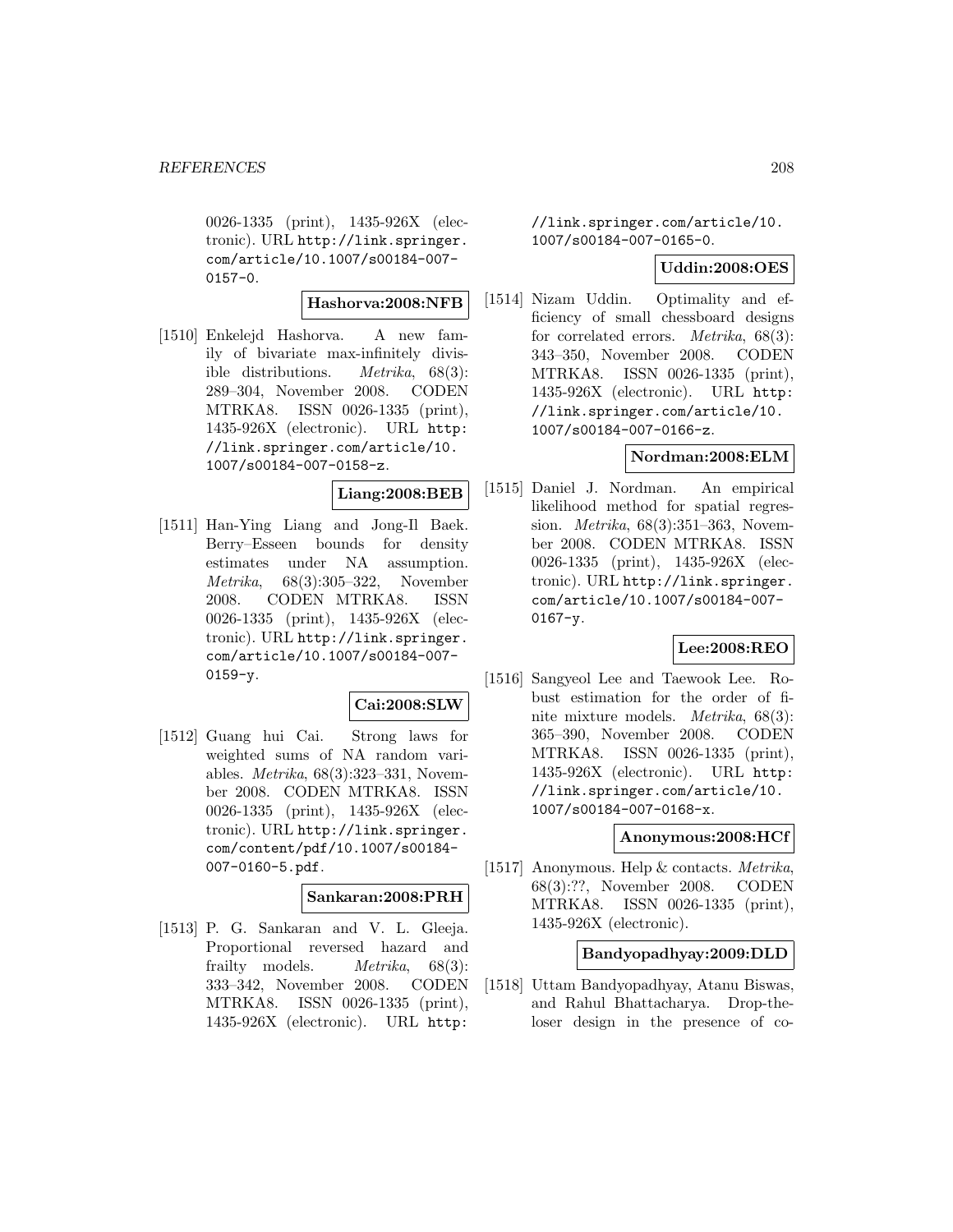0026-1335 (print), 1435-926X (electronic). URL http://link.springer.com/article/10.1007/s00184-007-0157-0.

**Hashorva:2008:NFB**

[1510] Enkelejd Hashorva. A new family of bivariate max-infinitely divisible distributions. *Metrika*, 68(3): 289–304, November 2008. CODEN MTRKA8. ISSN 0026-1335 (print), 1435-926X (electronic). URL http://link.springer.com/article/10.1007/s00184-007-0158-z.

**Liang:2008:BEB**

[1511] Han-Ying Liang and Jong-Il Baek. Berry–Esseen bounds for density estimates under NA assumption. *Metrika*, 68(3):305–322, November 2008. CODEN MTRKA8. ISSN 0026-1335 (print), 1435-926X (electronic). URL http://link.springer.com/article/10.1007/s00184-007-0159-y.

**Cai:2008:SLW**

[1512] Guang hui Cai. Strong laws for weighted sums of NA random variables. *Metrika*, 68(3):323–331, November 2008. CODEN MTRKA8. ISSN 0026-1335 (print), 1435-926X (electronic). URL http://link.springer.com/content/pdf/10.1007/s00184-007-0160-5.pdf.

**Sankaran:2008:PRH**

[1513] P. G. Sankaran and V. L. Gleeja. Proportional reversed hazard and frailty models. *Metrika*, 68(3): 333–342, November 2008. CODEN MTRKA8. ISSN 0026-1335 (print), 1435-926X (electronic). URL http://link.springer.com/article/10.1007/s00184-007-0165-0.

**Uddin:2008:OES**

[1514] Nizam Uddin. Optimality and efficiency of small chessboard designs for correlated errors. *Metrika*, 68(3): 343–350, November 2008. CODEN MTRKA8. ISSN 0026-1335 (print), 1435-926X (electronic). URL http://link.springer.com/article/10.1007/s00184-007-0166-z.

**Nordman:2008:ELM**

[1515] Daniel J. Nordman. An empirical likelihood method for spatial regression. *Metrika*, 68(3):351–363, November 2008. CODEN MTRKA8. ISSN 0026-1335 (print), 1435-926X (electronic). URL http://link.springer.com/article/10.1007/s00184-007-0167-y.

**Lee:2008:REO**

[1516] Sangyeol Lee and Taewook Lee. Robust estimation for the order of finite mixture models. *Metrika*, 68(3): 365–390, November 2008. CODEN MTRKA8. ISSN 0026-1335 (print), 1435-926X (electronic). URL http://link.springer.com/article/10.1007/s00184-007-0168-x.

**Anonymous:2008:HCf**

[1517] Anonymous. Help & contacts. *Metrika*, 68(3):??, November 2008. CODEN MTRKA8. ISSN 0026-1335 (print), 1435-926X (electronic).

**Bandyopadhyay:2009:DLD**

[1518] Uttam Bandyopadhyay, Atanu Biswas, and Rahul Bhattacharya. Drop-the-loser design in the presence of co-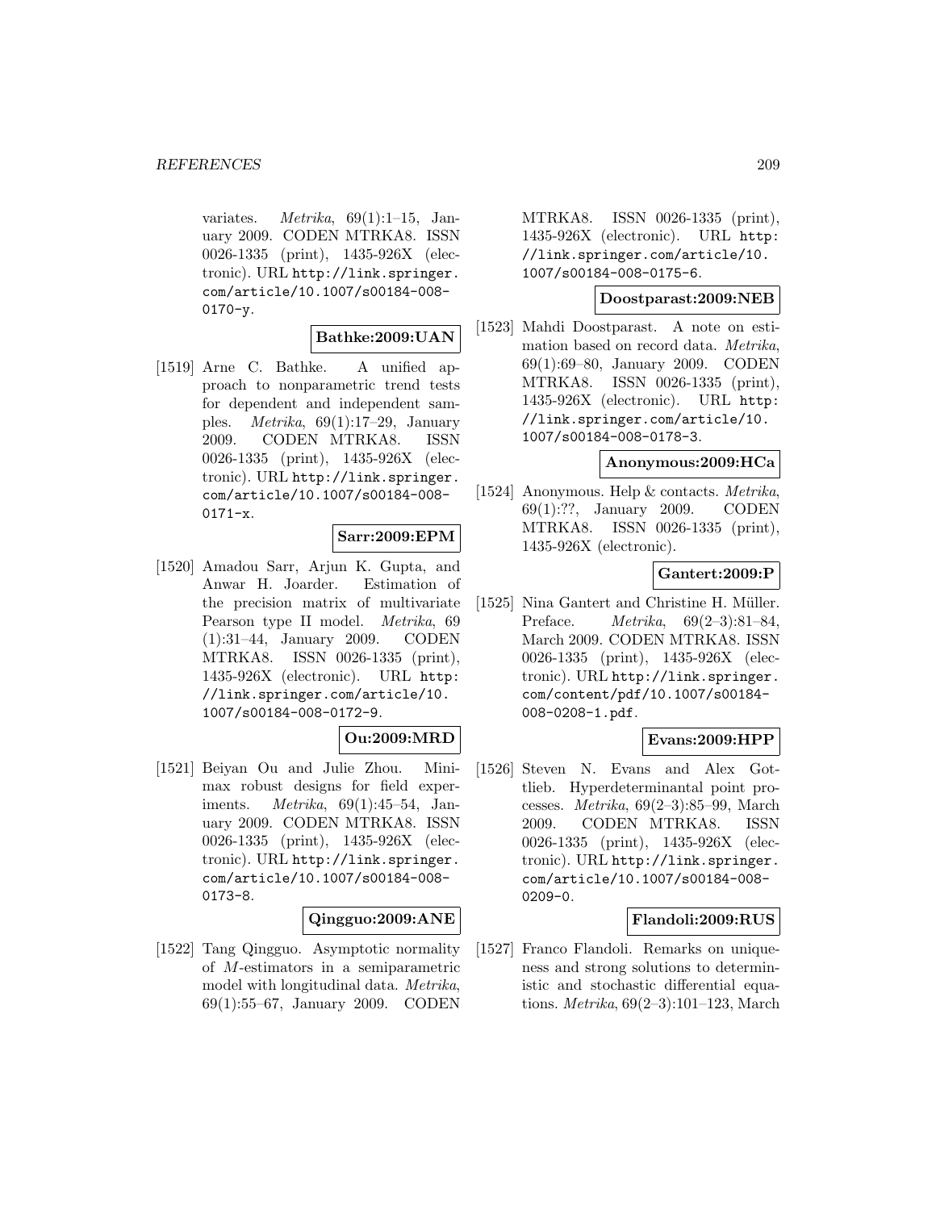variates. *Metrika*, 69(1):1–15, January 2009. CODEN MTRKA8. ISSN 0026-1335 (print), 1435-926X (electronic). URL http://link.springer.com/article/10.1007/s00184-008-0170-y.

**Bathke:2009:UAN**

[1519] Arne C. Bathke. A unified approach to nonparametric trend tests for dependent and independent samples. *Metrika*, 69(1):17–29, January 2009. CODEN MTRKA8. ISSN 0026-1335 (print), 1435-926X (electronic). URL http://link.springer.com/article/10.1007/s00184-008-0171-x.

**Sarr:2009:EPM**

[1520] Amadou Sarr, Arjun K. Gupta, and Anwar H. Joarder. Estimation of the precision matrix of multivariate Pearson type II model. *Metrika*, 69(1):31–44, January 2009. CODEN MTRKA8. ISSN 0026-1335 (print), 1435-926X (electronic). URL http://link.springer.com/article/10.1007/s00184-008-0172-9.

**Ou:2009:MRD**

[1521] Beiyan Ou and Julie Zhou. Minimax robust designs for field experiments. *Metrika*, 69(1):45–54, January 2009. CODEN MTRKA8. ISSN 0026-1335 (print), 1435-926X (electronic). URL http://link.springer.com/article/10.1007/s00184-008-0173-8.

**Qingguo:2009:ANE**

[1522] Tang Qingguo. Asymptotic normality of $M$-estimators in a semiparametric model with longitudinal data. *Metrika*, 69(1):55–67, January 2009. CODEN MTRKA8. ISSN 0026-1335 (print), 1435-926X (electronic). URL http://link.springer.com/article/10.1007/s00184-008-0175-6.

**Doostparast:2009:NEB**

[1523] Mahdi Doostparast. A note on estimation based on record data. *Metrika*, 69(1):69–80, January 2009. CODEN MTRKA8. ISSN 0026-1335 (print), 1435-926X (electronic). URL http://link.springer.com/article/10.1007/s00184-008-0178-3.

**Anonymous:2009:HCa**

[1524] Anonymous. Help & contacts. *Metrika*, 69(1):??, January 2009. CODEN MTRKA8. ISSN 0026-1335 (print), 1435-926X (electronic).

**Gantert:2009:P**

[1525] Nina Gantert and Christine H. Müller. Preface. *Metrika*, 69(2–3):81–84, March 2009. CODEN MTRKA8. ISSN 0026-1335 (print), 1435-926X (electronic). URL http://link.springer.com/content/pdf/10.1007/s00184-008-0208-1.pdf.

**Evans:2009:HPP**

[1526] Steven N. Evans and Alex Gottlieb. Hyperdeterminantal point processes. *Metrika*, 69(2–3):85–99, March 2009. CODEN MTRKA8. ISSN 0026-1335 (print), 1435-926X (electronic). URL http://link.springer.com/article/10.1007/s00184-008-0209-0.

**Flandoli:2009:RUS**

[1527] Franco Flandoli. Remarks on uniqueness and strong solutions to deterministic and stochastic differential equations. *Metrika*, 69(2–3):101–123, March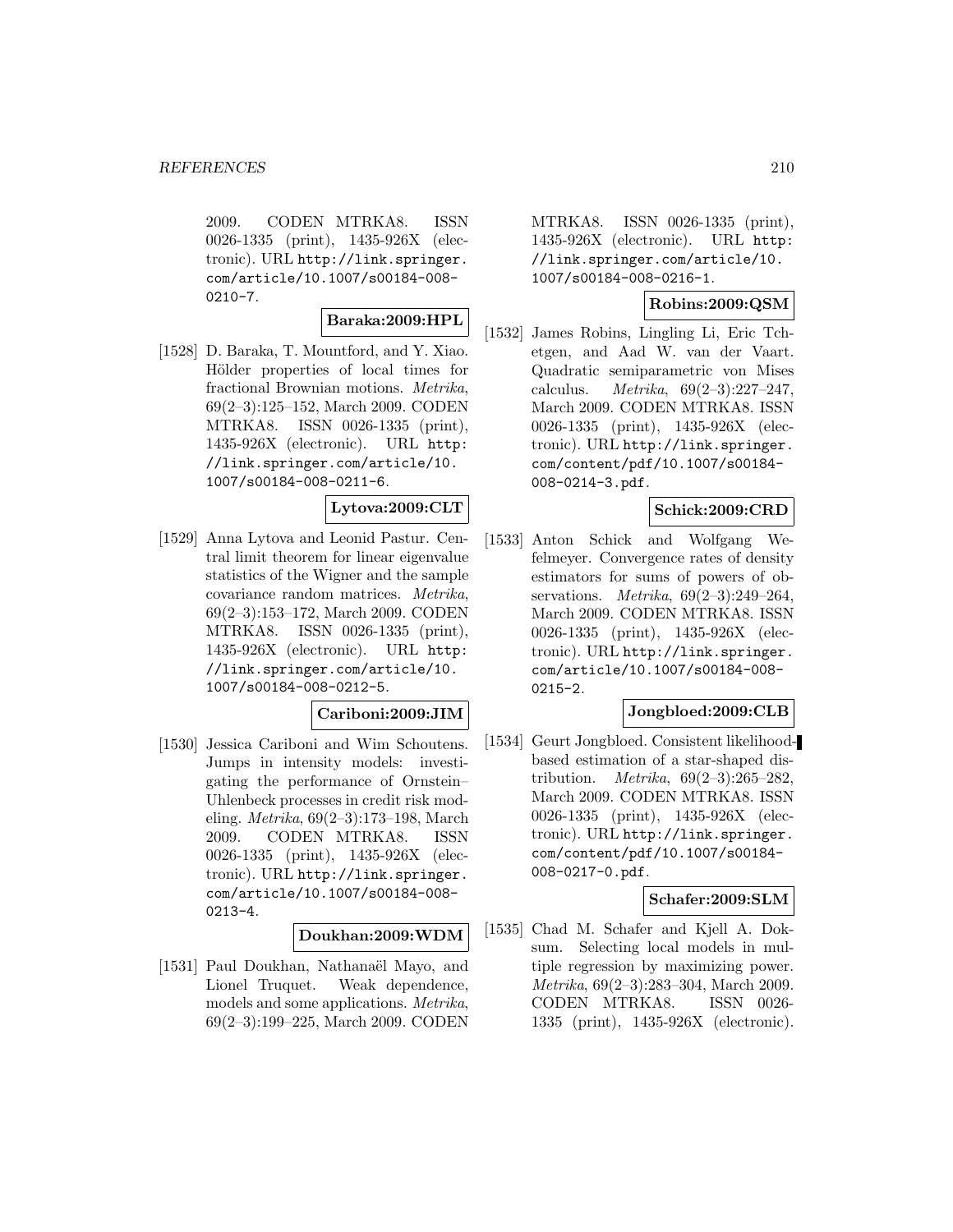2009. CODEN MTRKA8. ISSN 0026-1335 (print), 1435-926X (electronic). URL http://link.springer.com/article/10.1007/s00184-008-0210-7.

**Baraka:2009:HPL**

[1528] D. Baraka, T. Mountford, and Y. Xiao. Hölder properties of local times for fractional Brownian motions. *Metrika*, 69(2–3):125–152, March 2009. CODEN MTRKA8. ISSN 0026-1335 (print), 1435-926X (electronic). URL http://link.springer.com/article/10.1007/s00184-008-0211-6.

**Lytova:2009:CLT**

[1529] Anna Lytova and Leonid Pastur. Central limit theorem for linear eigenvalue statistics of the Wigner and the sample covariance random matrices. *Metrika*, 69(2–3):153–172, March 2009. CODEN MTRKA8. ISSN 0026-1335 (print), 1435-926X (electronic). URL http://link.springer.com/article/10.1007/s00184-008-0212-5.

**Cariboni:2009:JIM**

[1530] Jessica Cariboni and Wim Schoutens. Jumps in intensity models: investigating the performance of Ornstein–Uhlenbeck processes in credit risk modeling. *Metrika*, 69(2–3):173–198, March 2009. CODEN MTRKA8. ISSN 0026-1335 (print), 1435-926X (electronic). URL http://link.springer.com/article/10.1007/s00184-008-0213-4.

**Doukhan:2009:WDM**

[1531] Paul Doukhan, Nathanaël Mayo, and Lionel Truquet. Weak dependence, models and some applications. *Metrika*, 69(2–3):199–225, March 2009. CODEN MTRKA8. ISSN 0026-1335 (print), 1435-926X (electronic). URL http://link.springer.com/article/10.1007/s00184-008-0216-1.

**Robins:2009:QSM**

[1532] James Robins, Lingling Li, Eric Tchetgen, and Aad W. van der Vaart. Quadratic semiparametric von Mises calculus. *Metrika*, 69(2–3):227–247, March 2009. CODEN MTRKA8. ISSN 0026-1335 (print), 1435-926X (electronic). URL http://link.springer.com/content/pdf/10.1007/s00184-008-0214-3.pdf.

**Schick:2009:CRD**

[1533] Anton Schick and Wolfgang Wefelmeyer. Convergence rates of density estimators for sums of powers of observations. *Metrika*, 69(2–3):249–264, March 2009. CODEN MTRKA8. ISSN 0026-1335 (print), 1435-926X (electronic). URL http://link.springer.com/article/10.1007/s00184-008-0215-2.

**Jongbloed:2009:CLB**

[1534] Geurt Jongbloed. Consistent likelihood-based estimation of a star-shaped distribution. *Metrika*, 69(2–3):265–282, March 2009. CODEN MTRKA8. ISSN 0026-1335 (print), 1435-926X (electronic). URL http://link.springer.com/content/pdf/10.1007/s00184-008-0217-0.pdf.

**Schafer:2009:SLM**

[1535] Chad M. Schafer and Kjell A. Doksum. Selecting local models in multiple regression by maximizing power. *Metrika*, 69(2–3):283–304, March 2009. CODEN MTRKA8. ISSN 0026-1335 (print), 1435-926X (electronic).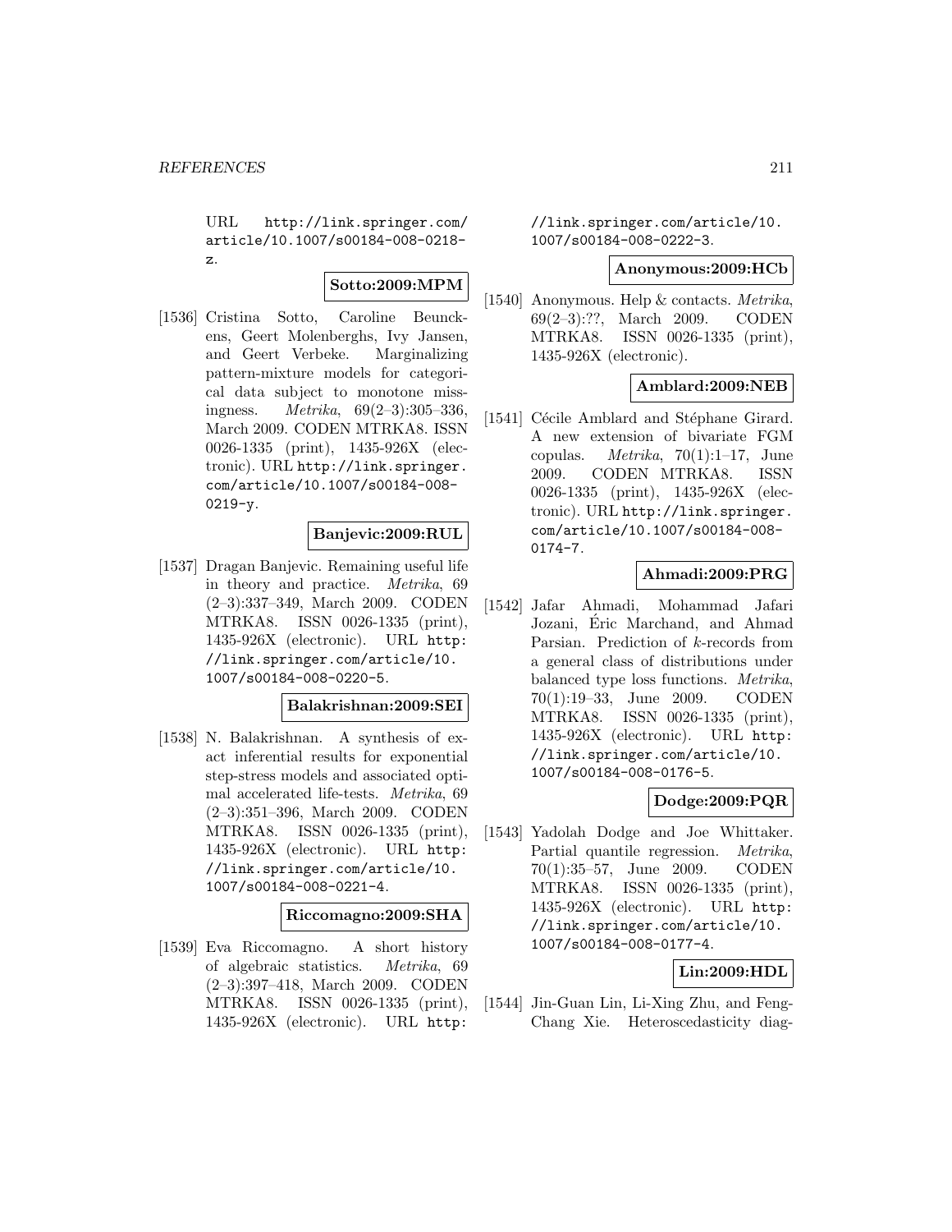URL http://link.springer.com/article/10.1007/s00184-008-0218-z.

**Sotto:2009:MPM**

[1536] Cristina Sotto, Caroline Beunckens, Geert Molenberghs, Ivy Jansen, and Geert Verbeke. Marginalizing pattern-mixture models for categorical data subject to monotone missingness. *Metrika*, 69(2–3):305–336, March 2009. CODEN MTRKA8. ISSN 0026-1335 (print), 1435-926X (electronic). URL http://link.springer.com/article/10.1007/s00184-008-0219-y.

**Banjevic:2009:RUL**

[1537] Dragan Banjevic. Remaining useful life in theory and practice. *Metrika*, 69 (2–3):337–349, March 2009. CODEN MTRKA8. ISSN 0026-1335 (print), 1435-926X (electronic). URL http://link.springer.com/article/10.1007/s00184-008-0220-5.

**Balakrishnan:2009:SEI**

[1538] N. Balakrishnan. A synthesis of exact inferential results for exponential step-stress models and associated optimal accelerated life-tests. *Metrika*, 69 (2–3):351–396, March 2009. CODEN MTRKA8. ISSN 0026-1335 (print), 1435-926X (electronic). URL http://link.springer.com/article/10.1007/s00184-008-0221-4.

**Riccomagno:2009:SHA**

[1539] Eva Riccomagno. A short history of algebraic statistics. *Metrika*, 69 (2–3):397–418, March 2009. CODEN MTRKA8. ISSN 0026-1335 (print), 1435-926X (electronic). URL http://link.springer.com/article/10.1007/s00184-008-0222-3.

**Anonymous:2009:HCb**

[1540] Anonymous. Help & contacts. *Metrika*, 69(2–3):??, March 2009. CODEN MTRKA8. ISSN 0026-1335 (print), 1435-926X (electronic).

**Amblard:2009:NEB**

[1541] Cécile Amblard and Stéphane Girard. A new extension of bivariate FGM copulas. *Metrika*, 70(1):1–17, June 2009. CODEN MTRKA8. ISSN 0026-1335 (print), 1435-926X (electronic). URL http://link.springer.com/article/10.1007/s00184-008-0174-7.

**Ahmadi:2009:PRG**

[1542] Jafar Ahmadi, Mohammad Jafari Jozani, Éric Marchand, and Ahmad Parsian. Prediction of $k$-records from a general class of distributions under balanced type loss functions. *Metrika*, 70(1):19–33, June 2009. CODEN MTRKA8. ISSN 0026-1335 (print), 1435-926X (electronic). URL http://link.springer.com/article/10.1007/s00184-008-0176-5.

**Dodge:2009:PQR**

[1543] Yadolah Dodge and Joe Whittaker. Partial quantile regression. *Metrika*, 70(1):35–57, June 2009. CODEN MTRKA8. ISSN 0026-1335 (print), 1435-926X (electronic). URL http://link.springer.com/article/10.1007/s00184-008-0177-4.

**Lin:2009:HDL**

[1544] Jin-Guan Lin, Li-Xing Zhu, and Feng-Chang Xie. Heteroscedasticity diag-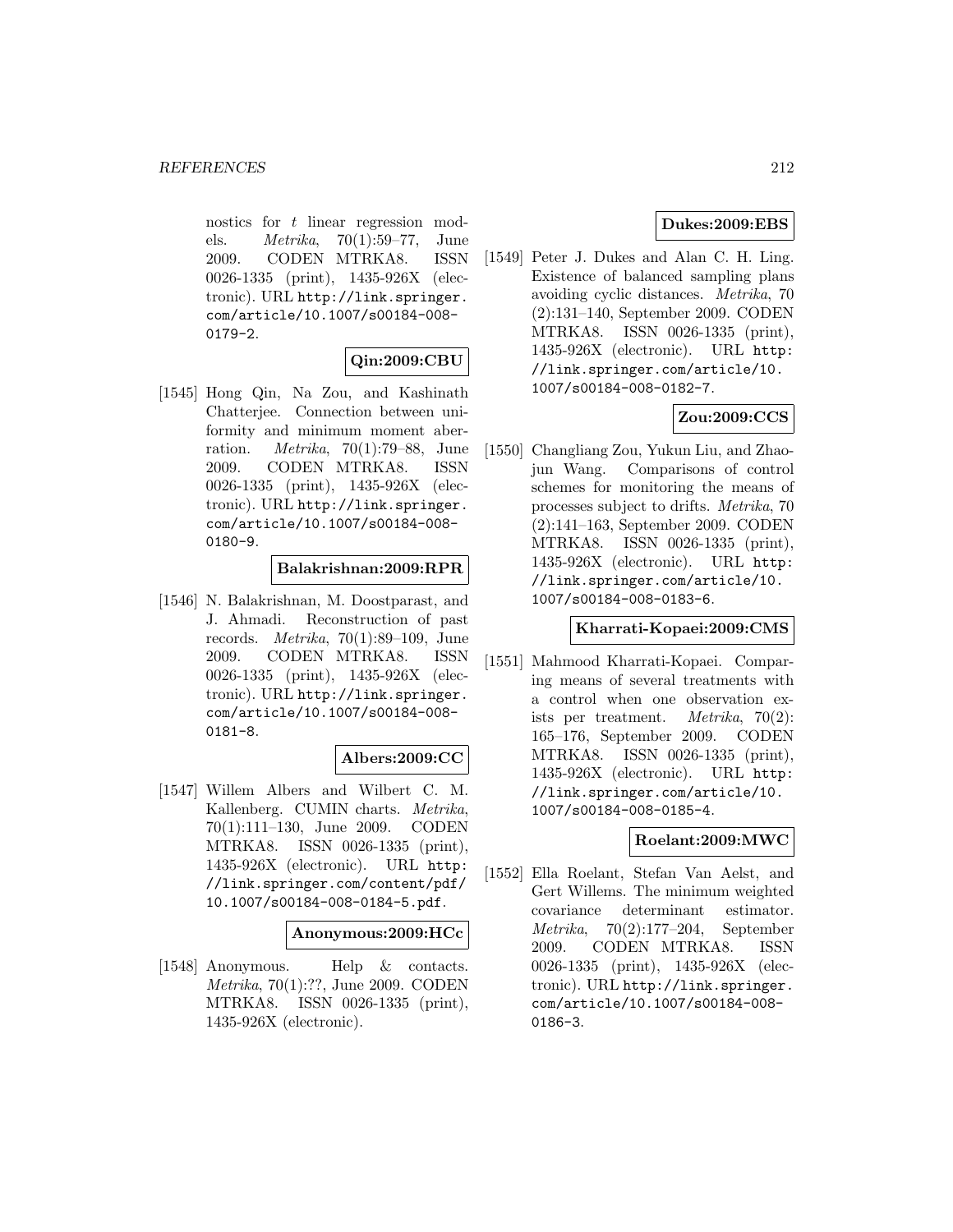nostics for $t$ linear regression models. *Metrika*, 70(1):59–77, June 2009. CODEN MTRKA8. ISSN 0026-1335 (print), 1435-926X (electronic). URL http://link.springer.com/article/10.1007/s00184-008-0179-2.

**Qin:2009:CBU**

[1545] Hong Qin, Na Zou, and Kashinath Chatterjee. Connection between uniformity and minimum moment aberration. *Metrika*, 70(1):79–88, June 2009. CODEN MTRKA8. ISSN 0026-1335 (print), 1435-926X (electronic). URL http://link.springer.com/article/10.1007/s00184-008-0180-9.

**Balakrishnan:2009:RPR**

[1546] N. Balakrishnan, M. Doostparast, and J. Ahmadi. Reconstruction of past records. *Metrika*, 70(1):89–109, June 2009. CODEN MTRKA8. ISSN 0026-1335 (print), 1435-926X (electronic). URL http://link.springer.com/article/10.1007/s00184-008-0181-8.

**Albers:2009:CC**

[1547] Willem Albers and Wilbert C. M. Kallenberg. CUMIN charts. *Metrika*, 70(1):111–130, June 2009. CODEN MTRKA8. ISSN 0026-1335 (print), 1435-926X (electronic). URL http://link.springer.com/content/pdf/10.1007/s00184-008-0184-5.pdf.

**Anonymous:2009:HCc**

[1548] Anonymous. Help & contacts. *Metrika*, 70(1):??, June 2009. CODEN MTRKA8. ISSN 0026-1335 (print), 1435-926X (electronic).

**Dukes:2009:EBS**

[1549] Peter J. Dukes and Alan C. H. Ling. Existence of balanced sampling plans avoiding cyclic distances. *Metrika*, 70(2):131–140, September 2009. CODEN MTRKA8. ISSN 0026-1335 (print), 1435-926X (electronic). URL http://link.springer.com/article/10.1007/s00184-008-0182-7.

**Zou:2009:CCS**

[1550] Changliang Zou, Yukun Liu, and Zhaojun Wang. Comparisons of control schemes for monitoring the means of processes subject to drifts. *Metrika*, 70(2):141–163, September 2009. CODEN MTRKA8. ISSN 0026-1335 (print), 1435-926X (electronic). URL http://link.springer.com/article/10.1007/s00184-008-0183-6.

**Kharrati-Kopaei:2009:CMS**

[1551] Mahmood Kharrati-Kopaei. Comparing means of several treatments with a control when one observation exists per treatment. *Metrika*, 70(2):165–176, September 2009. CODEN MTRKA8. ISSN 0026-1335 (print), 1435-926X (electronic). URL http://link.springer.com/article/10.1007/s00184-008-0185-4.

**Roelant:2009:MWC**

[1552] Ella Roelant, Stefan Van Aelst, and Gert Willems. The minimum weighted covariance determinant estimator. *Metrika*, 70(2):177–204, September 2009. CODEN MTRKA8. ISSN 0026-1335 (print), 1435-926X (electronic). URL http://link.springer.com/article/10.1007/s00184-008-0186-3.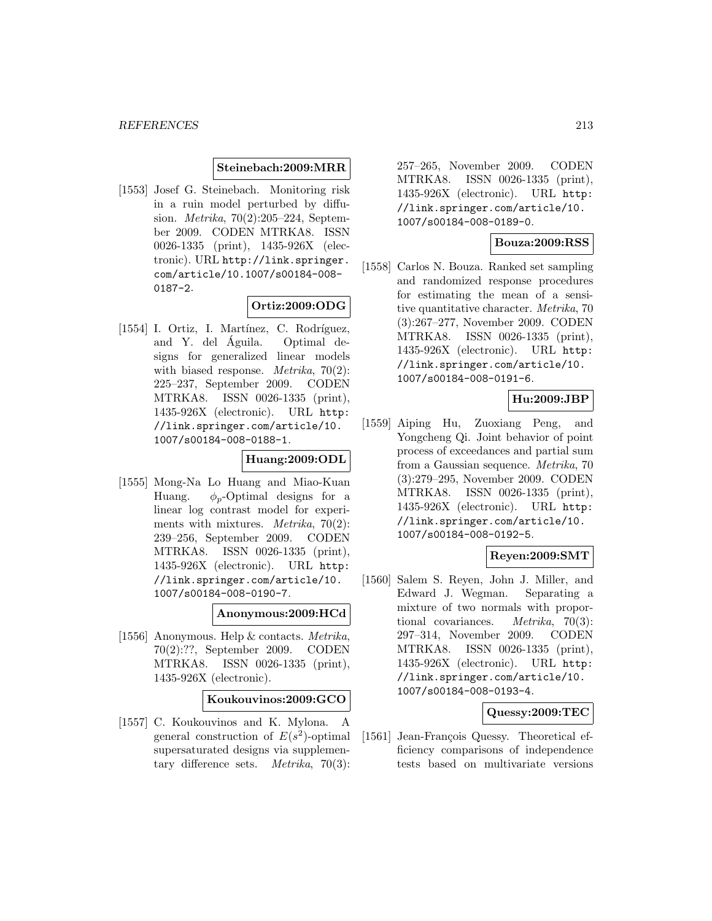**Steinebach:2009:MRR**

[1553] Josef G. Steinebach. Monitoring risk in a ruin model perturbed by diffusion. *Metrika*, 70(2):205–224, September 2009. CODEN MTRKA8. ISSN 0026-1335 (print), 1435-926X (electronic). URL http://link.springer.com/article/10.1007/s00184-008-0187-2.

**Ortiz:2009:ODG**

[1554] I. Ortiz, I. Martínez, C. Rodríguez, and Y. del Águila. Optimal designs for generalized linear models with biased response. *Metrika*, 70(2): 225–237, September 2009. CODEN MTRKA8. ISSN 0026-1335 (print), 1435-926X (electronic). URL http://link.springer.com/article/10.1007/s00184-008-0188-1.

**Huang:2009:ODL**

[1555] Mong-Na Lo Huang and Miao-Kuan Huang. $\phi_p$-Optimal designs for a linear log contrast model for experiments with mixtures. *Metrika*, 70(2): 239–256, September 2009. CODEN MTRKA8. ISSN 0026-1335 (print), 1435-926X (electronic). URL http://link.springer.com/article/10.1007/s00184-008-0190-7.

**Anonymous:2009:HCd**

[1556] Anonymous. Help & contacts. *Metrika*, 70(2):??, September 2009. CODEN MTRKA8. ISSN 0026-1335 (print), 1435-926X (electronic).

**Koukouvinos:2009:GCO**

[1557] C. Koukouvinos and K. Mylona. A general construction of $E(s^2)$-optimal supersaturated designs via supplementary difference sets. *Metrika*, 70(3): 257–265, November 2009. CODEN MTRKA8. ISSN 0026-1335 (print), 1435-926X (electronic). URL http://link.springer.com/article/10.1007/s00184-008-0189-0.

**Bouza:2009:RSS**

[1558] Carlos N. Bouza. Ranked set sampling and randomized response procedures for estimating the mean of a sensitive quantitative character. *Metrika*, 70 (3):267–277, November 2009. CODEN MTRKA8. ISSN 0026-1335 (print), 1435-926X (electronic). URL http://link.springer.com/article/10.1007/s00184-008-0191-6.

**Hu:2009:JBP**

[1559] Aiping Hu, Zuoxiang Peng, and Yongcheng Qi. Joint behavior of point process of exceedances and partial sum from a Gaussian sequence. *Metrika*, 70 (3):279–295, November 2009. CODEN MTRKA8. ISSN 0026-1335 (print), 1435-926X (electronic). URL http://link.springer.com/article/10.1007/s00184-008-0192-5.

**Reyen:2009:SMT**

[1560] Salem S. Reyen, John J. Miller, and Edward J. Wegman. Separating a mixture of two normals with proportional covariances. *Metrika*, 70(3): 297–314, November 2009. CODEN MTRKA8. ISSN 0026-1335 (print), 1435-926X (electronic). URL http://link.springer.com/article/10.1007/s00184-008-0193-4.

**Quessy:2009:TEC**

[1561] Jean-François Quessy. Theoretical efficiency comparisons of independence tests based on multivariate versions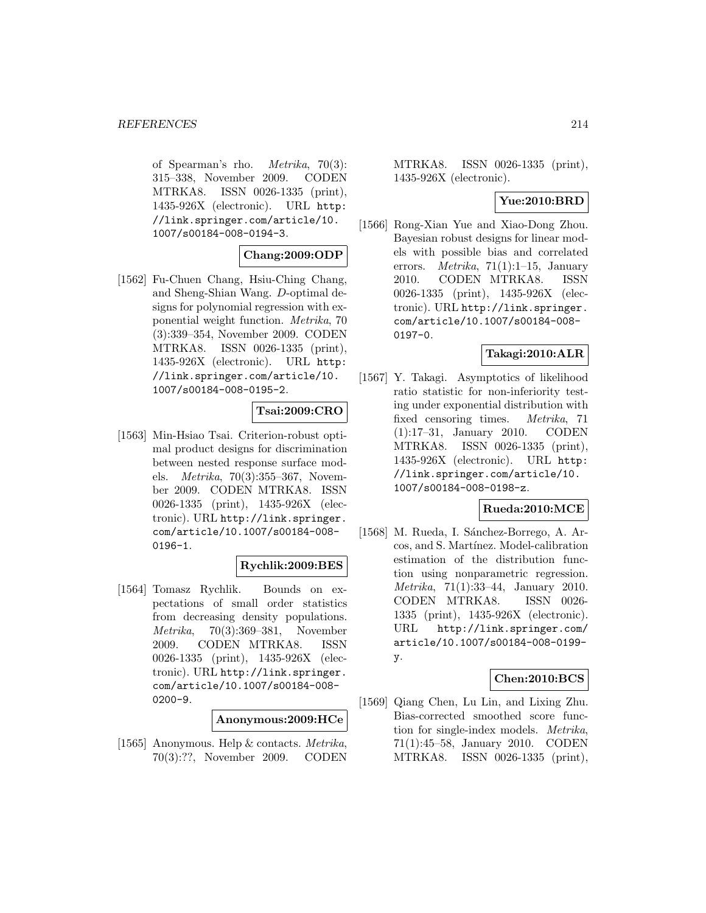of Spearman's rho. *Metrika*, 70(3): 315–338, November 2009. CODEN MTRKA8. ISSN 0026-1335 (print), 1435-926X (electronic). URL http://link.springer.com/article/10.1007/s00184-008-0194-3.

**Chang:2009:ODP**

[1562] Fu-Chuen Chang, Hsiu-Ching Chang, and Sheng-Shian Wang. *D*-optimal designs for polynomial regression with exponential weight function. *Metrika*, 70 (3):339–354, November 2009. CODEN MTRKA8. ISSN 0026-1335 (print), 1435-926X (electronic). URL http://link.springer.com/article/10.1007/s00184-008-0195-2.

**Tsai:2009:CRO**

[1563] Min-Hsiao Tsai. Criterion-robust optimal product designs for discrimination between nested response surface models. *Metrika*, 70(3):355–367, November 2009. CODEN MTRKA8. ISSN 0026-1335 (print), 1435-926X (electronic). URL http://link.springer.com/article/10.1007/s00184-008-0196-1.

**Rychlik:2009:BES**

[1564] Tomasz Rychlik. Bounds on expectations of small order statistics from decreasing density populations. *Metrika*, 70(3):369–381, November 2009. CODEN MTRKA8. ISSN 0026-1335 (print), 1435-926X (electronic). URL http://link.springer.com/article/10.1007/s00184-008-0200-9.

**Anonymous:2009:HCe**

[1565] Anonymous. Help & contacts. *Metrika*, 70(3):??, November 2009. CODEN MTRKA8. ISSN 0026-1335 (print), 1435-926X (electronic).

**Yue:2010:BRD**

[1566] Rong-Xian Yue and Xiao-Dong Zhou. Bayesian robust designs for linear models with possible bias and correlated errors. *Metrika*, 71(1):1–15, January 2010. CODEN MTRKA8. ISSN 0026-1335 (print), 1435-926X (electronic). URL http://link.springer.com/article/10.1007/s00184-008-0197-0.

**Takagi:2010:ALR**

[1567] Y. Takagi. Asymptotics of likelihood ratio statistic for non-inferiority testing under exponential distribution with fixed censoring times. *Metrika*, 71 (1):17–31, January 2010. CODEN MTRKA8. ISSN 0026-1335 (print), 1435-926X (electronic). URL http://link.springer.com/article/10.1007/s00184-008-0198-z.

**Rueda:2010:MCE**

[1568] M. Rueda, I. Sánchez-Borrego, A. Arcos, and S. Martínez. Model-calibration estimation of the distribution function using nonparametric regression. *Metrika*, 71(1):33–44, January 2010. CODEN MTRKA8. ISSN 0026-1335 (print), 1435-926X (electronic). URL http://link.springer.com/article/10.1007/s00184-008-0199-y.

**Chen:2010:BCS**

[1569] Qiang Chen, Lu Lin, and Lixing Zhu. Bias-corrected smoothed score function for single-index models. *Metrika*, 71(1):45–58, January 2010. CODEN MTRKA8. ISSN 0026-1335 (print),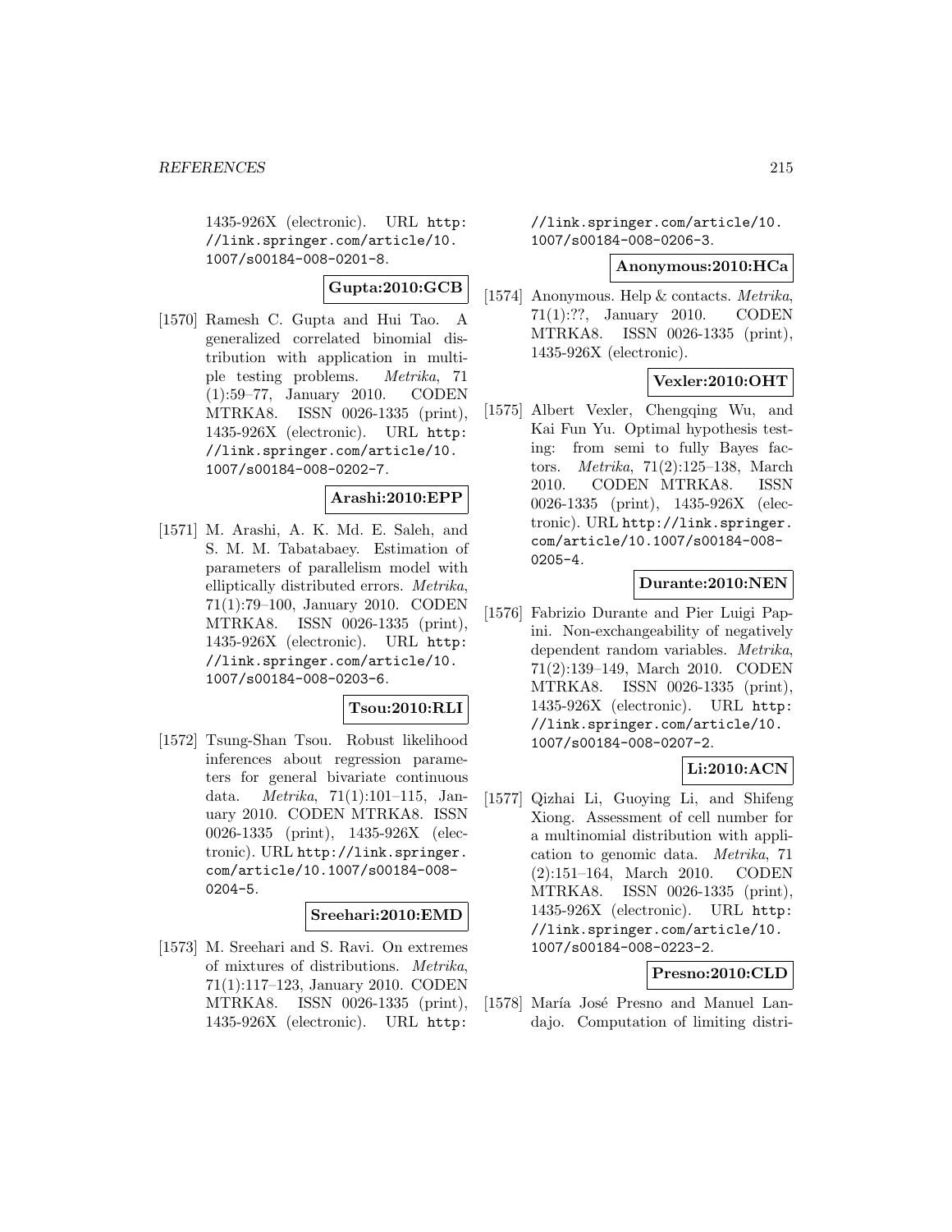1435-926X (electronic). URL http://link.springer.com/article/10.1007/s00184-008-0201-8.

**Gupta:2010:GCB**

[1570] Ramesh C. Gupta and Hui Tao. A generalized correlated binomial distribution with application in multiple testing problems. *Metrika*, 71 (1):59–77, January 2010. CODEN MTRKA8. ISSN 0026-1335 (print), 1435-926X (electronic). URL http://link.springer.com/article/10.1007/s00184-008-0202-7.

**Arashi:2010:EPP**

[1571] M. Arashi, A. K. Md. E. Saleh, and S. M. M. Tabatabaey. Estimation of parameters of parallelism model with elliptically distributed errors. *Metrika*, 71(1):79–100, January 2010. CODEN MTRKA8. ISSN 0026-1335 (print), 1435-926X (electronic). URL http://link.springer.com/article/10.1007/s00184-008-0203-6.

**Tsou:2010:RLI**

[1572] Tsung-Shan Tsou. Robust likelihood inferences about regression parameters for general bivariate continuous data. *Metrika*, 71(1):101–115, January 2010. CODEN MTRKA8. ISSN 0026-1335 (print), 1435-926X (electronic). URL http://link.springer.com/article/10.1007/s00184-008-0204-5.

**Sreehari:2010:EMD**

[1573] M. Sreehari and S. Ravi. On extremes of mixtures of distributions. *Metrika*, 71(1):117–123, January 2010. CODEN MTRKA8. ISSN 0026-1335 (print), 1435-926X (electronic). URL http://link.springer.com/article/10.1007/s00184-008-0206-3.

**Anonymous:2010:HCa**

[1574] Anonymous. Help & contacts. *Metrika*, 71(1):??, January 2010. CODEN MTRKA8. ISSN 0026-1335 (print), 1435-926X (electronic).

**Vexler:2010:OHT**

[1575] Albert Vexler, Chengqing Wu, and Kai Fun Yu. Optimal hypothesis testing: from semi to fully Bayes factors. *Metrika*, 71(2):125–138, March 2010. CODEN MTRKA8. ISSN 0026-1335 (print), 1435-926X (electronic). URL http://link.springer.com/article/10.1007/s00184-008-0205-4.

**Durante:2010:NEN**

[1576] Fabrizio Durante and Pier Luigi Papini. Non-exchangeability of negatively dependent random variables. *Metrika*, 71(2):139–149, March 2010. CODEN MTRKA8. ISSN 0026-1335 (print), 1435-926X (electronic). URL http://link.springer.com/article/10.1007/s00184-008-0207-2.

**Li:2010:ACN**

[1577] Qizhai Li, Guoying Li, and Shifeng Xiong. Assessment of cell number for a multinomial distribution with application to genomic data. *Metrika*, 71 (2):151–164, March 2010. CODEN MTRKA8. ISSN 0026-1335 (print), 1435-926X (electronic). URL http://link.springer.com/article/10.1007/s00184-008-0223-2.

**Presno:2010:CLD**

[1578] María José Presno and Manuel Landajo. Computation of limiting distri-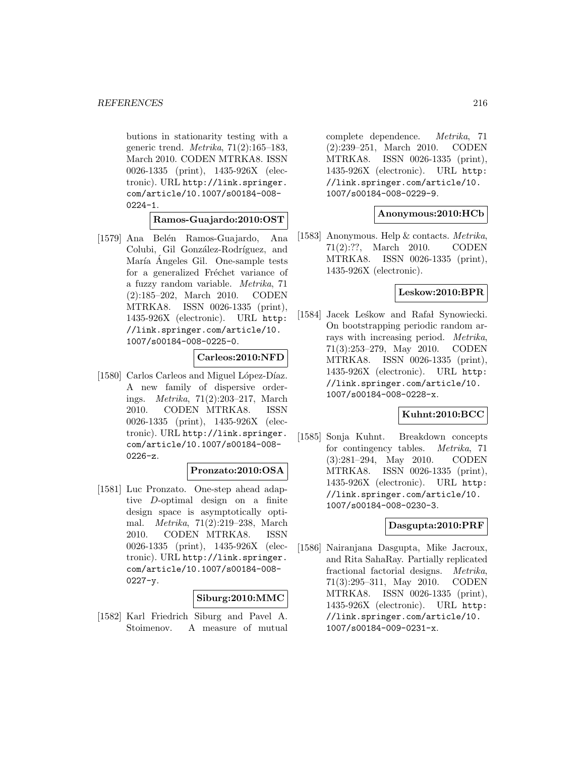butions in stationarity testing with a generic trend. *Metrika*, 71(2):165–183, March 2010. CODEN MTRKA8. ISSN 0026-1335 (print), 1435-926X (electronic). URL http://link.springer.com/article/10.1007/s00184-008-0224-1.

**Ramos-Guajardo:2010:OST**

[1579] Ana Belén Ramos-Guajardo, Ana Colubi, Gil González-Rodríguez, and María Ángeles Gil. One-sample tests for a generalized Fréchet variance of a fuzzy random variable. *Metrika*, 71 (2):185–202, March 2010. CODEN MTRKA8. ISSN 0026-1335 (print), 1435-926X (electronic). URL http://link.springer.com/article/10.1007/s00184-008-0225-0.

**Carleos:2010:NFD**

[1580] Carlos Carleos and Miguel López-Díaz. A new family of dispersive orderings. *Metrika*, 71(2):203–217, March 2010. CODEN MTRKA8. ISSN 0026-1335 (print), 1435-926X (electronic). URL http://link.springer.com/article/10.1007/s00184-008-0226-z.

**Pronzato:2010:OSA**

[1581] Luc Pronzato. One-step ahead adaptive $D$-optimal design on a finite design space is asymptotically optimal. *Metrika*, 71(2):219–238, March 2010. CODEN MTRKA8. ISSN 0026-1335 (print), 1435-926X (electronic). URL http://link.springer.com/article/10.1007/s00184-008-0227-y.

**Siburg:2010:MMC**

[1582] Karl Friedrich Siburg and Pavel A. Stoimenov. A measure of mutual complete dependence. *Metrika*, 71 (2):239–251, March 2010. CODEN MTRKA8. ISSN 0026-1335 (print), 1435-926X (electronic). URL http://link.springer.com/article/10.1007/s00184-008-0229-9.

**Anonymous:2010:HCb**

[1583] Anonymous. Help & contacts. *Metrika*, 71(2):??, March 2010. CODEN MTRKA8. ISSN 0026-1335 (print), 1435-926X (electronic).

**Leskow:2010:BPR**

[1584] Jacek Leśkow and Rafał Synowiecki. On bootstrapping periodic random arrays with increasing period. *Metrika*, 71(3):253–279, May 2010. CODEN MTRKA8. ISSN 0026-1335 (print), 1435-926X (electronic). URL http://link.springer.com/article/10.1007/s00184-008-0228-x.

**Kuhnt:2010:BCC**

[1585] Sonja Kuhnt. Breakdown concepts for contingency tables. *Metrika*, 71 (3):281–294, May 2010. CODEN MTRKA8. ISSN 0026-1335 (print), 1435-926X (electronic). URL http://link.springer.com/article/10.1007/s00184-008-0230-3.

**Dasgupta:2010:PRF**

[1586] Nairanjana Dasgupta, Mike Jacroux, and Rita SahaRay. Partially replicated fractional factorial designs. *Metrika*, 71(3):295–311, May 2010. CODEN MTRKA8. ISSN 0026-1335 (print), 1435-926X (electronic). URL http://link.springer.com/article/10.1007/s00184-009-0231-x.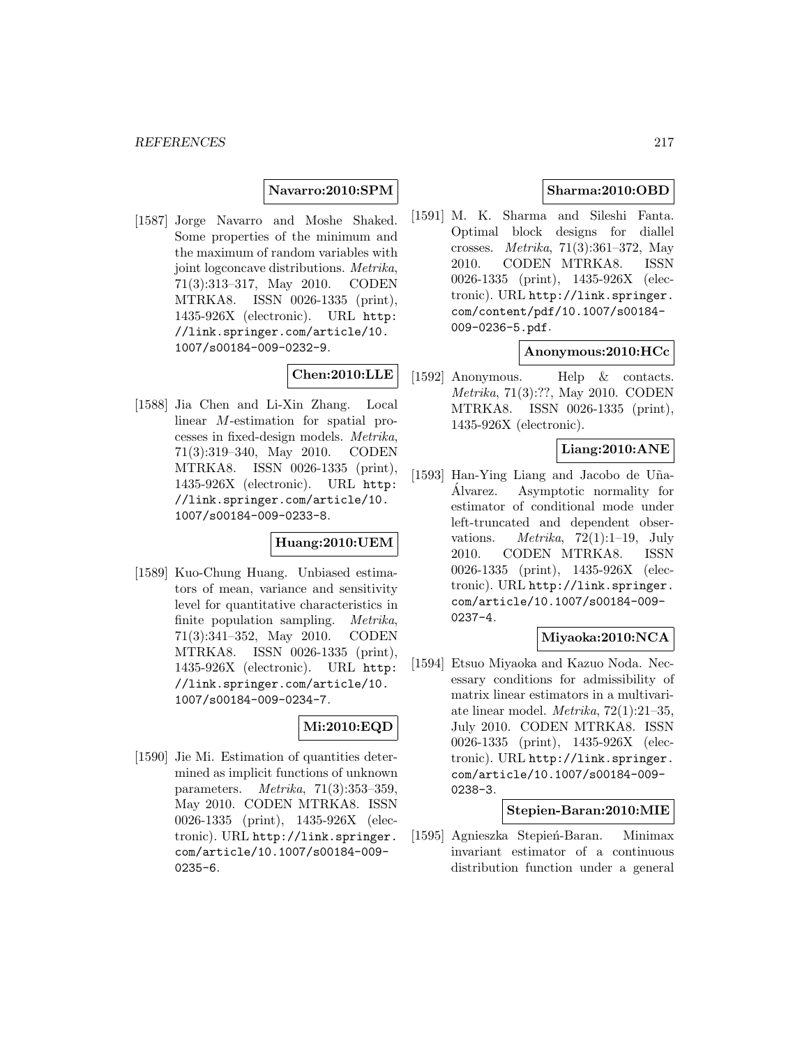**Navarro:2010:SPM**

[1587] Jorge Navarro and Moshe Shaked. Some properties of the minimum and the maximum of random variables with joint logconcave distributions. *Metrika*, 71(3):313–317, May 2010. CODEN MTRKA8. ISSN 0026-1335 (print), 1435-926X (electronic). URL http://link.springer.com/article/10.1007/s00184-009-0232-9.

**Chen:2010:LLE**

[1588] Jia Chen and Li-Xin Zhang. Local linear $M$-estimation for spatial processes in fixed-design models. *Metrika*, 71(3):319–340, May 2010. CODEN MTRKA8. ISSN 0026-1335 (print), 1435-926X (electronic). URL http://link.springer.com/article/10.1007/s00184-009-0233-8.

**Huang:2010:UEM**

[1589] Kuo-Chung Huang. Unbiased estimators of mean, variance and sensitivity level for quantitative characteristics in finite population sampling. *Metrika*, 71(3):341–352, May 2010. CODEN MTRKA8. ISSN 0026-1335 (print), 1435-926X (electronic). URL http://link.springer.com/article/10.1007/s00184-009-0234-7.

**Mi:2010:EQD**

[1590] Jie Mi. Estimation of quantities determined as implicit functions of unknown parameters. *Metrika*, 71(3):353–359, May 2010. CODEN MTRKA8. ISSN 0026-1335 (print), 1435-926X (electronic). URL http://link.springer.com/article/10.1007/s00184-009-0235-6.

**Sharma:2010:OBD**

[1591] M. K. Sharma and Sileshi Fanta. Optimal block designs for diallel crosses. *Metrika*, 71(3):361–372, May 2010. CODEN MTRKA8. ISSN 0026-1335 (print), 1435-926X (electronic). URL http://link.springer.com/content/pdf/10.1007/s00184-009-0236-5.pdf.

**Anonymous:2010:HCc**

[1592] Anonymous. Help & contacts. *Metrika*, 71(3):??, May 2010. CODEN MTRKA8. ISSN 0026-1335 (print), 1435-926X (electronic).

**Liang:2010:ANE**

[1593] Han-Ying Liang and Jacobo de Uña-Álvarez. Asymptotic normality for estimator of conditional mode under left-truncated and dependent observations. *Metrika*, 72(1):1–19, July 2010. CODEN MTRKA8. ISSN 0026-1335 (print), 1435-926X (electronic). URL http://link.springer.com/article/10.1007/s00184-009-0237-4.

**Miyaoka:2010:NCA**

[1594] Etsuo Miyaoka and Kazuo Noda. Necessary conditions for admissibility of matrix linear estimators in a multivariate linear model. *Metrika*, 72(1):21–35, July 2010. CODEN MTRKA8. ISSN 0026-1335 (print), 1435-926X (electronic). URL http://link.springer.com/article/10.1007/s00184-009-0238-3.

**Stepien-Baran:2010:MIE**

[1595] Agnieszka Stępień-Baran. Minimax invariant estimator of a continuous distribution function under a general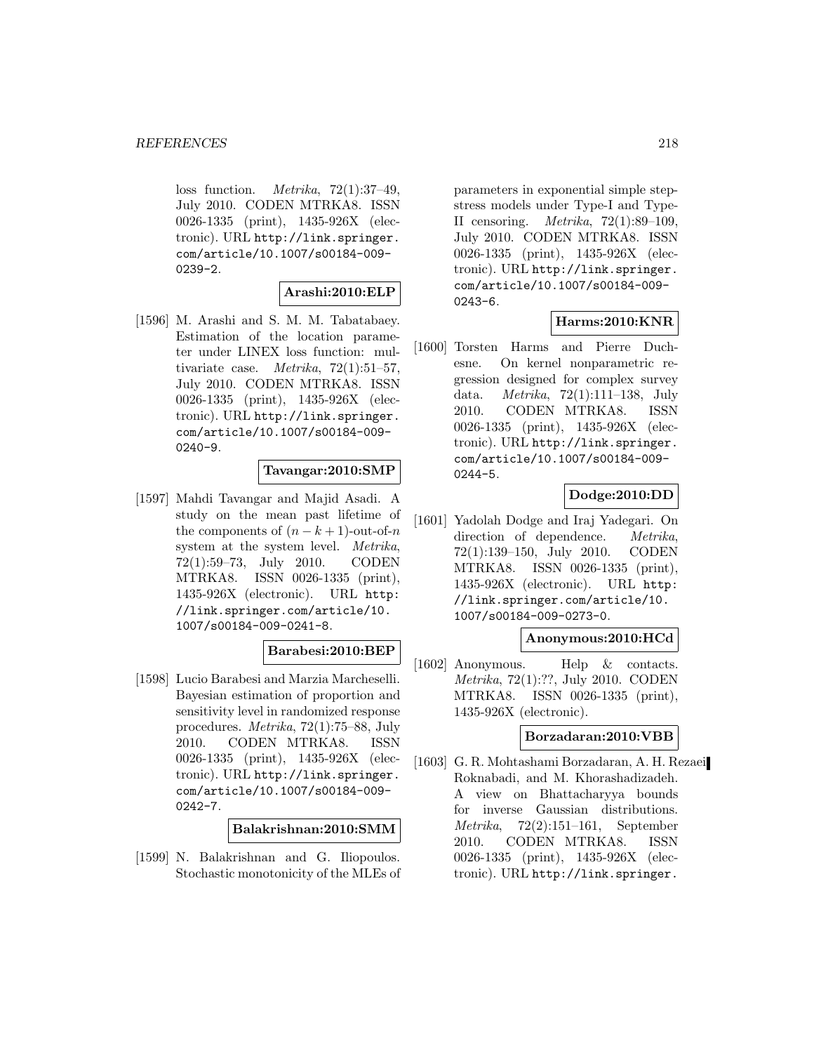loss function. *Metrika*, 72(1):37–49, July 2010. CODEN MTRKA8. ISSN 0026-1335 (print), 1435-926X (electronic). URL http://link.springer.com/article/10.1007/s00184-009-0239-2.

**Arashi:2010:ELP**

[1596] M. Arashi and S. M. M. Tabatabaey. Estimation of the location parameter under LINEX loss function: multivariate case. *Metrika*, 72(1):51–57, July 2010. CODEN MTRKA8. ISSN 0026-1335 (print), 1435-926X (electronic). URL http://link.springer.com/article/10.1007/s00184-009-0240-9.

**Tavangar:2010:SMP**

[1597] Mahdi Tavangar and Majid Asadi. A study on the mean past lifetime of the components of $(n-k+1)$-out-of-$n$ system at the system level. *Metrika*, 72(1):59–73, July 2010. CODEN MTRKA8. ISSN 0026-1335 (print), 1435-926X (electronic). URL http://link.springer.com/article/10.1007/s00184-009-0241-8.

**Barabesi:2010:BEP**

[1598] Lucio Barabesi and Marzia Marcheselli. Bayesian estimation of proportion and sensitivity level in randomized response procedures. *Metrika*, 72(1):75–88, July 2010. CODEN MTRKA8. ISSN 0026-1335 (print), 1435-926X (electronic). URL http://link.springer.com/article/10.1007/s00184-009-0242-7.

**Balakrishnan:2010:SMM**

[1599] N. Balakrishnan and G. Iliopoulos. Stochastic monotonicity of the MLEs of parameters in exponential simple step-stress models under Type-I and Type-II censoring. *Metrika*, 72(1):89–109, July 2010. CODEN MTRKA8. ISSN 0026-1335 (print), 1435-926X (electronic). URL http://link.springer.com/article/10.1007/s00184-009-0243-6.

**Harms:2010:KNR**

[1600] Torsten Harms and Pierre Duchesne. On kernel nonparametric regression designed for complex survey data. *Metrika*, 72(1):111–138, July 2010. CODEN MTRKA8. ISSN 0026-1335 (print), 1435-926X (electronic). URL http://link.springer.com/article/10.1007/s00184-009-0244-5.

**Dodge:2010:DD**

[1601] Yadolah Dodge and Iraj Yadegari. On direction of dependence. *Metrika*, 72(1):139–150, July 2010. CODEN MTRKA8. ISSN 0026-1335 (print), 1435-926X (electronic). URL http://link.springer.com/article/10.1007/s00184-009-0273-0.

**Anonymous:2010:HCd**

[1602] Anonymous. Help & contacts. *Metrika*, 72(1):??, July 2010. CODEN MTRKA8. ISSN 0026-1335 (print), 1435-926X (electronic).

**Borzadaran:2010:VBB**

[1603] G. R. Mohtashami Borzadaran, A. H. Rezaei Roknabadi, and M. Khorashadizadeh. A view on Bhattacharyya bounds for inverse Gaussian distributions. *Metrika*, 72(2):151–161, September 2010. CODEN MTRKA8. ISSN 0026-1335 (print), 1435-926X (electronic). URL http://link.springer.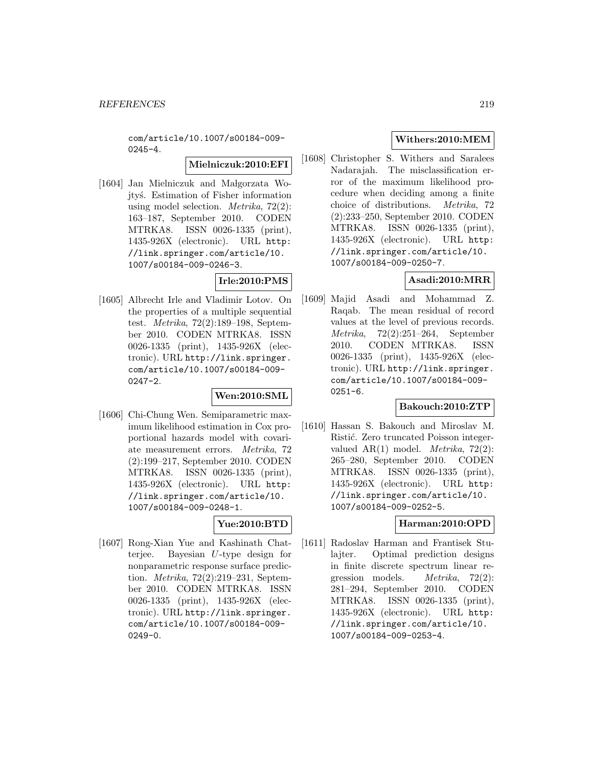com/article/10.1007/s00184-009-0245-4.

**Mielniczuk:2010:EFI**

[1604] Jan Mielniczuk and Małgorzata Wojtyś. Estimation of Fisher information using model selection. *Metrika*, 72(2): 163–187, September 2010. CODEN MTRKA8. ISSN 0026-1335 (print), 1435-926X (electronic). URL http://link.springer.com/article/10.1007/s00184-009-0246-3.

**Irle:2010:PMS**

[1605] Albrecht Irle and Vladimir Lotov. On the properties of a multiple sequential test. *Metrika*, 72(2):189–198, September 2010. CODEN MTRKA8. ISSN 0026-1335 (print), 1435-926X (electronic). URL http://link.springer.com/article/10.1007/s00184-009-0247-2.

**Wen:2010:SML**

[1606] Chi-Chung Wen. Semiparametric maximum likelihood estimation in Cox proportional hazards model with covariate measurement errors. *Metrika*, 72 (2):199–217, September 2010. CODEN MTRKA8. ISSN 0026-1335 (print), 1435-926X (electronic). URL http://link.springer.com/article/10.1007/s00184-009-0248-1.

**Yue:2010:BTD**

[1607] Rong-Xian Yue and Kashinath Chatterjee. Bayesian $U$-type design for nonparametric response surface prediction. *Metrika*, 72(2):219–231, September 2010. CODEN MTRKA8. ISSN 0026-1335 (print), 1435-926X (electronic). URL http://link.springer.com/article/10.1007/s00184-009-0249-0.

**Withers:2010:MEM**

[1608] Christopher S. Withers and Saralees Nadarajah. The misclassification error of the maximum likelihood procedure when deciding among a finite choice of distributions. *Metrika*, 72 (2):233–250, September 2010. CODEN MTRKA8. ISSN 0026-1335 (print), 1435-926X (electronic). URL http://link.springer.com/article/10.1007/s00184-009-0250-7.

**Asadi:2010:MRR**

[1609] Majid Asadi and Mohammad Z. Raqab. The mean residual of record values at the level of previous records. *Metrika*, 72(2):251–264, September 2010. CODEN MTRKA8. ISSN 0026-1335 (print), 1435-926X (electronic). URL http://link.springer.com/article/10.1007/s00184-009-0251-6.

**Bakouch:2010:ZTP**

[1610] Hassan S. Bakouch and Miroslav M. Ristić. Zero truncated Poisson integer-valued AR(1) model. *Metrika*, 72(2): 265–280, September 2010. CODEN MTRKA8. ISSN 0026-1335 (print), 1435-926X (electronic). URL http://link.springer.com/article/10.1007/s00184-009-0252-5.

**Harman:2010:OPD**

[1611] Radoslav Harman and Frantisek Stulajter. Optimal prediction designs in finite discrete spectrum linear regression models. *Metrika*, 72(2): 281–294, September 2010. CODEN MTRKA8. ISSN 0026-1335 (print), 1435-926X (electronic). URL http://link.springer.com/article/10.1007/s00184-009-0253-4.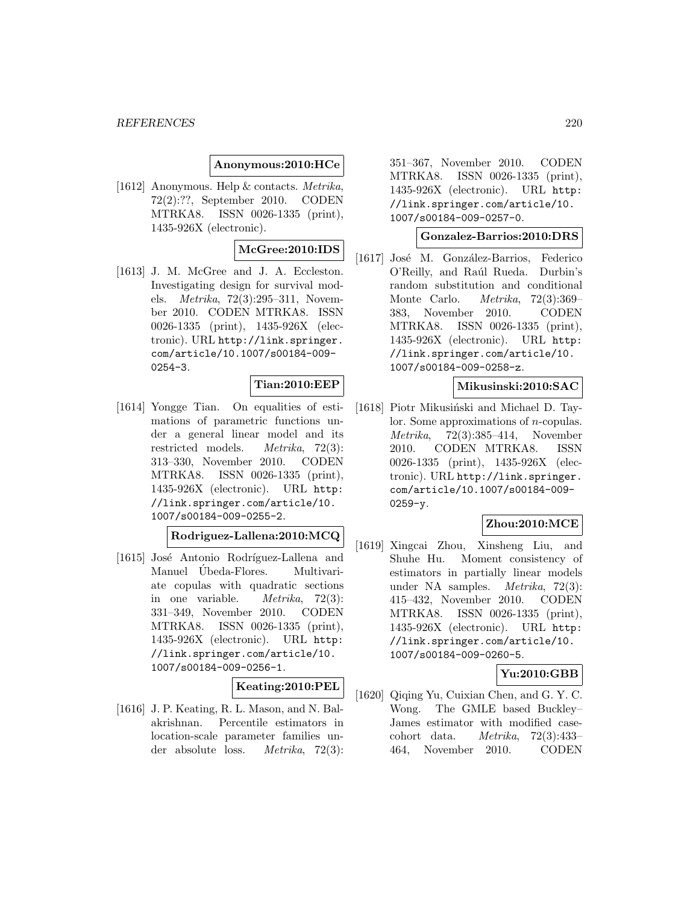**Anonymous:2010:HCe**

[1612] Anonymous. Help & contacts. *Metrika*, 72(2):??, September 2010. CODEN MTRKA8. ISSN 0026-1335 (print), 1435-926X (electronic).

**McGree:2010:IDS**

[1613] J. M. McGree and J. A. Eccleston. Investigating design for survival models. *Metrika*, 72(3):295–311, November 2010. CODEN MTRKA8. ISSN 0026-1335 (print), 1435-926X (electronic). URL http://link.springer.com/article/10.1007/s00184-009-0254-3.

**Tian:2010:EEP**

[1614] Yongge Tian. On equalities of estimations of parametric functions under a general linear model and its restricted models. *Metrika*, 72(3):313–330, November 2010. CODEN MTRKA8. ISSN 0026-1335 (print), 1435-926X (electronic). URL http://link.springer.com/article/10.1007/s00184-009-0255-2.

**Rodriguez-Lallena:2010:MCQ**

[1615] José Antonio Rodríguez-Lallena and Manuel Úbeda-Flores. Multivariate copulas with quadratic sections in one variable. *Metrika*, 72(3):331–349, November 2010. CODEN MTRKA8. ISSN 0026-1335 (print), 1435-926X (electronic). URL http://link.springer.com/article/10.1007/s00184-009-0256-1.

**Keating:2010:PEL**

[1616] J. P. Keating, R. L. Mason, and N. Balakrishnan. Percentile estimators in location-scale parameter families under absolute loss. *Metrika*, 72(3):351–367, November 2010. CODEN MTRKA8. ISSN 0026-1335 (print), 1435-926X (electronic). URL http://link.springer.com/article/10.1007/s00184-009-0257-0.

**Gonzalez-Barrios:2010:DRS**

[1617] José M. González-Barrios, Federico O'Reilly, and Raúl Rueda. Durbin's random substitution and conditional Monte Carlo. *Metrika*, 72(3):369–383, November 2010. CODEN MTRKA8. ISSN 0026-1335 (print), 1435-926X (electronic). URL http://link.springer.com/article/10.1007/s00184-009-0258-z.

**Mikusinski:2010:SAC**

[1618] Piotr Mikusiński and Michael D. Taylor. Some approximations of $n$-copulas. *Metrika*, 72(3):385–414, November 2010. CODEN MTRKA8. ISSN 0026-1335 (print), 1435-926X (electronic). URL http://link.springer.com/article/10.1007/s00184-009-0259-y.

**Zhou:2010:MCE**

[1619] Xingcai Zhou, Xinsheng Liu, and Shuhe Hu. Moment consistency of estimators in partially linear models under NA samples. *Metrika*, 72(3):415–432, November 2010. CODEN MTRKA8. ISSN 0026-1335 (print), 1435-926X (electronic). URL http://link.springer.com/article/10.1007/s00184-009-0260-5.

**Yu:2010:GBB**

[1620] Qiqing Yu, Cuixian Chen, and G. Y. C. Wong. The GMLE based Buckley–James estimator with modified case-cohort data. *Metrika*, 72(3):433–464, November 2010. CODEN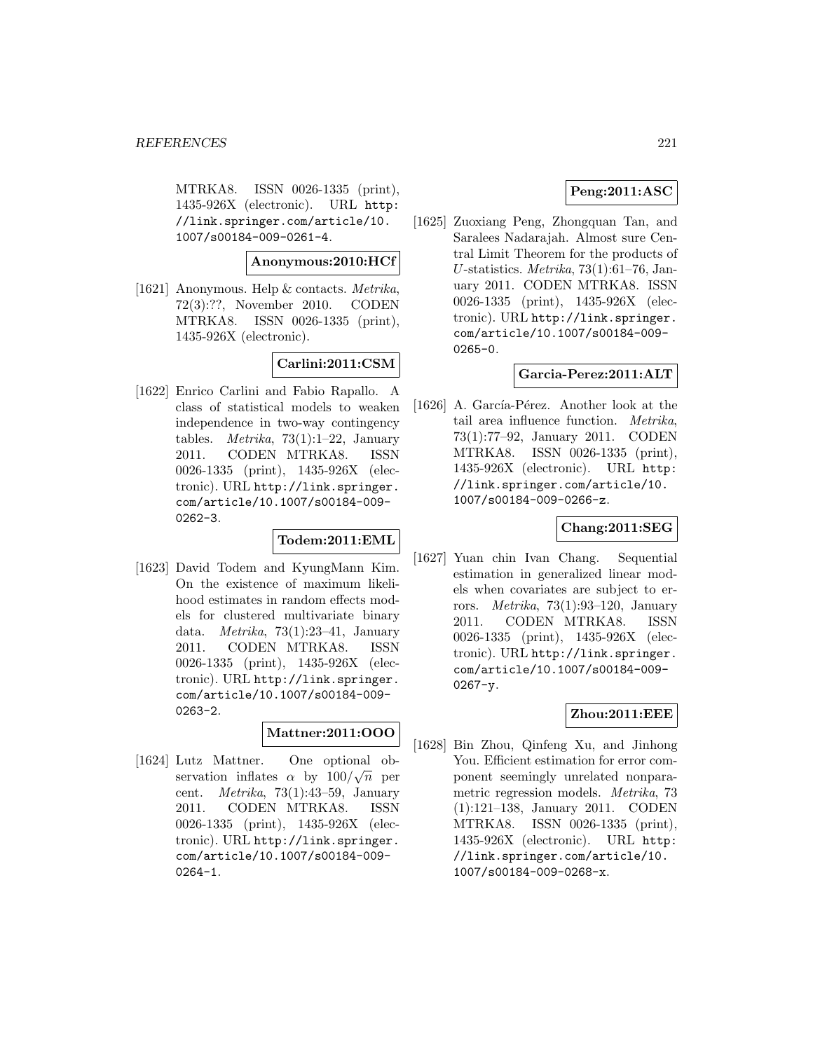MTRKA8. ISSN 0026-1335 (print), 1435-926X (electronic). URL http://link.springer.com/article/10.1007/s00184-009-0261-4.

**Anonymous:2010:HCf**

[1621] Anonymous. Help & contacts. *Metrika*, 72(3):??, November 2010. CODEN MTRKA8. ISSN 0026-1335 (print), 1435-926X (electronic).

**Carlini:2011:CSM**

[1622] Enrico Carlini and Fabio Rapallo. A class of statistical models to weaken independence in two-way contingency tables. *Metrika*, 73(1):1–22, January 2011. CODEN MTRKA8. ISSN 0026-1335 (print), 1435-926X (electronic). URL http://link.springer.com/article/10.1007/s00184-009-0262-3.

**Todem:2011:EML**

[1623] David Todem and KyungMann Kim. On the existence of maximum likelihood estimates in random effects models for clustered multivariate binary data. *Metrika*, 73(1):23–41, January 2011. CODEN MTRKA8. ISSN 0026-1335 (print), 1435-926X (electronic). URL http://link.springer.com/article/10.1007/s00184-009-0263-2.

**Mattner:2011:OOO**

[1624] Lutz Mattner. One optional observation inflates $\alpha$ by $100/\sqrt{n}$ per cent. *Metrika*, 73(1):43–59, January 2011. CODEN MTRKA8. ISSN 0026-1335 (print), 1435-926X (electronic). URL http://link.springer.com/article/10.1007/s00184-009-0264-1.

**Peng:2011:ASC**

[1625] Zuoxiang Peng, Zhongquan Tan, and Saralees Nadarajah. Almost sure Central Limit Theorem for the products of $U$-statistics. *Metrika*, 73(1):61–76, January 2011. CODEN MTRKA8. ISSN 0026-1335 (print), 1435-926X (electronic). URL http://link.springer.com/article/10.1007/s00184-009-0265-0.

**Garcia-Perez:2011:ALT**

[1626] A. García-Pérez. Another look at the tail area influence function. *Metrika*, 73(1):77–92, January 2011. CODEN MTRKA8. ISSN 0026-1335 (print), 1435-926X (electronic). URL http://link.springer.com/article/10.1007/s00184-009-0266-z.

**Chang:2011:SEG**

[1627] Yuan chin Ivan Chang. Sequential estimation in generalized linear models when covariates are subject to errors. *Metrika*, 73(1):93–120, January 2011. CODEN MTRKA8. ISSN 0026-1335 (print), 1435-926X (electronic). URL http://link.springer.com/article/10.1007/s00184-009-0267-y.

**Zhou:2011:EEE**

[1628] Bin Zhou, Qinfeng Xu, and Jinhong You. Efficient estimation for error component seemingly unrelated nonparametric regression models. *Metrika*, 73(1):121–138, January 2011. CODEN MTRKA8. ISSN 0026-1335 (print), 1435-926X (electronic). URL http://link.springer.com/article/10.1007/s00184-009-0268-x.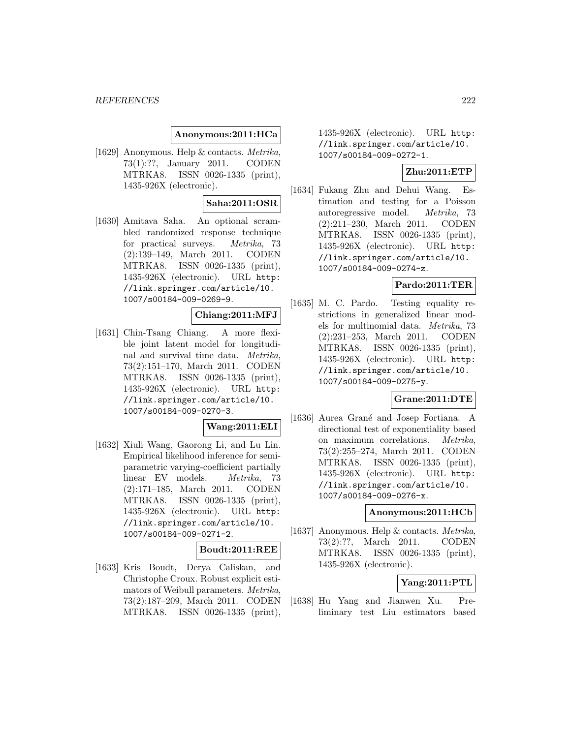**Anonymous:2011:HCa**

[1629] Anonymous. Help & contacts. *Metrika*, 73(1):??, January 2011. CODEN MTRKA8. ISSN 0026-1335 (print), 1435-926X (electronic).

**Saha:2011:OSR**

[1630] Amitava Saha. An optional scrambled randomized response technique for practical surveys. *Metrika*, 73 (2):139–149, March 2011. CODEN MTRKA8. ISSN 0026-1335 (print), 1435-926X (electronic). URL http://link.springer.com/article/10.1007/s00184-009-0269-9.

**Chiang:2011:MFJ**

[1631] Chin-Tsang Chiang. A more flexible joint latent model for longitudinal and survival time data. *Metrika*, 73(2):151–170, March 2011. CODEN MTRKA8. ISSN 0026-1335 (print), 1435-926X (electronic). URL http://link.springer.com/article/10.1007/s00184-009-0270-3.

**Wang:2011:ELI**

[1632] Xiuli Wang, Gaorong Li, and Lu Lin. Empirical likelihood inference for semi-parametric varying-coefficient partially linear EV models. *Metrika*, 73 (2):171–185, March 2011. CODEN MTRKA8. ISSN 0026-1335 (print), 1435-926X (electronic). URL http://link.springer.com/article/10.1007/s00184-009-0271-2.

**Boudt:2011:REE**

[1633] Kris Boudt, Derya Caliskan, and Christophe Croux. Robust explicit estimators of Weibull parameters. *Metrika*, 73(2):187–209, March 2011. CODEN MTRKA8. ISSN 0026-1335 (print), 1435-926X (electronic). URL http://link.springer.com/article/10.1007/s00184-009-0272-1.

**Zhu:2011:ETP**

[1634] Fukang Zhu and Dehui Wang. Estimation and testing for a Poisson autoregressive model. *Metrika*, 73 (2):211–230, March 2011. CODEN MTRKA8. ISSN 0026-1335 (print), 1435-926X (electronic). URL http://link.springer.com/article/10.1007/s00184-009-0274-z.

**Pardo:2011:TER**

[1635] M. C. Pardo. Testing equality restrictions in generalized linear models for multinomial data. *Metrika*, 73 (2):231–253, March 2011. CODEN MTRKA8. ISSN 0026-1335 (print), 1435-926X (electronic). URL http://link.springer.com/article/10.1007/s00184-009-0275-y.

**Grane:2011:DTE**

[1636] Aurea Grané and Josep Fortiana. A directional test of exponentiality based on maximum correlations. *Metrika*, 73(2):255–274, March 2011. CODEN MTRKA8. ISSN 0026-1335 (print), 1435-926X (electronic). URL http://link.springer.com/article/10.1007/s00184-009-0276-x.

**Anonymous:2011:HCb**

[1637] Anonymous. Help & contacts. *Metrika*, 73(2):??, March 2011. CODEN MTRKA8. ISSN 0026-1335 (print), 1435-926X (electronic).

**Yang:2011:PTL**

[1638] Hu Yang and Jianwen Xu. Preliminary test Liu estimators based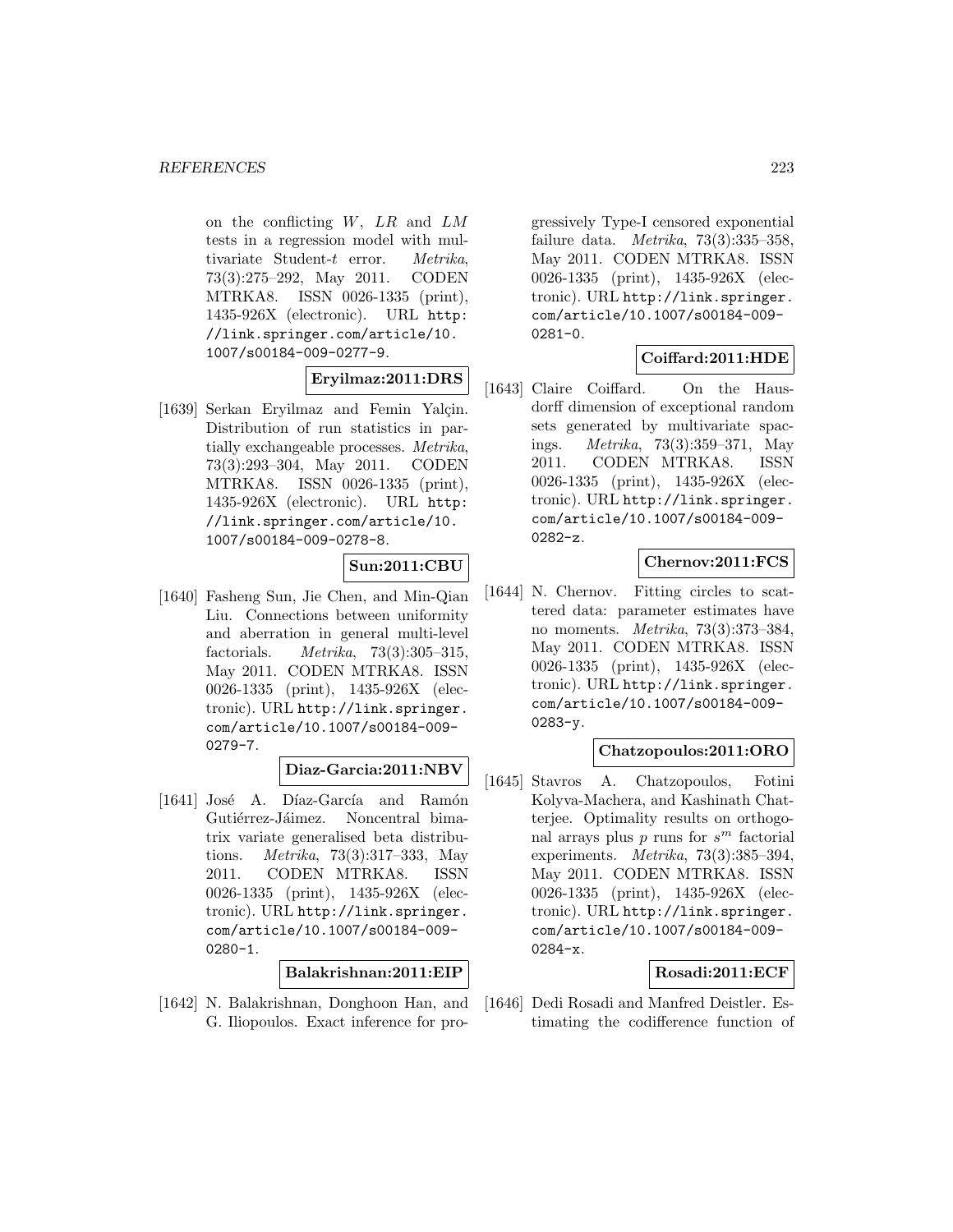on the conflicting $W$, $LR$ and $LM$ tests in a regression model with multivariate Student-$t$ error. *Metrika*, 73(3):275–292, May 2011. CODEN MTRKA8. ISSN 0026-1335 (print), 1435-926X (electronic). URL http://link.springer.com/article/10.1007/s00184-009-0277-9.

**Eryilmaz:2011:DRS**

[1639] Serkan Eryilmaz and Femin Yalçin. Distribution of run statistics in partially exchangeable processes. *Metrika*, 73(3):293–304, May 2011. CODEN MTRKA8. ISSN 0026-1335 (print), 1435-926X (electronic). URL http://link.springer.com/article/10.1007/s00184-009-0278-8.

**Sun:2011:CBU**

[1640] Fasheng Sun, Jie Chen, and Min-Qian Liu. Connections between uniformity and aberration in general multi-level factorials. *Metrika*, 73(3):305–315, May 2011. CODEN MTRKA8. ISSN 0026-1335 (print), 1435-926X (electronic). URL http://link.springer.com/article/10.1007/s00184-009-0279-7.

**Diaz-Garcia:2011:NBV**

[1641] José A. Díaz-García and Ramón Gutiérrez-Jáimez. Noncentral bimatrix variate generalised beta distributions. *Metrika*, 73(3):317–333, May 2011. CODEN MTRKA8. ISSN 0026-1335 (print), 1435-926X (electronic). URL http://link.springer.com/article/10.1007/s00184-009-0280-1.

**Balakrishnan:2011:EIP**

[1642] N. Balakrishnan, Donghoon Han, and G. Iliopoulos. Exact inference for progressively Type-I censored exponential failure data. *Metrika*, 73(3):335–358, May 2011. CODEN MTRKA8. ISSN 0026-1335 (print), 1435-926X (electronic). URL http://link.springer.com/article/10.1007/s00184-009-0281-0.

**Coiffard:2011:HDE**

[1643] Claire Coiffard. On the Hausdorff dimension of exceptional random sets generated by multivariate spacings. *Metrika*, 73(3):359–371, May 2011. CODEN MTRKA8. ISSN 0026-1335 (print), 1435-926X (electronic). URL http://link.springer.com/article/10.1007/s00184-009-0282-z.

**Chernov:2011:FCS**

[1644] N. Chernov. Fitting circles to scattered data: parameter estimates have no moments. *Metrika*, 73(3):373–384, May 2011. CODEN MTRKA8. ISSN 0026-1335 (print), 1435-926X (electronic). URL http://link.springer.com/article/10.1007/s00184-009-0283-y.

**Chatzopoulos:2011:ORO**

[1645] Stavros A. Chatzopoulos, Fotini Kolyva-Machera, and Kashinath Chatterjee. Optimality results on orthogonal arrays plus $p$ runs for $s^m$ factorial experiments. *Metrika*, 73(3):385–394, May 2011. CODEN MTRKA8. ISSN 0026-1335 (print), 1435-926X (electronic). URL http://link.springer.com/article/10.1007/s00184-009-0284-x.

**Rosadi:2011:ECF**

[1646] Dedi Rosadi and Manfred Deistler. Estimating the codifference function of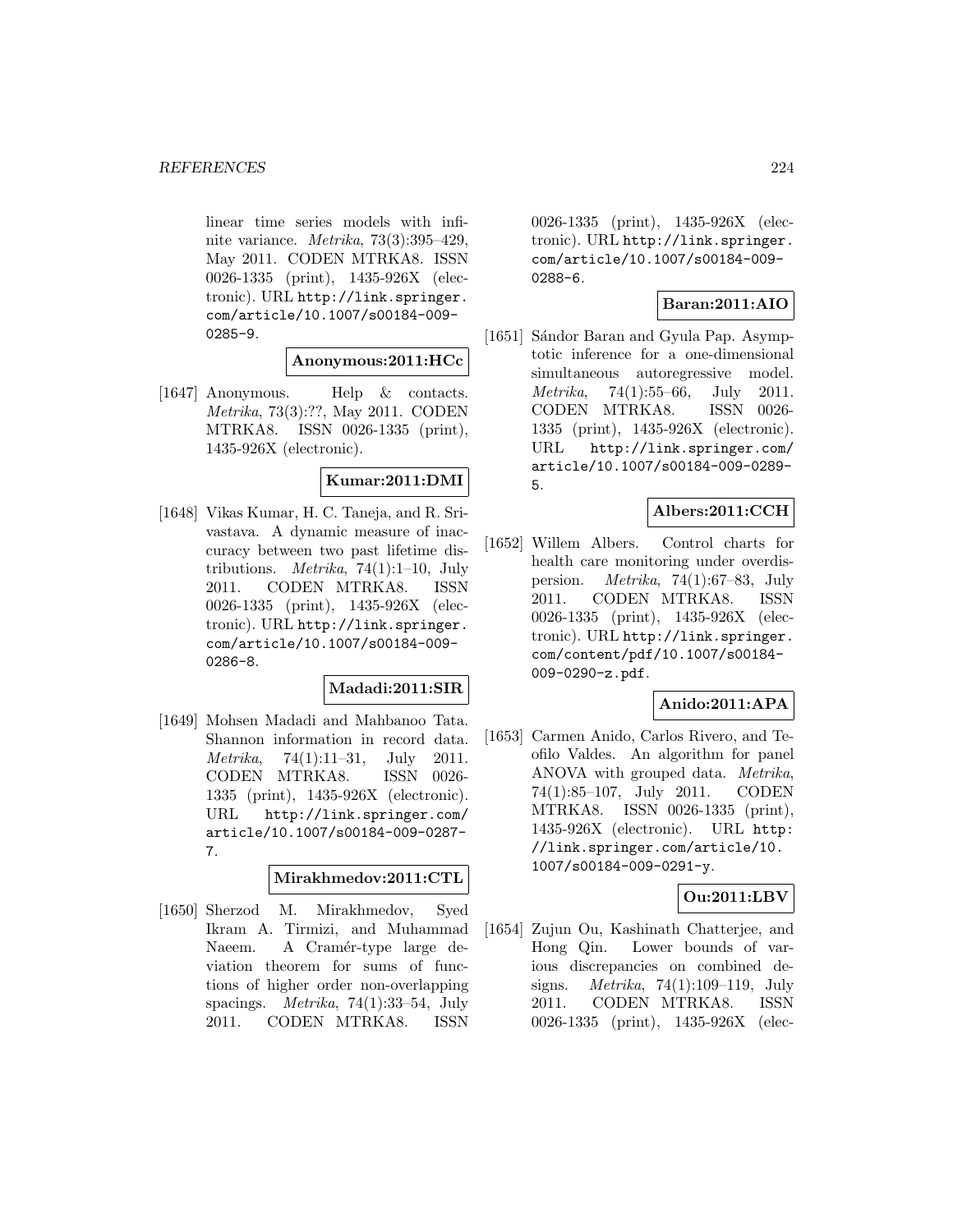linear time series models with infinite variance. *Metrika*, 73(3):395–429, May 2011. CODEN MTRKA8. ISSN 0026-1335 (print), 1435-926X (electronic). URL http://link.springer.com/article/10.1007/s00184-009-0285-9.

**Anonymous:2011:HCc**

[1647] Anonymous. Help & contacts. *Metrika*, 73(3):??, May 2011. CODEN MTRKA8. ISSN 0026-1335 (print), 1435-926X (electronic).

**Kumar:2011:DMI**

[1648] Vikas Kumar, H. C. Taneja, and R. Srivastava. A dynamic measure of inaccuracy between two past lifetime distributions. *Metrika*, 74(1):1–10, July 2011. CODEN MTRKA8. ISSN 0026-1335 (print), 1435-926X (electronic). URL http://link.springer.com/article/10.1007/s00184-009-0286-8.

**Madadi:2011:SIR**

[1649] Mohsen Madadi and Mahbanoo Tata. Shannon information in record data. *Metrika*, 74(1):11–31, July 2011. CODEN MTRKA8. ISSN 0026-1335 (print), 1435-926X (electronic). URL http://link.springer.com/article/10.1007/s00184-009-0287-7.

**Mirakhmedov:2011:CTL**

[1650] Sherzod M. Mirakhmedov, Syed Ikram A. Tirmizi, and Muhammad Naeem. A Cramér-type large deviation theorem for sums of functions of higher order non-overlapping spacings. *Metrika*, 74(1):33–54, July 2011. CODEN MTRKA8. ISSN 0026-1335 (print), 1435-926X (electronic). URL http://link.springer.com/article/10.1007/s00184-009-0288-6.

**Baran:2011:AIO**

[1651] Sándor Baran and Gyula Pap. Asymptotic inference for a one-dimensional simultaneous autoregressive model. *Metrika*, 74(1):55–66, July 2011. CODEN MTRKA8. ISSN 0026-1335 (print), 1435-926X (electronic). URL http://link.springer.com/article/10.1007/s00184-009-0289-5.

**Albers:2011:CCH**

[1652] Willem Albers. Control charts for health care monitoring under overdispersion. *Metrika*, 74(1):67–83, July 2011. CODEN MTRKA8. ISSN 0026-1335 (print), 1435-926X (electronic). URL http://link.springer.com/content/pdf/10.1007/s00184-009-0290-z.pdf.

**Anido:2011:APA**

[1653] Carmen Anido, Carlos Rivero, and Teofilo Valdes. An algorithm for panel ANOVA with grouped data. *Metrika*, 74(1):85–107, July 2011. CODEN MTRKA8. ISSN 0026-1335 (print), 1435-926X (electronic). URL http://link.springer.com/article/10.1007/s00184-009-0291-y.

**Ou:2011:LBV**

[1654] Zujun Ou, Kashinath Chatterjee, and Hong Qin. Lower bounds of various discrepancies on combined designs. *Metrika*, 74(1):109–119, July 2011. CODEN MTRKA8. ISSN 0026-1335 (print), 1435-926X (elec-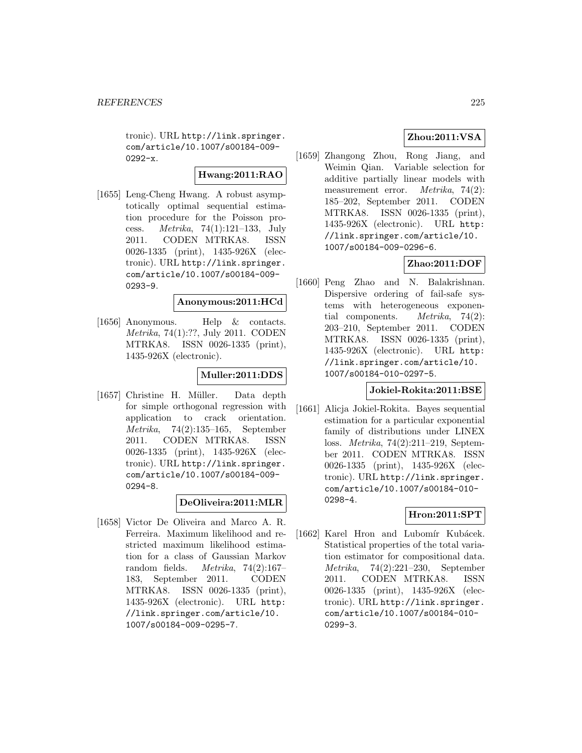tronic). URL http://link.springer.com/article/10.1007/s00184-009-0292-x.

**Hwang:2011:RAO**

[1655] Leng-Cheng Hwang. A robust asymptotically optimal sequential estimation procedure for the Poisson process. *Metrika*, 74(1):121–133, July 2011. CODEN MTRKA8. ISSN 0026-1335 (print), 1435-926X (electronic). URL http://link.springer.com/article/10.1007/s00184-009-0293-9.

**Anonymous:2011:HCd**

[1656] Anonymous. Help & contacts. *Metrika*, 74(1):??, July 2011. CODEN MTRKA8. ISSN 0026-1335 (print), 1435-926X (electronic).

**Muller:2011:DDS**

[1657] Christine H. Müller. Data depth for simple orthogonal regression with application to crack orientation. *Metrika*, 74(2):135–165, September 2011. CODEN MTRKA8. ISSN 0026-1335 (print), 1435-926X (electronic). URL http://link.springer.com/article/10.1007/s00184-009-0294-8.

**DeOliveira:2011:MLR**

[1658] Victor De Oliveira and Marco A. R. Ferreira. Maximum likelihood and restricted maximum likelihood estimation for a class of Gaussian Markov random fields. *Metrika*, 74(2):167–183, September 2011. CODEN MTRKA8. ISSN 0026-1335 (print), 1435-926X (electronic). URL http://link.springer.com/article/10.1007/s00184-009-0295-7.

**Zhou:2011:VSA**

[1659] Zhangong Zhou, Rong Jiang, and Weimin Qian. Variable selection for additive partially linear models with measurement error. *Metrika*, 74(2):185–202, September 2011. CODEN MTRKA8. ISSN 0026-1335 (print), 1435-926X (electronic). URL http://link.springer.com/article/10.1007/s00184-009-0296-6.

**Zhao:2011:DOF**

[1660] Peng Zhao and N. Balakrishnan. Dispersive ordering of fail-safe systems with heterogeneous exponential components. *Metrika*, 74(2):203–210, September 2011. CODEN MTRKA8. ISSN 0026-1335 (print), 1435-926X (electronic). URL http://link.springer.com/article/10.1007/s00184-010-0297-5.

**Jokiel-Rokita:2011:BSE**

[1661] Alicja Jokiel-Rokita. Bayes sequential estimation for a particular exponential family of distributions under LINEX loss. *Metrika*, 74(2):211–219, September 2011. ISSN 0026-1335 (print), 1435-926X (electronic). URL http://link.springer.com/article/10.1007/s00184-010-0298-4.

**Hron:2011:SPT**

[1662] Karel Hron and Lubomír Kubácek. Statistical properties of the total variation estimator for compositional data. *Metrika*, 74(2):221–230, September 2011. CODEN MTRKA8. ISSN 0026-1335 (print), 1435-926X (electronic). URL http://link.springer.com/article/10.1007/s00184-010-0299-3.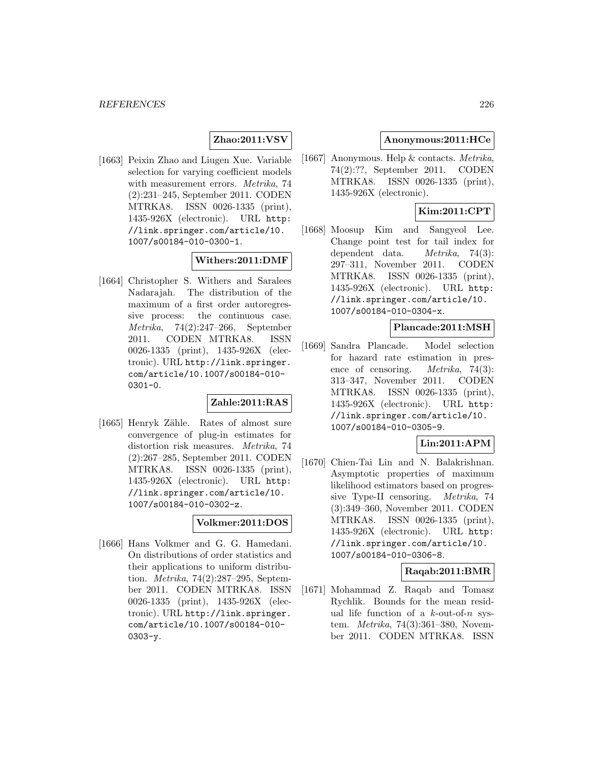**Zhao:2011:VSV**

[1663] Peixin Zhao and Liugen Xue. Variable selection for varying coefficient models with measurement errors. *Metrika*, 74 (2):231–245, September 2011. CODEN MTRKA8. ISSN 0026-1335 (print), 1435-926X (electronic). URL http://link.springer.com/article/10.1007/s00184-010-0300-1.

**Withers:2011:DMF**

[1664] Christopher S. Withers and Saralees Nadarajah. The distribution of the maximum of a first order autoregressive process: the continuous case. *Metrika*, 74(2):247–266, September 2011. CODEN MTRKA8. ISSN 0026-1335 (print), 1435-926X (electronic). URL http://link.springer.com/article/10.1007/s00184-010-0301-0.

**Zahle:2011:RAS**

[1665] Henryk Zähle. Rates of almost sure convergence of plug-in estimates for distortion risk measures. *Metrika*, 74 (2):267–285, September 2011. CODEN MTRKA8. ISSN 0026-1335 (print), 1435-926X (electronic). URL http://link.springer.com/article/10.1007/s00184-010-0302-z.

**Volkmer:2011:DOS**

[1666] Hans Volkmer and G. G. Hamedani. On distributions of order statistics and their applications to uniform distribution. *Metrika*, 74(2):287–295, September 2011. CODEN MTRKA8. ISSN 0026-1335 (print), 1435-926X (electronic). URL http://link.springer.com/article/10.1007/s00184-010-0303-y.

**Anonymous:2011:HCe**

[1667] Anonymous. Help & contacts. *Metrika*, 74(2):??, September 2011. CODEN MTRKA8. ISSN 0026-1335 (print), 1435-926X (electronic).

**Kim:2011:CPT**

[1668] Moosup Kim and Sangyeol Lee. Change point test for tail index for dependent data. *Metrika*, 74(3): 297–311, November 2011. CODEN MTRKA8. ISSN 0026-1335 (print), 1435-926X (electronic). URL http://link.springer.com/article/10.1007/s00184-010-0304-x.

**Plancade:2011:MSH**

[1669] Sandra Plancade. Model selection for hazard rate estimation in presence of censoring. *Metrika*, 74(3): 313–347, November 2011. CODEN MTRKA8. ISSN 0026-1335 (print), 1435-926X (electronic). URL http://link.springer.com/article/10.1007/s00184-010-0305-9.

**Lin:2011:APM**

[1670] Chien-Tai Lin and N. Balakrishnan. Asymptotic properties of maximum likelihood estimators based on progressive Type-II censoring. *Metrika*, 74 (3):349–360, November 2011. CODEN MTRKA8. ISSN 0026-1335 (print), 1435-926X (electronic). URL http://link.springer.com/article/10.1007/s00184-010-0306-8.

**Raqab:2011:BMR**

[1671] Mohammad Z. Raqab and Tomasz Rychlik. Bounds for the mean residual life function of a $k$-out-of-$n$ system. *Metrika*, 74(3):361–380, November 2011. CODEN MTRKA8. ISSN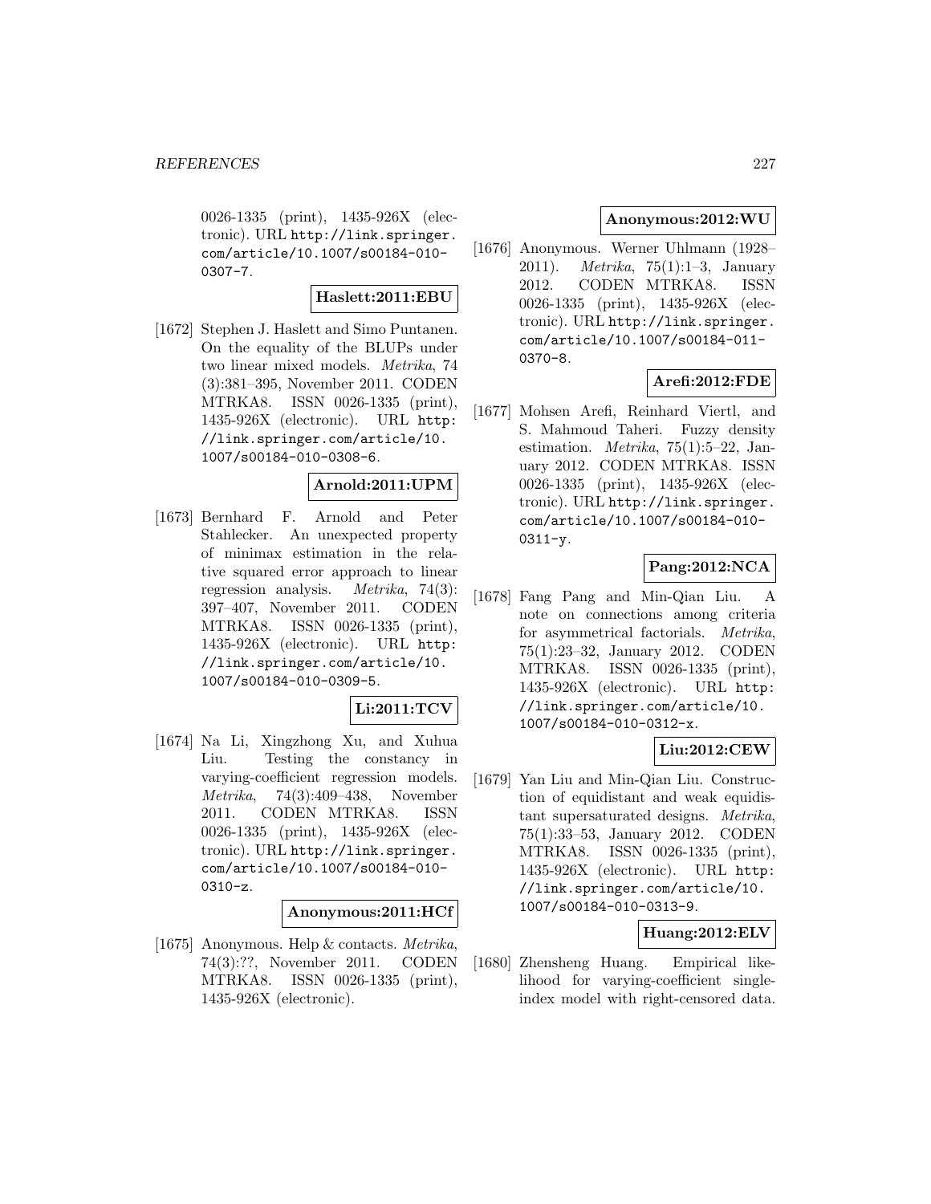0026-1335 (print), 1435-926X (electronic). URL http://link.springer.com/article/10.1007/s00184-010-0307-7.

**Haslett:2011:EBU**

[1672] Stephen J. Haslett and Simo Puntanen. On the equality of the BLUPs under two linear mixed models. *Metrika*, 74 (3):381–395, November 2011. CODEN MTRKA8. ISSN 0026-1335 (print), 1435-926X (electronic). URL http://link.springer.com/article/10.1007/s00184-010-0308-6.

**Arnold:2011:UPM**

[1673] Bernhard F. Arnold and Peter Stahlecker. An unexpected property of minimax estimation in the relative squared error approach to linear regression analysis. *Metrika*, 74(3): 397–407, November 2011. CODEN MTRKA8. ISSN 0026-1335 (print), 1435-926X (electronic). URL http://link.springer.com/article/10.1007/s00184-010-0309-5.

**Li:2011:TCV**

[1674] Na Li, Xingzhong Xu, and Xuhua Liu. Testing the constancy in varying-coefficient regression models. *Metrika*, 74(3):409–438, November 2011. CODEN MTRKA8. ISSN 0026-1335 (print), 1435-926X (electronic). URL http://link.springer.com/article/10.1007/s00184-010-0310-z.

**Anonymous:2011:HCf**

[1675] Anonymous. Help & contacts. *Metrika*, 74(3):??, November 2011. CODEN MTRKA8. ISSN 0026-1335 (print), 1435-926X (electronic).

**Anonymous:2012:WU**

[1676] Anonymous. Werner Uhlmann (1928–2011). *Metrika*, 75(1):1–3, January 2012. CODEN MTRKA8. ISSN 0026-1335 (print), 1435-926X (electronic). URL http://link.springer.com/article/10.1007/s00184-011-0370-8.

**Arefi:2012:FDE**

[1677] Mohsen Arefi, Reinhard Viertl, and S. Mahmoud Taheri. Fuzzy density estimation. *Metrika*, 75(1):5–22, January 2012. CODEN MTRKA8. ISSN 0026-1335 (print), 1435-926X (electronic). URL http://link.springer.com/article/10.1007/s00184-010-0311-y.

**Pang:2012:NCA**

[1678] Fang Pang and Min-Qian Liu. A note on connections among criteria for asymmetrical factorials. *Metrika*, 75(1):23–32, January 2012. CODEN MTRKA8. ISSN 0026-1335 (print), 1435-926X (electronic). URL http://link.springer.com/article/10.1007/s00184-010-0312-x.

**Liu:2012:CEW**

[1679] Yan Liu and Min-Qian Liu. Construction of equidistant and weak equidistant supersaturated designs. *Metrika*, 75(1):33–53, January 2012. CODEN MTRKA8. ISSN 0026-1335 (print), 1435-926X (electronic). URL http://link.springer.com/article/10.1007/s00184-010-0313-9.

**Huang:2012:ELV**

[1680] Zhensheng Huang. Empirical likelihood for varying-coefficient single-index model with right-censored data.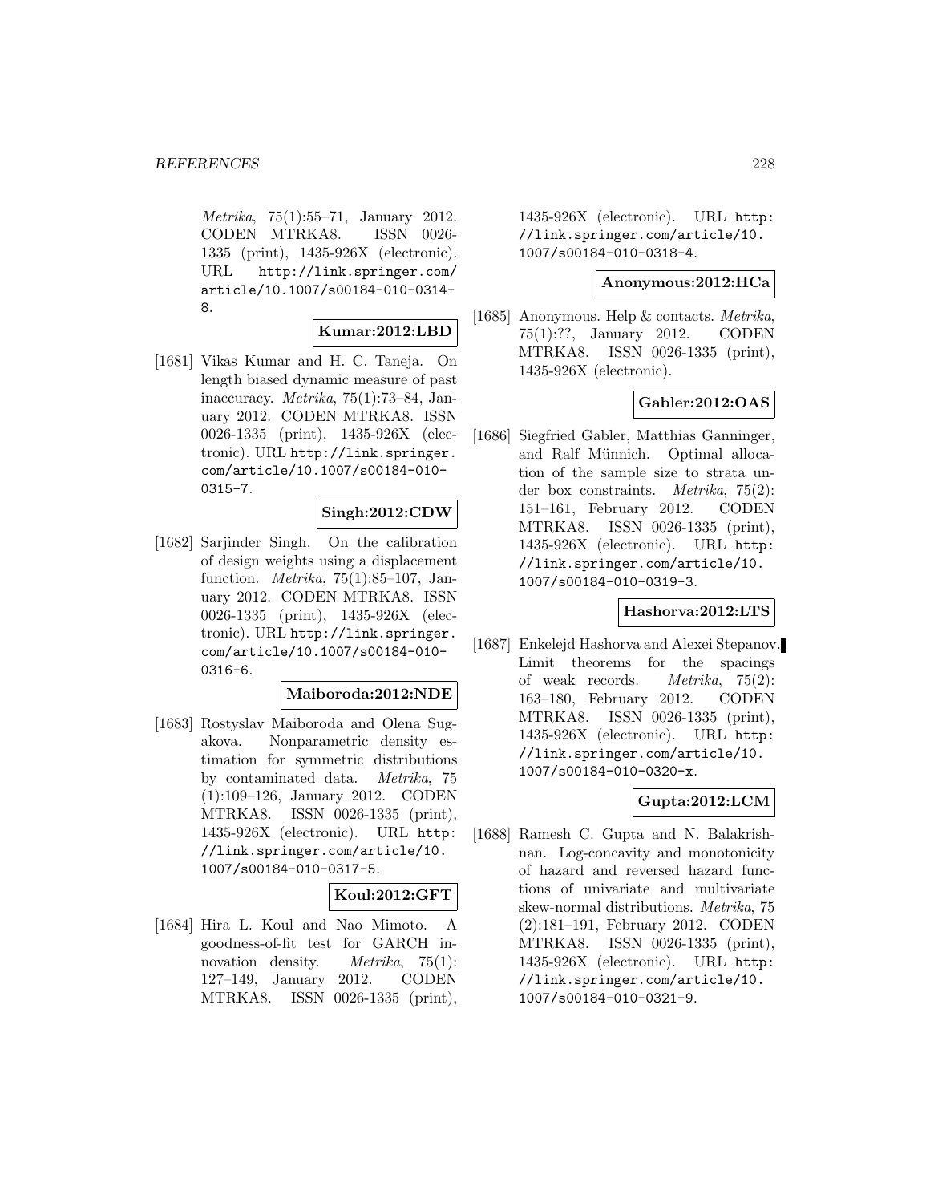*Metrika*, 75(1):55–71, January 2012. CODEN MTRKA8. ISSN 0026-1335 (print), 1435-926X (electronic). URL http://link.springer.com/article/10.1007/s00184-010-0314-8.

**Kumar:2012:LBD**

[1681] Vikas Kumar and H. C. Taneja. On length biased dynamic measure of past inaccuracy. *Metrika*, 75(1):73–84, January 2012. CODEN MTRKA8. ISSN 0026-1335 (print), 1435-926X (electronic). URL http://link.springer.com/article/10.1007/s00184-010-0315-7.

**Singh:2012:CDW**

[1682] Sarjinder Singh. On the calibration of design weights using a displacement function. *Metrika*, 75(1):85–107, January 2012. CODEN MTRKA8. ISSN 0026-1335 (print), 1435-926X (electronic). URL http://link.springer.com/article/10.1007/s00184-010-0316-6.

**Maiboroda:2012:NDE**

[1683] Rostyslav Maiboroda and Olena Sugakova. Nonparametric density estimation for symmetric distributions by contaminated data. *Metrika*, 75 (1):109–126, January 2012. CODEN MTRKA8. ISSN 0026-1335 (print), 1435-926X (electronic). URL http://link.springer.com/article/10.1007/s00184-010-0317-5.

**Koul:2012:GFT**

[1684] Hira L. Koul and Nao Mimoto. A goodness-of-fit test for GARCH innovation density. *Metrika*, 75(1): 127–149, January 2012. CODEN MTRKA8. ISSN 0026-1335 (print), 1435-926X (electronic). URL http://link.springer.com/article/10.1007/s00184-010-0318-4.

**Anonymous:2012:HCa**

[1685] Anonymous. Help & contacts. *Metrika*, 75(1):??, January 2012. CODEN MTRKA8. ISSN 0026-1335 (print), 1435-926X (electronic).

**Gabler:2012:OAS**

[1686] Siegfried Gabler, Matthias Ganninger, and Ralf Münnich. Optimal allocation of the sample size to strata under box constraints. *Metrika*, 75(2): 151–161, February 2012. CODEN MTRKA8. ISSN 0026-1335 (print), 1435-926X (electronic). URL http://link.springer.com/article/10.1007/s00184-010-0319-3.

**Hashorva:2012:LTS**

[1687] Enkelejd Hashorva and Alexei Stepanov. Limit theorems for the spacings of weak records. *Metrika*, 75(2): 163–180, February 2012. CODEN MTRKA8. ISSN 0026-1335 (print), 1435-926X (electronic). URL http://link.springer.com/article/10.1007/s00184-010-0320-x.

**Gupta:2012:LCM**

[1688] Ramesh C. Gupta and N. Balakrishnan. Log-concavity and monotonicity of hazard and reversed hazard functions of univariate and multivariate skew-normal distributions. *Metrika*, 75 (2):181–191, February 2012. CODEN MTRKA8. ISSN 0026-1335 (print), 1435-926X (electronic). URL http://link.springer.com/article/10.1007/s00184-010-0321-9.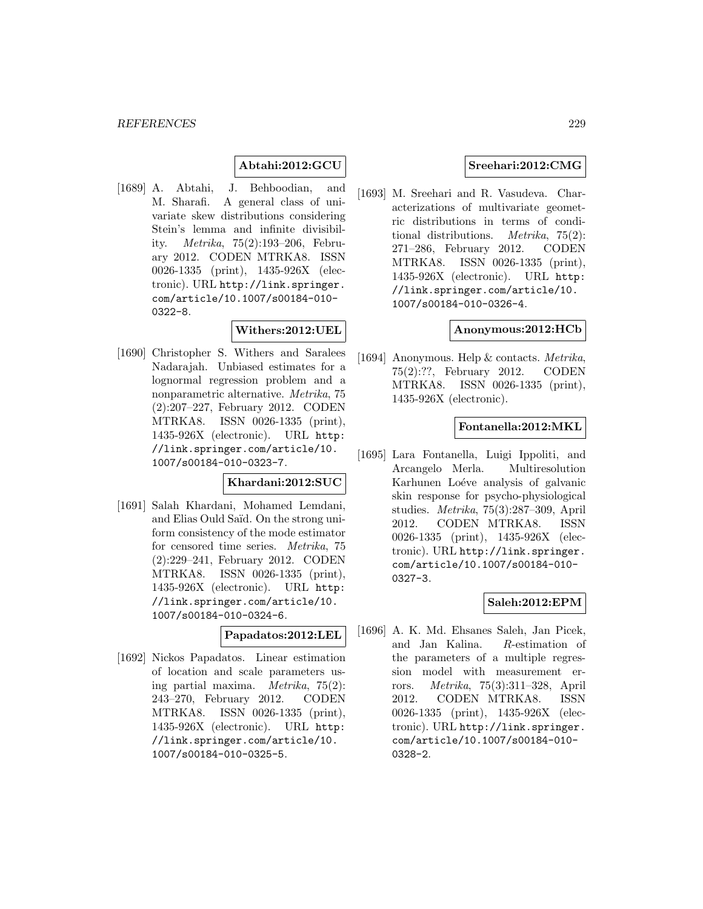**Abtahi:2012:GCU**

[1689] A. Abtahi, J. Behboodian, and M. Sharafi. A general class of univariate skew distributions considering Stein's lemma and infinite divisibility. *Metrika*, 75(2):193–206, February 2012. CODEN MTRKA8. ISSN 0026-1335 (print), 1435-926X (electronic). URL http://link.springer.com/article/10.1007/s00184-010-0322-8.

**Withers:2012:UEL**

[1690] Christopher S. Withers and Saralees Nadarajah. Unbiased estimates for a lognormal regression problem and a nonparametric alternative. *Metrika*, 75 (2):207–227, February 2012. CODEN MTRKA8. ISSN 0026-1335 (print), 1435-926X (electronic). URL http://link.springer.com/article/10.1007/s00184-010-0323-7.

**Khardani:2012:SUC**

[1691] Salah Khardani, Mohamed Lemdani, and Elias Ould Saïd. On the strong uniform consistency of the mode estimator for censored time series. *Metrika*, 75 (2):229–241, February 2012. CODEN MTRKA8. ISSN 0026-1335 (print), 1435-926X (electronic). URL http://link.springer.com/article/10.1007/s00184-010-0324-6.

**Papadatos:2012:LEL**

[1692] Nickos Papadatos. Linear estimation of location and scale parameters using partial maxima. *Metrika*, 75(2): 243–270, February 2012. CODEN MTRKA8. ISSN 0026-1335 (print), 1435-926X (electronic). URL http://link.springer.com/article/10.1007/s00184-010-0325-5.

**Sreehari:2012:CMG**

[1693] M. Sreehari and R. Vasudeva. Characterizations of multivariate geometric distributions in terms of conditional distributions. *Metrika*, 75(2): 271–286, February 2012. CODEN MTRKA8. ISSN 0026-1335 (print), 1435-926X (electronic). URL http://link.springer.com/article/10.1007/s00184-010-0326-4.

**Anonymous:2012:HCb**

[1694] Anonymous. Help & contacts. *Metrika*, 75(2):??, February 2012. CODEN MTRKA8. ISSN 0026-1335 (print), 1435-926X (electronic).

**Fontanella:2012:MKL**

[1695] Lara Fontanella, Luigi Ippoliti, and Arcangelo Merla. Multiresolution Karhunen Loéve analysis of galvanic skin response for psycho-physiological studies. *Metrika*, 75(3):287–309, April 2012. CODEN MTRKA8. ISSN 0026-1335 (print), 1435-926X (electronic). URL http://link.springer.com/article/10.1007/s00184-010-0327-3.

**Saleh:2012:EPM**

[1696] A. K. Md. Ehsanes Saleh, Jan Picek, and Jan Kalina. *R*-estimation of the parameters of a multiple regression model with measurement errors. *Metrika*, 75(3):311–328, April 2012. CODEN MTRKA8. ISSN 0026-1335 (print), 1435-926X (electronic). URL http://link.springer.com/article/10.1007/s00184-010-0328-2.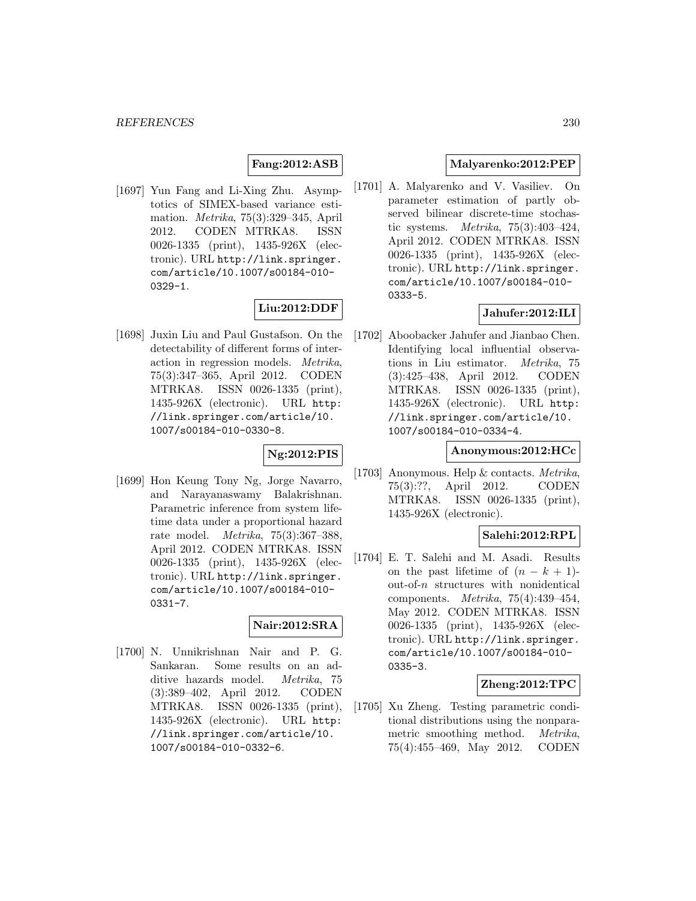**Fang:2012:ASB**

[1697] Yun Fang and Li-Xing Zhu. Asymptotics of SIMEX-based variance estimation. *Metrika*, 75(3):329–345, April 2012. CODEN MTRKA8. ISSN 0026-1335 (print), 1435-926X (electronic). URL http://link.springer.com/article/10.1007/s00184-010-0329-1.

**Liu:2012:DDF**

[1698] Juxin Liu and Paul Gustafson. On the detectability of different forms of interaction in regression models. *Metrika*, 75(3):347–365, April 2012. CODEN MTRKA8. ISSN 0026-1335 (print), 1435-926X (electronic). URL http://link.springer.com/article/10.1007/s00184-010-0330-8.

**Ng:2012:PIS**

[1699] Hon Keung Tony Ng, Jorge Navarro, and Narayanaswamy Balakrishnan. Parametric inference from system lifetime data under a proportional hazard rate model. *Metrika*, 75(3):367–388, April 2012. CODEN MTRKA8. ISSN 0026-1335 (print), 1435-926X (electronic). URL http://link.springer.com/article/10.1007/s00184-010-0331-7.

**Nair:2012:SRA**

[1700] N. Unnikrishnan Nair and P. G. Sankaran. Some results on an additive hazards model. *Metrika*, 75 (3):389–402, April 2012. CODEN MTRKA8. ISSN 0026-1335 (print), 1435-926X (electronic). URL http://link.springer.com/article/10.1007/s00184-010-0332-6.

**Malyarenko:2012:PEP**

[1701] A. Malyarenko and V. Vasiliev. On parameter estimation of partly observed bilinear discrete-time stochastic systems. *Metrika*, 75(3):403–424, April 2012. CODEN MTRKA8. ISSN 0026-1335 (print), 1435-926X (electronic). URL http://link.springer.com/article/10.1007/s00184-010-0333-5.

**Jahufer:2012:ILI**

[1702] Aboobacker Jahufer and Jianbao Chen. Identifying local influential observations in Liu estimator. *Metrika*, 75 (3):425–438, April 2012. CODEN MTRKA8. ISSN 0026-1335 (print), 1435-926X (electronic). URL http://link.springer.com/article/10.1007/s00184-010-0334-4.

**Anonymous:2012:HCc**

[1703] Anonymous. Help & contacts. *Metrika*, 75(3):??, April 2012. CODEN MTRKA8. ISSN 0026-1335 (print), 1435-926X (electronic).

**Salehi:2012:RPL**

[1704] E. T. Salehi and M. Asadi. Results on the past lifetime of $(n-k+1)$-out-of-$n$ structures with nonidentical components. *Metrika*, 75(4):439–454, May 2012. CODEN MTRKA8. ISSN 0026-1335 (print), 1435-926X (electronic). URL http://link.springer.com/article/10.1007/s00184-010-0335-3.

**Zheng:2012:TPC**

[1705] Xu Zheng. Testing parametric conditional distributions using the nonparametric smoothing method. *Metrika*, 75(4):455–469, May 2012. CODEN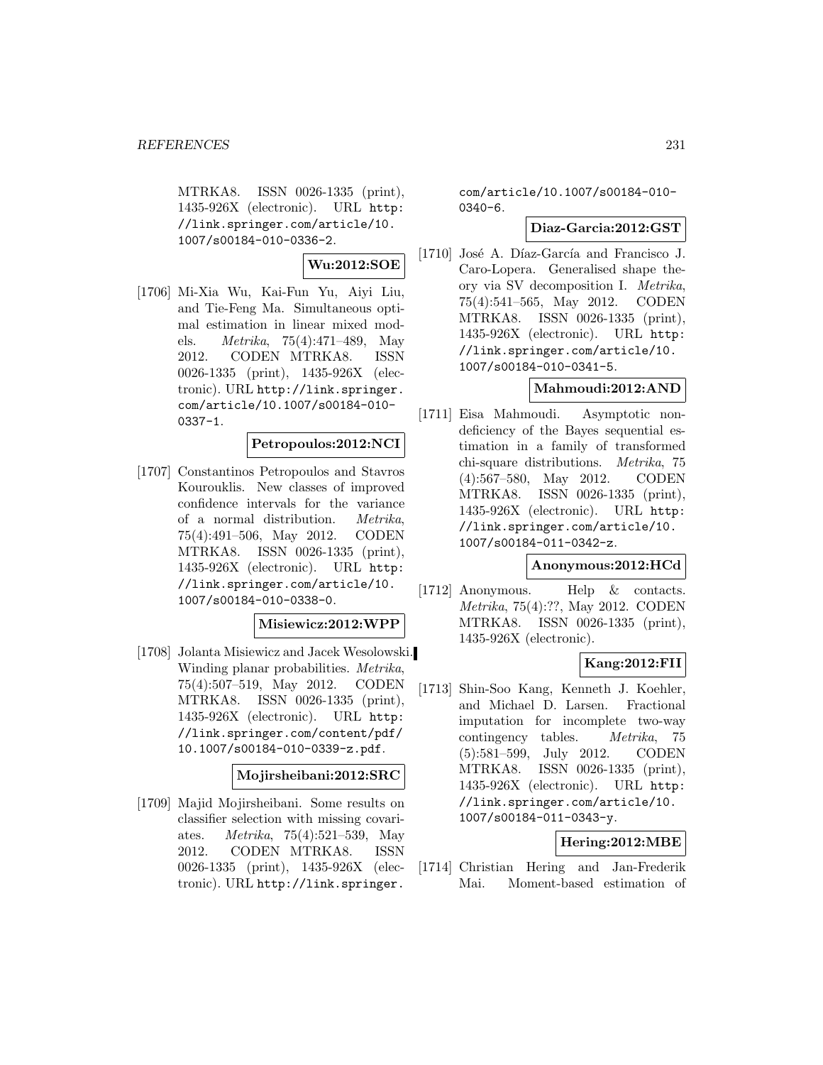MTRKA8. ISSN 0026-1335 (print), 1435-926X (electronic). URL http://link.springer.com/article/10.1007/s00184-010-0336-2.

**Wu:2012:SOE**

[1706] Mi-Xia Wu, Kai-Fun Yu, Aiyi Liu, and Tie-Feng Ma. Simultaneous optimal estimation in linear mixed models. *Metrika*, 75(4):471–489, May 2012. CODEN MTRKA8. ISSN 0026-1335 (print), 1435-926X (electronic). URL http://link.springer.com/article/10.1007/s00184-010-0337-1.

**Petropoulos:2012:NCI**

[1707] Constantinos Petropoulos and Stavros Kourouklis. New classes of improved confidence intervals for the variance of a normal distribution. *Metrika*, 75(4):491–506, May 2012. CODEN MTRKA8. ISSN 0026-1335 (print), 1435-926X (electronic). URL http://link.springer.com/article/10.1007/s00184-010-0338-0.

**Misiewicz:2012:WPP**

[1708] Jolanta Misiewicz and Jacek Wesolowski. Winding planar probabilities. *Metrika*, 75(4):507–519, May 2012. CODEN MTRKA8. ISSN 0026-1335 (print), 1435-926X (electronic). URL http://link.springer.com/content/pdf/10.1007/s00184-010-0339-z.pdf.

**Mojirsheibani:2012:SRC**

[1709] Majid Mojirsheibani. Some results on classifier selection with missing covariates. *Metrika*, 75(4):521–539, May 2012. CODEN MTRKA8. ISSN 0026-1335 (print), 1435-926X (electronic). URL http://link.springer.com/article/10.1007/s00184-010-0340-6.

**Diaz-Garcia:2012:GST**

[1710] José A. Díaz-García and Francisco J. Caro-Lopera. Generalised shape theory via SV decomposition I. *Metrika*, 75(4):541–565, May 2012. CODEN MTRKA8. ISSN 0026-1335 (print), 1435-926X (electronic). URL http://link.springer.com/article/10.1007/s00184-010-0341-5.

**Mahmoudi:2012:AND**

[1711] Eisa Mahmoudi. Asymptotic non-deficiency of the Bayes sequential estimation in a family of transformed chi-square distributions. *Metrika*, 75(4):567–580, May 2012. CODEN MTRKA8. ISSN 0026-1335 (print), 1435-926X (electronic). URL http://link.springer.com/article/10.1007/s00184-011-0342-z.

**Anonymous:2012:HCd**

[1712] Anonymous. Help & contacts. *Metrika*, 75(4):??, May 2012. CODEN MTRKA8. ISSN 0026-1335 (print), 1435-926X (electronic).

**Kang:2012:FII**

[1713] Shin-Soo Kang, Kenneth J. Koehler, and Michael D. Larsen. Fractional imputation for incomplete two-way contingency tables. *Metrika*, 75(5):581–599, July 2012. CODEN MTRKA8. ISSN 0026-1335 (print), 1435-926X (electronic). URL http://link.springer.com/article/10.1007/s00184-011-0343-y.

**Hering:2012:MBE**

[1714] Christian Hering and Jan-Frederik Mai. Moment-based estimation of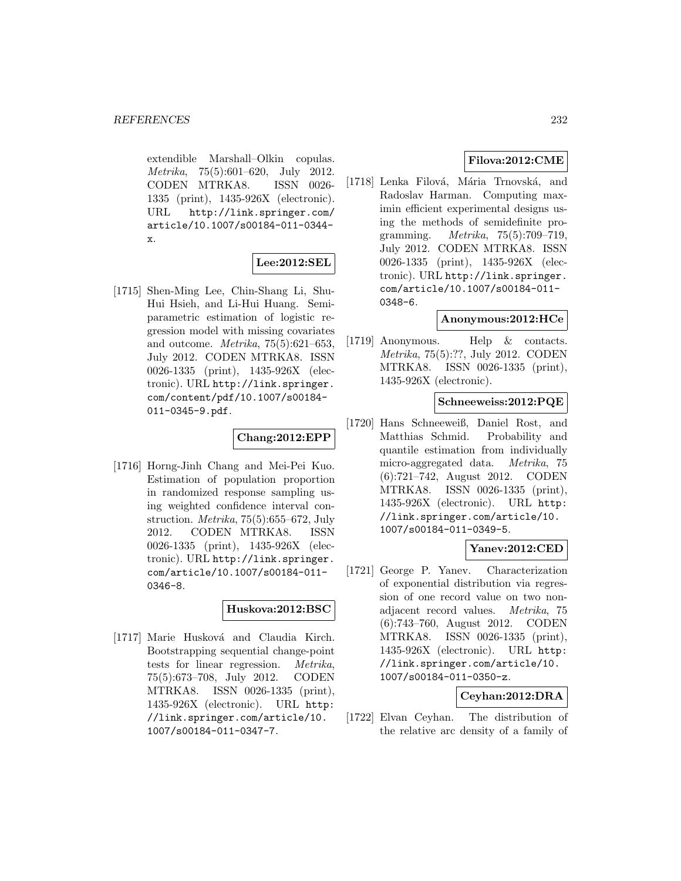extendible Marshall–Olkin copulas. *Metrika*, 75(5):601–620, July 2012. CODEN MTRKA8. ISSN 0026-1335 (print), 1435-926X (electronic). URL http://link.springer.com/article/10.1007/s00184-011-0344-x.

**Lee:2012:SEL**

[1715] Shen-Ming Lee, Chin-Shang Li, Shu-Hui Hsieh, and Li-Hui Huang. Semiparametric estimation of logistic regression model with missing covariates and outcome. *Metrika*, 75(5):621–653, July 2012. CODEN MTRKA8. ISSN 0026-1335 (print), 1435-926X (electronic). URL http://link.springer.com/content/pdf/10.1007/s00184-011-0345-9.pdf.

**Chang:2012:EPP**

[1716] Horng-Jinh Chang and Mei-Pei Kuo. Estimation of population proportion in randomized response sampling using weighted confidence interval construction. *Metrika*, 75(5):655–672, July 2012. CODEN MTRKA8. ISSN 0026-1335 (print), 1435-926X (electronic). URL http://link.springer.com/article/10.1007/s00184-011-0346-8.

**Huskova:2012:BSC**

[1717] Marie Husková and Claudia Kirch. Bootstrapping sequential change-point tests for linear regression. *Metrika*, 75(5):673–708, July 2012. CODEN MTRKA8. ISSN 0026-1335 (print), 1435-926X (electronic). URL http://link.springer.com/article/10.1007/s00184-011-0347-7.

**Filova:2012:CME**

[1718] Lenka Filová, Mária Trnovská, and Radoslav Harman. Computing maximin efficient experimental designs using the methods of semidefinite programming. *Metrika*, 75(5):709–719, July 2012. CODEN MTRKA8. ISSN 0026-1335 (print), 1435-926X (electronic). URL http://link.springer.com/article/10.1007/s00184-011-0348-6.

**Anonymous:2012:HCe**

[1719] Anonymous. Help & contacts. *Metrika*, 75(5):??, July 2012. CODEN MTRKA8. ISSN 0026-1335 (print), 1435-926X (electronic).

**Schneeweiss:2012:PQE**

[1720] Hans Schneeweiß, Daniel Rost, and Matthias Schmid. Probability and quantile estimation from individually micro-aggregated data. *Metrika*, 75 (6):721–742, August 2012. CODEN MTRKA8. ISSN 0026-1335 (print), 1435-926X (electronic). URL http://link.springer.com/article/10.1007/s00184-011-0349-5.

**Yanev:2012:CED**

[1721] George P. Yanev. Characterization of exponential distribution via regression of one record value on two non-adjacent record values. *Metrika*, 75 (6):743–760, August 2012. CODEN MTRKA8. ISSN 0026-1335 (print), 1435-926X (electronic). URL http://link.springer.com/article/10.1007/s00184-011-0350-z.

**Ceyhan:2012:DRA**

[1722] Elvan Ceyhan. The distribution of the relative arc density of a family of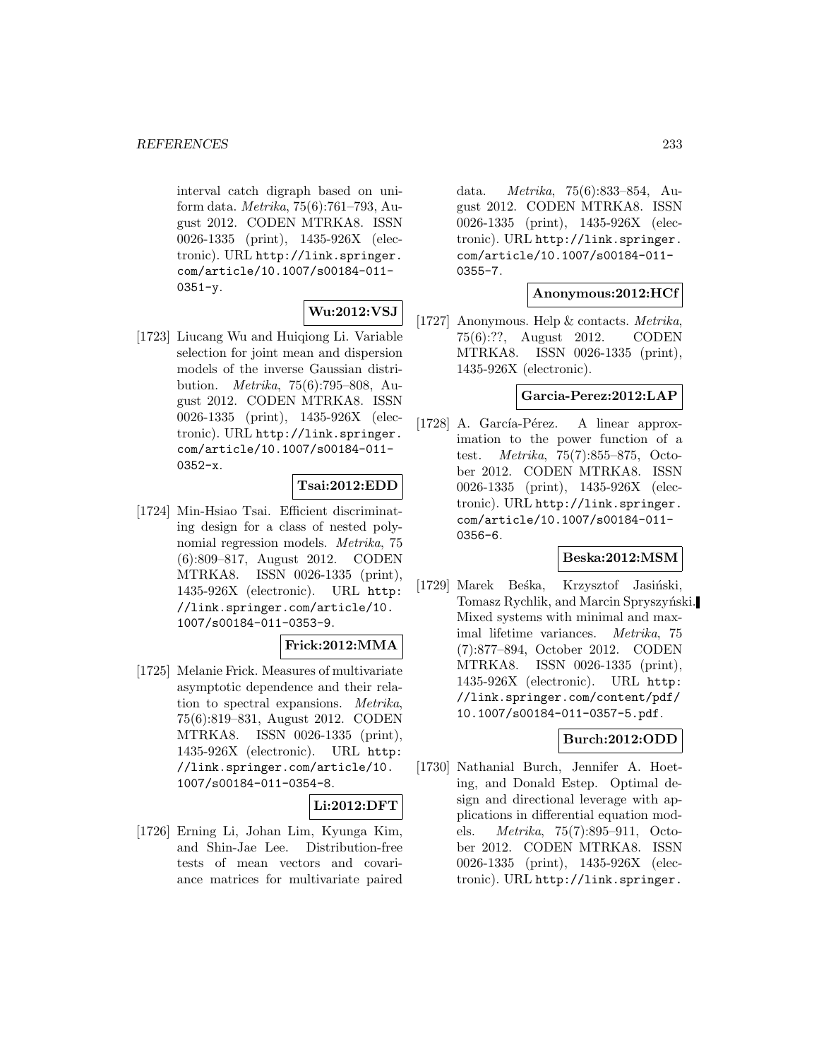interval catch digraph based on uniform data. *Metrika*, 75(6):761–793, August 2012. CODEN MTRKA8. ISSN 0026-1335 (print), 1435-926X (electronic). URL http://link.springer.com/article/10.1007/s00184-011-0351-y.

**Wu:2012:VSJ**

[1723] Liucang Wu and Huiqiong Li. Variable selection for joint mean and dispersion models of the inverse Gaussian distribution. *Metrika*, 75(6):795–808, August 2012. CODEN MTRKA8. ISSN 0026-1335 (print), 1435-926X (electronic). URL http://link.springer.com/article/10.1007/s00184-011-0352-x.

**Tsai:2012:EDD**

[1724] Min-Hsiao Tsai. Efficient discriminating design for a class of nested polynomial regression models. *Metrika*, 75 (6):809–817, August 2012. CODEN MTRKA8. ISSN 0026-1335 (print), 1435-926X (electronic). URL http://link.springer.com/article/10.1007/s00184-011-0353-9.

**Frick:2012:MMA**

[1725] Melanie Frick. Measures of multivariate asymptotic dependence and their relation to spectral expansions. *Metrika*, 75(6):819–831, August 2012. CODEN MTRKA8. ISSN 0026-1335 (print), 1435-926X (electronic). URL http://link.springer.com/article/10.1007/s00184-011-0354-8.

**Li:2012:DFT**

[1726] Erning Li, Johan Lim, Kyunga Kim, and Shin-Jae Lee. Distribution-free tests of mean vectors and covariance matrices for multivariate paired data. *Metrika*, 75(6):833–854, August 2012. CODEN MTRKA8. ISSN 0026-1335 (print), 1435-926X (electronic). URL http://link.springer.com/article/10.1007/s00184-011-0355-7.

**Anonymous:2012:HCf**

[1727] Anonymous. Help & contacts. *Metrika*, 75(6):??, August 2012. CODEN MTRKA8. ISSN 0026-1335 (print), 1435-926X (electronic).

**Garcia-Perez:2012:LAP**

[1728] A. García-Pérez. A linear approximation to the power function of a test. *Metrika*, 75(7):855–875, October 2012. CODEN MTRKA8. ISSN 0026-1335 (print), 1435-926X (electronic). URL http://link.springer.com/article/10.1007/s00184-011-0356-6.

**Beska:2012:MSM**

[1729] Marek Beśka, Krzysztof Jasiński, Tomasz Rychlik, and Marcin Spryszyński. Mixed systems with minimal and maximal lifetime variances. *Metrika*, 75 (7):877–894, October 2012. CODEN MTRKA8. ISSN 0026-1335 (print), 1435-926X (electronic). URL http://link.springer.com/content/pdf/10.1007/s00184-011-0357-5.pdf.

**Burch:2012:ODD**

[1730] Nathanial Burch, Jennifer A. Hoeting, and Donald Estep. Optimal design and directional leverage with applications in differential equation models. *Metrika*, 75(7):895–911, October 2012. CODEN MTRKA8. ISSN 0026-1335 (print), 1435-926X (electronic). URL http://link.springer.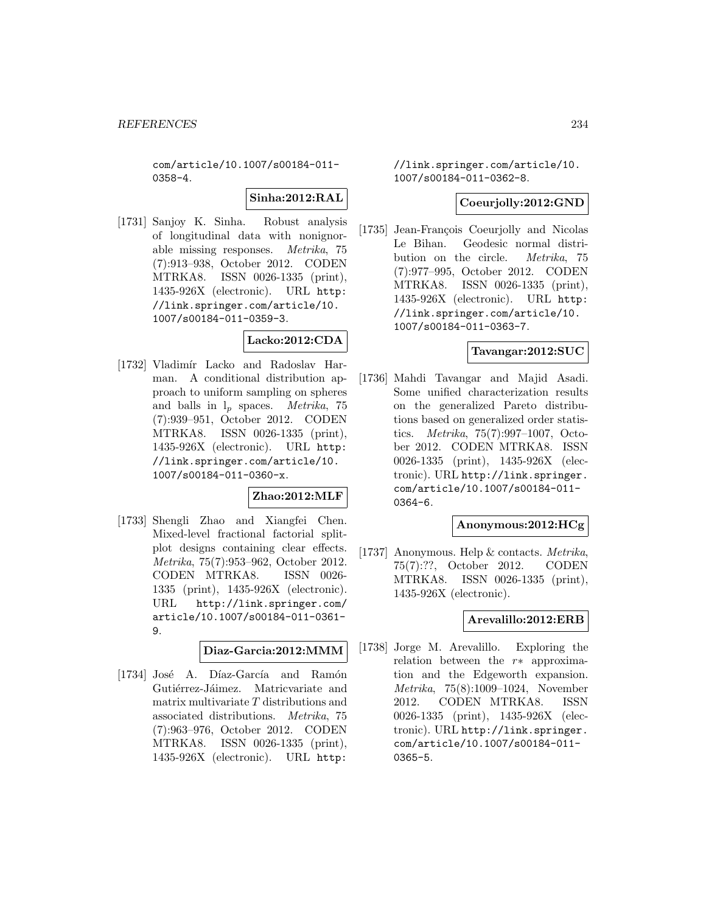com/article/10.1007/s00184-011-0358-4.

**Sinha:2012:RAL**

[1731] Sanjoy K. Sinha. Robust analysis of longitudinal data with nonignorable missing responses. *Metrika*, 75 (7):913–938, October 2012. CODEN MTRKA8. ISSN 0026-1335 (print), 1435-926X (electronic). URL http://link.springer.com/article/10.1007/s00184-011-0359-3.

**Lacko:2012:CDA**

[1732] Vladimír Lacko and Radoslav Harman. A conditional distribution approach to uniform sampling on spheres and balls in $l_p$ spaces. *Metrika*, 75 (7):939–951, October 2012. CODEN MTRKA8. ISSN 0026-1335 (print), 1435-926X (electronic). URL http://link.springer.com/article/10.1007/s00184-011-0360-x.

**Zhao:2012:MLF**

[1733] Shengli Zhao and Xiangfei Chen. Mixed-level fractional factorial split-plot designs containing clear effects. *Metrika*, 75(7):953–962, October 2012. CODEN MTRKA8. ISSN 0026-1335 (print), 1435-926X (electronic). URL http://link.springer.com/article/10.1007/s00184-011-0361-9.

**Diaz-Garcia:2012:MMM**

[1734] José A. Díaz-García and Ramón Gutiérrez-Jáimez. Matricvariate and matrix multivariate $T$ distributions and associated distributions. *Metrika*, 75 (7):963–976, October 2012. CODEN MTRKA8. ISSN 0026-1335 (print), 1435-926X (electronic). URL http://link.springer.com/article/10.1007/s00184-011-0362-8.

**Coeurjolly:2012:GND**

[1735] Jean-François Coeurjolly and Nicolas Le Bihan. Geodesic normal distribution on the circle. *Metrika*, 75 (7):977–995, October 2012. CODEN MTRKA8. ISSN 0026-1335 (print), 1435-926X (electronic). URL http://link.springer.com/article/10.1007/s00184-011-0363-7.

**Tavangar:2012:SUC**

[1736] Mahdi Tavangar and Majid Asadi. Some unified characterization results on the generalized Pareto distributions based on generalized order statistics. *Metrika*, 75(7):997–1007, October 2012. CODEN MTRKA8. ISSN 0026-1335 (print), 1435-926X (electronic). URL http://link.springer.com/article/10.1007/s00184-011-0364-6.

**Anonymous:2012:HCg**

[1737] Anonymous. Help & contacts. *Metrika*, 75(7):??, October 2012. CODEN MTRKA8. ISSN 0026-1335 (print), 1435-926X (electronic).

**Arevalillo:2012:ERB**

[1738] Jorge M. Arevalillo. Exploring the relation between the $r*$ approximation and the Edgeworth expansion. *Metrika*, 75(8):1009–1024, November 2012. CODEN MTRKA8. ISSN 0026-1335 (print), 1435-926X (electronic). URL http://link.springer.com/article/10.1007/s00184-011-0365-5.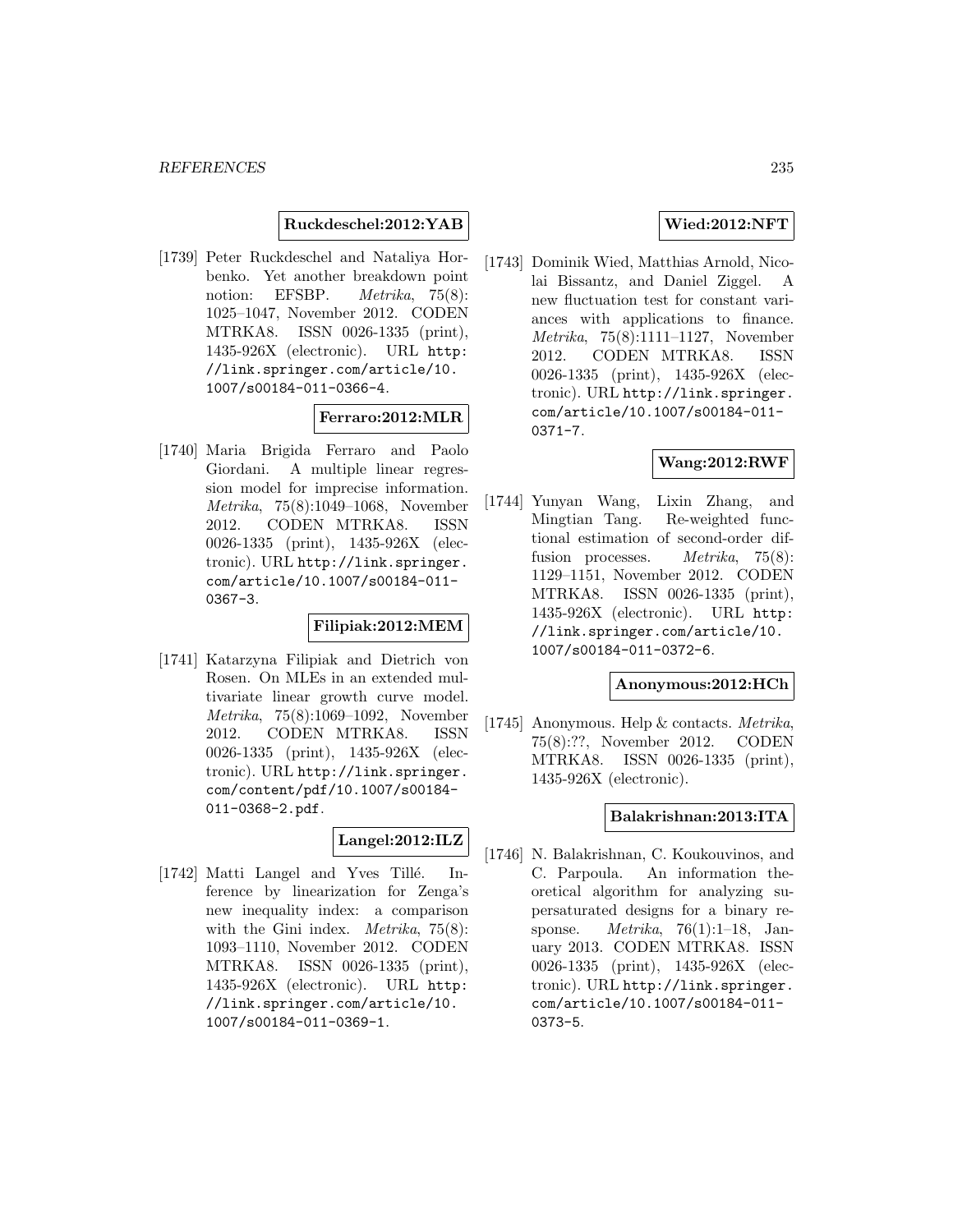**Ruckdeschel:2012:YAB**

[1739] Peter Ruckdeschel and Nataliya Horbenko. Yet another breakdown point notion: EFSBP. *Metrika*, 75(8): 1025–1047, November 2012. CODEN MTRKA8. ISSN 0026-1335 (print), 1435-926X (electronic). URL http://link.springer.com/article/10.1007/s00184-011-0366-4.

**Ferraro:2012:MLR**

[1740] Maria Brigida Ferraro and Paolo Giordani. A multiple linear regression model for imprecise information. *Metrika*, 75(8):1049–1068, November 2012. CODEN MTRKA8. ISSN 0026-1335 (print), 1435-926X (electronic). URL http://link.springer.com/article/10.1007/s00184-011-0367-3.

**Filipiak:2012:MEM**

[1741] Katarzyna Filipiak and Dietrich von Rosen. On MLEs in an extended multivariate linear growth curve model. *Metrika*, 75(8):1069–1092, November 2012. CODEN MTRKA8. ISSN 0026-1335 (print), 1435-926X (electronic). URL http://link.springer.com/content/pdf/10.1007/s00184-011-0368-2.pdf.

**Langel:2012:ILZ**

[1742] Matti Langel and Yves Tillé. Inference by linearization for Zenga's new inequality index: a comparison with the Gini index. *Metrika*, 75(8): 1093–1110, November 2012. CODEN MTRKA8. ISSN 0026-1335 (print), 1435-926X (electronic). URL http://link.springer.com/article/10.1007/s00184-011-0369-1.

**Wied:2012:NFT**

[1743] Dominik Wied, Matthias Arnold, Nicolai Bissantz, and Daniel Ziggel. A new fluctuation test for constant variances with applications to finance. *Metrika*, 75(8):1111–1127, November 2012. CODEN MTRKA8. ISSN 0026-1335 (print), 1435-926X (electronic). URL http://link.springer.com/article/10.1007/s00184-011-0371-7.

**Wang:2012:RWF**

[1744] Yunyan Wang, Lixin Zhang, and Mingtian Tang. Re-weighted functional estimation of second-order diffusion processes. *Metrika*, 75(8): 1129–1151, November 2012. CODEN MTRKA8. ISSN 0026-1335 (print), 1435-926X (electronic). URL http://link.springer.com/article/10.1007/s00184-011-0372-6.

**Anonymous:2012:HCh**

[1745] Anonymous. Help & contacts. *Metrika*, 75(8):??, November 2012. CODEN MTRKA8. ISSN 0026-1335 (print), 1435-926X (electronic).

**Balakrishnan:2013:ITA**

[1746] N. Balakrishnan, C. Koukouvinos, and C. Parpoula. An information theoretical algorithm for analyzing supersaturated designs for a binary response. *Metrika*, 76(1):1–18, January 2013. CODEN MTRKA8. ISSN 0026-1335 (print), 1435-926X (electronic). URL http://link.springer.com/article/10.1007/s00184-011-0373-5.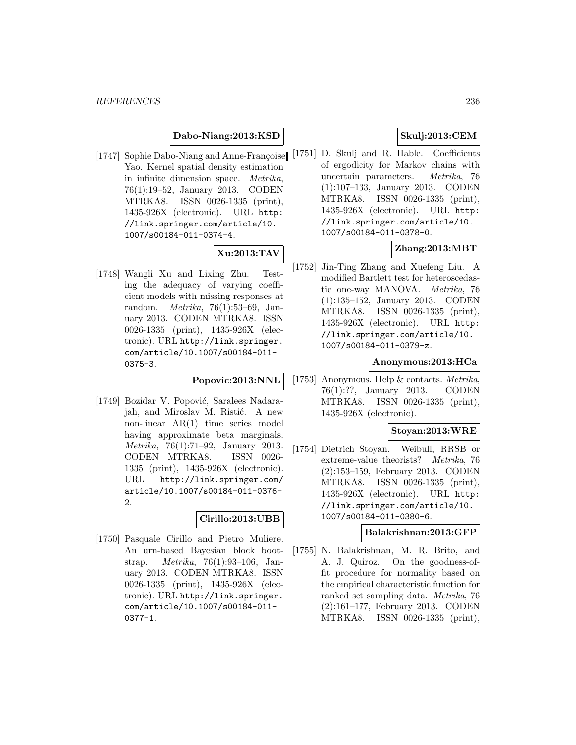**Dabo-Niang:2013:KSD**

[1747] Sophie Dabo-Niang and Anne-Françoise Yao. Kernel spatial density estimation in infinite dimension space. *Metrika*, 76(1):19–52, January 2013. CODEN MTRKA8. ISSN 0026-1335 (print), 1435-926X (electronic). URL http://link.springer.com/article/10.1007/s00184-011-0374-4.

**Xu:2013:TAV**

[1748] Wangli Xu and Lixing Zhu. Testing the adequacy of varying coefficient models with missing responses at random. *Metrika*, 76(1):53–69, January 2013. CODEN MTRKA8. ISSN 0026-1335 (print), 1435-926X (electronic). URL http://link.springer.com/article/10.1007/s00184-011-0375-3.

**Popovic:2013:NNL**

[1749] Bozidar V. Popović, Saralees Nadarajah, and Miroslav M. Ristić. A new non-linear AR(1) time series model having approximate beta marginals. *Metrika*, 76(1):71–92, January 2013. CODEN MTRKA8. ISSN 0026-1335 (print), 1435-926X (electronic). URL http://link.springer.com/article/10.1007/s00184-011-0376-2.

**Cirillo:2013:UBB**

[1750] Pasquale Cirillo and Pietro Muliere. An urn-based Bayesian block bootstrap. *Metrika*, 76(1):93–106, January 2013. CODEN MTRKA8. ISSN 0026-1335 (print), 1435-926X (electronic). URL http://link.springer.com/article/10.1007/s00184-011-0377-1.

**Skulj:2013:CEM**

[1751] D. Skulj and R. Hable. Coefficients of ergodicity for Markov chains with uncertain parameters. *Metrika*, 76(1):107–133, January 2013. CODEN MTRKA8. ISSN 0026-1335 (print), 1435-926X (electronic). URL http://link.springer.com/article/10.1007/s00184-011-0378-0.

**Zhang:2013:MBT**

[1752] Jin-Ting Zhang and Xuefeng Liu. A modified Bartlett test for heteroscedastic one-way MANOVA. *Metrika*, 76(1):135–152, January 2013. CODEN MTRKA8. ISSN 0026-1335 (print), 1435-926X (electronic). URL http://link.springer.com/article/10.1007/s00184-011-0379-z.

**Anonymous:2013:HCa**

[1753] Anonymous. Help & contacts. *Metrika*, 76(1):??, January 2013. CODEN MTRKA8. ISSN 0026-1335 (print), 1435-926X (electronic).

**Stoyan:2013:WRE**

[1754] Dietrich Stoyan. Weibull, RRSB or extreme-value theorists? *Metrika*, 76(2):153–159, February 2013. CODEN MTRKA8. ISSN 0026-1335 (print), 1435-926X (electronic). URL http://link.springer.com/article/10.1007/s00184-011-0380-6.

**Balakrishnan:2013:GFP**

[1755] N. Balakrishnan, M. R. Brito, and A. J. Quiroz. On the goodness-of-fit procedure for normality based on the empirical characteristic function for ranked set sampling data. *Metrika*, 76(2):161–177, February 2013. CODEN MTRKA8. ISSN 0026-1335 (print),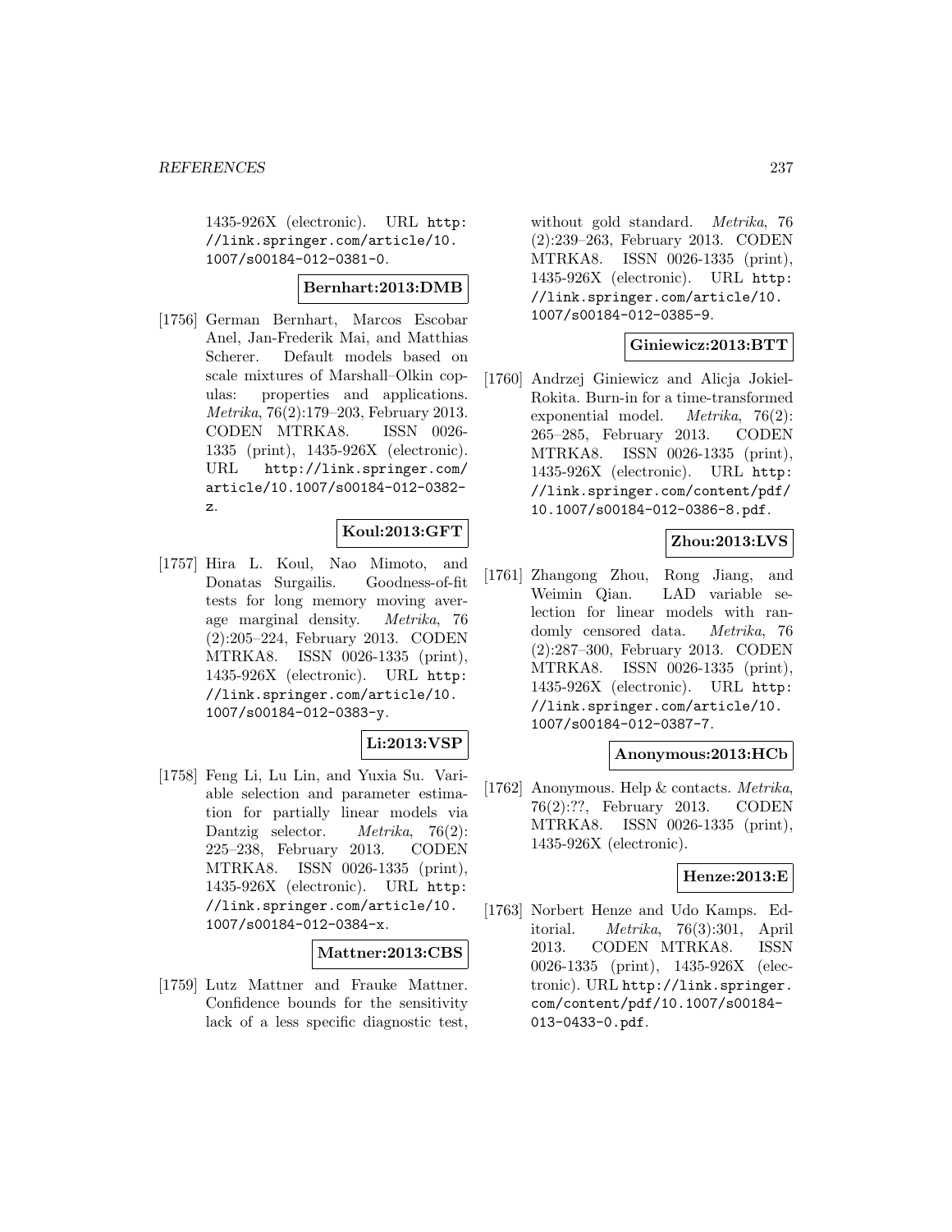1435-926X (electronic). URL http://link.springer.com/article/10.1007/s00184-012-0381-0.

**Bernhart:2013:DMB**

[1756] German Bernhart, Marcos Escobar Anel, Jan-Frederik Mai, and Matthias Scherer. Default models based on scale mixtures of Marshall–Olkin copulas: properties and applications. *Metrika*, 76(2):179–203, February 2013. CODEN MTRKA8. ISSN 0026-1335 (print), 1435-926X (electronic). URL http://link.springer.com/article/10.1007/s00184-012-0382-z.

**Koul:2013:GFT**

[1757] Hira L. Koul, Nao Mimoto, and Donatas Surgailis. Goodness-of-fit tests for long memory moving average marginal density. *Metrika*, 76(2):205–224, February 2013. CODEN MTRKA8. ISSN 0026-1335 (print), 1435-926X (electronic). URL http://link.springer.com/article/10.1007/s00184-012-0383-y.

**Li:2013:VSP**

[1758] Feng Li, Lu Lin, and Yuxia Su. Variable selection and parameter estimation for partially linear models via Dantzig selector. *Metrika*, 76(2):225–238, February 2013. CODEN MTRKA8. ISSN 0026-1335 (print), 1435-926X (electronic). URL http://link.springer.com/article/10.1007/s00184-012-0384-x.

**Mattner:2013:CBS**

[1759] Lutz Mattner and Frauke Mattner. Confidence bounds for the sensitivity lack of a less specific diagnostic test, without gold standard. *Metrika*, 76(2):239–263, February 2013. CODEN MTRKA8. ISSN 0026-1335 (print), 1435-926X (electronic). URL http://link.springer.com/article/10.1007/s00184-012-0385-9.

**Giniewicz:2013:BTT**

[1760] Andrzej Giniewicz and Alicja Jokiel-Rokita. Burn-in for a time-transformed exponential model. *Metrika*, 76(2):265–285, February 2013. CODEN MTRKA8. ISSN 0026-1335 (print), 1435-926X (electronic). URL http://link.springer.com/content/pdf/10.1007/s00184-012-0386-8.pdf.

**Zhou:2013:LVS**

[1761] Zhangong Zhou, Rong Jiang, and Weimin Qian. LAD variable selection for linear models with randomly censored data. *Metrika*, 76(2):287–300, February 2013. CODEN MTRKA8. ISSN 0026-1335 (print), 1435-926X (electronic). URL http://link.springer.com/article/10.1007/s00184-012-0387-7.

**Anonymous:2013:HCb**

[1762] Anonymous. Help & contacts. *Metrika*, 76(2):??, February 2013. CODEN MTRKA8. ISSN 0026-1335 (print), 1435-926X (electronic).

**Henze:2013:E**

[1763] Norbert Henze and Udo Kamps. Editorial. *Metrika*, 76(3):301, April 2013. CODEN MTRKA8. ISSN 0026-1335 (print), 1435-926X (electronic). URL http://link.springer.com/content/pdf/10.1007/s00184-013-0433-0.pdf.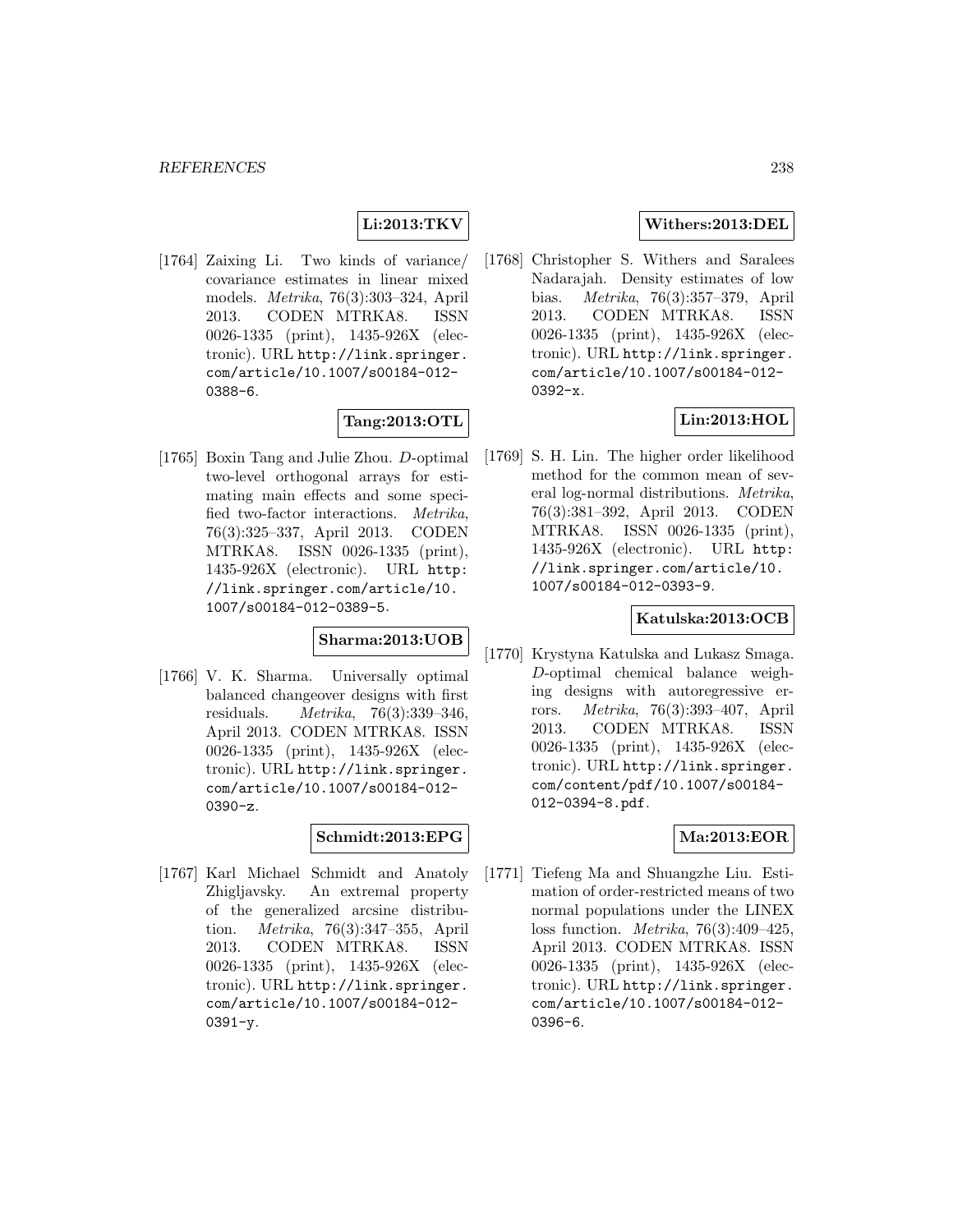**Li:2013:TKV**

[1764] Zaixing Li. Two kinds of variance/ covariance estimates in linear mixed models. *Metrika*, 76(3):303–324, April 2013. CODEN MTRKA8. ISSN 0026-1335 (print), 1435-926X (electronic). URL http://link.springer.com/article/10.1007/s00184-012-0388-6.

**Tang:2013:OTL**

[1765] Boxin Tang and Julie Zhou. *D*-optimal two-level orthogonal arrays for estimating main effects and some specified two-factor interactions. *Metrika*, 76(3):325–337, April 2013. CODEN MTRKA8. ISSN 0026-1335 (print), 1435-926X (electronic). URL http://link.springer.com/article/10.1007/s00184-012-0389-5.

**Sharma:2013:UOB**

[1766] V. K. Sharma. Universally optimal balanced changeover designs with first residuals. *Metrika*, 76(3):339–346, April 2013. CODEN MTRKA8. ISSN 0026-1335 (print), 1435-926X (electronic). URL http://link.springer.com/article/10.1007/s00184-012-0390-z.

**Schmidt:2013:EPG**

[1767] Karl Michael Schmidt and Anatoly Zhigljavsky. An extremal property of the generalized arcsine distribution. *Metrika*, 76(3):347–355, April 2013. CODEN MTRKA8. ISSN 0026-1335 (print), 1435-926X (electronic). URL http://link.springer.com/article/10.1007/s00184-012-0391-y.

**Withers:2013:DEL**

[1768] Christopher S. Withers and Saralees Nadarajah. Density estimates of low bias. *Metrika*, 76(3):357–379, April 2013. CODEN MTRKA8. ISSN 0026-1335 (print), 1435-926X (electronic). URL http://link.springer.com/article/10.1007/s00184-012-0392-x.

**Lin:2013:HOL**

[1769] S. H. Lin. The higher order likelihood method for the common mean of several log-normal distributions. *Metrika*, 76(3):381–392, April 2013. CODEN MTRKA8. ISSN 0026-1335 (print), 1435-926X (electronic). URL http://link.springer.com/article/10.1007/s00184-012-0393-9.

**Katulska:2013:OCB**

[1770] Krystyna Katulska and Lukasz Smaga. *D*-optimal chemical balance weighing designs with autoregressive errors. *Metrika*, 76(3):393–407, April 2013. CODEN MTRKA8. ISSN 0026-1335 (print), 1435-926X (electronic). URL http://link.springer.com/content/pdf/10.1007/s00184-012-0394-8.pdf.

**Ma:2013:EOR**

[1771] Tiefeng Ma and Shuangzhe Liu. Estimation of order-restricted means of two normal populations under the LINEX loss function. *Metrika*, 76(3):409–425, April 2013. CODEN MTRKA8. ISSN 0026-1335 (print), 1435-926X (electronic). URL http://link.springer.com/article/10.1007/s00184-012-0396-6.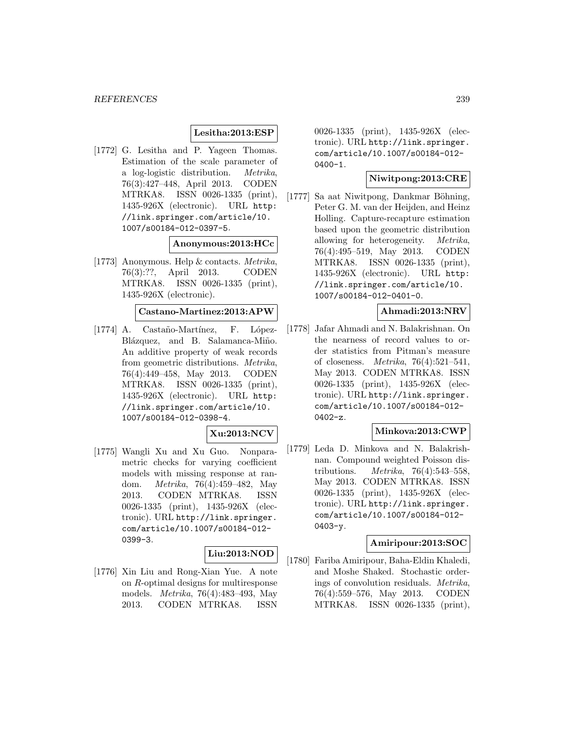**Lesitha:2013:ESP**

[1772] G. Lesitha and P. Yageen Thomas. Estimation of the scale parameter of a log-logistic distribution. *Metrika*, 76(3):427–448, April 2013. CODEN MTRKA8. ISSN 0026-1335 (print), 1435-926X (electronic). URL http://link.springer.com/article/10.1007/s00184-012-0397-5.

**Anonymous:2013:HCc**

[1773] Anonymous. Help & contacts. *Metrika*, 76(3):??, April 2013. CODEN MTRKA8. ISSN 0026-1335 (print), 1435-926X (electronic).

**Castano-Martinez:2013:APW**

[1774] A. Castaño-Martínez, F. López-Blázquez, and B. Salamanca-Miño. An additive property of weak records from geometric distributions. *Metrika*, 76(4):449–458, May 2013. CODEN MTRKA8. ISSN 0026-1335 (print), 1435-926X (electronic). URL http://link.springer.com/article/10.1007/s00184-012-0398-4.

**Xu:2013:NCV**

[1775] Wangli Xu and Xu Guo. Nonparametric checks for varying coefficient models with missing response at random. *Metrika*, 76(4):459–482, May 2013. CODEN MTRKA8. ISSN 0026-1335 (print), 1435-926X (electronic). URL http://link.springer.com/article/10.1007/s00184-012-0399-3.

**Liu:2013:NOD**

[1776] Xin Liu and Rong-Xian Yue. A note on $R$-optimal designs for multiresponse models. *Metrika*, 76(4):483–493, May 2013. CODEN MTRKA8. ISSN 0026-1335 (print), 1435-926X (electronic). URL http://link.springer.com/article/10.1007/s00184-012-0400-1.

**Niwitpong:2013:CRE**

[1777] Sa aat Niwitpong, Dankmar Böhning, Peter G. M. van der Heijden, and Heinz Holling. Capture-recapture estimation based upon the geometric distribution allowing for heterogeneity. *Metrika*, 76(4):495–519, May 2013. CODEN MTRKA8. ISSN 0026-1335 (print), 1435-926X (electronic). URL http://link.springer.com/article/10.1007/s00184-012-0401-0.

**Ahmadi:2013:NRV**

[1778] Jafar Ahmadi and N. Balakrishnan. On the nearness of record values to order statistics from Pitman's measure of closeness. *Metrika*, 76(4):521–541, May 2013. CODEN MTRKA8. ISSN 0026-1335 (print), 1435-926X (electronic). URL http://link.springer.com/article/10.1007/s00184-012-0402-z.

**Minkova:2013:CWP**

[1779] Leda D. Minkova and N. Balakrishnan. Compound weighted Poisson distributions. *Metrika*, 76(4):543–558, May 2013. CODEN MTRKA8. ISSN 0026-1335 (print), 1435-926X (electronic). URL http://link.springer.com/article/10.1007/s00184-012-0403-y.

**Amiripour:2013:SOC**

[1780] Fariba Amiripour, Baha-Eldin Khaledi, and Moshe Shaked. Stochastic orderings of convolution residuals. *Metrika*, 76(4):559–576, May 2013. CODEN MTRKA8. ISSN 0026-1335 (print),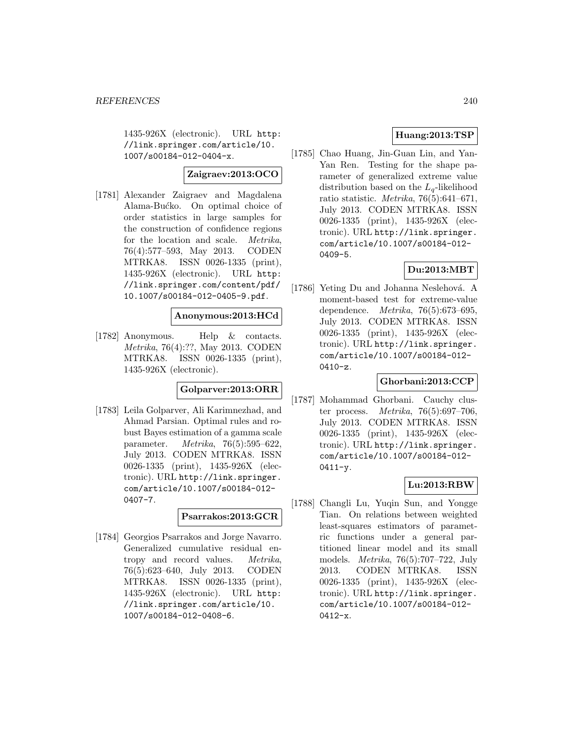1435-926X (electronic). URL http://link.springer.com/article/10.1007/s00184-012-0404-x.

**Zaigraev:2013:OCO**

[1781] Alexander Zaigraev and Magdalena Alama-Bućko. On optimal choice of order statistics in large samples for the construction of confidence regions for the location and scale. *Metrika*, 76(4):577–593, May 2013. CODEN MTRKA8. ISSN 0026-1335 (print), 1435-926X (electronic). URL http://link.springer.com/content/pdf/10.1007/s00184-012-0405-9.pdf.

**Anonymous:2013:HCd**

[1782] Anonymous. Help & contacts. *Metrika*, 76(4):??, May 2013. CODEN MTRKA8. ISSN 0026-1335 (print), 1435-926X (electronic).

**Golparver:2013:ORR**

[1783] Leila Golparver, Ali Karimnezhad, and Ahmad Parsian. Optimal rules and robust Bayes estimation of a gamma scale parameter. *Metrika*, 76(5):595–622, July 2013. CODEN MTRKA8. ISSN 0026-1335 (print), 1435-926X (electronic). URL http://link.springer.com/article/10.1007/s00184-012-0407-7.

**Psarrakos:2013:GCR**

[1784] Georgios Psarrakos and Jorge Navarro. Generalized cumulative residual entropy and record values. *Metrika*, 76(5):623–640, July 2013. CODEN MTRKA8. ISSN 0026-1335 (print), 1435-926X (electronic). URL http://link.springer.com/article/10.1007/s00184-012-0408-6.

**Huang:2013:TSP**

[1785] Chao Huang, Jin-Guan Lin, and Yan-Yan Ren. Testing for the shape parameter of generalized extreme value distribution based on the $L_q$-likelihood ratio statistic. *Metrika*, 76(5):641–671, July 2013. CODEN MTRKA8. ISSN 0026-1335 (print), 1435-926X (electronic). URL http://link.springer.com/article/10.1007/s00184-012-0409-5.

**Du:2013:MBT**

[1786] Yeting Du and Johanna Neslehová. A moment-based test for extreme-value dependence. *Metrika*, 76(5):673–695, July 2013. CODEN MTRKA8. ISSN 0026-1335 (print), 1435-926X (electronic). URL http://link.springer.com/article/10.1007/s00184-012-0410-z.

**Ghorbani:2013:CCP**

[1787] Mohammad Ghorbani. Cauchy cluster process. *Metrika*, 76(5):697–706, July 2013. CODEN MTRKA8. ISSN 0026-1335 (print), 1435-926X (electronic). URL http://link.springer.com/article/10.1007/s00184-012-0411-y.

**Lu:2013:RBW**

[1788] Changli Lu, Yuqin Sun, and Yongge Tian. On relations between weighted least-squares estimators of parametric functions under a general partitioned linear model and its small models. *Metrika*, 76(5):707–722, July 2013. CODEN MTRKA8. ISSN 0026-1335 (print), 1435-926X (electronic). URL http://link.springer.com/article/10.1007/s00184-012-0412-x.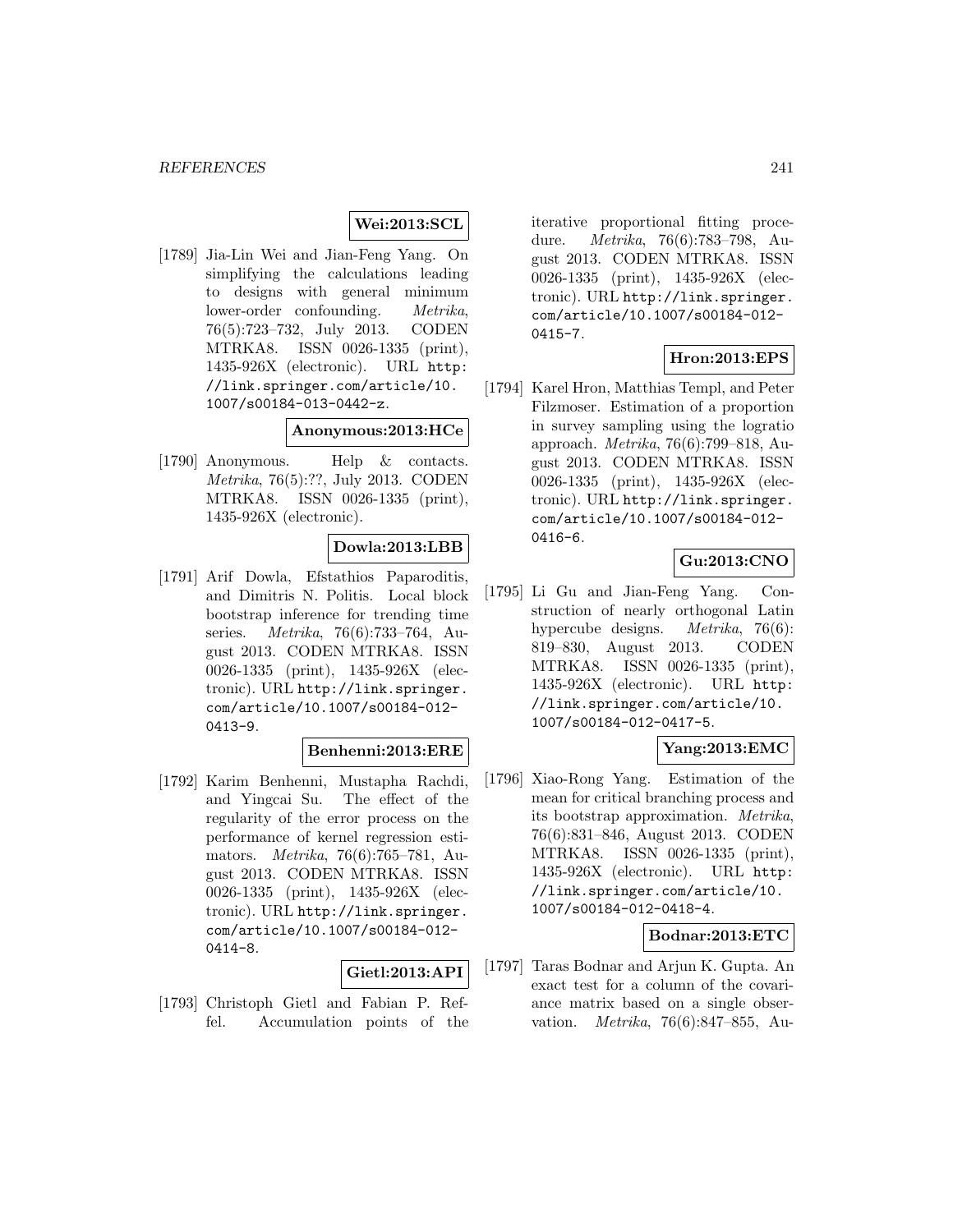**Wei:2013:SCL**

[1789] Jia-Lin Wei and Jian-Feng Yang. On simplifying the calculations leading to designs with general minimum lower-order confounding. *Metrika*, 76(5):723–732, July 2013. CODEN MTRKA8. ISSN 0026-1335 (print), 1435-926X (electronic). URL http://link.springer.com/article/10.1007/s00184-013-0442-z.

**Anonymous:2013:HCe**

[1790] Anonymous. Help & contacts. *Metrika*, 76(5):??, July 2013. CODEN MTRKA8. ISSN 0026-1335 (print), 1435-926X (electronic).

**Dowla:2013:LBB**

[1791] Arif Dowla, Efstathios Paparoditis, and Dimitris N. Politis. Local block bootstrap inference for trending time series. *Metrika*, 76(6):733–764, August 2013. CODEN MTRKA8. ISSN 0026-1335 (print), 1435-926X (electronic). URL http://link.springer.com/article/10.1007/s00184-012-0413-9.

**Benhenni:2013:ERE**

[1792] Karim Benhenni, Mustapha Rachdi, and Yingcai Su. The effect of the regularity of the error process on the performance of kernel regression estimators. *Metrika*, 76(6):765–781, August 2013. CODEN MTRKA8. ISSN 0026-1335 (print), 1435-926X (electronic). URL http://link.springer.com/article/10.1007/s00184-012-0414-8.

**Gietl:2013:API**

[1793] Christoph Gietl and Fabian P. Reffel. Accumulation points of the iterative proportional fitting procedure. *Metrika*, 76(6):783–798, August 2013. CODEN MTRKA8. ISSN 0026-1335 (print), 1435-926X (electronic). URL http://link.springer.com/article/10.1007/s00184-012-0415-7.

**Hron:2013:EPS**

[1794] Karel Hron, Matthias Templ, and Peter Filzmoser. Estimation of a proportion in survey sampling using the logratio approach. *Metrika*, 76(6):799–818, August 2013. CODEN MTRKA8. ISSN 0026-1335 (print), 1435-926X (electronic). URL http://link.springer.com/article/10.1007/s00184-012-0416-6.

**Gu:2013:CNO**

[1795] Li Gu and Jian-Feng Yang. Construction of nearly orthogonal Latin hypercube designs. *Metrika*, 76(6):819–830, August 2013. CODEN MTRKA8. ISSN 0026-1335 (print), 1435-926X (electronic). URL http://link.springer.com/article/10.1007/s00184-012-0417-5.

**Yang:2013:EMC**

[1796] Xiao-Rong Yang. Estimation of the mean for critical branching process and its bootstrap approximation. *Metrika*, 76(6):831–846, August 2013. CODEN MTRKA8. ISSN 0026-1335 (print), 1435-926X (electronic). URL http://link.springer.com/article/10.1007/s00184-012-0418-4.

**Bodnar:2013:ETC**

[1797] Taras Bodnar and Arjun K. Gupta. An exact test for a column of the covariance matrix based on a single observation. *Metrika*, 76(6):847–855, Au-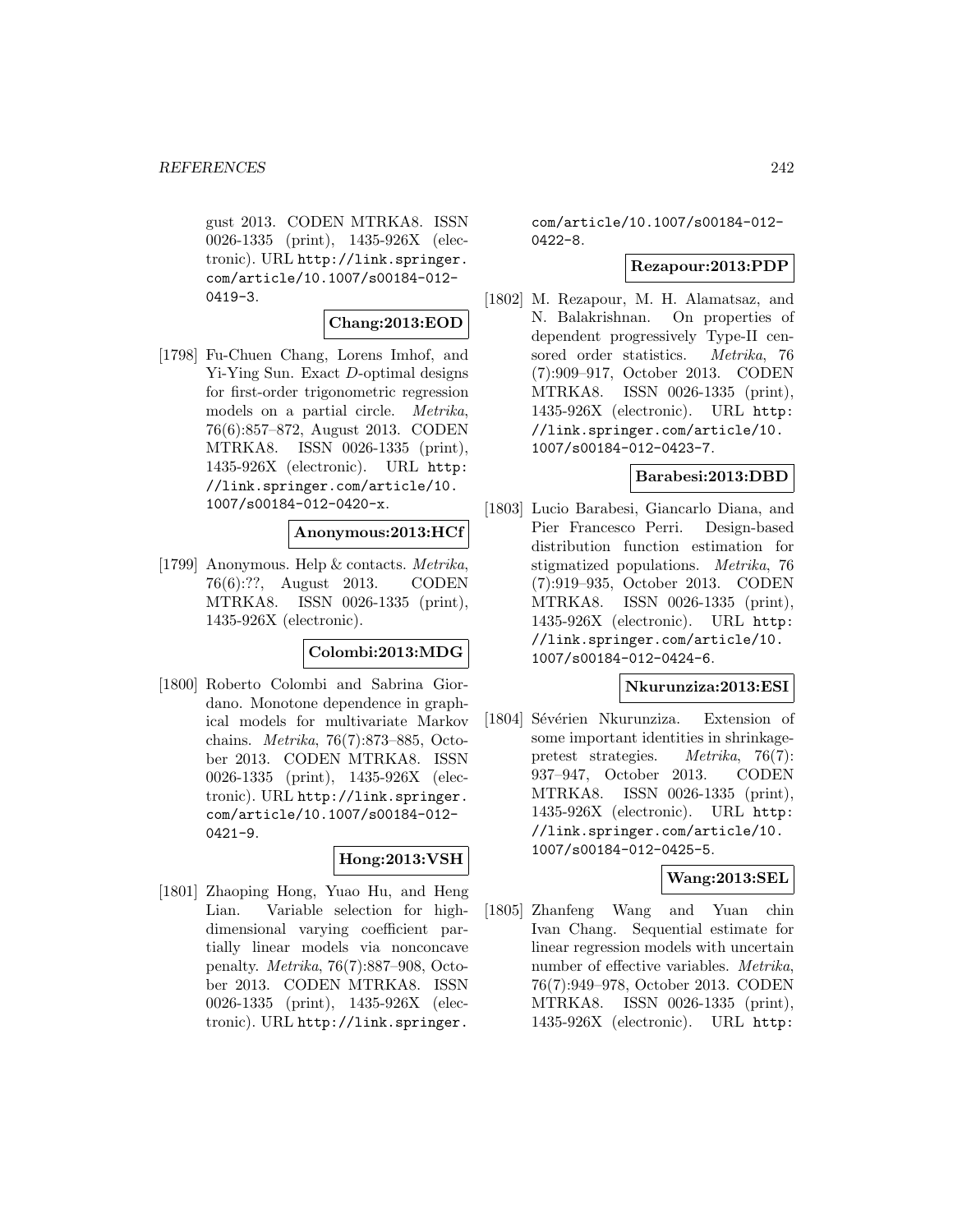gust 2013. CODEN MTRKA8. ISSN 0026-1335 (print), 1435-926X (electronic). URL http://link.springer.com/article/10.1007/s00184-012-0419-3.

**Chang:2013:EOD**

[1798] Fu-Chuen Chang, Lorens Imhof, and Yi-Ying Sun. Exact $D$-optimal designs for first-order trigonometric regression models on a partial circle. *Metrika*, 76(6):857–872, August 2013. CODEN MTRKA8. ISSN 0026-1335 (print), 1435-926X (electronic). URL http://link.springer.com/article/10.1007/s00184-012-0420-x.

**Anonymous:2013:HCf**

[1799] Anonymous. Help & contacts. *Metrika*, 76(6):??, August 2013. CODEN MTRKA8. ISSN 0026-1335 (print), 1435-926X (electronic).

**Colombi:2013:MDG**

[1800] Roberto Colombi and Sabrina Giordano. Monotone dependence in graphical models for multivariate Markov chains. *Metrika*, 76(7):873–885, October 2013. CODEN MTRKA8. ISSN 0026-1335 (print), 1435-926X (electronic). URL http://link.springer.com/article/10.1007/s00184-012-0421-9.

**Hong:2013:VSH**

[1801] Zhaoping Hong, Yuao Hu, and Heng Lian. Variable selection for high-dimensional varying coefficient partially linear models via nonconcave penalty. *Metrika*, 76(7):887–908, October 2013. CODEN MTRKA8. ISSN 0026-1335 (print), 1435-926X (electronic). URL http://link.springer.com/article/10.1007/s00184-012-0422-8.

**Rezapour:2013:PDP**

[1802] M. Rezapour, M. H. Alamatsaz, and N. Balakrishnan. On properties of dependent progressively Type-II censored order statistics. *Metrika*, 76 (7):909–917, October 2013. CODEN MTRKA8. ISSN 0026-1335 (print), 1435-926X (electronic). URL http://link.springer.com/article/10.1007/s00184-012-0423-7.

**Barabesi:2013:DBD**

[1803] Lucio Barabesi, Giancarlo Diana, and Pier Francesco Perri. Design-based distribution function estimation for stigmatized populations. *Metrika*, 76 (7):919–935, October 2013. CODEN MTRKA8. ISSN 0026-1335 (print), 1435-926X (electronic). URL http://link.springer.com/article/10.1007/s00184-012-0424-6.

**Nkurunziza:2013:ESI**

[1804] Sévérien Nkurunziza. Extension of some important identities in shrinkage-pretest strategies. *Metrika*, 76(7): 937–947, October 2013. CODEN MTRKA8. ISSN 0026-1335 (print), 1435-926X (electronic). URL http://link.springer.com/article/10.1007/s00184-012-0425-5.

**Wang:2013:SEL**

[1805] Zhanfeng Wang and Yuan chin Ivan Chang. Sequential estimate for linear regression models with uncertain number of effective variables. *Metrika*, 76(7):949–978, October 2013. CODEN MTRKA8. ISSN 0026-1335 (print), 1435-926X (electronic). URL http: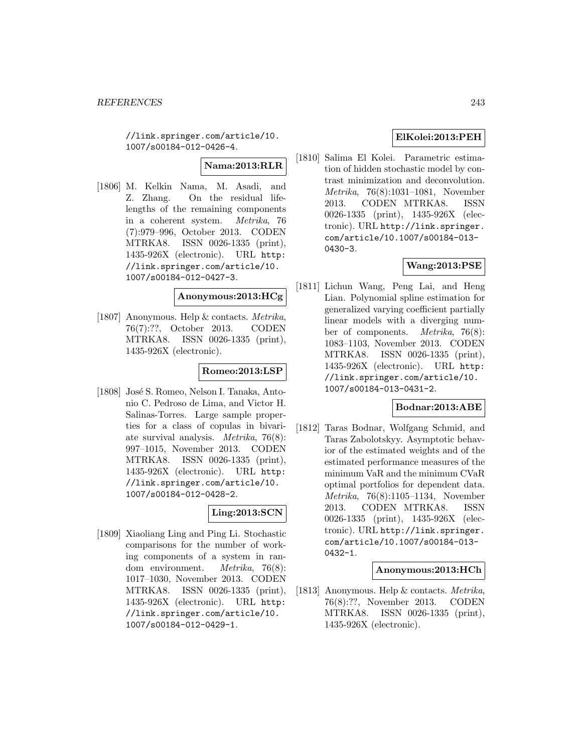//link.springer.com/article/10.1007/s00184-012-0426-4.

**Nama:2013:RLR**

[1806] M. Kelkin Nama, M. Asadi, and Z. Zhang. On the residual lifelengths of the remaining components in a coherent system. *Metrika*, 76 (7):979–996, October 2013. CODEN MTRKA8. ISSN 0026-1335 (print), 1435-926X (electronic). URL http://link.springer.com/article/10.1007/s00184-012-0427-3.

**Anonymous:2013:HCg**

[1807] Anonymous. Help & contacts. *Metrika*, 76(7):??, October 2013. CODEN MTRKA8. ISSN 0026-1335 (print), 1435-926X (electronic).

**Romeo:2013:LSP**

[1808] José S. Romeo, Nelson I. Tanaka, Antonio C. Pedroso de Lima, and Victor H. Salinas-Torres. Large sample properties for a class of copulas in bivariate survival analysis. *Metrika*, 76(8): 997–1015, November 2013. CODEN MTRKA8. ISSN 0026-1335 (print), 1435-926X (electronic). URL http://link.springer.com/article/10.1007/s00184-012-0428-2.

**Ling:2013:SCN**

[1809] Xiaoliang Ling and Ping Li. Stochastic comparisons for the number of working components of a system in random environment. *Metrika*, 76(8): 1017–1030, November 2013. CODEN MTRKA8. ISSN 0026-1335 (print), 1435-926X (electronic). URL http://link.springer.com/article/10.1007/s00184-012-0429-1.

**ElKolei:2013:PEH**

[1810] Salima El Kolei. Parametric estimation of hidden stochastic model by contrast minimization and deconvolution. *Metrika*, 76(8):1031–1081, November 2013. CODEN MTRKA8. ISSN 0026-1335 (print), 1435-926X (electronic). URL http://link.springer.com/article/10.1007/s00184-013-0430-3.

**Wang:2013:PSE**

[1811] Lichun Wang, Peng Lai, and Heng Lian. Polynomial spline estimation for generalized varying coefficient partially linear models with a diverging number of components. *Metrika*, 76(8): 1083–1103, November 2013. CODEN MTRKA8. ISSN 0026-1335 (print), 1435-926X (electronic). URL http://link.springer.com/article/10.1007/s00184-013-0431-2.

**Bodnar:2013:ABE**

[1812] Taras Bodnar, Wolfgang Schmid, and Taras Zabolotskyy. Asymptotic behavior of the estimated weights and of the estimated performance measures of the minimum VaR and the minimum CVaR optimal portfolios for dependent data. *Metrika*, 76(8):1105–1134, November 2013. CODEN MTRKA8. ISSN 0026-1335 (print), 1435-926X (electronic). URL http://link.springer.com/article/10.1007/s00184-013-0432-1.

**Anonymous:2013:HCh**

[1813] Anonymous. Help & contacts. *Metrika*, 76(8):??, November 2013. CODEN MTRKA8. ISSN 0026-1335 (print), 1435-926X (electronic).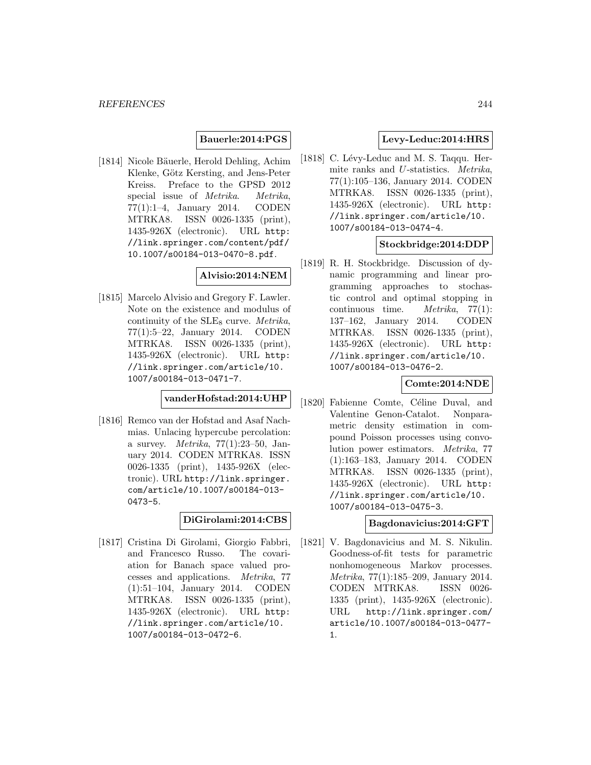**Bauerle:2014:PGS**

[1814] Nicole Bäuerle, Herold Dehling, Achim Klenke, Götz Kersting, and Jens-Peter Kreiss. Preface to the GPSD 2012 special issue of *Metrika*. *Metrika*, 77(1):1–4, January 2014. CODEN MTRKA8. ISSN 0026-1335 (print), 1435-926X (electronic). URL http://link.springer.com/content/pdf/10.1007/s00184-013-0470-8.pdf.

**Alvisio:2014:NEM**

[1815] Marcelo Alvisio and Gregory F. Lawler. Note on the existence and modulus of continuity of the $\mathrm{SLE}_8$ curve. *Metrika*, 77(1):5–22, January 2014. CODEN MTRKA8. ISSN 0026-1335 (print), 1435-926X (electronic). URL http://link.springer.com/article/10.1007/s00184-013-0471-7.

**vanderHofstad:2014:UHP**

[1816] Remco van der Hofstad and Asaf Nachmias. Unlacing hypercube percolation: a survey. *Metrika*, 77(1):23–50, January 2014. CODEN MTRKA8. ISSN 0026-1335 (print), 1435-926X (electronic). URL http://link.springer.com/article/10.1007/s00184-013-0473-5.

**DiGirolami:2014:CBS**

[1817] Cristina Di Girolami, Giorgio Fabbri, and Francesco Russo. The covariation for Banach space valued processes and applications. *Metrika*, 77 (1):51–104, January 2014. CODEN MTRKA8. ISSN 0026-1335 (print), 1435-926X (electronic). URL http://link.springer.com/article/10.1007/s00184-013-0472-6.

**Levy-Leduc:2014:HRS**

[1818] C. Lévy-Leduc and M. S. Taqqu. Hermite ranks and $U$-statistics. *Metrika*, 77(1):105–136, January 2014. CODEN MTRKA8. ISSN 0026-1335 (print), 1435-926X (electronic). URL http://link.springer.com/article/10.1007/s00184-013-0474-4.

**Stockbridge:2014:DDP**

[1819] R. H. Stockbridge. Discussion of dynamic programming and linear programming approaches to stochastic control and optimal stopping in continuous time. *Metrika*, 77(1): 137–162, January 2014. CODEN MTRKA8. ISSN 0026-1335 (print), 1435-926X (electronic). URL http://link.springer.com/article/10.1007/s00184-013-0476-2.

**Comte:2014:NDE**

[1820] Fabienne Comte, Céline Duval, and Valentine Genon-Catalot. Nonparametric density estimation in compound Poisson processes using convolution power estimators. *Metrika*, 77 (1):163–183, January 2014. CODEN MTRKA8. ISSN 0026-1335 (print), 1435-926X (electronic). URL http://link.springer.com/article/10.1007/s00184-013-0475-3.

**Bagdonavicius:2014:GFT**

[1821] V. Bagdonavicius and M. S. Nikulin. Goodness-of-fit tests for parametric nonhomogeneous Markov processes. *Metrika*, 77(1):185–209, January 2014. CODEN MTRKA8. ISSN 0026-1335 (print), 1435-926X (electronic). URL http://link.springer.com/article/10.1007/s00184-013-0477-1.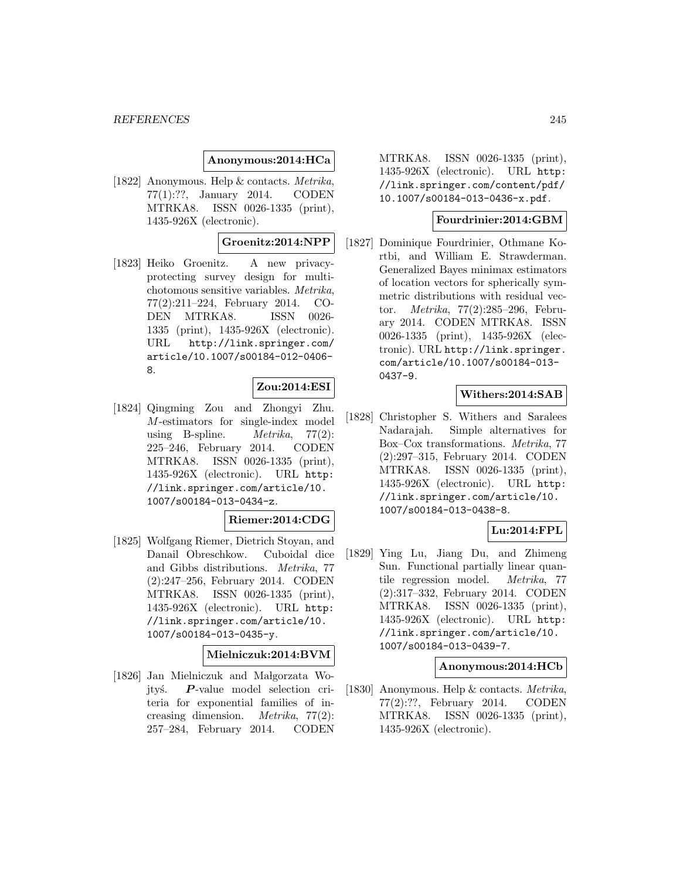**Anonymous:2014:HCa**

[1822] Anonymous. Help & contacts. *Metrika*, 77(1):??, January 2014. CODEN MTRKA8. ISSN 0026-1335 (print), 1435-926X (electronic).

**Groenitz:2014:NPP**

[1823] Heiko Groenitz. A new privacy-protecting survey design for multichotomous sensitive variables. *Metrika*, 77(2):211–224, February 2014. CODEN MTRKA8. ISSN 0026-1335 (print), 1435-926X (electronic). URL `http://link.springer.com/article/10.1007/s00184-012-0406-8`.

**Zou:2014:ESI**

[1824] Qingming Zou and Zhongyi Zhu. $M$-estimators for single-index model using B-spline. *Metrika*, 77(2): 225–246, February 2014. CODEN MTRKA8. ISSN 0026-1335 (print), 1435-926X (electronic). URL `http://link.springer.com/article/10.1007/s00184-013-0434-z`.

**Riemer:2014:CDG**

[1825] Wolfgang Riemer, Dietrich Stoyan, and Danail Obreschkow. Cuboidal dice and Gibbs distributions. *Metrika*, 77 (2):247–256, February 2014. CODEN MTRKA8. ISSN 0026-1335 (print), 1435-926X (electronic). URL `http://link.springer.com/article/10.1007/s00184-013-0435-y`.

**Mielniczuk:2014:BVM**

[1826] Jan Mielniczuk and Małgorzata Wojtyś. $\boldsymbol{P}$-value model selection criteria for exponential families of increasing dimension. *Metrika*, 77(2): 257–284, February 2014. CODEN MTRKA8. ISSN 0026-1335 (print), 1435-926X (electronic). URL `http://link.springer.com/content/pdf/10.1007/s00184-013-0436-x.pdf`.

**Fourdrinier:2014:GBM**

[1827] Dominique Fourdrinier, Othmane Kortbi, and William E. Strawderman. Generalized Bayes minimax estimators of location vectors for spherically symmetric distributions with residual vector. *Metrika*, 77(2):285–296, February 2014. CODEN MTRKA8. ISSN 0026-1335 (print), 1435-926X (electronic). URL `http://link.springer.com/article/10.1007/s00184-013-0437-9`.

**Withers:2014:SAB**

[1828] Christopher S. Withers and Saralees Nadarajah. Simple alternatives for Box–Cox transformations. *Metrika*, 77 (2):297–315, February 2014. CODEN MTRKA8. ISSN 0026-1335 (print), 1435-926X (electronic). URL `http://link.springer.com/article/10.1007/s00184-013-0438-8`.

**Lu:2014:FPL**

[1829] Ying Lu, Jiang Du, and Zhimeng Sun. Functional partially linear quantile regression model. *Metrika*, 77 (2):317–332, February 2014. CODEN MTRKA8. ISSN 0026-1335 (print), 1435-926X (electronic). URL `http://link.springer.com/article/10.1007/s00184-013-0439-7`.

**Anonymous:2014:HCb**

[1830] Anonymous. Help & contacts. *Metrika*, 77(2):??, February 2014. CODEN MTRKA8. ISSN 0026-1335 (print), 1435-926X (electronic).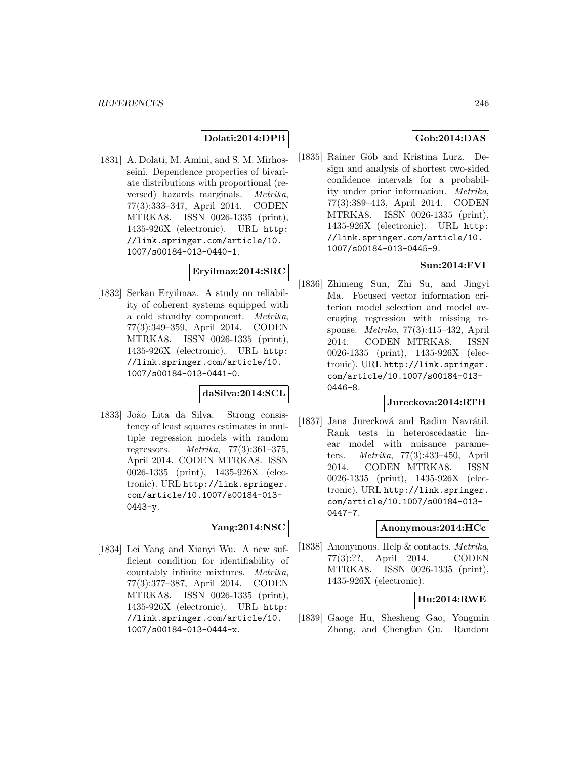**Dolati:2014:DPB**

[1831] A. Dolati, M. Amini, and S. M. Mirhosseini. Dependence properties of bivariate distributions with proportional (reversed) hazards marginals. *Metrika*, 77(3):333–347, April 2014. CODEN MTRKA8. ISSN 0026-1335 (print), 1435-926X (electronic). URL http://link.springer.com/article/10.1007/s00184-013-0440-1.

**Eryilmaz:2014:SRC**

[1832] Serkan Eryilmaz. A study on reliability of coherent systems equipped with a cold standby component. *Metrika*, 77(3):349–359, April 2014. CODEN MTRKA8. ISSN 0026-1335 (print), 1435-926X (electronic). URL http://link.springer.com/article/10.1007/s00184-013-0441-0.

**daSilva:2014:SCL**

[1833] João Lita da Silva. Strong consistency of least squares estimates in multiple regression models with random regressors. *Metrika*, 77(3):361–375, April 2014. CODEN MTRKA8. ISSN 0026-1335 (print), 1435-926X (electronic). URL http://link.springer.com/article/10.1007/s00184-013-0443-y.

**Yang:2014:NSC**

[1834] Lei Yang and Xianyi Wu. A new sufficient condition for identifiability of countably infinite mixtures. *Metrika*, 77(3):377–387, April 2014. CODEN MTRKA8. ISSN 0026-1335 (print), 1435-926X (electronic). URL http://link.springer.com/article/10.1007/s00184-013-0444-x.

**Gob:2014:DAS**

[1835] Rainer Göb and Kristina Lurz. Design and analysis of shortest two-sided confidence intervals for a probability under prior information. *Metrika*, 77(3):389–413, April 2014. CODEN MTRKA8. ISSN 0026-1335 (print), 1435-926X (electronic). URL http://link.springer.com/article/10.1007/s00184-013-0445-9.

**Sun:2014:FVI**

[1836] Zhimeng Sun, Zhi Su, and Jingyi Ma. Focused vector information criterion model selection and model averaging regression with missing response. *Metrika*, 77(3):415–432, April 2014. CODEN MTRKA8. ISSN 0026-1335 (print), 1435-926X (electronic). URL http://link.springer.com/article/10.1007/s00184-013-0446-8.

**Jureckova:2014:RTH**

[1837] Jana Jurecková and Radim Navrátil. Rank tests in heteroscedastic linear model with nuisance parameters. *Metrika*, 77(3):433–450, April 2014. CODEN MTRKA8. ISSN 0026-1335 (print), 1435-926X (electronic). URL http://link.springer.com/article/10.1007/s00184-013-0447-7.

**Anonymous:2014:HCc**

[1838] Anonymous. Help & contacts. *Metrika*, 77(3):??, April 2014. CODEN MTRKA8. ISSN 0026-1335 (print), 1435-926X (electronic).

**Hu:2014:RWE**

[1839] Gaoge Hu, Shesheng Gao, Yongmin Zhong, and Chengfan Gu. Random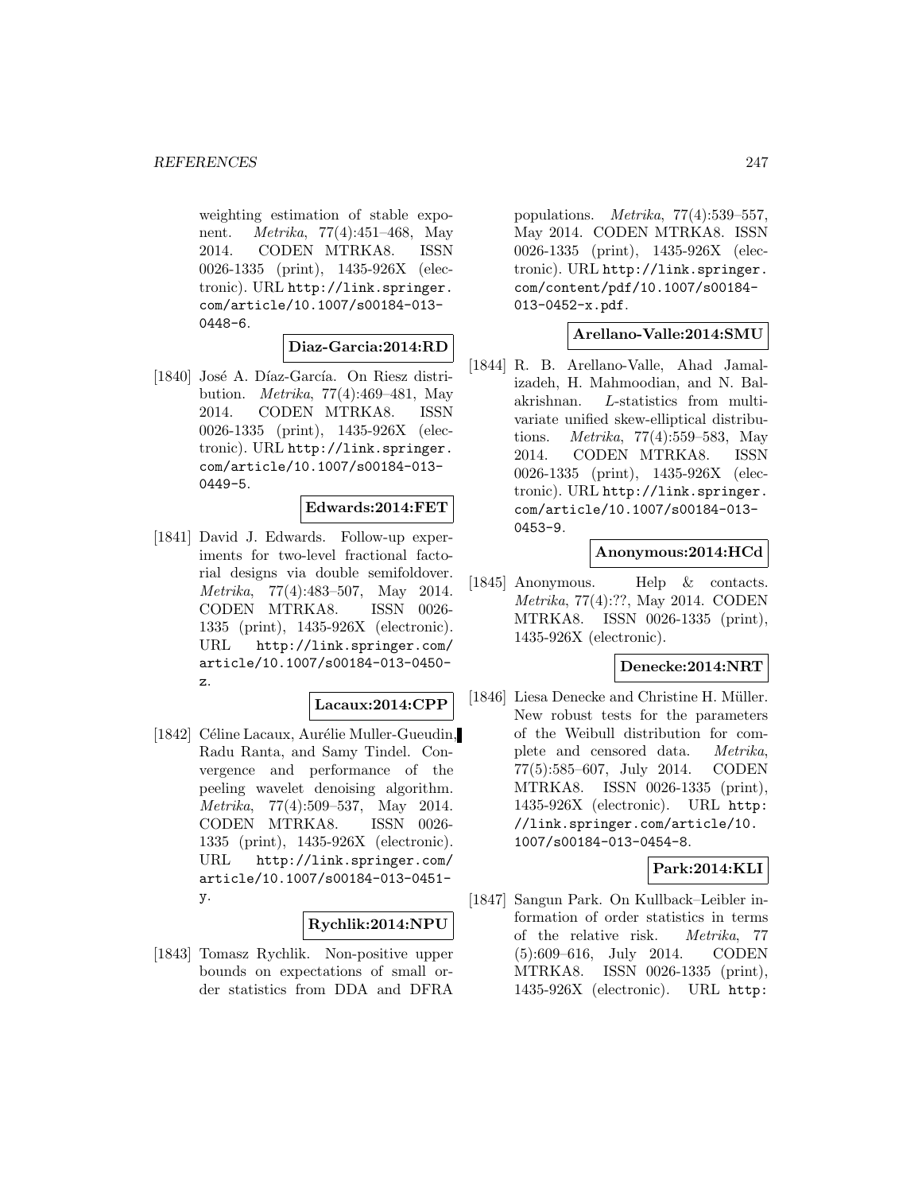weighting estimation of stable exponent. *Metrika*, 77(4):451–468, May 2014. CODEN MTRKA8. ISSN 0026-1335 (print), 1435-926X (electronic). URL http://link.springer.com/article/10.1007/s00184-013-0448-6.

**Diaz-Garcia:2014:RD**

[1840] José A. Díaz-García. On Riesz distribution. *Metrika*, 77(4):469–481, May 2014. CODEN MTRKA8. ISSN 0026-1335 (print), 1435-926X (electronic). URL http://link.springer.com/article/10.1007/s00184-013-0449-5.

**Edwards:2014:FET**

[1841] David J. Edwards. Follow-up experiments for two-level fractional factorial designs via double semifoldover. *Metrika*, 77(4):483–507, May 2014. CODEN MTRKA8. ISSN 0026-1335 (print), 1435-926X (electronic). URL http://link.springer.com/article/10.1007/s00184-013-0450-z.

**Lacaux:2014:CPP**

[1842] Céline Lacaux, Aurélie Muller-Gueudin, Radu Ranta, and Samy Tindel. Convergence and performance of the peeling wavelet denoising algorithm. *Metrika*, 77(4):509–537, May 2014. CODEN MTRKA8. ISSN 0026-1335 (print), 1435-926X (electronic). URL http://link.springer.com/article/10.1007/s00184-013-0451-y.

**Rychlik:2014:NPU**

[1843] Tomasz Rychlik. Non-positive upper bounds on expectations of small order statistics from DDA and DFRA populations. *Metrika*, 77(4):539–557, May 2014. CODEN MTRKA8. ISSN 0026-1335 (print), 1435-926X (electronic). URL http://link.springer.com/content/pdf/10.1007/s00184-013-0452-x.pdf.

**Arellano-Valle:2014:SMU**

[1844] R. B. Arellano-Valle, Ahad Jamalizadeh, H. Mahmoodian, and N. Balakrishnan. *L*-statistics from multivariate unified skew-elliptical distributions. *Metrika*, 77(4):559–583, May 2014. CODEN MTRKA8. ISSN 0026-1335 (print), 1435-926X (electronic). URL http://link.springer.com/article/10.1007/s00184-013-0453-9.

**Anonymous:2014:HCd**

[1845] Anonymous. Help & contacts. *Metrika*, 77(4):??, May 2014. CODEN MTRKA8. ISSN 0026-1335 (print), 1435-926X (electronic).

**Denecke:2014:NRT**

[1846] Liesa Denecke and Christine H. Müller. New robust tests for the parameters of the Weibull distribution for complete and censored data. *Metrika*, 77(5):585–607, July 2014. CODEN MTRKA8. ISSN 0026-1335 (print), 1435-926X (electronic). URL http://link.springer.com/article/10.1007/s00184-013-0454-8.

**Park:2014:KLI**

[1847] Sangun Park. On Kullback–Leibler information of order statistics in terms of the relative risk. *Metrika*, 77(5):609–616, July 2014. CODEN MTRKA8. ISSN 0026-1335 (print), 1435-926X (electronic). URL http: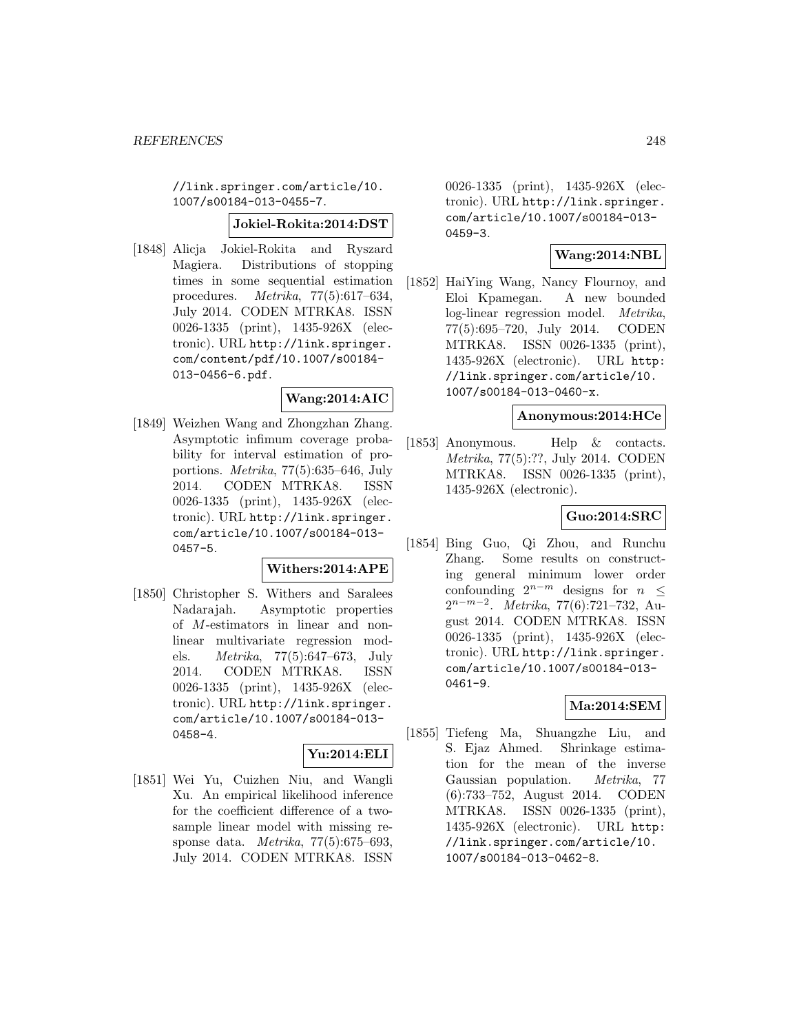//link.springer.com/article/10.1007/s00184-013-0455-7.

**Jokiel-Rokita:2014:DST**

[1848] Alicja Jokiel-Rokita and Ryszard Magiera. Distributions of stopping times in some sequential estimation procedures. *Metrika*, 77(5):617–634, July 2014. CODEN MTRKA8. ISSN 0026-1335 (print), 1435-926X (electronic). URL http://link.springer.com/content/pdf/10.1007/s00184-013-0456-6.pdf.

**Wang:2014:AIC**

[1849] Weizhen Wang and Zhongzhan Zhang. Asymptotic infimum coverage probability for interval estimation of proportions. *Metrika*, 77(5):635–646, July 2014. CODEN MTRKA8. ISSN 0026-1335 (print), 1435-926X (electronic). URL http://link.springer.com/article/10.1007/s00184-013-0457-5.

**Withers:2014:APE**

[1850] Christopher S. Withers and Saralees Nadarajah. Asymptotic properties of $M$-estimators in linear and nonlinear multivariate regression models. *Metrika*, 77(5):647–673, July 2014. CODEN MTRKA8. ISSN 0026-1335 (print), 1435-926X (electronic). URL http://link.springer.com/article/10.1007/s00184-013-0458-4.

**Yu:2014:ELI**

[1851] Wei Yu, Cuizhen Niu, and Wangli Xu. An empirical likelihood inference for the coefficient difference of a two-sample linear model with missing response data. *Metrika*, 77(5):675–693, July 2014. CODEN MTRKA8. ISSN 0026-1335 (print), 1435-926X (electronic). URL http://link.springer.com/article/10.1007/s00184-013-0459-3.

**Wang:2014:NBL**

[1852] HaiYing Wang, Nancy Flournoy, and Eloi Kpamegan. A new bounded log-linear regression model. *Metrika*, 77(5):695–720, July 2014. CODEN MTRKA8. ISSN 0026-1335 (print), 1435-926X (electronic). URL http://link.springer.com/article/10.1007/s00184-013-0460-x.

**Anonymous:2014:HCe**

[1853] Anonymous. Help & contacts. *Metrika*, 77(5):??, July 2014. CODEN MTRKA8. ISSN 0026-1335 (print), 1435-926X (electronic).

**Guo:2014:SRC**

[1854] Bing Guo, Qi Zhou, and Runchu Zhang. Some results on constructing general minimum lower order confounding $2^{n-m}$ designs for $n \leq 2^{n-m-2}$. *Metrika*, 77(6):721–732, August 2014. CODEN MTRKA8. ISSN 0026-1335 (print), 1435-926X (electronic). URL http://link.springer.com/article/10.1007/s00184-013-0461-9.

**Ma:2014:SEM**

[1855] Tiefeng Ma, Shuangzhe Liu, and S. Ejaz Ahmed. Shrinkage estimation for the mean of the inverse Gaussian population. *Metrika*, 77(6):733–752, August 2014. CODEN MTRKA8. ISSN 0026-1335 (print), 1435-926X (electronic). URL http://link.springer.com/article/10.1007/s00184-013-0462-8.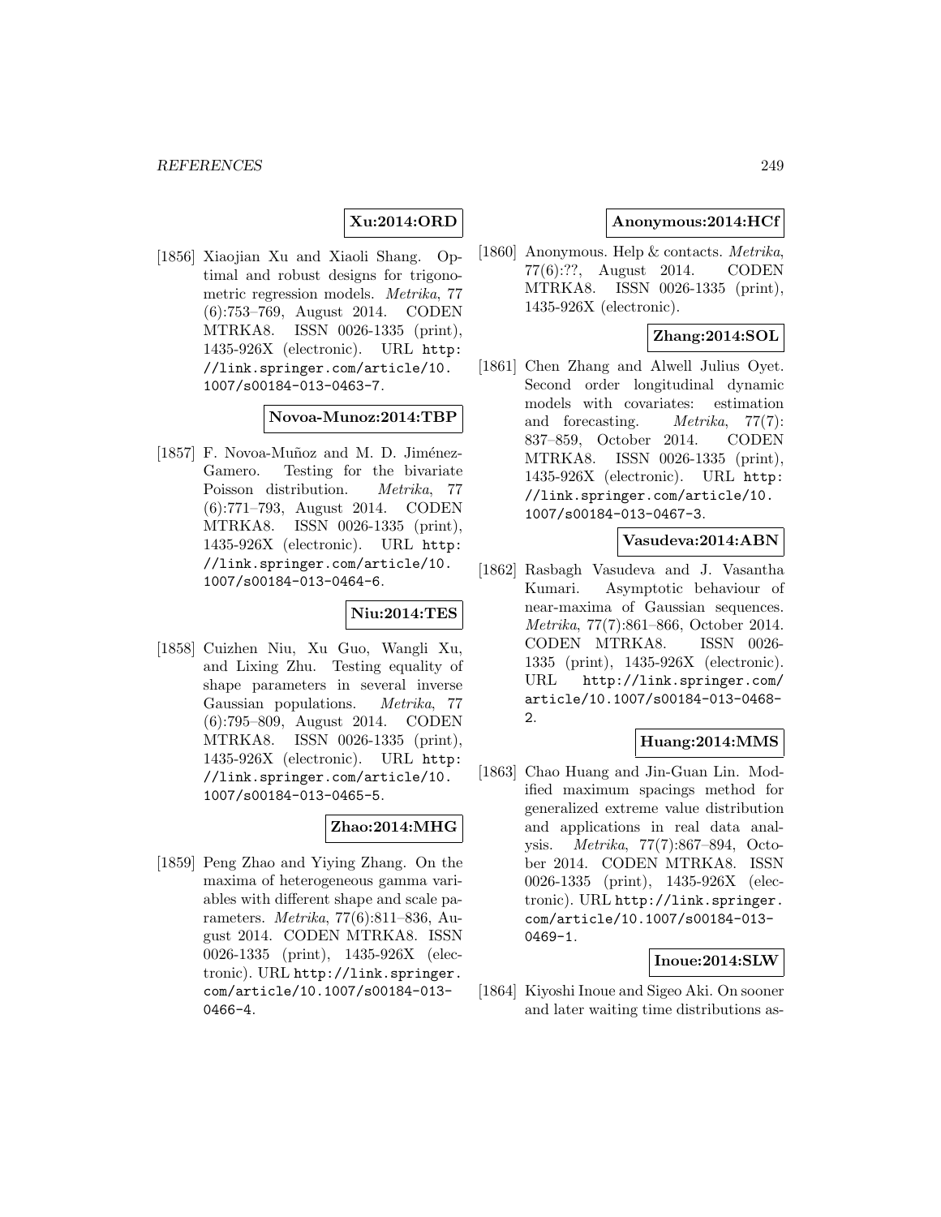**Xu:2014:ORD**

[1856] Xiaojian Xu and Xiaoli Shang. Optimal and robust designs for trigonometric regression models. *Metrika*, 77 (6):753–769, August 2014. CODEN MTRKA8. ISSN 0026-1335 (print), 1435-926X (electronic). URL http://link.springer.com/article/10.1007/s00184-013-0463-7.

**Novoa-Munoz:2014:TBP**

[1857] F. Novoa-Muñoz and M. D. Jiménez-Gamero. Testing for the bivariate Poisson distribution. *Metrika*, 77 (6):771–793, August 2014. CODEN MTRKA8. ISSN 0026-1335 (print), 1435-926X (electronic). URL http://link.springer.com/article/10.1007/s00184-013-0464-6.

**Niu:2014:TES**

[1858] Cuizhen Niu, Xu Guo, Wangli Xu, and Lixing Zhu. Testing equality of shape parameters in several inverse Gaussian populations. *Metrika*, 77 (6):795–809, August 2014. CODEN MTRKA8. ISSN 0026-1335 (print), 1435-926X (electronic). URL http://link.springer.com/article/10.1007/s00184-013-0465-5.

**Zhao:2014:MHG**

[1859] Peng Zhao and Yiying Zhang. On the maxima of heterogeneous gamma variables with different shape and scale parameters. *Metrika*, 77(6):811–836, August 2014. CODEN MTRKA8. ISSN 0026-1335 (print), 1435-926X (electronic). URL http://link.springer.com/article/10.1007/s00184-013-0466-4.

**Anonymous:2014:HCf**

[1860] Anonymous. Help & contacts. *Metrika*, 77(6):??, August 2014. CODEN MTRKA8. ISSN 0026-1335 (print), 1435-926X (electronic).

**Zhang:2014:SOL**

[1861] Chen Zhang and Alwell Julius Oyet. Second order longitudinal dynamic models with covariates: estimation and forecasting. *Metrika*, 77(7): 837–859, October 2014. CODEN MTRKA8. ISSN 0026-1335 (print), 1435-926X (electronic). URL http://link.springer.com/article/10.1007/s00184-013-0467-3.

**Vasudeva:2014:ABN**

[1862] Rasbagh Vasudeva and J. Vasantha Kumari. Asymptotic behaviour of near-maxima of Gaussian sequences. *Metrika*, 77(7):861–866, October 2014. CODEN MTRKA8. ISSN 0026-1335 (print), 1435-926X (electronic). URL http://link.springer.com/article/10.1007/s00184-013-0468-2.

**Huang:2014:MMS**

[1863] Chao Huang and Jin-Guan Lin. Modified maximum spacings method for generalized extreme value distribution and applications in real data analysis. *Metrika*, 77(7):867–894, October 2014. CODEN MTRKA8. ISSN 0026-1335 (print), 1435-926X (electronic). URL http://link.springer.com/article/10.1007/s00184-013-0469-1.

**Inoue:2014:SLW**

[1864] Kiyoshi Inoue and Sigeo Aki. On sooner and later waiting time distributions as-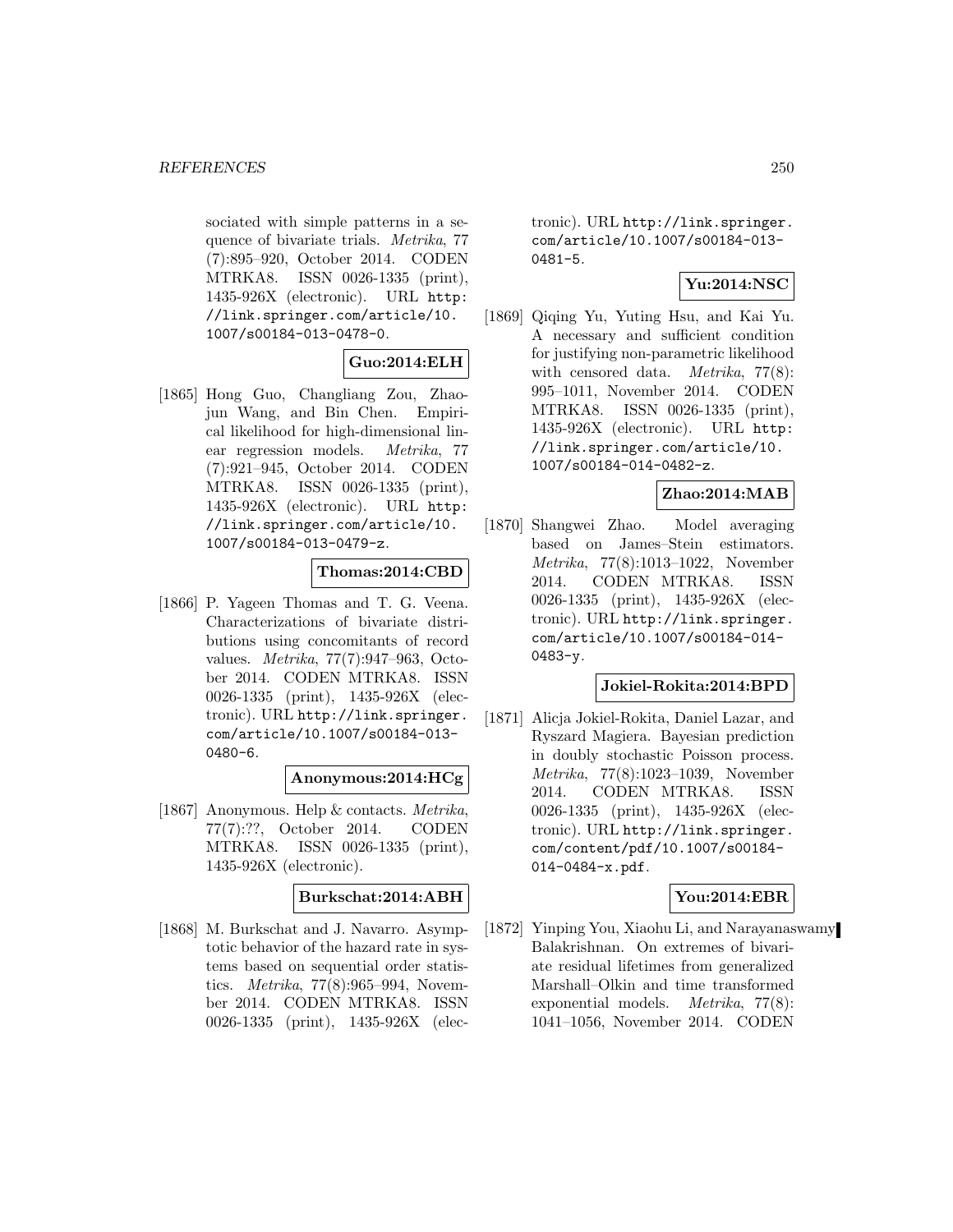sociated with simple patterns in a sequence of bivariate trials. *Metrika*, 77 (7):895–920, October 2014. CODEN MTRKA8. ISSN 0026-1335 (print), 1435-926X (electronic). URL http://link.springer.com/article/10.1007/s00184-013-0478-0.

**Guo:2014:ELH**

[1865] Hong Guo, Changliang Zou, Zhaojun Wang, and Bin Chen. Empirical likelihood for high-dimensional linear regression models. *Metrika*, 77 (7):921–945, October 2014. CODEN MTRKA8. ISSN 0026-1335 (print), 1435-926X (electronic). URL http://link.springer.com/article/10.1007/s00184-013-0479-z.

**Thomas:2014:CBD**

[1866] P. Yageen Thomas and T. G. Veena. Characterizations of bivariate distributions using concomitants of record values. *Metrika*, 77(7):947–963, October 2014. CODEN MTRKA8. ISSN 0026-1335 (print), 1435-926X (electronic). URL http://link.springer.com/article/10.1007/s00184-013-0480-6.

**Anonymous:2014:HCg**

[1867] Anonymous. Help & contacts. *Metrika*, 77(7):??, October 2014. CODEN MTRKA8. ISSN 0026-1335 (print), 1435-926X (electronic).

**Burkschat:2014:ABH**

[1868] M. Burkschat and J. Navarro. Asymptotic behavior of the hazard rate in systems based on sequential order statistics. *Metrika*, 77(8):965–994, November 2014. CODEN MTRKA8. ISSN 0026-1335 (print), 1435-926X (electronic). URL http://link.springer.com/article/10.1007/s00184-013-0481-5.

**Yu:2014:NSC**

[1869] Qiqing Yu, Yuting Hsu, and Kai Yu. A necessary and sufficient condition for justifying non-parametric likelihood with censored data. *Metrika*, 77(8): 995–1011, November 2014. CODEN MTRKA8. ISSN 0026-1335 (print), 1435-926X (electronic). URL http://link.springer.com/article/10.1007/s00184-014-0482-z.

**Zhao:2014:MAB**

[1870] Shangwei Zhao. Model averaging based on James–Stein estimators. *Metrika*, 77(8):1013–1022, November 2014. CODEN MTRKA8. ISSN 0026-1335 (print), 1435-926X (electronic). URL http://link.springer.com/article/10.1007/s00184-014-0483-y.

**Jokiel-Rokita:2014:BPD**

[1871] Alicja Jokiel-Rokita, Daniel Lazar, and Ryszard Magiera. Bayesian prediction in doubly stochastic Poisson process. *Metrika*, 77(8):1023–1039, November 2014. CODEN MTRKA8. ISSN 0026-1335 (print), 1435-926X (electronic). URL http://link.springer.com/content/pdf/10.1007/s00184-014-0484-x.pdf.

**You:2014:EBR**

[1872] Yinping You, Xiaohu Li, and Narayanaswamy Balakrishnan. On extremes of bivariate residual lifetimes from generalized Marshall–Olkin and time transformed exponential models. *Metrika*, 77(8): 1041–1056, November 2014. CODEN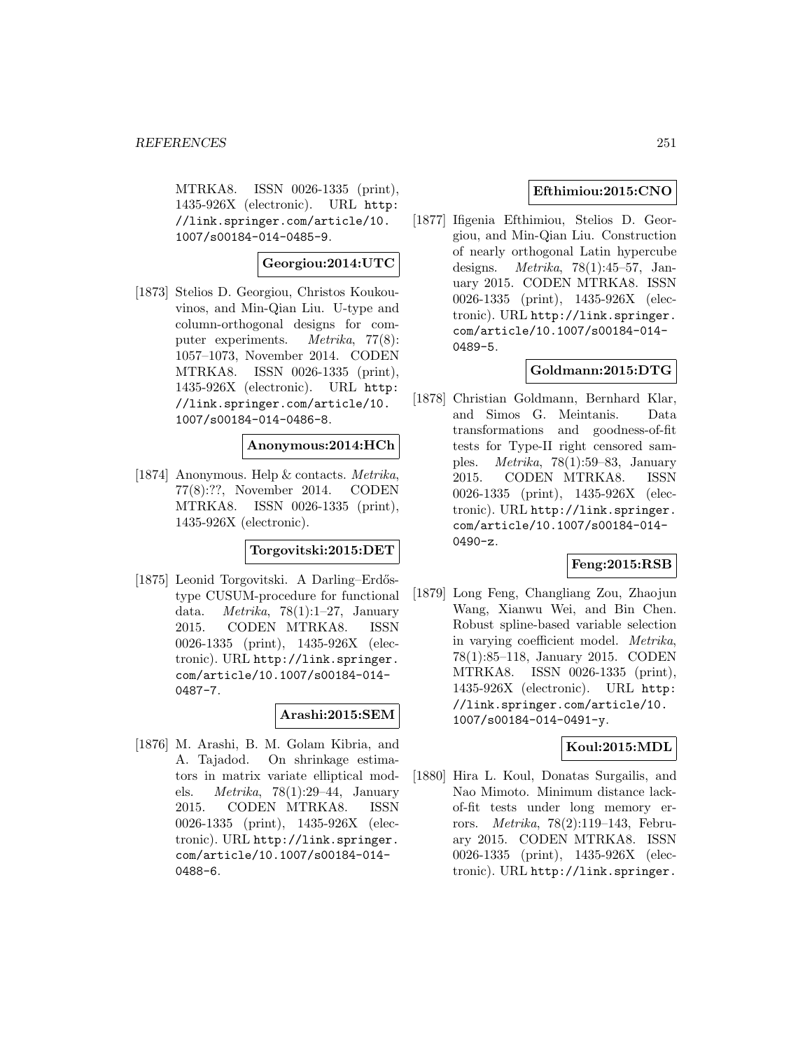MTRKA8. ISSN 0026-1335 (print), 1435-926X (electronic). URL http://link.springer.com/article/10.1007/s00184-014-0485-9.

**Georgiou:2014:UTC**

[1873] Stelios D. Georgiou, Christos Koukouvinos, and Min-Qian Liu. U-type and column-orthogonal designs for computer experiments. *Metrika*, 77(8): 1057–1073, November 2014. CODEN MTRKA8. ISSN 0026-1335 (print), 1435-926X (electronic). URL http://link.springer.com/article/10.1007/s00184-014-0486-8.

**Anonymous:2014:HCh**

[1874] Anonymous. Help & contacts. *Metrika*, 77(8):??, November 2014. CODEN MTRKA8. ISSN 0026-1335 (print), 1435-926X (electronic).

**Torgovitski:2015:DET**

[1875] Leonid Torgovitski. A Darling–Erdős-type CUSUM-procedure for functional data. *Metrika*, 78(1):1–27, January 2015. CODEN MTRKA8. ISSN 0026-1335 (print), 1435-926X (electronic). URL http://link.springer.com/article/10.1007/s00184-014-0487-7.

**Arashi:2015:SEM**

[1876] M. Arashi, B. M. Golam Kibria, and A. Tajadod. On shrinkage estimators in matrix variate elliptical models. *Metrika*, 78(1):29–44, January 2015. CODEN MTRKA8. ISSN 0026-1335 (print), 1435-926X (electronic). URL http://link.springer.com/article/10.1007/s00184-014-0488-6.

**Efthimiou:2015:CNO**

[1877] Ifigenia Efthimiou, Stelios D. Georgiou, and Min-Qian Liu. Construction of nearly orthogonal Latin hypercube designs. *Metrika*, 78(1):45–57, January 2015. CODEN MTRKA8. ISSN 0026-1335 (print), 1435-926X (electronic). URL http://link.springer.com/article/10.1007/s00184-014-0489-5.

**Goldmann:2015:DTG**

[1878] Christian Goldmann, Bernhard Klar, and Simos G. Meintanis. Data transformations and goodness-of-fit tests for Type-II right censored samples. *Metrika*, 78(1):59–83, January 2015. CODEN MTRKA8. ISSN 0026-1335 (print), 1435-926X (electronic). URL http://link.springer.com/article/10.1007/s00184-014-0490-z.

**Feng:2015:RSB**

[1879] Long Feng, Changliang Zou, Zhaojun Wang, Xianwu Wei, and Bin Chen. Robust spline-based variable selection in varying coefficient model. *Metrika*, 78(1):85–118, January 2015. CODEN MTRKA8. ISSN 0026-1335 (print), 1435-926X (electronic). URL http://link.springer.com/article/10.1007/s00184-014-0491-y.

**Koul:2015:MDL**

[1880] Hira L. Koul, Donatas Surgailis, and Nao Mimoto. Minimum distance lack-of-fit tests under long memory errors. *Metrika*, 78(2):119–143, February 2015. CODEN MTRKA8. ISSN 0026-1335 (print), 1435-926X (electronic). URL http://link.springer.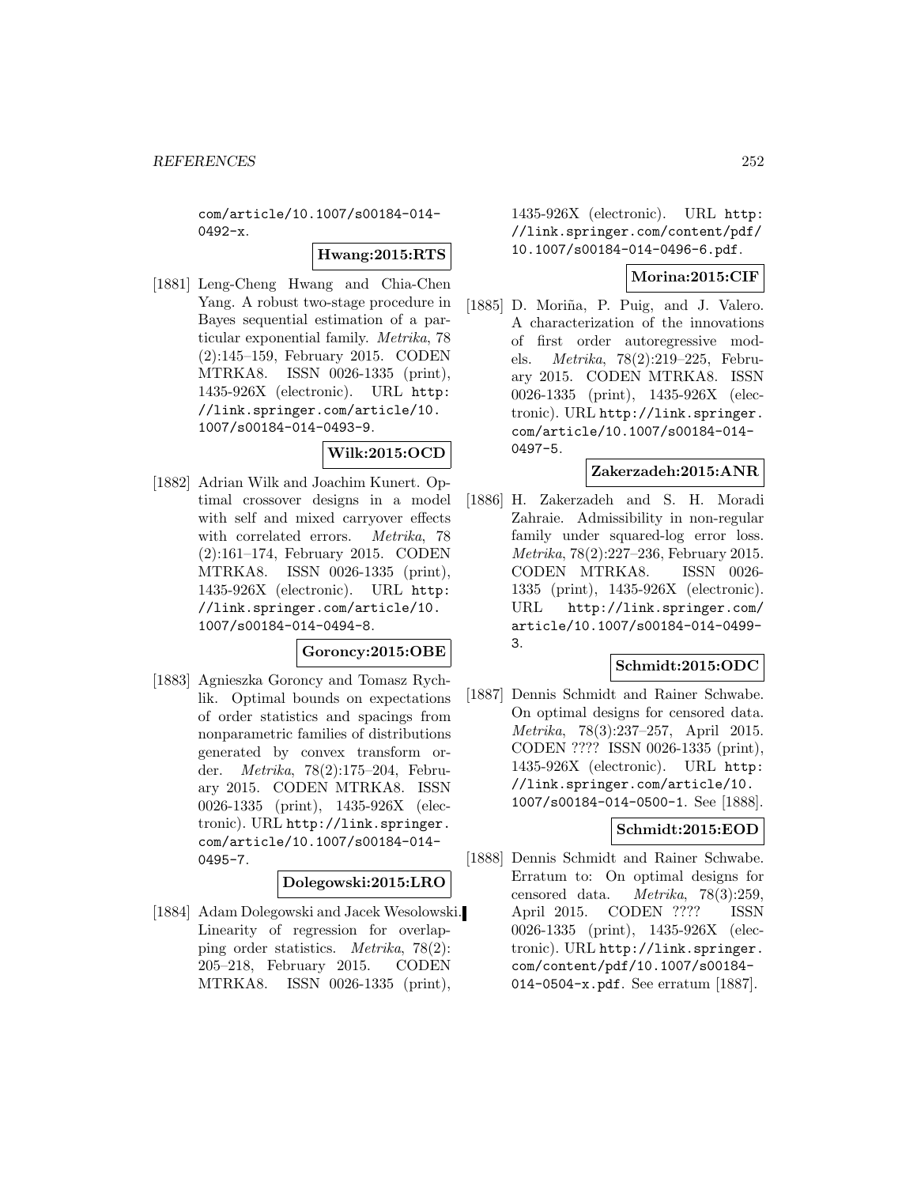com/article/10.1007/s00184-014-0492-x.

**Hwang:2015:RTS**

[1881] Leng-Cheng Hwang and Chia-Chen Yang. A robust two-stage procedure in Bayes sequential estimation of a particular exponential family. *Metrika*, 78 (2):145–159, February 2015. CODEN MTRKA8. ISSN 0026-1335 (print), 1435-926X (electronic). URL http://link.springer.com/article/10.1007/s00184-014-0493-9.

**Wilk:2015:OCD**

[1882] Adrian Wilk and Joachim Kunert. Optimal crossover designs in a model with self and mixed carryover effects with correlated errors. *Metrika*, 78 (2):161–174, February 2015. CODEN MTRKA8. ISSN 0026-1335 (print), 1435-926X (electronic). URL http://link.springer.com/article/10.1007/s00184-014-0494-8.

**Goroncy:2015:OBE**

[1883] Agnieszka Goroncy and Tomasz Rychlik. Optimal bounds on expectations of order statistics and spacings from nonparametric families of distributions generated by convex transform order. *Metrika*, 78(2):175–204, February 2015. CODEN MTRKA8. ISSN 0026-1335 (print), 1435-926X (electronic). URL http://link.springer.com/article/10.1007/s00184-014-0495-7.

**Dolegowski:2015:LRO**

[1884] Adam Dolegowski and Jacek Wesolowski. Linearity of regression for overlapping order statistics. *Metrika*, 78(2): 205–218, February 2015. CODEN MTRKA8. ISSN 0026-1335 (print), 1435-926X (electronic). URL http://link.springer.com/content/pdf/10.1007/s00184-014-0496-6.pdf.

**Morina:2015:CIF**

[1885] D. Moriña, P. Puig, and J. Valero. A characterization of the innovations of first order autoregressive models. *Metrika*, 78(2):219–225, February 2015. CODEN MTRKA8. ISSN 0026-1335 (print), 1435-926X (electronic). URL http://link.springer.com/article/10.1007/s00184-014-0497-5.

**Zakerzadeh:2015:ANR**

[1886] H. Zakerzadeh and S. H. Moradi Zahraie. Admissibility in non-regular family under squared-log error loss. *Metrika*, 78(2):227–236, February 2015. CODEN MTRKA8. ISSN 0026-1335 (print), 1435-926X (electronic). URL http://link.springer.com/article/10.1007/s00184-014-0499-3.

**Schmidt:2015:ODC**

[1887] Dennis Schmidt and Rainer Schwabe. On optimal designs for censored data. *Metrika*, 78(3):237–257, April 2015. CODEN ???? ISSN 0026-1335 (print), 1435-926X (electronic). URL http://link.springer.com/article/10.1007/s00184-014-0500-1. See [1888].

**Schmidt:2015:EOD**

[1888] Dennis Schmidt and Rainer Schwabe. Erratum to: On optimal designs for censored data. *Metrika*, 78(3):259, April 2015. CODEN ???? ISSN 0026-1335 (print), 1435-926X (electronic). URL http://link.springer.com/content/pdf/10.1007/s00184-014-0504-x.pdf. See erratum [1887].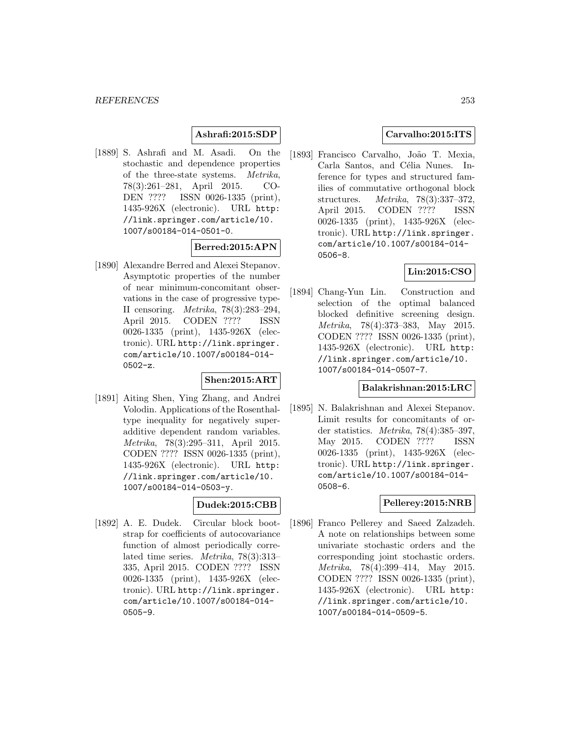**Ashrafi:2015:SDP**

[1889] S. Ashrafi and M. Asadi. On the stochastic and dependence properties of the three-state systems. *Metrika*, 78(3):261–281, April 2015. CODEN ???? ISSN 0026-1335 (print), 1435-926X (electronic). URL http://link.springer.com/article/10.1007/s00184-014-0501-0.

**Berred:2015:APN**

[1890] Alexandre Berred and Alexei Stepanov. Asymptotic properties of the number of near minimum-concomitant observations in the case of progressive type-II censoring. *Metrika*, 78(3):283–294, April 2015. CODEN ???? ISSN 0026-1335 (print), 1435-926X (electronic). URL http://link.springer.com/article/10.1007/s00184-014-0502-z.

**Shen:2015:ART**

[1891] Aiting Shen, Ying Zhang, and Andrei Volodin. Applications of the Rosenthal-type inequality for negatively superadditive dependent random variables. *Metrika*, 78(3):295–311, April 2015. CODEN ???? ISSN 0026-1335 (print), 1435-926X (electronic). URL http://link.springer.com/article/10.1007/s00184-014-0503-y.

**Dudek:2015:CBB**

[1892] A. E. Dudek. Circular block bootstrap for coefficients of autocovariance function of almost periodically correlated time series. *Metrika*, 78(3):313–335, April 2015. CODEN ???? ISSN 0026-1335 (print), 1435-926X (electronic). URL http://link.springer.com/article/10.1007/s00184-014-0505-9.

**Carvalho:2015:ITS**

[1893] Francisco Carvalho, João T. Mexia, Carla Santos, and Célia Nunes. Inference for types and structured families of commutative orthogonal block structures. *Metrika*, 78(3):337–372, April 2015. CODEN ???? ISSN 0026-1335 (print), 1435-926X (electronic). URL http://link.springer.com/article/10.1007/s00184-014-0506-8.

**Lin:2015:CSO**

[1894] Chang-Yun Lin. Construction and selection of the optimal balanced blocked definitive screening design. *Metrika*, 78(4):373–383, May 2015. CODEN ???? ISSN 0026-1335 (print), 1435-926X (electronic). URL http://link.springer.com/article/10.1007/s00184-014-0507-7.

**Balakrishnan:2015:LRC**

[1895] N. Balakrishnan and Alexei Stepanov. Limit results for concomitants of order statistics. *Metrika*, 78(4):385–397, May 2015. CODEN ???? ISSN 0026-1335 (print), 1435-926X (electronic). URL http://link.springer.com/article/10.1007/s00184-014-0508-6.

**Pellerey:2015:NRB**

[1896] Franco Pellerey and Saeed Zalzadeh. A note on relationships between some univariate stochastic orders and the corresponding joint stochastic orders. *Metrika*, 78(4):399–414, May 2015. CODEN ???? ISSN 0026-1335 (print), 1435-926X (electronic). URL http://link.springer.com/article/10.1007/s00184-014-0509-5.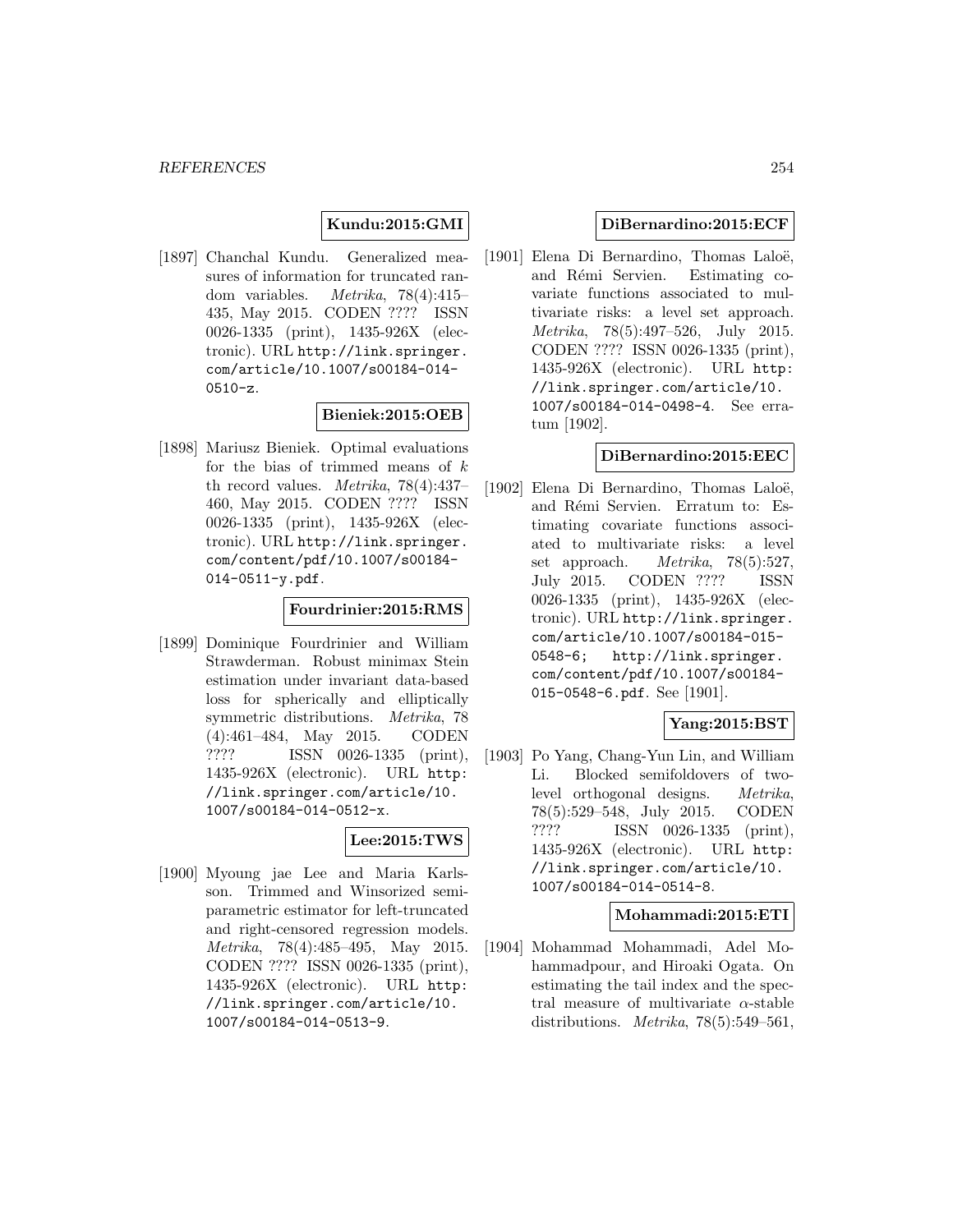**Kundu:2015:GMI**

[1897] Chanchal Kundu. Generalized measures of information for truncated random variables. *Metrika*, 78(4):415–435, May 2015. CODEN ???? ISSN 0026-1335 (print), 1435-926X (electronic). URL http://link.springer.com/article/10.1007/s00184-014-0510-z.

**Bieniek:2015:OEB**

[1898] Mariusz Bieniek. Optimal evaluations for the bias of trimmed means of $k$ th record values. *Metrika*, 78(4):437–460, May 2015. CODEN ???? ISSN 0026-1335 (print), 1435-926X (electronic). URL http://link.springer.com/content/pdf/10.1007/s00184-014-0511-y.pdf.

**Fourdrinier:2015:RMS**

[1899] Dominique Fourdrinier and William Strawderman. Robust minimax Stein estimation under invariant data-based loss for spherically and elliptically symmetric distributions. *Metrika*, 78 (4):461–484, May 2015. CODEN ???? ISSN 0026-1335 (print), 1435-926X (electronic). URL http://link.springer.com/article/10.1007/s00184-014-0512-x.

**Lee:2015:TWS**

[1900] Myoung jae Lee and Maria Karlsson. Trimmed and Winsorized semiparametric estimator for left-truncated and right-censored regression models. *Metrika*, 78(4):485–495, May 2015. CODEN ???? ISSN 0026-1335 (print), 1435-926X (electronic). URL http://link.springer.com/article/10.1007/s00184-014-0513-9.

**DiBernardino:2015:ECF**

[1901] Elena Di Bernardino, Thomas Laloë, and Rémi Servien. Estimating covariate functions associated to multivariate risks: a level set approach. *Metrika*, 78(5):497–526, July 2015. CODEN ???? ISSN 0026-1335 (print), 1435-926X (electronic). URL http://link.springer.com/article/10.1007/s00184-014-0498-4. See erratum [1902].

**DiBernardino:2015:EEC**

[1902] Elena Di Bernardino, Thomas Laloë, and Rémi Servien. Erratum to: Estimating covariate functions associated to multivariate risks: a level set approach. *Metrika*, 78(5):527, July 2015. CODEN ???? ISSN 0026-1335 (print), 1435-926X (electronic). URL http://link.springer.com/article/10.1007/s00184-015-0548-6; http://link.springer.com/content/pdf/10.1007/s00184-015-0548-6.pdf. See [1901].

**Yang:2015:BST**

[1903] Po Yang, Chang-Yun Lin, and William Li. Blocked semifoldovers of two-level orthogonal designs. *Metrika*, 78(5):529–548, July 2015. CODEN ???? ISSN 0026-1335 (print), 1435-926X (electronic). URL http://link.springer.com/article/10.1007/s00184-014-0514-8.

**Mohammadi:2015:ETI**

[1904] Mohammad Mohammadi, Adel Mohammadpour, and Hiroaki Ogata. On estimating the tail index and the spectral measure of multivariate $\alpha$-stable distributions. *Metrika*, 78(5):549–561,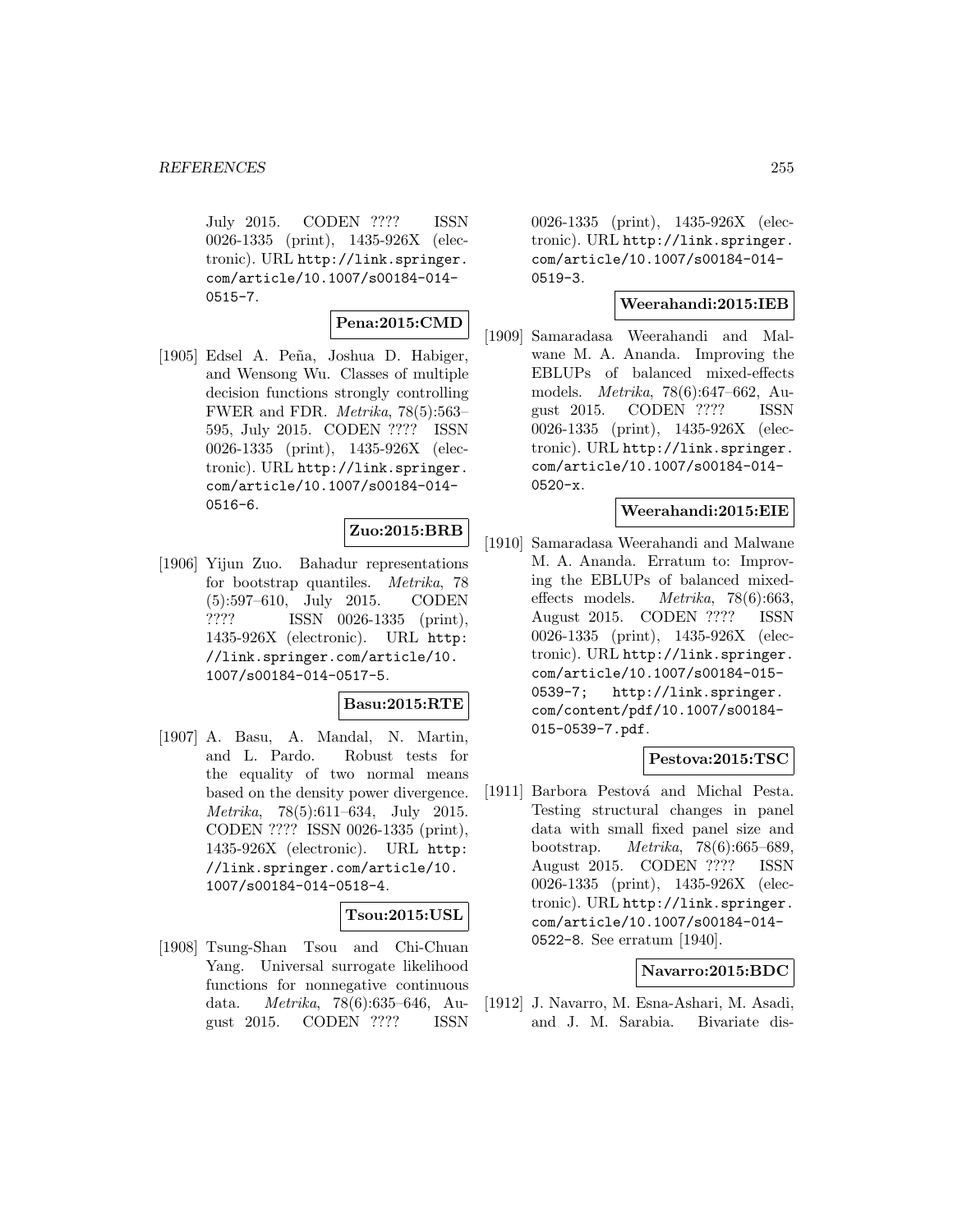July 2015. CODEN ???? ISSN 0026-1335 (print), 1435-926X (electronic). URL http://link.springer.com/article/10.1007/s00184-014-0515-7.

**Pena:2015:CMD**

[1905] Edsel A. Peña, Joshua D. Habiger, and Wensong Wu. Classes of multiple decision functions strongly controlling FWER and FDR. *Metrika*, 78(5):563–595, July 2015. CODEN ???? ISSN 0026-1335 (print), 1435-926X (electronic). URL http://link.springer.com/article/10.1007/s00184-014-0516-6.

**Zuo:2015:BRB**

[1906] Yijun Zuo. Bahadur representations for bootstrap quantiles. *Metrika*, 78(5):597–610, July 2015. CODEN ???? ISSN 0026-1335 (print), 1435-926X (electronic). URL http://link.springer.com/article/10.1007/s00184-014-0517-5.

**Basu:2015:RTE**

[1907] A. Basu, A. Mandal, N. Martin, and L. Pardo. Robust tests for the equality of two normal means based on the density power divergence. *Metrika*, 78(5):611–634, July 2015. CODEN ???? ISSN 0026-1335 (print), 1435-926X (electronic). URL http://link.springer.com/article/10.1007/s00184-014-0518-4.

**Tsou:2015:USL**

[1908] Tsung-Shan Tsou and Chi-Chuan Yang. Universal surrogate likelihood functions for nonnegative continuous data. *Metrika*, 78(6):635–646, August 2015. CODEN ???? ISSN 0026-1335 (print), 1435-926X (electronic). URL http://link.springer.com/article/10.1007/s00184-014-0519-3.

**Weerahandi:2015:IEB**

[1909] Samaradasa Weerahandi and Malwane M. A. Ananda. Improving the EBLUPs of balanced mixed-effects models. *Metrika*, 78(6):647–662, August 2015. CODEN ???? ISSN 0026-1335 (print), 1435-926X (electronic). URL http://link.springer.com/article/10.1007/s00184-014-0520-x.

**Weerahandi:2015:EIE**

[1910] Samaradasa Weerahandi and Malwane M. A. Ananda. Erratum to: Improving the EBLUPs of balanced mixed-effects models. *Metrika*, 78(6):663, August 2015. CODEN ???? ISSN 0026-1335 (print), 1435-926X (electronic). URL http://link.springer.com/article/10.1007/s00184-015-0539-7; http://link.springer.com/content/pdf/10.1007/s00184-015-0539-7.pdf.

**Pestova:2015:TSC**

[1911] Barbora Pestová and Michal Pesta. Testing structural changes in panel data with small fixed panel size and bootstrap. *Metrika*, 78(6):665–689, August 2015. CODEN ???? ISSN 0026-1335 (print), 1435-926X (electronic). URL http://link.springer.com/article/10.1007/s00184-014-0522-8. See erratum [1940].

**Navarro:2015:BDC**

[1912] J. Navarro, M. Esna-Ashari, M. Asadi, and J. M. Sarabia. Bivariate dis-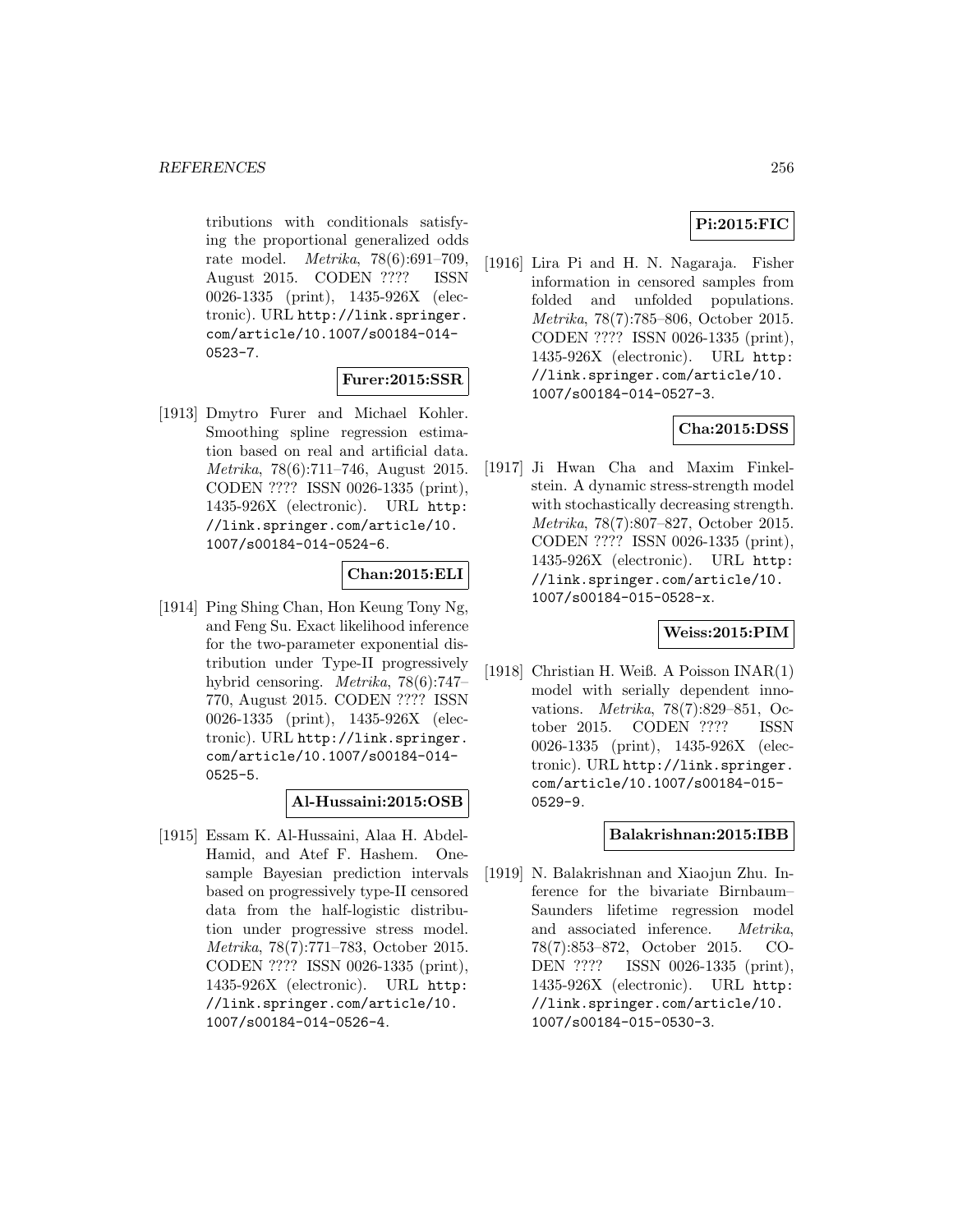tributions with conditionals satisfying the proportional generalized odds rate model. *Metrika*, 78(6):691–709, August 2015. CODEN ???? ISSN 0026-1335 (print), 1435-926X (electronic). URL http://link.springer.com/article/10.1007/s00184-014-0523-7.

**Furer:2015:SSR**

[1913] Dmytro Furer and Michael Kohler. Smoothing spline regression estimation based on real and artificial data. *Metrika*, 78(6):711–746, August 2015. CODEN ???? ISSN 0026-1335 (print), 1435-926X (electronic). URL http://link.springer.com/article/10.1007/s00184-014-0524-6.

**Chan:2015:ELI**

[1914] Ping Shing Chan, Hon Keung Tony Ng, and Feng Su. Exact likelihood inference for the two-parameter exponential distribution under Type-II progressively hybrid censoring. *Metrika*, 78(6):747–770, August 2015. CODEN ???? ISSN 0026-1335 (print), 1435-926X (electronic). URL http://link.springer.com/article/10.1007/s00184-014-0525-5.

**Al-Hussaini:2015:OSB**

[1915] Essam K. Al-Hussaini, Alaa H. Abdel-Hamid, and Atef F. Hashem. One-sample Bayesian prediction intervals based on progressively type-II censored data from the half-logistic distribution under progressive stress model. *Metrika*, 78(7):771–783, October 2015. CODEN ???? ISSN 0026-1335 (print), 1435-926X (electronic). URL http://link.springer.com/article/10.1007/s00184-014-0526-4.

**Pi:2015:FIC**

[1916] Lira Pi and H. N. Nagaraja. Fisher information in censored samples from folded and unfolded populations. *Metrika*, 78(7):785–806, October 2015. CODEN ???? ISSN 0026-1335 (print), 1435-926X (electronic). URL http://link.springer.com/article/10.1007/s00184-014-0527-3.

**Cha:2015:DSS**

[1917] Ji Hwan Cha and Maxim Finkelstein. A dynamic stress-strength model with stochastically decreasing strength. *Metrika*, 78(7):807–827, October 2015. CODEN ???? ISSN 0026-1335 (print), 1435-926X (electronic). URL http://link.springer.com/article/10.1007/s00184-015-0528-x.

**Weiss:2015:PIM**

[1918] Christian H. Weiß. A Poisson INAR(1) model with serially dependent innovations. *Metrika*, 78(7):829–851, October 2015. CODEN ???? ISSN 0026-1335 (print), 1435-926X (electronic). URL http://link.springer.com/article/10.1007/s00184-015-0529-9.

**Balakrishnan:2015:IBB**

[1919] N. Balakrishnan and Xiaojun Zhu. Inference for the bivariate Birnbaum–Saunders lifetime regression model and associated inference. *Metrika*, 78(7):853–872, October 2015. CODEN ???? ISSN 0026-1335 (print), 1435-926X (electronic). URL http://link.springer.com/article/10.1007/s00184-015-0530-3.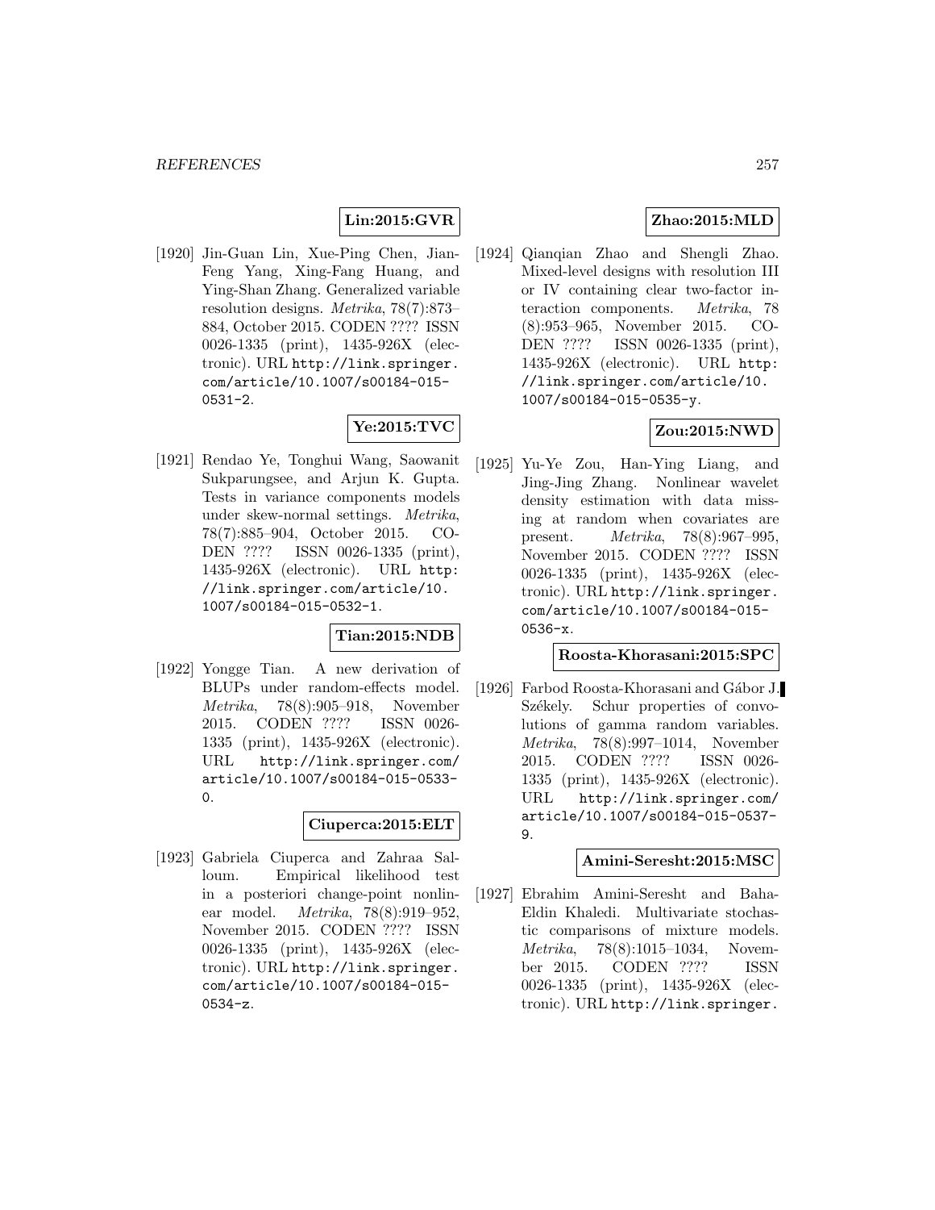**Lin:2015:GVR**

[1920] Jin-Guan Lin, Xue-Ping Chen, Jian-Feng Yang, Xing-Fang Huang, and Ying-Shan Zhang. Generalized variable resolution designs. *Metrika*, 78(7):873–884, October 2015. CODEN ???? ISSN 0026-1335 (print), 1435-926X (electronic). URL http://link.springer.com/article/10.1007/s00184-015-0531-2.

**Ye:2015:TVC**

[1921] Rendao Ye, Tonghui Wang, Saowanit Sukparungsee, and Arjun K. Gupta. Tests in variance components models under skew-normal settings. *Metrika*, 78(7):885–904, October 2015. CODEN ???? ISSN 0026-1335 (print), 1435-926X (electronic). URL http://link.springer.com/article/10.1007/s00184-015-0532-1.

**Tian:2015:NDB**

[1922] Yongge Tian. A new derivation of BLUPs under random-effects model. *Metrika*, 78(8):905–918, November 2015. CODEN ???? ISSN 0026-1335 (print), 1435-926X (electronic). URL http://link.springer.com/article/10.1007/s00184-015-0533-0.

**Ciuperca:2015:ELT**

[1923] Gabriela Ciuperca and Zahraa Salloum. Empirical likelihood test in a posteriori change-point nonlinear model. *Metrika*, 78(8):919–952, November 2015. CODEN ???? ISSN 0026-1335 (print), 1435-926X (electronic). URL http://link.springer.com/article/10.1007/s00184-015-0534-z.

**Zhao:2015:MLD**

[1924] Qianqian Zhao and Shengli Zhao. Mixed-level designs with resolution III or IV containing clear two-factor interaction components. *Metrika*, 78(8):953–965, November 2015. CODEN ???? ISSN 0026-1335 (print), 1435-926X (electronic). URL http://link.springer.com/article/10.1007/s00184-015-0535-y.

**Zou:2015:NWD**

[1925] Yu-Ye Zou, Han-Ying Liang, and Jing-Jing Zhang. Nonlinear wavelet density estimation with data missing at random when covariates are present. *Metrika*, 78(8):967–995, November 2015. CODEN ???? ISSN 0026-1335 (print), 1435-926X (electronic). URL http://link.springer.com/article/10.1007/s00184-015-0536-x.

**Roosta-Khorasani:2015:SPC**

[1926] Farbod Roosta-Khorasani and Gábor J. Székely. Schur properties of convolutions of gamma random variables. *Metrika*, 78(8):997–1014, November 2015. CODEN ???? ISSN 0026-1335 (print), 1435-926X (electronic). URL http://link.springer.com/article/10.1007/s00184-015-0537-9.

**Amini-Seresht:2015:MSC**

[1927] Ebrahim Amini-Seresht and Baha-Eldin Khaledi. Multivariate stochastic comparisons of mixture models. *Metrika*, 78(8):1015–1034, November 2015. CODEN ???? ISSN 0026-1335 (print), 1435-926X (electronic). URL http://link.springer.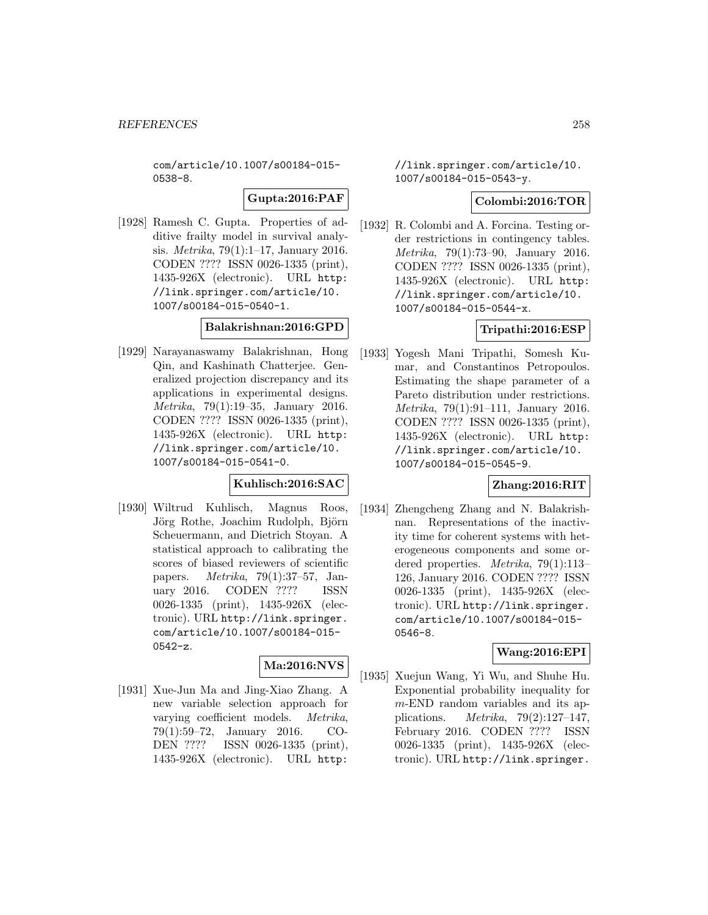com/article/10.1007/s00184-015-0538-8.

**Gupta:2016:PAF**

[1928] Ramesh C. Gupta. Properties of additive frailty model in survival analysis. *Metrika*, 79(1):1–17, January 2016. CODEN ???? ISSN 0026-1335 (print), 1435-926X (electronic). URL http://link.springer.com/article/10.1007/s00184-015-0540-1.

**Balakrishnan:2016:GPD**

[1929] Narayanaswamy Balakrishnan, Hong Qin, and Kashinath Chatterjee. Generalized projection discrepancy and its applications in experimental designs. *Metrika*, 79(1):19–35, January 2016. CODEN ???? ISSN 0026-1335 (print), 1435-926X (electronic). URL http://link.springer.com/article/10.1007/s00184-015-0541-0.

**Kuhlisch:2016:SAC**

[1930] Wiltrud Kuhlisch, Magnus Roos, Jörg Rothe, Joachim Rudolph, Björn Scheuermann, and Dietrich Stoyan. A statistical approach to calibrating the scores of biased reviewers of scientific papers. *Metrika*, 79(1):37–57, January 2016. CODEN ???? ISSN 0026-1335 (print), 1435-926X (electronic). URL http://link.springer.com/article/10.1007/s00184-015-0542-z.

**Ma:2016:NVS**

[1931] Xue-Jun Ma and Jing-Xiao Zhang. A new variable selection approach for varying coefficient models. *Metrika*, 79(1):59–72, January 2016. CODEN ???? ISSN 0026-1335 (print), 1435-926X (electronic). URL http://link.springer.com/article/10.1007/s00184-015-0543-y.

**Colombi:2016:TOR**

[1932] R. Colombi and A. Forcina. Testing order restrictions in contingency tables. *Metrika*, 79(1):73–90, January 2016. CODEN ???? ISSN 0026-1335 (print), 1435-926X (electronic). URL http://link.springer.com/article/10.1007/s00184-015-0544-x.

**Tripathi:2016:ESP**

[1933] Yogesh Mani Tripathi, Somesh Kumar, and Constantinos Petropoulos. Estimating the shape parameter of a Pareto distribution under restrictions. *Metrika*, 79(1):91–111, January 2016. CODEN ???? ISSN 0026-1335 (print), 1435-926X (electronic). URL http://link.springer.com/article/10.1007/s00184-015-0545-9.

**Zhang:2016:RIT**

[1934] Zhengcheng Zhang and N. Balakrishnan. Representations of the inactivity time for coherent systems with heterogeneous components and some ordered properties. *Metrika*, 79(1):113–126, January 2016. CODEN ???? ISSN 0026-1335 (print), 1435-926X (electronic). URL http://link.springer.com/article/10.1007/s00184-015-0546-8.

**Wang:2016:EPI**

[1935] Xuejun Wang, Yi Wu, and Shuhe Hu. Exponential probability inequality for $m$-END random variables and its applications. *Metrika*, 79(2):127–147, February 2016. CODEN ???? ISSN 0026-1335 (print), 1435-926X (electronic). URL http://link.springer.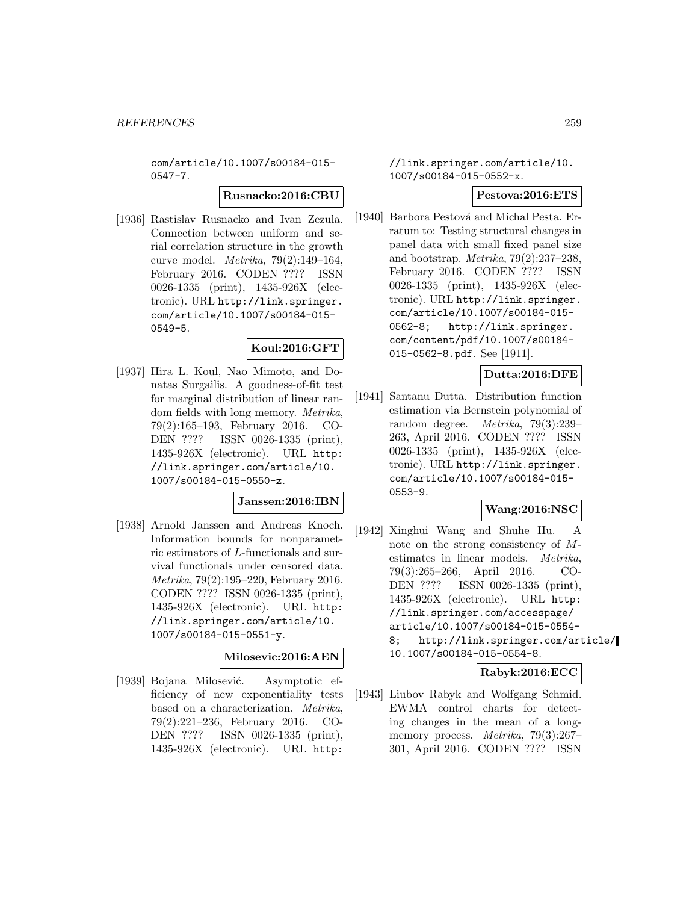com/article/10.1007/s00184-015-0547-7.

**Rusnacko:2016:CBU**

[1936] Rastislav Rusnacko and Ivan Zezula. Connection between uniform and serial correlation structure in the growth curve model. *Metrika*, 79(2):149–164, February 2016. CODEN ???? ISSN 0026-1335 (print), 1435-926X (electronic). URL http://link.springer.com/article/10.1007/s00184-015-0549-5.

**Koul:2016:GFT**

[1937] Hira L. Koul, Nao Mimoto, and Donatas Surgailis. A goodness-of-fit test for marginal distribution of linear random fields with long memory. *Metrika*, 79(2):165–193, February 2016. CODEN ???? ISSN 0026-1335 (print), 1435-926X (electronic). URL http://link.springer.com/article/10.1007/s00184-015-0550-z.

**Janssen:2016:IBN**

[1938] Arnold Janssen and Andreas Knoch. Information bounds for nonparametric estimators of $L$-functionals and survival functionals under censored data. *Metrika*, 79(2):195–220, February 2016. CODEN ???? ISSN 0026-1335 (print), 1435-926X (electronic). URL http://link.springer.com/article/10.1007/s00184-015-0551-y.

**Milosevic:2016:AEN**

[1939] Bojana Milošević. Asymptotic efficiency of new exponentiality tests based on a characterization. *Metrika*, 79(2):221–236, February 2016. CODEN ???? ISSN 0026-1335 (print), 1435-926X (electronic). URL http://link.springer.com/article/10.1007/s00184-015-0552-x.

**Pestova:2016:ETS**

[1940] Barbora Pestová and Michal Pesta. Erratum to: Testing structural changes in panel data with small fixed panel size and bootstrap. *Metrika*, 79(2):237–238, February 2016. CODEN ???? ISSN 0026-1335 (print), 1435-926X (electronic). URL http://link.springer.com/article/10.1007/s00184-015-0562-8; http://link.springer.com/content/pdf/10.1007/s00184-015-0562-8.pdf. See [1911].

**Dutta:2016:DFE**

[1941] Santanu Dutta. Distribution function estimation via Bernstein polynomial of random degree. *Metrika*, 79(3):239–263, April 2016. CODEN ???? ISSN 0026-1335 (print), 1435-926X (electronic). URL http://link.springer.com/article/10.1007/s00184-015-0553-9.

**Wang:2016:NSC**

[1942] Xinghui Wang and Shuhe Hu. A note on the strong consistency of $M$-estimates in linear models. *Metrika*, 79(3):265–266, April 2016. CODEN ???? ISSN 0026-1335 (print), 1435-926X (electronic). URL http://link.springer.com/accesspage/article/10.1007/s00184-015-0554-8; http://link.springer.com/article/10.1007/s00184-015-0554-8.

**Rabyk:2016:ECC**

[1943] Liubov Rabyk and Wolfgang Schmid. EWMA control charts for detecting changes in the mean of a long-memory process. *Metrika*, 79(3):267–301, April 2016. CODEN ???? ISSN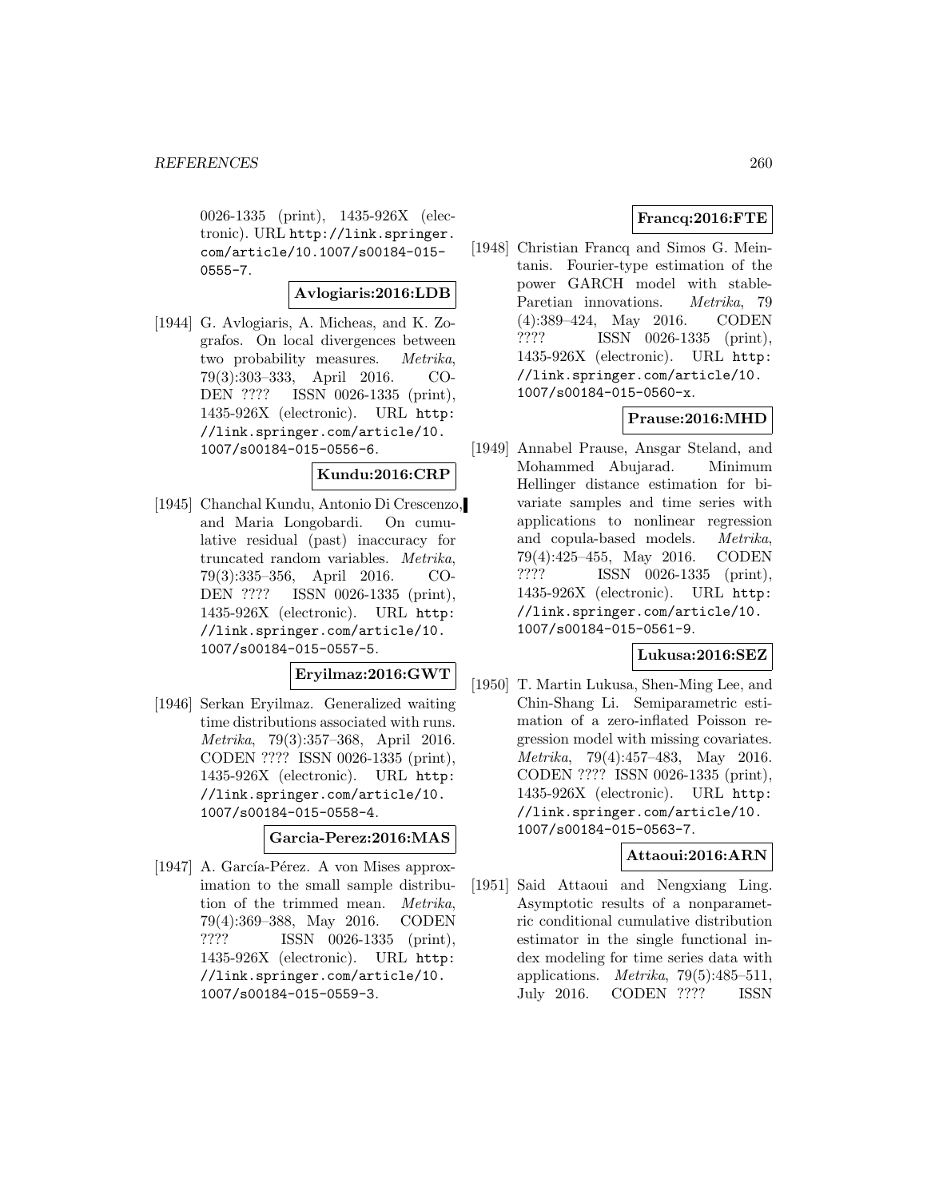0026-1335 (print), 1435-926X (electronic). URL http://link.springer.com/article/10.1007/s00184-015-0555-7.

**Avlogiaris:2016:LDB**

[1944] G. Avlogiaris, A. Micheas, and K. Zografos. On local divergences between two probability measures. *Metrika*, 79(3):303–333, April 2016. CODEN ???? ISSN 0026-1335 (print), 1435-926X (electronic). URL http://link.springer.com/article/10.1007/s00184-015-0556-6.

**Kundu:2016:CRP**

[1945] Chanchal Kundu, Antonio Di Crescenzo, and Maria Longobardi. On cumulative residual (past) inaccuracy for truncated random variables. *Metrika*, 79(3):335–356, April 2016. CODEN ???? ISSN 0026-1335 (print), 1435-926X (electronic). URL http://link.springer.com/article/10.1007/s00184-015-0557-5.

**Eryilmaz:2016:GWT**

[1946] Serkan Eryilmaz. Generalized waiting time distributions associated with runs. *Metrika*, 79(3):357–368, April 2016. CODEN ???? ISSN 0026-1335 (print), 1435-926X (electronic). URL http://link.springer.com/article/10.1007/s00184-015-0558-4.

**Garcia-Perez:2016:MAS**

[1947] A. García-Pérez. A von Mises approximation to the small sample distribution of the trimmed mean. *Metrika*, 79(4):369–388, May 2016. CODEN ???? ISSN 0026-1335 (print), 1435-926X (electronic). URL http://link.springer.com/article/10.1007/s00184-015-0559-3.

**Francq:2016:FTE**

[1948] Christian Francq and Simos G. Meintanis. Fourier-type estimation of the power GARCH model with stable-Paretian innovations. *Metrika*, 79(4):389–424, May 2016. CODEN ???? ISSN 0026-1335 (print), 1435-926X (electronic). URL http://link.springer.com/article/10.1007/s00184-015-0560-x.

**Prause:2016:MHD**

[1949] Annabel Prause, Ansgar Steland, and Mohammed Abujarad. Minimum Hellinger distance estimation for bivariate samples and time series with applications to nonlinear regression and copula-based models. *Metrika*, 79(4):425–455, May 2016. CODEN ???? ISSN 0026-1335 (print), 1435-926X (electronic). URL http://link.springer.com/article/10.1007/s00184-015-0561-9.

**Lukusa:2016:SEZ**

[1950] T. Martin Lukusa, Shen-Ming Lee, and Chin-Shang Li. Semiparametric estimation of a zero-inflated Poisson regression model with missing covariates. *Metrika*, 79(4):457–483, May 2016. CODEN ???? ISSN 0026-1335 (print), 1435-926X (electronic). URL http://link.springer.com/article/10.1007/s00184-015-0563-7.

**Attaoui:2016:ARN**

[1951] Said Attaoui and Nengxiang Ling. Asymptotic results of a nonparametric conditional cumulative distribution estimator in the single functional index modeling for time series data with applications. *Metrika*, 79(5):485–511, July 2016. CODEN ???? ISSN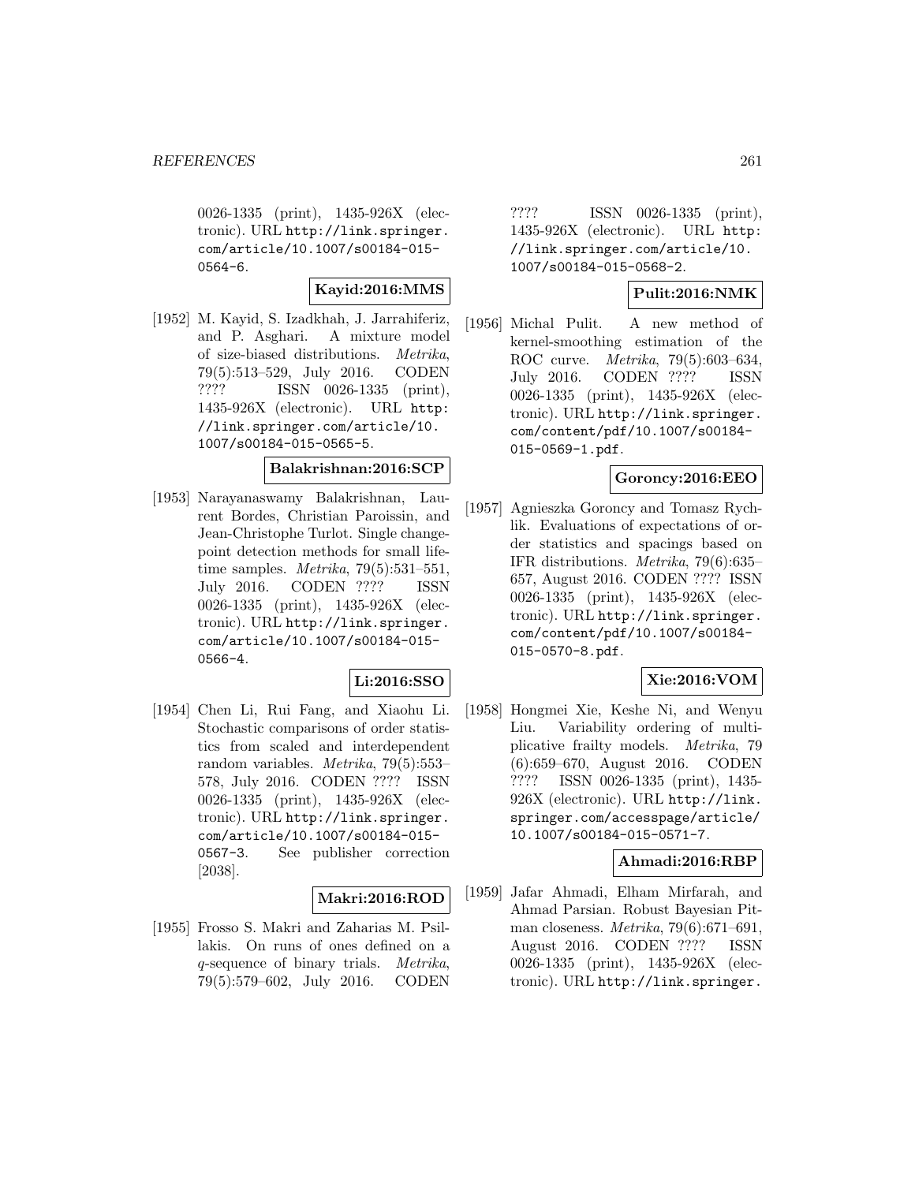0026-1335 (print), 1435-926X (electronic). URL http://link.springer.com/article/10.1007/s00184-015-0564-6.

**Kayid:2016:MMS**

[1952] M. Kayid, S. Izadkhah, J. Jarrahiferiz, and P. Asghari. A mixture model of size-biased distributions. *Metrika*, 79(5):513–529, July 2016. CODEN ???? ISSN 0026-1335 (print), 1435-926X (electronic). URL http://link.springer.com/article/10.1007/s00184-015-0565-5.

**Balakrishnan:2016:SCP**

[1953] Narayanaswamy Balakrishnan, Laurent Bordes, Christian Paroissin, and Jean-Christophe Turlot. Single change-point detection methods for small lifetime samples. *Metrika*, 79(5):531–551, July 2016. CODEN ???? ISSN 0026-1335 (print), 1435-926X (electronic). URL http://link.springer.com/article/10.1007/s00184-015-0566-4.

**Li:2016:SSO**

[1954] Chen Li, Rui Fang, and Xiaohu Li. Stochastic comparisons of order statistics from scaled and interdependent random variables. *Metrika*, 79(5):553–578, July 2016. CODEN ???? ISSN 0026-1335 (print), 1435-926X (electronic). URL http://link.springer.com/article/10.1007/s00184-015-0567-3. See publisher correction [2038].

**Makri:2016:ROD**

[1955] Frosso S. Makri and Zaharias M. Psillakis. On runs of ones defined on a $q$-sequence of binary trials. *Metrika*, 79(5):579–602, July 2016. CODEN ???? ISSN 0026-1335 (print), 1435-926X (electronic). URL http://link.springer.com/article/10.1007/s00184-015-0568-2.

**Pulit:2016:NMK**

[1956] Michal Pulit. A new method of kernel-smoothing estimation of the ROC curve. *Metrika*, 79(5):603–634, July 2016. CODEN ???? ISSN 0026-1335 (print), 1435-926X (electronic). URL http://link.springer.com/content/pdf/10.1007/s00184-015-0569-1.pdf.

**Goroncy:2016:EEO**

[1957] Agnieszka Goroncy and Tomasz Rychlik. Evaluations of expectations of order statistics and spacings based on IFR distributions. *Metrika*, 79(6):635–657, August 2016. CODEN ???? ISSN 0026-1335 (print), 1435-926X (electronic). URL http://link.springer.com/content/pdf/10.1007/s00184-015-0570-8.pdf.

**Xie:2016:VOM**

[1958] Hongmei Xie, Keshe Ni, and Wenyu Liu. Variability ordering of multiplicative frailty models. *Metrika*, 79(6):659–670, August 2016. CODEN ???? ISSN 0026-1335 (print), 1435-926X (electronic). URL http://link.springer.com/accesspage/article/10.1007/s00184-015-0571-7.

**Ahmadi:2016:RBP**

[1959] Jafar Ahmadi, Elham Mirfarah, and Ahmad Parsian. Robust Bayesian Pitman closeness. *Metrika*, 79(6):671–691, August 2016. CODEN ???? ISSN 0026-1335 (print), 1435-926X (electronic). URL http://link.springer.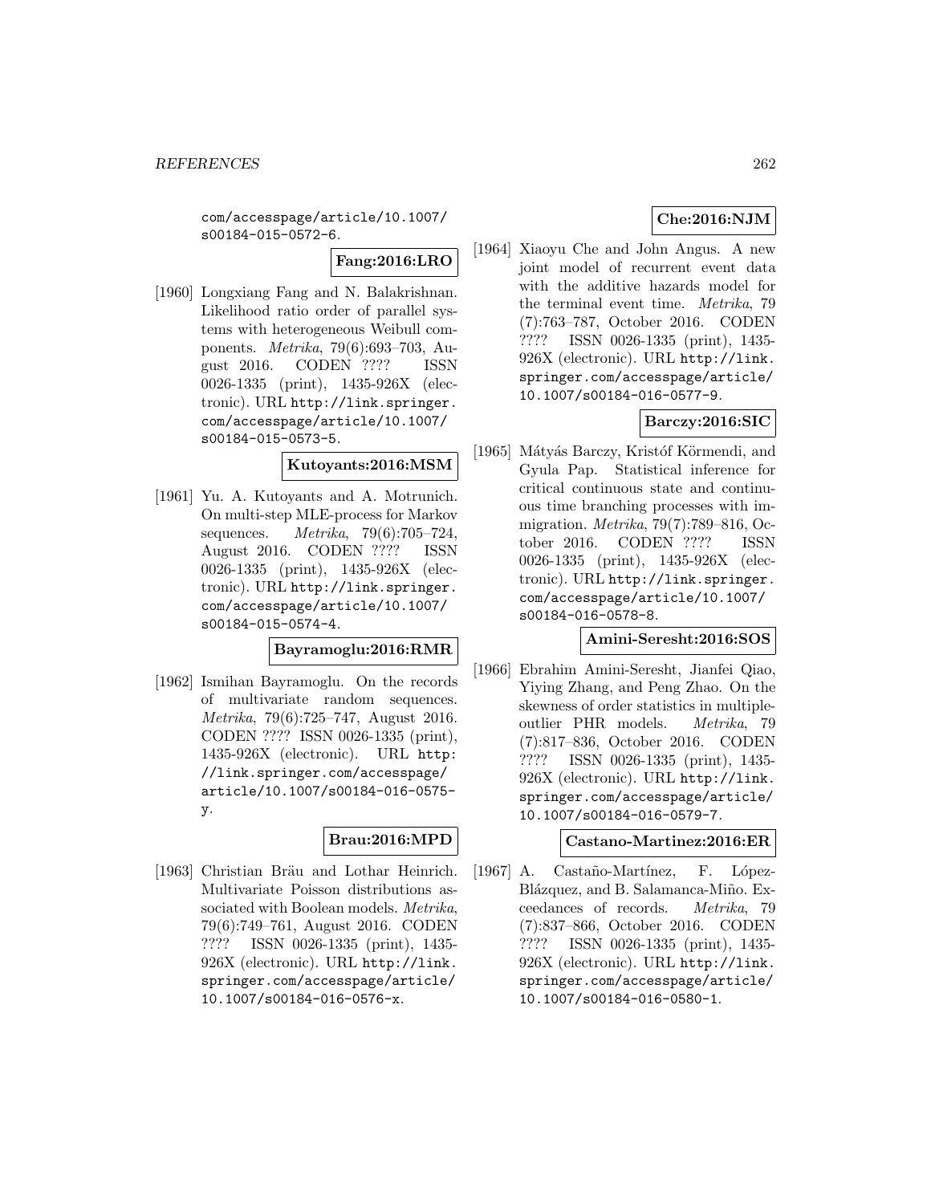com/accesspage/article/10.1007/s00184-015-0572-6.

**Fang:2016:LRO**

[1960] Longxiang Fang and N. Balakrishnan. Likelihood ratio order of parallel systems with heterogeneous Weibull components. *Metrika*, 79(6):693–703, August 2016. CODEN ???? ISSN 0026-1335 (print), 1435-926X (electronic). URL http://link.springer.com/accesspage/article/10.1007/s00184-015-0573-5.

**Kutoyants:2016:MSM**

[1961] Yu. A. Kutoyants and A. Motrunich. On multi-step MLE-process for Markov sequences. *Metrika*, 79(6):705–724, August 2016. CODEN ???? ISSN 0026-1335 (print), 1435-926X (electronic). URL http://link.springer.com/accesspage/article/10.1007/s00184-015-0574-4.

**Bayramoglu:2016:RMR**

[1962] Ismihan Bayramoglu. On the records of multivariate random sequences. *Metrika*, 79(6):725–747, August 2016. CODEN ???? ISSN 0026-1335 (print), 1435-926X (electronic). URL http://link.springer.com/accesspage/article/10.1007/s00184-016-0575-y.

**Brau:2016:MPD**

[1963] Christian Bräu and Lothar Heinrich. Multivariate Poisson distributions associated with Boolean models. *Metrika*, 79(6):749–761, August 2016. CODEN ???? ISSN 0026-1335 (print), 1435-926X (electronic). URL http://link.springer.com/accesspage/article/10.1007/s00184-016-0576-x.

**Che:2016:NJM**

[1964] Xiaoyu Che and John Angus. A new joint model of recurrent event data with the additive hazards model for the terminal event time. *Metrika*, 79 (7):763–787, October 2016. CODEN ???? ISSN 0026-1335 (print), 1435-926X (electronic). URL http://link.springer.com/accesspage/article/10.1007/s00184-016-0577-9.

**Barczy:2016:SIC**

[1965] Mátyás Barczy, Kristóf Körmendi, and Gyula Pap. Statistical inference for critical continuous state and continuous time branching processes with immigration. *Metrika*, 79(7):789–816, October 2016. CODEN ???? ISSN 0026-1335 (print), 1435-926X (electronic). URL http://link.springer.com/accesspage/article/10.1007/s00184-016-0578-8.

**Amini-Seresht:2016:SOS**

[1966] Ebrahim Amini-Seresht, Jianfei Qiao, Yiying Zhang, and Peng Zhao. On the skewness of order statistics in multiple-outlier PHR models. *Metrika*, 79 (7):817–836, October 2016. CODEN ???? ISSN 0026-1335 (print), 1435-926X (electronic). URL http://link.springer.com/accesspage/article/10.1007/s00184-016-0579-7.

**Castano-Martinez:2016:ER**

[1967] A. Castaño-Martínez, F. López-Blázquez, and B. Salamanca-Miño. Exceedances of records. *Metrika*, 79 (7):837–866, October 2016. CODEN ???? ISSN 0026-1335 (print), 1435-926X (electronic). URL http://link.springer.com/accesspage/article/10.1007/s00184-016-0580-1.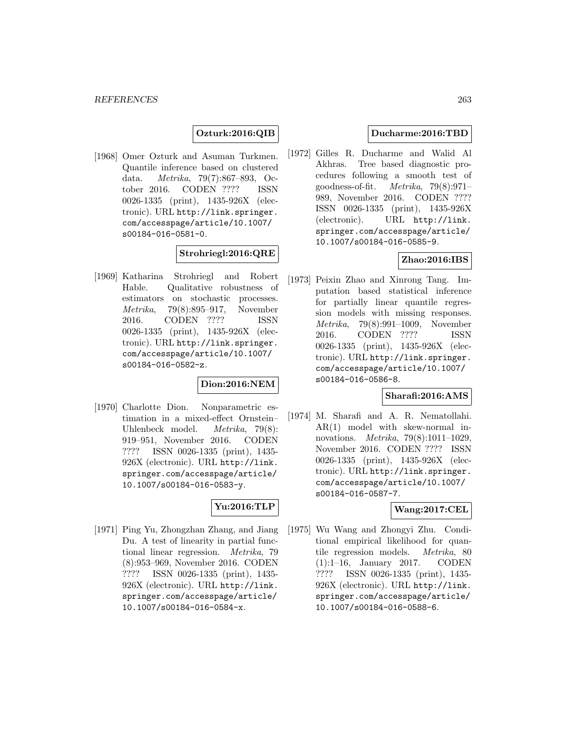**Ozturk:2016:QIB**

[1968] Omer Ozturk and Asuman Turkmen. Quantile inference based on clustered data. *Metrika*, 79(7):867–893, October 2016. CODEN ???? ISSN 0026-1335 (print), 1435-926X (electronic). URL http://link.springer.com/accesspage/article/10.1007/s00184-016-0581-0.

**Strohriegl:2016:QRE**

[1969] Katharina Strohriegl and Robert Hable. Qualitative robustness of estimators on stochastic processes. *Metrika*, 79(8):895–917, November 2016. CODEN ???? ISSN 0026-1335 (print), 1435-926X (electronic). URL http://link.springer.com/accesspage/article/10.1007/s00184-016-0582-z.

**Dion:2016:NEM**

[1970] Charlotte Dion. Nonparametric estimation in a mixed-effect Ornstein–Uhlenbeck model. *Metrika*, 79(8):919–951, November 2016. CODEN ???? ISSN 0026-1335 (print), 1435-926X (electronic). URL http://link.springer.com/accesspage/article/10.1007/s00184-016-0583-y.

**Yu:2016:TLP**

[1971] Ping Yu, Zhongzhan Zhang, and Jiang Du. A test of linearity in partial functional linear regression. *Metrika*, 79(8):953–969, November 2016. CODEN ???? ISSN 0026-1335 (print), 1435-926X (electronic). URL http://link.springer.com/accesspage/article/10.1007/s00184-016-0584-x.

**Ducharme:2016:TBD**

[1972] Gilles R. Ducharme and Walid Al Akhras. Tree based diagnostic procedures following a smooth test of goodness-of-fit. *Metrika*, 79(8):971–989, November 2016. CODEN ???? ISSN 0026-1335 (print), 1435-926X (electronic). URL http://link.springer.com/accesspage/article/10.1007/s00184-016-0585-9.

**Zhao:2016:IBS**

[1973] Peixin Zhao and Xinrong Tang. Imputation based statistical inference for partially linear quantile regression models with missing responses. *Metrika*, 79(8):991–1009, November 2016. CODEN ???? ISSN 0026-1335 (print), 1435-926X (electronic). URL http://link.springer.com/accesspage/article/10.1007/s00184-016-0586-8.

**Sharafi:2016:AMS**

[1974] M. Sharafi and A. R. Nematollahi. AR(1) model with skew-normal innovations. *Metrika*, 79(8):1011–1029, November 2016. CODEN ???? ISSN 0026-1335 (print), 1435-926X (electronic). URL http://link.springer.com/accesspage/article/10.1007/s00184-016-0587-7.

**Wang:2017:CEL**

[1975] Wu Wang and Zhongyi Zhu. Conditional empirical likelihood for quantile regression models. *Metrika*, 80(1):1–16, January 2017. CODEN ???? ISSN 0026-1335 (print), 1435-926X (electronic). URL http://link.springer.com/accesspage/article/10.1007/s00184-016-0588-6.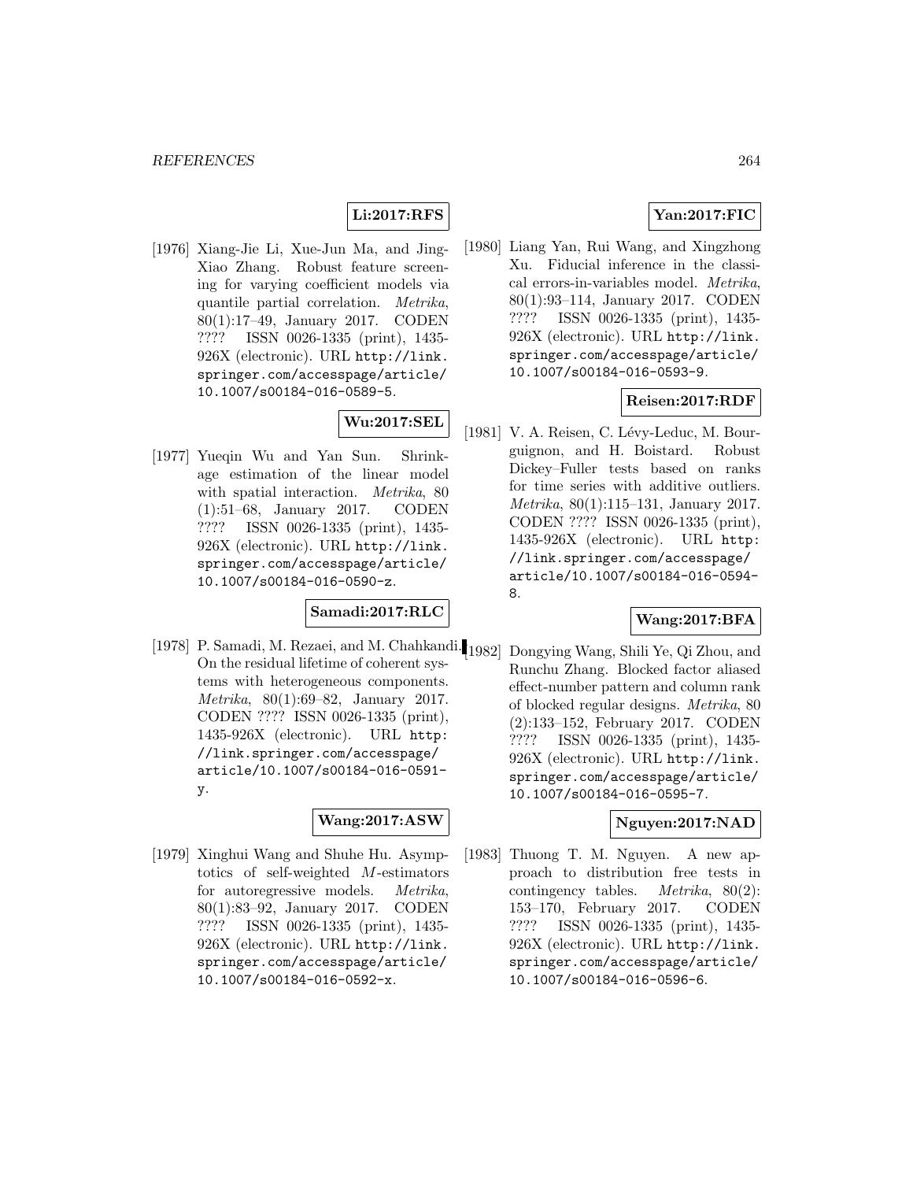**Li:2017:RFS**

[1976] Xiang-Jie Li, Xue-Jun Ma, and Jing-Xiao Zhang. Robust feature screening for varying coefficient models via quantile partial correlation. *Metrika*, 80(1):17–49, January 2017. CODEN ???? ISSN 0026-1335 (print), 1435-926X (electronic). URL http://link.springer.com/accesspage/article/10.1007/s00184-016-0589-5.

**Wu:2017:SEL**

[1977] Yueqin Wu and Yan Sun. Shrinkage estimation of the linear model with spatial interaction. *Metrika*, 80 (1):51–68, January 2017. CODEN ???? ISSN 0026-1335 (print), 1435-926X (electronic). URL http://link.springer.com/accesspage/article/10.1007/s00184-016-0590-z.

**Samadi:2017:RLC**

[1978] P. Samadi, M. Rezaei, and M. Chahkandi. On the residual lifetime of coherent systems with heterogeneous components. *Metrika*, 80(1):69–82, January 2017. CODEN ???? ISSN 0026-1335 (print), 1435-926X (electronic). URL http://link.springer.com/accesspage/article/10.1007/s00184-016-0591-y.

**Wang:2017:ASW**

[1979] Xinghui Wang and Shuhe Hu. Asymptotics of self-weighted $M$-estimators for autoregressive models. *Metrika*, 80(1):83–92, January 2017. CODEN ???? ISSN 0026-1335 (print), 1435-926X (electronic). URL http://link.springer.com/accesspage/article/10.1007/s00184-016-0592-x.

**Yan:2017:FIC**

[1980] Liang Yan, Rui Wang, and Xingzhong Xu. Fiducial inference in the classical errors-in-variables model. *Metrika*, 80(1):93–114, January 2017. CODEN ???? ISSN 0026-1335 (print), 1435-926X (electronic). URL http://link.springer.com/accesspage/article/10.1007/s00184-016-0593-9.

**Reisen:2017:RDF**

[1981] V. A. Reisen, C. Lévy-Leduc, M. Bourguignon, and H. Boistard. Robust Dickey–Fuller tests based on ranks for time series with additive outliers. *Metrika*, 80(1):115–131, January 2017. CODEN ???? ISSN 0026-1335 (print), 1435-926X (electronic). URL http://link.springer.com/accesspage/article/10.1007/s00184-016-0594-8.

**Wang:2017:BFA**

[1982] Dongying Wang, Shili Ye, Qi Zhou, and Runchu Zhang. Blocked factor aliased effect-number pattern and column rank of blocked regular designs. *Metrika*, 80 (2):133–152, February 2017. CODEN ???? ISSN 0026-1335 (print), 1435-926X (electronic). URL http://link.springer.com/accesspage/article/10.1007/s00184-016-0595-7.

**Nguyen:2017:NAD**

[1983] Thuong T. M. Nguyen. A new approach to distribution free tests in contingency tables. *Metrika*, 80(2): 153–170, February 2017. CODEN ???? ISSN 0026-1335 (print), 1435-926X (electronic). URL http://link.springer.com/accesspage/article/10.1007/s00184-016-0596-6.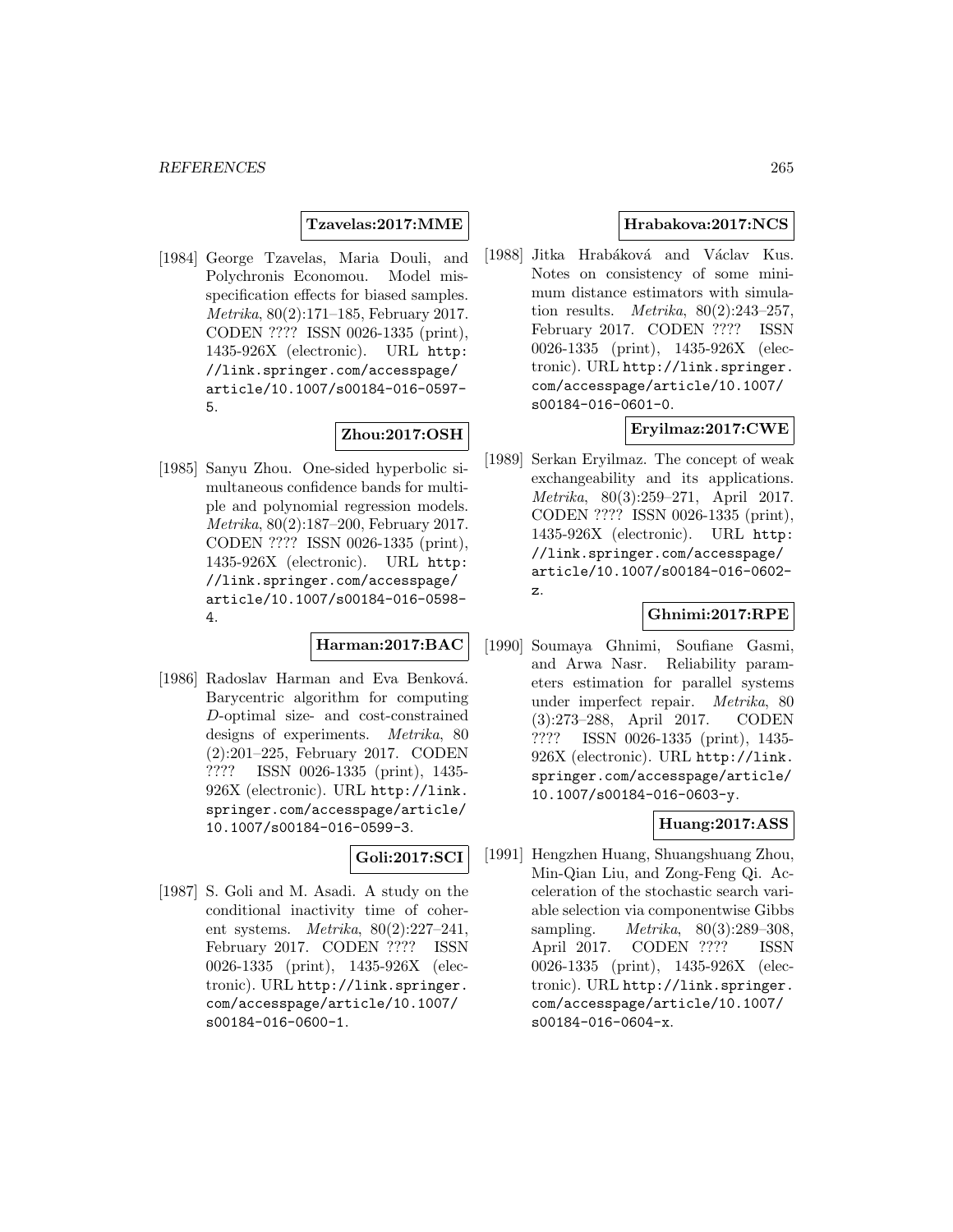**Tzavelas:2017:MME**

[1984] George Tzavelas, Maria Douli, and Polychronis Economou. Model misspecification effects for biased samples. *Metrika*, 80(2):171–185, February 2017. CODEN ???? ISSN 0026-1335 (print), 1435-926X (electronic). URL http://link.springer.com/accesspage/article/10.1007/s00184-016-0597-5.

**Zhou:2017:OSH**

[1985] Sanyu Zhou. One-sided hyperbolic simultaneous confidence bands for multiple and polynomial regression models. *Metrika*, 80(2):187–200, February 2017. CODEN ???? ISSN 0026-1335 (print), 1435-926X (electronic). URL http://link.springer.com/accesspage/article/10.1007/s00184-016-0598-4.

**Harman:2017:BAC**

[1986] Radoslav Harman and Eva Benková. Barycentric algorithm for computing $D$-optimal size- and cost-constrained designs of experiments. *Metrika*, 80 (2):201–225, February 2017. CODEN ???? ISSN 0026-1335 (print), 1435-926X (electronic). URL http://link.springer.com/accesspage/article/10.1007/s00184-016-0599-3.

**Goli:2017:SCI**

[1987] S. Goli and M. Asadi. A study on the conditional inactivity time of coherent systems. *Metrika*, 80(2):227–241, February 2017. CODEN ???? ISSN 0026-1335 (print), 1435-926X (electronic). URL http://link.springer.com/accesspage/article/10.1007/s00184-016-0600-1.

**Hrabakova:2017:NCS**

[1988] Jitka Hrabáková and Václav Kus. Notes on consistency of some minimum distance estimators with simulation results. *Metrika*, 80(2):243–257, February 2017. CODEN ???? ISSN 0026-1335 (print), 1435-926X (electronic). URL http://link.springer.com/accesspage/article/10.1007/s00184-016-0601-0.

**Eryilmaz:2017:CWE**

[1989] Serkan Eryilmaz. The concept of weak exchangeability and its applications. *Metrika*, 80(3):259–271, April 2017. CODEN ???? ISSN 0026-1335 (print), 1435-926X (electronic). URL http://link.springer.com/accesspage/article/10.1007/s00184-016-0602-z.

**Ghnimi:2017:RPE**

[1990] Soumaya Ghnimi, Soufiane Gasmi, and Arwa Nasr. Reliability parameters estimation for parallel systems under imperfect repair. *Metrika*, 80 (3):273–288, April 2017. CODEN ???? ISSN 0026-1335 (print), 1435-926X (electronic). URL http://link.springer.com/accesspage/article/10.1007/s00184-016-0603-y.

**Huang:2017:ASS**

[1991] Hengzhen Huang, Shuangshuang Zhou, Min-Qian Liu, and Zong-Feng Qi. Acceleration of the stochastic search variable selection via componentwise Gibbs sampling. *Metrika*, 80(3):289–308, April 2017. CODEN ???? ISSN 0026-1335 (print), 1435-926X (electronic). URL http://link.springer.com/accesspage/article/10.1007/s00184-016-0604-x.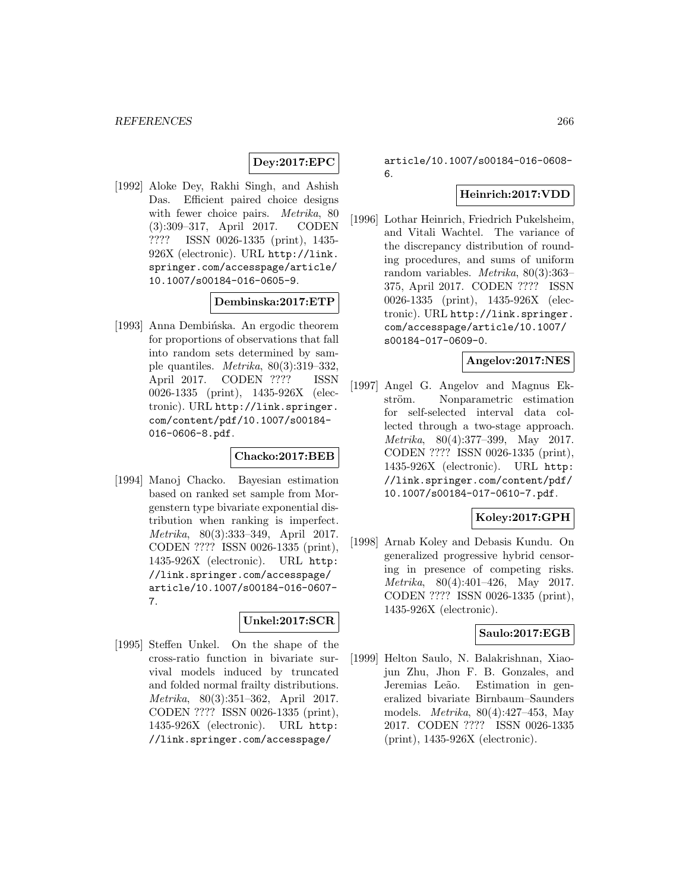**Dey:2017:EPC**

[1992] Aloke Dey, Rakhi Singh, and Ashish Das. Efficient paired choice designs with fewer choice pairs. *Metrika*, 80 (3):309–317, April 2017. CODEN ???? ISSN 0026-1335 (print), 1435-926X (electronic). URL http://link.springer.com/accesspage/article/10.1007/s00184-016-0605-9.

**Dembinska:2017:ETP**

[1993] Anna Dembińska. An ergodic theorem for proportions of observations that fall into random sets determined by sample quantiles. *Metrika*, 80(3):319–332, April 2017. CODEN ???? ISSN 0026-1335 (print), 1435-926X (electronic). URL http://link.springer.com/content/pdf/10.1007/s00184-016-0606-8.pdf.

**Chacko:2017:BEB**

[1994] Manoj Chacko. Bayesian estimation based on ranked set sample from Morgenstern type bivariate exponential distribution when ranking is imperfect. *Metrika*, 80(3):333–349, April 2017. CODEN ???? ISSN 0026-1335 (print), 1435-926X (electronic). URL http://link.springer.com/accesspage/article/10.1007/s00184-016-0607-7.

**Unkel:2017:SCR**

[1995] Steffen Unkel. On the shape of the cross-ratio function in bivariate survival models induced by truncated and folded normal frailty distributions. *Metrika*, 80(3):351–362, April 2017. CODEN ???? ISSN 0026-1335 (print), 1435-926X (electronic). URL http://link.springer.com/accesspage/article/10.1007/s00184-016-0608-6.

**Heinrich:2017:VDD**

[1996] Lothar Heinrich, Friedrich Pukelsheim, and Vitali Wachtel. The variance of the discrepancy distribution of rounding procedures, and sums of uniform random variables. *Metrika*, 80(3):363–375, April 2017. CODEN ???? ISSN 0026-1335 (print), 1435-926X (electronic). URL http://link.springer.com/accesspage/article/10.1007/s00184-017-0609-0.

**Angelov:2017:NES**

[1997] Angel G. Angelov and Magnus Ekström. Nonparametric estimation for self-selected interval data collected through a two-stage approach. *Metrika*, 80(4):377–399, May 2017. CODEN ???? ISSN 0026-1335 (print), 1435-926X (electronic). URL http://link.springer.com/content/pdf/10.1007/s00184-017-0610-7.pdf.

**Koley:2017:GPH**

[1998] Arnab Koley and Debasis Kundu. On generalized progressive hybrid censoring in presence of competing risks. *Metrika*, 80(4):401–426, May 2017. CODEN ???? ISSN 0026-1335 (print), 1435-926X (electronic).

**Saulo:2017:EGB**

[1999] Helton Saulo, N. Balakrishnan, Xiaojun Zhu, Jhon F. B. Gonzales, and Jeremias Leão. Estimation in generalized bivariate Birnbaum–Saunders models. *Metrika*, 80(4):427–453, May 2017. CODEN ???? ISSN 0026-1335 (print), 1435-926X (electronic).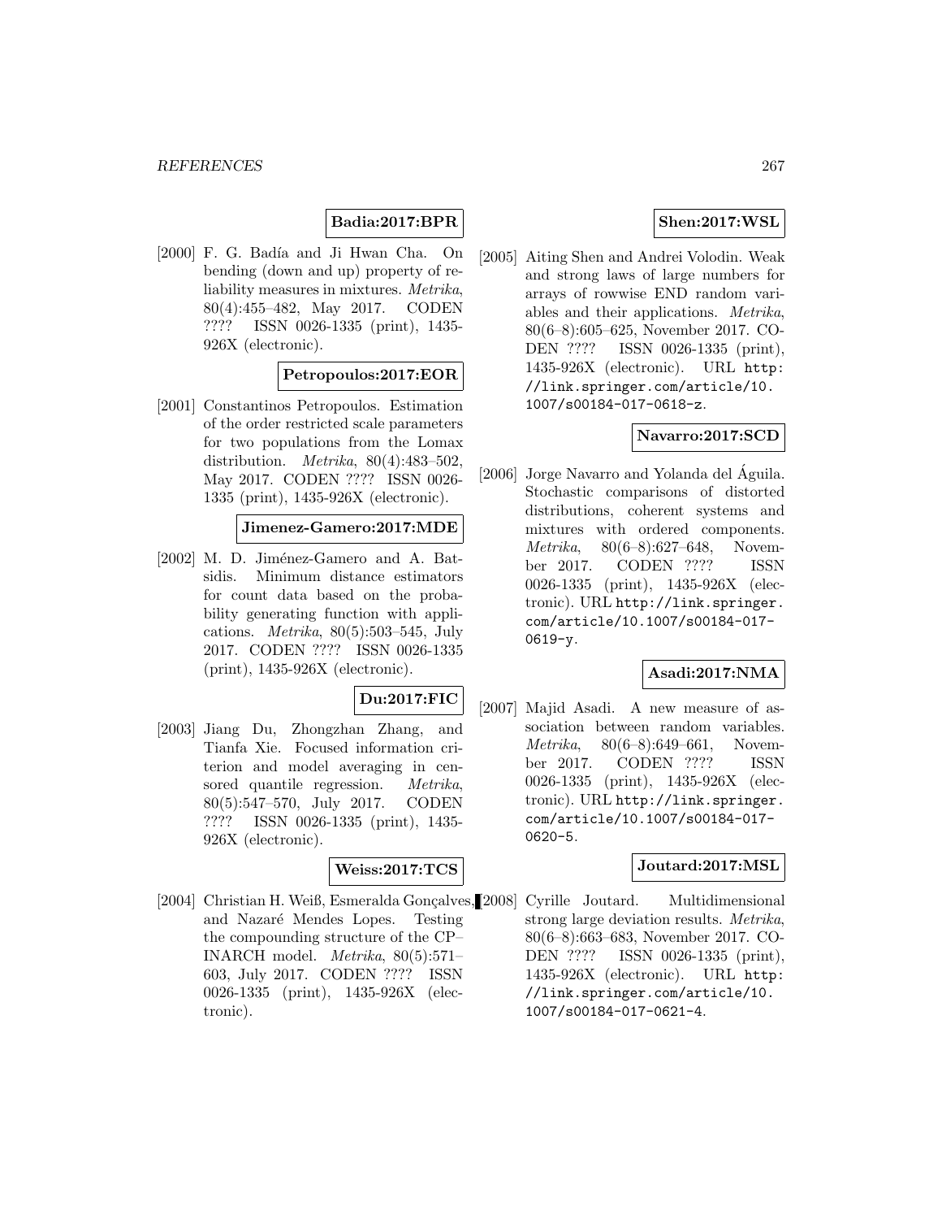**Badia:2017:BPR**

[2000] F. G. Badía and Ji Hwan Cha. On bending (down and up) property of reliability measures in mixtures. *Metrika*, 80(4):455–482, May 2017. CODEN ???? ISSN 0026-1335 (print), 1435-926X (electronic).

**Petropoulos:2017:EOR**

[2001] Constantinos Petropoulos. Estimation of the order restricted scale parameters for two populations from the Lomax distribution. *Metrika*, 80(4):483–502, May 2017. CODEN ???? ISSN 0026-1335 (print), 1435-926X (electronic).

**Jimenez-Gamero:2017:MDE**

[2002] M. D. Jiménez-Gamero and A. Batsidis. Minimum distance estimators for count data based on the probability generating function with applications. *Metrika*, 80(5):503–545, July 2017. CODEN ???? ISSN 0026-1335 (print), 1435-926X (electronic).

**Du:2017:FIC**

[2003] Jiang Du, Zhongzhan Zhang, and Tianfa Xie. Focused information criterion and model averaging in censored quantile regression. *Metrika*, 80(5):547–570, July 2017. CODEN ???? ISSN 0026-1335 (print), 1435-926X (electronic).

**Weiss:2017:TCS**

[2004] Christian H. Weiß, Esmeralda Gonçalves, and Nazaré Mendes Lopes. Testing the compounding structure of the CP–INARCH model. *Metrika*, 80(5):571–603, July 2017. CODEN ???? ISSN 0026-1335 (print), 1435-926X (electronic).

**Shen:2017:WSL**

[2005] Aiting Shen and Andrei Volodin. Weak and strong laws of large numbers for arrays of rowwise END random variables and their applications. *Metrika*, 80(6–8):605–625, November 2017. CODEN ???? ISSN 0026-1335 (print), 1435-926X (electronic). URL http://link.springer.com/article/10.1007/s00184-017-0618-z.

**Navarro:2017:SCD**

[2006] Jorge Navarro and Yolanda del Águila. Stochastic comparisons of distorted distributions, coherent systems and mixtures with ordered components. *Metrika*, 80(6–8):627–648, November 2017. CODEN ???? ISSN 0026-1335 (print), 1435-926X (electronic). URL http://link.springer.com/article/10.1007/s00184-017-0619-y.

**Asadi:2017:NMA**

[2007] Majid Asadi. A new measure of association between random variables. *Metrika*, 80(6–8):649–661, November 2017. CODEN ???? ISSN 0026-1335 (print), 1435-926X (electronic). URL http://link.springer.com/article/10.1007/s00184-017-0620-5.

**Joutard:2017:MSL**

[2008] Cyrille Joutard. Multidimensional strong large deviation results. *Metrika*, 80(6–8):663–683, November 2017. CODEN ???? ISSN 0026-1335 (print), 1435-926X (electronic). URL http://link.springer.com/article/10.1007/s00184-017-0621-4.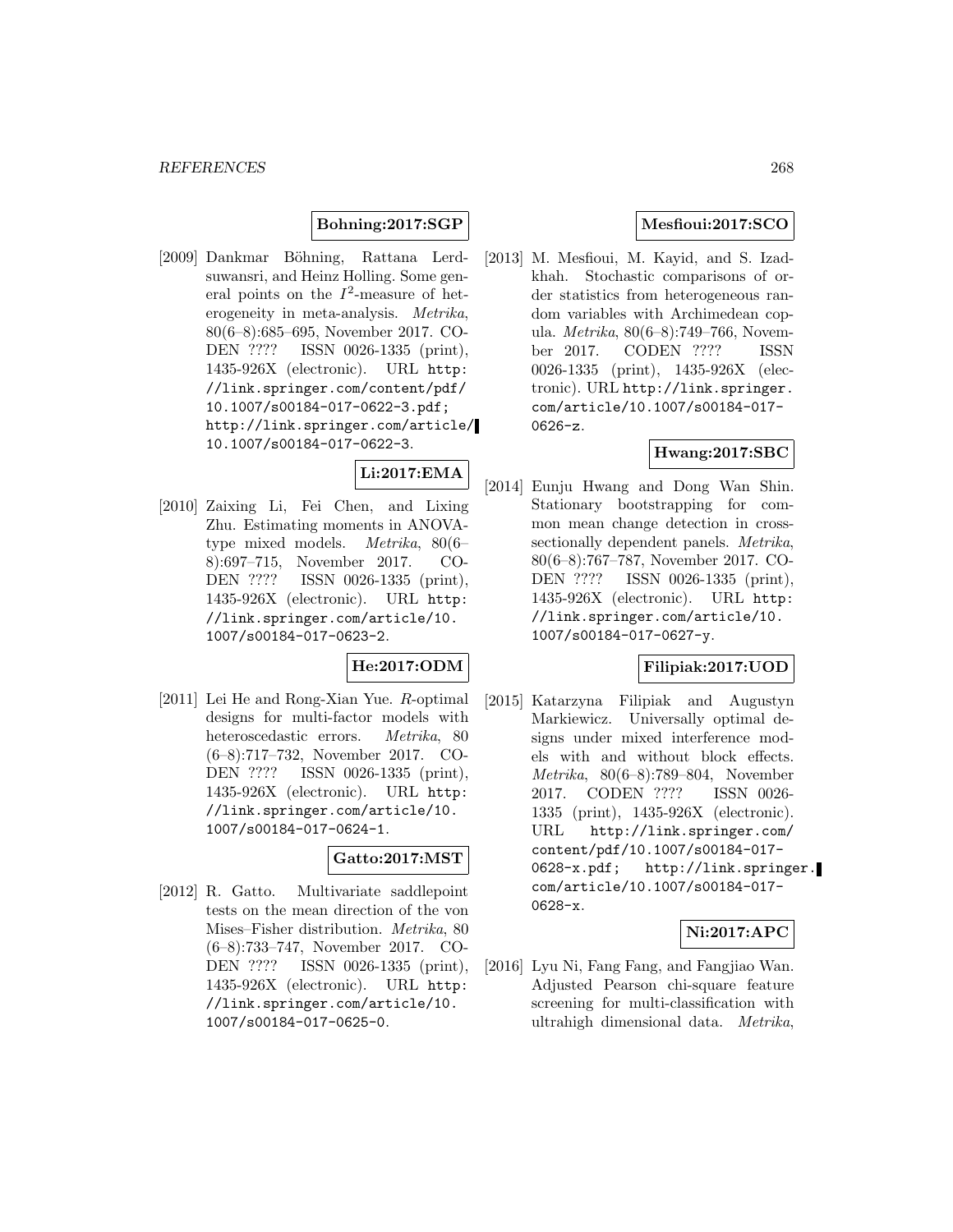**Bohning:2017:SGP**

[2009] Dankmar Böhning, Rattana Lerdsuwansri, and Heinz Holling. Some general points on the $I^2$-measure of heterogeneity in meta-analysis. *Metrika*, 80(6–8):685–695, November 2017. CODEN ???? ISSN 0026-1335 (print), 1435-926X (electronic). URL http://link.springer.com/content/pdf/10.1007/s00184-017-0622-3.pdf; http://link.springer.com/article/10.1007/s00184-017-0622-3.

**Li:2017:EMA**

[2010] Zaixing Li, Fei Chen, and Lixing Zhu. Estimating moments in ANOVA-type mixed models. *Metrika*, 80(6–8):697–715, November 2017. CODEN ???? ISSN 0026-1335 (print), 1435-926X (electronic). URL http://link.springer.com/article/10.1007/s00184-017-0623-2.

**He:2017:ODM**

[2011] Lei He and Rong-Xian Yue. *R*-optimal designs for multi-factor models with heteroscedastic errors. *Metrika*, 80(6–8):717–732, November 2017. CODEN ???? ISSN 0026-1335 (print), 1435-926X (electronic). URL http://link.springer.com/article/10.1007/s00184-017-0624-1.

**Gatto:2017:MST**

[2012] R. Gatto. Multivariate saddlepoint tests on the mean direction of the von Mises–Fisher distribution. *Metrika*, 80(6–8):733–747, November 2017. CODEN ???? ISSN 0026-1335 (print), 1435-926X (electronic). URL http://link.springer.com/article/10.1007/s00184-017-0625-0.

**Mesfioui:2017:SCO**

[2013] M. Mesfioui, M. Kayid, and S. Izadkhah. Stochastic comparisons of order statistics from heterogeneous random variables with Archimedean copula. *Metrika*, 80(6–8):749–766, November 2017. CODEN ???? ISSN 0026-1335 (print), 1435-926X (electronic). URL http://link.springer.com/article/10.1007/s00184-017-0626-z.

**Hwang:2017:SBC**

[2014] Eunju Hwang and Dong Wan Shin. Stationary bootstrapping for common mean change detection in cross-sectionally dependent panels. *Metrika*, 80(6–8):767–787, November 2017. CODEN ???? ISSN 0026-1335 (print), 1435-926X (electronic). URL http://link.springer.com/article/10.1007/s00184-017-0627-y.

**Filipiak:2017:UOD**

[2015] Katarzyna Filipiak and Augustyn Markiewicz. Universally optimal designs under mixed interference models with and without block effects. *Metrika*, 80(6–8):789–804, November 2017. CODEN ???? ISSN 0026-1335 (print), 1435-926X (electronic). URL http://link.springer.com/content/pdf/10.1007/s00184-017-0628-x.pdf; http://link.springer.com/article/10.1007/s00184-017-0628-x.

**Ni:2017:APC**

[2016] Lyu Ni, Fang Fang, and Fangjiao Wan. Adjusted Pearson chi-square feature screening for multi-classification with ultrahigh dimensional data. *Metrika*,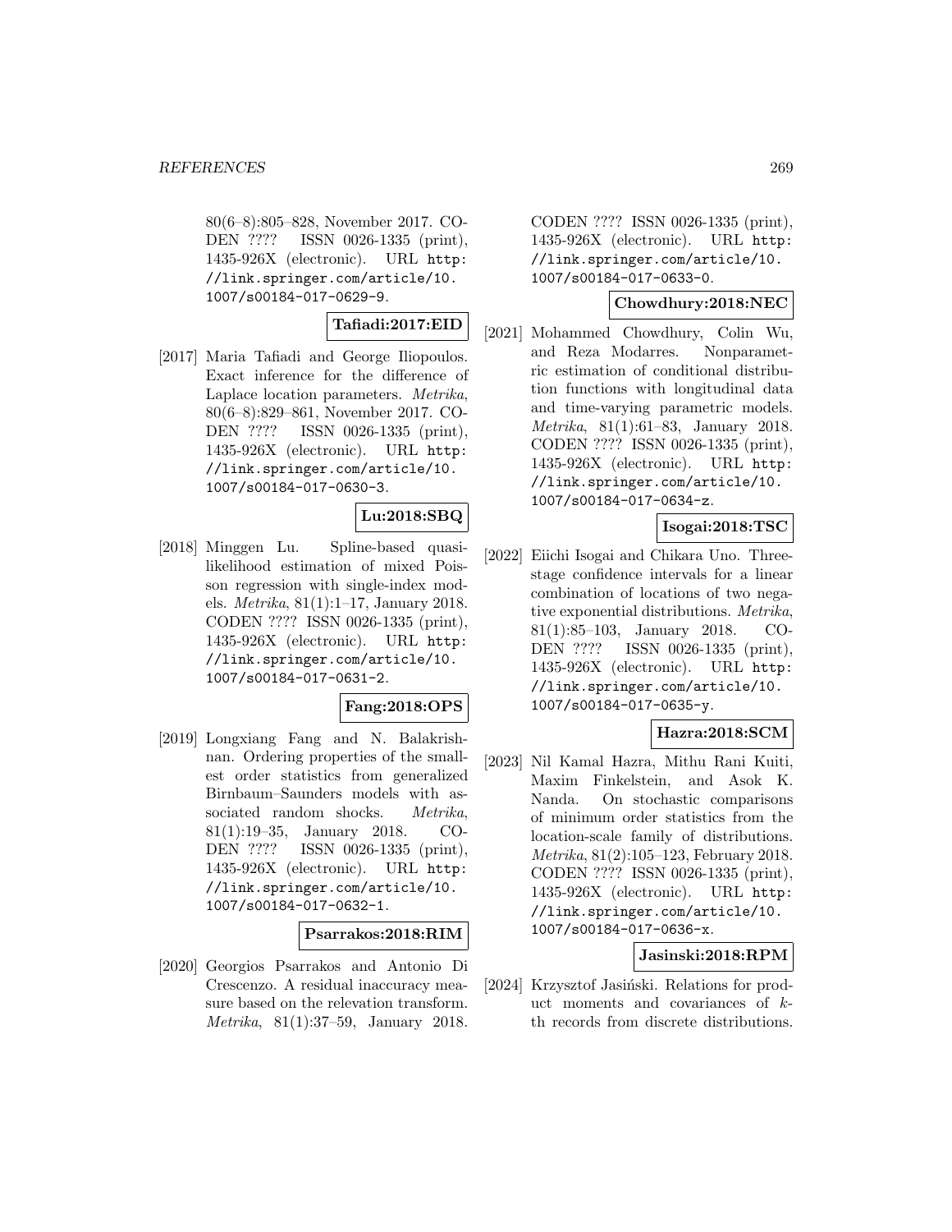80(6–8):805–828, November 2017. CODEN ???? ISSN 0026-1335 (print), 1435-926X (electronic). URL http://link.springer.com/article/10.1007/s00184-017-0629-9.

**Tafiadi:2017:EID**

[2017] Maria Tafiadi and George Iliopoulos. Exact inference for the difference of Laplace location parameters. *Metrika*, 80(6–8):829–861, November 2017. CODEN ???? ISSN 0026-1335 (print), 1435-926X (electronic). URL http://link.springer.com/article/10.1007/s00184-017-0630-3.

**Lu:2018:SBQ**

[2018] Minggen Lu. Spline-based quasi-likelihood estimation of mixed Poisson regression with single-index models. *Metrika*, 81(1):1–17, January 2018. CODEN ???? ISSN 0026-1335 (print), 1435-926X (electronic). URL http://link.springer.com/article/10.1007/s00184-017-0631-2.

**Fang:2018:OPS**

[2019] Longxiang Fang and N. Balakrishnan. Ordering properties of the smallest order statistics from generalized Birnbaum–Saunders models with associated random shocks. *Metrika*, 81(1):19–35, January 2018. CODEN ???? ISSN 0026-1335 (print), 1435-926X (electronic). URL http://link.springer.com/article/10.1007/s00184-017-0632-1.

**Psarrakos:2018:RIM**

[2020] Georgios Psarrakos and Antonio Di Crescenzo. A residual inaccuracy measure based on the relevation transform. *Metrika*, 81(1):37–59, January 2018. CODEN ???? ISSN 0026-1335 (print), 1435-926X (electronic). URL http://link.springer.com/article/10.1007/s00184-017-0633-0.

**Chowdhury:2018:NEC**

[2021] Mohammed Chowdhury, Colin Wu, and Reza Modarres. Nonparametric estimation of conditional distribution functions with longitudinal data and time-varying parametric models. *Metrika*, 81(1):61–83, January 2018. CODEN ???? ISSN 0026-1335 (print), 1435-926X (electronic). URL http://link.springer.com/article/10.1007/s00184-017-0634-z.

**Isogai:2018:TSC**

[2022] Eiichi Isogai and Chikara Uno. Three-stage confidence intervals for a linear combination of locations of two negative exponential distributions. *Metrika*, 81(1):85–103, January 2018. CODEN ???? ISSN 0026-1335 (print), 1435-926X (electronic). URL http://link.springer.com/article/10.1007/s00184-017-0635-y.

**Hazra:2018:SCM**

[2023] Nil Kamal Hazra, Mithu Rani Kuiti, Maxim Finkelstein, and Asok K. Nanda. On stochastic comparisons of minimum order statistics from the location-scale family of distributions. *Metrika*, 81(2):105–123, February 2018. CODEN ???? ISSN 0026-1335 (print), 1435-926X (electronic). URL http://link.springer.com/article/10.1007/s00184-017-0636-x.

**Jasinski:2018:RPM**

[2024] Krzysztof Jasiński. Relations for product moments and covariances of $k$-th records from discrete distributions.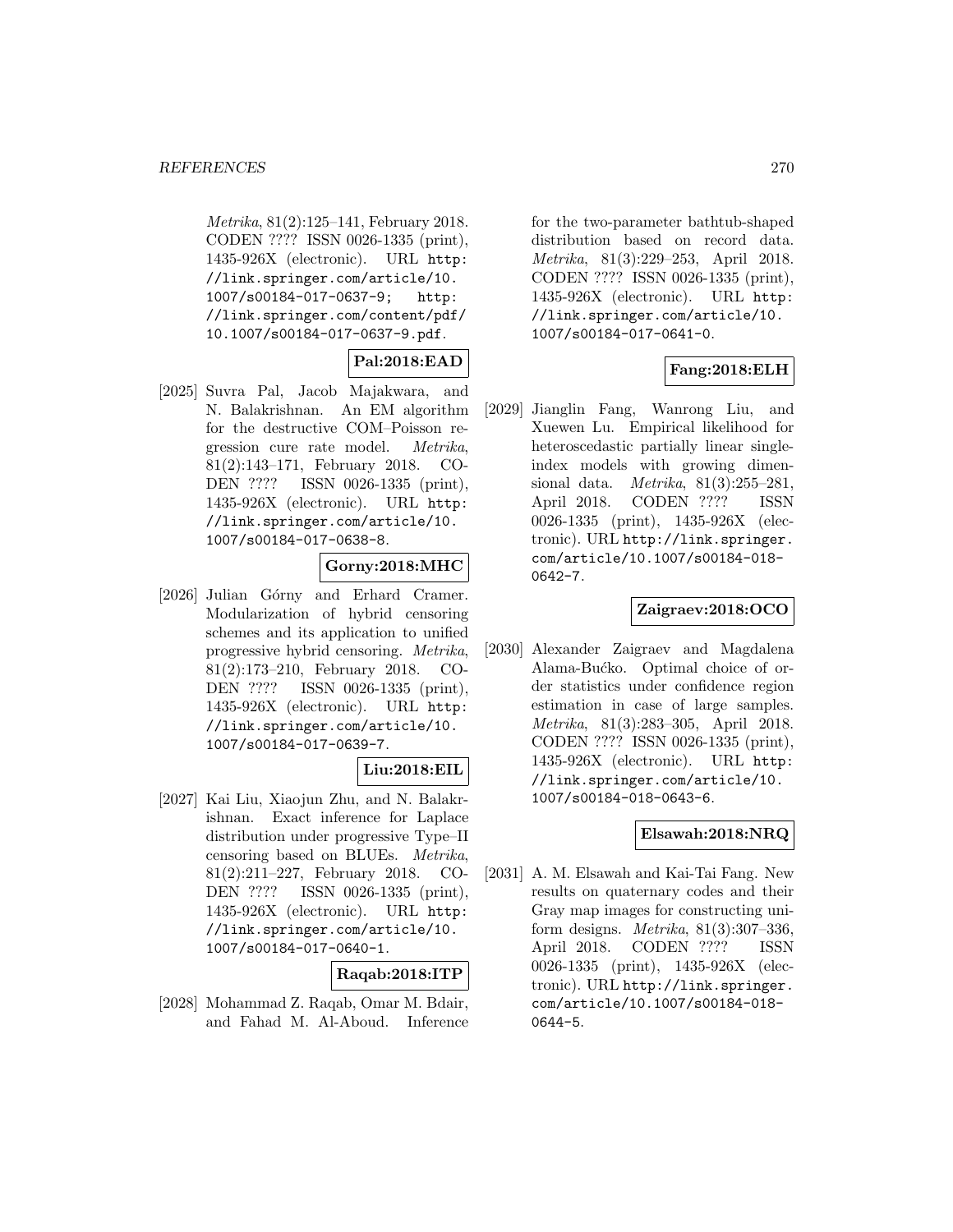*Metrika*, 81(2):125–141, February 2018. CODEN ???? ISSN 0026-1335 (print), 1435-926X (electronic). URL http://link.springer.com/article/10.1007/s00184-017-0637-9; http://link.springer.com/content/pdf/10.1007/s00184-017-0637-9.pdf.

**Pal:2018:EAD**

[2025] Suvra Pal, Jacob Majakwara, and N. Balakrishnan. An EM algorithm for the destructive COM–Poisson regression cure rate model. *Metrika*, 81(2):143–171, February 2018. CODEN ???? ISSN 0026-1335 (print), 1435-926X (electronic). URL http://link.springer.com/article/10.1007/s00184-017-0638-8.

**Gorny:2018:MHC**

[2026] Julian Górny and Erhard Cramer. Modularization of hybrid censoring schemes and its application to unified progressive hybrid censoring. *Metrika*, 81(2):173–210, February 2018. CODEN ???? ISSN 0026-1335 (print), 1435-926X (electronic). URL http://link.springer.com/article/10.1007/s00184-017-0639-7.

**Liu:2018:EIL**

[2027] Kai Liu, Xiaojun Zhu, and N. Balakrishnan. Exact inference for Laplace distribution under progressive Type–II censoring based on BLUEs. *Metrika*, 81(2):211–227, February 2018. CODEN ???? ISSN 0026-1335 (print), 1435-926X (electronic). URL http://link.springer.com/article/10.1007/s00184-017-0640-1.

**Raqab:2018:ITP**

[2028] Mohammad Z. Raqab, Omar M. Bdair, and Fahad M. Al-Aboud. Inference for the two-parameter bathtub-shaped distribution based on record data. *Metrika*, 81(3):229–253, April 2018. CODEN ???? ISSN 0026-1335 (print), 1435-926X (electronic). URL http://link.springer.com/article/10.1007/s00184-017-0641-0.

**Fang:2018:ELH**

[2029] Jianglin Fang, Wanrong Liu, and Xuewen Lu. Empirical likelihood for heteroscedastic partially linear single-index models with growing dimensional data. *Metrika*, 81(3):255–281, April 2018. CODEN ???? ISSN 0026-1335 (print), 1435-926X (electronic). URL http://link.springer.com/article/10.1007/s00184-018-0642-7.

**Zaigraev:2018:OCO**

[2030] Alexander Zaigraev and Magdalena Alama-Bućko. Optimal choice of order statistics under confidence region estimation in case of large samples. *Metrika*, 81(3):283–305, April 2018. CODEN ???? ISSN 0026-1335 (print), 1435-926X (electronic). URL http://link.springer.com/article/10.1007/s00184-018-0643-6.

**Elsawah:2018:NRQ**

[2031] A. M. Elsawah and Kai-Tai Fang. New results on quaternary codes and their Gray map images for constructing uniform designs. *Metrika*, 81(3):307–336, April 2018. CODEN ???? ISSN 0026-1335 (print), 1435-926X (electronic). URL http://link.springer.com/article/10.1007/s00184-018-0644-5.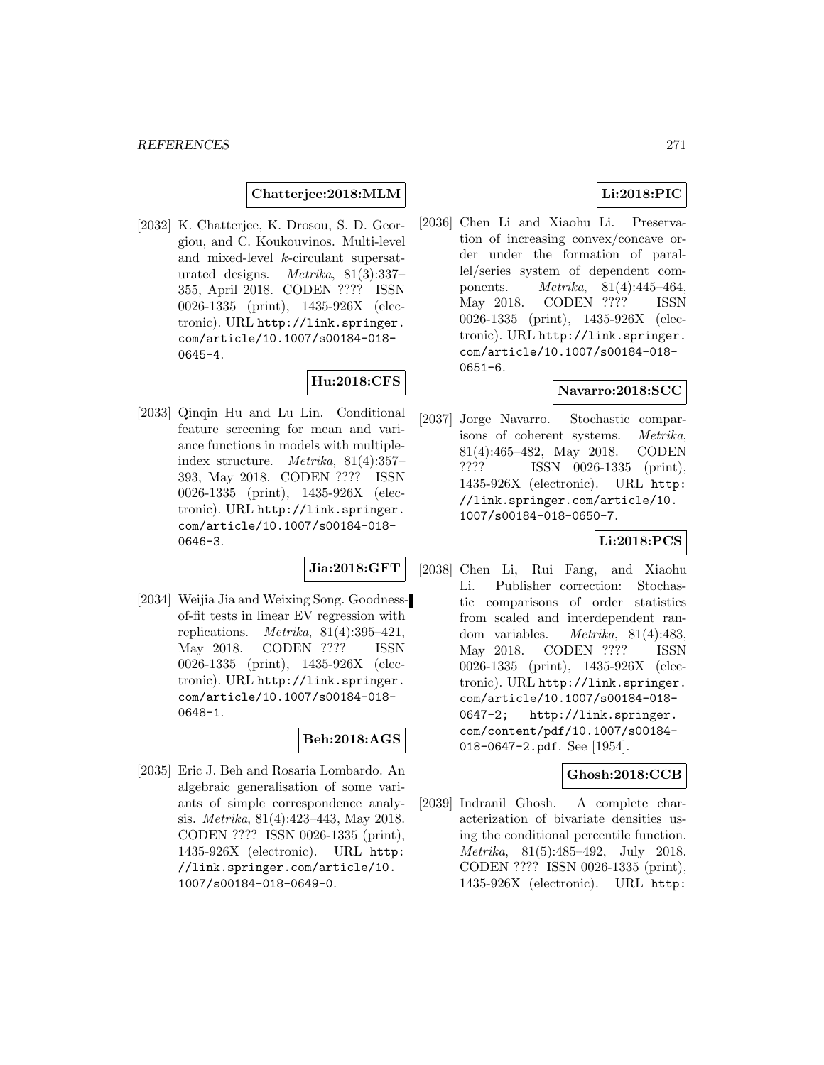**Chatterjee:2018:MLM**

[2032] K. Chatterjee, K. Drosou, S. D. Georgiou, and C. Koukouvinos. Multi-level and mixed-level $k$-circulant supersaturated designs. *Metrika*, 81(3):337–355, April 2018. CODEN ???? ISSN 0026-1335 (print), 1435-926X (electronic). URL http://link.springer.com/article/10.1007/s00184-018-0645-4.

**Hu:2018:CFS**

[2033] Qinqin Hu and Lu Lin. Conditional feature screening for mean and variance functions in models with multiple-index structure. *Metrika*, 81(4):357–393, May 2018. CODEN ???? ISSN 0026-1335 (print), 1435-926X (electronic). URL http://link.springer.com/article/10.1007/s00184-018-0646-3.

**Jia:2018:GFT**

[2034] Weijia Jia and Weixing Song. Goodness-of-fit tests in linear EV regression with replications. *Metrika*, 81(4):395–421, May 2018. CODEN ???? ISSN 0026-1335 (print), 1435-926X (electronic). URL http://link.springer.com/article/10.1007/s00184-018-0648-1.

**Beh:2018:AGS**

[2035] Eric J. Beh and Rosaria Lombardo. An algebraic generalisation of some variants of simple correspondence analysis. *Metrika*, 81(4):423–443, May 2018. CODEN ???? ISSN 0026-1335 (print), 1435-926X (electronic). URL http://link.springer.com/article/10.1007/s00184-018-0649-0.

**Li:2018:PIC**

[2036] Chen Li and Xiaohu Li. Preservation of increasing convex/concave order under the formation of parallel/series system of dependent components. *Metrika*, 81(4):445–464, May 2018. CODEN ???? ISSN 0026-1335 (print), 1435-926X (electronic). URL http://link.springer.com/article/10.1007/s00184-018-0651-6.

**Navarro:2018:SCC**

[2037] Jorge Navarro. Stochastic comparisons of coherent systems. *Metrika*, 81(4):465–482, May 2018. CODEN ???? ISSN 0026-1335 (print), 1435-926X (electronic). URL http://link.springer.com/article/10.1007/s00184-018-0650-7.

**Li:2018:PCS**

[2038] Chen Li, Rui Fang, and Xiaohu Li. Publisher correction: Stochastic comparisons of order statistics from scaled and interdependent random variables. *Metrika*, 81(4):483, May 2018. CODEN ???? ISSN 0026-1335 (print), 1435-926X (electronic). URL http://link.springer.com/article/10.1007/s00184-018-0647-2; http://link.springer.com/content/pdf/10.1007/s00184-018-0647-2.pdf. See [1954].

**Ghosh:2018:CCB**

[2039] Indranil Ghosh. A complete characterization of bivariate densities using the conditional percentile function. *Metrika*, 81(5):485–492, July 2018. CODEN ???? ISSN 0026-1335 (print), 1435-926X (electronic). URL http: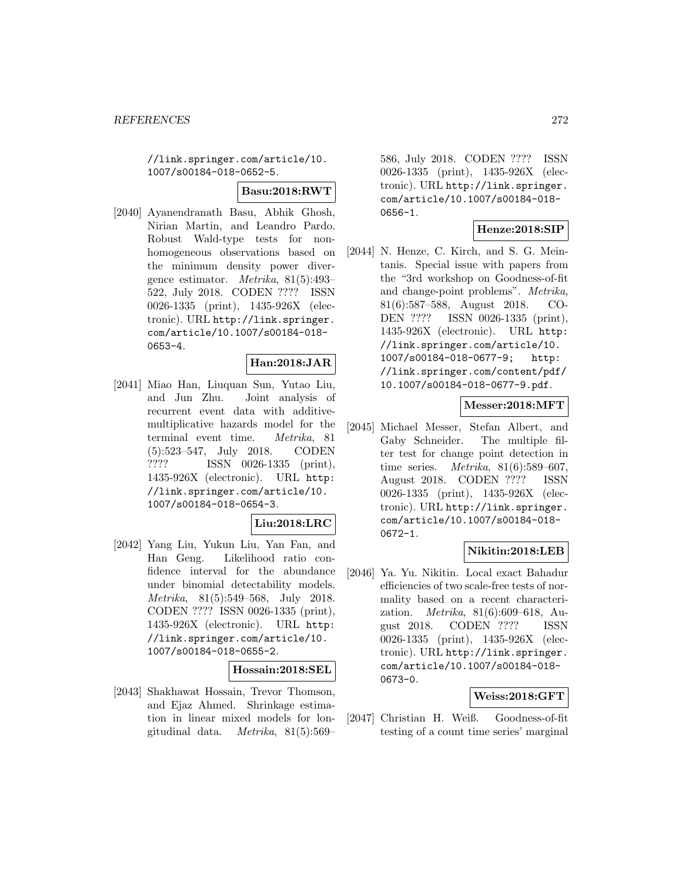//link.springer.com/article/10.1007/s00184-018-0652-5.

**Basu:2018:RWT**

[2040] Ayanendranath Basu, Abhik Ghosh, Nirian Martin, and Leandro Pardo. Robust Wald-type tests for non-homogeneous observations based on the minimum density power divergence estimator. *Metrika*, 81(5):493–522, July 2018. CODEN ???? ISSN 0026-1335 (print), 1435-926X (electronic). URL http://link.springer.com/article/10.1007/s00184-018-0653-4.

**Han:2018:JAR**

[2041] Miao Han, Liuquan Sun, Yutao Liu, and Jun Zhu. Joint analysis of recurrent event data with additive-multiplicative hazards model for the terminal event time. *Metrika*, 81(5):523–547, July 2018. CODEN ???? ISSN 0026-1335 (print), 1435-926X (electronic). URL http://link.springer.com/article/10.1007/s00184-018-0654-3.

**Liu:2018:LRC**

[2042] Yang Liu, Yukun Liu, Yan Fan, and Han Geng. Likelihood ratio confidence interval for the abundance under binomial detectability models. *Metrika*, 81(5):549–568, July 2018. CODEN ???? ISSN 0026-1335 (print), 1435-926X (electronic). URL http://link.springer.com/article/10.1007/s00184-018-0655-2.

**Hossain:2018:SEL**

[2043] Shakhawat Hossain, Trevor Thomson, and Ejaz Ahmed. Shrinkage estimation in linear mixed models for longitudinal data. *Metrika*, 81(5):569–586, July 2018. CODEN ???? ISSN 0026-1335 (print), 1435-926X (electronic). URL http://link.springer.com/article/10.1007/s00184-018-0656-1.

**Henze:2018:SIP**

[2044] N. Henze, C. Kirch, and S. G. Meintanis. Special issue with papers from the "3rd workshop on Goodness-of-fit and change-point problems". *Metrika*, 81(6):587–588, August 2018. CODEN ???? ISSN 0026-1335 (print), 1435-926X (electronic). URL http://link.springer.com/article/10.1007/s00184-018-0677-9; http://link.springer.com/content/pdf/10.1007/s00184-018-0677-9.pdf.

**Messer:2018:MFT**

[2045] Michael Messer, Stefan Albert, and Gaby Schneider. The multiple filter test for change point detection in time series. *Metrika*, 81(6):589–607, August 2018. CODEN ???? ISSN 0026-1335 (print), 1435-926X (electronic). URL http://link.springer.com/article/10.1007/s00184-018-0672-1.

**Nikitin:2018:LEB**

[2046] Ya. Yu. Nikitin. Local exact Bahadur efficiencies of two scale-free tests of normality based on a recent characterization. *Metrika*, 81(6):609–618, August 2018. CODEN ???? ISSN 0026-1335 (print), 1435-926X (electronic). URL http://link.springer.com/article/10.1007/s00184-018-0673-0.

**Weiss:2018:GFT**

[2047] Christian H. Weiß. Goodness-of-fit testing of a count time series' marginal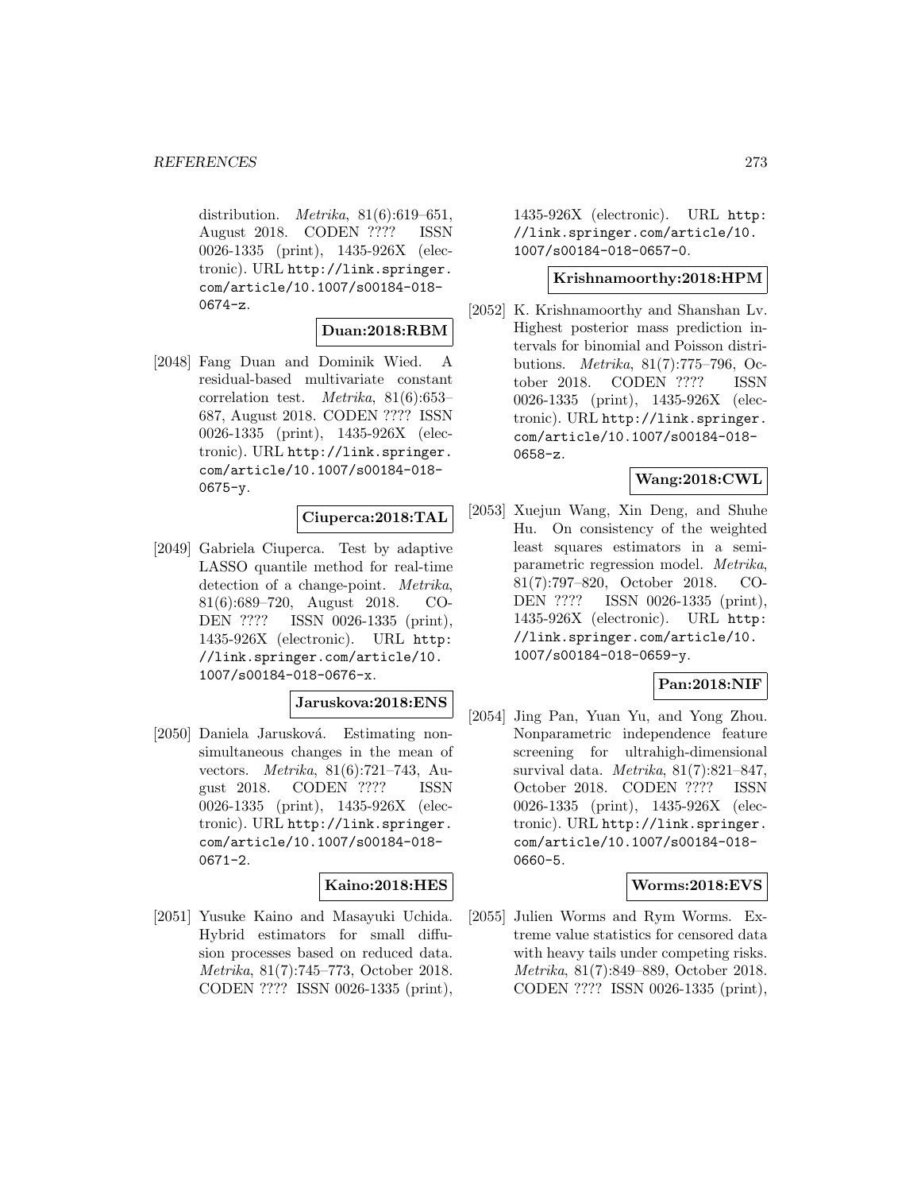distribution. *Metrika*, 81(6):619–651, August 2018. CODEN ???? ISSN 0026-1335 (print), 1435-926X (electronic). URL http://link.springer.com/article/10.1007/s00184-018-0674-z.

**Duan:2018:RBM**

[2048] Fang Duan and Dominik Wied. A residual-based multivariate constant correlation test. *Metrika*, 81(6):653–687, August 2018. CODEN ???? ISSN 0026-1335 (print), 1435-926X (electronic). URL http://link.springer.com/article/10.1007/s00184-018-0675-y.

**Ciuperca:2018:TAL**

[2049] Gabriela Ciuperca. Test by adaptive LASSO quantile method for real-time detection of a change-point. *Metrika*, 81(6):689–720, August 2018. CODEN ???? ISSN 0026-1335 (print), 1435-926X (electronic). URL http://link.springer.com/article/10.1007/s00184-018-0676-x.

**Jaruskova:2018:ENS**

[2050] Daniela Jarušková. Estimating non-simultaneous changes in the mean of vectors. *Metrika*, 81(6):721–743, August 2018. CODEN ???? ISSN 0026-1335 (print), 1435-926X (electronic). URL http://link.springer.com/article/10.1007/s00184-018-0671-2.

**Kaino:2018:HES**

[2051] Yusuke Kaino and Masayuki Uchida. Hybrid estimators for small diffusion processes based on reduced data. *Metrika*, 81(7):745–773, October 2018. CODEN ???? ISSN 0026-1335 (print), 1435-926X (electronic). URL http://link.springer.com/article/10.1007/s00184-018-0657-0.

**Krishnamoorthy:2018:HPM**

[2052] K. Krishnamoorthy and Shanshan Lv. Highest posterior mass prediction intervals for binomial and Poisson distributions. *Metrika*, 81(7):775–796, October 2018. CODEN ???? ISSN 0026-1335 (print), 1435-926X (electronic). URL http://link.springer.com/article/10.1007/s00184-018-0658-z.

**Wang:2018:CWL**

[2053] Xuejun Wang, Xin Deng, and Shuhe Hu. On consistency of the weighted least squares estimators in a semiparametric regression model. *Metrika*, 81(7):797–820, October 2018. CODEN ???? ISSN 0026-1335 (print), 1435-926X (electronic). URL http://link.springer.com/article/10.1007/s00184-018-0659-y.

**Pan:2018:NIF**

[2054] Jing Pan, Yuan Yu, and Yong Zhou. Nonparametric independence feature screening for ultrahigh-dimensional survival data. *Metrika*, 81(7):821–847, October 2018. CODEN ???? ISSN 0026-1335 (print), 1435-926X (electronic). URL http://link.springer.com/article/10.1007/s00184-018-0660-5.

**Worms:2018:EVS**

[2055] Julien Worms and Rym Worms. Extreme value statistics for censored data with heavy tails under competing risks. *Metrika*, 81(7):849–889, October 2018. CODEN ???? ISSN 0026-1335 (print),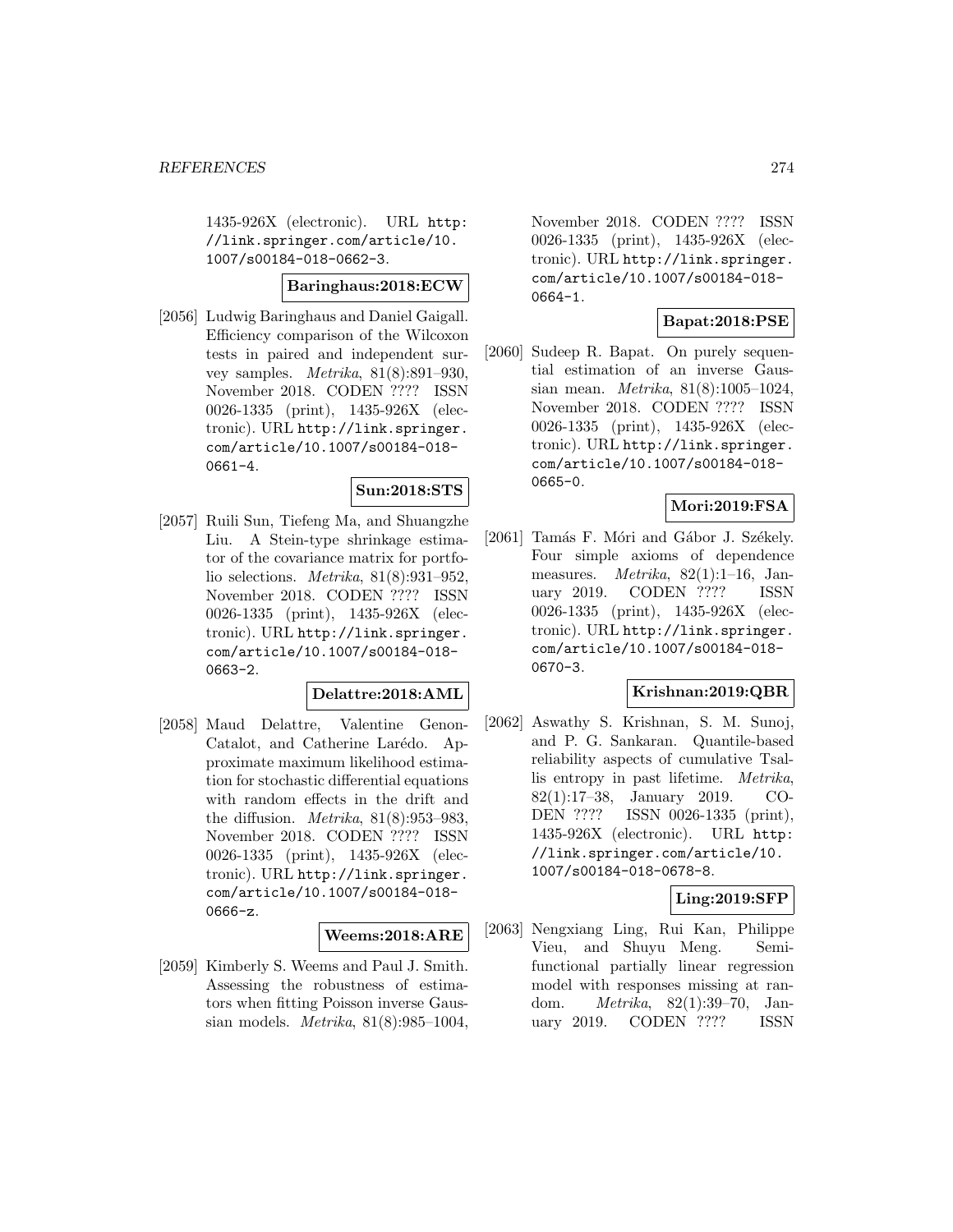1435-926X (electronic). URL http://link.springer.com/article/10.1007/s00184-018-0662-3.

**Baringhaus:2018:ECW**

[2056] Ludwig Baringhaus and Daniel Gaigall. Efficiency comparison of the Wilcoxon tests in paired and independent survey samples. *Metrika*, 81(8):891–930, November 2018. CODEN ???? ISSN 0026-1335 (print), 1435-926X (electronic). URL http://link.springer.com/article/10.1007/s00184-018-0661-4.

**Sun:2018:STS**

[2057] Ruili Sun, Tiefeng Ma, and Shuangzhe Liu. A Stein-type shrinkage estimator of the covariance matrix for portfolio selections. *Metrika*, 81(8):931–952, November 2018. CODEN ???? ISSN 0026-1335 (print), 1435-926X (electronic). URL http://link.springer.com/article/10.1007/s00184-018-0663-2.

**Delattre:2018:AML**

[2058] Maud Delattre, Valentine Genon-Catalot, and Catherine Larédo. Approximate maximum likelihood estimation for stochastic differential equations with random effects in the drift and the diffusion. *Metrika*, 81(8):953–983, November 2018. CODEN ???? ISSN 0026-1335 (print), 1435-926X (electronic). URL http://link.springer.com/article/10.1007/s00184-018-0666-z.

**Weems:2018:ARE**

[2059] Kimberly S. Weems and Paul J. Smith. Assessing the robustness of estimators when fitting Poisson inverse Gaussian models. *Metrika*, 81(8):985–1004, November 2018. CODEN ???? ISSN 0026-1335 (print), 1435-926X (electronic). URL http://link.springer.com/article/10.1007/s00184-018-0664-1.

**Bapat:2018:PSE**

[2060] Sudeep R. Bapat. On purely sequential estimation of an inverse Gaussian mean. *Metrika*, 81(8):1005–1024, November 2018. CODEN ???? ISSN 0026-1335 (print), 1435-926X (electronic). URL http://link.springer.com/article/10.1007/s00184-018-0665-0.

**Mori:2019:FSA**

[2061] Tamás F. Móri and Gábor J. Székely. Four simple axioms of dependence measures. *Metrika*, 82(1):1–16, January 2019. CODEN ???? ISSN 0026-1335 (print), 1435-926X (electronic). URL http://link.springer.com/article/10.1007/s00184-018-0670-3.

**Krishnan:2019:QBR**

[2062] Aswathy S. Krishnan, S. M. Sunoj, and P. G. Sankaran. Quantile-based reliability aspects of cumulative Tsallis entropy in past lifetime. *Metrika*, 82(1):17–38, January 2019. CODEN ???? ISSN 0026-1335 (print), 1435-926X (electronic). URL http://link.springer.com/article/10.1007/s00184-018-0678-8.

**Ling:2019:SFP**

[2063] Nengxiang Ling, Rui Kan, Philippe Vieu, and Shuyu Meng. Semi-functional partially linear regression model with responses missing at random. *Metrika*, 82(1):39–70, January 2019. CODEN ???? ISSN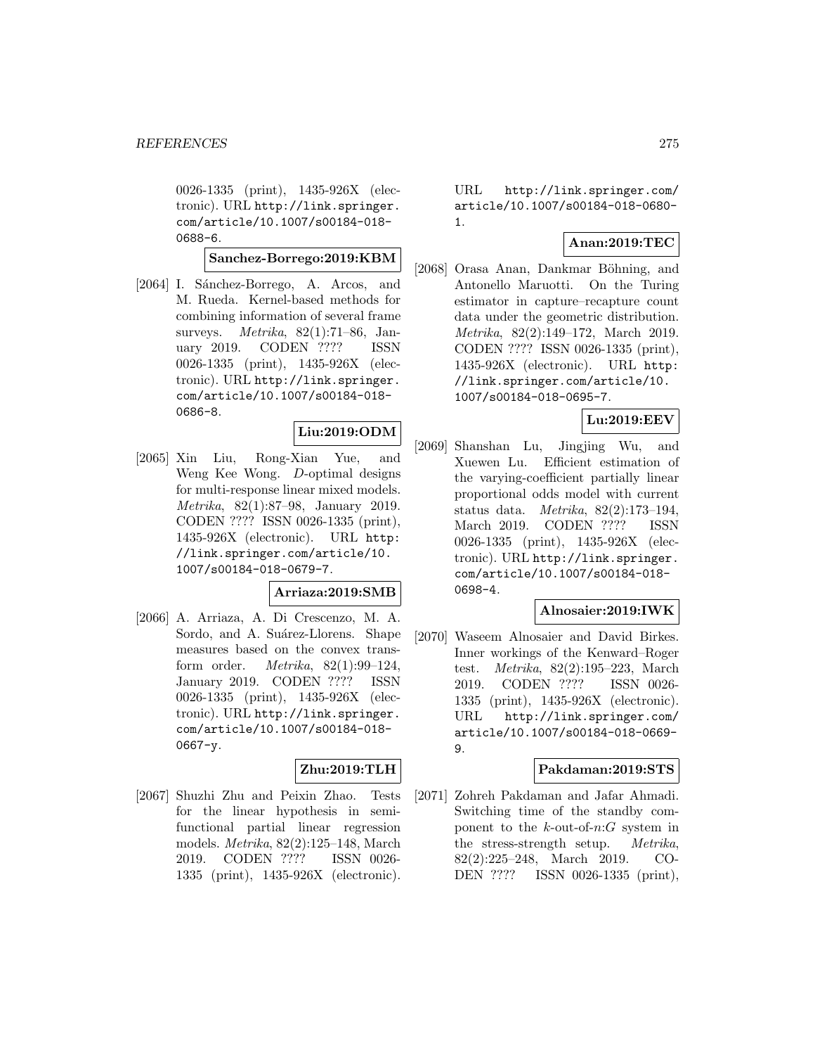0026-1335 (print), 1435-926X (electronic). URL http://link.springer.com/article/10.1007/s00184-018-0688-6.

**Sanchez-Borrego:2019:KBM**

[2064] I. Sánchez-Borrego, A. Arcos, and M. Rueda. Kernel-based methods for combining information of several frame surveys. *Metrika*, 82(1):71–86, January 2019. CODEN ???? ISSN 0026-1335 (print), 1435-926X (electronic). URL http://link.springer.com/article/10.1007/s00184-018-0686-8.

**Liu:2019:ODM**

[2065] Xin Liu, Rong-Xian Yue, and Weng Kee Wong. $D$-optimal designs for multi-response linear mixed models. *Metrika*, 82(1):87–98, January 2019. CODEN ???? ISSN 0026-1335 (print), 1435-926X (electronic). URL http://link.springer.com/article/10.1007/s00184-018-0679-7.

**Arriaza:2019:SMB**

[2066] A. Arriaza, A. Di Crescenzo, M. A. Sordo, and A. Suárez-Llorens. Shape measures based on the convex transform order. *Metrika*, 82(1):99–124, January 2019. CODEN ???? ISSN 0026-1335 (print), 1435-926X (electronic). URL http://link.springer.com/article/10.1007/s00184-018-0667-y.

**Zhu:2019:TLH**

[2067] Shuzhi Zhu and Peixin Zhao. Tests for the linear hypothesis in semi-functional partial linear regression models. *Metrika*, 82(2):125–148, March 2019. CODEN ???? ISSN 0026-1335 (print), 1435-926X (electronic). URL http://link.springer.com/article/10.1007/s00184-018-0680-1.

**Anan:2019:TEC**

[2068] Orasa Anan, Dankmar Böhning, and Antonello Maruotti. On the Turing estimator in capture–recapture count data under the geometric distribution. *Metrika*, 82(2):149–172, March 2019. CODEN ???? ISSN 0026-1335 (print), 1435-926X (electronic). URL http://link.springer.com/article/10.1007/s00184-018-0695-7.

**Lu:2019:EEV**

[2069] Shanshan Lu, Jingjing Wu, and Xuewen Lu. Efficient estimation of the varying-coefficient partially linear proportional odds model with current status data. *Metrika*, 82(2):173–194, March 2019. CODEN ???? ISSN 0026-1335 (print), 1435-926X (electronic). URL http://link.springer.com/article/10.1007/s00184-018-0698-4.

**Alnosaier:2019:IWK**

[2070] Waseem Alnosaier and David Birkes. Inner workings of the Kenward–Roger test. *Metrika*, 82(2):195–223, March 2019. CODEN ???? ISSN 0026-1335 (print), 1435-926X (electronic). URL http://link.springer.com/article/10.1007/s00184-018-0669-9.

**Pakdaman:2019:STS**

[2071] Zohreh Pakdaman and Jafar Ahmadi. Switching time of the standby component to the $k$-out-of-$n$:$G$ system in the stress-strength setup. *Metrika*, 82(2):225–248, March 2019. CODEN ???? ISSN 0026-1335 (print),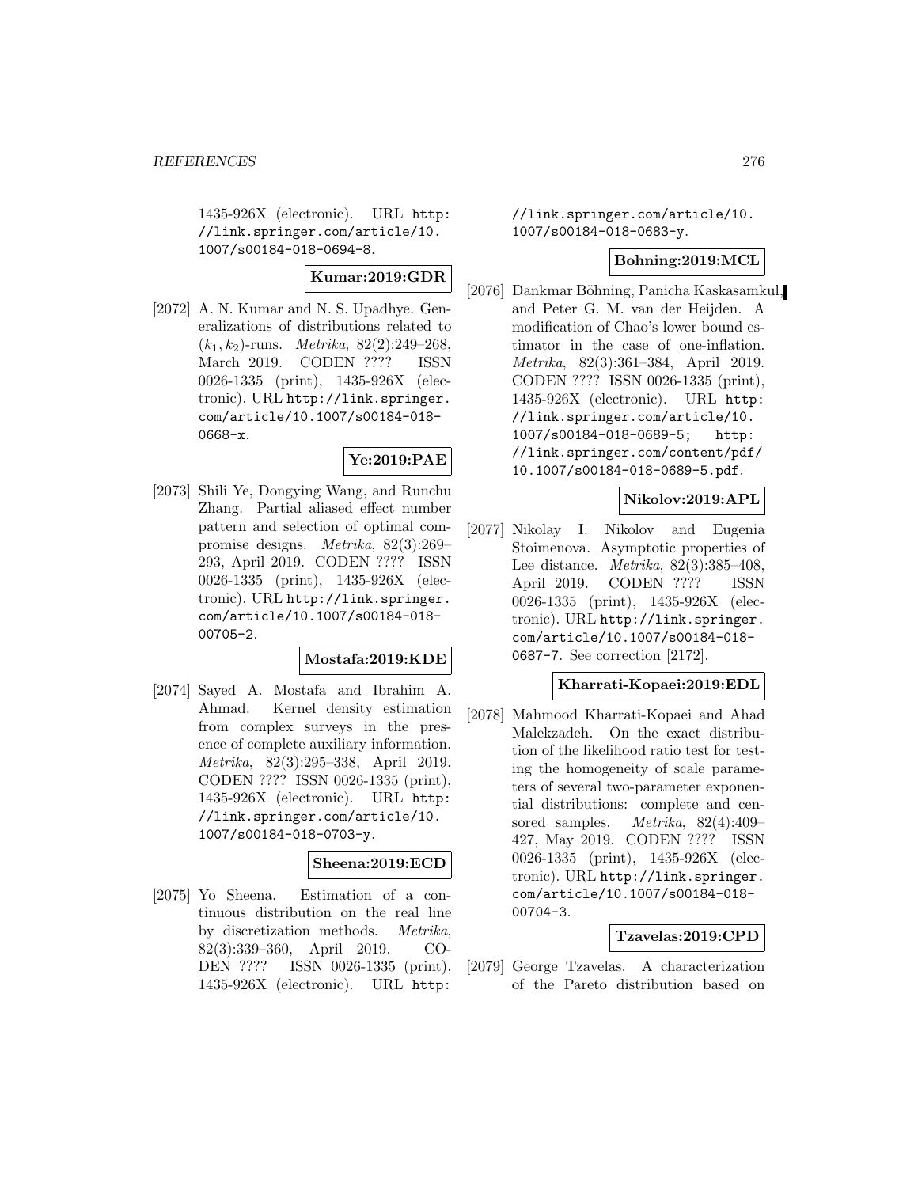1435-926X (electronic). URL http://link.springer.com/article/10.1007/s00184-018-0694-8.

**Kumar:2019:GDR**

[2072] A. N. Kumar and N. S. Upadhye. Generalizations of distributions related to $(k_1, k_2)$-runs. *Metrika*, 82(2):249–268, March 2019. CODEN ???? ISSN 0026-1335 (print), 1435-926X (electronic). URL http://link.springer.com/article/10.1007/s00184-018-0668-x.

**Ye:2019:PAE**

[2073] Shili Ye, Dongying Wang, and Runchu Zhang. Partial aliased effect number pattern and selection of optimal compromise designs. *Metrika*, 82(3):269–293, April 2019. CODEN ???? ISSN 0026-1335 (print), 1435-926X (electronic). URL http://link.springer.com/article/10.1007/s00184-018-00705-2.

**Mostafa:2019:KDE**

[2074] Sayed A. Mostafa and Ibrahim A. Ahmad. Kernel density estimation from complex surveys in the presence of complete auxiliary information. *Metrika*, 82(3):295–338, April 2019. CODEN ???? ISSN 0026-1335 (print), 1435-926X (electronic). URL http://link.springer.com/article/10.1007/s00184-018-0703-y.

**Sheena:2019:ECD**

[2075] Yo Sheena. Estimation of a continuous distribution on the real line by discretization methods. *Metrika*, 82(3):339–360, April 2019. CODEN ???? ISSN 0026-1335 (print), 1435-926X (electronic). URL http://link.springer.com/article/10.1007/s00184-018-0683-y.

**Bohning:2019:MCL**

[2076] Dankmar Böhning, Panicha Kaskasamkul, and Peter G. M. van der Heijden. A modification of Chao's lower bound estimator in the case of one-inflation. *Metrika*, 82(3):361–384, April 2019. CODEN ???? ISSN 0026-1335 (print), 1435-926X (electronic). URL http://link.springer.com/article/10.1007/s00184-018-0689-5; http://link.springer.com/content/pdf/10.1007/s00184-018-0689-5.pdf.

**Nikolov:2019:APL**

[2077] Nikolay I. Nikolov and Eugenia Stoimenova. Asymptotic properties of Lee distance. *Metrika*, 82(3):385–408, April 2019. CODEN ???? ISSN 0026-1335 (print), 1435-926X (electronic). URL http://link.springer.com/article/10.1007/s00184-018-0687-7. See correction [2172].

**Kharrati-Kopaei:2019:EDL**

[2078] Mahmood Kharrati-Kopaei and Ahad Malekzadeh. On the exact distribution of the likelihood ratio test for testing the homogeneity of scale parameters of several two-parameter exponential distributions: complete and censored samples. *Metrika*, 82(4):409–427, May 2019. CODEN ???? ISSN 0026-1335 (print), 1435-926X (electronic). URL http://link.springer.com/article/10.1007/s00184-018-00704-3.

**Tzavelas:2019:CPD**

[2079] George Tzavelas. A characterization of the Pareto distribution based on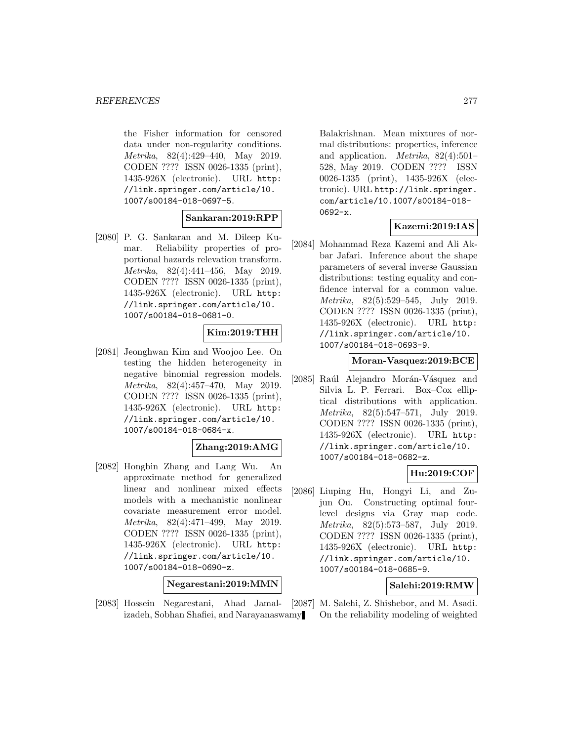the Fisher information for censored data under non-regularity conditions. *Metrika*, 82(4):429–440, May 2019. CODEN ???? ISSN 0026-1335 (print), 1435-926X (electronic). URL http://link.springer.com/article/10.1007/s00184-018-0697-5.

**Sankaran:2019:RPP**

[2080] P. G. Sankaran and M. Dileep Kumar. Reliability properties of proportional hazards relevation transform. *Metrika*, 82(4):441–456, May 2019. CODEN ???? ISSN 0026-1335 (print), 1435-926X (electronic). URL http://link.springer.com/article/10.1007/s00184-018-0681-0.

**Kim:2019:THH**

[2081] Jeonghwan Kim and Woojoo Lee. On testing the hidden heterogeneity in negative binomial regression models. *Metrika*, 82(4):457–470, May 2019. CODEN ???? ISSN 0026-1335 (print), 1435-926X (electronic). URL http://link.springer.com/article/10.1007/s00184-018-0684-x.

**Zhang:2019:AMG**

[2082] Hongbin Zhang and Lang Wu. An approximate method for generalized linear and nonlinear mixed effects models with a mechanistic nonlinear covariate measurement error model. *Metrika*, 82(4):471–499, May 2019. CODEN ???? ISSN 0026-1335 (print), 1435-926X (electronic). URL http://link.springer.com/article/10.1007/s00184-018-0690-z.

**Negarestani:2019:MMN**

[2083] Hossein Negarestani, Ahad Jamalizadeh, Sobhan Shafiei, and Narayanaswamy Balakrishnan. Mean mixtures of normal distributions: properties, inference and application. *Metrika*, 82(4):501–528, May 2019. CODEN ???? ISSN 0026-1335 (print), 1435-926X (electronic). URL http://link.springer.com/article/10.1007/s00184-018-0692-x.

**Kazemi:2019:IAS**

[2084] Mohammad Reza Kazemi and Ali Akbar Jafari. Inference about the shape parameters of several inverse Gaussian distributions: testing equality and confidence interval for a common value. *Metrika*, 82(5):529–545, July 2019. CODEN ???? ISSN 0026-1335 (print), 1435-926X (electronic). URL http://link.springer.com/article/10.1007/s00184-018-0693-9.

**Moran-Vasquez:2019:BCE**

[2085] Raúl Alejandro Morán-Vásquez and Silvia L. P. Ferrari. Box–Cox elliptical distributions with application. *Metrika*, 82(5):547–571, July 2019. CODEN ???? ISSN 0026-1335 (print), 1435-926X (electronic). URL http://link.springer.com/article/10.1007/s00184-018-0682-z.

**Hu:2019:COF**

[2086] Liuping Hu, Hongyi Li, and Zujun Ou. Constructing optimal four-level designs via Gray map code. *Metrika*, 82(5):573–587, July 2019. CODEN ???? ISSN 0026-1335 (print), 1435-926X (electronic). URL http://link.springer.com/article/10.1007/s00184-018-0685-9.

**Salehi:2019:RMW**

[2087] M. Salehi, Z. Shishebor, and M. Asadi. On the reliability modeling of weighted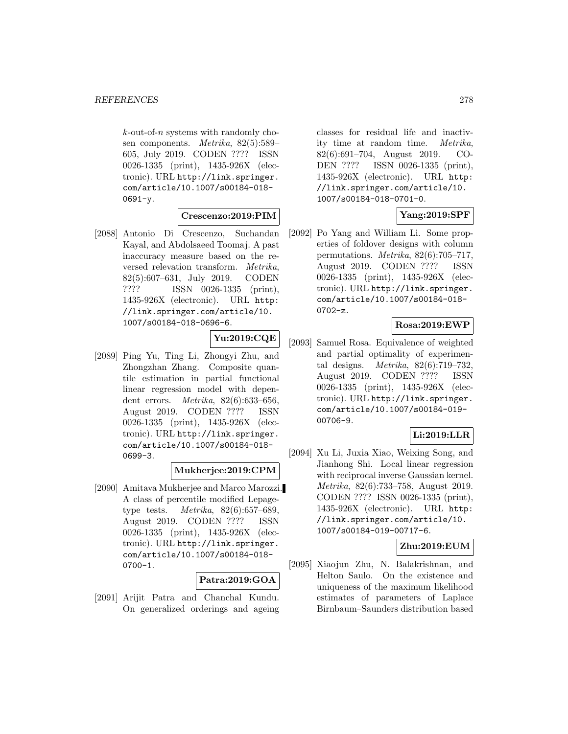$k$-out-of-$n$ systems with randomly chosen components. *Metrika*, 82(5):589–605, July 2019. CODEN ???? ISSN 0026-1335 (print), 1435-926X (electronic). URL http://link.springer.com/article/10.1007/s00184-018-0691-y.

**Crescenzo:2019:PIM**

[2088] Antonio Di Crescenzo, Suchandan Kayal, and Abdolsaeed Toomaj. A past inaccuracy measure based on the reversed relevation transform. *Metrika*, 82(5):607–631, July 2019. CODEN ???? ISSN 0026-1335 (print), 1435-926X (electronic). URL http://link.springer.com/article/10.1007/s00184-018-0696-6.

**Yu:2019:CQE**

[2089] Ping Yu, Ting Li, Zhongyi Zhu, and Zhongzhan Zhang. Composite quantile estimation in partial functional linear regression model with dependent errors. *Metrika*, 82(6):633–656, August 2019. CODEN ???? ISSN 0026-1335 (print), 1435-926X (electronic). URL http://link.springer.com/article/10.1007/s00184-018-0699-3.

**Mukherjee:2019:CPM**

[2090] Amitava Mukherjee and Marco Marozzi. A class of percentile modified Lepage-type tests. *Metrika*, 82(6):657–689, August 2019. CODEN ???? ISSN 0026-1335 (print), 1435-926X (electronic). URL http://link.springer.com/article/10.1007/s00184-018-0700-1.

**Patra:2019:GOA**

[2091] Arijit Patra and Chanchal Kundu. On generalized orderings and ageing classes for residual life and inactivity time at random time. *Metrika*, 82(6):691–704, August 2019. CODEN ???? ISSN 0026-1335 (print), 1435-926X (electronic). URL http://link.springer.com/article/10.1007/s00184-018-0701-0.

**Yang:2019:SPF**

[2092] Po Yang and William Li. Some properties of foldover designs with column permutations. *Metrika*, 82(6):705–717, August 2019. CODEN ???? ISSN 0026-1335 (print), 1435-926X (electronic). URL http://link.springer.com/article/10.1007/s00184-018-0702-z.

**Rosa:2019:EWP**

[2093] Samuel Rosa. Equivalence of weighted and partial optimality of experimental designs. *Metrika*, 82(6):719–732, August 2019. CODEN ???? ISSN 0026-1335 (print), 1435-926X (electronic). URL http://link.springer.com/article/10.1007/s00184-019-00706-9.

**Li:2019:LLR**

[2094] Xu Li, Juxia Xiao, Weixing Song, and Jianhong Shi. Local linear regression with reciprocal inverse Gaussian kernel. *Metrika*, 82(6):733–758, August 2019. CODEN ???? ISSN 0026-1335 (print), 1435-926X (electronic). URL http://link.springer.com/article/10.1007/s00184-019-00717-6.

**Zhu:2019:EUM**

[2095] Xiaojun Zhu, N. Balakrishnan, and Helton Saulo. On the existence and uniqueness of the maximum likelihood estimates of parameters of Laplace Birnbaum–Saunders distribution based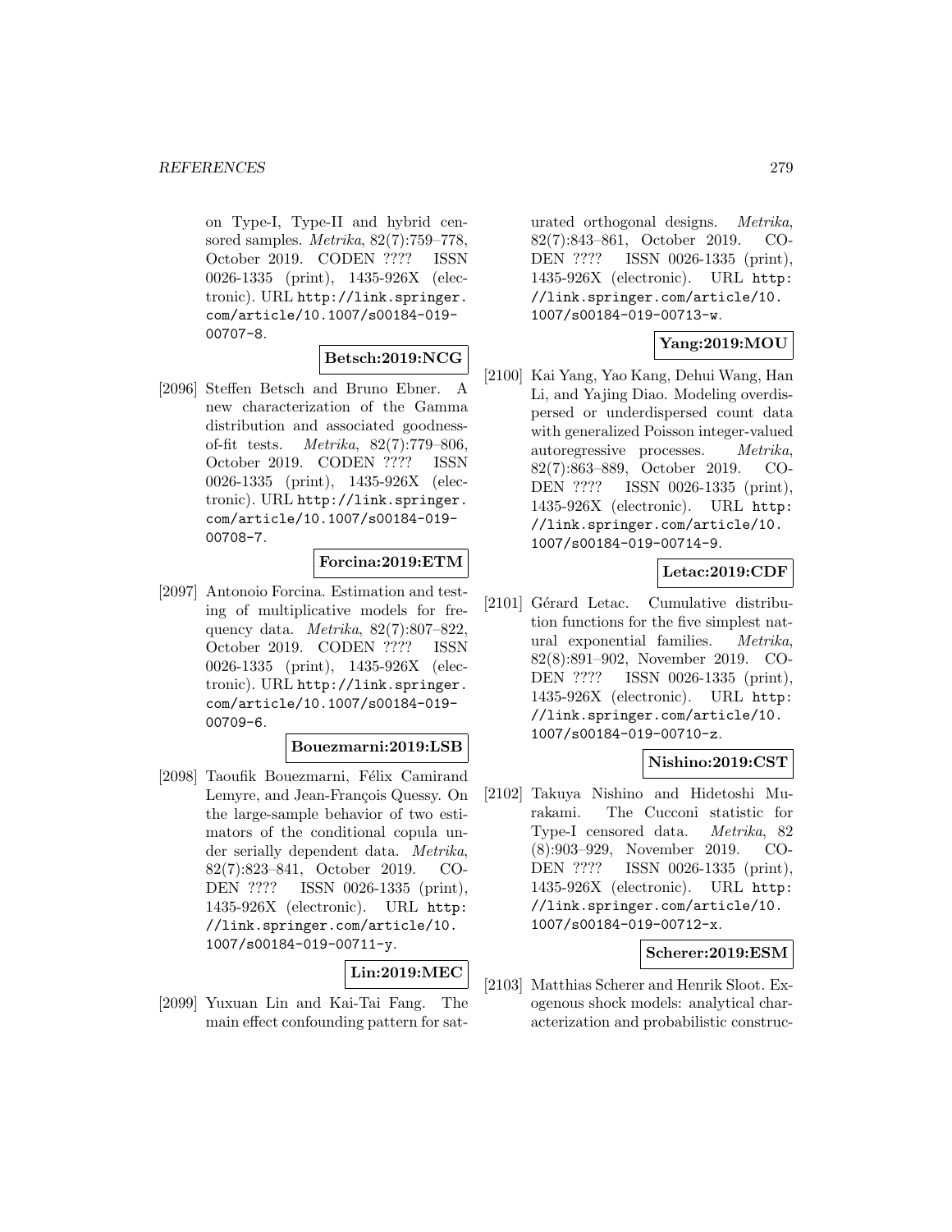on Type-I, Type-II and hybrid censored samples. *Metrika*, 82(7):759–778, October 2019. CODEN ???? ISSN 0026-1335 (print), 1435-926X (electronic). URL http://link.springer.com/article/10.1007/s00184-019-00707-8.

**Betsch:2019:NCG**

[2096] Steffen Betsch and Bruno Ebner. A new characterization of the Gamma distribution and associated goodness-of-fit tests. *Metrika*, 82(7):779–806, October 2019. CODEN ???? ISSN 0026-1335 (print), 1435-926X (electronic). URL http://link.springer.com/article/10.1007/s00184-019-00708-7.

**Forcina:2019:ETM**

[2097] Antonoio Forcina. Estimation and testing of multiplicative models for frequency data. *Metrika*, 82(7):807–822, October 2019. CODEN ???? ISSN 0026-1335 (print), 1435-926X (electronic). URL http://link.springer.com/article/10.1007/s00184-019-00709-6.

**Bouezmarni:2019:LSB**

[2098] Taoufik Bouezmarni, Félix Camirand Lemyre, and Jean-François Quessy. On the large-sample behavior of two estimators of the conditional copula under serially dependent data. *Metrika*, 82(7):823–841, October 2019. CODEN ???? ISSN 0026-1335 (print), 1435-926X (electronic). URL http://link.springer.com/article/10.1007/s00184-019-00711-y.

**Lin:2019:MEC**

[2099] Yuxuan Lin and Kai-Tai Fang. The main effect confounding pattern for saturated orthogonal designs. *Metrika*, 82(7):843–861, October 2019. CODEN ???? ISSN 0026-1335 (print), 1435-926X (electronic). URL http://link.springer.com/article/10.1007/s00184-019-00713-w.

**Yang:2019:MOU**

[2100] Kai Yang, Yao Kang, Dehui Wang, Han Li, and Yajing Diao. Modeling overdispersed or underdispersed count data with generalized Poisson integer-valued autoregressive processes. *Metrika*, 82(7):863–889, October 2019. CODEN ???? ISSN 0026-1335 (print), 1435-926X (electronic). URL http://link.springer.com/article/10.1007/s00184-019-00714-9.

**Letac:2019:CDF**

[2101] Gérard Letac. Cumulative distribution functions for the five simplest natural exponential families. *Metrika*, 82(8):891–902, November 2019. CODEN ???? ISSN 0026-1335 (print), 1435-926X (electronic). URL http://link.springer.com/article/10.1007/s00184-019-00710-z.

**Nishino:2019:CST**

[2102] Takuya Nishino and Hidetoshi Murakami. The Cucconi statistic for Type-I censored data. *Metrika*, 82(8):903–929, November 2019. CODEN ???? ISSN 0026-1335 (print), 1435-926X (electronic). URL http://link.springer.com/article/10.1007/s00184-019-00712-x.

**Scherer:2019:ESM**

[2103] Matthias Scherer and Henrik Sloot. Exogenous shock models: analytical characterization and probabilistic construc-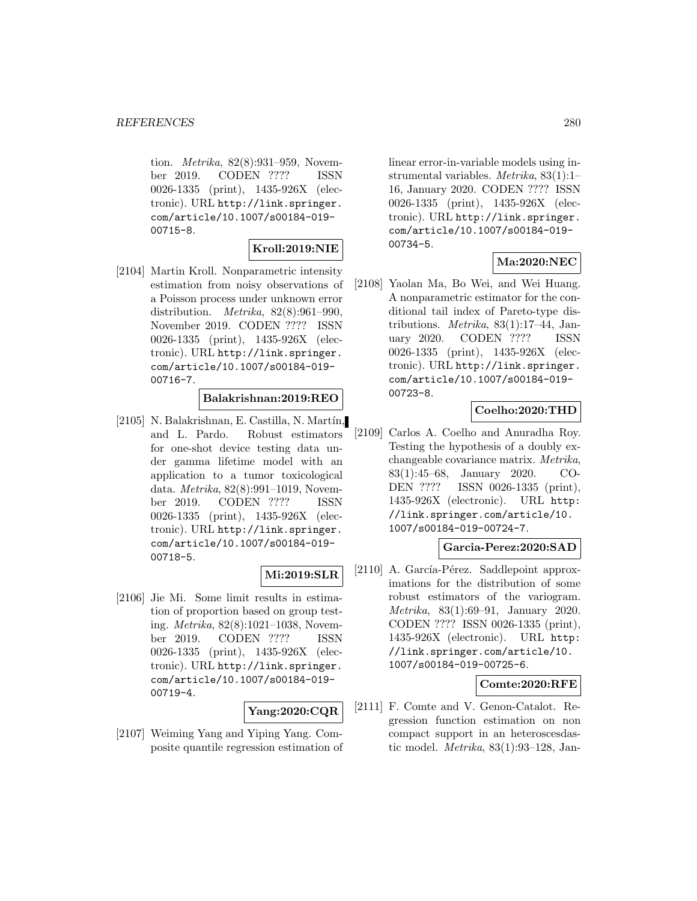tion. *Metrika*, 82(8):931–959, November 2019. CODEN ???? ISSN 0026-1335 (print), 1435-926X (electronic). URL http://link.springer.com/article/10.1007/s00184-019-00715-8.

**Kroll:2019:NIE**

[2104] Martin Kroll. Nonparametric intensity estimation from noisy observations of a Poisson process under unknown error distribution. *Metrika*, 82(8):961–990, November 2019. CODEN ???? ISSN 0026-1335 (print), 1435-926X (electronic). URL http://link.springer.com/article/10.1007/s00184-019-00716-7.

**Balakrishnan:2019:REO**

[2105] N. Balakrishnan, E. Castilla, N. Martín, and L. Pardo. Robust estimators for one-shot device testing data under gamma lifetime model with an application to a tumor toxicological data. *Metrika*, 82(8):991–1019, November 2019. CODEN ???? ISSN 0026-1335 (print), 1435-926X (electronic). URL http://link.springer.com/article/10.1007/s00184-019-00718-5.

**Mi:2019:SLR**

[2106] Jie Mi. Some limit results in estimation of proportion based on group testing. *Metrika*, 82(8):1021–1038, November 2019. CODEN ???? ISSN 0026-1335 (print), 1435-926X (electronic). URL http://link.springer.com/article/10.1007/s00184-019-00719-4.

**Yang:2020:CQR**

[2107] Weiming Yang and Yiping Yang. Composite quantile regression estimation of linear error-in-variable models using instrumental variables. *Metrika*, 83(1):1–16, January 2020. CODEN ???? ISSN 0026-1335 (print), 1435-926X (electronic). URL http://link.springer.com/article/10.1007/s00184-019-00734-5.

**Ma:2020:NEC**

[2108] Yaolan Ma, Bo Wei, and Wei Huang. A nonparametric estimator for the conditional tail index of Pareto-type distributions. *Metrika*, 83(1):17–44, January 2020. CODEN ???? ISSN 0026-1335 (print), 1435-926X (electronic). URL http://link.springer.com/article/10.1007/s00184-019-00723-8.

**Coelho:2020:THD**

[2109] Carlos A. Coelho and Anuradha Roy. Testing the hypothesis of a doubly exchangeable covariance matrix. *Metrika*, 83(1):45–68, January 2020. CODEN ???? ISSN 0026-1335 (print), 1435-926X (electronic). URL http://link.springer.com/article/10.1007/s00184-019-00724-7.

**Garcia-Perez:2020:SAD**

[2110] A. García-Pérez. Saddlepoint approximations for the distribution of some robust estimators of the variogram. *Metrika*, 83(1):69–91, January 2020. CODEN ???? ISSN 0026-1335 (print), 1435-926X (electronic). URL http://link.springer.com/article/10.1007/s00184-019-00725-6.

**Comte:2020:RFE**

[2111] F. Comte and V. Genon-Catalot. Regression function estimation on non compact support in an heteroscesdastic model. *Metrika*, 83(1):93–128, Jan-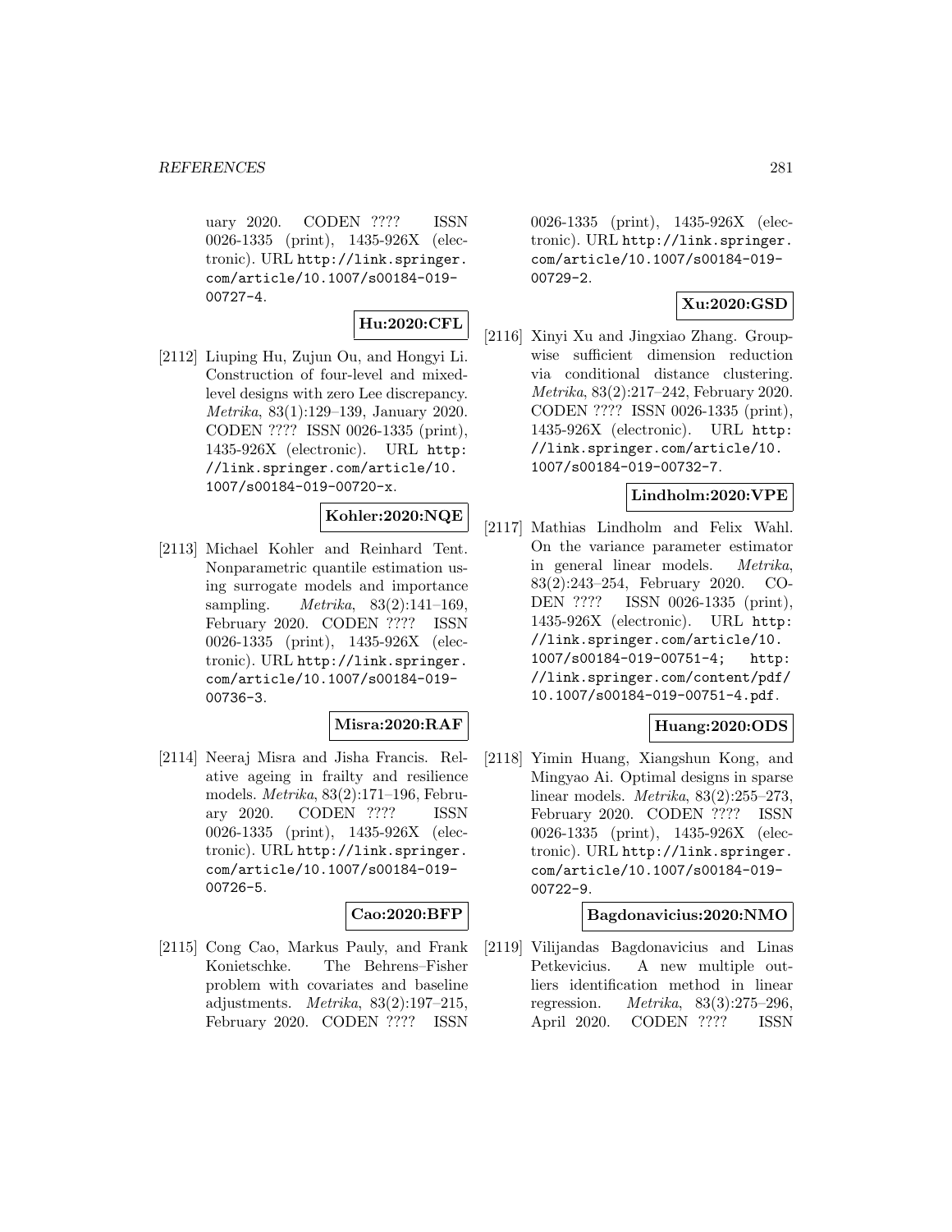uary 2020. CODEN ???? ISSN 0026-1335 (print), 1435-926X (electronic). URL http://link.springer.com/article/10.1007/s00184-019-00727-4.

**Hu:2020:CFL**

[2112] Liuping Hu, Zujun Ou, and Hongyi Li. Construction of four-level and mixed-level designs with zero Lee discrepancy. *Metrika*, 83(1):129–139, January 2020. CODEN ???? ISSN 0026-1335 (print), 1435-926X (electronic). URL http://link.springer.com/article/10.1007/s00184-019-00720-x.

**Kohler:2020:NQE**

[2113] Michael Kohler and Reinhard Tent. Nonparametric quantile estimation using surrogate models and importance sampling. *Metrika*, 83(2):141–169, February 2020. CODEN ???? ISSN 0026-1335 (print), 1435-926X (electronic). URL http://link.springer.com/article/10.1007/s00184-019-00736-3.

**Misra:2020:RAF**

[2114] Neeraj Misra and Jisha Francis. Relative ageing in frailty and resilience models. *Metrika*, 83(2):171–196, February 2020. CODEN ???? ISSN 0026-1335 (print), 1435-926X (electronic). URL http://link.springer.com/article/10.1007/s00184-019-00726-5.

**Cao:2020:BFP**

[2115] Cong Cao, Markus Pauly, and Frank Konietschke. The Behrens–Fisher problem with covariates and baseline adjustments. *Metrika*, 83(2):197–215, February 2020. CODEN ???? ISSN 0026-1335 (print), 1435-926X (electronic). URL http://link.springer.com/article/10.1007/s00184-019-00729-2.

**Xu:2020:GSD**

[2116] Xinyi Xu and Jingxiao Zhang. Groupwise sufficient dimension reduction via conditional distance clustering. *Metrika*, 83(2):217–242, February 2020. CODEN ???? ISSN 0026-1335 (print), 1435-926X (electronic). URL http://link.springer.com/article/10.1007/s00184-019-00732-7.

**Lindholm:2020:VPE**

[2117] Mathias Lindholm and Felix Wahl. On the variance parameter estimator in general linear models. *Metrika*, 83(2):243–254, February 2020. CODEN ???? ISSN 0026-1335 (print), 1435-926X (electronic). URL http://link.springer.com/article/10.1007/s00184-019-00751-4; http://link.springer.com/content/pdf/10.1007/s00184-019-00751-4.pdf.

**Huang:2020:ODS**

[2118] Yimin Huang, Xiangshun Kong, and Mingyao Ai. Optimal designs in sparse linear models. *Metrika*, 83(2):255–273, February 2020. CODEN ???? ISSN 0026-1335 (print), 1435-926X (electronic). URL http://link.springer.com/article/10.1007/s00184-019-00722-9.

**Bagdonavicius:2020:NMO**

[2119] Vilijandas Bagdonavicius and Linas Petkevicius. A new multiple outliers identification method in linear regression. *Metrika*, 83(3):275–296, April 2020. CODEN ???? ISSN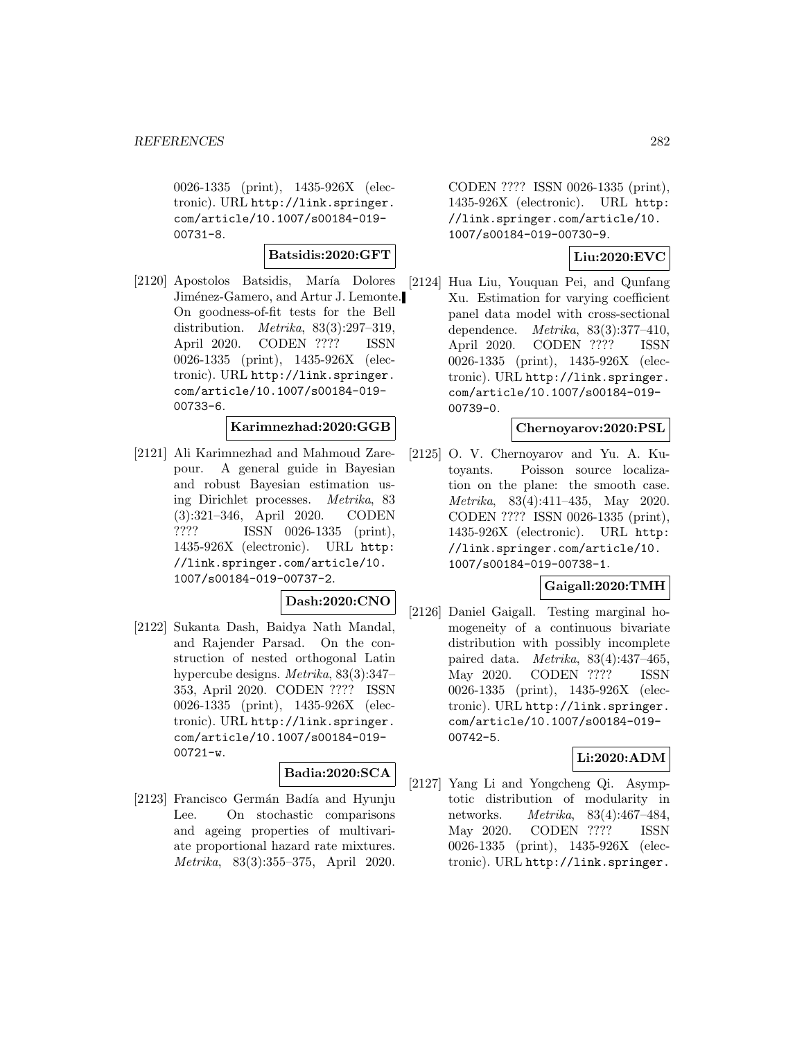0026-1335 (print), 1435-926X (electronic). URL http://link.springer.com/article/10.1007/s00184-019-00731-8.

**Batsidis:2020:GFT**

[2120] Apostolos Batsidis, María Dolores Jiménez-Gamero, and Artur J. Lemonte. On goodness-of-fit tests for the Bell distribution. *Metrika*, 83(3):297–319, April 2020. CODEN ???? ISSN 0026-1335 (print), 1435-926X (electronic). URL http://link.springer.com/article/10.1007/s00184-019-00733-6.

**Karimnezhad:2020:GGB**

[2121] Ali Karimnezhad and Mahmoud Zarepour. A general guide in Bayesian and robust Bayesian estimation using Dirichlet processes. *Metrika*, 83 (3):321–346, April 2020. CODEN ???? ISSN 0026-1335 (print), 1435-926X (electronic). URL http://link.springer.com/article/10.1007/s00184-019-00737-2.

**Dash:2020:CNO**

[2122] Sukanta Dash, Baidya Nath Mandal, and Rajender Parsad. On the construction of nested orthogonal Latin hypercube designs. *Metrika*, 83(3):347–353, April 2020. CODEN ???? ISSN 0026-1335 (print), 1435-926X (electronic). URL http://link.springer.com/article/10.1007/s00184-019-00721-w.

**Badia:2020:SCA**

[2123] Francisco Germán Badía and Hyunju Lee. On stochastic comparisons and ageing properties of multivariate proportional hazard rate mixtures. *Metrika*, 83(3):355–375, April 2020. CODEN ???? ISSN 0026-1335 (print), 1435-926X (electronic). URL http://link.springer.com/article/10.1007/s00184-019-00730-9.

**Liu:2020:EVC**

[2124] Hua Liu, Youquan Pei, and Qunfang Xu. Estimation for varying coefficient panel data model with cross-sectional dependence. *Metrika*, 83(3):377–410, April 2020. CODEN ???? ISSN 0026-1335 (print), 1435-926X (electronic). URL http://link.springer.com/article/10.1007/s00184-019-00739-0.

**Chernoyarov:2020:PSL**

[2125] O. V. Chernoyarov and Yu. A. Kutoyants. Poisson source localization on the plane: the smooth case. *Metrika*, 83(4):411–435, May 2020. CODEN ???? ISSN 0026-1335 (print), 1435-926X (electronic). URL http://link.springer.com/article/10.1007/s00184-019-00738-1.

**Gaigall:2020:TMH**

[2126] Daniel Gaigall. Testing marginal homogeneity of a continuous bivariate distribution with possibly incomplete paired data. *Metrika*, 83(4):437–465, May 2020. CODEN ???? ISSN 0026-1335 (print), 1435-926X (electronic). URL http://link.springer.com/article/10.1007/s00184-019-00742-5.

**Li:2020:ADM**

[2127] Yang Li and Yongcheng Qi. Asymptotic distribution of modularity in networks. *Metrika*, 83(4):467–484, May 2020. CODEN ???? ISSN 0026-1335 (print), 1435-926X (electronic). URL http://link.springer.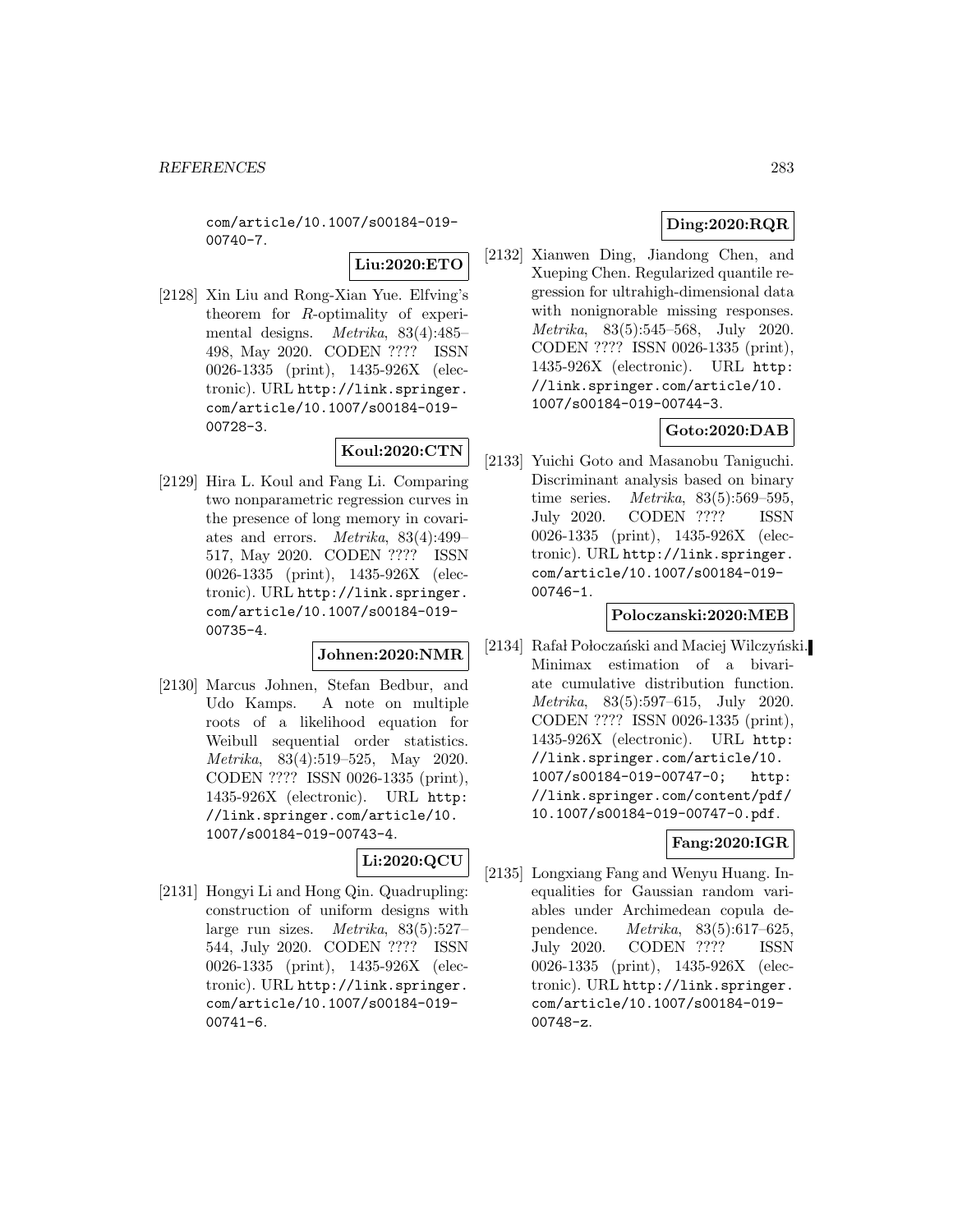com/article/10.1007/s00184-019-00740-7.

**Liu:2020:ETO**

[2128] Xin Liu and Rong-Xian Yue. Elfving's theorem for $R$-optimality of experimental designs. *Metrika*, 83(4):485–498, May 2020. CODEN ???? ISSN 0026-1335 (print), 1435-926X (electronic). URL http://link.springer.com/article/10.1007/s00184-019-00728-3.

**Koul:2020:CTN**

[2129] Hira L. Koul and Fang Li. Comparing two nonparametric regression curves in the presence of long memory in covariates and errors. *Metrika*, 83(4):499–517, May 2020. CODEN ???? ISSN 0026-1335 (print), 1435-926X (electronic). URL http://link.springer.com/article/10.1007/s00184-019-00735-4.

**Johnen:2020:NMR**

[2130] Marcus Johnen, Stefan Bedbur, and Udo Kamps. A note on multiple roots of a likelihood equation for Weibull sequential order statistics. *Metrika*, 83(4):519–525, May 2020. CODEN ???? ISSN 0026-1335 (print), 1435-926X (electronic). URL http://link.springer.com/article/10.1007/s00184-019-00743-4.

**Li:2020:QCU**

[2131] Hongyi Li and Hong Qin. Quadrupling: construction of uniform designs with large run sizes. *Metrika*, 83(5):527–544, July 2020. CODEN ???? ISSN 0026-1335 (print), 1435-926X (electronic). URL http://link.springer.com/article/10.1007/s00184-019-00741-6.

**Ding:2020:RQR**

[2132] Xianwen Ding, Jiandong Chen, and Xueping Chen. Regularized quantile regression for ultrahigh-dimensional data with nonignorable missing responses. *Metrika*, 83(5):545–568, July 2020. CODEN ???? ISSN 0026-1335 (print), 1435-926X (electronic). URL http://link.springer.com/article/10.1007/s00184-019-00744-3.

**Goto:2020:DAB**

[2133] Yuichi Goto and Masanobu Taniguchi. Discriminant analysis based on binary time series. *Metrika*, 83(5):569–595, July 2020. CODEN ???? ISSN 0026-1335 (print), 1435-926X (electronic). URL http://link.springer.com/article/10.1007/s00184-019-00746-1.

**Poloczanski:2020:MEB**

[2134] Rafał Połoczański and Maciej Wilczyński. Minimax estimation of a bivariate cumulative distribution function. *Metrika*, 83(5):597–615, July 2020. CODEN ???? ISSN 0026-1335 (print), 1435-926X (electronic). URL http://link.springer.com/article/10.1007/s00184-019-00747-0; http://link.springer.com/content/pdf/10.1007/s00184-019-00747-0.pdf.

**Fang:2020:IGR**

[2135] Longxiang Fang and Wenyu Huang. Inequalities for Gaussian random variables under Archimedean copula dependence. *Metrika*, 83(5):617–625, July 2020. CODEN ???? ISSN 0026-1335 (print), 1435-926X (electronic). URL http://link.springer.com/article/10.1007/s00184-019-00748-z.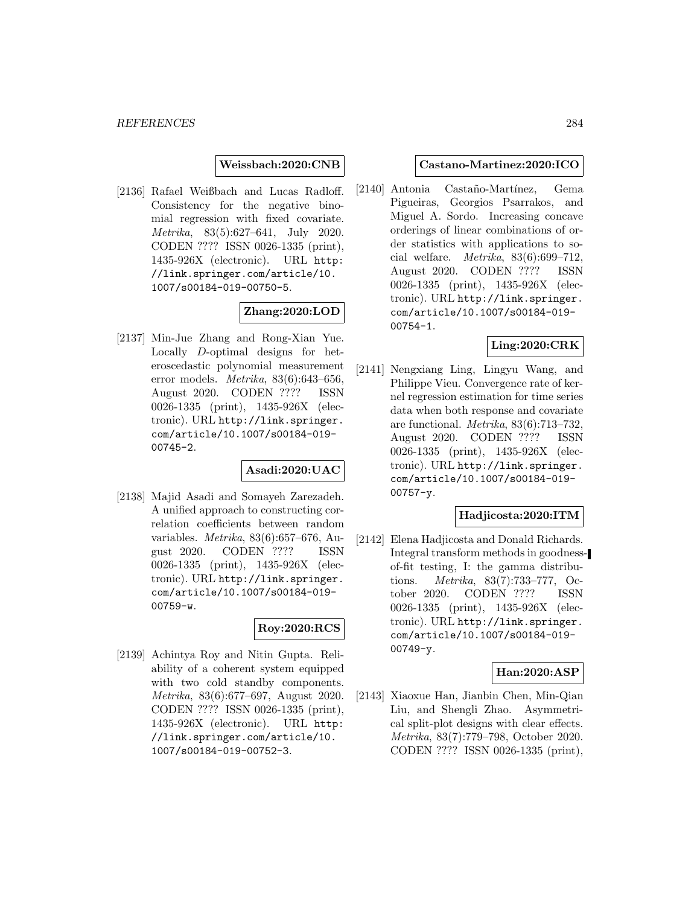**Weissbach:2020:CNB**

[2136] Rafael Weißbach and Lucas Radloff. Consistency for the negative binomial regression with fixed covariate. *Metrika*, 83(5):627–641, July 2020. CODEN ???? ISSN 0026-1335 (print), 1435-926X (electronic). URL http://link.springer.com/article/10.1007/s00184-019-00750-5.

**Zhang:2020:LOD**

[2137] Min-Jue Zhang and Rong-Xian Yue. Locally $D$-optimal designs for heteroscedastic polynomial measurement error models. *Metrika*, 83(6):643–656, August 2020. CODEN ???? ISSN 0026-1335 (print), 1435-926X (electronic). URL http://link.springer.com/article/10.1007/s00184-019-00745-2.

**Asadi:2020:UAC**

[2138] Majid Asadi and Somayeh Zarezadeh. A unified approach to constructing correlation coefficients between random variables. *Metrika*, 83(6):657–676, August 2020. CODEN ???? ISSN 0026-1335 (print), 1435-926X (electronic). URL http://link.springer.com/article/10.1007/s00184-019-00759-w.

**Roy:2020:RCS**

[2139] Achintya Roy and Nitin Gupta. Reliability of a coherent system equipped with two cold standby components. *Metrika*, 83(6):677–697, August 2020. CODEN ???? ISSN 0026-1335 (print), 1435-926X (electronic). URL http://link.springer.com/article/10.1007/s00184-019-00752-3.

**Castano-Martinez:2020:ICO**

[2140] Antonia Castaño-Martínez, Gema Pigueiras, Georgios Psarrakos, and Miguel A. Sordo. Increasing concave orderings of linear combinations of order statistics with applications to social welfare. *Metrika*, 83(6):699–712, August 2020. CODEN ???? ISSN 0026-1335 (print), 1435-926X (electronic). URL http://link.springer.com/article/10.1007/s00184-019-00754-1.

**Ling:2020:CRK**

[2141] Nengxiang Ling, Lingyu Wang, and Philippe Vieu. Convergence rate of kernel regression estimation for time series data when both response and covariate are functional. *Metrika*, 83(6):713–732, August 2020. CODEN ???? ISSN 0026-1335 (print), 1435-926X (electronic). URL http://link.springer.com/article/10.1007/s00184-019-00757-y.

**Hadjicosta:2020:ITM**

[2142] Elena Hadjicosta and Donald Richards. Integral transform methods in goodness-of-fit testing, I: the gamma distributions. *Metrika*, 83(7):733–777, October 2020. CODEN ???? ISSN 0026-1335 (print), 1435-926X (electronic). URL http://link.springer.com/article/10.1007/s00184-019-00749-y.

**Han:2020:ASP**

[2143] Xiaoxue Han, Jianbin Chen, Min-Qian Liu, and Shengli Zhao. Asymmetrical split-plot designs with clear effects. *Metrika*, 83(7):779–798, October 2020. CODEN ???? ISSN 0026-1335 (print),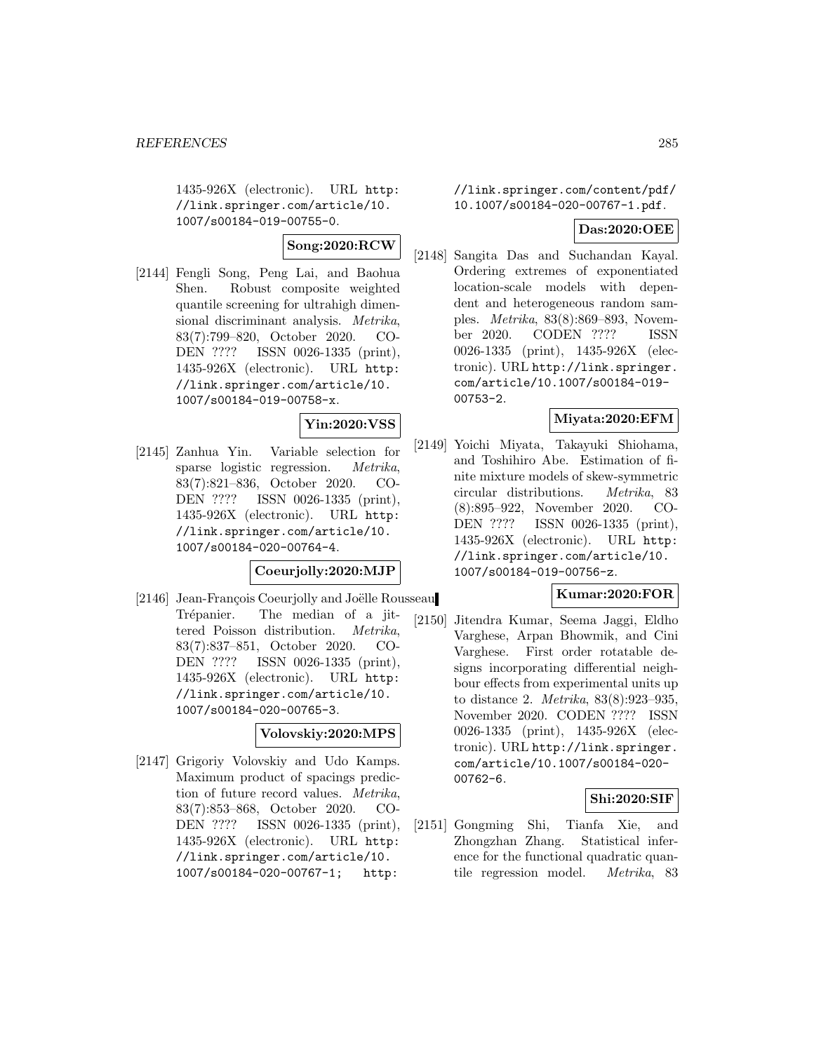1435-926X (electronic). URL http://link.springer.com/article/10.1007/s00184-019-00755-0.

**Song:2020:RCW**

[2144] Fengli Song, Peng Lai, and Baohua Shen. Robust composite weighted quantile screening for ultrahigh dimensional discriminant analysis. *Metrika*, 83(7):799–820, October 2020. CODEN ???? ISSN 0026-1335 (print), 1435-926X (electronic). URL http://link.springer.com/article/10.1007/s00184-019-00758-x.

**Yin:2020:VSS**

[2145] Zanhua Yin. Variable selection for sparse logistic regression. *Metrika*, 83(7):821–836, October 2020. CODEN ???? ISSN 0026-1335 (print), 1435-926X (electronic). URL http://link.springer.com/article/10.1007/s00184-020-00764-4.

**Coeurjolly:2020:MJP**

[2146] Jean-François Coeurjolly and Joëlle Rousseau Trépanier. The median of a jittered Poisson distribution. *Metrika*, 83(7):837–851, October 2020. CODEN ???? ISSN 0026-1335 (print), 1435-926X (electronic). URL http://link.springer.com/article/10.1007/s00184-020-00765-3.

**Volovskiy:2020:MPS**

[2147] Grigoriy Volovskiy and Udo Kamps. Maximum product of spacings prediction of future record values. *Metrika*, 83(7):853–868, October 2020. CODEN ???? ISSN 0026-1335 (print), 1435-926X (electronic). URL http://link.springer.com/article/10.1007/s00184-020-00767-1; http://link.springer.com/content/pdf/10.1007/s00184-020-00767-1.pdf.

**Das:2020:OEE**

[2148] Sangita Das and Suchandan Kayal. Ordering extremes of exponentiated location-scale models with dependent and heterogeneous random samples. *Metrika*, 83(8):869–893, November 2020. CODEN ???? ISSN 0026-1335 (print), 1435-926X (electronic). URL http://link.springer.com/article/10.1007/s00184-019-00753-2.

**Miyata:2020:EFM**

[2149] Yoichi Miyata, Takayuki Shiohama, and Toshihiro Abe. Estimation of finite mixture models of skew-symmetric circular distributions. *Metrika*, 83(8):895–922, November 2020. CODEN ???? ISSN 0026-1335 (print), 1435-926X (electronic). URL http://link.springer.com/article/10.1007/s00184-019-00756-z.

**Kumar:2020:FOR**

[2150] Jitendra Kumar, Seema Jaggi, Eldho Varghese, Arpan Bhowmik, and Cini Varghese. First order rotatable designs incorporating differential neighbour effects from experimental units up to distance 2. *Metrika*, 83(8):923–935, November 2020. CODEN ???? ISSN 0026-1335 (print), 1435-926X (electronic). URL http://link.springer.com/article/10.1007/s00184-020-00762-6.

**Shi:2020:SIF**

[2151] Gongming Shi, Tianfa Xie, and Zhongzhan Zhang. Statistical inference for the functional quadratic quantile regression model. *Metrika*, 83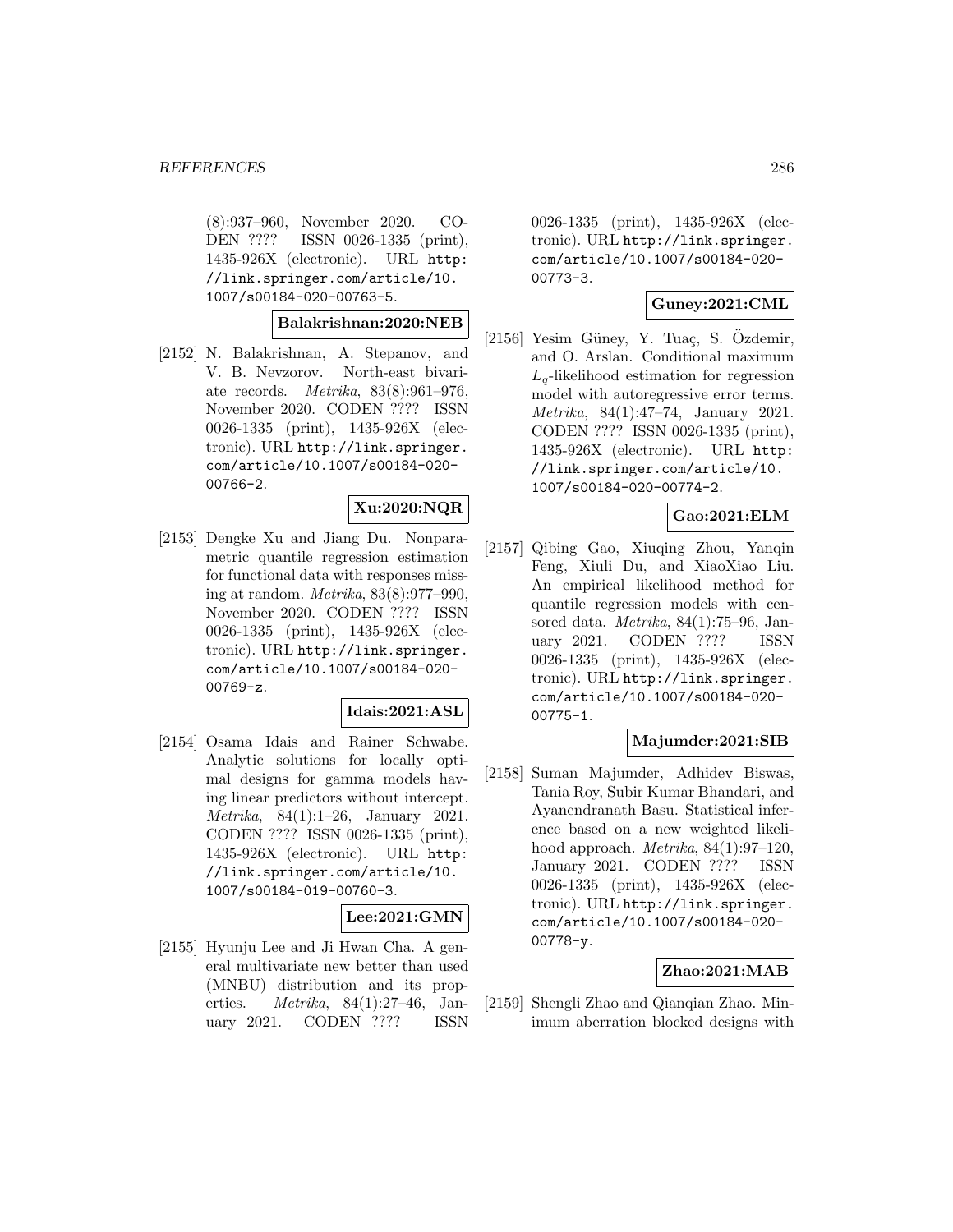(8):937–960, November 2020. CODEN ???? ISSN 0026-1335 (print), 1435-926X (electronic). URL http://link.springer.com/article/10.1007/s00184-020-00763-5.

**Balakrishnan:2020:NEB**

[2152] N. Balakrishnan, A. Stepanov, and V. B. Nevzorov. North-east bivariate records. *Metrika*, 83(8):961–976, November 2020. CODEN ???? ISSN 0026-1335 (print), 1435-926X (electronic). URL http://link.springer.com/article/10.1007/s00184-020-00766-2.

**Xu:2020:NQR**

[2153] Dengke Xu and Jiang Du. Nonparametric quantile regression estimation for functional data with responses missing at random. *Metrika*, 83(8):977–990, November 2020. CODEN ???? ISSN 0026-1335 (print), 1435-926X (electronic). URL http://link.springer.com/article/10.1007/s00184-020-00769-z.

**Idais:2021:ASL**

[2154] Osama Idais and Rainer Schwabe. Analytic solutions for locally optimal designs for gamma models having linear predictors without intercept. *Metrika*, 84(1):1–26, January 2021. CODEN ???? ISSN 0026-1335 (print), 1435-926X (electronic). URL http://link.springer.com/article/10.1007/s00184-019-00760-3.

**Lee:2021:GMN**

[2155] Hyunju Lee and Ji Hwan Cha. A general multivariate new better than used (MNBU) distribution and its properties. *Metrika*, 84(1):27–46, January 2021. CODEN ???? ISSN 0026-1335 (print), 1435-926X (electronic). URL http://link.springer.com/article/10.1007/s00184-020-00773-3.

**Guney:2021:CML**

[2156] Yesim Güney, Y. Tuaç, S. Özdemir, and O. Arslan. Conditional maximum $L_q$-likelihood estimation for regression model with autoregressive error terms. *Metrika*, 84(1):47–74, January 2021. CODEN ???? ISSN 0026-1335 (print), 1435-926X (electronic). URL http://link.springer.com/article/10.1007/s00184-020-00774-2.

**Gao:2021:ELM**

[2157] Qibing Gao, Xiuqing Zhou, Yanqin Feng, Xiuli Du, and XiaoXiao Liu. An empirical likelihood method for quantile regression models with censored data. *Metrika*, 84(1):75–96, January 2021. CODEN ???? ISSN 0026-1335 (print), 1435-926X (electronic). URL http://link.springer.com/article/10.1007/s00184-020-00775-1.

**Majumder:2021:SIB**

[2158] Suman Majumder, Adhidev Biswas, Tania Roy, Subir Kumar Bhandari, and Ayanendranath Basu. Statistical inference based on a new weighted likelihood approach. *Metrika*, 84(1):97–120, January 2021. CODEN ???? ISSN 0026-1335 (print), 1435-926X (electronic). URL http://link.springer.com/article/10.1007/s00184-020-00778-y.

**Zhao:2021:MAB**

[2159] Shengli Zhao and Qianqian Zhao. Minimum aberration blocked designs with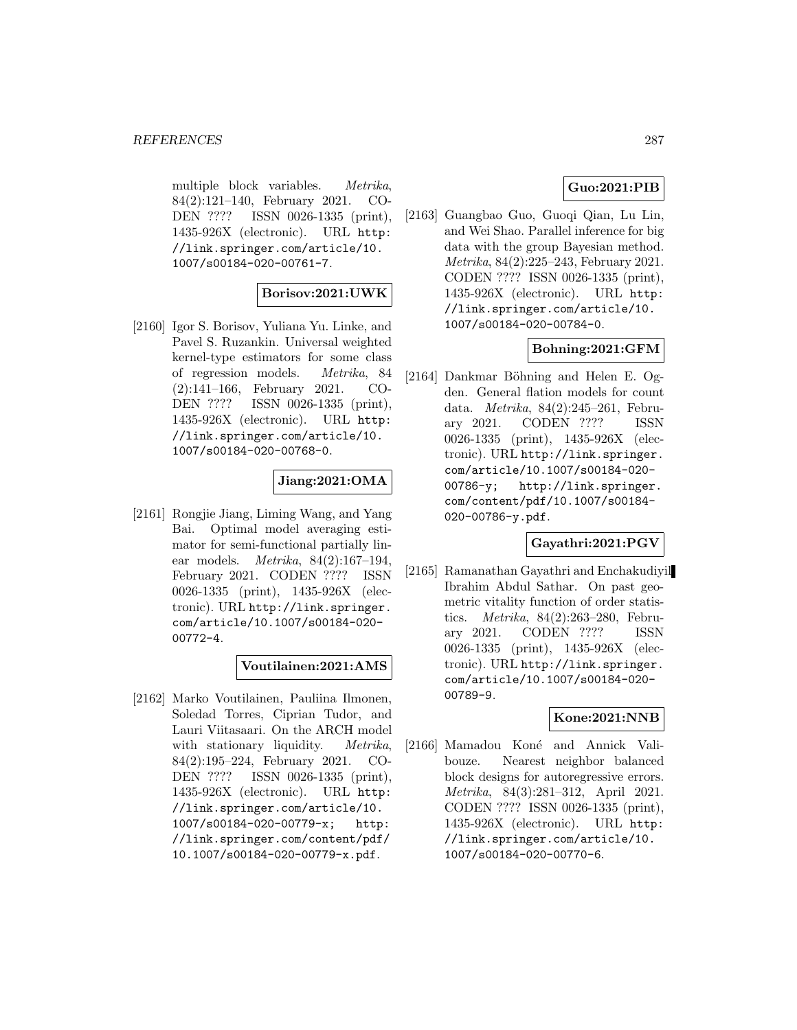multiple block variables. *Metrika*, 84(2):121–140, February 2021. CODEN ???? ISSN 0026-1335 (print), 1435-926X (electronic). URL http://link.springer.com/article/10.1007/s00184-020-00761-7.

**Borisov:2021:UWK**

[2160] Igor S. Borisov, Yuliana Yu. Linke, and Pavel S. Ruzankin. Universal weighted kernel-type estimators for some class of regression models. *Metrika*, 84 (2):141–166, February 2021. CODEN ???? ISSN 0026-1335 (print), 1435-926X (electronic). URL http://link.springer.com/article/10.1007/s00184-020-00768-0.

**Jiang:2021:OMA**

[2161] Rongjie Jiang, Liming Wang, and Yang Bai. Optimal model averaging estimator for semi-functional partially linear models. *Metrika*, 84(2):167–194, February 2021. CODEN ???? ISSN 0026-1335 (print), 1435-926X (electronic). URL http://link.springer.com/article/10.1007/s00184-020-00772-4.

**Voutilainen:2021:AMS**

[2162] Marko Voutilainen, Pauliina Ilmonen, Soledad Torres, Ciprian Tudor, and Lauri Viitasaari. On the ARCH model with stationary liquidity. *Metrika*, 84(2):195–224, February 2021. CODEN ???? ISSN 0026-1335 (print), 1435-926X (electronic). URL http://link.springer.com/article/10.1007/s00184-020-00779-x; http://link.springer.com/content/pdf/10.1007/s00184-020-00779-x.pdf.

**Guo:2021:PIB**

[2163] Guangbao Guo, Guoqi Qian, Lu Lin, and Wei Shao. Parallel inference for big data with the group Bayesian method. *Metrika*, 84(2):225–243, February 2021. CODEN ???? ISSN 0026-1335 (print), 1435-926X (electronic). URL http://link.springer.com/article/10.1007/s00184-020-00784-0.

**Bohning:2021:GFM**

[2164] Dankmar Böhning and Helen E. Ogden. General flation models for count data. *Metrika*, 84(2):245–261, February 2021. CODEN ???? ISSN 0026-1335 (print), 1435-926X (electronic). URL http://link.springer.com/article/10.1007/s00184-020-00786-y; http://link.springer.com/content/pdf/10.1007/s00184-020-00786-y.pdf.

**Gayathri:2021:PGV**

[2165] Ramanathan Gayathri and Enchakudiyil Ibrahim Abdul Sathar. On past geometric vitality function of order statistics. *Metrika*, 84(2):263–280, February 2021. CODEN ???? ISSN 0026-1335 (print), 1435-926X (electronic). URL http://link.springer.com/article/10.1007/s00184-020-00789-9.

**Kone:2021:NNB**

[2166] Mamadou Koné and Annick Valibouze. Nearest neighbor balanced block designs for autoregressive errors. *Metrika*, 84(3):281–312, April 2021. CODEN ???? ISSN 0026-1335 (print), 1435-926X (electronic). URL http://link.springer.com/article/10.1007/s00184-020-00770-6.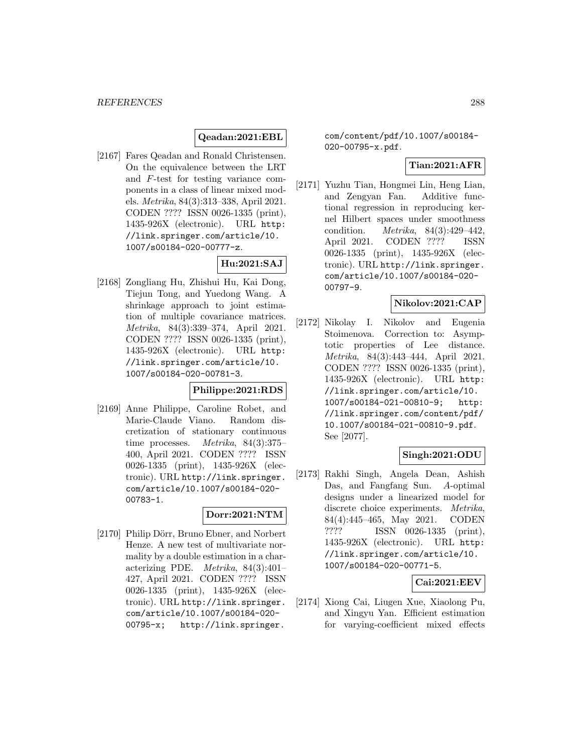**Qeadan:2021:EBL**

[2167] Fares Qeadan and Ronald Christensen. On the equivalence between the LRT and $F$-test for testing variance components in a class of linear mixed models. *Metrika*, 84(3):313–338, April 2021. CODEN ???? ISSN 0026-1335 (print), 1435-926X (electronic). URL http://link.springer.com/article/10.1007/s00184-020-00777-z.

**Hu:2021:SAJ**

[2168] Zongliang Hu, Zhishui Hu, Kai Dong, Tiejun Tong, and Yuedong Wang. A shrinkage approach to joint estimation of multiple covariance matrices. *Metrika*, 84(3):339–374, April 2021. CODEN ???? ISSN 0026-1335 (print), 1435-926X (electronic). URL http://link.springer.com/article/10.1007/s00184-020-00781-3.

**Philippe:2021:RDS**

[2169] Anne Philippe, Caroline Robet, and Marie-Claude Viano. Random discretization of stationary continuous time processes. *Metrika*, 84(3):375–400, April 2021. CODEN ???? ISSN 0026-1335 (print), 1435-926X (electronic). URL http://link.springer.com/article/10.1007/s00184-020-00783-1.

**Dorr:2021:NTM**

[2170] Philip Dörr, Bruno Ebner, and Norbert Henze. A new test of multivariate normality by a double estimation in a characterizing PDE. *Metrika*, 84(3):401–427, April 2021. CODEN ???? ISSN 0026-1335 (print), 1435-926X (electronic). URL http://link.springer.com/article/10.1007/s00184-020-00795-x; http://link.springer.com/content/pdf/10.1007/s00184-020-00795-x.pdf.

**Tian:2021:AFR**

[2171] Yuzhu Tian, Hongmei Lin, Heng Lian, and Zengyan Fan. Additive functional regression in reproducing kernel Hilbert spaces under smoothness condition. *Metrika*, 84(3):429–442, April 2021. CODEN ???? ISSN 0026-1335 (print), 1435-926X (electronic). URL http://link.springer.com/article/10.1007/s00184-020-00797-9.

**Nikolov:2021:CAP**

[2172] Nikolay I. Nikolov and Eugenia Stoimenova. Correction to: Asymptotic properties of Lee distance. *Metrika*, 84(3):443–444, April 2021. CODEN ???? ISSN 0026-1335 (print), 1435-926X (electronic). URL http://link.springer.com/article/10.1007/s00184-021-00810-9; http://link.springer.com/content/pdf/10.1007/s00184-021-00810-9.pdf. See [2077].

**Singh:2021:ODU**

[2173] Rakhi Singh, Angela Dean, Ashish Das, and Fangfang Sun. $A$-optimal designs under a linearized model for discrete choice experiments. *Metrika*, 84(4):445–465, May 2021. CODEN ???? ISSN 0026-1335 (print), 1435-926X (electronic). URL http://link.springer.com/article/10.1007/s00184-020-00771-5.

**Cai:2021:EEV**

[2174] Xiong Cai, Liugen Xue, Xiaolong Pu, and Xingyu Yan. Efficient estimation for varying-coefficient mixed effects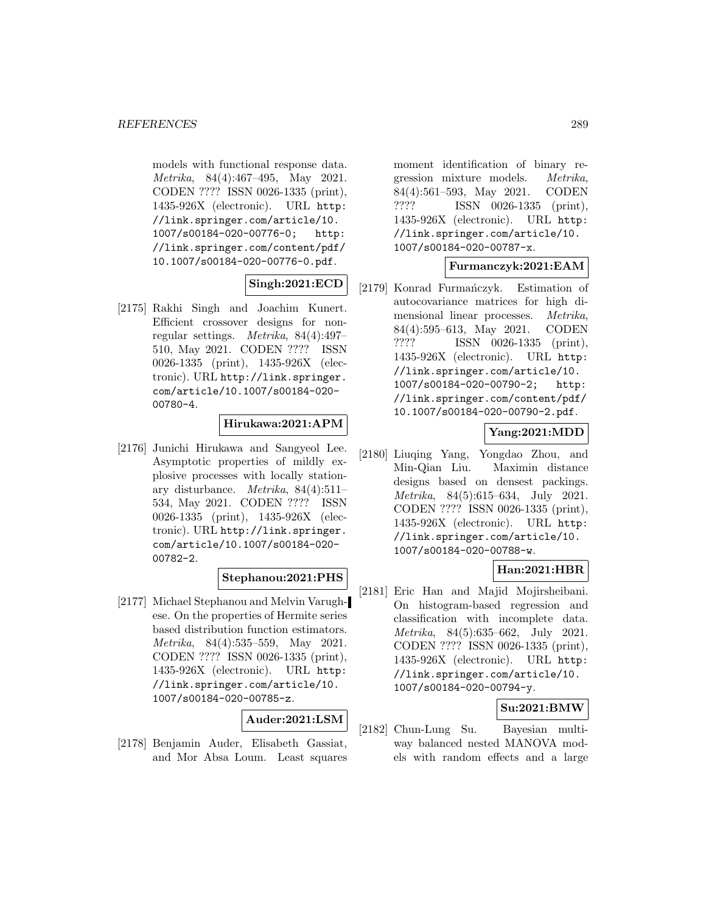models with functional response data. *Metrika*, 84(4):467–495, May 2021. CODEN ???? ISSN 0026-1335 (print), 1435-926X (electronic). URL http://link.springer.com/article/10.1007/s00184-020-00776-0; http://link.springer.com/content/pdf/10.1007/s00184-020-00776-0.pdf.

**Singh:2021:ECD**

[2175] Rakhi Singh and Joachim Kunert. Efficient crossover designs for non-regular settings. *Metrika*, 84(4):497–510, May 2021. CODEN ???? ISSN 0026-1335 (print), 1435-926X (electronic). URL http://link.springer.com/article/10.1007/s00184-020-00780-4.

**Hirukawa:2021:APM**

[2176] Junichi Hirukawa and Sangyeol Lee. Asymptotic properties of mildly explosive processes with locally stationary disturbance. *Metrika*, 84(4):511–534, May 2021. CODEN ???? ISSN 0026-1335 (print), 1435-926X (electronic). URL http://link.springer.com/article/10.1007/s00184-020-00782-2.

**Stephanou:2021:PHS**

[2177] Michael Stephanou and Melvin Varughese. On the properties of Hermite series based distribution function estimators. *Metrika*, 84(4):535–559, May 2021. CODEN ???? ISSN 0026-1335 (print), 1435-926X (electronic). URL http://link.springer.com/article/10.1007/s00184-020-00785-z.

**Auder:2021:LSM**

[2178] Benjamin Auder, Elisabeth Gassiat, and Mor Absa Loum. Least squares moment identification of binary regression mixture models. *Metrika*, 84(4):561–593, May 2021. CODEN ???? ISSN 0026-1335 (print), 1435-926X (electronic). URL http://link.springer.com/article/10.1007/s00184-020-00787-x.

**Furmanczyk:2021:EAM**

[2179] Konrad Furmańczyk. Estimation of autocovariance matrices for high dimensional linear processes. *Metrika*, 84(4):595–613, May 2021. CODEN ???? ISSN 0026-1335 (print), 1435-926X (electronic). URL http://link.springer.com/article/10.1007/s00184-020-00790-2; http://link.springer.com/content/pdf/10.1007/s00184-020-00790-2.pdf.

**Yang:2021:MDD**

[2180] Liuqing Yang, Yongdao Zhou, and Min-Qian Liu. Maximin distance designs based on densest packings. *Metrika*, 84(5):615–634, July 2021. CODEN ???? ISSN 0026-1335 (print), 1435-926X (electronic). URL http://link.springer.com/article/10.1007/s00184-020-00788-w.

**Han:2021:HBR**

[2181] Eric Han and Majid Mojirsheibani. On histogram-based regression and classification with incomplete data. *Metrika*, 84(5):635–662, July 2021. CODEN ???? ISSN 0026-1335 (print), 1435-926X (electronic). URL http://link.springer.com/article/10.1007/s00184-020-00794-y.

**Su:2021:BMW**

[2182] Chun-Lung Su. Bayesian multi-way balanced nested MANOVA models with random effects and a large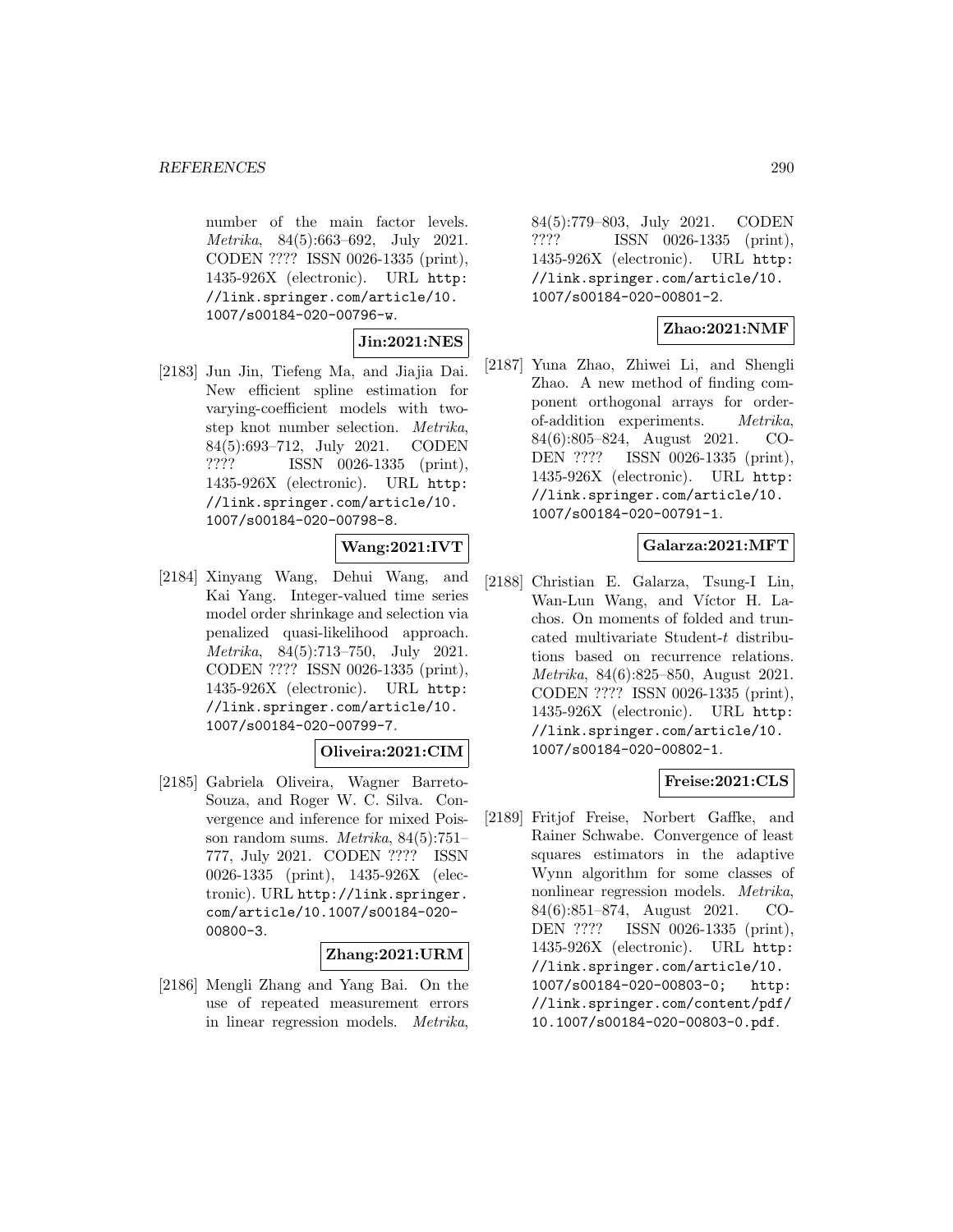number of the main factor levels. *Metrika*, 84(5):663–692, July 2021. CODEN ???? ISSN 0026-1335 (print), 1435-926X (electronic). URL http://link.springer.com/article/10.1007/s00184-020-00796-w.

**Jin:2021:NES**

[2183] Jun Jin, Tiefeng Ma, and Jiajia Dai. New efficient spline estimation for varying-coefficient models with two-step knot number selection. *Metrika*, 84(5):693–712, July 2021. CODEN ???? ISSN 0026-1335 (print), 1435-926X (electronic). URL http://link.springer.com/article/10.1007/s00184-020-00798-8.

**Wang:2021:IVT**

[2184] Xinyang Wang, Dehui Wang, and Kai Yang. Integer-valued time series model order shrinkage and selection via penalized quasi-likelihood approach. *Metrika*, 84(5):713–750, July 2021. CODEN ???? ISSN 0026-1335 (print), 1435-926X (electronic). URL http://link.springer.com/article/10.1007/s00184-020-00799-7.

**Oliveira:2021:CIM**

[2185] Gabriela Oliveira, Wagner Barreto-Souza, and Roger W. C. Silva. Convergence and inference for mixed Poisson random sums. *Metrika*, 84(5):751–777, July 2021. CODEN ???? ISSN 0026-1335 (print), 1435-926X (electronic). URL http://link.springer.com/article/10.1007/s00184-020-00800-3.

**Zhang:2021:URM**

[2186] Mengli Zhang and Yang Bai. On the use of repeated measurement errors in linear regression models. *Metrika*, 84(5):779–803, July 2021. CODEN ???? ISSN 0026-1335 (print), 1435-926X (electronic). URL http://link.springer.com/article/10.1007/s00184-020-00801-2.

**Zhao:2021:NMF**

[2187] Yuna Zhao, Zhiwei Li, and Shengli Zhao. A new method of finding component orthogonal arrays for order-of-addition experiments. *Metrika*, 84(6):805–824, August 2021. CODEN ???? ISSN 0026-1335 (print), 1435-926X (electronic). URL http://link.springer.com/article/10.1007/s00184-020-00791-1.

**Galarza:2021:MFT**

[2188] Christian E. Galarza, Tsung-I Lin, Wan-Lun Wang, and Víctor H. Lachos. On moments of folded and truncated multivariate Student-$t$ distributions based on recurrence relations. *Metrika*, 84(6):825–850, August 2021. CODEN ???? ISSN 0026-1335 (print), 1435-926X (electronic). URL http://link.springer.com/article/10.1007/s00184-020-00802-1.

**Freise:2021:CLS**

[2189] Fritjof Freise, Norbert Gaffke, and Rainer Schwabe. Convergence of least squares estimators in the adaptive Wynn algorithm for some classes of nonlinear regression models. *Metrika*, 84(6):851–874, August 2021. CODEN ???? ISSN 0026-1335 (print), 1435-926X (electronic). URL http://link.springer.com/article/10.1007/s00184-020-00803-0; http://link.springer.com/content/pdf/10.1007/s00184-020-00803-0.pdf.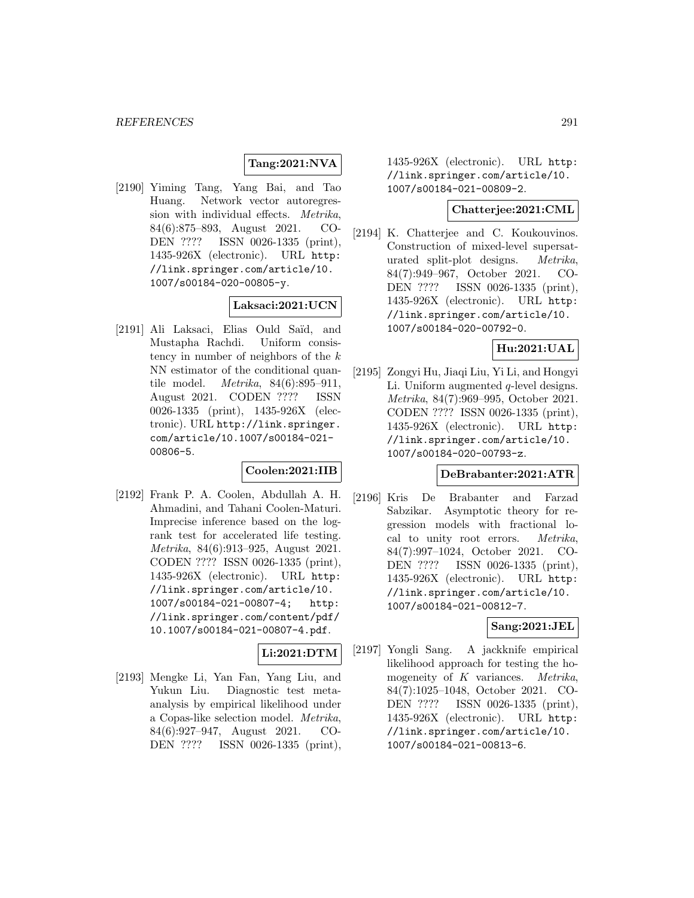**Tang:2021:NVA**

[2190] Yiming Tang, Yang Bai, and Tao Huang. Network vector autoregression with individual effects. *Metrika*, 84(6):875–893, August 2021. CODEN ???? ISSN 0026-1335 (print), 1435-926X (electronic). URL http://link.springer.com/article/10.1007/s00184-020-00805-y.

**Laksaci:2021:UCN**

[2191] Ali Laksaci, Elias Ould Saïd, and Mustapha Rachdi. Uniform consistency in number of neighbors of the $k$ NN estimator of the conditional quantile model. *Metrika*, 84(6):895–911, August 2021. CODEN ???? ISSN 0026-1335 (print), 1435-926X (electronic). URL http://link.springer.com/article/10.1007/s00184-021-00806-5.

**Coolen:2021:IIB**

[2192] Frank P. A. Coolen, Abdullah A. H. Ahmadini, and Tahani Coolen-Maturi. Imprecise inference based on the log-rank test for accelerated life testing. *Metrika*, 84(6):913–925, August 2021. CODEN ???? ISSN 0026-1335 (print), 1435-926X (electronic). URL http://link.springer.com/article/10.1007/s00184-021-00807-4; http://link.springer.com/content/pdf/10.1007/s00184-021-00807-4.pdf.

**Li:2021:DTM**

[2193] Mengke Li, Yan Fan, Yang Liu, and Yukun Liu. Diagnostic test meta-analysis by empirical likelihood under a Copas-like selection model. *Metrika*, 84(6):927–947, August 2021. CODEN ???? ISSN 0026-1335 (print), 1435-926X (electronic). URL http://link.springer.com/article/10.1007/s00184-021-00809-2.

**Chatterjee:2021:CML**

[2194] K. Chatterjee and C. Koukouvinos. Construction of mixed-level supersaturated split-plot designs. *Metrika*, 84(7):949–967, October 2021. CODEN ???? ISSN 0026-1335 (print), 1435-926X (electronic). URL http://link.springer.com/article/10.1007/s00184-020-00792-0.

**Hu:2021:UAL**

[2195] Zongyi Hu, Jiaqi Liu, Yi Li, and Hongyi Li. Uniform augmented $q$-level designs. *Metrika*, 84(7):969–995, October 2021. CODEN ???? ISSN 0026-1335 (print), 1435-926X (electronic). URL http://link.springer.com/article/10.1007/s00184-020-00793-z.

**DeBrabanter:2021:ATR**

[2196] Kris De Brabanter and Farzad Sabzikar. Asymptotic theory for regression models with fractional local to unity root errors. *Metrika*, 84(7):997–1024, October 2021. CODEN ???? ISSN 0026-1335 (print), 1435-926X (electronic). URL http://link.springer.com/article/10.1007/s00184-021-00812-7.

**Sang:2021:JEL**

[2197] Yongli Sang. A jackknife empirical likelihood approach for testing the homogeneity of $K$ variances. *Metrika*, 84(7):1025–1048, October 2021. CODEN ???? ISSN 0026-1335 (print), 1435-926X (electronic). URL http://link.springer.com/article/10.1007/s00184-021-00813-6.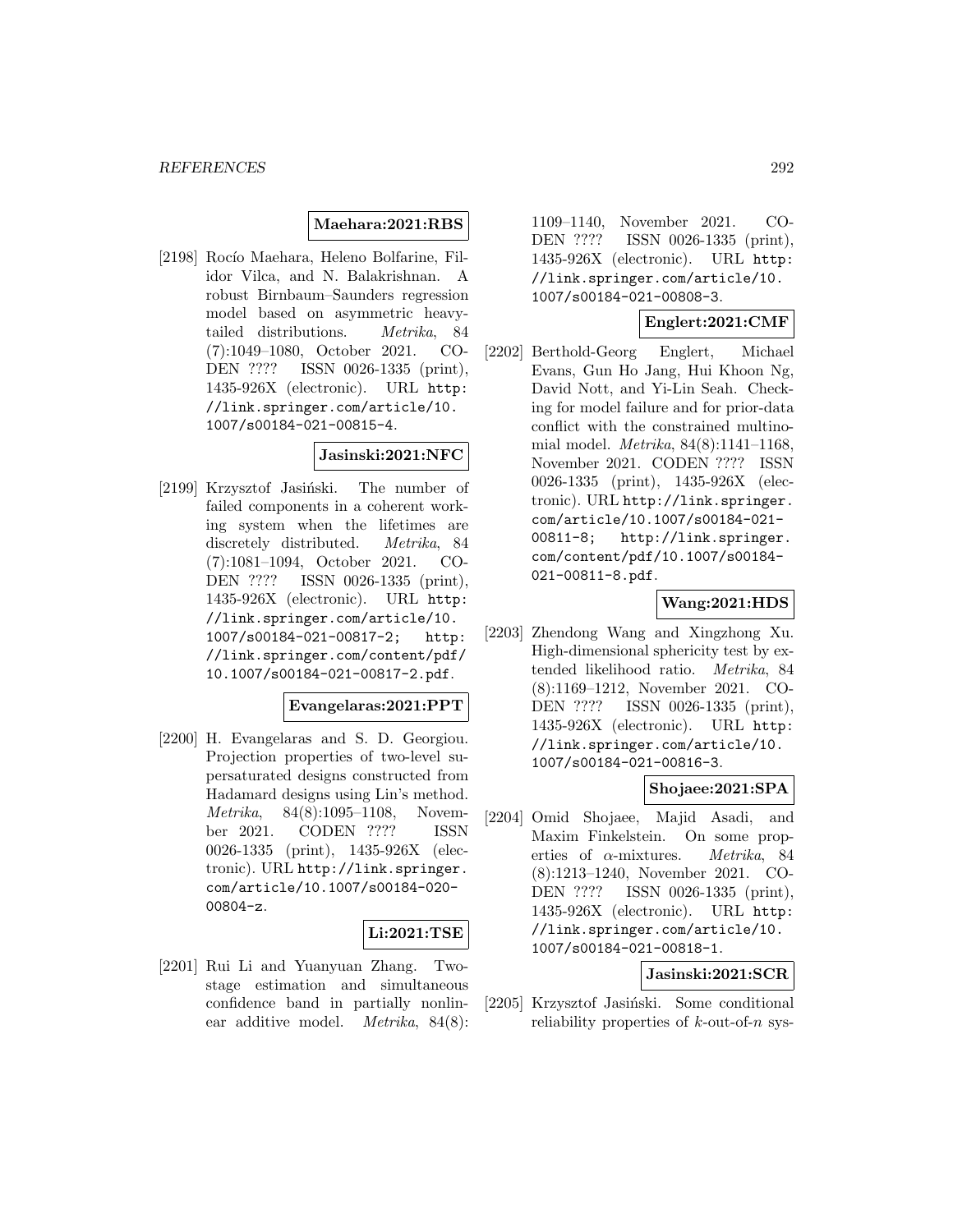**Maehara:2021:RBS**

[2198] Rocío Maehara, Heleno Bolfarine, Filidor Vilca, and N. Balakrishnan. A robust Birnbaum–Saunders regression model based on asymmetric heavy-tailed distributions. *Metrika*, 84 (7):1049–1080, October 2021. CODEN ???? ISSN 0026-1335 (print), 1435-926X (electronic). URL http://link.springer.com/article/10.1007/s00184-021-00815-4.

**Jasinski:2021:NFC**

[2199] Krzysztof Jasiński. The number of failed components in a coherent working system when the lifetimes are discretely distributed. *Metrika*, 84 (7):1081–1094, October 2021. CODEN ???? ISSN 0026-1335 (print), 1435-926X (electronic). URL http://link.springer.com/article/10.1007/s00184-021-00817-2; http://link.springer.com/content/pdf/10.1007/s00184-021-00817-2.pdf.

**Evangelaras:2021:PPT**

[2200] H. Evangelaras and S. D. Georgiou. Projection properties of two-level supersaturated designs constructed from Hadamard designs using Lin's method. *Metrika*, 84(8):1095–1108, November 2021. CODEN ???? ISSN 0026-1335 (print), 1435-926X (electronic). URL http://link.springer.com/article/10.1007/s00184-020-00804-z.

**Li:2021:TSE**

[2201] Rui Li and Yuanyuan Zhang. Two-stage estimation and simultaneous confidence band in partially nonlinear additive model. *Metrika*, 84(8): 1109–1140, November 2021. CODEN ???? ISSN 0026-1335 (print), 1435-926X (electronic). URL http://link.springer.com/article/10.1007/s00184-021-00808-3.

**Englert:2021:CMF**

[2202] Berthold-Georg Englert, Michael Evans, Gun Ho Jang, Hui Khoon Ng, David Nott, and Yi-Lin Seah. Checking for model failure and for prior-data conflict with the constrained multinomial model. *Metrika*, 84(8):1141–1168, November 2021. CODEN ???? ISSN 0026-1335 (print), 1435-926X (electronic). URL http://link.springer.com/article/10.1007/s00184-021-00811-8; http://link.springer.com/content/pdf/10.1007/s00184-021-00811-8.pdf.

**Wang:2021:HDS**

[2203] Zhendong Wang and Xingzhong Xu. High-dimensional sphericity test by extended likelihood ratio. *Metrika*, 84 (8):1169–1212, November 2021. CODEN ???? ISSN 0026-1335 (print), 1435-926X (electronic). URL http://link.springer.com/article/10.1007/s00184-021-00816-3.

**Shojaee:2021:SPA**

[2204] Omid Shojaee, Majid Asadi, and Maxim Finkelstein. On some properties of $\alpha$-mixtures. *Metrika*, 84 (8):1213–1240, November 2021. CODEN ???? ISSN 0026-1335 (print), 1435-926X (electronic). URL http://link.springer.com/article/10.1007/s00184-021-00818-1.

**Jasinski:2021:SCR**

[2205] Krzysztof Jasiński. Some conditional reliability properties of $k$-out-of-$n$ sys-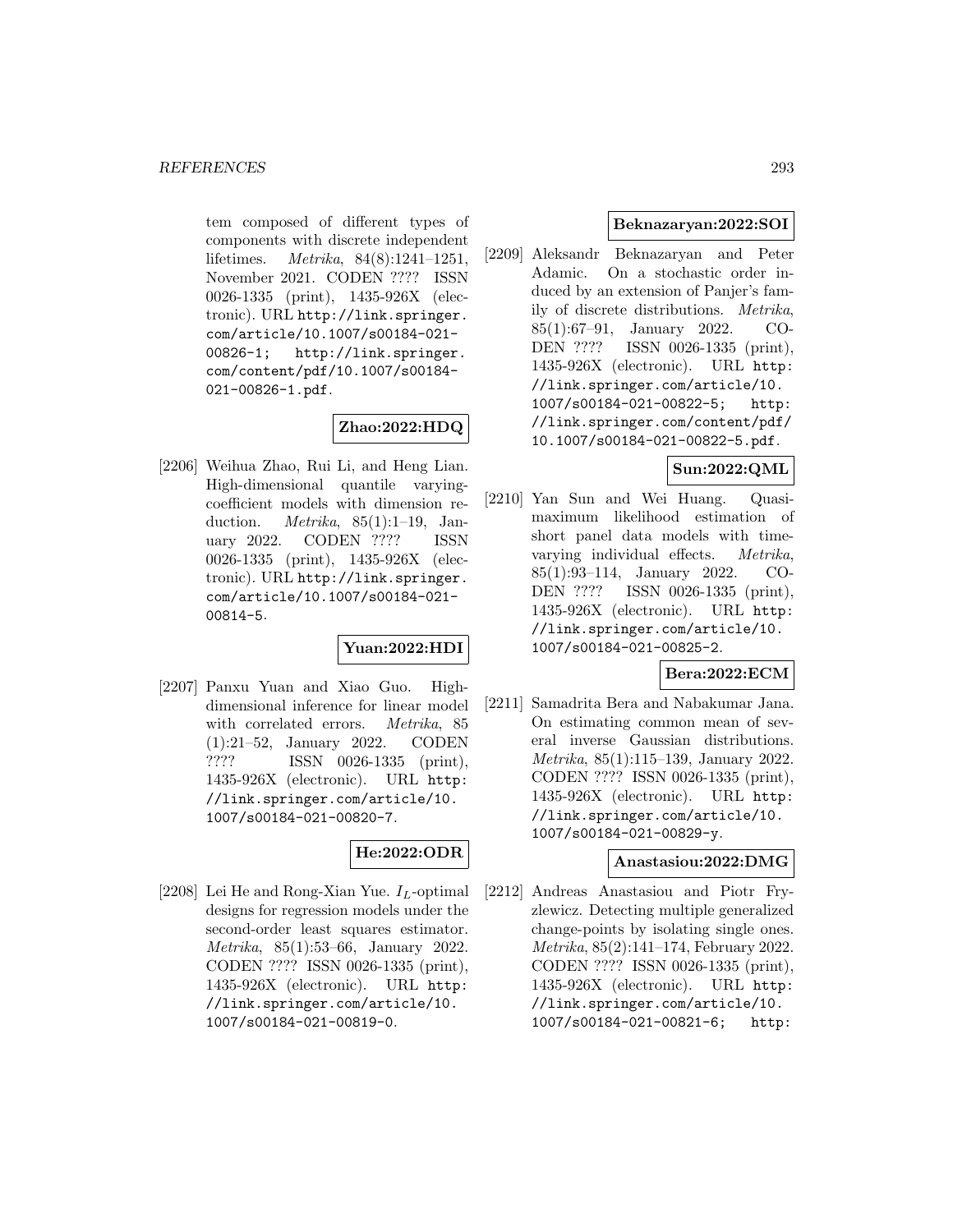tem composed of different types of components with discrete independent lifetimes. *Metrika*, 84(8):1241–1251, November 2021. CODEN ???? ISSN 0026-1335 (print), 1435-926X (electronic). URL http://link.springer.com/article/10.1007/s00184-021-00826-1; http://link.springer.com/content/pdf/10.1007/s00184-021-00826-1.pdf.

**Zhao:2022:HDQ**

[2206] Weihua Zhao, Rui Li, and Heng Lian. High-dimensional quantile varying-coefficient models with dimension reduction. *Metrika*, 85(1):1–19, January 2022. CODEN ???? ISSN 0026-1335 (print), 1435-926X (electronic). URL http://link.springer.com/article/10.1007/s00184-021-00814-5.

**Yuan:2022:HDI**

[2207] Panxu Yuan and Xiao Guo. High-dimensional inference for linear model with correlated errors. *Metrika*, 85 (1):21–52, January 2022. CODEN ???? ISSN 0026-1335 (print), 1435-926X (electronic). URL http://link.springer.com/article/10.1007/s00184-021-00820-7.

**He:2022:ODR**

[2208] Lei He and Rong-Xian Yue. $I_L$-optimal designs for regression models under the second-order least squares estimator. *Metrika*, 85(1):53–66, January 2022. CODEN ???? ISSN 0026-1335 (print), 1435-926X (electronic). URL http://link.springer.com/article/10.1007/s00184-021-00819-0.

**Beknazaryan:2022:SOI**

[2209] Aleksandr Beknazaryan and Peter Adamic. On a stochastic order induced by an extension of Panjer's family of discrete distributions. *Metrika*, 85(1):67–91, January 2022. CODEN ???? ISSN 0026-1335 (print), 1435-926X (electronic). URL http://link.springer.com/article/10.1007/s00184-021-00822-5; http://link.springer.com/content/pdf/10.1007/s00184-021-00822-5.pdf.

**Sun:2022:QML**

[2210] Yan Sun and Wei Huang. Quasi-maximum likelihood estimation of short panel data models with time-varying individual effects. *Metrika*, 85(1):93–114, January 2022. CODEN ???? ISSN 0026-1335 (print), 1435-926X (electronic). URL http://link.springer.com/article/10.1007/s00184-021-00825-2.

**Bera:2022:ECM**

[2211] Samadrita Bera and Nabakumar Jana. On estimating common mean of several inverse Gaussian distributions. *Metrika*, 85(1):115–139, January 2022. CODEN ???? ISSN 0026-1335 (print), 1435-926X (electronic). URL http://link.springer.com/article/10.1007/s00184-021-00829-y.

**Anastasiou:2022:DMG**

[2212] Andreas Anastasiou and Piotr Fryzlewicz. Detecting multiple generalized change-points by isolating single ones. *Metrika*, 85(2):141–174, February 2022. CODEN ???? ISSN 0026-1335 (print), 1435-926X (electronic). URL http://link.springer.com/article/10.1007/s00184-021-00821-6; http: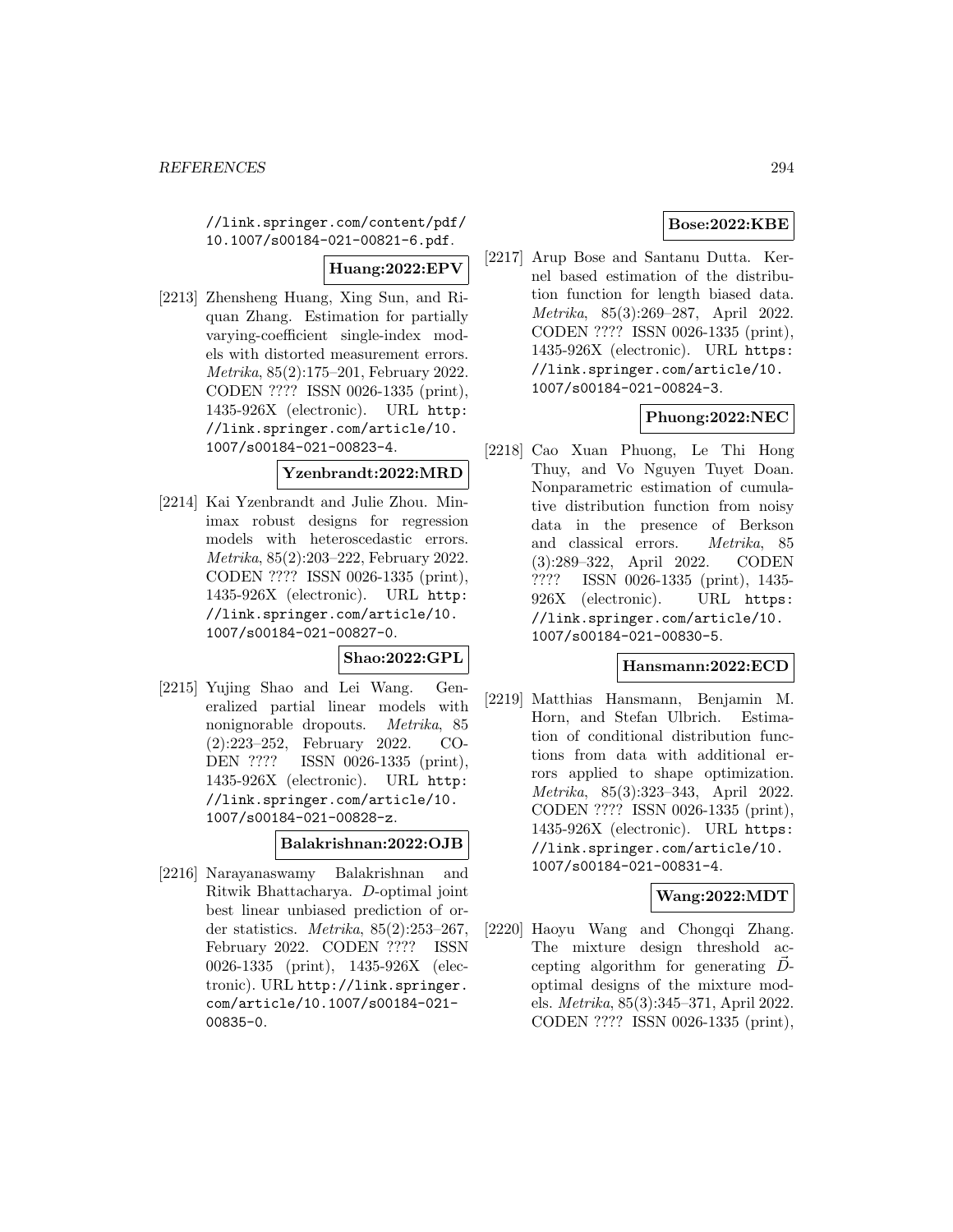//link.springer.com/content/pdf/10.1007/s00184-021-00821-6.pdf.

**Huang:2022:EPV**

[2213] Zhensheng Huang, Xing Sun, and Riquan Zhang. Estimation for partially varying-coefficient single-index models with distorted measurement errors. *Metrika*, 85(2):175–201, February 2022. CODEN ???? ISSN 0026-1335 (print), 1435-926X (electronic). URL http://link.springer.com/article/10.1007/s00184-021-00823-4.

**Yzenbrandt:2022:MRD**

[2214] Kai Yzenbrandt and Julie Zhou. Minimax robust designs for regression models with heteroscedastic errors. *Metrika*, 85(2):203–222, February 2022. CODEN ???? ISSN 0026-1335 (print), 1435-926X (electronic). URL http://link.springer.com/article/10.1007/s00184-021-00827-0.

**Shao:2022:GPL**

[2215] Yujing Shao and Lei Wang. Generalized partial linear models with nonignorable dropouts. *Metrika*, 85 (2):223–252, February 2022. CODEN ???? ISSN 0026-1335 (print), 1435-926X (electronic). URL http://link.springer.com/article/10.1007/s00184-021-00828-z.

**Balakrishnan:2022:OJB**

[2216] Narayanaswamy Balakrishnan and Ritwik Bhattacharya. *D*-optimal joint best linear unbiased prediction of order statistics. *Metrika*, 85(2):253–267, February 2022. CODEN ???? ISSN 0026-1335 (print), 1435-926X (electronic). URL http://link.springer.com/article/10.1007/s00184-021-00835-0.

**Bose:2022:KBE**

[2217] Arup Bose and Santanu Dutta. Kernel based estimation of the distribution function for length biased data. *Metrika*, 85(3):269–287, April 2022. CODEN ???? ISSN 0026-1335 (print), 1435-926X (electronic). URL https://link.springer.com/article/10.1007/s00184-021-00824-3.

**Phuong:2022:NEC**

[2218] Cao Xuan Phuong, Le Thi Hong Thuy, and Vo Nguyen Tuyet Doan. Nonparametric estimation of cumulative distribution function from noisy data in the presence of Berkson and classical errors. *Metrika*, 85 (3):289–322, April 2022. CODEN ???? ISSN 0026-1335 (print), 1435-926X (electronic). URL https://link.springer.com/article/10.1007/s00184-021-00830-5.

**Hansmann:2022:ECD**

[2219] Matthias Hansmann, Benjamin M. Horn, and Stefan Ulbrich. Estimation of conditional distribution functions from data with additional errors applied to shape optimization. *Metrika*, 85(3):323–343, April 2022. CODEN ???? ISSN 0026-1335 (print), 1435-926X (electronic). URL https://link.springer.com/article/10.1007/s00184-021-00831-4.

**Wang:2022:MDT**

[2220] Haoyu Wang and Chongqi Zhang. The mixture design threshold accepting algorithm for generating $\vec{D}$-optimal designs of the mixture models. *Metrika*, 85(3):345–371, April 2022. CODEN ???? ISSN 0026-1335 (print),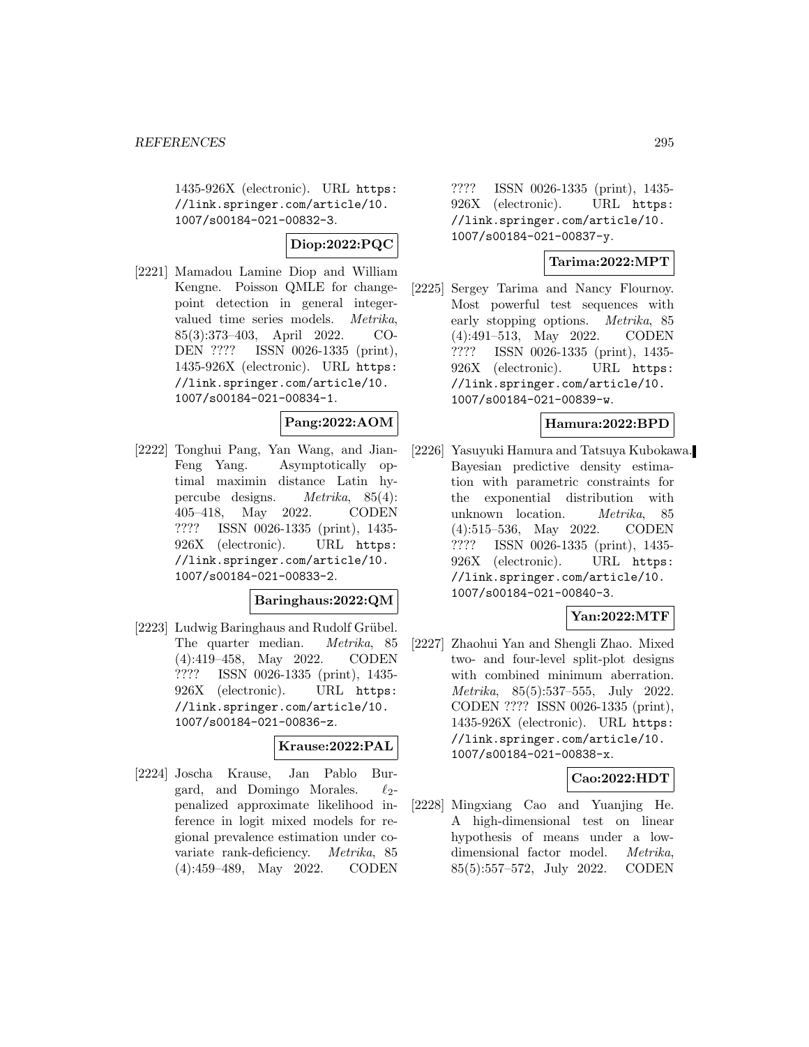1435-926X (electronic). URL `https://link.springer.com/article/10.1007/s00184-021-00832-3`.

**Diop:2022:PQC**

[2221] Mamadou Lamine Diop and William Kengne. Poisson QMLE for change-point detection in general integer-valued time series models. *Metrika*, 85(3):373–403, April 2022. CODEN ???? ISSN 0026-1335 (print), 1435-926X (electronic). URL `https://link.springer.com/article/10.1007/s00184-021-00834-1`.

**Pang:2022:AOM**

[2222] Tonghui Pang, Yan Wang, and Jian-Feng Yang. Asymptotically optimal maximin distance Latin hypercube designs. *Metrika*, 85(4):405–418, May 2022. CODEN ???? ISSN 0026-1335 (print), 1435-926X (electronic). URL `https://link.springer.com/article/10.1007/s00184-021-00833-2`.

**Baringhaus:2022:QM**

[2223] Ludwig Baringhaus and Rudolf Grübel. The quarter median. *Metrika*, 85(4):419–458, May 2022. CODEN ???? ISSN 0026-1335 (print), 1435-926X (electronic). URL `https://link.springer.com/article/10.1007/s00184-021-00836-z`.

**Krause:2022:PAL**

[2224] Joscha Krause, Jan Pablo Burgard, and Domingo Morales. $\ell_2$-penalized approximate likelihood inference in logit mixed models for regional prevalence estimation under covariate rank-deficiency. *Metrika*, 85(4):459–489, May 2022. CODEN ???? ISSN 0026-1335 (print), 1435-926X (electronic). URL `https://link.springer.com/article/10.1007/s00184-021-00837-y`.

**Tarima:2022:MPT**

[2225] Sergey Tarima and Nancy Flournoy. Most powerful test sequences with early stopping options. *Metrika*, 85(4):491–513, May 2022. CODEN ???? ISSN 0026-1335 (print), 1435-926X (electronic). URL `https://link.springer.com/article/10.1007/s00184-021-00839-w`.

**Hamura:2022:BPD**

[2226] Yasuyuki Hamura and Tatsuya Kubokawa. Bayesian predictive density estimation with parametric constraints for the exponential distribution with unknown location. *Metrika*, 85(4):515–536, May 2022. CODEN ???? ISSN 0026-1335 (print), 1435-926X (electronic). URL `https://link.springer.com/article/10.1007/s00184-021-00840-3`.

**Yan:2022:MTF**

[2227] Zhaohui Yan and Shengli Zhao. Mixed two- and four-level split-plot designs with combined minimum aberration. *Metrika*, 85(5):537–555, July 2022. CODEN ???? ISSN 0026-1335 (print), 1435-926X (electronic). URL `https://link.springer.com/article/10.1007/s00184-021-00838-x`.

**Cao:2022:HDT**

[2228] Mingxiang Cao and Yuanjing He. A high-dimensional test on linear hypothesis of means under a low-dimensional factor model. *Metrika*, 85(5):557–572, July 2022. CODEN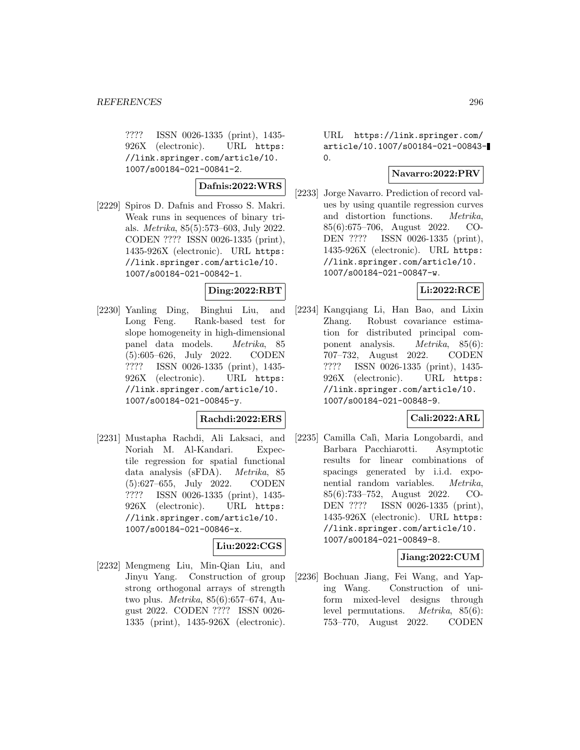???? ISSN 0026-1335 (print), 1435-926X (electronic). URL https://link.springer.com/article/10.1007/s00184-021-00841-2.

**Dafnis:2022:WRS**

[2229] Spiros D. Dafnis and Frosso S. Makri. Weak runs in sequences of binary trials. *Metrika*, 85(5):573–603, July 2022. CODEN ???? ISSN 0026-1335 (print), 1435-926X (electronic). URL https://link.springer.com/article/10.1007/s00184-021-00842-1.

**Ding:2022:RBT**

[2230] Yanling Ding, Binghui Liu, and Long Feng. Rank-based test for slope homogeneity in high-dimensional panel data models. *Metrika*, 85 (5):605–626, July 2022. CODEN ???? ISSN 0026-1335 (print), 1435-926X (electronic). URL https://link.springer.com/article/10.1007/s00184-021-00845-y.

**Rachdi:2022:ERS**

[2231] Mustapha Rachdi, Ali Laksaci, and Noriah M. Al-Kandari. Expectile regression for spatial functional data analysis (sFDA). *Metrika*, 85 (5):627–655, July 2022. CODEN ???? ISSN 0026-1335 (print), 1435-926X (electronic). URL https://link.springer.com/article/10.1007/s00184-021-00846-x.

**Liu:2022:CGS**

[2232] Mengmeng Liu, Min-Qian Liu, and Jinyu Yang. Construction of group strong orthogonal arrays of strength two plus. *Metrika*, 85(6):657–674, August 2022. CODEN ???? ISSN 0026-1335 (print), 1435-926X (electronic). URL https://link.springer.com/article/10.1007/s00184-021-00843-0.

**Navarro:2022:PRV**

[2233] Jorge Navarro. Prediction of record values by using quantile regression curves and distortion functions. *Metrika*, 85(6):675–706, August 2022. CODEN ???? ISSN 0026-1335 (print), 1435-926X (electronic). URL https://link.springer.com/article/10.1007/s00184-021-00847-w.

**Li:2022:RCE**

[2234] Kangqiang Li, Han Bao, and Lixin Zhang. Robust covariance estimation for distributed principal component analysis. *Metrika*, 85(6): 707–732, August 2022. CODEN ???? ISSN 0026-1335 (print), 1435-926X (electronic). URL https://link.springer.com/article/10.1007/s00184-021-00848-9.

**Cali:2022:ARL**

[2235] Camilla Calì, Maria Longobardi, and Barbara Pacchiarotti. Asymptotic results for linear combinations of spacings generated by i.i.d. exponential random variables. *Metrika*, 85(6):733–752, August 2022. CODEN ???? ISSN 0026-1335 (print), 1435-926X (electronic). URL https://link.springer.com/article/10.1007/s00184-021-00849-8.

**Jiang:2022:CUM**

[2236] Bochuan Jiang, Fei Wang, and Yaping Wang. Construction of uniform mixed-level designs through level permutations. *Metrika*, 85(6): 753–770, August 2022. CODEN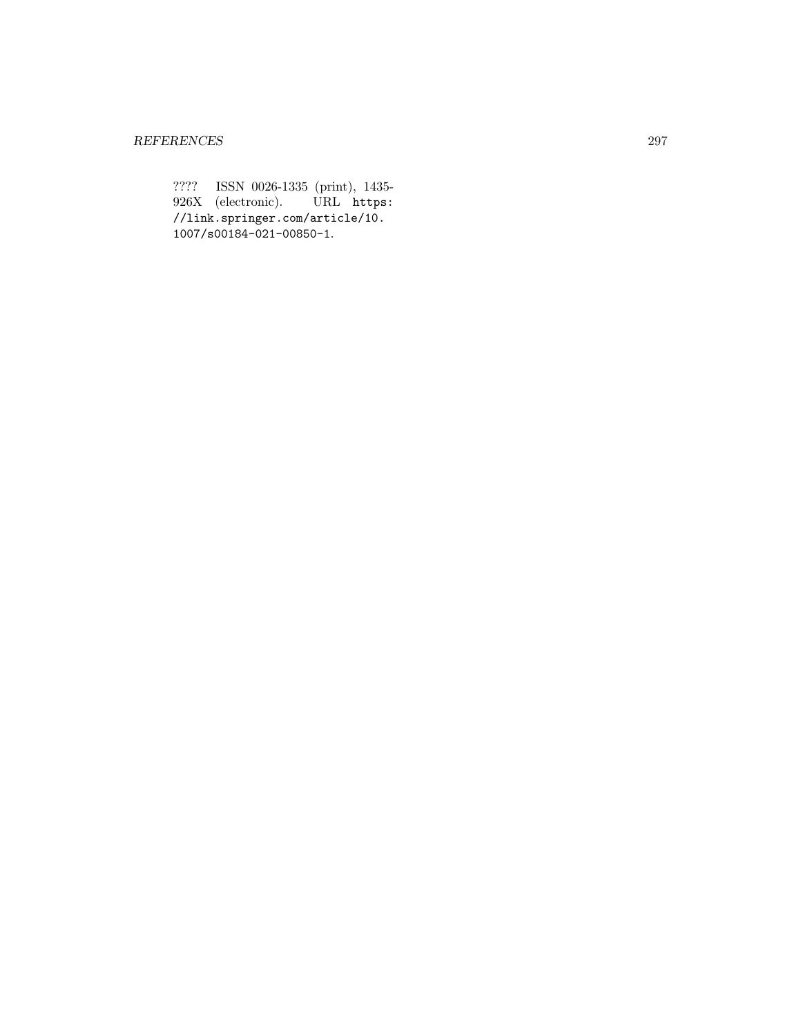???? ISSN 0026-1335 (print), 1435-926X (electronic). URL https://link.springer.com/article/10.1007/s00184-021-00850-1.